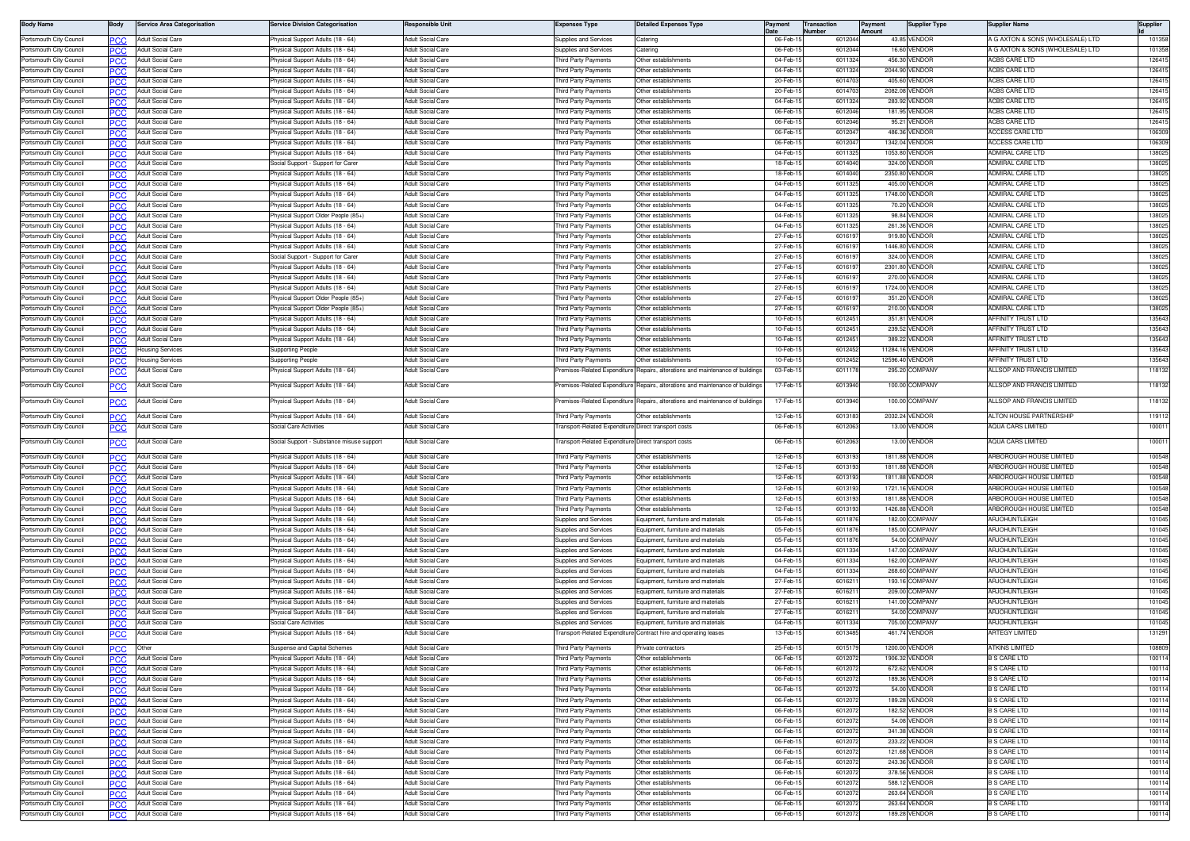| Body Name | Body | Service Area Categorisation | Service Division Categorisation | Responsible Unit | Expenses Type | Detailed Expenses Type | Payment Date | Transaction Number | Payment Amount | Supplier Type | Supplier Name | Supplier Id |
|---|---|---|---|---|---|---|---|---|---|---|---|---|
| Portsmouth City Council | PCC | Adult Social Care | Physical Support Adults (18 - 64) | Adult Social Care | Supplies and Services | Catering | 06-Feb-15 | 6012044 | 43.85 | VENDOR | A G AXTON & SONS (WHOLESALE) LTD | 101358 |
| Portsmouth City Council | PCC | Adult Social Care | Physical Support Adults (18 - 64) | Adult Social Care | Supplies and Services | Catering | 06-Feb-15 | 6012044 | 16.60 | VENDOR | A G AXTON & SONS (WHOLESALE) LTD | 101358 |
| Portsmouth City Council | PCC | Adult Social Care | Physical Support Adults (18 - 64) | Adult Social Care | Third Party Payments | Other establishments | 04-Feb-15 | 6011324 | 456.30 | VENDOR | ACBS CARE LTD | 126415 |
| Portsmouth City Council | PCC | Adult Social Care | Physical Support Adults (18 - 64) | Adult Social Care | Third Party Payments | Other establishments | 04-Feb-15 | 6011324 | 2044.90 | VENDOR | ACBS CARE LTD | 126415 |
| Portsmouth City Council | PCC | Adult Social Care | Physical Support Adults (18 - 64) | Adult Social Care | Third Party Payments | Other establishments | 20-Feb-15 | 6014703 | 405.60 | VENDOR | ACBS CARE LTD | 126415 |
| Portsmouth City Council | PCC | Adult Social Care | Physical Support Adults (18 - 64) | Adult Social Care | Third Party Payments | Other establishments | 20-Feb-15 | 6014703 | 2082.08 | VENDOR | ACBS CARE LTD | 126415 |
| Portsmouth City Council | PCC | Adult Social Care | Physical Support Adults (18 - 64) | Adult Social Care | Third Party Payments | Other establishments | 04-Feb-15 | 6011324 | 283.92 | VENDOR | ACBS CARE LTD | 126415 |
| Portsmouth City Council | PCC | Adult Social Care | Physical Support Adults (18 - 64) | Adult Social Care | Third Party Payments | Other establishments | 06-Feb-15 | 6012046 | 181.95 | VENDOR | ACBS CARE LTD | 126415 |
| Portsmouth City Council | PCC | Adult Social Care | Physical Support Adults (18 - 64) | Adult Social Care | Third Party Payments | Other establishments | 06-Feb-15 | 6012046 | 95.21 | VENDOR | ACBS CARE LTD | 126415 |
| Portsmouth City Council | PCC | Adult Social Care | Physical Support Adults (18 - 64) | Adult Social Care | Third Party Payments | Other establishments | 06-Feb-15 | 6012047 | 486.36 | VENDOR | ACCESS CARE LTD | 106309 |
| Portsmouth City Council | PCC | Adult Social Care | Physical Support Adults (18 - 64) | Adult Social Care | Third Party Payments | Other establishments | 06-Feb-15 | 6012047 | 1342.04 | VENDOR | ACCESS CARE LTD | 106309 |
| Portsmouth City Council | PCC | Adult Social Care | Physical Support Adults (18 - 64) | Adult Social Care | Third Party Payments | Other establishments | 04-Feb-15 | 6011325 | 1053.80 | VENDOR | ADMIRAL CARE LTD | 138025 |
| Portsmouth City Council | PCC | Adult Social Care | Social Support - Support for Carer | Adult Social Care | Third Party Payments | Other establishments | 18-Feb-15 | 6014040 | 324.00 | VENDOR | ADMIRAL CARE LTD | 138025 |
| Portsmouth City Council | PCC | Adult Social Care | Physical Support Adults (18 - 64) | Adult Social Care | Third Party Payments | Other establishments | 18-Feb-15 | 6014040 | 2350.80 | VENDOR | ADMIRAL CARE LTD | 138025 |
| Portsmouth City Council | PCC | Adult Social Care | Physical Support Adults (18 - 64) | Adult Social Care | Third Party Payments | Other establishments | 04-Feb-15 | 6011325 | 405.00 | VENDOR | ADMIRAL CARE LTD | 138025 |
| Portsmouth City Council | PCC | Adult Social Care | Physical Support Adults (18 - 64) | Adult Social Care | Third Party Payments | Other establishments | 04-Feb-15 | 6011325 | 1748.00 | VENDOR | ADMIRAL CARE LTD | 138025 |
| Portsmouth City Council | PCC | Adult Social Care | Physical Support Adults (18 - 64) | Adult Social Care | Third Party Payments | Other establishments | 04-Feb-15 | 6011325 | 70.20 | VENDOR | ADMIRAL CARE LTD | 138025 |
| Portsmouth City Council | PCC | Adult Social Care | Physical Support Older People (85+) | Adult Social Care | Third Party Payments | Other establishments | 04-Feb-15 | 6011325 | 98.84 | VENDOR | ADMIRAL CARE LTD | 138025 |
| Portsmouth City Council | PCC | Adult Social Care | Physical Support Adults (18 - 64) | Adult Social Care | Third Party Payments | Other establishments | 04-Feb-15 | 6011325 | 261.36 | VENDOR | ADMIRAL CARE LTD | 138025 |
| Portsmouth City Council | PCC | Adult Social Care | Physical Support Adults (18 - 64) | Adult Social Care | Third Party Payments | Other establishments | 27-Feb-15 | 6016197 | 919.80 | VENDOR | ADMIRAL CARE LTD | 138025 |
| Portsmouth City Council | PCC | Adult Social Care | Physical Support Adults (18 - 64) | Adult Social Care | Third Party Payments | Other establishments | 27-Feb-15 | 6016197 | 1446.80 | VENDOR | ADMIRAL CARE LTD | 138025 |
| Portsmouth City Council | PCC | Adult Social Care | Social Support - Support for Carer | Adult Social Care | Third Party Payments | Other establishments | 27-Feb-15 | 6016197 | 324.00 | VENDOR | ADMIRAL CARE LTD | 138025 |
| Portsmouth City Council | PCC | Adult Social Care | Physical Support Adults (18 - 64) | Adult Social Care | Third Party Payments | Other establishments | 27-Feb-15 | 6016197 | 2301.80 | VENDOR | ADMIRAL CARE LTD | 138025 |
| Portsmouth City Council | PCC | Adult Social Care | Physical Support Adults (18 - 64) | Adult Social Care | Third Party Payments | Other establishments | 27-Feb-15 | 6016197 | 270.00 | VENDOR | ADMIRAL CARE LTD | 138025 |
| Portsmouth City Council | PCC | Adult Social Care | Physical Support Adults (18 - 64) | Adult Social Care | Third Party Payments | Other establishments | 27-Feb-15 | 6016197 | 1724.00 | VENDOR | ADMIRAL CARE LTD | 138025 |
| Portsmouth City Council | PCC | Adult Social Care | Physical Support Older People (85+) | Adult Social Care | Third Party Payments | Other establishments | 27-Feb-15 | 6016197 | 351.20 | VENDOR | ADMIRAL CARE LTD | 138025 |
| Portsmouth City Council | PCC | Adult Social Care | Physical Support Older People (85+) | Adult Social Care | Third Party Payments | Other establishments | 27-Feb-15 | 6016197 | 210.00 | VENDOR | ADMIRAL CARE LTD | 138025 |
| Portsmouth City Council | PCC | Adult Social Care | Physical Support Adults (18 - 64) | Adult Social Care | Third Party Payments | Other establishments | 10-Feb-15 | 6012451 | 351.81 | VENDOR | AFFINITY TRUST LTD | 135643 |
| Portsmouth City Council | PCC | Adult Social Care | Physical Support Adults (18 - 64) | Adult Social Care | Third Party Payments | Other establishments | 10-Feb-15 | 6012451 | 239.52 | VENDOR | AFFINITY TRUST LTD | 135643 |
| Portsmouth City Council | PCC | Adult Social Care | Physical Support Adults (18 - 64) | Adult Social Care | Third Party Payments | Other establishments | 10-Feb-15 | 6012451 | 389.22 | VENDOR | AFFINITY TRUST LTD | 135643 |
| Portsmouth City Council | PCC | Housing Services | Supporting People | Adult Social Care | Third Party Payments | Other establishments | 10-Feb-15 | 6012452 | 11284.16 | VENDOR | AFFINITY TRUST LTD | 135643 |
| Portsmouth City Council | PCC | Housing Services | Supporting People | Adult Social Care | Third Party Payments | Other establishments | 10-Feb-15 | 6012452 | 12596.40 | VENDOR | AFFINITY TRUST LTD | 135643 |
| Portsmouth City Council | PCC | Adult Social Care | Physical Support Adults (18 - 64) | Adult Social Care | Premises-Related Expenditure | Repairs, alterations and maintenance of buildings | 03-Feb-15 | 6011178 | 295.20 | COMPANY | ALLSOP AND FRANCIS LIMITED | 118132 |
| Portsmouth City Council | PCC | Adult Social Care | Physical Support Adults (18 - 64) | Adult Social Care | Premises-Related Expenditure | Repairs, alterations and maintenance of buildings | 17-Feb-15 | 6013940 | 100.00 | COMPANY | ALLSOP AND FRANCIS LIMITED | 118132 |
| Portsmouth City Council | PCC | Adult Social Care | Physical Support Adults (18 - 64) | Adult Social Care | Premises-Related Expenditure | Repairs, alterations and maintenance of buildings | 17-Feb-15 | 6013940 | 100.00 | COMPANY | ALLSOP AND FRANCIS LIMITED | 118132 |
| Portsmouth City Council | PCC | Adult Social Care | Physical Support Adults (18 - 64) | Adult Social Care | Third Party Payments | Other establishments | 12-Feb-15 | 6013183 | 2032.24 | VENDOR | ALTON HOUSE PARTNERSHIP | 119112 |
| Portsmouth City Council | PCC | Adult Social Care | Social Care Activities | Adult Social Care | Transport-Related Expenditure | Direct transport costs | 06-Feb-15 | 6012063 | 13.00 | VENDOR | AQUA CARS LIMITED | 100011 |
| Portsmouth City Council | PCC | Adult Social Care | Social Support - Substance misuse support | Adult Social Care | Transport-Related Expenditure | Direct transport costs | 06-Feb-15 | 6012063 | 13.00 | VENDOR | AQUA CARS LIMITED | 100011 |
| Portsmouth City Council | PCC | Adult Social Care | Physical Support Adults (18 - 64) | Adult Social Care | Third Party Payments | Other establishments | 12-Feb-15 | 6013193 | 1811.88 | VENDOR | ARBOROUGH HOUSE LIMITED | 100548 |
| Portsmouth City Council | PCC | Adult Social Care | Physical Support Adults (18 - 64) | Adult Social Care | Third Party Payments | Other establishments | 12-Feb-15 | 6013193 | 1811.88 | VENDOR | ARBOROUGH HOUSE LIMITED | 100548 |
| Portsmouth City Council | PCC | Adult Social Care | Physical Support Adults (18 - 64) | Adult Social Care | Third Party Payments | Other establishments | 12-Feb-15 | 6013193 | 1811.88 | VENDOR | ARBOROUGH HOUSE LIMITED | 100548 |
| Portsmouth City Council | PCC | Adult Social Care | Physical Support Adults (18 - 64) | Adult Social Care | Third Party Payments | Other establishments | 12-Feb-15 | 6013193 | 1721.16 | VENDOR | ARBOROUGH HOUSE LIMITED | 100548 |
| Portsmouth City Council | PCC | Adult Social Care | Physical Support Adults (18 - 64) | Adult Social Care | Third Party Payments | Other establishments | 12-Feb-15 | 6013193 | 1811.88 | VENDOR | ARBOROUGH HOUSE LIMITED | 100548 |
| Portsmouth City Council | PCC | Adult Social Care | Physical Support Adults (18 - 64) | Adult Social Care | Third Party Payments | Other establishments | 12-Feb-15 | 6013193 | 1426.88 | VENDOR | ARBOROUGH HOUSE LIMITED | 100548 |
| Portsmouth City Council | PCC | Adult Social Care | Physical Support Adults (18 - 64) | Adult Social Care | Supplies and Services | Equipment, furniture and materials | 05-Feb-15 | 6011876 | 182.00 | COMPANY | ARJOHUNTLEIGH | 101045 |
| Portsmouth City Council | PCC | Adult Social Care | Physical Support Adults (18 - 64) | Adult Social Care | Supplies and Services | Equipment, furniture and materials | 05-Feb-15 | 6011876 | 185.00 | COMPANY | ARJOHUNTLEIGH | 101045 |
| Portsmouth City Council | PCC | Adult Social Care | Physical Support Adults (18 - 64) | Adult Social Care | Supplies and Services | Equipment, furniture and materials | 05-Feb-15 | 6011876 | 54.00 | COMPANY | ARJOHUNTLEIGH | 101045 |
| Portsmouth City Council | PCC | Adult Social Care | Physical Support Adults (18 - 64) | Adult Social Care | Supplies and Services | Equipment, furniture and materials | 04-Feb-15 | 6011334 | 147.00 | COMPANY | ARJOHUNTLEIGH | 101045 |
| Portsmouth City Council | PCC | Adult Social Care | Physical Support Adults (18 - 64) | Adult Social Care | Supplies and Services | Equipment, furniture and materials | 04-Feb-15 | 6011334 | 162.00 | COMPANY | ARJOHUNTLEIGH | 101045 |
| Portsmouth City Council | PCC | Adult Social Care | Physical Support Adults (18 - 64) | Adult Social Care | Supplies and Services | Equipment, furniture and materials | 04-Feb-15 | 6011334 | 268.60 | COMPANY | ARJOHUNTLEIGH | 101045 |
| Portsmouth City Council | PCC | Adult Social Care | Physical Support Adults (18 - 64) | Adult Social Care | Supplies and Services | Equipment, furniture and materials | 27-Feb-15 | 6016211 | 193.16 | COMPANY | ARJOHUNTLEIGH | 101045 |
| Portsmouth City Council | PCC | Adult Social Care | Physical Support Adults (18 - 64) | Adult Social Care | Supplies and Services | Equipment, furniture and materials | 27-Feb-15 | 6016211 | 209.00 | COMPANY | ARJOHUNTLEIGH | 101045 |
| Portsmouth City Council | PCC | Adult Social Care | Physical Support Adults (18 - 64) | Adult Social Care | Supplies and Services | Equipment, furniture and materials | 27-Feb-15 | 6016211 | 141.00 | COMPANY | ARJOHUNTLEIGH | 101045 |
| Portsmouth City Council | PCC | Adult Social Care | Physical Support Adults (18 - 64) | Adult Social Care | Supplies and Services | Equipment, furniture and materials | 27-Feb-15 | 6016211 | 54.00 | COMPANY | ARJOHUNTLEIGH | 101045 |
| Portsmouth City Council | PCC | Adult Social Care | Social Care Activities | Adult Social Care | Supplies and Services | Equipment, furniture and materials | 04-Feb-15 | 6011334 | 705.00 | COMPANY | ARJOHUNTLEIGH | 101045 |
| Portsmouth City Council | PCC | Adult Social Care | Physical Support Adults (18 - 64) | Adult Social Care | Transport-Related Expenditure | Contract hire and operating leases | 13-Feb-15 | 6013485 | 461.74 | VENDOR | ARTEGY LIMITED | 131291 |
| Portsmouth City Council | PCC | Other | Suspense and Capital Schemes | Adult Social Care | Third Party Payments | Private contractors | 25-Feb-15 | 6015179 | 1200.00 | VENDOR | ATKINS LIMITED | 108809 |
| Portsmouth City Council | PCC | Adult Social Care | Physical Support Adults (18 - 64) | Adult Social Care | Third Party Payments | Other establishments | 06-Feb-15 | 6012072 | 1906.32 | VENDOR | B S CARE LTD | 100114 |
| Portsmouth City Council | PCC | Adult Social Care | Physical Support Adults (18 - 64) | Adult Social Care | Third Party Payments | Other establishments | 06-Feb-15 | 6012072 | 672.62 | VENDOR | B S CARE LTD | 100114 |
| Portsmouth City Council | PCC | Adult Social Care | Physical Support Adults (18 - 64) | Adult Social Care | Third Party Payments | Other establishments | 06-Feb-15 | 6012072 | 189.36 | VENDOR | B S CARE LTD | 100114 |
| Portsmouth City Council | PCC | Adult Social Care | Physical Support Adults (18 - 64) | Adult Social Care | Third Party Payments | Other establishments | 06-Feb-15 | 6012072 | 54.00 | VENDOR | B S CARE LTD | 100114 |
| Portsmouth City Council | PCC | Adult Social Care | Physical Support Adults (18 - 64) | Adult Social Care | Third Party Payments | Other establishments | 06-Feb-15 | 6012072 | 189.28 | VENDOR | B S CARE LTD | 100114 |
| Portsmouth City Council | PCC | Adult Social Care | Physical Support Adults (18 - 64) | Adult Social Care | Third Party Payments | Other establishments | 06-Feb-15 | 6012072 | 182.52 | VENDOR | B S CARE LTD | 100114 |
| Portsmouth City Council | PCC | Adult Social Care | Physical Support Adults (18 - 64) | Adult Social Care | Third Party Payments | Other establishments | 06-Feb-15 | 6012072 | 54.08 | VENDOR | B S CARE LTD | 100114 |
| Portsmouth City Council | PCC | Adult Social Care | Physical Support Adults (18 - 64) | Adult Social Care | Third Party Payments | Other establishments | 06-Feb-15 | 6012072 | 341.38 | VENDOR | B S CARE LTD | 100114 |
| Portsmouth City Council | PCC | Adult Social Care | Physical Support Adults (18 - 64) | Adult Social Care | Third Party Payments | Other establishments | 06-Feb-15 | 6012072 | 233.22 | VENDOR | B S CARE LTD | 100114 |
| Portsmouth City Council | PCC | Adult Social Care | Physical Support Adults (18 - 64) | Adult Social Care | Third Party Payments | Other establishments | 06-Feb-15 | 6012072 | 121.68 | VENDOR | B S CARE LTD | 100114 |
| Portsmouth City Council | PCC | Adult Social Care | Physical Support Adults (18 - 64) | Adult Social Care | Third Party Payments | Other establishments | 06-Feb-15 | 6012072 | 243.36 | VENDOR | B S CARE LTD | 100114 |
| Portsmouth City Council | PCC | Adult Social Care | Physical Support Adults (18 - 64) | Adult Social Care | Third Party Payments | Other establishments | 06-Feb-15 | 6012072 | 378.56 | VENDOR | B S CARE LTD | 100114 |
| Portsmouth City Council | PCC | Adult Social Care | Physical Support Adults (18 - 64) | Adult Social Care | Third Party Payments | Other establishments | 06-Feb-15 | 6012072 | 588.12 | VENDOR | B S CARE LTD | 100114 |
| Portsmouth City Council | PCC | Adult Social Care | Physical Support Adults (18 - 64) | Adult Social Care | Third Party Payments | Other establishments | 06-Feb-15 | 6012072 | 263.64 | VENDOR | B S CARE LTD | 100114 |
| Portsmouth City Council | PCC | Adult Social Care | Physical Support Adults (18 - 64) | Adult Social Care | Third Party Payments | Other establishments | 06-Feb-15 | 6012072 | 263.64 | VENDOR | B S CARE LTD | 100114 |
| Portsmouth City Council | PCC | Adult Social Care | Physical Support Adults (18 - 64) | Adult Social Care | Third Party Payments | Other establishments | 06-Feb-15 | 6012072 | 189.28 | VENDOR | B S CARE LTD | 100114 |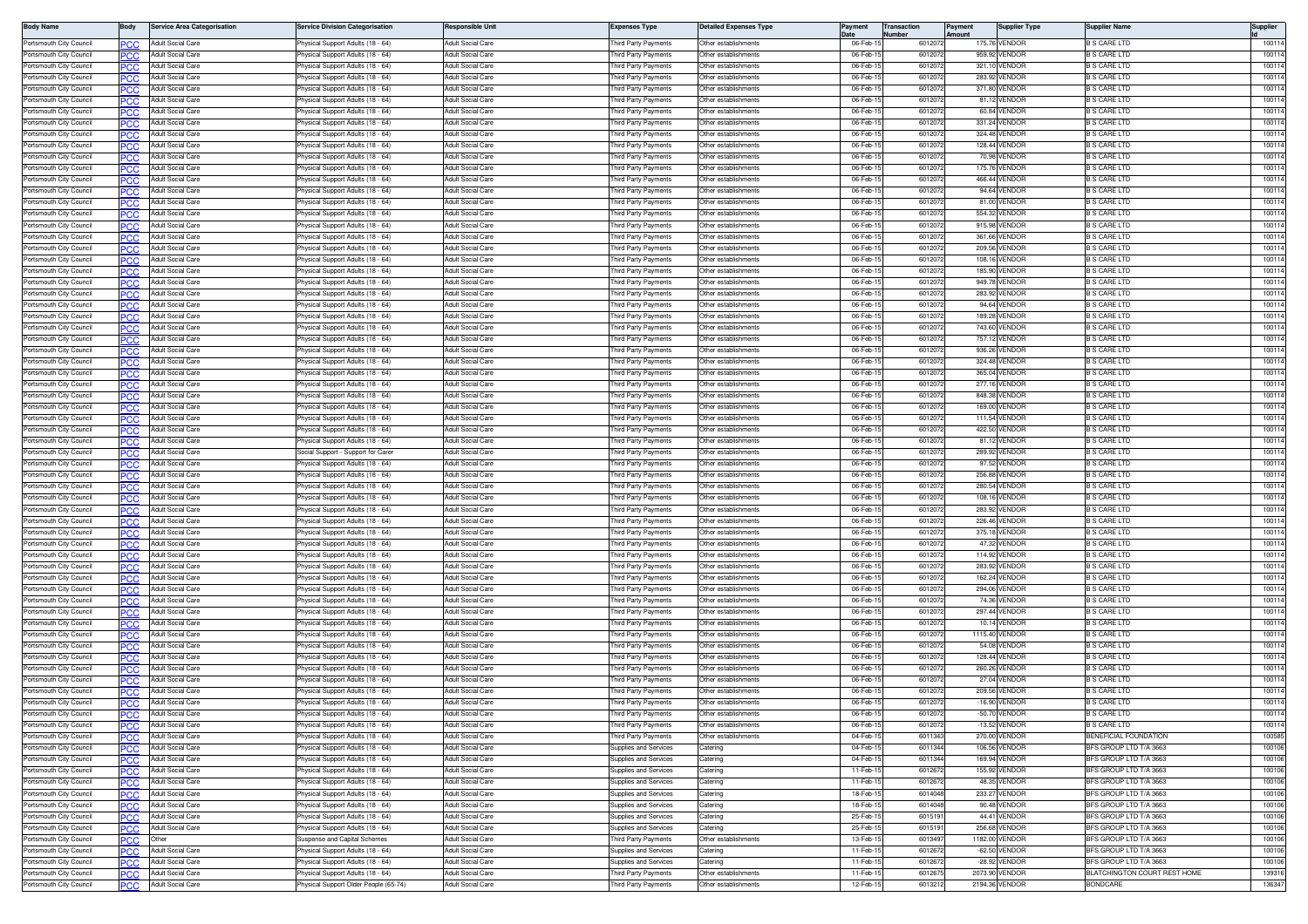| Body Name | Body | Service Area Categorisation | Service Division Categorisation | Responsible Unit | Expenses Type | Detailed Expenses Type | Payment Date | Transaction Number | Payment Amount | Supplier Type | Supplier Name | Supplier Id |
|---|---|---|---|---|---|---|---|---|---|---|---|---|
| Portsmouth City Council | PCC | Adult Social Care | Physical Support Adults (18 - 64) | Adult Social Care | Third Party Payments | Other establishments | 06-Feb-15 | 6012072 | 175.76 | VENDOR | B S CARE LTD | 100114 |
| Portsmouth City Council | PCC | Adult Social Care | Physical Support Adults (18 - 64) | Adult Social Care | Third Party Payments | Other establishments | 06-Feb-15 | 6012072 | 959.92 | VENDOR | B S CARE LTD | 100114 |
| Portsmouth City Council | PCC | Adult Social Care | Physical Support Adults (18 - 64) | Adult Social Care | Third Party Payments | Other establishments | 06-Feb-15 | 6012072 | 321.10 | VENDOR | B S CARE LTD | 100114 |
| Portsmouth City Council | PCC | Adult Social Care | Physical Support Adults (18 - 64) | Adult Social Care | Third Party Payments | Other establishments | 06-Feb-15 | 6012072 | 283.92 | VENDOR | B S CARE LTD | 100114 |
| Portsmouth City Council | PCC | Adult Social Care | Physical Support Adults (18 - 64) | Adult Social Care | Third Party Payments | Other establishments | 06-Feb-15 | 6012072 | 371.80 | VENDOR | B S CARE LTD | 100114 |
| Portsmouth City Council | PCC | Adult Social Care | Physical Support Adults (18 - 64) | Adult Social Care | Third Party Payments | Other establishments | 06-Feb-15 | 6012072 | 81.12 | VENDOR | B S CARE LTD | 100114 |
| Portsmouth City Council | PCC | Adult Social Care | Physical Support Adults (18 - 64) | Adult Social Care | Third Party Payments | Other establishments | 06-Feb-15 | 6012072 | 60.84 | VENDOR | B S CARE LTD | 100114 |
| Portsmouth City Council | PCC | Adult Social Care | Physical Support Adults (18 - 64) | Adult Social Care | Third Party Payments | Other establishments | 06-Feb-15 | 6012072 | 331.24 | VENDOR | B S CARE LTD | 100114 |
| Portsmouth City Council | PCC | Adult Social Care | Physical Support Adults (18 - 64) | Adult Social Care | Third Party Payments | Other establishments | 06-Feb-15 | 6012072 | 324.48 | VENDOR | B S CARE LTD | 100114 |
| Portsmouth City Council | PCC | Adult Social Care | Physical Support Adults (18 - 64) | Adult Social Care | Third Party Payments | Other establishments | 06-Feb-15 | 6012072 | 128.44 | VENDOR | B S CARE LTD | 100114 |
| Portsmouth City Council | PCC | Adult Social Care | Physical Support Adults (18 - 64) | Adult Social Care | Third Party Payments | Other establishments | 06-Feb-15 | 6012072 | 70.98 | VENDOR | B S CARE LTD | 100114 |
| Portsmouth City Council | PCC | Adult Social Care | Physical Support Adults (18 - 64) | Adult Social Care | Third Party Payments | Other establishments | 06-Feb-15 | 6012072 | 175.76 | VENDOR | B S CARE LTD | 100114 |
| Portsmouth City Council | PCC | Adult Social Care | Physical Support Adults (18 - 64) | Adult Social Care | Third Party Payments | Other establishments | 06-Feb-15 | 6012072 | 466.44 | VENDOR | B S CARE LTD | 100114 |
| Portsmouth City Council | PCC | Adult Social Care | Physical Support Adults (18 - 64) | Adult Social Care | Third Party Payments | Other establishments | 06-Feb-15 | 6012072 | 94.64 | VENDOR | B S CARE LTD | 100114 |
| Portsmouth City Council | PCC | Adult Social Care | Physical Support Adults (18 - 64) | Adult Social Care | Third Party Payments | Other establishments | 06-Feb-15 | 6012072 | 81.00 | VENDOR | B S CARE LTD | 100114 |
| Portsmouth City Council | PCC | Adult Social Care | Physical Support Adults (18 - 64) | Adult Social Care | Third Party Payments | Other establishments | 06-Feb-15 | 6012072 | 554.32 | VENDOR | B S CARE LTD | 100114 |
| Portsmouth City Council | PCC | Adult Social Care | Physical Support Adults (18 - 64) | Adult Social Care | Third Party Payments | Other establishments | 06-Feb-15 | 6012072 | 915.98 | VENDOR | B S CARE LTD | 100114 |
| Portsmouth City Council | PCC | Adult Social Care | Physical Support Adults (18 - 64) | Adult Social Care | Third Party Payments | Other establishments | 06-Feb-15 | 6012072 | 361.66 | VENDOR | B S CARE LTD | 100114 |
| Portsmouth City Council | PCC | Adult Social Care | Physical Support Adults (18 - 64) | Adult Social Care | Third Party Payments | Other establishments | 06-Feb-15 | 6012072 | 209.56 | VENDOR | B S CARE LTD | 100114 |
| Portsmouth City Council | PCC | Adult Social Care | Physical Support Adults (18 - 64) | Adult Social Care | Third Party Payments | Other establishments | 06-Feb-15 | 6012072 | 108.16 | VENDOR | B S CARE LTD | 100114 |
| Portsmouth City Council | PCC | Adult Social Care | Physical Support Adults (18 - 64) | Adult Social Care | Third Party Payments | Other establishments | 06-Feb-15 | 6012072 | 185.90 | VENDOR | B S CARE LTD | 100114 |
| Portsmouth City Council | PCC | Adult Social Care | Physical Support Adults (18 - 64) | Adult Social Care | Third Party Payments | Other establishments | 06-Feb-15 | 6012072 | 949.78 | VENDOR | B S CARE LTD | 100114 |
| Portsmouth City Council | PCC | Adult Social Care | Physical Support Adults (18 - 64) | Adult Social Care | Third Party Payments | Other establishments | 06-Feb-15 | 6012072 | 283.92 | VENDOR | B S CARE LTD | 100114 |
| Portsmouth City Council | PCC | Adult Social Care | Physical Support Adults (18 - 64) | Adult Social Care | Third Party Payments | Other establishments | 06-Feb-15 | 6012072 | 94.64 | VENDOR | B S CARE LTD | 100114 |
| Portsmouth City Council | PCC | Adult Social Care | Physical Support Adults (18 - 64) | Adult Social Care | Third Party Payments | Other establishments | 06-Feb-15 | 6012072 | 189.28 | VENDOR | B S CARE LTD | 100114 |
| Portsmouth City Council | PCC | Adult Social Care | Physical Support Adults (18 - 64) | Adult Social Care | Third Party Payments | Other establishments | 06-Feb-15 | 6012072 | 743.60 | VENDOR | B S CARE LTD | 100114 |
| Portsmouth City Council | PCC | Adult Social Care | Physical Support Adults (18 - 64) | Adult Social Care | Third Party Payments | Other establishments | 06-Feb-15 | 6012072 | 757.12 | VENDOR | B S CARE LTD | 100114 |
| Portsmouth City Council | PCC | Adult Social Care | Physical Support Adults (18 - 64) | Adult Social Care | Third Party Payments | Other establishments | 06-Feb-15 | 6012072 | 936.26 | VENDOR | B S CARE LTD | 100114 |
| Portsmouth City Council | PCC | Adult Social Care | Physical Support Adults (18 - 64) | Adult Social Care | Third Party Payments | Other establishments | 06-Feb-15 | 6012072 | 324.48 | VENDOR | B S CARE LTD | 100114 |
| Portsmouth City Council | PCC | Adult Social Care | Physical Support Adults (18 - 64) | Adult Social Care | Third Party Payments | Other establishments | 06-Feb-15 | 6012072 | 365.04 | VENDOR | B S CARE LTD | 100114 |
| Portsmouth City Council | PCC | Adult Social Care | Physical Support Adults (18 - 64) | Adult Social Care | Third Party Payments | Other establishments | 06-Feb-15 | 6012072 | 277.16 | VENDOR | B S CARE LTD | 100114 |
| Portsmouth City Council | PCC | Adult Social Care | Physical Support Adults (18 - 64) | Adult Social Care | Third Party Payments | Other establishments | 06-Feb-15 | 6012072 | 848.38 | VENDOR | B S CARE LTD | 100114 |
| Portsmouth City Council | PCC | Adult Social Care | Physical Support Adults (18 - 64) | Adult Social Care | Third Party Payments | Other establishments | 06-Feb-15 | 6012072 | 169.00 | VENDOR | B S CARE LTD | 100114 |
| Portsmouth City Council | PCC | Adult Social Care | Physical Support Adults (18 - 64) | Adult Social Care | Third Party Payments | Other establishments | 06-Feb-15 | 6012072 | 111.54 | VENDOR | B S CARE LTD | 100114 |
| Portsmouth City Council | PCC | Adult Social Care | Physical Support Adults (18 - 64) | Adult Social Care | Third Party Payments | Other establishments | 06-Feb-15 | 6012072 | 422.50 | VENDOR | B S CARE LTD | 100114 |
| Portsmouth City Council | PCC | Adult Social Care | Physical Support Adults (18 - 64) | Adult Social Care | Third Party Payments | Other establishments | 06-Feb-15 | 6012072 | 81.12 | VENDOR | B S CARE LTD | 100114 |
| Portsmouth City Council | PCC | Adult Social Care | Social Support - Support for Carer | Adult Social Care | Third Party Payments | Other establishments | 06-Feb-15 | 6012072 | 289.92 | VENDOR | B S CARE LTD | 100114 |
| Portsmouth City Council | PCC | Adult Social Care | Physical Support Adults (18 - 64) | Adult Social Care | Third Party Payments | Other establishments | 06-Feb-15 | 6012072 | 97.52 | VENDOR | B S CARE LTD | 100114 |
| Portsmouth City Council | PCC | Adult Social Care | Physical Support Adults (18 - 64) | Adult Social Care | Third Party Payments | Other establishments | 06-Feb-15 | 6012072 | 256.88 | VENDOR | B S CARE LTD | 100114 |
| Portsmouth City Council | PCC | Adult Social Care | Physical Support Adults (18 - 64) | Adult Social Care | Third Party Payments | Other establishments | 06-Feb-15 | 6012072 | 280.54 | VENDOR | B S CARE LTD | 100114 |
| Portsmouth City Council | PCC | Adult Social Care | Physical Support Adults (18 - 64) | Adult Social Care | Third Party Payments | Other establishments | 06-Feb-15 | 6012072 | 108.16 | VENDOR | B S CARE LTD | 100114 |
| Portsmouth City Council | PCC | Adult Social Care | Physical Support Adults (18 - 64) | Adult Social Care | Third Party Payments | Other establishments | 06-Feb-15 | 6012072 | 283.92 | VENDOR | B S CARE LTD | 100114 |
| Portsmouth City Council | PCC | Adult Social Care | Physical Support Adults (18 - 64) | Adult Social Care | Third Party Payments | Other establishments | 06-Feb-15 | 6012072 | 226.46 | VENDOR | B S CARE LTD | 100114 |
| Portsmouth City Council | PCC | Adult Social Care | Physical Support Adults (18 - 64) | Adult Social Care | Third Party Payments | Other establishments | 06-Feb-15 | 6012072 | 375.18 | VENDOR | B S CARE LTD | 100114 |
| Portsmouth City Council | PCC | Adult Social Care | Physical Support Adults (18 - 64) | Adult Social Care | Third Party Payments | Other establishments | 06-Feb-15 | 6012072 | 47.32 | VENDOR | B S CARE LTD | 100114 |
| Portsmouth City Council | PCC | Adult Social Care | Physical Support Adults (18 - 64) | Adult Social Care | Third Party Payments | Other establishments | 06-Feb-15 | 6012072 | 114.92 | VENDOR | B S CARE LTD | 100114 |
| Portsmouth City Council | PCC | Adult Social Care | Physical Support Adults (18 - 64) | Adult Social Care | Third Party Payments | Other establishments | 06-Feb-15 | 6012072 | 283.92 | VENDOR | B S CARE LTD | 100114 |
| Portsmouth City Council | PCC | Adult Social Care | Physical Support Adults (18 - 64) | Adult Social Care | Third Party Payments | Other establishments | 06-Feb-15 | 6012072 | 162.24 | VENDOR | B S CARE LTD | 100114 |
| Portsmouth City Council | PCC | Adult Social Care | Physical Support Adults (18 - 64) | Adult Social Care | Third Party Payments | Other establishments | 06-Feb-15 | 6012072 | 294.06 | VENDOR | B S CARE LTD | 100114 |
| Portsmouth City Council | PCC | Adult Social Care | Physical Support Adults (18 - 64) | Adult Social Care | Third Party Payments | Other establishments | 06-Feb-15 | 6012072 | 74.36 | VENDOR | B S CARE LTD | 100114 |
| Portsmouth City Council | PCC | Adult Social Care | Physical Support Adults (18 - 64) | Adult Social Care | Third Party Payments | Other establishments | 06-Feb-15 | 6012072 | 297.44 | VENDOR | B S CARE LTD | 100114 |
| Portsmouth City Council | PCC | Adult Social Care | Physical Support Adults (18 - 64) | Adult Social Care | Third Party Payments | Other establishments | 06-Feb-15 | 6012072 | 10.14 | VENDOR | B S CARE LTD | 100114 |
| Portsmouth City Council | PCC | Adult Social Care | Physical Support Adults (18 - 64) | Adult Social Care | Third Party Payments | Other establishments | 06-Feb-15 | 6012072 | 1115.40 | VENDOR | B S CARE LTD | 100114 |
| Portsmouth City Council | PCC | Adult Social Care | Physical Support Adults (18 - 64) | Adult Social Care | Third Party Payments | Other establishments | 06-Feb-15 | 6012072 | 54.08 | VENDOR | B S CARE LTD | 100114 |
| Portsmouth City Council | PCC | Adult Social Care | Physical Support Adults (18 - 64) | Adult Social Care | Third Party Payments | Other establishments | 06-Feb-15 | 6012072 | 128.44 | VENDOR | B S CARE LTD | 100114 |
| Portsmouth City Council | PCC | Adult Social Care | Physical Support Adults (18 - 64) | Adult Social Care | Third Party Payments | Other establishments | 06-Feb-15 | 6012072 | 260.26 | VENDOR | B S CARE LTD | 100114 |
| Portsmouth City Council | PCC | Adult Social Care | Physical Support Adults (18 - 64) | Adult Social Care | Third Party Payments | Other establishments | 06-Feb-15 | 6012072 | 27.04 | VENDOR | B S CARE LTD | 100114 |
| Portsmouth City Council | PCC | Adult Social Care | Physical Support Adults (18 - 64) | Adult Social Care | Third Party Payments | Other establishments | 06-Feb-15 | 6012072 | 209.56 | VENDOR | B S CARE LTD | 100114 |
| Portsmouth City Council | PCC | Adult Social Care | Physical Support Adults (18 - 64) | Adult Social Care | Third Party Payments | Other establishments | 06-Feb-15 | 6012072 | -16.90 | VENDOR | B S CARE LTD | 100114 |
| Portsmouth City Council | PCC | Adult Social Care | Physical Support Adults (18 - 64) | Adult Social Care | Third Party Payments | Other establishments | 06-Feb-15 | 6012072 | -50.70 | VENDOR | B S CARE LTD | 100114 |
| Portsmouth City Council | PCC | Adult Social Care | Physical Support Adults (18 - 64) | Adult Social Care | Third Party Payments | Other establishments | 06-Feb-15 | 6012072 | -13.52 | VENDOR | B S CARE LTD | 100114 |
| Portsmouth City Council | PCC | Adult Social Care | Physical Support Adults (18 - 64) | Adult Social Care | Third Party Payments | Other establishments | 04-Feb-15 | 6011343 | 270.00 | VENDOR | BENEFICIAL FOUNDATION | 100585 |
| Portsmouth City Council | PCC | Adult Social Care | Physical Support Adults (18 - 64) | Adult Social Care | Supplies and Services | Catering | 04-Feb-15 | 6011344 | 106.56 | VENDOR | BFS GROUP LTD T/A 3663 | 100106 |
| Portsmouth City Council | PCC | Adult Social Care | Physical Support Adults (18 - 64) | Adult Social Care | Supplies and Services | Catering | 04-Feb-15 | 6011344 | 169.94 | VENDOR | BFS GROUP LTD T/A 3663 | 100106 |
| Portsmouth City Council | PCC | Adult Social Care | Physical Support Adults (18 - 64) | Adult Social Care | Supplies and Services | Catering | 11-Feb-15 | 6012672 | 155.92 | VENDOR | BFS GROUP LTD T/A 3663 | 100106 |
| Portsmouth City Council | PCC | Adult Social Care | Physical Support Adults (18 - 64) | Adult Social Care | Supplies and Services | Catering | 11-Feb-15 | 6012672 | 48.35 | VENDOR | BFS GROUP LTD T/A 3663 | 100106 |
| Portsmouth City Council | PCC | Adult Social Care | Physical Support Adults (18 - 64) | Adult Social Care | Supplies and Services | Catering | 18-Feb-15 | 6014048 | 233.27 | VENDOR | BFS GROUP LTD T/A 3663 | 100106 |
| Portsmouth City Council | PCC | Adult Social Care | Physical Support Adults (18 - 64) | Adult Social Care | Supplies and Services | Catering | 18-Feb-15 | 6014048 | 90.48 | VENDOR | BFS GROUP LTD T/A 3663 | 100106 |
| Portsmouth City Council | PCC | Adult Social Care | Physical Support Adults (18 - 64) | Adult Social Care | Supplies and Services | Catering | 25-Feb-15 | 6015191 | 44.41 | VENDOR | BFS GROUP LTD T/A 3663 | 100106 |
| Portsmouth City Council | PCC | Adult Social Care | Physical Support Adults (18 - 64) | Adult Social Care | Supplies and Services | Catering | 25-Feb-15 | 6015191 | 256.68 | VENDOR | BFS GROUP LTD T/A 3663 | 100106 |
| Portsmouth City Council | PCC | Other | Suspense and Capital Schemes | Adult Social Care | Third Party Payments | Other establishments | 13-Feb-15 | 6013497 | 1182.00 | VENDOR | BFS GROUP LTD T/A 3663 | 100106 |
| Portsmouth City Council | PCC | Adult Social Care | Physical Support Adults (18 - 64) | Adult Social Care | Supplies and Services | Catering | 11-Feb-15 | 6012672 | -62.50 | VENDOR | BFS GROUP LTD T/A 3663 | 100106 |
| Portsmouth City Council | PCC | Adult Social Care | Physical Support Adults (18 - 64) | Adult Social Care | Supplies and Services | Catering | 11-Feb-15 | 6012672 | -28.92 | VENDOR | BFS GROUP LTD T/A 3663 | 100106 |
| Portsmouth City Council | PCC | Adult Social Care | Physical Support Adults (18 - 64) | Adult Social Care | Third Party Payments | Other establishments | 11-Feb-15 | 6012675 | 2073.90 | VENDOR | BLATCHINGTON COURT REST HOME | 139316 |
| Portsmouth City Council | PCC | Adult Social Care | Physical Support Older People (65-74) | Adult Social Care | Third Party Payments | Other establishments | 12-Feb-15 | 6013212 | 2194.36 | VENDOR | BONDCARE | 136347 |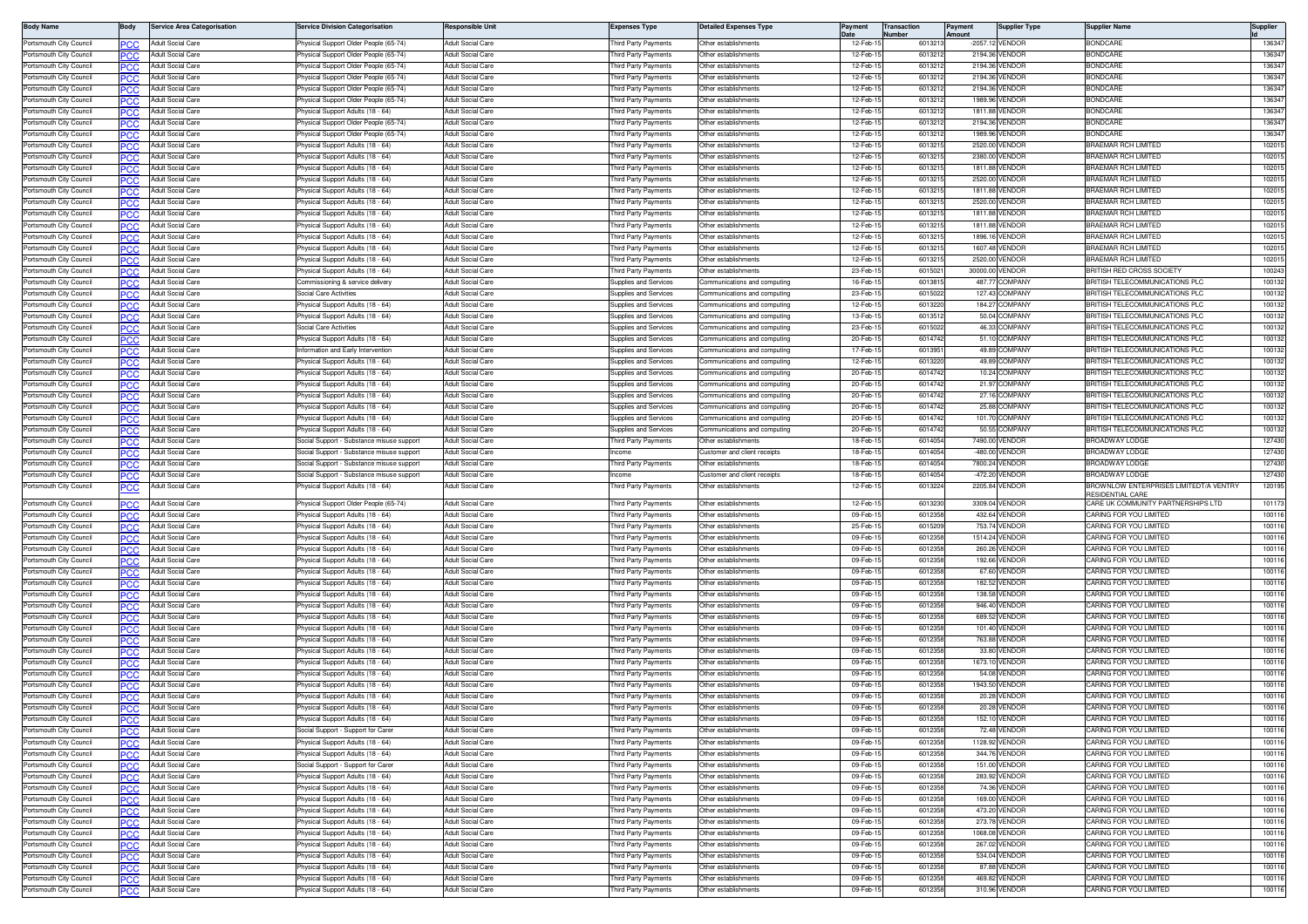| Body Name | Body | Service Area Categorisation | Service Division Categorisation | Responsible Unit | Expenses Type | Detailed Expenses Type | Payment Date | Transaction Number | Payment Amount | Supplier Type | Supplier Name | Supplier Id |
|---|---|---|---|---|---|---|---|---|---|---|---|---|
| Portsmouth City Council | PCC | Adult Social Care | Physical Support Older People (65-74) | Adult Social Care | Third Party Payments | Other establishments | 12-Feb-15 | 6013213 | -2057.12 | VENDOR | BONDCARE | 136347 |
| Portsmouth City Council | PCC | Adult Social Care | Physical Support Older People (65-74) | Adult Social Care | Third Party Payments | Other establishments | 12-Feb-15 | 6013212 | 2194.36 | VENDOR | BONDCARE | 136347 |
| Portsmouth City Council | PCC | Adult Social Care | Physical Support Older People (65-74) | Adult Social Care | Third Party Payments | Other establishments | 12-Feb-15 | 6013212 | 2194.36 | VENDOR | BONDCARE | 136347 |
| Portsmouth City Council | PCC | Adult Social Care | Physical Support Older People (65-74) | Adult Social Care | Third Party Payments | Other establishments | 12-Feb-15 | 6013212 | 2194.36 | VENDOR | BONDCARE | 136347 |
| Portsmouth City Council | PCC | Adult Social Care | Physical Support Older People (65-74) | Adult Social Care | Third Party Payments | Other establishments | 12-Feb-15 | 6013212 | 2194.36 | VENDOR | BONDCARE | 136347 |
| Portsmouth City Council | PCC | Adult Social Care | Physical Support Older People (65-74) | Adult Social Care | Third Party Payments | Other establishments | 12-Feb-15 | 6013212 | 1989.96 | VENDOR | BONDCARE | 136347 |
| Portsmouth City Council | PCC | Adult Social Care | Physical Support Adults (18 - 64) | Adult Social Care | Third Party Payments | Other establishments | 12-Feb-15 | 6013212 | 1811.88 | VENDOR | BONDCARE | 136347 |
| Portsmouth City Council | PCC | Adult Social Care | Physical Support Older People (65-74) | Adult Social Care | Third Party Payments | Other establishments | 12-Feb-15 | 6013212 | 2194.36 | VENDOR | BONDCARE | 136347 |
| Portsmouth City Council | PCC | Adult Social Care | Physical Support Older People (65-74) | Adult Social Care | Third Party Payments | Other establishments | 12-Feb-15 | 6013212 | 1989.96 | VENDOR | BONDCARE | 136347 |
| Portsmouth City Council | PCC | Adult Social Care | Physical Support Adults (18 - 64) | Adult Social Care | Third Party Payments | Other establishments | 12-Feb-15 | 6013215 | 2520.00 | VENDOR | BRAEMAR RCH LIMITED | 102015 |
| Portsmouth City Council | PCC | Adult Social Care | Physical Support Adults (18 - 64) | Adult Social Care | Third Party Payments | Other establishments | 12-Feb-15 | 6013215 | 2380.00 | VENDOR | BRAEMAR RCH LIMITED | 102015 |
| Portsmouth City Council | PCC | Adult Social Care | Physical Support Adults (18 - 64) | Adult Social Care | Third Party Payments | Other establishments | 12-Feb-15 | 6013215 | 1811.88 | VENDOR | BRAEMAR RCH LIMITED | 102015 |
| Portsmouth City Council | PCC | Adult Social Care | Physical Support Adults (18 - 64) | Adult Social Care | Third Party Payments | Other establishments | 12-Feb-15 | 6013215 | 2520.00 | VENDOR | BRAEMAR RCH LIMITED | 102015 |
| Portsmouth City Council | PCC | Adult Social Care | Physical Support Adults (18 - 64) | Adult Social Care | Third Party Payments | Other establishments | 12-Feb-15 | 6013215 | 1811.88 | VENDOR | BRAEMAR RCH LIMITED | 102015 |
| Portsmouth City Council | PCC | Adult Social Care | Physical Support Adults (18 - 64) | Adult Social Care | Third Party Payments | Other establishments | 12-Feb-15 | 6013215 | 2520.00 | VENDOR | BRAEMAR RCH LIMITED | 102015 |
| Portsmouth City Council | PCC | Adult Social Care | Physical Support Adults (18 - 64) | Adult Social Care | Third Party Payments | Other establishments | 12-Feb-15 | 6013215 | 1811.88 | VENDOR | BRAEMAR RCH LIMITED | 102015 |
| Portsmouth City Council | PCC | Adult Social Care | Physical Support Adults (18 - 64) | Adult Social Care | Third Party Payments | Other establishments | 12-Feb-15 | 6013215 | 1811.88 | VENDOR | BRAEMAR RCH LIMITED | 102015 |
| Portsmouth City Council | PCC | Adult Social Care | Physical Support Adults (18 - 64) | Adult Social Care | Third Party Payments | Other establishments | 12-Feb-15 | 6013215 | 1896.16 | VENDOR | BRAEMAR RCH LIMITED | 102015 |
| Portsmouth City Council | PCC | Adult Social Care | Physical Support Adults (18 - 64) | Adult Social Care | Third Party Payments | Other establishments | 12-Feb-15 | 6013215 | 1607.48 | VENDOR | BRAEMAR RCH LIMITED | 102015 |
| Portsmouth City Council | PCC | Adult Social Care | Physical Support Adults (18 - 64) | Adult Social Care | Third Party Payments | Other establishments | 12-Feb-15 | 6013215 | 2520.00 | VENDOR | BRAEMAR RCH LIMITED | 102015 |
| Portsmouth City Council | PCC | Adult Social Care | Physical Support Adults (18 - 64) | Adult Social Care | Third Party Payments | Other establishments | 23-Feb-15 | 6015021 | 30000.00 | VENDOR | BRITISH RED CROSS SOCIETY | 100243 |
| Portsmouth City Council | PCC | Adult Social Care | Commissioning & service delivery | Adult Social Care | Supplies and Services | Communications and computing | 16-Feb-15 | 6013815 | 487.77 | COMPANY | BRITISH TELECOMMUNICATIONS PLC | 100132 |
| Portsmouth City Council | PCC | Adult Social Care | Social Care Activities | Adult Social Care | Supplies and Services | Communications and computing | 23-Feb-15 | 6015022 | 127.43 | COMPANY | BRITISH TELECOMMUNICATIONS PLC | 100132 |
| Portsmouth City Council | PCC | Adult Social Care | Physical Support Adults (18 - 64) | Adult Social Care | Supplies and Services | Communications and computing | 12-Feb-15 | 6013220 | 184.27 | COMPANY | BRITISH TELECOMMUNICATIONS PLC | 100132 |
| Portsmouth City Council | PCC | Adult Social Care | Physical Support Adults (18 - 64) | Adult Social Care | Supplies and Services | Communications and computing | 13-Feb-15 | 6013512 | 50.04 | COMPANY | BRITISH TELECOMMUNICATIONS PLC | 100132 |
| Portsmouth City Council | PCC | Adult Social Care | Social Care Activities | Adult Social Care | Supplies and Services | Communications and computing | 23-Feb-15 | 6015022 | 46.33 | COMPANY | BRITISH TELECOMMUNICATIONS PLC | 100132 |
| Portsmouth City Council | PCC | Adult Social Care | Physical Support Adults (18 - 64) | Adult Social Care | Supplies and Services | Communications and computing | 20-Feb-15 | 6014742 | 51.10 | COMPANY | BRITISH TELECOMMUNICATIONS PLC | 100132 |
| Portsmouth City Council | PCC | Adult Social Care | Information and Early Intervention | Adult Social Care | Supplies and Services | Communications and computing | 17-Feb-15 | 6013951 | 49.89 | COMPANY | BRITISH TELECOMMUNICATIONS PLC | 100132 |
| Portsmouth City Council | PCC | Adult Social Care | Physical Support Adults (18 - 64) | Adult Social Care | Supplies and Services | Communications and computing | 12-Feb-15 | 6013220 | 49.89 | COMPANY | BRITISH TELECOMMUNICATIONS PLC | 100132 |
| Portsmouth City Council | PCC | Adult Social Care | Physical Support Adults (18 - 64) | Adult Social Care | Supplies and Services | Communications and computing | 20-Feb-15 | 6014742 | 10.24 | COMPANY | BRITISH TELECOMMUNICATIONS PLC | 100132 |
| Portsmouth City Council | PCC | Adult Social Care | Physical Support Adults (18 - 64) | Adult Social Care | Supplies and Services | Communications and computing | 20-Feb-15 | 6014742 | 21.97 | COMPANY | BRITISH TELECOMMUNICATIONS PLC | 100132 |
| Portsmouth City Council | PCC | Adult Social Care | Physical Support Adults (18 - 64) | Adult Social Care | Supplies and Services | Communications and computing | 20-Feb-15 | 6014742 | 27.16 | COMPANY | BRITISH TELECOMMUNICATIONS PLC | 100132 |
| Portsmouth City Council | PCC | Adult Social Care | Physical Support Adults (18 - 64) | Adult Social Care | Supplies and Services | Communications and computing | 20-Feb-15 | 6014742 | 25.88 | COMPANY | BRITISH TELECOMMUNICATIONS PLC | 100132 |
| Portsmouth City Council | PCC | Adult Social Care | Physical Support Adults (18 - 64) | Adult Social Care | Supplies and Services | Communications and computing | 20-Feb-15 | 6014742 | 101.70 | COMPANY | BRITISH TELECOMMUNICATIONS PLC | 100132 |
| Portsmouth City Council | PCC | Adult Social Care | Physical Support Adults (18 - 64) | Adult Social Care | Supplies and Services | Communications and computing | 20-Feb-15 | 6014742 | 50.55 | COMPANY | BRITISH TELECOMMUNICATIONS PLC | 100132 |
| Portsmouth City Council | PCC | Adult Social Care | Social Support - Substance misuse support | Adult Social Care | Third Party Payments | Other establishments | 18-Feb-15 | 6014054 | 7490.00 | VENDOR | BROADWAY LODGE | 127430 |
| Portsmouth City Council | PCC | Adult Social Care | Social Support - Substance misuse support | Adult Social Care | Income | Customer and client receipts | 18-Feb-15 | 6014054 | -480.00 | VENDOR | BROADWAY LODGE | 127430 |
| Portsmouth City Council | PCC | Adult Social Care | Social Support - Substance misuse support | Adult Social Care | Third Party Payments | Other establishments | 18-Feb-15 | 6014054 | 7800.24 | VENDOR | BROADWAY LODGE | 127430 |
| Portsmouth City Council | PCC | Adult Social Care | Social Support - Substance misuse support | Adult Social Care | Income | Customer and client receipts | 18-Feb-15 | 6014054 | -472.20 | VENDOR | BROADWAY LODGE | 127430 |
| Portsmouth City Council | PCC | Adult Social Care | Physical Support Adults (18 - 64) | Adult Social Care | Third Party Payments | Other establishments | 12-Feb-15 | 6013224 | 2205.84 | VENDOR | BROWNLOW ENTERPRISES LIMITEDT/A VENTRY RESIDENTIAL CARE | 120195 |
| Portsmouth City Council | PCC | Adult Social Care | Physical Support Older People (65-74) | Adult Social Care | Third Party Payments | Other establishments | 12-Feb-15 | 6013230 | 3309.04 | VENDOR | CARE UK COMMUNITY PARTNERSHIPS LTD | 101173 |
| Portsmouth City Council | PCC | Adult Social Care | Physical Support Adults (18 - 64) | Adult Social Care | Third Party Payments | Other establishments | 09-Feb-15 | 6012358 | 432.64 | VENDOR | CARING FOR YOU LIMITED | 100116 |
| Portsmouth City Council | PCC | Adult Social Care | Physical Support Adults (18 - 64) | Adult Social Care | Third Party Payments | Other establishments | 25-Feb-15 | 6015209 | 753.74 | VENDOR | CARING FOR YOU LIMITED | 100116 |
| Portsmouth City Council | PCC | Adult Social Care | Physical Support Adults (18 - 64) | Adult Social Care | Third Party Payments | Other establishments | 09-Feb-15 | 6012358 | 1514.24 | VENDOR | CARING FOR YOU LIMITED | 100116 |
| Portsmouth City Council | PCC | Adult Social Care | Physical Support Adults (18 - 64) | Adult Social Care | Third Party Payments | Other establishments | 09-Feb-15 | 6012358 | 260.26 | VENDOR | CARING FOR YOU LIMITED | 100116 |
| Portsmouth City Council | PCC | Adult Social Care | Physical Support Adults (18 - 64) | Adult Social Care | Third Party Payments | Other establishments | 09-Feb-15 | 6012358 | 192.66 | VENDOR | CARING FOR YOU LIMITED | 100116 |
| Portsmouth City Council | PCC | Adult Social Care | Physical Support Adults (18 - 64) | Adult Social Care | Third Party Payments | Other establishments | 09-Feb-15 | 6012358 | 67.60 | VENDOR | CARING FOR YOU LIMITED | 100116 |
| Portsmouth City Council | PCC | Adult Social Care | Physical Support Adults (18 - 64) | Adult Social Care | Third Party Payments | Other establishments | 09-Feb-15 | 6012358 | 182.52 | VENDOR | CARING FOR YOU LIMITED | 100116 |
| Portsmouth City Council | PCC | Adult Social Care | Physical Support Adults (18 - 64) | Adult Social Care | Third Party Payments | Other establishments | 09-Feb-15 | 6012358 | 138.58 | VENDOR | CARING FOR YOU LIMITED | 100116 |
| Portsmouth City Council | PCC | Adult Social Care | Physical Support Adults (18 - 64) | Adult Social Care | Third Party Payments | Other establishments | 09-Feb-15 | 6012358 | 946.40 | VENDOR | CARING FOR YOU LIMITED | 100116 |
| Portsmouth City Council | PCC | Adult Social Care | Physical Support Adults (18 - 64) | Adult Social Care | Third Party Payments | Other establishments | 09-Feb-15 | 6012358 | 689.52 | VENDOR | CARING FOR YOU LIMITED | 100116 |
| Portsmouth City Council | PCC | Adult Social Care | Physical Support Adults (18 - 64) | Adult Social Care | Third Party Payments | Other establishments | 09-Feb-15 | 6012358 | 101.40 | VENDOR | CARING FOR YOU LIMITED | 100116 |
| Portsmouth City Council | PCC | Adult Social Care | Physical Support Adults (18 - 64) | Adult Social Care | Third Party Payments | Other establishments | 09-Feb-15 | 6012358 | 763.88 | VENDOR | CARING FOR YOU LIMITED | 100116 |
| Portsmouth City Council | PCC | Adult Social Care | Physical Support Adults (18 - 64) | Adult Social Care | Third Party Payments | Other establishments | 09-Feb-15 | 6012358 | 33.80 | VENDOR | CARING FOR YOU LIMITED | 100116 |
| Portsmouth City Council | PCC | Adult Social Care | Physical Support Adults (18 - 64) | Adult Social Care | Third Party Payments | Other establishments | 09-Feb-15 | 6012358 | 1673.10 | VENDOR | CARING FOR YOU LIMITED | 100116 |
| Portsmouth City Council | PCC | Adult Social Care | Physical Support Adults (18 - 64) | Adult Social Care | Third Party Payments | Other establishments | 09-Feb-15 | 6012358 | 54.08 | VENDOR | CARING FOR YOU LIMITED | 100116 |
| Portsmouth City Council | PCC | Adult Social Care | Physical Support Adults (18 - 64) | Adult Social Care | Third Party Payments | Other establishments | 09-Feb-15 | 6012358 | 1943.50 | VENDOR | CARING FOR YOU LIMITED | 100116 |
| Portsmouth City Council | PCC | Adult Social Care | Physical Support Adults (18 - 64) | Adult Social Care | Third Party Payments | Other establishments | 09-Feb-15 | 6012358 | 20.28 | VENDOR | CARING FOR YOU LIMITED | 100116 |
| Portsmouth City Council | PCC | Adult Social Care | Physical Support Adults (18 - 64) | Adult Social Care | Third Party Payments | Other establishments | 09-Feb-15 | 6012358 | 20.28 | VENDOR | CARING FOR YOU LIMITED | 100116 |
| Portsmouth City Council | PCC | Adult Social Care | Physical Support Adults (18 - 64) | Adult Social Care | Third Party Payments | Other establishments | 09-Feb-15 | 6012358 | 152.10 | VENDOR | CARING FOR YOU LIMITED | 100116 |
| Portsmouth City Council | PCC | Adult Social Care | Social Support - Support for Carer | Adult Social Care | Third Party Payments | Other establishments | 09-Feb-15 | 6012358 | 72.48 | VENDOR | CARING FOR YOU LIMITED | 100116 |
| Portsmouth City Council | PCC | Adult Social Care | Physical Support Adults (18 - 64) | Adult Social Care | Third Party Payments | Other establishments | 09-Feb-15 | 6012358 | 1128.92 | VENDOR | CARING FOR YOU LIMITED | 100116 |
| Portsmouth City Council | PCC | Adult Social Care | Physical Support Adults (18 - 64) | Adult Social Care | Third Party Payments | Other establishments | 09-Feb-15 | 6012358 | 344.76 | VENDOR | CARING FOR YOU LIMITED | 100116 |
| Portsmouth City Council | PCC | Adult Social Care | Social Support - Support for Carer | Adult Social Care | Third Party Payments | Other establishments | 09-Feb-15 | 6012358 | 151.00 | VENDOR | CARING FOR YOU LIMITED | 100116 |
| Portsmouth City Council | PCC | Adult Social Care | Physical Support Adults (18 - 64) | Adult Social Care | Third Party Payments | Other establishments | 09-Feb-15 | 6012358 | 283.92 | VENDOR | CARING FOR YOU LIMITED | 100116 |
| Portsmouth City Council | PCC | Adult Social Care | Physical Support Adults (18 - 64) | Adult Social Care | Third Party Payments | Other establishments | 09-Feb-15 | 6012358 | 74.36 | VENDOR | CARING FOR YOU LIMITED | 100116 |
| Portsmouth City Council | PCC | Adult Social Care | Physical Support Adults (18 - 64) | Adult Social Care | Third Party Payments | Other establishments | 09-Feb-15 | 6012358 | 169.00 | VENDOR | CARING FOR YOU LIMITED | 100116 |
| Portsmouth City Council | PCC | Adult Social Care | Physical Support Adults (18 - 64) | Adult Social Care | Third Party Payments | Other establishments | 09-Feb-15 | 6012358 | 473.20 | VENDOR | CARING FOR YOU LIMITED | 100116 |
| Portsmouth City Council | PCC | Adult Social Care | Physical Support Adults (18 - 64) | Adult Social Care | Third Party Payments | Other establishments | 09-Feb-15 | 6012358 | 273.78 | VENDOR | CARING FOR YOU LIMITED | 100116 |
| Portsmouth City Council | PCC | Adult Social Care | Physical Support Adults (18 - 64) | Adult Social Care | Third Party Payments | Other establishments | 09-Feb-15 | 6012358 | 1068.08 | VENDOR | CARING FOR YOU LIMITED | 100116 |
| Portsmouth City Council | PCC | Adult Social Care | Physical Support Adults (18 - 64) | Adult Social Care | Third Party Payments | Other establishments | 09-Feb-15 | 6012358 | 267.02 | VENDOR | CARING FOR YOU LIMITED | 100116 |
| Portsmouth City Council | PCC | Adult Social Care | Physical Support Adults (18 - 64) | Adult Social Care | Third Party Payments | Other establishments | 09-Feb-15 | 6012358 | 534.04 | VENDOR | CARING FOR YOU LIMITED | 100116 |
| Portsmouth City Council | PCC | Adult Social Care | Physical Support Adults (18 - 64) | Adult Social Care | Third Party Payments | Other establishments | 09-Feb-15 | 6012358 | 87.88 | VENDOR | CARING FOR YOU LIMITED | 100116 |
| Portsmouth City Council | PCC | Adult Social Care | Physical Support Adults (18 - 64) | Adult Social Care | Third Party Payments | Other establishments | 09-Feb-15 | 6012358 | 469.82 | VENDOR | CARING FOR YOU LIMITED | 100116 |
| Portsmouth City Council | PCC | Adult Social Care | Physical Support Adults (18 - 64) | Adult Social Care | Third Party Payments | Other establishments | 09-Feb-15 | 6012358 | 310.96 | VENDOR | CARING FOR YOU LIMITED | 100116 |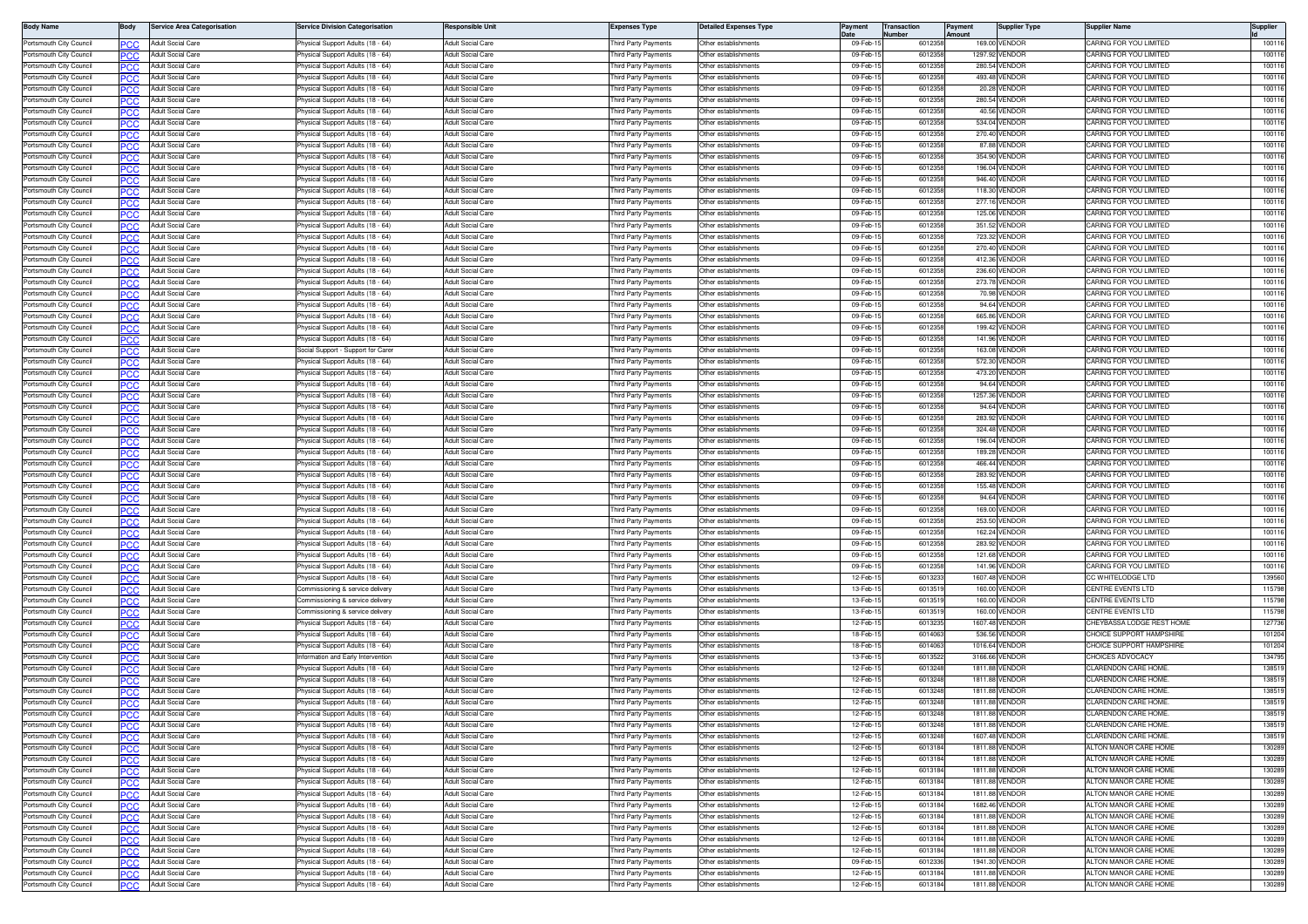| Body Name | Body | Service Area Categorisation | Service Division Categorisation | Responsible Unit | Expenses Type | Detailed Expenses Type | Payment Date | Transaction Number | Payment Amount | Supplier Type | Supplier Name | Supplier Id |
|---|---|---|---|---|---|---|---|---|---|---|---|---|
| Portsmouth City Council | PCC | Adult Social Care | Physical Support Adults (18 - 64) | Adult Social Care | Third Party Payments | Other establishments | 09-Feb-15 | 6012358 | 169.00 | VENDOR | CARING FOR YOU LIMITED | 100116 |
| Portsmouth City Council | PCC | Adult Social Care | Physical Support Adults (18 - 64) | Adult Social Care | Third Party Payments | Other establishments | 09-Feb-15 | 6012358 | 1297.92 | VENDOR | CARING FOR YOU LIMITED | 100116 |
| Portsmouth City Council | PCC | Adult Social Care | Physical Support Adults (18 - 64) | Adult Social Care | Third Party Payments | Other establishments | 09-Feb-15 | 6012358 | 280.54 | VENDOR | CARING FOR YOU LIMITED | 100116 |
| Portsmouth City Council | PCC | Adult Social Care | Physical Support Adults (18 - 64) | Adult Social Care | Third Party Payments | Other establishments | 09-Feb-15 | 6012358 | 493.48 | VENDOR | CARING FOR YOU LIMITED | 100116 |
| Portsmouth City Council | PCC | Adult Social Care | Physical Support Adults (18 - 64) | Adult Social Care | Third Party Payments | Other establishments | 09-Feb-15 | 6012358 | 20.28 | VENDOR | CARING FOR YOU LIMITED | 100116 |
| Portsmouth City Council | PCC | Adult Social Care | Physical Support Adults (18 - 64) | Adult Social Care | Third Party Payments | Other establishments | 09-Feb-15 | 6012358 | 280.54 | VENDOR | CARING FOR YOU LIMITED | 100116 |
| Portsmouth City Council | PCC | Adult Social Care | Physical Support Adults (18 - 64) | Adult Social Care | Third Party Payments | Other establishments | 09-Feb-15 | 6012358 | 40.56 | VENDOR | CARING FOR YOU LIMITED | 100116 |
| Portsmouth City Council | PCC | Adult Social Care | Physical Support Adults (18 - 64) | Adult Social Care | Third Party Payments | Other establishments | 09-Feb-15 | 6012358 | 534.04 | VENDOR | CARING FOR YOU LIMITED | 100116 |
| Portsmouth City Council | PCC | Adult Social Care | Physical Support Adults (18 - 64) | Adult Social Care | Third Party Payments | Other establishments | 09-Feb-15 | 6012358 | 270.40 | VENDOR | CARING FOR YOU LIMITED | 100116 |
| Portsmouth City Council | PCC | Adult Social Care | Physical Support Adults (18 - 64) | Adult Social Care | Third Party Payments | Other establishments | 09-Feb-15 | 6012358 | 87.88 | VENDOR | CARING FOR YOU LIMITED | 100116 |
| Portsmouth City Council | PCC | Adult Social Care | Physical Support Adults (18 - 64) | Adult Social Care | Third Party Payments | Other establishments | 09-Feb-15 | 6012358 | 354.90 | VENDOR | CARING FOR YOU LIMITED | 100116 |
| Portsmouth City Council | PCC | Adult Social Care | Physical Support Adults (18 - 64) | Adult Social Care | Third Party Payments | Other establishments | 09-Feb-15 | 6012358 | 196.04 | VENDOR | CARING FOR YOU LIMITED | 100116 |
| Portsmouth City Council | PCC | Adult Social Care | Physical Support Adults (18 - 64) | Adult Social Care | Third Party Payments | Other establishments | 09-Feb-15 | 6012358 | 946.40 | VENDOR | CARING FOR YOU LIMITED | 100116 |
| Portsmouth City Council | PCC | Adult Social Care | Physical Support Adults (18 - 64) | Adult Social Care | Third Party Payments | Other establishments | 09-Feb-15 | 6012358 | 118.30 | VENDOR | CARING FOR YOU LIMITED | 100116 |
| Portsmouth City Council | PCC | Adult Social Care | Physical Support Adults (18 - 64) | Adult Social Care | Third Party Payments | Other establishments | 09-Feb-15 | 6012358 | 277.16 | VENDOR | CARING FOR YOU LIMITED | 100116 |
| Portsmouth City Council | PCC | Adult Social Care | Physical Support Adults (18 - 64) | Adult Social Care | Third Party Payments | Other establishments | 09-Feb-15 | 6012358 | 125.06 | VENDOR | CARING FOR YOU LIMITED | 100116 |
| Portsmouth City Council | PCC | Adult Social Care | Physical Support Adults (18 - 64) | Adult Social Care | Third Party Payments | Other establishments | 09-Feb-15 | 6012358 | 351.52 | VENDOR | CARING FOR YOU LIMITED | 100116 |
| Portsmouth City Council | PCC | Adult Social Care | Physical Support Adults (18 - 64) | Adult Social Care | Third Party Payments | Other establishments | 09-Feb-15 | 6012358 | 723.32 | VENDOR | CARING FOR YOU LIMITED | 100116 |
| Portsmouth City Council | PCC | Adult Social Care | Physical Support Adults (18 - 64) | Adult Social Care | Third Party Payments | Other establishments | 09-Feb-15 | 6012358 | 270.40 | VENDOR | CARING FOR YOU LIMITED | 100116 |
| Portsmouth City Council | PCC | Adult Social Care | Physical Support Adults (18 - 64) | Adult Social Care | Third Party Payments | Other establishments | 09-Feb-15 | 6012358 | 412.36 | VENDOR | CARING FOR YOU LIMITED | 100116 |
| Portsmouth City Council | PCC | Adult Social Care | Physical Support Adults (18 - 64) | Adult Social Care | Third Party Payments | Other establishments | 09-Feb-15 | 6012358 | 236.60 | VENDOR | CARING FOR YOU LIMITED | 100116 |
| Portsmouth City Council | PCC | Adult Social Care | Physical Support Adults (18 - 64) | Adult Social Care | Third Party Payments | Other establishments | 09-Feb-15 | 6012358 | 273.78 | VENDOR | CARING FOR YOU LIMITED | 100116 |
| Portsmouth City Council | PCC | Adult Social Care | Physical Support Adults (18 - 64) | Adult Social Care | Third Party Payments | Other establishments | 09-Feb-15 | 6012358 | 70.98 | VENDOR | CARING FOR YOU LIMITED | 100116 |
| Portsmouth City Council | PCC | Adult Social Care | Physical Support Adults (18 - 64) | Adult Social Care | Third Party Payments | Other establishments | 09-Feb-15 | 6012358 | 94.64 | VENDOR | CARING FOR YOU LIMITED | 100116 |
| Portsmouth City Council | PCC | Adult Social Care | Physical Support Adults (18 - 64) | Adult Social Care | Third Party Payments | Other establishments | 09-Feb-15 | 6012358 | 665.86 | VENDOR | CARING FOR YOU LIMITED | 100116 |
| Portsmouth City Council | PCC | Adult Social Care | Physical Support Adults (18 - 64) | Adult Social Care | Third Party Payments | Other establishments | 09-Feb-15 | 6012358 | 199.42 | VENDOR | CARING FOR YOU LIMITED | 100116 |
| Portsmouth City Council | PCC | Adult Social Care | Physical Support Adults (18 - 64) | Adult Social Care | Third Party Payments | Other establishments | 09-Feb-15 | 6012358 | 141.96 | VENDOR | CARING FOR YOU LIMITED | 100116 |
| Portsmouth City Council | PCC | Adult Social Care | Social Support - Support for Carer | Adult Social Care | Third Party Payments | Other establishments | 09-Feb-15 | 6012358 | 163.08 | VENDOR | CARING FOR YOU LIMITED | 100116 |
| Portsmouth City Council | PCC | Adult Social Care | Physical Support Adults (18 - 64) | Adult Social Care | Third Party Payments | Other establishments | 09-Feb-15 | 6012358 | 572.30 | VENDOR | CARING FOR YOU LIMITED | 100116 |
| Portsmouth City Council | PCC | Adult Social Care | Physical Support Adults (18 - 64) | Adult Social Care | Third Party Payments | Other establishments | 09-Feb-15 | 6012358 | 473.20 | VENDOR | CARING FOR YOU LIMITED | 100116 |
| Portsmouth City Council | PCC | Adult Social Care | Physical Support Adults (18 - 64) | Adult Social Care | Third Party Payments | Other establishments | 09-Feb-15 | 6012358 | 94.64 | VENDOR | CARING FOR YOU LIMITED | 100116 |
| Portsmouth City Council | PCC | Adult Social Care | Physical Support Adults (18 - 64) | Adult Social Care | Third Party Payments | Other establishments | 09-Feb-15 | 6012358 | 1257.36 | VENDOR | CARING FOR YOU LIMITED | 100116 |
| Portsmouth City Council | PCC | Adult Social Care | Physical Support Adults (18 - 64) | Adult Social Care | Third Party Payments | Other establishments | 09-Feb-15 | 6012358 | 94.64 | VENDOR | CARING FOR YOU LIMITED | 100116 |
| Portsmouth City Council | PCC | Adult Social Care | Physical Support Adults (18 - 64) | Adult Social Care | Third Party Payments | Other establishments | 09-Feb-15 | 6012358 | 283.92 | VENDOR | CARING FOR YOU LIMITED | 100116 |
| Portsmouth City Council | PCC | Adult Social Care | Physical Support Adults (18 - 64) | Adult Social Care | Third Party Payments | Other establishments | 09-Feb-15 | 6012358 | 324.48 | VENDOR | CARING FOR YOU LIMITED | 100116 |
| Portsmouth City Council | PCC | Adult Social Care | Physical Support Adults (18 - 64) | Adult Social Care | Third Party Payments | Other establishments | 09-Feb-15 | 6012358 | 196.04 | VENDOR | CARING FOR YOU LIMITED | 100116 |
| Portsmouth City Council | PCC | Adult Social Care | Physical Support Adults (18 - 64) | Adult Social Care | Third Party Payments | Other establishments | 09-Feb-15 | 6012358 | 189.28 | VENDOR | CARING FOR YOU LIMITED | 100116 |
| Portsmouth City Council | PCC | Adult Social Care | Physical Support Adults (18 - 64) | Adult Social Care | Third Party Payments | Other establishments | 09-Feb-15 | 6012358 | 466.44 | VENDOR | CARING FOR YOU LIMITED | 100116 |
| Portsmouth City Council | PCC | Adult Social Care | Physical Support Adults (18 - 64) | Adult Social Care | Third Party Payments | Other establishments | 09-Feb-15 | 6012358 | 283.92 | VENDOR | CARING FOR YOU LIMITED | 100116 |
| Portsmouth City Council | PCC | Adult Social Care | Physical Support Adults (18 - 64) | Adult Social Care | Third Party Payments | Other establishments | 09-Feb-15 | 6012358 | 155.48 | VENDOR | CARING FOR YOU LIMITED | 100116 |
| Portsmouth City Council | PCC | Adult Social Care | Physical Support Adults (18 - 64) | Adult Social Care | Third Party Payments | Other establishments | 09-Feb-15 | 6012358 | 94.64 | VENDOR | CARING FOR YOU LIMITED | 100116 |
| Portsmouth City Council | PCC | Adult Social Care | Physical Support Adults (18 - 64) | Adult Social Care | Third Party Payments | Other establishments | 09-Feb-15 | 6012358 | 169.00 | VENDOR | CARING FOR YOU LIMITED | 100116 |
| Portsmouth City Council | PCC | Adult Social Care | Physical Support Adults (18 - 64) | Adult Social Care | Third Party Payments | Other establishments | 09-Feb-15 | 6012358 | 253.50 | VENDOR | CARING FOR YOU LIMITED | 100116 |
| Portsmouth City Council | PCC | Adult Social Care | Physical Support Adults (18 - 64) | Adult Social Care | Third Party Payments | Other establishments | 09-Feb-15 | 6012358 | 162.24 | VENDOR | CARING FOR YOU LIMITED | 100116 |
| Portsmouth City Council | PCC | Adult Social Care | Physical Support Adults (18 - 64) | Adult Social Care | Third Party Payments | Other establishments | 09-Feb-15 | 6012358 | 283.92 | VENDOR | CARING FOR YOU LIMITED | 100116 |
| Portsmouth City Council | PCC | Adult Social Care | Physical Support Adults (18 - 64) | Adult Social Care | Third Party Payments | Other establishments | 09-Feb-15 | 6012358 | 121.68 | VENDOR | CARING FOR YOU LIMITED | 100116 |
| Portsmouth City Council | PCC | Adult Social Care | Physical Support Adults (18 - 64) | Adult Social Care | Third Party Payments | Other establishments | 09-Feb-15 | 6012358 | 141.96 | VENDOR | CARING FOR YOU LIMITED | 100116 |
| Portsmouth City Council | PCC | Adult Social Care | Physical Support Adults (18 - 64) | Adult Social Care | Third Party Payments | Other establishments | 12-Feb-15 | 6013233 | 1607.48 | VENDOR | CC WHITELODGE LTD | 139560 |
| Portsmouth City Council | PCC | Adult Social Care | Commissioning & service delivery | Adult Social Care | Third Party Payments | Other establishments | 13-Feb-15 | 6013519 | 160.00 | VENDOR | CENTRE EVENTS LTD | 115798 |
| Portsmouth City Council | PCC | Adult Social Care | Commissioning & service delivery | Adult Social Care | Third Party Payments | Other establishments | 13-Feb-15 | 6013519 | 160.00 | VENDOR | CENTRE EVENTS LTD | 115798 |
| Portsmouth City Council | PCC | Adult Social Care | Commissioning & service delivery | Adult Social Care | Third Party Payments | Other establishments | 13-Feb-15 | 6013519 | 160.00 | VENDOR | CENTRE EVENTS LTD | 115798 |
| Portsmouth City Council | PCC | Adult Social Care | Physical Support Adults (18 - 64) | Adult Social Care | Third Party Payments | Other establishments | 12-Feb-15 | 6013235 | 1607.48 | VENDOR | CHEYBASSA LODGE REST HOME | 127736 |
| Portsmouth City Council | PCC | Adult Social Care | Physical Support Adults (18 - 64) | Adult Social Care | Third Party Payments | Other establishments | 18-Feb-15 | 6014063 | 536.56 | VENDOR | CHOICE SUPPORT HAMPSHIRE | 101204 |
| Portsmouth City Council | PCC | Adult Social Care | Physical Support Adults (18 - 64) | Adult Social Care | Third Party Payments | Other establishments | 18-Feb-15 | 6014063 | 1016.64 | VENDOR | CHOICE SUPPORT HAMPSHIRE | 101204 |
| Portsmouth City Council | PCC | Adult Social Care | Information and Early Intervention | Adult Social Care | Third Party Payments | Other establishments | 13-Feb-15 | 6013522 | 3166.66 | VENDOR | CHOICES ADVOCACY | 134795 |
| Portsmouth City Council | PCC | Adult Social Care | Physical Support Adults (18 - 64) | Adult Social Care | Third Party Payments | Other establishments | 12-Feb-15 | 6013248 | 1811.88 | VENDOR | CLARENDON CARE HOME. | 138519 |
| Portsmouth City Council | PCC | Adult Social Care | Physical Support Adults (18 - 64) | Adult Social Care | Third Party Payments | Other establishments | 12-Feb-15 | 6013248 | 1811.88 | VENDOR | CLARENDON CARE HOME. | 138519 |
| Portsmouth City Council | PCC | Adult Social Care | Physical Support Adults (18 - 64) | Adult Social Care | Third Party Payments | Other establishments | 12-Feb-15 | 6013248 | 1811.88 | VENDOR | CLARENDON CARE HOME. | 138519 |
| Portsmouth City Council | PCC | Adult Social Care | Physical Support Adults (18 - 64) | Adult Social Care | Third Party Payments | Other establishments | 12-Feb-15 | 6013248 | 1811.88 | VENDOR | CLARENDON CARE HOME. | 138519 |
| Portsmouth City Council | PCC | Adult Social Care | Physical Support Adults (18 - 64) | Adult Social Care | Third Party Payments | Other establishments | 12-Feb-15 | 6013248 | 1811.88 | VENDOR | CLARENDON CARE HOME. | 138519 |
| Portsmouth City Council | PCC | Adult Social Care | Physical Support Adults (18 - 64) | Adult Social Care | Third Party Payments | Other establishments | 12-Feb-15 | 6013248 | 1811.88 | VENDOR | CLARENDON CARE HOME. | 138519 |
| Portsmouth City Council | PCC | Adult Social Care | Physical Support Adults (18 - 64) | Adult Social Care | Third Party Payments | Other establishments | 12-Feb-15 | 6013248 | 1607.48 | VENDOR | CLARENDON CARE HOME. | 138519 |
| Portsmouth City Council | PCC | Adult Social Care | Physical Support Adults (18 - 64) | Adult Social Care | Third Party Payments | Other establishments | 12-Feb-15 | 6013184 | 1811.88 | VENDOR | ALTON MANOR CARE HOME | 130289 |
| Portsmouth City Council | PCC | Adult Social Care | Physical Support Adults (18 - 64) | Adult Social Care | Third Party Payments | Other establishments | 12-Feb-15 | 6013184 | 1811.88 | VENDOR | ALTON MANOR CARE HOME | 130289 |
| Portsmouth City Council | PCC | Adult Social Care | Physical Support Adults (18 - 64) | Adult Social Care | Third Party Payments | Other establishments | 12-Feb-15 | 6013184 | 1811.88 | VENDOR | ALTON MANOR CARE HOME | 130289 |
| Portsmouth City Council | PCC | Adult Social Care | Physical Support Adults (18 - 64) | Adult Social Care | Third Party Payments | Other establishments | 12-Feb-15 | 6013184 | 1811.88 | VENDOR | ALTON MANOR CARE HOME | 130289 |
| Portsmouth City Council | PCC | Adult Social Care | Physical Support Adults (18 - 64) | Adult Social Care | Third Party Payments | Other establishments | 12-Feb-15 | 6013184 | 1811.88 | VENDOR | ALTON MANOR CARE HOME | 130289 |
| Portsmouth City Council | PCC | Adult Social Care | Physical Support Adults (18 - 64) | Adult Social Care | Third Party Payments | Other establishments | 12-Feb-15 | 6013184 | 1682.46 | VENDOR | ALTON MANOR CARE HOME | 130289 |
| Portsmouth City Council | PCC | Adult Social Care | Physical Support Adults (18 - 64) | Adult Social Care | Third Party Payments | Other establishments | 12-Feb-15 | 6013184 | 1811.88 | VENDOR | ALTON MANOR CARE HOME | 130289 |
| Portsmouth City Council | PCC | Adult Social Care | Physical Support Adults (18 - 64) | Adult Social Care | Third Party Payments | Other establishments | 12-Feb-15 | 6013184 | 1811.88 | VENDOR | ALTON MANOR CARE HOME | 130289 |
| Portsmouth City Council | PCC | Adult Social Care | Physical Support Adults (18 - 64) | Adult Social Care | Third Party Payments | Other establishments | 12-Feb-15 | 6013184 | 1811.88 | VENDOR | ALTON MANOR CARE HOME | 130289 |
| Portsmouth City Council | PCC | Adult Social Care | Physical Support Adults (18 - 64) | Adult Social Care | Third Party Payments | Other establishments | 12-Feb-15 | 6013184 | 1811.88 | VENDOR | ALTON MANOR CARE HOME | 130289 |
| Portsmouth City Council | PCC | Adult Social Care | Physical Support Adults (18 - 64) | Adult Social Care | Third Party Payments | Other establishments | 09-Feb-15 | 6012336 | 1941.30 | VENDOR | ALTON MANOR CARE HOME | 130289 |
| Portsmouth City Council | PCC | Adult Social Care | Physical Support Adults (18 - 64) | Adult Social Care | Third Party Payments | Other establishments | 12-Feb-15 | 6013184 | 1811.88 | VENDOR | ALTON MANOR CARE HOME | 130289 |
| Portsmouth City Council | PCC | Adult Social Care | Physical Support Adults (18 - 64) | Adult Social Care | Third Party Payments | Other establishments | 12-Feb-15 | 6013184 | 1811.88 | VENDOR | ALTON MANOR CARE HOME | 130289 |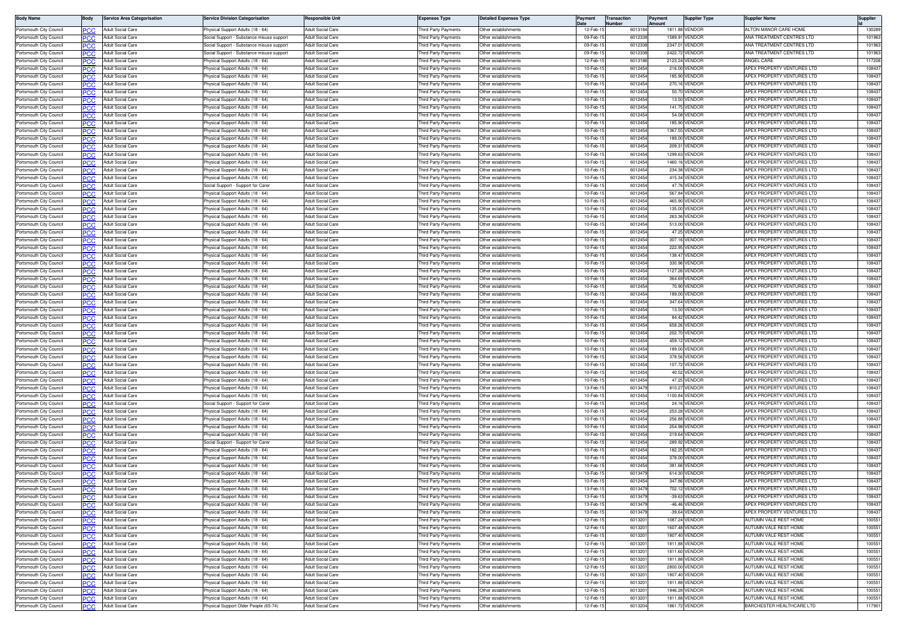| Body Name | Body | Service Area Categorisation | Service Division Categorisation | Responsible Unit | Expenses Type | Detailed Expenses Type | Payment Date | Transaction Number | Payment Amount | Supplier Type | Supplier Name | Supplier Id |
|---|---|---|---|---|---|---|---|---|---|---|---|---|
| Portsmouth City Council | PCC | Adult Social Care | Physical Support Adults (18 - 64) | Adult Social Care | Third Party Payments | Other establishments | 12-Feb-15 | 6013184 | 1811.88 | VENDOR | ALTON MANOR CARE HOME | 130289 |
| Portsmouth City Council | PCC | Adult Social Care | Social Support - Substance misuse support | Adult Social Care | Third Party Payments | Other establishments | 09-Feb-15 | 6012338 | 1589.91 | VENDOR | ANA TREATMENT CENTRES LTD | 101963 |
| Portsmouth City Council | PCC | Adult Social Care | Social Support - Substance misuse support | Adult Social Care | Third Party Payments | Other establishments | 09-Feb-15 | 6012338 | 2347.01 | VENDOR | ANA TREATMENT CENTRES LTD | 101963 |
| Portsmouth City Council | PCC | Adult Social Care | Social Support - Substance misuse support | Adult Social Care | Third Party Payments | Other establishments | 09-Feb-15 | 6012338 | 2422.72 | VENDOR | ANA TREATMENT CENTRES LTD | 101963 |
| Portsmouth City Council | PCC | Adult Social Care | Physical Support Adults (18 - 64) | Adult Social Care | Third Party Payments | Other establishments | 12-Feb-15 | 6013186 | 2123.24 | VENDOR | ANGEL CARE | 117208 |
| Portsmouth City Council | PCC | Adult Social Care | Physical Support Adults (18 - 64) | Adult Social Care | Third Party Payments | Other establishments | 10-Feb-15 | 6012454 | 216.00 | VENDOR | APEX PROPERTY VENTURES LTD | 108437 |
| Portsmouth City Council | PCC | Adult Social Care | Physical Support Adults (18 - 64) | Adult Social Care | Third Party Payments | Other establishments | 10-Feb-15 | 6012454 | 185.90 | VENDOR | APEX PROPERTY VENTURES LTD | 108437 |
| Portsmouth City Council | PCC | Adult Social Care | Physical Support Adults (18 - 64) | Adult Social Care | Third Party Payments | Other establishments | 10-Feb-15 | 6012454 | 270.16 | VENDOR | APEX PROPERTY VENTURES LTD | 108437 |
| Portsmouth City Council | PCC | Adult Social Care | Physical Support Adults (18 - 64) | Adult Social Care | Third Party Payments | Other establishments | 10-Feb-15 | 6012454 | 50.70 | VENDOR | APEX PROPERTY VENTURES LTD | 108437 |
| Portsmouth City Council | PCC | Adult Social Care | Physical Support Adults (18 - 64) | Adult Social Care | Third Party Payments | Other establishments | 10-Feb-15 | 6012454 | 13.50 | VENDOR | APEX PROPERTY VENTURES LTD | 108437 |
| Portsmouth City Council | PCC | Adult Social Care | Physical Support Adults (18 - 64) | Adult Social Care | Third Party Payments | Other establishments | 10-Feb-15 | 6012454 | 141.75 | VENDOR | APEX PROPERTY VENTURES LTD | 108437 |
| Portsmouth City Council | PCC | Adult Social Care | Physical Support Adults (18 - 64) | Adult Social Care | Third Party Payments | Other establishments | 10-Feb-15 | 6012454 | 54.08 | VENDOR | APEX PROPERTY VENTURES LTD | 108437 |
| Portsmouth City Council | PCC | Adult Social Care | Physical Support Adults (18 - 64) | Adult Social Care | Third Party Payments | Other establishments | 10-Feb-15 | 6012454 | 185.90 | VENDOR | APEX PROPERTY VENTURES LTD | 108437 |
| Portsmouth City Council | PCC | Adult Social Care | Physical Support Adults (18 - 64) | Adult Social Care | Third Party Payments | Other establishments | 10-Feb-15 | 6012454 | 1367.55 | VENDOR | APEX PROPERTY VENTURES LTD | 108437 |
| Portsmouth City Council | PCC | Adult Social Care | Physical Support Adults (18 - 64) | Adult Social Care | Third Party Payments | Other establishments | 10-Feb-15 | 6012454 | 189.00 | VENDOR | APEX PROPERTY VENTURES LTD | 108437 |
| Portsmouth City Council | PCC | Adult Social Care | Physical Support Adults (18 - 64) | Adult Social Care | Third Party Payments | Other establishments | 10-Feb-15 | 6012454 | 209.31 | VENDOR | APEX PROPERTY VENTURES LTD | 108437 |
| Portsmouth City Council | PCC | Adult Social Care | Physical Support Adults (18 - 64) | Adult Social Care | Third Party Payments | Other establishments | 10-Feb-15 | 6012454 | 1299.63 | VENDOR | APEX PROPERTY VENTURES LTD | 108437 |
| Portsmouth City Council | PCC | Adult Social Care | Physical Support Adults (18 - 64) | Adult Social Care | Third Party Payments | Other establishments | 10-Feb-15 | 6012454 | 1460.16 | VENDOR | APEX PROPERTY VENTURES LTD | 108437 |
| Portsmouth City Council | PCC | Adult Social Care | Physical Support Adults (18 - 64) | Adult Social Care | Third Party Payments | Other establishments | 10-Feb-15 | 6012454 | 234.38 | VENDOR | APEX PROPERTY VENTURES LTD | 108437 |
| Portsmouth City Council | PCC | Adult Social Care | Physical Support Adults (18 - 64) | Adult Social Care | Third Party Payments | Other establishments | 10-Feb-15 | 6012454 | 415.34 | VENDOR | APEX PROPERTY VENTURES LTD | 108437 |
| Portsmouth City Council | PCC | Adult Social Care | Social Support - Support for Carer | Adult Social Care | Third Party Payments | Other establishments | 10-Feb-15 | 6012454 | 47.76 | VENDOR | APEX PROPERTY VENTURES LTD | 108437 |
| Portsmouth City Council | PCC | Adult Social Care | Physical Support Adults (18 - 64) | Adult Social Care | Third Party Payments | Other establishments | 10-Feb-15 | 6012454 | 567.84 | VENDOR | APEX PROPERTY VENTURES LTD | 108437 |
| Portsmouth City Council | PCC | Adult Social Care | Physical Support Adults (18 - 64) | Adult Social Care | Third Party Payments | Other establishments | 10-Feb-15 | 6012454 | 465.90 | VENDOR | APEX PROPERTY VENTURES LTD | 108437 |
| Portsmouth City Council | PCC | Adult Social Care | Physical Support Adults (18 - 64) | Adult Social Care | Third Party Payments | Other establishments | 10-Feb-15 | 6012454 | 135.00 | VENDOR | APEX PROPERTY VENTURES LTD | 108437 |
| Portsmouth City Council | PCC | Adult Social Care | Physical Support Adults (18 - 64) | Adult Social Care | Third Party Payments | Other establishments | 10-Feb-15 | 6012454 | 263.36 | VENDOR | APEX PROPERTY VENTURES LTD | 108437 |
| Portsmouth City Council | PCC | Adult Social Care | Physical Support Adults (18 - 64) | Adult Social Care | Third Party Payments | Other establishments | 10-Feb-15 | 6012454 | 513.00 | VENDOR | APEX PROPERTY VENTURES LTD | 108437 |
| Portsmouth City Council | PCC | Adult Social Care | Physical Support Adults (18 - 64) | Adult Social Care | Third Party Payments | Other establishments | 10-Feb-15 | 6012454 | 47.25 | VENDOR | APEX PROPERTY VENTURES LTD | 108437 |
| Portsmouth City Council | PCC | Adult Social Care | Physical Support Adults (18 - 64) | Adult Social Care | Third Party Payments | Other establishments | 10-Feb-15 | 6012454 | 307.16 | VENDOR | APEX PROPERTY VENTURES LTD | 108437 |
| Portsmouth City Council | PCC | Adult Social Care | Physical Support Adults (18 - 64) | Adult Social Care | Third Party Payments | Other establishments | 10-Feb-15 | 6012454 | 222.95 | VENDOR | APEX PROPERTY VENTURES LTD | 108437 |
| Portsmouth City Council | PCC | Adult Social Care | Physical Support Adults (18 - 64) | Adult Social Care | Third Party Payments | Other establishments | 10-Feb-15 | 6012454 | 138.47 | VENDOR | APEX PROPERTY VENTURES LTD | 108437 |
| Portsmouth City Council | PCC | Adult Social Care | Physical Support Adults (18 - 64) | Adult Social Care | Third Party Payments | Other establishments | 10-Feb-15 | 6012454 | 330.96 | VENDOR | APEX PROPERTY VENTURES LTD | 108437 |
| Portsmouth City Council | PCC | Adult Social Care | Physical Support Adults (18 - 64) | Adult Social Care | Third Party Payments | Other establishments | 10-Feb-15 | 6012454 | 1127.26 | VENDOR | APEX PROPERTY VENTURES LTD | 108437 |
| Portsmouth City Council | PCC | Adult Social Care | Physical Support Adults (18 - 64) | Adult Social Care | Third Party Payments | Other establishments | 10-Feb-15 | 6012454 | 364.69 | VENDOR | APEX PROPERTY VENTURES LTD | 108437 |
| Portsmouth City Council | PCC | Adult Social Care | Physical Support Adults (18 - 64) | Adult Social Care | Third Party Payments | Other establishments | 10-Feb-15 | 6012454 | 70.90 | VENDOR | APEX PROPERTY VENTURES LTD | 108437 |
| Portsmouth City Council | PCC | Adult Social Care | Physical Support Adults (18 - 64) | Adult Social Care | Third Party Payments | Other establishments | 10-Feb-15 | 6012454 | 189.00 | VENDOR | APEX PROPERTY VENTURES LTD | 108437 |
| Portsmouth City Council | PCC | Adult Social Care | Physical Support Adults (18 - 64) | Adult Social Care | Third Party Payments | Other establishments | 10-Feb-15 | 6012454 | 347.64 | VENDOR | APEX PROPERTY VENTURES LTD | 108437 |
| Portsmouth City Council | PCC | Adult Social Care | Physical Support Adults (18 - 64) | Adult Social Care | Third Party Payments | Other establishments | 10-Feb-15 | 6012454 | 13.50 | VENDOR | APEX PROPERTY VENTURES LTD | 108437 |
| Portsmouth City Council | PCC | Adult Social Care | Physical Support Adults (18 - 64) | Adult Social Care | Third Party Payments | Other establishments | 10-Feb-15 | 6012454 | 84.42 | VENDOR | APEX PROPERTY VENTURES LTD | 108437 |
| Portsmouth City Council | PCC | Adult Social Care | Physical Support Adults (18 - 64) | Adult Social Care | Third Party Payments | Other establishments | 10-Feb-15 | 6012454 | 658.26 | VENDOR | APEX PROPERTY VENTURES LTD | 108437 |
| Portsmouth City Council | PCC | Adult Social Care | Physical Support Adults (18 - 64) | Adult Social Care | Third Party Payments | Other establishments | 10-Feb-15 | 6012454 | 202.70 | VENDOR | APEX PROPERTY VENTURES LTD | 108437 |
| Portsmouth City Council | PCC | Adult Social Care | Physical Support Adults (18 - 64) | Adult Social Care | Third Party Payments | Other establishments | 10-Feb-15 | 6012454 | 459.12 | VENDOR | APEX PROPERTY VENTURES LTD | 108437 |
| Portsmouth City Council | PCC | Adult Social Care | Physical Support Adults (18 - 64) | Adult Social Care | Third Party Payments | Other establishments | 10-Feb-15 | 6012454 | 189.00 | VENDOR | APEX PROPERTY VENTURES LTD | 108437 |
| Portsmouth City Council | PCC | Adult Social Care | Physical Support Adults (18 - 64) | Adult Social Care | Third Party Payments | Other establishments | 10-Feb-15 | 6012454 | 378.56 | VENDOR | APEX PROPERTY VENTURES LTD | 108437 |
| Portsmouth City Council | PCC | Adult Social Care | Physical Support Adults (18 - 64) | Adult Social Care | Third Party Payments | Other establishments | 10-Feb-15 | 6012454 | 107.72 | VENDOR | APEX PROPERTY VENTURES LTD | 108437 |
| Portsmouth City Council | PCC | Adult Social Care | Physical Support Adults (18 - 64) | Adult Social Care | Third Party Payments | Other establishments | 10-Feb-15 | 6012454 | 40.52 | VENDOR | APEX PROPERTY VENTURES LTD | 108437 |
| Portsmouth City Council | PCC | Adult Social Care | Physical Support Adults (18 - 64) | Adult Social Care | Third Party Payments | Other establishments | 10-Feb-15 | 6012454 | 47.25 | VENDOR | APEX PROPERTY VENTURES LTD | 108437 |
| Portsmouth City Council | PCC | Adult Social Care | Physical Support Adults (18 - 64) | Adult Social Care | Third Party Payments | Other establishments | 13-Feb-15 | 6013479 | 810.27 | VENDOR | APEX PROPERTY VENTURES LTD | 108437 |
| Portsmouth City Council | PCC | Adult Social Care | Physical Support Adults (18 - 64) | Adult Social Care | Third Party Payments | Other establishments | 10-Feb-15 | 6012454 | 1100.84 | VENDOR | APEX PROPERTY VENTURES LTD | 108437 |
| Portsmouth City Council | PCC | Adult Social Care | Social Support - Support for Carer | Adult Social Care | Third Party Payments | Other establishments | 10-Feb-15 | 6012454 | 24.16 | VENDOR | APEX PROPERTY VENTURES LTD | 108437 |
| Portsmouth City Council | PCC | Adult Social Care | Physical Support Adults (18 - 64) | Adult Social Care | Third Party Payments | Other establishments | 10-Feb-15 | 6012454 | 253.28 | VENDOR | APEX PROPERTY VENTURES LTD | 108437 |
| Portsmouth City Council | PCC | Adult Social Care | Physical Support Adults (18 - 64) | Adult Social Care | Third Party Payments | Other establishments | 10-Feb-15 | 6012454 | 256.88 | VENDOR | APEX PROPERTY VENTURES LTD | 108437 |
| Portsmouth City Council | PCC | Adult Social Care | Physical Support Adults (18 - 64) | Adult Social Care | Third Party Payments | Other establishments | 10-Feb-15 | 6012454 | 254.98 | VENDOR | APEX PROPERTY VENTURES LTD | 108437 |
| Portsmouth City Council | PCC | Adult Social Care | Physical Support Adults (18 - 64) | Adult Social Care | Third Party Payments | Other establishments | 10-Feb-15 | 6012454 | 219.64 | VENDOR | APEX PROPERTY VENTURES LTD | 108437 |
| Portsmouth City Council | PCC | Adult Social Care | Social Support - Support for Carer | Adult Social Care | Third Party Payments | Other establishments | 10-Feb-15 | 6012454 | 289.92 | VENDOR | APEX PROPERTY VENTURES LTD | 108437 |
| Portsmouth City Council | PCC | Adult Social Care | Physical Support Adults (18 - 64) | Adult Social Care | Third Party Payments | Other establishments | 10-Feb-15 | 6012454 | 182.25 | VENDOR | APEX PROPERTY VENTURES LTD | 108437 |
| Portsmouth City Council | PCC | Adult Social Care | Physical Support Adults (18 - 64) | Adult Social Care | Third Party Payments | Other establishments | 10-Feb-15 | 6012454 | 378.00 | VENDOR | APEX PROPERTY VENTURES LTD | 108437 |
| Portsmouth City Council | PCC | Adult Social Care | Physical Support Adults (18 - 64) | Adult Social Care | Third Party Payments | Other establishments | 10-Feb-15 | 6012454 | 381.66 | VENDOR | APEX PROPERTY VENTURES LTD | 108437 |
| Portsmouth City Council | PCC | Adult Social Care | Physical Support Adults (18 - 64) | Adult Social Care | Third Party Payments | Other establishments | 13-Feb-15 | 6013479 | 614.30 | VENDOR | APEX PROPERTY VENTURES LTD | 108437 |
| Portsmouth City Council | PCC | Adult Social Care | Physical Support Adults (18 - 64) | Adult Social Care | Third Party Payments | Other establishments | 10-Feb-15 | 6012454 | 347.86 | VENDOR | APEX PROPERTY VENTURES LTD | 108437 |
| Portsmouth City Council | PCC | Adult Social Care | Physical Support Adults (18 - 64) | Adult Social Care | Third Party Payments | Other establishments | 13-Feb-15 | 6013479 | 702.12 | VENDOR | APEX PROPERTY VENTURES LTD | 108437 |
| Portsmouth City Council | PCC | Adult Social Care | Physical Support Adults (18 - 64) | Adult Social Care | Third Party Payments | Other establishments | 13-Feb-15 | 6013479 | -39.63 | VENDOR | APEX PROPERTY VENTURES LTD | 108437 |
| Portsmouth City Council | PCC | Adult Social Care | Physical Support Adults (18 - 64) | Adult Social Care | Third Party Payments | Other establishments | 13-Feb-15 | 6013479 | -46.46 | VENDOR | APEX PROPERTY VENTURES LTD | 108437 |
| Portsmouth City Council | PCC | Adult Social Care | Physical Support Adults (18 - 64) | Adult Social Care | Third Party Payments | Other establishments | 13-Feb-15 | 6013479 | -39.64 | VENDOR | APEX PROPERTY VENTURES LTD | 108437 |
| Portsmouth City Council | PCC | Adult Social Care | Physical Support Adults (18 - 64) | Adult Social Care | Third Party Payments | Other establishments | 12-Feb-15 | 6013201 | 1087.24 | VENDOR | AUTUMN VALE REST HOME | 100551 |
| Portsmouth City Council | PCC | Adult Social Care | Physical Support Adults (18 - 64) | Adult Social Care | Third Party Payments | Other establishments | 12-Feb-15 | 6013201 | 1607.48 | VENDOR | AUTUMN VALE REST HOME | 100551 |
| Portsmouth City Council | PCC | Adult Social Care | Physical Support Adults (18 - 64) | Adult Social Care | Third Party Payments | Other establishments | 12-Feb-15 | 6013201 | 1807.40 | VENDOR | AUTUMN VALE REST HOME | 100551 |
| Portsmouth City Council | PCC | Adult Social Care | Physical Support Adults (18 - 64) | Adult Social Care | Third Party Payments | Other establishments | 12-Feb-15 | 6013201 | 1811.88 | VENDOR | AUTUMN VALE REST HOME | 100551 |
| Portsmouth City Council | PCC | Adult Social Care | Physical Support Adults (18 - 64) | Adult Social Care | Third Party Payments | Other establishments | 12-Feb-15 | 6013201 | 1811.60 | VENDOR | AUTUMN VALE REST HOME | 100551 |
| Portsmouth City Council | PCC | Adult Social Care | Physical Support Adults (18 - 64) | Adult Social Care | Third Party Payments | Other establishments | 12-Feb-15 | 6013201 | 1811.88 | VENDOR | AUTUMN VALE REST HOME | 100551 |
| Portsmouth City Council | PCC | Adult Social Care | Physical Support Adults (18 - 64) | Adult Social Care | Third Party Payments | Other establishments | 12-Feb-15 | 6013201 | 2800.00 | VENDOR | AUTUMN VALE REST HOME | 100551 |
| Portsmouth City Council | PCC | Adult Social Care | Physical Support Adults (18 - 64) | Adult Social Care | Third Party Payments | Other establishments | 12-Feb-15 | 6013201 | 1807.40 | VENDOR | AUTUMN VALE REST HOME | 100551 |
| Portsmouth City Council | PCC | Adult Social Care | Physical Support Adults (18 - 64) | Adult Social Care | Third Party Payments | Other establishments | 12-Feb-15 | 6013201 | 1811.88 | VENDOR | AUTUMN VALE REST HOME | 100551 |
| Portsmouth City Council | PCC | Adult Social Care | Physical Support Adults (18 - 64) | Adult Social Care | Third Party Payments | Other establishments | 12-Feb-15 | 6013201 | 1946.28 | VENDOR | AUTUMN VALE REST HOME | 100551 |
| Portsmouth City Council | PCC | Adult Social Care | Physical Support Adults (18 - 64) | Adult Social Care | Third Party Payments | Other establishments | 12-Feb-15 | 6013201 | 1811.88 | VENDOR | AUTUMN VALE REST HOME | 100551 |
| Portsmouth City Council | PCC | Adult Social Care | Physical Support Older People (65-74) | Adult Social Care | Third Party Payments | Other establishments | 12-Feb-15 | 6013204 | 1861.72 | VENDOR | BARCHESTER HEALTHCARE LTD | 117901 |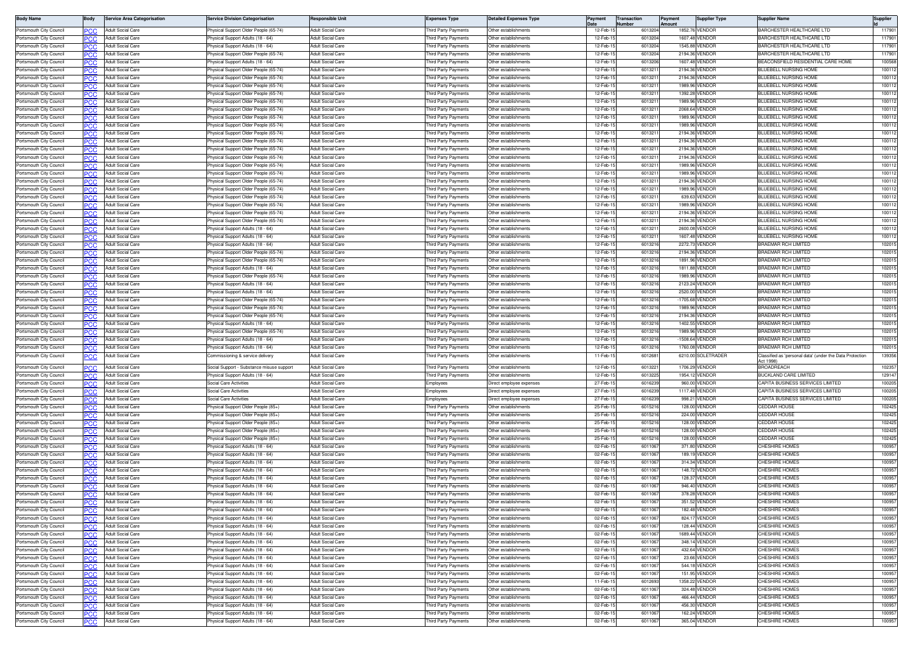| Body Name | Body | Service Area Categorisation | Service Division Categorisation | Responsible Unit | Expenses Type | Detailed Expenses Type | Payment Date | Transaction Number | Payment Amount | Supplier Type | Supplier Name | Supplier Id |
|---|---|---|---|---|---|---|---|---|---|---|---|---|
| Portsmouth City Council | PCC | Adult Social Care | Physical Support Older People (65-74) | Adult Social Care | Third Party Payments | Other establishments | 12-Feb-15 | 6013204 | 1852.76 | VENDOR | BARCHESTER HEALTHCARE LTD | 117901 |
| Portsmouth City Council | PCC | Adult Social Care | Physical Support Adults (18 - 64) | Adult Social Care | Third Party Payments | Other establishments | 12-Feb-15 | 6013204 | 1607.48 | VENDOR | BARCHESTER HEALTHCARE LTD | 117901 |
| Portsmouth City Council | PCC | Adult Social Care | Physical Support Adults (18 - 64) | Adult Social Care | Third Party Payments | Other establishments | 12-Feb-15 | 6013204 | 1545.88 | VENDOR | BARCHESTER HEALTHCARE LTD | 117901 |
| Portsmouth City Council | PCC | Adult Social Care | Physical Support Older People (65-74) | Adult Social Care | Third Party Payments | Other establishments | 12-Feb-15 | 6013204 | 2194.36 | VENDOR | BARCHESTER HEALTHCARE LTD | 117901 |
| Portsmouth City Council | PCC | Adult Social Care | Physical Support Adults (18 - 64) | Adult Social Care | Third Party Payments | Other establishments | 12-Feb-15 | 6013206 | 1607.48 | VENDOR | BEACONSFIELD RESIDENTIAL CARE HOME | 100568 |
| Portsmouth City Council | PCC | Adult Social Care | Physical Support Older People (65-74) | Adult Social Care | Third Party Payments | Other establishments | 12-Feb-15 | 6013211 | 2194.36 | VENDOR | BLUEBELL NURSING HOME | 100112 |
| Portsmouth City Council | PCC | Adult Social Care | Physical Support Older People (65-74) | Adult Social Care | Third Party Payments | Other establishments | 12-Feb-15 | 6013211 | 2194.36 | VENDOR | BLUEBELL NURSING HOME | 100112 |
| Portsmouth City Council | PCC | Adult Social Care | Physical Support Older People (65-74) | Adult Social Care | Third Party Payments | Other establishments | 12-Feb-15 | 6013211 | 1989.96 | VENDOR | BLUEBELL NURSING HOME | 100112 |
| Portsmouth City Council | PCC | Adult Social Care | Physical Support Older People (65-74) | Adult Social Care | Third Party Payments | Other establishments | 12-Feb-15 | 6013211 | 1392.28 | VENDOR | BLUEBELL NURSING HOME | 100112 |
| Portsmouth City Council | PCC | Adult Social Care | Physical Support Older People (65-74) | Adult Social Care | Third Party Payments | Other establishments | 12-Feb-15 | 6013211 | 1989.96 | VENDOR | BLUEBELL NURSING HOME | 100112 |
| Portsmouth City Council | PCC | Adult Social Care | Physical Support Older People (65-74) | Adult Social Care | Third Party Payments | Other establishments | 12-Feb-15 | 6013211 | 2068.64 | VENDOR | BLUEBELL NURSING HOME | 100112 |
| Portsmouth City Council | PCC | Adult Social Care | Physical Support Older People (65-74) | Adult Social Care | Third Party Payments | Other establishments | 12-Feb-15 | 6013211 | 1989.96 | VENDOR | BLUEBELL NURSING HOME | 100112 |
| Portsmouth City Council | PCC | Adult Social Care | Physical Support Older People (65-74) | Adult Social Care | Third Party Payments | Other establishments | 12-Feb-15 | 6013211 | 1989.96 | VENDOR | BLUEBELL NURSING HOME | 100112 |
| Portsmouth City Council | PCC | Adult Social Care | Physical Support Older People (65-74) | Adult Social Care | Third Party Payments | Other establishments | 12-Feb-15 | 6013211 | 2194.36 | VENDOR | BLUEBELL NURSING HOME | 100112 |
| Portsmouth City Council | PCC | Adult Social Care | Physical Support Older People (65-74) | Adult Social Care | Third Party Payments | Other establishments | 12-Feb-15 | 6013211 | 2194.36 | VENDOR | BLUEBELL NURSING HOME | 100112 |
| Portsmouth City Council | PCC | Adult Social Care | Physical Support Older People (65-74) | Adult Social Care | Third Party Payments | Other establishments | 12-Feb-15 | 6013211 | 2194.36 | VENDOR | BLUEBELL NURSING HOME | 100112 |
| Portsmouth City Council | PCC | Adult Social Care | Physical Support Older People (65-74) | Adult Social Care | Third Party Payments | Other establishments | 12-Feb-15 | 6013211 | 2194.36 | VENDOR | BLUEBELL NURSING HOME | 100112 |
| Portsmouth City Council | PCC | Adult Social Care | Physical Support Older People (65-74) | Adult Social Care | Third Party Payments | Other establishments | 12-Feb-15 | 6013211 | 1989.96 | VENDOR | BLUEBELL NURSING HOME | 100112 |
| Portsmouth City Council | PCC | Adult Social Care | Physical Support Older People (65-74) | Adult Social Care | Third Party Payments | Other establishments | 12-Feb-15 | 6013211 | 1989.96 | VENDOR | BLUEBELL NURSING HOME | 100112 |
| Portsmouth City Council | PCC | Adult Social Care | Physical Support Older People (65-74) | Adult Social Care | Third Party Payments | Other establishments | 12-Feb-15 | 6013211 | 2194.36 | VENDOR | BLUEBELL NURSING HOME | 100112 |
| Portsmouth City Council | PCC | Adult Social Care | Physical Support Older People (65-74) | Adult Social Care | Third Party Payments | Other establishments | 12-Feb-15 | 6013211 | 1989.96 | VENDOR | BLUEBELL NURSING HOME | 100112 |
| Portsmouth City Council | PCC | Adult Social Care | Physical Support Older People (65-74) | Adult Social Care | Third Party Payments | Other establishments | 12-Feb-15 | 6013211 | 639.63 | VENDOR | BLUEBELL NURSING HOME | 100112 |
| Portsmouth City Council | PCC | Adult Social Care | Physical Support Older People (65-74) | Adult Social Care | Third Party Payments | Other establishments | 12-Feb-15 | 6013211 | 1989.96 | VENDOR | BLUEBELL NURSING HOME | 100112 |
| Portsmouth City Council | PCC | Adult Social Care | Physical Support Older People (65-74) | Adult Social Care | Third Party Payments | Other establishments | 12-Feb-15 | 6013211 | 2194.36 | VENDOR | BLUEBELL NURSING HOME | 100112 |
| Portsmouth City Council | PCC | Adult Social Care | Physical Support Older People (65-74) | Adult Social Care | Third Party Payments | Other establishments | 12-Feb-15 | 6013211 | 2194.36 | VENDOR | BLUEBELL NURSING HOME | 100112 |
| Portsmouth City Council | PCC | Adult Social Care | Physical Support Adults (18 - 64) | Adult Social Care | Third Party Payments | Other establishments | 12-Feb-15 | 6013211 | 2600.08 | VENDOR | BLUEBELL NURSING HOME | 100112 |
| Portsmouth City Council | PCC | Adult Social Care | Physical Support Adults (18 - 64) | Adult Social Care | Third Party Payments | Other establishments | 12-Feb-15 | 6013211 | 1607.48 | VENDOR | BLUEBELL NURSING HOME | 100112 |
| Portsmouth City Council | PCC | Adult Social Care | Physical Support Adults (18 - 64) | Adult Social Care | Third Party Payments | Other establishments | 12-Feb-15 | 6013216 | 2272.73 | VENDOR | BRAEMAR RCH LIMITED | 102015 |
| Portsmouth City Council | PCC | Adult Social Care | Physical Support Older People (65-74) | Adult Social Care | Third Party Payments | Other establishments | 12-Feb-15 | 6013216 | 2194.36 | VENDOR | BRAEMAR RCH LIMITED | 102015 |
| Portsmouth City Council | PCC | Adult Social Care | Physical Support Older People (65-74) | Adult Social Care | Third Party Payments | Other establishments | 12-Feb-15 | 6013216 | 1891.96 | VENDOR | BRAEMAR RCH LIMITED | 102015 |
| Portsmouth City Council | PCC | Adult Social Care | Physical Support Adults (18 - 64) | Adult Social Care | Third Party Payments | Other establishments | 12-Feb-15 | 6013216 | 1811.88 | VENDOR | BRAEMAR RCH LIMITED | 102015 |
| Portsmouth City Council | PCC | Adult Social Care | Physical Support Older People (65-74) | Adult Social Care | Third Party Payments | Other establishments | 12-Feb-15 | 6013216 | 1989.96 | VENDOR | BRAEMAR RCH LIMITED | 102015 |
| Portsmouth City Council | PCC | Adult Social Care | Physical Support Adults (18 - 64) | Adult Social Care | Third Party Payments | Other establishments | 12-Feb-15 | 6013216 | 2123.24 | VENDOR | BRAEMAR RCH LIMITED | 102015 |
| Portsmouth City Council | PCC | Adult Social Care | Physical Support Adults (18 - 64) | Adult Social Care | Third Party Payments | Other establishments | 12-Feb-15 | 6013216 | 2520.00 | VENDOR | BRAEMAR RCH LIMITED | 102015 |
| Portsmouth City Council | PCC | Adult Social Care | Physical Support Older People (65-74) | Adult Social Care | Third Party Payments | Other establishments | 12-Feb-15 | 6013216 | -1705.68 | VENDOR | BRAEMAR RCH LIMITED | 102015 |
| Portsmouth City Council | PCC | Adult Social Care | Physical Support Older People (65-74) | Adult Social Care | Third Party Payments | Other establishments | 12-Feb-15 | 6013216 | 1989.96 | VENDOR | BRAEMAR RCH LIMITED | 102015 |
| Portsmouth City Council | PCC | Adult Social Care | Physical Support Older People (65-74) | Adult Social Care | Third Party Payments | Other establishments | 12-Feb-15 | 6013216 | 2194.36 | VENDOR | BRAEMAR RCH LIMITED | 102015 |
| Portsmouth City Council | PCC | Adult Social Care | Physical Support Adults (18 - 64) | Adult Social Care | Third Party Payments | Other establishments | 12-Feb-15 | 6013216 | 1402.55 | VENDOR | BRAEMAR RCH LIMITED | 102015 |
| Portsmouth City Council | PCC | Adult Social Care | Physical Support Older People (65-74) | Adult Social Care | Third Party Payments | Other establishments | 12-Feb-15 | 6013216 | 1989.96 | VENDOR | BRAEMAR RCH LIMITED | 102015 |
| Portsmouth City Council | PCC | Adult Social Care | Physical Support Adults (18 - 64) | Adult Social Care | Third Party Payments | Other establishments | 12-Feb-15 | 6013216 | -1508.64 | VENDOR | BRAEMAR RCH LIMITED | 102015 |
| Portsmouth City Council | PCC | Adult Social Care | Physical Support Adults (18 - 64) | Adult Social Care | Third Party Payments | Other establishments | 12-Feb-15 | 6013216 | 1760.08 | VENDOR | BRAEMAR RCH LIMITED | 102015 |
| Portsmouth City Council | PCC | Adult Social Care | Commissioning & service delivery | Adult Social Care | Third Party Payments | Other establishments | 11-Feb-15 | 6012681 | 6210.00 | SOLETRADER | Classified as 'personal data' (under the Data Protection Act 1998) | 139356 |
| Portsmouth City Council | PCC | Adult Social Care | Social Support - Substance misuse support | Adult Social Care | Third Party Payments | Other establishments | 12-Feb-15 | 6013221 | 1706.29 | VENDOR | BROADREACH | 102357 |
| Portsmouth City Council | PCC | Adult Social Care | Physical Support Adults (18 - 64) | Adult Social Care | Third Party Payments | Other establishments | 12-Feb-15 | 6013225 | 1954.12 | VENDOR | BUCKLAND CARE LIMITED | 129147 |
| Portsmouth City Council | PCC | Adult Social Care | Social Care Activities | Adult Social Care | Employees | Direct employee expenses | 27-Feb-15 | 6016239 | 960.00 | VENDOR | CAPITA BUSINESS SERVICES LIMITED | 100205 |
| Portsmouth City Council | PCC | Adult Social Care | Social Care Activities | Adult Social Care | Employees | Direct employee expenses | 27-Feb-15 | 6016239 | 1117.48 | VENDOR | CAPITA BUSINESS SERVICES LIMITED | 100205 |
| Portsmouth City Council | PCC | Adult Social Care | Social Care Activities | Adult Social Care | Employees | Direct employee expenses | 27-Feb-15 | 6016239 | 998.21 | VENDOR | CAPITA BUSINESS SERVICES LIMITED | 100205 |
| Portsmouth City Council | PCC | Adult Social Care | Physical Support Older People (85+) | Adult Social Care | Third Party Payments | Other establishments | 25-Feb-15 | 6015216 | 128.00 | VENDOR | CEDDAR HOUSE | 102425 |
| Portsmouth City Council | PCC | Adult Social Care | Physical Support Older People (85+) | Adult Social Care | Third Party Payments | Other establishments | 25-Feb-15 | 6015216 | 224.00 | VENDOR | CEDDAR HOUSE | 102425 |
| Portsmouth City Council | PCC | Adult Social Care | Physical Support Older People (85+) | Adult Social Care | Third Party Payments | Other establishments | 25-Feb-15 | 6015216 | 128.00 | VENDOR | CEDDAR HOUSE | 102425 |
| Portsmouth City Council | PCC | Adult Social Care | Physical Support Older People (85+) | Adult Social Care | Third Party Payments | Other establishments | 25-Feb-15 | 6015216 | 128.00 | VENDOR | CEDDAR HOUSE | 102425 |
| Portsmouth City Council | PCC | Adult Social Care | Physical Support Older People (85+) | Adult Social Care | Third Party Payments | Other establishments | 25-Feb-15 | 6015216 | 128.00 | VENDOR | CEDDAR HOUSE | 102425 |
| Portsmouth City Council | PCC | Adult Social Care | Physical Support Adults (18 - 64) | Adult Social Care | Third Party Payments | Other establishments | 02-Feb-15 | 6011067 | 371.80 | VENDOR | CHESHIRE HOMES | 100957 |
| Portsmouth City Council | PCC | Adult Social Care | Physical Support Adults (18 - 64) | Adult Social Care | Third Party Payments | Other establishments | 02-Feb-15 | 6011067 | 189.19 | VENDOR | CHESHIRE HOMES | 100957 |
| Portsmouth City Council | PCC | Adult Social Care | Physical Support Adults (18 - 64) | Adult Social Care | Third Party Payments | Other establishments | 02-Feb-15 | 6011067 | 314.34 | VENDOR | CHESHIRE HOMES | 100957 |
| Portsmouth City Council | PCC | Adult Social Care | Physical Support Adults (18 - 64) | Adult Social Care | Third Party Payments | Other establishments | 02-Feb-15 | 6011067 | 148.72 | VENDOR | CHESHIRE HOMES | 100957 |
| Portsmouth City Council | PCC | Adult Social Care | Physical Support Adults (18 - 64) | Adult Social Care | Third Party Payments | Other establishments | 02-Feb-15 | 6011067 | 128.37 | VENDOR | CHESHIRE HOMES | 100957 |
| Portsmouth City Council | PCC | Adult Social Care | Physical Support Adults (18 - 64) | Adult Social Care | Third Party Payments | Other establishments | 02-Feb-15 | 6011067 | 946.40 | VENDOR | CHESHIRE HOMES | 100957 |
| Portsmouth City Council | PCC | Adult Social Care | Physical Support Adults (18 - 64) | Adult Social Care | Third Party Payments | Other establishments | 02-Feb-15 | 6011067 | 378.28 | VENDOR | CHESHIRE HOMES | 100957 |
| Portsmouth City Council | PCC | Adult Social Care | Physical Support Adults (18 - 64) | Adult Social Care | Third Party Payments | Other establishments | 02-Feb-15 | 6011067 | 351.52 | VENDOR | CHESHIRE HOMES | 100957 |
| Portsmouth City Council | PCC | Adult Social Care | Physical Support Adults (18 - 64) | Adult Social Care | Third Party Payments | Other establishments | 02-Feb-15 | 6011067 | 182.48 | VENDOR | CHESHIRE HOMES | 100957 |
| Portsmouth City Council | PCC | Adult Social Care | Physical Support Adults (18 - 64) | Adult Social Care | Third Party Payments | Other establishments | 02-Feb-15 | 6011067 | 824.17 | VENDOR | CHESHIRE HOMES | 100957 |
| Portsmouth City Council | PCC | Adult Social Care | Physical Support Adults (18 - 64) | Adult Social Care | Third Party Payments | Other establishments | 02-Feb-15 | 6011067 | 128.44 | VENDOR | CHESHIRE HOMES | 100957 |
| Portsmouth City Council | PCC | Adult Social Care | Physical Support Adults (18 - 64) | Adult Social Care | Third Party Payments | Other establishments | 02-Feb-15 | 6011067 | 1689.44 | VENDOR | CHESHIRE HOMES | 100957 |
| Portsmouth City Council | PCC | Adult Social Care | Physical Support Adults (18 - 64) | Adult Social Care | Third Party Payments | Other establishments | 02-Feb-15 | 6011067 | 348.14 | VENDOR | CHESHIRE HOMES | 100957 |
| Portsmouth City Council | PCC | Adult Social Care | Physical Support Adults (18 - 64) | Adult Social Care | Third Party Payments | Other establishments | 02-Feb-15 | 6011067 | 432.64 | VENDOR | CHESHIRE HOMES | 100957 |
| Portsmouth City Council | PCC | Adult Social Care | Physical Support Adults (18 - 64) | Adult Social Care | Third Party Payments | Other establishments | 02-Feb-15 | 6011067 | 23.66 | VENDOR | CHESHIRE HOMES | 100957 |
| Portsmouth City Council | PCC | Adult Social Care | Physical Support Adults (18 - 64) | Adult Social Care | Third Party Payments | Other establishments | 02-Feb-15 | 6011067 | 544.18 | VENDOR | CHESHIRE HOMES | 100957 |
| Portsmouth City Council | PCC | Adult Social Care | Physical Support Adults (18 - 64) | Adult Social Care | Third Party Payments | Other establishments | 02-Feb-15 | 6011067 | 151.95 | VENDOR | CHESHIRE HOMES | 100957 |
| Portsmouth City Council | PCC | Adult Social Care | Physical Support Adults (18 - 64) | Adult Social Care | Third Party Payments | Other establishments | 11-Feb-15 | 6012693 | 1358.22 | VENDOR | CHESHIRE HOMES | 100957 |
| Portsmouth City Council | PCC | Adult Social Care | Physical Support Adults (18 - 64) | Adult Social Care | Third Party Payments | Other establishments | 02-Feb-15 | 6011067 | 324.48 | VENDOR | CHESHIRE HOMES | 100957 |
| Portsmouth City Council | PCC | Adult Social Care | Physical Support Adults (18 - 64) | Adult Social Care | Third Party Payments | Other establishments | 02-Feb-15 | 6011067 | 466.44 | VENDOR | CHESHIRE HOMES | 100957 |
| Portsmouth City Council | PCC | Adult Social Care | Physical Support Adults (18 - 64) | Adult Social Care | Third Party Payments | Other establishments | 02-Feb-15 | 6011067 | 456.30 | VENDOR | CHESHIRE HOMES | 100957 |
| Portsmouth City Council | PCC | Adult Social Care | Physical Support Adults (18 - 64) | Adult Social Care | Third Party Payments | Other establishments | 02-Feb-15 | 6011067 | 162.24 | VENDOR | CHESHIRE HOMES | 100957 |
| Portsmouth City Council | PCC | Adult Social Care | Physical Support Adults (18 - 64) | Adult Social Care | Third Party Payments | Other establishments | 02-Feb-15 | 6011067 | 365.04 | VENDOR | CHESHIRE HOMES | 100957 |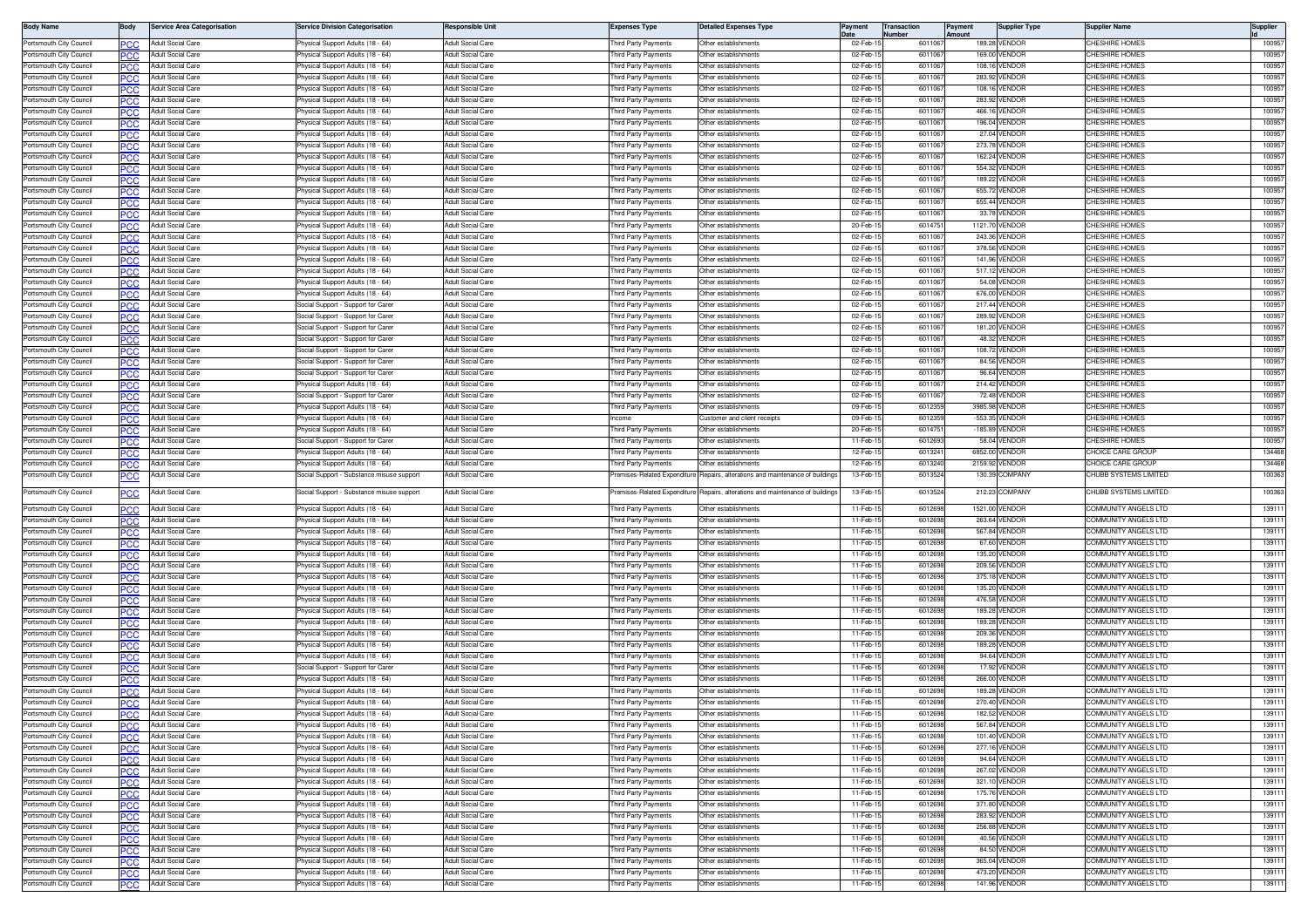| Body Name | Body | Service Area Categorisation | Service Division Categorisation | Responsible Unit | Expenses Type | Detailed Expenses Type | Payment Date | Transaction Number | Payment Amount | Supplier Type | Supplier Name | Supplier Id |
|---|---|---|---|---|---|---|---|---|---|---|---|---|
| Portsmouth City Council | PCC | Adult Social Care | Physical Support Adults (18 - 64) | Adult Social Care | Third Party Payments | Other establishments | 02-Feb-15 | 6011067 | 189.28 | VENDOR | CHESHIRE HOMES | 100957 |
| Portsmouth City Council | PCC | Adult Social Care | Physical Support Adults (18 - 64) | Adult Social Care | Third Party Payments | Other establishments | 02-Feb-15 | 6011067 | 169.00 | VENDOR | CHESHIRE HOMES | 100957 |
| Portsmouth City Council | PCC | Adult Social Care | Physical Support Adults (18 - 64) | Adult Social Care | Third Party Payments | Other establishments | 02-Feb-15 | 6011067 | 108.16 | VENDOR | CHESHIRE HOMES | 100957 |
| Portsmouth City Council | PCC | Adult Social Care | Physical Support Adults (18 - 64) | Adult Social Care | Third Party Payments | Other establishments | 02-Feb-15 | 6011067 | 283.92 | VENDOR | CHESHIRE HOMES | 100957 |
| Portsmouth City Council | PCC | Adult Social Care | Physical Support Adults (18 - 64) | Adult Social Care | Third Party Payments | Other establishments | 02-Feb-15 | 6011067 | 108.16 | VENDOR | CHESHIRE HOMES | 100957 |
| Portsmouth City Council | PCC | Adult Social Care | Physical Support Adults (18 - 64) | Adult Social Care | Third Party Payments | Other establishments | 02-Feb-15 | 6011067 | 283.92 | VENDOR | CHESHIRE HOMES | 100957 |
| Portsmouth City Council | PCC | Adult Social Care | Physical Support Adults (18 - 64) | Adult Social Care | Third Party Payments | Other establishments | 02-Feb-15 | 6011067 | 466.16 | VENDOR | CHESHIRE HOMES | 100957 |
| Portsmouth City Council | PCC | Adult Social Care | Physical Support Adults (18 - 64) | Adult Social Care | Third Party Payments | Other establishments | 02-Feb-15 | 6011067 | 196.04 | VENDOR | CHESHIRE HOMES | 100957 |
| Portsmouth City Council | PCC | Adult Social Care | Physical Support Adults (18 - 64) | Adult Social Care | Third Party Payments | Other establishments | 02-Feb-15 | 6011067 | 27.04 | VENDOR | CHESHIRE HOMES | 100957 |
| Portsmouth City Council | PCC | Adult Social Care | Physical Support Adults (18 - 64) | Adult Social Care | Third Party Payments | Other establishments | 02-Feb-15 | 6011067 | 273.78 | VENDOR | CHESHIRE HOMES | 100957 |
| Portsmouth City Council | PCC | Adult Social Care | Physical Support Adults (18 - 64) | Adult Social Care | Third Party Payments | Other establishments | 02-Feb-15 | 6011067 | 162.24 | VENDOR | CHESHIRE HOMES | 100957 |
| Portsmouth City Council | PCC | Adult Social Care | Physical Support Adults (18 - 64) | Adult Social Care | Third Party Payments | Other establishments | 02-Feb-15 | 6011067 | 554.32 | VENDOR | CHESHIRE HOMES | 100957 |
| Portsmouth City Council | PCC | Adult Social Care | Physical Support Adults (18 - 64) | Adult Social Care | Third Party Payments | Other establishments | 02-Feb-15 | 6011067 | 189.22 | VENDOR | CHESHIRE HOMES | 100957 |
| Portsmouth City Council | PCC | Adult Social Care | Physical Support Adults (18 - 64) | Adult Social Care | Third Party Payments | Other establishments | 02-Feb-15 | 6011067 | 655.72 | VENDOR | CHESHIRE HOMES | 100957 |
| Portsmouth City Council | PCC | Adult Social Care | Physical Support Adults (18 - 64) | Adult Social Care | Third Party Payments | Other establishments | 02-Feb-15 | 6011067 | 655.44 | VENDOR | CHESHIRE HOMES | 100957 |
| Portsmouth City Council | PCC | Adult Social Care | Physical Support Adults (18 - 64) | Adult Social Care | Third Party Payments | Other establishments | 02-Feb-15 | 6011067 | 33.78 | VENDOR | CHESHIRE HOMES | 100957 |
| Portsmouth City Council | PCC | Adult Social Care | Physical Support Adults (18 - 64) | Adult Social Care | Third Party Payments | Other establishments | 20-Feb-15 | 6014751 | 1121.70 | VENDOR | CHESHIRE HOMES | 100957 |
| Portsmouth City Council | PCC | Adult Social Care | Physical Support Adults (18 - 64) | Adult Social Care | Third Party Payments | Other establishments | 02-Feb-15 | 6011067 | 243.36 | VENDOR | CHESHIRE HOMES | 100957 |
| Portsmouth City Council | PCC | Adult Social Care | Physical Support Adults (18 - 64) | Adult Social Care | Third Party Payments | Other establishments | 02-Feb-15 | 6011067 | 378.56 | VENDOR | CHESHIRE HOMES | 100957 |
| Portsmouth City Council | PCC | Adult Social Care | Physical Support Adults (18 - 64) | Adult Social Care | Third Party Payments | Other establishments | 02-Feb-15 | 6011067 | 141.96 | VENDOR | CHESHIRE HOMES | 100957 |
| Portsmouth City Council | PCC | Adult Social Care | Physical Support Adults (18 - 64) | Adult Social Care | Third Party Payments | Other establishments | 02-Feb-15 | 6011067 | 517.12 | VENDOR | CHESHIRE HOMES | 100957 |
| Portsmouth City Council | PCC | Adult Social Care | Physical Support Adults (18 - 64) | Adult Social Care | Third Party Payments | Other establishments | 02-Feb-15 | 6011067 | 54.08 | VENDOR | CHESHIRE HOMES | 100957 |
| Portsmouth City Council | PCC | Adult Social Care | Physical Support Adults (18 - 64) | Adult Social Care | Third Party Payments | Other establishments | 02-Feb-15 | 6011067 | 676.00 | VENDOR | CHESHIRE HOMES | 100957 |
| Portsmouth City Council | PCC | Adult Social Care | Social Support - Support for Carer | Adult Social Care | Third Party Payments | Other establishments | 02-Feb-15 | 6011067 | 217.44 | VENDOR | CHESHIRE HOMES | 100957 |
| Portsmouth City Council | PCC | Adult Social Care | Social Support - Support for Carer | Adult Social Care | Third Party Payments | Other establishments | 02-Feb-15 | 6011067 | 289.92 | VENDOR | CHESHIRE HOMES | 100957 |
| Portsmouth City Council | PCC | Adult Social Care | Social Support - Support for Carer | Adult Social Care | Third Party Payments | Other establishments | 02-Feb-15 | 6011067 | 181.20 | VENDOR | CHESHIRE HOMES | 100957 |
| Portsmouth City Council | PCC | Adult Social Care | Social Support - Support for Carer | Adult Social Care | Third Party Payments | Other establishments | 02-Feb-15 | 6011067 | 48.32 | VENDOR | CHESHIRE HOMES | 100957 |
| Portsmouth City Council | PCC | Adult Social Care | Social Support - Support for Carer | Adult Social Care | Third Party Payments | Other establishments | 02-Feb-15 | 6011067 | 108.72 | VENDOR | CHESHIRE HOMES | 100957 |
| Portsmouth City Council | PCC | Adult Social Care | Social Support - Support for Carer | Adult Social Care | Third Party Payments | Other establishments | 02-Feb-15 | 6011067 | 84.56 | VENDOR | CHESHIRE HOMES | 100957 |
| Portsmouth City Council | PCC | Adult Social Care | Social Support - Support for Carer | Adult Social Care | Third Party Payments | Other establishments | 02-Feb-15 | 6011067 | 96.64 | VENDOR | CHESHIRE HOMES | 100957 |
| Portsmouth City Council | PCC | Adult Social Care | Physical Support Adults (18 - 64) | Adult Social Care | Third Party Payments | Other establishments | 02-Feb-15 | 6011067 | 214.42 | VENDOR | CHESHIRE HOMES | 100957 |
| Portsmouth City Council | PCC | Adult Social Care | Social Support - Support for Carer | Adult Social Care | Third Party Payments | Other establishments | 02-Feb-15 | 6011067 | 72.48 | VENDOR | CHESHIRE HOMES | 100957 |
| Portsmouth City Council | PCC | Adult Social Care | Physical Support Adults (18 - 64) | Adult Social Care | Third Party Payments | Other establishments | 09-Feb-15 | 6012359 | 3985.98 | VENDOR | CHESHIRE HOMES | 100957 |
| Portsmouth City Council | PCC | Adult Social Care | Physical Support Adults (18 - 64) | Adult Social Care | Income | Customer and client receipts | 09-Feb-15 | 6012359 | -553.35 | VENDOR | CHESHIRE HOMES | 100957 |
| Portsmouth City Council | PCC | Adult Social Care | Physical Support Adults (18 - 64) | Adult Social Care | Third Party Payments | Other establishments | 20-Feb-15 | 6014751 | -185.89 | VENDOR | CHESHIRE HOMES | 100957 |
| Portsmouth City Council | PCC | Adult Social Care | Social Support - Support for Carer | Adult Social Care | Third Party Payments | Other establishments | 11-Feb-15 | 6012693 | 58.04 | VENDOR | CHESHIRE HOMES | 100957 |
| Portsmouth City Council | PCC | Adult Social Care | Physical Support Adults (18 - 64) | Adult Social Care | Third Party Payments | Other establishments | 12-Feb-15 | 6013241 | 6852.00 | VENDOR | CHOICE CARE GROUP | 134468 |
| Portsmouth City Council | PCC | Adult Social Care | Physical Support Adults (18 - 64) | Adult Social Care | Third Party Payments | Other establishments | 12-Feb-15 | 6013240 | 2159.92 | VENDOR | CHOICE CARE GROUP | 134468 |
| Portsmouth City Council | PCC | Adult Social Care | Social Support - Substance misuse support | Adult Social Care | Premises-Related Expenditure | Repairs, alterations and maintenance of buildings | 13-Feb-15 | 6013524 | 130.39 | COMPANY | CHUBB SYSTEMS LIMITED | 100363 |
| Portsmouth City Council | PCC | Adult Social Care | Social Support - Substance misuse support | Adult Social Care | Premises-Related Expenditure | Repairs, alterations and maintenance of buildings | 13-Feb-15 | 6013524 | 212.23 | COMPANY | CHUBB SYSTEMS LIMITED | 100363 |
| Portsmouth City Council | PCC | Adult Social Care | Physical Support Adults (18 - 64) | Adult Social Care | Third Party Payments | Other establishments | 11-Feb-15 | 6012698 | 1521.00 | VENDOR | COMMUNITY ANGELS LTD | 139111 |
| Portsmouth City Council | PCC | Adult Social Care | Physical Support Adults (18 - 64) | Adult Social Care | Third Party Payments | Other establishments | 11-Feb-15 | 6012698 | 263.64 | VENDOR | COMMUNITY ANGELS LTD | 139111 |
| Portsmouth City Council | PCC | Adult Social Care | Physical Support Adults (18 - 64) | Adult Social Care | Third Party Payments | Other establishments | 11-Feb-15 | 6012698 | 567.84 | VENDOR | COMMUNITY ANGELS LTD | 139111 |
| Portsmouth City Council | PCC | Adult Social Care | Physical Support Adults (18 - 64) | Adult Social Care | Third Party Payments | Other establishments | 11-Feb-15 | 6012698 | 67.60 | VENDOR | COMMUNITY ANGELS LTD | 139111 |
| Portsmouth City Council | PCC | Adult Social Care | Physical Support Adults (18 - 64) | Adult Social Care | Third Party Payments | Other establishments | 11-Feb-15 | 6012698 | 135.20 | VENDOR | COMMUNITY ANGELS LTD | 139111 |
| Portsmouth City Council | PCC | Adult Social Care | Physical Support Adults (18 - 64) | Adult Social Care | Third Party Payments | Other establishments | 11-Feb-15 | 6012698 | 209.56 | VENDOR | COMMUNITY ANGELS LTD | 139111 |
| Portsmouth City Council | PCC | Adult Social Care | Physical Support Adults (18 - 64) | Adult Social Care | Third Party Payments | Other establishments | 11-Feb-15 | 6012698 | 375.18 | VENDOR | COMMUNITY ANGELS LTD | 139111 |
| Portsmouth City Council | PCC | Adult Social Care | Physical Support Adults (18 - 64) | Adult Social Care | Third Party Payments | Other establishments | 11-Feb-15 | 6012698 | 135.20 | VENDOR | COMMUNITY ANGELS LTD | 139111 |
| Portsmouth City Council | PCC | Adult Social Care | Physical Support Adults (18 - 64) | Adult Social Care | Third Party Payments | Other establishments | 11-Feb-15 | 6012698 | 476.58 | VENDOR | COMMUNITY ANGELS LTD | 139111 |
| Portsmouth City Council | PCC | Adult Social Care | Physical Support Adults (18 - 64) | Adult Social Care | Third Party Payments | Other establishments | 11-Feb-15 | 6012698 | 189.28 | VENDOR | COMMUNITY ANGELS LTD | 139111 |
| Portsmouth City Council | PCC | Adult Social Care | Physical Support Adults (18 - 64) | Adult Social Care | Third Party Payments | Other establishments | 11-Feb-15 | 6012698 | 189.28 | VENDOR | COMMUNITY ANGELS LTD | 139111 |
| Portsmouth City Council | PCC | Adult Social Care | Physical Support Adults (18 - 64) | Adult Social Care | Third Party Payments | Other establishments | 11-Feb-15 | 6012698 | 209.36 | VENDOR | COMMUNITY ANGELS LTD | 139111 |
| Portsmouth City Council | PCC | Adult Social Care | Physical Support Adults (18 - 64) | Adult Social Care | Third Party Payments | Other establishments | 11-Feb-15 | 6012698 | 189.28 | VENDOR | COMMUNITY ANGELS LTD | 139111 |
| Portsmouth City Council | PCC | Adult Social Care | Physical Support Adults (18 - 64) | Adult Social Care | Third Party Payments | Other establishments | 11-Feb-15 | 6012698 | 94.64 | VENDOR | COMMUNITY ANGELS LTD | 139111 |
| Portsmouth City Council | PCC | Adult Social Care | Social Support - Support for Carer | Adult Social Care | Third Party Payments | Other establishments | 11-Feb-15 | 6012698 | 17.92 | VENDOR | COMMUNITY ANGELS LTD | 139111 |
| Portsmouth City Council | PCC | Adult Social Care | Physical Support Adults (18 - 64) | Adult Social Care | Third Party Payments | Other establishments | 11-Feb-15 | 6012698 | 266.00 | VENDOR | COMMUNITY ANGELS LTD | 139111 |
| Portsmouth City Council | PCC | Adult Social Care | Physical Support Adults (18 - 64) | Adult Social Care | Third Party Payments | Other establishments | 11-Feb-15 | 6012698 | 189.28 | VENDOR | COMMUNITY ANGELS LTD | 139111 |
| Portsmouth City Council | PCC | Adult Social Care | Physical Support Adults (18 - 64) | Adult Social Care | Third Party Payments | Other establishments | 11-Feb-15 | 6012698 | 270.40 | VENDOR | COMMUNITY ANGELS LTD | 139111 |
| Portsmouth City Council | PCC | Adult Social Care | Physical Support Adults (18 - 64) | Adult Social Care | Third Party Payments | Other establishments | 11-Feb-15 | 6012698 | 182.52 | VENDOR | COMMUNITY ANGELS LTD | 139111 |
| Portsmouth City Council | PCC | Adult Social Care | Physical Support Adults (18 - 64) | Adult Social Care | Third Party Payments | Other establishments | 11-Feb-15 | 6012698 | 567.84 | VENDOR | COMMUNITY ANGELS LTD | 139111 |
| Portsmouth City Council | PCC | Adult Social Care | Physical Support Adults (18 - 64) | Adult Social Care | Third Party Payments | Other establishments | 11-Feb-15 | 6012698 | 101.40 | VENDOR | COMMUNITY ANGELS LTD | 139111 |
| Portsmouth City Council | PCC | Adult Social Care | Physical Support Adults (18 - 64) | Adult Social Care | Third Party Payments | Other establishments | 11-Feb-15 | 6012698 | 277.16 | VENDOR | COMMUNITY ANGELS LTD | 139111 |
| Portsmouth City Council | PCC | Adult Social Care | Physical Support Adults (18 - 64) | Adult Social Care | Third Party Payments | Other establishments | 11-Feb-15 | 6012698 | 94.64 | VENDOR | COMMUNITY ANGELS LTD | 139111 |
| Portsmouth City Council | PCC | Adult Social Care | Physical Support Adults (18 - 64) | Adult Social Care | Third Party Payments | Other establishments | 11-Feb-15 | 6012698 | 267.02 | VENDOR | COMMUNITY ANGELS LTD | 139111 |
| Portsmouth City Council | PCC | Adult Social Care | Physical Support Adults (18 - 64) | Adult Social Care | Third Party Payments | Other establishments | 11-Feb-15 | 6012698 | 321.10 | VENDOR | COMMUNITY ANGELS LTD | 139111 |
| Portsmouth City Council | PCC | Adult Social Care | Physical Support Adults (18 - 64) | Adult Social Care | Third Party Payments | Other establishments | 11-Feb-15 | 6012698 | 175.76 | VENDOR | COMMUNITY ANGELS LTD | 139111 |
| Portsmouth City Council | PCC | Adult Social Care | Physical Support Adults (18 - 64) | Adult Social Care | Third Party Payments | Other establishments | 11-Feb-15 | 6012698 | 371.80 | VENDOR | COMMUNITY ANGELS LTD | 139111 |
| Portsmouth City Council | PCC | Adult Social Care | Physical Support Adults (18 - 64) | Adult Social Care | Third Party Payments | Other establishments | 11-Feb-15 | 6012698 | 283.92 | VENDOR | COMMUNITY ANGELS LTD | 139111 |
| Portsmouth City Council | PCC | Adult Social Care | Physical Support Adults (18 - 64) | Adult Social Care | Third Party Payments | Other establishments | 11-Feb-15 | 6012698 | 256.88 | VENDOR | COMMUNITY ANGELS LTD | 139111 |
| Portsmouth City Council | PCC | Adult Social Care | Physical Support Adults (18 - 64) | Adult Social Care | Third Party Payments | Other establishments | 11-Feb-15 | 6012698 | 40.56 | VENDOR | COMMUNITY ANGELS LTD | 139111 |
| Portsmouth City Council | PCC | Adult Social Care | Physical Support Adults (18 - 64) | Adult Social Care | Third Party Payments | Other establishments | 11-Feb-15 | 6012698 | 84.50 | VENDOR | COMMUNITY ANGELS LTD | 139111 |
| Portsmouth City Council | PCC | Adult Social Care | Physical Support Adults (18 - 64) | Adult Social Care | Third Party Payments | Other establishments | 11-Feb-15 | 6012698 | 365.04 | VENDOR | COMMUNITY ANGELS LTD | 139111 |
| Portsmouth City Council | PCC | Adult Social Care | Physical Support Adults (18 - 64) | Adult Social Care | Third Party Payments | Other establishments | 11-Feb-15 | 6012698 | 473.20 | VENDOR | COMMUNITY ANGELS LTD | 139111 |
| Portsmouth City Council | PCC | Adult Social Care | Physical Support Adults (18 - 64) | Adult Social Care | Third Party Payments | Other establishments | 11-Feb-15 | 6012698 | 141.96 | VENDOR | COMMUNITY ANGELS LTD | 139111 |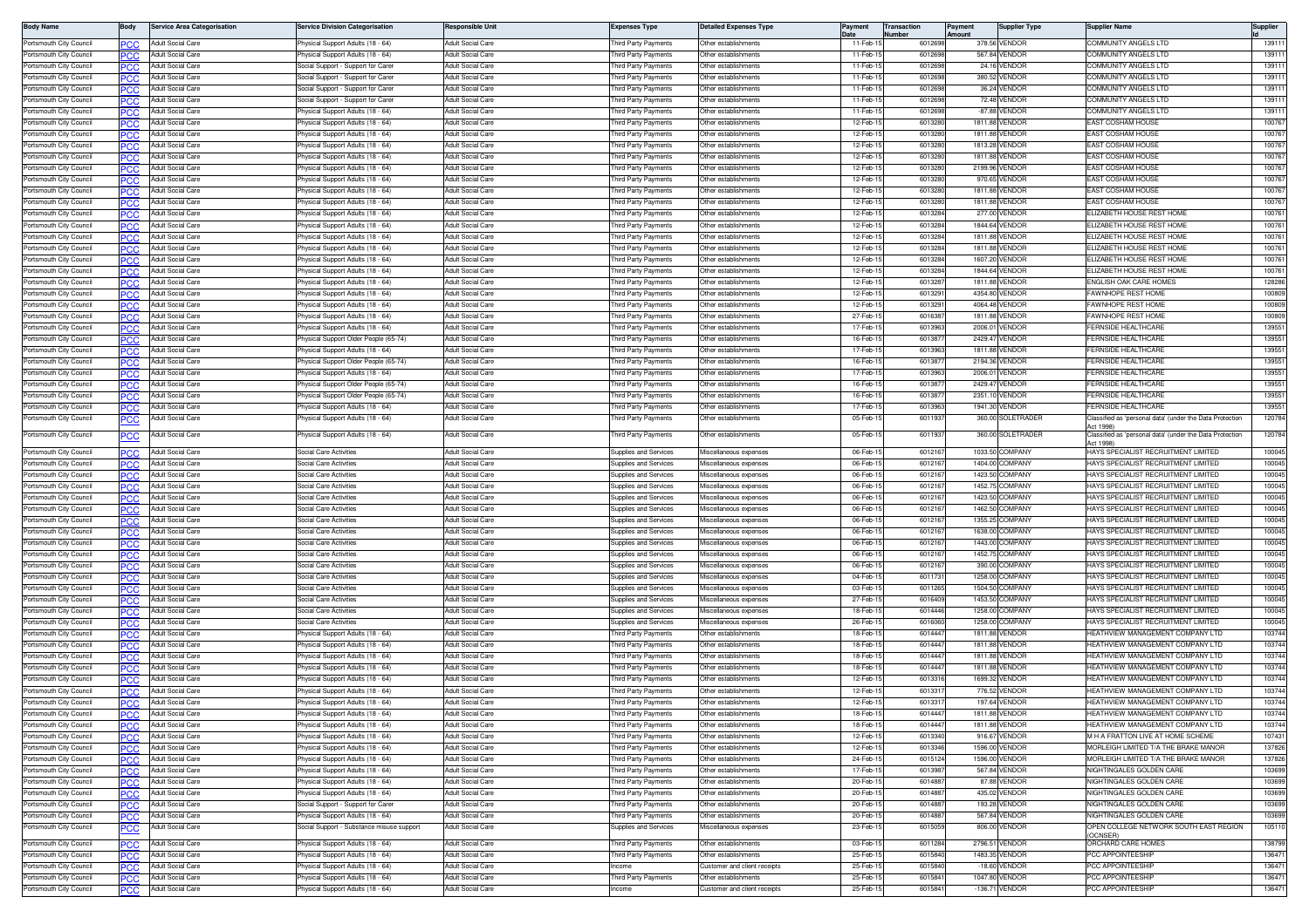| Body Name | Body | Service Area Categorisation | Service Division Categorisation | Responsible Unit | Expenses Type | Detailed Expenses Type | Payment Date | Transaction Number | Payment Amount | Supplier Type | Supplier Name | Supplier Id |
|---|---|---|---|---|---|---|---|---|---|---|---|---|
| Portsmouth City Council | PCC | Adult Social Care | Physical Support Adults (18 - 64) | Adult Social Care | Third Party Payments | Other establishments | 11-Feb-15 | 6012698 | 378.56 | VENDOR | COMMUNITY ANGELS LTD | 139111 |
| Portsmouth City Council | PCC | Adult Social Care | Physical Support Adults (18 - 64) | Adult Social Care | Third Party Payments | Other establishments | 11-Feb-15 | 6012698 | 567.84 | VENDOR | COMMUNITY ANGELS LTD | 139111 |
| Portsmouth City Council | PCC | Adult Social Care | Social Support - Support for Carer | Adult Social Care | Third Party Payments | Other establishments | 11-Feb-15 | 6012698 | 24.16 | VENDOR | COMMUNITY ANGELS LTD | 139111 |
| Portsmouth City Council | PCC | Adult Social Care | Social Support - Support for Carer | Adult Social Care | Third Party Payments | Other establishments | 11-Feb-15 | 6012698 | 380.52 | VENDOR | COMMUNITY ANGELS LTD | 139111 |
| Portsmouth City Council | PCC | Adult Social Care | Social Support - Support for Carer | Adult Social Care | Third Party Payments | Other establishments | 11-Feb-15 | 6012698 | 36.24 | VENDOR | COMMUNITY ANGELS LTD | 139111 |
| Portsmouth City Council | PCC | Adult Social Care | Social Support - Support for Carer | Adult Social Care | Third Party Payments | Other establishments | 11-Feb-15 | 6012698 | 72.48 | VENDOR | COMMUNITY ANGELS LTD | 139111 |
| Portsmouth City Council | PCC | Adult Social Care | Physical Support Adults (18 - 64) | Adult Social Care | Third Party Payments | Other establishments | 11-Feb-15 | 6012698 | -87.88 | VENDOR | COMMUNITY ANGELS LTD | 139111 |
| Portsmouth City Council | PCC | Adult Social Care | Physical Support Adults (18 - 64) | Adult Social Care | Third Party Payments | Other establishments | 12-Feb-15 | 6013280 | 1811.88 | VENDOR | EAST COSHAM HOUSE | 100767 |
| Portsmouth City Council | PCC | Adult Social Care | Physical Support Adults (18 - 64) | Adult Social Care | Third Party Payments | Other establishments | 12-Feb-15 | 6013280 | 1811.88 | VENDOR | EAST COSHAM HOUSE | 100767 |
| Portsmouth City Council | PCC | Adult Social Care | Physical Support Adults (18 - 64) | Adult Social Care | Third Party Payments | Other establishments | 12-Feb-15 | 6013280 | 1813.28 | VENDOR | EAST COSHAM HOUSE | 100767 |
| Portsmouth City Council | PCC | Adult Social Care | Physical Support Adults (18 - 64) | Adult Social Care | Third Party Payments | Other establishments | 12-Feb-15 | 6013280 | 1811.88 | VENDOR | EAST COSHAM HOUSE | 100767 |
| Portsmouth City Council | PCC | Adult Social Care | Physical Support Adults (18 - 64) | Adult Social Care | Third Party Payments | Other establishments | 12-Feb-15 | 6013280 | 2199.96 | VENDOR | EAST COSHAM HOUSE | 100767 |
| Portsmouth City Council | PCC | Adult Social Care | Physical Support Adults (18 - 64) | Adult Social Care | Third Party Payments | Other establishments | 12-Feb-15 | 6013280 | 970.65 | VENDOR | EAST COSHAM HOUSE | 100767 |
| Portsmouth City Council | PCC | Adult Social Care | Physical Support Adults (18 - 64) | Adult Social Care | Third Party Payments | Other establishments | 12-Feb-15 | 6013280 | 1811.88 | VENDOR | EAST COSHAM HOUSE | 100767 |
| Portsmouth City Council | PCC | Adult Social Care | Physical Support Adults (18 - 64) | Adult Social Care | Third Party Payments | Other establishments | 12-Feb-15 | 6013280 | 1811.88 | VENDOR | EAST COSHAM HOUSE | 100767 |
| Portsmouth City Council | PCC | Adult Social Care | Physical Support Adults (18 - 64) | Adult Social Care | Third Party Payments | Other establishments | 12-Feb-15 | 6013284 | 277.00 | VENDOR | ELIZABETH HOUSE REST HOME | 100761 |
| Portsmouth City Council | PCC | Adult Social Care | Physical Support Adults (18 - 64) | Adult Social Care | Third Party Payments | Other establishments | 12-Feb-15 | 6013284 | 1844.64 | VENDOR | ELIZABETH HOUSE REST HOME | 100761 |
| Portsmouth City Council | PCC | Adult Social Care | Physical Support Adults (18 - 64) | Adult Social Care | Third Party Payments | Other establishments | 12-Feb-15 | 6013284 | 1811.88 | VENDOR | ELIZABETH HOUSE REST HOME | 100761 |
| Portsmouth City Council | PCC | Adult Social Care | Physical Support Adults (18 - 64) | Adult Social Care | Third Party Payments | Other establishments | 12-Feb-15 | 6013284 | 1811.88 | VENDOR | ELIZABETH HOUSE REST HOME | 100761 |
| Portsmouth City Council | PCC | Adult Social Care | Physical Support Adults (18 - 64) | Adult Social Care | Third Party Payments | Other establishments | 12-Feb-15 | 6013284 | 1607.20 | VENDOR | ELIZABETH HOUSE REST HOME | 100761 |
| Portsmouth City Council | PCC | Adult Social Care | Physical Support Adults (18 - 64) | Adult Social Care | Third Party Payments | Other establishments | 12-Feb-15 | 6013284 | 1844.64 | VENDOR | ELIZABETH HOUSE REST HOME | 100761 |
| Portsmouth City Council | PCC | Adult Social Care | Physical Support Adults (18 - 64) | Adult Social Care | Third Party Payments | Other establishments | 12-Feb-15 | 6013287 | 1811.88 | VENDOR | ENGLISH OAK CARE HOMES | 128286 |
| Portsmouth City Council | PCC | Adult Social Care | Physical Support Adults (18 - 64) | Adult Social Care | Third Party Payments | Other establishments | 12-Feb-15 | 6013291 | 4354.80 | VENDOR | FAWNHOPE REST HOME | 100809 |
| Portsmouth City Council | PCC | Adult Social Care | Physical Support Adults (18 - 64) | Adult Social Care | Third Party Payments | Other establishments | 12-Feb-15 | 6013291 | 4064.48 | VENDOR | FAWNHOPE REST HOME | 100809 |
| Portsmouth City Council | PCC | Adult Social Care | Physical Support Adults (18 - 64) | Adult Social Care | Third Party Payments | Other establishments | 27-Feb-15 | 6016387 | 1811.88 | VENDOR | FAWNHOPE REST HOME | 100809 |
| Portsmouth City Council | PCC | Adult Social Care | Physical Support Adults (18 - 64) | Adult Social Care | Third Party Payments | Other establishments | 17-Feb-15 | 6013963 | 2006.01 | VENDOR | FERNSIDE HEALTHCARE | 139551 |
| Portsmouth City Council | PCC | Adult Social Care | Physical Support Older People (65-74) | Adult Social Care | Third Party Payments | Other establishments | 16-Feb-15 | 6013877 | 2429.47 | VENDOR | FERNSIDE HEALTHCARE | 139551 |
| Portsmouth City Council | PCC | Adult Social Care | Physical Support Adults (18 - 64) | Adult Social Care | Third Party Payments | Other establishments | 17-Feb-15 | 6013963 | 1811.88 | VENDOR | FERNSIDE HEALTHCARE | 139551 |
| Portsmouth City Council | PCC | Adult Social Care | Physical Support Older People (65-74) | Adult Social Care | Third Party Payments | Other establishments | 16-Feb-15 | 6013877 | 2194.36 | VENDOR | FERNSIDE HEALTHCARE | 139551 |
| Portsmouth City Council | PCC | Adult Social Care | Physical Support Adults (18 - 64) | Adult Social Care | Third Party Payments | Other establishments | 17-Feb-15 | 6013963 | 2006.01 | VENDOR | FERNSIDE HEALTHCARE | 139551 |
| Portsmouth City Council | PCC | Adult Social Care | Physical Support Older People (65-74) | Adult Social Care | Third Party Payments | Other establishments | 16-Feb-15 | 6013877 | 2429.47 | VENDOR | FERNSIDE HEALTHCARE | 139551 |
| Portsmouth City Council | PCC | Adult Social Care | Physical Support Older People (65-74) | Adult Social Care | Third Party Payments | Other establishments | 16-Feb-15 | 6013877 | 2351.10 | VENDOR | FERNSIDE HEALTHCARE | 139551 |
| Portsmouth City Council | PCC | Adult Social Care | Physical Support Adults (18 - 64) | Adult Social Care | Third Party Payments | Other establishments | 17-Feb-15 | 6013963 | 1941.30 | VENDOR | FERNSIDE HEALTHCARE | 139551 |
| Portsmouth City Council | PCC | Adult Social Care | Physical Support Adults (18 - 64) | Adult Social Care | Third Party Payments | Other establishments | 05-Feb-15 | 6011937 | 360.00 | SOLETRADER | Classified as 'personal data' (under the Data Protection Act 1998) | 120784 |
| Portsmouth City Council | PCC | Adult Social Care | Physical Support Adults (18 - 64) | Adult Social Care | Third Party Payments | Other establishments | 05-Feb-15 | 6011937 | 360.00 | SOLETRADER | Classified as 'personal data' (under the Data Protection Act 1998) | 120784 |
| Portsmouth City Council | PCC | Adult Social Care | Social Care Activities | Adult Social Care | Supplies and Services | Miscellaneous expenses | 06-Feb-15 | 6012167 | 1033.50 | COMPANY | HAYS SPECIALIST RECRUITMENT LIMITED | 100045 |
| Portsmouth City Council | PCC | Adult Social Care | Social Care Activities | Adult Social Care | Supplies and Services | Miscellaneous expenses | 06-Feb-15 | 6012167 | 1404.00 | COMPANY | HAYS SPECIALIST RECRUITMENT LIMITED | 100045 |
| Portsmouth City Council | PCC | Adult Social Care | Social Care Activities | Adult Social Care | Supplies and Services | Miscellaneous expenses | 06-Feb-15 | 6012167 | 1423.50 | COMPANY | HAYS SPECIALIST RECRUITMENT LIMITED | 100045 |
| Portsmouth City Council | PCC | Adult Social Care | Social Care Activities | Adult Social Care | Supplies and Services | Miscellaneous expenses | 06-Feb-15 | 6012167 | 1452.75 | COMPANY | HAYS SPECIALIST RECRUITMENT LIMITED | 100045 |
| Portsmouth City Council | PCC | Adult Social Care | Social Care Activities | Adult Social Care | Supplies and Services | Miscellaneous expenses | 06-Feb-15 | 6012167 | 1423.50 | COMPANY | HAYS SPECIALIST RECRUITMENT LIMITED | 100045 |
| Portsmouth City Council | PCC | Adult Social Care | Social Care Activities | Adult Social Care | Supplies and Services | Miscellaneous expenses | 06-Feb-15 | 6012167 | 1462.50 | COMPANY | HAYS SPECIALIST RECRUITMENT LIMITED | 100045 |
| Portsmouth City Council | PCC | Adult Social Care | Social Care Activities | Adult Social Care | Supplies and Services | Miscellaneous expenses | 06-Feb-15 | 6012167 | 1355.25 | COMPANY | HAYS SPECIALIST RECRUITMENT LIMITED | 100045 |
| Portsmouth City Council | PCC | Adult Social Care | Social Care Activities | Adult Social Care | Supplies and Services | Miscellaneous expenses | 06-Feb-15 | 6012167 | 1638.00 | COMPANY | HAYS SPECIALIST RECRUITMENT LIMITED | 100045 |
| Portsmouth City Council | PCC | Adult Social Care | Social Care Activities | Adult Social Care | Supplies and Services | Miscellaneous expenses | 06-Feb-15 | 6012167 | 1443.00 | COMPANY | HAYS SPECIALIST RECRUITMENT LIMITED | 100045 |
| Portsmouth City Council | PCC | Adult Social Care | Social Care Activities | Adult Social Care | Supplies and Services | Miscellaneous expenses | 06-Feb-15 | 6012167 | 1452.75 | COMPANY | HAYS SPECIALIST RECRUITMENT LIMITED | 100045 |
| Portsmouth City Council | PCC | Adult Social Care | Social Care Activities | Adult Social Care | Supplies and Services | Miscellaneous expenses | 06-Feb-15 | 6012167 | 390.00 | COMPANY | HAYS SPECIALIST RECRUITMENT LIMITED | 100045 |
| Portsmouth City Council | PCC | Adult Social Care | Social Care Activities | Adult Social Care | Supplies and Services | Miscellaneous expenses | 04-Feb-15 | 6011731 | 1258.00 | COMPANY | HAYS SPECIALIST RECRUITMENT LIMITED | 100045 |
| Portsmouth City Council | PCC | Adult Social Care | Social Care Activities | Adult Social Care | Supplies and Services | Miscellaneous expenses | 03-Feb-15 | 6011265 | 1504.50 | COMPANY | HAYS SPECIALIST RECRUITMENT LIMITED | 100045 |
| Portsmouth City Council | PCC | Adult Social Care | Social Care Activities | Adult Social Care | Supplies and Services | Miscellaneous expenses | 27-Feb-15 | 6016409 | 1453.50 | COMPANY | HAYS SPECIALIST RECRUITMENT LIMITED | 100045 |
| Portsmouth City Council | PCC | Adult Social Care | Social Care Activities | Adult Social Care | Supplies and Services | Miscellaneous expenses | 18-Feb-15 | 6014446 | 1258.00 | COMPANY | HAYS SPECIALIST RECRUITMENT LIMITED | 100045 |
| Portsmouth City Council | PCC | Adult Social Care | Social Care Activities | Adult Social Care | Supplies and Services | Miscellaneous expenses | 26-Feb-15 | 6016060 | 1258.00 | COMPANY | HAYS SPECIALIST RECRUITMENT LIMITED | 100045 |
| Portsmouth City Council | PCC | Adult Social Care | Physical Support Adults (18 - 64) | Adult Social Care | Third Party Payments | Other establishments | 18-Feb-15 | 6014447 | 1811.88 | VENDOR | HEATHVIEW MANAGEMENT COMPANY LTD | 103744 |
| Portsmouth City Council | PCC | Adult Social Care | Physical Support Adults (18 - 64) | Adult Social Care | Third Party Payments | Other establishments | 18-Feb-15 | 6014447 | 1811.88 | VENDOR | HEATHVIEW MANAGEMENT COMPANY LTD | 103744 |
| Portsmouth City Council | PCC | Adult Social Care | Physical Support Adults (18 - 64) | Adult Social Care | Third Party Payments | Other establishments | 18-Feb-15 | 6014447 | 1811.88 | VENDOR | HEATHVIEW MANAGEMENT COMPANY LTD | 103744 |
| Portsmouth City Council | PCC | Adult Social Care | Physical Support Adults (18 - 64) | Adult Social Care | Third Party Payments | Other establishments | 18-Feb-15 | 6014447 | 1811.88 | VENDOR | HEATHVIEW MANAGEMENT COMPANY LTD | 103744 |
| Portsmouth City Council | PCC | Adult Social Care | Physical Support Adults (18 - 64) | Adult Social Care | Third Party Payments | Other establishments | 12-Feb-15 | 6013316 | 1699.32 | VENDOR | HEATHVIEW MANAGEMENT COMPANY LTD | 103744 |
| Portsmouth City Council | PCC | Adult Social Care | Physical Support Adults (18 - 64) | Adult Social Care | Third Party Payments | Other establishments | 12-Feb-15 | 6013317 | 776.52 | VENDOR | HEATHVIEW MANAGEMENT COMPANY LTD | 103744 |
| Portsmouth City Council | PCC | Adult Social Care | Physical Support Adults (18 - 64) | Adult Social Care | Third Party Payments | Other establishments | 12-Feb-15 | 6013317 | 197.64 | VENDOR | HEATHVIEW MANAGEMENT COMPANY LTD | 103744 |
| Portsmouth City Council | PCC | Adult Social Care | Physical Support Adults (18 - 64) | Adult Social Care | Third Party Payments | Other establishments | 18-Feb-15 | 6014447 | 1811.88 | VENDOR | HEATHVIEW MANAGEMENT COMPANY LTD | 103744 |
| Portsmouth City Council | PCC | Adult Social Care | Physical Support Adults (18 - 64) | Adult Social Care | Third Party Payments | Other establishments | 18-Feb-15 | 6014447 | 1811.88 | VENDOR | HEATHVIEW MANAGEMENT COMPANY LTD | 103744 |
| Portsmouth City Council | PCC | Adult Social Care | Physical Support Adults (18 - 64) | Adult Social Care | Third Party Payments | Other establishments | 12-Feb-15 | 6013340 | 916.67 | VENDOR | M H A FRATTON LIVE AT HOME SCHEME | 107431 |
| Portsmouth City Council | PCC | Adult Social Care | Physical Support Adults (18 - 64) | Adult Social Care | Third Party Payments | Other establishments | 12-Feb-15 | 6013346 | 1596.00 | VENDOR | MORLEIGH LIMITED T/A THE BRAKE MANOR | 137826 |
| Portsmouth City Council | PCC | Adult Social Care | Physical Support Adults (18 - 64) | Adult Social Care | Third Party Payments | Other establishments | 24-Feb-15 | 6015124 | 1596.00 | VENDOR | MORLEIGH LIMITED T/A THE BRAKE MANOR | 137826 |
| Portsmouth City Council | PCC | Adult Social Care | Physical Support Adults (18 - 64) | Adult Social Care | Third Party Payments | Other establishments | 17-Feb-15 | 6013987 | 567.84 | VENDOR | NIGHTINGALES GOLDEN CARE | 103699 |
| Portsmouth City Council | PCC | Adult Social Care | Physical Support Adults (18 - 64) | Adult Social Care | Third Party Payments | Other establishments | 20-Feb-15 | 6014887 | 87.88 | VENDOR | NIGHTINGALES GOLDEN CARE | 103699 |
| Portsmouth City Council | PCC | Adult Social Care | Physical Support Adults (18 - 64) | Adult Social Care | Third Party Payments | Other establishments | 20-Feb-15 | 6014887 | 435.02 | VENDOR | NIGHTINGALES GOLDEN CARE | 103699 |
| Portsmouth City Council | PCC | Adult Social Care | Social Support - Support for Carer | Adult Social Care | Third Party Payments | Other establishments | 20-Feb-15 | 6014887 | 193.28 | VENDOR | NIGHTINGALES GOLDEN CARE | 103699 |
| Portsmouth City Council | PCC | Adult Social Care | Physical Support Adults (18 - 64) | Adult Social Care | Third Party Payments | Other establishments | 20-Feb-15 | 6014887 | 567.84 | VENDOR | NIGHTINGALES GOLDEN CARE | 103699 |
| Portsmouth City Council | PCC | Adult Social Care | Social Support - Substance misuse support | Adult Social Care | Supplies and Services | Miscellaneous expenses | 23-Feb-15 | 6015059 | 806.00 | VENDOR | OPEN COLLEGE NETWORK SOUTH EAST REGION (OCNSER) | 105110 |
| Portsmouth City Council | PCC | Adult Social Care | Physical Support Adults (18 - 64) | Adult Social Care | Third Party Payments | Other establishments | 03-Feb-15 | 6011284 | 2796.51 | VENDOR | ORCHARD CARE HOMES | 138799 |
| Portsmouth City Council | PCC | Adult Social Care | Physical Support Adults (18 - 64) | Adult Social Care | Third Party Payments | Other establishments | 25-Feb-15 | 6015840 | 1483.35 | VENDOR | PCC APPOINTEESHIP | 136471 |
| Portsmouth City Council | PCC | Adult Social Care | Physical Support Adults (18 - 64) | Adult Social Care | Income | Customer and client receipts | 25-Feb-15 | 6015840 | -18.60 | VENDOR | PCC APPOINTEESHIP | 136471 |
| Portsmouth City Council | PCC | Adult Social Care | Physical Support Adults (18 - 64) | Adult Social Care | Third Party Payments | Other establishments | 25-Feb-15 | 6015841 | 1047.80 | VENDOR | PCC APPOINTEESHIP | 136471 |
| Portsmouth City Council | PCC | Adult Social Care | Physical Support Adults (18 - 64) | Adult Social Care | Income | Customer and client receipts | 25-Feb-15 | 6015841 | -136.71 | VENDOR | PCC APPOINTEESHIP | 136471 |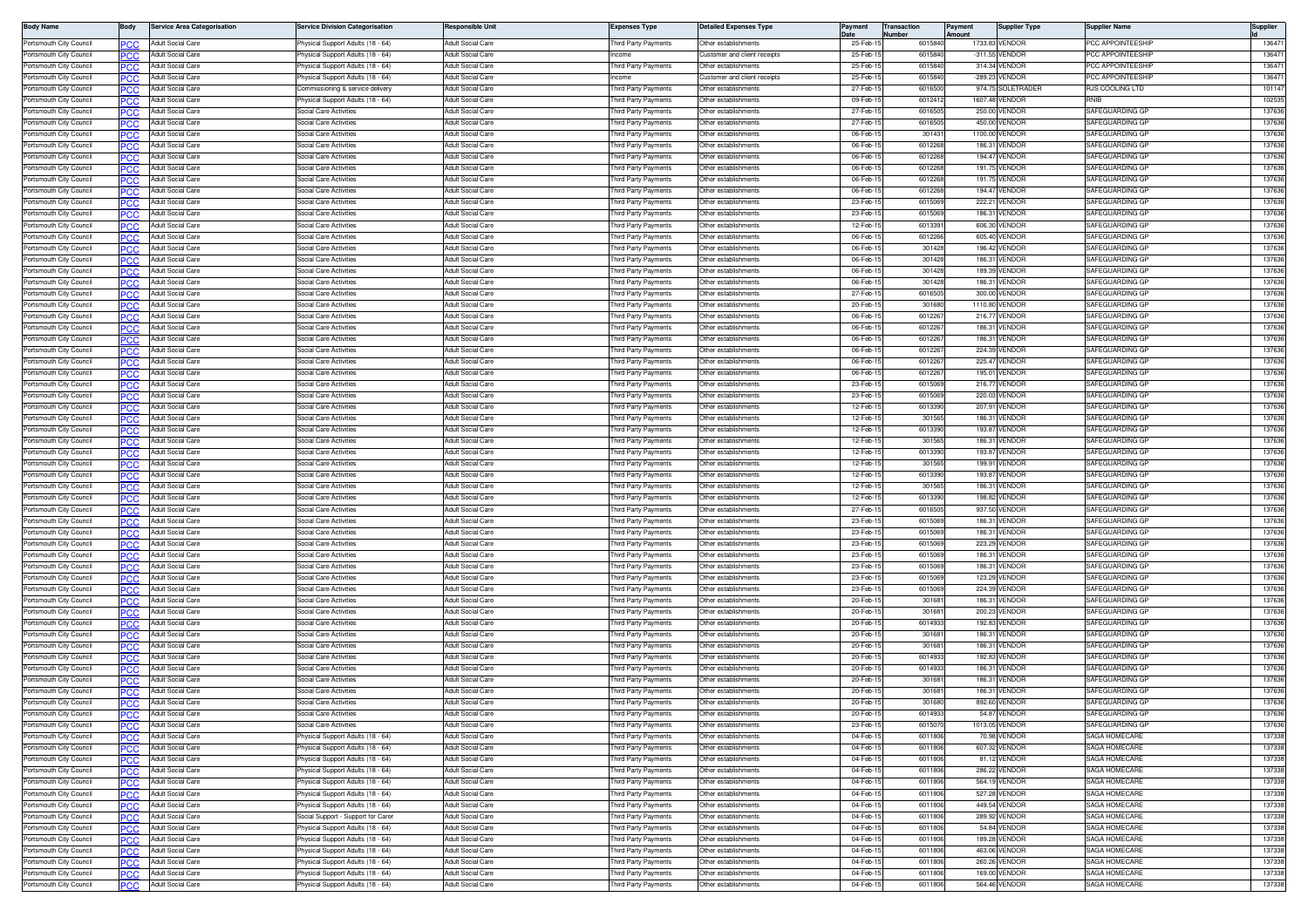| Body Name | Body | Service Area Categorisation | Service Division Categorisation | Responsible Unit | Expenses Type | Detailed Expenses Type | Payment Date | Transaction Number | Payment Amount | Supplier Type | Supplier Name | Supplier Id |
|---|---|---|---|---|---|---|---|---|---|---|---|---|
| Portsmouth City Council | PCC | Adult Social Care | Physical Support Adults (18 - 64) | Adult Social Care | Third Party Payments | Other establishments | 25-Feb-15 | 6015840 | 1733.83 | VENDOR | PCC APPOINTEESHIP | 136471 |
| Portsmouth City Council | PCC | Adult Social Care | Physical Support Adults (18 - 64) | Adult Social Care | Income | Customer and client receipts | 25-Feb-15 | 6015840 | -311.55 | VENDOR | PCC APPOINTEESHIP | 136471 |
| Portsmouth City Council | PCC | Adult Social Care | Physical Support Adults (18 - 64) | Adult Social Care | Third Party Payments | Other establishments | 25-Feb-15 | 6015840 | 314.34 | VENDOR | PCC APPOINTEESHIP | 136471 |
| Portsmouth City Council | PCC | Adult Social Care | Physical Support Adults (18 - 64) | Adult Social Care | Income | Customer and client receipts | 25-Feb-15 | 6015840 | -289.23 | VENDOR | PCC APPOINTEESHIP | 136471 |
| Portsmouth City Council | PCC | Adult Social Care | Commissioning & service delivery | Adult Social Care | Third Party Payments | Other establishments | 27-Feb-15 | 6016500 | 974.75 | SOLETRADER | RJS COOLING LTD | 101147 |
| Portsmouth City Council | PCC | Adult Social Care | Physical Support Adults (18 - 64) | Adult Social Care | Third Party Payments | Other establishments | 09-Feb-15 | 6012412 | 1607.48 | VENDOR | RNIB | 102535 |
| Portsmouth City Council | PCC | Adult Social Care | Social Care Activities | Adult Social Care | Third Party Payments | Other establishments | 27-Feb-15 | 6016505 | 250.00 | VENDOR | SAFEGUARDING GP | 137636 |
| Portsmouth City Council | PCC | Adult Social Care | Social Care Activities | Adult Social Care | Third Party Payments | Other establishments | 27-Feb-15 | 6016505 | 450.00 | VENDOR | SAFEGUARDING GP | 137636 |
| Portsmouth City Council | PCC | Adult Social Care | Social Care Activities | Adult Social Care | Third Party Payments | Other establishments | 06-Feb-15 | 301431 | 1100.00 | VENDOR | SAFEGUARDING GP | 137636 |
| Portsmouth City Council | PCC | Adult Social Care | Social Care Activities | Adult Social Care | Third Party Payments | Other establishments | 06-Feb-15 | 6012268 | 186.31 | VENDOR | SAFEGUARDING GP | 137636 |
| Portsmouth City Council | PCC | Adult Social Care | Social Care Activities | Adult Social Care | Third Party Payments | Other establishments | 06-Feb-15 | 6012268 | 194.47 | VENDOR | SAFEGUARDING GP | 137636 |
| Portsmouth City Council | PCC | Adult Social Care | Social Care Activities | Adult Social Care | Third Party Payments | Other establishments | 06-Feb-15 | 6012268 | 191.75 | VENDOR | SAFEGUARDING GP | 137636 |
| Portsmouth City Council | PCC | Adult Social Care | Social Care Activities | Adult Social Care | Third Party Payments | Other establishments | 06-Feb-15 | 6012268 | 191.75 | VENDOR | SAFEGUARDING GP | 137636 |
| Portsmouth City Council | PCC | Adult Social Care | Social Care Activities | Adult Social Care | Third Party Payments | Other establishments | 06-Feb-15 | 6012268 | 194.47 | VENDOR | SAFEGUARDING GP | 137636 |
| Portsmouth City Council | PCC | Adult Social Care | Social Care Activities | Adult Social Care | Third Party Payments | Other establishments | 23-Feb-15 | 6015069 | 222.21 | VENDOR | SAFEGUARDING GP | 137636 |
| Portsmouth City Council | PCC | Adult Social Care | Social Care Activities | Adult Social Care | Third Party Payments | Other establishments | 23-Feb-15 | 6015069 | 186.31 | VENDOR | SAFEGUARDING GP | 137636 |
| Portsmouth City Council | PCC | Adult Social Care | Social Care Activities | Adult Social Care | Third Party Payments | Other establishments | 12-Feb-15 | 6013391 | 606.30 | VENDOR | SAFEGUARDING GP | 137636 |
| Portsmouth City Council | PCC | Adult Social Care | Social Care Activities | Adult Social Care | Third Party Payments | Other establishments | 06-Feb-15 | 6012266 | 605.40 | VENDOR | SAFEGUARDING GP | 137636 |
| Portsmouth City Council | PCC | Adult Social Care | Social Care Activities | Adult Social Care | Third Party Payments | Other establishments | 06-Feb-15 | 301428 | 196.42 | VENDOR | SAFEGUARDING GP | 137636 |
| Portsmouth City Council | PCC | Adult Social Care | Social Care Activities | Adult Social Care | Third Party Payments | Other establishments | 06-Feb-15 | 301428 | 186.31 | VENDOR | SAFEGUARDING GP | 137636 |
| Portsmouth City Council | PCC | Adult Social Care | Social Care Activities | Adult Social Care | Third Party Payments | Other establishments | 06-Feb-15 | 301428 | 189.39 | VENDOR | SAFEGUARDING GP | 137636 |
| Portsmouth City Council | PCC | Adult Social Care | Social Care Activities | Adult Social Care | Third Party Payments | Other establishments | 06-Feb-15 | 301428 | 186.31 | VENDOR | SAFEGUARDING GP | 137636 |
| Portsmouth City Council | PCC | Adult Social Care | Social Care Activities | Adult Social Care | Third Party Payments | Other establishments | 27-Feb-15 | 6016505 | 300.00 | VENDOR | SAFEGUARDING GP | 137636 |
| Portsmouth City Council | PCC | Adult Social Care | Social Care Activities | Adult Social Care | Third Party Payments | Other establishments | 20-Feb-15 | 301680 | 1110.80 | VENDOR | SAFEGUARDING GP | 137636 |
| Portsmouth City Council | PCC | Adult Social Care | Social Care Activities | Adult Social Care | Third Party Payments | Other establishments | 06-Feb-15 | 6012267 | 216.77 | VENDOR | SAFEGUARDING GP | 137636 |
| Portsmouth City Council | PCC | Adult Social Care | Social Care Activities | Adult Social Care | Third Party Payments | Other establishments | 06-Feb-15 | 6012267 | 186.31 | VENDOR | SAFEGUARDING GP | 137636 |
| Portsmouth City Council | PCC | Adult Social Care | Social Care Activities | Adult Social Care | Third Party Payments | Other establishments | 06-Feb-15 | 6012267 | 186.31 | VENDOR | SAFEGUARDING GP | 137636 |
| Portsmouth City Council | PCC | Adult Social Care | Social Care Activities | Adult Social Care | Third Party Payments | Other establishments | 06-Feb-15 | 6012267 | 224.39 | VENDOR | SAFEGUARDING GP | 137636 |
| Portsmouth City Council | PCC | Adult Social Care | Social Care Activities | Adult Social Care | Third Party Payments | Other establishments | 06-Feb-15 | 6012267 | 225.47 | VENDOR | SAFEGUARDING GP | 137636 |
| Portsmouth City Council | PCC | Adult Social Care | Social Care Activities | Adult Social Care | Third Party Payments | Other establishments | 06-Feb-15 | 6012267 | 195.01 | VENDOR | SAFEGUARDING GP | 137636 |
| Portsmouth City Council | PCC | Adult Social Care | Social Care Activities | Adult Social Care | Third Party Payments | Other establishments | 23-Feb-15 | 6015069 | 216.77 | VENDOR | SAFEGUARDING GP | 137636 |
| Portsmouth City Council | PCC | Adult Social Care | Social Care Activities | Adult Social Care | Third Party Payments | Other establishments | 23-Feb-15 | 6015069 | 220.03 | VENDOR | SAFEGUARDING GP | 137636 |
| Portsmouth City Council | PCC | Adult Social Care | Social Care Activities | Adult Social Care | Third Party Payments | Other establishments | 12-Feb-15 | 6013390 | 207.91 | VENDOR | SAFEGUARDING GP | 137636 |
| Portsmouth City Council | PCC | Adult Social Care | Social Care Activities | Adult Social Care | Third Party Payments | Other establishments | 12-Feb-15 | 301565 | 186.31 | VENDOR | SAFEGUARDING GP | 137636 |
| Portsmouth City Council | PCC | Adult Social Care | Social Care Activities | Adult Social Care | Third Party Payments | Other establishments | 12-Feb-15 | 6013390 | 193.87 | VENDOR | SAFEGUARDING GP | 137636 |
| Portsmouth City Council | PCC | Adult Social Care | Social Care Activities | Adult Social Care | Third Party Payments | Other establishments | 12-Feb-15 | 301565 | 186.31 | VENDOR | SAFEGUARDING GP | 137636 |
| Portsmouth City Council | PCC | Adult Social Care | Social Care Activities | Adult Social Care | Third Party Payments | Other establishments | 12-Feb-15 | 6013390 | 193.87 | VENDOR | SAFEGUARDING GP | 137636 |
| Portsmouth City Council | PCC | Adult Social Care | Social Care Activities | Adult Social Care | Third Party Payments | Other establishments | 12-Feb-15 | 301565 | 199.91 | VENDOR | SAFEGUARDING GP | 137636 |
| Portsmouth City Council | PCC | Adult Social Care | Social Care Activities | Adult Social Care | Third Party Payments | Other establishments | 12-Feb-15 | 6013390 | 193.87 | VENDOR | SAFEGUARDING GP | 137636 |
| Portsmouth City Council | PCC | Adult Social Care | Social Care Activities | Adult Social Care | Third Party Payments | Other establishments | 12-Feb-15 | 301565 | 186.31 | VENDOR | SAFEGUARDING GP | 137636 |
| Portsmouth City Council | PCC | Adult Social Care | Social Care Activities | Adult Social Care | Third Party Payments | Other establishments | 12-Feb-15 | 6013390 | 198.82 | VENDOR | SAFEGUARDING GP | 137636 |
| Portsmouth City Council | PCC | Adult Social Care | Social Care Activities | Adult Social Care | Third Party Payments | Other establishments | 27-Feb-15 | 6016505 | 937.50 | VENDOR | SAFEGUARDING GP | 137636 |
| Portsmouth City Council | PCC | Adult Social Care | Social Care Activities | Adult Social Care | Third Party Payments | Other establishments | 23-Feb-15 | 6015069 | 186.31 | VENDOR | SAFEGUARDING GP | 137636 |
| Portsmouth City Council | PCC | Adult Social Care | Social Care Activities | Adult Social Care | Third Party Payments | Other establishments | 23-Feb-15 | 6015069 | 186.31 | VENDOR | SAFEGUARDING GP | 137636 |
| Portsmouth City Council | PCC | Adult Social Care | Social Care Activities | Adult Social Care | Third Party Payments | Other establishments | 23-Feb-15 | 6015069 | 223.29 | VENDOR | SAFEGUARDING GP | 137636 |
| Portsmouth City Council | PCC | Adult Social Care | Social Care Activities | Adult Social Care | Third Party Payments | Other establishments | 23-Feb-15 | 6015069 | 186.31 | VENDOR | SAFEGUARDING GP | 137636 |
| Portsmouth City Council | PCC | Adult Social Care | Social Care Activities | Adult Social Care | Third Party Payments | Other establishments | 23-Feb-15 | 6015069 | 186.31 | VENDOR | SAFEGUARDING GP | 137636 |
| Portsmouth City Council | PCC | Adult Social Care | Social Care Activities | Adult Social Care | Third Party Payments | Other establishments | 23-Feb-15 | 6015069 | 123.29 | VENDOR | SAFEGUARDING GP | 137636 |
| Portsmouth City Council | PCC | Adult Social Care | Social Care Activities | Adult Social Care | Third Party Payments | Other establishments | 23-Feb-15 | 6015069 | 224.39 | VENDOR | SAFEGUARDING GP | 137636 |
| Portsmouth City Council | PCC | Adult Social Care | Social Care Activities | Adult Social Care | Third Party Payments | Other establishments | 20-Feb-15 | 301681 | 186.31 | VENDOR | SAFEGUARDING GP | 137636 |
| Portsmouth City Council | PCC | Adult Social Care | Social Care Activities | Adult Social Care | Third Party Payments | Other establishments | 20-Feb-15 | 301681 | 200.23 | VENDOR | SAFEGUARDING GP | 137636 |
| Portsmouth City Council | PCC | Adult Social Care | Social Care Activities | Adult Social Care | Third Party Payments | Other establishments | 20-Feb-15 | 6014933 | 192.83 | VENDOR | SAFEGUARDING GP | 137636 |
| Portsmouth City Council | PCC | Adult Social Care | Social Care Activities | Adult Social Care | Third Party Payments | Other establishments | 20-Feb-15 | 301681 | 186.31 | VENDOR | SAFEGUARDING GP | 137636 |
| Portsmouth City Council | PCC | Adult Social Care | Social Care Activities | Adult Social Care | Third Party Payments | Other establishments | 20-Feb-15 | 301681 | 186.31 | VENDOR | SAFEGUARDING GP | 137636 |
| Portsmouth City Council | PCC | Adult Social Care | Social Care Activities | Adult Social Care | Third Party Payments | Other establishments | 20-Feb-15 | 6014933 | 192.83 | VENDOR | SAFEGUARDING GP | 137636 |
| Portsmouth City Council | PCC | Adult Social Care | Social Care Activities | Adult Social Care | Third Party Payments | Other establishments | 20-Feb-15 | 6014933 | 186.31 | VENDOR | SAFEGUARDING GP | 137636 |
| Portsmouth City Council | PCC | Adult Social Care | Social Care Activities | Adult Social Care | Third Party Payments | Other establishments | 20-Feb-15 | 301681 | 186.31 | VENDOR | SAFEGUARDING GP | 137636 |
| Portsmouth City Council | PCC | Adult Social Care | Social Care Activities | Adult Social Care | Third Party Payments | Other establishments | 20-Feb-15 | 301681 | 186.31 | VENDOR | SAFEGUARDING GP | 137636 |
| Portsmouth City Council | PCC | Adult Social Care | Social Care Activities | Adult Social Care | Third Party Payments | Other establishments | 20-Feb-15 | 301680 | 892.60 | VENDOR | SAFEGUARDING GP | 137636 |
| Portsmouth City Council | PCC | Adult Social Care | Social Care Activities | Adult Social Care | Third Party Payments | Other establishments | 20-Feb-15 | 6014933 | 54.87 | VENDOR | SAFEGUARDING GP | 137636 |
| Portsmouth City Council | PCC | Adult Social Care | Social Care Activities | Adult Social Care | Third Party Payments | Other establishments | 23-Feb-15 | 6015070 | 1013.05 | VENDOR | SAFEGUARDING GP | 137636 |
| Portsmouth City Council | PCC | Adult Social Care | Physical Support Adults (18 - 64) | Adult Social Care | Third Party Payments | Other establishments | 04-Feb-15 | 6011806 | 70.98 | VENDOR | SAGA HOMECARE | 137338 |
| Portsmouth City Council | PCC | Adult Social Care | Physical Support Adults (18 - 64) | Adult Social Care | Third Party Payments | Other establishments | 04-Feb-15 | 6011806 | 607.32 | VENDOR | SAGA HOMECARE | 137338 |
| Portsmouth City Council | PCC | Adult Social Care | Physical Support Adults (18 - 64) | Adult Social Care | Third Party Payments | Other establishments | 04-Feb-15 | 6011806 | 81.12 | VENDOR | SAGA HOMECARE | 137338 |
| Portsmouth City Council | PCC | Adult Social Care | Physical Support Adults (18 - 64) | Adult Social Care | Third Party Payments | Other establishments | 04-Feb-15 | 6011806 | 286.22 | VENDOR | SAGA HOMECARE | 137338 |
| Portsmouth City Council | PCC | Adult Social Care | Physical Support Adults (18 - 64) | Adult Social Care | Third Party Payments | Other establishments | 04-Feb-15 | 6011806 | 564.19 | VENDOR | SAGA HOMECARE | 137338 |
| Portsmouth City Council | PCC | Adult Social Care | Physical Support Adults (18 - 64) | Adult Social Care | Third Party Payments | Other establishments | 04-Feb-15 | 6011806 | 527.28 | VENDOR | SAGA HOMECARE | 137338 |
| Portsmouth City Council | PCC | Adult Social Care | Physical Support Adults (18 - 64) | Adult Social Care | Third Party Payments | Other establishments | 04-Feb-15 | 6011806 | 449.54 | VENDOR | SAGA HOMECARE | 137338 |
| Portsmouth City Council | PCC | Adult Social Care | Social Support - Support for Carer | Adult Social Care | Third Party Payments | Other establishments | 04-Feb-15 | 6011806 | 289.92 | VENDOR | SAGA HOMECARE | 137338 |
| Portsmouth City Council | PCC | Adult Social Care | Physical Support Adults (18 - 64) | Adult Social Care | Third Party Payments | Other establishments | 04-Feb-15 | 6011806 | 54.84 | VENDOR | SAGA HOMECARE | 137338 |
| Portsmouth City Council | PCC | Adult Social Care | Physical Support Adults (18 - 64) | Adult Social Care | Third Party Payments | Other establishments | 04-Feb-15 | 6011806 | 189.28 | VENDOR | SAGA HOMECARE | 137338 |
| Portsmouth City Council | PCC | Adult Social Care | Physical Support Adults (18 - 64) | Adult Social Care | Third Party Payments | Other establishments | 04-Feb-15 | 6011806 | 463.06 | VENDOR | SAGA HOMECARE | 137338 |
| Portsmouth City Council | PCC | Adult Social Care | Physical Support Adults (18 - 64) | Adult Social Care | Third Party Payments | Other establishments | 04-Feb-15 | 6011806 | 260.26 | VENDOR | SAGA HOMECARE | 137338 |
| Portsmouth City Council | PCC | Adult Social Care | Physical Support Adults (18 - 64) | Adult Social Care | Third Party Payments | Other establishments | 04-Feb-15 | 6011806 | 169.00 | VENDOR | SAGA HOMECARE | 137338 |
| Portsmouth City Council | PCC | Adult Social Care | Physical Support Adults (18 - 64) | Adult Social Care | Third Party Payments | Other establishments | 04-Feb-15 | 6011806 | 564.46 | VENDOR | SAGA HOMECARE | 137338 |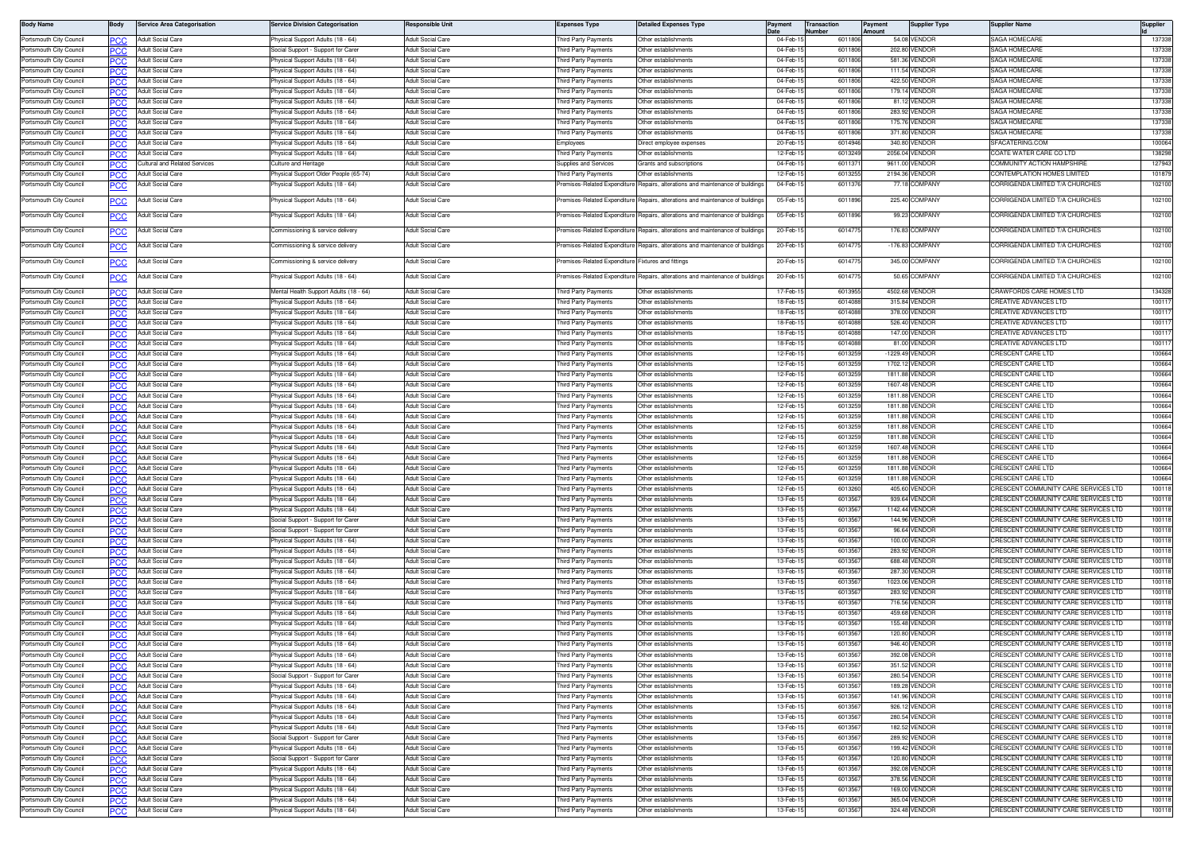| Body Name | Body | Service Area Categorisation | Service Division Categorisation | Responsible Unit | Expenses Type | Detailed Expenses Type | Payment Date | Transaction Number | Payment Amount | Supplier Type | Supplier Name | Supplier Id |
|---|---|---|---|---|---|---|---|---|---|---|---|---|
| Portsmouth City Council | PCC | Adult Social Care | Physical Support Adults (18 - 64) | Adult Social Care | Third Party Payments | Other establishments | 04-Feb-15 | 6011806 | 54.08 | VENDOR | SAGA HOMECARE | 137338 |
| Portsmouth City Council | PCC | Adult Social Care | Social Support - Support for Carer | Adult Social Care | Third Party Payments | Other establishments | 04-Feb-15 | 6011806 | 202.80 | VENDOR | SAGA HOMECARE | 137338 |
| Portsmouth City Council | PCC | Adult Social Care | Physical Support Adults (18 - 64) | Adult Social Care | Third Party Payments | Other establishments | 04-Feb-15 | 6011806 | 581.36 | VENDOR | SAGA HOMECARE | 137338 |
| Portsmouth City Council | PCC | Adult Social Care | Physical Support Adults (18 - 64) | Adult Social Care | Third Party Payments | Other establishments | 04-Feb-15 | 6011806 | 111.54 | VENDOR | SAGA HOMECARE | 137338 |
| Portsmouth City Council | PCC | Adult Social Care | Physical Support Adults (18 - 64) | Adult Social Care | Third Party Payments | Other establishments | 04-Feb-15 | 6011806 | 422.50 | VENDOR | SAGA HOMECARE | 137338 |
| Portsmouth City Council | PCC | Adult Social Care | Physical Support Adults (18 - 64) | Adult Social Care | Third Party Payments | Other establishments | 04-Feb-15 | 6011806 | 179.14 | VENDOR | SAGA HOMECARE | 137338 |
| Portsmouth City Council | PCC | Adult Social Care | Physical Support Adults (18 - 64) | Adult Social Care | Third Party Payments | Other establishments | 04-Feb-15 | 6011806 | 81.12 | VENDOR | SAGA HOMECARE | 137338 |
| Portsmouth City Council | PCC | Adult Social Care | Physical Support Adults (18 - 64) | Adult Social Care | Third Party Payments | Other establishments | 04-Feb-15 | 6011806 | 283.92 | VENDOR | SAGA HOMECARE | 137338 |
| Portsmouth City Council | PCC | Adult Social Care | Physical Support Adults (18 - 64) | Adult Social Care | Third Party Payments | Other establishments | 04-Feb-15 | 6011806 | 175.76 | VENDOR | SAGA HOMECARE | 137338 |
| Portsmouth City Council | PCC | Adult Social Care | Physical Support Adults (18 - 64) | Adult Social Care | Third Party Payments | Other establishments | 04-Feb-15 | 6011806 | 371.80 | VENDOR | SAGA HOMECARE | 137338 |
| Portsmouth City Council | PCC | Adult Social Care | Physical Support Adults (18 - 64) | Adult Social Care | Employees | Direct employee expenses | 20-Feb-15 | 6014946 | 340.80 | VENDOR | SFACATERING.COM | 100064 |
| Portsmouth City Council | PCC | Adult Social Care | Physical Support Adults (18 - 64) | Adult Social Care | Third Party Payments | Other establishments | 12-Feb-15 | 6013249 | 2056.04 | VENDOR | COATE WATER CARE CO LTD | 138298 |
| Portsmouth City Council | PCC | Cultural and Related Services | Culture and Heritage | Adult Social Care | Supplies and Services | Grants and subscriptions | 04-Feb-15 | 6011371 | 9611.00 | VENDOR | COMMUNITY ACTION HAMPSHIRE | 127943 |
| Portsmouth City Council | PCC | Adult Social Care | Physical Support Older People (65-74) | Adult Social Care | Third Party Payments | Other establishments | 12-Feb-15 | 6013255 | 2194.36 | VENDOR | CONTEMPLATION HOMES LIMITED | 101879 |
| Portsmouth City Council | PCC | Adult Social Care | Physical Support Adults (18 - 64) | Adult Social Care | Premises-Related Expenditure | Repairs, alterations and maintenance of buildings | 04-Feb-15 | 6011376 | 77.18 | COMPANY | CORRIGENDA LIMITED T/A CHURCHES | 102100 |
| Portsmouth City Council | PCC | Adult Social Care | Physical Support Adults (18 - 64) | Adult Social Care | Premises-Related Expenditure | Repairs, alterations and maintenance of buildings | 05-Feb-15 | 6011896 | 225.40 | COMPANY | CORRIGENDA LIMITED T/A CHURCHES | 102100 |
| Portsmouth City Council | PCC | Adult Social Care | Physical Support Adults (18 - 64) | Adult Social Care | Premises-Related Expenditure | Repairs, alterations and maintenance of buildings | 05-Feb-15 | 6011896 | 99.23 | COMPANY | CORRIGENDA LIMITED T/A CHURCHES | 102100 |
| Portsmouth City Council | PCC | Adult Social Care | Commissioning & service delivery | Adult Social Care | Premises-Related Expenditure | Repairs, alterations and maintenance of buildings | 20-Feb-15 | 6014775 | 176.83 | COMPANY | CORRIGENDA LIMITED T/A CHURCHES | 102100 |
| Portsmouth City Council | PCC | Adult Social Care | Commissioning & service delivery | Adult Social Care | Premises-Related Expenditure | Repairs, alterations and maintenance of buildings | 20-Feb-15 | 6014775 | -176.83 | COMPANY | CORRIGENDA LIMITED T/A CHURCHES | 102100 |
| Portsmouth City Council | PCC | Adult Social Care | Commissioning & service delivery | Adult Social Care | Premises-Related Expenditure | Fixtures and fittings | 20-Feb-15 | 6014775 | 345.00 | COMPANY | CORRIGENDA LIMITED T/A CHURCHES | 102100 |
| Portsmouth City Council | PCC | Adult Social Care | Physical Support Adults (18 - 64) | Adult Social Care | Premises-Related Expenditure | Repairs, alterations and maintenance of buildings | 20-Feb-15 | 6014775 | 50.65 | COMPANY | CORRIGENDA LIMITED T/A CHURCHES | 102100 |
| Portsmouth City Council | PCC | Adult Social Care | Mental Health Support Adults (18 - 64) | Adult Social Care | Third Party Payments | Other establishments | 17-Feb-15 | 6013955 | 4502.68 | VENDOR | CRAWFORDS CARE HOMES LTD | 134328 |
| Portsmouth City Council | PCC | Adult Social Care | Physical Support Adults (18 - 64) | Adult Social Care | Third Party Payments | Other establishments | 18-Feb-15 | 6014088 | 315.84 | VENDOR | CREATIVE ADVANCES LTD | 100117 |
| Portsmouth City Council | PCC | Adult Social Care | Physical Support Adults (18 - 64) | Adult Social Care | Third Party Payments | Other establishments | 18-Feb-15 | 6014088 | 378.00 | VENDOR | CREATIVE ADVANCES LTD | 100117 |
| Portsmouth City Council | PCC | Adult Social Care | Physical Support Adults (18 - 64) | Adult Social Care | Third Party Payments | Other establishments | 18-Feb-15 | 6014088 | 526.40 | VENDOR | CREATIVE ADVANCES LTD | 100117 |
| Portsmouth City Council | PCC | Adult Social Care | Physical Support Adults (18 - 64) | Adult Social Care | Third Party Payments | Other establishments | 18-Feb-15 | 6014088 | 147.00 | VENDOR | CREATIVE ADVANCES LTD | 100117 |
| Portsmouth City Council | PCC | Adult Social Care | Physical Support Adults (18 - 64) | Adult Social Care | Third Party Payments | Other establishments | 18-Feb-15 | 6014088 | 81.00 | VENDOR | CREATIVE ADVANCES LTD | 100117 |
| Portsmouth City Council | PCC | Adult Social Care | Physical Support Adults (18 - 64) | Adult Social Care | Third Party Payments | Other establishments | 12-Feb-15 | 6013259 | -1229.49 | VENDOR | CRESCENT CARE LTD | 100664 |
| Portsmouth City Council | PCC | Adult Social Care | Physical Support Adults (18 - 64) | Adult Social Care | Third Party Payments | Other establishments | 12-Feb-15 | 6013259 | 1702.12 | VENDOR | CRESCENT CARE LTD | 100664 |
| Portsmouth City Council | PCC | Adult Social Care | Physical Support Adults (18 - 64) | Adult Social Care | Third Party Payments | Other establishments | 12-Feb-15 | 6013259 | 1811.88 | VENDOR | CRESCENT CARE LTD | 100664 |
| Portsmouth City Council | PCC | Adult Social Care | Physical Support Adults (18 - 64) | Adult Social Care | Third Party Payments | Other establishments | 12-Feb-15 | 6013259 | 1607.48 | VENDOR | CRESCENT CARE LTD | 100664 |
| Portsmouth City Council | PCC | Adult Social Care | Physical Support Adults (18 - 64) | Adult Social Care | Third Party Payments | Other establishments | 12-Feb-15 | 6013259 | 1811.88 | VENDOR | CRESCENT CARE LTD | 100664 |
| Portsmouth City Council | PCC | Adult Social Care | Physical Support Adults (18 - 64) | Adult Social Care | Third Party Payments | Other establishments | 12-Feb-15 | 6013259 | 1811.88 | VENDOR | CRESCENT CARE LTD | 100664 |
| Portsmouth City Council | PCC | Adult Social Care | Physical Support Adults (18 - 64) | Adult Social Care | Third Party Payments | Other establishments | 12-Feb-15 | 6013259 | 1811.88 | VENDOR | CRESCENT CARE LTD | 100664 |
| Portsmouth City Council | PCC | Adult Social Care | Physical Support Adults (18 - 64) | Adult Social Care | Third Party Payments | Other establishments | 12-Feb-15 | 6013259 | 1811.88 | VENDOR | CRESCENT CARE LTD | 100664 |
| Portsmouth City Council | PCC | Adult Social Care | Physical Support Adults (18 - 64) | Adult Social Care | Third Party Payments | Other establishments | 12-Feb-15 | 6013259 | 1811.88 | VENDOR | CRESCENT CARE LTD | 100664 |
| Portsmouth City Council | PCC | Adult Social Care | Physical Support Adults (18 - 64) | Adult Social Care | Third Party Payments | Other establishments | 12-Feb-15 | 6013259 | 1607.48 | VENDOR | CRESCENT CARE LTD | 100664 |
| Portsmouth City Council | PCC | Adult Social Care | Physical Support Adults (18 - 64) | Adult Social Care | Third Party Payments | Other establishments | 12-Feb-15 | 6013259 | 1811.88 | VENDOR | CRESCENT CARE LTD | 100664 |
| Portsmouth City Council | PCC | Adult Social Care | Physical Support Adults (18 - 64) | Adult Social Care | Third Party Payments | Other establishments | 12-Feb-15 | 6013259 | 1811.88 | VENDOR | CRESCENT CARE LTD | 100664 |
| Portsmouth City Council | PCC | Adult Social Care | Physical Support Adults (18 - 64) | Adult Social Care | Third Party Payments | Other establishments | 12-Feb-15 | 6013259 | 1811.88 | VENDOR | CRESCENT CARE LTD | 100664 |
| Portsmouth City Council | PCC | Adult Social Care | Physical Support Adults (18 - 64) | Adult Social Care | Third Party Payments | Other establishments | 12-Feb-15 | 6013260 | 405.60 | VENDOR | CRESCENT COMMUNITY CARE SERVICES LTD | 100118 |
| Portsmouth City Council | PCC | Adult Social Care | Physical Support Adults (18 - 64) | Adult Social Care | Third Party Payments | Other establishments | 13-Feb-15 | 6013567 | 939.64 | VENDOR | CRESCENT COMMUNITY CARE SERVICES LTD | 100118 |
| Portsmouth City Council | PCC | Adult Social Care | Physical Support Adults (18 - 64) | Adult Social Care | Third Party Payments | Other establishments | 13-Feb-15 | 6013567 | 1142.44 | VENDOR | CRESCENT COMMUNITY CARE SERVICES LTD | 100118 |
| Portsmouth City Council | PCC | Adult Social Care | Social Support - Support for Carer | Adult Social Care | Third Party Payments | Other establishments | 13-Feb-15 | 6013567 | 144.96 | VENDOR | CRESCENT COMMUNITY CARE SERVICES LTD | 100118 |
| Portsmouth City Council | PCC | Adult Social Care | Social Support - Support for Carer | Adult Social Care | Third Party Payments | Other establishments | 13-Feb-15 | 6013567 | 96.64 | VENDOR | CRESCENT COMMUNITY CARE SERVICES LTD | 100118 |
| Portsmouth City Council | PCC | Adult Social Care | Physical Support Adults (18 - 64) | Adult Social Care | Third Party Payments | Other establishments | 13-Feb-15 | 6013567 | 100.00 | VENDOR | CRESCENT COMMUNITY CARE SERVICES LTD | 100118 |
| Portsmouth City Council | PCC | Adult Social Care | Physical Support Adults (18 - 64) | Adult Social Care | Third Party Payments | Other establishments | 13-Feb-15 | 6013567 | 283.92 | VENDOR | CRESCENT COMMUNITY CARE SERVICES LTD | 100118 |
| Portsmouth City Council | PCC | Adult Social Care | Physical Support Adults (18 - 64) | Adult Social Care | Third Party Payments | Other establishments | 13-Feb-15 | 6013567 | 688.48 | VENDOR | CRESCENT COMMUNITY CARE SERVICES LTD | 100118 |
| Portsmouth City Council | PCC | Adult Social Care | Physical Support Adults (18 - 64) | Adult Social Care | Third Party Payments | Other establishments | 13-Feb-15 | 6013567 | 287.30 | VENDOR | CRESCENT COMMUNITY CARE SERVICES LTD | 100118 |
| Portsmouth City Council | PCC | Adult Social Care | Physical Support Adults (18 - 64) | Adult Social Care | Third Party Payments | Other establishments | 13-Feb-15 | 6013567 | 1023.06 | VENDOR | CRESCENT COMMUNITY CARE SERVICES LTD | 100118 |
| Portsmouth City Council | PCC | Adult Social Care | Physical Support Adults (18 - 64) | Adult Social Care | Third Party Payments | Other establishments | 13-Feb-15 | 6013567 | 283.92 | VENDOR | CRESCENT COMMUNITY CARE SERVICES LTD | 100118 |
| Portsmouth City Council | PCC | Adult Social Care | Physical Support Adults (18 - 64) | Adult Social Care | Third Party Payments | Other establishments | 13-Feb-15 | 6013567 | 716.56 | VENDOR | CRESCENT COMMUNITY CARE SERVICES LTD | 100118 |
| Portsmouth City Council | PCC | Adult Social Care | Physical Support Adults (18 - 64) | Adult Social Care | Third Party Payments | Other establishments | 13-Feb-15 | 6013567 | 459.68 | VENDOR | CRESCENT COMMUNITY CARE SERVICES LTD | 100118 |
| Portsmouth City Council | PCC | Adult Social Care | Physical Support Adults (18 - 64) | Adult Social Care | Third Party Payments | Other establishments | 13-Feb-15 | 6013567 | 155.48 | VENDOR | CRESCENT COMMUNITY CARE SERVICES LTD | 100118 |
| Portsmouth City Council | PCC | Adult Social Care | Physical Support Adults (18 - 64) | Adult Social Care | Third Party Payments | Other establishments | 13-Feb-15 | 6013567 | 120.80 | VENDOR | CRESCENT COMMUNITY CARE SERVICES LTD | 100118 |
| Portsmouth City Council | PCC | Adult Social Care | Physical Support Adults (18 - 64) | Adult Social Care | Third Party Payments | Other establishments | 13-Feb-15 | 6013567 | 946.40 | VENDOR | CRESCENT COMMUNITY CARE SERVICES LTD | 100118 |
| Portsmouth City Council | PCC | Adult Social Care | Physical Support Adults (18 - 64) | Adult Social Care | Third Party Payments | Other establishments | 13-Feb-15 | 6013567 | 392.08 | VENDOR | CRESCENT COMMUNITY CARE SERVICES LTD | 100118 |
| Portsmouth City Council | PCC | Adult Social Care | Physical Support Adults (18 - 64) | Adult Social Care | Third Party Payments | Other establishments | 13-Feb-15 | 6013567 | 351.52 | VENDOR | CRESCENT COMMUNITY CARE SERVICES LTD | 100118 |
| Portsmouth City Council | PCC | Adult Social Care | Social Support - Support for Carer | Adult Social Care | Third Party Payments | Other establishments | 13-Feb-15 | 6013567 | 280.54 | VENDOR | CRESCENT COMMUNITY CARE SERVICES LTD | 100118 |
| Portsmouth City Council | PCC | Adult Social Care | Physical Support Adults (18 - 64) | Adult Social Care | Third Party Payments | Other establishments | 13-Feb-15 | 6013567 | 189.28 | VENDOR | CRESCENT COMMUNITY CARE SERVICES LTD | 100118 |
| Portsmouth City Council | PCC | Adult Social Care | Physical Support Adults (18 - 64) | Adult Social Care | Third Party Payments | Other establishments | 13-Feb-15 | 6013567 | 141.96 | VENDOR | CRESCENT COMMUNITY CARE SERVICES LTD | 100118 |
| Portsmouth City Council | PCC | Adult Social Care | Physical Support Adults (18 - 64) | Adult Social Care | Third Party Payments | Other establishments | 13-Feb-15 | 6013567 | 926.12 | VENDOR | CRESCENT COMMUNITY CARE SERVICES LTD | 100118 |
| Portsmouth City Council | PCC | Adult Social Care | Physical Support Adults (18 - 64) | Adult Social Care | Third Party Payments | Other establishments | 13-Feb-15 | 6013567 | 280.54 | VENDOR | CRESCENT COMMUNITY CARE SERVICES LTD | 100118 |
| Portsmouth City Council | PCC | Adult Social Care | Physical Support Adults (18 - 64) | Adult Social Care | Third Party Payments | Other establishments | 13-Feb-15 | 6013567 | 182.52 | VENDOR | CRESCENT COMMUNITY CARE SERVICES LTD | 100118 |
| Portsmouth City Council | PCC | Adult Social Care | Social Support - Support for Carer | Adult Social Care | Third Party Payments | Other establishments | 13-Feb-15 | 6013567 | 289.92 | VENDOR | CRESCENT COMMUNITY CARE SERVICES LTD | 100118 |
| Portsmouth City Council | PCC | Adult Social Care | Physical Support Adults (18 - 64) | Adult Social Care | Third Party Payments | Other establishments | 13-Feb-15 | 6013567 | 199.42 | VENDOR | CRESCENT COMMUNITY CARE SERVICES LTD | 100118 |
| Portsmouth City Council | PCC | Adult Social Care | Social Support - Support for Carer | Adult Social Care | Third Party Payments | Other establishments | 13-Feb-15 | 6013567 | 120.80 | VENDOR | CRESCENT COMMUNITY CARE SERVICES LTD | 100118 |
| Portsmouth City Council | PCC | Adult Social Care | Physical Support Adults (18 - 64) | Adult Social Care | Third Party Payments | Other establishments | 13-Feb-15 | 6013567 | 392.08 | VENDOR | CRESCENT COMMUNITY CARE SERVICES LTD | 100118 |
| Portsmouth City Council | PCC | Adult Social Care | Physical Support Adults (18 - 64) | Adult Social Care | Third Party Payments | Other establishments | 13-Feb-15 | 6013567 | 378.56 | VENDOR | CRESCENT COMMUNITY CARE SERVICES LTD | 100118 |
| Portsmouth City Council | PCC | Adult Social Care | Physical Support Adults (18 - 64) | Adult Social Care | Third Party Payments | Other establishments | 13-Feb-15 | 6013567 | 169.00 | VENDOR | CRESCENT COMMUNITY CARE SERVICES LTD | 100118 |
| Portsmouth City Council | PCC | Adult Social Care | Physical Support Adults (18 - 64) | Adult Social Care | Third Party Payments | Other establishments | 13-Feb-15 | 6013567 | 365.04 | VENDOR | CRESCENT COMMUNITY CARE SERVICES LTD | 100118 |
| Portsmouth City Council | PCC | Adult Social Care | Physical Support Adults (18 - 64) | Adult Social Care | Third Party Payments | Other establishments | 13-Feb-15 | 6013567 | 324.48 | VENDOR | CRESCENT COMMUNITY CARE SERVICES LTD | 100118 |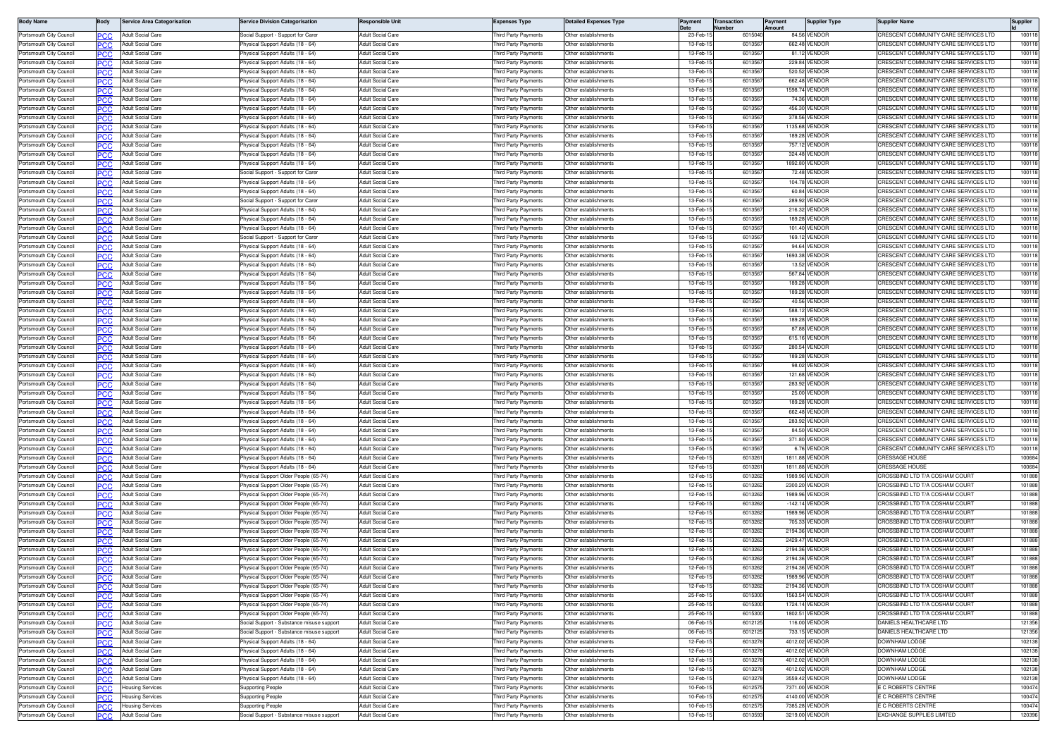| Body Name | Body | Service Area Categorisation | Service Division Categorisation | Responsible Unit | Expenses Type | Detailed Expenses Type | Payment Date | Transaction Number | Payment Amount | Supplier Type | Supplier Name | Supplier Id |
|---|---|---|---|---|---|---|---|---|---|---|---|---|
| Portsmouth City Council | PCC | Adult Social Care | Social Support - Support for Carer | Adult Social Care | Third Party Payments | Other establishments | 23-Feb-15 | 6015040 | 84.56 | VENDOR | CRESCENT COMMUNITY CARE SERVICES LTD | 100118 |
| Portsmouth City Council | PCC | Adult Social Care | Physical Support Adults (18 - 64) | Adult Social Care | Third Party Payments | Other establishments | 13-Feb-15 | 6013567 | 662.48 | VENDOR | CRESCENT COMMUNITY CARE SERVICES LTD | 100118 |
| Portsmouth City Council | PCC | Adult Social Care | Physical Support Adults (18 - 64) | Adult Social Care | Third Party Payments | Other establishments | 13-Feb-15 | 6013567 | 81.12 | VENDOR | CRESCENT COMMUNITY CARE SERVICES LTD | 100118 |
| Portsmouth City Council | PCC | Adult Social Care | Physical Support Adults (18 - 64) | Adult Social Care | Third Party Payments | Other establishments | 13-Feb-15 | 6013567 | 229.84 | VENDOR | CRESCENT COMMUNITY CARE SERVICES LTD | 100118 |
| Portsmouth City Council | PCC | Adult Social Care | Physical Support Adults (18 - 64) | Adult Social Care | Third Party Payments | Other establishments | 13-Feb-15 | 6013567 | 520.52 | VENDOR | CRESCENT COMMUNITY CARE SERVICES LTD | 100118 |
| Portsmouth City Council | PCC | Adult Social Care | Physical Support Adults (18 - 64) | Adult Social Care | Third Party Payments | Other establishments | 13-Feb-15 | 6013567 | 662.48 | VENDOR | CRESCENT COMMUNITY CARE SERVICES LTD | 100118 |
| Portsmouth City Council | PCC | Adult Social Care | Physical Support Adults (18 - 64) | Adult Social Care | Third Party Payments | Other establishments | 13-Feb-15 | 6013567 | 1598.74 | VENDOR | CRESCENT COMMUNITY CARE SERVICES LTD | 100118 |
| Portsmouth City Council | PCC | Adult Social Care | Physical Support Adults (18 - 64) | Adult Social Care | Third Party Payments | Other establishments | 13-Feb-15 | 6013567 | 74.36 | VENDOR | CRESCENT COMMUNITY CARE SERVICES LTD | 100118 |
| Portsmouth City Council | PCC | Adult Social Care | Physical Support Adults (18 - 64) | Adult Social Care | Third Party Payments | Other establishments | 13-Feb-15 | 6013567 | 456.30 | VENDOR | CRESCENT COMMUNITY CARE SERVICES LTD | 100118 |
| Portsmouth City Council | PCC | Adult Social Care | Physical Support Adults (18 - 64) | Adult Social Care | Third Party Payments | Other establishments | 13-Feb-15 | 6013567 | 378.56 | VENDOR | CRESCENT COMMUNITY CARE SERVICES LTD | 100118 |
| Portsmouth City Council | PCC | Adult Social Care | Physical Support Adults (18 - 64) | Adult Social Care | Third Party Payments | Other establishments | 13-Feb-15 | 6013567 | 1135.68 | VENDOR | CRESCENT COMMUNITY CARE SERVICES LTD | 100118 |
| Portsmouth City Council | PCC | Adult Social Care | Physical Support Adults (18 - 64) | Adult Social Care | Third Party Payments | Other establishments | 13-Feb-15 | 6013567 | 189.28 | VENDOR | CRESCENT COMMUNITY CARE SERVICES LTD | 100118 |
| Portsmouth City Council | PCC | Adult Social Care | Physical Support Adults (18 - 64) | Adult Social Care | Third Party Payments | Other establishments | 13-Feb-15 | 6013567 | 757.12 | VENDOR | CRESCENT COMMUNITY CARE SERVICES LTD | 100118 |
| Portsmouth City Council | PCC | Adult Social Care | Physical Support Adults (18 - 64) | Adult Social Care | Third Party Payments | Other establishments | 13-Feb-15 | 6013567 | 324.48 | VENDOR | CRESCENT COMMUNITY CARE SERVICES LTD | 100118 |
| Portsmouth City Council | PCC | Adult Social Care | Physical Support Adults (18 - 64) | Adult Social Care | Third Party Payments | Other establishments | 13-Feb-15 | 6013567 | 1892.80 | VENDOR | CRESCENT COMMUNITY CARE SERVICES LTD | 100118 |
| Portsmouth City Council | PCC | Adult Social Care | Social Support - Support for Carer | Adult Social Care | Third Party Payments | Other establishments | 13-Feb-15 | 6013567 | 72.48 | VENDOR | CRESCENT COMMUNITY CARE SERVICES LTD | 100118 |
| Portsmouth City Council | PCC | Adult Social Care | Physical Support Adults (18 - 64) | Adult Social Care | Third Party Payments | Other establishments | 13-Feb-15 | 6013567 | 104.78 | VENDOR | CRESCENT COMMUNITY CARE SERVICES LTD | 100118 |
| Portsmouth City Council | PCC | Adult Social Care | Physical Support Adults (18 - 64) | Adult Social Care | Third Party Payments | Other establishments | 13-Feb-15 | 6013567 | 60.84 | VENDOR | CRESCENT COMMUNITY CARE SERVICES LTD | 100118 |
| Portsmouth City Council | PCC | Adult Social Care | Social Support - Support for Carer | Adult Social Care | Third Party Payments | Other establishments | 13-Feb-15 | 6013567 | 289.92 | VENDOR | CRESCENT COMMUNITY CARE SERVICES LTD | 100118 |
| Portsmouth City Council | PCC | Adult Social Care | Physical Support Adults (18 - 64) | Adult Social Care | Third Party Payments | Other establishments | 13-Feb-15 | 6013567 | 216.32 | VENDOR | CRESCENT COMMUNITY CARE SERVICES LTD | 100118 |
| Portsmouth City Council | PCC | Adult Social Care | Physical Support Adults (18 - 64) | Adult Social Care | Third Party Payments | Other establishments | 13-Feb-15 | 6013567 | 189.28 | VENDOR | CRESCENT COMMUNITY CARE SERVICES LTD | 100118 |
| Portsmouth City Council | PCC | Adult Social Care | Physical Support Adults (18 - 64) | Adult Social Care | Third Party Payments | Other establishments | 13-Feb-15 | 6013567 | 101.40 | VENDOR | CRESCENT COMMUNITY CARE SERVICES LTD | 100118 |
| Portsmouth City Council | PCC | Adult Social Care | Social Support - Support for Carer | Adult Social Care | Third Party Payments | Other establishments | 13-Feb-15 | 6013567 | 169.12 | VENDOR | CRESCENT COMMUNITY CARE SERVICES LTD | 100118 |
| Portsmouth City Council | PCC | Adult Social Care | Physical Support Adults (18 - 64) | Adult Social Care | Third Party Payments | Other establishments | 13-Feb-15 | 6013567 | 94.64 | VENDOR | CRESCENT COMMUNITY CARE SERVICES LTD | 100118 |
| Portsmouth City Council | PCC | Adult Social Care | Physical Support Adults (18 - 64) | Adult Social Care | Third Party Payments | Other establishments | 13-Feb-15 | 6013567 | 1693.38 | VENDOR | CRESCENT COMMUNITY CARE SERVICES LTD | 100118 |
| Portsmouth City Council | PCC | Adult Social Care | Physical Support Adults (18 - 64) | Adult Social Care | Third Party Payments | Other establishments | 13-Feb-15 | 6013567 | 13.52 | VENDOR | CRESCENT COMMUNITY CARE SERVICES LTD | 100118 |
| Portsmouth City Council | PCC | Adult Social Care | Physical Support Adults (18 - 64) | Adult Social Care | Third Party Payments | Other establishments | 13-Feb-15 | 6013567 | 567.84 | VENDOR | CRESCENT COMMUNITY CARE SERVICES LTD | 100118 |
| Portsmouth City Council | PCC | Adult Social Care | Physical Support Adults (18 - 64) | Adult Social Care | Third Party Payments | Other establishments | 13-Feb-15 | 6013567 | 189.28 | VENDOR | CRESCENT COMMUNITY CARE SERVICES LTD | 100118 |
| Portsmouth City Council | PCC | Adult Social Care | Physical Support Adults (18 - 64) | Adult Social Care | Third Party Payments | Other establishments | 13-Feb-15 | 6013567 | 189.28 | VENDOR | CRESCENT COMMUNITY CARE SERVICES LTD | 100118 |
| Portsmouth City Council | PCC | Adult Social Care | Physical Support Adults (18 - 64) | Adult Social Care | Third Party Payments | Other establishments | 13-Feb-15 | 6013567 | 40.56 | VENDOR | CRESCENT COMMUNITY CARE SERVICES LTD | 100118 |
| Portsmouth City Council | PCC | Adult Social Care | Physical Support Adults (18 - 64) | Adult Social Care | Third Party Payments | Other establishments | 13-Feb-15 | 6013567 | 588.12 | VENDOR | CRESCENT COMMUNITY CARE SERVICES LTD | 100118 |
| Portsmouth City Council | PCC | Adult Social Care | Physical Support Adults (18 - 64) | Adult Social Care | Third Party Payments | Other establishments | 13-Feb-15 | 6013567 | 189.28 | VENDOR | CRESCENT COMMUNITY CARE SERVICES LTD | 100118 |
| Portsmouth City Council | PCC | Adult Social Care | Physical Support Adults (18 - 64) | Adult Social Care | Third Party Payments | Other establishments | 13-Feb-15 | 6013567 | 87.88 | VENDOR | CRESCENT COMMUNITY CARE SERVICES LTD | 100118 |
| Portsmouth City Council | PCC | Adult Social Care | Physical Support Adults (18 - 64) | Adult Social Care | Third Party Payments | Other establishments | 13-Feb-15 | 6013567 | 615.16 | VENDOR | CRESCENT COMMUNITY CARE SERVICES LTD | 100118 |
| Portsmouth City Council | PCC | Adult Social Care | Physical Support Adults (18 - 64) | Adult Social Care | Third Party Payments | Other establishments | 13-Feb-15 | 6013567 | 280.54 | VENDOR | CRESCENT COMMUNITY CARE SERVICES LTD | 100118 |
| Portsmouth City Council | PCC | Adult Social Care | Physical Support Adults (18 - 64) | Adult Social Care | Third Party Payments | Other establishments | 13-Feb-15 | 6013567 | 189.28 | VENDOR | CRESCENT COMMUNITY CARE SERVICES LTD | 100118 |
| Portsmouth City Council | PCC | Adult Social Care | Physical Support Adults (18 - 64) | Adult Social Care | Third Party Payments | Other establishments | 13-Feb-15 | 6013567 | 98.02 | VENDOR | CRESCENT COMMUNITY CARE SERVICES LTD | 100118 |
| Portsmouth City Council | PCC | Adult Social Care | Physical Support Adults (18 - 64) | Adult Social Care | Third Party Payments | Other establishments | 13-Feb-15 | 6013567 | 121.68 | VENDOR | CRESCENT COMMUNITY CARE SERVICES LTD | 100118 |
| Portsmouth City Council | PCC | Adult Social Care | Physical Support Adults (18 - 64) | Adult Social Care | Third Party Payments | Other establishments | 13-Feb-15 | 6013567 | 283.92 | VENDOR | CRESCENT COMMUNITY CARE SERVICES LTD | 100118 |
| Portsmouth City Council | PCC | Adult Social Care | Physical Support Adults (18 - 64) | Adult Social Care | Third Party Payments | Other establishments | 13-Feb-15 | 6013567 | 25.00 | VENDOR | CRESCENT COMMUNITY CARE SERVICES LTD | 100118 |
| Portsmouth City Council | PCC | Adult Social Care | Physical Support Adults (18 - 64) | Adult Social Care | Third Party Payments | Other establishments | 13-Feb-15 | 6013567 | 189.28 | VENDOR | CRESCENT COMMUNITY CARE SERVICES LTD | 100118 |
| Portsmouth City Council | PCC | Adult Social Care | Physical Support Adults (18 - 64) | Adult Social Care | Third Party Payments | Other establishments | 13-Feb-15 | 6013567 | 662.48 | VENDOR | CRESCENT COMMUNITY CARE SERVICES LTD | 100118 |
| Portsmouth City Council | PCC | Adult Social Care | Physical Support Adults (18 - 64) | Adult Social Care | Third Party Payments | Other establishments | 13-Feb-15 | 6013567 | 283.92 | VENDOR | CRESCENT COMMUNITY CARE SERVICES LTD | 100118 |
| Portsmouth City Council | PCC | Adult Social Care | Physical Support Adults (18 - 64) | Adult Social Care | Third Party Payments | Other establishments | 13-Feb-15 | 6013567 | 84.50 | VENDOR | CRESCENT COMMUNITY CARE SERVICES LTD | 100118 |
| Portsmouth City Council | PCC | Adult Social Care | Physical Support Adults (18 - 64) | Adult Social Care | Third Party Payments | Other establishments | 13-Feb-15 | 6013567 | 371.80 | VENDOR | CRESCENT COMMUNITY CARE SERVICES LTD | 100118 |
| Portsmouth City Council | PCC | Adult Social Care | Physical Support Adults (18 - 64) | Adult Social Care | Third Party Payments | Other establishments | 13-Feb-15 | 6013567 | 6.76 | VENDOR | CRESCENT COMMUNITY CARE SERVICES LTD | 100118 |
| Portsmouth City Council | PCC | Adult Social Care | Physical Support Adults (18 - 64) | Adult Social Care | Third Party Payments | Other establishments | 12-Feb-15 | 6013261 | 1811.88 | VENDOR | CRESSAGE HOUSE | 100684 |
| Portsmouth City Council | PCC | Adult Social Care | Physical Support Adults (18 - 64) | Adult Social Care | Third Party Payments | Other establishments | 12-Feb-15 | 6013261 | 1811.88 | VENDOR | CRESSAGE HOUSE | 100684 |
| Portsmouth City Council | PCC | Adult Social Care | Physical Support Older People (65-74) | Adult Social Care | Third Party Payments | Other establishments | 12-Feb-15 | 6013262 | 1989.96 | VENDOR | CROSSBIND LTD T/A COSHAM COURT | 101888 |
| Portsmouth City Council | PCC | Adult Social Care | Physical Support Older People (65-74) | Adult Social Care | Third Party Payments | Other establishments | 12-Feb-15 | 6013262 | 2300.20 | VENDOR | CROSSBIND LTD T/A COSHAM COURT | 101888 |
| Portsmouth City Council | PCC | Adult Social Care | Physical Support Older People (65-74) | Adult Social Care | Third Party Payments | Other establishments | 12-Feb-15 | 6013262 | 1989.96 | VENDOR | CROSSBIND LTD T/A COSHAM COURT | 101888 |
| Portsmouth City Council | PCC | Adult Social Care | Physical Support Older People (65-74) | Adult Social Care | Third Party Payments | Other establishments | 12-Feb-15 | 6013262 | -142.14 | VENDOR | CROSSBIND LTD T/A COSHAM COURT | 101888 |
| Portsmouth City Council | PCC | Adult Social Care | Physical Support Older People (65-74) | Adult Social Care | Third Party Payments | Other establishments | 12-Feb-15 | 6013262 | 1989.96 | VENDOR | CROSSBIND LTD T/A COSHAM COURT | 101888 |
| Portsmouth City Council | PCC | Adult Social Care | Physical Support Older People (65-74) | Adult Social Care | Third Party Payments | Other establishments | 12-Feb-15 | 6013262 | 705.33 | VENDOR | CROSSBIND LTD T/A COSHAM COURT | 101888 |
| Portsmouth City Council | PCC | Adult Social Care | Physical Support Older People (65-74) | Adult Social Care | Third Party Payments | Other establishments | 12-Feb-15 | 6013262 | 2194.36 | VENDOR | CROSSBIND LTD T/A COSHAM COURT | 101888 |
| Portsmouth City Council | PCC | Adult Social Care | Physical Support Older People (65-74) | Adult Social Care | Third Party Payments | Other establishments | 12-Feb-15 | 6013262 | 2429.47 | VENDOR | CROSSBIND LTD T/A COSHAM COURT | 101888 |
| Portsmouth City Council | PCC | Adult Social Care | Physical Support Older People (65-74) | Adult Social Care | Third Party Payments | Other establishments | 12-Feb-15 | 6013262 | 2194.36 | VENDOR | CROSSBIND LTD T/A COSHAM COURT | 101888 |
| Portsmouth City Council | PCC | Adult Social Care | Physical Support Older People (65-74) | Adult Social Care | Third Party Payments | Other establishments | 12-Feb-15 | 6013262 | 2194.36 | VENDOR | CROSSBIND LTD T/A COSHAM COURT | 101888 |
| Portsmouth City Council | PCC | Adult Social Care | Physical Support Older People (65-74) | Adult Social Care | Third Party Payments | Other establishments | 12-Feb-15 | 6013262 | 2194.36 | VENDOR | CROSSBIND LTD T/A COSHAM COURT | 101888 |
| Portsmouth City Council | PCC | Adult Social Care | Physical Support Older People (65-74) | Adult Social Care | Third Party Payments | Other establishments | 12-Feb-15 | 6013262 | 1989.96 | VENDOR | CROSSBIND LTD T/A COSHAM COURT | 101888 |
| Portsmouth City Council | PCC | Adult Social Care | Physical Support Older People (65-74) | Adult Social Care | Third Party Payments | Other establishments | 12-Feb-15 | 6013262 | 2194.36 | VENDOR | CROSSBIND LTD T/A COSHAM COURT | 101888 |
| Portsmouth City Council | PCC | Adult Social Care | Physical Support Older People (65-74) | Adult Social Care | Third Party Payments | Other establishments | 25-Feb-15 | 6015300 | 1563.54 | VENDOR | CROSSBIND LTD T/A COSHAM COURT | 101888 |
| Portsmouth City Council | PCC | Adult Social Care | Physical Support Older People (65-74) | Adult Social Care | Third Party Payments | Other establishments | 25-Feb-15 | 6015300 | 1724.14 | VENDOR | CROSSBIND LTD T/A COSHAM COURT | 101888 |
| Portsmouth City Council | PCC | Adult Social Care | Physical Support Older People (65-74) | Adult Social Care | Third Party Payments | Other establishments | 25-Feb-15 | 6015300 | 1802.51 | VENDOR | CROSSBIND LTD T/A COSHAM COURT | 101888 |
| Portsmouth City Council | PCC | Adult Social Care | Social Support - Substance misuse support | Adult Social Care | Third Party Payments | Other establishments | 06-Feb-15 | 6012125 | 116.00 | VENDOR | DANIELS HEALTHCARE LTD | 121356 |
| Portsmouth City Council | PCC | Adult Social Care | Social Support - Substance misuse support | Adult Social Care | Third Party Payments | Other establishments | 06-Feb-15 | 6012125 | 733.15 | VENDOR | DANIELS HEALTHCARE LTD | 121356 |
| Portsmouth City Council | PCC | Adult Social Care | Physical Support Adults (18 - 64) | Adult Social Care | Third Party Payments | Other establishments | 12-Feb-15 | 6013278 | 4012.02 | VENDOR | DOWNHAM LODGE | 102138 |
| Portsmouth City Council | PCC | Adult Social Care | Physical Support Adults (18 - 64) | Adult Social Care | Third Party Payments | Other establishments | 12-Feb-15 | 6013278 | 4012.02 | VENDOR | DOWNHAM LODGE | 102138 |
| Portsmouth City Council | PCC | Adult Social Care | Physical Support Adults (18 - 64) | Adult Social Care | Third Party Payments | Other establishments | 12-Feb-15 | 6013278 | 4012.02 | VENDOR | DOWNHAM LODGE | 102138 |
| Portsmouth City Council | PCC | Adult Social Care | Physical Support Adults (18 - 64) | Adult Social Care | Third Party Payments | Other establishments | 12-Feb-15 | 6013278 | 4012.02 | VENDOR | DOWNHAM LODGE | 102138 |
| Portsmouth City Council | PCC | Adult Social Care | Physical Support Adults (18 - 64) | Adult Social Care | Third Party Payments | Other establishments | 12-Feb-15 | 6013278 | 3559.42 | VENDOR | DOWNHAM LODGE | 102138 |
| Portsmouth City Council | PCC | Housing Services | Supporting People | Adult Social Care | Third Party Payments | Other establishments | 10-Feb-15 | 6012575 | 7371.00 | VENDOR | E C ROBERTS CENTRE | 100474 |
| Portsmouth City Council | PCC | Housing Services | Supporting People | Adult Social Care | Third Party Payments | Other establishments | 10-Feb-15 | 6012575 | 4140.00 | VENDOR | E C ROBERTS CENTRE | 100474 |
| Portsmouth City Council | PCC | Housing Services | Supporting People | Adult Social Care | Third Party Payments | Other establishments | 10-Feb-15 | 6012575 | 7385.28 | VENDOR | E C ROBERTS CENTRE | 100474 |
| Portsmouth City Council | PCC | Adult Social Care | Social Support - Substance misuse support | Adult Social Care | Third Party Payments | Other establishments | 13-Feb-15 | 6013593 | 3219.00 | VENDOR | EXCHANGE SUPPLIES LIMITED | 120396 |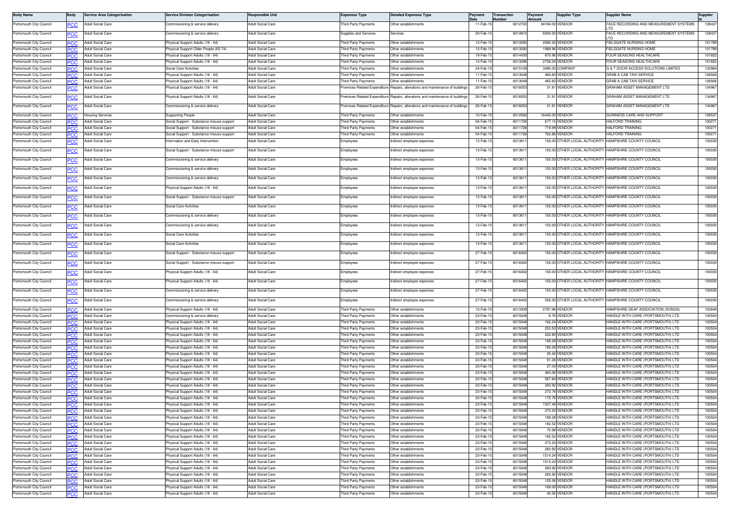| Body Name | Body | Service Area Categorisation | Service Division Categorisation | Responsible Unit | Expenses Type | Detailed Expenses Type | Payment Date | Transaction Number | Payment Amount | Supplier Type | Supplier Name | Supplier Id |
|---|---|---|---|---|---|---|---|---|---|---|---|---|
| Portsmouth City Council | PCC | Adult Social Care | Commissioning & service delivery | Adult Social Care | Third Party Payments | Other establishments | 11-Feb-15 | 6012720 | 34184.00 | VENDOR | FACE RECORDING AND MEASUREMENT SYSTEMS LTD | 128437 |
| Portsmouth City Council | PCC | Adult Social Care | Commissioning & service delivery | Adult Social Care | Supplies and Services | Services | 20-Feb-15 | 6014810 | 6000.00 | VENDOR | FACE RECORDING AND MEASUREMENT SYSTEMS LTD | 128437 |
| Portsmouth City Council | PCC | Adult Social Care | Physical Support Adults (18 - 64) | Adult Social Care | Third Party Payments | Other establishments | 12-Feb-15 | 6013292 | 2580.20 | VENDOR | FIELDGATE NURSING HOME | 101789 |
| Portsmouth City Council | PCC | Adult Social Care | Physical Support Older People (65-74) | Adult Social Care | Third Party Payments | Other establishments | 12-Feb-15 | 6013292 | 1989.96 | VENDOR | FIELDGATE NURSING HOME | 101789 |
| Portsmouth City Council | PCC | Adult Social Care | Physical Support Adults (18 - 64) | Adult Social Care | Third Party Payments | Other establishments | 18-Feb-15 | 6014430 | 870.96 | VENDOR | FOUR SEASONS HEALTHCARE | 101822 |
| Portsmouth City Council | PCC | Adult Social Care | Physical Support Adults (18 - 64) | Adult Social Care | Third Party Payments | Other establishments | 12-Feb-15 | 6013296 | 2758.04 | VENDOR | FOUR SEASONS HEALTHCARE | 101822 |
| Portsmouth City Council | PCC | Adult Social Care | Social Care Activities | Adult Social Care | Third Party Payments | Other establishments | 24-Feb-15 | 6015109 | 3480.00 | COMPANY | G & T DOOR ACCESS SOLUTIONS LIMITED | 132984 |
| Portsmouth City Council | PCC | Adult Social Care | Physical Support Adults (18 - 64) | Adult Social Care | Third Party Payments | Other establishments | 11-Feb-15 | 6013048 | 465.60 | VENDOR | GRAB A CAB TAXI SERVICE | 126926 |
| Portsmouth City Council | PCC | Adult Social Care | Physical Support Adults (18 - 64) | Adult Social Care | Third Party Payments | Other establishments | 11-Feb-15 | 6013048 | 465.60 | VENDOR | GRAB A CAB TAXI SERVICE | 126926 |
| Portsmouth City Council | PCC | Adult Social Care | Physical Support Adults (18 - 64) | Adult Social Care | Premises-Related Expenditure | Repairs, alterations and maintenance of buildings | 26-Feb-15 | 6016053 | 31.81 | VENDOR | GRAHAM ASSET MANAGEMENT LTD | 134967 |
| Portsmouth City Council | PCC | Adult Social Care | Physical Support Adults (18 - 64) | Adult Social Care | Premises-Related Expenditure | Repairs, alterations and maintenance of buildings | 26-Feb-15 | 6016053 | 31.81 | VENDOR | GRAHAM ASSET MANAGEMENT LTD | 134967 |
| Portsmouth City Council | PCC | Adult Social Care | Commissioning & service delivery | Adult Social Care | Premises-Related Expenditure | Repairs, alterations and maintenance of buildings | 26-Feb-15 | 6016053 | 31.81 | VENDOR | GRAHAM ASSET MANAGEMENT LTD | 134967 |
| Portsmouth City Council | PCC | Housing Services | Supporting People | Adult Social Care | Third Party Payments | Other establishments | 10-Feb-15 | 6012582 | 16440.00 | VENDOR | GUINNESS CARE AND SUPPORT | 126537 |
| Portsmouth City Council | PCC | Adult Social Care | Social Support - Substance misuse support | Adult Social Care | Third Party Payments | Other establishments | 04-Feb-15 | 6011726 | 677.15 | VENDOR | HALFORD TRAINING | 100271 |
| Portsmouth City Council | PCC | Adult Social Care | Social Support - Substance misuse support | Adult Social Care | Third Party Payments | Other establishments | 04-Feb-15 | 6011726 | 719.99 | VENDOR | HALFORD TRAINING | 100271 |
| Portsmouth City Council | PCC | Adult Social Care | Social Support - Substance misuse support | Adult Social Care | Third Party Payments | Other establishments | 04-Feb-15 | 6011726 | 762.86 | VENDOR | HALFORD TRAINING | 100271 |
| Portsmouth City Council | PCC | Adult Social Care | Information and Early Intervention | Adult Social Care | Employees | Indirect employee expenses | 13-Feb-15 | 6013611 | 150.00 | OTHER LOCAL AUTHORITY | HAMPSHIRE COUNTY COUNCIL | 100030 |
| Portsmouth City Council | PCC | Adult Social Care | Social Support - Substance misuse support | Adult Social Care | Employees | Indirect employee expenses | 13-Feb-15 | 6013611 | 150.00 | OTHER LOCAL AUTHORITY | HAMPSHIRE COUNTY COUNCIL | 100030 |
| Portsmouth City Council | PCC | Adult Social Care | Commissioning & service delivery | Adult Social Care | Employees | Indirect employee expenses | 13-Feb-15 | 6013611 | 150.00 | OTHER LOCAL AUTHORITY | HAMPSHIRE COUNTY COUNCIL | 100030 |
| Portsmouth City Council | PCC | Adult Social Care | Commissioning & service delivery | Adult Social Care | Employees | Indirect employee expenses | 13-Feb-15 | 6013611 | 150.00 | OTHER LOCAL AUTHORITY | HAMPSHIRE COUNTY COUNCIL | 100030 |
| Portsmouth City Council | PCC | Adult Social Care | Commissioning & service delivery | Adult Social Care | Employees | Indirect employee expenses | 13-Feb-15 | 6013611 | 150.00 | OTHER LOCAL AUTHORITY | HAMPSHIRE COUNTY COUNCIL | 100030 |
| Portsmouth City Council | PCC | Adult Social Care | Physical Support Adults (18 - 64) | Adult Social Care | Employees | Indirect employee expenses | 13-Feb-15 | 6013611 | 150.00 | OTHER LOCAL AUTHORITY | HAMPSHIRE COUNTY COUNCIL | 100030 |
| Portsmouth City Council | PCC | Adult Social Care | Social Support - Substance misuse support | Adult Social Care | Employees | Indirect employee expenses | 13-Feb-15 | 6013611 | 150.00 | OTHER LOCAL AUTHORITY | HAMPSHIRE COUNTY COUNCIL | 100030 |
| Portsmouth City Council | PCC | Adult Social Care | Social Care Activities | Adult Social Care | Employees | Indirect employee expenses | 13-Feb-15 | 6013611 | 150.00 | OTHER LOCAL AUTHORITY | HAMPSHIRE COUNTY COUNCIL | 100030 |
| Portsmouth City Council | PCC | Adult Social Care | Commissioning & service delivery | Adult Social Care | Employees | Indirect employee expenses | 13-Feb-15 | 6013611 | 150.00 | OTHER LOCAL AUTHORITY | HAMPSHIRE COUNTY COUNCIL | 100030 |
| Portsmouth City Council | PCC | Adult Social Care | Commissioning & service delivery | Adult Social Care | Employees | Indirect employee expenses | 13-Feb-15 | 6013611 | 150.00 | OTHER LOCAL AUTHORITY | HAMPSHIRE COUNTY COUNCIL | 100030 |
| Portsmouth City Council | PCC | Adult Social Care | Social Care Activities | Adult Social Care | Employees | Indirect employee expenses | 13-Feb-15 | 6013611 | 150.00 | OTHER LOCAL AUTHORITY | HAMPSHIRE COUNTY COUNCIL | 100030 |
| Portsmouth City Council | PCC | Adult Social Care | Social Care Activities | Adult Social Care | Employees | Indirect employee expenses | 13-Feb-15 | 6013611 | 150.00 | OTHER LOCAL AUTHORITY | HAMPSHIRE COUNTY COUNCIL | 100030 |
| Portsmouth City Council | PCC | Adult Social Care | Social Support - Substance misuse support | Adult Social Care | Employees | Indirect employee expenses | 27-Feb-15 | 6016402 | 150.00 | OTHER LOCAL AUTHORITY | HAMPSHIRE COUNTY COUNCIL | 100030 |
| Portsmouth City Council | PCC | Adult Social Care | Social Support - Substance misuse support | Adult Social Care | Employees | Indirect employee expenses | 27-Feb-15 | 6016402 | 150.00 | OTHER LOCAL AUTHORITY | HAMPSHIRE COUNTY COUNCIL | 100030 |
| Portsmouth City Council | PCC | Adult Social Care | Physical Support Adults (18 - 64) | Adult Social Care | Employees | Indirect employee expenses | 27-Feb-15 | 6016402 | 150.00 | OTHER LOCAL AUTHORITY | HAMPSHIRE COUNTY COUNCIL | 100030 |
| Portsmouth City Council | PCC | Adult Social Care | Physical Support Adults (18 - 64) | Adult Social Care | Employees | Indirect employee expenses | 27-Feb-15 | 6016402 | 150.00 | OTHER LOCAL AUTHORITY | HAMPSHIRE COUNTY COUNCIL | 100030 |
| Portsmouth City Council | PCC | Adult Social Care | Commissioning & service delivery | Adult Social Care | Employees | Indirect employee expenses | 27-Feb-15 | 6016402 | 150.00 | OTHER LOCAL AUTHORITY | HAMPSHIRE COUNTY COUNCIL | 100030 |
| Portsmouth City Council | PCC | Adult Social Care | Commissioning & service delivery | Adult Social Care | Employees | Indirect employee expenses | 27-Feb-15 | 6016402 | 555.00 | OTHER LOCAL AUTHORITY | HAMPSHIRE COUNTY COUNCIL | 100030 |
| Portsmouth City Council | PCC | Adult Social Care | Physical Support Adults (18 - 64) | Adult Social Care | Third Party Payments | Other establishments | 12-Feb-15 | 6013309 | 2787.96 | VENDOR | HAMPSHIRE DEAF ASSOCIATION (SONUS) | 100849 |
| Portsmouth City Council | PCC | Adult Social Care | Commissioning & service delivery | Adult Social Care | Third Party Payments | Other establishments | 23-Feb-15 | 6015048 | 6.76 | VENDOR | HANDLE WITH CARE (PORTSMOUTH) LTD | 100504 |
| Portsmouth City Council | PCC | Adult Social Care | Physical Support Adults (18 - 64) | Adult Social Care | Third Party Payments | Other establishments | 23-Feb-15 | 6015048 | 162.24 | VENDOR | HANDLE WITH CARE (PORTSMOUTH) LTD | 100504 |
| Portsmouth City Council | PCC | Adult Social Care | Physical Support Adults (18 - 64) | Adult Social Care | Third Party Payments | Other establishments | 23-Feb-15 | 6015048 | 253.50 | VENDOR | HANDLE WITH CARE (PORTSMOUTH) LTD | 100504 |
| Portsmouth City Council | PCC | Adult Social Care | Physical Support Adults (18 - 64) | Adult Social Care | Third Party Payments | Other establishments | 23-Feb-15 | 6015048 | 202.80 | VENDOR | HANDLE WITH CARE (PORTSMOUTH) LTD | 100504 |
| Portsmouth City Council | PCC | Adult Social Care | Physical Support Adults (18 - 64) | Adult Social Care | Third Party Payments | Other establishments | 23-Feb-15 | 6015048 | 189.28 | VENDOR | HANDLE WITH CARE (PORTSMOUTH) LTD | 100504 |
| Portsmouth City Council | PCC | Adult Social Care | Physical Support Adults (18 - 64) | Adult Social Care | Third Party Payments | Other establishments | 23-Feb-15 | 6015048 | 189.28 | VENDOR | HANDLE WITH CARE (PORTSMOUTH) LTD | 100504 |
| Portsmouth City Council | PCC | Adult Social Care | Physical Support Adults (18 - 64) | Adult Social Care | Third Party Payments | Other establishments | 23-Feb-15 | 6015048 | 30.42 | VENDOR | HANDLE WITH CARE (PORTSMOUTH) LTD | 100504 |
| Portsmouth City Council | PCC | Adult Social Care | Physical Support Adults (18 - 64) | Adult Social Care | Third Party Payments | Other establishments | 23-Feb-15 | 6015048 | 91.26 | VENDOR | HANDLE WITH CARE (PORTSMOUTH) LTD | 100504 |
| Portsmouth City Council | PCC | Adult Social Care | Physical Support Adults (18 - 64) | Adult Social Care | Third Party Payments | Other establishments | 23-Feb-15 | 6015048 | 27.04 | VENDOR | HANDLE WITH CARE (PORTSMOUTH) LTD | 100504 |
| Portsmouth City Council | PCC | Adult Social Care | Physical Support Adults (18 - 64) | Adult Social Care | Third Party Payments | Other establishments | 23-Feb-15 | 6015048 | 463.06 | VENDOR | HANDLE WITH CARE (PORTSMOUTH) LTD | 100504 |
| Portsmouth City Council | PCC | Adult Social Care | Physical Support Adults (18 - 64) | Adult Social Care | Third Party Payments | Other establishments | 23-Feb-15 | 6015048 | 567.84 | VENDOR | HANDLE WITH CARE (PORTSMOUTH) LTD | 100504 |
| Portsmouth City Council | PCC | Adult Social Care | Physical Support Adults (18 - 64) | Adult Social Care | Third Party Payments | Other establishments | 23-Feb-15 | 6015048 | 283.92 | VENDOR | HANDLE WITH CARE (PORTSMOUTH) LTD | 100504 |
| Portsmouth City Council | PCC | Adult Social Care | Physical Support Adults (18 - 64) | Adult Social Care | Third Party Payments | Other establishments | 23-Feb-15 | 6015048 | 273.78 | VENDOR | HANDLE WITH CARE (PORTSMOUTH) LTD | 100504 |
| Portsmouth City Council | PCC | Adult Social Care | Physical Support Adults (18 - 64) | Adult Social Care | Third Party Payments | Other establishments | 23-Feb-15 | 6015048 | 175.76 | VENDOR | HANDLE WITH CARE (PORTSMOUTH) LTD | 100504 |
| Portsmouth City Council | PCC | Adult Social Care | Physical Support Adults (18 - 64) | Adult Social Care | Third Party Payments | Other establishments | 23-Feb-15 | 6015048 | 1507.48 | VENDOR | HANDLE WITH CARE (PORTSMOUTH) LTD | 100504 |
| Portsmouth City Council | PCC | Adult Social Care | Physical Support Adults (18 - 64) | Adult Social Care | Third Party Payments | Other establishments | 23-Feb-15 | 6015048 | 473.20 | VENDOR | HANDLE WITH CARE (PORTSMOUTH) LTD | 100504 |
| Portsmouth City Council | PCC | Adult Social Care | Physical Support Adults (18 - 64) | Adult Social Care | Third Party Payments | Other establishments | 23-Feb-15 | 6015048 | 189.28 | VENDOR | HANDLE WITH CARE (PORTSMOUTH) LTD | 100504 |
| Portsmouth City Council | PCC | Adult Social Care | Physical Support Adults (18 - 64) | Adult Social Care | Third Party Payments | Other establishments | 23-Feb-15 | 6015048 | 182.52 | VENDOR | HANDLE WITH CARE (PORTSMOUTH) LTD | 100504 |
| Portsmouth City Council | PCC | Adult Social Care | Physical Support Adults (18 - 64) | Adult Social Care | Third Party Payments | Other establishments | 23-Feb-15 | 6015048 | 70.98 | VENDOR | HANDLE WITH CARE (PORTSMOUTH) LTD | 100504 |
| Portsmouth City Council | PCC | Adult Social Care | Physical Support Adults (18 - 64) | Adult Social Care | Third Party Payments | Other establishments | 23-Feb-15 | 6015048 | 182.52 | VENDOR | HANDLE WITH CARE (PORTSMOUTH) LTD | 100504 |
| Portsmouth City Council | PCC | Adult Social Care | Physical Support Adults (18 - 64) | Adult Social Care | Third Party Payments | Other establishments | 23-Feb-15 | 6015048 | 473.20 | VENDOR | HANDLE WITH CARE (PORTSMOUTH) LTD | 100504 |
| Portsmouth City Council | PCC | Adult Social Care | Physical Support Adults (18 - 64) | Adult Social Care | Third Party Payments | Other establishments | 23-Feb-15 | 6015048 | 283.92 | VENDOR | HANDLE WITH CARE (PORTSMOUTH) LTD | 100504 |
| Portsmouth City Council | PCC | Adult Social Care | Physical Support Adults (18 - 64) | Adult Social Care | Third Party Payments | Other establishments | 23-Feb-15 | 6015048 | 1514.24 | VENDOR | HANDLE WITH CARE (PORTSMOUTH) LTD | 100504 |
| Portsmouth City Council | PCC | Adult Social Care | Physical Support Adults (18 - 64) | Adult Social Care | Third Party Payments | Other establishments | 23-Feb-15 | 6015048 | 1514.24 | VENDOR | HANDLE WITH CARE (PORTSMOUTH) LTD | 100504 |
| Portsmouth City Council | PCC | Adult Social Care | Physical Support Adults (18 - 64) | Adult Social Care | Third Party Payments | Other establishments | 23-Feb-15 | 6015048 | 283.92 | VENDOR | HANDLE WITH CARE (PORTSMOUTH) LTD | 100504 |
| Portsmouth City Council | PCC | Adult Social Care | Physical Support Adults (18 - 64) | Adult Social Care | Third Party Payments | Other establishments | 23-Feb-15 | 6015048 | 283.92 | VENDOR | HANDLE WITH CARE (PORTSMOUTH) LTD | 100504 |
| Portsmouth City Council | PCC | Adult Social Care | Physical Support Adults (18 - 64) | Adult Social Care | Third Party Payments | Other establishments | 23-Feb-15 | 6015048 | 125.06 | VENDOR | HANDLE WITH CARE (PORTSMOUTH) LTD | 100504 |
| Portsmouth City Council | PCC | Adult Social Care | Physical Support Adults (18 - 64) | Adult Social Care | Third Party Payments | Other establishments | 23-Feb-15 | 6015048 | 169.00 | VENDOR | HANDLE WITH CARE (PORTSMOUTH) LTD | 100504 |
| Portsmouth City Council | PCC | Adult Social Care | Physical Support Adults (18 - 64) | Adult Social Care | Third Party Payments | Other establishments | 23-Feb-15 | 6015048 | 40.56 | VENDOR | HANDLE WITH CARE (PORTSMOUTH) LTD | 100504 |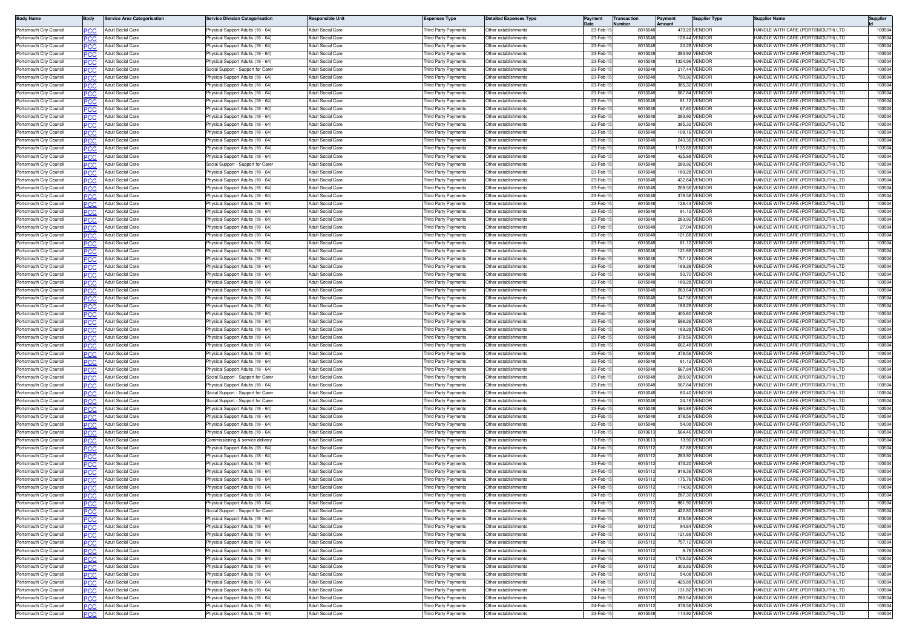| Body Name | Body | Service Area Categorisation | Service Division Categorisation | Responsible Unit | Expenses Type | Detailed Expenses Type | Payment Date | Transaction Number | Payment Amount | Supplier Type | Supplier Name | Supplier Id |
|---|---|---|---|---|---|---|---|---|---|---|---|---|
| Portsmouth City Council | PCC | Adult Social Care | Physical Support Adults (18 - 64) | Adult Social Care | Third Party Payments | Other establishments | 23-Feb-15 | 6015048 | 473.20 | VENDOR | HANDLE WITH CARE (PORTSMOUTH) LTD | 100504 |
| Portsmouth City Council | PCC | Adult Social Care | Physical Support Adults (18 - 64) | Adult Social Care | Third Party Payments | Other establishments | 23-Feb-15 | 6015048 | 128.44 | VENDOR | HANDLE WITH CARE (PORTSMOUTH) LTD | 100504 |
| Portsmouth City Council | PCC | Adult Social Care | Physical Support Adults (18 - 64) | Adult Social Care | Third Party Payments | Other establishments | 23-Feb-15 | 6015048 | 20.28 | VENDOR | HANDLE WITH CARE (PORTSMOUTH) LTD | 100504 |
| Portsmouth City Council | PCC | Adult Social Care | Physical Support Adults (18 - 64) | Adult Social Care | Third Party Payments | Other establishments | 23-Feb-15 | 6015048 | 283.92 | VENDOR | HANDLE WITH CARE (PORTSMOUTH) LTD | 100504 |
| Portsmouth City Council | PCC | Adult Social Care | Physical Support Adults (18 - 64) | Adult Social Care | Third Party Payments | Other establishments | 23-Feb-15 | 6015048 | 1324.96 | VENDOR | HANDLE WITH CARE (PORTSMOUTH) LTD | 100504 |
| Portsmouth City Council | PCC | Adult Social Care | Social Support - Support for Carer | Adult Social Care | Third Party Payments | Other establishments | 23-Feb-15 | 6015048 | 217.44 | VENDOR | HANDLE WITH CARE (PORTSMOUTH) LTD | 100504 |
| Portsmouth City Council | PCC | Adult Social Care | Physical Support Adults (18 - 64) | Adult Social Care | Third Party Payments | Other establishments | 23-Feb-15 | 6015048 | 790.92 | VENDOR | HANDLE WITH CARE (PORTSMOUTH) LTD | 100504 |
| Portsmouth City Council | PCC | Adult Social Care | Physical Support Adults (18 - 64) | Adult Social Care | Third Party Payments | Other establishments | 23-Feb-15 | 6015048 | 385.32 | VENDOR | HANDLE WITH CARE (PORTSMOUTH) LTD | 100504 |
| Portsmouth City Council | PCC | Adult Social Care | Physical Support Adults (18 - 64) | Adult Social Care | Third Party Payments | Other establishments | 23-Feb-15 | 6015048 | 567.84 | VENDOR | HANDLE WITH CARE (PORTSMOUTH) LTD | 100504 |
| Portsmouth City Council | PCC | Adult Social Care | Physical Support Adults (18 - 64) | Adult Social Care | Third Party Payments | Other establishments | 23-Feb-15 | 6015048 | 81.12 | VENDOR | HANDLE WITH CARE (PORTSMOUTH) LTD | 100504 |
| Portsmouth City Council | PCC | Adult Social Care | Physical Support Adults (18 - 64) | Adult Social Care | Third Party Payments | Other establishments | 23-Feb-15 | 6015048 | 67.60 | VENDOR | HANDLE WITH CARE (PORTSMOUTH) LTD | 100504 |
| Portsmouth City Council | PCC | Adult Social Care | Physical Support Adults (18 - 64) | Adult Social Care | Third Party Payments | Other establishments | 23-Feb-15 | 6015048 | 283.92 | VENDOR | HANDLE WITH CARE (PORTSMOUTH) LTD | 100504 |
| Portsmouth City Council | PCC | Adult Social Care | Physical Support Adults (18 - 64) | Adult Social Care | Third Party Payments | Other establishments | 23-Feb-15 | 6015048 | 385.32 | VENDOR | HANDLE WITH CARE (PORTSMOUTH) LTD | 100504 |
| Portsmouth City Council | PCC | Adult Social Care | Physical Support Adults (18 - 64) | Adult Social Care | Third Party Payments | Other establishments | 23-Feb-15 | 6015048 | 108.16 | VENDOR | HANDLE WITH CARE (PORTSMOUTH) LTD | 100504 |
| Portsmouth City Council | PCC | Adult Social Care | Physical Support Adults (18 - 64) | Adult Social Care | Third Party Payments | Other establishments | 23-Feb-15 | 6015048 | 243.36 | VENDOR | HANDLE WITH CARE (PORTSMOUTH) LTD | 100504 |
| Portsmouth City Council | PCC | Adult Social Care | Physical Support Adults (18 - 64) | Adult Social Care | Third Party Payments | Other establishments | 23-Feb-15 | 6015048 | 1135.68 | VENDOR | HANDLE WITH CARE (PORTSMOUTH) LTD | 100504 |
| Portsmouth City Council | PCC | Adult Social Care | Physical Support Adults (18 - 64) | Adult Social Care | Third Party Payments | Other establishments | 23-Feb-15 | 6015048 | 425.88 | VENDOR | HANDLE WITH CARE (PORTSMOUTH) LTD | 100504 |
| Portsmouth City Council | PCC | Adult Social Care | Social Support - Support for Carer | Adult Social Care | Third Party Payments | Other establishments | 23-Feb-15 | 6015048 | 289.92 | VENDOR | HANDLE WITH CARE (PORTSMOUTH) LTD | 100504 |
| Portsmouth City Council | PCC | Adult Social Care | Physical Support Adults (18 - 64) | Adult Social Care | Third Party Payments | Other establishments | 23-Feb-15 | 6015048 | 189.28 | VENDOR | HANDLE WITH CARE (PORTSMOUTH) LTD | 100504 |
| Portsmouth City Council | PCC | Adult Social Care | Physical Support Adults (18 - 64) | Adult Social Care | Third Party Payments | Other establishments | 23-Feb-15 | 6015048 | 432.64 | VENDOR | HANDLE WITH CARE (PORTSMOUTH) LTD | 100504 |
| Portsmouth City Council | PCC | Adult Social Care | Physical Support Adults (18 - 64) | Adult Social Care | Third Party Payments | Other establishments | 23-Feb-15 | 6015048 | 209.56 | VENDOR | HANDLE WITH CARE (PORTSMOUTH) LTD | 100504 |
| Portsmouth City Council | PCC | Adult Social Care | Physical Support Adults (18 - 64) | Adult Social Care | Third Party Payments | Other establishments | 23-Feb-15 | 6015048 | 378.56 | VENDOR | HANDLE WITH CARE (PORTSMOUTH) LTD | 100504 |
| Portsmouth City Council | PCC | Adult Social Care | Physical Support Adults (18 - 64) | Adult Social Care | Third Party Payments | Other establishments | 23-Feb-15 | 6015048 | 128.44 | VENDOR | HANDLE WITH CARE (PORTSMOUTH) LTD | 100504 |
| Portsmouth City Council | PCC | Adult Social Care | Physical Support Adults (18 - 64) | Adult Social Care | Third Party Payments | Other establishments | 23-Feb-15 | 6015048 | 81.12 | VENDOR | HANDLE WITH CARE (PORTSMOUTH) LTD | 100504 |
| Portsmouth City Council | PCC | Adult Social Care | Physical Support Adults (18 - 64) | Adult Social Care | Third Party Payments | Other establishments | 23-Feb-15 | 6015048 | 283.92 | VENDOR | HANDLE WITH CARE (PORTSMOUTH) LTD | 100504 |
| Portsmouth City Council | PCC | Adult Social Care | Physical Support Adults (18 - 64) | Adult Social Care | Third Party Payments | Other establishments | 23-Feb-15 | 6015048 | 27.04 | VENDOR | HANDLE WITH CARE (PORTSMOUTH) LTD | 100504 |
| Portsmouth City Council | PCC | Adult Social Care | Physical Support Adults (18 - 64) | Adult Social Care | Third Party Payments | Other establishments | 23-Feb-15 | 6015048 | 121.68 | VENDOR | HANDLE WITH CARE (PORTSMOUTH) LTD | 100504 |
| Portsmouth City Council | PCC | Adult Social Care | Physical Support Adults (18 - 64) | Adult Social Care | Third Party Payments | Other establishments | 23-Feb-15 | 6015048 | 81.12 | VENDOR | HANDLE WITH CARE (PORTSMOUTH) LTD | 100504 |
| Portsmouth City Council | PCC | Adult Social Care | Physical Support Adults (18 - 64) | Adult Social Care | Third Party Payments | Other establishments | 23-Feb-15 | 6015048 | 121.68 | VENDOR | HANDLE WITH CARE (PORTSMOUTH) LTD | 100504 |
| Portsmouth City Council | PCC | Adult Social Care | Physical Support Adults (18 - 64) | Adult Social Care | Third Party Payments | Other establishments | 23-Feb-15 | 6015048 | 757.12 | VENDOR | HANDLE WITH CARE (PORTSMOUTH) LTD | 100504 |
| Portsmouth City Council | PCC | Adult Social Care | Physical Support Adults (18 - 64) | Adult Social Care | Third Party Payments | Other establishments | 23-Feb-15 | 6015048 | 189.28 | VENDOR | HANDLE WITH CARE (PORTSMOUTH) LTD | 100504 |
| Portsmouth City Council | PCC | Adult Social Care | Physical Support Adults (18 - 64) | Adult Social Care | Third Party Payments | Other establishments | 23-Feb-15 | 6015048 | 50.70 | VENDOR | HANDLE WITH CARE (PORTSMOUTH) LTD | 100504 |
| Portsmouth City Council | PCC | Adult Social Care | Physical Support Adults (18 - 64) | Adult Social Care | Third Party Payments | Other establishments | 23-Feb-15 | 6015048 | 189.28 | VENDOR | HANDLE WITH CARE (PORTSMOUTH) LTD | 100504 |
| Portsmouth City Council | PCC | Adult Social Care | Physical Support Adults (18 - 64) | Adult Social Care | Third Party Payments | Other establishments | 23-Feb-15 | 6015048 | 263.64 | VENDOR | HANDLE WITH CARE (PORTSMOUTH) LTD | 100504 |
| Portsmouth City Council | PCC | Adult Social Care | Physical Support Adults (18 - 64) | Adult Social Care | Third Party Payments | Other establishments | 23-Feb-15 | 6015048 | 547.56 | VENDOR | HANDLE WITH CARE (PORTSMOUTH) LTD | 100504 |
| Portsmouth City Council | PCC | Adult Social Care | Physical Support Adults (18 - 64) | Adult Social Care | Third Party Payments | Other establishments | 23-Feb-15 | 6015048 | 189.28 | VENDOR | HANDLE WITH CARE (PORTSMOUTH) LTD | 100504 |
| Portsmouth City Council | PCC | Adult Social Care | Physical Support Adults (18 - 64) | Adult Social Care | Third Party Payments | Other establishments | 23-Feb-15 | 6015048 | 405.60 | VENDOR | HANDLE WITH CARE (PORTSMOUTH) LTD | 100504 |
| Portsmouth City Council | PCC | Adult Social Care | Physical Support Adults (18 - 64) | Adult Social Care | Third Party Payments | Other establishments | 23-Feb-15 | 6015048 | 598.26 | VENDOR | HANDLE WITH CARE (PORTSMOUTH) LTD | 100504 |
| Portsmouth City Council | PCC | Adult Social Care | Physical Support Adults (18 - 64) | Adult Social Care | Third Party Payments | Other establishments | 23-Feb-15 | 6015048 | 189.28 | VENDOR | HANDLE WITH CARE (PORTSMOUTH) LTD | 100504 |
| Portsmouth City Council | PCC | Adult Social Care | Physical Support Adults (18 - 64) | Adult Social Care | Third Party Payments | Other establishments | 23-Feb-15 | 6015048 | 378.56 | VENDOR | HANDLE WITH CARE (PORTSMOUTH) LTD | 100504 |
| Portsmouth City Council | PCC | Adult Social Care | Physical Support Adults (18 - 64) | Adult Social Care | Third Party Payments | Other establishments | 23-Feb-15 | 6015048 | 662.48 | VENDOR | HANDLE WITH CARE (PORTSMOUTH) LTD | 100504 |
| Portsmouth City Council | PCC | Adult Social Care | Physical Support Adults (18 - 64) | Adult Social Care | Third Party Payments | Other establishments | 23-Feb-15 | 6015048 | 378.56 | VENDOR | HANDLE WITH CARE (PORTSMOUTH) LTD | 100504 |
| Portsmouth City Council | PCC | Adult Social Care | Physical Support Adults (18 - 64) | Adult Social Care | Third Party Payments | Other establishments | 23-Feb-15 | 6015048 | 81.12 | VENDOR | HANDLE WITH CARE (PORTSMOUTH) LTD | 100504 |
| Portsmouth City Council | PCC | Adult Social Care | Physical Support Adults (18 - 64) | Adult Social Care | Third Party Payments | Other establishments | 23-Feb-15 | 6015048 | 567.84 | VENDOR | HANDLE WITH CARE (PORTSMOUTH) LTD | 100504 |
| Portsmouth City Council | PCC | Adult Social Care | Social Support - Support for Carer | Adult Social Care | Third Party Payments | Other establishments | 23-Feb-15 | 6015048 | 289.92 | VENDOR | HANDLE WITH CARE (PORTSMOUTH) LTD | 100504 |
| Portsmouth City Council | PCC | Adult Social Care | Physical Support Adults (18 - 64) | Adult Social Care | Third Party Payments | Other establishments | 23-Feb-15 | 6015048 | 567.84 | VENDOR | HANDLE WITH CARE (PORTSMOUTH) LTD | 100504 |
| Portsmouth City Council | PCC | Adult Social Care | Social Support - Support for Carer | Adult Social Care | Third Party Payments | Other establishments | 23-Feb-15 | 6015048 | 60.40 | VENDOR | HANDLE WITH CARE (PORTSMOUTH) LTD | 100504 |
| Portsmouth City Council | PCC | Adult Social Care | Social Support - Support for Carer | Adult Social Care | Third Party Payments | Other establishments | 23-Feb-15 | 6015048 | 24.16 | VENDOR | HANDLE WITH CARE (PORTSMOUTH) LTD | 100504 |
| Portsmouth City Council | PCC | Adult Social Care | Physical Support Adults (18 - 64) | Adult Social Care | Third Party Payments | Other establishments | 23-Feb-15 | 6015048 | 594.88 | VENDOR | HANDLE WITH CARE (PORTSMOUTH) LTD | 100504 |
| Portsmouth City Council | PCC | Adult Social Care | Physical Support Adults (18 - 64) | Adult Social Care | Third Party Payments | Other establishments | 23-Feb-15 | 6015048 | 378.56 | VENDOR | HANDLE WITH CARE (PORTSMOUTH) LTD | 100504 |
| Portsmouth City Council | PCC | Adult Social Care | Physical Support Adults (18 - 64) | Adult Social Care | Third Party Payments | Other establishments | 23-Feb-15 | 6015048 | 54.08 | VENDOR | HANDLE WITH CARE (PORTSMOUTH) LTD | 100504 |
| Portsmouth City Council | PCC | Adult Social Care | Physical Support Adults (18 - 64) | Adult Social Care | Third Party Payments | Other establishments | 13-Feb-15 | 6013613 | 564.46 | VENDOR | HANDLE WITH CARE (PORTSMOUTH) LTD | 100504 |
| Portsmouth City Council | PCC | Adult Social Care | Commissioning & service delivery | Adult Social Care | Third Party Payments | Other establishments | 13-Feb-15 | 6013613 | 13.90 | VENDOR | HANDLE WITH CARE (PORTSMOUTH) LTD | 100504 |
| Portsmouth City Council | PCC | Adult Social Care | Physical Support Adults (18 - 64) | Adult Social Care | Third Party Payments | Other establishments | 24-Feb-15 | 6015112 | 87.88 | VENDOR | HANDLE WITH CARE (PORTSMOUTH) LTD | 100504 |
| Portsmouth City Council | PCC | Adult Social Care | Physical Support Adults (18 - 64) | Adult Social Care | Third Party Payments | Other establishments | 24-Feb-15 | 6015112 | 283.92 | VENDOR | HANDLE WITH CARE (PORTSMOUTH) LTD | 100504 |
| Portsmouth City Council | PCC | Adult Social Care | Physical Support Adults (18 - 64) | Adult Social Care | Third Party Payments | Other establishments | 24-Feb-15 | 6015112 | 473.20 | VENDOR | HANDLE WITH CARE (PORTSMOUTH) LTD | 100504 |
| Portsmouth City Council | PCC | Adult Social Care | Physical Support Adults (18 - 64) | Adult Social Care | Third Party Payments | Other establishments | 24-Feb-15 | 6015112 | 919.36 | VENDOR | HANDLE WITH CARE (PORTSMOUTH) LTD | 100504 |
| Portsmouth City Council | PCC | Adult Social Care | Physical Support Adults (18 - 64) | Adult Social Care | Third Party Payments | Other establishments | 24-Feb-15 | 6015112 | 175.76 | VENDOR | HANDLE WITH CARE (PORTSMOUTH) LTD | 100504 |
| Portsmouth City Council | PCC | Adult Social Care | Physical Support Adults (18 - 64) | Adult Social Care | Third Party Payments | Other establishments | 24-Feb-15 | 6015112 | 114.92 | VENDOR | HANDLE WITH CARE (PORTSMOUTH) LTD | 100504 |
| Portsmouth City Council | PCC | Adult Social Care | Physical Support Adults (18 - 64) | Adult Social Care | Third Party Payments | Other establishments | 24-Feb-15 | 6015112 | 287.30 | VENDOR | HANDLE WITH CARE (PORTSMOUTH) LTD | 100504 |
| Portsmouth City Council | PCC | Adult Social Care | Physical Support Adults (18 - 64) | Adult Social Care | Third Party Payments | Other establishments | 24-Feb-15 | 6015112 | 861.90 | VENDOR | HANDLE WITH CARE (PORTSMOUTH) LTD | 100504 |
| Portsmouth City Council | PCC | Adult Social Care | Social Support - Support for Carer | Adult Social Care | Third Party Payments | Other establishments | 24-Feb-15 | 6015112 | 422.80 | VENDOR | HANDLE WITH CARE (PORTSMOUTH) LTD | 100504 |
| Portsmouth City Council | PCC | Adult Social Care | Physical Support Adults (18 - 64) | Adult Social Care | Third Party Payments | Other establishments | 24-Feb-15 | 6015112 | 378.56 | VENDOR | HANDLE WITH CARE (PORTSMOUTH) LTD | 100504 |
| Portsmouth City Council | PCC | Adult Social Care | Physical Support Adults (18 - 64) | Adult Social Care | Third Party Payments | Other establishments | 24-Feb-15 | 6015112 | 94.64 | VENDOR | HANDLE WITH CARE (PORTSMOUTH) LTD | 100504 |
| Portsmouth City Council | PCC | Adult Social Care | Physical Support Adults (18 - 64) | Adult Social Care | Third Party Payments | Other establishments | 24-Feb-15 | 6015112 | 121.68 | VENDOR | HANDLE WITH CARE (PORTSMOUTH) LTD | 100504 |
| Portsmouth City Council | PCC | Adult Social Care | Physical Support Adults (18 - 64) | Adult Social Care | Third Party Payments | Other establishments | 24-Feb-15 | 6015112 | 757.12 | VENDOR | HANDLE WITH CARE (PORTSMOUTH) LTD | 100504 |
| Portsmouth City Council | PCC | Adult Social Care | Physical Support Adults (18 - 64) | Adult Social Care | Third Party Payments | Other establishments | 24-Feb-15 | 6015112 | 6.76 | VENDOR | HANDLE WITH CARE (PORTSMOUTH) LTD | 100504 |
| Portsmouth City Council | PCC | Adult Social Care | Physical Support Adults (18 - 64) | Adult Social Care | Third Party Payments | Other establishments | 24-Feb-15 | 6015112 | 1703.52 | VENDOR | HANDLE WITH CARE (PORTSMOUTH) LTD | 100504 |
| Portsmouth City Council | PCC | Adult Social Care | Physical Support Adults (18 - 64) | Adult Social Care | Third Party Payments | Other establishments | 24-Feb-15 | 6015112 | 303.82 | VENDOR | HANDLE WITH CARE (PORTSMOUTH) LTD | 100504 |
| Portsmouth City Council | PCC | Adult Social Care | Physical Support Adults (18 - 64) | Adult Social Care | Third Party Payments | Other establishments | 24-Feb-15 | 6015112 | 54.08 | VENDOR | HANDLE WITH CARE (PORTSMOUTH) LTD | 100504 |
| Portsmouth City Council | PCC | Adult Social Care | Physical Support Adults (18 - 64) | Adult Social Care | Third Party Payments | Other establishments | 24-Feb-15 | 6015112 | 425.88 | VENDOR | HANDLE WITH CARE (PORTSMOUTH) LTD | 100504 |
| Portsmouth City Council | PCC | Adult Social Care | Physical Support Adults (18 - 64) | Adult Social Care | Third Party Payments | Other establishments | 24-Feb-15 | 6015112 | 131.82 | VENDOR | HANDLE WITH CARE (PORTSMOUTH) LTD | 100504 |
| Portsmouth City Council | PCC | Adult Social Care | Physical Support Adults (18 - 64) | Adult Social Care | Third Party Payments | Other establishments | 24-Feb-15 | 6015112 | 280.54 | VENDOR | HANDLE WITH CARE (PORTSMOUTH) LTD | 100504 |
| Portsmouth City Council | PCC | Adult Social Care | Physical Support Adults (18 - 64) | Adult Social Care | Third Party Payments | Other establishments | 24-Feb-15 | 6015112 | 378.56 | VENDOR | HANDLE WITH CARE (PORTSMOUTH) LTD | 100504 |
| Portsmouth City Council | PCC | Adult Social Care | Physical Support Adults (18 - 64) | Adult Social Care | Third Party Payments | Other establishments | 23-Feb-15 | 6015048 | 114.92 | VENDOR | HANDLE WITH CARE (PORTSMOUTH) LTD | 100504 |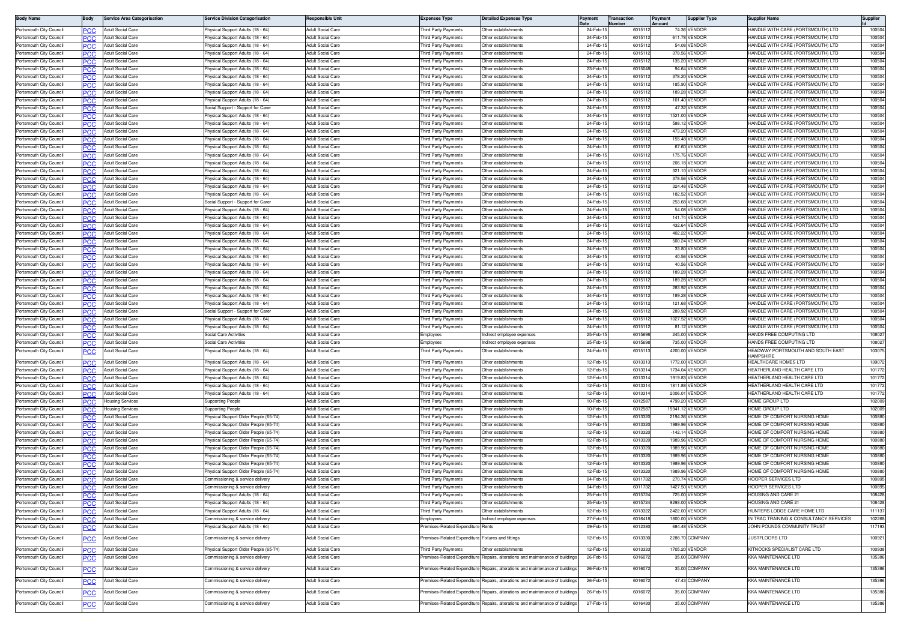| Body Name | Body | Service Area Categorisation | Service Division Categorisation | Responsible Unit | Expenses Type | Detailed Expenses Type | Payment Date | Transaction Number | Payment Amount | Supplier Type | Supplier Name | Supplier Id |
|---|---|---|---|---|---|---|---|---|---|---|---|---|
| Portsmouth City Council | PCC | Adult Social Care | Physical Support Adults (18 - 64) | Adult Social Care | Third Party Payments | Other establishments | 24-Feb-15 | 6015112 | 74.36 | VENDOR | HANDLE WITH CARE (PORTSMOUTH) LTD | 100504 |
| Portsmouth City Council | PCC | Adult Social Care | Physical Support Adults (18 - 64) | Adult Social Care | Third Party Payments | Other establishments | 24-Feb-15 | 6015112 | 611.78 | VENDOR | HANDLE WITH CARE (PORTSMOUTH) LTD | 100504 |
| Portsmouth City Council | PCC | Adult Social Care | Physical Support Adults (18 - 64) | Adult Social Care | Third Party Payments | Other establishments | 24-Feb-15 | 6015112 | 54.08 | VENDOR | HANDLE WITH CARE (PORTSMOUTH) LTD | 100504 |
| Portsmouth City Council | PCC | Adult Social Care | Physical Support Adults (18 - 64) | Adult Social Care | Third Party Payments | Other establishments | 24-Feb-15 | 6015112 | 378.56 | VENDOR | HANDLE WITH CARE (PORTSMOUTH) LTD | 100504 |
| Portsmouth City Council | PCC | Adult Social Care | Physical Support Adults (18 - 64) | Adult Social Care | Third Party Payments | Other establishments | 24-Feb-15 | 6015112 | 135.20 | VENDOR | HANDLE WITH CARE (PORTSMOUTH) LTD | 100504 |
| Portsmouth City Council | PCC | Adult Social Care | Physical Support Adults (18 - 64) | Adult Social Care | Third Party Payments | Other establishments | 23-Feb-15 | 6015048 | 94.64 | VENDOR | HANDLE WITH CARE (PORTSMOUTH) LTD | 100504 |
| Portsmouth City Council | PCC | Adult Social Care | Physical Support Adults (18 - 64) | Adult Social Care | Third Party Payments | Other establishments | 24-Feb-15 | 6015112 | 378.20 | VENDOR | HANDLE WITH CARE (PORTSMOUTH) LTD | 100504 |
| Portsmouth City Council | PCC | Adult Social Care | Physical Support Adults (18 - 64) | Adult Social Care | Third Party Payments | Other establishments | 24-Feb-15 | 6015112 | 185.90 | VENDOR | HANDLE WITH CARE (PORTSMOUTH) LTD | 100504 |
| Portsmouth City Council | PCC | Adult Social Care | Physical Support Adults (18 - 64) | Adult Social Care | Third Party Payments | Other establishments | 24-Feb-15 | 6015112 | 189.28 | VENDOR | HANDLE WITH CARE (PORTSMOUTH) LTD | 100504 |
| Portsmouth City Council | PCC | Adult Social Care | Physical Support Adults (18 - 64) | Adult Social Care | Third Party Payments | Other establishments | 24-Feb-15 | 6015112 | 101.40 | VENDOR | HANDLE WITH CARE (PORTSMOUTH) LTD | 100504 |
| Portsmouth City Council | PCC | Adult Social Care | Social Support - Support for Carer | Adult Social Care | Third Party Payments | Other establishments | 24-Feb-15 | 6015112 | 47.32 | VENDOR | HANDLE WITH CARE (PORTSMOUTH) LTD | 100504 |
| Portsmouth City Council | PCC | Adult Social Care | Physical Support Adults (18 - 64) | Adult Social Care | Third Party Payments | Other establishments | 24-Feb-15 | 6015112 | 1521.00 | VENDOR | HANDLE WITH CARE (PORTSMOUTH) LTD | 100504 |
| Portsmouth City Council | PCC | Adult Social Care | Physical Support Adults (18 - 64) | Adult Social Care | Third Party Payments | Other establishments | 24-Feb-15 | 6015112 | 588.12 | VENDOR | HANDLE WITH CARE (PORTSMOUTH) LTD | 100504 |
| Portsmouth City Council | PCC | Adult Social Care | Physical Support Adults (18 - 64) | Adult Social Care | Third Party Payments | Other establishments | 24-Feb-15 | 6015112 | 473.20 | VENDOR | HANDLE WITH CARE (PORTSMOUTH) LTD | 100504 |
| Portsmouth City Council | PCC | Adult Social Care | Physical Support Adults (18 - 64) | Adult Social Care | Third Party Payments | Other establishments | 24-Feb-15 | 6015112 | 155.48 | VENDOR | HANDLE WITH CARE (PORTSMOUTH) LTD | 100504 |
| Portsmouth City Council | PCC | Adult Social Care | Physical Support Adults (18 - 64) | Adult Social Care | Third Party Payments | Other establishments | 24-Feb-15 | 6015112 | 67.60 | VENDOR | HANDLE WITH CARE (PORTSMOUTH) LTD | 100504 |
| Portsmouth City Council | PCC | Adult Social Care | Physical Support Adults (18 - 64) | Adult Social Care | Third Party Payments | Other establishments | 24-Feb-15 | 6015112 | 175.76 | VENDOR | HANDLE WITH CARE (PORTSMOUTH) LTD | 100504 |
| Portsmouth City Council | PCC | Adult Social Care | Physical Support Adults (18 - 64) | Adult Social Care | Third Party Payments | Other establishments | 24-Feb-15 | 6015112 | 206.18 | VENDOR | HANDLE WITH CARE (PORTSMOUTH) LTD | 100504 |
| Portsmouth City Council | PCC | Adult Social Care | Physical Support Adults (18 - 64) | Adult Social Care | Third Party Payments | Other establishments | 24-Feb-15 | 6015112 | 321.10 | VENDOR | HANDLE WITH CARE (PORTSMOUTH) LTD | 100504 |
| Portsmouth City Council | PCC | Adult Social Care | Physical Support Adults (18 - 64) | Adult Social Care | Third Party Payments | Other establishments | 24-Feb-15 | 6015112 | 378.56 | VENDOR | HANDLE WITH CARE (PORTSMOUTH) LTD | 100504 |
| Portsmouth City Council | PCC | Adult Social Care | Physical Support Adults (18 - 64) | Adult Social Care | Third Party Payments | Other establishments | 24-Feb-15 | 6015112 | 324.48 | VENDOR | HANDLE WITH CARE (PORTSMOUTH) LTD | 100504 |
| Portsmouth City Council | PCC | Adult Social Care | Physical Support Adults (18 - 64) | Adult Social Care | Third Party Payments | Other establishments | 24-Feb-15 | 6015112 | 182.52 | VENDOR | HANDLE WITH CARE (PORTSMOUTH) LTD | 100504 |
| Portsmouth City Council | PCC | Adult Social Care | Social Support - Support for Carer | Adult Social Care | Third Party Payments | Other establishments | 24-Feb-15 | 6015112 | 253.68 | VENDOR | HANDLE WITH CARE (PORTSMOUTH) LTD | 100504 |
| Portsmouth City Council | PCC | Adult Social Care | Physical Support Adults (18 - 64) | Adult Social Care | Third Party Payments | Other establishments | 24-Feb-15 | 6015112 | 54.08 | VENDOR | HANDLE WITH CARE (PORTSMOUTH) LTD | 100504 |
| Portsmouth City Council | PCC | Adult Social Care | Physical Support Adults (18 - 64) | Adult Social Care | Third Party Payments | Other establishments | 24-Feb-15 | 6015112 | 141.74 | VENDOR | HANDLE WITH CARE (PORTSMOUTH) LTD | 100504 |
| Portsmouth City Council | PCC | Adult Social Care | Physical Support Adults (18 - 64) | Adult Social Care | Third Party Payments | Other establishments | 24-Feb-15 | 6015112 | 432.64 | VENDOR | HANDLE WITH CARE (PORTSMOUTH) LTD | 100504 |
| Portsmouth City Council | PCC | Adult Social Care | Physical Support Adults (18 - 64) | Adult Social Care | Third Party Payments | Other establishments | 24-Feb-15 | 6015112 | 402.22 | VENDOR | HANDLE WITH CARE (PORTSMOUTH) LTD | 100504 |
| Portsmouth City Council | PCC | Adult Social Care | Physical Support Adults (18 - 64) | Adult Social Care | Third Party Payments | Other establishments | 24-Feb-15 | 6015112 | 500.24 | VENDOR | HANDLE WITH CARE (PORTSMOUTH) LTD | 100504 |
| Portsmouth City Council | PCC | Adult Social Care | Physical Support Adults (18 - 64) | Adult Social Care | Third Party Payments | Other establishments | 24-Feb-15 | 6015112 | 33.80 | VENDOR | HANDLE WITH CARE (PORTSMOUTH) LTD | 100504 |
| Portsmouth City Council | PCC | Adult Social Care | Physical Support Adults (18 - 64) | Adult Social Care | Third Party Payments | Other establishments | 24-Feb-15 | 6015112 | 40.56 | VENDOR | HANDLE WITH CARE (PORTSMOUTH) LTD | 100504 |
| Portsmouth City Council | PCC | Adult Social Care | Physical Support Adults (18 - 64) | Adult Social Care | Third Party Payments | Other establishments | 24-Feb-15 | 6015112 | 40.56 | VENDOR | HANDLE WITH CARE (PORTSMOUTH) LTD | 100504 |
| Portsmouth City Council | PCC | Adult Social Care | Physical Support Adults (18 - 64) | Adult Social Care | Third Party Payments | Other establishments | 24-Feb-15 | 6015112 | 189.28 | VENDOR | HANDLE WITH CARE (PORTSMOUTH) LTD | 100504 |
| Portsmouth City Council | PCC | Adult Social Care | Physical Support Adults (18 - 64) | Adult Social Care | Third Party Payments | Other establishments | 24-Feb-15 | 6015112 | 189.28 | VENDOR | HANDLE WITH CARE (PORTSMOUTH) LTD | 100504 |
| Portsmouth City Council | PCC | Adult Social Care | Physical Support Adults (18 - 64) | Adult Social Care | Third Party Payments | Other establishments | 24-Feb-15 | 6015112 | 283.92 | VENDOR | HANDLE WITH CARE (PORTSMOUTH) LTD | 100504 |
| Portsmouth City Council | PCC | Adult Social Care | Physical Support Adults (18 - 64) | Adult Social Care | Third Party Payments | Other establishments | 24-Feb-15 | 6015112 | 189.28 | VENDOR | HANDLE WITH CARE (PORTSMOUTH) LTD | 100504 |
| Portsmouth City Council | PCC | Adult Social Care | Physical Support Adults (18 - 64) | Adult Social Care | Third Party Payments | Other establishments | 24-Feb-15 | 6015112 | 121.68 | VENDOR | HANDLE WITH CARE (PORTSMOUTH) LTD | 100504 |
| Portsmouth City Council | PCC | Adult Social Care | Social Support - Support for Carer | Adult Social Care | Third Party Payments | Other establishments | 24-Feb-15 | 6015112 | 289.92 | VENDOR | HANDLE WITH CARE (PORTSMOUTH) LTD | 100504 |
| Portsmouth City Council | PCC | Adult Social Care | Physical Support Adults (18 - 64) | Adult Social Care | Third Party Payments | Other establishments | 24-Feb-15 | 6015112 | 1027.52 | VENDOR | HANDLE WITH CARE (PORTSMOUTH) LTD | 100504 |
| Portsmouth City Council | PCC | Adult Social Care | Physical Support Adults (18 - 64) | Adult Social Care | Third Party Payments | Other establishments | 24-Feb-15 | 6015112 | 81.12 | VENDOR | HANDLE WITH CARE (PORTSMOUTH) LTD | 100504 |
| Portsmouth City Council | PCC | Adult Social Care | Social Care Activities | Adult Social Care | Employees | Indirect employee expenses | 25-Feb-15 | 6015698 | 245.00 | VENDOR | HANDS FREE COMPUTING LTD | 108027 |
| Portsmouth City Council | PCC | Adult Social Care | Social Care Activities | Adult Social Care | Employees | Indirect employee expenses | 25-Feb-15 | 6015698 | 735.00 | VENDOR | HANDS FREE COMPUTING LTD | 108027 |
| Portsmouth City Council | PCC | Adult Social Care | Physical Support Adults (18 - 64) | Adult Social Care | Third Party Payments | Other establishments | 24-Feb-15 | 6015113 | 4200.00 | VENDOR | HEADWAY PORTSMOUTH AND SOUTH EAST HAMPSHIRE | 103075 |
| Portsmouth City Council | PCC | Adult Social Care | Physical Support Adults (18 - 64) | Adult Social Care | Third Party Payments | Other establishments | 12-Feb-15 | 6013313 | 1772.00 | VENDOR | HEALTHCARE HOMES LTD | 139072 |
| Portsmouth City Council | PCC | Adult Social Care | Physical Support Adults (18 - 64) | Adult Social Care | Third Party Payments | Other establishments | 12-Feb-15 | 6013314 | 1734.04 | VENDOR | HEATHERLAND HEALTH CARE LTD | 101772 |
| Portsmouth City Council | PCC | Adult Social Care | Physical Support Adults (18 - 64) | Adult Social Care | Third Party Payments | Other establishments | 12-Feb-15 | 6013314 | 1919.83 | VENDOR | HEATHERLAND HEALTH CARE LTD | 101772 |
| Portsmouth City Council | PCC | Adult Social Care | Physical Support Adults (18 - 64) | Adult Social Care | Third Party Payments | Other establishments | 12-Feb-15 | 6013314 | 1811.88 | VENDOR | HEATHERLAND HEALTH CARE LTD | 101772 |
| Portsmouth City Council | PCC | Adult Social Care | Physical Support Adults (18 - 64) | Adult Social Care | Third Party Payments | Other establishments | 12-Feb-15 | 6013314 | 2006.01 | VENDOR | HEATHERLAND HEALTH CARE LTD | 101772 |
| Portsmouth City Council | PCC | Housing Services | Supporting People | Adult Social Care | Third Party Payments | Other establishments | 10-Feb-15 | 6012587 | 4799.20 | VENDOR | HOME GROUP LTD | 102009 |
| Portsmouth City Council | PCC | Housing Services | Supporting People | Adult Social Care | Third Party Payments | Other establishments | 10-Feb-15 | 6012587 | 15941.12 | VENDOR | HOME GROUP LTD | 102009 |
| Portsmouth City Council | PCC | Adult Social Care | Physical Support Older People (65-74) | Adult Social Care | Third Party Payments | Other establishments | 12-Feb-15 | 6013320 | 2194.36 | VENDOR | HOME OF COMFORT NURSING HOME | 100880 |
| Portsmouth City Council | PCC | Adult Social Care | Physical Support Older People (65-74) | Adult Social Care | Third Party Payments | Other establishments | 12-Feb-15 | 6013320 | 1989.96 | VENDOR | HOME OF COMFORT NURSING HOME | 100880 |
| Portsmouth City Council | PCC | Adult Social Care | Physical Support Older People (65-74) | Adult Social Care | Third Party Payments | Other establishments | 12-Feb-15 | 6013320 | -142.14 | VENDOR | HOME OF COMFORT NURSING HOME | 100880 |
| Portsmouth City Council | PCC | Adult Social Care | Physical Support Older People (65-74) | Adult Social Care | Third Party Payments | Other establishments | 12-Feb-15 | 6013320 | 1989.96 | VENDOR | HOME OF COMFORT NURSING HOME | 100880 |
| Portsmouth City Council | PCC | Adult Social Care | Physical Support Older People (65-74) | Adult Social Care | Third Party Payments | Other establishments | 12-Feb-15 | 6013320 | 1989.96 | VENDOR | HOME OF COMFORT NURSING HOME | 100880 |
| Portsmouth City Council | PCC | Adult Social Care | Physical Support Older People (65-74) | Adult Social Care | Third Party Payments | Other establishments | 12-Feb-15 | 6013320 | 1989.96 | VENDOR | HOME OF COMFORT NURSING HOME | 100880 |
| Portsmouth City Council | PCC | Adult Social Care | Physical Support Older People (65-74) | Adult Social Care | Third Party Payments | Other establishments | 12-Feb-15 | 6013320 | 1989.96 | VENDOR | HOME OF COMFORT NURSING HOME | 100880 |
| Portsmouth City Council | PCC | Adult Social Care | Physical Support Older People (65-74) | Adult Social Care | Third Party Payments | Other establishments | 12-Feb-15 | 6013320 | 1989.96 | VENDOR | HOME OF COMFORT NURSING HOME | 100880 |
| Portsmouth City Council | PCC | Adult Social Care | Commissioning & service delivery | Adult Social Care | Third Party Payments | Other establishments | 04-Feb-15 | 6011732 | 270.74 | VENDOR | HOOPER SERVICES LTD | 100895 |
| Portsmouth City Council | PCC | Adult Social Care | Commissioning & service delivery | Adult Social Care | Third Party Payments | Other establishments | 04-Feb-15 | 6011732 | 1427.50 | VENDOR | HOOPER SERVICES LTD | 100895 |
| Portsmouth City Council | PCC | Adult Social Care | Physical Support Adults (18 - 64) | Adult Social Care | Third Party Payments | Other establishments | 25-Feb-15 | 6015724 | 725.00 | VENDOR | HOUSING AND CARE 21 | 108428 |
| Portsmouth City Council | PCC | Adult Social Care | Physical Support Adults (18 - 64) | Adult Social Care | Third Party Payments | Other establishments | 25-Feb-15 | 6015724 | 9293.00 | VENDOR | HOUSING AND CARE 21 | 108428 |
| Portsmouth City Council | PCC | Adult Social Care | Physical Support Adults (18 - 64) | Adult Social Care | Third Party Payments | Other establishments | 12-Feb-15 | 6013322 | 2422.00 | VENDOR | HUNTERS LODGE CARE HOME LTD | 111137 |
| Portsmouth City Council | PCC | Adult Social Care | Commissioning & service delivery | Adult Social Care | Employees | Indirect employee expenses | 27-Feb-15 | 6016418 | 1800.00 | VENDOR | IN TRAC TRAINING & CONSULTANCY SERVICES | 102268 |
| Portsmouth City Council | PCC | Adult Social Care | Physical Support Adults (18 - 64) | Adult Social Care | Premises-Related Expenditure | Rents | 09-Feb-15 | 6012380 | 684.48 | VENDOR | JOHN POUNDS COMMUNITY TRUST | 117193 |
| Portsmouth City Council | PCC | Adult Social Care | Commissioning & service delivery | Adult Social Care | Premises-Related Expenditure | Fixtures and fittings | 12-Feb-15 | 6013330 | 2288.70 | COMPANY | JUSTFLOORS LTD | 100921 |
| Portsmouth City Council | PCC | Adult Social Care | Physical Support Older People (65-74) | Adult Social Care | Third Party Payments | Other establishments | 12-Feb-15 | 6013333 | 1705.20 | VENDOR | KITNOCKS SPECIALIST CARE LTD | 100938 |
| Portsmouth City Council | PCC | Adult Social Care | Commissioning & service delivery | Adult Social Care | Premises-Related Expenditure | Repairs, alterations and maintenance of buildings | 26-Feb-15 | 6016072 | 35.00 | COMPANY | KKA MAINTENANCE LTD | 135386 |
| Portsmouth City Council | PCC | Adult Social Care | Commissioning & service delivery | Adult Social Care | Premises-Related Expenditure | Repairs, alterations and maintenance of buildings | 26-Feb-15 | 6016072 | 35.00 | COMPANY | KKA MAINTENANCE LTD | 135386 |
| Portsmouth City Council | PCC | Adult Social Care | Commissioning & service delivery | Adult Social Care | Premises-Related Expenditure | Repairs, alterations and maintenance of buildings | 26-Feb-15 | 6016072 | 47.43 | COMPANY | KKA MAINTENANCE LTD | 135386 |
| Portsmouth City Council | PCC | Adult Social Care | Commissioning & service delivery | Adult Social Care | Premises-Related Expenditure | Repairs, alterations and maintenance of buildings | 26-Feb-15 | 6016072 | 35.00 | COMPANY | KKA MAINTENANCE LTD | 135386 |
| Portsmouth City Council | PCC | Adult Social Care | Commissioning & service delivery | Adult Social Care | Premises-Related Expenditure | Repairs, alterations and maintenance of buildings | 27-Feb-15 | 6016430 | 35.00 | COMPANY | KKA MAINTENANCE LTD | 135386 |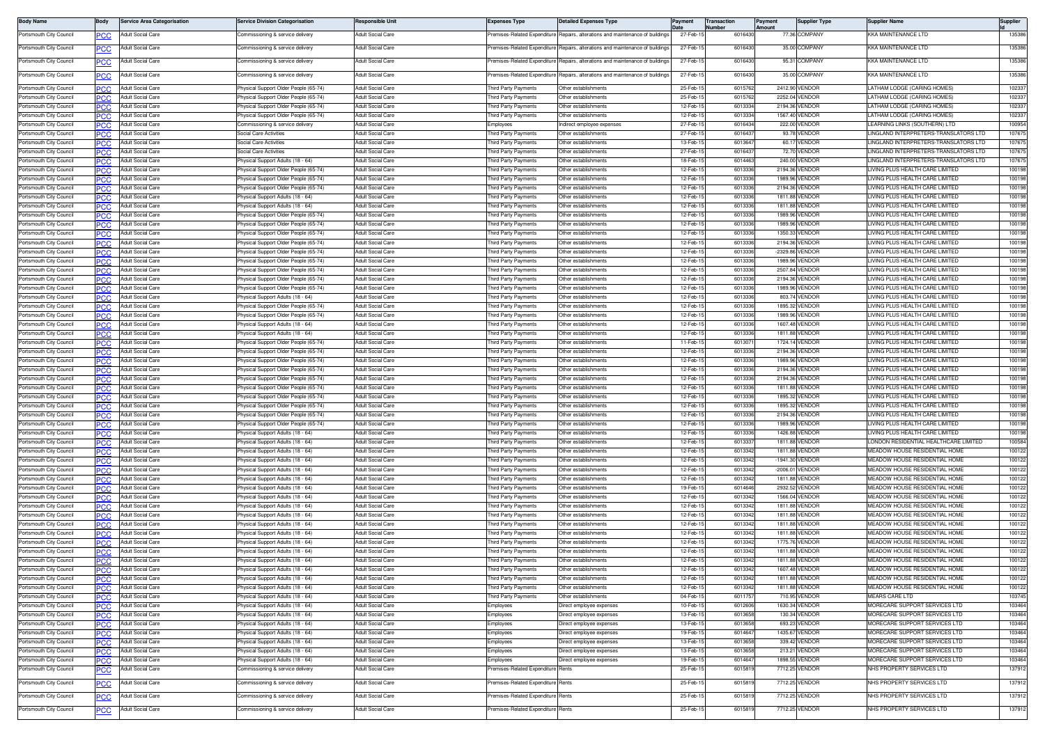| Body Name | Body | Service Area Categorisation | Service Division Categorisation | Responsible Unit | Expenses Type | Detailed Expenses Type | Payment Date | Transaction Number | Payment Amount | Supplier Type | Supplier Name | Supplier Id |
|---|---|---|---|---|---|---|---|---|---|---|---|---|
| Portsmouth City Council | PCC | Adult Social Care | Commissioning & service delivery | Adult Social Care | Premises-Related Expenditure | Repairs, alterations and maintenance of buildings | 27-Feb-15 | 6016430 | 77.36 | COMPANY | KKA MAINTENANCE LTD | 135386 |
| Portsmouth City Council | PCC | Adult Social Care | Commissioning & service delivery | Adult Social Care | Premises-Related Expenditure | Repairs, alterations and maintenance of buildings | 27-Feb-15 | 6016430 | 35.00 | COMPANY | KKA MAINTENANCE LTD | 135386 |
| Portsmouth City Council | PCC | Adult Social Care | Commissioning & service delivery | Adult Social Care | Premises-Related Expenditure | Repairs, alterations and maintenance of buildings | 27-Feb-15 | 6016430 | 95.31 | COMPANY | KKA MAINTENANCE LTD | 135386 |
| Portsmouth City Council | PCC | Adult Social Care | Commissioning & service delivery | Adult Social Care | Premises-Related Expenditure | Repairs, alterations and maintenance of buildings | 27-Feb-15 | 6016430 | 35.00 | COMPANY | KKA MAINTENANCE LTD | 135386 |
| Portsmouth City Council | PCC | Adult Social Care | Physical Support Older People (65-74) | Adult Social Care | Third Party Payments | Other establishments | 25-Feb-15 | 6015762 | 2412.90 | VENDOR | LATHAM LODGE (CARING HOMES) | 102337 |
| Portsmouth City Council | PCC | Adult Social Care | Physical Support Older People (65-74) | Adult Social Care | Third Party Payments | Other establishments | 25-Feb-15 | 6015762 | 2252.04 | VENDOR | LATHAM LODGE (CARING HOMES) | 102337 |
| Portsmouth City Council | PCC | Adult Social Care | Physical Support Older People (65-74) | Adult Social Care | Third Party Payments | Other establishments | 12-Feb-15 | 6013334 | 2194.36 | VENDOR | LATHAM LODGE (CARING HOMES) | 102337 |
| Portsmouth City Council | PCC | Adult Social Care | Physical Support Older People (65-74) | Adult Social Care | Third Party Payments | Other establishments | 12-Feb-15 | 6013334 | 1567.40 | VENDOR | LATHAM LODGE (CARING HOMES) | 102337 |
| Portsmouth City Council | PCC | Adult Social Care | Commissioning & service delivery | Adult Social Care | Employees | Indirect employee expenses | 27-Feb-15 | 6016434 | 222.00 | VENDOR | LEARNING LINKS (SOUTHERN) LTD | 100954 |
| Portsmouth City Council | PCC | Adult Social Care | Social Care Activities | Adult Social Care | Third Party Payments | Other establishments | 27-Feb-15 | 6016437 | 93.78 | VENDOR | LINGLAND INTERPRETERS-TRANSLATORS LTD | 107675 |
| Portsmouth City Council | PCC | Adult Social Care | Social Care Activities | Adult Social Care | Third Party Payments | Other establishments | 13-Feb-15 | 6013647 | 60.17 | VENDOR | LINGLAND INTERPRETERS-TRANSLATORS LTD | 107675 |
| Portsmouth City Council | PCC | Adult Social Care | Social Care Activities | Adult Social Care | Third Party Payments | Other establishments | 27-Feb-15 | 6016437 | 72.70 | VENDOR | LINGLAND INTERPRETERS-TRANSLATORS LTD | 107675 |
| Portsmouth City Council | PCC | Adult Social Care | Physical Support Adults (18 - 64) | Adult Social Care | Third Party Payments | Other establishments | 18-Feb-15 | 6014463 | 240.00 | VENDOR | LINGLAND INTERPRETERS-TRANSLATORS LTD | 107675 |
| Portsmouth City Council | PCC | Adult Social Care | Physical Support Older People (65-74) | Adult Social Care | Third Party Payments | Other establishments | 12-Feb-15 | 6013336 | 2194.36 | VENDOR | LIVING PLUS HEALTH CARE LIMITED | 100198 |
| Portsmouth City Council | PCC | Adult Social Care | Physical Support Older People (65-74) | Adult Social Care | Third Party Payments | Other establishments | 12-Feb-15 | 6013336 | 1989.96 | VENDOR | LIVING PLUS HEALTH CARE LIMITED | 100198 |
| Portsmouth City Council | PCC | Adult Social Care | Physical Support Older People (65-74) | Adult Social Care | Third Party Payments | Other establishments | 12-Feb-15 | 6013336 | 2194.36 | VENDOR | LIVING PLUS HEALTH CARE LIMITED | 100198 |
| Portsmouth City Council | PCC | Adult Social Care | Physical Support Adults (18 - 64) | Adult Social Care | Third Party Payments | Other establishments | 12-Feb-15 | 6013336 | 1811.88 | VENDOR | LIVING PLUS HEALTH CARE LIMITED | 100198 |
| Portsmouth City Council | PCC | Adult Social Care | Physical Support Adults (18 - 64) | Adult Social Care | Third Party Payments | Other establishments | 12-Feb-15 | 6013336 | 1811.88 | VENDOR | LIVING PLUS HEALTH CARE LIMITED | 100198 |
| Portsmouth City Council | PCC | Adult Social Care | Physical Support Older People (65-74) | Adult Social Care | Third Party Payments | Other establishments | 12-Feb-15 | 6013336 | 1989.96 | VENDOR | LIVING PLUS HEALTH CARE LIMITED | 100198 |
| Portsmouth City Council | PCC | Adult Social Care | Physical Support Older People (65-74) | Adult Social Care | Third Party Payments | Other establishments | 12-Feb-15 | 6013336 | 1989.96 | VENDOR | LIVING PLUS HEALTH CARE LIMITED | 100198 |
| Portsmouth City Council | PCC | Adult Social Care | Physical Support Older People (65-74) | Adult Social Care | Third Party Payments | Other establishments | 12-Feb-15 | 6013336 | 1350.33 | VENDOR | LIVING PLUS HEALTH CARE LIMITED | 100198 |
| Portsmouth City Council | PCC | Adult Social Care | Physical Support Older People (65-74) | Adult Social Care | Third Party Payments | Other establishments | 12-Feb-15 | 6013336 | 2194.36 | VENDOR | LIVING PLUS HEALTH CARE LIMITED | 100198 |
| Portsmouth City Council | PCC | Adult Social Care | Physical Support Older People (65-74) | Adult Social Care | Third Party Payments | Other establishments | 12-Feb-15 | 6013336 | -2329.86 | VENDOR | LIVING PLUS HEALTH CARE LIMITED | 100198 |
| Portsmouth City Council | PCC | Adult Social Care | Physical Support Older People (65-74) | Adult Social Care | Third Party Payments | Other establishments | 12-Feb-15 | 6013336 | 1989.96 | VENDOR | LIVING PLUS HEALTH CARE LIMITED | 100198 |
| Portsmouth City Council | PCC | Adult Social Care | Physical Support Older People (65-74) | Adult Social Care | Third Party Payments | Other establishments | 12-Feb-15 | 6013336 | 2507.84 | VENDOR | LIVING PLUS HEALTH CARE LIMITED | 100198 |
| Portsmouth City Council | PCC | Adult Social Care | Physical Support Older People (65-74) | Adult Social Care | Third Party Payments | Other establishments | 12-Feb-15 | 6013336 | 2194.36 | VENDOR | LIVING PLUS HEALTH CARE LIMITED | 100198 |
| Portsmouth City Council | PCC | Adult Social Care | Physical Support Older People (65-74) | Adult Social Care | Third Party Payments | Other establishments | 12-Feb-15 | 6013336 | 1989.96 | VENDOR | LIVING PLUS HEALTH CARE LIMITED | 100198 |
| Portsmouth City Council | PCC | Adult Social Care | Physical Support Adults (18 - 64) | Adult Social Care | Third Party Payments | Other establishments | 12-Feb-15 | 6013336 | 803.74 | VENDOR | LIVING PLUS HEALTH CARE LIMITED | 100198 |
| Portsmouth City Council | PCC | Adult Social Care | Physical Support Older People (65-74) | Adult Social Care | Third Party Payments | Other establishments | 12-Feb-15 | 6013336 | 1895.32 | VENDOR | LIVING PLUS HEALTH CARE LIMITED | 100198 |
| Portsmouth City Council | PCC | Adult Social Care | Physical Support Older People (65-74) | Adult Social Care | Third Party Payments | Other establishments | 12-Feb-15 | 6013336 | 1989.96 | VENDOR | LIVING PLUS HEALTH CARE LIMITED | 100198 |
| Portsmouth City Council | PCC | Adult Social Care | Physical Support Adults (18 - 64) | Adult Social Care | Third Party Payments | Other establishments | 12-Feb-15 | 6013336 | 1607.48 | VENDOR | LIVING PLUS HEALTH CARE LIMITED | 100198 |
| Portsmouth City Council | PCC | Adult Social Care | Physical Support Adults (18 - 64) | Adult Social Care | Third Party Payments | Other establishments | 12-Feb-15 | 6013336 | 1811.88 | VENDOR | LIVING PLUS HEALTH CARE LIMITED | 100198 |
| Portsmouth City Council | PCC | Adult Social Care | Physical Support Older People (65-74) | Adult Social Care | Third Party Payments | Other establishments | 11-Feb-15 | 6013071 | 1724.14 | VENDOR | LIVING PLUS HEALTH CARE LIMITED | 100198 |
| Portsmouth City Council | PCC | Adult Social Care | Physical Support Older People (65-74) | Adult Social Care | Third Party Payments | Other establishments | 12-Feb-15 | 6013336 | 2194.36 | VENDOR | LIVING PLUS HEALTH CARE LIMITED | 100198 |
| Portsmouth City Council | PCC | Adult Social Care | Physical Support Older People (65-74) | Adult Social Care | Third Party Payments | Other establishments | 12-Feb-15 | 6013336 | 1989.96 | VENDOR | LIVING PLUS HEALTH CARE LIMITED | 100198 |
| Portsmouth City Council | PCC | Adult Social Care | Physical Support Older People (65-74) | Adult Social Care | Third Party Payments | Other establishments | 12-Feb-15 | 6013336 | 2194.36 | VENDOR | LIVING PLUS HEALTH CARE LIMITED | 100198 |
| Portsmouth City Council | PCC | Adult Social Care | Physical Support Older People (65-74) | Adult Social Care | Third Party Payments | Other establishments | 12-Feb-15 | 6013336 | 2194.36 | VENDOR | LIVING PLUS HEALTH CARE LIMITED | 100198 |
| Portsmouth City Council | PCC | Adult Social Care | Physical Support Older People (65-74) | Adult Social Care | Third Party Payments | Other establishments | 12-Feb-15 | 6013336 | 1811.88 | VENDOR | LIVING PLUS HEALTH CARE LIMITED | 100198 |
| Portsmouth City Council | PCC | Adult Social Care | Physical Support Older People (65-74) | Adult Social Care | Third Party Payments | Other establishments | 12-Feb-15 | 6013336 | 1895.32 | VENDOR | LIVING PLUS HEALTH CARE LIMITED | 100198 |
| Portsmouth City Council | PCC | Adult Social Care | Physical Support Older People (65-74) | Adult Social Care | Third Party Payments | Other establishments | 12-Feb-15 | 6013336 | 1895.32 | VENDOR | LIVING PLUS HEALTH CARE LIMITED | 100198 |
| Portsmouth City Council | PCC | Adult Social Care | Physical Support Older People (65-74) | Adult Social Care | Third Party Payments | Other establishments | 12-Feb-15 | 6013336 | 2194.36 | VENDOR | LIVING PLUS HEALTH CARE LIMITED | 100198 |
| Portsmouth City Council | PCC | Adult Social Care | Physical Support Older People (65-74) | Adult Social Care | Third Party Payments | Other establishments | 12-Feb-15 | 6013336 | 1989.96 | VENDOR | LIVING PLUS HEALTH CARE LIMITED | 100198 |
| Portsmouth City Council | PCC | Adult Social Care | Physical Support Adults (18 - 64) | Adult Social Care | Third Party Payments | Other establishments | 12-Feb-15 | 6013336 | 1426.88 | VENDOR | LIVING PLUS HEALTH CARE LIMITED | 100198 |
| Portsmouth City Council | PCC | Adult Social Care | Physical Support Adults (18 - 64) | Adult Social Care | Third Party Payments | Other establishments | 12-Feb-15 | 6013337 | 1811.88 | VENDOR | LONDON RESIDENTIAL HEALTHCARE LIMITED | 100584 |
| Portsmouth City Council | PCC | Adult Social Care | Physical Support Adults (18 - 64) | Adult Social Care | Third Party Payments | Other establishments | 12-Feb-15 | 6013342 | 1811.88 | VENDOR | MEADOW HOUSE RESIDENTIAL HOME | 100122 |
| Portsmouth City Council | PCC | Adult Social Care | Physical Support Adults (18 - 64) | Adult Social Care | Third Party Payments | Other establishments | 12-Feb-15 | 6013342 | -1941.30 | VENDOR | MEADOW HOUSE RESIDENTIAL HOME | 100122 |
| Portsmouth City Council | PCC | Adult Social Care | Physical Support Adults (18 - 64) | Adult Social Care | Third Party Payments | Other establishments | 12-Feb-15 | 6013342 | -2006.01 | VENDOR | MEADOW HOUSE RESIDENTIAL HOME | 100122 |
| Portsmouth City Council | PCC | Adult Social Care | Physical Support Adults (18 - 64) | Adult Social Care | Third Party Payments | Other establishments | 12-Feb-15 | 6013342 | 1811.88 | VENDOR | MEADOW HOUSE RESIDENTIAL HOME | 100122 |
| Portsmouth City Council | PCC | Adult Social Care | Physical Support Adults (18 - 64) | Adult Social Care | Third Party Payments | Other establishments | 19-Feb-15 | 6014646 | 2932.52 | VENDOR | MEADOW HOUSE RESIDENTIAL HOME | 100122 |
| Portsmouth City Council | PCC | Adult Social Care | Physical Support Adults (18 - 64) | Adult Social Care | Third Party Payments | Other establishments | 12-Feb-15 | 6013342 | 1566.04 | VENDOR | MEADOW HOUSE RESIDENTIAL HOME | 100122 |
| Portsmouth City Council | PCC | Adult Social Care | Physical Support Adults (18 - 64) | Adult Social Care | Third Party Payments | Other establishments | 12-Feb-15 | 6013342 | 1811.88 | VENDOR | MEADOW HOUSE RESIDENTIAL HOME | 100122 |
| Portsmouth City Council | PCC | Adult Social Care | Physical Support Adults (18 - 64) | Adult Social Care | Third Party Payments | Other establishments | 12-Feb-15 | 6013342 | 1811.88 | VENDOR | MEADOW HOUSE RESIDENTIAL HOME | 100122 |
| Portsmouth City Council | PCC | Adult Social Care | Physical Support Adults (18 - 64) | Adult Social Care | Third Party Payments | Other establishments | 12-Feb-15 | 6013342 | 1811.88 | VENDOR | MEADOW HOUSE RESIDENTIAL HOME | 100122 |
| Portsmouth City Council | PCC | Adult Social Care | Physical Support Adults (18 - 64) | Adult Social Care | Third Party Payments | Other establishments | 12-Feb-15 | 6013342 | 1811.88 | VENDOR | MEADOW HOUSE RESIDENTIAL HOME | 100122 |
| Portsmouth City Council | PCC | Adult Social Care | Physical Support Adults (18 - 64) | Adult Social Care | Third Party Payments | Other establishments | 12-Feb-15 | 6013342 | 1775.76 | VENDOR | MEADOW HOUSE RESIDENTIAL HOME | 100122 |
| Portsmouth City Council | PCC | Adult Social Care | Physical Support Adults (18 - 64) | Adult Social Care | Third Party Payments | Other establishments | 12-Feb-15 | 6013342 | 1811.88 | VENDOR | MEADOW HOUSE RESIDENTIAL HOME | 100122 |
| Portsmouth City Council | PCC | Adult Social Care | Physical Support Adults (18 - 64) | Adult Social Care | Third Party Payments | Other establishments | 12-Feb-15 | 6013342 | 1811.88 | VENDOR | MEADOW HOUSE RESIDENTIAL HOME | 100122 |
| Portsmouth City Council | PCC | Adult Social Care | Physical Support Adults (18 - 64) | Adult Social Care | Third Party Payments | Other establishments | 12-Feb-15 | 6013342 | 1607.48 | VENDOR | MEADOW HOUSE RESIDENTIAL HOME | 100122 |
| Portsmouth City Council | PCC | Adult Social Care | Physical Support Adults (18 - 64) | Adult Social Care | Third Party Payments | Other establishments | 12-Feb-15 | 6013342 | 1811.88 | VENDOR | MEADOW HOUSE RESIDENTIAL HOME | 100122 |
| Portsmouth City Council | PCC | Adult Social Care | Physical Support Adults (18 - 64) | Adult Social Care | Third Party Payments | Other establishments | 12-Feb-15 | 6013342 | 1811.88 | VENDOR | MEADOW HOUSE RESIDENTIAL HOME | 100122 |
| Portsmouth City Council | PCC | Adult Social Care | Physical Support Adults (18 - 64) | Adult Social Care | Third Party Payments | Other establishments | 04-Feb-15 | 6011757 | 710.95 | VENDOR | MEARS CARE LTD | 103745 |
| Portsmouth City Council | PCC | Adult Social Care | Physical Support Adults (18 - 64) | Adult Social Care | Employees | Direct employee expenses | 10-Feb-15 | 6012606 | 1630.34 | VENDOR | MORECARE SUPPORT SERVICES LTD | 103464 |
| Portsmouth City Council | PCC | Adult Social Care | Physical Support Adults (18 - 64) | Adult Social Care | Employees | Direct employee expenses | 13-Feb-15 | 6013658 | 130.34 | VENDOR | MORECARE SUPPORT SERVICES LTD | 103464 |
| Portsmouth City Council | PCC | Adult Social Care | Physical Support Adults (18 - 64) | Adult Social Care | Employees | Direct employee expenses | 13-Feb-15 | 6013658 | 693.23 | VENDOR | MORECARE SUPPORT SERVICES LTD | 103464 |
| Portsmouth City Council | PCC | Adult Social Care | Physical Support Adults (18 - 64) | Adult Social Care | Employees | Direct employee expenses | 19-Feb-15 | 6014647 | 1435.67 | VENDOR | MORECARE SUPPORT SERVICES LTD | 103464 |
| Portsmouth City Council | PCC | Adult Social Care | Physical Support Adults (18 - 64) | Adult Social Care | Employees | Direct employee expenses | 13-Feb-15 | 6013658 | 339.42 | VENDOR | MORECARE SUPPORT SERVICES LTD | 103464 |
| Portsmouth City Council | PCC | Adult Social Care | Physical Support Adults (18 - 64) | Adult Social Care | Employees | Direct employee expenses | 13-Feb-15 | 6013658 | 213.21 | VENDOR | MORECARE SUPPORT SERVICES LTD | 103464 |
| Portsmouth City Council | PCC | Adult Social Care | Physical Support Adults (18 - 64) | Adult Social Care | Employees | Direct employee expenses | 19-Feb-15 | 6014647 | 1898.55 | VENDOR | MORECARE SUPPORT SERVICES LTD | 103464 |
| Portsmouth City Council | PCC | Adult Social Care | Commissioning & service delivery | Adult Social Care | Premises-Related Expenditure | Rents | 25-Feb-15 | 6015819 | 7712.25 | VENDOR | NHS PROPERTY SERVICES LTD | 137912 |
| Portsmouth City Council | PCC | Adult Social Care | Commissioning & service delivery | Adult Social Care | Premises-Related Expenditure | Rents | 25-Feb-15 | 6015819 | 7712.25 | VENDOR | NHS PROPERTY SERVICES LTD | 137912 |
| Portsmouth City Council | PCC | Adult Social Care | Commissioning & service delivery | Adult Social Care | Premises-Related Expenditure | Rents | 25-Feb-15 | 6015819 | 7712.25 | VENDOR | NHS PROPERTY SERVICES LTD | 137912 |
| Portsmouth City Council | PCC | Adult Social Care | Commissioning & service delivery | Adult Social Care | Premises-Related Expenditure | Rents | 25-Feb-15 | 6015819 | 7712.25 | VENDOR | NHS PROPERTY SERVICES LTD | 137912 |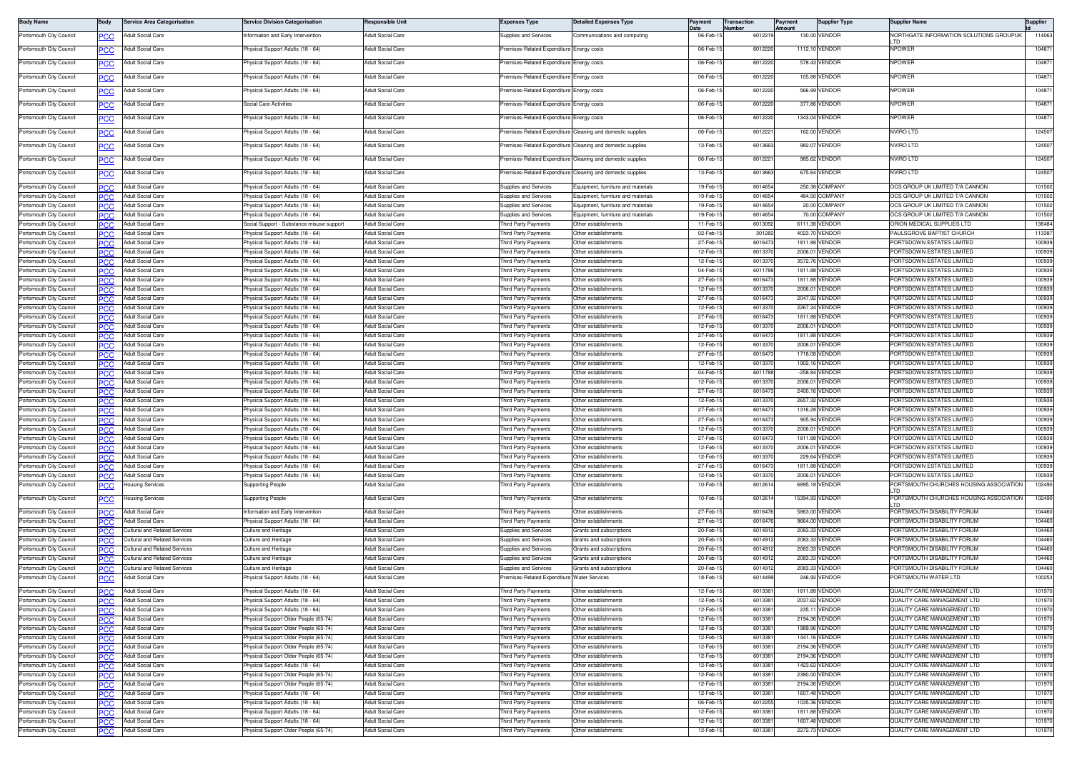| Body Name | Body | Service Area Categorisation | Service Division Categorisation | Responsible Unit | Expenses Type | Detailed Expenses Type | Payment Date | Transaction Number | Payment Amount | Supplier Type | Supplier Name | Supplier Id |
|---|---|---|---|---|---|---|---|---|---|---|---|---|
| Portsmouth City Council | PCC | Adult Social Care | Information and Early Intervention | Adult Social Care | Supplies and Services | Communications and computing | 06-Feb-15 | 6012219 | 130.00 | VENDOR | NORTHGATE INFORMATION SOLUTIONS GROUPUK LTD | 114063 |
| Portsmouth City Council | PCC | Adult Social Care | Physical Support Adults (18 - 64) | Adult Social Care | Premises-Related Expenditure | Energy costs | 06-Feb-15 | 6012220 | 1112.10 | VENDOR | NPOWER | 104871 |
| Portsmouth City Council | PCC | Adult Social Care | Physical Support Adults (18 - 64) | Adult Social Care | Premises-Related Expenditure | Energy costs | 06-Feb-15 | 6012220 | 578.43 | VENDOR | NPOWER | 104871 |
| Portsmouth City Council | PCC | Adult Social Care | Physical Support Adults (18 - 64) | Adult Social Care | Premises-Related Expenditure | Energy costs | 06-Feb-15 | 6012220 | 105.88 | VENDOR | NPOWER | 104871 |
| Portsmouth City Council | PCC | Adult Social Care | Physical Support Adults (18 - 64) | Adult Social Care | Premises-Related Expenditure | Energy costs | 06-Feb-15 | 6012220 | 566.99 | VENDOR | NPOWER | 104871 |
| Portsmouth City Council | PCC | Adult Social Care | Social Care Activities | Adult Social Care | Premises-Related Expenditure | Energy costs | 06-Feb-15 | 6012220 | 377.86 | VENDOR | NPOWER | 104871 |
| Portsmouth City Council | PCC | Adult Social Care | Physical Support Adults (18 - 64) | Adult Social Care | Premises-Related Expenditure | Energy costs | 06-Feb-15 | 6012220 | 1343.04 | VENDOR | NPOWER | 104871 |
| Portsmouth City Council | PCC | Adult Social Care | Physical Support Adults (18 - 64) | Adult Social Care | Premises-Related Expenditure | Cleaning and domestic supplies | 06-Feb-15 | 6012221 | 162.00 | VENDOR | NVIRO LTD | 124507 |
| Portsmouth City Council | PCC | Adult Social Care | Physical Support Adults (18 - 64) | Adult Social Care | Premises-Related Expenditure | Cleaning and domestic supplies | 13-Feb-15 | 6013663 | 982.07 | VENDOR | NVIRO LTD | 124507 |
| Portsmouth City Council | PCC | Adult Social Care | Physical Support Adults (18 - 64) | Adult Social Care | Premises-Related Expenditure | Cleaning and domestic supplies | 06-Feb-15 | 6012221 | 985.62 | VENDOR | NVIRO LTD | 124507 |
| Portsmouth City Council | PCC | Adult Social Care | Physical Support Adults (18 - 64) | Adult Social Care | Premises-Related Expenditure | Cleaning and domestic supplies | 13-Feb-15 | 6013663 | 675.64 | VENDOR | NVIRO LTD | 124507 |
| Portsmouth City Council | PCC | Adult Social Care | Physical Support Adults (18 - 64) | Adult Social Care | Supplies and Services | Equipment, furniture and materials | 19-Feb-15 | 6014654 | 250.38 | COMPANY | OCS GROUP UK LIMITED T/A CANNON | 101502 |
| Portsmouth City Council | PCC | Adult Social Care | Physical Support Adults (18 - 64) | Adult Social Care | Supplies and Services | Equipment, furniture and materials | 19-Feb-15 | 6014654 | 484.50 | COMPANY | OCS GROUP UK LIMITED T/A CANNON | 101502 |
| Portsmouth City Council | PCC | Adult Social Care | Physical Support Adults (18 - 64) | Adult Social Care | Supplies and Services | Equipment, furniture and materials | 19-Feb-15 | 6014654 | 20.00 | COMPANY | OCS GROUP UK LIMITED T/A CANNON | 101502 |
| Portsmouth City Council | PCC | Adult Social Care | Physical Support Adults (18 - 64) | Adult Social Care | Supplies and Services | Equipment, furniture and materials | 19-Feb-15 | 6014654 | 70.00 | COMPANY | OCS GROUP UK LIMITED T/A CANNON | 101502 |
| Portsmouth City Council | PCC | Adult Social Care | Social Support - Substance misuse support | Adult Social Care | Third Party Payments | Other establishments | 11-Feb-15 | 6013092 | 6111.38 | VENDOR | ORION MEDICAL SUPPLIES LTD | 138484 |
| Portsmouth City Council | PCC | Adult Social Care | Physical Support Adults (18 - 64) | Adult Social Care | Third Party Payments | Other establishments | 02-Feb-15 | 301282 | 4023.70 | VENDOR | PAULSGROVE BAPTIST CHURCH | 113387 |
| Portsmouth City Council | PCC | Adult Social Care | Physical Support Adults (18 - 64) | Adult Social Care | Third Party Payments | Other establishments | 27-Feb-15 | 6016473 | 1811.88 | VENDOR | PORTSDOWN ESTATES LIMITED | 100939 |
| Portsmouth City Council | PCC | Adult Social Care | Physical Support Adults (18 - 64) | Adult Social Care | Third Party Payments | Other establishments | 12-Feb-15 | 6013370 | 2006.01 | VENDOR | PORTSDOWN ESTATES LIMITED | 100939 |
| Portsmouth City Council | PCC | Adult Social Care | Physical Support Adults (18 - 64) | Adult Social Care | Third Party Payments | Other establishments | 12-Feb-15 | 6013370 | 3572.76 | VENDOR | PORTSDOWN ESTATES LIMITED | 100939 |
| Portsmouth City Council | PCC | Adult Social Care | Physical Support Adults (18 - 64) | Adult Social Care | Third Party Payments | Other establishments | 04-Feb-15 | 6011788 | 1811.88 | VENDOR | PORTSDOWN ESTATES LIMITED | 100939 |
| Portsmouth City Council | PCC | Adult Social Care | Physical Support Adults (18 - 64) | Adult Social Care | Third Party Payments | Other establishments | 27-Feb-15 | 6016473 | 1811.88 | VENDOR | PORTSDOWN ESTATES LIMITED | 100939 |
| Portsmouth City Council | PCC | Adult Social Care | Physical Support Adults (18 - 64) | Adult Social Care | Third Party Payments | Other establishments | 12-Feb-15 | 6013370 | 2006.01 | VENDOR | PORTSDOWN ESTATES LIMITED | 100939 |
| Portsmouth City Council | PCC | Adult Social Care | Physical Support Adults (18 - 64) | Adult Social Care | Third Party Payments | Other establishments | 27-Feb-15 | 6016473 | 2047.92 | VENDOR | PORTSDOWN ESTATES LIMITED | 100939 |
| Portsmouth City Council | PCC | Adult Social Care | Physical Support Adults (18 - 64) | Adult Social Care | Third Party Payments | Other establishments | 12-Feb-15 | 6013370 | 2267.34 | VENDOR | PORTSDOWN ESTATES LIMITED | 100939 |
| Portsmouth City Council | PCC | Adult Social Care | Physical Support Adults (18 - 64) | Adult Social Care | Third Party Payments | Other establishments | 27-Feb-15 | 6016473 | 1811.88 | VENDOR | PORTSDOWN ESTATES LIMITED | 100939 |
| Portsmouth City Council | PCC | Adult Social Care | Physical Support Adults (18 - 64) | Adult Social Care | Third Party Payments | Other establishments | 12-Feb-15 | 6013370 | 2006.01 | VENDOR | PORTSDOWN ESTATES LIMITED | 100939 |
| Portsmouth City Council | PCC | Adult Social Care | Physical Support Adults (18 - 64) | Adult Social Care | Third Party Payments | Other establishments | 27-Feb-15 | 6016473 | 1811.88 | VENDOR | PORTSDOWN ESTATES LIMITED | 100939 |
| Portsmouth City Council | PCC | Adult Social Care | Physical Support Adults (18 - 64) | Adult Social Care | Third Party Payments | Other establishments | 12-Feb-15 | 6013370 | 2006.01 | VENDOR | PORTSDOWN ESTATES LIMITED | 100939 |
| Portsmouth City Council | PCC | Adult Social Care | Physical Support Adults (18 - 64) | Adult Social Care | Third Party Payments | Other establishments | 27-Feb-15 | 6016473 | 1718.08 | VENDOR | PORTSDOWN ESTATES LIMITED | 100939 |
| Portsmouth City Council | PCC | Adult Social Care | Physical Support Adults (18 - 64) | Adult Social Care | Third Party Payments | Other establishments | 12-Feb-15 | 6013370 | 1902.16 | VENDOR | PORTSDOWN ESTATES LIMITED | 100939 |
| Portsmouth City Council | PCC | Adult Social Care | Physical Support Adults (18 - 64) | Adult Social Care | Third Party Payments | Other establishments | 04-Feb-15 | 6011788 | -258.84 | VENDOR | PORTSDOWN ESTATES LIMITED | 100939 |
| Portsmouth City Council | PCC | Adult Social Care | Physical Support Adults (18 - 64) | Adult Social Care | Third Party Payments | Other establishments | 12-Feb-15 | 6013370 | 2006.01 | VENDOR | PORTSDOWN ESTATES LIMITED | 100939 |
| Portsmouth City Council | PCC | Adult Social Care | Physical Support Adults (18 - 64) | Adult Social Care | Third Party Payments | Other establishments | 27-Feb-15 | 6016473 | 2400.16 | VENDOR | PORTSDOWN ESTATES LIMITED | 100939 |
| Portsmouth City Council | PCC | Adult Social Care | Physical Support Adults (18 - 64) | Adult Social Care | Third Party Payments | Other establishments | 12-Feb-15 | 6013370 | 2657.32 | VENDOR | PORTSDOWN ESTATES LIMITED | 100939 |
| Portsmouth City Council | PCC | Adult Social Care | Physical Support Adults (18 - 64) | Adult Social Care | Third Party Payments | Other establishments | 27-Feb-15 | 6016473 | 1316.28 | VENDOR | PORTSDOWN ESTATES LIMITED | 100939 |
| Portsmouth City Council | PCC | Adult Social Care | Physical Support Adults (18 - 64) | Adult Social Care | Third Party Payments | Other establishments | 27-Feb-15 | 6016473 | 905.94 | VENDOR | PORTSDOWN ESTATES LIMITED | 100939 |
| Portsmouth City Council | PCC | Adult Social Care | Physical Support Adults (18 - 64) | Adult Social Care | Third Party Payments | Other establishments | 12-Feb-15 | 6013370 | 2006.01 | VENDOR | PORTSDOWN ESTATES LIMITED | 100939 |
| Portsmouth City Council | PCC | Adult Social Care | Physical Support Adults (18 - 64) | Adult Social Care | Third Party Payments | Other establishments | 27-Feb-15 | 6016473 | 1811.88 | VENDOR | PORTSDOWN ESTATES LIMITED | 100939 |
| Portsmouth City Council | PCC | Adult Social Care | Physical Support Adults (18 - 64) | Adult Social Care | Third Party Payments | Other establishments | 12-Feb-15 | 6013370 | 2006.01 | VENDOR | PORTSDOWN ESTATES LIMITED | 100939 |
| Portsmouth City Council | PCC | Adult Social Care | Physical Support Adults (18 - 64) | Adult Social Care | Third Party Payments | Other establishments | 12-Feb-15 | 6013370 | 229.64 | VENDOR | PORTSDOWN ESTATES LIMITED | 100939 |
| Portsmouth City Council | PCC | Adult Social Care | Physical Support Adults (18 - 64) | Adult Social Care | Third Party Payments | Other establishments | 27-Feb-15 | 6016473 | 1811.88 | VENDOR | PORTSDOWN ESTATES LIMITED | 100939 |
| Portsmouth City Council | PCC | Adult Social Care | Physical Support Adults (18 - 64) | Adult Social Care | Third Party Payments | Other establishments | 12-Feb-15 | 6013370 | 2006.01 | VENDOR | PORTSDOWN ESTATES LIMITED | 100939 |
| Portsmouth City Council | PCC | Housing Services | Supporting People | Adult Social Care | Third Party Payments | Other establishments | 10-Feb-15 | 6012614 | 6895.18 | VENDOR | PORTSMOUTH CHURCHES HOUSING ASSOCIATION LTD | 102490 |
| Portsmouth City Council | PCC | Housing Services | Supporting People | Adult Social Care | Third Party Payments | Other establishments | 10-Feb-15 | 6012614 | 15394.93 | VENDOR | PORTSMOUTH CHURCHES HOUSING ASSOCIATION LTD | 102490 |
| Portsmouth City Council | PCC | Adult Social Care | Information and Early Intervention | Adult Social Care | Third Party Payments | Other establishments | 27-Feb-15 | 6016476 | 5863.00 | VENDOR | PORTSMOUTH DISABILITY FORUM | 104460 |
| Portsmouth City Council | PCC | Adult Social Care | Physical Support Adults (18 - 64) | Adult Social Care | Third Party Payments | Other establishments | 27-Feb-15 | 6016476 | 9664.00 | VENDOR | PORTSMOUTH DISABILITY FORUM | 104460 |
| Portsmouth City Council | PCC | Cultural and Related Services | Culture and Heritage | Adult Social Care | Supplies and Services | Grants and subscriptions | 20-Feb-15 | 6014912 | 2083.33 | VENDOR | PORTSMOUTH DISABILITY FORUM | 104460 |
| Portsmouth City Council | PCC | Cultural and Related Services | Culture and Heritage | Adult Social Care | Supplies and Services | Grants and subscriptions | 20-Feb-15 | 6014912 | 2083.33 | VENDOR | PORTSMOUTH DISABILITY FORUM | 104460 |
| Portsmouth City Council | PCC | Cultural and Related Services | Culture and Heritage | Adult Social Care | Supplies and Services | Grants and subscriptions | 20-Feb-15 | 6014912 | 2083.33 | VENDOR | PORTSMOUTH DISABILITY FORUM | 104460 |
| Portsmouth City Council | PCC | Cultural and Related Services | Culture and Heritage | Adult Social Care | Supplies and Services | Grants and subscriptions | 20-Feb-15 | 6014912 | 2083.33 | VENDOR | PORTSMOUTH DISABILITY FORUM | 104460 |
| Portsmouth City Council | PCC | Cultural and Related Services | Culture and Heritage | Adult Social Care | Supplies and Services | Grants and subscriptions | 20-Feb-15 | 6014912 | 2083.33 | VENDOR | PORTSMOUTH DISABILITY FORUM | 104460 |
| Portsmouth City Council | PCC | Adult Social Care | Physical Support Adults (18 - 64) | Adult Social Care | Premises-Related Expenditure | Water Services | 18-Feb-15 | 6014499 | 246.92 | VENDOR | PORTSMOUTH WATER LTD | 100253 |
| Portsmouth City Council | PCC | Adult Social Care | Physical Support Adults (18 - 64) | Adult Social Care | Third Party Payments | Other establishments | 12-Feb-15 | 6013381 | 1811.88 | VENDOR | QUALITY CARE MANAGEMENT LTD | 101970 |
| Portsmouth City Council | PCC | Adult Social Care | Physical Support Adults (18 - 64) | Adult Social Care | Third Party Payments | Other establishments | 12-Feb-15 | 6013381 | 2037.62 | VENDOR | QUALITY CARE MANAGEMENT LTD | 101970 |
| Portsmouth City Council | PCC | Adult Social Care | Physical Support Adults (18 - 64) | Adult Social Care | Third Party Payments | Other establishments | 12-Feb-15 | 6013381 | 235.11 | VENDOR | QUALITY CARE MANAGEMENT LTD | 101970 |
| Portsmouth City Council | PCC | Adult Social Care | Physical Support Older People (65-74) | Adult Social Care | Third Party Payments | Other establishments | 12-Feb-15 | 6013381 | 2194.36 | VENDOR | QUALITY CARE MANAGEMENT LTD | 101970 |
| Portsmouth City Council | PCC | Adult Social Care | Physical Support Older People (65-74) | Adult Social Care | Third Party Payments | Other establishments | 12-Feb-15 | 6013381 | 1989.96 | VENDOR | QUALITY CARE MANAGEMENT LTD | 101970 |
| Portsmouth City Council | PCC | Adult Social Care | Physical Support Older People (65-74) | Adult Social Care | Third Party Payments | Other establishments | 12-Feb-15 | 6013381 | 1441.16 | VENDOR | QUALITY CARE MANAGEMENT LTD | 101970 |
| Portsmouth City Council | PCC | Adult Social Care | Physical Support Older People (65-74) | Adult Social Care | Third Party Payments | Other establishments | 12-Feb-15 | 6013381 | 2194.36 | VENDOR | QUALITY CARE MANAGEMENT LTD | 101970 |
| Portsmouth City Council | PCC | Adult Social Care | Physical Support Older People (65-74) | Adult Social Care | Third Party Payments | Other establishments | 12-Feb-15 | 6013381 | 2194.36 | VENDOR | QUALITY CARE MANAGEMENT LTD | 101970 |
| Portsmouth City Council | PCC | Adult Social Care | Physical Support Adults (18 - 64) | Adult Social Care | Third Party Payments | Other establishments | 12-Feb-15 | 6013381 | 1423.62 | VENDOR | QUALITY CARE MANAGEMENT LTD | 101970 |
| Portsmouth City Council | PCC | Adult Social Care | Physical Support Older People (65-74) | Adult Social Care | Third Party Payments | Other establishments | 12-Feb-15 | 6013381 | 2380.00 | VENDOR | QUALITY CARE MANAGEMENT LTD | 101970 |
| Portsmouth City Council | PCC | Adult Social Care | Physical Support Older People (65-74) | Adult Social Care | Third Party Payments | Other establishments | 12-Feb-15 | 6013381 | 2194.36 | VENDOR | QUALITY CARE MANAGEMENT LTD | 101970 |
| Portsmouth City Council | PCC | Adult Social Care | Physical Support Adults (18 - 64) | Adult Social Care | Third Party Payments | Other establishments | 12-Feb-15 | 6013381 | 1607.48 | VENDOR | QUALITY CARE MANAGEMENT LTD | 101970 |
| Portsmouth City Council | PCC | Adult Social Care | Physical Support Adults (18 - 64) | Adult Social Care | Third Party Payments | Other establishments | 06-Feb-15 | 6012255 | 1035.36 | VENDOR | QUALITY CARE MANAGEMENT LTD | 101970 |
| Portsmouth City Council | PCC | Adult Social Care | Physical Support Adults (18 - 64) | Adult Social Care | Third Party Payments | Other establishments | 12-Feb-15 | 6013381 | 1811.88 | VENDOR | QUALITY CARE MANAGEMENT LTD | 101970 |
| Portsmouth City Council | PCC | Adult Social Care | Physical Support Adults (18 - 64) | Adult Social Care | Third Party Payments | Other establishments | 12-Feb-15 | 6013381 | 1607.48 | VENDOR | QUALITY CARE MANAGEMENT LTD | 101970 |
| Portsmouth City Council | PCC | Adult Social Care | Physical Support Older People (65-74) | Adult Social Care | Third Party Payments | Other establishments | 12-Feb-15 | 6013381 | 2272.73 | VENDOR | QUALITY CARE MANAGEMENT LTD | 101970 |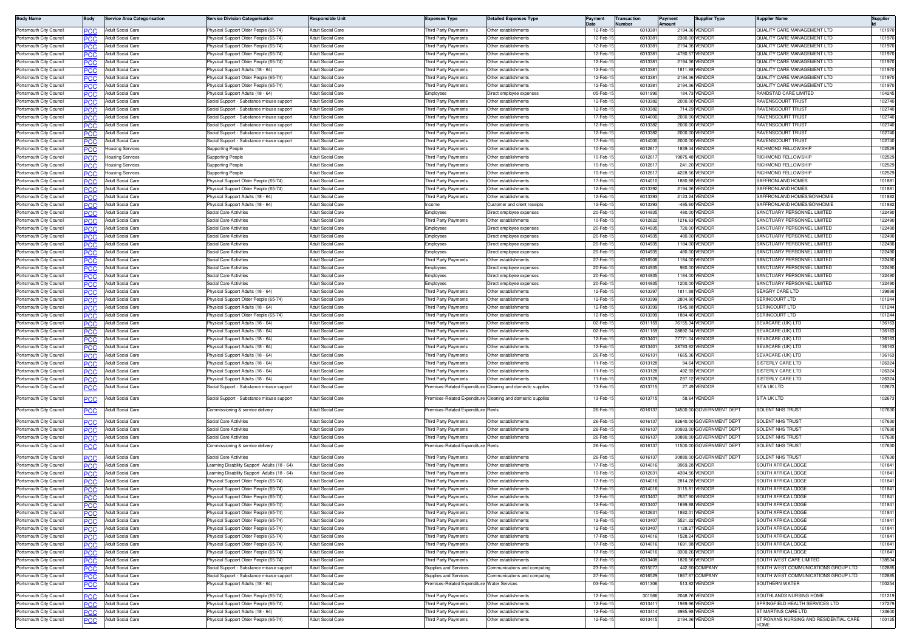| Body Name | Body | Service Area Categorisation | Service Division Categorisation | Responsible Unit | Expenses Type | Detailed Expenses Type | Payment Date | Transaction Number | Payment Amount | Supplier Type | Supplier Name | Supplier Id |
|---|---|---|---|---|---|---|---|---|---|---|---|---|
| Portsmouth City Council | PCC | Adult Social Care | Physical Support Older People (65-74) | Adult Social Care | Third Party Payments | Other establishments | 12-Feb-15 | 6013381 | 2194.36 | VENDOR | QUALITY CARE MANAGEMENT LTD | 101970 |
| Portsmouth City Council | PCC | Adult Social Care | Physical Support Older People (65-74) | Adult Social Care | Third Party Payments | Other establishments | 12-Feb-15 | 6013381 | 2380.00 | VENDOR | QUALITY CARE MANAGEMENT LTD | 101970 |
| Portsmouth City Council | PCC | Adult Social Care | Physical Support Older People (65-74) | Adult Social Care | Third Party Payments | Other establishments | 12-Feb-15 | 6013381 | 2194.36 | VENDOR | QUALITY CARE MANAGEMENT LTD | 101970 |
| Portsmouth City Council | PCC | Adult Social Care | Physical Support Older People (65-74) | Adult Social Care | Third Party Payments | Other establishments | 12-Feb-15 | 6013381 | -4780.57 | VENDOR | QUALITY CARE MANAGEMENT LTD | 101970 |
| Portsmouth City Council | PCC | Adult Social Care | Physical Support Older People (65-74) | Adult Social Care | Third Party Payments | Other establishments | 12-Feb-15 | 6013381 | 2194.36 | VENDOR | QUALITY CARE MANAGEMENT LTD | 101970 |
| Portsmouth City Council | PCC | Adult Social Care | Physical Support Adults (18 - 64) | Adult Social Care | Third Party Payments | Other establishments | 12-Feb-15 | 6013381 | 1811.88 | VENDOR | QUALITY CARE MANAGEMENT LTD | 101970 |
| Portsmouth City Council | PCC | Adult Social Care | Physical Support Older People (65-74) | Adult Social Care | Third Party Payments | Other establishments | 12-Feb-15 | 6013381 | 2194.36 | VENDOR | QUALITY CARE MANAGEMENT LTD | 101970 |
| Portsmouth City Council | PCC | Adult Social Care | Physical Support Older People (65-74) | Adult Social Care | Third Party Payments | Other establishments | 12-Feb-15 | 6013381 | 2194.36 | VENDOR | QUALITY CARE MANAGEMENT LTD | 101970 |
| Portsmouth City Council | PCC | Adult Social Care | Physical Support Adults (18 - 64) | Adult Social Care | Employees | Direct employee expenses | 05-Feb-15 | 6011990 | 184.73 | VENDOR | RANDSTAD CARE LIMITED | 104245 |
| Portsmouth City Council | PCC | Adult Social Care | Social Support - Substance misuse support | Adult Social Care | Third Party Payments | Other establishments | 12-Feb-15 | 6013382 | 2000.00 | VENDOR | RAVENSCOURT TRUST | 102740 |
| Portsmouth City Council | PCC | Adult Social Care | Social Support - Substance misuse support | Adult Social Care | Third Party Payments | Other establishments | 12-Feb-15 | 6013382 | 714.29 | VENDOR | RAVENSCOURT TRUST | 102740 |
| Portsmouth City Council | PCC | Adult Social Care | Social Support - Substance misuse support | Adult Social Care | Third Party Payments | Other establishments | 17-Feb-15 | 6014000 | 2000.00 | VENDOR | RAVENSCOURT TRUST | 102740 |
| Portsmouth City Council | PCC | Adult Social Care | Social Support - Substance misuse support | Adult Social Care | Third Party Payments | Other establishments | 12-Feb-15 | 6013382 | 2000.00 | VENDOR | RAVENSCOURT TRUST | 102740 |
| Portsmouth City Council | PCC | Adult Social Care | Social Support - Substance misuse support | Adult Social Care | Third Party Payments | Other establishments | 12-Feb-15 | 6013382 | 2000.00 | VENDOR | RAVENSCOURT TRUST | 102740 |
| Portsmouth City Council | PCC | Adult Social Care | Social Support - Substance misuse support | Adult Social Care | Third Party Payments | Other establishments | 17-Feb-15 | 6014000 | 2000.00 | VENDOR | RAVENSCOURT TRUST | 102740 |
| Portsmouth City Council | PCC | Housing Services | Supporting People | Adult Social Care | Third Party Payments | Other establishments | 10-Feb-15 | 6012617 | 1839.44 | VENDOR | RICHMOND FELLOWSHIP | 102529 |
| Portsmouth City Council | PCC | Housing Services | Supporting People | Adult Social Care | Third Party Payments | Other establishments | 10-Feb-15 | 6012617 | 19075.48 | VENDOR | RICHMOND FELLOWSHIP | 102529 |
| Portsmouth City Council | PCC | Housing Services | Supporting People | Adult Social Care | Third Party Payments | Other establishments | 10-Feb-15 | 6012617 | 241.20 | VENDOR | RICHMOND FELLOWSHIP | 102529 |
| Portsmouth City Council | PCC | Housing Services | Supporting People | Adult Social Care | Third Party Payments | Other establishments | 10-Feb-15 | 6012617 | 4228.56 | VENDOR | RICHMOND FELLOWSHIP | 102529 |
| Portsmouth City Council | PCC | Adult Social Care | Physical Support Older People (65-74) | Adult Social Care | Third Party Payments | Other establishments | 17-Feb-15 | 6014010 | 1880.88 | VENDOR | SAFFRONLAND HOMES | 101881 |
| Portsmouth City Council | PCC | Adult Social Care | Physical Support Older People (65-74) | Adult Social Care | Third Party Payments | Other establishments | 12-Feb-15 | 6013392 | 2194.36 | VENDOR | SAFFRONLAND HOMES | 101881 |
| Portsmouth City Council | PCC | Adult Social Care | Physical Support Adults (18 - 64) | Adult Social Care | Third Party Payments | Other establishments | 12-Feb-15 | 6013393 | 2123.24 | VENDOR | SAFFRONLAND HOMES/BONHOMIE | 101882 |
| Portsmouth City Council | PCC | Adult Social Care | Physical Support Adults (18 - 64) | Adult Social Care | Income | Customer and client receipts | 12-Feb-15 | 6013393 | -495.60 | VENDOR | SAFFRONLAND HOMES/BONHOMIE | 101882 |
| Portsmouth City Council | PCC | Adult Social Care | Social Care Activities | Adult Social Care | Employees | Direct employee expenses | 20-Feb-15 | 6014935 | 480.00 | VENDOR | SANCTUARY PERSONNEL LIMITED | 122490 |
| Portsmouth City Council | PCC | Adult Social Care | Social Care Activities | Adult Social Care | Third Party Payments | Other establishments | 10-Feb-15 | 6012622 | 1216.63 | VENDOR | SANCTUARY PERSONNEL LIMITED | 122490 |
| Portsmouth City Council | PCC | Adult Social Care | Social Care Activities | Adult Social Care | Employees | Direct employee expenses | 20-Feb-15 | 6014935 | 720.00 | VENDOR | SANCTUARY PERSONNEL LIMITED | 122490 |
| Portsmouth City Council | PCC | Adult Social Care | Social Care Activities | Adult Social Care | Employees | Direct employee expenses | 20-Feb-15 | 6014935 | 480.00 | VENDOR | SANCTUARY PERSONNEL LIMITED | 122490 |
| Portsmouth City Council | PCC | Adult Social Care | Social Care Activities | Adult Social Care | Employees | Direct employee expenses | 20-Feb-15 | 6014935 | 1184.00 | VENDOR | SANCTUARY PERSONNEL LIMITED | 122490 |
| Portsmouth City Council | PCC | Adult Social Care | Social Care Activities | Adult Social Care | Employees | Direct employee expenses | 20-Feb-15 | 6014935 | 480.00 | VENDOR | SANCTUARY PERSONNEL LIMITED | 122490 |
| Portsmouth City Council | PCC | Adult Social Care | Social Care Activities | Adult Social Care | Third Party Payments | Other establishments | 27-Feb-15 | 6016506 | 1184.00 | VENDOR | SANCTUARY PERSONNEL LIMITED | 122490 |
| Portsmouth City Council | PCC | Adult Social Care | Social Care Activities | Adult Social Care | Employees | Direct employee expenses | 20-Feb-15 | 6014935 | 960.00 | VENDOR | SANCTUARY PERSONNEL LIMITED | 122490 |
| Portsmouth City Council | PCC | Adult Social Care | Social Care Activities | Adult Social Care | Employees | Direct employee expenses | 20-Feb-15 | 6014935 | 1184.00 | VENDOR | SANCTUARY PERSONNEL LIMITED | 122490 |
| Portsmouth City Council | PCC | Adult Social Care | Social Care Activities | Adult Social Care | Employees | Direct employee expenses | 20-Feb-15 | 6014935 | 1200.00 | VENDOR | SANCTUARY PERSONNEL LIMITED | 122490 |
| Portsmouth City Council | PCC | Adult Social Care | Physical Support Adults (18 - 64) | Adult Social Care | Third Party Payments | Other establishments | 12-Feb-15 | 6013397 | 1811.88 | VENDOR | SEAGRY CARE LTD | 139898 |
| Portsmouth City Council | PCC | Adult Social Care | Physical Support Older People (65-74) | Adult Social Care | Third Party Payments | Other establishments | 12-Feb-15 | 6013399 | 2804.90 | VENDOR | SERINCOURT LTD | 101244 |
| Portsmouth City Council | PCC | Adult Social Care | Physical Support Adults (18 - 64) | Adult Social Care | Third Party Payments | Other establishments | 12-Feb-15 | 6013399 | 1545.88 | VENDOR | SERINCOURT LTD | 101244 |
| Portsmouth City Council | PCC | Adult Social Care | Physical Support Older People (65-74) | Adult Social Care | Third Party Payments | Other establishments | 12-Feb-15 | 6013399 | 1884.40 | VENDOR | SERINCOURT LTD | 101244 |
| Portsmouth City Council | PCC | Adult Social Care | Physical Support Adults (18 - 64) | Adult Social Care | Third Party Payments | Other establishments | 02-Feb-15 | 6011159 | 76155.34 | VENDOR | SEVACARE (UK) LTD | 136163 |
| Portsmouth City Council | PCC | Adult Social Care | Physical Support Adults (18 - 64) | Adult Social Care | Third Party Payments | Other establishments | 02-Feb-15 | 6011159 | 28892.34 | VENDOR | SEVACARE (UK) LTD | 136163 |
| Portsmouth City Council | PCC | Adult Social Care | Physical Support Adults (18 - 64) | Adult Social Care | Third Party Payments | Other establishments | 12-Feb-15 | 6013401 | 77771.04 | VENDOR | SEVACARE (UK) LTD | 136163 |
| Portsmouth City Council | PCC | Adult Social Care | Physical Support Adults (18 - 64) | Adult Social Care | Third Party Payments | Other establishments | 12-Feb-15 | 6013401 | 28783.62 | VENDOR | SEVACARE (UK) LTD | 136163 |
| Portsmouth City Council | PCC | Adult Social Care | Physical Support Adults (18 - 64) | Adult Social Care | Third Party Payments | Other establishments | 26-Feb-15 | 6016131 | 1665.36 | VENDOR | SEVACARE (UK) LTD | 136163 |
| Portsmouth City Council | PCC | Adult Social Care | Physical Support Adults (18 - 64) | Adult Social Care | Third Party Payments | Other establishments | 11-Feb-15 | 6013128 | 94.64 | VENDOR | SISTERLY CARE LTD | 126324 |
| Portsmouth City Council | PCC | Adult Social Care | Physical Support Adults (18 - 64) | Adult Social Care | Third Party Payments | Other establishments | 11-Feb-15 | 6013128 | 492.93 | VENDOR | SISTERLY CARE LTD | 126324 |
| Portsmouth City Council | PCC | Adult Social Care | Physical Support Adults (18 - 64) | Adult Social Care | Third Party Payments | Other establishments | 11-Feb-15 | 6013128 | 297.12 | VENDOR | SISTERLY CARE LTD | 126324 |
| Portsmouth City Council | PCC | Adult Social Care | Social Support - Substance misuse support | Adult Social Care | Premises-Related Expenditure | Cleaning and domestic supplies | 13-Feb-15 | 6013715 | 27.49 | VENDOR | SITA UK LTD | 102673 |
| Portsmouth City Council | PCC | Adult Social Care | Social Support - Substance misuse support | Adult Social Care | Premises-Related Expenditure | Cleaning and domestic supplies | 13-Feb-15 | 6013715 | 58.64 | VENDOR | SITA UK LTD | 102673 |
| Portsmouth City Council | PCC | Adult Social Care | Commissioning & service delivery | Adult Social Care | Premises-Related Expenditure | Rents | 26-Feb-15 | 6016137 | 34500.00 | GOVERNMENT DEPT | SOLENT NHS TRUST | 107630 |
| Portsmouth City Council | PCC | Adult Social Care | Social Care Activities | Adult Social Care | Third Party Payments | Other establishments | 26-Feb-15 | 6016137 | 92640.00 | GOVERNMENT DEPT | SOLENT NHS TRUST | 107630 |
| Portsmouth City Council | PCC | Adult Social Care | Social Care Activities | Adult Social Care | Third Party Payments | Other establishments | 26-Feb-15 | 6016137 | 30933.00 | GOVERNMENT DEPT | SOLENT NHS TRUST | 107630 |
| Portsmouth City Council | PCC | Adult Social Care | Social Care Activities | Adult Social Care | Third Party Payments | Other establishments | 26-Feb-15 | 6016137 | 30880.00 | GOVERNMENT DEPT | SOLENT NHS TRUST | 107630 |
| Portsmouth City Council | PCC | Adult Social Care | Commissioning & service delivery | Adult Social Care | Premises-Related Expenditure | Rents | 26-Feb-15 | 6016137 | 11500.00 | GOVERNMENT DEPT | SOLENT NHS TRUST | 107630 |
| Portsmouth City Council | PCC | Adult Social Care | Social Care Activities | Adult Social Care | Third Party Payments | Other establishments | 26-Feb-15 | 6016137 | 30880.00 | GOVERNMENT DEPT | SOLENT NHS TRUST | 107630 |
| Portsmouth City Council | PCC | Adult Social Care | Learning Disability Support Adults (18 - 64) | Adult Social Care | Third Party Payments | Other establishments | 17-Feb-15 | 6014016 | 3969.28 | VENDOR | SOUTH AFRICA LODGE | 101841 |
| Portsmouth City Council | PCC | Adult Social Care | Learning Disability Support Adults (18 - 64) | Adult Social Care | Third Party Payments | Other establishments | 10-Feb-15 | 6012631 | 4394.56 | VENDOR | SOUTH AFRICA LODGE | 101841 |
| Portsmouth City Council | PCC | Adult Social Care | Physical Support Older People (65-74) | Adult Social Care | Third Party Payments | Other establishments | 17-Feb-15 | 6014016 | 2814.28 | VENDOR | SOUTH AFRICA LODGE | 101841 |
| Portsmouth City Council | PCC | Adult Social Care | Physical Support Older People (65-74) | Adult Social Care | Third Party Payments | Other establishments | 17-Feb-15 | 6014016 | 3115.81 | VENDOR | SOUTH AFRICA LODGE | 101841 |
| Portsmouth City Council | PCC | Adult Social Care | Physical Support Older People (65-74) | Adult Social Care | Third Party Payments | Other establishments | 12-Feb-15 | 6013407 | 2537.90 | VENDOR | SOUTH AFRICA LODGE | 101841 |
| Portsmouth City Council | PCC | Adult Social Care | Physical Support Older People (65-74) | Adult Social Care | Third Party Payments | Other establishments | 12-Feb-15 | 6013407 | 1699.88 | VENDOR | SOUTH AFRICA LODGE | 101841 |
| Portsmouth City Council | PCC | Adult Social Care | Physical Support Older People (65-74) | Adult Social Care | Third Party Payments | Other establishments | 10-Feb-15 | 6012631 | 1882.01 | VENDOR | SOUTH AFRICA LODGE | 101841 |
| Portsmouth City Council | PCC | Adult Social Care | Physical Support Older People (65-74) | Adult Social Care | Third Party Payments | Other establishments | 12-Feb-15 | 6013407 | 5521.22 | VENDOR | SOUTH AFRICA LODGE | 101841 |
| Portsmouth City Council | PCC | Adult Social Care | Physical Support Older People (65-74) | Adult Social Care | Third Party Payments | Other establishments | 12-Feb-15 | 6013407 | 1128.27 | VENDOR | SOUTH AFRICA LODGE | 101841 |
| Portsmouth City Council | PCC | Adult Social Care | Physical Support Older People (65-74) | Adult Social Care | Third Party Payments | Other establishments | 17-Feb-15 | 6014016 | 1528.24 | VENDOR | SOUTH AFRICA LODGE | 101841 |
| Portsmouth City Council | PCC | Adult Social Care | Physical Support Older People (65-74) | Adult Social Care | Third Party Payments | Other establishments | 17-Feb-15 | 6014016 | 1691.98 | VENDOR | SOUTH AFRICA LODGE | 101841 |
| Portsmouth City Council | PCC | Adult Social Care | Physical Support Older People (65-74) | Adult Social Care | Third Party Payments | Other establishments | 17-Feb-15 | 6014016 | 3300.26 | VENDOR | SOUTH AFRICA LODGE | 101841 |
| Portsmouth City Council | PCC | Adult Social Care | Physical Support Older People (65-74) | Adult Social Care | Third Party Payments | Other establishments | 12-Feb-15 | 6013408 | 1820.56 | VENDOR | SOUTH WEST CARE LIMITED | 138534 |
| Portsmouth City Council | PCC | Adult Social Care | Social Support - Substance misuse support | Adult Social Care | Supplies and Services | Communications and computing | 23-Feb-15 | 6015077 | 442.60 | COMPANY | SOUTH WEST COMMUNICATIONS GROUP LTD | 102885 |
| Portsmouth City Council | PCC | Adult Social Care | Social Support - Substance misuse support | Adult Social Care | Supplies and Services | Communications and computing | 27-Feb-15 | 6016529 | 1867.67 | COMPANY | SOUTH WEST COMMUNICATIONS GROUP LTD | 102885 |
| Portsmouth City Council | PCC | Adult Social Care | Physical Support Adults (18 - 64) | Adult Social Care | Premises-Related Expenditure | Water Services | 03-Feb-15 | 6011306 | 513.82 | VENDOR | SOUTHERN WATER | 100254 |
| Portsmouth City Council | PCC | Adult Social Care | Physical Support Older People (65-74) | Adult Social Care | Third Party Payments | Other establishments | 12-Feb-15 | 301566 | 2048.76 | VENDOR | SOUTHLANDS NURSING HOME | 101219 |
| Portsmouth City Council | PCC | Adult Social Care | Physical Support Older People (65-74) | Adult Social Care | Third Party Payments | Other establishments | 12-Feb-15 | 6013411 | 1989.96 | VENDOR | SPRINGFIELD HEALTH SERVICES LTD | 137279 |
| Portsmouth City Council | PCC | Adult Social Care | Physical Support Adults (18 - 64) | Adult Social Care | Third Party Payments | Other establishments | 12-Feb-15 | 6013414 | 3985.98 | VENDOR | ST MARTINS CARE LTD | 133600 |
| Portsmouth City Council | PCC | Adult Social Care | Physical Support Older People (65-74) | Adult Social Care | Third Party Payments | Other establishments | 12-Feb-15 | 6013415 | 2194.36 | VENDOR | ST RONANS NURSING AND RESIDENTIAL CARE HOME | 100125 |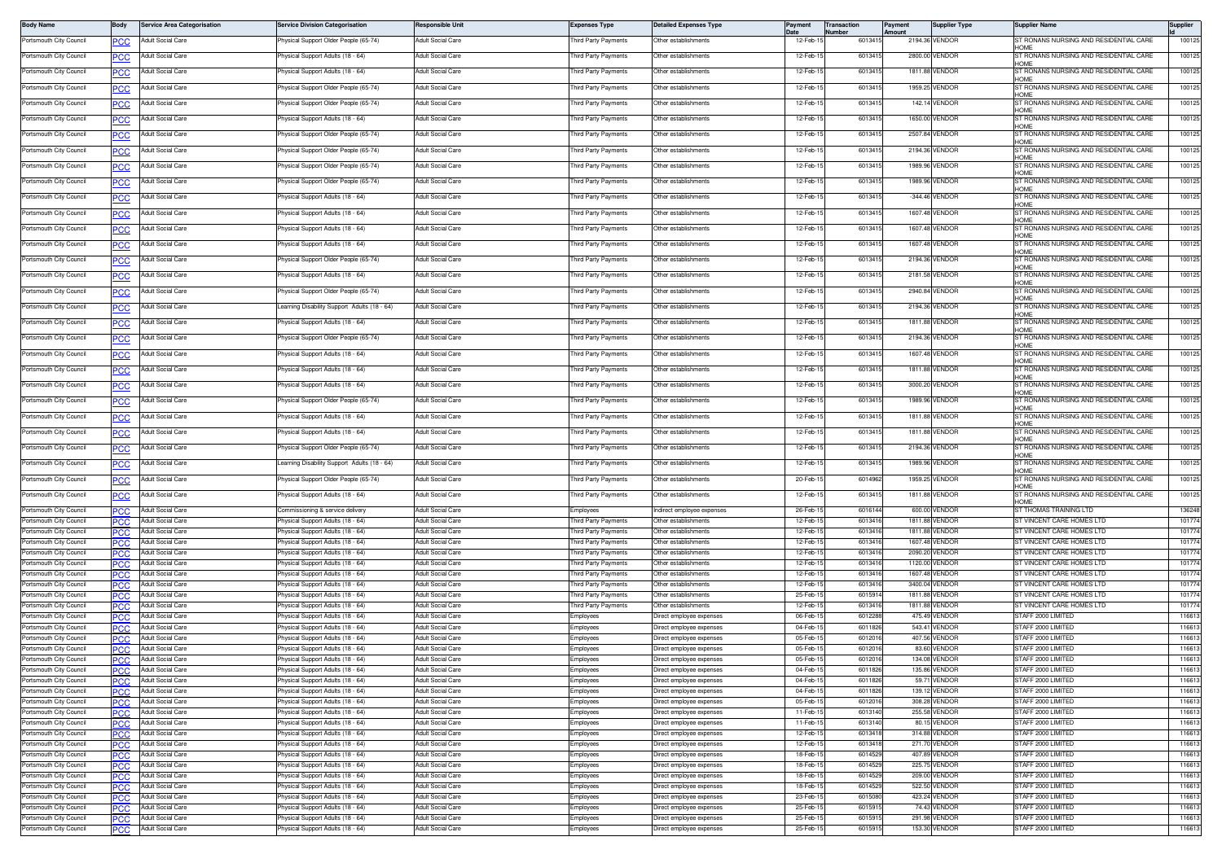| Body Name | Body | Service Area Categorisation | Service Division Categorisation | Responsible Unit | Expenses Type | Detailed Expenses Type | Payment Date | Transaction Number | Payment Amount | Supplier Type | Supplier Name | Supplier Id |
|---|---|---|---|---|---|---|---|---|---|---|---|---|
| Portsmouth City Council | PCC | Adult Social Care | Physical Support Older People (65-74) | Adult Social Care | Third Party Payments | Other establishments | 12-Feb-15 | 6013415 | 2194.36 | VENDOR | ST RONANS NURSING AND RESIDENTIAL CARE HOME | 100125 |
| Portsmouth City Council | PCC | Adult Social Care | Physical Support Adults (18 - 64) | Adult Social Care | Third Party Payments | Other establishments | 12-Feb-15 | 6013415 | 2800.00 | VENDOR | ST RONANS NURSING AND RESIDENTIAL CARE HOME | 100125 |
| Portsmouth City Council | PCC | Adult Social Care | Physical Support Adults (18 - 64) | Adult Social Care | Third Party Payments | Other establishments | 12-Feb-15 | 6013415 | 1811.88 | VENDOR | ST RONANS NURSING AND RESIDENTIAL CARE HOME | 100125 |
| Portsmouth City Council | PCC | Adult Social Care | Physical Support Older People (65-74) | Adult Social Care | Third Party Payments | Other establishments | 12-Feb-15 | 6013415 | 1959.25 | VENDOR | ST RONANS NURSING AND RESIDENTIAL CARE HOME | 100125 |
| Portsmouth City Council | PCC | Adult Social Care | Physical Support Older People (65-74) | Adult Social Care | Third Party Payments | Other establishments | 12-Feb-15 | 6013415 | 142.14 | VENDOR | ST RONANS NURSING AND RESIDENTIAL CARE HOME | 100125 |
| Portsmouth City Council | PCC | Adult Social Care | Physical Support Adults (18 - 64) | Adult Social Care | Third Party Payments | Other establishments | 12-Feb-15 | 6013415 | 1650.00 | VENDOR | ST RONANS NURSING AND RESIDENTIAL CARE HOME | 100125 |
| Portsmouth City Council | PCC | Adult Social Care | Physical Support Older People (65-74) | Adult Social Care | Third Party Payments | Other establishments | 12-Feb-15 | 6013415 | 2507.84 | VENDOR | ST RONANS NURSING AND RESIDENTIAL CARE HOME | 100125 |
| Portsmouth City Council | PCC | Adult Social Care | Physical Support Older People (65-74) | Adult Social Care | Third Party Payments | Other establishments | 12-Feb-15 | 6013415 | 2194.36 | VENDOR | ST RONANS NURSING AND RESIDENTIAL CARE HOME | 100125 |
| Portsmouth City Council | PCC | Adult Social Care | Physical Support Older People (65-74) | Adult Social Care | Third Party Payments | Other establishments | 12-Feb-15 | 6013415 | 1989.96 | VENDOR | ST RONANS NURSING AND RESIDENTIAL CARE HOME | 100125 |
| Portsmouth City Council | PCC | Adult Social Care | Physical Support Older People (65-74) | Adult Social Care | Third Party Payments | Other establishments | 12-Feb-15 | 6013415 | 1989.96 | VENDOR | ST RONANS NURSING AND RESIDENTIAL CARE HOME | 100125 |
| Portsmouth City Council | PCC | Adult Social Care | Physical Support Adults (18 - 64) | Adult Social Care | Third Party Payments | Other establishments | 12-Feb-15 | 6013415 | -344.46 | VENDOR | ST RONANS NURSING AND RESIDENTIAL CARE HOME | 100125 |
| Portsmouth City Council | PCC | Adult Social Care | Physical Support Adults (18 - 64) | Adult Social Care | Third Party Payments | Other establishments | 12-Feb-15 | 6013415 | 1607.48 | VENDOR | ST RONANS NURSING AND RESIDENTIAL CARE HOME | 100125 |
| Portsmouth City Council | PCC | Adult Social Care | Physical Support Adults (18 - 64) | Adult Social Care | Third Party Payments | Other establishments | 12-Feb-15 | 6013415 | 1607.48 | VENDOR | ST RONANS NURSING AND RESIDENTIAL CARE HOME | 100125 |
| Portsmouth City Council | PCC | Adult Social Care | Physical Support Adults (18 - 64) | Adult Social Care | Third Party Payments | Other establishments | 12-Feb-15 | 6013415 | 1607.48 | VENDOR | ST RONANS NURSING AND RESIDENTIAL CARE HOME | 100125 |
| Portsmouth City Council | PCC | Adult Social Care | Physical Support Older People (65-74) | Adult Social Care | Third Party Payments | Other establishments | 12-Feb-15 | 6013415 | 2194.36 | VENDOR | ST RONANS NURSING AND RESIDENTIAL CARE HOME | 100125 |
| Portsmouth City Council | PCC | Adult Social Care | Physical Support Adults (18 - 64) | Adult Social Care | Third Party Payments | Other establishments | 12-Feb-15 | 6013415 | 2181.58 | VENDOR | ST RONANS NURSING AND RESIDENTIAL CARE HOME | 100125 |
| Portsmouth City Council | PCC | Adult Social Care | Physical Support Older People (65-74) | Adult Social Care | Third Party Payments | Other establishments | 12-Feb-15 | 6013415 | 2940.84 | VENDOR | ST RONANS NURSING AND RESIDENTIAL CARE HOME | 100125 |
| Portsmouth City Council | PCC | Adult Social Care | Learning Disability Support Adults (18 - 64) | Adult Social Care | Third Party Payments | Other establishments | 12-Feb-15 | 6013415 | 2194.36 | VENDOR | ST RONANS NURSING AND RESIDENTIAL CARE HOME | 100125 |
| Portsmouth City Council | PCC | Adult Social Care | Physical Support Adults (18 - 64) | Adult Social Care | Third Party Payments | Other establishments | 12-Feb-15 | 6013415 | 1811.88 | VENDOR | ST RONANS NURSING AND RESIDENTIAL CARE HOME | 100125 |
| Portsmouth City Council | PCC | Adult Social Care | Physical Support Older People (65-74) | Adult Social Care | Third Party Payments | Other establishments | 12-Feb-15 | 6013415 | 2194.36 | VENDOR | ST RONANS NURSING AND RESIDENTIAL CARE HOME | 100125 |
| Portsmouth City Council | PCC | Adult Social Care | Physical Support Adults (18 - 64) | Adult Social Care | Third Party Payments | Other establishments | 12-Feb-15 | 6013415 | 1607.48 | VENDOR | ST RONANS NURSING AND RESIDENTIAL CARE HOME | 100125 |
| Portsmouth City Council | PCC | Adult Social Care | Physical Support Adults (18 - 64) | Adult Social Care | Third Party Payments | Other establishments | 12-Feb-15 | 6013415 | 1811.88 | VENDOR | ST RONANS NURSING AND RESIDENTIAL CARE HOME | 100125 |
| Portsmouth City Council | PCC | Adult Social Care | Physical Support Adults (18 - 64) | Adult Social Care | Third Party Payments | Other establishments | 12-Feb-15 | 6013415 | 3000.20 | VENDOR | ST RONANS NURSING AND RESIDENTIAL CARE HOME | 100125 |
| Portsmouth City Council | PCC | Adult Social Care | Physical Support Older People (65-74) | Adult Social Care | Third Party Payments | Other establishments | 12-Feb-15 | 6013415 | 1989.96 | VENDOR | ST RONANS NURSING AND RESIDENTIAL CARE HOME | 100125 |
| Portsmouth City Council | PCC | Adult Social Care | Physical Support Adults (18 - 64) | Adult Social Care | Third Party Payments | Other establishments | 12-Feb-15 | 6013415 | 1811.88 | VENDOR | ST RONANS NURSING AND RESIDENTIAL CARE HOME | 100125 |
| Portsmouth City Council | PCC | Adult Social Care | Physical Support Adults (18 - 64) | Adult Social Care | Third Party Payments | Other establishments | 12-Feb-15 | 6013415 | 1811.88 | VENDOR | ST RONANS NURSING AND RESIDENTIAL CARE HOME | 100125 |
| Portsmouth City Council | PCC | Adult Social Care | Physical Support Older People (65-74) | Adult Social Care | Third Party Payments | Other establishments | 12-Feb-15 | 6013415 | 2194.36 | VENDOR | ST RONANS NURSING AND RESIDENTIAL CARE HOME | 100125 |
| Portsmouth City Council | PCC | Adult Social Care | Learning Disability Support Adults (18 - 64) | Adult Social Care | Third Party Payments | Other establishments | 12-Feb-15 | 6013415 | 1989.96 | VENDOR | ST RONANS NURSING AND RESIDENTIAL CARE HOME | 100125 |
| Portsmouth City Council | PCC | Adult Social Care | Physical Support Older People (65-74) | Adult Social Care | Third Party Payments | Other establishments | 20-Feb-15 | 6014962 | 1959.25 | VENDOR | ST RONANS NURSING AND RESIDENTIAL CARE HOME | 100125 |
| Portsmouth City Council | PCC | Adult Social Care | Physical Support Adults (18 - 64) | Adult Social Care | Third Party Payments | Other establishments | 12-Feb-15 | 6013415 | 1811.88 | VENDOR | ST RONANS NURSING AND RESIDENTIAL CARE HOME | 100125 |
| Portsmouth City Council | PCC | Adult Social Care | Commissioning & service delivery | Adult Social Care | Employees | Indirect employee expenses | 26-Feb-15 | 6016144 | 600.00 | VENDOR | ST THOMAS TRAINING LTD | 136248 |
| Portsmouth City Council | PCC | Adult Social Care | Physical Support Adults (18 - 64) | Adult Social Care | Third Party Payments | Other establishments | 12-Feb-15 | 6013416 | 1811.88 | VENDOR | ST VINCENT CARE HOMES LTD | 101774 |
| Portsmouth City Council | PCC | Adult Social Care | Physical Support Adults (18 - 64) | Adult Social Care | Third Party Payments | Other establishments | 12-Feb-15 | 6013416 | 1811.88 | VENDOR | ST VINCENT CARE HOMES LTD | 101774 |
| Portsmouth City Council | PCC | Adult Social Care | Physical Support Adults (18 - 64) | Adult Social Care | Third Party Payments | Other establishments | 12-Feb-15 | 6013416 | 1607.48 | VENDOR | ST VINCENT CARE HOMES LTD | 101774 |
| Portsmouth City Council | PCC | Adult Social Care | Physical Support Adults (18 - 64) | Adult Social Care | Third Party Payments | Other establishments | 12-Feb-15 | 6013416 | 2090.20 | VENDOR | ST VINCENT CARE HOMES LTD | 101774 |
| Portsmouth City Council | PCC | Adult Social Care | Physical Support Adults (18 - 64) | Adult Social Care | Third Party Payments | Other establishments | 12-Feb-15 | 6013416 | 1120.00 | VENDOR | ST VINCENT CARE HOMES LTD | 101774 |
| Portsmouth City Council | PCC | Adult Social Care | Physical Support Adults (18 - 64) | Adult Social Care | Third Party Payments | Other establishments | 12-Feb-15 | 6013416 | 1607.48 | VENDOR | ST VINCENT CARE HOMES LTD | 101774 |
| Portsmouth City Council | PCC | Adult Social Care | Physical Support Adults (18 - 64) | Adult Social Care | Third Party Payments | Other establishments | 12-Feb-15 | 6013416 | 3400.04 | VENDOR | ST VINCENT CARE HOMES LTD | 101774 |
| Portsmouth City Council | PCC | Adult Social Care | Physical Support Adults (18 - 64) | Adult Social Care | Third Party Payments | Other establishments | 25-Feb-15 | 6015914 | 1811.88 | VENDOR | ST VINCENT CARE HOMES LTD | 101774 |
| Portsmouth City Council | PCC | Adult Social Care | Physical Support Adults (18 - 64) | Adult Social Care | Third Party Payments | Other establishments | 12-Feb-15 | 6013416 | 1811.88 | VENDOR | ST VINCENT CARE HOMES LTD | 101774 |
| Portsmouth City Council | PCC | Adult Social Care | Physical Support Adults (18 - 64) | Adult Social Care | Employees | Direct employee expenses | 06-Feb-15 | 6012289 | 475.49 | VENDOR | STAFF 2000 LIMITED | 116613 |
| Portsmouth City Council | PCC | Adult Social Care | Physical Support Adults (18 - 64) | Adult Social Care | Employees | Direct employee expenses | 04-Feb-15 | 6011826 | 543.41 | VENDOR | STAFF 2000 LIMITED | 116613 |
| Portsmouth City Council | PCC | Adult Social Care | Physical Support Adults (18 - 64) | Adult Social Care | Employees | Direct employee expenses | 05-Feb-15 | 6012016 | 407.56 | VENDOR | STAFF 2000 LIMITED | 116613 |
| Portsmouth City Council | PCC | Adult Social Care | Physical Support Adults (18 - 64) | Adult Social Care | Employees | Direct employee expenses | 05-Feb-15 | 6012016 | 83.60 | VENDOR | STAFF 2000 LIMITED | 116613 |
| Portsmouth City Council | PCC | Adult Social Care | Physical Support Adults (18 - 64) | Adult Social Care | Employees | Direct employee expenses | 05-Feb-15 | 6012016 | 134.08 | VENDOR | STAFF 2000 LIMITED | 116613 |
| Portsmouth City Council | PCC | Adult Social Care | Physical Support Adults (18 - 64) | Adult Social Care | Employees | Direct employee expenses | 04-Feb-15 | 6011826 | 135.86 | VENDOR | STAFF 2000 LIMITED | 116613 |
| Portsmouth City Council | PCC | Adult Social Care | Physical Support Adults (18 - 64) | Adult Social Care | Employees | Direct employee expenses | 04-Feb-15 | 6011826 | 59.71 | VENDOR | STAFF 2000 LIMITED | 116613 |
| Portsmouth City Council | PCC | Adult Social Care | Physical Support Adults (18 - 64) | Adult Social Care | Employees | Direct employee expenses | 04-Feb-15 | 6011826 | 139.12 | VENDOR | STAFF 2000 LIMITED | 116613 |
| Portsmouth City Council | PCC | Adult Social Care | Physical Support Adults (18 - 64) | Adult Social Care | Employees | Direct employee expenses | 05-Feb-15 | 6012016 | 308.28 | VENDOR | STAFF 2000 LIMITED | 116613 |
| Portsmouth City Council | PCC | Adult Social Care | Physical Support Adults (18 - 64) | Adult Social Care | Employees | Direct employee expenses | 11-Feb-15 | 6013140 | 255.58 | VENDOR | STAFF 2000 LIMITED | 116613 |
| Portsmouth City Council | PCC | Adult Social Care | Physical Support Adults (18 - 64) | Adult Social Care | Employees | Direct employee expenses | 11-Feb-15 | 6013140 | 80.15 | VENDOR | STAFF 2000 LIMITED | 116613 |
| Portsmouth City Council | PCC | Adult Social Care | Physical Support Adults (18 - 64) | Adult Social Care | Employees | Direct employee expenses | 12-Feb-15 | 6013418 | 314.88 | VENDOR | STAFF 2000 LIMITED | 116613 |
| Portsmouth City Council | PCC | Adult Social Care | Physical Support Adults (18 - 64) | Adult Social Care | Employees | Direct employee expenses | 12-Feb-15 | 6013418 | 271.70 | VENDOR | STAFF 2000 LIMITED | 116613 |
| Portsmouth City Council | PCC | Adult Social Care | Physical Support Adults (18 - 64) | Adult Social Care | Employees | Direct employee expenses | 18-Feb-15 | 6014529 | 407.89 | VENDOR | STAFF 2000 LIMITED | 116613 |
| Portsmouth City Council | PCC | Adult Social Care | Physical Support Adults (18 - 64) | Adult Social Care | Employees | Direct employee expenses | 18-Feb-15 | 6014529 | 225.75 | VENDOR | STAFF 2000 LIMITED | 116613 |
| Portsmouth City Council | PCC | Adult Social Care | Physical Support Adults (18 - 64) | Adult Social Care | Employees | Direct employee expenses | 18-Feb-15 | 6014529 | 209.00 | VENDOR | STAFF 2000 LIMITED | 116613 |
| Portsmouth City Council | PCC | Adult Social Care | Physical Support Adults (18 - 64) | Adult Social Care | Employees | Direct employee expenses | 18-Feb-15 | 6014529 | 522.50 | VENDOR | STAFF 2000 LIMITED | 116613 |
| Portsmouth City Council | PCC | Adult Social Care | Physical Support Adults (18 - 64) | Adult Social Care | Employees | Direct employee expenses | 23-Feb-15 | 6015080 | 423.24 | VENDOR | STAFF 2000 LIMITED | 116613 |
| Portsmouth City Council | PCC | Adult Social Care | Physical Support Adults (18 - 64) | Adult Social Care | Employees | Direct employee expenses | 25-Feb-15 | 6015915 | 74.43 | VENDOR | STAFF 2000 LIMITED | 116613 |
| Portsmouth City Council | PCC | Adult Social Care | Physical Support Adults (18 - 64) | Adult Social Care | Employees | Direct employee expenses | 25-Feb-15 | 6015915 | 291.98 | VENDOR | STAFF 2000 LIMITED | 116613 |
| Portsmouth City Council | PCC | Adult Social Care | Physical Support Adults (18 - 64) | Adult Social Care | Employees | Direct employee expenses | 25-Feb-15 | 6015915 | 153.30 | VENDOR | STAFF 2000 LIMITED | 116613 |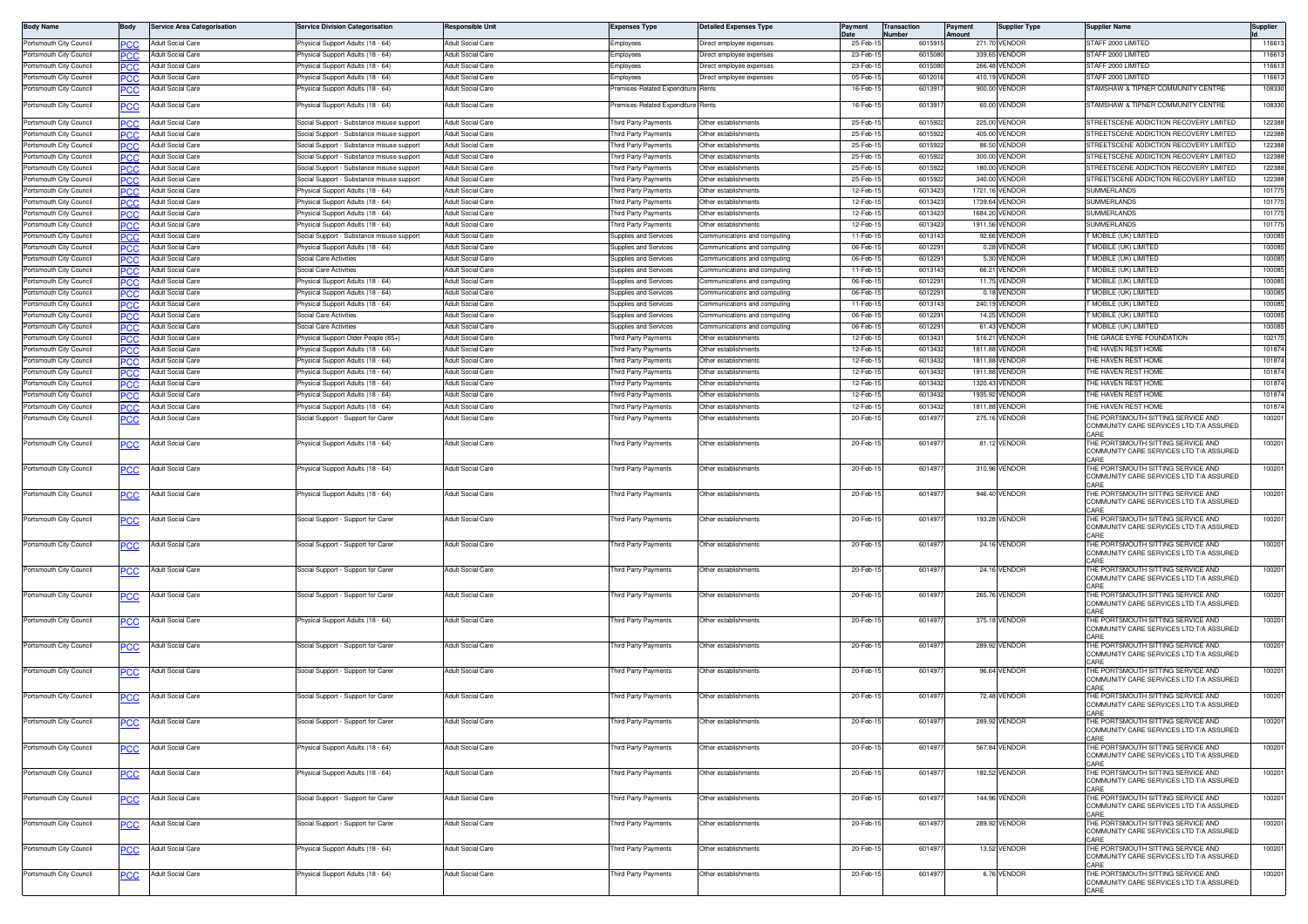| Body Name | Body | Service Area Categorisation | Service Division Categorisation | Responsible Unit | Expenses Type | Detailed Expenses Type | Payment Date | Transaction Number | Payment Amount | Supplier Type | Supplier Name | Supplier Id |
|---|---|---|---|---|---|---|---|---|---|---|---|---|
| Portsmouth City Council | PCC | Adult Social Care | Physical Support Adults (18 - 64) | Adult Social Care | Employees | Direct employee expenses | 25-Feb-15 | 6015915 | 271.70 | VENDOR | STAFF 2000 LIMITED | 116613 |
| Portsmouth City Council | PCC | Adult Social Care | Physical Support Adults (18 - 64) | Adult Social Care | Employees | Direct employee expenses | 23-Feb-15 | 6015080 | 339.65 | VENDOR | STAFF 2000 LIMITED | 116613 |
| Portsmouth City Council | PCC | Adult Social Care | Physical Support Adults (18 - 64) | Adult Social Care | Employees | Direct employee expenses | 23-Feb-15 | 6015080 | 266.48 | VENDOR | STAFF 2000 LIMITED | 116613 |
| Portsmouth City Council | PCC | Adult Social Care | Physical Support Adults (18 - 64) | Adult Social Care | Employees | Direct employee expenses | 05-Feb-15 | 6012016 | 410.19 | VENDOR | STAFF 2000 LIMITED | 116613 |
| Portsmouth City Council | PCC | Adult Social Care | Physical Support Adults (18 - 64) | Adult Social Care | Premises-Related Expenditure | Rents | 16-Feb-15 | 6013917 | 900.00 | VENDOR | STAMSHAW & TIPNER COMMUNITY CENTRE | 108330 |
| Portsmouth City Council | PCC | Adult Social Care | Physical Support Adults (18 - 64) | Adult Social Care | Premises-Related Expenditure | Rents | 16-Feb-15 | 6013917 | 60.00 | VENDOR | STAMSHAW & TIPNER COMMUNITY CENTRE | 108330 |
| Portsmouth City Council | PCC | Adult Social Care | Social Support - Substance misuse support | Adult Social Care | Third Party Payments | Other establishments | 25-Feb-15 | 6015922 | 225.00 | VENDOR | STREETSCENE ADDICTION RECOVERY LIMITED | 122388 |
| Portsmouth City Council | PCC | Adult Social Care | Social Support - Substance misuse support | Adult Social Care | Third Party Payments | Other establishments | 25-Feb-15 | 6015922 | 405.00 | VENDOR | STREETSCENE ADDICTION RECOVERY LIMITED | 122388 |
| Portsmouth City Council | PCC | Adult Social Care | Social Support - Substance misuse support | Adult Social Care | Third Party Payments | Other establishments | 25-Feb-15 | 6015922 | 86.50 | VENDOR | STREETSCENE ADDICTION RECOVERY LIMITED | 122388 |
| Portsmouth City Council | PCC | Adult Social Care | Social Support - Substance misuse support | Adult Social Care | Third Party Payments | Other establishments | 25-Feb-15 | 6015922 | 300.00 | VENDOR | STREETSCENE ADDICTION RECOVERY LIMITED | 122388 |
| Portsmouth City Council | PCC | Adult Social Care | Social Support - Substance misuse support | Adult Social Care | Third Party Payments | Other establishments | 25-Feb-15 | 6015922 | 180.00 | VENDOR | STREETSCENE ADDICTION RECOVERY LIMITED | 122388 |
| Portsmouth City Council | PCC | Adult Social Care | Social Support - Substance misuse support | Adult Social Care | Third Party Payments | Other establishments | 25-Feb-15 | 6015922 | 340.00 | VENDOR | STREETSCENE ADDICTION RECOVERY LIMITED | 122388 |
| Portsmouth City Council | PCC | Adult Social Care | Physical Support Adults (18 - 64) | Adult Social Care | Third Party Payments | Other establishments | 12-Feb-15 | 6013423 | 1721.16 | VENDOR | SUMMERLANDS | 101775 |
| Portsmouth City Council | PCC | Adult Social Care | Physical Support Adults (18 - 64) | Adult Social Care | Third Party Payments | Other establishments | 12-Feb-15 | 6013423 | 1739.64 | VENDOR | SUMMERLANDS | 101775 |
| Portsmouth City Council | PCC | Adult Social Care | Physical Support Adults (18 - 64) | Adult Social Care | Third Party Payments | Other establishments | 12-Feb-15 | 6013423 | 1684.20 | VENDOR | SUMMERLANDS | 101775 |
| Portsmouth City Council | PCC | Adult Social Care | Physical Support Adults (18 - 64) | Adult Social Care | Third Party Payments | Other establishments | 12-Feb-15 | 6013423 | 1911.56 | VENDOR | SUMMERLANDS | 101775 |
| Portsmouth City Council | PCC | Adult Social Care | Social Support - Substance misuse support | Adult Social Care | Supplies and Services | Communications and computing | 11-Feb-15 | 6013143 | 92.66 | VENDOR | T MOBILE (UK) LIMITED | 100085 |
| Portsmouth City Council | PCC | Adult Social Care | Physical Support Adults (18 - 64) | Adult Social Care | Supplies and Services | Communications and computing | 06-Feb-15 | 6012291 | 0.28 | VENDOR | T MOBILE (UK) LIMITED | 100085 |
| Portsmouth City Council | PCC | Adult Social Care | Social Care Activities | Adult Social Care | Supplies and Services | Communications and computing | 06-Feb-15 | 6012291 | 5.30 | VENDOR | T MOBILE (UK) LIMITED | 100085 |
| Portsmouth City Council | PCC | Adult Social Care | Social Care Activities | Adult Social Care | Supplies and Services | Communications and computing | 11-Feb-15 | 6013143 | 66.21 | VENDOR | T MOBILE (UK) LIMITED | 100085 |
| Portsmouth City Council | PCC | Adult Social Care | Physical Support Adults (18 - 64) | Adult Social Care | Supplies and Services | Communications and computing | 06-Feb-15 | 6012291 | 11.75 | VENDOR | T MOBILE (UK) LIMITED | 100085 |
| Portsmouth City Council | PCC | Adult Social Care | Physical Support Adults (18 - 64) | Adult Social Care | Supplies and Services | Communications and computing | 06-Feb-15 | 6012291 | 0.18 | VENDOR | T MOBILE (UK) LIMITED | 100085 |
| Portsmouth City Council | PCC | Adult Social Care | Physical Support Adults (18 - 64) | Adult Social Care | Supplies and Services | Communications and computing | 11-Feb-15 | 6013143 | 240.19 | VENDOR | T MOBILE (UK) LIMITED | 100085 |
| Portsmouth City Council | PCC | Adult Social Care | Social Care Activities | Adult Social Care | Supplies and Services | Communications and computing | 06-Feb-15 | 6012291 | 14.25 | VENDOR | T MOBILE (UK) LIMITED | 100085 |
| Portsmouth City Council | PCC | Adult Social Care | Social Care Activities | Adult Social Care | Supplies and Services | Communications and computing | 06-Feb-15 | 6012291 | 61.43 | VENDOR | T MOBILE (UK) LIMITED | 100085 |
| Portsmouth City Council | PCC | Adult Social Care | Physical Support Older People (85+) | Adult Social Care | Third Party Payments | Other establishments | 12-Feb-15 | 6013431 | 516.21 | VENDOR | THE GRACE EYRE FOUNDATION | 102175 |
| Portsmouth City Council | PCC | Adult Social Care | Physical Support Adults (18 - 64) | Adult Social Care | Third Party Payments | Other establishments | 12-Feb-15 | 6013432 | 1811.88 | VENDOR | THE HAVEN REST HOME | 101874 |
| Portsmouth City Council | PCC | Adult Social Care | Physical Support Adults (18 - 64) | Adult Social Care | Third Party Payments | Other establishments | 12-Feb-15 | 6013432 | 1811.88 | VENDOR | THE HAVEN REST HOME | 101874 |
| Portsmouth City Council | PCC | Adult Social Care | Physical Support Adults (18 - 64) | Adult Social Care | Third Party Payments | Other establishments | 12-Feb-15 | 6013432 | 1811.88 | VENDOR | THE HAVEN REST HOME | 101874 |
| Portsmouth City Council | PCC | Adult Social Care | Physical Support Adults (18 - 64) | Adult Social Care | Third Party Payments | Other establishments | 12-Feb-15 | 6013432 | 1320.43 | VENDOR | THE HAVEN REST HOME | 101874 |
| Portsmouth City Council | PCC | Adult Social Care | Physical Support Adults (18 - 64) | Adult Social Care | Third Party Payments | Other establishments | 12-Feb-15 | 6013432 | 1935.92 | VENDOR | THE HAVEN REST HOME | 101874 |
| Portsmouth City Council | PCC | Adult Social Care | Physical Support Adults (18 - 64) | Adult Social Care | Third Party Payments | Other establishments | 12-Feb-15 | 6013432 | 1811.88 | VENDOR | THE HAVEN REST HOME | 101874 |
| Portsmouth City Council | PCC | Adult Social Care | Social Support - Support for Carer | Adult Social Care | Third Party Payments | Other establishments | 20-Feb-15 | 6014977 | 275.16 | VENDOR | THE PORTSMOUTH SITTING SERVICE AND COMMUNITY CARE SERVICES LTD T/A ASSURED CARE | 100201 |
| Portsmouth City Council | PCC | Adult Social Care | Physical Support Adults (18 - 64) | Adult Social Care | Third Party Payments | Other establishments | 20-Feb-15 | 6014977 | 81.12 | VENDOR | THE PORTSMOUTH SITTING SERVICE AND COMMUNITY CARE SERVICES LTD T/A ASSURED CARE | 100201 |
| Portsmouth City Council | PCC | Adult Social Care | Physical Support Adults (18 - 64) | Adult Social Care | Third Party Payments | Other establishments | 20-Feb-15 | 6014977 | 310.96 | VENDOR | THE PORTSMOUTH SITTING SERVICE AND COMMUNITY CARE SERVICES LTD T/A ASSURED CARE | 100201 |
| Portsmouth City Council | PCC | Adult Social Care | Physical Support Adults (18 - 64) | Adult Social Care | Third Party Payments | Other establishments | 20-Feb-15 | 6014977 | 946.40 | VENDOR | THE PORTSMOUTH SITTING SERVICE AND COMMUNITY CARE SERVICES LTD T/A ASSURED CARE | 100201 |
| Portsmouth City Council | PCC | Adult Social Care | Social Support - Support for Carer | Adult Social Care | Third Party Payments | Other establishments | 20-Feb-15 | 6014977 | 193.28 | VENDOR | THE PORTSMOUTH SITTING SERVICE AND COMMUNITY CARE SERVICES LTD T/A ASSURED CARE | 100201 |
| Portsmouth City Council | PCC | Adult Social Care | Social Support - Support for Carer | Adult Social Care | Third Party Payments | Other establishments | 20-Feb-15 | 6014977 | 24.16 | VENDOR | THE PORTSMOUTH SITTING SERVICE AND COMMUNITY CARE SERVICES LTD T/A ASSURED CARE | 100201 |
| Portsmouth City Council | PCC | Adult Social Care | Social Support - Support for Carer | Adult Social Care | Third Party Payments | Other establishments | 20-Feb-15 | 6014977 | 24.16 | VENDOR | THE PORTSMOUTH SITTING SERVICE AND COMMUNITY CARE SERVICES LTD T/A ASSURED CARE | 100201 |
| Portsmouth City Council | PCC | Adult Social Care | Social Support - Support for Carer | Adult Social Care | Third Party Payments | Other establishments | 20-Feb-15 | 6014977 | 265.76 | VENDOR | THE PORTSMOUTH SITTING SERVICE AND COMMUNITY CARE SERVICES LTD T/A ASSURED CARE | 100201 |
| Portsmouth City Council | PCC | Adult Social Care | Physical Support Adults (18 - 64) | Adult Social Care | Third Party Payments | Other establishments | 20-Feb-15 | 6014977 | 375.18 | VENDOR | THE PORTSMOUTH SITTING SERVICE AND COMMUNITY CARE SERVICES LTD T/A ASSURED CARE | 100201 |
| Portsmouth City Council | PCC | Adult Social Care | Social Support - Support for Carer | Adult Social Care | Third Party Payments | Other establishments | 20-Feb-15 | 6014977 | 289.92 | VENDOR | THE PORTSMOUTH SITTING SERVICE AND COMMUNITY CARE SERVICES LTD T/A ASSURED CARE | 100201 |
| Portsmouth City Council | PCC | Adult Social Care | Social Support - Support for Carer | Adult Social Care | Third Party Payments | Other establishments | 20-Feb-15 | 6014977 | 96.64 | VENDOR | THE PORTSMOUTH SITTING SERVICE AND COMMUNITY CARE SERVICES LTD T/A ASSURED CARE | 100201 |
| Portsmouth City Council | PCC | Adult Social Care | Social Support - Support for Carer | Adult Social Care | Third Party Payments | Other establishments | 20-Feb-15 | 6014977 | 72.48 | VENDOR | THE PORTSMOUTH SITTING SERVICE AND COMMUNITY CARE SERVICES LTD T/A ASSURED CARE | 100201 |
| Portsmouth City Council | PCC | Adult Social Care | Social Support - Support for Carer | Adult Social Care | Third Party Payments | Other establishments | 20-Feb-15 | 6014977 | 289.92 | VENDOR | THE PORTSMOUTH SITTING SERVICE AND COMMUNITY CARE SERVICES LTD T/A ASSURED CARE | 100201 |
| Portsmouth City Council | PCC | Adult Social Care | Physical Support Adults (18 - 64) | Adult Social Care | Third Party Payments | Other establishments | 20-Feb-15 | 6014977 | 567.84 | VENDOR | THE PORTSMOUTH SITTING SERVICE AND COMMUNITY CARE SERVICES LTD T/A ASSURED CARE | 100201 |
| Portsmouth City Council | PCC | Adult Social Care | Physical Support Adults (18 - 64) | Adult Social Care | Third Party Payments | Other establishments | 20-Feb-15 | 6014977 | 182.52 | VENDOR | THE PORTSMOUTH SITTING SERVICE AND COMMUNITY CARE SERVICES LTD T/A ASSURED CARE | 100201 |
| Portsmouth City Council | PCC | Adult Social Care | Social Support - Support for Carer | Adult Social Care | Third Party Payments | Other establishments | 20-Feb-15 | 6014977 | 144.96 | VENDOR | THE PORTSMOUTH SITTING SERVICE AND COMMUNITY CARE SERVICES LTD T/A ASSURED CARE | 100201 |
| Portsmouth City Council | PCC | Adult Social Care | Social Support - Support for Carer | Adult Social Care | Third Party Payments | Other establishments | 20-Feb-15 | 6014977 | 289.92 | VENDOR | THE PORTSMOUTH SITTING SERVICE AND COMMUNITY CARE SERVICES LTD T/A ASSURED CARE | 100201 |
| Portsmouth City Council | PCC | Adult Social Care | Physical Support Adults (18 - 64) | Adult Social Care | Third Party Payments | Other establishments | 20-Feb-15 | 6014977 | 13.52 | VENDOR | THE PORTSMOUTH SITTING SERVICE AND COMMUNITY CARE SERVICES LTD T/A ASSURED CARE | 100201 |
| Portsmouth City Council | PCC | Adult Social Care | Physical Support Adults (18 - 64) | Adult Social Care | Third Party Payments | Other establishments | 20-Feb-15 | 6014977 | 6.76 | VENDOR | THE PORTSMOUTH SITTING SERVICE AND COMMUNITY CARE SERVICES LTD T/A ASSURED CARE | 100201 |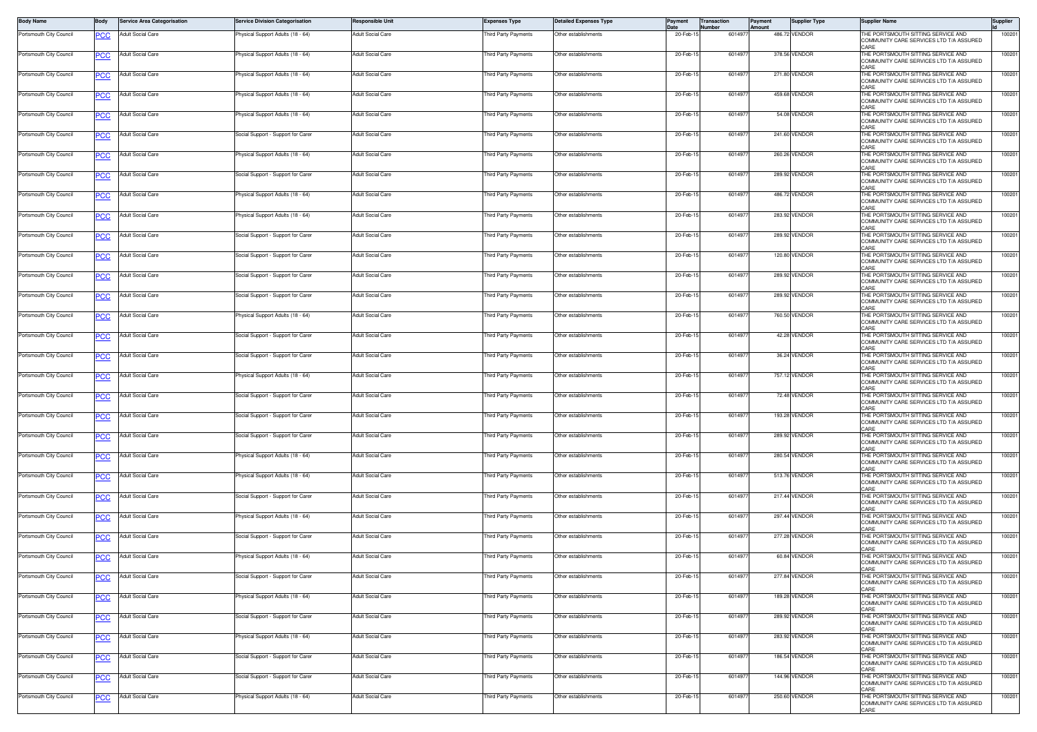| Body Name | Body | Service Area Categorisation | Service Division Categorisation | Responsible Unit | Expenses Type | Detailed Expenses Type | Payment Date | Transaction Number | Payment Amount | Supplier Type | Supplier Name | Supplier Id |
|---|---|---|---|---|---|---|---|---|---|---|---|---|
| Portsmouth City Council | PCC | Adult Social Care | Physical Support Adults (18 - 64) | Adult Social Care | Third Party Payments | Other establishments | 20-Feb-15 | 6014977 | 486.72 | VENDOR | THE PORTSMOUTH SITTING SERVICE AND COMMUNITY CARE SERVICES LTD T/A ASSURED CARE | 100201 |
| Portsmouth City Council | PCC | Adult Social Care | Physical Support Adults (18 - 64) | Adult Social Care | Third Party Payments | Other establishments | 20-Feb-15 | 6014977 | 378.56 | VENDOR | THE PORTSMOUTH SITTING SERVICE AND COMMUNITY CARE SERVICES LTD T/A ASSURED CARE | 100201 |
| Portsmouth City Council | PCC | Adult Social Care | Physical Support Adults (18 - 64) | Adult Social Care | Third Party Payments | Other establishments | 20-Feb-15 | 6014977 | 271.80 | VENDOR | THE PORTSMOUTH SITTING SERVICE AND COMMUNITY CARE SERVICES LTD T/A ASSURED CARE | 100201 |
| Portsmouth City Council | PCC | Adult Social Care | Physical Support Adults (18 - 64) | Adult Social Care | Third Party Payments | Other establishments | 20-Feb-15 | 6014977 | 459.68 | VENDOR | THE PORTSMOUTH SITTING SERVICE AND COMMUNITY CARE SERVICES LTD T/A ASSURED CARE | 100201 |
| Portsmouth City Council | PCC | Adult Social Care | Physical Support Adults (18 - 64) | Adult Social Care | Third Party Payments | Other establishments | 20-Feb-15 | 6014977 | 54.08 | VENDOR | THE PORTSMOUTH SITTING SERVICE AND COMMUNITY CARE SERVICES LTD T/A ASSURED CARE | 100201 |
| Portsmouth City Council | PCC | Adult Social Care | Social Support - Support for Carer | Adult Social Care | Third Party Payments | Other establishments | 20-Feb-15 | 6014977 | 241.60 | VENDOR | THE PORTSMOUTH SITTING SERVICE AND COMMUNITY CARE SERVICES LTD T/A ASSURED CARE | 100201 |
| Portsmouth City Council | PCC | Adult Social Care | Physical Support Adults (18 - 64) | Adult Social Care | Third Party Payments | Other establishments | 20-Feb-15 | 6014977 | 260.26 | VENDOR | THE PORTSMOUTH SITTING SERVICE AND COMMUNITY CARE SERVICES LTD T/A ASSURED CARE | 100201 |
| Portsmouth City Council | PCC | Adult Social Care | Social Support - Support for Carer | Adult Social Care | Third Party Payments | Other establishments | 20-Feb-15 | 6014977 | 289.92 | VENDOR | THE PORTSMOUTH SITTING SERVICE AND COMMUNITY CARE SERVICES LTD T/A ASSURED CARE | 100201 |
| Portsmouth City Council | PCC | Adult Social Care | Physical Support Adults (18 - 64) | Adult Social Care | Third Party Payments | Other establishments | 20-Feb-15 | 6014977 | 486.72 | VENDOR | THE PORTSMOUTH SITTING SERVICE AND COMMUNITY CARE SERVICES LTD T/A ASSURED CARE | 100201 |
| Portsmouth City Council | PCC | Adult Social Care | Physical Support Adults (18 - 64) | Adult Social Care | Third Party Payments | Other establishments | 20-Feb-15 | 6014977 | 283.92 | VENDOR | THE PORTSMOUTH SITTING SERVICE AND COMMUNITY CARE SERVICES LTD T/A ASSURED CARE | 100201 |
| Portsmouth City Council | PCC | Adult Social Care | Social Support - Support for Carer | Adult Social Care | Third Party Payments | Other establishments | 20-Feb-15 | 6014977 | 289.92 | VENDOR | THE PORTSMOUTH SITTING SERVICE AND COMMUNITY CARE SERVICES LTD T/A ASSURED CARE | 100201 |
| Portsmouth City Council | PCC | Adult Social Care | Social Support - Support for Carer | Adult Social Care | Third Party Payments | Other establishments | 20-Feb-15 | 6014977 | 120.80 | VENDOR | THE PORTSMOUTH SITTING SERVICE AND COMMUNITY CARE SERVICES LTD T/A ASSURED CARE | 100201 |
| Portsmouth City Council | PCC | Adult Social Care | Social Support - Support for Carer | Adult Social Care | Third Party Payments | Other establishments | 20-Feb-15 | 6014977 | 289.92 | VENDOR | THE PORTSMOUTH SITTING SERVICE AND COMMUNITY CARE SERVICES LTD T/A ASSURED CARE | 100201 |
| Portsmouth City Council | PCC | Adult Social Care | Social Support - Support for Carer | Adult Social Care | Third Party Payments | Other establishments | 20-Feb-15 | 6014977 | 289.92 | VENDOR | THE PORTSMOUTH SITTING SERVICE AND COMMUNITY CARE SERVICES LTD T/A ASSURED CARE | 100201 |
| Portsmouth City Council | PCC | Adult Social Care | Physical Support Adults (18 - 64) | Adult Social Care | Third Party Payments | Other establishments | 20-Feb-15 | 6014977 | 760.50 | VENDOR | THE PORTSMOUTH SITTING SERVICE AND COMMUNITY CARE SERVICES LTD T/A ASSURED CARE | 100201 |
| Portsmouth City Council | PCC | Adult Social Care | Social Support - Support for Carer | Adult Social Care | Third Party Payments | Other establishments | 20-Feb-15 | 6014977 | 42.28 | VENDOR | THE PORTSMOUTH SITTING SERVICE AND COMMUNITY CARE SERVICES LTD T/A ASSURED CARE | 100201 |
| Portsmouth City Council | PCC | Adult Social Care | Social Support - Support for Carer | Adult Social Care | Third Party Payments | Other establishments | 20-Feb-15 | 6014977 | 36.24 | VENDOR | THE PORTSMOUTH SITTING SERVICE AND COMMUNITY CARE SERVICES LTD T/A ASSURED CARE | 100201 |
| Portsmouth City Council | PCC | Adult Social Care | Physical Support Adults (18 - 64) | Adult Social Care | Third Party Payments | Other establishments | 20-Feb-15 | 6014977 | 757.12 | VENDOR | THE PORTSMOUTH SITTING SERVICE AND COMMUNITY CARE SERVICES LTD T/A ASSURED CARE | 100201 |
| Portsmouth City Council | PCC | Adult Social Care | Social Support - Support for Carer | Adult Social Care | Third Party Payments | Other establishments | 20-Feb-15 | 6014977 | 72.48 | VENDOR | THE PORTSMOUTH SITTING SERVICE AND COMMUNITY CARE SERVICES LTD T/A ASSURED CARE | 100201 |
| Portsmouth City Council | PCC | Adult Social Care | Social Support - Support for Carer | Adult Social Care | Third Party Payments | Other establishments | 20-Feb-15 | 6014977 | 193.28 | VENDOR | THE PORTSMOUTH SITTING SERVICE AND COMMUNITY CARE SERVICES LTD T/A ASSURED CARE | 100201 |
| Portsmouth City Council | PCC | Adult Social Care | Social Support - Support for Carer | Adult Social Care | Third Party Payments | Other establishments | 20-Feb-15 | 6014977 | 289.92 | VENDOR | THE PORTSMOUTH SITTING SERVICE AND COMMUNITY CARE SERVICES LTD T/A ASSURED CARE | 100201 |
| Portsmouth City Council | PCC | Adult Social Care | Physical Support Adults (18 - 64) | Adult Social Care | Third Party Payments | Other establishments | 20-Feb-15 | 6014977 | 280.54 | VENDOR | THE PORTSMOUTH SITTING SERVICE AND COMMUNITY CARE SERVICES LTD T/A ASSURED CARE | 100201 |
| Portsmouth City Council | PCC | Adult Social Care | Physical Support Adults (18 - 64) | Adult Social Care | Third Party Payments | Other establishments | 20-Feb-15 | 6014977 | 513.76 | VENDOR | THE PORTSMOUTH SITTING SERVICE AND COMMUNITY CARE SERVICES LTD T/A ASSURED CARE | 100201 |
| Portsmouth City Council | PCC | Adult Social Care | Social Support - Support for Carer | Adult Social Care | Third Party Payments | Other establishments | 20-Feb-15 | 6014977 | 217.44 | VENDOR | THE PORTSMOUTH SITTING SERVICE AND COMMUNITY CARE SERVICES LTD T/A ASSURED CARE | 100201 |
| Portsmouth City Council | PCC | Adult Social Care | Physical Support Adults (18 - 64) | Adult Social Care | Third Party Payments | Other establishments | 20-Feb-15 | 6014977 | 297.44 | VENDOR | THE PORTSMOUTH SITTING SERVICE AND COMMUNITY CARE SERVICES LTD T/A ASSURED CARE | 100201 |
| Portsmouth City Council | PCC | Adult Social Care | Social Support - Support for Carer | Adult Social Care | Third Party Payments | Other establishments | 20-Feb-15 | 6014977 | 277.28 | VENDOR | THE PORTSMOUTH SITTING SERVICE AND COMMUNITY CARE SERVICES LTD T/A ASSURED CARE | 100201 |
| Portsmouth City Council | PCC | Adult Social Care | Physical Support Adults (18 - 64) | Adult Social Care | Third Party Payments | Other establishments | 20-Feb-15 | 6014977 | 60.84 | VENDOR | THE PORTSMOUTH SITTING SERVICE AND COMMUNITY CARE SERVICES LTD T/A ASSURED CARE | 100201 |
| Portsmouth City Council | PCC | Adult Social Care | Social Support - Support for Carer | Adult Social Care | Third Party Payments | Other establishments | 20-Feb-15 | 6014977 | 277.84 | VENDOR | THE PORTSMOUTH SITTING SERVICE AND COMMUNITY CARE SERVICES LTD T/A ASSURED CARE | 100201 |
| Portsmouth City Council | PCC | Adult Social Care | Physical Support Adults (18 - 64) | Adult Social Care | Third Party Payments | Other establishments | 20-Feb-15 | 6014977 | 189.28 | VENDOR | THE PORTSMOUTH SITTING SERVICE AND COMMUNITY CARE SERVICES LTD T/A ASSURED CARE | 100201 |
| Portsmouth City Council | PCC | Adult Social Care | Social Support - Support for Carer | Adult Social Care | Third Party Payments | Other establishments | 20-Feb-15 | 6014977 | 289.92 | VENDOR | THE PORTSMOUTH SITTING SERVICE AND COMMUNITY CARE SERVICES LTD T/A ASSURED CARE | 100201 |
| Portsmouth City Council | PCC | Adult Social Care | Physical Support Adults (18 - 64) | Adult Social Care | Third Party Payments | Other establishments | 20-Feb-15 | 6014977 | 283.92 | VENDOR | THE PORTSMOUTH SITTING SERVICE AND COMMUNITY CARE SERVICES LTD T/A ASSURED CARE | 100201 |
| Portsmouth City Council | PCC | Adult Social Care | Social Support - Support for Carer | Adult Social Care | Third Party Payments | Other establishments | 20-Feb-15 | 6014977 | 186.54 | VENDOR | THE PORTSMOUTH SITTING SERVICE AND COMMUNITY CARE SERVICES LTD T/A ASSURED CARE | 100201 |
| Portsmouth City Council | PCC | Adult Social Care | Social Support - Support for Carer | Adult Social Care | Third Party Payments | Other establishments | 20-Feb-15 | 6014977 | 144.96 | VENDOR | THE PORTSMOUTH SITTING SERVICE AND COMMUNITY CARE SERVICES LTD T/A ASSURED CARE | 100201 |
| Portsmouth City Council | PCC | Adult Social Care | Physical Support Adults (18 - 64) | Adult Social Care | Third Party Payments | Other establishments | 20-Feb-15 | 6014977 | 250.60 | VENDOR | THE PORTSMOUTH SITTING SERVICE AND COMMUNITY CARE SERVICES LTD T/A ASSURED CARE | 100201 |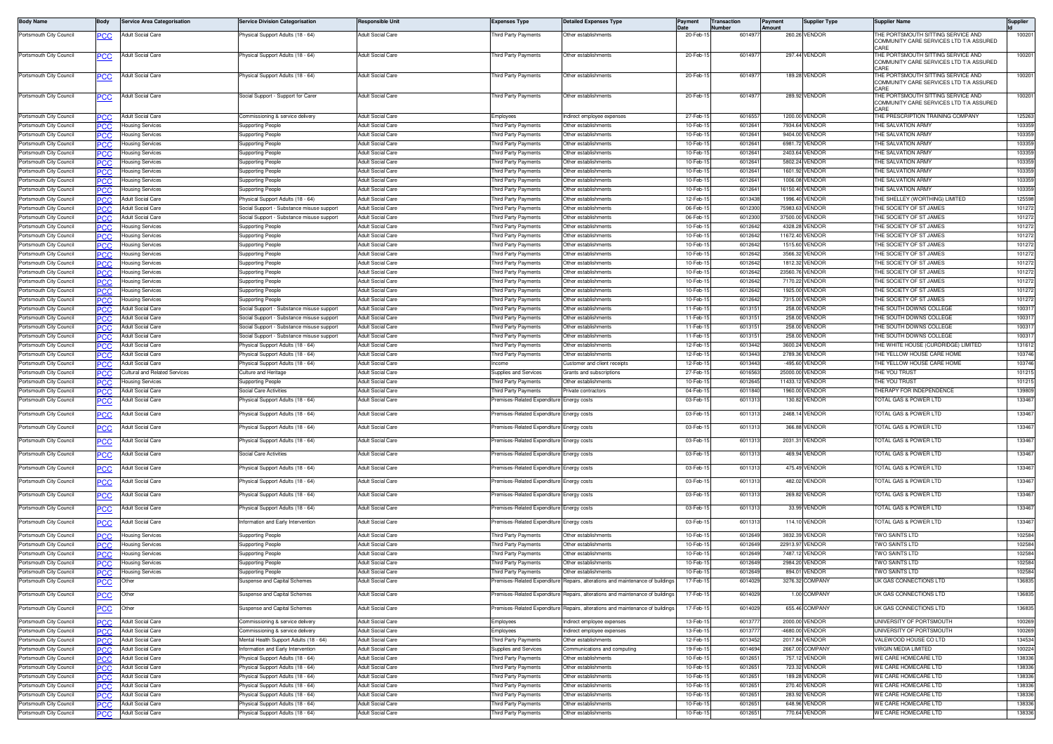| Body Name | Body | Service Area Categorisation | Service Division Categorisation | Responsible Unit | Expenses Type | Detailed Expenses Type | Payment Date | Transaction Number | Payment Amount | Supplier Type | Supplier Name | Supplier Id |
|---|---|---|---|---|---|---|---|---|---|---|---|---|
| Portsmouth City Council | PCC | Adult Social Care | Physical Support Adults (18 - 64) | Adult Social Care | Third Party Payments | Other establishments | 20-Feb-15 | 6014977 | 260.26 | VENDOR | THE PORTSMOUTH SITTING SERVICE AND COMMUNITY CARE SERVICES LTD T/A ASSURED CARE | 100201 |
| Portsmouth City Council | PCC | Adult Social Care | Physical Support Adults (18 - 64) | Adult Social Care | Third Party Payments | Other establishments | 20-Feb-15 | 6014977 | 297.44 | VENDOR | THE PORTSMOUTH SITTING SERVICE AND COMMUNITY CARE SERVICES LTD T/A ASSURED CARE | 100201 |
| Portsmouth City Council | PCC | Adult Social Care | Physical Support Adults (18 - 64) | Adult Social Care | Third Party Payments | Other establishments | 20-Feb-15 | 6014977 | 189.28 | VENDOR | THE PORTSMOUTH SITTING SERVICE AND COMMUNITY CARE SERVICES LTD T/A ASSURED CARE | 100201 |
| Portsmouth City Council | PCC | Adult Social Care | Social Support - Support for Carer | Adult Social Care | Third Party Payments | Other establishments | 20-Feb-15 | 6014977 | 289.92 | VENDOR | THE PORTSMOUTH SITTING SERVICE AND COMMUNITY CARE SERVICES LTD T/A ASSURED CARE | 100201 |
| Portsmouth City Council | PCC | Adult Social Care | Commissioning & service delivery | Adult Social Care | Employees | Indirect employee expenses | 27-Feb-15 | 6016557 | 1200.00 | VENDOR | THE PRESCRIPTION TRAINING COMPANY | 125263 |
| Portsmouth City Council | PCC | Housing Services | Supporting People | Adult Social Care | Third Party Payments | Other establishments | 10-Feb-15 | 6012641 | 7934.64 | VENDOR | THE SALVATION ARMY | 103359 |
| Portsmouth City Council | PCC | Housing Services | Supporting People | Adult Social Care | Third Party Payments | Other establishments | 10-Feb-15 | 6012641 | 9404.00 | VENDOR | THE SALVATION ARMY | 103359 |
| Portsmouth City Council | PCC | Housing Services | Supporting People | Adult Social Care | Third Party Payments | Other establishments | 10-Feb-15 | 6012641 | 6981.72 | VENDOR | THE SALVATION ARMY | 103359 |
| Portsmouth City Council | PCC | Housing Services | Supporting People | Adult Social Care | Third Party Payments | Other establishments | 10-Feb-15 | 6012641 | 2403.64 | VENDOR | THE SALVATION ARMY | 103359 |
| Portsmouth City Council | PCC | Housing Services | Supporting People | Adult Social Care | Third Party Payments | Other establishments | 10-Feb-15 | 6012641 | 5802.24 | VENDOR | THE SALVATION ARMY | 103359 |
| Portsmouth City Council | PCC | Housing Services | Supporting People | Adult Social Care | Third Party Payments | Other establishments | 10-Feb-15 | 6012641 | 1601.92 | VENDOR | THE SALVATION ARMY | 103359 |
| Portsmouth City Council | PCC | Housing Services | Supporting People | Adult Social Care | Third Party Payments | Other establishments | 10-Feb-15 | 6012641 | 1006.08 | VENDOR | THE SALVATION ARMY | 103359 |
| Portsmouth City Council | PCC | Housing Services | Supporting People | Adult Social Care | Third Party Payments | Other establishments | 10-Feb-15 | 6012641 | 16150.40 | VENDOR | THE SALVATION ARMY | 103359 |
| Portsmouth City Council | PCC | Adult Social Care | Physical Support Adults (18 - 64) | Adult Social Care | Third Party Payments | Other establishments | 12-Feb-15 | 6013438 | 1996.40 | VENDOR | THE SHELLEY (WORTHING) LIMITED | 125598 |
| Portsmouth City Council | PCC | Adult Social Care | Social Support - Substance misuse support | Adult Social Care | Third Party Payments | Other establishments | 06-Feb-15 | 6012300 | 75983.63 | VENDOR | THE SOCIETY OF ST JAMES | 101272 |
| Portsmouth City Council | PCC | Adult Social Care | Social Support - Substance misuse support | Adult Social Care | Third Party Payments | Other establishments | 06-Feb-15 | 6012300 | 37500.00 | VENDOR | THE SOCIETY OF ST JAMES | 101272 |
| Portsmouth City Council | PCC | Housing Services | Supporting People | Adult Social Care | Third Party Payments | Other establishments | 10-Feb-15 | 6012642 | 4328.28 | VENDOR | THE SOCIETY OF ST JAMES | 101272 |
| Portsmouth City Council | PCC | Housing Services | Supporting People | Adult Social Care | Third Party Payments | Other establishments | 10-Feb-15 | 6012642 | 11672.40 | VENDOR | THE SOCIETY OF ST JAMES | 101272 |
| Portsmouth City Council | PCC | Housing Services | Supporting People | Adult Social Care | Third Party Payments | Other establishments | 10-Feb-15 | 6012642 | 1515.60 | VENDOR | THE SOCIETY OF ST JAMES | 101272 |
| Portsmouth City Council | PCC | Housing Services | Supporting People | Adult Social Care | Third Party Payments | Other establishments | 10-Feb-15 | 6012642 | 3566.32 | VENDOR | THE SOCIETY OF ST JAMES | 101272 |
| Portsmouth City Council | PCC | Housing Services | Supporting People | Adult Social Care | Third Party Payments | Other establishments | 10-Feb-15 | 6012642 | 1812.32 | VENDOR | THE SOCIETY OF ST JAMES | 101272 |
| Portsmouth City Council | PCC | Housing Services | Supporting People | Adult Social Care | Third Party Payments | Other establishments | 10-Feb-15 | 6012642 | 23560.76 | VENDOR | THE SOCIETY OF ST JAMES | 101272 |
| Portsmouth City Council | PCC | Housing Services | Supporting People | Adult Social Care | Third Party Payments | Other establishments | 10-Feb-15 | 6012642 | 7170.22 | VENDOR | THE SOCIETY OF ST JAMES | 101272 |
| Portsmouth City Council | PCC | Housing Services | Supporting People | Adult Social Care | Third Party Payments | Other establishments | 10-Feb-15 | 6012642 | 1925.00 | VENDOR | THE SOCIETY OF ST JAMES | 101272 |
| Portsmouth City Council | PCC | Housing Services | Supporting People | Adult Social Care | Third Party Payments | Other establishments | 10-Feb-15 | 6012642 | 7315.00 | VENDOR | THE SOCIETY OF ST JAMES | 101272 |
| Portsmouth City Council | PCC | Adult Social Care | Social Support - Substance misuse support | Adult Social Care | Third Party Payments | Other establishments | 11-Feb-15 | 6013151 | 258.00 | VENDOR | THE SOUTH DOWNS COLLEGE | 100317 |
| Portsmouth City Council | PCC | Adult Social Care | Social Support - Substance misuse support | Adult Social Care | Third Party Payments | Other establishments | 11-Feb-15 | 6013151 | 258.00 | VENDOR | THE SOUTH DOWNS COLLEGE | 100317 |
| Portsmouth City Council | PCC | Adult Social Care | Social Support - Substance misuse support | Adult Social Care | Third Party Payments | Other establishments | 11-Feb-15 | 6013151 | 258.00 | VENDOR | THE SOUTH DOWNS COLLEGE | 100317 |
| Portsmouth City Council | PCC | Adult Social Care | Social Support - Substance misuse support | Adult Social Care | Third Party Payments | Other establishments | 11-Feb-15 | 6013151 | 258.00 | VENDOR | THE SOUTH DOWNS COLLEGE | 100317 |
| Portsmouth City Council | PCC | Adult Social Care | Physical Support Adults (18 - 64) | Adult Social Care | Third Party Payments | Other establishments | 12-Feb-15 | 6013442 | 3600.24 | VENDOR | THE WHITE HOUSE (CURDRIDGE) LIMITED | 131612 |
| Portsmouth City Council | PCC | Adult Social Care | Physical Support Adults (18 - 64) | Adult Social Care | Third Party Payments | Other establishments | 12-Feb-15 | 6013443 | 2789.36 | VENDOR | THE YELLOW HOUSE CARE HOME | 103746 |
| Portsmouth City Council | PCC | Adult Social Care | Physical Support Adults (18 - 64) | Adult Social Care | Income | Customer and client receipts | 12-Feb-15 | 6013443 | -495.60 | VENDOR | THE YELLOW HOUSE CARE HOME | 103746 |
| Portsmouth City Council | PCC | Cultural and Related Services | Culture and Heritage | Adult Social Care | Supplies and Services | Grants and subscriptions | 27-Feb-15 | 6016563 | 25000.00 | VENDOR | THE YOU TRUST | 101215 |
| Portsmouth City Council | PCC | Housing Services | Supporting People | Adult Social Care | Third Party Payments | Other establishments | 10-Feb-15 | 6012645 | 11433.12 | VENDOR | THE YOU TRUST | 101215 |
| Portsmouth City Council | PCC | Adult Social Care | Social Care Activities | Adult Social Care | Third Party Payments | Private contractors | 04-Feb-15 | 6011840 | 1960.00 | VENDOR | THERAPY FOR INDEPENDENCE | 139809 |
| Portsmouth City Council | PCC | Adult Social Care | Physical Support Adults (18 - 64) | Adult Social Care | Premises-Related Expenditure | Energy costs | 03-Feb-15 | 6011313 | 130.82 | VENDOR | TOTAL GAS & POWER LTD | 133467 |
| Portsmouth City Council | PCC | Adult Social Care | Physical Support Adults (18 - 64) | Adult Social Care | Premises-Related Expenditure | Energy costs | 03-Feb-15 | 6011313 | 2468.14 | VENDOR | TOTAL GAS & POWER LTD | 133467 |
| Portsmouth City Council | PCC | Adult Social Care | Physical Support Adults (18 - 64) | Adult Social Care | Premises-Related Expenditure | Energy costs | 03-Feb-15 | 6011313 | 366.88 | VENDOR | TOTAL GAS & POWER LTD | 133467 |
| Portsmouth City Council | PCC | Adult Social Care | Physical Support Adults (18 - 64) | Adult Social Care | Premises-Related Expenditure | Energy costs | 03-Feb-15 | 6011313 | 2031.31 | VENDOR | TOTAL GAS & POWER LTD | 133467 |
| Portsmouth City Council | PCC | Adult Social Care | Social Care Activities | Adult Social Care | Premises-Related Expenditure | Energy costs | 03-Feb-15 | 6011313 | 469.94 | VENDOR | TOTAL GAS & POWER LTD | 133467 |
| Portsmouth City Council | PCC | Adult Social Care | Physical Support Adults (18 - 64) | Adult Social Care | Premises-Related Expenditure | Energy costs | 03-Feb-15 | 6011313 | 475.49 | VENDOR | TOTAL GAS & POWER LTD | 133467 |
| Portsmouth City Council | PCC | Adult Social Care | Physical Support Adults (18 - 64) | Adult Social Care | Premises-Related Expenditure | Energy costs | 03-Feb-15 | 6011313 | 482.02 | VENDOR | TOTAL GAS & POWER LTD | 133467 |
| Portsmouth City Council | PCC | Adult Social Care | Physical Support Adults (18 - 64) | Adult Social Care | Premises-Related Expenditure | Energy costs | 03-Feb-15 | 6011313 | 269.82 | VENDOR | TOTAL GAS & POWER LTD | 133467 |
| Portsmouth City Council | PCC | Adult Social Care | Physical Support Adults (18 - 64) | Adult Social Care | Premises-Related Expenditure | Energy costs | 03-Feb-15 | 6011313 | 33.99 | VENDOR | TOTAL GAS & POWER LTD | 133467 |
| Portsmouth City Council | PCC | Adult Social Care | Information and Early Intervention | Adult Social Care | Premises-Related Expenditure | Energy costs | 03-Feb-15 | 6011313 | 114.10 | VENDOR | TOTAL GAS & POWER LTD | 133467 |
| Portsmouth City Council | PCC | Housing Services | Supporting People | Adult Social Care | Third Party Payments | Other establishments | 10-Feb-15 | 6012649 | 3832.39 | VENDOR | TWO SAINTS LTD | 102584 |
| Portsmouth City Council | PCC | Housing Services | Supporting People | Adult Social Care | Third Party Payments | Other establishments | 10-Feb-15 | 6012649 | 22913.97 | VENDOR | TWO SAINTS LTD | 102584 |
| Portsmouth City Council | PCC | Housing Services | Supporting People | Adult Social Care | Third Party Payments | Other establishments | 10-Feb-15 | 6012649 | 7487.12 | VENDOR | TWO SAINTS LTD | 102584 |
| Portsmouth City Council | PCC | Housing Services | Supporting People | Adult Social Care | Third Party Payments | Other establishments | 10-Feb-15 | 6012649 | 2984.20 | VENDOR | TWO SAINTS LTD | 102584 |
| Portsmouth City Council | PCC | Housing Services | Supporting People | Adult Social Care | Third Party Payments | Other establishments | 10-Feb-15 | 6012649 | 894.01 | VENDOR | TWO SAINTS LTD | 102584 |
| Portsmouth City Council | PCC | Other | Suspense and Capital Schemes | Adult Social Care | Premises-Related Expenditure | Repairs, alterations and maintenance of buildings | 17-Feb-15 | 6014029 | 3276.32 | COMPANY | UK GAS CONNECTIONS LTD | 136835 |
| Portsmouth City Council | PCC | Other | Suspense and Capital Schemes | Adult Social Care | Premises-Related Expenditure | Repairs, alterations and maintenance of buildings | 17-Feb-15 | 6014029 | 1.00 | COMPANY | UK GAS CONNECTIONS LTD | 136835 |
| Portsmouth City Council | PCC | Other | Suspense and Capital Schemes | Adult Social Care | Premises-Related Expenditure | Repairs, alterations and maintenance of buildings | 17-Feb-15 | 6014029 | 655.46 | COMPANY | UK GAS CONNECTIONS LTD | 136835 |
| Portsmouth City Council | PCC | Adult Social Care | Commissioning & service delivery | Adult Social Care | Employees | Indirect employee expenses | 13-Feb-15 | 6013777 | 2000.00 | VENDOR | UNIVERSITY OF PORTSMOUTH | 100269 |
| Portsmouth City Council | PCC | Adult Social Care | Commissioning & service delivery | Adult Social Care | Employees | Indirect employee expenses | 13-Feb-15 | 6013777 | -4680.00 | VENDOR | UNIVERSITY OF PORTSMOUTH | 100269 |
| Portsmouth City Council | PCC | Adult Social Care | Mental Health Support Adults (18 - 64) | Adult Social Care | Third Party Payments | Other establishments | 12-Feb-15 | 6013452 | 2017.84 | VENDOR | VALEWOOD HOUSE CO LTD | 134534 |
| Portsmouth City Council | PCC | Adult Social Care | Information and Early Intervention | Adult Social Care | Supplies and Services | Communications and computing | 19-Feb-15 | 6014694 | 2667.00 | COMPANY | VIRGIN MEDIA LIMITED | 100224 |
| Portsmouth City Council | PCC | Adult Social Care | Physical Support Adults (18 - 64) | Adult Social Care | Third Party Payments | Other establishments | 10-Feb-15 | 6012651 | 757.12 | VENDOR | WE CARE HOMECARE LTD | 138336 |
| Portsmouth City Council | PCC | Adult Social Care | Physical Support Adults (18 - 64) | Adult Social Care | Third Party Payments | Other establishments | 10-Feb-15 | 6012651 | 723.32 | VENDOR | WE CARE HOMECARE LTD | 138336 |
| Portsmouth City Council | PCC | Adult Social Care | Physical Support Adults (18 - 64) | Adult Social Care | Third Party Payments | Other establishments | 10-Feb-15 | 6012651 | 189.28 | VENDOR | WE CARE HOMECARE LTD | 138336 |
| Portsmouth City Council | PCC | Adult Social Care | Physical Support Adults (18 - 64) | Adult Social Care | Third Party Payments | Other establishments | 10-Feb-15 | 6012651 | 270.40 | VENDOR | WE CARE HOMECARE LTD | 138336 |
| Portsmouth City Council | PCC | Adult Social Care | Physical Support Adults (18 - 64) | Adult Social Care | Third Party Payments | Other establishments | 10-Feb-15 | 6012651 | 283.92 | VENDOR | WE CARE HOMECARE LTD | 138336 |
| Portsmouth City Council | PCC | Adult Social Care | Physical Support Adults (18 - 64) | Adult Social Care | Third Party Payments | Other establishments | 10-Feb-15 | 6012651 | 648.96 | VENDOR | WE CARE HOMECARE LTD | 138336 |
| Portsmouth City Council | PCC | Adult Social Care | Physical Support Adults (18 - 64) | Adult Social Care | Third Party Payments | Other establishments | 10-Feb-15 | 6012651 | 770.64 | VENDOR | WE CARE HOMECARE LTD | 138336 |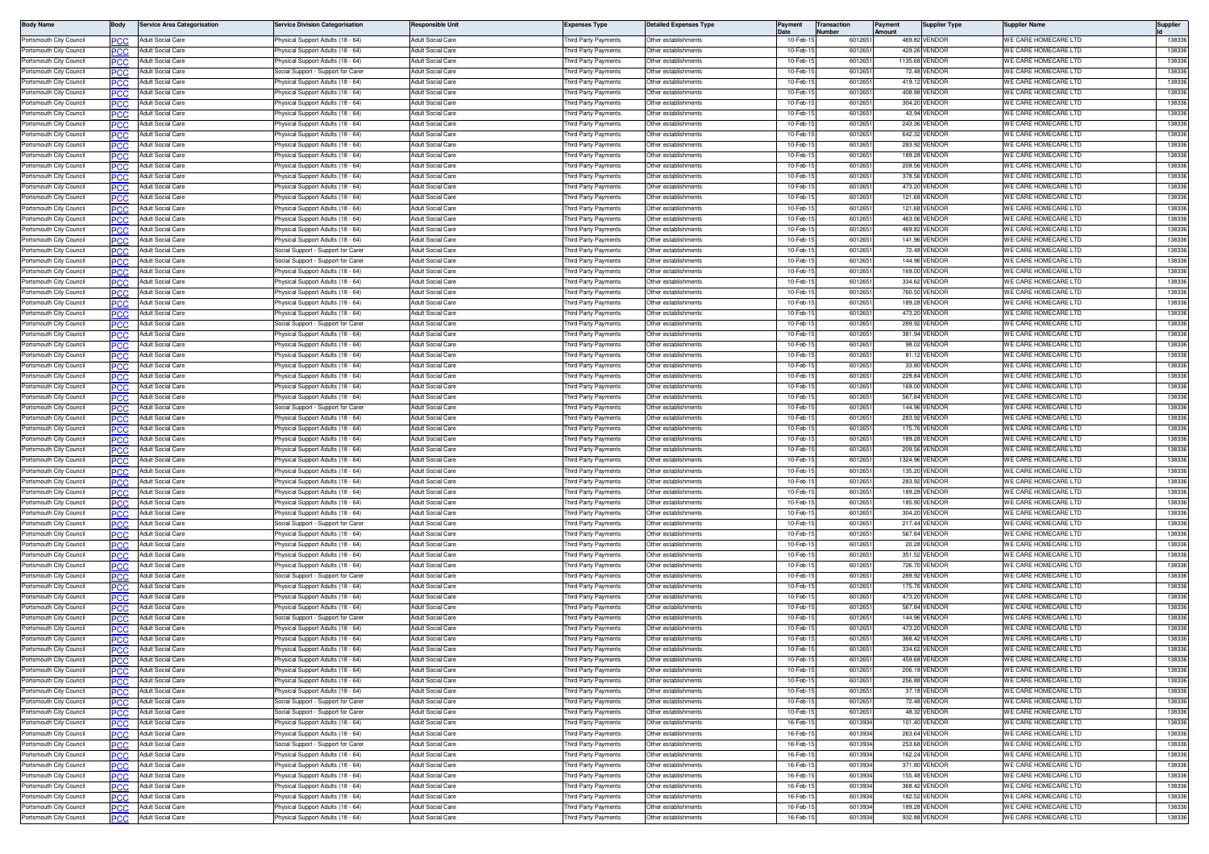| Body Name | Body | Service Area Categorisation | Service Division Categorisation | Responsible Unit | Expenses Type | Detailed Expenses Type | Payment Date | Transaction Number | Payment Amount | Supplier Type | Supplier Name | Supplier Id |
|---|---|---|---|---|---|---|---|---|---|---|---|---|
| Portsmouth City Council | PCC | Adult Social Care | Physical Support Adults (18 - 64) | Adult Social Care | Third Party Payments | Other establishments | 10-Feb-15 | 6012651 | 469.82 | VENDOR | WE CARE HOMECARE LTD | 138336 |
| Portsmouth City Council | PCC | Adult Social Care | Physical Support Adults (18 - 64) | Adult Social Care | Third Party Payments | Other establishments | 10-Feb-15 | 6012651 | 429.26 | VENDOR | WE CARE HOMECARE LTD | 138336 |
| Portsmouth City Council | PCC | Adult Social Care | Physical Support Adults (18 - 64) | Adult Social Care | Third Party Payments | Other establishments | 10-Feb-15 | 6012651 | 1135.68 | VENDOR | WE CARE HOMECARE LTD | 138336 |
| Portsmouth City Council | PCC | Adult Social Care | Social Support - Support for Carer | Adult Social Care | Third Party Payments | Other establishments | 10-Feb-15 | 6012651 | 72.48 | VENDOR | WE CARE HOMECARE LTD | 138336 |
| Portsmouth City Council | PCC | Adult Social Care | Physical Support Adults (18 - 64) | Adult Social Care | Third Party Payments | Other establishments | 10-Feb-15 | 6012651 | 419.12 | VENDOR | WE CARE HOMECARE LTD | 138336 |
| Portsmouth City Council | PCC | Adult Social Care | Physical Support Adults (18 - 64) | Adult Social Care | Third Party Payments | Other establishments | 10-Feb-15 | 6012651 | 408.98 | VENDOR | WE CARE HOMECARE LTD | 138336 |
| Portsmouth City Council | PCC | Adult Social Care | Physical Support Adults (18 - 64) | Adult Social Care | Third Party Payments | Other establishments | 10-Feb-15 | 6012651 | 304.20 | VENDOR | WE CARE HOMECARE LTD | 138336 |
| Portsmouth City Council | PCC | Adult Social Care | Physical Support Adults (18 - 64) | Adult Social Care | Third Party Payments | Other establishments | 10-Feb-15 | 6012651 | 43.94 | VENDOR | WE CARE HOMECARE LTD | 138336 |
| Portsmouth City Council | PCC | Adult Social Care | Physical Support Adults (18 - 64) | Adult Social Care | Third Party Payments | Other establishments | 10-Feb-15 | 6012651 | 243.36 | VENDOR | WE CARE HOMECARE LTD | 138336 |
| Portsmouth City Council | PCC | Adult Social Care | Physical Support Adults (18 - 64) | Adult Social Care | Third Party Payments | Other establishments | 10-Feb-15 | 6012651 | 642.32 | VENDOR | WE CARE HOMECARE LTD | 138336 |
| Portsmouth City Council | PCC | Adult Social Care | Physical Support Adults (18 - 64) | Adult Social Care | Third Party Payments | Other establishments | 10-Feb-15 | 6012651 | 283.92 | VENDOR | WE CARE HOMECARE LTD | 138336 |
| Portsmouth City Council | PCC | Adult Social Care | Physical Support Adults (18 - 64) | Adult Social Care | Third Party Payments | Other establishments | 10-Feb-15 | 6012651 | 189.28 | VENDOR | WE CARE HOMECARE LTD | 138336 |
| Portsmouth City Council | PCC | Adult Social Care | Physical Support Adults (18 - 64) | Adult Social Care | Third Party Payments | Other establishments | 10-Feb-15 | 6012651 | 209.56 | VENDOR | WE CARE HOMECARE LTD | 138336 |
| Portsmouth City Council | PCC | Adult Social Care | Physical Support Adults (18 - 64) | Adult Social Care | Third Party Payments | Other establishments | 10-Feb-15 | 6012651 | 378.56 | VENDOR | WE CARE HOMECARE LTD | 138336 |
| Portsmouth City Council | PCC | Adult Social Care | Physical Support Adults (18 - 64) | Adult Social Care | Third Party Payments | Other establishments | 10-Feb-15 | 6012651 | 473.20 | VENDOR | WE CARE HOMECARE LTD | 138336 |
| Portsmouth City Council | PCC | Adult Social Care | Physical Support Adults (18 - 64) | Adult Social Care | Third Party Payments | Other establishments | 10-Feb-15 | 6012651 | 121.68 | VENDOR | WE CARE HOMECARE LTD | 138336 |
| Portsmouth City Council | PCC | Adult Social Care | Physical Support Adults (18 - 64) | Adult Social Care | Third Party Payments | Other establishments | 10-Feb-15 | 6012651 | 121.68 | VENDOR | WE CARE HOMECARE LTD | 138336 |
| Portsmouth City Council | PCC | Adult Social Care | Physical Support Adults (18 - 64) | Adult Social Care | Third Party Payments | Other establishments | 10-Feb-15 | 6012651 | 463.06 | VENDOR | WE CARE HOMECARE LTD | 138336 |
| Portsmouth City Council | PCC | Adult Social Care | Physical Support Adults (18 - 64) | Adult Social Care | Third Party Payments | Other establishments | 10-Feb-15 | 6012651 | 469.82 | VENDOR | WE CARE HOMECARE LTD | 138336 |
| Portsmouth City Council | PCC | Adult Social Care | Physical Support Adults (18 - 64) | Adult Social Care | Third Party Payments | Other establishments | 10-Feb-15 | 6012651 | 141.96 | VENDOR | WE CARE HOMECARE LTD | 138336 |
| Portsmouth City Council | PCC | Adult Social Care | Social Support - Support for Carer | Adult Social Care | Third Party Payments | Other establishments | 10-Feb-15 | 6012651 | 72.48 | VENDOR | WE CARE HOMECARE LTD | 138336 |
| Portsmouth City Council | PCC | Adult Social Care | Social Support - Support for Carer | Adult Social Care | Third Party Payments | Other establishments | 10-Feb-15 | 6012651 | 144.96 | VENDOR | WE CARE HOMECARE LTD | 138336 |
| Portsmouth City Council | PCC | Adult Social Care | Physical Support Adults (18 - 64) | Adult Social Care | Third Party Payments | Other establishments | 10-Feb-15 | 6012651 | 169.00 | VENDOR | WE CARE HOMECARE LTD | 138336 |
| Portsmouth City Council | PCC | Adult Social Care | Physical Support Adults (18 - 64) | Adult Social Care | Third Party Payments | Other establishments | 10-Feb-15 | 6012651 | 334.62 | VENDOR | WE CARE HOMECARE LTD | 138336 |
| Portsmouth City Council | PCC | Adult Social Care | Physical Support Adults (18 - 64) | Adult Social Care | Third Party Payments | Other establishments | 10-Feb-15 | 6012651 | 760.50 | VENDOR | WE CARE HOMECARE LTD | 138336 |
| Portsmouth City Council | PCC | Adult Social Care | Physical Support Adults (18 - 64) | Adult Social Care | Third Party Payments | Other establishments | 10-Feb-15 | 6012651 | 189.28 | VENDOR | WE CARE HOMECARE LTD | 138336 |
| Portsmouth City Council | PCC | Adult Social Care | Physical Support Adults (18 - 64) | Adult Social Care | Third Party Payments | Other establishments | 10-Feb-15 | 6012651 | 473.20 | VENDOR | WE CARE HOMECARE LTD | 138336 |
| Portsmouth City Council | PCC | Adult Social Care | Social Support - Support for Carer | Adult Social Care | Third Party Payments | Other establishments | 10-Feb-15 | 6012651 | 289.92 | VENDOR | WE CARE HOMECARE LTD | 138336 |
| Portsmouth City Council | PCC | Adult Social Care | Physical Support Adults (18 - 64) | Adult Social Care | Third Party Payments | Other establishments | 10-Feb-15 | 6012651 | 381.94 | VENDOR | WE CARE HOMECARE LTD | 138336 |
| Portsmouth City Council | PCC | Adult Social Care | Physical Support Adults (18 - 64) | Adult Social Care | Third Party Payments | Other establishments | 10-Feb-15 | 6012651 | 98.02 | VENDOR | WE CARE HOMECARE LTD | 138336 |
| Portsmouth City Council | PCC | Adult Social Care | Physical Support Adults (18 - 64) | Adult Social Care | Third Party Payments | Other establishments | 10-Feb-15 | 6012651 | 81.12 | VENDOR | WE CARE HOMECARE LTD | 138336 |
| Portsmouth City Council | PCC | Adult Social Care | Physical Support Adults (18 - 64) | Adult Social Care | Third Party Payments | Other establishments | 10-Feb-15 | 6012651 | 33.80 | VENDOR | WE CARE HOMECARE LTD | 138336 |
| Portsmouth City Council | PCC | Adult Social Care | Physical Support Adults (18 - 64) | Adult Social Care | Third Party Payments | Other establishments | 10-Feb-15 | 6012651 | 229.84 | VENDOR | WE CARE HOMECARE LTD | 138336 |
| Portsmouth City Council | PCC | Adult Social Care | Physical Support Adults (18 - 64) | Adult Social Care | Third Party Payments | Other establishments | 10-Feb-15 | 6012651 | 169.00 | VENDOR | WE CARE HOMECARE LTD | 138336 |
| Portsmouth City Council | PCC | Adult Social Care | Physical Support Adults (18 - 64) | Adult Social Care | Third Party Payments | Other establishments | 10-Feb-15 | 6012651 | 567.84 | VENDOR | WE CARE HOMECARE LTD | 138336 |
| Portsmouth City Council | PCC | Adult Social Care | Social Support - Support for Carer | Adult Social Care | Third Party Payments | Other establishments | 10-Feb-15 | 6012651 | 144.96 | VENDOR | WE CARE HOMECARE LTD | 138336 |
| Portsmouth City Council | PCC | Adult Social Care | Physical Support Adults (18 - 64) | Adult Social Care | Third Party Payments | Other establishments | 10-Feb-15 | 6012651 | 283.92 | VENDOR | WE CARE HOMECARE LTD | 138336 |
| Portsmouth City Council | PCC | Adult Social Care | Physical Support Adults (18 - 64) | Adult Social Care | Third Party Payments | Other establishments | 10-Feb-15 | 6012651 | 175.76 | VENDOR | WE CARE HOMECARE LTD | 138336 |
| Portsmouth City Council | PCC | Adult Social Care | Physical Support Adults (18 - 64) | Adult Social Care | Third Party Payments | Other establishments | 10-Feb-15 | 6012651 | 189.28 | VENDOR | WE CARE HOMECARE LTD | 138336 |
| Portsmouth City Council | PCC | Adult Social Care | Physical Support Adults (18 - 64) | Adult Social Care | Third Party Payments | Other establishments | 10-Feb-15 | 6012651 | 209.56 | VENDOR | WE CARE HOMECARE LTD | 138336 |
| Portsmouth City Council | PCC | Adult Social Care | Physical Support Adults (18 - 64) | Adult Social Care | Third Party Payments | Other establishments | 10-Feb-15 | 6012651 | 1324.96 | VENDOR | WE CARE HOMECARE LTD | 138336 |
| Portsmouth City Council | PCC | Adult Social Care | Physical Support Adults (18 - 64) | Adult Social Care | Third Party Payments | Other establishments | 10-Feb-15 | 6012651 | 135.20 | VENDOR | WE CARE HOMECARE LTD | 138336 |
| Portsmouth City Council | PCC | Adult Social Care | Physical Support Adults (18 - 64) | Adult Social Care | Third Party Payments | Other establishments | 10-Feb-15 | 6012651 | 283.92 | VENDOR | WE CARE HOMECARE LTD | 138336 |
| Portsmouth City Council | PCC | Adult Social Care | Physical Support Adults (18 - 64) | Adult Social Care | Third Party Payments | Other establishments | 10-Feb-15 | 6012651 | 189.28 | VENDOR | WE CARE HOMECARE LTD | 138336 |
| Portsmouth City Council | PCC | Adult Social Care | Physical Support Adults (18 - 64) | Adult Social Care | Third Party Payments | Other establishments | 10-Feb-15 | 6012651 | 185.90 | VENDOR | WE CARE HOMECARE LTD | 138336 |
| Portsmouth City Council | PCC | Adult Social Care | Physical Support Adults (18 - 64) | Adult Social Care | Third Party Payments | Other establishments | 10-Feb-15 | 6012651 | 304.20 | VENDOR | WE CARE HOMECARE LTD | 138336 |
| Portsmouth City Council | PCC | Adult Social Care | Social Support - Support for Carer | Adult Social Care | Third Party Payments | Other establishments | 10-Feb-15 | 6012651 | 217.44 | VENDOR | WE CARE HOMECARE LTD | 138336 |
| Portsmouth City Council | PCC | Adult Social Care | Physical Support Adults (18 - 64) | Adult Social Care | Third Party Payments | Other establishments | 10-Feb-15 | 6012651 | 567.84 | VENDOR | WE CARE HOMECARE LTD | 138336 |
| Portsmouth City Council | PCC | Adult Social Care | Physical Support Adults (18 - 64) | Adult Social Care | Third Party Payments | Other establishments | 10-Feb-15 | 6012651 | 20.28 | VENDOR | WE CARE HOMECARE LTD | 138336 |
| Portsmouth City Council | PCC | Adult Social Care | Physical Support Adults (18 - 64) | Adult Social Care | Third Party Payments | Other establishments | 10-Feb-15 | 6012651 | 351.52 | VENDOR | WE CARE HOMECARE LTD | 138336 |
| Portsmouth City Council | PCC | Adult Social Care | Physical Support Adults (18 - 64) | Adult Social Care | Third Party Payments | Other establishments | 10-Feb-15 | 6012651 | 726.70 | VENDOR | WE CARE HOMECARE LTD | 138336 |
| Portsmouth City Council | PCC | Adult Social Care | Social Support - Support for Carer | Adult Social Care | Third Party Payments | Other establishments | 10-Feb-15 | 6012651 | 289.92 | VENDOR | WE CARE HOMECARE LTD | 138336 |
| Portsmouth City Council | PCC | Adult Social Care | Physical Support Adults (18 - 64) | Adult Social Care | Third Party Payments | Other establishments | 10-Feb-15 | 6012651 | 175.76 | VENDOR | WE CARE HOMECARE LTD | 138336 |
| Portsmouth City Council | PCC | Adult Social Care | Physical Support Adults (18 - 64) | Adult Social Care | Third Party Payments | Other establishments | 10-Feb-15 | 6012651 | 473.20 | VENDOR | WE CARE HOMECARE LTD | 138336 |
| Portsmouth City Council | PCC | Adult Social Care | Physical Support Adults (18 - 64) | Adult Social Care | Third Party Payments | Other establishments | 10-Feb-15 | 6012651 | 567.84 | VENDOR | WE CARE HOMECARE LTD | 138336 |
| Portsmouth City Council | PCC | Adult Social Care | Social Support - Support for Carer | Adult Social Care | Third Party Payments | Other establishments | 10-Feb-15 | 6012651 | 144.96 | VENDOR | WE CARE HOMECARE LTD | 138336 |
| Portsmouth City Council | PCC | Adult Social Care | Physical Support Adults (18 - 64) | Adult Social Care | Third Party Payments | Other establishments | 10-Feb-15 | 6012651 | 473.20 | VENDOR | WE CARE HOMECARE LTD | 138336 |
| Portsmouth City Council | PCC | Adult Social Care | Physical Support Adults (18 - 64) | Adult Social Care | Third Party Payments | Other establishments | 10-Feb-15 | 6012651 | 368.42 | VENDOR | WE CARE HOMECARE LTD | 138336 |
| Portsmouth City Council | PCC | Adult Social Care | Physical Support Adults (18 - 64) | Adult Social Care | Third Party Payments | Other establishments | 10-Feb-15 | 6012651 | 334.62 | VENDOR | WE CARE HOMECARE LTD | 138336 |
| Portsmouth City Council | PCC | Adult Social Care | Physical Support Adults (18 - 64) | Adult Social Care | Third Party Payments | Other establishments | 10-Feb-15 | 6012651 | 459.68 | VENDOR | WE CARE HOMECARE LTD | 138336 |
| Portsmouth City Council | PCC | Adult Social Care | Physical Support Adults (18 - 64) | Adult Social Care | Third Party Payments | Other establishments | 10-Feb-15 | 6012651 | 206.18 | VENDOR | WE CARE HOMECARE LTD | 138336 |
| Portsmouth City Council | PCC | Adult Social Care | Physical Support Adults (18 - 64) | Adult Social Care | Third Party Payments | Other establishments | 10-Feb-15 | 6012651 | 256.88 | VENDOR | WE CARE HOMECARE LTD | 138336 |
| Portsmouth City Council | PCC | Adult Social Care | Physical Support Adults (18 - 64) | Adult Social Care | Third Party Payments | Other establishments | 10-Feb-15 | 6012651 | 37.18 | VENDOR | WE CARE HOMECARE LTD | 138336 |
| Portsmouth City Council | PCC | Adult Social Care | Social Support - Support for Carer | Adult Social Care | Third Party Payments | Other establishments | 10-Feb-15 | 6012651 | 72.48 | VENDOR | WE CARE HOMECARE LTD | 138336 |
| Portsmouth City Council | PCC | Adult Social Care | Social Support - Support for Carer | Adult Social Care | Third Party Payments | Other establishments | 10-Feb-15 | 6012651 | 48.32 | VENDOR | WE CARE HOMECARE LTD | 138336 |
| Portsmouth City Council | PCC | Adult Social Care | Physical Support Adults (18 - 64) | Adult Social Care | Third Party Payments | Other establishments | 16-Feb-15 | 6013934 | 101.40 | VENDOR | WE CARE HOMECARE LTD | 138336 |
| Portsmouth City Council | PCC | Adult Social Care | Physical Support Adults (18 - 64) | Adult Social Care | Third Party Payments | Other establishments | 16-Feb-15 | 6013934 | 263.64 | VENDOR | WE CARE HOMECARE LTD | 138336 |
| Portsmouth City Council | PCC | Adult Social Care | Social Support - Support for Carer | Adult Social Care | Third Party Payments | Other establishments | 16-Feb-15 | 6013934 | 253.68 | VENDOR | WE CARE HOMECARE LTD | 138336 |
| Portsmouth City Council | PCC | Adult Social Care | Physical Support Adults (18 - 64) | Adult Social Care | Third Party Payments | Other establishments | 16-Feb-15 | 6013934 | 162.24 | VENDOR | WE CARE HOMECARE LTD | 138336 |
| Portsmouth City Council | PCC | Adult Social Care | Physical Support Adults (18 - 64) | Adult Social Care | Third Party Payments | Other establishments | 16-Feb-15 | 6013934 | 371.80 | VENDOR | WE CARE HOMECARE LTD | 138336 |
| Portsmouth City Council | PCC | Adult Social Care | Physical Support Adults (18 - 64) | Adult Social Care | Third Party Payments | Other establishments | 16-Feb-15 | 6013934 | 155.48 | VENDOR | WE CARE HOMECARE LTD | 138336 |
| Portsmouth City Council | PCC | Adult Social Care | Physical Support Adults (18 - 64) | Adult Social Care | Third Party Payments | Other establishments | 16-Feb-15 | 6013934 | 368.42 | VENDOR | WE CARE HOMECARE LTD | 138336 |
| Portsmouth City Council | PCC | Adult Social Care | Physical Support Adults (18 - 64) | Adult Social Care | Third Party Payments | Other establishments | 16-Feb-15 | 6013934 | 182.52 | VENDOR | WE CARE HOMECARE LTD | 138336 |
| Portsmouth City Council | PCC | Adult Social Care | Physical Support Adults (18 - 64) | Adult Social Care | Third Party Payments | Other establishments | 16-Feb-15 | 6013934 | 189.28 | VENDOR | WE CARE HOMECARE LTD | 138336 |
| Portsmouth City Council | PCC | Adult Social Care | Physical Support Adults (18 - 64) | Adult Social Care | Third Party Payments | Other establishments | 16-Feb-15 | 6013934 | 932.88 | VENDOR | WE CARE HOMECARE LTD | 138336 |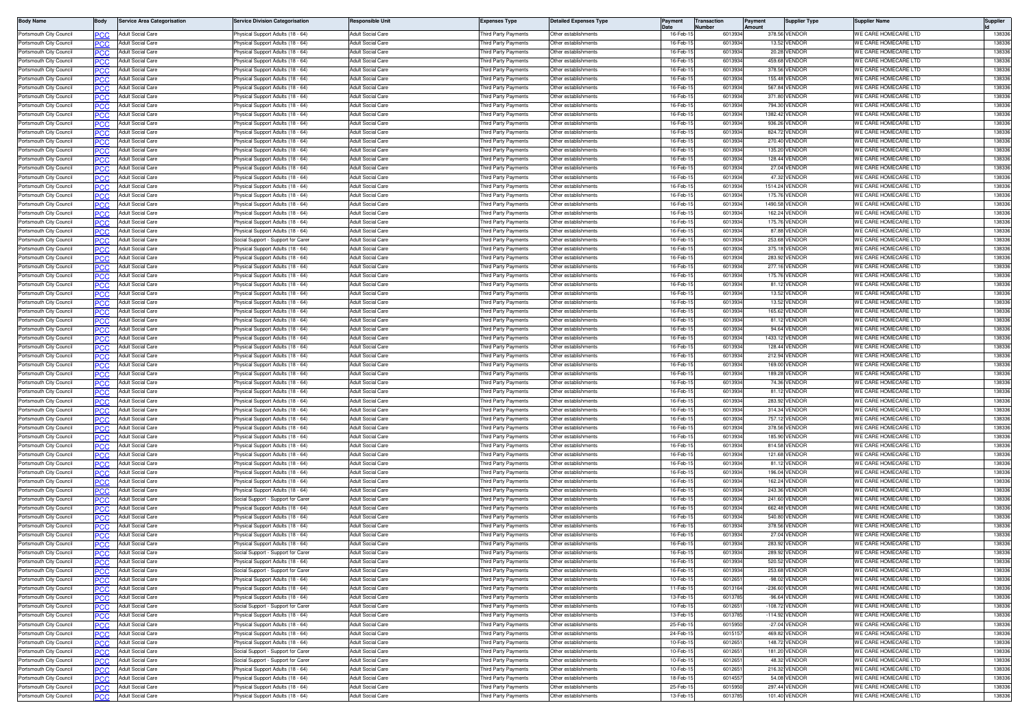| Body Name | Body | Service Area Categorisation | Service Division Categorisation | Responsible Unit | Expenses Type | Detailed Expenses Type | Payment Date | Transaction Number | Payment Amount | Supplier Type | Supplier Name | Supplier Id |
|---|---|---|---|---|---|---|---|---|---|---|---|---|
| Portsmouth City Council | PCC | Adult Social Care | Physical Support Adults (18 - 64) | Adult Social Care | Third Party Payments | Other establishments | 16-Feb-15 | 6013934 | 378.56 | VENDOR | WE CARE HOMECARE LTD | 138336 |
| Portsmouth City Council | PCC | Adult Social Care | Physical Support Adults (18 - 64) | Adult Social Care | Third Party Payments | Other establishments | 16-Feb-15 | 6013934 | 13.52 | VENDOR | WE CARE HOMECARE LTD | 138336 |
| Portsmouth City Council | PCC | Adult Social Care | Physical Support Adults (18 - 64) | Adult Social Care | Third Party Payments | Other establishments | 16-Feb-15 | 6013934 | 20.28 | VENDOR | WE CARE HOMECARE LTD | 138336 |
| Portsmouth City Council | PCC | Adult Social Care | Physical Support Adults (18 - 64) | Adult Social Care | Third Party Payments | Other establishments | 16-Feb-15 | 6013934 | 459.68 | VENDOR | WE CARE HOMECARE LTD | 138336 |
| Portsmouth City Council | PCC | Adult Social Care | Physical Support Adults (18 - 64) | Adult Social Care | Third Party Payments | Other establishments | 16-Feb-15 | 6013934 | 378.56 | VENDOR | WE CARE HOMECARE LTD | 138336 |
| Portsmouth City Council | PCC | Adult Social Care | Physical Support Adults (18 - 64) | Adult Social Care | Third Party Payments | Other establishments | 16-Feb-15 | 6013934 | 155.48 | VENDOR | WE CARE HOMECARE LTD | 138336 |
| Portsmouth City Council | PCC | Adult Social Care | Physical Support Adults (18 - 64) | Adult Social Care | Third Party Payments | Other establishments | 16-Feb-15 | 6013934 | 567.84 | VENDOR | WE CARE HOMECARE LTD | 138336 |
| Portsmouth City Council | PCC | Adult Social Care | Physical Support Adults (18 - 64) | Adult Social Care | Third Party Payments | Other establishments | 16-Feb-15 | 6013934 | 371.80 | VENDOR | WE CARE HOMECARE LTD | 138336 |
| Portsmouth City Council | PCC | Adult Social Care | Physical Support Adults (18 - 64) | Adult Social Care | Third Party Payments | Other establishments | 16-Feb-15 | 6013934 | 794.30 | VENDOR | WE CARE HOMECARE LTD | 138336 |
| Portsmouth City Council | PCC | Adult Social Care | Physical Support Adults (18 - 64) | Adult Social Care | Third Party Payments | Other establishments | 16-Feb-15 | 6013934 | 1382.42 | VENDOR | WE CARE HOMECARE LTD | 138336 |
| Portsmouth City Council | PCC | Adult Social Care | Physical Support Adults (18 - 64) | Adult Social Care | Third Party Payments | Other establishments | 16-Feb-15 | 6013934 | 936.26 | VENDOR | WE CARE HOMECARE LTD | 138336 |
| Portsmouth City Council | PCC | Adult Social Care | Physical Support Adults (18 - 64) | Adult Social Care | Third Party Payments | Other establishments | 16-Feb-15 | 6013934 | 824.72 | VENDOR | WE CARE HOMECARE LTD | 138336 |
| Portsmouth City Council | PCC | Adult Social Care | Physical Support Adults (18 - 64) | Adult Social Care | Third Party Payments | Other establishments | 16-Feb-15 | 6013934 | 270.40 | VENDOR | WE CARE HOMECARE LTD | 138336 |
| Portsmouth City Council | PCC | Adult Social Care | Physical Support Adults (18 - 64) | Adult Social Care | Third Party Payments | Other establishments | 16-Feb-15 | 6013934 | 135.20 | VENDOR | WE CARE HOMECARE LTD | 138336 |
| Portsmouth City Council | PCC | Adult Social Care | Physical Support Adults (18 - 64) | Adult Social Care | Third Party Payments | Other establishments | 16-Feb-15 | 6013934 | 128.44 | VENDOR | WE CARE HOMECARE LTD | 138336 |
| Portsmouth City Council | PCC | Adult Social Care | Physical Support Adults (18 - 64) | Adult Social Care | Third Party Payments | Other establishments | 16-Feb-15 | 6013934 | 27.04 | VENDOR | WE CARE HOMECARE LTD | 138336 |
| Portsmouth City Council | PCC | Adult Social Care | Physical Support Adults (18 - 64) | Adult Social Care | Third Party Payments | Other establishments | 16-Feb-15 | 6013934 | 47.32 | VENDOR | WE CARE HOMECARE LTD | 138336 |
| Portsmouth City Council | PCC | Adult Social Care | Physical Support Adults (18 - 64) | Adult Social Care | Third Party Payments | Other establishments | 16-Feb-15 | 6013934 | 1514.24 | VENDOR | WE CARE HOMECARE LTD | 138336 |
| Portsmouth City Council | PCC | Adult Social Care | Physical Support Adults (18 - 64) | Adult Social Care | Third Party Payments | Other establishments | 16-Feb-15 | 6013934 | 175.76 | VENDOR | WE CARE HOMECARE LTD | 138336 |
| Portsmouth City Council | PCC | Adult Social Care | Physical Support Adults (18 - 64) | Adult Social Care | Third Party Payments | Other establishments | 16-Feb-15 | 6013934 | 1490.58 | VENDOR | WE CARE HOMECARE LTD | 138336 |
| Portsmouth City Council | PCC | Adult Social Care | Physical Support Adults (18 - 64) | Adult Social Care | Third Party Payments | Other establishments | 16-Feb-15 | 6013934 | 162.24 | VENDOR | WE CARE HOMECARE LTD | 138336 |
| Portsmouth City Council | PCC | Adult Social Care | Physical Support Adults (18 - 64) | Adult Social Care | Third Party Payments | Other establishments | 16-Feb-15 | 6013934 | 175.76 | VENDOR | WE CARE HOMECARE LTD | 138336 |
| Portsmouth City Council | PCC | Adult Social Care | Physical Support Adults (18 - 64) | Adult Social Care | Third Party Payments | Other establishments | 16-Feb-15 | 6013934 | 87.88 | VENDOR | WE CARE HOMECARE LTD | 138336 |
| Portsmouth City Council | PCC | Adult Social Care | Social Support - Support for Carer | Adult Social Care | Third Party Payments | Other establishments | 16-Feb-15 | 6013934 | 253.68 | VENDOR | WE CARE HOMECARE LTD | 138336 |
| Portsmouth City Council | PCC | Adult Social Care | Physical Support Adults (18 - 64) | Adult Social Care | Third Party Payments | Other establishments | 16-Feb-15 | 6013934 | 375.18 | VENDOR | WE CARE HOMECARE LTD | 138336 |
| Portsmouth City Council | PCC | Adult Social Care | Physical Support Adults (18 - 64) | Adult Social Care | Third Party Payments | Other establishments | 16-Feb-15 | 6013934 | 283.92 | VENDOR | WE CARE HOMECARE LTD | 138336 |
| Portsmouth City Council | PCC | Adult Social Care | Physical Support Adults (18 - 64) | Adult Social Care | Third Party Payments | Other establishments | 16-Feb-15 | 6013934 | 277.16 | VENDOR | WE CARE HOMECARE LTD | 138336 |
| Portsmouth City Council | PCC | Adult Social Care | Physical Support Adults (18 - 64) | Adult Social Care | Third Party Payments | Other establishments | 16-Feb-15 | 6013934 | 175.76 | VENDOR | WE CARE HOMECARE LTD | 138336 |
| Portsmouth City Council | PCC | Adult Social Care | Physical Support Adults (18 - 64) | Adult Social Care | Third Party Payments | Other establishments | 16-Feb-15 | 6013934 | 81.12 | VENDOR | WE CARE HOMECARE LTD | 138336 |
| Portsmouth City Council | PCC | Adult Social Care | Physical Support Adults (18 - 64) | Adult Social Care | Third Party Payments | Other establishments | 16-Feb-15 | 6013934 | 13.52 | VENDOR | WE CARE HOMECARE LTD | 138336 |
| Portsmouth City Council | PCC | Adult Social Care | Physical Support Adults (18 - 64) | Adult Social Care | Third Party Payments | Other establishments | 16-Feb-15 | 6013934 | 13.52 | VENDOR | WE CARE HOMECARE LTD | 138336 |
| Portsmouth City Council | PCC | Adult Social Care | Physical Support Adults (18 - 64) | Adult Social Care | Third Party Payments | Other establishments | 16-Feb-15 | 6013934 | 165.62 | VENDOR | WE CARE HOMECARE LTD | 138336 |
| Portsmouth City Council | PCC | Adult Social Care | Physical Support Adults (18 - 64) | Adult Social Care | Third Party Payments | Other establishments | 16-Feb-15 | 6013934 | 81.12 | VENDOR | WE CARE HOMECARE LTD | 138336 |
| Portsmouth City Council | PCC | Adult Social Care | Physical Support Adults (18 - 64) | Adult Social Care | Third Party Payments | Other establishments | 16-Feb-15 | 6013934 | 94.64 | VENDOR | WE CARE HOMECARE LTD | 138336 |
| Portsmouth City Council | PCC | Adult Social Care | Physical Support Adults (18 - 64) | Adult Social Care | Third Party Payments | Other establishments | 16-Feb-15 | 6013934 | 1433.12 | VENDOR | WE CARE HOMECARE LTD | 138336 |
| Portsmouth City Council | PCC | Adult Social Care | Physical Support Adults (18 - 64) | Adult Social Care | Third Party Payments | Other establishments | 16-Feb-15 | 6013934 | 128.44 | VENDOR | WE CARE HOMECARE LTD | 138336 |
| Portsmouth City Council | PCC | Adult Social Care | Physical Support Adults (18 - 64) | Adult Social Care | Third Party Payments | Other establishments | 16-Feb-15 | 6013934 | 212.94 | VENDOR | WE CARE HOMECARE LTD | 138336 |
| Portsmouth City Council | PCC | Adult Social Care | Physical Support Adults (18 - 64) | Adult Social Care | Third Party Payments | Other establishments | 16-Feb-15 | 6013934 | 169.00 | VENDOR | WE CARE HOMECARE LTD | 138336 |
| Portsmouth City Council | PCC | Adult Social Care | Physical Support Adults (18 - 64) | Adult Social Care | Third Party Payments | Other establishments | 16-Feb-15 | 6013934 | 189.28 | VENDOR | WE CARE HOMECARE LTD | 138336 |
| Portsmouth City Council | PCC | Adult Social Care | Physical Support Adults (18 - 64) | Adult Social Care | Third Party Payments | Other establishments | 16-Feb-15 | 6013934 | 74.36 | VENDOR | WE CARE HOMECARE LTD | 138336 |
| Portsmouth City Council | PCC | Adult Social Care | Physical Support Adults (18 - 64) | Adult Social Care | Third Party Payments | Other establishments | 16-Feb-15 | 6013934 | 81.12 | VENDOR | WE CARE HOMECARE LTD | 138336 |
| Portsmouth City Council | PCC | Adult Social Care | Physical Support Adults (18 - 64) | Adult Social Care | Third Party Payments | Other establishments | 16-Feb-15 | 6013934 | 283.92 | VENDOR | WE CARE HOMECARE LTD | 138336 |
| Portsmouth City Council | PCC | Adult Social Care | Physical Support Adults (18 - 64) | Adult Social Care | Third Party Payments | Other establishments | 16-Feb-15 | 6013934 | 314.34 | VENDOR | WE CARE HOMECARE LTD | 138336 |
| Portsmouth City Council | PCC | Adult Social Care | Physical Support Adults (18 - 64) | Adult Social Care | Third Party Payments | Other establishments | 16-Feb-15 | 6013934 | 757.12 | VENDOR | WE CARE HOMECARE LTD | 138336 |
| Portsmouth City Council | PCC | Adult Social Care | Physical Support Adults (18 - 64) | Adult Social Care | Third Party Payments | Other establishments | 16-Feb-15 | 6013934 | 378.56 | VENDOR | WE CARE HOMECARE LTD | 138336 |
| Portsmouth City Council | PCC | Adult Social Care | Physical Support Adults (18 - 64) | Adult Social Care | Third Party Payments | Other establishments | 16-Feb-15 | 6013934 | 185.90 | VENDOR | WE CARE HOMECARE LTD | 138336 |
| Portsmouth City Council | PCC | Adult Social Care | Physical Support Adults (18 - 64) | Adult Social Care | Third Party Payments | Other establishments | 16-Feb-15 | 6013934 | 814.58 | VENDOR | WE CARE HOMECARE LTD | 138336 |
| Portsmouth City Council | PCC | Adult Social Care | Physical Support Adults (18 - 64) | Adult Social Care | Third Party Payments | Other establishments | 16-Feb-15 | 6013934 | 121.68 | VENDOR | WE CARE HOMECARE LTD | 138336 |
| Portsmouth City Council | PCC | Adult Social Care | Physical Support Adults (18 - 64) | Adult Social Care | Third Party Payments | Other establishments | 16-Feb-15 | 6013934 | 81.12 | VENDOR | WE CARE HOMECARE LTD | 138336 |
| Portsmouth City Council | PCC | Adult Social Care | Physical Support Adults (18 - 64) | Adult Social Care | Third Party Payments | Other establishments | 16-Feb-15 | 6013934 | 196.04 | VENDOR | WE CARE HOMECARE LTD | 138336 |
| Portsmouth City Council | PCC | Adult Social Care | Physical Support Adults (18 - 64) | Adult Social Care | Third Party Payments | Other establishments | 16-Feb-15 | 6013934 | 162.24 | VENDOR | WE CARE HOMECARE LTD | 138336 |
| Portsmouth City Council | PCC | Adult Social Care | Physical Support Adults (18 - 64) | Adult Social Care | Third Party Payments | Other establishments | 16-Feb-15 | 6013934 | 243.36 | VENDOR | WE CARE HOMECARE LTD | 138336 |
| Portsmouth City Council | PCC | Adult Social Care | Social Support - Support for Carer | Adult Social Care | Third Party Payments | Other establishments | 16-Feb-15 | 6013934 | 241.60 | VENDOR | WE CARE HOMECARE LTD | 138336 |
| Portsmouth City Council | PCC | Adult Social Care | Physical Support Adults (18 - 64) | Adult Social Care | Third Party Payments | Other establishments | 16-Feb-15 | 6013934 | 662.48 | VENDOR | WE CARE HOMECARE LTD | 138336 |
| Portsmouth City Council | PCC | Adult Social Care | Physical Support Adults (18 - 64) | Adult Social Care | Third Party Payments | Other establishments | 16-Feb-15 | 6013934 | 540.80 | VENDOR | WE CARE HOMECARE LTD | 138336 |
| Portsmouth City Council | PCC | Adult Social Care | Physical Support Adults (18 - 64) | Adult Social Care | Third Party Payments | Other establishments | 16-Feb-15 | 6013934 | 378.56 | VENDOR | WE CARE HOMECARE LTD | 138336 |
| Portsmouth City Council | PCC | Adult Social Care | Physical Support Adults (18 - 64) | Adult Social Care | Third Party Payments | Other establishments | 16-Feb-15 | 6013934 | 27.04 | VENDOR | WE CARE HOMECARE LTD | 138336 |
| Portsmouth City Council | PCC | Adult Social Care | Physical Support Adults (18 - 64) | Adult Social Care | Third Party Payments | Other establishments | 16-Feb-15 | 6013934 | 283.92 | VENDOR | WE CARE HOMECARE LTD | 138336 |
| Portsmouth City Council | PCC | Adult Social Care | Social Support - Support for Carer | Adult Social Care | Third Party Payments | Other establishments | 16-Feb-15 | 6013934 | 289.92 | VENDOR | WE CARE HOMECARE LTD | 138336 |
| Portsmouth City Council | PCC | Adult Social Care | Physical Support Adults (18 - 64) | Adult Social Care | Third Party Payments | Other establishments | 16-Feb-15 | 6013934 | 520.52 | VENDOR | WE CARE HOMECARE LTD | 138336 |
| Portsmouth City Council | PCC | Adult Social Care | Social Support - Support for Carer | Adult Social Care | Third Party Payments | Other establishments | 16-Feb-15 | 6013934 | 253.68 | VENDOR | WE CARE HOMECARE LTD | 138336 |
| Portsmouth City Council | PCC | Adult Social Care | Physical Support Adults (18 - 64) | Adult Social Care | Third Party Payments | Other establishments | 10-Feb-15 | 6012651 | -98.02 | VENDOR | WE CARE HOMECARE LTD | 138336 |
| Portsmouth City Council | PCC | Adult Social Care | Physical Support Adults (18 - 64) | Adult Social Care | Third Party Payments | Other establishments | 11-Feb-15 | 6013164 | -236.60 | VENDOR | WE CARE HOMECARE LTD | 138336 |
| Portsmouth City Council | PCC | Adult Social Care | Physical Support Adults (18 - 64) | Adult Social Care | Third Party Payments | Other establishments | 13-Feb-15 | 6013785 | -96.64 | VENDOR | WE CARE HOMECARE LTD | 138336 |
| Portsmouth City Council | PCC | Adult Social Care | Social Support - Support for Carer | Adult Social Care | Third Party Payments | Other establishments | 10-Feb-15 | 6012651 | -108.72 | VENDOR | WE CARE HOMECARE LTD | 138336 |
| Portsmouth City Council | PCC | Adult Social Care | Physical Support Adults (18 - 64) | Adult Social Care | Third Party Payments | Other establishments | 13-Feb-15 | 6013785 | -114.92 | VENDOR | WE CARE HOMECARE LTD | 138336 |
| Portsmouth City Council | PCC | Adult Social Care | Physical Support Adults (18 - 64) | Adult Social Care | Third Party Payments | Other establishments | 25-Feb-15 | 6015950 | -27.04 | VENDOR | WE CARE HOMECARE LTD | 138336 |
| Portsmouth City Council | PCC | Adult Social Care | Physical Support Adults (18 - 64) | Adult Social Care | Third Party Payments | Other establishments | 24-Feb-15 | 6015157 | 469.82 | VENDOR | WE CARE HOMECARE LTD | 138336 |
| Portsmouth City Council | PCC | Adult Social Care | Physical Support Adults (18 - 64) | Adult Social Care | Third Party Payments | Other establishments | 10-Feb-15 | 6012651 | 148.72 | VENDOR | WE CARE HOMECARE LTD | 138336 |
| Portsmouth City Council | PCC | Adult Social Care | Social Support - Support for Carer | Adult Social Care | Third Party Payments | Other establishments | 10-Feb-15 | 6012651 | 181.20 | VENDOR | WE CARE HOMECARE LTD | 138336 |
| Portsmouth City Council | PCC | Adult Social Care | Social Support - Support for Carer | Adult Social Care | Third Party Payments | Other establishments | 10-Feb-15 | 6012651 | 48.32 | VENDOR | WE CARE HOMECARE LTD | 138336 |
| Portsmouth City Council | PCC | Adult Social Care | Physical Support Adults (18 - 64) | Adult Social Care | Third Party Payments | Other establishments | 10-Feb-15 | 6012651 | 216.32 | VENDOR | WE CARE HOMECARE LTD | 138336 |
| Portsmouth City Council | PCC | Adult Social Care | Physical Support Adults (18 - 64) | Adult Social Care | Third Party Payments | Other establishments | 18-Feb-15 | 6014557 | 54.08 | VENDOR | WE CARE HOMECARE LTD | 138336 |
| Portsmouth City Council | PCC | Adult Social Care | Physical Support Adults (18 - 64) | Adult Social Care | Third Party Payments | Other establishments | 25-Feb-15 | 6015950 | 297.44 | VENDOR | WE CARE HOMECARE LTD | 138336 |
| Portsmouth City Council | PCC | Adult Social Care | Physical Support Adults (18 - 64) | Adult Social Care | Third Party Payments | Other establishments | 13-Feb-15 | 6013785 | 101.40 | VENDOR | WE CARE HOMECARE LTD | 138336 |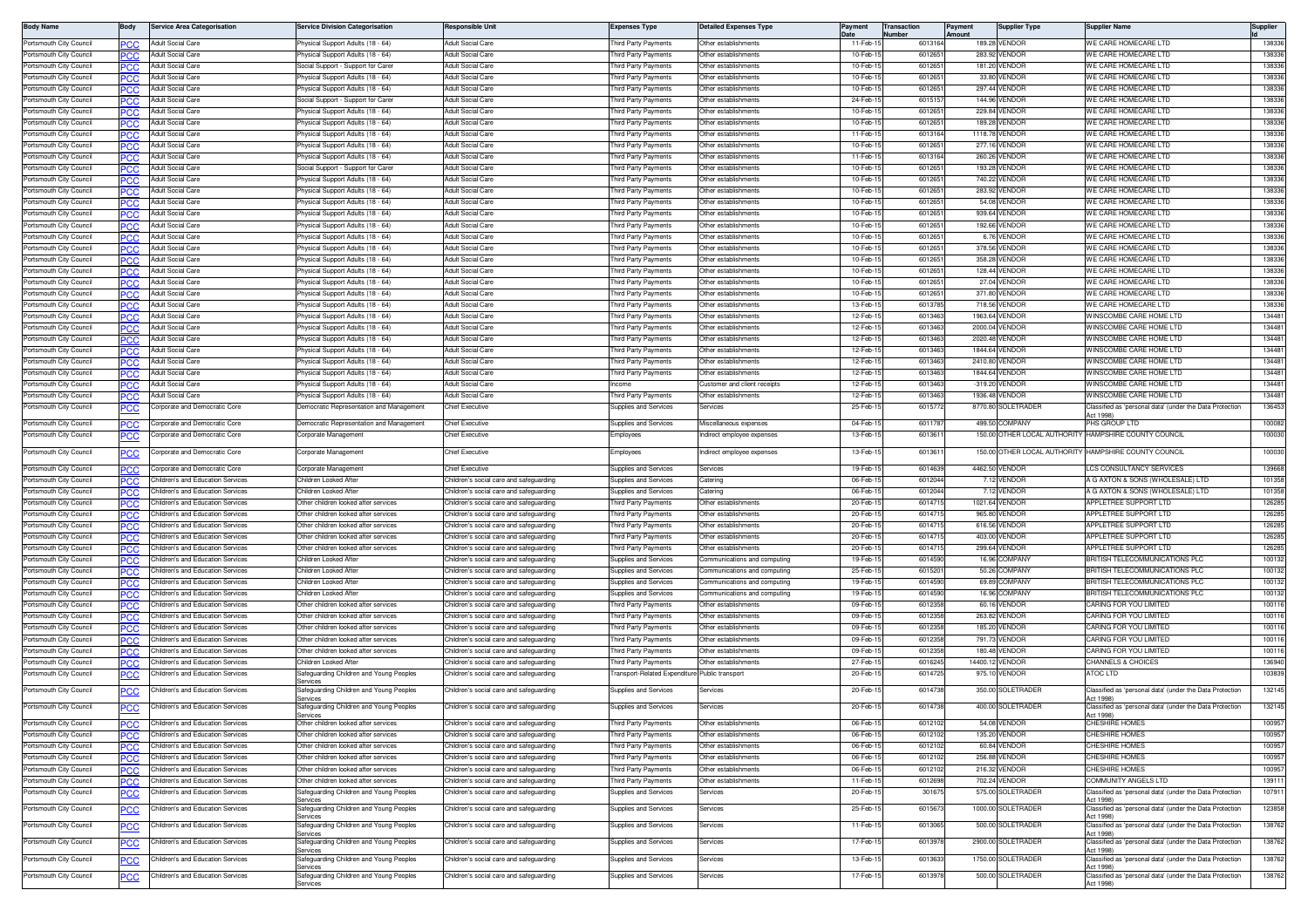| Body Name | Body | Service Area Categorisation | Service Division Categorisation | Responsible Unit | Expenses Type | Detailed Expenses Type | Payment Date | Transaction Number | Payment Amount | Supplier Type | Supplier Name | Supplier Id |
|---|---|---|---|---|---|---|---|---|---|---|---|---|
| Portsmouth City Council | PCC | Adult Social Care | Physical Support Adults (18 - 64) | Adult Social Care | Third Party Payments | Other establishments | 11-Feb-15 | 6013164 | 189.28 | VENDOR | WE CARE HOMECARE LTD | 138336 |
| Portsmouth City Council | PCC | Adult Social Care | Physical Support Adults (18 - 64) | Adult Social Care | Third Party Payments | Other establishments | 10-Feb-15 | 6012651 | 283.92 | VENDOR | WE CARE HOMECARE LTD | 138336 |
| Portsmouth City Council | PCC | Adult Social Care | Social Support - Support for Carer | Adult Social Care | Third Party Payments | Other establishments | 10-Feb-15 | 6012651 | 181.20 | VENDOR | WE CARE HOMECARE LTD | 138336 |
| Portsmouth City Council | PCC | Adult Social Care | Physical Support Adults (18 - 64) | Adult Social Care | Third Party Payments | Other establishments | 10-Feb-15 | 6012651 | 33.80 | VENDOR | WE CARE HOMECARE LTD | 138336 |
| Portsmouth City Council | PCC | Adult Social Care | Physical Support Adults (18 - 64) | Adult Social Care | Third Party Payments | Other establishments | 10-Feb-15 | 6012651 | 297.44 | VENDOR | WE CARE HOMECARE LTD | 138336 |
| Portsmouth City Council | PCC | Adult Social Care | Social Support - Support for Carer | Adult Social Care | Third Party Payments | Other establishments | 24-Feb-15 | 6015157 | 144.96 | VENDOR | WE CARE HOMECARE LTD | 138336 |
| Portsmouth City Council | PCC | Adult Social Care | Physical Support Adults (18 - 64) | Adult Social Care | Third Party Payments | Other establishments | 10-Feb-15 | 6012651 | 229.84 | VENDOR | WE CARE HOMECARE LTD | 138336 |
| Portsmouth City Council | PCC | Adult Social Care | Physical Support Adults (18 - 64) | Adult Social Care | Third Party Payments | Other establishments | 10-Feb-15 | 6012651 | 189.28 | VENDOR | WE CARE HOMECARE LTD | 138336 |
| Portsmouth City Council | PCC | Adult Social Care | Physical Support Adults (18 - 64) | Adult Social Care | Third Party Payments | Other establishments | 11-Feb-15 | 6013164 | 1118.78 | VENDOR | WE CARE HOMECARE LTD | 138336 |
| Portsmouth City Council | PCC | Adult Social Care | Physical Support Adults (18 - 64) | Adult Social Care | Third Party Payments | Other establishments | 10-Feb-15 | 6012651 | 277.16 | VENDOR | WE CARE HOMECARE LTD | 138336 |
| Portsmouth City Council | PCC | Adult Social Care | Physical Support Adults (18 - 64) | Adult Social Care | Third Party Payments | Other establishments | 11-Feb-15 | 6013164 | 260.26 | VENDOR | WE CARE HOMECARE LTD | 138336 |
| Portsmouth City Council | PCC | Adult Social Care | Social Support - Support for Carer | Adult Social Care | Third Party Payments | Other establishments | 10-Feb-15 | 6012651 | 193.28 | VENDOR | WE CARE HOMECARE LTD | 138336 |
| Portsmouth City Council | PCC | Adult Social Care | Physical Support Adults (18 - 64) | Adult Social Care | Third Party Payments | Other establishments | 10-Feb-15 | 6012651 | 740.22 | VENDOR | WE CARE HOMECARE LTD | 138336 |
| Portsmouth City Council | PCC | Adult Social Care | Physical Support Adults (18 - 64) | Adult Social Care | Third Party Payments | Other establishments | 10-Feb-15 | 6012651 | 283.92 | VENDOR | WE CARE HOMECARE LTD | 138336 |
| Portsmouth City Council | PCC | Adult Social Care | Physical Support Adults (18 - 64) | Adult Social Care | Third Party Payments | Other establishments | 10-Feb-15 | 6012651 | 54.08 | VENDOR | WE CARE HOMECARE LTD | 138336 |
| Portsmouth City Council | PCC | Adult Social Care | Physical Support Adults (18 - 64) | Adult Social Care | Third Party Payments | Other establishments | 10-Feb-15 | 6012651 | 939.64 | VENDOR | WE CARE HOMECARE LTD | 138336 |
| Portsmouth City Council | PCC | Adult Social Care | Physical Support Adults (18 - 64) | Adult Social Care | Third Party Payments | Other establishments | 10-Feb-15 | 6012651 | 192.66 | VENDOR | WE CARE HOMECARE LTD | 138336 |
| Portsmouth City Council | PCC | Adult Social Care | Physical Support Adults (18 - 64) | Adult Social Care | Third Party Payments | Other establishments | 10-Feb-15 | 6012651 | 6.76 | VENDOR | WE CARE HOMECARE LTD | 138336 |
| Portsmouth City Council | PCC | Adult Social Care | Physical Support Adults (18 - 64) | Adult Social Care | Third Party Payments | Other establishments | 10-Feb-15 | 6012651 | 378.56 | VENDOR | WE CARE HOMECARE LTD | 138336 |
| Portsmouth City Council | PCC | Adult Social Care | Physical Support Adults (18 - 64) | Adult Social Care | Third Party Payments | Other establishments | 10-Feb-15 | 6012651 | 358.28 | VENDOR | WE CARE HOMECARE LTD | 138336 |
| Portsmouth City Council | PCC | Adult Social Care | Physical Support Adults (18 - 64) | Adult Social Care | Third Party Payments | Other establishments | 10-Feb-15 | 6012651 | 128.44 | VENDOR | WE CARE HOMECARE LTD | 138336 |
| Portsmouth City Council | PCC | Adult Social Care | Physical Support Adults (18 - 64) | Adult Social Care | Third Party Payments | Other establishments | 10-Feb-15 | 6012651 | 27.04 | VENDOR | WE CARE HOMECARE LTD | 138336 |
| Portsmouth City Council | PCC | Adult Social Care | Physical Support Adults (18 - 64) | Adult Social Care | Third Party Payments | Other establishments | 10-Feb-15 | 6012651 | 371.80 | VENDOR | WE CARE HOMECARE LTD | 138336 |
| Portsmouth City Council | PCC | Adult Social Care | Physical Support Adults (18 - 64) | Adult Social Care | Third Party Payments | Other establishments | 13-Feb-15 | 6013785 | 718.56 | VENDOR | WE CARE HOMECARE LTD | 138336 |
| Portsmouth City Council | PCC | Adult Social Care | Physical Support Adults (18 - 64) | Adult Social Care | Third Party Payments | Other establishments | 12-Feb-15 | 6013463 | 1963.64 | VENDOR | WINSCOMBE CARE HOME LTD | 134481 |
| Portsmouth City Council | PCC | Adult Social Care | Physical Support Adults (18 - 64) | Adult Social Care | Third Party Payments | Other establishments | 12-Feb-15 | 6013463 | 2000.04 | VENDOR | WINSCOMBE CARE HOME LTD | 134481 |
| Portsmouth City Council | PCC | Adult Social Care | Physical Support Adults (18 - 64) | Adult Social Care | Third Party Payments | Other establishments | 12-Feb-15 | 6013463 | 2020.48 | VENDOR | WINSCOMBE CARE HOME LTD | 134481 |
| Portsmouth City Council | PCC | Adult Social Care | Physical Support Adults (18 - 64) | Adult Social Care | Third Party Payments | Other establishments | 12-Feb-15 | 6013463 | 1844.64 | VENDOR | WINSCOMBE CARE HOME LTD | 134481 |
| Portsmouth City Council | PCC | Adult Social Care | Physical Support Adults (18 - 64) | Adult Social Care | Third Party Payments | Other establishments | 12-Feb-15 | 6013463 | 2410.80 | VENDOR | WINSCOMBE CARE HOME LTD | 134481 |
| Portsmouth City Council | PCC | Adult Social Care | Physical Support Adults (18 - 64) | Adult Social Care | Third Party Payments | Other establishments | 12-Feb-15 | 6013463 | 1844.64 | VENDOR | WINSCOMBE CARE HOME LTD | 134481 |
| Portsmouth City Council | PCC | Adult Social Care | Physical Support Adults (18 - 64) | Adult Social Care | Income | Customer and client receipts | 12-Feb-15 | 6013463 | -319.20 | VENDOR | WINSCOMBE CARE HOME LTD | 134481 |
| Portsmouth City Council | PCC | Adult Social Care | Physical Support Adults (18 - 64) | Adult Social Care | Third Party Payments | Other establishments | 12-Feb-15 | 6013463 | 1936.48 | VENDOR | WINSCOMBE CARE HOME LTD | 134481 |
| Portsmouth City Council | PCC | Corporate and Democratic Core | Democratic Representation and Management | Chief Executive | Supplies and Services | Services | 25-Feb-15 | 6015772 | 8770.80 | SOLETRADER | Classified as 'personal data' (under the Data Protection Act 1998) | 136453 |
| Portsmouth City Council | PCC | Corporate and Democratic Core | Democratic Representation and Management | Chief Executive | Supplies and Services | Miscellaneous expenses | 04-Feb-15 | 6011787 | 499.50 | COMPANY | PHS GROUP LTD | 100082 |
| Portsmouth City Council | PCC | Corporate and Democratic Core | Corporate Management | Chief Executive | Employees | Indirect employee expenses | 13-Feb-15 | 6013611 | 150.00 | OTHER LOCAL AUTHORITY | HAMPSHIRE COUNTY COUNCIL | 100030 |
| Portsmouth City Council | PCC | Corporate and Democratic Core | Corporate Management | Chief Executive | Employees | Indirect employee expenses | 13-Feb-15 | 6013611 | 150.00 | OTHER LOCAL AUTHORITY | HAMPSHIRE COUNTY COUNCIL | 100030 |
| Portsmouth City Council | PCC | Corporate and Democratic Core | Corporate Management | Chief Executive | Supplies and Services | Services | 19-Feb-15 | 6014639 | 4462.50 | VENDOR | LCS CONSULTANCY SERVICES | 139668 |
| Portsmouth City Council | PCC | Children's and Education Services | Children Looked After | Children's social care and safeguarding | Supplies and Services | Catering | 06-Feb-15 | 6012044 | 7.12 | VENDOR | A G AXTON & SONS (WHOLESALE) LTD | 101358 |
| Portsmouth City Council | PCC | Children's and Education Services | Children Looked After | Children's social care and safeguarding | Supplies and Services | Catering | 06-Feb-15 | 6012044 | 7.12 | VENDOR | A G AXTON & SONS (WHOLESALE) LTD | 101358 |
| Portsmouth City Council | PCC | Children's and Education Services | Other children looked after services | Children's social care and safeguarding | Third Party Payments | Other establishments | 20-Feb-15 | 6014715 | 1021.64 | VENDOR | APPLETREE SUPPORT LTD | 126285 |
| Portsmouth City Council | PCC | Children's and Education Services | Other children looked after services | Children's social care and safeguarding | Third Party Payments | Other establishments | 20-Feb-15 | 6014715 | 965.80 | VENDOR | APPLETREE SUPPORT LTD | 126285 |
| Portsmouth City Council | PCC | Children's and Education Services | Other children looked after services | Children's social care and safeguarding | Third Party Payments | Other establishments | 20-Feb-15 | 6014715 | 616.56 | VENDOR | APPLETREE SUPPORT LTD | 126285 |
| Portsmouth City Council | PCC | Children's and Education Services | Other children looked after services | Children's social care and safeguarding | Third Party Payments | Other establishments | 20-Feb-15 | 6014715 | 403.00 | VENDOR | APPLETREE SUPPORT LTD | 126285 |
| Portsmouth City Council | PCC | Children's and Education Services | Other children looked after services | Children's social care and safeguarding | Third Party Payments | Other establishments | 20-Feb-15 | 6014715 | 299.64 | VENDOR | APPLETREE SUPPORT LTD | 126285 |
| Portsmouth City Council | PCC | Children's and Education Services | Children Looked After | Children's social care and safeguarding | Supplies and Services | Communications and computing | 19-Feb-15 | 6014590 | 16.96 | COMPANY | BRITISH TELECOMMUNICATIONS PLC | 100132 |
| Portsmouth City Council | PCC | Children's and Education Services | Children Looked After | Children's social care and safeguarding | Supplies and Services | Communications and computing | 25-Feb-15 | 6015201 | 50.26 | COMPANY | BRITISH TELECOMMUNICATIONS PLC | 100132 |
| Portsmouth City Council | PCC | Children's and Education Services | Children Looked After | Children's social care and safeguarding | Supplies and Services | Communications and computing | 19-Feb-15 | 6014590 | 69.89 | COMPANY | BRITISH TELECOMMUNICATIONS PLC | 100132 |
| Portsmouth City Council | PCC | Children's and Education Services | Children Looked After | Children's social care and safeguarding | Supplies and Services | Communications and computing | 19-Feb-15 | 6014590 | 16.96 | COMPANY | BRITISH TELECOMMUNICATIONS PLC | 100132 |
| Portsmouth City Council | PCC | Children's and Education Services | Other children looked after services | Children's social care and safeguarding | Third Party Payments | Other establishments | 09-Feb-15 | 6012358 | 60.16 | VENDOR | CARING FOR YOU LIMITED | 100116 |
| Portsmouth City Council | PCC | Children's and Education Services | Other children looked after services | Children's social care and safeguarding | Third Party Payments | Other establishments | 09-Feb-15 | 6012358 | 263.82 | VENDOR | CARING FOR YOU LIMITED | 100116 |
| Portsmouth City Council | PCC | Children's and Education Services | Other children looked after services | Children's social care and safeguarding | Third Party Payments | Other establishments | 09-Feb-15 | 6012358 | 185.20 | VENDOR | CARING FOR YOU LIMITED | 100116 |
| Portsmouth City Council | PCC | Children's and Education Services | Other children looked after services | Children's social care and safeguarding | Third Party Payments | Other establishments | 09-Feb-15 | 6012358 | 791.73 | VENDOR | CARING FOR YOU LIMITED | 100116 |
| Portsmouth City Council | PCC | Children's and Education Services | Other children looked after services | Children's social care and safeguarding | Third Party Payments | Other establishments | 09-Feb-15 | 6012358 | 180.48 | VENDOR | CARING FOR YOU LIMITED | 100116 |
| Portsmouth City Council | PCC | Children's and Education Services | Children Looked After | Children's social care and safeguarding | Third Party Payments | Other establishments | 27-Feb-15 | 6016245 | 14400.12 | VENDOR | CHANNELS & CHOICES | 136940 |
| Portsmouth City Council | PCC | Children's and Education Services | Safeguarding Children and Young Peoples Services | Children's social care and safeguarding | Transport-Related Expenditure | Public transport | 20-Feb-15 | 6014725 | 975.10 | VENDOR | ATOC LTD | 103839 |
| Portsmouth City Council | PCC | Children's and Education Services | Safeguarding Children and Young Peoples Services | Children's social care and safeguarding | Supplies and Services | Services | 20-Feb-15 | 6014738 | 350.00 | SOLETRADER | Classified as 'personal data' (under the Data Protection Act 1998) | 132145 |
| Portsmouth City Council | PCC | Children's and Education Services | Safeguarding Children and Young Peoples Services | Children's social care and safeguarding | Supplies and Services | Services | 20-Feb-15 | 6014738 | 400.00 | SOLETRADER | Classified as 'personal data' (under the Data Protection Act 1998) | 132145 |
| Portsmouth City Council | PCC | Children's and Education Services | Other children looked after services | Children's social care and safeguarding | Third Party Payments | Other establishments | 06-Feb-15 | 6012102 | 54.08 | VENDOR | CHESHIRE HOMES | 100957 |
| Portsmouth City Council | PCC | Children's and Education Services | Other children looked after services | Children's social care and safeguarding | Third Party Payments | Other establishments | 06-Feb-15 | 6012102 | 135.20 | VENDOR | CHESHIRE HOMES | 100957 |
| Portsmouth City Council | PCC | Children's and Education Services | Other children looked after services | Children's social care and safeguarding | Third Party Payments | Other establishments | 06-Feb-15 | 6012102 | 60.84 | VENDOR | CHESHIRE HOMES | 100957 |
| Portsmouth City Council | PCC | Children's and Education Services | Other children looked after services | Children's social care and safeguarding | Third Party Payments | Other establishments | 06-Feb-15 | 6012102 | 256.88 | VENDOR | CHESHIRE HOMES | 100957 |
| Portsmouth City Council | PCC | Children's and Education Services | Other children looked after services | Children's social care and safeguarding | Third Party Payments | Other establishments | 06-Feb-15 | 6012102 | 216.32 | VENDOR | CHESHIRE HOMES | 100957 |
| Portsmouth City Council | PCC | Children's and Education Services | Other children looked after services | Children's social care and safeguarding | Third Party Payments | Other establishments | 11-Feb-15 | 6012698 | 702.24 | VENDOR | COMMUNITY ANGELS LTD | 139111 |
| Portsmouth City Council | PCC | Children's and Education Services | Safeguarding Children and Young Peoples Services | Children's social care and safeguarding | Supplies and Services | Services | 20-Feb-15 | 301675 | 575.00 | SOLETRADER | Classified as 'personal data' (under the Data Protection Act 1998) | 107911 |
| Portsmouth City Council | PCC | Children's and Education Services | Safeguarding Children and Young Peoples Services | Children's social care and safeguarding | Supplies and Services | Services | 25-Feb-15 | 6015673 | 1000.00 | SOLETRADER | Classified as 'personal data' (under the Data Protection Act 1998) | 123858 |
| Portsmouth City Council | PCC | Children's and Education Services | Safeguarding Children and Young Peoples Services | Children's social care and safeguarding | Supplies and Services | Services | 11-Feb-15 | 6013065 | 500.00 | SOLETRADER | Classified as 'personal data' (under the Data Protection Act 1998) | 138762 |
| Portsmouth City Council | PCC | Children's and Education Services | Safeguarding Children and Young Peoples Services | Children's social care and safeguarding | Supplies and Services | Services | 17-Feb-15 | 6013978 | 2900.00 | SOLETRADER | Classified as 'personal data' (under the Data Protection Act 1998) | 138762 |
| Portsmouth City Council | PCC | Children's and Education Services | Safeguarding Children and Young Peoples Services | Children's social care and safeguarding | Supplies and Services | Services | 13-Feb-15 | 6013633 | 1750.00 | SOLETRADER | Classified as 'personal data' (under the Data Protection Act 1998) | 138762 |
| Portsmouth City Council | PCC | Children's and Education Services | Safeguarding Children and Young Peoples Services | Children's social care and safeguarding | Supplies and Services | Services | 17-Feb-15 | 6013978 | 500.00 | SOLETRADER | Classified as 'personal data' (under the Data Protection Act 1998) | 138762 |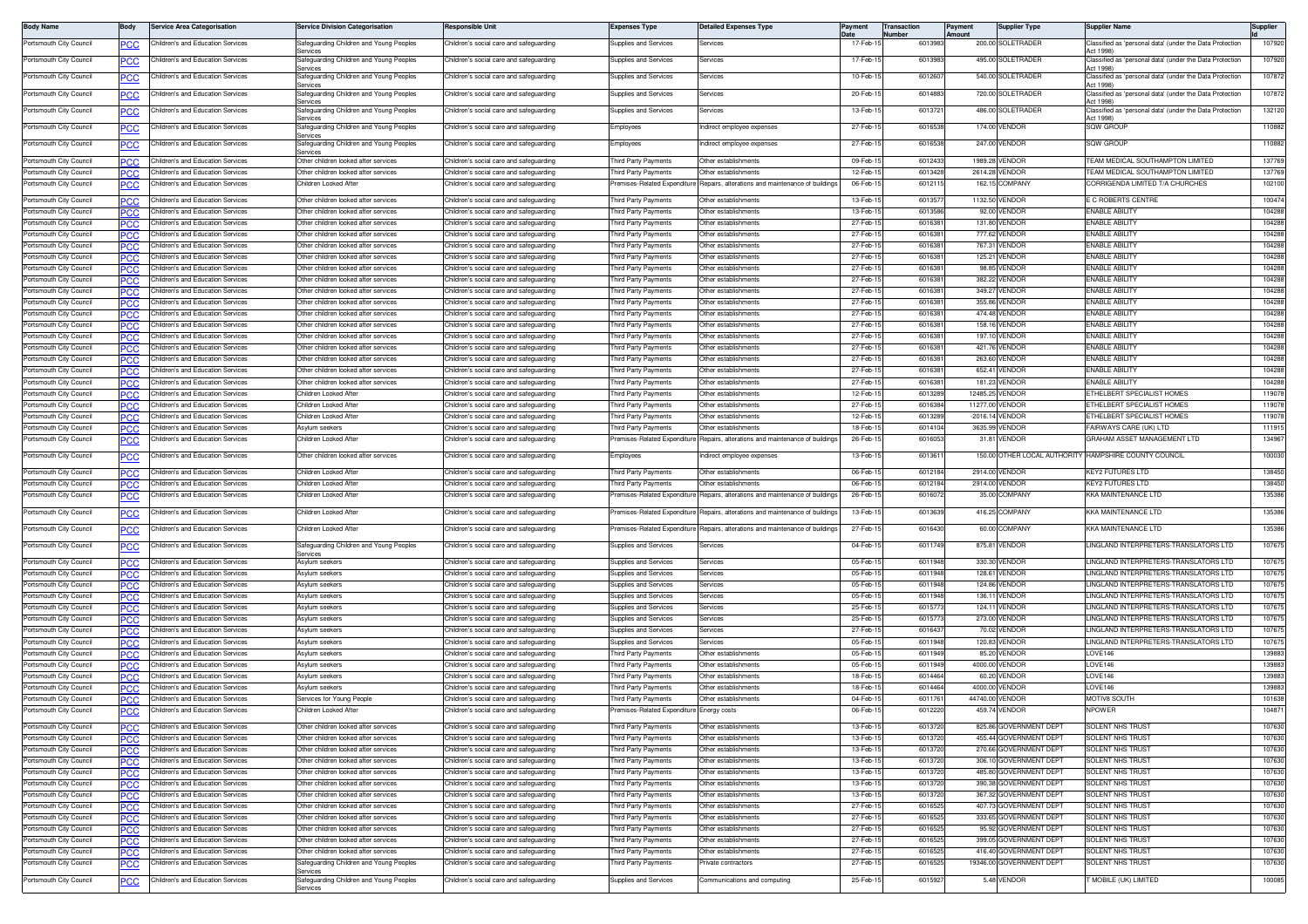| Body Name | Body | Service Area Categorisation | Service Division Categorisation | Responsible Unit | Expenses Type | Detailed Expenses Type | Payment Date | Transaction Number | Payment Amount | Supplier Type | Supplier Name | Supplier Id |
|---|---|---|---|---|---|---|---|---|---|---|---|---|
| Portsmouth City Council | PCC | Children's and Education Services | Safeguarding Children and Young Peoples Services | Children's social care and safeguarding | Supplies and Services | Services | 17-Feb-15 | 6013983 | 200.00 | SOLETRADER | Classified as 'personal data' (under the Data Protection Act 1998) | 107920 |
| Portsmouth City Council | PCC | Children's and Education Services | Safeguarding Children and Young Peoples Services | Children's social care and safeguarding | Supplies and Services | Services | 17-Feb-15 | 6013983 | 495.00 | SOLETRADER | Classified as 'personal data' (under the Data Protection Act 1998) | 107920 |
| Portsmouth City Council | PCC | Children's and Education Services | Safeguarding Children and Young Peoples Services | Children's social care and safeguarding | Supplies and Services | Services | 10-Feb-15 | 6012607 | 540.00 | SOLETRADER | Classified as 'personal data' (under the Data Protection Act 1998) | 107872 |
| Portsmouth City Council | PCC | Children's and Education Services | Safeguarding Children and Young Peoples Services | Children's social care and safeguarding | Supplies and Services | Services | 20-Feb-15 | 6014883 | 720.00 | SOLETRADER | Classified as 'personal data' (under the Data Protection Act 1998) | 107872 |
| Portsmouth City Council | PCC | Children's and Education Services | Safeguarding Children and Young Peoples Services | Children's social care and safeguarding | Supplies and Services | Services | 13-Feb-15 | 6013721 | 486.00 | SOLETRADER | Classified as 'personal data' (under the Data Protection Act 1998) | 132120 |
| Portsmouth City Council | PCC | Children's and Education Services | Safeguarding Children and Young Peoples Services | Children's social care and safeguarding | Employees | Indirect employee expenses | 27-Feb-15 | 6016538 | 174.00 | VENDOR | SQW GROUP | 110882 |
| Portsmouth City Council | PCC | Children's and Education Services | Safeguarding Children and Young Peoples Services | Children's social care and safeguarding | Employees | Indirect employee expenses | 27-Feb-15 | 6016538 | 247.00 | VENDOR | SQW GROUP | 110882 |
| Portsmouth City Council | PCC | Children's and Education Services | Other children looked after services | Children's social care and safeguarding | Third Party Payments | Other establishments | 09-Feb-15 | 6012433 | 1989.28 | VENDOR | TEAM MEDICAL SOUTHAMPTON LIMITED | 137769 |
| Portsmouth City Council | PCC | Children's and Education Services | Other children looked after services | Children's social care and safeguarding | Third Party Payments | Other establishments | 12-Feb-15 | 6013428 | 2614.28 | VENDOR | TEAM MEDICAL SOUTHAMPTON LIMITED | 137769 |
| Portsmouth City Council | PCC | Children's and Education Services | Children Looked After | Children's social care and safeguarding | Premises-Related Expenditure | Repairs, alterations and maintenance of buildings | 06-Feb-15 | 6012115 | 162.15 | COMPANY | CORRIGENDA LIMITED T/A CHURCHES | 102100 |
| Portsmouth City Council | PCC | Children's and Education Services | Other children looked after services | Children's social care and safeguarding | Third Party Payments | Other establishments | 13-Feb-15 | 6013577 | 1132.50 | VENDOR | E C ROBERTS CENTRE | 100474 |
| Portsmouth City Council | PCC | Children's and Education Services | Other children looked after services | Children's social care and safeguarding | Third Party Payments | Other establishments | 13-Feb-15 | 6013586 | 92.00 | VENDOR | ENABLE ABILITY | 104288 |
| Portsmouth City Council | PCC | Children's and Education Services | Other children looked after services | Children's social care and safeguarding | Third Party Payments | Other establishments | 27-Feb-15 | 6016381 | 131.80 | VENDOR | ENABLE ABILITY | 104288 |
| Portsmouth City Council | PCC | Children's and Education Services | Other children looked after services | Children's social care and safeguarding | Third Party Payments | Other establishments | 27-Feb-15 | 6016381 | 777.62 | VENDOR | ENABLE ABILITY | 104288 |
| Portsmouth City Council | PCC | Children's and Education Services | Other children looked after services | Children's social care and safeguarding | Third Party Payments | Other establishments | 27-Feb-15 | 6016381 | 767.31 | VENDOR | ENABLE ABILITY | 104288 |
| Portsmouth City Council | PCC | Children's and Education Services | Other children looked after services | Children's social care and safeguarding | Third Party Payments | Other establishments | 27-Feb-15 | 6016381 | 125.21 | VENDOR | ENABLE ABILITY | 104288 |
| Portsmouth City Council | PCC | Children's and Education Services | Other children looked after services | Children's social care and safeguarding | Third Party Payments | Other establishments | 27-Feb-15 | 6016381 | 98.85 | VENDOR | ENABLE ABILITY | 104288 |
| Portsmouth City Council | PCC | Children's and Education Services | Other children looked after services | Children's social care and safeguarding | Third Party Payments | Other establishments | 27-Feb-15 | 6016381 | 382.22 | VENDOR | ENABLE ABILITY | 104288 |
| Portsmouth City Council | PCC | Children's and Education Services | Other children looked after services | Children's social care and safeguarding | Third Party Payments | Other establishments | 27-Feb-15 | 6016381 | 349.27 | VENDOR | ENABLE ABILITY | 104288 |
| Portsmouth City Council | PCC | Children's and Education Services | Other children looked after services | Children's social care and safeguarding | Third Party Payments | Other establishments | 27-Feb-15 | 6016381 | 355.86 | VENDOR | ENABLE ABILITY | 104288 |
| Portsmouth City Council | PCC | Children's and Education Services | Other children looked after services | Children's social care and safeguarding | Third Party Payments | Other establishments | 27-Feb-15 | 6016381 | 474.48 | VENDOR | ENABLE ABILITY | 104288 |
| Portsmouth City Council | PCC | Children's and Education Services | Other children looked after services | Children's social care and safeguarding | Third Party Payments | Other establishments | 27-Feb-15 | 6016381 | 158.16 | VENDOR | ENABLE ABILITY | 104288 |
| Portsmouth City Council | PCC | Children's and Education Services | Other children looked after services | Children's social care and safeguarding | Third Party Payments | Other establishments | 27-Feb-15 | 6016381 | 197.10 | VENDOR | ENABLE ABILITY | 104288 |
| Portsmouth City Council | PCC | Children's and Education Services | Other children looked after services | Children's social care and safeguarding | Third Party Payments | Other establishments | 27-Feb-15 | 6016381 | 421.76 | VENDOR | ENABLE ABILITY | 104288 |
| Portsmouth City Council | PCC | Children's and Education Services | Other children looked after services | Children's social care and safeguarding | Third Party Payments | Other establishments | 27-Feb-15 | 6016381 | 263.60 | VENDOR | ENABLE ABILITY | 104288 |
| Portsmouth City Council | PCC | Children's and Education Services | Other children looked after services | Children's social care and safeguarding | Third Party Payments | Other establishments | 27-Feb-15 | 6016381 | 652.41 | VENDOR | ENABLE ABILITY | 104288 |
| Portsmouth City Council | PCC | Children's and Education Services | Other children looked after services | Children's social care and safeguarding | Third Party Payments | Other establishments | 27-Feb-15 | 6016381 | 181.23 | VENDOR | ENABLE ABILITY | 104288 |
| Portsmouth City Council | PCC | Children's and Education Services | Children Looked After | Children's social care and safeguarding | Third Party Payments | Other establishments | 12-Feb-15 | 6013289 | 12485.25 | VENDOR | ETHELBERT SPECIALIST HOMES | 119078 |
| Portsmouth City Council | PCC | Children's and Education Services | Children Looked After | Children's social care and safeguarding | Third Party Payments | Other establishments | 27-Feb-15 | 6016384 | 11277.00 | VENDOR | ETHELBERT SPECIALIST HOMES | 119078 |
| Portsmouth City Council | PCC | Children's and Education Services | Children Looked After | Children's social care and safeguarding | Third Party Payments | Other establishments | 12-Feb-15 | 6013289 | -2016.14 | VENDOR | ETHELBERT SPECIALIST HOMES | 119078 |
| Portsmouth City Council | PCC | Children's and Education Services | Asylum seekers | Children's social care and safeguarding | Third Party Payments | Other establishments | 18-Feb-15 | 6014104 | 3635.99 | VENDOR | FAIRWAYS CARE (UK) LTD | 111915 |
| Portsmouth City Council | PCC | Children's and Education Services | Children Looked After | Children's social care and safeguarding | Premises-Related Expenditure | Repairs, alterations and maintenance of buildings | 26-Feb-15 | 6016053 | 31.81 | VENDOR | GRAHAM ASSET MANAGEMENT LTD | 134967 |
| Portsmouth City Council | PCC | Children's and Education Services | Other children looked after services | Children's social care and safeguarding | Employees | Indirect employee expenses | 13-Feb-15 | 6013611 | 150.00 | OTHER LOCAL AUTHORITY | HAMPSHIRE COUNTY COUNCIL | 100030 |
| Portsmouth City Council | PCC | Children's and Education Services | Children Looked After | Children's social care and safeguarding | Third Party Payments | Other establishments | 06-Feb-15 | 6012184 | 2914.00 | VENDOR | KEY2 FUTURES LTD | 138450 |
| Portsmouth City Council | PCC | Children's and Education Services | Children Looked After | Children's social care and safeguarding | Third Party Payments | Other establishments | 06-Feb-15 | 6012184 | 2914.00 | VENDOR | KEY2 FUTURES LTD | 138450 |
| Portsmouth City Council | PCC | Children's and Education Services | Children Looked After | Children's social care and safeguarding | Premises-Related Expenditure | Repairs, alterations and maintenance of buildings | 26-Feb-15 | 6016072 | 35.00 | COMPANY | KKA MAINTENANCE LTD | 135386 |
| Portsmouth City Council | PCC | Children's and Education Services | Children Looked After | Children's social care and safeguarding | Premises-Related Expenditure | Repairs, alterations and maintenance of buildings | 13-Feb-15 | 6013639 | 416.25 | COMPANY | KKA MAINTENANCE LTD | 135386 |
| Portsmouth City Council | PCC | Children's and Education Services | Children Looked After | Children's social care and safeguarding | Premises-Related Expenditure | Repairs, alterations and maintenance of buildings | 27-Feb-15 | 6016430 | 60.00 | COMPANY | KKA MAINTENANCE LTD | 135386 |
| Portsmouth City Council | PCC | Children's and Education Services | Safeguarding Children and Young Peoples Services | Children's social care and safeguarding | Supplies and Services | Services | 04-Feb-15 | 6011749 | 875.81 | VENDOR | LINGLAND INTERPRETERS-TRANSLATORS LTD | 107675 |
| Portsmouth City Council | PCC | Children's and Education Services | Asylum seekers | Children's social care and safeguarding | Supplies and Services | Services | 05-Feb-15 | 6011948 | 330.30 | VENDOR | LINGLAND INTERPRETERS-TRANSLATORS LTD | 107675 |
| Portsmouth City Council | PCC | Children's and Education Services | Asylum seekers | Children's social care and safeguarding | Supplies and Services | Services | 05-Feb-15 | 6011948 | 128.61 | VENDOR | LINGLAND INTERPRETERS-TRANSLATORS LTD | 107675 |
| Portsmouth City Council | PCC | Children's and Education Services | Asylum seekers | Children's social care and safeguarding | Supplies and Services | Services | 05-Feb-15 | 6011948 | 124.86 | VENDOR | LINGLAND INTERPRETERS-TRANSLATORS LTD | 107675 |
| Portsmouth City Council | PCC | Children's and Education Services | Asylum seekers | Children's social care and safeguarding | Supplies and Services | Services | 05-Feb-15 | 6011948 | 136.11 | VENDOR | LINGLAND INTERPRETERS-TRANSLATORS LTD | 107675 |
| Portsmouth City Council | PCC | Children's and Education Services | Asylum seekers | Children's social care and safeguarding | Supplies and Services | Services | 25-Feb-15 | 6015773 | 124.11 | VENDOR | LINGLAND INTERPRETERS-TRANSLATORS LTD | 107675 |
| Portsmouth City Council | PCC | Children's and Education Services | Asylum seekers | Children's social care and safeguarding | Supplies and Services | Services | 25-Feb-15 | 6015773 | 273.00 | VENDOR | LINGLAND INTERPRETERS-TRANSLATORS LTD | 107675 |
| Portsmouth City Council | PCC | Children's and Education Services | Asylum seekers | Children's social care and safeguarding | Supplies and Services | Services | 27-Feb-15 | 6016437 | 70.02 | VENDOR | LINGLAND INTERPRETERS-TRANSLATORS LTD | 107675 |
| Portsmouth City Council | PCC | Children's and Education Services | Asylum seekers | Children's social care and safeguarding | Supplies and Services | Services | 05-Feb-15 | 6011948 | 120.83 | VENDOR | LINGLAND INTERPRETERS-TRANSLATORS LTD | 107675 |
| Portsmouth City Council | PCC | Children's and Education Services | Asylum seekers | Children's social care and safeguarding | Third Party Payments | Other establishments | 05-Feb-15 | 6011949 | 85.20 | VENDOR | LOVE146 | 139883 |
| Portsmouth City Council | PCC | Children's and Education Services | Asylum seekers | Children's social care and safeguarding | Third Party Payments | Other establishments | 05-Feb-15 | 6011949 | 4000.00 | VENDOR | LOVE146 | 139883 |
| Portsmouth City Council | PCC | Children's and Education Services | Asylum seekers | Children's social care and safeguarding | Third Party Payments | Other establishments | 18-Feb-15 | 6014464 | 60.20 | VENDOR | LOVE146 | 139883 |
| Portsmouth City Council | PCC | Children's and Education Services | Asylum seekers | Children's social care and safeguarding | Third Party Payments | Other establishments | 18-Feb-15 | 6014464 | 4000.00 | VENDOR | LOVE146 | 139883 |
| Portsmouth City Council | PCC | Children's and Education Services | Services for Young People | Children's social care and safeguarding | Third Party Payments | Other establishments | 04-Feb-15 | 6011761 | 44740.00 | VENDOR | MOTIV8 SOUTH | 101638 |
| Portsmouth City Council | PCC | Children's and Education Services | Children Looked After | Children's social care and safeguarding | Premises-Related Expenditure | Energy costs | 06-Feb-15 | 6012220 | 459.74 | VENDOR | NPOWER | 104871 |
| Portsmouth City Council | PCC | Children's and Education Services | Other children looked after services | Children's social care and safeguarding | Third Party Payments | Other establishments | 13-Feb-15 | 6013720 | 825.86 | GOVERNMENT DEPT | SOLENT NHS TRUST | 107630 |
| Portsmouth City Council | PCC | Children's and Education Services | Other children looked after services | Children's social care and safeguarding | Third Party Payments | Other establishments | 13-Feb-15 | 6013720 | 455.44 | GOVERNMENT DEPT | SOLENT NHS TRUST | 107630 |
| Portsmouth City Council | PCC | Children's and Education Services | Other children looked after services | Children's social care and safeguarding | Third Party Payments | Other establishments | 13-Feb-15 | 6013720 | 270.66 | GOVERNMENT DEPT | SOLENT NHS TRUST | 107630 |
| Portsmouth City Council | PCC | Children's and Education Services | Other children looked after services | Children's social care and safeguarding | Third Party Payments | Other establishments | 13-Feb-15 | 6013720 | 306.10 | GOVERNMENT DEPT | SOLENT NHS TRUST | 107630 |
| Portsmouth City Council | PCC | Children's and Education Services | Other children looked after services | Children's social care and safeguarding | Third Party Payments | Other establishments | 13-Feb-15 | 6013720 | 485.80 | GOVERNMENT DEPT | SOLENT NHS TRUST | 107630 |
| Portsmouth City Council | PCC | Children's and Education Services | Other children looked after services | Children's social care and safeguarding | Third Party Payments | Other establishments | 13-Feb-15 | 6013720 | 390.38 | GOVERNMENT DEPT | SOLENT NHS TRUST | 107630 |
| Portsmouth City Council | PCC | Children's and Education Services | Other children looked after services | Children's social care and safeguarding | Third Party Payments | Other establishments | 13-Feb-15 | 6013720 | 367.32 | GOVERNMENT DEPT | SOLENT NHS TRUST | 107630 |
| Portsmouth City Council | PCC | Children's and Education Services | Other children looked after services | Children's social care and safeguarding | Third Party Payments | Other establishments | 27-Feb-15 | 6016525 | 407.73 | GOVERNMENT DEPT | SOLENT NHS TRUST | 107630 |
| Portsmouth City Council | PCC | Children's and Education Services | Other children looked after services | Children's social care and safeguarding | Third Party Payments | Other establishments | 27-Feb-15 | 6016525 | 333.65 | GOVERNMENT DEPT | SOLENT NHS TRUST | 107630 |
| Portsmouth City Council | PCC | Children's and Education Services | Other children looked after services | Children's social care and safeguarding | Third Party Payments | Other establishments | 27-Feb-15 | 6016525 | 95.92 | GOVERNMENT DEPT | SOLENT NHS TRUST | 107630 |
| Portsmouth City Council | PCC | Children's and Education Services | Other children looked after services | Children's social care and safeguarding | Third Party Payments | Other establishments | 27-Feb-15 | 6016525 | 399.05 | GOVERNMENT DEPT | SOLENT NHS TRUST | 107630 |
| Portsmouth City Council | PCC | Children's and Education Services | Other children looked after services | Children's social care and safeguarding | Third Party Payments | Other establishments | 27-Feb-15 | 6016525 | 416.40 | GOVERNMENT DEPT | SOLENT NHS TRUST | 107630 |
| Portsmouth City Council | PCC | Children's and Education Services | Safeguarding Children and Young Peoples Services | Children's social care and safeguarding | Third Party Payments | Private contractors | 27-Feb-15 | 6016525 | 19346.00 | GOVERNMENT DEPT | SOLENT NHS TRUST | 107630 |
| Portsmouth City Council | PCC | Children's and Education Services | Safeguarding Children and Young Peoples Services | Children's social care and safeguarding | Supplies and Services | Communications and computing | 25-Feb-15 | 6015927 | 5.48 | VENDOR | T MOBILE (UK) LIMITED | 100085 |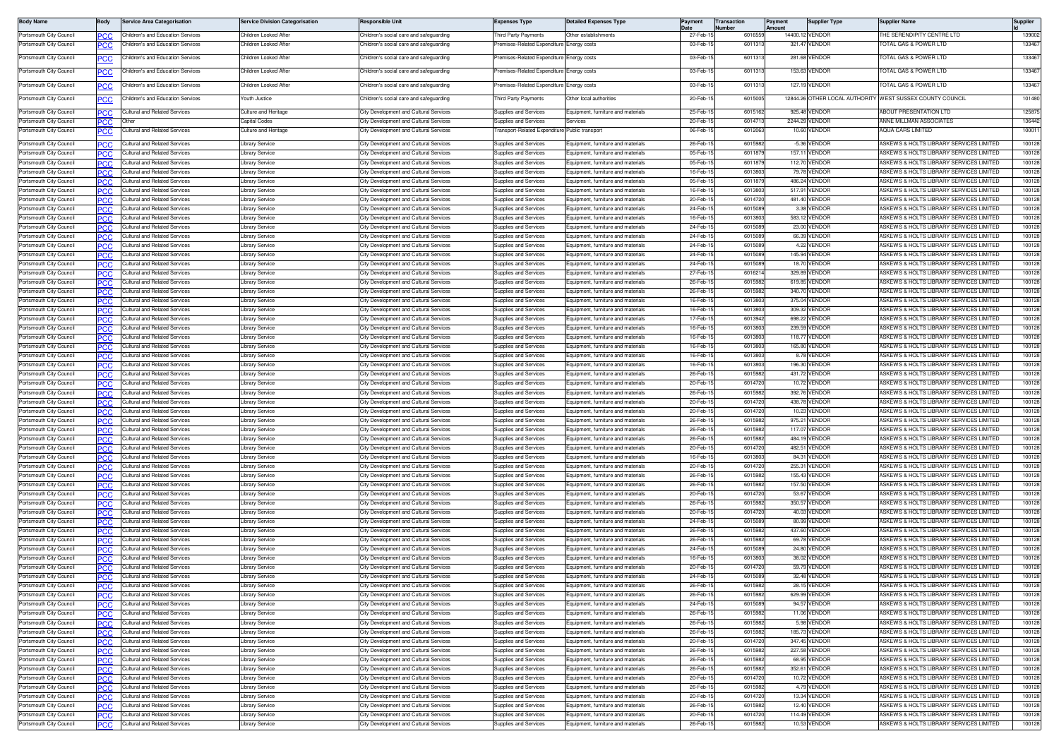| Body Name | Body | Service Area Categorisation | Service Division Categorisation | Responsible Unit | Expenses Type | Detailed Expenses Type | Payment Date | Transaction Number | Payment Amount | Supplier Type | Supplier Name | Supplier Id |
|---|---|---|---|---|---|---|---|---|---|---|---|---|
| Portsmouth City Council | PCC | Children's and Education Services | Children Looked After | Children's social care and safeguarding | Third Party Payments | Other establishments | 27-Feb-15 | 6016559 | 14400.12 | VENDOR | THE SERENDIPITY CENTRE LTD | 139002 |
| Portsmouth City Council | PCC | Children's and Education Services | Children Looked After | Children's social care and safeguarding | Premises-Related Expenditure | Energy costs | 03-Feb-15 | 6011313 | 321.47 | VENDOR | TOTAL GAS & POWER LTD | 133467 |
| Portsmouth City Council | PCC | Children's and Education Services | Children Looked After | Children's social care and safeguarding | Premises-Related Expenditure | Energy costs | 03-Feb-15 | 6011313 | 281.68 | VENDOR | TOTAL GAS & POWER LTD | 133467 |
| Portsmouth City Council | PCC | Children's and Education Services | Children Looked After | Children's social care and safeguarding | Premises-Related Expenditure | Energy costs | 03-Feb-15 | 6011313 | 153.63 | VENDOR | TOTAL GAS & POWER LTD | 133467 |
| Portsmouth City Council | PCC | Children's and Education Services | Children Looked After | Children's social care and safeguarding | Premises-Related Expenditure | Energy costs | 03-Feb-15 | 6011313 | 127.19 | VENDOR | TOTAL GAS & POWER LTD | 133467 |
| Portsmouth City Council | PCC | Children's and Education Services | Youth Justice | Children's social care and safeguarding | Third Party Payments | Other local authorities | 20-Feb-15 | 6015005 | 12844.26 | OTHER LOCAL AUTHORITY | WEST SUSSEX COUNTY COUNCIL | 101480 |
| Portsmouth City Council | PCC | Cultural and Related Services | Culture and Heritage | City Development and Cultural Services | Supplies and Services | Equipment, furniture and materials | 25-Feb-15 | 6015162 | 925.48 | VENDOR | ABOUT PRESENTATION LTD | 125875 |
| Portsmouth City Council | PCC | Other | Capital Codes | City Development and Cultural Services | Supplies and Services | Services | 20-Feb-15 | 6014713 | 2244.29 | VENDOR | ANNE MILLMAN ASSOCIATES | 136442 |
| Portsmouth City Council | PCC | Cultural and Related Services | Culture and Heritage | City Development and Cultural Services | Transport-Related Expenditure | Public transport | 06-Feb-15 | 6012063 | 10.60 | VENDOR | AQUA CARS LIMITED | 100011 |
| Portsmouth City Council | PCC | Cultural and Related Services | Library Service | City Development and Cultural Services | Supplies and Services | Equipment, furniture and materials | 26-Feb-15 | 6015982 | -5.36 | VENDOR | ASKEWS & HOLTS LIBRARY SERVICES LIMITED | 100128 |
| Portsmouth City Council | PCC | Cultural and Related Services | Library Service | City Development and Cultural Services | Supplies and Services | Equipment, furniture and materials | 05-Feb-15 | 6011879 | 157.11 | VENDOR | ASKEWS & HOLTS LIBRARY SERVICES LIMITED | 100128 |
| Portsmouth City Council | PCC | Cultural and Related Services | Library Service | City Development and Cultural Services | Supplies and Services | Equipment, furniture and materials | 05-Feb-15 | 6011879 | 112.70 | VENDOR | ASKEWS & HOLTS LIBRARY SERVICES LIMITED | 100128 |
| Portsmouth City Council | PCC | Cultural and Related Services | Library Service | City Development and Cultural Services | Supplies and Services | Equipment, furniture and materials | 16-Feb-15 | 6013803 | 79.78 | VENDOR | ASKEWS & HOLTS LIBRARY SERVICES LIMITED | 100128 |
| Portsmouth City Council | PCC | Cultural and Related Services | Library Service | City Development and Cultural Services | Supplies and Services | Equipment, furniture and materials | 05-Feb-15 | 6011879 | 486.24 | VENDOR | ASKEWS & HOLTS LIBRARY SERVICES LIMITED | 100128 |
| Portsmouth City Council | PCC | Cultural and Related Services | Library Service | City Development and Cultural Services | Supplies and Services | Equipment, furniture and materials | 16-Feb-15 | 6013803 | 517.91 | VENDOR | ASKEWS & HOLTS LIBRARY SERVICES LIMITED | 100128 |
| Portsmouth City Council | PCC | Cultural and Related Services | Library Service | City Development and Cultural Services | Supplies and Services | Equipment, furniture and materials | 20-Feb-15 | 6014720 | 481.40 | VENDOR | ASKEWS & HOLTS LIBRARY SERVICES LIMITED | 100128 |
| Portsmouth City Council | PCC | Cultural and Related Services | Library Service | City Development and Cultural Services | Supplies and Services | Equipment, furniture and materials | 24-Feb-15 | 6015089 | 3.38 | VENDOR | ASKEWS & HOLTS LIBRARY SERVICES LIMITED | 100128 |
| Portsmouth City Council | PCC | Cultural and Related Services | Library Service | City Development and Cultural Services | Supplies and Services | Equipment, furniture and materials | 16-Feb-15 | 6013803 | 583.12 | VENDOR | ASKEWS & HOLTS LIBRARY SERVICES LIMITED | 100128 |
| Portsmouth City Council | PCC | Cultural and Related Services | Library Service | City Development and Cultural Services | Supplies and Services | Equipment, furniture and materials | 24-Feb-15 | 6015089 | 23.00 | VENDOR | ASKEWS & HOLTS LIBRARY SERVICES LIMITED | 100128 |
| Portsmouth City Council | PCC | Cultural and Related Services | Library Service | City Development and Cultural Services | Supplies and Services | Equipment, furniture and materials | 24-Feb-15 | 6015089 | 66.39 | VENDOR | ASKEWS & HOLTS LIBRARY SERVICES LIMITED | 100128 |
| Portsmouth City Council | PCC | Cultural and Related Services | Library Service | City Development and Cultural Services | Supplies and Services | Equipment, furniture and materials | 24-Feb-15 | 6015089 | 4.22 | VENDOR | ASKEWS & HOLTS LIBRARY SERVICES LIMITED | 100128 |
| Portsmouth City Council | PCC | Cultural and Related Services | Library Service | City Development and Cultural Services | Supplies and Services | Equipment, furniture and materials | 24-Feb-15 | 6015089 | 145.94 | VENDOR | ASKEWS & HOLTS LIBRARY SERVICES LIMITED | 100128 |
| Portsmouth City Council | PCC | Cultural and Related Services | Library Service | City Development and Cultural Services | Supplies and Services | Equipment, furniture and materials | 24-Feb-15 | 6015089 | 18.70 | VENDOR | ASKEWS & HOLTS LIBRARY SERVICES LIMITED | 100128 |
| Portsmouth City Council | PCC | Cultural and Related Services | Library Service | City Development and Cultural Services | Supplies and Services | Equipment, furniture and materials | 27-Feb-15 | 6016214 | 329.89 | VENDOR | ASKEWS & HOLTS LIBRARY SERVICES LIMITED | 100128 |
| Portsmouth City Council | PCC | Cultural and Related Services | Library Service | City Development and Cultural Services | Supplies and Services | Equipment, furniture and materials | 26-Feb-15 | 6015982 | 619.85 | VENDOR | ASKEWS & HOLTS LIBRARY SERVICES LIMITED | 100128 |
| Portsmouth City Council | PCC | Cultural and Related Services | Library Service | City Development and Cultural Services | Supplies and Services | Equipment, furniture and materials | 26-Feb-15 | 6015982 | 340.70 | VENDOR | ASKEWS & HOLTS LIBRARY SERVICES LIMITED | 100128 |
| Portsmouth City Council | PCC | Cultural and Related Services | Library Service | City Development and Cultural Services | Supplies and Services | Equipment, furniture and materials | 16-Feb-15 | 6013803 | 375.04 | VENDOR | ASKEWS & HOLTS LIBRARY SERVICES LIMITED | 100128 |
| Portsmouth City Council | PCC | Cultural and Related Services | Library Service | City Development and Cultural Services | Supplies and Services | Equipment, furniture and materials | 16-Feb-15 | 6013803 | 309.32 | VENDOR | ASKEWS & HOLTS LIBRARY SERVICES LIMITED | 100128 |
| Portsmouth City Council | PCC | Cultural and Related Services | Library Service | City Development and Cultural Services | Supplies and Services | Equipment, furniture and materials | 17-Feb-15 | 6013942 | 698.22 | VENDOR | ASKEWS & HOLTS LIBRARY SERVICES LIMITED | 100128 |
| Portsmouth City Council | PCC | Cultural and Related Services | Library Service | City Development and Cultural Services | Supplies and Services | Equipment, furniture and materials | 16-Feb-15 | 6013803 | 239.59 | VENDOR | ASKEWS & HOLTS LIBRARY SERVICES LIMITED | 100128 |
| Portsmouth City Council | PCC | Cultural and Related Services | Library Service | City Development and Cultural Services | Supplies and Services | Equipment, furniture and materials | 16-Feb-15 | 6013803 | 118.77 | VENDOR | ASKEWS & HOLTS LIBRARY SERVICES LIMITED | 100128 |
| Portsmouth City Council | PCC | Cultural and Related Services | Library Service | City Development and Cultural Services | Supplies and Services | Equipment, furniture and materials | 16-Feb-15 | 6013803 | 165.80 | VENDOR | ASKEWS & HOLTS LIBRARY SERVICES LIMITED | 100128 |
| Portsmouth City Council | PCC | Cultural and Related Services | Library Service | City Development and Cultural Services | Supplies and Services | Equipment, furniture and materials | 16-Feb-15 | 6013803 | 8.78 | VENDOR | ASKEWS & HOLTS LIBRARY SERVICES LIMITED | 100128 |
| Portsmouth City Council | PCC | Cultural and Related Services | Library Service | City Development and Cultural Services | Supplies and Services | Equipment, furniture and materials | 16-Feb-15 | 6013803 | 196.30 | VENDOR | ASKEWS & HOLTS LIBRARY SERVICES LIMITED | 100128 |
| Portsmouth City Council | PCC | Cultural and Related Services | Library Service | City Development and Cultural Services | Supplies and Services | Equipment, furniture and materials | 26-Feb-15 | 6015982 | 431.72 | VENDOR | ASKEWS & HOLTS LIBRARY SERVICES LIMITED | 100128 |
| Portsmouth City Council | PCC | Cultural and Related Services | Library Service | City Development and Cultural Services | Supplies and Services | Equipment, furniture and materials | 20-Feb-15 | 6014720 | 10.72 | VENDOR | ASKEWS & HOLTS LIBRARY SERVICES LIMITED | 100128 |
| Portsmouth City Council | PCC | Cultural and Related Services | Library Service | City Development and Cultural Services | Supplies and Services | Equipment, furniture and materials | 26-Feb-15 | 6015982 | 392.76 | VENDOR | ASKEWS & HOLTS LIBRARY SERVICES LIMITED | 100128 |
| Portsmouth City Council | PCC | Cultural and Related Services | Library Service | City Development and Cultural Services | Supplies and Services | Equipment, furniture and materials | 20-Feb-15 | 6014720 | 438.78 | VENDOR | ASKEWS & HOLTS LIBRARY SERVICES LIMITED | 100128 |
| Portsmouth City Council | PCC | Cultural and Related Services | Library Service | City Development and Cultural Services | Supplies and Services | Equipment, furniture and materials | 20-Feb-15 | 6014720 | 10.23 | VENDOR | ASKEWS & HOLTS LIBRARY SERVICES LIMITED | 100128 |
| Portsmouth City Council | PCC | Cultural and Related Services | Library Service | City Development and Cultural Services | Supplies and Services | Equipment, furniture and materials | 26-Feb-15 | 6015982 | 975.21 | VENDOR | ASKEWS & HOLTS LIBRARY SERVICES LIMITED | 100128 |
| Portsmouth City Council | PCC | Cultural and Related Services | Library Service | City Development and Cultural Services | Supplies and Services | Equipment, furniture and materials | 26-Feb-15 | 6015982 | 117.07 | VENDOR | ASKEWS & HOLTS LIBRARY SERVICES LIMITED | 100128 |
| Portsmouth City Council | PCC | Cultural and Related Services | Library Service | City Development and Cultural Services | Supplies and Services | Equipment, furniture and materials | 26-Feb-15 | 6015982 | 484.19 | VENDOR | ASKEWS & HOLTS LIBRARY SERVICES LIMITED | 100128 |
| Portsmouth City Council | PCC | Cultural and Related Services | Library Service | City Development and Cultural Services | Supplies and Services | Equipment, furniture and materials | 20-Feb-15 | 6014720 | 482.51 | VENDOR | ASKEWS & HOLTS LIBRARY SERVICES LIMITED | 100128 |
| Portsmouth City Council | PCC | Cultural and Related Services | Library Service | City Development and Cultural Services | Supplies and Services | Equipment, furniture and materials | 16-Feb-15 | 6013803 | 84.31 | VENDOR | ASKEWS & HOLTS LIBRARY SERVICES LIMITED | 100128 |
| Portsmouth City Council | PCC | Cultural and Related Services | Library Service | City Development and Cultural Services | Supplies and Services | Equipment, furniture and materials | 20-Feb-15 | 6014720 | 255.31 | VENDOR | ASKEWS & HOLTS LIBRARY SERVICES LIMITED | 100128 |
| Portsmouth City Council | PCC | Cultural and Related Services | Library Service | City Development and Cultural Services | Supplies and Services | Equipment, furniture and materials | 26-Feb-15 | 6015982 | 155.43 | VENDOR | ASKEWS & HOLTS LIBRARY SERVICES LIMITED | 100128 |
| Portsmouth City Council | PCC | Cultural and Related Services | Library Service | City Development and Cultural Services | Supplies and Services | Equipment, furniture and materials | 26-Feb-15 | 6015982 | 157.50 | VENDOR | ASKEWS & HOLTS LIBRARY SERVICES LIMITED | 100128 |
| Portsmouth City Council | PCC | Cultural and Related Services | Library Service | City Development and Cultural Services | Supplies and Services | Equipment, furniture and materials | 20-Feb-15 | 6014720 | 53.67 | VENDOR | ASKEWS & HOLTS LIBRARY SERVICES LIMITED | 100128 |
| Portsmouth City Council | PCC | Cultural and Related Services | Library Service | City Development and Cultural Services | Supplies and Services | Equipment, furniture and materials | 26-Feb-15 | 6015982 | 350.57 | VENDOR | ASKEWS & HOLTS LIBRARY SERVICES LIMITED | 100128 |
| Portsmouth City Council | PCC | Cultural and Related Services | Library Service | City Development and Cultural Services | Supplies and Services | Equipment, furniture and materials | 20-Feb-15 | 6014720 | 40.03 | VENDOR | ASKEWS & HOLTS LIBRARY SERVICES LIMITED | 100128 |
| Portsmouth City Council | PCC | Cultural and Related Services | Library Service | City Development and Cultural Services | Supplies and Services | Equipment, furniture and materials | 24-Feb-15 | 6015089 | 80.99 | VENDOR | ASKEWS & HOLTS LIBRARY SERVICES LIMITED | 100128 |
| Portsmouth City Council | PCC | Cultural and Related Services | Library Service | City Development and Cultural Services | Supplies and Services | Equipment, furniture and materials | 26-Feb-15 | 6015982 | 437.60 | VENDOR | ASKEWS & HOLTS LIBRARY SERVICES LIMITED | 100128 |
| Portsmouth City Council | PCC | Cultural and Related Services | Library Service | City Development and Cultural Services | Supplies and Services | Equipment, furniture and materials | 26-Feb-15 | 6015982 | 69.78 | VENDOR | ASKEWS & HOLTS LIBRARY SERVICES LIMITED | 100128 |
| Portsmouth City Council | PCC | Cultural and Related Services | Library Service | City Development and Cultural Services | Supplies and Services | Equipment, furniture and materials | 24-Feb-15 | 6015089 | 24.80 | VENDOR | ASKEWS & HOLTS LIBRARY SERVICES LIMITED | 100128 |
| Portsmouth City Council | PCC | Cultural and Related Services | Library Service | City Development and Cultural Services | Supplies and Services | Equipment, furniture and materials | 16-Feb-15 | 6013803 | 38.02 | VENDOR | ASKEWS & HOLTS LIBRARY SERVICES LIMITED | 100128 |
| Portsmouth City Council | PCC | Cultural and Related Services | Library Service | City Development and Cultural Services | Supplies and Services | Equipment, furniture and materials | 20-Feb-15 | 6014720 | 59.79 | VENDOR | ASKEWS & HOLTS LIBRARY SERVICES LIMITED | 100128 |
| Portsmouth City Council | PCC | Cultural and Related Services | Library Service | City Development and Cultural Services | Supplies and Services | Equipment, furniture and materials | 24-Feb-15 | 6015089 | 32.48 | VENDOR | ASKEWS & HOLTS LIBRARY SERVICES LIMITED | 100128 |
| Portsmouth City Council | PCC | Cultural and Related Services | Library Service | City Development and Cultural Services | Supplies and Services | Equipment, furniture and materials | 26-Feb-15 | 6015982 | 28.15 | VENDOR | ASKEWS & HOLTS LIBRARY SERVICES LIMITED | 100128 |
| Portsmouth City Council | PCC | Cultural and Related Services | Library Service | City Development and Cultural Services | Supplies and Services | Equipment, furniture and materials | 26-Feb-15 | 6015982 | 629.99 | VENDOR | ASKEWS & HOLTS LIBRARY SERVICES LIMITED | 100128 |
| Portsmouth City Council | PCC | Cultural and Related Services | Library Service | City Development and Cultural Services | Supplies and Services | Equipment, furniture and materials | 24-Feb-15 | 6015089 | 94.57 | VENDOR | ASKEWS & HOLTS LIBRARY SERVICES LIMITED | 100128 |
| Portsmouth City Council | PCC | Cultural and Related Services | Library Service | City Development and Cultural Services | Supplies and Services | Equipment, furniture and materials | 26-Feb-15 | 6015982 | 11.06 | VENDOR | ASKEWS & HOLTS LIBRARY SERVICES LIMITED | 100128 |
| Portsmouth City Council | PCC | Cultural and Related Services | Library Service | City Development and Cultural Services | Supplies and Services | Equipment, furniture and materials | 26-Feb-15 | 6015982 | 5.98 | VENDOR | ASKEWS & HOLTS LIBRARY SERVICES LIMITED | 100128 |
| Portsmouth City Council | PCC | Cultural and Related Services | Library Service | City Development and Cultural Services | Supplies and Services | Equipment, furniture and materials | 26-Feb-15 | 6015982 | 185.73 | VENDOR | ASKEWS & HOLTS LIBRARY SERVICES LIMITED | 100128 |
| Portsmouth City Council | PCC | Cultural and Related Services | Library Service | City Development and Cultural Services | Supplies and Services | Equipment, furniture and materials | 20-Feb-15 | 6014720 | 347.45 | VENDOR | ASKEWS & HOLTS LIBRARY SERVICES LIMITED | 100128 |
| Portsmouth City Council | PCC | Cultural and Related Services | Library Service | City Development and Cultural Services | Supplies and Services | Equipment, furniture and materials | 26-Feb-15 | 6015982 | 227.58 | VENDOR | ASKEWS & HOLTS LIBRARY SERVICES LIMITED | 100128 |
| Portsmouth City Council | PCC | Cultural and Related Services | Library Service | City Development and Cultural Services | Supplies and Services | Equipment, furniture and materials | 26-Feb-15 | 6015982 | 68.95 | VENDOR | ASKEWS & HOLTS LIBRARY SERVICES LIMITED | 100128 |
| Portsmouth City Council | PCC | Cultural and Related Services | Library Service | City Development and Cultural Services | Supplies and Services | Equipment, furniture and materials | 26-Feb-15 | 6015982 | 352.61 | VENDOR | ASKEWS & HOLTS LIBRARY SERVICES LIMITED | 100128 |
| Portsmouth City Council | PCC | Cultural and Related Services | Library Service | City Development and Cultural Services | Supplies and Services | Equipment, furniture and materials | 20-Feb-15 | 6014720 | 10.72 | VENDOR | ASKEWS & HOLTS LIBRARY SERVICES LIMITED | 100128 |
| Portsmouth City Council | PCC | Cultural and Related Services | Library Service | City Development and Cultural Services | Supplies and Services | Equipment, furniture and materials | 26-Feb-15 | 6015982 | 4.79 | VENDOR | ASKEWS & HOLTS LIBRARY SERVICES LIMITED | 100128 |
| Portsmouth City Council | PCC | Cultural and Related Services | Library Service | City Development and Cultural Services | Supplies and Services | Equipment, furniture and materials | 20-Feb-15 | 6014720 | 13.34 | VENDOR | ASKEWS & HOLTS LIBRARY SERVICES LIMITED | 100128 |
| Portsmouth City Council | PCC | Cultural and Related Services | Library Service | City Development and Cultural Services | Supplies and Services | Equipment, furniture and materials | 26-Feb-15 | 6015982 | 12.40 | VENDOR | ASKEWS & HOLTS LIBRARY SERVICES LIMITED | 100128 |
| Portsmouth City Council | PCC | Cultural and Related Services | Library Service | City Development and Cultural Services | Supplies and Services | Equipment, furniture and materials | 20-Feb-15 | 6014720 | 114.49 | VENDOR | ASKEWS & HOLTS LIBRARY SERVICES LIMITED | 100128 |
| Portsmouth City Council | PCC | Cultural and Related Services | Library Service | City Development and Cultural Services | Supplies and Services | Equipment, furniture and materials | 26-Feb-15 | 6015982 | 10.53 | VENDOR | ASKEWS & HOLTS LIBRARY SERVICES LIMITED | 100128 |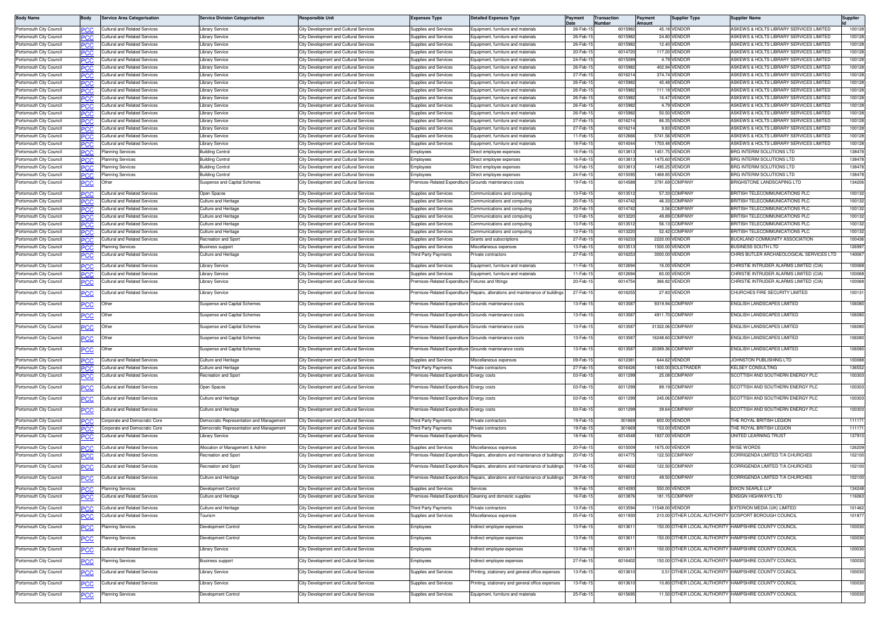| Body Name | Body | Service Area Categorisation | Service Division Categorisation | Responsible Unit | Expenses Type | Detailed Expenses Type | Payment Date | Transaction Number | Payment Amount | Supplier Type | Supplier Name | Supplier Id |
|---|---|---|---|---|---|---|---|---|---|---|---|---|
| Portsmouth City Council | PCC | Cultural and Related Services | Library Service | City Development and Cultural Services | Supplies and Services | Equipment, furniture and materials | 26-Feb-15 | 6015982 | 45.18 | VENDOR | ASKEWS & HOLTS LIBRARY SERVICES LIMITED | 100128 |
| Portsmouth City Council | PCC | Cultural and Related Services | Library Service | City Development and Cultural Services | Supplies and Services | Equipment, furniture and materials | 26-Feb-15 | 6015982 | 24.80 | VENDOR | ASKEWS & HOLTS LIBRARY SERVICES LIMITED | 100128 |
| Portsmouth City Council | PCC | Cultural and Related Services | Library Service | City Development and Cultural Services | Supplies and Services | Equipment, furniture and materials | 26-Feb-15 | 6015982 | 12.40 | VENDOR | ASKEWS & HOLTS LIBRARY SERVICES LIMITED | 100128 |
| Portsmouth City Council | PCC | Cultural and Related Services | Library Service | City Development and Cultural Services | Supplies and Services | Equipment, furniture and materials | 20-Feb-15 | 6014720 | 117.20 | VENDOR | ASKEWS & HOLTS LIBRARY SERVICES LIMITED | 100128 |
| Portsmouth City Council | PCC | Cultural and Related Services | Library Service | City Development and Cultural Services | Supplies and Services | Equipment, furniture and materials | 24-Feb-15 | 6015089 | 4.79 | VENDOR | ASKEWS & HOLTS LIBRARY SERVICES LIMITED | 100128 |
| Portsmouth City Council | PCC | Cultural and Related Services | Library Service | City Development and Cultural Services | Supplies and Services | Equipment, furniture and materials | 26-Feb-15 | 6015982 | 402.94 | VENDOR | ASKEWS & HOLTS LIBRARY SERVICES LIMITED | 100128 |
| Portsmouth City Council | PCC | Cultural and Related Services | Library Service | City Development and Cultural Services | Supplies and Services | Equipment, furniture and materials | 27-Feb-15 | 6016214 | 374.74 | VENDOR | ASKEWS & HOLTS LIBRARY SERVICES LIMITED | 100128 |
| Portsmouth City Council | PCC | Cultural and Related Services | Library Service | City Development and Cultural Services | Supplies and Services | Equipment, furniture and materials | 26-Feb-15 | 6015982 | 40.48 | VENDOR | ASKEWS & HOLTS LIBRARY SERVICES LIMITED | 100128 |
| Portsmouth City Council | PCC | Cultural and Related Services | Library Service | City Development and Cultural Services | Supplies and Services | Equipment, furniture and materials | 26-Feb-15 | 6015982 | 111.18 | VENDOR | ASKEWS & HOLTS LIBRARY SERVICES LIMITED | 100128 |
| Portsmouth City Council | PCC | Cultural and Related Services | Library Service | City Development and Cultural Services | Supplies and Services | Equipment, furniture and materials | 26-Feb-15 | 6015982 | 16.47 | VENDOR | ASKEWS & HOLTS LIBRARY SERVICES LIMITED | 100128 |
| Portsmouth City Council | PCC | Cultural and Related Services | Library Service | City Development and Cultural Services | Supplies and Services | Equipment, furniture and materials | 26-Feb-15 | 6015982 | 4.79 | VENDOR | ASKEWS & HOLTS LIBRARY SERVICES LIMITED | 100128 |
| Portsmouth City Council | PCC | Cultural and Related Services | Library Service | City Development and Cultural Services | Supplies and Services | Equipment, furniture and materials | 26-Feb-15 | 6015982 | 50.50 | VENDOR | ASKEWS & HOLTS LIBRARY SERVICES LIMITED | 100128 |
| Portsmouth City Council | PCC | Cultural and Related Services | Library Service | City Development and Cultural Services | Supplies and Services | Equipment, furniture and materials | 27-Feb-15 | 6016214 | 66.35 | VENDOR | ASKEWS & HOLTS LIBRARY SERVICES LIMITED | 100128 |
| Portsmouth City Council | PCC | Cultural and Related Services | Library Service | City Development and Cultural Services | Supplies and Services | Equipment, furniture and materials | 27-Feb-15 | 6016214 | 9.83 | VENDOR | ASKEWS & HOLTS LIBRARY SERVICES LIMITED | 100128 |
| Portsmouth City Council | PCC | Cultural and Related Services | Library Service | City Development and Cultural Services | Supplies and Services | Equipment, furniture and materials | 11-Feb-15 | 6012666 | 5741.56 | VENDOR | ASKEWS & HOLTS LIBRARY SERVICES LIMITED | 100128 |
| Portsmouth City Council | PCC | Cultural and Related Services | Library Service | City Development and Cultural Services | Supplies and Services | Equipment, furniture and materials | 18-Feb-15 | 6014044 | 1703.48 | VENDOR | ASKEWS & HOLTS LIBRARY SERVICES LIMITED | 100128 |
| Portsmouth City Council | PCC | Planning Services | Building Control | City Development and Cultural Services | Employees | Direct employee expenses | 16-Feb-15 | 6013813 | 1451.75 | VENDOR | BRG INTERIM SOLUTIONS LTD | 138478 |
| Portsmouth City Council | PCC | Planning Services | Building Control | City Development and Cultural Services | Employees | Direct employee expenses | 16-Feb-15 | 6013813 | 1475.60 | VENDOR | BRG INTERIM SOLUTIONS LTD | 138478 |
| Portsmouth City Council | PCC | Planning Services | Building Control | City Development and Cultural Services | Employees | Direct employee expenses | 16-Feb-15 | 6013813 | 1495.25 | VENDOR | BRG INTERIM SOLUTIONS LTD | 138478 |
| Portsmouth City Council | PCC | Planning Services | Building Control | City Development and Cultural Services | Employees | Direct employee expenses | 24-Feb-15 | 6015095 | 1468.85 | VENDOR | BRG INTERIM SOLUTIONS LTD | 138478 |
| Portsmouth City Council | PCC | Other | Suspense and Capital Schemes | City Development and Cultural Services | Premises-Related Expenditure | Grounds maintenance costs | 19-Feb-15 | 6014588 | 3791.69 | COMPANY | BRIGHSTONE LANDSCAPING LTD | 134206 |
| Portsmouth City Council | PCC | Cultural and Related Services | Open Spaces | City Development and Cultural Services | Supplies and Services | Communications and computing | 13-Feb-15 | 6013512 | 57.33 | COMPANY | BRITISH TELECOMMUNICATIONS PLC | 100132 |
| Portsmouth City Council | PCC | Cultural and Related Services | Culture and Heritage | City Development and Cultural Services | Supplies and Services | Communications and computing | 20-Feb-15 | 6014742 | 46.33 | COMPANY | BRITISH TELECOMMUNICATIONS PLC | 100132 |
| Portsmouth City Council | PCC | Cultural and Related Services | Culture and Heritage | City Development and Cultural Services | Supplies and Services | Communications and computing | 20-Feb-15 | 6014742 | 3.56 | COMPANY | BRITISH TELECOMMUNICATIONS PLC | 100132 |
| Portsmouth City Council | PCC | Cultural and Related Services | Culture and Heritage | City Development and Cultural Services | Supplies and Services | Communications and computing | 12-Feb-15 | 6013220 | 49.89 | COMPANY | BRITISH TELECOMMUNICATIONS PLC | 100132 |
| Portsmouth City Council | PCC | Cultural and Related Services | Culture and Heritage | City Development and Cultural Services | Supplies and Services | Communications and computing | 13-Feb-15 | 6013512 | 56.13 | COMPANY | BRITISH TELECOMMUNICATIONS PLC | 100132 |
| Portsmouth City Council | PCC | Cultural and Related Services | Culture and Heritage | City Development and Cultural Services | Supplies and Services | Communications and computing | 12-Feb-15 | 6013220 | 52.42 | COMPANY | BRITISH TELECOMMUNICATIONS PLC | 100132 |
| Portsmouth City Council | PCC | Cultural and Related Services | Recreation and Sport | City Development and Cultural Services | Supplies and Services | Grants and subscriptions | 27-Feb-15 | 6016233 | 2220.00 | VENDOR | BUCKLAND COMMUNITY ASSOCIATION | 100436 |
| Portsmouth City Council | PCC | Planning Services | Business support | City Development and Cultural Services | Supplies and Services | Miscellaneous expenses | 13-Feb-15 | 6013513 | 1500.00 | VENDOR | BUSINESS SOUTH LTD | 126997 |
| Portsmouth City Council | PCC | Cultural and Related Services | Culture and Heritage | City Development and Cultural Services | Third Party Payments | Private contractors | 27-Feb-15 | 6016253 | 3000.00 | VENDOR | CHRIS BUTLER ARCHAEOLOGICAL SERVICES LTD | 140067 |
| Portsmouth City Council | PCC | Cultural and Related Services | Library Service | City Development and Cultural Services | Supplies and Services | Equipment, furniture and materials | 11-Feb-15 | 6012694 | 16.00 | VENDOR | CHRISTIE INTRUDER ALARMS LIMITED (CIA) | 100068 |
| Portsmouth City Council | PCC | Cultural and Related Services | Library Service | City Development and Cultural Services | Supplies and Services | Equipment, furniture and materials | 11-Feb-15 | 6012694 | 60.00 | VENDOR | CHRISTIE INTRUDER ALARMS LIMITED (CIA) | 100068 |
| Portsmouth City Council | PCC | Cultural and Related Services | Library Service | City Development and Cultural Services | Premises-Related Expenditure | Fixtures and fittings | 20-Feb-15 | 6014754 | 366.82 | VENDOR | CHRISTIE INTRUDER ALARMS LIMITED (CIA) | 100068 |
| Portsmouth City Council | PCC | Cultural and Related Services | Library Service | City Development and Cultural Services | Premises-Related Expenditure | Repairs, alterations and maintenance of buildings | 27-Feb-15 | 6016255 | 27.83 | VENDOR | CHURCHES FIRE SECURITY LIMITED | 100131 |
| Portsmouth City Council | PCC | Other | Suspense and Capital Schemes | City Development and Cultural Services | Premises-Related Expenditure | Grounds maintenance costs | 13-Feb-15 | 6013587 | 9319.94 | COMPANY | ENGLISH LANDSCAPES LIMITED | 106080 |
| Portsmouth City Council | PCC | Other | Suspense and Capital Schemes | City Development and Cultural Services | Premises-Related Expenditure | Grounds maintenance costs | 13-Feb-15 | 6013587 | 4911.70 | COMPANY | ENGLISH LANDSCAPES LIMITED | 106080 |
| Portsmouth City Council | PCC | Other | Suspense and Capital Schemes | City Development and Cultural Services | Premises-Related Expenditure | Grounds maintenance costs | 13-Feb-15 | 6013587 | 31322.06 | COMPANY | ENGLISH LANDSCAPES LIMITED | 106080 |
| Portsmouth City Council | PCC | Other | Suspense and Capital Schemes | City Development and Cultural Services | Premises-Related Expenditure | Grounds maintenance costs | 13-Feb-15 | 6013587 | 16248.60 | COMPANY | ENGLISH LANDSCAPES LIMITED | 106080 |
| Portsmouth City Council | PCC | Other | Suspense and Capital Schemes | City Development and Cultural Services | Premises-Related Expenditure | Grounds maintenance costs | 13-Feb-15 | 6013587 | 20389.36 | COMPANY | ENGLISH LANDSCAPES LIMITED | 106080 |
| Portsmouth City Council | PCC | Cultural and Related Services | Culture and Heritage | City Development and Cultural Services | Supplies and Services | Miscellaneous expenses | 09-Feb-15 | 6012381 | 644.62 | VENDOR | JOHNSTON PUBLISHING LTD | 100088 |
| Portsmouth City Council | PCC | Cultural and Related Services | Culture and Heritage | City Development and Cultural Services | Third Party Payments | Private contractors | 27-Feb-15 | 6016426 | 1400.00 | SOLETRADER | KELSEY CONSULTING | 136552 |
| Portsmouth City Council | PCC | Cultural and Related Services | Recreation and Sport | City Development and Cultural Services | Premises-Related Expenditure | Energy costs | 03-Feb-15 | 6011299 | 25.08 | COMPANY | SCOTTISH AND SOUTHERN ENERGY PLC | 100303 |
| Portsmouth City Council | PCC | Cultural and Related Services | Open Spaces | City Development and Cultural Services | Premises-Related Expenditure | Energy costs | 03-Feb-15 | 6011299 | 89.19 | COMPANY | SCOTTISH AND SOUTHERN ENERGY PLC | 100303 |
| Portsmouth City Council | PCC | Cultural and Related Services | Culture and Heritage | City Development and Cultural Services | Premises-Related Expenditure | Energy costs | 03-Feb-15 | 6011299 | 245.06 | COMPANY | SCOTTISH AND SOUTHERN ENERGY PLC | 100303 |
| Portsmouth City Council | PCC | Cultural and Related Services | Culture and Heritage | City Development and Cultural Services | Premises-Related Expenditure | Energy costs | 03-Feb-15 | 6011299 | 39.64 | COMPANY | SCOTTISH AND SOUTHERN ENERGY PLC | 100303 |
| Portsmouth City Council | PCC | Corporate and Democratic Core | Democratic Representation and Management | City Development and Cultural Services | Third Party Payments | Private contractors | 19-Feb-15 | 301669 | 600.00 | VENDOR | THE ROYAL BRITISH LEGION | 111171 |
| Portsmouth City Council | PCC | Corporate and Democratic Core | Democratic Representation and Management | City Development and Cultural Services | Third Party Payments | Private contractors | 19-Feb-15 | 301669 | 153.00 | VENDOR | THE ROYAL BRITISH LEGION | 111171 |
| Portsmouth City Council | PCC | Cultural and Related Services | Library Service | City Development and Cultural Services | Premises-Related Expenditure | Rents | 18-Feb-15 | 6014548 | 1837.00 | VENDOR | UNITED LEARNING TRUST | 137910 |
| Portsmouth City Council | PCC | Cultural and Related Services | Allocation of Management & Admin | City Development and Cultural Services | Supplies and Services | Miscellaneous expenses | 20-Feb-15 | 6015009 | 1675.00 | VENDOR | WISE WORDS | 126209 |
| Portsmouth City Council | PCC | Cultural and Related Services | Recreation and Sport | City Development and Cultural Services | Premises-Related Expenditure | Repairs, alterations and maintenance of buildings | 20-Feb-15 | 6014775 | 122.50 | COMPANY | CORRIGENDA LIMITED T/A CHURCHES | 102100 |
| Portsmouth City Council | PCC | Cultural and Related Services | Recreation and Sport | City Development and Cultural Services | Premises-Related Expenditure | Repairs, alterations and maintenance of buildings | 19-Feb-15 | 6014602 | 122.50 | COMPANY | CORRIGENDA LIMITED T/A CHURCHES | 102100 |
| Portsmouth City Council | PCC | Cultural and Related Services | Culture and Heritage | City Development and Cultural Services | Premises-Related Expenditure | Repairs, alterations and maintenance of buildings | 26-Feb-15 | 6016012 | 49.50 | COMPANY | CORRIGENDA LIMITED T/A CHURCHES | 102100 |
| Portsmouth City Council | PCC | Planning Services | Development Control | City Development and Cultural Services | Supplies and Services | Services | 18-Feb-15 | 6014093 | 550.00 | VENDOR | DIXON SEARLE LLP | 134248 |
| Portsmouth City Council | PCC | Cultural and Related Services | Culture and Heritage | City Development and Cultural Services | Premises-Related Expenditure | Cleaning and domestic supplies | 16-Feb-15 | 6013876 | 181.15 | COMPANY | ENSIGN HIGHWAYS LTD | 116063 |
| Portsmouth City Council | PCC | Cultural and Related Services | Culture and Heritage | City Development and Cultural Services | Third Party Payments | Private contractors | 13-Feb-15 | 6013594 | 11548.00 | VENDOR | EXTERION MEDIA (UK) LIMITED | 101462 |
| Portsmouth City Council | PCC | Cultural and Related Services | Tourism | City Development and Cultural Services | Supplies and Services | Miscellaneous expenses | 05-Feb-15 | 6011930 | 210.00 | OTHER LOCAL AUTHORITY | GOSPORT BOROUGH COUNCIL | 101877 |
| Portsmouth City Council | PCC | Planning Services | Development Control | City Development and Cultural Services | Employees | Indirect employee expenses | 13-Feb-15 | 6013611 | 150.00 | OTHER LOCAL AUTHORITY | HAMPSHIRE COUNTY COUNCIL | 100030 |
| Portsmouth City Council | PCC | Planning Services | Development Control | City Development and Cultural Services | Employees | Indirect employee expenses | 13-Feb-15 | 6013611 | 150.00 | OTHER LOCAL AUTHORITY | HAMPSHIRE COUNTY COUNCIL | 100030 |
| Portsmouth City Council | PCC | Cultural and Related Services | Library Service | City Development and Cultural Services | Employees | Indirect employee expenses | 13-Feb-15 | 6013611 | 150.00 | OTHER LOCAL AUTHORITY | HAMPSHIRE COUNTY COUNCIL | 100030 |
| Portsmouth City Council | PCC | Planning Services | Business support | City Development and Cultural Services | Employees | Indirect employee expenses | 27-Feb-15 | 6016402 | 150.00 | OTHER LOCAL AUTHORITY | HAMPSHIRE COUNTY COUNCIL | 100030 |
| Portsmouth City Council | PCC | Cultural and Related Services | Library Service | City Development and Cultural Services | Supplies and Services | Printing, stationery and general office expenses | 13-Feb-15 | 6013610 | 3.51 | OTHER LOCAL AUTHORITY | HAMPSHIRE COUNTY COUNCIL | 100030 |
| Portsmouth City Council | PCC | Cultural and Related Services | Library Service | City Development and Cultural Services | Supplies and Services | Printing, stationery and general office expenses | 13-Feb-15 | 6013610 | 10.80 | OTHER LOCAL AUTHORITY | HAMPSHIRE COUNTY COUNCIL | 100030 |
| Portsmouth City Council | PCC | Planning Services | Development Control | City Development and Cultural Services | Supplies and Services | Equipment, furniture and materials | 25-Feb-15 | 6015695 | 11.50 | OTHER LOCAL AUTHORITY | HAMPSHIRE COUNTY COUNCIL | 100030 |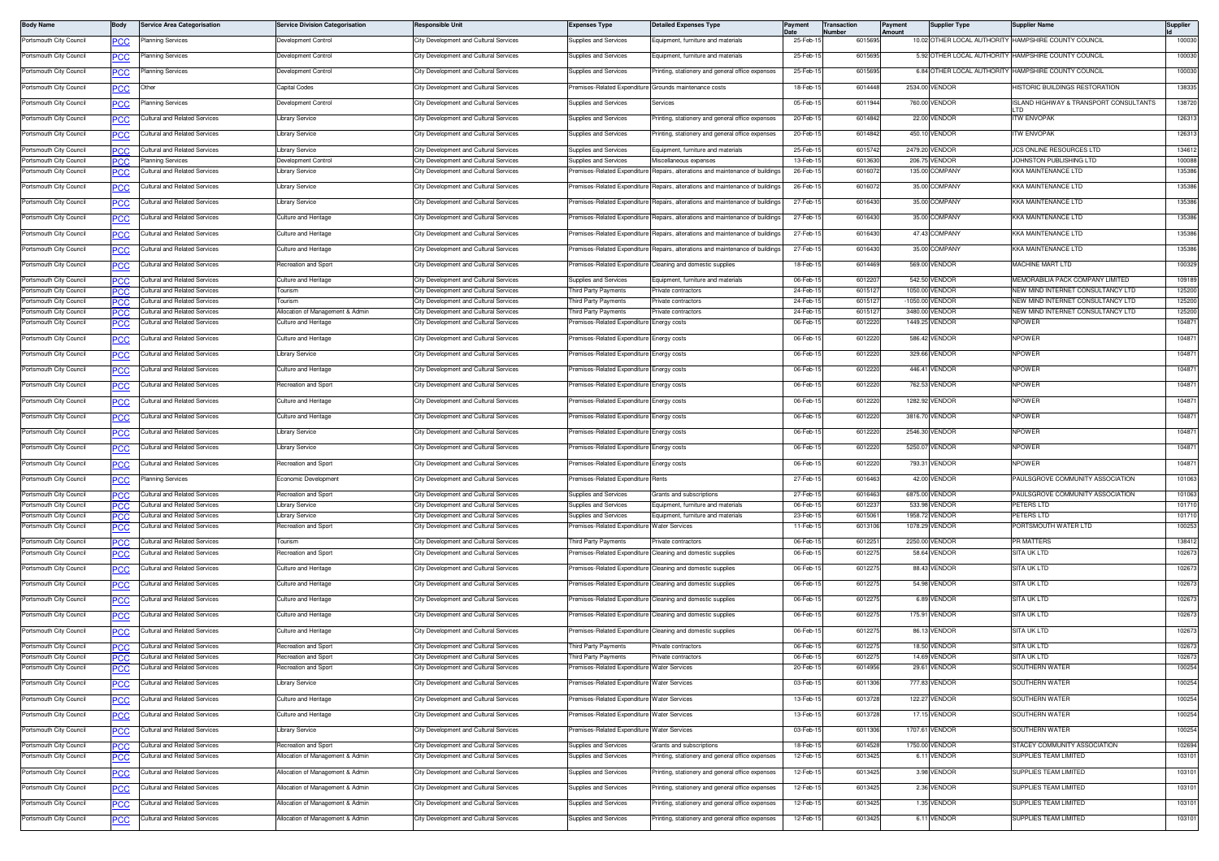| Body Name | Body | Service Area Categorisation | Service Division Categorisation | Responsible Unit | Expenses Type | Detailed Expenses Type | Payment Date | Transaction Number | Payment Amount | Supplier Type | Supplier Name | Supplier Id |
|---|---|---|---|---|---|---|---|---|---|---|---|---|
| Portsmouth City Council | PCC | Planning Services | Development Control | City Development and Cultural Services | Supplies and Services | Equipment, furniture and materials | 25-Feb-15 | 6015695 | 10.02 | OTHER LOCAL AUTHORITY | HAMPSHIRE COUNTY COUNCIL | 100030 |
| Portsmouth City Council | PCC | Planning Services | Development Control | City Development and Cultural Services | Supplies and Services | Equipment, furniture and materials | 25-Feb-15 | 6015695 | 5.92 | OTHER LOCAL AUTHORITY | HAMPSHIRE COUNTY COUNCIL | 100030 |
| Portsmouth City Council | PCC | Planning Services | Development Control | City Development and Cultural Services | Supplies and Services | Printing, stationery and general office expenses | 25-Feb-15 | 6015695 | 6.84 | OTHER LOCAL AUTHORITY | HAMPSHIRE COUNTY COUNCIL | 100030 |
| Portsmouth City Council | PCC | Other | Capital Codes | City Development and Cultural Services | Premises-Related Expenditure | Grounds maintenance costs | 18-Feb-15 | 6014448 | 2534.00 | VENDOR | HISTORIC BUILDINGS RESTORATION | 138335 |
| Portsmouth City Council | PCC | Planning Services | Development Control | City Development and Cultural Services | Supplies and Services | Services | 05-Feb-15 | 6011944 | 760.00 | VENDOR | ISLAND HIGHWAY & TRANSPORT CONSULTANTS LTD | 138720 |
| Portsmouth City Council | PCC | Cultural and Related Services | Library Service | City Development and Cultural Services | Supplies and Services | Printing, stationery and general office expenses | 20-Feb-15 | 6014842 | 22.00 | VENDOR | ITW ENVOPAK | 126313 |
| Portsmouth City Council | PCC | Cultural and Related Services | Library Service | City Development and Cultural Services | Supplies and Services | Printing, stationery and general office expenses | 20-Feb-15 | 6014842 | 450.10 | VENDOR | ITW ENVOPAK | 126313 |
| Portsmouth City Council | PCC | Cultural and Related Services | Library Service | City Development and Cultural Services | Supplies and Services | Equipment, furniture and materials | 25-Feb-15 | 6015742 | 2479.20 | VENDOR | JCS ONLINE RESOURCES LTD | 134612 |
| Portsmouth City Council | PCC | Planning Services | Development Control | City Development and Cultural Services | Supplies and Services | Miscellaneous expenses | 13-Feb-15 | 6013630 | 206.75 | VENDOR | JOHNSTON PUBLISHING LTD | 100088 |
| Portsmouth City Council | PCC | Cultural and Related Services | Library Service | City Development and Cultural Services | Premises-Related Expenditure | Repairs, alterations and maintenance of buildings | 26-Feb-15 | 6016072 | 135.00 | COMPANY | KKA MAINTENANCE LTD | 135386 |
| Portsmouth City Council | PCC | Cultural and Related Services | Library Service | City Development and Cultural Services | Premises-Related Expenditure | Repairs, alterations and maintenance of buildings | 26-Feb-15 | 6016072 | 35.00 | COMPANY | KKA MAINTENANCE LTD | 135386 |
| Portsmouth City Council | PCC | Cultural and Related Services | Library Service | City Development and Cultural Services | Premises-Related Expenditure | Repairs, alterations and maintenance of buildings | 27-Feb-15 | 6016430 | 35.00 | COMPANY | KKA MAINTENANCE LTD | 135386 |
| Portsmouth City Council | PCC | Cultural and Related Services | Culture and Heritage | City Development and Cultural Services | Premises-Related Expenditure | Repairs, alterations and maintenance of buildings | 27-Feb-15 | 6016430 | 35.00 | COMPANY | KKA MAINTENANCE LTD | 135386 |
| Portsmouth City Council | PCC | Cultural and Related Services | Culture and Heritage | City Development and Cultural Services | Premises-Related Expenditure | Repairs, alterations and maintenance of buildings | 27-Feb-15 | 6016430 | 47.43 | COMPANY | KKA MAINTENANCE LTD | 135386 |
| Portsmouth City Council | PCC | Cultural and Related Services | Culture and Heritage | City Development and Cultural Services | Premises-Related Expenditure | Repairs, alterations and maintenance of buildings | 27-Feb-15 | 6016430 | 35.00 | COMPANY | KKA MAINTENANCE LTD | 135386 |
| Portsmouth City Council | PCC | Cultural and Related Services | Recreation and Sport | City Development and Cultural Services | Premises-Related Expenditure | Cleaning and domestic supplies | 18-Feb-15 | 6014469 | 569.00 | VENDOR | MACHINE MART LTD | 100329 |
| Portsmouth City Council | PCC | Cultural and Related Services | Culture and Heritage | City Development and Cultural Services | Supplies and Services | Equipment, furniture and materials | 06-Feb-15 | 6012207 | 542.50 | VENDOR | MEMORABILIA PACK COMPANY LIMITED | 109189 |
| Portsmouth City Council | PCC | Cultural and Related Services | Tourism | City Development and Cultural Services | Third Party Payments | Private contractors | 24-Feb-15 | 6015127 | 1050.00 | VENDOR | NEW MIND INTERNET CONSULTANCY LTD | 125200 |
| Portsmouth City Council | PCC | Cultural and Related Services | Tourism | City Development and Cultural Services | Third Party Payments | Private contractors | 24-Feb-15 | 6015127 | -1050.00 | VENDOR | NEW MIND INTERNET CONSULTANCY LTD | 125200 |
| Portsmouth City Council | PCC | Cultural and Related Services | Allocation of Management & Admin | City Development and Cultural Services | Third Party Payments | Private contractors | 24-Feb-15 | 6015127 | 3480.00 | VENDOR | NEW MIND INTERNET CONSULTANCY LTD | 125200 |
| Portsmouth City Council | PCC | Cultural and Related Services | Culture and Heritage | City Development and Cultural Services | Premises-Related Expenditure | Energy costs | 06-Feb-15 | 6012220 | 1449.25 | VENDOR | NPOWER | 104871 |
| Portsmouth City Council | PCC | Cultural and Related Services | Culture and Heritage | City Development and Cultural Services | Premises-Related Expenditure | Energy costs | 06-Feb-15 | 6012220 | 586.42 | VENDOR | NPOWER | 104871 |
| Portsmouth City Council | PCC | Cultural and Related Services | Library Service | City Development and Cultural Services | Premises-Related Expenditure | Energy costs | 06-Feb-15 | 6012220 | 329.66 | VENDOR | NPOWER | 104871 |
| Portsmouth City Council | PCC | Cultural and Related Services | Culture and Heritage | City Development and Cultural Services | Premises-Related Expenditure | Energy costs | 06-Feb-15 | 6012220 | 446.41 | VENDOR | NPOWER | 104871 |
| Portsmouth City Council | PCC | Cultural and Related Services | Recreation and Sport | City Development and Cultural Services | Premises-Related Expenditure | Energy costs | 06-Feb-15 | 6012220 | 762.53 | VENDOR | NPOWER | 104871 |
| Portsmouth City Council | PCC | Cultural and Related Services | Culture and Heritage | City Development and Cultural Services | Premises-Related Expenditure | Energy costs | 06-Feb-15 | 6012220 | 1282.92 | VENDOR | NPOWER | 104871 |
| Portsmouth City Council | PCC | Cultural and Related Services | Culture and Heritage | City Development and Cultural Services | Premises-Related Expenditure | Energy costs | 06-Feb-15 | 6012220 | 3816.70 | VENDOR | NPOWER | 104871 |
| Portsmouth City Council | PCC | Cultural and Related Services | Library Service | City Development and Cultural Services | Premises-Related Expenditure | Energy costs | 06-Feb-15 | 6012220 | 2546.30 | VENDOR | NPOWER | 104871 |
| Portsmouth City Council | PCC | Cultural and Related Services | Library Service | City Development and Cultural Services | Premises-Related Expenditure | Energy costs | 06-Feb-15 | 6012220 | 5250.07 | VENDOR | NPOWER | 104871 |
| Portsmouth City Council | PCC | Cultural and Related Services | Recreation and Sport | City Development and Cultural Services | Premises-Related Expenditure | Energy costs | 06-Feb-15 | 6012220 | 793.31 | VENDOR | NPOWER | 104871 |
| Portsmouth City Council | PCC | Planning Services | Economic Development | City Development and Cultural Services | Premises-Related Expenditure | Rents | 27-Feb-15 | 6016463 | 42.00 | VENDOR | PAULSGROVE COMMUNITY ASSOCIATION | 101063 |
| Portsmouth City Council | PCC | Cultural and Related Services | Recreation and Sport | City Development and Cultural Services | Supplies and Services | Grants and subscriptions | 27-Feb-15 | 6016463 | 6875.00 | VENDOR | PAULSGROVE COMMUNITY ASSOCIATION | 101063 |
| Portsmouth City Council | PCC | Cultural and Related Services | Library Service | City Development and Cultural Services | Supplies and Services | Equipment, furniture and materials | 06-Feb-15 | 6012237 | 533.98 | VENDOR | PETERS LTD | 101710 |
| Portsmouth City Council | PCC | Cultural and Related Services | Library Service | City Development and Cultural Services | Supplies and Services | Equipment, furniture and materials | 23-Feb-15 | 6015061 | 1958.72 | VENDOR | PETERS LTD | 101710 |
| Portsmouth City Council | PCC | Cultural and Related Services | Recreation and Sport | City Development and Cultural Services | Premises-Related Expenditure | Water Services | 11-Feb-15 | 6013106 | 1078.29 | VENDOR | PORTSMOUTH WATER LTD | 100253 |
| Portsmouth City Council | PCC | Cultural and Related Services | Tourism | City Development and Cultural Services | Third Party Payments | Private contractors | 06-Feb-15 | 6012251 | 2250.00 | VENDOR | PR MATTERS | 138412 |
| Portsmouth City Council | PCC | Cultural and Related Services | Recreation and Sport | City Development and Cultural Services | Premises-Related Expenditure | Cleaning and domestic supplies | 06-Feb-15 | 6012275 | 58.64 | VENDOR | SITA UK LTD | 102673 |
| Portsmouth City Council | PCC | Cultural and Related Services | Culture and Heritage | City Development and Cultural Services | Premises-Related Expenditure | Cleaning and domestic supplies | 06-Feb-15 | 6012275 | 88.43 | VENDOR | SITA UK LTD | 102673 |
| Portsmouth City Council | PCC | Cultural and Related Services | Culture and Heritage | City Development and Cultural Services | Premises-Related Expenditure | Cleaning and domestic supplies | 06-Feb-15 | 6012275 | 54.98 | VENDOR | SITA UK LTD | 102673 |
| Portsmouth City Council | PCC | Cultural and Related Services | Culture and Heritage | City Development and Cultural Services | Premises-Related Expenditure | Cleaning and domestic supplies | 06-Feb-15 | 6012275 | 6.89 | VENDOR | SITA UK LTD | 102673 |
| Portsmouth City Council | PCC | Cultural and Related Services | Culture and Heritage | City Development and Cultural Services | Premises-Related Expenditure | Cleaning and domestic supplies | 06-Feb-15 | 6012275 | 175.91 | VENDOR | SITA UK LTD | 102673 |
| Portsmouth City Council | PCC | Cultural and Related Services | Culture and Heritage | City Development and Cultural Services | Premises-Related Expenditure | Cleaning and domestic supplies | 06-Feb-15 | 6012275 | 86.13 | VENDOR | SITA UK LTD | 102673 |
| Portsmouth City Council | PCC | Cultural and Related Services | Recreation and Sport | City Development and Cultural Services | Third Party Payments | Private contractors | 06-Feb-15 | 6012275 | 18.50 | VENDOR | SITA UK LTD | 102673 |
| Portsmouth City Council | PCC | Cultural and Related Services | Recreation and Sport | City Development and Cultural Services | Third Party Payments | Private contractors | 06-Feb-15 | 6012275 | 14.69 | VENDOR | SITA UK LTD | 102673 |
| Portsmouth City Council | PCC | Cultural and Related Services | Recreation and Sport | City Development and Cultural Services | Premises-Related Expenditure | Water Services | 20-Feb-15 | 6014956 | 29.61 | VENDOR | SOUTHERN WATER | 100254 |
| Portsmouth City Council | PCC | Cultural and Related Services | Library Service | City Development and Cultural Services | Premises-Related Expenditure | Water Services | 03-Feb-15 | 6011306 | 777.83 | VENDOR | SOUTHERN WATER | 100254 |
| Portsmouth City Council | PCC | Cultural and Related Services | Culture and Heritage | City Development and Cultural Services | Premises-Related Expenditure | Water Services | 13-Feb-15 | 6013728 | 122.27 | VENDOR | SOUTHERN WATER | 100254 |
| Portsmouth City Council | PCC | Cultural and Related Services | Culture and Heritage | City Development and Cultural Services | Premises-Related Expenditure | Water Services | 13-Feb-15 | 6013728 | 17.15 | VENDOR | SOUTHERN WATER | 100254 |
| Portsmouth City Council | PCC | Cultural and Related Services | Library Service | City Development and Cultural Services | Premises-Related Expenditure | Water Services | 03-Feb-15 | 6011306 | 1707.61 | VENDOR | SOUTHERN WATER | 100254 |
| Portsmouth City Council | PCC | Cultural and Related Services | Recreation and Sport | City Development and Cultural Services | Supplies and Services | Grants and subscriptions | 18-Feb-15 | 6014528 | 1750.00 | VENDOR | STACEY COMMUNITY ASSOCIATION | 102694 |
| Portsmouth City Council | PCC | Cultural and Related Services | Allocation of Management & Admin | City Development and Cultural Services | Supplies and Services | Printing, stationery and general office expenses | 12-Feb-15 | 6013425 | 6.11 | VENDOR | SUPPLIES TEAM LIMITED | 103101 |
| Portsmouth City Council | PCC | Cultural and Related Services | Allocation of Management & Admin | City Development and Cultural Services | Supplies and Services | Printing, stationery and general office expenses | 12-Feb-15 | 6013425 | 3.98 | VENDOR | SUPPLIES TEAM LIMITED | 103101 |
| Portsmouth City Council | PCC | Cultural and Related Services | Allocation of Management & Admin | City Development and Cultural Services | Supplies and Services | Printing, stationery and general office expenses | 12-Feb-15 | 6013425 | 2.36 | VENDOR | SUPPLIES TEAM LIMITED | 103101 |
| Portsmouth City Council | PCC | Cultural and Related Services | Allocation of Management & Admin | City Development and Cultural Services | Supplies and Services | Printing, stationery and general office expenses | 12-Feb-15 | 6013425 | 1.35 | VENDOR | SUPPLIES TEAM LIMITED | 103101 |
| Portsmouth City Council | PCC | Cultural and Related Services | Allocation of Management & Admin | City Development and Cultural Services | Supplies and Services | Printing, stationery and general office expenses | 12-Feb-15 | 6013425 | 6.11 | VENDOR | SUPPLIES TEAM LIMITED | 103101 |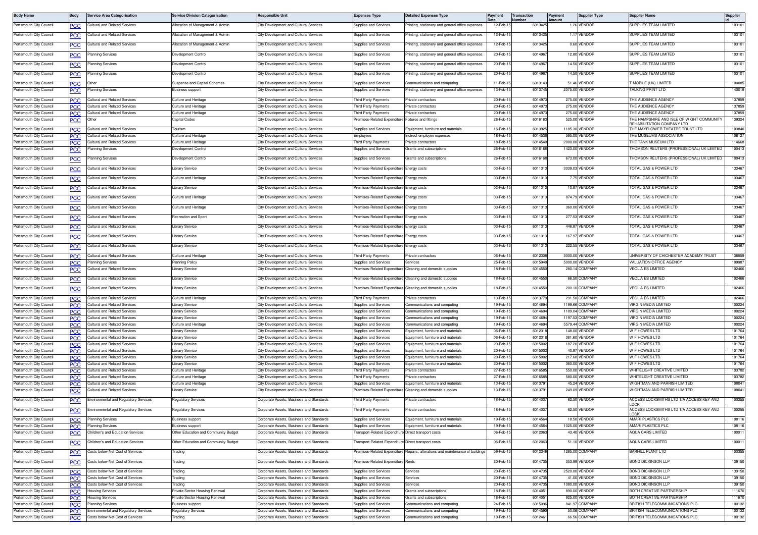| Body Name | Body | Service Area Categorisation | Service Division Categorisation | Responsible Unit | Expenses Type | Detailed Expenses Type | Payment Date | Transaction Number | Payment Amount | Supplier Type | Supplier Name | Supplier Id |
|---|---|---|---|---|---|---|---|---|---|---|---|---|
| Portsmouth City Council | PCC | Cultural and Related Services | Allocation of Management & Admin | City Development and Cultural Services | Supplies and Services | Printing, stationery and general office expenses | 12-Feb-15 | 6013425 | 1.26 | VENDOR | SUPPLIES TEAM LIMITED | 103101 |
| Portsmouth City Council | PCC | Cultural and Related Services | Allocation of Management & Admin | City Development and Cultural Services | Supplies and Services | Printing, stationery and general office expenses | 12-Feb-15 | 6013425 | 1.17 | VENDOR | SUPPLIES TEAM LIMITED | 103101 |
| Portsmouth City Council | PCC | Cultural and Related Services | Allocation of Management & Admin | City Development and Cultural Services | Supplies and Services | Printing, stationery and general office expenses | 12-Feb-15 | 6013425 | 0.60 | VENDOR | SUPPLIES TEAM LIMITED | 103101 |
| Portsmouth City Council | PCC | Planning Services | Development Control | City Development and Cultural Services | Supplies and Services | Printing, stationery and general office expenses | 20-Feb-15 | 6014967 | 12.80 | VENDOR | SUPPLIES TEAM LIMITED | 103101 |
| Portsmouth City Council | PCC | Planning Services | Development Control | City Development and Cultural Services | Supplies and Services | Printing, stationery and general office expenses | 20-Feb-15 | 6014967 | 14.50 | VENDOR | SUPPLIES TEAM LIMITED | 103101 |
| Portsmouth City Council | PCC | Planning Services | Development Control | City Development and Cultural Services | Supplies and Services | Printing, stationery and general office expenses | 20-Feb-15 | 6014967 | 14.50 | VENDOR | SUPPLIES TEAM LIMITED | 103101 |
| Portsmouth City Council | PCC | Other | Suspense and Capital Schemes | City Development and Cultural Services | Supplies and Services | Communications and computing | 11-Feb-15 | 6013143 | 51.46 | VENDOR | T MOBILE (UK) LIMITED | 100085 |
| Portsmouth City Council | PCC | Planning Services | Business support | City Development and Cultural Services | Supplies and Services | Printing, stationery and general office expenses | 13-Feb-15 | 6013745 | 2375.00 | VENDOR | TALKING PRINT LTD | 140019 |
| Portsmouth City Council | PCC | Cultural and Related Services | Culture and Heritage | City Development and Cultural Services | Third Party Payments | Private contractors | 20-Feb-15 | 6014973 | 275.00 | VENDOR | THE AUDIENCE AGENCY | 137859 |
| Portsmouth City Council | PCC | Cultural and Related Services | Culture and Heritage | City Development and Cultural Services | Third Party Payments | Private contractors | 20-Feb-15 | 6014973 | 275.00 | VENDOR | THE AUDIENCE AGENCY | 137859 |
| Portsmouth City Council | PCC | Cultural and Related Services | Culture and Heritage | City Development and Cultural Services | Third Party Payments | Private contractors | 20-Feb-15 | 6014973 | 275.00 | VENDOR | THE AUDIENCE AGENCY | 137859 |
| Portsmouth City Council | PCC | Other | Capital Codes | City Development and Cultural Services | Premises-Related Expenditure | Fixtures and fittings | 26-Feb-15 | 6016163 | 525.00 | VENDOR | THE HAMPSHIRE AND ISLE OF WIGHT COMMUNITY REHABILITATION COMPANY LTD | 139324 |
| Portsmouth City Council | PCC | Cultural and Related Services | Tourism | City Development and Cultural Services | Supplies and Services | Equipment, furniture and materials | 16-Feb-15 | 6013925 | 1185.30 | VENDOR | THE MAYFLOWER THEATRE TRUST LTD | 103840 |
| Portsmouth City Council | PCC | Cultural and Related Services | Culture and Heritage | City Development and Cultural Services | Employees | Indirect employee expenses | 18-Feb-15 | 6014538 | 595.00 | VENDOR | THE MUSEUMS ASSOCIATION | 106127 |
| Portsmouth City Council | PCC | Cultural and Related Services | Culture and Heritage | City Development and Cultural Services | Third Party Payments | Private contractors | 18-Feb-15 | 6014540 | 2000.00 | VENDOR | THE TANK MUSEUM LTD | 114668 |
| Portsmouth City Council | PCC | Planning Services | Development Control | City Development and Cultural Services | Supplies and Services | Grants and subscriptions | 26-Feb-15 | 6016168 | 1423.00 | VENDOR | THOMSON REUTERS (PROFESSIONAL) UK LIMITED | 100413 |
| Portsmouth City Council | PCC | Planning Services | Development Control | City Development and Cultural Services | Supplies and Services | Grants and subscriptions | 26-Feb-15 | 6016168 | 673.00 | VENDOR | THOMSON REUTERS (PROFESSIONAL) UK LIMITED | 100413 |
| Portsmouth City Council | PCC | Cultural and Related Services | Library Service | City Development and Cultural Services | Premises-Related Expenditure | Energy costs | 03-Feb-15 | 6011313 | 3339.03 | VENDOR | TOTAL GAS & POWER LTD | 133467 |
| Portsmouth City Council | PCC | Cultural and Related Services | Culture and Heritage | City Development and Cultural Services | Premises-Related Expenditure | Energy costs | 03-Feb-15 | 6011313 | 7.75 | VENDOR | TOTAL GAS & POWER LTD | 133467 |
| Portsmouth City Council | PCC | Cultural and Related Services | Library Service | City Development and Cultural Services | Premises-Related Expenditure | Energy costs | 03-Feb-15 | 6011313 | 10.87 | VENDOR | TOTAL GAS & POWER LTD | 133467 |
| Portsmouth City Council | PCC | Cultural and Related Services | Culture and Heritage | City Development and Cultural Services | Premises-Related Expenditure | Energy costs | 03-Feb-15 | 6011313 | 874.79 | VENDOR | TOTAL GAS & POWER LTD | 133467 |
| Portsmouth City Council | PCC | Cultural and Related Services | Culture and Heritage | City Development and Cultural Services | Premises-Related Expenditure | Energy costs | 03-Feb-15 | 6011313 | 360.00 | VENDOR | TOTAL GAS & POWER LTD | 133467 |
| Portsmouth City Council | PCC | Cultural and Related Services | Recreation and Sport | City Development and Cultural Services | Premises-Related Expenditure | Energy costs | 03-Feb-15 | 6011313 | 277.53 | VENDOR | TOTAL GAS & POWER LTD | 133467 |
| Portsmouth City Council | PCC | Cultural and Related Services | Library Service | City Development and Cultural Services | Premises-Related Expenditure | Energy costs | 03-Feb-15 | 6011313 | 446.87 | VENDOR | TOTAL GAS & POWER LTD | 133467 |
| Portsmouth City Council | PCC | Cultural and Related Services | Library Service | City Development and Cultural Services | Premises-Related Expenditure | Energy costs | 03-Feb-15 | 6011313 | 167.97 | VENDOR | TOTAL GAS & POWER LTD | 133467 |
| Portsmouth City Council | PCC | Cultural and Related Services | Library Service | City Development and Cultural Services | Premises-Related Expenditure | Energy costs | 03-Feb-15 | 6011313 | 222.55 | VENDOR | TOTAL GAS & POWER LTD | 133467 |
| Portsmouth City Council | PCC | Cultural and Related Services | Culture and Heritage | City Development and Cultural Services | Third Party Payments | Private contractors | 06-Feb-15 | 6012308 | 3000.00 | VENDOR | UNIVERSITY OF CHICHESTER ACADEMY TRUST | 138859 |
| Portsmouth City Council | PCC | Planning Services | Planning Policy | City Development and Cultural Services | Supplies and Services | Services | 25-Feb-15 | 6015940 | 5000.00 | VENDOR | VALUATION OFFICE AGENCY | 109987 |
| Portsmouth City Council | PCC | Cultural and Related Services | Library Service | City Development and Cultural Services | Premises-Related Expenditure | Cleaning and domestic supplies | 18-Feb-15 | 6014550 | 280.14 | COMPANY | VEOLIA ES LIMITED | 102466 |
| Portsmouth City Council | PCC | Cultural and Related Services | Library Service | City Development and Cultural Services | Premises-Related Expenditure | Cleaning and domestic supplies | 18-Feb-15 | 6014550 | 66.50 | COMPANY | VEOLIA ES LIMITED | 102466 |
| Portsmouth City Council | PCC | Cultural and Related Services | Library Service | City Development and Cultural Services | Premises-Related Expenditure | Cleaning and domestic supplies | 18-Feb-15 | 6014550 | 200.10 | COMPANY | VEOLIA ES LIMITED | 102466 |
| Portsmouth City Council | PCC | Cultural and Related Services | Culture and Heritage | City Development and Cultural Services | Third Party Payments | Private contractors | 13-Feb-15 | 6013779 | 291.50 | COMPANY | VEOLIA ES LIMITED | 102466 |
| Portsmouth City Council | PCC | Cultural and Related Services | Library Service | City Development and Cultural Services | Supplies and Services | Communications and computing | 19-Feb-15 | 6014694 | 1199.66 | COMPANY | VIRGIN MEDIA LIMITED | 100224 |
| Portsmouth City Council | PCC | Cultural and Related Services | Library Service | City Development and Cultural Services | Supplies and Services | Communications and computing | 19-Feb-15 | 6014694 | 1189.04 | COMPANY | VIRGIN MEDIA LIMITED | 100224 |
| Portsmouth City Council | PCC | Cultural and Related Services | Library Service | City Development and Cultural Services | Supplies and Services | Communications and computing | 19-Feb-15 | 6014694 | 1197.53 | COMPANY | VIRGIN MEDIA LIMITED | 100224 |
| Portsmouth City Council | PCC | Cultural and Related Services | Culture and Heritage | City Development and Cultural Services | Supplies and Services | Communications and computing | 19-Feb-15 | 6014694 | 5579.44 | COMPANY | VIRGIN MEDIA LIMITED | 100224 |
| Portsmouth City Council | PCC | Cultural and Related Services | Library Service | City Development and Cultural Services | Supplies and Services | Equipment, furniture and materials | 06-Feb-15 | 6012318 | 148.00 | VENDOR | W F HOWES LTD | 101764 |
| Portsmouth City Council | PCC | Cultural and Related Services | Library Service | City Development and Cultural Services | Supplies and Services | Equipment, furniture and materials | 06-Feb-15 | 6012318 | 381.60 | VENDOR | W F HOWES LTD | 101764 |
| Portsmouth City Council | PCC | Cultural and Related Services | Library Service | City Development and Cultural Services | Supplies and Services | Equipment, furniture and materials | 20-Feb-15 | 6015002 | 187.20 | VENDOR | W F HOWES LTD | 101764 |
| Portsmouth City Council | PCC | Cultural and Related Services | Library Service | City Development and Cultural Services | Supplies and Services | Equipment, furniture and materials | 20-Feb-15 | 6015002 | 40.87 | VENDOR | W F HOWES LTD | 101764 |
| Portsmouth City Council | PCC | Cultural and Related Services | Library Service | City Development and Cultural Services | Supplies and Services | Equipment, furniture and materials | 20-Feb-15 | 6015002 | 217.60 | VENDOR | W F HOWES LTD | 101764 |
| Portsmouth City Council | PCC | Cultural and Related Services | Library Service | City Development and Cultural Services | Supplies and Services | Equipment, furniture and materials | 20-Feb-15 | 6015002 | 360.00 | VENDOR | W F HOWES LTD | 101764 |
| Portsmouth City Council | PCC | Cultural and Related Services | Culture and Heritage | City Development and Cultural Services | Third Party Payments | Private contractors | 27-Feb-15 | 6016585 | 550.00 | VENDOR | WHITELIGHT CREATIVE LIMITED | 103782 |
| Portsmouth City Council | PCC | Cultural and Related Services | Culture and Heritage | City Development and Cultural Services | Third Party Payments | Private contractors | 27-Feb-15 | 6016585 | 580.00 | VENDOR | WHITELIGHT CREATIVE LIMITED | 103782 |
| Portsmouth City Council | PCC | Cultural and Related Services | Culture and Heritage | City Development and Cultural Services | Supplies and Services | Equipment, furniture and materials | 13-Feb-15 | 6013791 | 45.24 | VENDOR | WIGHTMAN AND PARRISH LIMITED | 108041 |
| Portsmouth City Council | PCC | Cultural and Related Services | Library Service | City Development and Cultural Services | Premises-Related Expenditure | Cleaning and domestic supplies | 13-Feb-15 | 6013791 | 249.09 | VENDOR | WIGHTMAN AND PARRISH LIMITED | 108041 |
| Portsmouth City Council | PCC | Environmental and Regulatory Services | Regulatory Services | Corporate Assets, Business and Standards | Third Party Payments | Private contractors | 18-Feb-15 | 6014037 | 62.50 | VENDOR | ACCESS LOCKSMITHS LTD T/A ACCESS KEY AND LOCK | 100255 |
| Portsmouth City Council | PCC | Environmental and Regulatory Services | Regulatory Services | Corporate Assets, Business and Standards | Third Party Payments | Private contractors | 18-Feb-15 | 6014037 | 62.50 | VENDOR | ACCESS LOCKSMITHS LTD T/A ACCESS KEY AND LOCK | 100255 |
| Portsmouth City Council | PCC | Planning Services | Business support | Corporate Assets, Business and Standards | Supplies and Services | Equipment, furniture and materials | 19-Feb-15 | 6014564 | 18.50 | VENDOR | AMARI PLASTICS PLC | 108116 |
| Portsmouth City Council | PCC | Planning Services | Business support | Corporate Assets, Business and Standards | Supplies and Services | Equipment, furniture and materials | 19-Feb-15 | 6014564 | 1025.00 | VENDOR | AMARI PLASTICS PLC | 108116 |
| Portsmouth City Council | PCC | Children's and Education Services | Other Education and Community Budget | Corporate Assets, Business and Standards | Transport-Related Expenditure | Direct transport costs | 06-Feb-15 | 6012063 | 43.40 | VENDOR | AQUA CARS LIMITED | 100011 |
| Portsmouth City Council | PCC | Children's and Education Services | Other Education and Community Budget | Corporate Assets, Business and Standards | Transport-Related Expenditure | Direct transport costs | 06-Feb-15 | 6012063 | 51.10 | VENDOR | AQUA CARS LIMITED | 100011 |
| Portsmouth City Council | PCC | Costs below Net Cost of Services | Trading | Corporate Assets, Business and Standards | Premises-Related Expenditure | Repairs, alterations and maintenance of buildings | 09-Feb-15 | 6012346 | 1285.00 | COMPANY | BARHILL PLANT LTD | 100355 |
| Portsmouth City Council | PCC | Costs below Net Cost of Services | Trading | Corporate Assets, Business and Standards | Premises-Related Expenditure | Rents | 20-Feb-15 | 6014735 | 353.99 | VENDOR | BOND DICKINSON LLP | 139150 |
| Portsmouth City Council | PCC | Costs below Net Cost of Services | Trading | Corporate Assets, Business and Standards | Supplies and Services | Services | 20-Feb-15 | 6014735 | 2520.00 | VENDOR | BOND DICKINSON LLP | 139150 |
| Portsmouth City Council | PCC | Costs below Net Cost of Services | Trading | Corporate Assets, Business and Standards | Supplies and Services | Services | 20-Feb-15 | 6014735 | 41.00 | VENDOR | BOND DICKINSON LLP | 139150 |
| Portsmouth City Council | PCC | Costs below Net Cost of Services | Trading | Corporate Assets, Business and Standards | Supplies and Services | Services | 20-Feb-15 | 6014735 | 1080.00 | VENDOR | BOND DICKINSON LLP | 139150 |
| Portsmouth City Council | PCC | Housing Services | Private Sector Housing Renewal | Corporate Assets, Business and Standards | Supplies and Services | Grants and subscriptions | 18-Feb-15 | 6014051 | 890.00 | VENDOR | BOTH CREATIVE PARTNERSHIP | 111670 |
| Portsmouth City Council | PCC | Housing Services | Private Sector Housing Renewal | Corporate Assets, Business and Standards | Supplies and Services | Grants and subscriptions | 18-Feb-15 | 6014051 | 925.00 | VENDOR | BOTH CREATIVE PARTNERSHIP | 111670 |
| Portsmouth City Council | PCC | Planning Services | Business support | Corporate Assets, Business and Standards | Supplies and Services | Communications and computing | 24-Feb-15 | 6015096 | 841.97 | COMPANY | BRITISH TELECOMMUNICATIONS PLC | 100132 |
| Portsmouth City Council | PCC | Environmental and Regulatory Services | Regulatory Services | Corporate Assets, Business and Standards | Supplies and Services | Communications and computing | 19-Feb-15 | 6014590 | 50.06 | COMPANY | BRITISH TELECOMMUNICATIONS PLC | 100132 |
| Portsmouth City Council | PCC | Costs below Net Cost of Services | Trading | Corporate Assets, Business and Standards | Supplies and Services | Communications and computing | 10-Feb-15 | 6012461 | 66.56 | COMPANY | BRITISH TELECOMMUNICATIONS PLC | 100132 |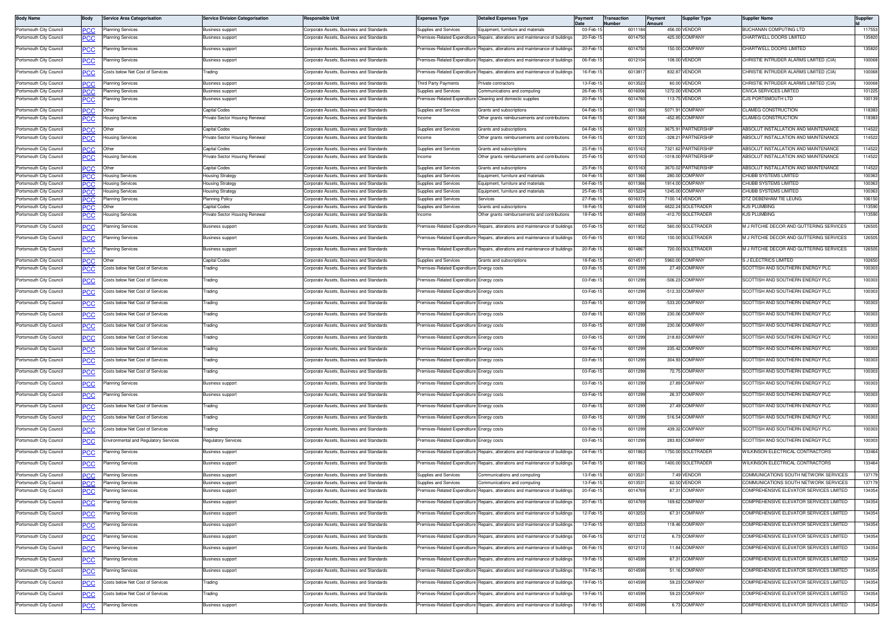| Body Name | Body | Service Area Categorisation | Service Division Categorisation | Responsible Unit | Expenses Type | Detailed Expenses Type | Payment Date | Transaction Number | Payment Amount | Supplier Type | Supplier Name | Supplier Id |
|---|---|---|---|---|---|---|---|---|---|---|---|---|
| Portsmouth City Council | PCC | Planning Services | Business support | Corporate Assets, Business and Standards | Supplies and Services | Equipment, furniture and materials | 03-Feb-15 | 6011184 | 456.00 | VENDOR | BUCHANAN COMPUTING LTD | 117553 |
| Portsmouth City Council | PCC | Planning Services | Business support | Corporate Assets, Business and Standards | Premises-Related Expenditure | Repairs, alterations and maintenance of buildings | 20-Feb-15 | 6014750 | 425.00 | COMPANY | CHARTWELL DOORS LIMITED | 135820 |
| Portsmouth City Council | PCC | Planning Services | Business support | Corporate Assets, Business and Standards | Premises-Related Expenditure | Repairs, alterations and maintenance of buildings | 20-Feb-15 | 6014750 | 150.00 | COMPANY | CHARTWELL DOORS LIMITED | 135820 |
| Portsmouth City Council | PCC | Planning Services | Business support | Corporate Assets, Business and Standards | Premises-Related Expenditure | Repairs, alterations and maintenance of buildings | 06-Feb-15 | 6012104 | 108.00 | VENDOR | CHRISTIE INTRUDER ALARMS LIMITED (CIA) | 100068 |
| Portsmouth City Council | PCC | Costs below Net Cost of Services | Trading | Corporate Assets, Business and Standards | Premises-Related Expenditure | Repairs, alterations and maintenance of buildings | 16-Feb-15 | 6013817 | 832.87 | VENDOR | CHRISTIE INTRUDER ALARMS LIMITED (CIA) | 100068 |
| Portsmouth City Council | PCC | Planning Services | Business support | Corporate Assets, Business and Standards | Third Party Payments | Private contractors | 13-Feb-15 | 6013523 | 60.00 | VENDOR | CHRISTIE INTRUDER ALARMS LIMITED (CIA) | 100068 |
| Portsmouth City Council | PCC | Planning Services | Business support | Corporate Assets, Business and Standards | Supplies and Services | Communications and computing | 26-Feb-15 | 6016006 | 1272.00 | VENDOR | CIVICA SERVICES LIMITED | 101225 |
| Portsmouth City Council | PCC | Planning Services | Business support | Corporate Assets, Business and Standards | Premises-Related Expenditure | Cleaning and domestic supplies | 20-Feb-15 | 6014760 | 113.75 | VENDOR | CJS PORTSMOUTH LTD | 100139 |
| Portsmouth City Council | PCC | Other | Capital Codes | Corporate Assets, Business and Standards | Supplies and Services | Grants and subscriptions | 04-Feb-15 | 6011368 | 5071.91 | COMPANY | CLAMEG CONSTRUCTION | 118383 |
| Portsmouth City Council | PCC | Housing Services | Private Sector Housing Renewal | Corporate Assets, Business and Standards | Income | Other grants reimbursements and contributions | 04-Feb-15 | 6011368 | -452.85 | COMPANY | CLAMEG CONSTRUCTION | 118383 |
| Portsmouth City Council | PCC | Other | Capital Codes | Corporate Assets, Business and Standards | Supplies and Services | Grants and subscriptions | 04-Feb-15 | 6011323 | 3675.91 | PARTNERSHIP | ABSOLUT INSTALLATION AND MAINTENANCE | 114522 |
| Portsmouth City Council | PCC | Housing Services | Private Sector Housing Renewal | Corporate Assets, Business and Standards | Income | Other grants reimbursements and contributions | 04-Feb-15 | 6011323 | -328.21 | PARTNERSHIP | ABSOLUT INSTALLATION AND MAINTENANCE | 114522 |
| Portsmouth City Council | PCC | Other | Capital Codes | Corporate Assets, Business and Standards | Supplies and Services | Grants and subscriptions | 25-Feb-15 | 6015163 | 7321.62 | PARTNERSHIP | ABSOLUT INSTALLATION AND MAINTENANCE | 114522 |
| Portsmouth City Council | PCC | Housing Services | Private Sector Housing Renewal | Corporate Assets, Business and Standards | Income | Other grants reimbursements and contributions | 25-Feb-15 | 6015163 | -1018.00 | PARTNERSHIP | ABSOLUT INSTALLATION AND MAINTENANCE | 114522 |
| Portsmouth City Council | PCC | Other | Capital Codes | Corporate Assets, Business and Standards | Supplies and Services | Grants and subscriptions | 25-Feb-15 | 6015163 | 3670.02 | PARTNERSHIP | ABSOLUT INSTALLATION AND MAINTENANCE | 114522 |
| Portsmouth City Council | PCC | Housing Services | Housing Strategy | Corporate Assets, Business and Standards | Supplies and Services | Equipment, furniture and materials | 04-Feb-15 | 6011366 | 280.00 | COMPANY | CHUBB SYSTEMS LIMITED | 100363 |
| Portsmouth City Council | PCC | Housing Services | Housing Strategy | Corporate Assets, Business and Standards | Supplies and Services | Equipment, furniture and materials | 04-Feb-15 | 6011366 | 1914.00 | COMPANY | CHUBB SYSTEMS LIMITED | 100363 |
| Portsmouth City Council | PCC | Housing Services | Housing Strategy | Corporate Assets, Business and Standards | Supplies and Services | Equipment, furniture and materials | 25-Feb-15 | 6015224 | 1245.00 | COMPANY | CHUBB SYSTEMS LIMITED | 100363 |
| Portsmouth City Council | PCC | Planning Services | Planning Policy | Corporate Assets, Business and Standards | Supplies and Services | Services | 27-Feb-15 | 6016372 | 7100.14 | VENDOR | DTZ DEBENHAM TIE LEUNG | 106150 |
| Portsmouth City Council | PCC | Other | Capital Codes | Corporate Assets, Business and Standards | Supplies and Services | Grants and subscriptions | 18-Feb-15 | 6014459 | 4622.24 | SOLETRADER | KJS PLUMBING | 113590 |
| Portsmouth City Council | PCC | Housing Services | Private Sector Housing Renewal | Corporate Assets, Business and Standards | Income | Other grants reimbursements and contributions | 18-Feb-15 | 6014459 | -412.70 | SOLETRADER | KJS PLUMBING | 113590 |
| Portsmouth City Council | PCC | Planning Services | Business support | Corporate Assets, Business and Standards | Premises-Related Expenditure | Repairs, alterations and maintenance of buildings | 05-Feb-15 | 6011952 | 560.00 | SOLETRADER | M J RITCHIE DECOR AND GUTTERING SERVICES | 126505 |
| Portsmouth City Council | PCC | Planning Services | Business support | Corporate Assets, Business and Standards | Premises-Related Expenditure | Repairs, alterations and maintenance of buildings | 05-Feb-15 | 6011952 | 100.00 | SOLETRADER | M J RITCHIE DECOR AND GUTTERING SERVICES | 126505 |
| Portsmouth City Council | PCC | Planning Services | Business support | Corporate Assets, Business and Standards | Premises-Related Expenditure | Repairs, alterations and maintenance of buildings | 20-Feb-15 | 6014867 | 720.00 | SOLETRADER | M J RITCHIE DECOR AND GUTTERING SERVICES | 126505 |
| Portsmouth City Council | PCC | Other | Capital Codes | Corporate Assets, Business and Standards | Supplies and Services | Grants and subscriptions | 18-Feb-15 | 6014517 | 5960.00 | COMPANY | S J ELECTRICS LIMITED | 102650 |
| Portsmouth City Council | PCC | Costs below Net Cost of Services | Trading | Corporate Assets, Business and Standards | Premises-Related Expenditure | Energy costs | 03-Feb-15 | 6011299 | 27.49 | COMPANY | SCOTTISH AND SOUTHERN ENERGY PLC | 100303 |
| Portsmouth City Council | PCC | Costs below Net Cost of Services | Trading | Corporate Assets, Business and Standards | Premises-Related Expenditure | Energy costs | 03-Feb-15 | 6011299 | -506.23 | COMPANY | SCOTTISH AND SOUTHERN ENERGY PLC | 100303 |
| Portsmouth City Council | PCC | Costs below Net Cost of Services | Trading | Corporate Assets, Business and Standards | Premises-Related Expenditure | Energy costs | 03-Feb-15 | 6011299 | -512.33 | COMPANY | SCOTTISH AND SOUTHERN ENERGY PLC | 100303 |
| Portsmouth City Council | PCC | Costs below Net Cost of Services | Trading | Corporate Assets, Business and Standards | Premises-Related Expenditure | Energy costs | 03-Feb-15 | 6011299 | -533.20 | COMPANY | SCOTTISH AND SOUTHERN ENERGY PLC | 100303 |
| Portsmouth City Council | PCC | Costs below Net Cost of Services | Trading | Corporate Assets, Business and Standards | Premises-Related Expenditure | Energy costs | 03-Feb-15 | 6011299 | 230.06 | COMPANY | SCOTTISH AND SOUTHERN ENERGY PLC | 100303 |
| Portsmouth City Council | PCC | Costs below Net Cost of Services | Trading | Corporate Assets, Business and Standards | Premises-Related Expenditure | Energy costs | 03-Feb-15 | 6011299 | 230.06 | COMPANY | SCOTTISH AND SOUTHERN ENERGY PLC | 100303 |
| Portsmouth City Council | PCC | Costs below Net Cost of Services | Trading | Corporate Assets, Business and Standards | Premises-Related Expenditure | Energy costs | 03-Feb-15 | 6011299 | 218.83 | COMPANY | SCOTTISH AND SOUTHERN ENERGY PLC | 100303 |
| Portsmouth City Council | PCC | Costs below Net Cost of Services | Trading | Corporate Assets, Business and Standards | Premises-Related Expenditure | Energy costs | 03-Feb-15 | 6011299 | 235.42 | COMPANY | SCOTTISH AND SOUTHERN ENERGY PLC | 100303 |
| Portsmouth City Council | PCC | Costs below Net Cost of Services | Trading | Corporate Assets, Business and Standards | Premises-Related Expenditure | Energy costs | 03-Feb-15 | 6011299 | 304.93 | COMPANY | SCOTTISH AND SOUTHERN ENERGY PLC | 100303 |
| Portsmouth City Council | PCC | Costs below Net Cost of Services | Trading | Corporate Assets, Business and Standards | Premises-Related Expenditure | Energy costs | 03-Feb-15 | 6011299 | 72.75 | COMPANY | SCOTTISH AND SOUTHERN ENERGY PLC | 100303 |
| Portsmouth City Council | PCC | Planning Services | Business support | Corporate Assets, Business and Standards | Premises-Related Expenditure | Energy costs | 03-Feb-15 | 6011299 | 27.89 | COMPANY | SCOTTISH AND SOUTHERN ENERGY PLC | 100303 |
| Portsmouth City Council | PCC | Planning Services | Business support | Corporate Assets, Business and Standards | Premises-Related Expenditure | Energy costs | 03-Feb-15 | 6011299 | 26.37 | COMPANY | SCOTTISH AND SOUTHERN ENERGY PLC | 100303 |
| Portsmouth City Council | PCC | Costs below Net Cost of Services | Trading | Corporate Assets, Business and Standards | Premises-Related Expenditure | Energy costs | 03-Feb-15 | 6011299 | 27.49 | COMPANY | SCOTTISH AND SOUTHERN ENERGY PLC | 100303 |
| Portsmouth City Council | PCC | Costs below Net Cost of Services | Trading | Corporate Assets, Business and Standards | Premises-Related Expenditure | Energy costs | 03-Feb-15 | 6011299 | 516.54 | COMPANY | SCOTTISH AND SOUTHERN ENERGY PLC | 100303 |
| Portsmouth City Council | PCC | Costs below Net Cost of Services | Trading | Corporate Assets, Business and Standards | Premises-Related Expenditure | Energy costs | 03-Feb-15 | 6011299 | 439.32 | COMPANY | SCOTTISH AND SOUTHERN ENERGY PLC | 100303 |
| Portsmouth City Council | PCC | Environmental and Regulatory Services | Regulatory Services | Corporate Assets, Business and Standards | Premises-Related Expenditure | Energy costs | 03-Feb-15 | 6011299 | 283.83 | COMPANY | SCOTTISH AND SOUTHERN ENERGY PLC | 100303 |
| Portsmouth City Council | PCC | Planning Services | Business support | Corporate Assets, Business and Standards | Premises-Related Expenditure | Repairs, alterations and maintenance of buildings | 04-Feb-15 | 6011863 | 1750.00 | SOLETRADER | WILKINSON ELECTRICAL CONTRACTORS | 133464 |
| Portsmouth City Council | PCC | Planning Services | Business support | Corporate Assets, Business and Standards | Premises-Related Expenditure | Repairs, alterations and maintenance of buildings | 04-Feb-15 | 6011863 | 1400.00 | SOLETRADER | WILKINSON ELECTRICAL CONTRACTORS | 133464 |
| Portsmouth City Council | PCC | Planning Services | Business support | Corporate Assets, Business and Standards | Supplies and Services | Communications and computing | 13-Feb-15 | 6013531 | 7.49 | VENDOR | COMMUNICATIONS SOUTH NETWORK SERVICES | 137179 |
| Portsmouth City Council | PCC | Planning Services | Business support | Corporate Assets, Business and Standards | Supplies and Services | Communications and computing | 13-Feb-15 | 6013531 | 62.50 | VENDOR | COMMUNICATIONS SOUTH NETWORK SERVICES | 137179 |
| Portsmouth City Council | PCC | Planning Services | Business support | Corporate Assets, Business and Standards | Premises-Related Expenditure | Repairs, alterations and maintenance of buildings | 20-Feb-15 | 6014769 | 67.31 | COMPANY | COMPREHENSIVE ELEVATOR SERVICES LIMITED | 134354 |
| Portsmouth City Council | PCC | Planning Services | Business support | Corporate Assets, Business and Standards | Premises-Related Expenditure | Repairs, alterations and maintenance of buildings | 20-Feb-15 | 6014769 | 169.62 | COMPANY | COMPREHENSIVE ELEVATOR SERVICES LIMITED | 134354 |
| Portsmouth City Council | PCC | Planning Services | Business support | Corporate Assets, Business and Standards | Premises-Related Expenditure | Repairs, alterations and maintenance of buildings | 12-Feb-15 | 6013253 | 67.31 | COMPANY | COMPREHENSIVE ELEVATOR SERVICES LIMITED | 134354 |
| Portsmouth City Council | PCC | Planning Services | Business support | Corporate Assets, Business and Standards | Premises-Related Expenditure | Repairs, alterations and maintenance of buildings | 12-Feb-15 | 6013253 | 118.46 | COMPANY | COMPREHENSIVE ELEVATOR SERVICES LIMITED | 134354 |
| Portsmouth City Council | PCC | Planning Services | Business support | Corporate Assets, Business and Standards | Premises-Related Expenditure | Repairs, alterations and maintenance of buildings | 06-Feb-15 | 6012112 | 6.73 | COMPANY | COMPREHENSIVE ELEVATOR SERVICES LIMITED | 134354 |
| Portsmouth City Council | PCC | Planning Services | Business support | Corporate Assets, Business and Standards | Premises-Related Expenditure | Repairs, alterations and maintenance of buildings | 06-Feb-15 | 6012112 | 11.84 | COMPANY | COMPREHENSIVE ELEVATOR SERVICES LIMITED | 134354 |
| Portsmouth City Council | PCC | Planning Services | Business support | Corporate Assets, Business and Standards | Premises-Related Expenditure | Repairs, alterations and maintenance of buildings | 19-Feb-15 | 6014599 | 67.31 | COMPANY | COMPREHENSIVE ELEVATOR SERVICES LIMITED | 134354 |
| Portsmouth City Council | PCC | Planning Services | Business support | Corporate Assets, Business and Standards | Premises-Related Expenditure | Repairs, alterations and maintenance of buildings | 19-Feb-15 | 6014599 | 51.16 | COMPANY | COMPREHENSIVE ELEVATOR SERVICES LIMITED | 134354 |
| Portsmouth City Council | PCC | Costs below Net Cost of Services | Trading | Corporate Assets, Business and Standards | Premises-Related Expenditure | Repairs, alterations and maintenance of buildings | 19-Feb-15 | 6014599 | 59.23 | COMPANY | COMPREHENSIVE ELEVATOR SERVICES LIMITED | 134354 |
| Portsmouth City Council | PCC | Costs below Net Cost of Services | Trading | Corporate Assets, Business and Standards | Premises-Related Expenditure | Repairs, alterations and maintenance of buildings | 19-Feb-15 | 6014599 | 59.23 | COMPANY | COMPREHENSIVE ELEVATOR SERVICES LIMITED | 134354 |
| Portsmouth City Council | PCC | Planning Services | Business support | Corporate Assets, Business and Standards | Premises-Related Expenditure | Repairs, alterations and maintenance of buildings | 19-Feb-15 | 6014599 | 6.73 | COMPANY | COMPREHENSIVE ELEVATOR SERVICES LIMITED | 134354 |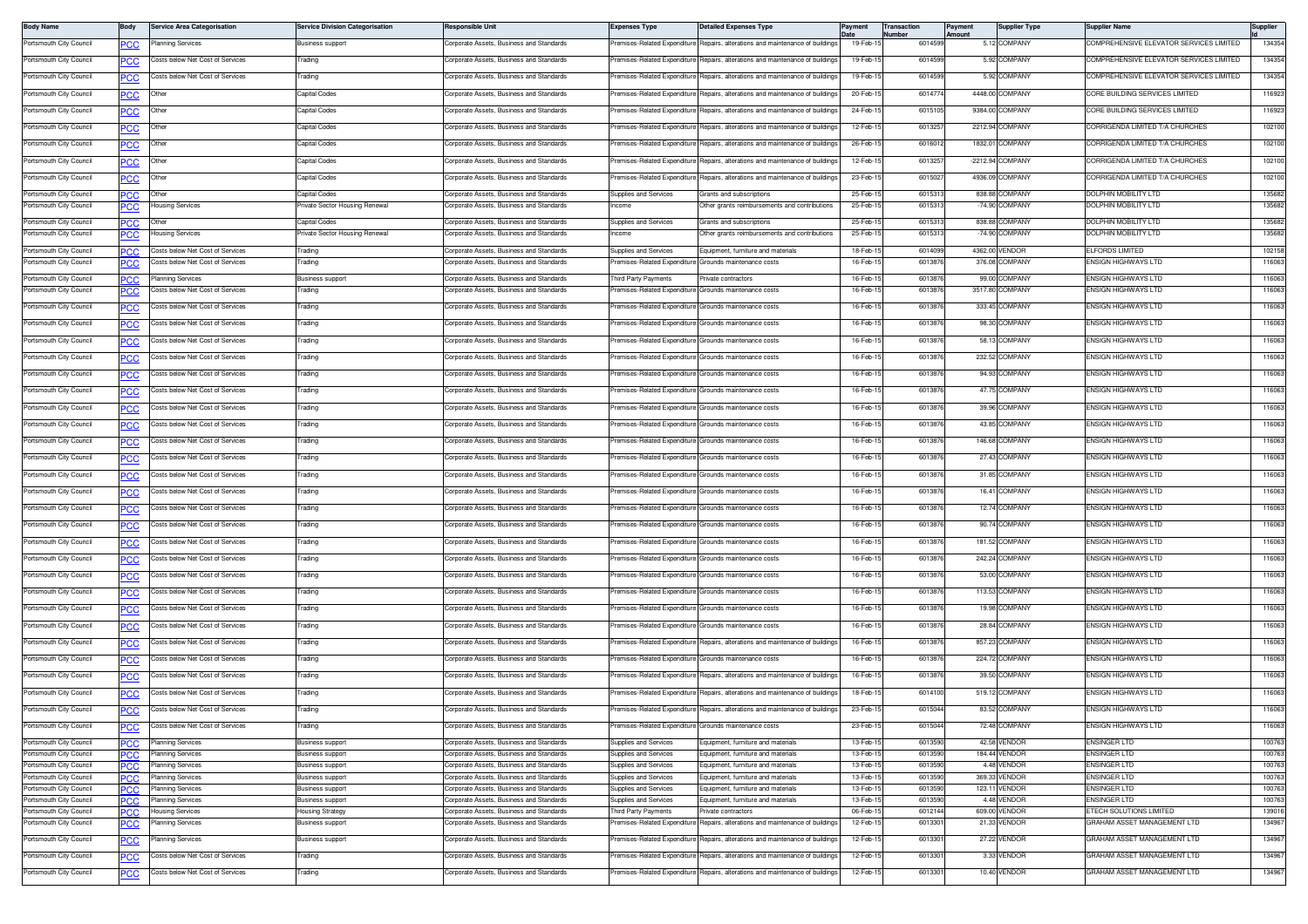| Body Name | Body | Service Area Categorisation | Service Division Categorisation | Responsible Unit | Expenses Type | Detailed Expenses Type | Payment Date | Transaction Number | Payment Amount | Supplier Type | Supplier Name | Supplier Id |
|---|---|---|---|---|---|---|---|---|---|---|---|---|
| Portsmouth City Council | PCC | Planning Services | Business support | Corporate Assets, Business and Standards | Premises-Related Expenditure | Repairs, alterations and maintenance of buildings | 19-Feb-15 | 6014599 | 5.12 | COMPANY | COMPREHENSIVE ELEVATOR SERVICES LIMITED | 134354 |
| Portsmouth City Council | PCC | Costs below Net Cost of Services | Trading | Corporate Assets, Business and Standards | Premises-Related Expenditure | Repairs, alterations and maintenance of buildings | 19-Feb-15 | 6014599 | 5.92 | COMPANY | COMPREHENSIVE ELEVATOR SERVICES LIMITED | 134354 |
| Portsmouth City Council | PCC | Costs below Net Cost of Services | Trading | Corporate Assets, Business and Standards | Premises-Related Expenditure | Repairs, alterations and maintenance of buildings | 19-Feb-15 | 6014599 | 5.92 | COMPANY | COMPREHENSIVE ELEVATOR SERVICES LIMITED | 134354 |
| Portsmouth City Council | PCC | Other | Capital Codes | Corporate Assets, Business and Standards | Premises-Related Expenditure | Repairs, alterations and maintenance of buildings | 20-Feb-15 | 6014774 | 4448.00 | COMPANY | CORE BUILDING SERVICES LIMITED | 116923 |
| Portsmouth City Council | PCC | Other | Capital Codes | Corporate Assets, Business and Standards | Premises-Related Expenditure | Repairs, alterations and maintenance of buildings | 24-Feb-15 | 6015105 | 9384.00 | COMPANY | CORE BUILDING SERVICES LIMITED | 116923 |
| Portsmouth City Council | PCC | Other | Capital Codes | Corporate Assets, Business and Standards | Premises-Related Expenditure | Repairs, alterations and maintenance of buildings | 12-Feb-15 | 6013257 | 2212.94 | COMPANY | CORRIGENDA LIMITED T/A CHURCHES | 102100 |
| Portsmouth City Council | PCC | Other | Capital Codes | Corporate Assets, Business and Standards | Premises-Related Expenditure | Repairs, alterations and maintenance of buildings | 26-Feb-15 | 6016012 | 1832.01 | COMPANY | CORRIGENDA LIMITED T/A CHURCHES | 102100 |
| Portsmouth City Council | PCC | Other | Capital Codes | Corporate Assets, Business and Standards | Premises-Related Expenditure | Repairs, alterations and maintenance of buildings | 12-Feb-15 | 6013257 | -2212.94 | COMPANY | CORRIGENDA LIMITED T/A CHURCHES | 102100 |
| Portsmouth City Council | PCC | Other | Capital Codes | Corporate Assets, Business and Standards | Premises-Related Expenditure | Repairs, alterations and maintenance of buildings | 23-Feb-15 | 6015027 | 4936.09 | COMPANY | CORRIGENDA LIMITED T/A CHURCHES | 102100 |
| Portsmouth City Council | PCC | Other | Capital Codes | Corporate Assets, Business and Standards | Supplies and Services | Grants and subscriptions | 25-Feb-15 | 6015313 | 838.88 | COMPANY | DOLPHIN MOBILITY LTD | 135682 |
| Portsmouth City Council | PCC | Housing Services | Private Sector Housing Renewal | Corporate Assets, Business and Standards | Income | Other grants reimbursements and contributions | 25-Feb-15 | 6015313 | -74.90 | COMPANY | DOLPHIN MOBILITY LTD | 135682 |
| Portsmouth City Council | PCC | Other | Capital Codes | Corporate Assets, Business and Standards | Supplies and Services | Grants and subscriptions | 25-Feb-15 | 6015313 | 838.88 | COMPANY | DOLPHIN MOBILITY LTD | 135682 |
| Portsmouth City Council | PCC | Housing Services | Private Sector Housing Renewal | Corporate Assets, Business and Standards | Income | Other grants reimbursements and contributions | 25-Feb-15 | 6015313 | -74.90 | COMPANY | DOLPHIN MOBILITY LTD | 135682 |
| Portsmouth City Council | PCC | Costs below Net Cost of Services | Trading | Corporate Assets, Business and Standards | Supplies and Services | Equipment, furniture and materials | 18-Feb-15 | 6014099 | 4362.00 | VENDOR | ELFORDS LIMITED | 102158 |
| Portsmouth City Council | PCC | Costs below Net Cost of Services | Trading | Corporate Assets, Business and Standards | Premises-Related Expenditure | Grounds maintenance costs | 16-Feb-15 | 6013876 | 376.08 | COMPANY | ENSIGN HIGHWAYS LTD | 116063 |
| Portsmouth City Council | PCC | Planning Services | Business support | Corporate Assets, Business and Standards | Third Party Payments | Private contractors | 16-Feb-15 | 6013876 | 99.00 | COMPANY | ENSIGN HIGHWAYS LTD | 116063 |
| Portsmouth City Council | PCC | Costs below Net Cost of Services | Trading | Corporate Assets, Business and Standards | Premises-Related Expenditure | Grounds maintenance costs | 16-Feb-15 | 6013876 | 3517.80 | COMPANY | ENSIGN HIGHWAYS LTD | 116063 |
| Portsmouth City Council | PCC | Costs below Net Cost of Services | Trading | Corporate Assets, Business and Standards | Premises-Related Expenditure | Grounds maintenance costs | 16-Feb-15 | 6013876 | 333.45 | COMPANY | ENSIGN HIGHWAYS LTD | 116063 |
| Portsmouth City Council | PCC | Costs below Net Cost of Services | Trading | Corporate Assets, Business and Standards | Premises-Related Expenditure | Grounds maintenance costs | 16-Feb-15 | 6013876 | 98.30 | COMPANY | ENSIGN HIGHWAYS LTD | 116063 |
| Portsmouth City Council | PCC | Costs below Net Cost of Services | Trading | Corporate Assets, Business and Standards | Premises-Related Expenditure | Grounds maintenance costs | 16-Feb-15 | 6013876 | 58.13 | COMPANY | ENSIGN HIGHWAYS LTD | 116063 |
| Portsmouth City Council | PCC | Costs below Net Cost of Services | Trading | Corporate Assets, Business and Standards | Premises-Related Expenditure | Grounds maintenance costs | 16-Feb-15 | 6013876 | 232.52 | COMPANY | ENSIGN HIGHWAYS LTD | 116063 |
| Portsmouth City Council | PCC | Costs below Net Cost of Services | Trading | Corporate Assets, Business and Standards | Premises-Related Expenditure | Grounds maintenance costs | 16-Feb-15 | 6013876 | 94.93 | COMPANY | ENSIGN HIGHWAYS LTD | 116063 |
| Portsmouth City Council | PCC | Costs below Net Cost of Services | Trading | Corporate Assets, Business and Standards | Premises-Related Expenditure | Grounds maintenance costs | 16-Feb-15 | 6013876 | 47.75 | COMPANY | ENSIGN HIGHWAYS LTD | 116063 |
| Portsmouth City Council | PCC | Costs below Net Cost of Services | Trading | Corporate Assets, Business and Standards | Premises-Related Expenditure | Grounds maintenance costs | 16-Feb-15 | 6013876 | 39.96 | COMPANY | ENSIGN HIGHWAYS LTD | 116063 |
| Portsmouth City Council | PCC | Costs below Net Cost of Services | Trading | Corporate Assets, Business and Standards | Premises-Related Expenditure | Grounds maintenance costs | 16-Feb-15 | 6013876 | 43.85 | COMPANY | ENSIGN HIGHWAYS LTD | 116063 |
| Portsmouth City Council | PCC | Costs below Net Cost of Services | Trading | Corporate Assets, Business and Standards | Premises-Related Expenditure | Grounds maintenance costs | 16-Feb-15 | 6013876 | 146.68 | COMPANY | ENSIGN HIGHWAYS LTD | 116063 |
| Portsmouth City Council | PCC | Costs below Net Cost of Services | Trading | Corporate Assets, Business and Standards | Premises-Related Expenditure | Grounds maintenance costs | 16-Feb-15 | 6013876 | 27.43 | COMPANY | ENSIGN HIGHWAYS LTD | 116063 |
| Portsmouth City Council | PCC | Costs below Net Cost of Services | Trading | Corporate Assets, Business and Standards | Premises-Related Expenditure | Grounds maintenance costs | 16-Feb-15 | 6013876 | 31.85 | COMPANY | ENSIGN HIGHWAYS LTD | 116063 |
| Portsmouth City Council | PCC | Costs below Net Cost of Services | Trading | Corporate Assets, Business and Standards | Premises-Related Expenditure | Grounds maintenance costs | 16-Feb-15 | 6013876 | 16.41 | COMPANY | ENSIGN HIGHWAYS LTD | 116063 |
| Portsmouth City Council | PCC | Costs below Net Cost of Services | Trading | Corporate Assets, Business and Standards | Premises-Related Expenditure | Grounds maintenance costs | 16-Feb-15 | 6013876 | 12.74 | COMPANY | ENSIGN HIGHWAYS LTD | 116063 |
| Portsmouth City Council | PCC | Costs below Net Cost of Services | Trading | Corporate Assets, Business and Standards | Premises-Related Expenditure | Grounds maintenance costs | 16-Feb-15 | 6013876 | 90.74 | COMPANY | ENSIGN HIGHWAYS LTD | 116063 |
| Portsmouth City Council | PCC | Costs below Net Cost of Services | Trading | Corporate Assets, Business and Standards | Premises-Related Expenditure | Grounds maintenance costs | 16-Feb-15 | 6013876 | 181.52 | COMPANY | ENSIGN HIGHWAYS LTD | 116063 |
| Portsmouth City Council | PCC | Costs below Net Cost of Services | Trading | Corporate Assets, Business and Standards | Premises-Related Expenditure | Grounds maintenance costs | 16-Feb-15 | 6013876 | 242.24 | COMPANY | ENSIGN HIGHWAYS LTD | 116063 |
| Portsmouth City Council | PCC | Costs below Net Cost of Services | Trading | Corporate Assets, Business and Standards | Premises-Related Expenditure | Grounds maintenance costs | 16-Feb-15 | 6013876 | 53.00 | COMPANY | ENSIGN HIGHWAYS LTD | 116063 |
| Portsmouth City Council | PCC | Costs below Net Cost of Services | Trading | Corporate Assets, Business and Standards | Premises-Related Expenditure | Grounds maintenance costs | 16-Feb-15 | 6013876 | 113.53 | COMPANY | ENSIGN HIGHWAYS LTD | 116063 |
| Portsmouth City Council | PCC | Costs below Net Cost of Services | Trading | Corporate Assets, Business and Standards | Premises-Related Expenditure | Grounds maintenance costs | 16-Feb-15 | 6013876 | 19.98 | COMPANY | ENSIGN HIGHWAYS LTD | 116063 |
| Portsmouth City Council | PCC | Costs below Net Cost of Services | Trading | Corporate Assets, Business and Standards | Premises-Related Expenditure | Grounds maintenance costs | 16-Feb-15 | 6013876 | 28.84 | COMPANY | ENSIGN HIGHWAYS LTD | 116063 |
| Portsmouth City Council | PCC | Costs below Net Cost of Services | Trading | Corporate Assets, Business and Standards | Premises-Related Expenditure | Repairs, alterations and maintenance of buildings | 16-Feb-15 | 6013876 | 857.23 | COMPANY | ENSIGN HIGHWAYS LTD | 116063 |
| Portsmouth City Council | PCC | Costs below Net Cost of Services | Trading | Corporate Assets, Business and Standards | Premises-Related Expenditure | Grounds maintenance costs | 16-Feb-15 | 6013876 | 224.72 | COMPANY | ENSIGN HIGHWAYS LTD | 116063 |
| Portsmouth City Council | PCC | Costs below Net Cost of Services | Trading | Corporate Assets, Business and Standards | Premises-Related Expenditure | Repairs, alterations and maintenance of buildings | 16-Feb-15 | 6013876 | 39.50 | COMPANY | ENSIGN HIGHWAYS LTD | 116063 |
| Portsmouth City Council | PCC | Costs below Net Cost of Services | Trading | Corporate Assets, Business and Standards | Premises-Related Expenditure | Repairs, alterations and maintenance of buildings | 18-Feb-15 | 6014100 | 519.12 | COMPANY | ENSIGN HIGHWAYS LTD | 116063 |
| Portsmouth City Council | PCC | Costs below Net Cost of Services | Trading | Corporate Assets, Business and Standards | Premises-Related Expenditure | Repairs, alterations and maintenance of buildings | 23-Feb-15 | 6015044 | 83.52 | COMPANY | ENSIGN HIGHWAYS LTD | 116063 |
| Portsmouth City Council | PCC | Costs below Net Cost of Services | Trading | Corporate Assets, Business and Standards | Premises-Related Expenditure | Grounds maintenance costs | 23-Feb-15 | 6015044 | 72.48 | COMPANY | ENSIGN HIGHWAYS LTD | 116063 |
| Portsmouth City Council | PCC | Planning Services | Business support | Corporate Assets, Business and Standards | Supplies and Services | Equipment, furniture and materials | 13-Feb-15 | 6013590 | 42.58 | VENDOR | ENSINGER LTD | 100763 |
| Portsmouth City Council | PCC | Planning Services | Business support | Corporate Assets, Business and Standards | Supplies and Services | Equipment, furniture and materials | 13-Feb-15 | 6013590 | 184.44 | VENDOR | ENSINGER LTD | 100763 |
| Portsmouth City Council | PCC | Planning Services | Business support | Corporate Assets, Business and Standards | Supplies and Services | Equipment, furniture and materials | 13-Feb-15 | 6013590 | 4.48 | VENDOR | ENSINGER LTD | 100763 |
| Portsmouth City Council | PCC | Planning Services | Business support | Corporate Assets, Business and Standards | Supplies and Services | Equipment, furniture and materials | 13-Feb-15 | 6013590 | 369.33 | VENDOR | ENSINGER LTD | 100763 |
| Portsmouth City Council | PCC | Planning Services | Business support | Corporate Assets, Business and Standards | Supplies and Services | Equipment, furniture and materials | 13-Feb-15 | 6013590 | 123.11 | VENDOR | ENSINGER LTD | 100763 |
| Portsmouth City Council | PCC | Planning Services | Business support | Corporate Assets, Business and Standards | Supplies and Services | Equipment, furniture and materials | 13-Feb-15 | 6013590 | 4.48 | VENDOR | ENSINGER LTD | 100763 |
| Portsmouth City Council | PCC | Housing Services | Housing Strategy | Corporate Assets, Business and Standards | Third Party Payments | Private contractors | 06-Feb-15 | 6012144 | 609.00 | VENDOR | ETECH SOLUTIONS LIMITED | 139016 |
| Portsmouth City Council | PCC | Planning Services | Business support | Corporate Assets, Business and Standards | Premises-Related Expenditure | Repairs, alterations and maintenance of buildings | 12-Feb-15 | 6013301 | 21.33 | VENDOR | GRAHAM ASSET MANAGEMENT LTD | 134967 |
| Portsmouth City Council | PCC | Planning Services | Business support | Corporate Assets, Business and Standards | Premises-Related Expenditure | Repairs, alterations and maintenance of buildings | 12-Feb-15 | 6013301 | 27.22 | VENDOR | GRAHAM ASSET MANAGEMENT LTD | 134967 |
| Portsmouth City Council | PCC | Costs below Net Cost of Services | Trading | Corporate Assets, Business and Standards | Premises-Related Expenditure | Repairs, alterations and maintenance of buildings | 12-Feb-15 | 6013301 | 3.33 | VENDOR | GRAHAM ASSET MANAGEMENT LTD | 134967 |
| Portsmouth City Council | PCC | Costs below Net Cost of Services | Trading | Corporate Assets, Business and Standards | Premises-Related Expenditure | Repairs, alterations and maintenance of buildings | 12-Feb-15 | 6013301 | 10.40 | VENDOR | GRAHAM ASSET MANAGEMENT LTD | 134967 |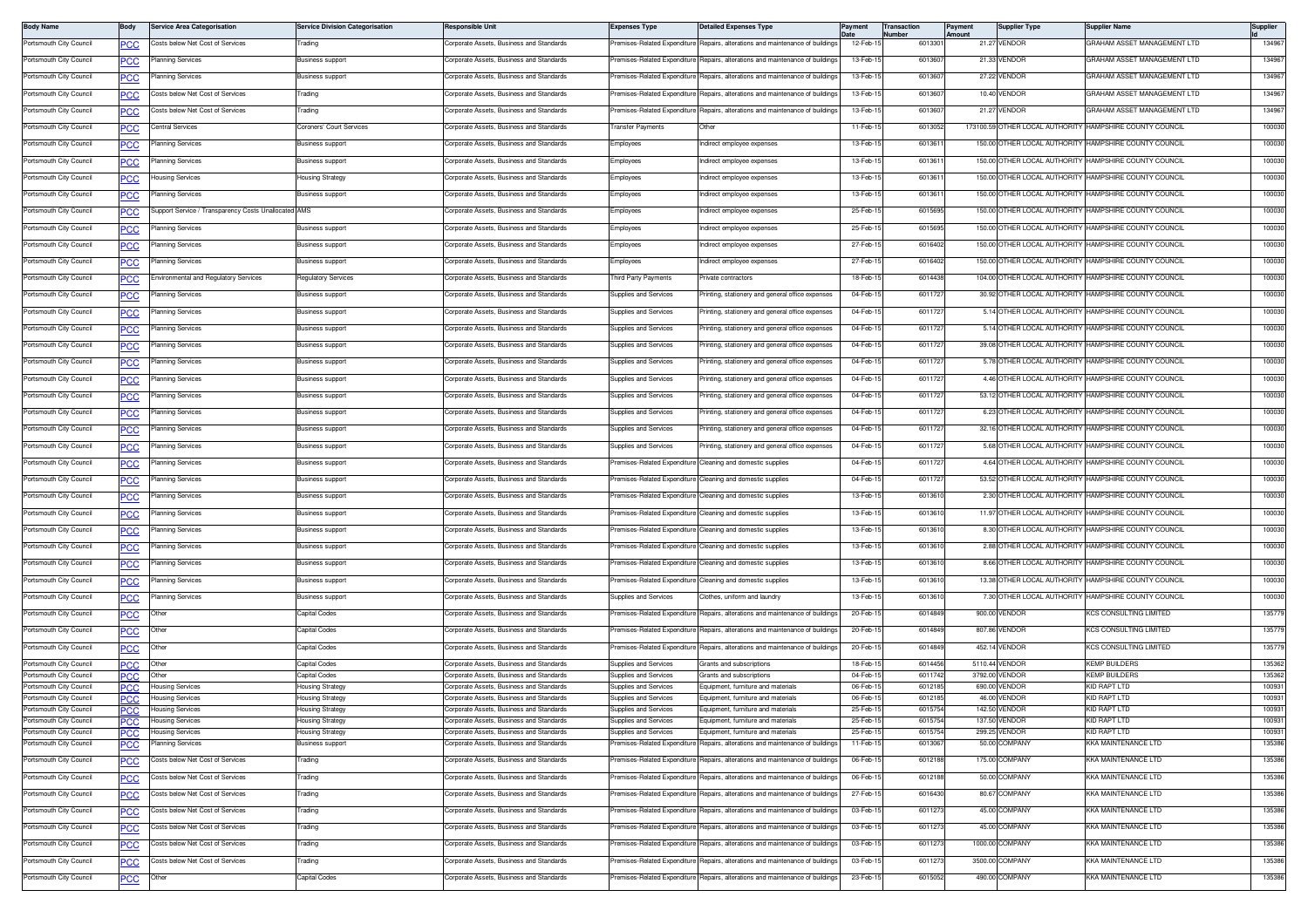| Body Name | Body | Service Area Categorisation | Service Division Categorisation | Responsible Unit | Expenses Type | Detailed Expenses Type | Payment Date | Transaction Number | Payment Amount | Supplier Type | Supplier Name | Supplier Id |
|---|---|---|---|---|---|---|---|---|---|---|---|---|
| Portsmouth City Council | PCC | Costs below Net Cost of Services | Trading | Corporate Assets, Business and Standards | Premises-Related Expenditure | Repairs, alterations and maintenance of buildings | 12-Feb-15 | 6013301 | 21.27 | VENDOR | GRAHAM ASSET MANAGEMENT LTD | 134967 |
| Portsmouth City Council | PCC | Planning Services | Business support | Corporate Assets, Business and Standards | Premises-Related Expenditure | Repairs, alterations and maintenance of buildings | 13-Feb-15 | 6013607 | 21.33 | VENDOR | GRAHAM ASSET MANAGEMENT LTD | 134967 |
| Portsmouth City Council | PCC | Planning Services | Business support | Corporate Assets, Business and Standards | Premises-Related Expenditure | Repairs, alterations and maintenance of buildings | 13-Feb-15 | 6013607 | 27.22 | VENDOR | GRAHAM ASSET MANAGEMENT LTD | 134967 |
| Portsmouth City Council | PCC | Costs below Net Cost of Services | Trading | Corporate Assets, Business and Standards | Premises-Related Expenditure | Repairs, alterations and maintenance of buildings | 13-Feb-15 | 6013607 | 10.40 | VENDOR | GRAHAM ASSET MANAGEMENT LTD | 134967 |
| Portsmouth City Council | PCC | Costs below Net Cost of Services | Trading | Corporate Assets, Business and Standards | Premises-Related Expenditure | Repairs, alterations and maintenance of buildings | 13-Feb-15 | 6013607 | 21.27 | VENDOR | GRAHAM ASSET MANAGEMENT LTD | 134967 |
| Portsmouth City Council | PCC | Central Services | Coroners' Court Services | Corporate Assets, Business and Standards | Transfer Payments | Other | 11-Feb-15 | 6013052 | 173100.59 | OTHER LOCAL AUTHORITY | HAMPSHIRE COUNTY COUNCIL | 100030 |
| Portsmouth City Council | PCC | Planning Services | Business support | Corporate Assets, Business and Standards | Employees | Indirect employee expenses | 13-Feb-15 | 6013611 | 150.00 | OTHER LOCAL AUTHORITY | HAMPSHIRE COUNTY COUNCIL | 100030 |
| Portsmouth City Council | PCC | Planning Services | Business support | Corporate Assets, Business and Standards | Employees | Indirect employee expenses | 13-Feb-15 | 6013611 | 150.00 | OTHER LOCAL AUTHORITY | HAMPSHIRE COUNTY COUNCIL | 100030 |
| Portsmouth City Council | PCC | Housing Services | Housing Strategy | Corporate Assets, Business and Standards | Employees | Indirect employee expenses | 13-Feb-15 | 6013611 | 150.00 | OTHER LOCAL AUTHORITY | HAMPSHIRE COUNTY COUNCIL | 100030 |
| Portsmouth City Council | PCC | Planning Services | Business support | Corporate Assets, Business and Standards | Employees | Indirect employee expenses | 13-Feb-15 | 6013611 | 150.00 | OTHER LOCAL AUTHORITY | HAMPSHIRE COUNTY COUNCIL | 100030 |
| Portsmouth City Council | PCC | Support Service / Transparency Costs Unallocated | AMS | Corporate Assets, Business and Standards | Employees | Indirect employee expenses | 25-Feb-15 | 6015695 | 150.00 | OTHER LOCAL AUTHORITY | HAMPSHIRE COUNTY COUNCIL | 100030 |
| Portsmouth City Council | PCC | Planning Services | Business support | Corporate Assets, Business and Standards | Employees | Indirect employee expenses | 25-Feb-15 | 6015695 | 150.00 | OTHER LOCAL AUTHORITY | HAMPSHIRE COUNTY COUNCIL | 100030 |
| Portsmouth City Council | PCC | Planning Services | Business support | Corporate Assets, Business and Standards | Employees | Indirect employee expenses | 27-Feb-15 | 6016402 | 150.00 | OTHER LOCAL AUTHORITY | HAMPSHIRE COUNTY COUNCIL | 100030 |
| Portsmouth City Council | PCC | Planning Services | Business support | Corporate Assets, Business and Standards | Employees | Indirect employee expenses | 27-Feb-15 | 6016402 | 150.00 | OTHER LOCAL AUTHORITY | HAMPSHIRE COUNTY COUNCIL | 100030 |
| Portsmouth City Council | PCC | Environmental and Regulatory Services | Regulatory Services | Corporate Assets, Business and Standards | Third Party Payments | Private contractors | 18-Feb-15 | 6014438 | 104.00 | OTHER LOCAL AUTHORITY | HAMPSHIRE COUNTY COUNCIL | 100030 |
| Portsmouth City Council | PCC | Planning Services | Business support | Corporate Assets, Business and Standards | Supplies and Services | Printing, stationery and general office expenses | 04-Feb-15 | 6011727 | 30.92 | OTHER LOCAL AUTHORITY | HAMPSHIRE COUNTY COUNCIL | 100030 |
| Portsmouth City Council | PCC | Planning Services | Business support | Corporate Assets, Business and Standards | Supplies and Services | Printing, stationery and general office expenses | 04-Feb-15 | 6011727 | 5.14 | OTHER LOCAL AUTHORITY | HAMPSHIRE COUNTY COUNCIL | 100030 |
| Portsmouth City Council | PCC | Planning Services | Business support | Corporate Assets, Business and Standards | Supplies and Services | Printing, stationery and general office expenses | 04-Feb-15 | 6011727 | 5.14 | OTHER LOCAL AUTHORITY | HAMPSHIRE COUNTY COUNCIL | 100030 |
| Portsmouth City Council | PCC | Planning Services | Business support | Corporate Assets, Business and Standards | Supplies and Services | Printing, stationery and general office expenses | 04-Feb-15 | 6011727 | 39.08 | OTHER LOCAL AUTHORITY | HAMPSHIRE COUNTY COUNCIL | 100030 |
| Portsmouth City Council | PCC | Planning Services | Business support | Corporate Assets, Business and Standards | Supplies and Services | Printing, stationery and general office expenses | 04-Feb-15 | 6011727 | 5.78 | OTHER LOCAL AUTHORITY | HAMPSHIRE COUNTY COUNCIL | 100030 |
| Portsmouth City Council | PCC | Planning Services | Business support | Corporate Assets, Business and Standards | Supplies and Services | Printing, stationery and general office expenses | 04-Feb-15 | 6011727 | 4.46 | OTHER LOCAL AUTHORITY | HAMPSHIRE COUNTY COUNCIL | 100030 |
| Portsmouth City Council | PCC | Planning Services | Business support | Corporate Assets, Business and Standards | Supplies and Services | Printing, stationery and general office expenses | 04-Feb-15 | 6011727 | 53.12 | OTHER LOCAL AUTHORITY | HAMPSHIRE COUNTY COUNCIL | 100030 |
| Portsmouth City Council | PCC | Planning Services | Business support | Corporate Assets, Business and Standards | Supplies and Services | Printing, stationery and general office expenses | 04-Feb-15 | 6011727 | 6.23 | OTHER LOCAL AUTHORITY | HAMPSHIRE COUNTY COUNCIL | 100030 |
| Portsmouth City Council | PCC | Planning Services | Business support | Corporate Assets, Business and Standards | Supplies and Services | Printing, stationery and general office expenses | 04-Feb-15 | 6011727 | 32.16 | OTHER LOCAL AUTHORITY | HAMPSHIRE COUNTY COUNCIL | 100030 |
| Portsmouth City Council | PCC | Planning Services | Business support | Corporate Assets, Business and Standards | Supplies and Services | Printing, stationery and general office expenses | 04-Feb-15 | 6011727 | 5.68 | OTHER LOCAL AUTHORITY | HAMPSHIRE COUNTY COUNCIL | 100030 |
| Portsmouth City Council | PCC | Planning Services | Business support | Corporate Assets, Business and Standards | Premises-Related Expenditure | Cleaning and domestic supplies | 04-Feb-15 | 6011727 | 4.64 | OTHER LOCAL AUTHORITY | HAMPSHIRE COUNTY COUNCIL | 100030 |
| Portsmouth City Council | PCC | Planning Services | Business support | Corporate Assets, Business and Standards | Premises-Related Expenditure | Cleaning and domestic supplies | 04-Feb-15 | 6011727 | 53.52 | OTHER LOCAL AUTHORITY | HAMPSHIRE COUNTY COUNCIL | 100030 |
| Portsmouth City Council | PCC | Planning Services | Business support | Corporate Assets, Business and Standards | Premises-Related Expenditure | Cleaning and domestic supplies | 13-Feb-15 | 6013610 | 2.30 | OTHER LOCAL AUTHORITY | HAMPSHIRE COUNTY COUNCIL | 100030 |
| Portsmouth City Council | PCC | Planning Services | Business support | Corporate Assets, Business and Standards | Premises-Related Expenditure | Cleaning and domestic supplies | 13-Feb-15 | 6013610 | 11.97 | OTHER LOCAL AUTHORITY | HAMPSHIRE COUNTY COUNCIL | 100030 |
| Portsmouth City Council | PCC | Planning Services | Business support | Corporate Assets, Business and Standards | Premises-Related Expenditure | Cleaning and domestic supplies | 13-Feb-15 | 6013610 | 8.30 | OTHER LOCAL AUTHORITY | HAMPSHIRE COUNTY COUNCIL | 100030 |
| Portsmouth City Council | PCC | Planning Services | Business support | Corporate Assets, Business and Standards | Premises-Related Expenditure | Cleaning and domestic supplies | 13-Feb-15 | 6013610 | 2.88 | OTHER LOCAL AUTHORITY | HAMPSHIRE COUNTY COUNCIL | 100030 |
| Portsmouth City Council | PCC | Planning Services | Business support | Corporate Assets, Business and Standards | Premises-Related Expenditure | Cleaning and domestic supplies | 13-Feb-15 | 6013610 | 8.66 | OTHER LOCAL AUTHORITY | HAMPSHIRE COUNTY COUNCIL | 100030 |
| Portsmouth City Council | PCC | Planning Services | Business support | Corporate Assets, Business and Standards | Premises-Related Expenditure | Cleaning and domestic supplies | 13-Feb-15 | 6013610 | 13.38 | OTHER LOCAL AUTHORITY | HAMPSHIRE COUNTY COUNCIL | 100030 |
| Portsmouth City Council | PCC | Planning Services | Business support | Corporate Assets, Business and Standards | Supplies and Services | Clothes, uniform and laundry | 13-Feb-15 | 6013610 | 7.30 | OTHER LOCAL AUTHORITY | HAMPSHIRE COUNTY COUNCIL | 100030 |
| Portsmouth City Council | PCC | Other | Capital Codes | Corporate Assets, Business and Standards | Premises-Related Expenditure | Repairs, alterations and maintenance of buildings | 20-Feb-15 | 6014849 | 900.00 | VENDOR | KCS CONSULTING LIMITED | 135779 |
| Portsmouth City Council | PCC | Other | Capital Codes | Corporate Assets, Business and Standards | Premises-Related Expenditure | Repairs, alterations and maintenance of buildings | 20-Feb-15 | 6014849 | 807.86 | VENDOR | KCS CONSULTING LIMITED | 135779 |
| Portsmouth City Council | PCC | Other | Capital Codes | Corporate Assets, Business and Standards | Premises-Related Expenditure | Repairs, alterations and maintenance of buildings | 20-Feb-15 | 6014849 | 452.14 | VENDOR | KCS CONSULTING LIMITED | 135779 |
| Portsmouth City Council | PCC | Other | Capital Codes | Corporate Assets, Business and Standards | Supplies and Services | Grants and subscriptions | 18-Feb-15 | 6014456 | 5110.44 | VENDOR | KEMP BUILDERS | 135362 |
| Portsmouth City Council | PCC | Other | Capital Codes | Corporate Assets, Business and Standards | Supplies and Services | Grants and subscriptions | 04-Feb-15 | 6011742 | 3792.00 | VENDOR | KEMP BUILDERS | 135362 |
| Portsmouth City Council | PCC | Housing Services | Housing Strategy | Corporate Assets, Business and Standards | Supplies and Services | Equipment, furniture and materials | 06-Feb-15 | 6012185 | 690.00 | VENDOR | KID RAPT LTD | 100931 |
| Portsmouth City Council | PCC | Housing Services | Housing Strategy | Corporate Assets, Business and Standards | Supplies and Services | Equipment, furniture and materials | 06-Feb-15 | 6012185 | 46.00 | VENDOR | KID RAPT LTD | 100931 |
| Portsmouth City Council | PCC | Housing Services | Housing Strategy | Corporate Assets, Business and Standards | Supplies and Services | Equipment, furniture and materials | 25-Feb-15 | 6015754 | 142.50 | VENDOR | KID RAPT LTD | 100931 |
| Portsmouth City Council | PCC | Housing Services | Housing Strategy | Corporate Assets, Business and Standards | Supplies and Services | Equipment, furniture and materials | 25-Feb-15 | 6015754 | 137.50 | VENDOR | KID RAPT LTD | 100931 |
| Portsmouth City Council | PCC | Housing Services | Housing Strategy | Corporate Assets, Business and Standards | Supplies and Services | Equipment, furniture and materials | 25-Feb-15 | 6015754 | 299.25 | VENDOR | KID RAPT LTD | 100931 |
| Portsmouth City Council | PCC | Planning Services | Business support | Corporate Assets, Business and Standards | Premises-Related Expenditure | Repairs, alterations and maintenance of buildings | 11-Feb-15 | 6013067 | 50.00 | COMPANY | KKA MAINTENANCE LTD | 135386 |
| Portsmouth City Council | PCC | Costs below Net Cost of Services | Trading | Corporate Assets, Business and Standards | Premises-Related Expenditure | Repairs, alterations and maintenance of buildings | 06-Feb-15 | 6012188 | 175.00 | COMPANY | KKA MAINTENANCE LTD | 135386 |
| Portsmouth City Council | PCC | Costs below Net Cost of Services | Trading | Corporate Assets, Business and Standards | Premises-Related Expenditure | Repairs, alterations and maintenance of buildings | 06-Feb-15 | 6012188 | 50.00 | COMPANY | KKA MAINTENANCE LTD | 135386 |
| Portsmouth City Council | PCC | Costs below Net Cost of Services | Trading | Corporate Assets, Business and Standards | Premises-Related Expenditure | Repairs, alterations and maintenance of buildings | 27-Feb-15 | 6016430 | 80.67 | COMPANY | KKA MAINTENANCE LTD | 135386 |
| Portsmouth City Council | PCC | Costs below Net Cost of Services | Trading | Corporate Assets, Business and Standards | Premises-Related Expenditure | Repairs, alterations and maintenance of buildings | 03-Feb-15 | 6011273 | 45.00 | COMPANY | KKA MAINTENANCE LTD | 135386 |
| Portsmouth City Council | PCC | Costs below Net Cost of Services | Trading | Corporate Assets, Business and Standards | Premises-Related Expenditure | Repairs, alterations and maintenance of buildings | 03-Feb-15 | 6011273 | 45.00 | COMPANY | KKA MAINTENANCE LTD | 135386 |
| Portsmouth City Council | PCC | Costs below Net Cost of Services | Trading | Corporate Assets, Business and Standards | Premises-Related Expenditure | Repairs, alterations and maintenance of buildings | 03-Feb-15 | 6011273 | 1000.00 | COMPANY | KKA MAINTENANCE LTD | 135386 |
| Portsmouth City Council | PCC | Costs below Net Cost of Services | Trading | Corporate Assets, Business and Standards | Premises-Related Expenditure | Repairs, alterations and maintenance of buildings | 03-Feb-15 | 6011273 | 3500.00 | COMPANY | KKA MAINTENANCE LTD | 135386 |
| Portsmouth City Council | PCC | Other | Capital Codes | Corporate Assets, Business and Standards | Premises-Related Expenditure | Repairs, alterations and maintenance of buildings | 23-Feb-15 | 6015052 | 490.00 | COMPANY | KKA MAINTENANCE LTD | 135386 |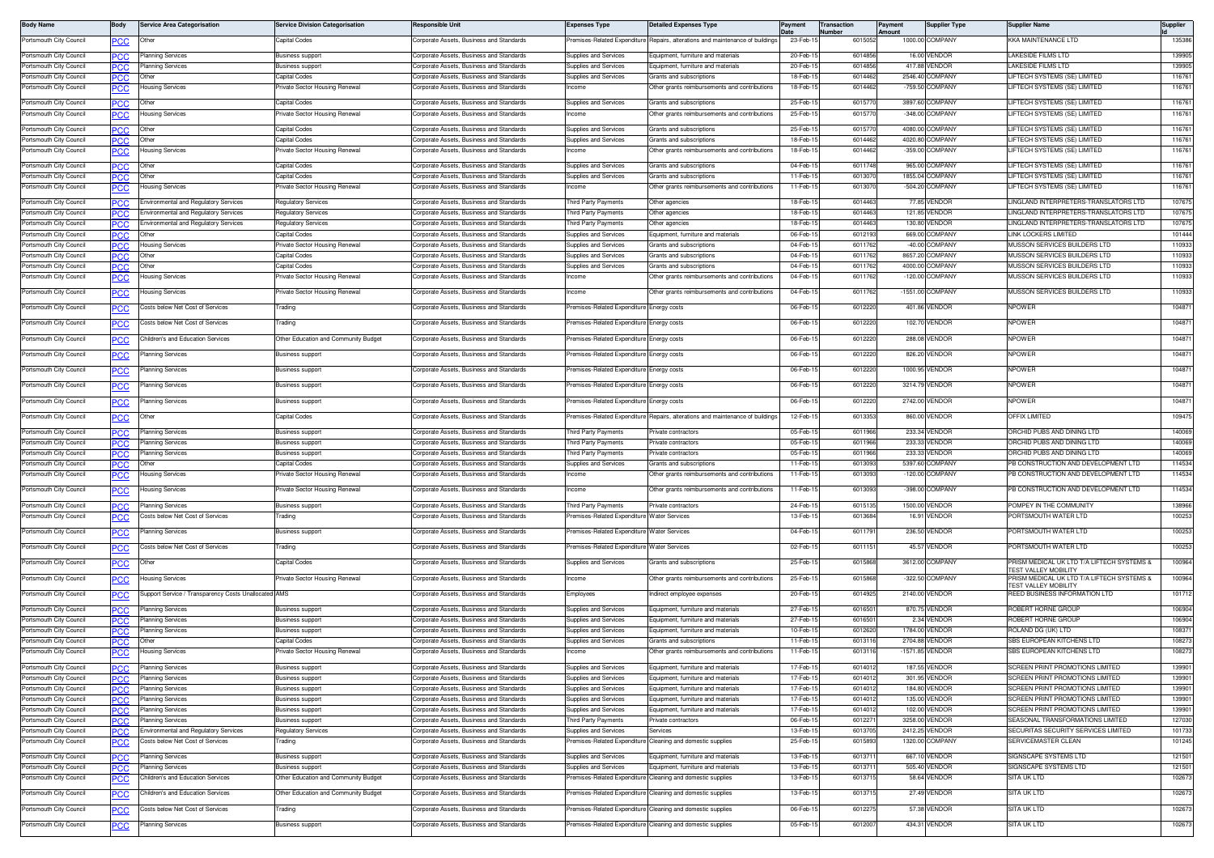| Body Name | Body | Service Area Categorisation | Service Division Categorisation | Responsible Unit | Expenses Type | Detailed Expenses Type | Payment Date | Transaction Number | Payment Amount | Supplier Type | Supplier Name | Supplier Id |
|---|---|---|---|---|---|---|---|---|---|---|---|---|
| Portsmouth City Council | PCC | Other | Capital Codes | Corporate Assets, Business and Standards | Premises-Related Expenditure | Repairs, alterations and maintenance of buildings | 23-Feb-15 | 6015052 | 1000.00 | COMPANY | KKA MAINTENANCE LTD | 135386 |
| Portsmouth City Council | PCC | Planning Services | Business support | Corporate Assets, Business and Standards | Supplies and Services | Equipment, furniture and materials | 20-Feb-15 | 6014856 | 16.00 | VENDOR | LAKESIDE FILMS LTD | 139905 |
| Portsmouth City Council | PCC | Planning Services | Business support | Corporate Assets, Business and Standards | Supplies and Services | Equipment, furniture and materials | 20-Feb-15 | 6014856 | 417.88 | VENDOR | LAKESIDE FILMS LTD | 139905 |
| Portsmouth City Council | PCC | Other | Capital Codes | Corporate Assets, Business and Standards | Supplies and Services | Grants and subscriptions | 18-Feb-15 | 6014462 | 2546.40 | COMPANY | LIFTECH SYSTEMS (SE) LIMITED | 116761 |
| Portsmouth City Council | PCC | Housing Services | Private Sector Housing Renewal | Corporate Assets, Business and Standards | Income | Other grants reimbursements and contributions | 18-Feb-15 | 6014462 | -759.50 | COMPANY | LIFTECH SYSTEMS (SE) LIMITED | 116761 |
| Portsmouth City Council | PCC | Other | Capital Codes | Corporate Assets, Business and Standards | Supplies and Services | Grants and subscriptions | 25-Feb-15 | 6015770 | 3897.60 | COMPANY | LIFTECH SYSTEMS (SE) LIMITED | 116761 |
| Portsmouth City Council | PCC | Housing Services | Private Sector Housing Renewal | Corporate Assets, Business and Standards | Income | Other grants reimbursements and contributions | 25-Feb-15 | 6015770 | -348.00 | COMPANY | LIFTECH SYSTEMS (SE) LIMITED | 116761 |
| Portsmouth City Council | PCC | Other | Capital Codes | Corporate Assets, Business and Standards | Supplies and Services | Grants and subscriptions | 25-Feb-15 | 6015770 | 4080.00 | COMPANY | LIFTECH SYSTEMS (SE) LIMITED | 116761 |
| Portsmouth City Council | PCC | Other | Capital Codes | Corporate Assets, Business and Standards | Supplies and Services | Grants and subscriptions | 18-Feb-15 | 6014462 | 4020.80 | COMPANY | LIFTECH SYSTEMS (SE) LIMITED | 116761 |
| Portsmouth City Council | PCC | Housing Services | Private Sector Housing Renewal | Corporate Assets, Business and Standards | Income | Other grants reimbursements and contributions | 18-Feb-15 | 6014462 | -359.00 | COMPANY | LIFTECH SYSTEMS (SE) LIMITED | 116761 |
| Portsmouth City Council | PCC | Other | Capital Codes | Corporate Assets, Business and Standards | Supplies and Services | Grants and subscriptions | 04-Feb-15 | 6011748 | 965.00 | COMPANY | LIFTECH SYSTEMS (SE) LIMITED | 116761 |
| Portsmouth City Council | PCC | Other | Capital Codes | Corporate Assets, Business and Standards | Supplies and Services | Grants and subscriptions | 11-Feb-15 | 6013070 | 1855.04 | COMPANY | LIFTECH SYSTEMS (SE) LIMITED | 116761 |
| Portsmouth City Council | PCC | Housing Services | Private Sector Housing Renewal | Corporate Assets, Business and Standards | Income | Other grants reimbursements and contributions | 11-Feb-15 | 6013070 | -504.20 | COMPANY | LIFTECH SYSTEMS (SE) LIMITED | 116761 |
| Portsmouth City Council | PCC | Environmental and Regulatory Services | Regulatory Services | Corporate Assets, Business and Standards | Third Party Payments | Other agencies | 18-Feb-15 | 6014463 | 77.85 | VENDOR | LINGLAND INTERPRETERS-TRANSLATORS LTD | 107675 |
| Portsmouth City Council | PCC | Environmental and Regulatory Services | Regulatory Services | Corporate Assets, Business and Standards | Third Party Payments | Other agencies | 18-Feb-15 | 6014463 | 121.85 | VENDOR | LINGLAND INTERPRETERS-TRANSLATORS LTD | 107675 |
| Portsmouth City Council | PCC | Environmental and Regulatory Services | Regulatory Services | Corporate Assets, Business and Standards | Third Party Payments | Other agencies | 18-Feb-15 | 6014463 | 130.80 | VENDOR | LINGLAND INTERPRETERS-TRANSLATORS LTD | 107675 |
| Portsmouth City Council | PCC | Other | Capital Codes | Corporate Assets, Business and Standards | Supplies and Services | Equipment, furniture and materials | 06-Feb-15 | 6012193 | 669.00 | COMPANY | LINK LOCKERS LIMITED | 101444 |
| Portsmouth City Council | PCC | Housing Services | Private Sector Housing Renewal | Corporate Assets, Business and Standards | Supplies and Services | Grants and subscriptions | 04-Feb-15 | 6011762 | -40.00 | COMPANY | MUSSON SERVICES BUILDERS LTD | 110933 |
| Portsmouth City Council | PCC | Other | Capital Codes | Corporate Assets, Business and Standards | Supplies and Services | Grants and subscriptions | 04-Feb-15 | 6011762 | 8657.20 | COMPANY | MUSSON SERVICES BUILDERS LTD | 110933 |
| Portsmouth City Council | PCC | Other | Capital Codes | Corporate Assets, Business and Standards | Supplies and Services | Grants and subscriptions | 04-Feb-15 | 6011762 | 4000.00 | COMPANY | MUSSON SERVICES BUILDERS LTD | 110933 |
| Portsmouth City Council | PCC | Housing Services | Private Sector Housing Renewal | Corporate Assets, Business and Standards | Income | Other grants reimbursements and contributions | 04-Feb-15 | 6011762 | -120.00 | COMPANY | MUSSON SERVICES BUILDERS LTD | 110933 |
| Portsmouth City Council | PCC | Housing Services | Private Sector Housing Renewal | Corporate Assets, Business and Standards | Income | Other grants reimbursements and contributions | 04-Feb-15 | 6011762 | -1551.00 | COMPANY | MUSSON SERVICES BUILDERS LTD | 110933 |
| Portsmouth City Council | PCC | Costs below Net Cost of Services | Trading | Corporate Assets, Business and Standards | Premises-Related Expenditure | Energy costs | 06-Feb-15 | 6012220 | 401.86 | VENDOR | NPOWER | 104871 |
| Portsmouth City Council | PCC | Costs below Net Cost of Services | Trading | Corporate Assets, Business and Standards | Premises-Related Expenditure | Energy costs | 06-Feb-15 | 6012220 | 102.70 | VENDOR | NPOWER | 104871 |
| Portsmouth City Council | PCC | Children's and Education Services | Other Education and Community Budget | Corporate Assets, Business and Standards | Premises-Related Expenditure | Energy costs | 06-Feb-15 | 6012220 | 288.08 | VENDOR | NPOWER | 104871 |
| Portsmouth City Council | PCC | Planning Services | Business support | Corporate Assets, Business and Standards | Premises-Related Expenditure | Energy costs | 06-Feb-15 | 6012220 | 826.20 | VENDOR | NPOWER | 104871 |
| Portsmouth City Council | PCC | Planning Services | Business support | Corporate Assets, Business and Standards | Premises-Related Expenditure | Energy costs | 06-Feb-15 | 6012220 | 1000.95 | VENDOR | NPOWER | 104871 |
| Portsmouth City Council | PCC | Planning Services | Business support | Corporate Assets, Business and Standards | Premises-Related Expenditure | Energy costs | 06-Feb-15 | 6012220 | 3214.79 | VENDOR | NPOWER | 104871 |
| Portsmouth City Council | PCC | Planning Services | Business support | Corporate Assets, Business and Standards | Premises-Related Expenditure | Energy costs | 06-Feb-15 | 6012220 | 2742.00 | VENDOR | NPOWER | 104871 |
| Portsmouth City Council | PCC | Other | Capital Codes | Corporate Assets, Business and Standards | Premises-Related Expenditure | Repairs, alterations and maintenance of buildings | 12-Feb-15 | 6013353 | 860.00 | VENDOR | OFFIX LIMITED | 109475 |
| Portsmouth City Council | PCC | Planning Services | Business support | Corporate Assets, Business and Standards | Third Party Payments | Private contractors | 05-Feb-15 | 6011966 | 233.34 | VENDOR | ORCHID PUBS AND DINING LTD | 140069 |
| Portsmouth City Council | PCC | Planning Services | Business support | Corporate Assets, Business and Standards | Third Party Payments | Private contractors | 05-Feb-15 | 6011966 | 233.33 | VENDOR | ORCHID PUBS AND DINING LTD | 140069 |
| Portsmouth City Council | PCC | Planning Services | Business support | Corporate Assets, Business and Standards | Third Party Payments | Private contractors | 05-Feb-15 | 6011966 | 233.33 | VENDOR | ORCHID PUBS AND DINING LTD | 140069 |
| Portsmouth City Council | PCC | Other | Capital Codes | Corporate Assets, Business and Standards | Supplies and Services | Grants and subscriptions | 11-Feb-15 | 6013093 | 5397.60 | COMPANY | PB CONSTRUCTION AND DEVELOPMENT LTD | 114534 |
| Portsmouth City Council | PCC | Housing Services | Private Sector Housing Renewal | Corporate Assets, Business and Standards | Income | Other grants reimbursements and contributions | 11-Feb-15 | 6013093 | -120.00 | COMPANY | PB CONSTRUCTION AND DEVELOPMENT LTD | 114534 |
| Portsmouth City Council | PCC | Housing Services | Private Sector Housing Renewal | Corporate Assets, Business and Standards | Income | Other grants reimbursements and contributions | 11-Feb-15 | 6013093 | -398.00 | COMPANY | PB CONSTRUCTION AND DEVELOPMENT LTD | 114534 |
| Portsmouth City Council | PCC | Planning Services | Business support | Corporate Assets, Business and Standards | Third Party Payments | Private contractors | 24-Feb-15 | 6015135 | 1500.00 | VENDOR | POMPEY IN THE COMMUNITY | 138966 |
| Portsmouth City Council | PCC | Costs below Net Cost of Services | Trading | Corporate Assets, Business and Standards | Premises-Related Expenditure | Water Services | 13-Feb-15 | 6013684 | 16.91 | VENDOR | PORTSMOUTH WATER LTD | 100253 |
| Portsmouth City Council | PCC | Planning Services | Business support | Corporate Assets, Business and Standards | Premises-Related Expenditure | Water Services | 04-Feb-15 | 6011791 | 236.50 | VENDOR | PORTSMOUTH WATER LTD | 100253 |
| Portsmouth City Council | PCC | Costs below Net Cost of Services | Trading | Corporate Assets, Business and Standards | Premises-Related Expenditure | Water Services | 02-Feb-15 | 6011151 | 45.57 | VENDOR | PORTSMOUTH WATER LTD | 100253 |
| Portsmouth City Council | PCC | Other | Capital Codes | Corporate Assets, Business and Standards | Supplies and Services | Grants and subscriptions | 25-Feb-15 | 6015868 | 3612.00 | COMPANY | PRISM MEDICAL UK LTD T/A LIFTECH SYSTEMS & TEST VALLEY MOBILITY | 100964 |
| Portsmouth City Council | PCC | Housing Services | Private Sector Housing Renewal | Corporate Assets, Business and Standards | Income | Other grants reimbursements and contributions | 25-Feb-15 | 6015868 | -322.50 | COMPANY | PRISM MEDICAL UK LTD T/A LIFTECH SYSTEMS & TEST VALLEY MOBILITY | 100964 |
| Portsmouth City Council | PCC | Support Service / Transparency Costs Unallocated | AMS | Corporate Assets, Business and Standards | Employees | Indirect employee expenses | 20-Feb-15 | 6014925 | 2140.00 | VENDOR | REED BUSINESS INFORMATION LTD | 101712 |
| Portsmouth City Council | PCC | Planning Services | Business support | Corporate Assets, Business and Standards | Supplies and Services | Equipment, furniture and materials | 27-Feb-15 | 6016501 | 870.75 | VENDOR | ROBERT HORNE GROUP | 106904 |
| Portsmouth City Council | PCC | Planning Services | Business support | Corporate Assets, Business and Standards | Supplies and Services | Equipment, furniture and materials | 27-Feb-15 | 6016501 | 2.34 | VENDOR | ROBERT HORNE GROUP | 106904 |
| Portsmouth City Council | PCC | Planning Services | Business support | Corporate Assets, Business and Standards | Supplies and Services | Equipment, furniture and materials | 10-Feb-15 | 6012620 | 1784.00 | VENDOR | ROLAND DG (UK) LTD | 108371 |
| Portsmouth City Council | PCC | Other | Capital Codes | Corporate Assets, Business and Standards | Supplies and Services | Grants and subscriptions | 11-Feb-15 | 6013116 | 2704.88 | VENDOR | SBS EUROPEAN KITCHENS LTD | 108273 |
| Portsmouth City Council | PCC | Housing Services | Private Sector Housing Renewal | Corporate Assets, Business and Standards | Income | Other grants reimbursements and contributions | 11-Feb-15 | 6013116 | -1571.85 | VENDOR | SBS EUROPEAN KITCHENS LTD | 108273 |
| Portsmouth City Council | PCC | Planning Services | Business support | Corporate Assets, Business and Standards | Supplies and Services | Equipment, furniture and materials | 17-Feb-15 | 6014012 | 187.55 | VENDOR | SCREEN PRINT PROMOTIONS LIMITED | 139901 |
| Portsmouth City Council | PCC | Planning Services | Business support | Corporate Assets, Business and Standards | Supplies and Services | Equipment, furniture and materials | 17-Feb-15 | 6014012 | 301.95 | VENDOR | SCREEN PRINT PROMOTIONS LIMITED | 139901 |
| Portsmouth City Council | PCC | Planning Services | Business support | Corporate Assets, Business and Standards | Supplies and Services | Equipment, furniture and materials | 17-Feb-15 | 6014012 | 184.80 | VENDOR | SCREEN PRINT PROMOTIONS LIMITED | 139901 |
| Portsmouth City Council | PCC | Planning Services | Business support | Corporate Assets, Business and Standards | Supplies and Services | Equipment, furniture and materials | 17-Feb-15 | 6014012 | 135.00 | VENDOR | SCREEN PRINT PROMOTIONS LIMITED | 139901 |
| Portsmouth City Council | PCC | Planning Services | Business support | Corporate Assets, Business and Standards | Supplies and Services | Equipment, furniture and materials | 17-Feb-15 | 6014012 | 102.00 | VENDOR | SCREEN PRINT PROMOTIONS LIMITED | 139901 |
| Portsmouth City Council | PCC | Planning Services | Business support | Corporate Assets, Business and Standards | Third Party Payments | Private contractors | 06-Feb-15 | 6012271 | 3258.00 | VENDOR | SEASONAL TRANSFORMATIONS LIMITED | 127030 |
| Portsmouth City Council | PCC | Environmental and Regulatory Services | Regulatory Services | Corporate Assets, Business and Standards | Supplies and Services | Services | 13-Feb-15 | 6013705 | 2412.25 | VENDOR | SECURITAS SECURITY SERVICES LIMITED | 101733 |
| Portsmouth City Council | PCC | Costs below Net Cost of Services | Trading | Corporate Assets, Business and Standards | Premises-Related Expenditure | Cleaning and domestic supplies | 25-Feb-15 | 6015893 | 1320.00 | COMPANY | SERVICEMASTER CLEAN | 101245 |
| Portsmouth City Council | PCC | Planning Services | Business support | Corporate Assets, Business and Standards | Supplies and Services | Equipment, furniture and materials | 13-Feb-15 | 6013711 | 667.10 | VENDOR | SIGNSCAPE SYSTEMS LTD | 121501 |
| Portsmouth City Council | PCC | Planning Services | Business support | Corporate Assets, Business and Standards | Supplies and Services | Equipment, furniture and materials | 13-Feb-15 | 6013711 | 505.40 | VENDOR | SIGNSCAPE SYSTEMS LTD | 121501 |
| Portsmouth City Council | PCC | Children's and Education Services | Other Education and Community Budget | Corporate Assets, Business and Standards | Premises-Related Expenditure | Cleaning and domestic supplies | 13-Feb-15 | 6013715 | 58.64 | VENDOR | SITA UK LTD | 102673 |
| Portsmouth City Council | PCC | Children's and Education Services | Other Education and Community Budget | Corporate Assets, Business and Standards | Premises-Related Expenditure | Cleaning and domestic supplies | 13-Feb-15 | 6013715 | 27.49 | VENDOR | SITA UK LTD | 102673 |
| Portsmouth City Council | PCC | Costs below Net Cost of Services | Trading | Corporate Assets, Business and Standards | Premises-Related Expenditure | Cleaning and domestic supplies | 06-Feb-15 | 6012275 | 57.38 | VENDOR | SITA UK LTD | 102673 |
| Portsmouth City Council | PCC | Planning Services | Business support | Corporate Assets, Business and Standards | Premises-Related Expenditure | Cleaning and domestic supplies | 05-Feb-15 | 6012007 | 434.31 | VENDOR | SITA UK LTD | 102673 |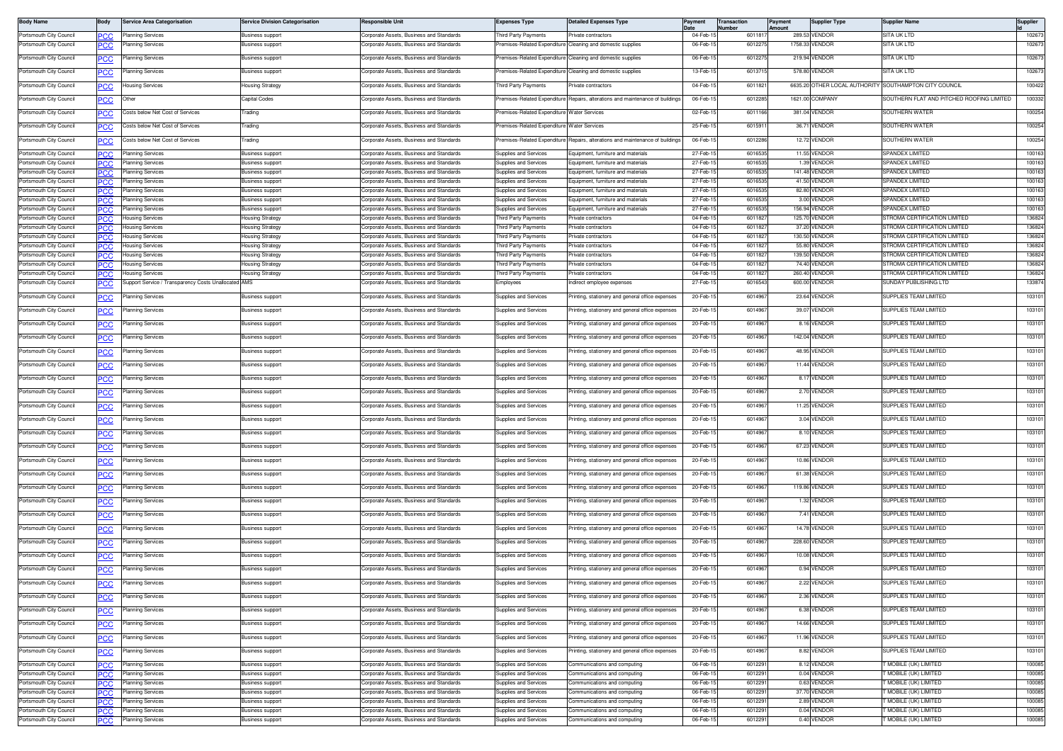| Body Name | Body | Service Area Categorisation | Service Division Categorisation | Responsible Unit | Expenses Type | Detailed Expenses Type | Payment Date | Transaction Number | Payment Amount | Supplier Type | Supplier Name | Supplier Id |
|---|---|---|---|---|---|---|---|---|---|---|---|---|
| Portsmouth City Council | PCC | Planning Services | Business support | Corporate Assets, Business and Standards | Third Party Payments | Private contractors | 04-Feb-15 | 6011817 | 289.53 | VENDOR | SITA UK LTD | 102673 |
| Portsmouth City Council | PCC | Planning Services | Business support | Corporate Assets, Business and Standards | Premises-Related Expenditure | Cleaning and domestic supplies | 06-Feb-15 | 6012275 | 1758.33 | VENDOR | SITA UK LTD | 102673 |
| Portsmouth City Council | PCC | Planning Services | Business support | Corporate Assets, Business and Standards | Premises-Related Expenditure | Cleaning and domestic supplies | 06-Feb-15 | 6012275 | 219.94 | VENDOR | SITA UK LTD | 102673 |
| Portsmouth City Council | PCC | Planning Services | Business support | Corporate Assets, Business and Standards | Premises-Related Expenditure | Cleaning and domestic supplies | 13-Feb-15 | 6013715 | 578.80 | VENDOR | SITA UK LTD | 102673 |
| Portsmouth City Council | PCC | Housing Services | Housing Strategy | Corporate Assets, Business and Standards | Third Party Payments | Private contractors | 04-Feb-15 | 6011821 | 6635.20 | OTHER LOCAL AUTHORITY | SOUTHAMPTON CITY COUNCIL | 100422 |
| Portsmouth City Council | PCC | Other | Capital Codes | Corporate Assets, Business and Standards | Premises-Related Expenditure | Repairs, alterations and maintenance of buildings | 06-Feb-15 | 6012285 | 1621.00 | COMPANY | SOUTHERN FLAT AND PITCHED ROOFING LIMITED | 100332 |
| Portsmouth City Council | PCC | Costs below Net Cost of Services | Trading | Corporate Assets, Business and Standards | Premises-Related Expenditure | Water Services | 02-Feb-15 | 6011166 | 381.04 | VENDOR | SOUTHERN WATER | 100254 |
| Portsmouth City Council | PCC | Costs below Net Cost of Services | Trading | Corporate Assets, Business and Standards | Premises-Related Expenditure | Water Services | 25-Feb-15 | 6015911 | 36.71 | VENDOR | SOUTHERN WATER | 100254 |
| Portsmouth City Council | PCC | Costs below Net Cost of Services | Trading | Corporate Assets, Business and Standards | Premises-Related Expenditure | Repairs, alterations and maintenance of buildings | 06-Feb-15 | 6012286 | 12.72 | VENDOR | SOUTHERN WATER | 100254 |
| Portsmouth City Council | PCC | Planning Services | Business support | Corporate Assets, Business and Standards | Supplies and Services | Equipment, furniture and materials | 27-Feb-15 | 6016535 | 11.55 | VENDOR | SPANDEX LIMITED | 100163 |
| Portsmouth City Council | PCC | Planning Services | Business support | Corporate Assets, Business and Standards | Supplies and Services | Equipment, furniture and materials | 27-Feb-15 | 6016535 | 1.39 | VENDOR | SPANDEX LIMITED | 100163 |
| Portsmouth City Council | PCC | Planning Services | Business support | Corporate Assets, Business and Standards | Supplies and Services | Equipment, furniture and materials | 27-Feb-15 | 6016535 | 141.48 | VENDOR | SPANDEX LIMITED | 100163 |
| Portsmouth City Council | PCC | Planning Services | Business support | Corporate Assets, Business and Standards | Supplies and Services | Equipment, furniture and materials | 27-Feb-15 | 6016535 | 41.50 | VENDOR | SPANDEX LIMITED | 100163 |
| Portsmouth City Council | PCC | Planning Services | Business support | Corporate Assets, Business and Standards | Supplies and Services | Equipment, furniture and materials | 27-Feb-15 | 6016535 | 82.80 | VENDOR | SPANDEX LIMITED | 100163 |
| Portsmouth City Council | PCC | Planning Services | Business support | Corporate Assets, Business and Standards | Supplies and Services | Equipment, furniture and materials | 27-Feb-15 | 6016535 | 3.00 | VENDOR | SPANDEX LIMITED | 100163 |
| Portsmouth City Council | PCC | Planning Services | Business support | Corporate Assets, Business and Standards | Supplies and Services | Equipment, furniture and materials | 27-Feb-15 | 6016535 | 156.94 | VENDOR | SPANDEX LIMITED | 100163 |
| Portsmouth City Council | PCC | Housing Services | Housing Strategy | Corporate Assets, Business and Standards | Third Party Payments | Private contractors | 04-Feb-15 | 6011827 | 125.70 | VENDOR | STROMA CERTIFICATION LIMITED | 136824 |
| Portsmouth City Council | PCC | Housing Services | Housing Strategy | Corporate Assets, Business and Standards | Third Party Payments | Private contractors | 04-Feb-15 | 6011827 | 37.20 | VENDOR | STROMA CERTIFICATION LIMITED | 136824 |
| Portsmouth City Council | PCC | Housing Services | Housing Strategy | Corporate Assets, Business and Standards | Third Party Payments | Private contractors | 04-Feb-15 | 6011827 | 130.50 | VENDOR | STROMA CERTIFICATION LIMITED | 136824 |
| Portsmouth City Council | PCC | Housing Services | Housing Strategy | Corporate Assets, Business and Standards | Third Party Payments | Private contractors | 04-Feb-15 | 6011827 | 55.80 | VENDOR | STROMA CERTIFICATION LIMITED | 136824 |
| Portsmouth City Council | PCC | Housing Services | Housing Strategy | Corporate Assets, Business and Standards | Third Party Payments | Private contractors | 04-Feb-15 | 6011827 | 139.50 | VENDOR | STROMA CERTIFICATION LIMITED | 136824 |
| Portsmouth City Council | PCC | Housing Services | Housing Strategy | Corporate Assets, Business and Standards | Third Party Payments | Private contractors | 04-Feb-15 | 6011827 | 74.40 | VENDOR | STROMA CERTIFICATION LIMITED | 136824 |
| Portsmouth City Council | PCC | Housing Services | Housing Strategy | Corporate Assets, Business and Standards | Third Party Payments | Private contractors | 04-Feb-15 | 6011827 | 260.40 | VENDOR | STROMA CERTIFICATION LIMITED | 136824 |
| Portsmouth City Council | PCC | Support Service / Transparency Costs Unallocated | AMS | Corporate Assets, Business and Standards | Employees | Indirect employee expenses | 27-Feb-15 | 6016543 | 600.00 | VENDOR | SUNDAY PUBLISHING LTD | 133874 |
| Portsmouth City Council | PCC | Planning Services | Business support | Corporate Assets, Business and Standards | Supplies and Services | Printing, stationery and general office expenses | 20-Feb-15 | 6014967 | 23.64 | VENDOR | SUPPLIES TEAM LIMITED | 103101 |
| Portsmouth City Council | PCC | Planning Services | Business support | Corporate Assets, Business and Standards | Supplies and Services | Printing, stationery and general office expenses | 20-Feb-15 | 6014967 | 39.07 | VENDOR | SUPPLIES TEAM LIMITED | 103101 |
| Portsmouth City Council | PCC | Planning Services | Business support | Corporate Assets, Business and Standards | Supplies and Services | Printing, stationery and general office expenses | 20-Feb-15 | 6014967 | 8.16 | VENDOR | SUPPLIES TEAM LIMITED | 103101 |
| Portsmouth City Council | PCC | Planning Services | Business support | Corporate Assets, Business and Standards | Supplies and Services | Printing, stationery and general office expenses | 20-Feb-15 | 6014967 | 142.04 | VENDOR | SUPPLIES TEAM LIMITED | 103101 |
| Portsmouth City Council | PCC | Planning Services | Business support | Corporate Assets, Business and Standards | Supplies and Services | Printing, stationery and general office expenses | 20-Feb-15 | 6014967 | 48.95 | VENDOR | SUPPLIES TEAM LIMITED | 103101 |
| Portsmouth City Council | PCC | Planning Services | Business support | Corporate Assets, Business and Standards | Supplies and Services | Printing, stationery and general office expenses | 20-Feb-15 | 6014967 | 11.44 | VENDOR | SUPPLIES TEAM LIMITED | 103101 |
| Portsmouth City Council | PCC | Planning Services | Business support | Corporate Assets, Business and Standards | Supplies and Services | Printing, stationery and general office expenses | 20-Feb-15 | 6014967 | 8.17 | VENDOR | SUPPLIES TEAM LIMITED | 103101 |
| Portsmouth City Council | PCC | Planning Services | Business support | Corporate Assets, Business and Standards | Supplies and Services | Printing, stationery and general office expenses | 20-Feb-15 | 6014967 | 2.70 | VENDOR | SUPPLIES TEAM LIMITED | 103101 |
| Portsmouth City Council | PCC | Planning Services | Business support | Corporate Assets, Business and Standards | Supplies and Services | Printing, stationery and general office expenses | 20-Feb-15 | 6014967 | 11.25 | VENDOR | SUPPLIES TEAM LIMITED | 103101 |
| Portsmouth City Council | PCC | Planning Services | Business support | Corporate Assets, Business and Standards | Supplies and Services | Printing, stationery and general office expenses | 20-Feb-15 | 6014967 | 3.04 | VENDOR | SUPPLIES TEAM LIMITED | 103101 |
| Portsmouth City Council | PCC | Planning Services | Business support | Corporate Assets, Business and Standards | Supplies and Services | Printing, stationery and general office expenses | 20-Feb-15 | 6014967 | 8.10 | VENDOR | SUPPLIES TEAM LIMITED | 103101 |
| Portsmouth City Council | PCC | Planning Services | Business support | Corporate Assets, Business and Standards | Supplies and Services | Printing, stationery and general office expenses | 20-Feb-15 | 6014967 | 67.23 | VENDOR | SUPPLIES TEAM LIMITED | 103101 |
| Portsmouth City Council | PCC | Planning Services | Business support | Corporate Assets, Business and Standards | Supplies and Services | Printing, stationery and general office expenses | 20-Feb-15 | 6014967 | 10.86 | VENDOR | SUPPLIES TEAM LIMITED | 103101 |
| Portsmouth City Council | PCC | Planning Services | Business support | Corporate Assets, Business and Standards | Supplies and Services | Printing, stationery and general office expenses | 20-Feb-15 | 6014967 | 61.38 | VENDOR | SUPPLIES TEAM LIMITED | 103101 |
| Portsmouth City Council | PCC | Planning Services | Business support | Corporate Assets, Business and Standards | Supplies and Services | Printing, stationery and general office expenses | 20-Feb-15 | 6014967 | 119.86 | VENDOR | SUPPLIES TEAM LIMITED | 103101 |
| Portsmouth City Council | PCC | Planning Services | Business support | Corporate Assets, Business and Standards | Supplies and Services | Printing, stationery and general office expenses | 20-Feb-15 | 6014967 | 1.32 | VENDOR | SUPPLIES TEAM LIMITED | 103101 |
| Portsmouth City Council | PCC | Planning Services | Business support | Corporate Assets, Business and Standards | Supplies and Services | Printing, stationery and general office expenses | 20-Feb-15 | 6014967 | 7.41 | VENDOR | SUPPLIES TEAM LIMITED | 103101 |
| Portsmouth City Council | PCC | Planning Services | Business support | Corporate Assets, Business and Standards | Supplies and Services | Printing, stationery and general office expenses | 20-Feb-15 | 6014967 | 14.78 | VENDOR | SUPPLIES TEAM LIMITED | 103101 |
| Portsmouth City Council | PCC | Planning Services | Business support | Corporate Assets, Business and Standards | Supplies and Services | Printing, stationery and general office expenses | 20-Feb-15 | 6014967 | 228.60 | VENDOR | SUPPLIES TEAM LIMITED | 103101 |
| Portsmouth City Council | PCC | Planning Services | Business support | Corporate Assets, Business and Standards | Supplies and Services | Printing, stationery and general office expenses | 20-Feb-15 | 6014967 | 10.08 | VENDOR | SUPPLIES TEAM LIMITED | 103101 |
| Portsmouth City Council | PCC | Planning Services | Business support | Corporate Assets, Business and Standards | Supplies and Services | Printing, stationery and general office expenses | 20-Feb-15 | 6014967 | 0.94 | VENDOR | SUPPLIES TEAM LIMITED | 103101 |
| Portsmouth City Council | PCC | Planning Services | Business support | Corporate Assets, Business and Standards | Supplies and Services | Printing, stationery and general office expenses | 20-Feb-15 | 6014967 | 2.22 | VENDOR | SUPPLIES TEAM LIMITED | 103101 |
| Portsmouth City Council | PCC | Planning Services | Business support | Corporate Assets, Business and Standards | Supplies and Services | Printing, stationery and general office expenses | 20-Feb-15 | 6014967 | 2.36 | VENDOR | SUPPLIES TEAM LIMITED | 103101 |
| Portsmouth City Council | PCC | Planning Services | Business support | Corporate Assets, Business and Standards | Supplies and Services | Printing, stationery and general office expenses | 20-Feb-15 | 6014967 | 6.38 | VENDOR | SUPPLIES TEAM LIMITED | 103101 |
| Portsmouth City Council | PCC | Planning Services | Business support | Corporate Assets, Business and Standards | Supplies and Services | Printing, stationery and general office expenses | 20-Feb-15 | 6014967 | 14.66 | VENDOR | SUPPLIES TEAM LIMITED | 103101 |
| Portsmouth City Council | PCC | Planning Services | Business support | Corporate Assets, Business and Standards | Supplies and Services | Printing, stationery and general office expenses | 20-Feb-15 | 6014967 | 11.96 | VENDOR | SUPPLIES TEAM LIMITED | 103101 |
| Portsmouth City Council | PCC | Planning Services | Business support | Corporate Assets, Business and Standards | Supplies and Services | Printing, stationery and general office expenses | 20-Feb-15 | 6014967 | 8.82 | VENDOR | SUPPLIES TEAM LIMITED | 103101 |
| Portsmouth City Council | PCC | Planning Services | Business support | Corporate Assets, Business and Standards | Supplies and Services | Communications and computing | 06-Feb-15 | 6012291 | 8.12 | VENDOR | T MOBILE (UK) LIMITED | 100085 |
| Portsmouth City Council | PCC | Planning Services | Business support | Corporate Assets, Business and Standards | Supplies and Services | Communications and computing | 06-Feb-15 | 6012291 | 0.04 | VENDOR | T MOBILE (UK) LIMITED | 100085 |
| Portsmouth City Council | PCC | Planning Services | Business support | Corporate Assets, Business and Standards | Supplies and Services | Communications and computing | 06-Feb-15 | 6012291 | 0.63 | VENDOR | T MOBILE (UK) LIMITED | 100085 |
| Portsmouth City Council | PCC | Planning Services | Business support | Corporate Assets, Business and Standards | Supplies and Services | Communications and computing | 06-Feb-15 | 6012291 | 37.70 | VENDOR | T MOBILE (UK) LIMITED | 100085 |
| Portsmouth City Council | PCC | Planning Services | Business support | Corporate Assets, Business and Standards | Supplies and Services | Communications and computing | 06-Feb-15 | 6012291 | 2.89 | VENDOR | T MOBILE (UK) LIMITED | 100085 |
| Portsmouth City Council | PCC | Planning Services | Business support | Corporate Assets, Business and Standards | Supplies and Services | Communications and computing | 06-Feb-15 | 6012291 | 0.04 | VENDOR | T MOBILE (UK) LIMITED | 100085 |
| Portsmouth City Council | PCC | Planning Services | Business support | Corporate Assets, Business and Standards | Supplies and Services | Communications and computing | 06-Feb-15 | 6012291 | 0.40 | VENDOR | T MOBILE (UK) LIMITED | 100085 |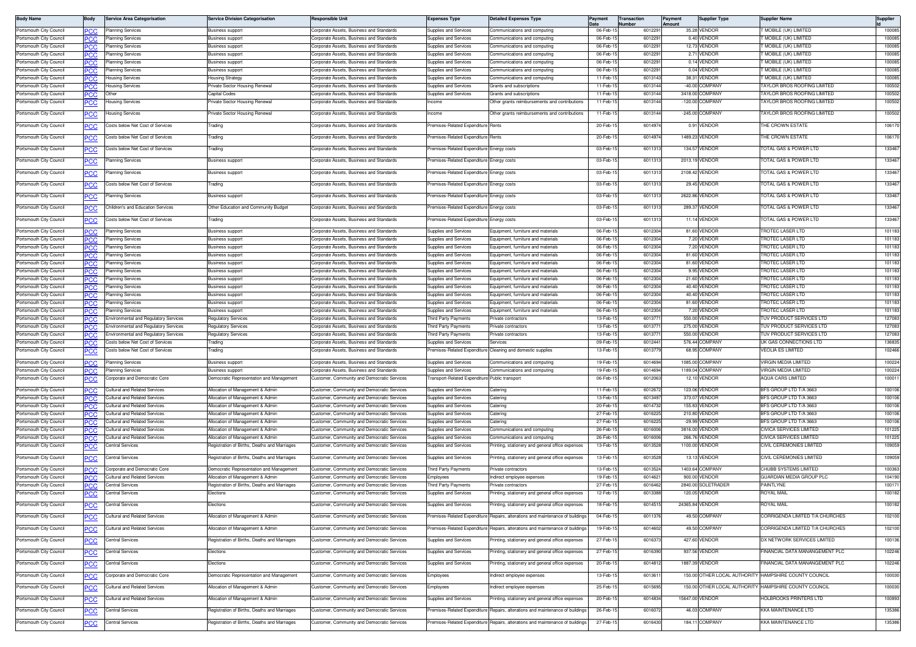| Body Name | Body | Service Area Categorisation | Service Division Categorisation | Responsible Unit | Expenses Type | Detailed Expenses Type | Payment Date | Transaction Number | Payment Amount | Supplier Type | Supplier Name | Supplier Id |
|---|---|---|---|---|---|---|---|---|---|---|---|---|
| Portsmouth City Council | PCC | Planning Services | Business support | Corporate Assets, Business and Standards | Supplies and Services | Communications and computing | 06-Feb-15 | 6012291 | 35.28 | VENDOR | T MOBILE (UK) LIMITED | 100085 |
| Portsmouth City Council | PCC | Planning Services | Business support | Corporate Assets, Business and Standards | Supplies and Services | Communications and computing | 06-Feb-15 | 6012291 | 0.40 | VENDOR | T MOBILE (UK) LIMITED | 100085 |
| Portsmouth City Council | PCC | Planning Services | Business support | Corporate Assets, Business and Standards | Supplies and Services | Communications and computing | 06-Feb-15 | 6012291 | 12.73 | VENDOR | T MOBILE (UK) LIMITED | 100085 |
| Portsmouth City Council | PCC | Planning Services | Business support | Corporate Assets, Business and Standards | Supplies and Services | Communications and computing | 06-Feb-15 | 6012291 | 2.71 | VENDOR | T MOBILE (UK) LIMITED | 100085 |
| Portsmouth City Council | PCC | Planning Services | Business support | Corporate Assets, Business and Standards | Supplies and Services | Communications and computing | 06-Feb-15 | 6012291 | 0.14 | VENDOR | T MOBILE (UK) LIMITED | 100085 |
| Portsmouth City Council | PCC | Planning Services | Business support | Corporate Assets, Business and Standards | Supplies and Services | Communications and computing | 06-Feb-15 | 6012291 | 0.04 | VENDOR | T MOBILE (UK) LIMITED | 100085 |
| Portsmouth City Council | PCC | Housing Services | Housing Strategy | Corporate Assets, Business and Standards | Supplies and Services | Communications and computing | 11-Feb-15 | 6013143 | 38.31 | VENDOR | T MOBILE (UK) LIMITED | 100085 |
| Portsmouth City Council | PCC | Housing Services | Private Sector Housing Renewal | Corporate Assets, Business and Standards | Supplies and Services | Grants and subscriptions | 11-Feb-15 | 6013144 | -40.00 | COMPANY | TAYLOR BROS ROOFING LIMITED | 100502 |
| Portsmouth City Council | PCC | Other | Capital Codes | Corporate Assets, Business and Standards | Supplies and Services | Grants and subscriptions | 11-Feb-15 | 6013144 | 3418.00 | COMPANY | TAYLOR BROS ROOFING LIMITED | 100502 |
| Portsmouth City Council | PCC | Housing Services | Private Sector Housing Renewal | Corporate Assets, Business and Standards | Income | Other grants reimbursements and contributions | 11-Feb-15 | 6013144 | -120.00 | COMPANY | TAYLOR BROS ROOFING LIMITED | 100502 |
| Portsmouth City Council | PCC | Housing Services | Private Sector Housing Renewal | Corporate Assets, Business and Standards | Income | Other grants reimbursements and contributions | 11-Feb-15 | 6013144 | -245.00 | COMPANY | TAYLOR BROS ROOFING LIMITED | 100502 |
| Portsmouth City Council | PCC | Costs below Net Cost of Services | Trading | Corporate Assets, Business and Standards | Premises-Related Expenditure | Rents | 20-Feb-15 | 6014974 | 0.91 | VENDOR | THE CROWN ESTATE | 106170 |
| Portsmouth City Council | PCC | Costs below Net Cost of Services | Trading | Corporate Assets, Business and Standards | Premises-Related Expenditure | Rents | 20-Feb-15 | 6014974 | 1489.23 | VENDOR | THE CROWN ESTATE | 106170 |
| Portsmouth City Council | PCC | Costs below Net Cost of Services | Trading | Corporate Assets, Business and Standards | Premises-Related Expenditure | Energy costs | 03-Feb-15 | 6011313 | 134.57 | VENDOR | TOTAL GAS & POWER LTD | 133467 |
| Portsmouth City Council | PCC | Planning Services | Business support | Corporate Assets, Business and Standards | Premises-Related Expenditure | Energy costs | 03-Feb-15 | 6011313 | 2013.19 | VENDOR | TOTAL GAS & POWER LTD | 133467 |
| Portsmouth City Council | PCC | Planning Services | Business support | Corporate Assets, Business and Standards | Premises-Related Expenditure | Energy costs | 03-Feb-15 | 6011313 | 2108.42 | VENDOR | TOTAL GAS & POWER LTD | 133467 |
| Portsmouth City Council | PCC | Costs below Net Cost of Services | Trading | Corporate Assets, Business and Standards | Premises-Related Expenditure | Energy costs | 03-Feb-15 | 6011313 | 29.45 | VENDOR | TOTAL GAS & POWER LTD | 133467 |
| Portsmouth City Council | PCC | Planning Services | Business support | Corporate Assets, Business and Standards | Premises-Related Expenditure | Energy costs | 03-Feb-15 | 6011313 | 2622.86 | VENDOR | TOTAL GAS & POWER LTD | 133467 |
| Portsmouth City Council | PCC | Children's and Education Services | Other Education and Community Budget | Corporate Assets, Business and Standards | Premises-Related Expenditure | Energy costs | 03-Feb-15 | 6011313 | 289.37 | VENDOR | TOTAL GAS & POWER LTD | 133467 |
| Portsmouth City Council | PCC | Costs below Net Cost of Services | Trading | Corporate Assets, Business and Standards | Premises-Related Expenditure | Energy costs | 03-Feb-15 | 6011313 | 11.14 | VENDOR | TOTAL GAS & POWER LTD | 133467 |
| Portsmouth City Council | PCC | Planning Services | Business support | Corporate Assets, Business and Standards | Supplies and Services | Equipment, furniture and materials | 06-Feb-15 | 6012304 | 81.60 | VENDOR | TROTEC LASER LTD | 101183 |
| Portsmouth City Council | PCC | Planning Services | Business support | Corporate Assets, Business and Standards | Supplies and Services | Equipment, furniture and materials | 06-Feb-15 | 6012304 | 7.20 | VENDOR | TROTEC LASER LTD | 101183 |
| Portsmouth City Council | PCC | Planning Services | Business support | Corporate Assets, Business and Standards | Supplies and Services | Equipment, furniture and materials | 06-Feb-15 | 6012304 | 7.20 | VENDOR | TROTEC LASER LTD | 101183 |
| Portsmouth City Council | PCC | Planning Services | Business support | Corporate Assets, Business and Standards | Supplies and Services | Equipment, furniture and materials | 06-Feb-15 | 6012304 | 81.60 | VENDOR | TROTEC LASER LTD | 101183 |
| Portsmouth City Council | PCC | Planning Services | Business support | Corporate Assets, Business and Standards | Supplies and Services | Equipment, furniture and materials | 06-Feb-15 | 6012304 | 81.60 | VENDOR | TROTEC LASER LTD | 101183 |
| Portsmouth City Council | PCC | Planning Services | Business support | Corporate Assets, Business and Standards | Supplies and Services | Equipment, furniture and materials | 06-Feb-15 | 6012304 | 9.95 | VENDOR | TROTEC LASER LTD | 101183 |
| Portsmouth City Council | PCC | Planning Services | Business support | Corporate Assets, Business and Standards | Supplies and Services | Equipment, furniture and materials | 06-Feb-15 | 6012304 | 21.60 | VENDOR | TROTEC LASER LTD | 101183 |
| Portsmouth City Council | PCC | Planning Services | Business support | Corporate Assets, Business and Standards | Supplies and Services | Equipment, furniture and materials | 06-Feb-15 | 6012304 | 40.40 | VENDOR | TROTEC LASER LTD | 101183 |
| Portsmouth City Council | PCC | Planning Services | Business support | Corporate Assets, Business and Standards | Supplies and Services | Equipment, furniture and materials | 06-Feb-15 | 6012304 | 40.40 | VENDOR | TROTEC LASER LTD | 101183 |
| Portsmouth City Council | PCC | Planning Services | Business support | Corporate Assets, Business and Standards | Supplies and Services | Equipment, furniture and materials | 06-Feb-15 | 6012304 | 81.60 | VENDOR | TROTEC LASER LTD | 101183 |
| Portsmouth City Council | PCC | Planning Services | Business support | Corporate Assets, Business and Standards | Supplies and Services | Equipment, furniture and materials | 06-Feb-15 | 6012304 | 7.20 | VENDOR | TROTEC LASER LTD | 101183 |
| Portsmouth City Council | PCC | Environmental and Regulatory Services | Regulatory Services | Corporate Assets, Business and Standards | Third Party Payments | Private contractors | 13-Feb-15 | 6013771 | 550.00 | VENDOR | TUV PRODUCT SERVICES LTD | 127083 |
| Portsmouth City Council | PCC | Environmental and Regulatory Services | Regulatory Services | Corporate Assets, Business and Standards | Third Party Payments | Private contractors | 13-Feb-15 | 6013771 | 275.00 | VENDOR | TUV PRODUCT SERVICES LTD | 127083 |
| Portsmouth City Council | PCC | Environmental and Regulatory Services | Regulatory Services | Corporate Assets, Business and Standards | Third Party Payments | Private contractors | 13-Feb-15 | 6013771 | 550.00 | VENDOR | TUV PRODUCT SERVICES LTD | 127083 |
| Portsmouth City Council | PCC | Costs below Net Cost of Services | Trading | Corporate Assets, Business and Standards | Supplies and Services | Services | 09-Feb-15 | 6012441 | 576.44 | COMPANY | UK GAS CONNECTIONS LTD | 136835 |
| Portsmouth City Council | PCC | Costs below Net Cost of Services | Trading | Corporate Assets, Business and Standards | Premises-Related Expenditure | Cleaning and domestic supplies | 13-Feb-15 | 6013779 | 68.95 | COMPANY | VEOLIA ES LIMITED | 102466 |
| Portsmouth City Council | PCC | Planning Services | Business support | Corporate Assets, Business and Standards | Supplies and Services | Communications and computing | 19-Feb-15 | 6014694 | 1085.00 | COMPANY | VIRGIN MEDIA LIMITED | 100224 |
| Portsmouth City Council | PCC | Planning Services | Business support | Corporate Assets, Business and Standards | Supplies and Services | Communications and computing | 19-Feb-15 | 6014694 | 1189.04 | COMPANY | VIRGIN MEDIA LIMITED | 100224 |
| Portsmouth City Council | PCC | Corporate and Democratic Core | Democratic Representation and Management | Customer, Community and Democratic Services | Transport-Related Expenditure | Public transport | 06-Feb-15 | 6012063 | 12.10 | VENDOR | AQUA CARS LIMITED | 100011 |
| Portsmouth City Council | PCC | Cultural and Related Services | Allocation of Management & Admin | Customer, Community and Democratic Services | Supplies and Services | Catering | 11-Feb-15 | 6012672 | 123.06 | VENDOR | BFS GROUP LTD T/A 3663 | 100106 |
| Portsmouth City Council | PCC | Cultural and Related Services | Allocation of Management & Admin | Customer, Community and Democratic Services | Supplies and Services | Catering | 13-Feb-15 | 6013497 | 373.07 | VENDOR | BFS GROUP LTD T/A 3663 | 100106 |
| Portsmouth City Council | PCC | Cultural and Related Services | Allocation of Management & Admin | Customer, Community and Democratic Services | Supplies and Services | Catering | 20-Feb-15 | 6014732 | 155.83 | VENDOR | BFS GROUP LTD T/A 3663 | 100106 |
| Portsmouth City Council | PCC | Cultural and Related Services | Allocation of Management & Admin | Customer, Community and Democratic Services | Supplies and Services | Catering | 27-Feb-15 | 6016225 | 210.80 | VENDOR | BFS GROUP LTD T/A 3663 | 100106 |
| Portsmouth City Council | PCC | Cultural and Related Services | Allocation of Management & Admin | Customer, Community and Democratic Services | Supplies and Services | Catering | 27-Feb-15 | 6016225 | -29.99 | VENDOR | BFS GROUP LTD T/A 3663 | 100106 |
| Portsmouth City Council | PCC | Cultural and Related Services | Allocation of Management & Admin | Customer, Community and Democratic Services | Supplies and Services | Communications and computing | 26-Feb-15 | 6016006 | 3816.00 | VENDOR | CIVICA SERVICES LIMITED | 101225 |
| Portsmouth City Council | PCC | Cultural and Related Services | Allocation of Management & Admin | Customer, Community and Democratic Services | Supplies and Services | Communications and computing | 26-Feb-15 | 6016006 | 266.76 | VENDOR | CIVICA SERVICES LIMITED | 101225 |
| Portsmouth City Council | PCC | Central Services | Registration of Births, Deaths and Marriages | Customer, Community and Democratic Services | Supplies and Services | Printing, stationery and general office expenses | 13-Feb-15 | 6013528 | 1100.00 | VENDOR | CIVIL CEREMONIES LIMITED | 109059 |
| Portsmouth City Council | PCC | Central Services | Registration of Births, Deaths and Marriages | Customer, Community and Democratic Services | Supplies and Services | Printing, stationery and general office expenses | 13-Feb-15 | 6013528 | 13.13 | VENDOR | CIVIL CEREMONIES LIMITED | 109059 |
| Portsmouth City Council | PCC | Corporate and Democratic Core | Democratic Representation and Management | Customer, Community and Democratic Services | Third Party Payments | Private contractors | 13-Feb-15 | 6013524 | 1403.64 | COMPANY | CHUBB SYSTEMS LIMITED | 100363 |
| Portsmouth City Council | PCC | Cultural and Related Services | Allocation of Management & Admin | Customer, Community and Democratic Services | Employees | Indirect employee expenses | 19-Feb-15 | 6014621 | 900.00 | VENDOR | GUARDIAN MEDIA GROUP PLC | 104190 |
| Portsmouth City Council | PCC | Central Services | Registration of Births, Deaths and Marriages | Customer, Community and Democratic Services | Third Party Payments | Private contractors | 27-Feb-15 | 6016462 | 2840.00 | SOLETRADER | PAINTLYNE | 100171 |
| Portsmouth City Council | PCC | Central Services | Elections | Customer, Community and Democratic Services | Supplies and Services | Printing, stationery and general office expenses | 12-Feb-15 | 6013388 | 120.05 | VENDOR | ROYAL MAIL | 100182 |
| Portsmouth City Council | PCC | Central Services | Elections | Customer, Community and Democratic Services | Supplies and Services | Printing, stationery and general office expenses | 18-Feb-15 | 6014515 | 24365.84 | VENDOR | ROYAL MAIL | 100182 |
| Portsmouth City Council | PCC | Cultural and Related Services | Allocation of Management & Admin | Customer, Community and Democratic Services | Premises-Related Expenditure | Repairs, alterations and maintenance of buildings | 04-Feb-15 | 6011376 | 49.50 | COMPANY | CORRIGENDA LIMITED T/A CHURCHES | 102100 |
| Portsmouth City Council | PCC | Cultural and Related Services | Allocation of Management & Admin | Customer, Community and Democratic Services | Premises-Related Expenditure | Repairs, alterations and maintenance of buildings | 19-Feb-15 | 6014602 | 49.50 | COMPANY | CORRIGENDA LIMITED T/A CHURCHES | 102100 |
| Portsmouth City Council | PCC | Central Services | Registration of Births, Deaths and Marriages | Customer, Community and Democratic Services | Supplies and Services | Printing, stationery and general office expenses | 27-Feb-15 | 6016373 | 427.60 | VENDOR | DX NETWORK SERVICES LIMITED | 100136 |
| Portsmouth City Council | PCC | Central Services | Elections | Customer, Community and Democratic Services | Supplies and Services | Printing, stationery and general office expenses | 27-Feb-15 | 6016390 | 937.56 | VENDOR | FINANCIAL DATA MANANGEMENT PLC | 102246 |
| Portsmouth City Council | PCC | Central Services | Elections | Customer, Community and Democratic Services | Supplies and Services | Printing, stationery and general office expenses | 20-Feb-15 | 6014812 | 1887.39 | VENDOR | FINANCIAL DATA MANANGEMENT PLC | 102246 |
| Portsmouth City Council | PCC | Corporate and Democratic Core | Democratic Representation and Management | Customer, Community and Democratic Services | Employees | Indirect employee expenses | 13-Feb-15 | 6013611 | 150.00 | OTHER LOCAL AUTHORITY | HAMPSHIRE COUNTY COUNCIL | 100030 |
| Portsmouth City Council | PCC | Cultural and Related Services | Allocation of Management & Admin | Customer, Community and Democratic Services | Employees | Indirect employee expenses | 25-Feb-15 | 6015695 | 150.00 | OTHER LOCAL AUTHORITY | HAMPSHIRE COUNTY COUNCIL | 100030 |
| Portsmouth City Council | PCC | Cultural and Related Services | Allocation of Management & Admin | Customer, Community and Democratic Services | Supplies and Services | Printing, stationery and general office expenses | 20-Feb-15 | 6014834 | 15647.00 | VENDOR | HOLBROOKS PRINTERS LTD | 100893 |
| Portsmouth City Council | PCC | Central Services | Registration of Births, Deaths and Marriages | Customer, Community and Democratic Services | Premises-Related Expenditure | Repairs, alterations and maintenance of buildings | 26-Feb-15 | 6016072 | 46.03 | COMPANY | KKA MAINTENANCE LTD | 135386 |
| Portsmouth City Council | PCC | Central Services | Registration of Births, Deaths and Marriages | Customer, Community and Democratic Services | Premises-Related Expenditure | Repairs, alterations and maintenance of buildings | 27-Feb-15 | 6016430 | 184.11 | COMPANY | KKA MAINTENANCE LTD | 135386 |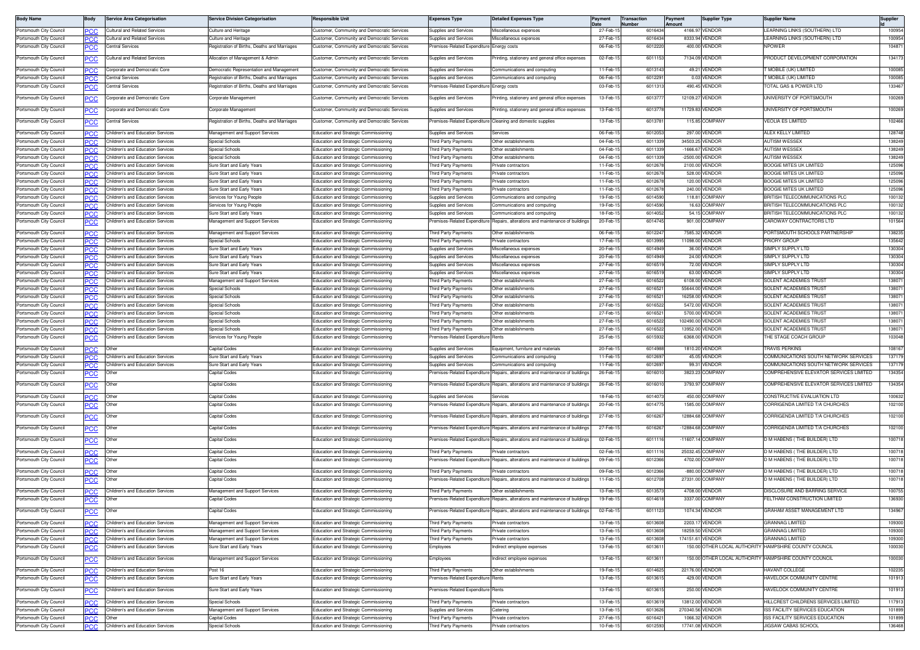| Body Name | Body | Service Area Categorisation | Service Division Categorisation | Responsible Unit | Expenses Type | Detailed Expenses Type | Payment Date | Transaction Number | Payment Amount | Supplier Type | Supplier Name | Supplier Id |
|---|---|---|---|---|---|---|---|---|---|---|---|---|
| Portsmouth City Council | PCC | Cultural and Related Services | Culture and Heritage | Customer, Community and Democratic Services | Supplies and Services | Miscellaneous expenses | 27-Feb-15 | 6016434 | 4166.97 | VENDOR | LEARNING LINKS (SOUTHERN) LTD | 100954 |
| Portsmouth City Council | PCC | Cultural and Related Services | Culture and Heritage | Customer, Community and Democratic Services | Supplies and Services | Miscellaneous expenses | 27-Feb-15 | 6016434 | 8333.94 | VENDOR | LEARNING LINKS (SOUTHERN) LTD | 100954 |
| Portsmouth City Council | PCC | Central Services | Registration of Births, Deaths and Marriages | Customer, Community and Democratic Services | Premises-Related Expenditure | Energy costs | 06-Feb-15 | 6012220 | 400.00 | VENDOR | NPOWER | 104871 |
| Portsmouth City Council | PCC | Cultural and Related Services | Allocation of Management & Admin | Customer, Community and Democratic Services | Supplies and Services | Printing, stationery and general office expenses | 02-Feb-15 | 6011153 | 7134.09 | VENDOR | PRODUCT DEVELOPMENT CORPORATION | 134173 |
| Portsmouth City Council | PCC | Corporate and Democratic Core | Democratic Representation and Management | Customer, Community and Democratic Services | Supplies and Services | Communications and computing | 11-Feb-15 | 6013143 | 49.21 | VENDOR | T MOBILE (UK) LIMITED | 100085 |
| Portsmouth City Council | PCC | Central Services | Registration of Births, Deaths and Marriages | Customer, Community and Democratic Services | Supplies and Services | Communications and computing | 06-Feb-15 | 6012291 | 0.03 | VENDOR | T MOBILE (UK) LIMITED | 100085 |
| Portsmouth City Council | PCC | Central Services | Registration of Births, Deaths and Marriages | Customer, Community and Democratic Services | Premises-Related Expenditure | Energy costs | 03-Feb-15 | 6011313 | 490.45 | VENDOR | TOTAL GAS & POWER LTD | 133467 |
| Portsmouth City Council | PCC | Corporate and Democratic Core | Corporate Management | Customer, Community and Democratic Services | Supplies and Services | Printing, stationery and general office expenses | 13-Feb-15 | 6013777 | 12109.27 | VENDOR | UNIVERSITY OF PORTSMOUTH | 100269 |
| Portsmouth City Council | PCC | Corporate and Democratic Core | Corporate Management | Customer, Community and Democratic Services | Supplies and Services | Printing, stationery and general office expenses | 13-Feb-15 | 6013778 | 11729.83 | VENDOR | UNIVERSITY OF PORTSMOUTH | 100269 |
| Portsmouth City Council | PCC | Central Services | Registration of Births, Deaths and Marriages | Customer, Community and Democratic Services | Premises-Related Expenditure | Cleaning and domestic supplies | 13-Feb-15 | 6013781 | 115.85 | COMPANY | VEOLIA ES LIMITED | 102466 |
| Portsmouth City Council | PCC | Children's and Education Services | Management and Support Services | Education and Strategic Commissioning | Supplies and Services | Services | 06-Feb-15 | 6012053 | 297.00 | VENDOR | ALEX KELLY LIMITED | 128748 |
| Portsmouth City Council | PCC | Children's and Education Services | Special Schools | Education and Strategic Commissioning | Third Party Payments | Other establishments | 04-Feb-15 | 6011339 | 34503.25 | VENDOR | AUTISM WESSEX | 138249 |
| Portsmouth City Council | PCC | Children's and Education Services | Special Schools | Education and Strategic Commissioning | Third Party Payments | Other establishments | 04-Feb-15 | 6011339 | -1666.67 | VENDOR | AUTISM WESSEX | 138249 |
| Portsmouth City Council | PCC | Children's and Education Services | Special Schools | Education and Strategic Commissioning | Third Party Payments | Other establishments | 04-Feb-15 | 6011339 | -2500.00 | VENDOR | AUTISM WESSEX | 138249 |
| Portsmouth City Council | PCC | Children's and Education Services | Sure Start and Early Years | Education and Strategic Commissioning | Third Party Payments | Private contractors | 11-Feb-15 | 6012678 | 2100.00 | VENDOR | BOOGIE MITES UK LIMITED | 125096 |
| Portsmouth City Council | PCC | Children's and Education Services | Sure Start and Early Years | Education and Strategic Commissioning | Third Party Payments | Private contractors | 11-Feb-15 | 6012678 | 528.00 | VENDOR | BOOGIE MITES UK LIMITED | 125096 |
| Portsmouth City Council | PCC | Children's and Education Services | Sure Start and Early Years | Education and Strategic Commissioning | Third Party Payments | Private contractors | 11-Feb-15 | 6012678 | 120.00 | VENDOR | BOOGIE MITES UK LIMITED | 125096 |
| Portsmouth City Council | PCC | Children's and Education Services | Sure Start and Early Years | Education and Strategic Commissioning | Third Party Payments | Private contractors | 11-Feb-15 | 6012678 | 240.00 | VENDOR | BOOGIE MITES UK LIMITED | 125096 |
| Portsmouth City Council | PCC | Children's and Education Services | Services for Young People | Education and Strategic Commissioning | Supplies and Services | Communications and computing | 19-Feb-15 | 6014590 | 118.81 | COMPANY | BRITISH TELECOMMUNICATIONS PLC | 100132 |
| Portsmouth City Council | PCC | Children's and Education Services | Services for Young People | Education and Strategic Commissioning | Supplies and Services | Communications and computing | 19-Feb-15 | 6014590 | 16.63 | COMPANY | BRITISH TELECOMMUNICATIONS PLC | 100132 |
| Portsmouth City Council | PCC | Children's and Education Services | Sure Start and Early Years | Education and Strategic Commissioning | Supplies and Services | Communications and computing | 18-Feb-15 | 6014052 | 54.15 | COMPANY | BRITISH TELECOMMUNICATIONS PLC | 100132 |
| Portsmouth City Council | PCC | Children's and Education Services | Management and Support Services | Education and Strategic Commissioning | Premises-Related Expenditure | Repairs, alterations and maintenance of buildings | 20-Feb-15 | 6014745 | 901.00 | COMPANY | CAROWAY CONTRACTORS LTD | 101564 |
| Portsmouth City Council | PCC | Children's and Education Services | Management and Support Services | Education and Strategic Commissioning | Third Party Payments | Other establishments | 06-Feb-15 | 6012247 | 7585.32 | VENDOR | PORTSMOUTH SCHOOLS PARTNERSHIP | 138235 |
| Portsmouth City Council | PCC | Children's and Education Services | Special Schools | Education and Strategic Commissioning | Third Party Payments | Private contractors | 17-Feb-15 | 6013995 | 11098.00 | VENDOR | PRIORY GROUP | 135642 |
| Portsmouth City Council | PCC | Children's and Education Services | Sure Start and Early Years | Education and Strategic Commissioning | Supplies and Services | Miscellaneous expenses | 20-Feb-15 | 6014949 | 36.00 | VENDOR | SIMPLY SUPPLY LTD | 130304 |
| Portsmouth City Council | PCC | Children's and Education Services | Sure Start and Early Years | Education and Strategic Commissioning | Supplies and Services | Miscellaneous expenses | 20-Feb-15 | 6014949 | 24.00 | VENDOR | SIMPLY SUPPLY LTD | 130304 |
| Portsmouth City Council | PCC | Children's and Education Services | Sure Start and Early Years | Education and Strategic Commissioning | Supplies and Services | Miscellaneous expenses | 27-Feb-15 | 6016519 | 72.00 | VENDOR | SIMPLY SUPPLY LTD | 130304 |
| Portsmouth City Council | PCC | Children's and Education Services | Sure Start and Early Years | Education and Strategic Commissioning | Supplies and Services | Miscellaneous expenses | 27-Feb-15 | 6016519 | 63.00 | VENDOR | SIMPLY SUPPLY LTD | 130304 |
| Portsmouth City Council | PCC | Children's and Education Services | Management and Support Services | Education and Strategic Commissioning | Third Party Payments | Other establishments | 27-Feb-15 | 6016522 | 6108.00 | VENDOR | SOLENT ACADEMIES TRUST | 138071 |
| Portsmouth City Council | PCC | Children's and Education Services | Special Schools | Education and Strategic Commissioning | Third Party Payments | Other establishments | 27-Feb-15 | 6016521 | 55644.00 | VENDOR | SOLENT ACADEMIES TRUST | 138071 |
| Portsmouth City Council | PCC | Children's and Education Services | Special Schools | Education and Strategic Commissioning | Third Party Payments | Other establishments | 27-Feb-15 | 6016521 | 16258.00 | VENDOR | SOLENT ACADEMIES TRUST | 138071 |
| Portsmouth City Council | PCC | Children's and Education Services | Special Schools | Education and Strategic Commissioning | Third Party Payments | Other establishments | 27-Feb-15 | 6016522 | 5472.00 | VENDOR | SOLENT ACADEMIES TRUST | 138071 |
| Portsmouth City Council | PCC | Children's and Education Services | Special Schools | Education and Strategic Commissioning | Third Party Payments | Other establishments | 27-Feb-15 | 6016521 | 5700.00 | VENDOR | SOLENT ACADEMIES TRUST | 138071 |
| Portsmouth City Council | PCC | Children's and Education Services | Special Schools | Education and Strategic Commissioning | Third Party Payments | Other establishments | 27-Feb-15 | 6016522 | 102490.00 | VENDOR | SOLENT ACADEMIES TRUST | 138071 |
| Portsmouth City Council | PCC | Children's and Education Services | Special Schools | Education and Strategic Commissioning | Third Party Payments | Other establishments | 27-Feb-15 | 6016522 | 13952.00 | VENDOR | SOLENT ACADEMIES TRUST | 138071 |
| Portsmouth City Council | PCC | Children's and Education Services | Services for Young People | Education and Strategic Commissioning | Premises-Related Expenditure | Rents | 25-Feb-15 | 6015932 | 6368.00 | VENDOR | THE STAGE COACH GROUP | 103048 |
| Portsmouth City Council | PCC | Other | Capital Codes | Education and Strategic Commissioning | Supplies and Services | Equipment, furniture and materials | 20-Feb-15 | 6014988 | 1810.20 | VENDOR | TRAVIS PERKINS | 108167 |
| Portsmouth City Council | PCC | Children's and Education Services | Sure Start and Early Years | Education and Strategic Commissioning | Supplies and Services | Communications and computing | 11-Feb-15 | 6012697 | 45.05 | VENDOR | COMMUNICATIONS SOUTH NETWORK SERVICES | 137179 |
| Portsmouth City Council | PCC | Children's and Education Services | Sure Start and Early Years | Education and Strategic Commissioning | Supplies and Services | Communications and computing | 11-Feb-15 | 6012697 | 99.31 | VENDOR | COMMUNICATIONS SOUTH NETWORK SERVICES | 137179 |
| Portsmouth City Council | PCC | Other | Capital Codes | Education and Strategic Commissioning | Premises-Related Expenditure | Repairs, alterations and maintenance of buildings | 26-Feb-15 | 6016010 | 3823.23 | COMPANY | COMPREHENSIVE ELEVATOR SERVICES LIMITED | 134354 |
| Portsmouth City Council | PCC | Other | Capital Codes | Education and Strategic Commissioning | Premises-Related Expenditure | Repairs, alterations and maintenance of buildings | 26-Feb-15 | 6016010 | 3793.97 | COMPANY | COMPREHENSIVE ELEVATOR SERVICES LIMITED | 134354 |
| Portsmouth City Council | PCC | Other | Capital Codes | Education and Strategic Commissioning | Supplies and Services | Services | 18-Feb-15 | 6014073 | 450.00 | COMPANY | CONSTRUCTIVE EVALUATION LTD | 100632 |
| Portsmouth City Council | PCC | Other | Capital Codes | Education and Strategic Commissioning | Premises-Related Expenditure | Repairs, alterations and maintenance of buildings | 20-Feb-15 | 6014775 | 1585.00 | COMPANY | CORRIGENDA LIMITED T/A CHURCHES | 102100 |
| Portsmouth City Council | PCC | Other | Capital Codes | Education and Strategic Commissioning | Premises-Related Expenditure | Repairs, alterations and maintenance of buildings | 27-Feb-15 | 6016267 | 12884.68 | COMPANY | CORRIGENDA LIMITED T/A CHURCHES | 102100 |
| Portsmouth City Council | PCC | Other | Capital Codes | Education and Strategic Commissioning | Premises-Related Expenditure | Repairs, alterations and maintenance of buildings | 27-Feb-15 | 6016267 | -12884.68 | COMPANY | CORRIGENDA LIMITED T/A CHURCHES | 102100 |
| Portsmouth City Council | PCC | Other | Capital Codes | Education and Strategic Commissioning | Premises-Related Expenditure | Repairs, alterations and maintenance of buildings | 02-Feb-15 | 6011116 | -11607.14 | COMPANY | D M HABENS ( THE BUILDER) LTD | 100718 |
| Portsmouth City Council | PCC | Other | Capital Codes | Education and Strategic Commissioning | Third Party Payments | Private contractors | 02-Feb-15 | 6011116 | 25032.45 | COMPANY | D M HABENS ( THE BUILDER) LTD | 100718 |
| Portsmouth City Council | PCC | Other | Capital Codes | Education and Strategic Commissioning | Premises-Related Expenditure | Repairs, alterations and maintenance of buildings | 09-Feb-15 | 6012366 | 4702.00 | COMPANY | D M HABENS ( THE BUILDER) LTD | 100718 |
| Portsmouth City Council | PCC | Other | Capital Codes | Education and Strategic Commissioning | Third Party Payments | Private contractors | 09-Feb-15 | 6012366 | -880.00 | COMPANY | D M HABENS ( THE BUILDER) LTD | 100718 |
| Portsmouth City Council | PCC | Other | Capital Codes | Education and Strategic Commissioning | Premises-Related Expenditure | Repairs, alterations and maintenance of buildings | 11-Feb-15 | 6012708 | 27331.00 | COMPANY | D M HABENS ( THE BUILDER) LTD | 100718 |
| Portsmouth City Council | PCC | Children's and Education Services | Management and Support Services | Education and Strategic Commissioning | Third Party Payments | Other establishments | 13-Feb-15 | 6013573 | 4708.00 | VENDOR | DISCLOSURE AND BARRING SERVICE | 100755 |
| Portsmouth City Council | PCC | Other | Capital Codes | Education and Strategic Commissioning | Premises-Related Expenditure | Repairs, alterations and maintenance of buildings | 19-Feb-15 | 6014618 | 3337.00 | COMPANY | FELTHAM CONSTRUCTION LIMITED | 136930 |
| Portsmouth City Council | PCC | Other | Capital Codes | Education and Strategic Commissioning | Premises-Related Expenditure | Repairs, alterations and maintenance of buildings | 02-Feb-15 | 6011123 | 1074.34 | VENDOR | GRAHAM ASSET MANAGEMENT LTD | 134967 |
| Portsmouth City Council | PCC | Children's and Education Services | Management and Support Services | Education and Strategic Commissioning | Third Party Payments | Private contractors | 13-Feb-15 | 6013608 | 2203.17 | VENDOR | GRANNAG LIMITED | 109300 |
| Portsmouth City Council | PCC | Children's and Education Services | Management and Support Services | Education and Strategic Commissioning | Third Party Payments | Private contractors | 13-Feb-15 | 6013608 | 18259.50 | VENDOR | GRANNAG LIMITED | 109300 |
| Portsmouth City Council | PCC | Children's and Education Services | Management and Support Services | Education and Strategic Commissioning | Third Party Payments | Private contractors | 13-Feb-15 | 6013608 | 174151.61 | VENDOR | GRANNAG LIMITED | 109300 |
| Portsmouth City Council | PCC | Children's and Education Services | Sure Start and Early Years | Education and Strategic Commissioning | Employees | Indirect employee expenses | 13-Feb-15 | 6013611 | 150.00 | OTHER LOCAL AUTHORITY | HAMPSHIRE COUNTY COUNCIL | 100030 |
| Portsmouth City Council | PCC | Children's and Education Services | Management and Support Services | Education and Strategic Commissioning | Employees | Indirect employee expenses | 13-Feb-15 | 6013611 | 150.00 | OTHER LOCAL AUTHORITY | HAMPSHIRE COUNTY COUNCIL | 100030 |
| Portsmouth City Council | PCC | Children's and Education Services | Post 16 | Education and Strategic Commissioning | Third Party Payments | Other establishments | 19-Feb-15 | 6014625 | 22176.00 | VENDOR | HAVANT COLLEGE | 102235 |
| Portsmouth City Council | PCC | Children's and Education Services | Sure Start and Early Years | Education and Strategic Commissioning | Premises-Related Expenditure | Rents | 13-Feb-15 | 6013615 | 429.00 | VENDOR | HAVELOCK COMMUNITY CENTRE | 101913 |
| Portsmouth City Council | PCC | Children's and Education Services | Sure Start and Early Years | Education and Strategic Commissioning | Premises-Related Expenditure | Rents | 13-Feb-15 | 6013615 | 250.00 | VENDOR | HAVELOCK COMMUNITY CENTRE | 101913 |
| Portsmouth City Council | PCC | Children's and Education Services | Special Schools | Education and Strategic Commissioning | Third Party Payments | Private contractors | 13-Feb-15 | 6013619 | 13812.00 | VENDOR | HILLCREST CHILDRENS SERVICES LIMITED | 117913 |
| Portsmouth City Council | PCC | Children's and Education Services | Management and Support Services | Education and Strategic Commissioning | Supplies and Services | Catering | 13-Feb-15 | 6013626 | 270340.56 | VENDOR | ISS FACILITY SERVICES EDUCATION | 101899 |
| Portsmouth City Council | PCC | Other | Capital Codes | Education and Strategic Commissioning | Third Party Payments | Private contractors | 27-Feb-15 | 6016421 | 1066.32 | VENDOR | ISS FACILITY SERVICES EDUCATION | 101899 |
| Portsmouth City Council | PCC | Children's and Education Services | Special Schools | Education and Strategic Commissioning | Third Party Payments | Private contractors | 10-Feb-15 | 6012593 | 17741.08 | VENDOR | JIGSAW CABAS SCHOOL | 136468 |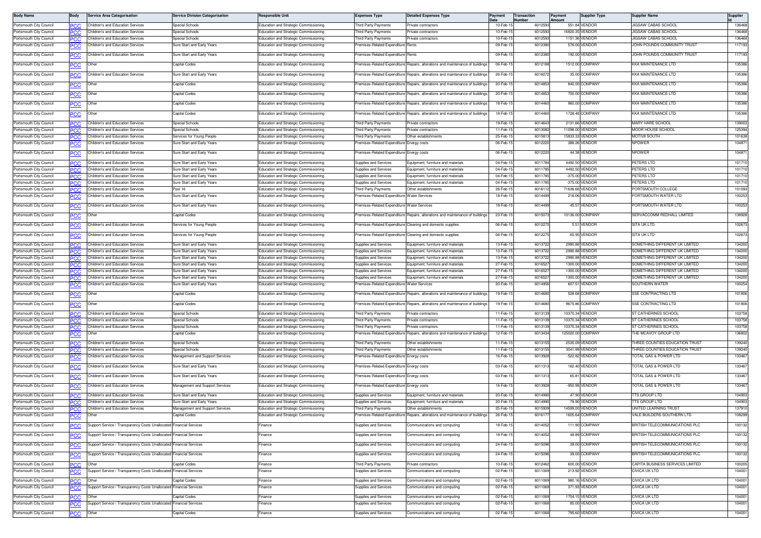| Body Name | Body | Service Area Categorisation | Service Division Categorisation | Responsible Unit | Expenses Type | Detailed Expenses Type | Payment Date | Transaction Number | Payment Amount | Supplier Type | Supplier Name | Supplier Id |
|---|---|---|---|---|---|---|---|---|---|---|---|---|
| Portsmouth City Council | PCC | Children's and Education Services | Special Schools | Education and Strategic Commissioning | Third Party Payments | Private contractors | 10-Feb-15 | 6012593 | 551.84 | VENDOR | JIGSAW CABAS SCHOOL | 136468 |
| Portsmouth City Council | PCC | Children's and Education Services | Special Schools | Education and Strategic Commissioning | Third Party Payments | Private contractors | 10-Feb-15 | 6012593 | 16820.35 | VENDOR | JIGSAW CABAS SCHOOL | 136468 |
| Portsmouth City Council | PCC | Children's and Education Services | Special Schools | Education and Strategic Commissioning | Third Party Payments | Private contractors | 10-Feb-15 | 6012593 | 1151.36 | VENDOR | JIGSAW CABAS SCHOOL | 136468 |
| Portsmouth City Council | PCC | Children's and Education Services | Sure Start and Early Years | Education and Strategic Commissioning | Premises-Related Expenditure | Rents | 09-Feb-15 | 6012380 | 576.00 | VENDOR | JOHN POUNDS COMMUNITY TRUST | 117193 |
| Portsmouth City Council | PCC | Children's and Education Services | Sure Start and Early Years | Education and Strategic Commissioning | Premises-Related Expenditure | Rents | 09-Feb-15 | 6012380 | 192.00 | VENDOR | JOHN POUNDS COMMUNITY TRUST | 117193 |
| Portsmouth City Council | PCC | Other | Capital Codes | Education and Strategic Commissioning | Premises-Related Expenditure | Repairs, alterations and maintenance of buildings | 06-Feb-15 | 6012188 | 1512.00 | COMPANY | KKA MAINTENANCE LTD | 135386 |
| Portsmouth City Council | PCC | Children's and Education Services | Sure Start and Early Years | Education and Strategic Commissioning | Premises-Related Expenditure | Repairs, alterations and maintenance of buildings | 26-Feb-15 | 6016072 | 35.00 | COMPANY | KKA MAINTENANCE LTD | 135386 |
| Portsmouth City Council | PCC | Other | Capital Codes | Education and Strategic Commissioning | Premises-Related Expenditure | Repairs, alterations and maintenance of buildings | 20-Feb-15 | 6014853 | 840.00 | COMPANY | KKA MAINTENANCE LTD | 135386 |
| Portsmouth City Council | PCC | Other | Capital Codes | Education and Strategic Commissioning | Premises-Related Expenditure | Repairs, alterations and maintenance of buildings | 20-Feb-15 | 6014853 | 700.00 | COMPANY | KKA MAINTENANCE LTD | 135386 |
| Portsmouth City Council | PCC | Other | Capital Codes | Education and Strategic Commissioning | Premises-Related Expenditure | Repairs, alterations and maintenance of buildings | 18-Feb-15 | 6014460 | 960.00 | COMPANY | KKA MAINTENANCE LTD | 135386 |
| Portsmouth City Council | PCC | Other | Capital Codes | Education and Strategic Commissioning | Premises-Related Expenditure | Repairs, alterations and maintenance of buildings | 18-Feb-15 | 6014460 | 1728.48 | COMPANY | KKA MAINTENANCE LTD | 135386 |
| Portsmouth City Council | PCC | Children's and Education Services | Special Schools | Education and Strategic Commissioning | Third Party Payments | Private contractors | 19-Feb-15 | 6014643 | 2131.66 | VENDOR | MARY HARE SCHOOL | 139003 |
| Portsmouth City Council | PCC | Children's and Education Services | Special Schools | Education and Strategic Commissioning | Third Party Payments | Private contractors | 11-Feb-15 | 6013082 | 11098.00 | VENDOR | MOOR HOUSE SCHOOL | 125394 |
| Portsmouth City Council | PCC | Children's and Education Services | Services for Young People | Education and Strategic Commissioning | Third Party Payments | Other establishments | 25-Feb-15 | 6015813 | 15833.33 | VENDOR | MOTIV8 SOUTH | 101638 |
| Portsmouth City Council | PCC | Children's and Education Services | Sure Start and Early Years | Education and Strategic Commissioning | Premises-Related Expenditure | Energy costs | 06-Feb-15 | 6012220 | 388.26 | VENDOR | NPOWER | 104871 |
| Portsmouth City Council | PCC | Children's and Education Services | Sure Start and Early Years | Education and Strategic Commissioning | Premises-Related Expenditure | Energy costs | 06-Feb-15 | 6012220 | 44.38 | VENDOR | NPOWER | 104871 |
| Portsmouth City Council | PCC | Children's and Education Services | Sure Start and Early Years | Education and Strategic Commissioning | Supplies and Services | Equipment, furniture and materials | 04-Feb-15 | 6011784 | 4492.50 | VENDOR | PETERS LTD | 101710 |
| Portsmouth City Council | PCC | Children's and Education Services | Sure Start and Early Years | Education and Strategic Commissioning | Supplies and Services | Equipment, furniture and materials | 04-Feb-15 | 6011785 | 4492.50 | VENDOR | PETERS LTD | 101710 |
| Portsmouth City Council | PCC | Children's and Education Services | Sure Start and Early Years | Education and Strategic Commissioning | Supplies and Services | Equipment, furniture and materials | 04-Feb-15 | 6011785 | -375.00 | VENDOR | PETERS LTD | 101710 |
| Portsmouth City Council | PCC | Children's and Education Services | Sure Start and Early Years | Education and Strategic Commissioning | Supplies and Services | Equipment, furniture and materials | 04-Feb-15 | 6011785 | -375.00 | VENDOR | PETERS LTD | 101710 |
| Portsmouth City Council | PCC | Children's and Education Services | Post 16 | Education and Strategic Commissioning | Third Party Payments | Other establishments | 26-Feb-15 | 6016112 | 71636.66 | VENDOR | PORTSMOUTH COLLEGE | 101093 |
| Portsmouth City Council | PCC | Children's and Education Services | Sure Start and Early Years | Education and Strategic Commissioning | Premises-Related Expenditure | Water Services | 18-Feb-15 | 6014499 | 216.06 | VENDOR | PORTSMOUTH WATER LTD | 100253 |
| Portsmouth City Council | PCC | Children's and Education Services | Sure Start and Early Years | Education and Strategic Commissioning | Premises-Related Expenditure | Water Services | 18-Feb-15 | 6014499 | 45.57 | VENDOR | PORTSMOUTH WATER LTD | 100253 |
| Portsmouth City Council | PCC | Other | Capital Codes | Education and Strategic Commissioning | Premises-Related Expenditure | Repairs, alterations and maintenance of buildings | 23-Feb-15 | 6015073 | 10136.00 | COMPANY | SERVACCOMM REDHALL LIMITED | 138928 |
| Portsmouth City Council | PCC | Children's and Education Services | Services for Young People | Education and Strategic Commissioning | Premises-Related Expenditure | Cleaning and domestic supplies | 06-Feb-15 | 6012275 | 5.51 | VENDOR | SITA UK LTD | 102673 |
| Portsmouth City Council | PCC | Children's and Education Services | Services for Young People | Education and Strategic Commissioning | Premises-Related Expenditure | Cleaning and domestic supplies | 06-Feb-15 | 6012275 | 65.95 | VENDOR | SITA UK LTD | 102673 |
| Portsmouth City Council | PCC | Children's and Education Services | Sure Start and Early Years | Education and Strategic Commissioning | Supplies and Services | Equipment, furniture and materials | 13-Feb-15 | 6013722 | 2990.88 | VENDOR | SOMETHING DIFFERENT UK LIMITED | 134200 |
| Portsmouth City Council | PCC | Children's and Education Services | Sure Start and Early Years | Education and Strategic Commissioning | Supplies and Services | Equipment, furniture and materials | 13-Feb-15 | 6013722 | 2990.88 | VENDOR | SOMETHING DIFFERENT UK LIMITED | 134200 |
| Portsmouth City Council | PCC | Children's and Education Services | Sure Start and Early Years | Education and Strategic Commissioning | Supplies and Services | Equipment, furniture and materials | 13-Feb-15 | 6013722 | 2990.88 | VENDOR | SOMETHING DIFFERENT UK LIMITED | 134200 |
| Portsmouth City Council | PCC | Children's and Education Services | Sure Start and Early Years | Education and Strategic Commissioning | Supplies and Services | Equipment, furniture and materials | 27-Feb-15 | 6016527 | 1300.00 | VENDOR | SOMETHING DIFFERENT UK LIMITED | 134200 |
| Portsmouth City Council | PCC | Children's and Education Services | Sure Start and Early Years | Education and Strategic Commissioning | Supplies and Services | Equipment, furniture and materials | 27-Feb-15 | 6016527 | 1300.00 | VENDOR | SOMETHING DIFFERENT UK LIMITED | 134200 |
| Portsmouth City Council | PCC | Children's and Education Services | Sure Start and Early Years | Education and Strategic Commissioning | Supplies and Services | Equipment, furniture and materials | 27-Feb-15 | 6016527 | 1300.00 | VENDOR | SOMETHING DIFFERENT UK LIMITED | 134200 |
| Portsmouth City Council | PCC | Children's and Education Services | Sure Start and Early Years | Education and Strategic Commissioning | Premises-Related Expenditure | Water Services | 20-Feb-15 | 6014956 | 607.51 | VENDOR | SOUTHERN WATER | 100254 |
| Portsmouth City Council | PCC | Other | Capital Codes | Education and Strategic Commissioning | Premises-Related Expenditure | Repairs, alterations and maintenance of buildings | 19-Feb-15 | 6014680 | 528.68 | COMPANY | SSE CONTRACTING LTD | 101806 |
| Portsmouth City Council | PCC | Other | Capital Codes | Education and Strategic Commissioning | Premises-Related Expenditure | Repairs, alterations and maintenance of buildings | 19-Feb-15 | 6014680 | 9675.86 | COMPANY | SSE CONTRACTING LTD | 101806 |
| Portsmouth City Council | PCC | Children's and Education Services | Special Schools | Education and Strategic Commissioning | Third Party Payments | Private contractors | 11-Feb-15 | 6013139 | 10370.34 | VENDOR | ST CATHERINES SCHOOL | 103758 |
| Portsmouth City Council | PCC | Children's and Education Services | Special Schools | Education and Strategic Commissioning | Third Party Payments | Private contractors | 11-Feb-15 | 6013139 | 10370.34 | VENDOR | ST CATHERINES SCHOOL | 103758 |
| Portsmouth City Council | PCC | Children's and Education Services | Special Schools | Education and Strategic Commissioning | Third Party Payments | Private contractors | 11-Feb-15 | 6013139 | 10370.34 | VENDOR | ST CATHERINES SCHOOL | 103758 |
| Portsmouth City Council | PCC | Other | Capital Codes | Education and Strategic Commissioning | Premises-Related Expenditure | Repairs, alterations and maintenance of buildings | 12-Feb-15 | 6013434 | 125020.00 | COMPANY | THE MCAVOY GROUP LTD | 136802 |
| Portsmouth City Council | PCC | Children's and Education Services | Special Schools | Education and Strategic Commissioning | Third Party Payments | Other establishments | 11-Feb-15 | 6013155 | 2535.09 | VENDOR | THREE COUNTIES EDUCATION TRUST | 139240 |
| Portsmouth City Council | PCC | Children's and Education Services | Special Schools | Education and Strategic Commissioning | Third Party Payments | Other establishments | 11-Feb-15 | 6013155 | 3041.99 | VENDOR | THREE COUNTIES EDUCATION TRUST | 139240 |
| Portsmouth City Council | PCC | Children's and Education Services | Management and Support Services | Education and Strategic Commissioning | Premises-Related Expenditure | Energy costs | 16-Feb-15 | 6013928 | -522.82 | VENDOR | TOTAL GAS & POWER LTD | 133467 |
| Portsmouth City Council | PCC | Children's and Education Services | Sure Start and Early Years | Education and Strategic Commissioning | Premises-Related Expenditure | Energy costs | 03-Feb-15 | 6011313 | 162.40 | VENDOR | TOTAL GAS & POWER LTD | 133467 |
| Portsmouth City Council | PCC | Children's and Education Services | Sure Start and Early Years | Education and Strategic Commissioning | Premises-Related Expenditure | Energy costs | 03-Feb-15 | 6011313 | 65.81 | VENDOR | TOTAL GAS & POWER LTD | 133467 |
| Portsmouth City Council | PCC | Children's and Education Services | Management and Support Services | Education and Strategic Commissioning | Premises-Related Expenditure | Energy costs | 16-Feb-15 | 6013928 | -950.99 | VENDOR | TOTAL GAS & POWER LTD | 133467 |
| Portsmouth City Council | PCC | Children's and Education Services | Sure Start and Early Years | Education and Strategic Commissioning | Supplies and Services | Equipment, furniture and materials | 20-Feb-15 | 6014990 | 47.90 | VENDOR | TTS GROUP LTD | 104903 |
| Portsmouth City Council | PCC | Children's and Education Services | Sure Start and Early Years | Education and Strategic Commissioning | Supplies and Services | Equipment, furniture and materials | 20-Feb-15 | 6014990 | 79.90 | VENDOR | TTS GROUP LTD | 104903 |
| Portsmouth City Council | PCC | Children's and Education Services | Management and Support Services | Education and Strategic Commissioning | Third Party Payments | Other establishments | 25-Feb-15 | 6015939 | 14599.00 | VENDOR | UNITED LEARNING TRUST | 137910 |
| Portsmouth City Council | PCC | Other | Capital Codes | Education and Strategic Commissioning | Premises-Related Expenditure | Repairs, alterations and maintenance of buildings | 26-Feb-15 | 6016177 | 1605.64 | COMPANY | VALE BUILDERS SOUTHERN LTD | 108299 |
| Portsmouth City Council | PCC | Support Service / Transparency Costs Unallocated | Financial Services | Finance | Supplies and Services | Communications and computing | 18-Feb-15 | 6014052 | 111.90 | COMPANY | BRITISH TELECOMMUNICATIONS PLC | 100132 |
| Portsmouth City Council | PCC | Support Service / Transparency Costs Unallocated | Financial Services | Finance | Supplies and Services | Communications and computing | 18-Feb-15 | 6014052 | 49.89 | COMPANY | BRITISH TELECOMMUNICATIONS PLC | 100132 |
| Portsmouth City Council | PCC | Support Service / Transparency Costs Unallocated | Financial Services | Finance | Supplies and Services | Communications and computing | 24-Feb-15 | 6015096 | 39.00 | COMPANY | BRITISH TELECOMMUNICATIONS PLC | 100132 |
| Portsmouth City Council | PCC | Support Service / Transparency Costs Unallocated | Financial Services | Finance | Supplies and Services | Communications and computing | 24-Feb-15 | 6015096 | 39.00 | COMPANY | BRITISH TELECOMMUNICATIONS PLC | 100132 |
| Portsmouth City Council | PCC | Other | Capital Codes | Finance | Third Party Payments | Private contractors | 10-Feb-15 | 6012462 | 600.00 | VENDOR | CAPITA BUSINESS SERVICES LIMITED | 100205 |
| Portsmouth City Council | PCC | Support Service / Transparency Costs Unallocated | Financial Services | Finance | Supplies and Services | Communications and computing | 02-Feb-15 | 6011069 | 213.92 | VENDOR | CIVICA UK LTD | 104001 |
| Portsmouth City Council | PCC | Other | Capital Codes | Finance | Supplies and Services | Communications and computing | 02-Feb-15 | 6011069 | 980.16 | VENDOR | CIVICA UK LTD | 104001 |
| Portsmouth City Council | PCC | Support Service / Transparency Costs Unallocated | Financial Services | Finance | Supplies and Services | Communications and computing | 02-Feb-15 | 6011069 | 371.93 | VENDOR | CIVICA UK LTD | 104001 |
| Portsmouth City Council | PCC | Other | Capital Codes | Finance | Supplies and Services | Communications and computing | 02-Feb-15 | 6011069 | 1704.15 | VENDOR | CIVICA UK LTD | 104001 |
| Portsmouth City Council | PCC | Support Service / Transparency Costs Unallocated | Financial Services | Finance | Supplies and Services | Communications and computing | 02-Feb-15 | 6011068 | 85.00 | VENDOR | CIVICA UK LTD | 104001 |
| Portsmouth City Council | PCC | Other | Capital Codes | Finance | Supplies and Services | Communications and computing | 02-Feb-15 | 6011068 | 795.60 | VENDOR | CIVICA UK LTD | 104001 |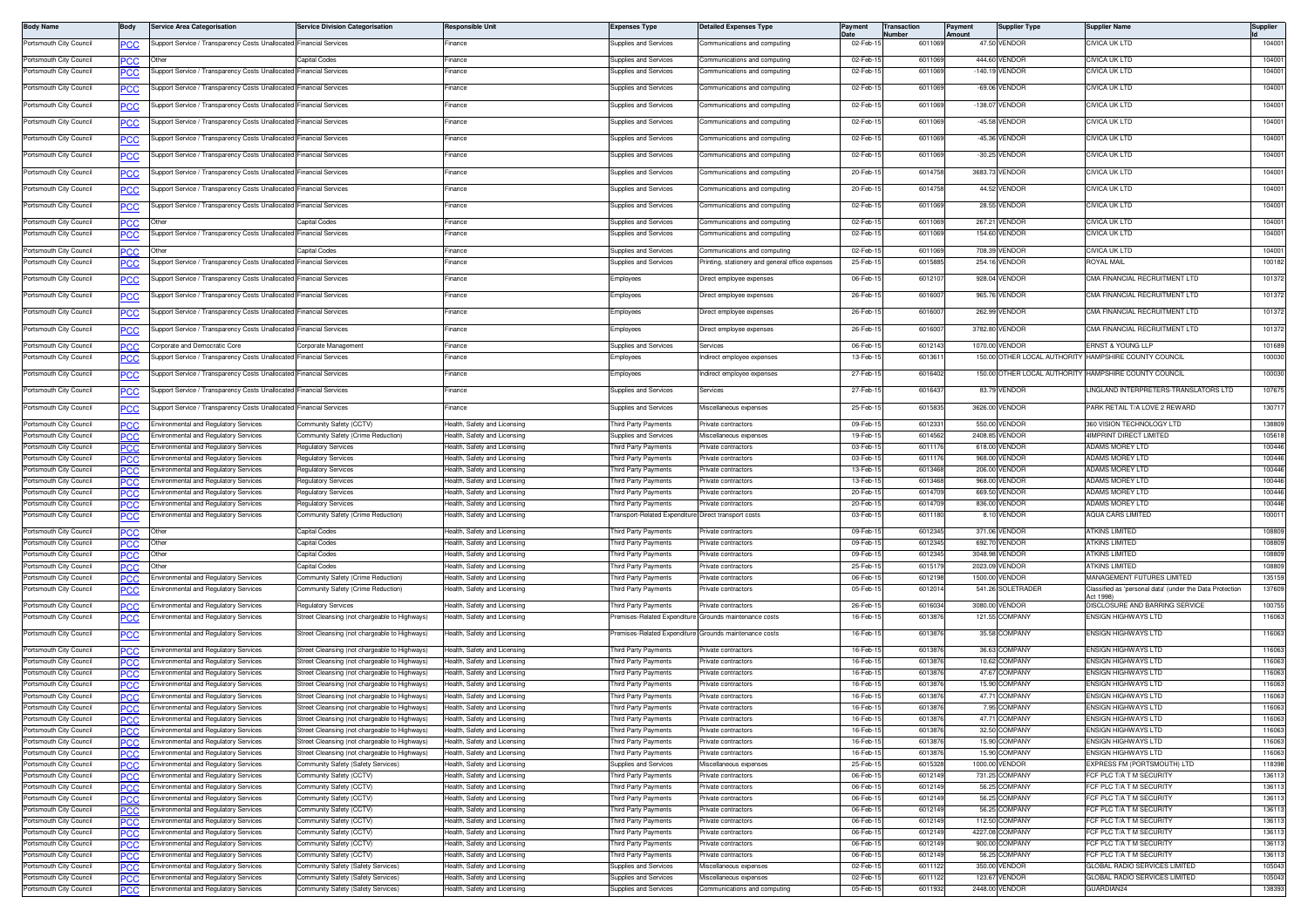| Body Name | Body | Service Area Categorisation | Service Division Categorisation | Responsible Unit | Expenses Type | Detailed Expenses Type | Payment Date | Transaction Number | Payment Amount | Supplier Type | Supplier Name | Supplier Id |
|---|---|---|---|---|---|---|---|---|---|---|---|---|
| Portsmouth City Council | PCC | Support Service / Transparency Costs Unallocated | Financial Services | Finance | Supplies and Services | Communications and computing | 02-Feb-15 | 6011069 | 47.50 | VENDOR | CIVICA UK LTD | 104001 |
| Portsmouth City Council | PCC | Other | Capital Codes | Finance | Supplies and Services | Communications and computing | 02-Feb-15 | 6011069 | 444.60 | VENDOR | CIVICA UK LTD | 104001 |
| Portsmouth City Council | PCC | Support Service / Transparency Costs Unallocated | Financial Services | Finance | Supplies and Services | Communications and computing | 02-Feb-15 | 6011069 | -140.19 | VENDOR | CIVICA UK LTD | 104001 |
| Portsmouth City Council | PCC | Support Service / Transparency Costs Unallocated | Financial Services | Finance | Supplies and Services | Communications and computing | 02-Feb-15 | 6011069 | -69.06 | VENDOR | CIVICA UK LTD | 104001 |
| Portsmouth City Council | PCC | Support Service / Transparency Costs Unallocated | Financial Services | Finance | Supplies and Services | Communications and computing | 02-Feb-15 | 6011069 | -138.07 | VENDOR | CIVICA UK LTD | 104001 |
| Portsmouth City Council | PCC | Support Service / Transparency Costs Unallocated | Financial Services | Finance | Supplies and Services | Communications and computing | 02-Feb-15 | 6011069 | -45.58 | VENDOR | CIVICA UK LTD | 104001 |
| Portsmouth City Council | PCC | Support Service / Transparency Costs Unallocated | Financial Services | Finance | Supplies and Services | Communications and computing | 02-Feb-15 | 6011069 | -45.36 | VENDOR | CIVICA UK LTD | 104001 |
| Portsmouth City Council | PCC | Support Service / Transparency Costs Unallocated | Financial Services | Finance | Supplies and Services | Communications and computing | 02-Feb-15 | 6011069 | -30.25 | VENDOR | CIVICA UK LTD | 104001 |
| Portsmouth City Council | PCC | Support Service / Transparency Costs Unallocated | Financial Services | Finance | Supplies and Services | Communications and computing | 20-Feb-15 | 6014758 | 3683.73 | VENDOR | CIVICA UK LTD | 104001 |
| Portsmouth City Council | PCC | Support Service / Transparency Costs Unallocated | Financial Services | Finance | Supplies and Services | Communications and computing | 20-Feb-15 | 6014758 | 44.52 | VENDOR | CIVICA UK LTD | 104001 |
| Portsmouth City Council | PCC | Support Service / Transparency Costs Unallocated | Financial Services | Finance | Supplies and Services | Communications and computing | 02-Feb-15 | 6011069 | 28.55 | VENDOR | CIVICA UK LTD | 104001 |
| Portsmouth City Council | PCC | Other | Capital Codes | Finance | Supplies and Services | Communications and computing | 02-Feb-15 | 6011069 | 267.21 | VENDOR | CIVICA UK LTD | 104001 |
| Portsmouth City Council | PCC | Support Service / Transparency Costs Unallocated | Financial Services | Finance | Supplies and Services | Communications and computing | 02-Feb-15 | 6011069 | 154.60 | VENDOR | CIVICA UK LTD | 104001 |
| Portsmouth City Council | PCC | Other | Capital Codes | Finance | Supplies and Services | Communications and computing | 02-Feb-15 | 6011069 | 708.39 | VENDOR | CIVICA UK LTD | 104001 |
| Portsmouth City Council | PCC | Support Service / Transparency Costs Unallocated | Financial Services | Finance | Supplies and Services | Printing, stationery and general office expenses | 25-Feb-15 | 6015885 | 254.16 | VENDOR | ROYAL MAIL | 100182 |
| Portsmouth City Council | PCC | Support Service / Transparency Costs Unallocated | Financial Services | Finance | Employees | Direct employee expenses | 06-Feb-15 | 6012107 | 928.04 | VENDOR | CMA FINANCIAL RECRUITMENT LTD | 101372 |
| Portsmouth City Council | PCC | Support Service / Transparency Costs Unallocated | Financial Services | Finance | Employees | Direct employee expenses | 26-Feb-15 | 6016007 | 965.76 | VENDOR | CMA FINANCIAL RECRUITMENT LTD | 101372 |
| Portsmouth City Council | PCC | Support Service / Transparency Costs Unallocated | Financial Services | Finance | Employees | Direct employee expenses | 26-Feb-15 | 6016007 | 262.99 | VENDOR | CMA FINANCIAL RECRUITMENT LTD | 101372 |
| Portsmouth City Council | PCC | Support Service / Transparency Costs Unallocated | Financial Services | Finance | Employees | Direct employee expenses | 26-Feb-15 | 6016007 | 3782.80 | VENDOR | CMA FINANCIAL RECRUITMENT LTD | 101372 |
| Portsmouth City Council | PCC | Corporate and Democratic Core | Corporate Management | Finance | Supplies and Services | Services | 06-Feb-15 | 6012143 | 1070.00 | VENDOR | ERNST & YOUNG LLP | 101689 |
| Portsmouth City Council | PCC | Support Service / Transparency Costs Unallocated | Financial Services | Finance | Employees | Indirect employee expenses | 13-Feb-15 | 6013611 | 150.00 | OTHER LOCAL AUTHORITY | HAMPSHIRE COUNTY COUNCIL | 100030 |
| Portsmouth City Council | PCC | Support Service / Transparency Costs Unallocated | Financial Services | Finance | Employees | Indirect employee expenses | 27-Feb-15 | 6016402 | 150.00 | OTHER LOCAL AUTHORITY | HAMPSHIRE COUNTY COUNCIL | 100030 |
| Portsmouth City Council | PCC | Support Service / Transparency Costs Unallocated | Financial Services | Finance | Supplies and Services | Services | 27-Feb-15 | 6016437 | 83.79 | VENDOR | LINGLAND INTERPRETERS-TRANSLATORS LTD | 107675 |
| Portsmouth City Council | PCC | Support Service / Transparency Costs Unallocated | Financial Services | Finance | Supplies and Services | Miscellaneous expenses | 25-Feb-15 | 6015835 | 3626.00 | VENDOR | PARK RETAIL T/A LOVE 2 REWARD | 130717 |
| Portsmouth City Council | PCC | Environmental and Regulatory Services | Community Safety (CCTV) | Health, Safety and Licensing | Third Party Payments | Private contractors | 09-Feb-15 | 6012331 | 550.00 | VENDOR | 360 VISION TECHNOLOGY LTD | 138809 |
| Portsmouth City Council | PCC | Environmental and Regulatory Services | Community Safety (Crime Reduction) | Health, Safety and Licensing | Supplies and Services | Miscellaneous expenses | 19-Feb-15 | 6014562 | 2408.85 | VENDOR | 4IMPRINT DIRECT LIMITED | 105618 |
| Portsmouth City Council | PCC | Environmental and Regulatory Services | Regulatory Services | Health, Safety and Licensing | Third Party Payments | Private contractors | 03-Feb-15 | 6011176 | 618.00 | VENDOR | ADAMS MOREY LTD | 100446 |
| Portsmouth City Council | PCC | Environmental and Regulatory Services | Regulatory Services | Health, Safety and Licensing | Third Party Payments | Private contractors | 03-Feb-15 | 6011176 | 968.00 | VENDOR | ADAMS MOREY LTD | 100446 |
| Portsmouth City Council | PCC | Environmental and Regulatory Services | Regulatory Services | Health, Safety and Licensing | Third Party Payments | Private contractors | 13-Feb-15 | 6013468 | 206.00 | VENDOR | ADAMS MOREY LTD | 100446 |
| Portsmouth City Council | PCC | Environmental and Regulatory Services | Regulatory Services | Health, Safety and Licensing | Third Party Payments | Private contractors | 13-Feb-15 | 6013468 | 968.00 | VENDOR | ADAMS MOREY LTD | 100446 |
| Portsmouth City Council | PCC | Environmental and Regulatory Services | Regulatory Services | Health, Safety and Licensing | Third Party Payments | Private contractors | 20-Feb-15 | 6014709 | 669.50 | VENDOR | ADAMS MOREY LTD | 100446 |
| Portsmouth City Council | PCC | Environmental and Regulatory Services | Regulatory Services | Health, Safety and Licensing | Third Party Payments | Private contractors | 20-Feb-15 | 6014709 | 836.00 | VENDOR | ADAMS MOREY LTD | 100446 |
| Portsmouth City Council | PCC | Environmental and Regulatory Services | Community Safety (Crime Reduction) | Health, Safety and Licensing | Transport-Related Expenditure | Direct transport costs | 03-Feb-15 | 6011180 | 8.10 | VENDOR | AQUA CARS LIMITED | 100017 |
| Portsmouth City Council | PCC | Other | Capital Codes | Health, Safety and Licensing | Third Party Payments | Private contractors | 09-Feb-15 | 6012345 | 371.06 | VENDOR | ATKINS LIMITED | 108809 |
| Portsmouth City Council | PCC | Other | Capital Codes | Health, Safety and Licensing | Third Party Payments | Private contractors | 09-Feb-15 | 6012345 | 692.70 | VENDOR | ATKINS LIMITED | 108809 |
| Portsmouth City Council | PCC | Other | Capital Codes | Health, Safety and Licensing | Third Party Payments | Private contractors | 09-Feb-15 | 6012345 | 3048.98 | VENDOR | ATKINS LIMITED | 108809 |
| Portsmouth City Council | PCC | Other | Capital Codes | Health, Safety and Licensing | Third Party Payments | Private contractors | 25-Feb-15 | 6015179 | 2023.09 | VENDOR | ATKINS LIMITED | 108809 |
| Portsmouth City Council | PCC | Environmental and Regulatory Services | Community Safety (Crime Reduction) | Health, Safety and Licensing | Third Party Payments | Private contractors | 06-Feb-15 | 6012198 | 1500.00 | VENDOR | MANAGEMENT FUTURES LIMITED | 135159 |
| Portsmouth City Council | PCC | Environmental and Regulatory Services | Community Safety (Crime Reduction) | Health, Safety and Licensing | Third Party Payments | Private contractors | 05-Feb-15 | 6012014 | 541.26 | SOLETRADER | Classified as 'personal data' (under the Data Protection Act 1998) | 137609 |
| Portsmouth City Council | PCC | Environmental and Regulatory Services | Regulatory Services | Health, Safety and Licensing | Third Party Payments | Private contractors | 26-Feb-15 | 6016034 | 3080.00 | VENDOR | DISCLOSURE AND BARRING SERVICE | 100755 |
| Portsmouth City Council | PCC | Environmental and Regulatory Services | Street Cleansing (not chargeable to Highways) | Health, Safety and Licensing | Premises-Related Expenditure | Grounds maintenance costs | 16-Feb-15 | 6013876 | 121.55 | COMPANY | ENSIGN HIGHWAYS LTD | 116063 |
| Portsmouth City Council | PCC | Environmental and Regulatory Services | Street Cleansing (not chargeable to Highways) | Health, Safety and Licensing | Premises-Related Expenditure | Grounds maintenance costs | 16-Feb-15 | 6013876 | 35.58 | COMPANY | ENSIGN HIGHWAYS LTD | 116063 |
| Portsmouth City Council | PCC | Environmental and Regulatory Services | Street Cleansing (not chargeable to Highways) | Health, Safety and Licensing | Third Party Payments | Private contractors | 16-Feb-15 | 6013876 | 36.63 | COMPANY | ENSIGN HIGHWAYS LTD | 116063 |
| Portsmouth City Council | PCC | Environmental and Regulatory Services | Street Cleansing (not chargeable to Highways) | Health, Safety and Licensing | Third Party Payments | Private contractors | 16-Feb-15 | 6013876 | 10.62 | COMPANY | ENSIGN HIGHWAYS LTD | 116063 |
| Portsmouth City Council | PCC | Environmental and Regulatory Services | Street Cleansing (not chargeable to Highways) | Health, Safety and Licensing | Third Party Payments | Private contractors | 16-Feb-15 | 6013876 | 47.67 | COMPANY | ENSIGN HIGHWAYS LTD | 116063 |
| Portsmouth City Council | PCC | Environmental and Regulatory Services | Street Cleansing (not chargeable to Highways) | Health, Safety and Licensing | Third Party Payments | Private contractors | 16-Feb-15 | 6013876 | 15.90 | COMPANY | ENSIGN HIGHWAYS LTD | 116063 |
| Portsmouth City Council | PCC | Environmental and Regulatory Services | Street Cleansing (not chargeable to Highways) | Health, Safety and Licensing | Third Party Payments | Private contractors | 16-Feb-15 | 6013876 | 47.71 | COMPANY | ENSIGN HIGHWAYS LTD | 116063 |
| Portsmouth City Council | PCC | Environmental and Regulatory Services | Street Cleansing (not chargeable to Highways) | Health, Safety and Licensing | Third Party Payments | Private contractors | 16-Feb-15 | 6013876 | 7.95 | COMPANY | ENSIGN HIGHWAYS LTD | 116063 |
| Portsmouth City Council | PCC | Environmental and Regulatory Services | Street Cleansing (not chargeable to Highways) | Health, Safety and Licensing | Third Party Payments | Private contractors | 16-Feb-15 | 6013876 | 47.71 | COMPANY | ENSIGN HIGHWAYS LTD | 116063 |
| Portsmouth City Council | PCC | Environmental and Regulatory Services | Street Cleansing (not chargeable to Highways) | Health, Safety and Licensing | Third Party Payments | Private contractors | 16-Feb-15 | 6013876 | 32.50 | COMPANY | ENSIGN HIGHWAYS LTD | 116063 |
| Portsmouth City Council | PCC | Environmental and Regulatory Services | Street Cleansing (not chargeable to Highways) | Health, Safety and Licensing | Third Party Payments | Private contractors | 16-Feb-15 | 6013876 | 15.90 | COMPANY | ENSIGN HIGHWAYS LTD | 116063 |
| Portsmouth City Council | PCC | Environmental and Regulatory Services | Street Cleansing (not chargeable to Highways) | Health, Safety and Licensing | Third Party Payments | Private contractors | 16-Feb-15 | 6013876 | 15.90 | COMPANY | ENSIGN HIGHWAYS LTD | 116063 |
| Portsmouth City Council | PCC | Environmental and Regulatory Services | Community Safety (Safety Services) | Health, Safety and Licensing | Supplies and Services | Miscellaneous expenses | 25-Feb-15 | 6015328 | 1000.00 | VENDOR | EXPRESS FM (PORTSMOUTH) LTD | 118398 |
| Portsmouth City Council | PCC | Environmental and Regulatory Services | Community Safety (CCTV) | Health, Safety and Licensing | Third Party Payments | Private contractors | 06-Feb-15 | 6012149 | 731.25 | COMPANY | FCF PLC T/A T M SECURITY | 136113 |
| Portsmouth City Council | PCC | Environmental and Regulatory Services | Community Safety (CCTV) | Health, Safety and Licensing | Third Party Payments | Private contractors | 06-Feb-15 | 6012149 | 56.25 | COMPANY | FCF PLC T/A T M SECURITY | 136113 |
| Portsmouth City Council | PCC | Environmental and Regulatory Services | Community Safety (CCTV) | Health, Safety and Licensing | Third Party Payments | Private contractors | 06-Feb-15 | 6012149 | 56.25 | COMPANY | FCF PLC T/A T M SECURITY | 136113 |
| Portsmouth City Council | PCC | Environmental and Regulatory Services | Community Safety (CCTV) | Health, Safety and Licensing | Third Party Payments | Private contractors | 06-Feb-15 | 6012149 | 56.25 | COMPANY | FCF PLC T/A T M SECURITY | 136113 |
| Portsmouth City Council | PCC | Environmental and Regulatory Services | Community Safety (CCTV) | Health, Safety and Licensing | Third Party Payments | Private contractors | 06-Feb-15 | 6012149 | 112.50 | COMPANY | FCF PLC T/A T M SECURITY | 136113 |
| Portsmouth City Council | PCC | Environmental and Regulatory Services | Community Safety (CCTV) | Health, Safety and Licensing | Third Party Payments | Private contractors | 06-Feb-15 | 6012149 | 4227.08 | COMPANY | FCF PLC T/A T M SECURITY | 136113 |
| Portsmouth City Council | PCC | Environmental and Regulatory Services | Community Safety (CCTV) | Health, Safety and Licensing | Third Party Payments | Private contractors | 06-Feb-15 | 6012149 | 900.00 | COMPANY | FCF PLC T/A T M SECURITY | 136113 |
| Portsmouth City Council | PCC | Environmental and Regulatory Services | Community Safety (CCTV) | Health, Safety and Licensing | Third Party Payments | Private contractors | 06-Feb-15 | 6012149 | 56.25 | COMPANY | FCF PLC T/A T M SECURITY | 136113 |
| Portsmouth City Council | PCC | Environmental and Regulatory Services | Community Safety (Safety Services) | Health, Safety and Licensing | Supplies and Services | Miscellaneous expenses | 02-Feb-15 | 6011122 | 350.00 | VENDOR | GLOBAL RADIO SERVICES LIMITED | 105043 |
| Portsmouth City Council | PCC | Environmental and Regulatory Services | Community Safety (Safety Services) | Health, Safety and Licensing | Supplies and Services | Miscellaneous expenses | 02-Feb-15 | 6011122 | 123.67 | VENDOR | GLOBAL RADIO SERVICES LIMITED | 105043 |
| Portsmouth City Council | PCC | Environmental and Regulatory Services | Community Safety (Safety Services) | Health, Safety and Licensing | Supplies and Services | Communications and computing | 05-Feb-15 | 6011932 | 2448.00 | VENDOR | GUARDIAN24 | 138393 |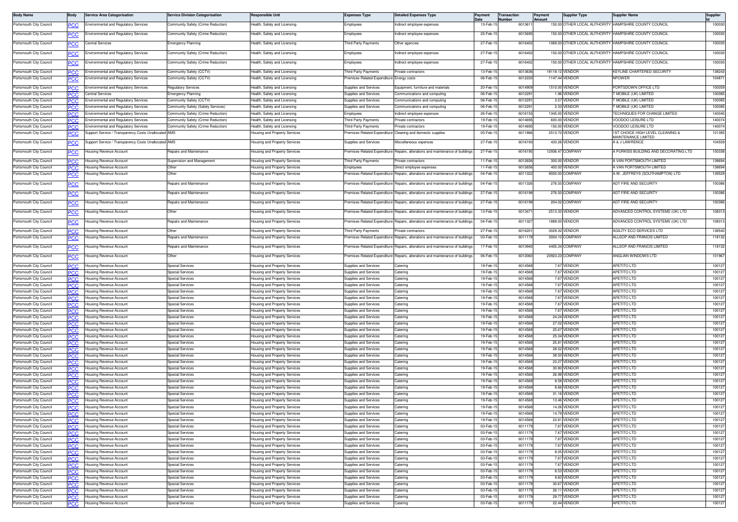| Body Name | Body | Service Area Categorisation | Service Division Categorisation | Responsible Unit | Expenses Type | Detailed Expenses Type | Payment Date | Transaction Number | Payment Amount | Supplier Type | Supplier Name | Supplier Id |
|---|---|---|---|---|---|---|---|---|---|---|---|---|
| Portsmouth City Council | PCC | Environmental and Regulatory Services | Community Safety (Crime Reduction) | Health, Safety and Licensing | Employees | Indirect employee expenses | 13-Feb-15 | 6013611 | 150.00 | OTHER LOCAL AUTHORITY | HAMPSHIRE COUNTY COUNCIL | 100030 |
| Portsmouth City Council | PCC | Environmental and Regulatory Services | Community Safety (Crime Reduction) | Health, Safety and Licensing | Employees | Indirect employee expenses | 25-Feb-15 | 6015695 | 150.00 | OTHER LOCAL AUTHORITY | HAMPSHIRE COUNTY COUNCIL | 100030 |
| Portsmouth City Council | PCC | Central Services | Emergency Planning | Health, Safety and Licensing | Third Party Payments | Other agencies | 27-Feb-15 | 6016402 | 1069.50 | OTHER LOCAL AUTHORITY | HAMPSHIRE COUNTY COUNCIL | 100030 |
| Portsmouth City Council | PCC | Environmental and Regulatory Services | Community Safety (Crime Reduction) | Health, Safety and Licensing | Employees | Indirect employee expenses | 27-Feb-15 | 6016402 | 150.00 | OTHER LOCAL AUTHORITY | HAMPSHIRE COUNTY COUNCIL | 100030 |
| Portsmouth City Council | PCC | Environmental and Regulatory Services | Community Safety (Crime Reduction) | Health, Safety and Licensing | Employees | Indirect employee expenses | 27-Feb-15 | 6016402 | 150.00 | OTHER LOCAL AUTHORITY | HAMPSHIRE COUNTY COUNCIL | 100030 |
| Portsmouth City Council | PCC | Environmental and Regulatory Services | Community Safety (CCTV) | Health, Safety and Licensing | Third Party Payments | Private contractors | 13-Feb-15 | 6013636 | 18118.12 | VENDOR | KEYLINE CHARTERED SECURITY | 138243 |
| Portsmouth City Council | PCC | Environmental and Regulatory Services | Community Safety (CCTV) | Health, Safety and Licensing | Premises-Related Expenditure | Energy costs | 06-Feb-15 | 6012220 | 1147.44 | VENDOR | NPOWER | 104871 |
| Portsmouth City Council | PCC | Environmental and Regulatory Services | Regulatory Services | Health, Safety and Licensing | Supplies and Services | Equipment, furniture and materials | 20-Feb-15 | 6014909 | 1510.00 | VENDOR | PORTSDOWN OFFICE LTD | 100059 |
| Portsmouth City Council | PCC | Central Services | Emergency Planning | Health, Safety and Licensing | Supplies and Services | Communications and computing | 06-Feb-15 | 6012291 | 1.96 | VENDOR | T MOBILE (UK) LIMITED | 100085 |
| Portsmouth City Council | PCC | Environmental and Regulatory Services | Community Safety (CCTV) | Health, Safety and Licensing | Supplies and Services | Communications and computing | 06-Feb-15 | 6012291 | 3.57 | VENDOR | T MOBILE (UK) LIMITED | 100085 |
| Portsmouth City Council | PCC | Environmental and Regulatory Services | Community Safety (Safety Services) | Health, Safety and Licensing | Supplies and Services | Communications and computing | 06-Feb-15 | 6012291 | 2.33 | VENDOR | T MOBILE (UK) LIMITED | 100085 |
| Portsmouth City Council | PCC | Environmental and Regulatory Services | Community Safety (Crime Reduction) | Health, Safety and Licensing | Employees | Indirect employee expenses | 26-Feb-15 | 6016155 | 1345.00 | VENDOR | TECHNIQUES FOR CHANGE LIMITED | 140040 |
| Portsmouth City Council | PCC | Environmental and Regulatory Services | Community Safety (Crime Reduction) | Health, Safety and Licensing | Third Party Payments | Private contractors | 19-Feb-15 | 6014695 | 600.00 | VENDOR | VOODOO LEISURE LTD | 140074 |
| Portsmouth City Council | PCC | Environmental and Regulatory Services | Community Safety (Crime Reduction) | Health, Safety and Licensing | Third Party Payments | Private contractors | 19-Feb-15 | 6014695 | 150.00 | VENDOR | VOODOO LEISURE LTD | 140074 |
| Portsmouth City Council | PCC | Support Service / Transparency Costs Unallocated | AMS | Housing and Property Services | Premises-Related Expenditure | Cleaning and domestic supplies | 05-Feb-15 | 6011866 | 2513.70 | VENDOR | 1ST CHOICE HIGH LEVEL CLEANING & MAINTENANCE LIMITED | 101385 |
| Portsmouth City Council | PCC | Support Service / Transparency Costs Unallocated | AMS | Housing and Property Services | Supplies and Services | Miscellaneous expenses | 27-Feb-15 | 6016193 | 433.26 | VENDOR | A & J LAWRENCE | 104559 |
| Portsmouth City Council | PCC | Housing Revenue Account | Repairs and Maintenance | Housing and Property Services | Premises-Related Expenditure | Repairs, alterations and maintenance of buildings | 27-Feb-15 | 6016195 | 12936.47 | COMPANY | A PURKISS BUILDING AND DECORATING LTD | 100338 |
| Portsmouth City Council | PCC | Housing Revenue Account | Supervision and Management | Housing and Property Services | Third Party Payments | Private contractors | 11-Feb-15 | 6012656 | 300.00 | VENDOR | A VAN PORTSMOUTH LIMITED | 138694 |
| Portsmouth City Council | PCC | Housing Revenue Account | Other | Housing and Property Services | Employees | Direct employee expenses | 11-Feb-15 | 6012656 | 400.00 | VENDOR | A VAN PORTSMOUTH LIMITED | 138694 |
| Portsmouth City Council | PCC | Housing Revenue Account | Other | Housing and Property Services | Premises-Related Expenditure | Repairs, alterations and maintenance of buildings | 04-Feb-15 | 6011322 | 9000.00 | COMPANY | A.W. JEFFREYS (SOUTHAMPTON) LTD | 139529 |
| Portsmouth City Council | PCC | Housing Revenue Account | Repairs and Maintenance | Housing and Property Services | Premises-Related Expenditure | Repairs, alterations and maintenance of buildings | 04-Feb-15 | 6011326 | 276.50 | COMPANY | ADT FIRE AND SECURITY | 100386 |
| Portsmouth City Council | PCC | Housing Revenue Account | Repairs and Maintenance | Housing and Property Services | Premises-Related Expenditure | Repairs, alterations and maintenance of buildings | 27-Feb-15 | 6016198 | 276.50 | COMPANY | ADT FIRE AND SECURITY | 100386 |
| Portsmouth City Council | PCC | Housing Revenue Account | Repairs and Maintenance | Housing and Property Services | Premises-Related Expenditure | Repairs, alterations and maintenance of buildings | 27-Feb-15 | 6016198 | 204.02 | COMPANY | ADT FIRE AND SECURITY | 100386 |
| Portsmouth City Council | PCC | Housing Revenue Account | Other | Housing and Property Services | Premises-Related Expenditure | Repairs, alterations and maintenance of buildings | 13-Feb-15 | 6013471 | 2513.33 | VENDOR | ADVANCED CONTROL SYSTEMS (UK) LTD | 108313 |
| Portsmouth City Council | PCC | Housing Revenue Account | Repairs and Maintenance | Housing and Property Services | Premises-Related Expenditure | Repairs, alterations and maintenance of buildings | 04-Feb-15 | 6011327 | 1889.00 | VENDOR | ADVANCED CONTROL SYSTEMS (UK) LTD | 108313 |
| Portsmouth City Council | PCC | Housing Revenue Account | Other | Housing and Property Services | Third Party Payments | Private contractors | 27-Feb-15 | 6016201 | 3029.32 | VENDOR | AGILITY ECO SERVICES LTD | 138540 |
| Portsmouth City Council | PCC | Housing Revenue Account | Repairs and Maintenance | Housing and Property Services | Premises-Related Expenditure | Repairs, alterations and maintenance of buildings | 03-Feb-15 | 6011178 | 3004.10 | COMPANY | ALLSOP AND FRANCIS LIMITED | 118132 |
| Portsmouth City Council | PCC | Housing Revenue Account | Repairs and Maintenance | Housing and Property Services | Premises-Related Expenditure | Repairs, alterations and maintenance of buildings | 17-Feb-15 | 6013940 | 4405.34 | COMPANY | ALLSOP AND FRANCIS LIMITED | 118132 |
| Portsmouth City Council | PCC | Housing Revenue Account | Other | Housing and Property Services | Premises-Related Expenditure | Repairs, alterations and maintenance of buildings | 06-Feb-15 | 6012060 | 23923.23 | COMPANY | ANGLIAN WINDOWS LTD | 101967 |
| Portsmouth City Council | PCC | Housing Revenue Account | Special Services | Housing and Property Services | Supplies and Services | Catering | 19-Feb-15 | 6014568 | 7.67 | VENDOR | APETITO LTD | 100127 |
| Portsmouth City Council | PCC | Housing Revenue Account | Special Services | Housing and Property Services | Supplies and Services | Catering | 19-Feb-15 | 6014568 | 7.67 | VENDOR | APETITO LTD | 100127 |
| Portsmouth City Council | PCC | Housing Revenue Account | Special Services | Housing and Property Services | Supplies and Services | Catering | 19-Feb-15 | 6014568 | 7.67 | VENDOR | APETITO LTD | 100127 |
| Portsmouth City Council | PCC | Housing Revenue Account | Special Services | Housing and Property Services | Supplies and Services | Catering | 19-Feb-15 | 6014568 | 7.67 | VENDOR | APETITO LTD | 100127 |
| Portsmouth City Council | PCC | Housing Revenue Account | Special Services | Housing and Property Services | Supplies and Services | Catering | 19-Feb-15 | 6014568 | 7.67 | VENDOR | APETITO LTD | 100127 |
| Portsmouth City Council | PCC | Housing Revenue Account | Special Services | Housing and Property Services | Supplies and Services | Catering | 19-Feb-15 | 6014568 | 7.67 | VENDOR | APETITO LTD | 100127 |
| Portsmouth City Council | PCC | Housing Revenue Account | Special Services | Housing and Property Services | Supplies and Services | Catering | 19-Feb-15 | 6014568 | 7.67 | VENDOR | APETITO LTD | 100127 |
| Portsmouth City Council | PCC | Housing Revenue Account | Special Services | Housing and Property Services | Supplies and Services | Catering | 19-Feb-15 | 6014568 | 7.67 | VENDOR | APETITO LTD | 100127 |
| Portsmouth City Council | PCC | Housing Revenue Account | Special Services | Housing and Property Services | Supplies and Services | Catering | 19-Feb-15 | 6014568 | 24.24 | VENDOR | APETITO LTD | 100127 |
| Portsmouth City Council | PCC | Housing Revenue Account | Special Services | Housing and Property Services | Supplies and Services | Catering | 19-Feb-15 | 6014568 | 27.02 | VENDOR | APETITO LTD | 100127 |
| Portsmouth City Council | PCC | Housing Revenue Account | Special Services | Housing and Property Services | Supplies and Services | Catering | 19-Feb-15 | 6014568 | 25.67 | VENDOR | APETITO LTD | 100127 |
| Portsmouth City Council | PCC | Housing Revenue Account | Special Services | Housing and Property Services | Supplies and Services | Catering | 19-Feb-15 | 6014568 | 25.34 | VENDOR | APETITO LTD | 100127 |
| Portsmouth City Council | PCC | Housing Revenue Account | Special Services | Housing and Property Services | Supplies and Services | Catering | 19-Feb-15 | 6014568 | 25.81 | VENDOR | APETITO LTD | 100127 |
| Portsmouth City Council | PCC | Housing Revenue Account | Special Services | Housing and Property Services | Supplies and Services | Catering | 19-Feb-15 | 6014568 | 28.52 | VENDOR | APETITO LTD | 100127 |
| Portsmouth City Council | PCC | Housing Revenue Account | Special Services | Housing and Property Services | Supplies and Services | Catering | 19-Feb-15 | 6014568 | 38.50 | VENDOR | APETITO LTD | 100127 |
| Portsmouth City Council | PCC | Housing Revenue Account | Special Services | Housing and Property Services | Supplies and Services | Catering | 19-Feb-15 | 6014568 | 23.27 | VENDOR | APETITO LTD | 100127 |
| Portsmouth City Council | PCC | Housing Revenue Account | Special Services | Housing and Property Services | Supplies and Services | Catering | 19-Feb-15 | 6014568 | 30.80 | VENDOR | APETITO LTD | 100127 |
| Portsmouth City Council | PCC | Housing Revenue Account | Special Services | Housing and Property Services | Supplies and Services | Catering | 19-Feb-15 | 6014568 | 26.98 | VENDOR | APETITO LTD | 100127 |
| Portsmouth City Council | PCC | Housing Revenue Account | Special Services | Housing and Property Services | Supplies and Services | Catering | 19-Feb-15 | 6014568 | 8.58 | VENDOR | APETITO LTD | 100127 |
| Portsmouth City Council | PCC | Housing Revenue Account | Special Services | Housing and Property Services | Supplies and Services | Catering | 19-Feb-15 | 6014568 | 8.66 | VENDOR | APETITO LTD | 100127 |
| Portsmouth City Council | PCC | Housing Revenue Account | Special Services | Housing and Property Services | Supplies and Services | Catering | 19-Feb-15 | 6014568 | 31.16 | VENDOR | APETITO LTD | 100127 |
| Portsmouth City Council | PCC | Housing Revenue Account | Special Services | Housing and Property Services | Supplies and Services | Catering | 19-Feb-15 | 6014568 | 13.46 | VENDOR | APETITO LTD | 100127 |
| Portsmouth City Council | PCC | Housing Revenue Account | Special Services | Housing and Property Services | Supplies and Services | Catering | 19-Feb-15 | 6014568 | 14.26 | VENDOR | APETITO LTD | 100127 |
| Portsmouth City Council | PCC | Housing Revenue Account | Special Services | Housing and Property Services | Supplies and Services | Catering | 19-Feb-15 | 6014568 | 14.79 | VENDOR | APETITO LTD | 100127 |
| Portsmouth City Council | PCC | Housing Revenue Account | Special Services | Housing and Property Services | Supplies and Services | Catering | 19-Feb-15 | 6014568 | 23.81 | VENDOR | APETITO LTD | 100127 |
| Portsmouth City Council | PCC | Housing Revenue Account | Special Services | Housing and Property Services | Supplies and Services | Catering | 03-Feb-15 | 6011179 | 7.67 | VENDOR | APETITO LTD | 100127 |
| Portsmouth City Council | PCC | Housing Revenue Account | Special Services | Housing and Property Services | Supplies and Services | Catering | 03-Feb-15 | 6011179 | 7.67 | VENDOR | APETITO LTD | 100127 |
| Portsmouth City Council | PCC | Housing Revenue Account | Special Services | Housing and Property Services | Supplies and Services | Catering | 03-Feb-15 | 6011179 | 7.67 | VENDOR | APETITO LTD | 100127 |
| Portsmouth City Council | PCC | Housing Revenue Account | Special Services | Housing and Property Services | Supplies and Services | Catering | 03-Feb-15 | 6011179 | 7.67 | VENDOR | APETITO LTD | 100127 |
| Portsmouth City Council | PCC | Housing Revenue Account | Special Services | Housing and Property Services | Supplies and Services | Catering | 03-Feb-15 | 6011179 | 8.05 | VENDOR | APETITO LTD | 100127 |
| Portsmouth City Council | PCC | Housing Revenue Account | Special Services | Housing and Property Services | Supplies and Services | Catering | 03-Feb-15 | 6011179 | 7.67 | VENDOR | APETITO LTD | 100127 |
| Portsmouth City Council | PCC | Housing Revenue Account | Special Services | Housing and Property Services | Supplies and Services | Catering | 03-Feb-15 | 6011179 | 7.67 | VENDOR | APETITO LTD | 100127 |
| Portsmouth City Council | PCC | Housing Revenue Account | Special Services | Housing and Property Services | Supplies and Services | Catering | 03-Feb-15 | 6011179 | 8.53 | VENDOR | APETITO LTD | 100127 |
| Portsmouth City Council | PCC | Housing Revenue Account | Special Services | Housing and Property Services | Supplies and Services | Catering | 03-Feb-15 | 6011179 | 9.60 | VENDOR | APETITO LTD | 100127 |
| Portsmouth City Council | PCC | Housing Revenue Account | Special Services | Housing and Property Services | Supplies and Services | Catering | 03-Feb-15 | 6011179 | 30.67 | VENDOR | APETITO LTD | 100127 |
| Portsmouth City Council | PCC | Housing Revenue Account | Special Services | Housing and Property Services | Supplies and Services | Catering | 03-Feb-15 | 6011179 | 26.11 | VENDOR | APETITO LTD | 100127 |
| Portsmouth City Council | PCC | Housing Revenue Account | Special Services | Housing and Property Services | Supplies and Services | Catering | 03-Feb-15 | 6011179 | 29.77 | VENDOR | APETITO LTD | 100127 |
| Portsmouth City Council | PCC | Housing Revenue Account | Special Services | Housing and Property Services | Supplies and Services | Catering | 03-Feb-15 | 6011179 | 22.44 | VENDOR | APETITO LTD | 100127 |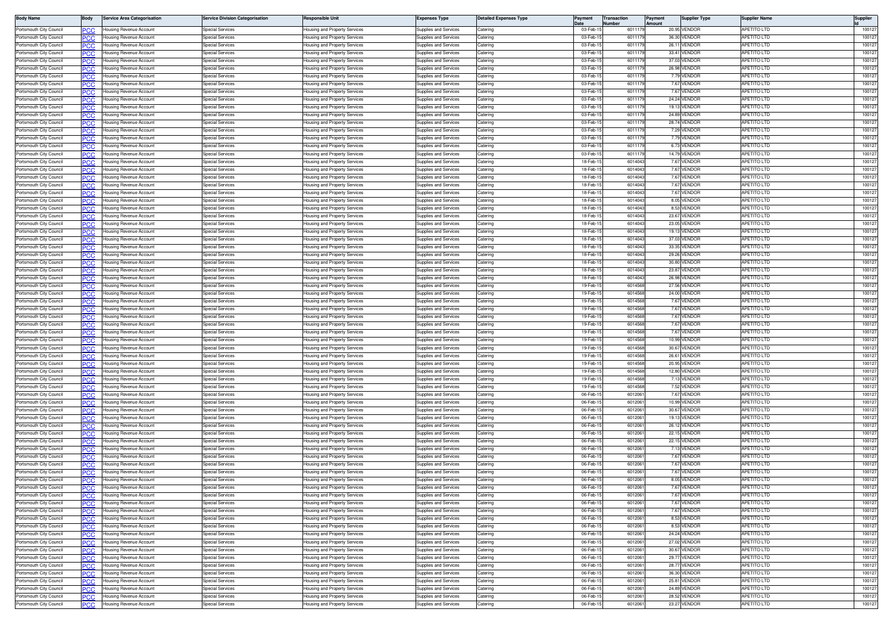| Body Name | Body | Service Area Categorisation | Service Division Categorisation | Responsible Unit | Expenses Type | Detailed Expenses Type | Payment Date | Transaction Number | Payment Amount | Supplier Type | Supplier Name | Supplier Id |
|---|---|---|---|---|---|---|---|---|---|---|---|---|
| Portsmouth City Council | PCC | Housing Revenue Account | Special Services | Housing and Property Services | Supplies and Services | Catering | 03-Feb-15 | 6011179 | 20.95 | VENDOR | APETITO LTD | 100127 |
| Portsmouth City Council | PCC | Housing Revenue Account | Special Services | Housing and Property Services | Supplies and Services | Catering | 03-Feb-15 | 6011179 | 36.30 | VENDOR | APETITO LTD | 100127 |
| Portsmouth City Council | PCC | Housing Revenue Account | Special Services | Housing and Property Services | Supplies and Services | Catering | 03-Feb-15 | 6011179 | 26.11 | VENDOR | APETITO LTD | 100127 |
| Portsmouth City Council | PCC | Housing Revenue Account | Special Services | Housing and Property Services | Supplies and Services | Catering | 03-Feb-15 | 6011179 | 33.41 | VENDOR | APETITO LTD | 100127 |
| Portsmouth City Council | PCC | Housing Revenue Account | Special Services | Housing and Property Services | Supplies and Services | Catering | 03-Feb-15 | 6011179 | 37.03 | VENDOR | APETITO LTD | 100127 |
| Portsmouth City Council | PCC | Housing Revenue Account | Special Services | Housing and Property Services | Supplies and Services | Catering | 03-Feb-15 | 6011179 | 26.98 | VENDOR | APETITO LTD | 100127 |
| Portsmouth City Council | PCC | Housing Revenue Account | Special Services | Housing and Property Services | Supplies and Services | Catering | 03-Feb-15 | 6011179 | 7.79 | VENDOR | APETITO LTD | 100127 |
| Portsmouth City Council | PCC | Housing Revenue Account | Special Services | Housing and Property Services | Supplies and Services | Catering | 03-Feb-15 | 6011179 | 7.67 | VENDOR | APETITO LTD | 100127 |
| Portsmouth City Council | PCC | Housing Revenue Account | Special Services | Housing and Property Services | Supplies and Services | Catering | 03-Feb-15 | 6011179 | 7.67 | VENDOR | APETITO LTD | 100127 |
| Portsmouth City Council | PCC | Housing Revenue Account | Special Services | Housing and Property Services | Supplies and Services | Catering | 03-Feb-15 | 6011179 | 24.24 | VENDOR | APETITO LTD | 100127 |
| Portsmouth City Council | PCC | Housing Revenue Account | Special Services | Housing and Property Services | Supplies and Services | Catering | 03-Feb-15 | 6011179 | 19.13 | VENDOR | APETITO LTD | 100127 |
| Portsmouth City Council | PCC | Housing Revenue Account | Special Services | Housing and Property Services | Supplies and Services | Catering | 03-Feb-15 | 6011179 | 24.89 | VENDOR | APETITO LTD | 100127 |
| Portsmouth City Council | PCC | Housing Revenue Account | Special Services | Housing and Property Services | Supplies and Services | Catering | 03-Feb-15 | 6011179 | 28.74 | VENDOR | APETITO LTD | 100127 |
| Portsmouth City Council | PCC | Housing Revenue Account | Special Services | Housing and Property Services | Supplies and Services | Catering | 03-Feb-15 | 6011179 | 7.29 | VENDOR | APETITO LTD | 100127 |
| Portsmouth City Council | PCC | Housing Revenue Account | Special Services | Housing and Property Services | Supplies and Services | Catering | 03-Feb-15 | 6011179 | 7.79 | VENDOR | APETITO LTD | 100127 |
| Portsmouth City Council | PCC | Housing Revenue Account | Special Services | Housing and Property Services | Supplies and Services | Catering | 03-Feb-15 | 6011179 | 6.73 | VENDOR | APETITO LTD | 100127 |
| Portsmouth City Council | PCC | Housing Revenue Account | Special Services | Housing and Property Services | Supplies and Services | Catering | 03-Feb-15 | 6011179 | 14.79 | VENDOR | APETITO LTD | 100127 |
| Portsmouth City Council | PCC | Housing Revenue Account | Special Services | Housing and Property Services | Supplies and Services | Catering | 18-Feb-15 | 6014043 | 7.67 | VENDOR | APETITO LTD | 100127 |
| Portsmouth City Council | PCC | Housing Revenue Account | Special Services | Housing and Property Services | Supplies and Services | Catering | 18-Feb-15 | 6014043 | 7.67 | VENDOR | APETITO LTD | 100127 |
| Portsmouth City Council | PCC | Housing Revenue Account | Special Services | Housing and Property Services | Supplies and Services | Catering | 18-Feb-15 | 6014043 | 7.67 | VENDOR | APETITO LTD | 100127 |
| Portsmouth City Council | PCC | Housing Revenue Account | Special Services | Housing and Property Services | Supplies and Services | Catering | 18-Feb-15 | 6014043 | 7.67 | VENDOR | APETITO LTD | 100127 |
| Portsmouth City Council | PCC | Housing Revenue Account | Special Services | Housing and Property Services | Supplies and Services | Catering | 18-Feb-15 | 6014043 | 7.67 | VENDOR | APETITO LTD | 100127 |
| Portsmouth City Council | PCC | Housing Revenue Account | Special Services | Housing and Property Services | Supplies and Services | Catering | 18-Feb-15 | 6014043 | 8.05 | VENDOR | APETITO LTD | 100127 |
| Portsmouth City Council | PCC | Housing Revenue Account | Special Services | Housing and Property Services | Supplies and Services | Catering | 18-Feb-15 | 6014043 | 8.53 | VENDOR | APETITO LTD | 100127 |
| Portsmouth City Council | PCC | Housing Revenue Account | Special Services | Housing and Property Services | Supplies and Services | Catering | 18-Feb-15 | 6014043 | 23.67 | VENDOR | APETITO LTD | 100127 |
| Portsmouth City Council | PCC | Housing Revenue Account | Special Services | Housing and Property Services | Supplies and Services | Catering | 18-Feb-15 | 6014043 | 23.05 | VENDOR | APETITO LTD | 100127 |
| Portsmouth City Council | PCC | Housing Revenue Account | Special Services | Housing and Property Services | Supplies and Services | Catering | 18-Feb-15 | 6014043 | 19.13 | VENDOR | APETITO LTD | 100127 |
| Portsmouth City Council | PCC | Housing Revenue Account | Special Services | Housing and Property Services | Supplies and Services | Catering | 18-Feb-15 | 6014043 | 37.03 | VENDOR | APETITO LTD | 100127 |
| Portsmouth City Council | PCC | Housing Revenue Account | Special Services | Housing and Property Services | Supplies and Services | Catering | 18-Feb-15 | 6014043 | 33.35 | VENDOR | APETITO LTD | 100127 |
| Portsmouth City Council | PCC | Housing Revenue Account | Special Services | Housing and Property Services | Supplies and Services | Catering | 18-Feb-15 | 6014043 | 29.26 | VENDOR | APETITO LTD | 100127 |
| Portsmouth City Council | PCC | Housing Revenue Account | Special Services | Housing and Property Services | Supplies and Services | Catering | 18-Feb-15 | 6014043 | 30.80 | VENDOR | APETITO LTD | 100127 |
| Portsmouth City Council | PCC | Housing Revenue Account | Special Services | Housing and Property Services | Supplies and Services | Catering | 18-Feb-15 | 6014043 | 23.87 | VENDOR | APETITO LTD | 100127 |
| Portsmouth City Council | PCC | Housing Revenue Account | Special Services | Housing and Property Services | Supplies and Services | Catering | 18-Feb-15 | 6014043 | 26.98 | VENDOR | APETITO LTD | 100127 |
| Portsmouth City Council | PCC | Housing Revenue Account | Special Services | Housing and Property Services | Supplies and Services | Catering | 19-Feb-15 | 6014568 | 27.56 | VENDOR | APETITO LTD | 100127 |
| Portsmouth City Council | PCC | Housing Revenue Account | Special Services | Housing and Property Services | Supplies and Services | Catering | 19-Feb-15 | 6014568 | 24.00 | VENDOR | APETITO LTD | 100127 |
| Portsmouth City Council | PCC | Housing Revenue Account | Special Services | Housing and Property Services | Supplies and Services | Catering | 19-Feb-15 | 6014568 | 7.67 | VENDOR | APETITO LTD | 100127 |
| Portsmouth City Council | PCC | Housing Revenue Account | Special Services | Housing and Property Services | Supplies and Services | Catering | 19-Feb-15 | 6014568 | 7.67 | VENDOR | APETITO LTD | 100127 |
| Portsmouth City Council | PCC | Housing Revenue Account | Special Services | Housing and Property Services | Supplies and Services | Catering | 19-Feb-15 | 6014568 | 7.67 | VENDOR | APETITO LTD | 100127 |
| Portsmouth City Council | PCC | Housing Revenue Account | Special Services | Housing and Property Services | Supplies and Services | Catering | 19-Feb-15 | 6014568 | 7.67 | VENDOR | APETITO LTD | 100127 |
| Portsmouth City Council | PCC | Housing Revenue Account | Special Services | Housing and Property Services | Supplies and Services | Catering | 19-Feb-15 | 6014568 | 7.67 | VENDOR | APETITO LTD | 100127 |
| Portsmouth City Council | PCC | Housing Revenue Account | Special Services | Housing and Property Services | Supplies and Services | Catering | 19-Feb-15 | 6014568 | 10.99 | VENDOR | APETITO LTD | 100127 |
| Portsmouth City Council | PCC | Housing Revenue Account | Special Services | Housing and Property Services | Supplies and Services | Catering | 19-Feb-15 | 6014568 | 30.67 | VENDOR | APETITO LTD | 100127 |
| Portsmouth City Council | PCC | Housing Revenue Account | Special Services | Housing and Property Services | Supplies and Services | Catering | 19-Feb-15 | 6014568 | 26.61 | VENDOR | APETITO LTD | 100127 |
| Portsmouth City Council | PCC | Housing Revenue Account | Special Services | Housing and Property Services | Supplies and Services | Catering | 19-Feb-15 | 6014568 | 20.95 | VENDOR | APETITO LTD | 100127 |
| Portsmouth City Council | PCC | Housing Revenue Account | Special Services | Housing and Property Services | Supplies and Services | Catering | 19-Feb-15 | 6014568 | 12.80 | VENDOR | APETITO LTD | 100127 |
| Portsmouth City Council | PCC | Housing Revenue Account | Special Services | Housing and Property Services | Supplies and Services | Catering | 19-Feb-15 | 6014568 | 7.13 | VENDOR | APETITO LTD | 100127 |
| Portsmouth City Council | PCC | Housing Revenue Account | Special Services | Housing and Property Services | Supplies and Services | Catering | 19-Feb-15 | 6014568 | 7.52 | VENDOR | APETITO LTD | 100127 |
| Portsmouth City Council | PCC | Housing Revenue Account | Special Services | Housing and Property Services | Supplies and Services | Catering | 06-Feb-15 | 6012061 | 7.67 | VENDOR | APETITO LTD | 100127 |
| Portsmouth City Council | PCC | Housing Revenue Account | Special Services | Housing and Property Services | Supplies and Services | Catering | 06-Feb-15 | 6012061 | 10.99 | VENDOR | APETITO LTD | 100127 |
| Portsmouth City Council | PCC | Housing Revenue Account | Special Services | Housing and Property Services | Supplies and Services | Catering | 06-Feb-15 | 6012061 | 30.67 | VENDOR | APETITO LTD | 100127 |
| Portsmouth City Council | PCC | Housing Revenue Account | Special Services | Housing and Property Services | Supplies and Services | Catering | 06-Feb-15 | 6012061 | 19.13 | VENDOR | APETITO LTD | 100127 |
| Portsmouth City Council | PCC | Housing Revenue Account | Special Services | Housing and Property Services | Supplies and Services | Catering | 06-Feb-15 | 6012061 | 26.12 | VENDOR | APETITO LTD | 100127 |
| Portsmouth City Council | PCC | Housing Revenue Account | Special Services | Housing and Property Services | Supplies and Services | Catering | 06-Feb-15 | 6012061 | 22.15 | VENDOR | APETITO LTD | 100127 |
| Portsmouth City Council | PCC | Housing Revenue Account | Special Services | Housing and Property Services | Supplies and Services | Catering | 06-Feb-15 | 6012061 | 22.15 | VENDOR | APETITO LTD | 100127 |
| Portsmouth City Council | PCC | Housing Revenue Account | Special Services | Housing and Property Services | Supplies and Services | Catering | 06-Feb-15 | 6012061 | 7.13 | VENDOR | APETITO LTD | 100127 |
| Portsmouth City Council | PCC | Housing Revenue Account | Special Services | Housing and Property Services | Supplies and Services | Catering | 06-Feb-15 | 6012061 | 7.67 | VENDOR | APETITO LTD | 100127 |
| Portsmouth City Council | PCC | Housing Revenue Account | Special Services | Housing and Property Services | Supplies and Services | Catering | 06-Feb-15 | 6012061 | 7.67 | VENDOR | APETITO LTD | 100127 |
| Portsmouth City Council | PCC | Housing Revenue Account | Special Services | Housing and Property Services | Supplies and Services | Catering | 06-Feb-15 | 6012061 | 7.67 | VENDOR | APETITO LTD | 100127 |
| Portsmouth City Council | PCC | Housing Revenue Account | Special Services | Housing and Property Services | Supplies and Services | Catering | 06-Feb-15 | 6012061 | 8.05 | VENDOR | APETITO LTD | 100127 |
| Portsmouth City Council | PCC | Housing Revenue Account | Special Services | Housing and Property Services | Supplies and Services | Catering | 06-Feb-15 | 6012061 | 7.67 | VENDOR | APETITO LTD | 100127 |
| Portsmouth City Council | PCC | Housing Revenue Account | Special Services | Housing and Property Services | Supplies and Services | Catering | 06-Feb-15 | 6012061 | 7.67 | VENDOR | APETITO LTD | 100127 |
| Portsmouth City Council | PCC | Housing Revenue Account | Special Services | Housing and Property Services | Supplies and Services | Catering | 06-Feb-15 | 6012061 | 7.67 | VENDOR | APETITO LTD | 100127 |
| Portsmouth City Council | PCC | Housing Revenue Account | Special Services | Housing and Property Services | Supplies and Services | Catering | 06-Feb-15 | 6012061 | 7.67 | VENDOR | APETITO LTD | 100127 |
| Portsmouth City Council | PCC | Housing Revenue Account | Special Services | Housing and Property Services | Supplies and Services | Catering | 06-Feb-15 | 6012061 | 8.53 | VENDOR | APETITO LTD | 100127 |
| Portsmouth City Council | PCC | Housing Revenue Account | Special Services | Housing and Property Services | Supplies and Services | Catering | 06-Feb-15 | 6012061 | 8.53 | VENDOR | APETITO LTD | 100127 |
| Portsmouth City Council | PCC | Housing Revenue Account | Special Services | Housing and Property Services | Supplies and Services | Catering | 06-Feb-15 | 6012061 | 24.24 | VENDOR | APETITO LTD | 100127 |
| Portsmouth City Council | PCC | Housing Revenue Account | Special Services | Housing and Property Services | Supplies and Services | Catering | 06-Feb-15 | 6012061 | 27.02 | VENDOR | APETITO LTD | 100127 |
| Portsmouth City Council | PCC | Housing Revenue Account | Special Services | Housing and Property Services | Supplies and Services | Catering | 06-Feb-15 | 6012061 | 30.67 | VENDOR | APETITO LTD | 100127 |
| Portsmouth City Council | PCC | Housing Revenue Account | Special Services | Housing and Property Services | Supplies and Services | Catering | 06-Feb-15 | 6012061 | 29.77 | VENDOR | APETITO LTD | 100127 |
| Portsmouth City Council | PCC | Housing Revenue Account | Special Services | Housing and Property Services | Supplies and Services | Catering | 06-Feb-15 | 6012061 | 28.77 | VENDOR | APETITO LTD | 100127 |
| Portsmouth City Council | PCC | Housing Revenue Account | Special Services | Housing and Property Services | Supplies and Services | Catering | 06-Feb-15 | 6012061 | 36.30 | VENDOR | APETITO LTD | 100127 |
| Portsmouth City Council | PCC | Housing Revenue Account | Special Services | Housing and Property Services | Supplies and Services | Catering | 06-Feb-15 | 6012061 | 25.81 | VENDOR | APETITO LTD | 100127 |
| Portsmouth City Council | PCC | Housing Revenue Account | Special Services | Housing and Property Services | Supplies and Services | Catering | 06-Feb-15 | 6012061 | 24.89 | VENDOR | APETITO LTD | 100127 |
| Portsmouth City Council | PCC | Housing Revenue Account | Special Services | Housing and Property Services | Supplies and Services | Catering | 06-Feb-15 | 6012061 | 28.52 | VENDOR | APETITO LTD | 100127 |
| Portsmouth City Council | PCC | Housing Revenue Account | Special Services | Housing and Property Services | Supplies and Services | Catering | 06-Feb-15 | 6012061 | 23.27 | VENDOR | APETITO LTD | 100127 |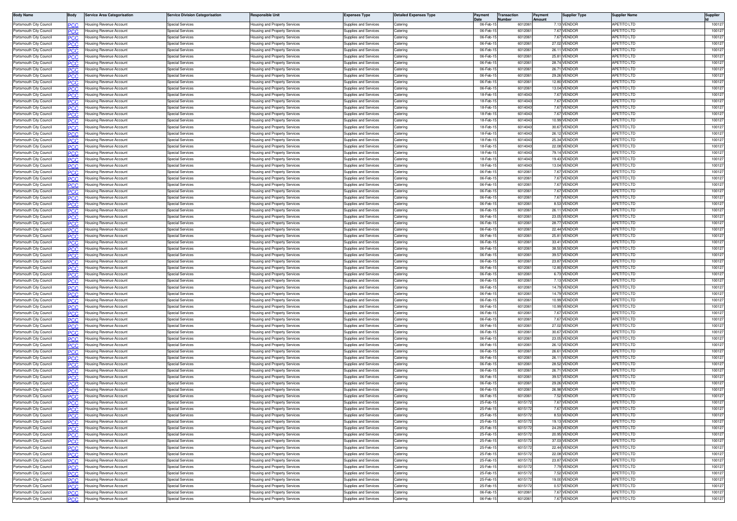| Body Name | Body | Service Area Categorisation | Service Division Categorisation | Responsible Unit | Expenses Type | Detailed Expenses Type | Payment Date | Transaction Number | Payment Amount | Supplier Type | Supplier Name | Supplier Id |
|---|---|---|---|---|---|---|---|---|---|---|---|---|
| Portsmouth City Council | PCC | Housing Revenue Account | Special Services | Housing and Property Services | Supplies and Services | Catering | 06-Feb-15 | 6012061 | 7.13 | VENDOR | APETITO LTD | 100127 |
| Portsmouth City Council | PCC | Housing Revenue Account | Special Services | Housing and Property Services | Supplies and Services | Catering | 06-Feb-15 | 6012061 | 7.67 | VENDOR | APETITO LTD | 100127 |
| Portsmouth City Council | PCC | Housing Revenue Account | Special Services | Housing and Property Services | Supplies and Services | Catering | 06-Feb-15 | 6012061 | 7.67 | VENDOR | APETITO LTD | 100127 |
| Portsmouth City Council | PCC | Housing Revenue Account | Special Services | Housing and Property Services | Supplies and Services | Catering | 06-Feb-15 | 6012061 | 27.02 | VENDOR | APETITO LTD | 100127 |
| Portsmouth City Council | PCC | Housing Revenue Account | Special Services | Housing and Property Services | Supplies and Services | Catering | 06-Feb-15 | 6012061 | 26.11 | VENDOR | APETITO LTD | 100127 |
| Portsmouth City Council | PCC | Housing Revenue Account | Special Services | Housing and Property Services | Supplies and Services | Catering | 06-Feb-15 | 6012061 | 25.81 | VENDOR | APETITO LTD | 100127 |
| Portsmouth City Council | PCC | Housing Revenue Account | Special Services | Housing and Property Services | Supplies and Services | Catering | 06-Feb-15 | 6012061 | 28.74 | VENDOR | APETITO LTD | 100127 |
| Portsmouth City Council | PCC | Housing Revenue Account | Special Services | Housing and Property Services | Supplies and Services | Catering | 06-Feb-15 | 6012061 | 26.71 | VENDOR | APETITO LTD | 100127 |
| Portsmouth City Council | PCC | Housing Revenue Account | Special Services | Housing and Property Services | Supplies and Services | Catering | 06-Feb-15 | 6012061 | 29.26 | VENDOR | APETITO LTD | 100127 |
| Portsmouth City Council | PCC | Housing Revenue Account | Special Services | Housing and Property Services | Supplies and Services | Catering | 06-Feb-15 | 6012061 | 12.80 | VENDOR | APETITO LTD | 100127 |
| Portsmouth City Council | PCC | Housing Revenue Account | Special Services | Housing and Property Services | Supplies and Services | Catering | 06-Feb-15 | 6012061 | 13.04 | VENDOR | APETITO LTD | 100127 |
| Portsmouth City Council | PCC | Housing Revenue Account | Special Services | Housing and Property Services | Supplies and Services | Catering | 18-Feb-15 | 6014043 | 7.67 | VENDOR | APETITO LTD | 100127 |
| Portsmouth City Council | PCC | Housing Revenue Account | Special Services | Housing and Property Services | Supplies and Services | Catering | 18-Feb-15 | 6014043 | 7.67 | VENDOR | APETITO LTD | 100127 |
| Portsmouth City Council | PCC | Housing Revenue Account | Special Services | Housing and Property Services | Supplies and Services | Catering | 18-Feb-15 | 6014043 | 7.67 | VENDOR | APETITO LTD | 100127 |
| Portsmouth City Council | PCC | Housing Revenue Account | Special Services | Housing and Property Services | Supplies and Services | Catering | 18-Feb-15 | 6014043 | 7.67 | VENDOR | APETITO LTD | 100127 |
| Portsmouth City Council | PCC | Housing Revenue Account | Special Services | Housing and Property Services | Supplies and Services | Catering | 18-Feb-15 | 6014043 | 10.99 | VENDOR | APETITO LTD | 100127 |
| Portsmouth City Council | PCC | Housing Revenue Account | Special Services | Housing and Property Services | Supplies and Services | Catering | 18-Feb-15 | 6014043 | 30.67 | VENDOR | APETITO LTD | 100127 |
| Portsmouth City Council | PCC | Housing Revenue Account | Special Services | Housing and Property Services | Supplies and Services | Catering | 18-Feb-15 | 6014043 | 26.12 | VENDOR | APETITO LTD | 100127 |
| Portsmouth City Council | PCC | Housing Revenue Account | Special Services | Housing and Property Services | Supplies and Services | Catering | 18-Feb-15 | 6014043 | 25.34 | VENDOR | APETITO LTD | 100127 |
| Portsmouth City Council | PCC | Housing Revenue Account | Special Services | Housing and Property Services | Supplies and Services | Catering | 18-Feb-15 | 6014043 | 22.08 | VENDOR | APETITO LTD | 100127 |
| Portsmouth City Council | PCC | Housing Revenue Account | Special Services | Housing and Property Services | Supplies and Services | Catering | 18-Feb-15 | 6014043 | 79.14 | VENDOR | APETITO LTD | 100127 |
| Portsmouth City Council | PCC | Housing Revenue Account | Special Services | Housing and Property Services | Supplies and Services | Catering | 18-Feb-15 | 6014043 | 19.43 | VENDOR | APETITO LTD | 100127 |
| Portsmouth City Council | PCC | Housing Revenue Account | Special Services | Housing and Property Services | Supplies and Services | Catering | 18-Feb-15 | 6014043 | 13.04 | VENDOR | APETITO LTD | 100127 |
| Portsmouth City Council | PCC | Housing Revenue Account | Special Services | Housing and Property Services | Supplies and Services | Catering | 06-Feb-15 | 6012061 | 7.67 | VENDOR | APETITO LTD | 100127 |
| Portsmouth City Council | PCC | Housing Revenue Account | Special Services | Housing and Property Services | Supplies and Services | Catering | 06-Feb-15 | 6012061 | 7.67 | VENDOR | APETITO LTD | 100127 |
| Portsmouth City Council | PCC | Housing Revenue Account | Special Services | Housing and Property Services | Supplies and Services | Catering | 06-Feb-15 | 6012061 | 7.67 | VENDOR | APETITO LTD | 100127 |
| Portsmouth City Council | PCC | Housing Revenue Account | Special Services | Housing and Property Services | Supplies and Services | Catering | 06-Feb-15 | 6012061 | 7.67 | VENDOR | APETITO LTD | 100127 |
| Portsmouth City Council | PCC | Housing Revenue Account | Special Services | Housing and Property Services | Supplies and Services | Catering | 06-Feb-15 | 6012061 | 7.67 | VENDOR | APETITO LTD | 100127 |
| Portsmouth City Council | PCC | Housing Revenue Account | Special Services | Housing and Property Services | Supplies and Services | Catering | 06-Feb-15 | 6012061 | 8.53 | VENDOR | APETITO LTD | 100127 |
| Portsmouth City Council | PCC | Housing Revenue Account | Special Services | Housing and Property Services | Supplies and Services | Catering | 06-Feb-15 | 6012061 | 26.11 | VENDOR | APETITO LTD | 100127 |
| Portsmouth City Council | PCC | Housing Revenue Account | Special Services | Housing and Property Services | Supplies and Services | Catering | 06-Feb-15 | 6012061 | 23.05 | VENDOR | APETITO LTD | 100127 |
| Portsmouth City Council | PCC | Housing Revenue Account | Special Services | Housing and Property Services | Supplies and Services | Catering | 06-Feb-15 | 6012061 | 28.77 | VENDOR | APETITO LTD | 100127 |
| Portsmouth City Council | PCC | Housing Revenue Account | Special Services | Housing and Property Services | Supplies and Services | Catering | 06-Feb-15 | 6012061 | 22.44 | VENDOR | APETITO LTD | 100127 |
| Portsmouth City Council | PCC | Housing Revenue Account | Special Services | Housing and Property Services | Supplies and Services | Catering | 06-Feb-15 | 6012061 | 25.81 | VENDOR | APETITO LTD | 100127 |
| Portsmouth City Council | PCC | Housing Revenue Account | Special Services | Housing and Property Services | Supplies and Services | Catering | 06-Feb-15 | 6012061 | 33.41 | VENDOR | APETITO LTD | 100127 |
| Portsmouth City Council | PCC | Housing Revenue Account | Special Services | Housing and Property Services | Supplies and Services | Catering | 06-Feb-15 | 6012061 | 38.50 | VENDOR | APETITO LTD | 100127 |
| Portsmouth City Council | PCC | Housing Revenue Account | Special Services | Housing and Property Services | Supplies and Services | Catering | 06-Feb-15 | 6012061 | 39.57 | VENDOR | APETITO LTD | 100127 |
| Portsmouth City Council | PCC | Housing Revenue Account | Special Services | Housing and Property Services | Supplies and Services | Catering | 06-Feb-15 | 6012061 | 23.87 | VENDOR | APETITO LTD | 100127 |
| Portsmouth City Council | PCC | Housing Revenue Account | Special Services | Housing and Property Services | Supplies and Services | Catering | 06-Feb-15 | 6012061 | 12.80 | VENDOR | APETITO LTD | 100127 |
| Portsmouth City Council | PCC | Housing Revenue Account | Special Services | Housing and Property Services | Supplies and Services | Catering | 06-Feb-15 | 6012061 | 6.73 | VENDOR | APETITO LTD | 100127 |
| Portsmouth City Council | PCC | Housing Revenue Account | Special Services | Housing and Property Services | Supplies and Services | Catering | 06-Feb-15 | 6012061 | 7.13 | VENDOR | APETITO LTD | 100127 |
| Portsmouth City Council | PCC | Housing Revenue Account | Special Services | Housing and Property Services | Supplies and Services | Catering | 06-Feb-15 | 6012061 | 14.79 | VENDOR | APETITO LTD | 100127 |
| Portsmouth City Council | PCC | Housing Revenue Account | Special Services | Housing and Property Services | Supplies and Services | Catering | 06-Feb-15 | 6012061 | 14.79 | VENDOR | APETITO LTD | 100127 |
| Portsmouth City Council | PCC | Housing Revenue Account | Special Services | Housing and Property Services | Supplies and Services | Catering | 06-Feb-15 | 6012061 | 10.99 | VENDOR | APETITO LTD | 100127 |
| Portsmouth City Council | PCC | Housing Revenue Account | Special Services | Housing and Property Services | Supplies and Services | Catering | 06-Feb-15 | 6012061 | 10.99 | VENDOR | APETITO LTD | 100127 |
| Portsmouth City Council | PCC | Housing Revenue Account | Special Services | Housing and Property Services | Supplies and Services | Catering | 06-Feb-15 | 6012061 | 7.67 | VENDOR | APETITO LTD | 100127 |
| Portsmouth City Council | PCC | Housing Revenue Account | Special Services | Housing and Property Services | Supplies and Services | Catering | 06-Feb-15 | 6012061 | 7.67 | VENDOR | APETITO LTD | 100127 |
| Portsmouth City Council | PCC | Housing Revenue Account | Special Services | Housing and Property Services | Supplies and Services | Catering | 06-Feb-15 | 6012061 | 27.02 | VENDOR | APETITO LTD | 100127 |
| Portsmouth City Council | PCC | Housing Revenue Account | Special Services | Housing and Property Services | Supplies and Services | Catering | 06-Feb-15 | 6012061 | 30.67 | VENDOR | APETITO LTD | 100127 |
| Portsmouth City Council | PCC | Housing Revenue Account | Special Services | Housing and Property Services | Supplies and Services | Catering | 06-Feb-15 | 6012061 | 23.05 | VENDOR | APETITO LTD | 100127 |
| Portsmouth City Council | PCC | Housing Revenue Account | Special Services | Housing and Property Services | Supplies and Services | Catering | 06-Feb-15 | 6012061 | 26.12 | VENDOR | APETITO LTD | 100127 |
| Portsmouth City Council | PCC | Housing Revenue Account | Special Services | Housing and Property Services | Supplies and Services | Catering | 06-Feb-15 | 6012061 | 26.61 | VENDOR | APETITO LTD | 100127 |
| Portsmouth City Council | PCC | Housing Revenue Account | Special Services | Housing and Property Services | Supplies and Services | Catering | 06-Feb-15 | 6012061 | 26.11 | VENDOR | APETITO LTD | 100127 |
| Portsmouth City Council | PCC | Housing Revenue Account | Special Services | Housing and Property Services | Supplies and Services | Catering | 06-Feb-15 | 6012061 | 28.52 | VENDOR | APETITO LTD | 100127 |
| Portsmouth City Council | PCC | Housing Revenue Account | Special Services | Housing and Property Services | Supplies and Services | Catering | 06-Feb-15 | 6012061 | 26.71 | VENDOR | APETITO LTD | 100127 |
| Portsmouth City Council | PCC | Housing Revenue Account | Special Services | Housing and Property Services | Supplies and Services | Catering | 06-Feb-15 | 6012061 | 39.57 | VENDOR | APETITO LTD | 100127 |
| Portsmouth City Council | PCC | Housing Revenue Account | Special Services | Housing and Property Services | Supplies and Services | Catering | 06-Feb-15 | 6012061 | 29.26 | VENDOR | APETITO LTD | 100127 |
| Portsmouth City Council | PCC | Housing Revenue Account | Special Services | Housing and Property Services | Supplies and Services | Catering | 06-Feb-15 | 6012061 | 26.98 | VENDOR | APETITO LTD | 100127 |
| Portsmouth City Council | PCC | Housing Revenue Account | Special Services | Housing and Property Services | Supplies and Services | Catering | 06-Feb-15 | 6012061 | 7.52 | VENDOR | APETITO LTD | 100127 |
| Portsmouth City Council | PCC | Housing Revenue Account | Special Services | Housing and Property Services | Supplies and Services | Catering | 25-Feb-15 | 6015172 | 7.67 | VENDOR | APETITO LTD | 100127 |
| Portsmouth City Council | PCC | Housing Revenue Account | Special Services | Housing and Property Services | Supplies and Services | Catering | 25-Feb-15 | 6015172 | 7.67 | VENDOR | APETITO LTD | 100127 |
| Portsmouth City Council | PCC | Housing Revenue Account | Special Services | Housing and Property Services | Supplies and Services | Catering | 25-Feb-15 | 6015172 | 8.53 | VENDOR | APETITO LTD | 100127 |
| Portsmouth City Council | PCC | Housing Revenue Account | Special Services | Housing and Property Services | Supplies and Services | Catering | 25-Feb-15 | 6015172 | 19.13 | VENDOR | APETITO LTD | 100127 |
| Portsmouth City Council | PCC | Housing Revenue Account | Special Services | Housing and Property Services | Supplies and Services | Catering | 25-Feb-15 | 6015172 | 24.29 | VENDOR | APETITO LTD | 100127 |
| Portsmouth City Council | PCC | Housing Revenue Account | Special Services | Housing and Property Services | Supplies and Services | Catering | 25-Feb-15 | 6015172 | 20.95 | VENDOR | APETITO LTD | 100127 |
| Portsmouth City Council | PCC | Housing Revenue Account | Special Services | Housing and Property Services | Supplies and Services | Catering | 25-Feb-15 | 6015172 | 37.03 | VENDOR | APETITO LTD | 100127 |
| Portsmouth City Council | PCC | Housing Revenue Account | Special Services | Housing and Property Services | Supplies and Services | Catering | 25-Feb-15 | 6015172 | 22.44 | VENDOR | APETITO LTD | 100127 |
| Portsmouth City Council | PCC | Housing Revenue Account | Special Services | Housing and Property Services | Supplies and Services | Catering | 25-Feb-15 | 6015172 | 22.08 | VENDOR | APETITO LTD | 100127 |
| Portsmouth City Council | PCC | Housing Revenue Account | Special Services | Housing and Property Services | Supplies and Services | Catering | 25-Feb-15 | 6015172 | 23.87 | VENDOR | APETITO LTD | 100127 |
| Portsmouth City Council | PCC | Housing Revenue Account | Special Services | Housing and Property Services | Supplies and Services | Catering | 25-Feb-15 | 6015172 | 7.79 | VENDOR | APETITO LTD | 100127 |
| Portsmouth City Council | PCC | Housing Revenue Account | Special Services | Housing and Property Services | Supplies and Services | Catering | 25-Feb-15 | 6015172 | 7.52 | VENDOR | APETITO LTD | 100127 |
| Portsmouth City Council | PCC | Housing Revenue Account | Special Services | Housing and Property Services | Supplies and Services | Catering | 25-Feb-15 | 6015172 | 19.00 | VENDOR | APETITO LTD | 100127 |
| Portsmouth City Council | PCC | Housing Revenue Account | Special Services | Housing and Property Services | Supplies and Services | Catering | 25-Feb-15 | 6015172 | 0.57 | VENDOR | APETITO LTD | 100127 |
| Portsmouth City Council | PCC | Housing Revenue Account | Special Services | Housing and Property Services | Supplies and Services | Catering | 06-Feb-15 | 6012061 | 7.67 | VENDOR | APETITO LTD | 100127 |
| Portsmouth City Council | PCC | Housing Revenue Account | Special Services | Housing and Property Services | Supplies and Services | Catering | 06-Feb-15 | 6012061 | 7.67 | VENDOR | APETITO LTD | 100127 |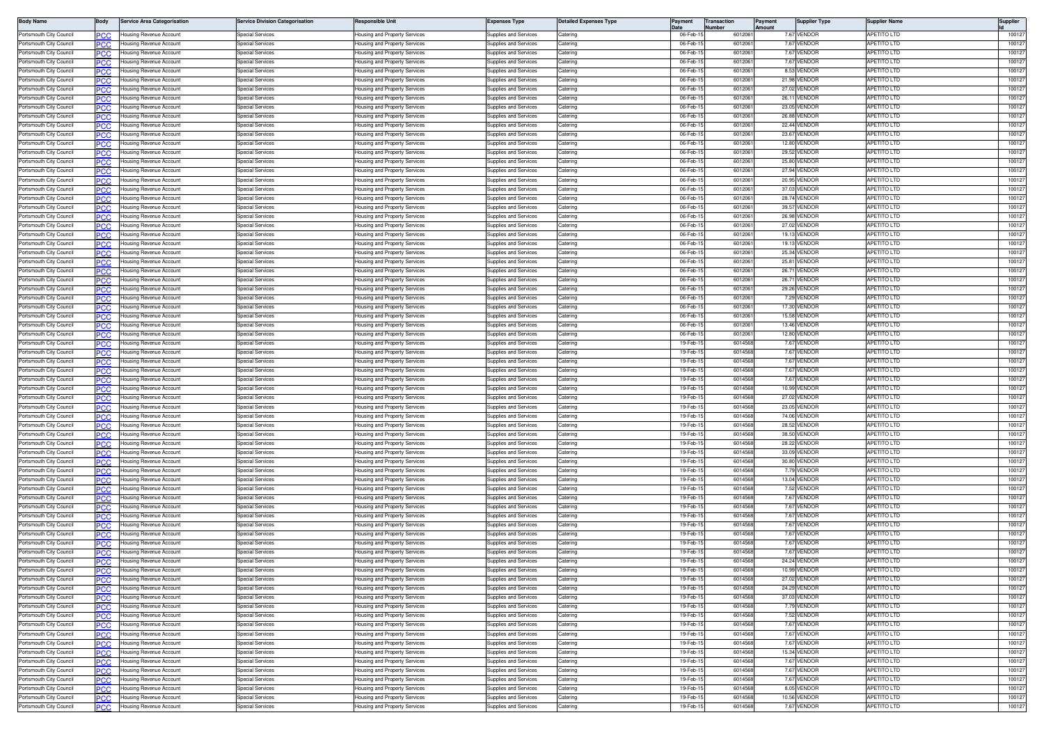| Body Name | Body | Service Area Categorisation | Service Division Categorisation | Responsible Unit | Expenses Type | Detailed Expenses Type | Payment Date | Transaction Number | Payment Amount | Supplier Type | Supplier Name | Supplier Id |
|---|---|---|---|---|---|---|---|---|---|---|---|---|
| Portsmouth City Council | PCC | Housing Revenue Account | Special Services | Housing and Property Services | Supplies and Services | Catering | 06-Feb-15 | 6012061 | 7.67 | VENDOR | APETITO LTD | 100127 |
| Portsmouth City Council | PCC | Housing Revenue Account | Special Services | Housing and Property Services | Supplies and Services | Catering | 06-Feb-15 | 6012061 | 7.67 | VENDOR | APETITO LTD | 100127 |
| Portsmouth City Council | PCC | Housing Revenue Account | Special Services | Housing and Property Services | Supplies and Services | Catering | 06-Feb-15 | 6012061 | 7.67 | VENDOR | APETITO LTD | 100127 |
| Portsmouth City Council | PCC | Housing Revenue Account | Special Services | Housing and Property Services | Supplies and Services | Catering | 06-Feb-15 | 6012061 | 7.67 | VENDOR | APETITO LTD | 100127 |
| Portsmouth City Council | PCC | Housing Revenue Account | Special Services | Housing and Property Services | Supplies and Services | Catering | 06-Feb-15 | 6012061 | 8.53 | VENDOR | APETITO LTD | 100127 |
| Portsmouth City Council | PCC | Housing Revenue Account | Special Services | Housing and Property Services | Supplies and Services | Catering | 06-Feb-15 | 6012061 | 21.98 | VENDOR | APETITO LTD | 100127 |
| Portsmouth City Council | PCC | Housing Revenue Account | Special Services | Housing and Property Services | Supplies and Services | Catering | 06-Feb-15 | 6012061 | 27.02 | VENDOR | APETITO LTD | 100127 |
| Portsmouth City Council | PCC | Housing Revenue Account | Special Services | Housing and Property Services | Supplies and Services | Catering | 06-Feb-15 | 6012061 | 26.11 | VENDOR | APETITO LTD | 100127 |
| Portsmouth City Council | PCC | Housing Revenue Account | Special Services | Housing and Property Services | Supplies and Services | Catering | 06-Feb-15 | 6012061 | 23.05 | VENDOR | APETITO LTD | 100127 |
| Portsmouth City Council | PCC | Housing Revenue Account | Special Services | Housing and Property Services | Supplies and Services | Catering | 06-Feb-15 | 6012061 | 26.88 | VENDOR | APETITO LTD | 100127 |
| Portsmouth City Council | PCC | Housing Revenue Account | Special Services | Housing and Property Services | Supplies and Services | Catering | 06-Feb-15 | 6012061 | 22.44 | VENDOR | APETITO LTD | 100127 |
| Portsmouth City Council | PCC | Housing Revenue Account | Special Services | Housing and Property Services | Supplies and Services | Catering | 06-Feb-15 | 6012061 | 23.67 | VENDOR | APETITO LTD | 100127 |
| Portsmouth City Council | PCC | Housing Revenue Account | Special Services | Housing and Property Services | Supplies and Services | Catering | 06-Feb-15 | 6012061 | 12.80 | VENDOR | APETITO LTD | 100127 |
| Portsmouth City Council | PCC | Housing Revenue Account | Special Services | Housing and Property Services | Supplies and Services | Catering | 06-Feb-15 | 6012061 | 29.52 | VENDOR | APETITO LTD | 100127 |
| Portsmouth City Council | PCC | Housing Revenue Account | Special Services | Housing and Property Services | Supplies and Services | Catering | 06-Feb-15 | 6012061 | 25.80 | VENDOR | APETITO LTD | 100127 |
| Portsmouth City Council | PCC | Housing Revenue Account | Special Services | Housing and Property Services | Supplies and Services | Catering | 06-Feb-15 | 6012061 | 27.94 | VENDOR | APETITO LTD | 100127 |
| Portsmouth City Council | PCC | Housing Revenue Account | Special Services | Housing and Property Services | Supplies and Services | Catering | 06-Feb-15 | 6012061 | 20.95 | VENDOR | APETITO LTD | 100127 |
| Portsmouth City Council | PCC | Housing Revenue Account | Special Services | Housing and Property Services | Supplies and Services | Catering | 06-Feb-15 | 6012061 | 37.03 | VENDOR | APETITO LTD | 100127 |
| Portsmouth City Council | PCC | Housing Revenue Account | Special Services | Housing and Property Services | Supplies and Services | Catering | 06-Feb-15 | 6012061 | 28.74 | VENDOR | APETITO LTD | 100127 |
| Portsmouth City Council | PCC | Housing Revenue Account | Special Services | Housing and Property Services | Supplies and Services | Catering | 06-Feb-15 | 6012061 | 39.57 | VENDOR | APETITO LTD | 100127 |
| Portsmouth City Council | PCC | Housing Revenue Account | Special Services | Housing and Property Services | Supplies and Services | Catering | 06-Feb-15 | 6012061 | 26.98 | VENDOR | APETITO LTD | 100127 |
| Portsmouth City Council | PCC | Housing Revenue Account | Special Services | Housing and Property Services | Supplies and Services | Catering | 06-Feb-15 | 6012061 | 27.02 | VENDOR | APETITO LTD | 100127 |
| Portsmouth City Council | PCC | Housing Revenue Account | Special Services | Housing and Property Services | Supplies and Services | Catering | 06-Feb-15 | 6012061 | 19.13 | VENDOR | APETITO LTD | 100127 |
| Portsmouth City Council | PCC | Housing Revenue Account | Special Services | Housing and Property Services | Supplies and Services | Catering | 06-Feb-15 | 6012061 | 19.13 | VENDOR | APETITO LTD | 100127 |
| Portsmouth City Council | PCC | Housing Revenue Account | Special Services | Housing and Property Services | Supplies and Services | Catering | 06-Feb-15 | 6012061 | 25.34 | VENDOR | APETITO LTD | 100127 |
| Portsmouth City Council | PCC | Housing Revenue Account | Special Services | Housing and Property Services | Supplies and Services | Catering | 06-Feb-15 | 6012061 | 25.81 | VENDOR | APETITO LTD | 100127 |
| Portsmouth City Council | PCC | Housing Revenue Account | Special Services | Housing and Property Services | Supplies and Services | Catering | 06-Feb-15 | 6012061 | 26.71 | VENDOR | APETITO LTD | 100127 |
| Portsmouth City Council | PCC | Housing Revenue Account | Special Services | Housing and Property Services | Supplies and Services | Catering | 06-Feb-15 | 6012061 | 26.71 | VENDOR | APETITO LTD | 100127 |
| Portsmouth City Council | PCC | Housing Revenue Account | Special Services | Housing and Property Services | Supplies and Services | Catering | 06-Feb-15 | 6012061 | 29.26 | VENDOR | APETITO LTD | 100127 |
| Portsmouth City Council | PCC | Housing Revenue Account | Special Services | Housing and Property Services | Supplies and Services | Catering | 06-Feb-15 | 6012061 | 7.29 | VENDOR | APETITO LTD | 100127 |
| Portsmouth City Council | PCC | Housing Revenue Account | Special Services | Housing and Property Services | Supplies and Services | Catering | 06-Feb-15 | 6012061 | 17.30 | VENDOR | APETITO LTD | 100127 |
| Portsmouth City Council | PCC | Housing Revenue Account | Special Services | Housing and Property Services | Supplies and Services | Catering | 06-Feb-15 | 6012061 | 15.58 | VENDOR | APETITO LTD | 100127 |
| Portsmouth City Council | PCC | Housing Revenue Account | Special Services | Housing and Property Services | Supplies and Services | Catering | 06-Feb-15 | 6012061 | 13.46 | VENDOR | APETITO LTD | 100127 |
| Portsmouth City Council | PCC | Housing Revenue Account | Special Services | Housing and Property Services | Supplies and Services | Catering | 06-Feb-15 | 6012061 | 12.80 | VENDOR | APETITO LTD | 100127 |
| Portsmouth City Council | PCC | Housing Revenue Account | Special Services | Housing and Property Services | Supplies and Services | Catering | 19-Feb-15 | 6014568 | 7.67 | VENDOR | APETITO LTD | 100127 |
| Portsmouth City Council | PCC | Housing Revenue Account | Special Services | Housing and Property Services | Supplies and Services | Catering | 19-Feb-15 | 6014568 | 7.67 | VENDOR | APETITO LTD | 100127 |
| Portsmouth City Council | PCC | Housing Revenue Account | Special Services | Housing and Property Services | Supplies and Services | Catering | 19-Feb-15 | 6014568 | 7.67 | VENDOR | APETITO LTD | 100127 |
| Portsmouth City Council | PCC | Housing Revenue Account | Special Services | Housing and Property Services | Supplies and Services | Catering | 19-Feb-15 | 6014568 | 7.67 | VENDOR | APETITO LTD | 100127 |
| Portsmouth City Council | PCC | Housing Revenue Account | Special Services | Housing and Property Services | Supplies and Services | Catering | 19-Feb-15 | 6014568 | 7.67 | VENDOR | APETITO LTD | 100127 |
| Portsmouth City Council | PCC | Housing Revenue Account | Special Services | Housing and Property Services | Supplies and Services | Catering | 19-Feb-15 | 6014568 | 10.99 | VENDOR | APETITO LTD | 100127 |
| Portsmouth City Council | PCC | Housing Revenue Account | Special Services | Housing and Property Services | Supplies and Services | Catering | 19-Feb-15 | 6014568 | 27.02 | VENDOR | APETITO LTD | 100127 |
| Portsmouth City Council | PCC | Housing Revenue Account | Special Services | Housing and Property Services | Supplies and Services | Catering | 19-Feb-15 | 6014568 | 23.05 | VENDOR | APETITO LTD | 100127 |
| Portsmouth City Council | PCC | Housing Revenue Account | Special Services | Housing and Property Services | Supplies and Services | Catering | 19-Feb-15 | 6014568 | 74.06 | VENDOR | APETITO LTD | 100127 |
| Portsmouth City Council | PCC | Housing Revenue Account | Special Services | Housing and Property Services | Supplies and Services | Catering | 19-Feb-15 | 6014568 | 28.52 | VENDOR | APETITO LTD | 100127 |
| Portsmouth City Council | PCC | Housing Revenue Account | Special Services | Housing and Property Services | Supplies and Services | Catering | 19-Feb-15 | 6014568 | 38.50 | VENDOR | APETITO LTD | 100127 |
| Portsmouth City Council | PCC | Housing Revenue Account | Special Services | Housing and Property Services | Supplies and Services | Catering | 19-Feb-15 | 6014568 | 28.22 | VENDOR | APETITO LTD | 100127 |
| Portsmouth City Council | PCC | Housing Revenue Account | Special Services | Housing and Property Services | Supplies and Services | Catering | 19-Feb-15 | 6014568 | 33.09 | VENDOR | APETITO LTD | 100127 |
| Portsmouth City Council | PCC | Housing Revenue Account | Special Services | Housing and Property Services | Supplies and Services | Catering | 19-Feb-15 | 6014568 | 30.80 | VENDOR | APETITO LTD | 100127 |
| Portsmouth City Council | PCC | Housing Revenue Account | Special Services | Housing and Property Services | Supplies and Services | Catering | 19-Feb-15 | 6014568 | 7.79 | VENDOR | APETITO LTD | 100127 |
| Portsmouth City Council | PCC | Housing Revenue Account | Special Services | Housing and Property Services | Supplies and Services | Catering | 19-Feb-15 | 6014568 | 13.04 | VENDOR | APETITO LTD | 100127 |
| Portsmouth City Council | PCC | Housing Revenue Account | Special Services | Housing and Property Services | Supplies and Services | Catering | 19-Feb-15 | 6014568 | 7.52 | VENDOR | APETITO LTD | 100127 |
| Portsmouth City Council | PCC | Housing Revenue Account | Special Services | Housing and Property Services | Supplies and Services | Catering | 19-Feb-15 | 6014568 | 7.67 | VENDOR | APETITO LTD | 100127 |
| Portsmouth City Council | PCC | Housing Revenue Account | Special Services | Housing and Property Services | Supplies and Services | Catering | 19-Feb-15 | 6014568 | 7.67 | VENDOR | APETITO LTD | 100127 |
| Portsmouth City Council | PCC | Housing Revenue Account | Special Services | Housing and Property Services | Supplies and Services | Catering | 19-Feb-15 | 6014568 | 7.67 | VENDOR | APETITO LTD | 100127 |
| Portsmouth City Council | PCC | Housing Revenue Account | Special Services | Housing and Property Services | Supplies and Services | Catering | 19-Feb-15 | 6014568 | 7.67 | VENDOR | APETITO LTD | 100127 |
| Portsmouth City Council | PCC | Housing Revenue Account | Special Services | Housing and Property Services | Supplies and Services | Catering | 19-Feb-15 | 6014568 | 7.67 | VENDOR | APETITO LTD | 100127 |
| Portsmouth City Council | PCC | Housing Revenue Account | Special Services | Housing and Property Services | Supplies and Services | Catering | 19-Feb-15 | 6014568 | 7.67 | VENDOR | APETITO LTD | 100127 |
| Portsmouth City Council | PCC | Housing Revenue Account | Special Services | Housing and Property Services | Supplies and Services | Catering | 19-Feb-15 | 6014568 | 7.67 | VENDOR | APETITO LTD | 100127 |
| Portsmouth City Council | PCC | Housing Revenue Account | Special Services | Housing and Property Services | Supplies and Services | Catering | 19-Feb-15 | 6014568 | 24.24 | VENDOR | APETITO LTD | 100127 |
| Portsmouth City Council | PCC | Housing Revenue Account | Special Services | Housing and Property Services | Supplies and Services | Catering | 19-Feb-15 | 6014568 | 10.99 | VENDOR | APETITO LTD | 100127 |
| Portsmouth City Council | PCC | Housing Revenue Account | Special Services | Housing and Property Services | Supplies and Services | Catering | 19-Feb-15 | 6014568 | 27.02 | VENDOR | APETITO LTD | 100127 |
| Portsmouth City Council | PCC | Housing Revenue Account | Special Services | Housing and Property Services | Supplies and Services | Catering | 19-Feb-15 | 6014568 | 24.29 | VENDOR | APETITO LTD | 100127 |
| Portsmouth City Council | PCC | Housing Revenue Account | Special Services | Housing and Property Services | Supplies and Services | Catering | 19-Feb-15 | 6014568 | 37.03 | VENDOR | APETITO LTD | 100127 |
| Portsmouth City Council | PCC | Housing Revenue Account | Special Services | Housing and Property Services | Supplies and Services | Catering | 19-Feb-15 | 6014568 | 7.79 | VENDOR | APETITO LTD | 100127 |
| Portsmouth City Council | PCC | Housing Revenue Account | Special Services | Housing and Property Services | Supplies and Services | Catering | 19-Feb-15 | 6014568 | 7.52 | VENDOR | APETITO LTD | 100127 |
| Portsmouth City Council | PCC | Housing Revenue Account | Special Services | Housing and Property Services | Supplies and Services | Catering | 19-Feb-15 | 6014568 | 7.67 | VENDOR | APETITO LTD | 100127 |
| Portsmouth City Council | PCC | Housing Revenue Account | Special Services | Housing and Property Services | Supplies and Services | Catering | 19-Feb-15 | 6014568 | 7.67 | VENDOR | APETITO LTD | 100127 |
| Portsmouth City Council | PCC | Housing Revenue Account | Special Services | Housing and Property Services | Supplies and Services | Catering | 19-Feb-15 | 6014568 | 7.67 | VENDOR | APETITO LTD | 100127 |
| Portsmouth City Council | PCC | Housing Revenue Account | Special Services | Housing and Property Services | Supplies and Services | Catering | 19-Feb-15 | 6014568 | 15.34 | VENDOR | APETITO LTD | 100127 |
| Portsmouth City Council | PCC | Housing Revenue Account | Special Services | Housing and Property Services | Supplies and Services | Catering | 19-Feb-15 | 6014568 | 7.67 | VENDOR | APETITO LTD | 100127 |
| Portsmouth City Council | PCC | Housing Revenue Account | Special Services | Housing and Property Services | Supplies and Services | Catering | 19-Feb-15 | 6014568 | 7.67 | VENDOR | APETITO LTD | 100127 |
| Portsmouth City Council | PCC | Housing Revenue Account | Special Services | Housing and Property Services | Supplies and Services | Catering | 19-Feb-15 | 6014568 | 7.67 | VENDOR | APETITO LTD | 100127 |
| Portsmouth City Council | PCC | Housing Revenue Account | Special Services | Housing and Property Services | Supplies and Services | Catering | 19-Feb-15 | 6014568 | 8.05 | VENDOR | APETITO LTD | 100127 |
| Portsmouth City Council | PCC | Housing Revenue Account | Special Services | Housing and Property Services | Supplies and Services | Catering | 19-Feb-15 | 6014568 | 10.56 | VENDOR | APETITO LTD | 100127 |
| Portsmouth City Council | PCC | Housing Revenue Account | Special Services | Housing and Property Services | Supplies and Services | Catering | 19-Feb-15 | 6014568 | 7.67 | VENDOR | APETITO LTD | 100127 |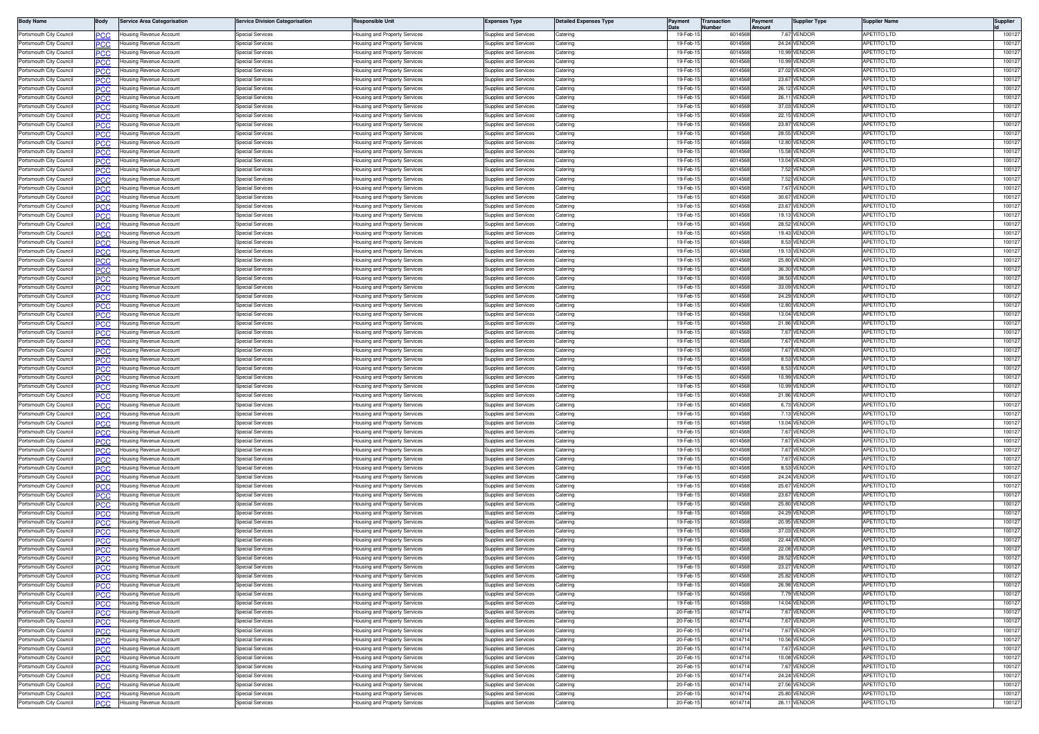| Body Name | Body | Service Area Categorisation | Service Division Categorisation | Responsible Unit | Expenses Type | Detailed Expenses Type | Payment Date | Transaction Number | Payment Amount | Supplier Type | Supplier Name | Supplier Id |
|---|---|---|---|---|---|---|---|---|---|---|---|---|
| Portsmouth City Council | PCC | Housing Revenue Account | Special Services | Housing and Property Services | Supplies and Services | Catering | 19-Feb-15 | 6014568 | 7.67 | VENDOR | APETITO LTD | 100127 |
| Portsmouth City Council | PCC | Housing Revenue Account | Special Services | Housing and Property Services | Supplies and Services | Catering | 19-Feb-15 | 6014568 | 24.24 | VENDOR | APETITO LTD | 100127 |
| Portsmouth City Council | PCC | Housing Revenue Account | Special Services | Housing and Property Services | Supplies and Services | Catering | 19-Feb-15 | 6014568 | 10.99 | VENDOR | APETITO LTD | 100127 |
| Portsmouth City Council | PCC | Housing Revenue Account | Special Services | Housing and Property Services | Supplies and Services | Catering | 19-Feb-15 | 6014568 | 10.99 | VENDOR | APETITO LTD | 100127 |
| Portsmouth City Council | PCC | Housing Revenue Account | Special Services | Housing and Property Services | Supplies and Services | Catering | 19-Feb-15 | 6014568 | 27.02 | VENDOR | APETITO LTD | 100127 |
| Portsmouth City Council | PCC | Housing Revenue Account | Special Services | Housing and Property Services | Supplies and Services | Catering | 19-Feb-15 | 6014568 | 23.67 | VENDOR | APETITO LTD | 100127 |
| Portsmouth City Council | PCC | Housing Revenue Account | Special Services | Housing and Property Services | Supplies and Services | Catering | 19-Feb-15 | 6014568 | 26.12 | VENDOR | APETITO LTD | 100127 |
| Portsmouth City Council | PCC | Housing Revenue Account | Special Services | Housing and Property Services | Supplies and Services | Catering | 19-Feb-15 | 6014568 | 26.11 | VENDOR | APETITO LTD | 100127 |
| Portsmouth City Council | PCC | Housing Revenue Account | Special Services | Housing and Property Services | Supplies and Services | Catering | 19-Feb-15 | 6014568 | 37.03 | VENDOR | APETITO LTD | 100127 |
| Portsmouth City Council | PCC | Housing Revenue Account | Special Services | Housing and Property Services | Supplies and Services | Catering | 19-Feb-15 | 6014568 | 22.15 | VENDOR | APETITO LTD | 100127 |
| Portsmouth City Council | PCC | Housing Revenue Account | Special Services | Housing and Property Services | Supplies and Services | Catering | 19-Feb-15 | 6014568 | 23.87 | VENDOR | APETITO LTD | 100127 |
| Portsmouth City Council | PCC | Housing Revenue Account | Special Services | Housing and Property Services | Supplies and Services | Catering | 19-Feb-15 | 6014568 | 28.55 | VENDOR | APETITO LTD | 100127 |
| Portsmouth City Council | PCC | Housing Revenue Account | Special Services | Housing and Property Services | Supplies and Services | Catering | 19-Feb-15 | 6014568 | 12.80 | VENDOR | APETITO LTD | 100127 |
| Portsmouth City Council | PCC | Housing Revenue Account | Special Services | Housing and Property Services | Supplies and Services | Catering | 19-Feb-15 | 6014568 | 15.58 | VENDOR | APETITO LTD | 100127 |
| Portsmouth City Council | PCC | Housing Revenue Account | Special Services | Housing and Property Services | Supplies and Services | Catering | 19-Feb-15 | 6014568 | 13.04 | VENDOR | APETITO LTD | 100127 |
| Portsmouth City Council | PCC | Housing Revenue Account | Special Services | Housing and Property Services | Supplies and Services | Catering | 19-Feb-15 | 6014568 | 7.52 | VENDOR | APETITO LTD | 100127 |
| Portsmouth City Council | PCC | Housing Revenue Account | Special Services | Housing and Property Services | Supplies and Services | Catering | 19-Feb-15 | 6014568 | 7.52 | VENDOR | APETITO LTD | 100127 |
| Portsmouth City Council | PCC | Housing Revenue Account | Special Services | Housing and Property Services | Supplies and Services | Catering | 19-Feb-15 | 6014568 | 7.67 | VENDOR | APETITO LTD | 100127 |
| Portsmouth City Council | PCC | Housing Revenue Account | Special Services | Housing and Property Services | Supplies and Services | Catering | 19-Feb-15 | 6014568 | 30.67 | VENDOR | APETITO LTD | 100127 |
| Portsmouth City Council | PCC | Housing Revenue Account | Special Services | Housing and Property Services | Supplies and Services | Catering | 19-Feb-15 | 6014568 | 23.67 | VENDOR | APETITO LTD | 100127 |
| Portsmouth City Council | PCC | Housing Revenue Account | Special Services | Housing and Property Services | Supplies and Services | Catering | 19-Feb-15 | 6014568 | 19.13 | VENDOR | APETITO LTD | 100127 |
| Portsmouth City Council | PCC | Housing Revenue Account | Special Services | Housing and Property Services | Supplies and Services | Catering | 19-Feb-15 | 6014568 | 28.52 | VENDOR | APETITO LTD | 100127 |
| Portsmouth City Council | PCC | Housing Revenue Account | Special Services | Housing and Property Services | Supplies and Services | Catering | 19-Feb-15 | 6014568 | 19.43 | VENDOR | APETITO LTD | 100127 |
| Portsmouth City Council | PCC | Housing Revenue Account | Special Services | Housing and Property Services | Supplies and Services | Catering | 19-Feb-15 | 6014568 | 8.53 | VENDOR | APETITO LTD | 100127 |
| Portsmouth City Council | PCC | Housing Revenue Account | Special Services | Housing and Property Services | Supplies and Services | Catering | 19-Feb-15 | 6014568 | 19.13 | VENDOR | APETITO LTD | 100127 |
| Portsmouth City Council | PCC | Housing Revenue Account | Special Services | Housing and Property Services | Supplies and Services | Catering | 19-Feb-15 | 6014568 | 25.80 | VENDOR | APETITO LTD | 100127 |
| Portsmouth City Council | PCC | Housing Revenue Account | Special Services | Housing and Property Services | Supplies and Services | Catering | 19-Feb-15 | 6014568 | 36.30 | VENDOR | APETITO LTD | 100127 |
| Portsmouth City Council | PCC | Housing Revenue Account | Special Services | Housing and Property Services | Supplies and Services | Catering | 19-Feb-15 | 6014568 | 38.50 | VENDOR | APETITO LTD | 100127 |
| Portsmouth City Council | PCC | Housing Revenue Account | Special Services | Housing and Property Services | Supplies and Services | Catering | 19-Feb-15 | 6014568 | 33.09 | VENDOR | APETITO LTD | 100127 |
| Portsmouth City Council | PCC | Housing Revenue Account | Special Services | Housing and Property Services | Supplies and Services | Catering | 19-Feb-15 | 6014568 | 24.29 | VENDOR | APETITO LTD | 100127 |
| Portsmouth City Council | PCC | Housing Revenue Account | Special Services | Housing and Property Services | Supplies and Services | Catering | 19-Feb-15 | 6014568 | 12.80 | VENDOR | APETITO LTD | 100127 |
| Portsmouth City Council | PCC | Housing Revenue Account | Special Services | Housing and Property Services | Supplies and Services | Catering | 19-Feb-15 | 6014568 | 13.04 | VENDOR | APETITO LTD | 100127 |
| Portsmouth City Council | PCC | Housing Revenue Account | Special Services | Housing and Property Services | Supplies and Services | Catering | 19-Feb-15 | 6014568 | 21.86 | VENDOR | APETITO LTD | 100127 |
| Portsmouth City Council | PCC | Housing Revenue Account | Special Services | Housing and Property Services | Supplies and Services | Catering | 19-Feb-15 | 6014568 | 7.67 | VENDOR | APETITO LTD | 100127 |
| Portsmouth City Council | PCC | Housing Revenue Account | Special Services | Housing and Property Services | Supplies and Services | Catering | 19-Feb-15 | 6014568 | 7.67 | VENDOR | APETITO LTD | 100127 |
| Portsmouth City Council | PCC | Housing Revenue Account | Special Services | Housing and Property Services | Supplies and Services | Catering | 19-Feb-15 | 6014568 | 7.67 | VENDOR | APETITO LTD | 100127 |
| Portsmouth City Council | PCC | Housing Revenue Account | Special Services | Housing and Property Services | Supplies and Services | Catering | 19-Feb-15 | 6014568 | 8.53 | VENDOR | APETITO LTD | 100127 |
| Portsmouth City Council | PCC | Housing Revenue Account | Special Services | Housing and Property Services | Supplies and Services | Catering | 19-Feb-15 | 6014568 | 8.53 | VENDOR | APETITO LTD | 100127 |
| Portsmouth City Council | PCC | Housing Revenue Account | Special Services | Housing and Property Services | Supplies and Services | Catering | 19-Feb-15 | 6014568 | 10.99 | VENDOR | APETITO LTD | 100127 |
| Portsmouth City Council | PCC | Housing Revenue Account | Special Services | Housing and Property Services | Supplies and Services | Catering | 19-Feb-15 | 6014568 | 10.99 | VENDOR | APETITO LTD | 100127 |
| Portsmouth City Council | PCC | Housing Revenue Account | Special Services | Housing and Property Services | Supplies and Services | Catering | 19-Feb-15 | 6014568 | 21.86 | VENDOR | APETITO LTD | 100127 |
| Portsmouth City Council | PCC | Housing Revenue Account | Special Services | Housing and Property Services | Supplies and Services | Catering | 19-Feb-15 | 6014568 | 6.73 | VENDOR | APETITO LTD | 100127 |
| Portsmouth City Council | PCC | Housing Revenue Account | Special Services | Housing and Property Services | Supplies and Services | Catering | 19-Feb-15 | 6014568 | 7.13 | VENDOR | APETITO LTD | 100127 |
| Portsmouth City Council | PCC | Housing Revenue Account | Special Services | Housing and Property Services | Supplies and Services | Catering | 19-Feb-15 | 6014568 | 13.04 | VENDOR | APETITO LTD | 100127 |
| Portsmouth City Council | PCC | Housing Revenue Account | Special Services | Housing and Property Services | Supplies and Services | Catering | 19-Feb-15 | 6014568 | 7.67 | VENDOR | APETITO LTD | 100127 |
| Portsmouth City Council | PCC | Housing Revenue Account | Special Services | Housing and Property Services | Supplies and Services | Catering | 19-Feb-15 | 6014568 | 7.67 | VENDOR | APETITO LTD | 100127 |
| Portsmouth City Council | PCC | Housing Revenue Account | Special Services | Housing and Property Services | Supplies and Services | Catering | 19-Feb-15 | 6014568 | 7.67 | VENDOR | APETITO LTD | 100127 |
| Portsmouth City Council | PCC | Housing Revenue Account | Special Services | Housing and Property Services | Supplies and Services | Catering | 19-Feb-15 | 6014568 | 7.67 | VENDOR | APETITO LTD | 100127 |
| Portsmouth City Council | PCC | Housing Revenue Account | Special Services | Housing and Property Services | Supplies and Services | Catering | 19-Feb-15 | 6014568 | 8.53 | VENDOR | APETITO LTD | 100127 |
| Portsmouth City Council | PCC | Housing Revenue Account | Special Services | Housing and Property Services | Supplies and Services | Catering | 19-Feb-15 | 6014568 | 24.24 | VENDOR | APETITO LTD | 100127 |
| Portsmouth City Council | PCC | Housing Revenue Account | Special Services | Housing and Property Services | Supplies and Services | Catering | 19-Feb-15 | 6014568 | 25.67 | VENDOR | APETITO LTD | 100127 |
| Portsmouth City Council | PCC | Housing Revenue Account | Special Services | Housing and Property Services | Supplies and Services | Catering | 19-Feb-15 | 6014568 | 23.67 | VENDOR | APETITO LTD | 100127 |
| Portsmouth City Council | PCC | Housing Revenue Account | Special Services | Housing and Property Services | Supplies and Services | Catering | 19-Feb-15 | 6014568 | 25.80 | VENDOR | APETITO LTD | 100127 |
| Portsmouth City Council | PCC | Housing Revenue Account | Special Services | Housing and Property Services | Supplies and Services | Catering | 19-Feb-15 | 6014568 | 24.29 | VENDOR | APETITO LTD | 100127 |
| Portsmouth City Council | PCC | Housing Revenue Account | Special Services | Housing and Property Services | Supplies and Services | Catering | 19-Feb-15 | 6014568 | 20.95 | VENDOR | APETITO LTD | 100127 |
| Portsmouth City Council | PCC | Housing Revenue Account | Special Services | Housing and Property Services | Supplies and Services | Catering | 19-Feb-15 | 6014568 | 37.03 | VENDOR | APETITO LTD | 100127 |
| Portsmouth City Council | PCC | Housing Revenue Account | Special Services | Housing and Property Services | Supplies and Services | Catering | 19-Feb-15 | 6014568 | 22.44 | VENDOR | APETITO LTD | 100127 |
| Portsmouth City Council | PCC | Housing Revenue Account | Special Services | Housing and Property Services | Supplies and Services | Catering | 19-Feb-15 | 6014568 | 22.08 | VENDOR | APETITO LTD | 100127 |
| Portsmouth City Council | PCC | Housing Revenue Account | Special Services | Housing and Property Services | Supplies and Services | Catering | 19-Feb-15 | 6014568 | 28.52 | VENDOR | APETITO LTD | 100127 |
| Portsmouth City Council | PCC | Housing Revenue Account | Special Services | Housing and Property Services | Supplies and Services | Catering | 19-Feb-15 | 6014568 | 23.27 | VENDOR | APETITO LTD | 100127 |
| Portsmouth City Council | PCC | Housing Revenue Account | Special Services | Housing and Property Services | Supplies and Services | Catering | 19-Feb-15 | 6014568 | 25.82 | VENDOR | APETITO LTD | 100127 |
| Portsmouth City Council | PCC | Housing Revenue Account | Special Services | Housing and Property Services | Supplies and Services | Catering | 19-Feb-15 | 6014568 | 26.98 | VENDOR | APETITO LTD | 100127 |
| Portsmouth City Council | PCC | Housing Revenue Account | Special Services | Housing and Property Services | Supplies and Services | Catering | 19-Feb-15 | 6014568 | 7.79 | VENDOR | APETITO LTD | 100127 |
| Portsmouth City Council | PCC | Housing Revenue Account | Special Services | Housing and Property Services | Supplies and Services | Catering | 19-Feb-15 | 6014568 | 14.04 | VENDOR | APETITO LTD | 100127 |
| Portsmouth City Council | PCC | Housing Revenue Account | Special Services | Housing and Property Services | Supplies and Services | Catering | 20-Feb-15 | 6014714 | 7.67 | VENDOR | APETITO LTD | 100127 |
| Portsmouth City Council | PCC | Housing Revenue Account | Special Services | Housing and Property Services | Supplies and Services | Catering | 20-Feb-15 | 6014714 | 7.67 | VENDOR | APETITO LTD | 100127 |
| Portsmouth City Council | PCC | Housing Revenue Account | Special Services | Housing and Property Services | Supplies and Services | Catering | 20-Feb-15 | 6014714 | 7.67 | VENDOR | APETITO LTD | 100127 |
| Portsmouth City Council | PCC | Housing Revenue Account | Special Services | Housing and Property Services | Supplies and Services | Catering | 20-Feb-15 | 6014714 | 10.56 | VENDOR | APETITO LTD | 100127 |
| Portsmouth City Council | PCC | Housing Revenue Account | Special Services | Housing and Property Services | Supplies and Services | Catering | 20-Feb-15 | 6014714 | 7.67 | VENDOR | APETITO LTD | 100127 |
| Portsmouth City Council | PCC | Housing Revenue Account | Special Services | Housing and Property Services | Supplies and Services | Catering | 20-Feb-15 | 6014714 | 10.08 | VENDOR | APETITO LTD | 100127 |
| Portsmouth City Council | PCC | Housing Revenue Account | Special Services | Housing and Property Services | Supplies and Services | Catering | 20-Feb-15 | 6014714 | 7.67 | VENDOR | APETITO LTD | 100127 |
| Portsmouth City Council | PCC | Housing Revenue Account | Special Services | Housing and Property Services | Supplies and Services | Catering | 20-Feb-15 | 6014714 | 24.24 | VENDOR | APETITO LTD | 100127 |
| Portsmouth City Council | PCC | Housing Revenue Account | Special Services | Housing and Property Services | Supplies and Services | Catering | 20-Feb-15 | 6014714 | 27.56 | VENDOR | APETITO LTD | 100127 |
| Portsmouth City Council | PCC | Housing Revenue Account | Special Services | Housing and Property Services | Supplies and Services | Catering | 20-Feb-15 | 6014714 | 25.80 | VENDOR | APETITO LTD | 100127 |
| Portsmouth City Council | PCC | Housing Revenue Account | Special Services | Housing and Property Services | Supplies and Services | Catering | 20-Feb-15 | 6014714 | 26.11 | VENDOR | APETITO LTD | 100127 |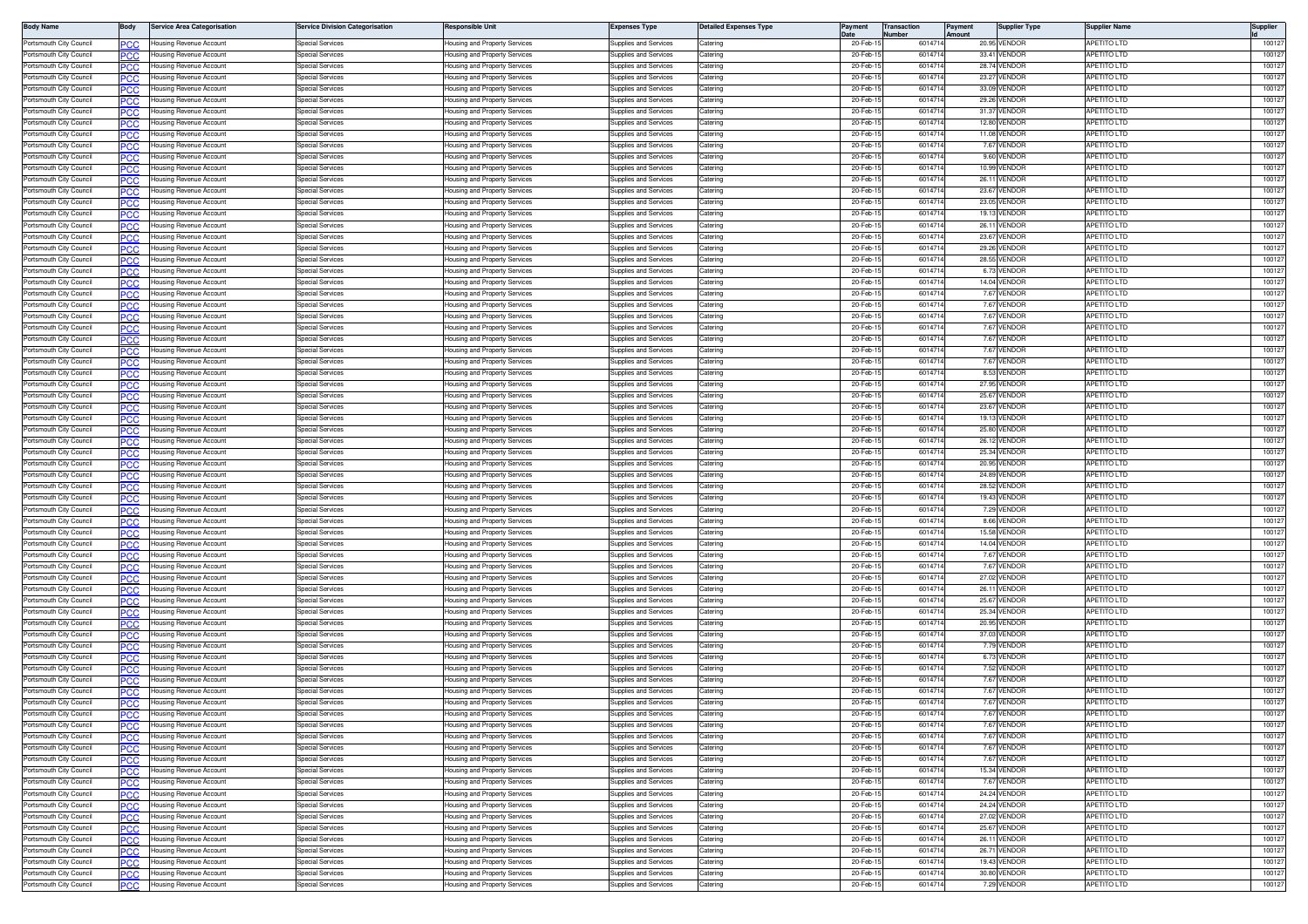| Body Name | Body | Service Area Categorisation | Service Division Categorisation | Responsible Unit | Expenses Type | Detailed Expenses Type | Payment Date | Transaction Number | Payment Amount | Supplier Type | Supplier Name | Supplier Id |
|---|---|---|---|---|---|---|---|---|---|---|---|---|
| Portsmouth City Council | PCC | Housing Revenue Account | Special Services | Housing and Property Services | Supplies and Services | Catering | 20-Feb-15 | 6014714 | 20.95 | VENDOR | APETITO LTD | 100127 |
| Portsmouth City Council | PCC | Housing Revenue Account | Special Services | Housing and Property Services | Supplies and Services | Catering | 20-Feb-15 | 6014714 | 33.41 | VENDOR | APETITO LTD | 100127 |
| Portsmouth City Council | PCC | Housing Revenue Account | Special Services | Housing and Property Services | Supplies and Services | Catering | 20-Feb-15 | 6014714 | 28.74 | VENDOR | APETITO LTD | 100127 |
| Portsmouth City Council | PCC | Housing Revenue Account | Special Services | Housing and Property Services | Supplies and Services | Catering | 20-Feb-15 | 6014714 | 23.27 | VENDOR | APETITO LTD | 100127 |
| Portsmouth City Council | PCC | Housing Revenue Account | Special Services | Housing and Property Services | Supplies and Services | Catering | 20-Feb-15 | 6014714 | 33.09 | VENDOR | APETITO LTD | 100127 |
| Portsmouth City Council | PCC | Housing Revenue Account | Special Services | Housing and Property Services | Supplies and Services | Catering | 20-Feb-15 | 6014714 | 29.26 | VENDOR | APETITO LTD | 100127 |
| Portsmouth City Council | PCC | Housing Revenue Account | Special Services | Housing and Property Services | Supplies and Services | Catering | 20-Feb-15 | 6014714 | 31.37 | VENDOR | APETITO LTD | 100127 |
| Portsmouth City Council | PCC | Housing Revenue Account | Special Services | Housing and Property Services | Supplies and Services | Catering | 20-Feb-15 | 6014714 | 12.80 | VENDOR | APETITO LTD | 100127 |
| Portsmouth City Council | PCC | Housing Revenue Account | Special Services | Housing and Property Services | Supplies and Services | Catering | 20-Feb-15 | 6014714 | 11.08 | VENDOR | APETITO LTD | 100127 |
| Portsmouth City Council | PCC | Housing Revenue Account | Special Services | Housing and Property Services | Supplies and Services | Catering | 20-Feb-15 | 6014714 | 7.67 | VENDOR | APETITO LTD | 100127 |
| Portsmouth City Council | PCC | Housing Revenue Account | Special Services | Housing and Property Services | Supplies and Services | Catering | 20-Feb-15 | 6014714 | 9.60 | VENDOR | APETITO LTD | 100127 |
| Portsmouth City Council | PCC | Housing Revenue Account | Special Services | Housing and Property Services | Supplies and Services | Catering | 20-Feb-15 | 6014714 | 10.99 | VENDOR | APETITO LTD | 100127 |
| Portsmouth City Council | PCC | Housing Revenue Account | Special Services | Housing and Property Services | Supplies and Services | Catering | 20-Feb-15 | 6014714 | 26.11 | VENDOR | APETITO LTD | 100127 |
| Portsmouth City Council | PCC | Housing Revenue Account | Special Services | Housing and Property Services | Supplies and Services | Catering | 20-Feb-15 | 6014714 | 23.67 | VENDOR | APETITO LTD | 100127 |
| Portsmouth City Council | PCC | Housing Revenue Account | Special Services | Housing and Property Services | Supplies and Services | Catering | 20-Feb-15 | 6014714 | 23.05 | VENDOR | APETITO LTD | 100127 |
| Portsmouth City Council | PCC | Housing Revenue Account | Special Services | Housing and Property Services | Supplies and Services | Catering | 20-Feb-15 | 6014714 | 19.13 | VENDOR | APETITO LTD | 100127 |
| Portsmouth City Council | PCC | Housing Revenue Account | Special Services | Housing and Property Services | Supplies and Services | Catering | 20-Feb-15 | 6014714 | 26.11 | VENDOR | APETITO LTD | 100127 |
| Portsmouth City Council | PCC | Housing Revenue Account | Special Services | Housing and Property Services | Supplies and Services | Catering | 20-Feb-15 | 6014714 | 23.67 | VENDOR | APETITO LTD | 100127 |
| Portsmouth City Council | PCC | Housing Revenue Account | Special Services | Housing and Property Services | Supplies and Services | Catering | 20-Feb-15 | 6014714 | 29.26 | VENDOR | APETITO LTD | 100127 |
| Portsmouth City Council | PCC | Housing Revenue Account | Special Services | Housing and Property Services | Supplies and Services | Catering | 20-Feb-15 | 6014714 | 28.55 | VENDOR | APETITO LTD | 100127 |
| Portsmouth City Council | PCC | Housing Revenue Account | Special Services | Housing and Property Services | Supplies and Services | Catering | 20-Feb-15 | 6014714 | 6.73 | VENDOR | APETITO LTD | 100127 |
| Portsmouth City Council | PCC | Housing Revenue Account | Special Services | Housing and Property Services | Supplies and Services | Catering | 20-Feb-15 | 6014714 | 14.04 | VENDOR | APETITO LTD | 100127 |
| Portsmouth City Council | PCC | Housing Revenue Account | Special Services | Housing and Property Services | Supplies and Services | Catering | 20-Feb-15 | 6014714 | 7.67 | VENDOR | APETITO LTD | 100127 |
| Portsmouth City Council | PCC | Housing Revenue Account | Special Services | Housing and Property Services | Supplies and Services | Catering | 20-Feb-15 | 6014714 | 7.67 | VENDOR | APETITO LTD | 100127 |
| Portsmouth City Council | PCC | Housing Revenue Account | Special Services | Housing and Property Services | Supplies and Services | Catering | 20-Feb-15 | 6014714 | 7.67 | VENDOR | APETITO LTD | 100127 |
| Portsmouth City Council | PCC | Housing Revenue Account | Special Services | Housing and Property Services | Supplies and Services | Catering | 20-Feb-15 | 6014714 | 7.67 | VENDOR | APETITO LTD | 100127 |
| Portsmouth City Council | PCC | Housing Revenue Account | Special Services | Housing and Property Services | Supplies and Services | Catering | 20-Feb-15 | 6014714 | 7.67 | VENDOR | APETITO LTD | 100127 |
| Portsmouth City Council | PCC | Housing Revenue Account | Special Services | Housing and Property Services | Supplies and Services | Catering | 20-Feb-15 | 6014714 | 7.67 | VENDOR | APETITO LTD | 100127 |
| Portsmouth City Council | PCC | Housing Revenue Account | Special Services | Housing and Property Services | Supplies and Services | Catering | 20-Feb-15 | 6014714 | 7.67 | VENDOR | APETITO LTD | 100127 |
| Portsmouth City Council | PCC | Housing Revenue Account | Special Services | Housing and Property Services | Supplies and Services | Catering | 20-Feb-15 | 6014714 | 8.53 | VENDOR | APETITO LTD | 100127 |
| Portsmouth City Council | PCC | Housing Revenue Account | Special Services | Housing and Property Services | Supplies and Services | Catering | 20-Feb-15 | 6014714 | 27.95 | VENDOR | APETITO LTD | 100127 |
| Portsmouth City Council | PCC | Housing Revenue Account | Special Services | Housing and Property Services | Supplies and Services | Catering | 20-Feb-15 | 6014714 | 25.67 | VENDOR | APETITO LTD | 100127 |
| Portsmouth City Council | PCC | Housing Revenue Account | Special Services | Housing and Property Services | Supplies and Services | Catering | 20-Feb-15 | 6014714 | 23.67 | VENDOR | APETITO LTD | 100127 |
| Portsmouth City Council | PCC | Housing Revenue Account | Special Services | Housing and Property Services | Supplies and Services | Catering | 20-Feb-15 | 6014714 | 19.13 | VENDOR | APETITO LTD | 100127 |
| Portsmouth City Council | PCC | Housing Revenue Account | Special Services | Housing and Property Services | Supplies and Services | Catering | 20-Feb-15 | 6014714 | 25.80 | VENDOR | APETITO LTD | 100127 |
| Portsmouth City Council | PCC | Housing Revenue Account | Special Services | Housing and Property Services | Supplies and Services | Catering | 20-Feb-15 | 6014714 | 26.12 | VENDOR | APETITO LTD | 100127 |
| Portsmouth City Council | PCC | Housing Revenue Account | Special Services | Housing and Property Services | Supplies and Services | Catering | 20-Feb-15 | 6014714 | 25.34 | VENDOR | APETITO LTD | 100127 |
| Portsmouth City Council | PCC | Housing Revenue Account | Special Services | Housing and Property Services | Supplies and Services | Catering | 20-Feb-15 | 6014714 | 20.95 | VENDOR | APETITO LTD | 100127 |
| Portsmouth City Council | PCC | Housing Revenue Account | Special Services | Housing and Property Services | Supplies and Services | Catering | 20-Feb-15 | 6014714 | 24.89 | VENDOR | APETITO LTD | 100127 |
| Portsmouth City Council | PCC | Housing Revenue Account | Special Services | Housing and Property Services | Supplies and Services | Catering | 20-Feb-15 | 6014714 | 28.52 | VENDOR | APETITO LTD | 100127 |
| Portsmouth City Council | PCC | Housing Revenue Account | Special Services | Housing and Property Services | Supplies and Services | Catering | 20-Feb-15 | 6014714 | 19.43 | VENDOR | APETITO LTD | 100127 |
| Portsmouth City Council | PCC | Housing Revenue Account | Special Services | Housing and Property Services | Supplies and Services | Catering | 20-Feb-15 | 6014714 | 7.29 | VENDOR | APETITO LTD | 100127 |
| Portsmouth City Council | PCC | Housing Revenue Account | Special Services | Housing and Property Services | Supplies and Services | Catering | 20-Feb-15 | 6014714 | 8.66 | VENDOR | APETITO LTD | 100127 |
| Portsmouth City Council | PCC | Housing Revenue Account | Special Services | Housing and Property Services | Supplies and Services | Catering | 20-Feb-15 | 6014714 | 15.58 | VENDOR | APETITO LTD | 100127 |
| Portsmouth City Council | PCC | Housing Revenue Account | Special Services | Housing and Property Services | Supplies and Services | Catering | 20-Feb-15 | 6014714 | 14.04 | VENDOR | APETITO LTD | 100127 |
| Portsmouth City Council | PCC | Housing Revenue Account | Special Services | Housing and Property Services | Supplies and Services | Catering | 20-Feb-15 | 6014714 | 7.67 | VENDOR | APETITO LTD | 100127 |
| Portsmouth City Council | PCC | Housing Revenue Account | Special Services | Housing and Property Services | Supplies and Services | Catering | 20-Feb-15 | 6014714 | 7.67 | VENDOR | APETITO LTD | 100127 |
| Portsmouth City Council | PCC | Housing Revenue Account | Special Services | Housing and Property Services | Supplies and Services | Catering | 20-Feb-15 | 6014714 | 27.02 | VENDOR | APETITO LTD | 100127 |
| Portsmouth City Council | PCC | Housing Revenue Account | Special Services | Housing and Property Services | Supplies and Services | Catering | 20-Feb-15 | 6014714 | 26.11 | VENDOR | APETITO LTD | 100127 |
| Portsmouth City Council | PCC | Housing Revenue Account | Special Services | Housing and Property Services | Supplies and Services | Catering | 20-Feb-15 | 6014714 | 25.67 | VENDOR | APETITO LTD | 100127 |
| Portsmouth City Council | PCC | Housing Revenue Account | Special Services | Housing and Property Services | Supplies and Services | Catering | 20-Feb-15 | 6014714 | 25.34 | VENDOR | APETITO LTD | 100127 |
| Portsmouth City Council | PCC | Housing Revenue Account | Special Services | Housing and Property Services | Supplies and Services | Catering | 20-Feb-15 | 6014714 | 20.95 | VENDOR | APETITO LTD | 100127 |
| Portsmouth City Council | PCC | Housing Revenue Account | Special Services | Housing and Property Services | Supplies and Services | Catering | 20-Feb-15 | 6014714 | 37.03 | VENDOR | APETITO LTD | 100127 |
| Portsmouth City Council | PCC | Housing Revenue Account | Special Services | Housing and Property Services | Supplies and Services | Catering | 20-Feb-15 | 6014714 | 7.79 | VENDOR | APETITO LTD | 100127 |
| Portsmouth City Council | PCC | Housing Revenue Account | Special Services | Housing and Property Services | Supplies and Services | Catering | 20-Feb-15 | 6014714 | 6.73 | VENDOR | APETITO LTD | 100127 |
| Portsmouth City Council | PCC | Housing Revenue Account | Special Services | Housing and Property Services | Supplies and Services | Catering | 20-Feb-15 | 6014714 | 7.52 | VENDOR | APETITO LTD | 100127 |
| Portsmouth City Council | PCC | Housing Revenue Account | Special Services | Housing and Property Services | Supplies and Services | Catering | 20-Feb-15 | 6014714 | 7.67 | VENDOR | APETITO LTD | 100127 |
| Portsmouth City Council | PCC | Housing Revenue Account | Special Services | Housing and Property Services | Supplies and Services | Catering | 20-Feb-15 | 6014714 | 7.67 | VENDOR | APETITO LTD | 100127 |
| Portsmouth City Council | PCC | Housing Revenue Account | Special Services | Housing and Property Services | Supplies and Services | Catering | 20-Feb-15 | 6014714 | 7.67 | VENDOR | APETITO LTD | 100127 |
| Portsmouth City Council | PCC | Housing Revenue Account | Special Services | Housing and Property Services | Supplies and Services | Catering | 20-Feb-15 | 6014714 | 7.67 | VENDOR | APETITO LTD | 100127 |
| Portsmouth City Council | PCC | Housing Revenue Account | Special Services | Housing and Property Services | Supplies and Services | Catering | 20-Feb-15 | 6014714 | 7.67 | VENDOR | APETITO LTD | 100127 |
| Portsmouth City Council | PCC | Housing Revenue Account | Special Services | Housing and Property Services | Supplies and Services | Catering | 20-Feb-15 | 6014714 | 7.67 | VENDOR | APETITO LTD | 100127 |
| Portsmouth City Council | PCC | Housing Revenue Account | Special Services | Housing and Property Services | Supplies and Services | Catering | 20-Feb-15 | 6014714 | 7.67 | VENDOR | APETITO LTD | 100127 |
| Portsmouth City Council | PCC | Housing Revenue Account | Special Services | Housing and Property Services | Supplies and Services | Catering | 20-Feb-15 | 6014714 | 15.34 | VENDOR | APETITO LTD | 100127 |
| Portsmouth City Council | PCC | Housing Revenue Account | Special Services | Housing and Property Services | Supplies and Services | Catering | 20-Feb-15 | 6014714 | 7.67 | VENDOR | APETITO LTD | 100127 |
| Portsmouth City Council | PCC | Housing Revenue Account | Special Services | Housing and Property Services | Supplies and Services | Catering | 20-Feb-15 | 6014714 | 24.24 | VENDOR | APETITO LTD | 100127 |
| Portsmouth City Council | PCC | Housing Revenue Account | Special Services | Housing and Property Services | Supplies and Services | Catering | 20-Feb-15 | 6014714 | 24.24 | VENDOR | APETITO LTD | 100127 |
| Portsmouth City Council | PCC | Housing Revenue Account | Special Services | Housing and Property Services | Supplies and Services | Catering | 20-Feb-15 | 6014714 | 27.02 | VENDOR | APETITO LTD | 100127 |
| Portsmouth City Council | PCC | Housing Revenue Account | Special Services | Housing and Property Services | Supplies and Services | Catering | 20-Feb-15 | 6014714 | 25.67 | VENDOR | APETITO LTD | 100127 |
| Portsmouth City Council | PCC | Housing Revenue Account | Special Services | Housing and Property Services | Supplies and Services | Catering | 20-Feb-15 | 6014714 | 26.11 | VENDOR | APETITO LTD | 100127 |
| Portsmouth City Council | PCC | Housing Revenue Account | Special Services | Housing and Property Services | Supplies and Services | Catering | 20-Feb-15 | 6014714 | 26.71 | VENDOR | APETITO LTD | 100127 |
| Portsmouth City Council | PCC | Housing Revenue Account | Special Services | Housing and Property Services | Supplies and Services | Catering | 20-Feb-15 | 6014714 | 19.43 | VENDOR | APETITO LTD | 100127 |
| Portsmouth City Council | PCC | Housing Revenue Account | Special Services | Housing and Property Services | Supplies and Services | Catering | 20-Feb-15 | 6014714 | 30.80 | VENDOR | APETITO LTD | 100127 |
| Portsmouth City Council | PCC | Housing Revenue Account | Special Services | Housing and Property Services | Supplies and Services | Catering | 20-Feb-15 | 6014714 | 7.29 | VENDOR | APETITO LTD | 100127 |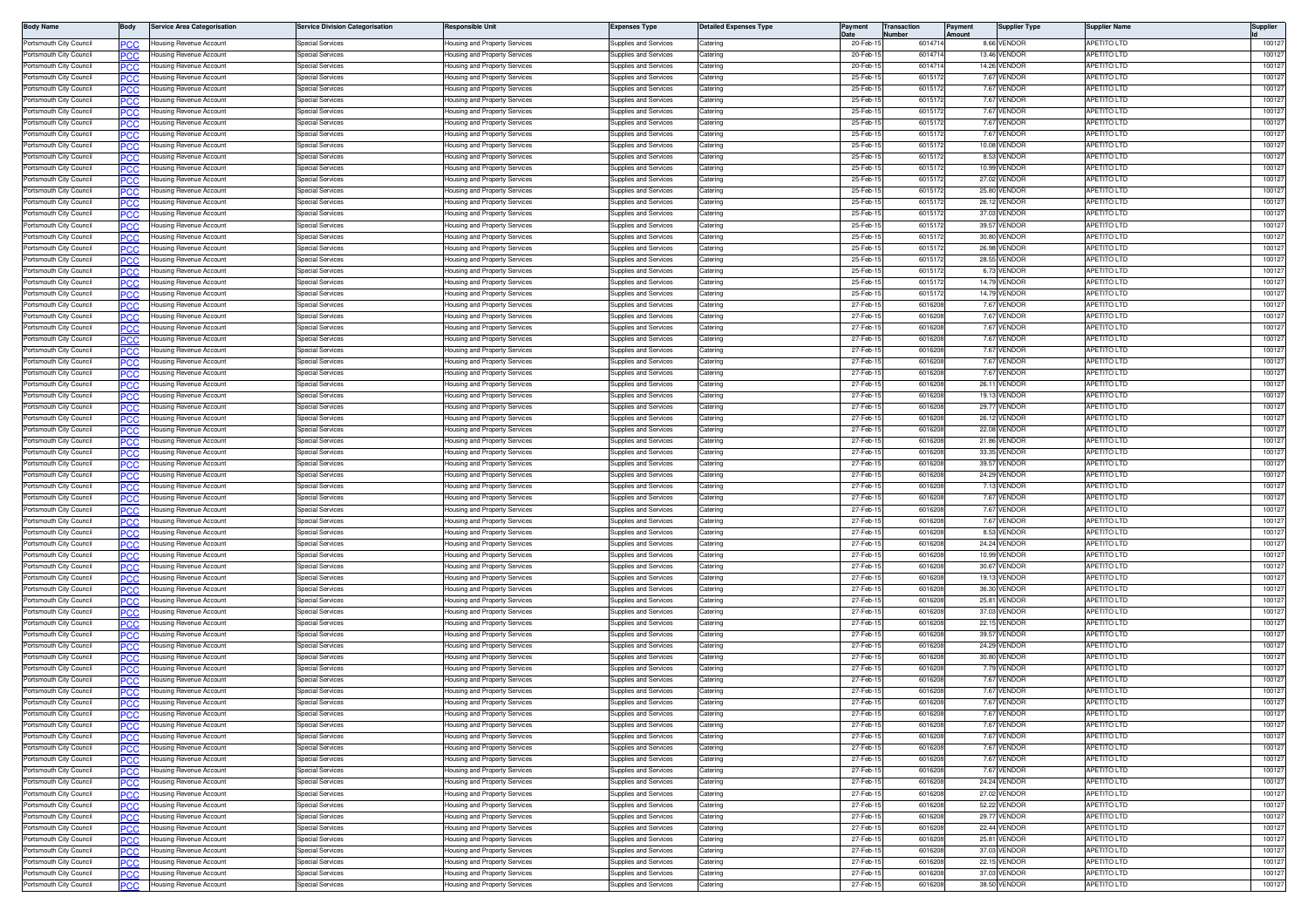| Body Name | Body | Service Area Categorisation | Service Division Categorisation | Responsible Unit | Expenses Type | Detailed Expenses Type | Payment Date | Transaction Number | Payment Amount | Supplier Type | Supplier Name | Supplier Id |
|---|---|---|---|---|---|---|---|---|---|---|---|---|
| Portsmouth City Council | PCC | Housing Revenue Account | Special Services | Housing and Property Services | Supplies and Services | Catering | 20-Feb-15 | 6014714 | 8.66 | VENDOR | APETITO LTD | 100127 |
| Portsmouth City Council | PCC | Housing Revenue Account | Special Services | Housing and Property Services | Supplies and Services | Catering | 20-Feb-15 | 6014714 | 13.46 | VENDOR | APETITO LTD | 100127 |
| Portsmouth City Council | PCC | Housing Revenue Account | Special Services | Housing and Property Services | Supplies and Services | Catering | 20-Feb-15 | 6014714 | 14.26 | VENDOR | APETITO LTD | 100127 |
| Portsmouth City Council | PCC | Housing Revenue Account | Special Services | Housing and Property Services | Supplies and Services | Catering | 25-Feb-15 | 6015172 | 7.67 | VENDOR | APETITO LTD | 100127 |
| Portsmouth City Council | PCC | Housing Revenue Account | Special Services | Housing and Property Services | Supplies and Services | Catering | 25-Feb-15 | 6015172 | 7.67 | VENDOR | APETITO LTD | 100127 |
| Portsmouth City Council | PCC | Housing Revenue Account | Special Services | Housing and Property Services | Supplies and Services | Catering | 25-Feb-15 | 6015172 | 7.67 | VENDOR | APETITO LTD | 100127 |
| Portsmouth City Council | PCC | Housing Revenue Account | Special Services | Housing and Property Services | Supplies and Services | Catering | 25-Feb-15 | 6015172 | 7.67 | VENDOR | APETITO LTD | 100127 |
| Portsmouth City Council | PCC | Housing Revenue Account | Special Services | Housing and Property Services | Supplies and Services | Catering | 25-Feb-15 | 6015172 | 7.67 | VENDOR | APETITO LTD | 100127 |
| Portsmouth City Council | PCC | Housing Revenue Account | Special Services | Housing and Property Services | Supplies and Services | Catering | 25-Feb-15 | 6015172 | 7.67 | VENDOR | APETITO LTD | 100127 |
| Portsmouth City Council | PCC | Housing Revenue Account | Special Services | Housing and Property Services | Supplies and Services | Catering | 25-Feb-15 | 6015172 | 10.08 | VENDOR | APETITO LTD | 100127 |
| Portsmouth City Council | PCC | Housing Revenue Account | Special Services | Housing and Property Services | Supplies and Services | Catering | 25-Feb-15 | 6015172 | 8.53 | VENDOR | APETITO LTD | 100127 |
| Portsmouth City Council | PCC | Housing Revenue Account | Special Services | Housing and Property Services | Supplies and Services | Catering | 25-Feb-15 | 6015172 | 10.99 | VENDOR | APETITO LTD | 100127 |
| Portsmouth City Council | PCC | Housing Revenue Account | Special Services | Housing and Property Services | Supplies and Services | Catering | 25-Feb-15 | 6015172 | 27.02 | VENDOR | APETITO LTD | 100127 |
| Portsmouth City Council | PCC | Housing Revenue Account | Special Services | Housing and Property Services | Supplies and Services | Catering | 25-Feb-15 | 6015172 | 25.80 | VENDOR | APETITO LTD | 100127 |
| Portsmouth City Council | PCC | Housing Revenue Account | Special Services | Housing and Property Services | Supplies and Services | Catering | 25-Feb-15 | 6015172 | 26.12 | VENDOR | APETITO LTD | 100127 |
| Portsmouth City Council | PCC | Housing Revenue Account | Special Services | Housing and Property Services | Supplies and Services | Catering | 25-Feb-15 | 6015172 | 37.03 | VENDOR | APETITO LTD | 100127 |
| Portsmouth City Council | PCC | Housing Revenue Account | Special Services | Housing and Property Services | Supplies and Services | Catering | 25-Feb-15 | 6015172 | 39.57 | VENDOR | APETITO LTD | 100127 |
| Portsmouth City Council | PCC | Housing Revenue Account | Special Services | Housing and Property Services | Supplies and Services | Catering | 25-Feb-15 | 6015172 | 30.80 | VENDOR | APETITO LTD | 100127 |
| Portsmouth City Council | PCC | Housing Revenue Account | Special Services | Housing and Property Services | Supplies and Services | Catering | 25-Feb-15 | 6015172 | 26.98 | VENDOR | APETITO LTD | 100127 |
| Portsmouth City Council | PCC | Housing Revenue Account | Special Services | Housing and Property Services | Supplies and Services | Catering | 25-Feb-15 | 6015172 | 28.55 | VENDOR | APETITO LTD | 100127 |
| Portsmouth City Council | PCC | Housing Revenue Account | Special Services | Housing and Property Services | Supplies and Services | Catering | 25-Feb-15 | 6015172 | 6.73 | VENDOR | APETITO LTD | 100127 |
| Portsmouth City Council | PCC | Housing Revenue Account | Special Services | Housing and Property Services | Supplies and Services | Catering | 25-Feb-15 | 6015172 | 14.79 | VENDOR | APETITO LTD | 100127 |
| Portsmouth City Council | PCC | Housing Revenue Account | Special Services | Housing and Property Services | Supplies and Services | Catering | 25-Feb-15 | 6015172 | 14.79 | VENDOR | APETITO LTD | 100127 |
| Portsmouth City Council | PCC | Housing Revenue Account | Special Services | Housing and Property Services | Supplies and Services | Catering | 27-Feb-15 | 6016208 | 7.67 | VENDOR | APETITO LTD | 100127 |
| Portsmouth City Council | PCC | Housing Revenue Account | Special Services | Housing and Property Services | Supplies and Services | Catering | 27-Feb-15 | 6016208 | 7.67 | VENDOR | APETITO LTD | 100127 |
| Portsmouth City Council | PCC | Housing Revenue Account | Special Services | Housing and Property Services | Supplies and Services | Catering | 27-Feb-15 | 6016208 | 7.67 | VENDOR | APETITO LTD | 100127 |
| Portsmouth City Council | PCC | Housing Revenue Account | Special Services | Housing and Property Services | Supplies and Services | Catering | 27-Feb-15 | 6016208 | 7.67 | VENDOR | APETITO LTD | 100127 |
| Portsmouth City Council | PCC | Housing Revenue Account | Special Services | Housing and Property Services | Supplies and Services | Catering | 27-Feb-15 | 6016208 | 7.67 | VENDOR | APETITO LTD | 100127 |
| Portsmouth City Council | PCC | Housing Revenue Account | Special Services | Housing and Property Services | Supplies and Services | Catering | 27-Feb-15 | 6016208 | 7.67 | VENDOR | APETITO LTD | 100127 |
| Portsmouth City Council | PCC | Housing Revenue Account | Special Services | Housing and Property Services | Supplies and Services | Catering | 27-Feb-15 | 6016208 | 7.67 | VENDOR | APETITO LTD | 100127 |
| Portsmouth City Council | PCC | Housing Revenue Account | Special Services | Housing and Property Services | Supplies and Services | Catering | 27-Feb-15 | 6016208 | 26.11 | VENDOR | APETITO LTD | 100127 |
| Portsmouth City Council | PCC | Housing Revenue Account | Special Services | Housing and Property Services | Supplies and Services | Catering | 27-Feb-15 | 6016208 | 19.13 | VENDOR | APETITO LTD | 100127 |
| Portsmouth City Council | PCC | Housing Revenue Account | Special Services | Housing and Property Services | Supplies and Services | Catering | 27-Feb-15 | 6016208 | 29.77 | VENDOR | APETITO LTD | 100127 |
| Portsmouth City Council | PCC | Housing Revenue Account | Special Services | Housing and Property Services | Supplies and Services | Catering | 27-Feb-15 | 6016208 | 26.12 | VENDOR | APETITO LTD | 100127 |
| Portsmouth City Council | PCC | Housing Revenue Account | Special Services | Housing and Property Services | Supplies and Services | Catering | 27-Feb-15 | 6016208 | 22.08 | VENDOR | APETITO LTD | 100127 |
| Portsmouth City Council | PCC | Housing Revenue Account | Special Services | Housing and Property Services | Supplies and Services | Catering | 27-Feb-15 | 6016208 | 21.86 | VENDOR | APETITO LTD | 100127 |
| Portsmouth City Council | PCC | Housing Revenue Account | Special Services | Housing and Property Services | Supplies and Services | Catering | 27-Feb-15 | 6016208 | 33.35 | VENDOR | APETITO LTD | 100127 |
| Portsmouth City Council | PCC | Housing Revenue Account | Special Services | Housing and Property Services | Supplies and Services | Catering | 27-Feb-15 | 6016208 | 39.57 | VENDOR | APETITO LTD | 100127 |
| Portsmouth City Council | PCC | Housing Revenue Account | Special Services | Housing and Property Services | Supplies and Services | Catering | 27-Feb-15 | 6016208 | 24.29 | VENDOR | APETITO LTD | 100127 |
| Portsmouth City Council | PCC | Housing Revenue Account | Special Services | Housing and Property Services | Supplies and Services | Catering | 27-Feb-15 | 6016208 | 7.13 | VENDOR | APETITO LTD | 100127 |
| Portsmouth City Council | PCC | Housing Revenue Account | Special Services | Housing and Property Services | Supplies and Services | Catering | 27-Feb-15 | 6016208 | 7.67 | VENDOR | APETITO LTD | 100127 |
| Portsmouth City Council | PCC | Housing Revenue Account | Special Services | Housing and Property Services | Supplies and Services | Catering | 27-Feb-15 | 6016208 | 7.67 | VENDOR | APETITO LTD | 100127 |
| Portsmouth City Council | PCC | Housing Revenue Account | Special Services | Housing and Property Services | Supplies and Services | Catering | 27-Feb-15 | 6016208 | 7.67 | VENDOR | APETITO LTD | 100127 |
| Portsmouth City Council | PCC | Housing Revenue Account | Special Services | Housing and Property Services | Supplies and Services | Catering | 27-Feb-15 | 6016208 | 8.53 | VENDOR | APETITO LTD | 100127 |
| Portsmouth City Council | PCC | Housing Revenue Account | Special Services | Housing and Property Services | Supplies and Services | Catering | 27-Feb-15 | 6016208 | 24.24 | VENDOR | APETITO LTD | 100127 |
| Portsmouth City Council | PCC | Housing Revenue Account | Special Services | Housing and Property Services | Supplies and Services | Catering | 27-Feb-15 | 6016208 | 10.99 | VENDOR | APETITO LTD | 100127 |
| Portsmouth City Council | PCC | Housing Revenue Account | Special Services | Housing and Property Services | Supplies and Services | Catering | 27-Feb-15 | 6016208 | 30.67 | VENDOR | APETITO LTD | 100127 |
| Portsmouth City Council | PCC | Housing Revenue Account | Special Services | Housing and Property Services | Supplies and Services | Catering | 27-Feb-15 | 6016208 | 19.13 | VENDOR | APETITO LTD | 100127 |
| Portsmouth City Council | PCC | Housing Revenue Account | Special Services | Housing and Property Services | Supplies and Services | Catering | 27-Feb-15 | 6016208 | 36.30 | VENDOR | APETITO LTD | 100127 |
| Portsmouth City Council | PCC | Housing Revenue Account | Special Services | Housing and Property Services | Supplies and Services | Catering | 27-Feb-15 | 6016208 | 25.81 | VENDOR | APETITO LTD | 100127 |
| Portsmouth City Council | PCC | Housing Revenue Account | Special Services | Housing and Property Services | Supplies and Services | Catering | 27-Feb-15 | 6016208 | 37.03 | VENDOR | APETITO LTD | 100127 |
| Portsmouth City Council | PCC | Housing Revenue Account | Special Services | Housing and Property Services | Supplies and Services | Catering | 27-Feb-15 | 6016208 | 22.15 | VENDOR | APETITO LTD | 100127 |
| Portsmouth City Council | PCC | Housing Revenue Account | Special Services | Housing and Property Services | Supplies and Services | Catering | 27-Feb-15 | 6016208 | 39.57 | VENDOR | APETITO LTD | 100127 |
| Portsmouth City Council | PCC | Housing Revenue Account | Special Services | Housing and Property Services | Supplies and Services | Catering | 27-Feb-15 | 6016208 | 24.29 | VENDOR | APETITO LTD | 100127 |
| Portsmouth City Council | PCC | Housing Revenue Account | Special Services | Housing and Property Services | Supplies and Services | Catering | 27-Feb-15 | 6016208 | 30.80 | VENDOR | APETITO LTD | 100127 |
| Portsmouth City Council | PCC | Housing Revenue Account | Special Services | Housing and Property Services | Supplies and Services | Catering | 27-Feb-15 | 6016208 | 7.79 | VENDOR | APETITO LTD | 100127 |
| Portsmouth City Council | PCC | Housing Revenue Account | Special Services | Housing and Property Services | Supplies and Services | Catering | 27-Feb-15 | 6016208 | 7.67 | VENDOR | APETITO LTD | 100127 |
| Portsmouth City Council | PCC | Housing Revenue Account | Special Services | Housing and Property Services | Supplies and Services | Catering | 27-Feb-15 | 6016208 | 7.67 | VENDOR | APETITO LTD | 100127 |
| Portsmouth City Council | PCC | Housing Revenue Account | Special Services | Housing and Property Services | Supplies and Services | Catering | 27-Feb-15 | 6016208 | 7.67 | VENDOR | APETITO LTD | 100127 |
| Portsmouth City Council | PCC | Housing Revenue Account | Special Services | Housing and Property Services | Supplies and Services | Catering | 27-Feb-15 | 6016208 | 7.67 | VENDOR | APETITO LTD | 100127 |
| Portsmouth City Council | PCC | Housing Revenue Account | Special Services | Housing and Property Services | Supplies and Services | Catering | 27-Feb-15 | 6016208 | 7.67 | VENDOR | APETITO LTD | 100127 |
| Portsmouth City Council | PCC | Housing Revenue Account | Special Services | Housing and Property Services | Supplies and Services | Catering | 27-Feb-15 | 6016208 | 7.67 | VENDOR | APETITO LTD | 100127 |
| Portsmouth City Council | PCC | Housing Revenue Account | Special Services | Housing and Property Services | Supplies and Services | Catering | 27-Feb-15 | 6016208 | 7.67 | VENDOR | APETITO LTD | 100127 |
| Portsmouth City Council | PCC | Housing Revenue Account | Special Services | Housing and Property Services | Supplies and Services | Catering | 27-Feb-15 | 6016208 | 7.67 | VENDOR | APETITO LTD | 100127 |
| Portsmouth City Council | PCC | Housing Revenue Account | Special Services | Housing and Property Services | Supplies and Services | Catering | 27-Feb-15 | 6016208 | 24.24 | VENDOR | APETITO LTD | 100127 |
| Portsmouth City Council | PCC | Housing Revenue Account | Special Services | Housing and Property Services | Supplies and Services | Catering | 27-Feb-15 | 6016208 | 27.02 | VENDOR | APETITO LTD | 100127 |
| Portsmouth City Council | PCC | Housing Revenue Account | Special Services | Housing and Property Services | Supplies and Services | Catering | 27-Feb-15 | 6016208 | 52.22 | VENDOR | APETITO LTD | 100127 |
| Portsmouth City Council | PCC | Housing Revenue Account | Special Services | Housing and Property Services | Supplies and Services | Catering | 27-Feb-15 | 6016208 | 29.77 | VENDOR | APETITO LTD | 100127 |
| Portsmouth City Council | PCC | Housing Revenue Account | Special Services | Housing and Property Services | Supplies and Services | Catering | 27-Feb-15 | 6016208 | 22.44 | VENDOR | APETITO LTD | 100127 |
| Portsmouth City Council | PCC | Housing Revenue Account | Special Services | Housing and Property Services | Supplies and Services | Catering | 27-Feb-15 | 6016208 | 25.81 | VENDOR | APETITO LTD | 100127 |
| Portsmouth City Council | PCC | Housing Revenue Account | Special Services | Housing and Property Services | Supplies and Services | Catering | 27-Feb-15 | 6016208 | 37.03 | VENDOR | APETITO LTD | 100127 |
| Portsmouth City Council | PCC | Housing Revenue Account | Special Services | Housing and Property Services | Supplies and Services | Catering | 27-Feb-15 | 6016208 | 22.15 | VENDOR | APETITO LTD | 100127 |
| Portsmouth City Council | PCC | Housing Revenue Account | Special Services | Housing and Property Services | Supplies and Services | Catering | 27-Feb-15 | 6016208 | 37.03 | VENDOR | APETITO LTD | 100127 |
| Portsmouth City Council | PCC | Housing Revenue Account | Special Services | Housing and Property Services | Supplies and Services | Catering | 27-Feb-15 | 6016208 | 38.50 | VENDOR | APETITO LTD | 100127 |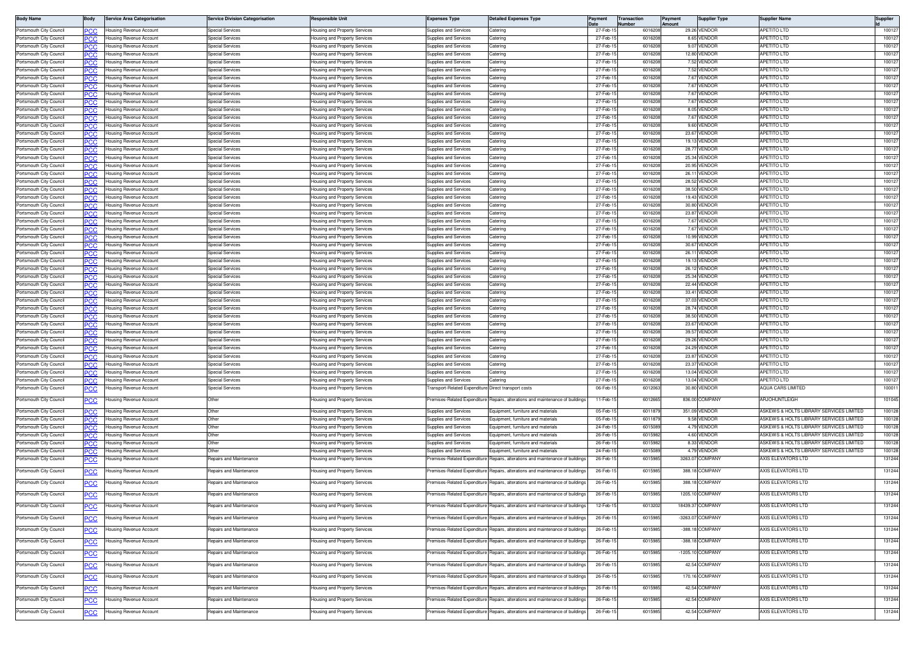| Body Name | Body | Service Area Categorisation | Service Division Categorisation | Responsible Unit | Expenses Type | Detailed Expenses Type | Payment Date | Transaction Number | Payment Amount | Supplier Type | Supplier Name | Supplier Id |
|---|---|---|---|---|---|---|---|---|---|---|---|---|
| Portsmouth City Council | PCC | Housing Revenue Account | Special Services | Housing and Property Services | Supplies and Services | Catering | 27-Feb-15 | 6016208 | 29.26 | VENDOR | APETITO LTD | 100127 |
| Portsmouth City Council | PCC | Housing Revenue Account | Special Services | Housing and Property Services | Supplies and Services | Catering | 27-Feb-15 | 6016208 | 8.65 | VENDOR | APETITO LTD | 100127 |
| Portsmouth City Council | PCC | Housing Revenue Account | Special Services | Housing and Property Services | Supplies and Services | Catering | 27-Feb-15 | 6016208 | 9.07 | VENDOR | APETITO LTD | 100127 |
| Portsmouth City Council | PCC | Housing Revenue Account | Special Services | Housing and Property Services | Supplies and Services | Catering | 27-Feb-15 | 6016208 | 12.80 | VENDOR | APETITO LTD | 100127 |
| Portsmouth City Council | PCC | Housing Revenue Account | Special Services | Housing and Property Services | Supplies and Services | Catering | 27-Feb-15 | 6016208 | 7.52 | VENDOR | APETITO LTD | 100127 |
| Portsmouth City Council | PCC | Housing Revenue Account | Special Services | Housing and Property Services | Supplies and Services | Catering | 27-Feb-15 | 6016208 | 7.52 | VENDOR | APETITO LTD | 100127 |
| Portsmouth City Council | PCC | Housing Revenue Account | Special Services | Housing and Property Services | Supplies and Services | Catering | 27-Feb-15 | 6016208 | 7.67 | VENDOR | APETITO LTD | 100127 |
| Portsmouth City Council | PCC | Housing Revenue Account | Special Services | Housing and Property Services | Supplies and Services | Catering | 27-Feb-15 | 6016208 | 7.67 | VENDOR | APETITO LTD | 100127 |
| Portsmouth City Council | PCC | Housing Revenue Account | Special Services | Housing and Property Services | Supplies and Services | Catering | 27-Feb-15 | 6016208 | 7.67 | VENDOR | APETITO LTD | 100127 |
| Portsmouth City Council | PCC | Housing Revenue Account | Special Services | Housing and Property Services | Supplies and Services | Catering | 27-Feb-15 | 6016208 | 7.67 | VENDOR | APETITO LTD | 100127 |
| Portsmouth City Council | PCC | Housing Revenue Account | Special Services | Housing and Property Services | Supplies and Services | Catering | 27-Feb-15 | 6016208 | 8.05 | VENDOR | APETITO LTD | 100127 |
| Portsmouth City Council | PCC | Housing Revenue Account | Special Services | Housing and Property Services | Supplies and Services | Catering | 27-Feb-15 | 6016208 | 7.67 | VENDOR | APETITO LTD | 100127 |
| Portsmouth City Council | PCC | Housing Revenue Account | Special Services | Housing and Property Services | Supplies and Services | Catering | 27-Feb-15 | 6016208 | 9.60 | VENDOR | APETITO LTD | 100127 |
| Portsmouth City Council | PCC | Housing Revenue Account | Special Services | Housing and Property Services | Supplies and Services | Catering | 27-Feb-15 | 6016208 | 23.67 | VENDOR | APETITO LTD | 100127 |
| Portsmouth City Council | PCC | Housing Revenue Account | Special Services | Housing and Property Services | Supplies and Services | Catering | 27-Feb-15 | 6016208 | 19.13 | VENDOR | APETITO LTD | 100127 |
| Portsmouth City Council | PCC | Housing Revenue Account | Special Services | Housing and Property Services | Supplies and Services | Catering | 27-Feb-15 | 6016208 | 28.77 | VENDOR | APETITO LTD | 100127 |
| Portsmouth City Council | PCC | Housing Revenue Account | Special Services | Housing and Property Services | Supplies and Services | Catering | 27-Feb-15 | 6016208 | 25.34 | VENDOR | APETITO LTD | 100127 |
| Portsmouth City Council | PCC | Housing Revenue Account | Special Services | Housing and Property Services | Supplies and Services | Catering | 27-Feb-15 | 6016208 | 20.95 | VENDOR | APETITO LTD | 100127 |
| Portsmouth City Council | PCC | Housing Revenue Account | Special Services | Housing and Property Services | Supplies and Services | Catering | 27-Feb-15 | 6016208 | 26.11 | VENDOR | APETITO LTD | 100127 |
| Portsmouth City Council | PCC | Housing Revenue Account | Special Services | Housing and Property Services | Supplies and Services | Catering | 27-Feb-15 | 6016208 | 28.52 | VENDOR | APETITO LTD | 100127 |
| Portsmouth City Council | PCC | Housing Revenue Account | Special Services | Housing and Property Services | Supplies and Services | Catering | 27-Feb-15 | 6016208 | 38.50 | VENDOR | APETITO LTD | 100127 |
| Portsmouth City Council | PCC | Housing Revenue Account | Special Services | Housing and Property Services | Supplies and Services | Catering | 27-Feb-15 | 6016208 | 19.43 | VENDOR | APETITO LTD | 100127 |
| Portsmouth City Council | PCC | Housing Revenue Account | Special Services | Housing and Property Services | Supplies and Services | Catering | 27-Feb-15 | 6016208 | 30.80 | VENDOR | APETITO LTD | 100127 |
| Portsmouth City Council | PCC | Housing Revenue Account | Special Services | Housing and Property Services | Supplies and Services | Catering | 27-Feb-15 | 6016208 | 23.87 | VENDOR | APETITO LTD | 100127 |
| Portsmouth City Council | PCC | Housing Revenue Account | Special Services | Housing and Property Services | Supplies and Services | Catering | 27-Feb-15 | 6016208 | 7.67 | VENDOR | APETITO LTD | 100127 |
| Portsmouth City Council | PCC | Housing Revenue Account | Special Services | Housing and Property Services | Supplies and Services | Catering | 27-Feb-15 | 6016208 | 7.67 | VENDOR | APETITO LTD | 100127 |
| Portsmouth City Council | PCC | Housing Revenue Account | Special Services | Housing and Property Services | Supplies and Services | Catering | 27-Feb-15 | 6016208 | 10.99 | VENDOR | APETITO LTD | 100127 |
| Portsmouth City Council | PCC | Housing Revenue Account | Special Services | Housing and Property Services | Supplies and Services | Catering | 27-Feb-15 | 6016208 | 30.67 | VENDOR | APETITO LTD | 100127 |
| Portsmouth City Council | PCC | Housing Revenue Account | Special Services | Housing and Property Services | Supplies and Services | Catering | 27-Feb-15 | 6016208 | 26.11 | VENDOR | APETITO LTD | 100127 |
| Portsmouth City Council | PCC | Housing Revenue Account | Special Services | Housing and Property Services | Supplies and Services | Catering | 27-Feb-15 | 6016208 | 19.13 | VENDOR | APETITO LTD | 100127 |
| Portsmouth City Council | PCC | Housing Revenue Account | Special Services | Housing and Property Services | Supplies and Services | Catering | 27-Feb-15 | 6016208 | 26.12 | VENDOR | APETITO LTD | 100127 |
| Portsmouth City Council | PCC | Housing Revenue Account | Special Services | Housing and Property Services | Supplies and Services | Catering | 27-Feb-15 | 6016208 | 25.34 | VENDOR | APETITO LTD | 100127 |
| Portsmouth City Council | PCC | Housing Revenue Account | Special Services | Housing and Property Services | Supplies and Services | Catering | 27-Feb-15 | 6016208 | 22.44 | VENDOR | APETITO LTD | 100127 |
| Portsmouth City Council | PCC | Housing Revenue Account | Special Services | Housing and Property Services | Supplies and Services | Catering | 27-Feb-15 | 6016208 | 33.41 | VENDOR | APETITO LTD | 100127 |
| Portsmouth City Council | PCC | Housing Revenue Account | Special Services | Housing and Property Services | Supplies and Services | Catering | 27-Feb-15 | 6016208 | 37.03 | VENDOR | APETITO LTD | 100127 |
| Portsmouth City Council | PCC | Housing Revenue Account | Special Services | Housing and Property Services | Supplies and Services | Catering | 27-Feb-15 | 6016208 | 28.74 | VENDOR | APETITO LTD | 100127 |
| Portsmouth City Council | PCC | Housing Revenue Account | Special Services | Housing and Property Services | Supplies and Services | Catering | 27-Feb-15 | 6016208 | 38.50 | VENDOR | APETITO LTD | 100127 |
| Portsmouth City Council | PCC | Housing Revenue Account | Special Services | Housing and Property Services | Supplies and Services | Catering | 27-Feb-15 | 6016208 | 23.67 | VENDOR | APETITO LTD | 100127 |
| Portsmouth City Council | PCC | Housing Revenue Account | Special Services | Housing and Property Services | Supplies and Services | Catering | 27-Feb-15 | 6016208 | 39.57 | VENDOR | APETITO LTD | 100127 |
| Portsmouth City Council | PCC | Housing Revenue Account | Special Services | Housing and Property Services | Supplies and Services | Catering | 27-Feb-15 | 6016208 | 29.26 | VENDOR | APETITO LTD | 100127 |
| Portsmouth City Council | PCC | Housing Revenue Account | Special Services | Housing and Property Services | Supplies and Services | Catering | 27-Feb-15 | 6016208 | 24.29 | VENDOR | APETITO LTD | 100127 |
| Portsmouth City Council | PCC | Housing Revenue Account | Special Services | Housing and Property Services | Supplies and Services | Catering | 27-Feb-15 | 6016208 | 23.87 | VENDOR | APETITO LTD | 100127 |
| Portsmouth City Council | PCC | Housing Revenue Account | Special Services | Housing and Property Services | Supplies and Services | Catering | 27-Feb-15 | 6016208 | 23.37 | VENDOR | APETITO LTD | 100127 |
| Portsmouth City Council | PCC | Housing Revenue Account | Special Services | Housing and Property Services | Supplies and Services | Catering | 27-Feb-15 | 6016208 | 13.04 | VENDOR | APETITO LTD | 100127 |
| Portsmouth City Council | PCC | Housing Revenue Account | Special Services | Housing and Property Services | Supplies and Services | Catering | 27-Feb-15 | 6016208 | 13.04 | VENDOR | APETITO LTD | 100127 |
| Portsmouth City Council | PCC | Housing Revenue Account | Special Services | Housing and Property Services | Transport-Related Expenditure | Direct transport costs | 06-Feb-15 | 6012063 | 30.80 | VENDOR | AQUA CARS LIMITED | 100011 |
| Portsmouth City Council | PCC | Housing Revenue Account | Other | Housing and Property Services | Premises-Related Expenditure | Repairs, furniture and maintenance of buildings | 11-Feb-15 | 6012665 | 836.00 | COMPANY | ARJOHUNTLEIGH | 101045 |
| Portsmouth City Council | PCC | Housing Revenue Account | Other | Housing and Property Services | Supplies and Services | Equipment, furniture and materials | 05-Feb-15 | 6011879 | 351.09 | VENDOR | ASKEWS & HOLTS LIBRARY SERVICES LIMITED | 100128 |
| Portsmouth City Council | PCC | Housing Revenue Account | Other | Housing and Property Services | Supplies and Services | Equipment, furniture and materials | 05-Feb-15 | 6011879 | 9.58 | VENDOR | ASKEWS & HOLTS LIBRARY SERVICES LIMITED | 100128 |
| Portsmouth City Council | PCC | Housing Revenue Account | Other | Housing and Property Services | Supplies and Services | Equipment, furniture and materials | 24-Feb-15 | 6015089 | 4.79 | VENDOR | ASKEWS & HOLTS LIBRARY SERVICES LIMITED | 100128 |
| Portsmouth City Council | PCC | Housing Revenue Account | Other | Housing and Property Services | Supplies and Services | Equipment, furniture and materials | 26-Feb-15 | 6015982 | 4.60 | VENDOR | ASKEWS & HOLTS LIBRARY SERVICES LIMITED | 100128 |
| Portsmouth City Council | PCC | Housing Revenue Account | Other | Housing and Property Services | Supplies and Services | Equipment, furniture and materials | 26-Feb-15 | 6015982 | 8.33 | VENDOR | ASKEWS & HOLTS LIBRARY SERVICES LIMITED | 100128 |
| Portsmouth City Council | PCC | Housing Revenue Account | Other | Housing and Property Services | Supplies and Services | Equipment, furniture and materials | 24-Feb-15 | 6015089 | 4.79 | VENDOR | ASKEWS & HOLTS LIBRARY SERVICES LIMITED | 100128 |
| Portsmouth City Council | PCC | Housing Revenue Account | Repairs and Maintenance | Housing and Property Services | Premises-Related Expenditure | Repairs, alterations and maintenance of buildings | 26-Feb-15 | 6015985 | 3263.07 | COMPANY | AXIS ELEVATORS LTD | 131244 |
| Portsmouth City Council | PCC | Housing Revenue Account | Repairs and Maintenance | Housing and Property Services | Premises-Related Expenditure | Repairs, alterations and maintenance of buildings | 26-Feb-15 | 6015985 | 388.18 | COMPANY | AXIS ELEVATORS LTD | 131244 |
| Portsmouth City Council | PCC | Housing Revenue Account | Repairs and Maintenance | Housing and Property Services | Premises-Related Expenditure | Repairs, alterations and maintenance of buildings | 26-Feb-15 | 6015985 | 388.18 | COMPANY | AXIS ELEVATORS LTD | 131244 |
| Portsmouth City Council | PCC | Housing Revenue Account | Repairs and Maintenance | Housing and Property Services | Premises-Related Expenditure | Repairs, alterations and maintenance of buildings | 26-Feb-15 | 6015985 | 1205.10 | COMPANY | AXIS ELEVATORS LTD | 131244 |
| Portsmouth City Council | PCC | Housing Revenue Account | Repairs and Maintenance | Housing and Property Services | Premises-Related Expenditure | Repairs, alterations and maintenance of buildings | 12-Feb-15 | 6013202 | 18439.37 | COMPANY | AXIS ELEVATORS LTD | 131244 |
| Portsmouth City Council | PCC | Housing Revenue Account | Repairs and Maintenance | Housing and Property Services | Premises-Related Expenditure | Repairs, alterations and maintenance of buildings | 26-Feb-15 | 6015985 | -3263.07 | COMPANY | AXIS ELEVATORS LTD | 131244 |
| Portsmouth City Council | PCC | Housing Revenue Account | Repairs and Maintenance | Housing and Property Services | Premises-Related Expenditure | Repairs, alterations and maintenance of buildings | 26-Feb-15 | 6015985 | -388.18 | COMPANY | AXIS ELEVATORS LTD | 131244 |
| Portsmouth City Council | PCC | Housing Revenue Account | Repairs and Maintenance | Housing and Property Services | Premises-Related Expenditure | Repairs, alterations and maintenance of buildings | 26-Feb-15 | 6015985 | -388.18 | COMPANY | AXIS ELEVATORS LTD | 131244 |
| Portsmouth City Council | PCC | Housing Revenue Account | Repairs and Maintenance | Housing and Property Services | Premises-Related Expenditure | Repairs, alterations and maintenance of buildings | 26-Feb-15 | 6015985 | -1205.10 | COMPANY | AXIS ELEVATORS LTD | 131244 |
| Portsmouth City Council | PCC | Housing Revenue Account | Repairs and Maintenance | Housing and Property Services | Premises-Related Expenditure | Repairs, alterations and maintenance of buildings | 26-Feb-15 | 6015985 | 42.54 | COMPANY | AXIS ELEVATORS LTD | 131244 |
| Portsmouth City Council | PCC | Housing Revenue Account | Repairs and Maintenance | Housing and Property Services | Premises-Related Expenditure | Repairs, alterations and maintenance of buildings | 26-Feb-15 | 6015985 | 170.16 | COMPANY | AXIS ELEVATORS LTD | 131244 |
| Portsmouth City Council | PCC | Housing Revenue Account | Repairs and Maintenance | Housing and Property Services | Premises-Related Expenditure | Repairs, alterations and maintenance of buildings | 26-Feb-15 | 6015985 | 42.54 | COMPANY | AXIS ELEVATORS LTD | 131244 |
| Portsmouth City Council | PCC | Housing Revenue Account | Repairs and Maintenance | Housing and Property Services | Premises-Related Expenditure | Repairs, alterations and maintenance of buildings | 26-Feb-15 | 6015985 | 42.54 | COMPANY | AXIS ELEVATORS LTD | 131244 |
| Portsmouth City Council | PCC | Housing Revenue Account | Repairs and Maintenance | Housing and Property Services | Premises-Related Expenditure | Repairs, alterations and maintenance of buildings | 26-Feb-15 | 6015985 | 42.54 | COMPANY | AXIS ELEVATORS LTD | 131244 |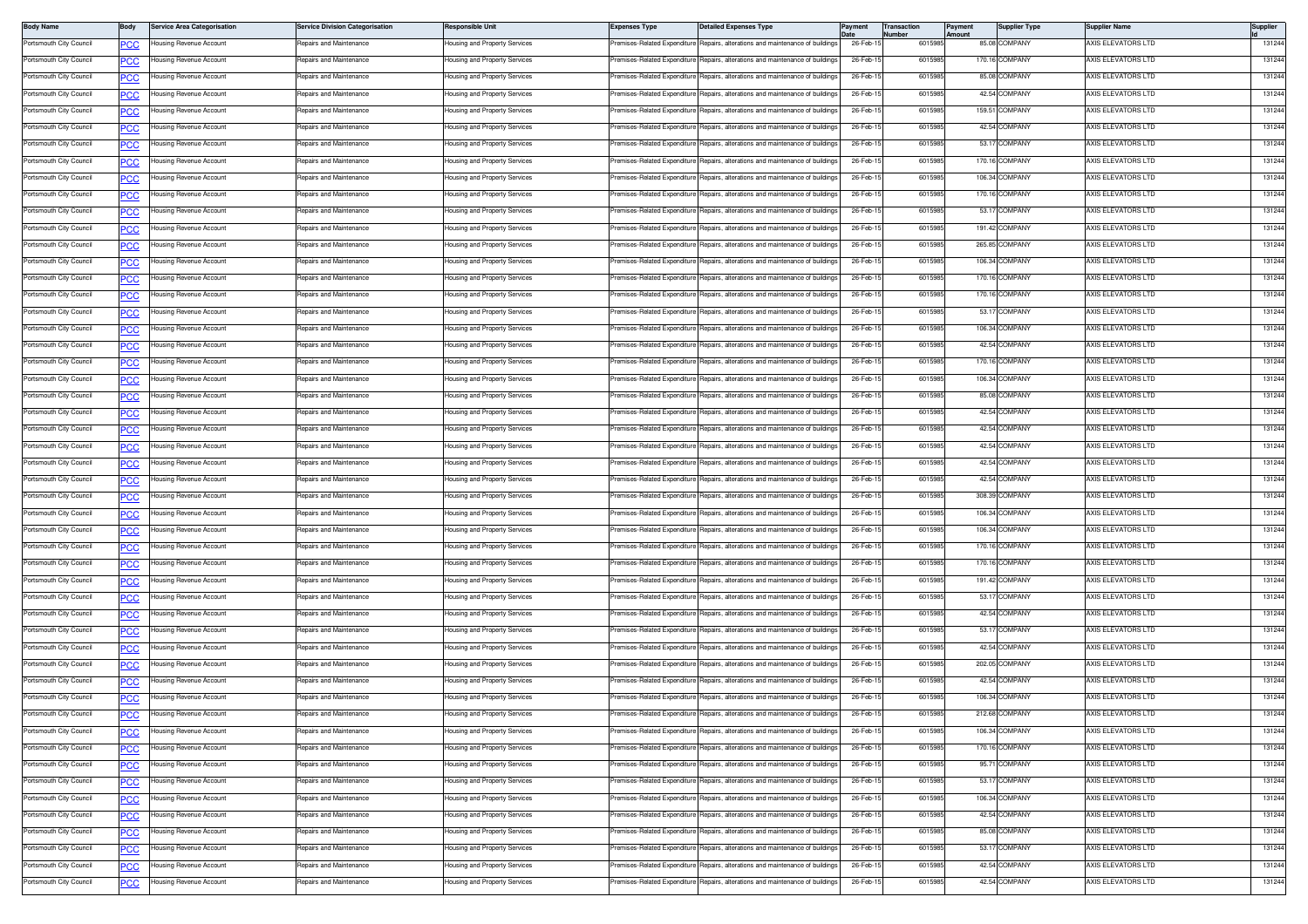| Body Name | Body | Service Area Categorisation | Service Division Categorisation | Responsible Unit | Expenses Type | Detailed Expenses Type | Payment Date | Transaction Number | Payment Amount | Supplier Type | Supplier Name | Supplier Id |
|---|---|---|---|---|---|---|---|---|---|---|---|---|
| Portsmouth City Council | PCC | Housing Revenue Account | Repairs and Maintenance | Housing and Property Services | Premises-Related Expenditure | Repairs, alterations and maintenance of buildings | 26-Feb-15 | 6015985 | 85.08 | COMPANY | AXIS ELEVATORS LTD | 131244 |
| Portsmouth City Council | PCC | Housing Revenue Account | Repairs and Maintenance | Housing and Property Services | Premises-Related Expenditure | Repairs, alterations and maintenance of buildings | 26-Feb-15 | 6015985 | 170.16 | COMPANY | AXIS ELEVATORS LTD | 131244 |
| Portsmouth City Council | PCC | Housing Revenue Account | Repairs and Maintenance | Housing and Property Services | Premises-Related Expenditure | Repairs, alterations and maintenance of buildings | 26-Feb-15 | 6015985 | 85.08 | COMPANY | AXIS ELEVATORS LTD | 131244 |
| Portsmouth City Council | PCC | Housing Revenue Account | Repairs and Maintenance | Housing and Property Services | Premises-Related Expenditure | Repairs, alterations and maintenance of buildings | 26-Feb-15 | 6015985 | 42.54 | COMPANY | AXIS ELEVATORS LTD | 131244 |
| Portsmouth City Council | PCC | Housing Revenue Account | Repairs and Maintenance | Housing and Property Services | Premises-Related Expenditure | Repairs, alterations and maintenance of buildings | 26-Feb-15 | 6015985 | 159.51 | COMPANY | AXIS ELEVATORS LTD | 131244 |
| Portsmouth City Council | PCC | Housing Revenue Account | Repairs and Maintenance | Housing and Property Services | Premises-Related Expenditure | Repairs, alterations and maintenance of buildings | 26-Feb-15 | 6015985 | 42.54 | COMPANY | AXIS ELEVATORS LTD | 131244 |
| Portsmouth City Council | PCC | Housing Revenue Account | Repairs and Maintenance | Housing and Property Services | Premises-Related Expenditure | Repairs, alterations and maintenance of buildings | 26-Feb-15 | 6015985 | 53.17 | COMPANY | AXIS ELEVATORS LTD | 131244 |
| Portsmouth City Council | PCC | Housing Revenue Account | Repairs and Maintenance | Housing and Property Services | Premises-Related Expenditure | Repairs, alterations and maintenance of buildings | 26-Feb-15 | 6015985 | 170.16 | COMPANY | AXIS ELEVATORS LTD | 131244 |
| Portsmouth City Council | PCC | Housing Revenue Account | Repairs and Maintenance | Housing and Property Services | Premises-Related Expenditure | Repairs, alterations and maintenance of buildings | 26-Feb-15 | 6015985 | 106.34 | COMPANY | AXIS ELEVATORS LTD | 131244 |
| Portsmouth City Council | PCC | Housing Revenue Account | Repairs and Maintenance | Housing and Property Services | Premises-Related Expenditure | Repairs, alterations and maintenance of buildings | 26-Feb-15 | 6015985 | 170.16 | COMPANY | AXIS ELEVATORS LTD | 131244 |
| Portsmouth City Council | PCC | Housing Revenue Account | Repairs and Maintenance | Housing and Property Services | Premises-Related Expenditure | Repairs, alterations and maintenance of buildings | 26-Feb-15 | 6015985 | 53.17 | COMPANY | AXIS ELEVATORS LTD | 131244 |
| Portsmouth City Council | PCC | Housing Revenue Account | Repairs and Maintenance | Housing and Property Services | Premises-Related Expenditure | Repairs, alterations and maintenance of buildings | 26-Feb-15 | 6015985 | 191.42 | COMPANY | AXIS ELEVATORS LTD | 131244 |
| Portsmouth City Council | PCC | Housing Revenue Account | Repairs and Maintenance | Housing and Property Services | Premises-Related Expenditure | Repairs, alterations and maintenance of buildings | 26-Feb-15 | 6015985 | 265.85 | COMPANY | AXIS ELEVATORS LTD | 131244 |
| Portsmouth City Council | PCC | Housing Revenue Account | Repairs and Maintenance | Housing and Property Services | Premises-Related Expenditure | Repairs, alterations and maintenance of buildings | 26-Feb-15 | 6015985 | 106.34 | COMPANY | AXIS ELEVATORS LTD | 131244 |
| Portsmouth City Council | PCC | Housing Revenue Account | Repairs and Maintenance | Housing and Property Services | Premises-Related Expenditure | Repairs, alterations and maintenance of buildings | 26-Feb-15 | 6015985 | 170.16 | COMPANY | AXIS ELEVATORS LTD | 131244 |
| Portsmouth City Council | PCC | Housing Revenue Account | Repairs and Maintenance | Housing and Property Services | Premises-Related Expenditure | Repairs, alterations and maintenance of buildings | 26-Feb-15 | 6015985 | 170.16 | COMPANY | AXIS ELEVATORS LTD | 131244 |
| Portsmouth City Council | PCC | Housing Revenue Account | Repairs and Maintenance | Housing and Property Services | Premises-Related Expenditure | Repairs, alterations and maintenance of buildings | 26-Feb-15 | 6015985 | 53.17 | COMPANY | AXIS ELEVATORS LTD | 131244 |
| Portsmouth City Council | PCC | Housing Revenue Account | Repairs and Maintenance | Housing and Property Services | Premises-Related Expenditure | Repairs, alterations and maintenance of buildings | 26-Feb-15 | 6015985 | 106.34 | COMPANY | AXIS ELEVATORS LTD | 131244 |
| Portsmouth City Council | PCC | Housing Revenue Account | Repairs and Maintenance | Housing and Property Services | Premises-Related Expenditure | Repairs, alterations and maintenance of buildings | 26-Feb-15 | 6015985 | 42.54 | COMPANY | AXIS ELEVATORS LTD | 131244 |
| Portsmouth City Council | PCC | Housing Revenue Account | Repairs and Maintenance | Housing and Property Services | Premises-Related Expenditure | Repairs, alterations and maintenance of buildings | 26-Feb-15 | 6015985 | 170.16 | COMPANY | AXIS ELEVATORS LTD | 131244 |
| Portsmouth City Council | PCC | Housing Revenue Account | Repairs and Maintenance | Housing and Property Services | Premises-Related Expenditure | Repairs, alterations and maintenance of buildings | 26-Feb-15 | 6015985 | 106.34 | COMPANY | AXIS ELEVATORS LTD | 131244 |
| Portsmouth City Council | PCC | Housing Revenue Account | Repairs and Maintenance | Housing and Property Services | Premises-Related Expenditure | Repairs, alterations and maintenance of buildings | 26-Feb-15 | 6015985 | 85.08 | COMPANY | AXIS ELEVATORS LTD | 131244 |
| Portsmouth City Council | PCC | Housing Revenue Account | Repairs and Maintenance | Housing and Property Services | Premises-Related Expenditure | Repairs, alterations and maintenance of buildings | 26-Feb-15 | 6015985 | 42.54 | COMPANY | AXIS ELEVATORS LTD | 131244 |
| Portsmouth City Council | PCC | Housing Revenue Account | Repairs and Maintenance | Housing and Property Services | Premises-Related Expenditure | Repairs, alterations and maintenance of buildings | 26-Feb-15 | 6015985 | 42.54 | COMPANY | AXIS ELEVATORS LTD | 131244 |
| Portsmouth City Council | PCC | Housing Revenue Account | Repairs and Maintenance | Housing and Property Services | Premises-Related Expenditure | Repairs, alterations and maintenance of buildings | 26-Feb-15 | 6015985 | 42.54 | COMPANY | AXIS ELEVATORS LTD | 131244 |
| Portsmouth City Council | PCC | Housing Revenue Account | Repairs and Maintenance | Housing and Property Services | Premises-Related Expenditure | Repairs, alterations and maintenance of buildings | 26-Feb-15 | 6015985 | 42.54 | COMPANY | AXIS ELEVATORS LTD | 131244 |
| Portsmouth City Council | PCC | Housing Revenue Account | Repairs and Maintenance | Housing and Property Services | Premises-Related Expenditure | Repairs, alterations and maintenance of buildings | 26-Feb-15 | 6015985 | 42.54 | COMPANY | AXIS ELEVATORS LTD | 131244 |
| Portsmouth City Council | PCC | Housing Revenue Account | Repairs and Maintenance | Housing and Property Services | Premises-Related Expenditure | Repairs, alterations and maintenance of buildings | 26-Feb-15 | 6015985 | 308.39 | COMPANY | AXIS ELEVATORS LTD | 131244 |
| Portsmouth City Council | PCC | Housing Revenue Account | Repairs and Maintenance | Housing and Property Services | Premises-Related Expenditure | Repairs, alterations and maintenance of buildings | 26-Feb-15 | 6015985 | 106.34 | COMPANY | AXIS ELEVATORS LTD | 131244 |
| Portsmouth City Council | PCC | Housing Revenue Account | Repairs and Maintenance | Housing and Property Services | Premises-Related Expenditure | Repairs, alterations and maintenance of buildings | 26-Feb-15 | 6015985 | 106.34 | COMPANY | AXIS ELEVATORS LTD | 131244 |
| Portsmouth City Council | PCC | Housing Revenue Account | Repairs and Maintenance | Housing and Property Services | Premises-Related Expenditure | Repairs, alterations and maintenance of buildings | 26-Feb-15 | 6015985 | 170.16 | COMPANY | AXIS ELEVATORS LTD | 131244 |
| Portsmouth City Council | PCC | Housing Revenue Account | Repairs and Maintenance | Housing and Property Services | Premises-Related Expenditure | Repairs, alterations and maintenance of buildings | 26-Feb-15 | 6015985 | 170.16 | COMPANY | AXIS ELEVATORS LTD | 131244 |
| Portsmouth City Council | PCC | Housing Revenue Account | Repairs and Maintenance | Housing and Property Services | Premises-Related Expenditure | Repairs, alterations and maintenance of buildings | 26-Feb-15 | 6015985 | 191.42 | COMPANY | AXIS ELEVATORS LTD | 131244 |
| Portsmouth City Council | PCC | Housing Revenue Account | Repairs and Maintenance | Housing and Property Services | Premises-Related Expenditure | Repairs, alterations and maintenance of buildings | 26-Feb-15 | 6015985 | 53.17 | COMPANY | AXIS ELEVATORS LTD | 131244 |
| Portsmouth City Council | PCC | Housing Revenue Account | Repairs and Maintenance | Housing and Property Services | Premises-Related Expenditure | Repairs, alterations and maintenance of buildings | 26-Feb-15 | 6015985 | 42.54 | COMPANY | AXIS ELEVATORS LTD | 131244 |
| Portsmouth City Council | PCC | Housing Revenue Account | Repairs and Maintenance | Housing and Property Services | Premises-Related Expenditure | Repairs, alterations and maintenance of buildings | 26-Feb-15 | 6015985 | 53.17 | COMPANY | AXIS ELEVATORS LTD | 131244 |
| Portsmouth City Council | PCC | Housing Revenue Account | Repairs and Maintenance | Housing and Property Services | Premises-Related Expenditure | Repairs, alterations and maintenance of buildings | 26-Feb-15 | 6015985 | 42.54 | COMPANY | AXIS ELEVATORS LTD | 131244 |
| Portsmouth City Council | PCC | Housing Revenue Account | Repairs and Maintenance | Housing and Property Services | Premises-Related Expenditure | Repairs, alterations and maintenance of buildings | 26-Feb-15 | 6015985 | 202.05 | COMPANY | AXIS ELEVATORS LTD | 131244 |
| Portsmouth City Council | PCC | Housing Revenue Account | Repairs and Maintenance | Housing and Property Services | Premises-Related Expenditure | Repairs, alterations and maintenance of buildings | 26-Feb-15 | 6015985 | 42.54 | COMPANY | AXIS ELEVATORS LTD | 131244 |
| Portsmouth City Council | PCC | Housing Revenue Account | Repairs and Maintenance | Housing and Property Services | Premises-Related Expenditure | Repairs, alterations and maintenance of buildings | 26-Feb-15 | 6015985 | 106.34 | COMPANY | AXIS ELEVATORS LTD | 131244 |
| Portsmouth City Council | PCC | Housing Revenue Account | Repairs and Maintenance | Housing and Property Services | Premises-Related Expenditure | Repairs, alterations and maintenance of buildings | 26-Feb-15 | 6015985 | 212.68 | COMPANY | AXIS ELEVATORS LTD | 131244 |
| Portsmouth City Council | PCC | Housing Revenue Account | Repairs and Maintenance | Housing and Property Services | Premises-Related Expenditure | Repairs, alterations and maintenance of buildings | 26-Feb-15 | 6015985 | 106.34 | COMPANY | AXIS ELEVATORS LTD | 131244 |
| Portsmouth City Council | PCC | Housing Revenue Account | Repairs and Maintenance | Housing and Property Services | Premises-Related Expenditure | Repairs, alterations and maintenance of buildings | 26-Feb-15 | 6015985 | 170.16 | COMPANY | AXIS ELEVATORS LTD | 131244 |
| Portsmouth City Council | PCC | Housing Revenue Account | Repairs and Maintenance | Housing and Property Services | Premises-Related Expenditure | Repairs, alterations and maintenance of buildings | 26-Feb-15 | 6015985 | 95.71 | COMPANY | AXIS ELEVATORS LTD | 131244 |
| Portsmouth City Council | PCC | Housing Revenue Account | Repairs and Maintenance | Housing and Property Services | Premises-Related Expenditure | Repairs, alterations and maintenance of buildings | 26-Feb-15 | 6015985 | 53.17 | COMPANY | AXIS ELEVATORS LTD | 131244 |
| Portsmouth City Council | PCC | Housing Revenue Account | Repairs and Maintenance | Housing and Property Services | Premises-Related Expenditure | Repairs, alterations and maintenance of buildings | 26-Feb-15 | 6015985 | 106.34 | COMPANY | AXIS ELEVATORS LTD | 131244 |
| Portsmouth City Council | PCC | Housing Revenue Account | Repairs and Maintenance | Housing and Property Services | Premises-Related Expenditure | Repairs, alterations and maintenance of buildings | 26-Feb-15 | 6015985 | 42.54 | COMPANY | AXIS ELEVATORS LTD | 131244 |
| Portsmouth City Council | PCC | Housing Revenue Account | Repairs and Maintenance | Housing and Property Services | Premises-Related Expenditure | Repairs, alterations and maintenance of buildings | 26-Feb-15 | 6015985 | 85.08 | COMPANY | AXIS ELEVATORS LTD | 131244 |
| Portsmouth City Council | PCC | Housing Revenue Account | Repairs and Maintenance | Housing and Property Services | Premises-Related Expenditure | Repairs, alterations and maintenance of buildings | 26-Feb-15 | 6015985 | 53.17 | COMPANY | AXIS ELEVATORS LTD | 131244 |
| Portsmouth City Council | PCC | Housing Revenue Account | Repairs and Maintenance | Housing and Property Services | Premises-Related Expenditure | Repairs, alterations and maintenance of buildings | 26-Feb-15 | 6015985 | 42.54 | COMPANY | AXIS ELEVATORS LTD | 131244 |
| Portsmouth City Council | PCC | Housing Revenue Account | Repairs and Maintenance | Housing and Property Services | Premises-Related Expenditure | Repairs, alterations and maintenance of buildings | 26-Feb-15 | 6015985 | 42.54 | COMPANY | AXIS ELEVATORS LTD | 131244 |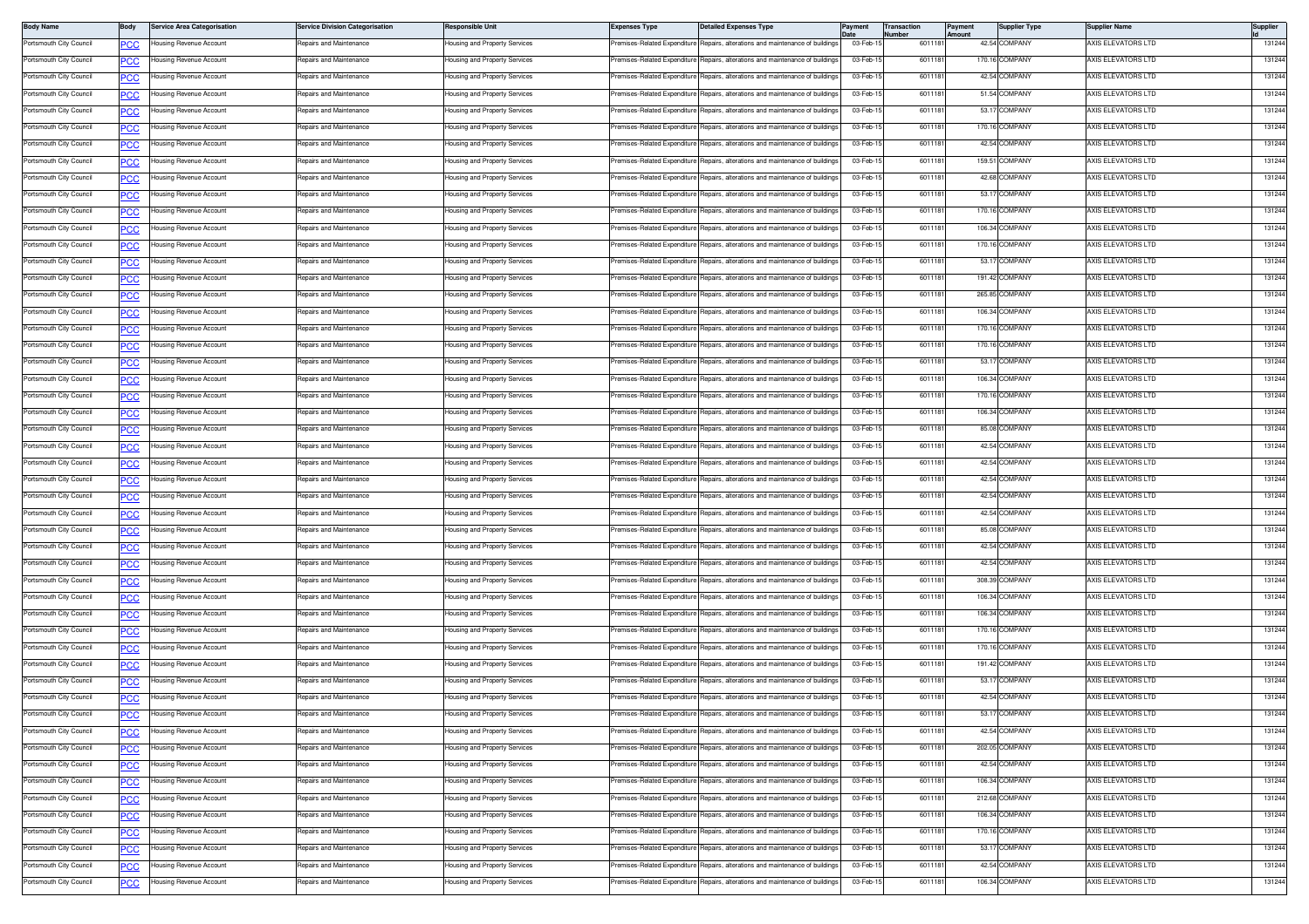| Body Name | Body | Service Area Categorisation | Service Division Categorisation | Responsible Unit | Expenses Type | Detailed Expenses Type | Payment Date | Transaction Number | Payment Amount | Supplier Type | Supplier Name | Supplier Id |
|---|---|---|---|---|---|---|---|---|---|---|---|---|
| Portsmouth City Council | PCC | Housing Revenue Account | Repairs and Maintenance | Housing and Property Services | Premises-Related Expenditure | Repairs, alterations and maintenance of buildings | 03-Feb-15 | 6011181 | 42.54 | COMPANY | AXIS ELEVATORS LTD | 131244 |
| Portsmouth City Council | PCC | Housing Revenue Account | Repairs and Maintenance | Housing and Property Services | Premises-Related Expenditure | Repairs, alterations and maintenance of buildings | 03-Feb-15 | 6011181 | 170.16 | COMPANY | AXIS ELEVATORS LTD | 131244 |
| Portsmouth City Council | PCC | Housing Revenue Account | Repairs and Maintenance | Housing and Property Services | Premises-Related Expenditure | Repairs, alterations and maintenance of buildings | 03-Feb-15 | 6011181 | 42.54 | COMPANY | AXIS ELEVATORS LTD | 131244 |
| Portsmouth City Council | PCC | Housing Revenue Account | Repairs and Maintenance | Housing and Property Services | Premises-Related Expenditure | Repairs, alterations and maintenance of buildings | 03-Feb-15 | 6011181 | 51.54 | COMPANY | AXIS ELEVATORS LTD | 131244 |
| Portsmouth City Council | PCC | Housing Revenue Account | Repairs and Maintenance | Housing and Property Services | Premises-Related Expenditure | Repairs, alterations and maintenance of buildings | 03-Feb-15 | 6011181 | 53.17 | COMPANY | AXIS ELEVATORS LTD | 131244 |
| Portsmouth City Council | PCC | Housing Revenue Account | Repairs and Maintenance | Housing and Property Services | Premises-Related Expenditure | Repairs, alterations and maintenance of buildings | 03-Feb-15 | 6011181 | 170.16 | COMPANY | AXIS ELEVATORS LTD | 131244 |
| Portsmouth City Council | PCC | Housing Revenue Account | Repairs and Maintenance | Housing and Property Services | Premises-Related Expenditure | Repairs, alterations and maintenance of buildings | 03-Feb-15 | 6011181 | 42.54 | COMPANY | AXIS ELEVATORS LTD | 131244 |
| Portsmouth City Council | PCC | Housing Revenue Account | Repairs and Maintenance | Housing and Property Services | Premises-Related Expenditure | Repairs, alterations and maintenance of buildings | 03-Feb-15 | 6011181 | 159.51 | COMPANY | AXIS ELEVATORS LTD | 131244 |
| Portsmouth City Council | PCC | Housing Revenue Account | Repairs and Maintenance | Housing and Property Services | Premises-Related Expenditure | Repairs, alterations and maintenance of buildings | 03-Feb-15 | 6011181 | 42.68 | COMPANY | AXIS ELEVATORS LTD | 131244 |
| Portsmouth City Council | PCC | Housing Revenue Account | Repairs and Maintenance | Housing and Property Services | Premises-Related Expenditure | Repairs, alterations and maintenance of buildings | 03-Feb-15 | 6011181 | 53.17 | COMPANY | AXIS ELEVATORS LTD | 131244 |
| Portsmouth City Council | PCC | Housing Revenue Account | Repairs and Maintenance | Housing and Property Services | Premises-Related Expenditure | Repairs, alterations and maintenance of buildings | 03-Feb-15 | 6011181 | 170.16 | COMPANY | AXIS ELEVATORS LTD | 131244 |
| Portsmouth City Council | PCC | Housing Revenue Account | Repairs and Maintenance | Housing and Property Services | Premises-Related Expenditure | Repairs, alterations and maintenance of buildings | 03-Feb-15 | 6011181 | 106.34 | COMPANY | AXIS ELEVATORS LTD | 131244 |
| Portsmouth City Council | PCC | Housing Revenue Account | Repairs and Maintenance | Housing and Property Services | Premises-Related Expenditure | Repairs, alterations and maintenance of buildings | 03-Feb-15 | 6011181 | 170.16 | COMPANY | AXIS ELEVATORS LTD | 131244 |
| Portsmouth City Council | PCC | Housing Revenue Account | Repairs and Maintenance | Housing and Property Services | Premises-Related Expenditure | Repairs, alterations and maintenance of buildings | 03-Feb-15 | 6011181 | 53.17 | COMPANY | AXIS ELEVATORS LTD | 131244 |
| Portsmouth City Council | PCC | Housing Revenue Account | Repairs and Maintenance | Housing and Property Services | Premises-Related Expenditure | Repairs, alterations and maintenance of buildings | 03-Feb-15 | 6011181 | 191.42 | COMPANY | AXIS ELEVATORS LTD | 131244 |
| Portsmouth City Council | PCC | Housing Revenue Account | Repairs and Maintenance | Housing and Property Services | Premises-Related Expenditure | Repairs, alterations and maintenance of buildings | 03-Feb-15 | 6011181 | 265.85 | COMPANY | AXIS ELEVATORS LTD | 131244 |
| Portsmouth City Council | PCC | Housing Revenue Account | Repairs and Maintenance | Housing and Property Services | Premises-Related Expenditure | Repairs, alterations and maintenance of buildings | 03-Feb-15 | 6011181 | 106.34 | COMPANY | AXIS ELEVATORS LTD | 131244 |
| Portsmouth City Council | PCC | Housing Revenue Account | Repairs and Maintenance | Housing and Property Services | Premises-Related Expenditure | Repairs, alterations and maintenance of buildings | 03-Feb-15 | 6011181 | 170.16 | COMPANY | AXIS ELEVATORS LTD | 131244 |
| Portsmouth City Council | PCC | Housing Revenue Account | Repairs and Maintenance | Housing and Property Services | Premises-Related Expenditure | Repairs, alterations and maintenance of buildings | 03-Feb-15 | 6011181 | 170.16 | COMPANY | AXIS ELEVATORS LTD | 131244 |
| Portsmouth City Council | PCC | Housing Revenue Account | Repairs and Maintenance | Housing and Property Services | Premises-Related Expenditure | Repairs, alterations and maintenance of buildings | 03-Feb-15 | 6011181 | 53.17 | COMPANY | AXIS ELEVATORS LTD | 131244 |
| Portsmouth City Council | PCC | Housing Revenue Account | Repairs and Maintenance | Housing and Property Services | Premises-Related Expenditure | Repairs, alterations and maintenance of buildings | 03-Feb-15 | 6011181 | 106.34 | COMPANY | AXIS ELEVATORS LTD | 131244 |
| Portsmouth City Council | PCC | Housing Revenue Account | Repairs and Maintenance | Housing and Property Services | Premises-Related Expenditure | Repairs, alterations and maintenance of buildings | 03-Feb-15 | 6011181 | 170.16 | COMPANY | AXIS ELEVATORS LTD | 131244 |
| Portsmouth City Council | PCC | Housing Revenue Account | Repairs and Maintenance | Housing and Property Services | Premises-Related Expenditure | Repairs, alterations and maintenance of buildings | 03-Feb-15 | 6011181 | 106.34 | COMPANY | AXIS ELEVATORS LTD | 131244 |
| Portsmouth City Council | PCC | Housing Revenue Account | Repairs and Maintenance | Housing and Property Services | Premises-Related Expenditure | Repairs, alterations and maintenance of buildings | 03-Feb-15 | 6011181 | 85.08 | COMPANY | AXIS ELEVATORS LTD | 131244 |
| Portsmouth City Council | PCC | Housing Revenue Account | Repairs and Maintenance | Housing and Property Services | Premises-Related Expenditure | Repairs, alterations and maintenance of buildings | 03-Feb-15 | 6011181 | 42.54 | COMPANY | AXIS ELEVATORS LTD | 131244 |
| Portsmouth City Council | PCC | Housing Revenue Account | Repairs and Maintenance | Housing and Property Services | Premises-Related Expenditure | Repairs, alterations and maintenance of buildings | 03-Feb-15 | 6011181 | 42.54 | COMPANY | AXIS ELEVATORS LTD | 131244 |
| Portsmouth City Council | PCC | Housing Revenue Account | Repairs and Maintenance | Housing and Property Services | Premises-Related Expenditure | Repairs, alterations and maintenance of buildings | 03-Feb-15 | 6011181 | 42.54 | COMPANY | AXIS ELEVATORS LTD | 131244 |
| Portsmouth City Council | PCC | Housing Revenue Account | Repairs and Maintenance | Housing and Property Services | Premises-Related Expenditure | Repairs, alterations and maintenance of buildings | 03-Feb-15 | 6011181 | 42.54 | COMPANY | AXIS ELEVATORS LTD | 131244 |
| Portsmouth City Council | PCC | Housing Revenue Account | Repairs and Maintenance | Housing and Property Services | Premises-Related Expenditure | Repairs, alterations and maintenance of buildings | 03-Feb-15 | 6011181 | 42.54 | COMPANY | AXIS ELEVATORS LTD | 131244 |
| Portsmouth City Council | PCC | Housing Revenue Account | Repairs and Maintenance | Housing and Property Services | Premises-Related Expenditure | Repairs, alterations and maintenance of buildings | 03-Feb-15 | 6011181 | 85.08 | COMPANY | AXIS ELEVATORS LTD | 131244 |
| Portsmouth City Council | PCC | Housing Revenue Account | Repairs and Maintenance | Housing and Property Services | Premises-Related Expenditure | Repairs, alterations and maintenance of buildings | 03-Feb-15 | 6011181 | 42.54 | COMPANY | AXIS ELEVATORS LTD | 131244 |
| Portsmouth City Council | PCC | Housing Revenue Account | Repairs and Maintenance | Housing and Property Services | Premises-Related Expenditure | Repairs, alterations and maintenance of buildings | 03-Feb-15 | 6011181 | 42.54 | COMPANY | AXIS ELEVATORS LTD | 131244 |
| Portsmouth City Council | PCC | Housing Revenue Account | Repairs and Maintenance | Housing and Property Services | Premises-Related Expenditure | Repairs, alterations and maintenance of buildings | 03-Feb-15 | 6011181 | 308.39 | COMPANY | AXIS ELEVATORS LTD | 131244 |
| Portsmouth City Council | PCC | Housing Revenue Account | Repairs and Maintenance | Housing and Property Services | Premises-Related Expenditure | Repairs, alterations and maintenance of buildings | 03-Feb-15 | 6011181 | 106.34 | COMPANY | AXIS ELEVATORS LTD | 131244 |
| Portsmouth City Council | PCC | Housing Revenue Account | Repairs and Maintenance | Housing and Property Services | Premises-Related Expenditure | Repairs, alterations and maintenance of buildings | 03-Feb-15 | 6011181 | 106.34 | COMPANY | AXIS ELEVATORS LTD | 131244 |
| Portsmouth City Council | PCC | Housing Revenue Account | Repairs and Maintenance | Housing and Property Services | Premises-Related Expenditure | Repairs, alterations and maintenance of buildings | 03-Feb-15 | 6011181 | 170.16 | COMPANY | AXIS ELEVATORS LTD | 131244 |
| Portsmouth City Council | PCC | Housing Revenue Account | Repairs and Maintenance | Housing and Property Services | Premises-Related Expenditure | Repairs, alterations and maintenance of buildings | 03-Feb-15 | 6011181 | 170.16 | COMPANY | AXIS ELEVATORS LTD | 131244 |
| Portsmouth City Council | PCC | Housing Revenue Account | Repairs and Maintenance | Housing and Property Services | Premises-Related Expenditure | Repairs, alterations and maintenance of buildings | 03-Feb-15 | 6011181 | 191.42 | COMPANY | AXIS ELEVATORS LTD | 131244 |
| Portsmouth City Council | PCC | Housing Revenue Account | Repairs and Maintenance | Housing and Property Services | Premises-Related Expenditure | Repairs, alterations and maintenance of buildings | 03-Feb-15 | 6011181 | 53.17 | COMPANY | AXIS ELEVATORS LTD | 131244 |
| Portsmouth City Council | PCC | Housing Revenue Account | Repairs and Maintenance | Housing and Property Services | Premises-Related Expenditure | Repairs, alterations and maintenance of buildings | 03-Feb-15 | 6011181 | 42.54 | COMPANY | AXIS ELEVATORS LTD | 131244 |
| Portsmouth City Council | PCC | Housing Revenue Account | Repairs and Maintenance | Housing and Property Services | Premises-Related Expenditure | Repairs, alterations and maintenance of buildings | 03-Feb-15 | 6011181 | 53.17 | COMPANY | AXIS ELEVATORS LTD | 131244 |
| Portsmouth City Council | PCC | Housing Revenue Account | Repairs and Maintenance | Housing and Property Services | Premises-Related Expenditure | Repairs, alterations and maintenance of buildings | 03-Feb-15 | 6011181 | 42.54 | COMPANY | AXIS ELEVATORS LTD | 131244 |
| Portsmouth City Council | PCC | Housing Revenue Account | Repairs and Maintenance | Housing and Property Services | Premises-Related Expenditure | Repairs, alterations and maintenance of buildings | 03-Feb-15 | 6011181 | 202.05 | COMPANY | AXIS ELEVATORS LTD | 131244 |
| Portsmouth City Council | PCC | Housing Revenue Account | Repairs and Maintenance | Housing and Property Services | Premises-Related Expenditure | Repairs, alterations and maintenance of buildings | 03-Feb-15 | 6011181 | 42.54 | COMPANY | AXIS ELEVATORS LTD | 131244 |
| Portsmouth City Council | PCC | Housing Revenue Account | Repairs and Maintenance | Housing and Property Services | Premises-Related Expenditure | Repairs, alterations and maintenance of buildings | 03-Feb-15 | 6011181 | 106.34 | COMPANY | AXIS ELEVATORS LTD | 131244 |
| Portsmouth City Council | PCC | Housing Revenue Account | Repairs and Maintenance | Housing and Property Services | Premises-Related Expenditure | Repairs, alterations and maintenance of buildings | 03-Feb-15 | 6011181 | 212.68 | COMPANY | AXIS ELEVATORS LTD | 131244 |
| Portsmouth City Council | PCC | Housing Revenue Account | Repairs and Maintenance | Housing and Property Services | Premises-Related Expenditure | Repairs, alterations and maintenance of buildings | 03-Feb-15 | 6011181 | 106.34 | COMPANY | AXIS ELEVATORS LTD | 131244 |
| Portsmouth City Council | PCC | Housing Revenue Account | Repairs and Maintenance | Housing and Property Services | Premises-Related Expenditure | Repairs, alterations and maintenance of buildings | 03-Feb-15 | 6011181 | 170.16 | COMPANY | AXIS ELEVATORS LTD | 131244 |
| Portsmouth City Council | PCC | Housing Revenue Account | Repairs and Maintenance | Housing and Property Services | Premises-Related Expenditure | Repairs, alterations and maintenance of buildings | 03-Feb-15 | 6011181 | 53.17 | COMPANY | AXIS ELEVATORS LTD | 131244 |
| Portsmouth City Council | PCC | Housing Revenue Account | Repairs and Maintenance | Housing and Property Services | Premises-Related Expenditure | Repairs, alterations and maintenance of buildings | 03-Feb-15 | 6011181 | 42.54 | COMPANY | AXIS ELEVATORS LTD | 131244 |
| Portsmouth City Council | PCC | Housing Revenue Account | Repairs and Maintenance | Housing and Property Services | Premises-Related Expenditure | Repairs, alterations and maintenance of buildings | 03-Feb-15 | 6011181 | 106.34 | COMPANY | AXIS ELEVATORS LTD | 131244 |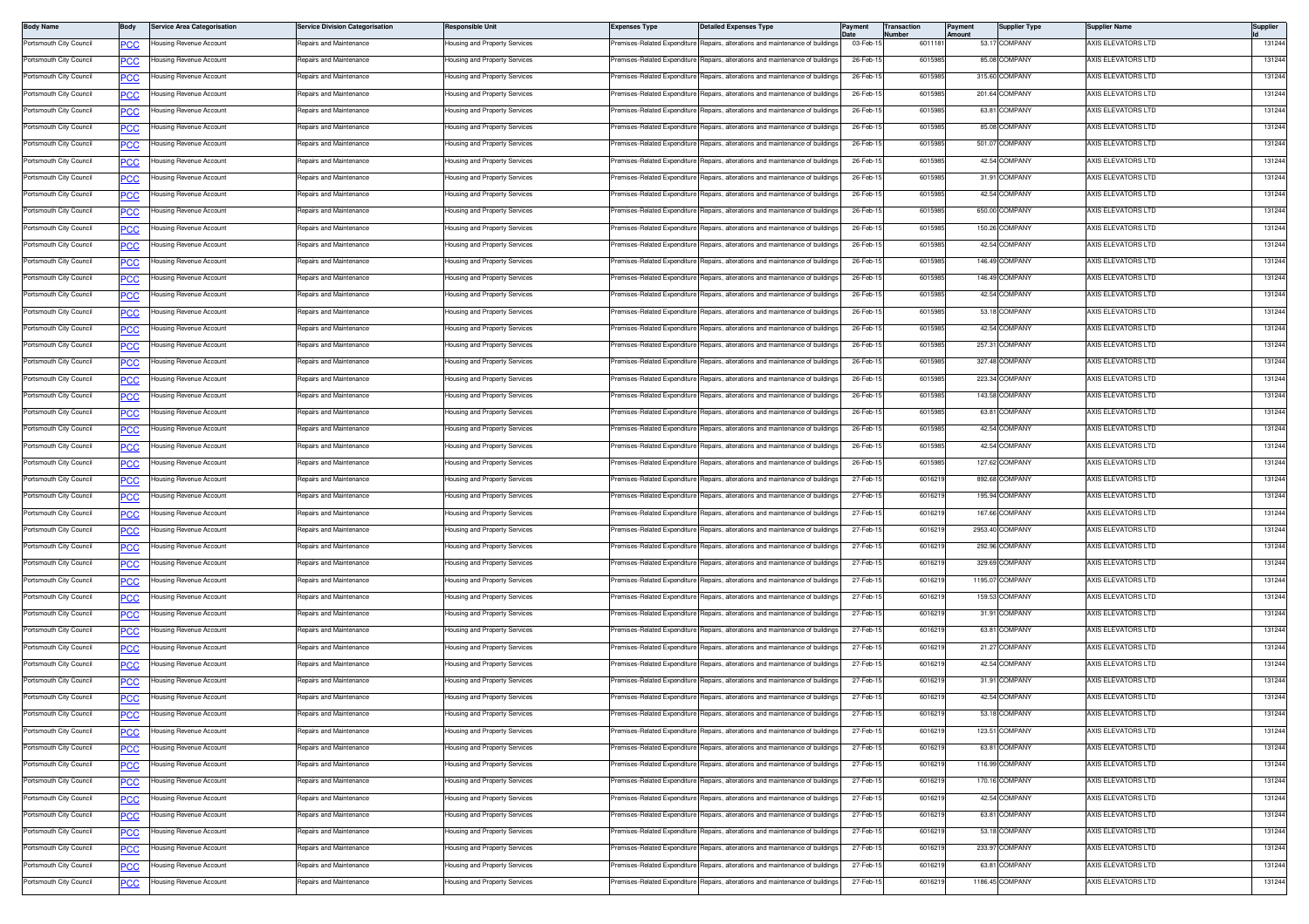| Body Name | Body | Service Area Categorisation | Service Division Categorisation | Responsible Unit | Expenses Type | Detailed Expenses Type | Payment Date | Transaction Number | Payment Amount | Supplier Type | Supplier Name | Supplier Id |
|---|---|---|---|---|---|---|---|---|---|---|---|---|
| Portsmouth City Council | PCC | Housing Revenue Account | Repairs and Maintenance | Housing and Property Services | Premises-Related Expenditure | Repairs, alterations and maintenance of buildings | 03-Feb-15 | 6011181 | 53.17 | COMPANY | AXIS ELEVATORS LTD | 131244 |
| Portsmouth City Council | PCC | Housing Revenue Account | Repairs and Maintenance | Housing and Property Services | Premises-Related Expenditure | Repairs, alterations and maintenance of buildings | 26-Feb-15 | 6015985 | 85.08 | COMPANY | AXIS ELEVATORS LTD | 131244 |
| Portsmouth City Council | PCC | Housing Revenue Account | Repairs and Maintenance | Housing and Property Services | Premises-Related Expenditure | Repairs, alterations and maintenance of buildings | 26-Feb-15 | 6015985 | 315.60 | COMPANY | AXIS ELEVATORS LTD | 131244 |
| Portsmouth City Council | PCC | Housing Revenue Account | Repairs and Maintenance | Housing and Property Services | Premises-Related Expenditure | Repairs, alterations and maintenance of buildings | 26-Feb-15 | 6015985 | 201.64 | COMPANY | AXIS ELEVATORS LTD | 131244 |
| Portsmouth City Council | PCC | Housing Revenue Account | Repairs and Maintenance | Housing and Property Services | Premises-Related Expenditure | Repairs, alterations and maintenance of buildings | 26-Feb-15 | 6015985 | 63.81 | COMPANY | AXIS ELEVATORS LTD | 131244 |
| Portsmouth City Council | PCC | Housing Revenue Account | Repairs and Maintenance | Housing and Property Services | Premises-Related Expenditure | Repairs, alterations and maintenance of buildings | 26-Feb-15 | 6015985 | 85.08 | COMPANY | AXIS ELEVATORS LTD | 131244 |
| Portsmouth City Council | PCC | Housing Revenue Account | Repairs and Maintenance | Housing and Property Services | Premises-Related Expenditure | Repairs, alterations and maintenance of buildings | 26-Feb-15 | 6015985 | 501.07 | COMPANY | AXIS ELEVATORS LTD | 131244 |
| Portsmouth City Council | PCC | Housing Revenue Account | Repairs and Maintenance | Housing and Property Services | Premises-Related Expenditure | Repairs, alterations and maintenance of buildings | 26-Feb-15 | 6015985 | 42.54 | COMPANY | AXIS ELEVATORS LTD | 131244 |
| Portsmouth City Council | PCC | Housing Revenue Account | Repairs and Maintenance | Housing and Property Services | Premises-Related Expenditure | Repairs, alterations and maintenance of buildings | 26-Feb-15 | 6015985 | 31.91 | COMPANY | AXIS ELEVATORS LTD | 131244 |
| Portsmouth City Council | PCC | Housing Revenue Account | Repairs and Maintenance | Housing and Property Services | Premises-Related Expenditure | Repairs, alterations and maintenance of buildings | 26-Feb-15 | 6015985 | 42.54 | COMPANY | AXIS ELEVATORS LTD | 131244 |
| Portsmouth City Council | PCC | Housing Revenue Account | Repairs and Maintenance | Housing and Property Services | Premises-Related Expenditure | Repairs, alterations and maintenance of buildings | 26-Feb-15 | 6015985 | 650.00 | COMPANY | AXIS ELEVATORS LTD | 131244 |
| Portsmouth City Council | PCC | Housing Revenue Account | Repairs and Maintenance | Housing and Property Services | Premises-Related Expenditure | Repairs, alterations and maintenance of buildings | 26-Feb-15 | 6015985 | 150.26 | COMPANY | AXIS ELEVATORS LTD | 131244 |
| Portsmouth City Council | PCC | Housing Revenue Account | Repairs and Maintenance | Housing and Property Services | Premises-Related Expenditure | Repairs, alterations and maintenance of buildings | 26-Feb-15 | 6015985 | 42.54 | COMPANY | AXIS ELEVATORS LTD | 131244 |
| Portsmouth City Council | PCC | Housing Revenue Account | Repairs and Maintenance | Housing and Property Services | Premises-Related Expenditure | Repairs, alterations and maintenance of buildings | 26-Feb-15 | 6015985 | 146.49 | COMPANY | AXIS ELEVATORS LTD | 131244 |
| Portsmouth City Council | PCC | Housing Revenue Account | Repairs and Maintenance | Housing and Property Services | Premises-Related Expenditure | Repairs, alterations and maintenance of buildings | 26-Feb-15 | 6015985 | 146.49 | COMPANY | AXIS ELEVATORS LTD | 131244 |
| Portsmouth City Council | PCC | Housing Revenue Account | Repairs and Maintenance | Housing and Property Services | Premises-Related Expenditure | Repairs, alterations and maintenance of buildings | 26-Feb-15 | 6015985 | 42.54 | COMPANY | AXIS ELEVATORS LTD | 131244 |
| Portsmouth City Council | PCC | Housing Revenue Account | Repairs and Maintenance | Housing and Property Services | Premises-Related Expenditure | Repairs, alterations and maintenance of buildings | 26-Feb-15 | 6015985 | 53.18 | COMPANY | AXIS ELEVATORS LTD | 131244 |
| Portsmouth City Council | PCC | Housing Revenue Account | Repairs and Maintenance | Housing and Property Services | Premises-Related Expenditure | Repairs, alterations and maintenance of buildings | 26-Feb-15 | 6015985 | 42.54 | COMPANY | AXIS ELEVATORS LTD | 131244 |
| Portsmouth City Council | PCC | Housing Revenue Account | Repairs and Maintenance | Housing and Property Services | Premises-Related Expenditure | Repairs, alterations and maintenance of buildings | 26-Feb-15 | 6015985 | 257.31 | COMPANY | AXIS ELEVATORS LTD | 131244 |
| Portsmouth City Council | PCC | Housing Revenue Account | Repairs and Maintenance | Housing and Property Services | Premises-Related Expenditure | Repairs, alterations and maintenance of buildings | 26-Feb-15 | 6015985 | 327.48 | COMPANY | AXIS ELEVATORS LTD | 131244 |
| Portsmouth City Council | PCC | Housing Revenue Account | Repairs and Maintenance | Housing and Property Services | Premises-Related Expenditure | Repairs, alterations and maintenance of buildings | 26-Feb-15 | 6015985 | 223.34 | COMPANY | AXIS ELEVATORS LTD | 131244 |
| Portsmouth City Council | PCC | Housing Revenue Account | Repairs and Maintenance | Housing and Property Services | Premises-Related Expenditure | Repairs, alterations and maintenance of buildings | 26-Feb-15 | 6015985 | 143.58 | COMPANY | AXIS ELEVATORS LTD | 131244 |
| Portsmouth City Council | PCC | Housing Revenue Account | Repairs and Maintenance | Housing and Property Services | Premises-Related Expenditure | Repairs, alterations and maintenance of buildings | 26-Feb-15 | 6015985 | 63.81 | COMPANY | AXIS ELEVATORS LTD | 131244 |
| Portsmouth City Council | PCC | Housing Revenue Account | Repairs and Maintenance | Housing and Property Services | Premises-Related Expenditure | Repairs, alterations and maintenance of buildings | 26-Feb-15 | 6015985 | 42.54 | COMPANY | AXIS ELEVATORS LTD | 131244 |
| Portsmouth City Council | PCC | Housing Revenue Account | Repairs and Maintenance | Housing and Property Services | Premises-Related Expenditure | Repairs, alterations and maintenance of buildings | 26-Feb-15 | 6015985 | 42.54 | COMPANY | AXIS ELEVATORS LTD | 131244 |
| Portsmouth City Council | PCC | Housing Revenue Account | Repairs and Maintenance | Housing and Property Services | Premises-Related Expenditure | Repairs, alterations and maintenance of buildings | 26-Feb-15 | 6015985 | 127.62 | COMPANY | AXIS ELEVATORS LTD | 131244 |
| Portsmouth City Council | PCC | Housing Revenue Account | Repairs and Maintenance | Housing and Property Services | Premises-Related Expenditure | Repairs, alterations and maintenance of buildings | 27-Feb-15 | 6016219 | 892.68 | COMPANY | AXIS ELEVATORS LTD | 131244 |
| Portsmouth City Council | PCC | Housing Revenue Account | Repairs and Maintenance | Housing and Property Services | Premises-Related Expenditure | Repairs, alterations and maintenance of buildings | 27-Feb-15 | 6016219 | 195.94 | COMPANY | AXIS ELEVATORS LTD | 131244 |
| Portsmouth City Council | PCC | Housing Revenue Account | Repairs and Maintenance | Housing and Property Services | Premises-Related Expenditure | Repairs, alterations and maintenance of buildings | 27-Feb-15 | 6016219 | 167.66 | COMPANY | AXIS ELEVATORS LTD | 131244 |
| Portsmouth City Council | PCC | Housing Revenue Account | Repairs and Maintenance | Housing and Property Services | Premises-Related Expenditure | Repairs, alterations and maintenance of buildings | 27-Feb-15 | 6016219 | 2953.40 | COMPANY | AXIS ELEVATORS LTD | 131244 |
| Portsmouth City Council | PCC | Housing Revenue Account | Repairs and Maintenance | Housing and Property Services | Premises-Related Expenditure | Repairs, alterations and maintenance of buildings | 27-Feb-15 | 6016219 | 292.96 | COMPANY | AXIS ELEVATORS LTD | 131244 |
| Portsmouth City Council | PCC | Housing Revenue Account | Repairs and Maintenance | Housing and Property Services | Premises-Related Expenditure | Repairs, alterations and maintenance of buildings | 27-Feb-15 | 6016219 | 329.69 | COMPANY | AXIS ELEVATORS LTD | 131244 |
| Portsmouth City Council | PCC | Housing Revenue Account | Repairs and Maintenance | Housing and Property Services | Premises-Related Expenditure | Repairs, alterations and maintenance of buildings | 27-Feb-15 | 6016219 | 1195.07 | COMPANY | AXIS ELEVATORS LTD | 131244 |
| Portsmouth City Council | PCC | Housing Revenue Account | Repairs and Maintenance | Housing and Property Services | Premises-Related Expenditure | Repairs, alterations and maintenance of buildings | 27-Feb-15 | 6016219 | 159.53 | COMPANY | AXIS ELEVATORS LTD | 131244 |
| Portsmouth City Council | PCC | Housing Revenue Account | Repairs and Maintenance | Housing and Property Services | Premises-Related Expenditure | Repairs, alterations and maintenance of buildings | 27-Feb-15 | 6016219 | 31.91 | COMPANY | AXIS ELEVATORS LTD | 131244 |
| Portsmouth City Council | PCC | Housing Revenue Account | Repairs and Maintenance | Housing and Property Services | Premises-Related Expenditure | Repairs, alterations and maintenance of buildings | 27-Feb-15 | 6016219 | 63.81 | COMPANY | AXIS ELEVATORS LTD | 131244 |
| Portsmouth City Council | PCC | Housing Revenue Account | Repairs and Maintenance | Housing and Property Services | Premises-Related Expenditure | Repairs, alterations and maintenance of buildings | 27-Feb-15 | 6016219 | 21.27 | COMPANY | AXIS ELEVATORS LTD | 131244 |
| Portsmouth City Council | PCC | Housing Revenue Account | Repairs and Maintenance | Housing and Property Services | Premises-Related Expenditure | Repairs, alterations and maintenance of buildings | 27-Feb-15 | 6016219 | 42.54 | COMPANY | AXIS ELEVATORS LTD | 131244 |
| Portsmouth City Council | PCC | Housing Revenue Account | Repairs and Maintenance | Housing and Property Services | Premises-Related Expenditure | Repairs, alterations and maintenance of buildings | 27-Feb-15 | 6016219 | 31.91 | COMPANY | AXIS ELEVATORS LTD | 131244 |
| Portsmouth City Council | PCC | Housing Revenue Account | Repairs and Maintenance | Housing and Property Services | Premises-Related Expenditure | Repairs, alterations and maintenance of buildings | 27-Feb-15 | 6016219 | 42.54 | COMPANY | AXIS ELEVATORS LTD | 131244 |
| Portsmouth City Council | PCC | Housing Revenue Account | Repairs and Maintenance | Housing and Property Services | Premises-Related Expenditure | Repairs, alterations and maintenance of buildings | 27-Feb-15 | 6016219 | 53.18 | COMPANY | AXIS ELEVATORS LTD | 131244 |
| Portsmouth City Council | PCC | Housing Revenue Account | Repairs and Maintenance | Housing and Property Services | Premises-Related Expenditure | Repairs, alterations and maintenance of buildings | 27-Feb-15 | 6016219 | 123.51 | COMPANY | AXIS ELEVATORS LTD | 131244 |
| Portsmouth City Council | PCC | Housing Revenue Account | Repairs and Maintenance | Housing and Property Services | Premises-Related Expenditure | Repairs, alterations and maintenance of buildings | 27-Feb-15 | 6016219 | 63.81 | COMPANY | AXIS ELEVATORS LTD | 131244 |
| Portsmouth City Council | PCC | Housing Revenue Account | Repairs and Maintenance | Housing and Property Services | Premises-Related Expenditure | Repairs, alterations and maintenance of buildings | 27-Feb-15 | 6016219 | 116.99 | COMPANY | AXIS ELEVATORS LTD | 131244 |
| Portsmouth City Council | PCC | Housing Revenue Account | Repairs and Maintenance | Housing and Property Services | Premises-Related Expenditure | Repairs, alterations and maintenance of buildings | 27-Feb-15 | 6016219 | 170.16 | COMPANY | AXIS ELEVATORS LTD | 131244 |
| Portsmouth City Council | PCC | Housing Revenue Account | Repairs and Maintenance | Housing and Property Services | Premises-Related Expenditure | Repairs, alterations and maintenance of buildings | 27-Feb-15 | 6016219 | 42.54 | COMPANY | AXIS ELEVATORS LTD | 131244 |
| Portsmouth City Council | PCC | Housing Revenue Account | Repairs and Maintenance | Housing and Property Services | Premises-Related Expenditure | Repairs, alterations and maintenance of buildings | 27-Feb-15 | 6016219 | 63.81 | COMPANY | AXIS ELEVATORS LTD | 131244 |
| Portsmouth City Council | PCC | Housing Revenue Account | Repairs and Maintenance | Housing and Property Services | Premises-Related Expenditure | Repairs, alterations and maintenance of buildings | 27-Feb-15 | 6016219 | 53.18 | COMPANY | AXIS ELEVATORS LTD | 131244 |
| Portsmouth City Council | PCC | Housing Revenue Account | Repairs and Maintenance | Housing and Property Services | Premises-Related Expenditure | Repairs, alterations and maintenance of buildings | 27-Feb-15 | 6016219 | 233.97 | COMPANY | AXIS ELEVATORS LTD | 131244 |
| Portsmouth City Council | PCC | Housing Revenue Account | Repairs and Maintenance | Housing and Property Services | Premises-Related Expenditure | Repairs, alterations and maintenance of buildings | 27-Feb-15 | 6016219 | 63.81 | COMPANY | AXIS ELEVATORS LTD | 131244 |
| Portsmouth City Council | PCC | Housing Revenue Account | Repairs and Maintenance | Housing and Property Services | Premises-Related Expenditure | Repairs, alterations and maintenance of buildings | 27-Feb-15 | 6016219 | 1186.45 | COMPANY | AXIS ELEVATORS LTD | 131244 |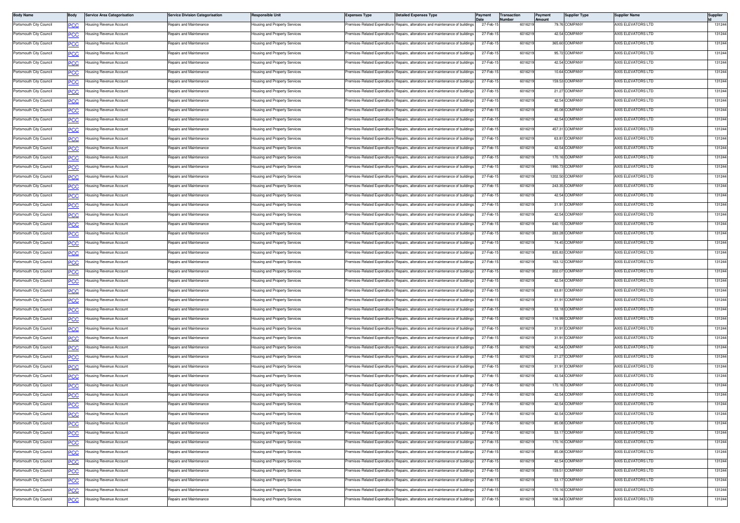| Body Name | Body | Service Area Categorisation | Service Division Categorisation | Responsible Unit | Expenses Type | Detailed Expenses Type | Payment Date | Transaction Number | Payment Amount | Supplier Type | Supplier Name | Supplier Id |
|---|---|---|---|---|---|---|---|---|---|---|---|---|
| Portsmouth City Council | PCC | Housing Revenue Account | Repairs and Maintenance | Housing and Property Services | Premises-Related Expenditure | Repairs, alterations and maintenance of buildings | 27-Feb-15 | 6016219 | 79.76 | COMPANY | AXIS ELEVATORS LTD | 131244 |
| Portsmouth City Council | PCC | Housing Revenue Account | Repairs and Maintenance | Housing and Property Services | Premises-Related Expenditure | Repairs, alterations and maintenance of buildings | 27-Feb-15 | 6016219 | 42.54 | COMPANY | AXIS ELEVATORS LTD | 131244 |
| Portsmouth City Council | PCC | Housing Revenue Account | Repairs and Maintenance | Housing and Property Services | Premises-Related Expenditure | Repairs, alterations and maintenance of buildings | 27-Feb-15 | 6016219 | 365.60 | COMPANY | AXIS ELEVATORS LTD | 131244 |
| Portsmouth City Council | PCC | Housing Revenue Account | Repairs and Maintenance | Housing and Property Services | Premises-Related Expenditure | Repairs, alterations and maintenance of buildings | 27-Feb-15 | 6016219 | 95.72 | COMPANY | AXIS ELEVATORS LTD | 131244 |
| Portsmouth City Council | PCC | Housing Revenue Account | Repairs and Maintenance | Housing and Property Services | Premises-Related Expenditure | Repairs, alterations and maintenance of buildings | 27-Feb-15 | 6016219 | 42.54 | COMPANY | AXIS ELEVATORS LTD | 131244 |
| Portsmouth City Council | PCC | Housing Revenue Account | Repairs and Maintenance | Housing and Property Services | Premises-Related Expenditure | Repairs, alterations and maintenance of buildings | 27-Feb-15 | 6016219 | 10.64 | COMPANY | AXIS ELEVATORS LTD | 131244 |
| Portsmouth City Council | PCC | Housing Revenue Account | Repairs and Maintenance | Housing and Property Services | Premises-Related Expenditure | Repairs, alterations and maintenance of buildings | 27-Feb-15 | 6016219 | 159.53 | COMPANY | AXIS ELEVATORS LTD | 131244 |
| Portsmouth City Council | PCC | Housing Revenue Account | Repairs and Maintenance | Housing and Property Services | Premises-Related Expenditure | Repairs, alterations and maintenance of buildings | 27-Feb-15 | 6016219 | 21.27 | COMPANY | AXIS ELEVATORS LTD | 131244 |
| Portsmouth City Council | PCC | Housing Revenue Account | Repairs and Maintenance | Housing and Property Services | Premises-Related Expenditure | Repairs, alterations and maintenance of buildings | 27-Feb-15 | 6016219 | 42.54 | COMPANY | AXIS ELEVATORS LTD | 131244 |
| Portsmouth City Council | PCC | Housing Revenue Account | Repairs and Maintenance | Housing and Property Services | Premises-Related Expenditure | Repairs, alterations and maintenance of buildings | 27-Feb-15 | 6016219 | 85.08 | COMPANY | AXIS ELEVATORS LTD | 131244 |
| Portsmouth City Council | PCC | Housing Revenue Account | Repairs and Maintenance | Housing and Property Services | Premises-Related Expenditure | Repairs, alterations and maintenance of buildings | 27-Feb-15 | 6016219 | 42.54 | COMPANY | AXIS ELEVATORS LTD | 131244 |
| Portsmouth City Council | PCC | Housing Revenue Account | Repairs and Maintenance | Housing and Property Services | Premises-Related Expenditure | Repairs, alterations and maintenance of buildings | 27-Feb-15 | 6016219 | 457.31 | COMPANY | AXIS ELEVATORS LTD | 131244 |
| Portsmouth City Council | PCC | Housing Revenue Account | Repairs and Maintenance | Housing and Property Services | Premises-Related Expenditure | Repairs, alterations and maintenance of buildings | 27-Feb-15 | 6016219 | 63.81 | COMPANY | AXIS ELEVATORS LTD | 131244 |
| Portsmouth City Council | PCC | Housing Revenue Account | Repairs and Maintenance | Housing and Property Services | Premises-Related Expenditure | Repairs, alterations and maintenance of buildings | 27-Feb-15 | 6016219 | 42.54 | COMPANY | AXIS ELEVATORS LTD | 131244 |
| Portsmouth City Council | PCC | Housing Revenue Account | Repairs and Maintenance | Housing and Property Services | Premises-Related Expenditure | Repairs, alterations and maintenance of buildings | 27-Feb-15 | 6016219 | 170.16 | COMPANY | AXIS ELEVATORS LTD | 131244 |
| Portsmouth City Council | PCC | Housing Revenue Account | Repairs and Maintenance | Housing and Property Services | Premises-Related Expenditure | Repairs, alterations and maintenance of buildings | 27-Feb-15 | 6016219 | 1990.73 | COMPANY | AXIS ELEVATORS LTD | 131244 |
| Portsmouth City Council | PCC | Housing Revenue Account | Repairs and Maintenance | Housing and Property Services | Premises-Related Expenditure | Repairs, alterations and maintenance of buildings | 27-Feb-15 | 6016219 | 1202.50 | COMPANY | AXIS ELEVATORS LTD | 131244 |
| Portsmouth City Council | PCC | Housing Revenue Account | Repairs and Maintenance | Housing and Property Services | Premises-Related Expenditure | Repairs, alterations and maintenance of buildings | 27-Feb-15 | 6016219 | 243.35 | COMPANY | AXIS ELEVATORS LTD | 131244 |
| Portsmouth City Council | PCC | Housing Revenue Account | Repairs and Maintenance | Housing and Property Services | Premises-Related Expenditure | Repairs, alterations and maintenance of buildings | 27-Feb-15 | 6016219 | 42.54 | COMPANY | AXIS ELEVATORS LTD | 131244 |
| Portsmouth City Council | PCC | Housing Revenue Account | Repairs and Maintenance | Housing and Property Services | Premises-Related Expenditure | Repairs, alterations and maintenance of buildings | 27-Feb-15 | 6016219 | 31.91 | COMPANY | AXIS ELEVATORS LTD | 131244 |
| Portsmouth City Council | PCC | Housing Revenue Account | Repairs and Maintenance | Housing and Property Services | Premises-Related Expenditure | Repairs, alterations and maintenance of buildings | 27-Feb-15 | 6016219 | 42.54 | COMPANY | AXIS ELEVATORS LTD | 131244 |
| Portsmouth City Council | PCC | Housing Revenue Account | Repairs and Maintenance | Housing and Property Services | Premises-Related Expenditure | Repairs, alterations and maintenance of buildings | 27-Feb-15 | 6016219 | 640.15 | COMPANY | AXIS ELEVATORS LTD | 131244 |
| Portsmouth City Council | PCC | Housing Revenue Account | Repairs and Maintenance | Housing and Property Services | Premises-Related Expenditure | Repairs, alterations and maintenance of buildings | 27-Feb-15 | 6016219 | 283.28 | COMPANY | AXIS ELEVATORS LTD | 131244 |
| Portsmouth City Council | PCC | Housing Revenue Account | Repairs and Maintenance | Housing and Property Services | Premises-Related Expenditure | Repairs, alterations and maintenance of buildings | 27-Feb-15 | 6016219 | 74.45 | COMPANY | AXIS ELEVATORS LTD | 131244 |
| Portsmouth City Council | PCC | Housing Revenue Account | Repairs and Maintenance | Housing and Property Services | Premises-Related Expenditure | Repairs, alterations and maintenance of buildings | 27-Feb-15 | 6016219 | 835.83 | COMPANY | AXIS ELEVATORS LTD | 131244 |
| Portsmouth City Council | PCC | Housing Revenue Account | Repairs and Maintenance | Housing and Property Services | Premises-Related Expenditure | Repairs, alterations and maintenance of buildings | 27-Feb-15 | 6016219 | 163.12 | COMPANY | AXIS ELEVATORS LTD | 131244 |
| Portsmouth City Council | PCC | Housing Revenue Account | Repairs and Maintenance | Housing and Property Services | Premises-Related Expenditure | Repairs, alterations and maintenance of buildings | 27-Feb-15 | 6016219 | 202.07 | COMPANY | AXIS ELEVATORS LTD | 131244 |
| Portsmouth City Council | PCC | Housing Revenue Account | Repairs and Maintenance | Housing and Property Services | Premises-Related Expenditure | Repairs, alterations and maintenance of buildings | 27-Feb-15 | 6016219 | 42.54 | COMPANY | AXIS ELEVATORS LTD | 131244 |
| Portsmouth City Council | PCC | Housing Revenue Account | Repairs and Maintenance | Housing and Property Services | Premises-Related Expenditure | Repairs, alterations and maintenance of buildings | 27-Feb-15 | 6016219 | 63.81 | COMPANY | AXIS ELEVATORS LTD | 131244 |
| Portsmouth City Council | PCC | Housing Revenue Account | Repairs and Maintenance | Housing and Property Services | Premises-Related Expenditure | Repairs, alterations and maintenance of buildings | 27-Feb-15 | 6016219 | 31.91 | COMPANY | AXIS ELEVATORS LTD | 131244 |
| Portsmouth City Council | PCC | Housing Revenue Account | Repairs and Maintenance | Housing and Property Services | Premises-Related Expenditure | Repairs, alterations and maintenance of buildings | 27-Feb-15 | 6016219 | 53.18 | COMPANY | AXIS ELEVATORS LTD | 131244 |
| Portsmouth City Council | PCC | Housing Revenue Account | Repairs and Maintenance | Housing and Property Services | Premises-Related Expenditure | Repairs, alterations and maintenance of buildings | 27-Feb-15 | 6016219 | 116.99 | COMPANY | AXIS ELEVATORS LTD | 131244 |
| Portsmouth City Council | PCC | Housing Revenue Account | Repairs and Maintenance | Housing and Property Services | Premises-Related Expenditure | Repairs, alterations and maintenance of buildings | 27-Feb-15 | 6016219 | 31.91 | COMPANY | AXIS ELEVATORS LTD | 131244 |
| Portsmouth City Council | PCC | Housing Revenue Account | Repairs and Maintenance | Housing and Property Services | Premises-Related Expenditure | Repairs, alterations and maintenance of buildings | 27-Feb-15 | 6016219 | 31.91 | COMPANY | AXIS ELEVATORS LTD | 131244 |
| Portsmouth City Council | PCC | Housing Revenue Account | Repairs and Maintenance | Housing and Property Services | Premises-Related Expenditure | Repairs, alterations and maintenance of buildings | 27-Feb-15 | 6016219 | 42.54 | COMPANY | AXIS ELEVATORS LTD | 131244 |
| Portsmouth City Council | PCC | Housing Revenue Account | Repairs and Maintenance | Housing and Property Services | Premises-Related Expenditure | Repairs, alterations and maintenance of buildings | 27-Feb-15 | 6016219 | 21.27 | COMPANY | AXIS ELEVATORS LTD | 131244 |
| Portsmouth City Council | PCC | Housing Revenue Account | Repairs and Maintenance | Housing and Property Services | Premises-Related Expenditure | Repairs, alterations and maintenance of buildings | 27-Feb-15 | 6016219 | 31.91 | COMPANY | AXIS ELEVATORS LTD | 131244 |
| Portsmouth City Council | PCC | Housing Revenue Account | Repairs and Maintenance | Housing and Property Services | Premises-Related Expenditure | Repairs, alterations and maintenance of buildings | 27-Feb-15 | 6016219 | 42.54 | COMPANY | AXIS ELEVATORS LTD | 131244 |
| Portsmouth City Council | PCC | Housing Revenue Account | Repairs and Maintenance | Housing and Property Services | Premises-Related Expenditure | Repairs, alterations and maintenance of buildings | 27-Feb-15 | 6016219 | 170.16 | COMPANY | AXIS ELEVATORS LTD | 131244 |
| Portsmouth City Council | PCC | Housing Revenue Account | Repairs and Maintenance | Housing and Property Services | Premises-Related Expenditure | Repairs, alterations and maintenance of buildings | 27-Feb-15 | 6016219 | 42.54 | COMPANY | AXIS ELEVATORS LTD | 131244 |
| Portsmouth City Council | PCC | Housing Revenue Account | Repairs and Maintenance | Housing and Property Services | Premises-Related Expenditure | Repairs, alterations and maintenance of buildings | 27-Feb-15 | 6016219 | 42.54 | COMPANY | AXIS ELEVATORS LTD | 131244 |
| Portsmouth City Council | PCC | Housing Revenue Account | Repairs and Maintenance | Housing and Property Services | Premises-Related Expenditure | Repairs, alterations and maintenance of buildings | 27-Feb-15 | 6016219 | 42.54 | COMPANY | AXIS ELEVATORS LTD | 131244 |
| Portsmouth City Council | PCC | Housing Revenue Account | Repairs and Maintenance | Housing and Property Services | Premises-Related Expenditure | Repairs, alterations and maintenance of buildings | 27-Feb-15 | 6016219 | 85.08 | COMPANY | AXIS ELEVATORS LTD | 131244 |
| Portsmouth City Council | PCC | Housing Revenue Account | Repairs and Maintenance | Housing and Property Services | Premises-Related Expenditure | Repairs, alterations and maintenance of buildings | 27-Feb-15 | 6016219 | 53.17 | COMPANY | AXIS ELEVATORS LTD | 131244 |
| Portsmouth City Council | PCC | Housing Revenue Account | Repairs and Maintenance | Housing and Property Services | Premises-Related Expenditure | Repairs, alterations and maintenance of buildings | 27-Feb-15 | 6016219 | 170.16 | COMPANY | AXIS ELEVATORS LTD | 131244 |
| Portsmouth City Council | PCC | Housing Revenue Account | Repairs and Maintenance | Housing and Property Services | Premises-Related Expenditure | Repairs, alterations and maintenance of buildings | 27-Feb-15 | 6016219 | 85.08 | COMPANY | AXIS ELEVATORS LTD | 131244 |
| Portsmouth City Council | PCC | Housing Revenue Account | Repairs and Maintenance | Housing and Property Services | Premises-Related Expenditure | Repairs, alterations and maintenance of buildings | 27-Feb-15 | 6016219 | 42.54 | COMPANY | AXIS ELEVATORS LTD | 131244 |
| Portsmouth City Council | PCC | Housing Revenue Account | Repairs and Maintenance | Housing and Property Services | Premises-Related Expenditure | Repairs, alterations and maintenance of buildings | 27-Feb-15 | 6016219 | 159.51 | COMPANY | AXIS ELEVATORS LTD | 131244 |
| Portsmouth City Council | PCC | Housing Revenue Account | Repairs and Maintenance | Housing and Property Services | Premises-Related Expenditure | Repairs, alterations and maintenance of buildings | 27-Feb-15 | 6016219 | 53.17 | COMPANY | AXIS ELEVATORS LTD | 131244 |
| Portsmouth City Council | PCC | Housing Revenue Account | Repairs and Maintenance | Housing and Property Services | Premises-Related Expenditure | Repairs, alterations and maintenance of buildings | 27-Feb-15 | 6016219 | 170.16 | COMPANY | AXIS ELEVATORS LTD | 131244 |
| Portsmouth City Council | PCC | Housing Revenue Account | Repairs and Maintenance | Housing and Property Services | Premises-Related Expenditure | Repairs, alterations and maintenance of buildings | 27-Feb-15 | 6016219 | 106.34 | COMPANY | AXIS ELEVATORS LTD | 131244 |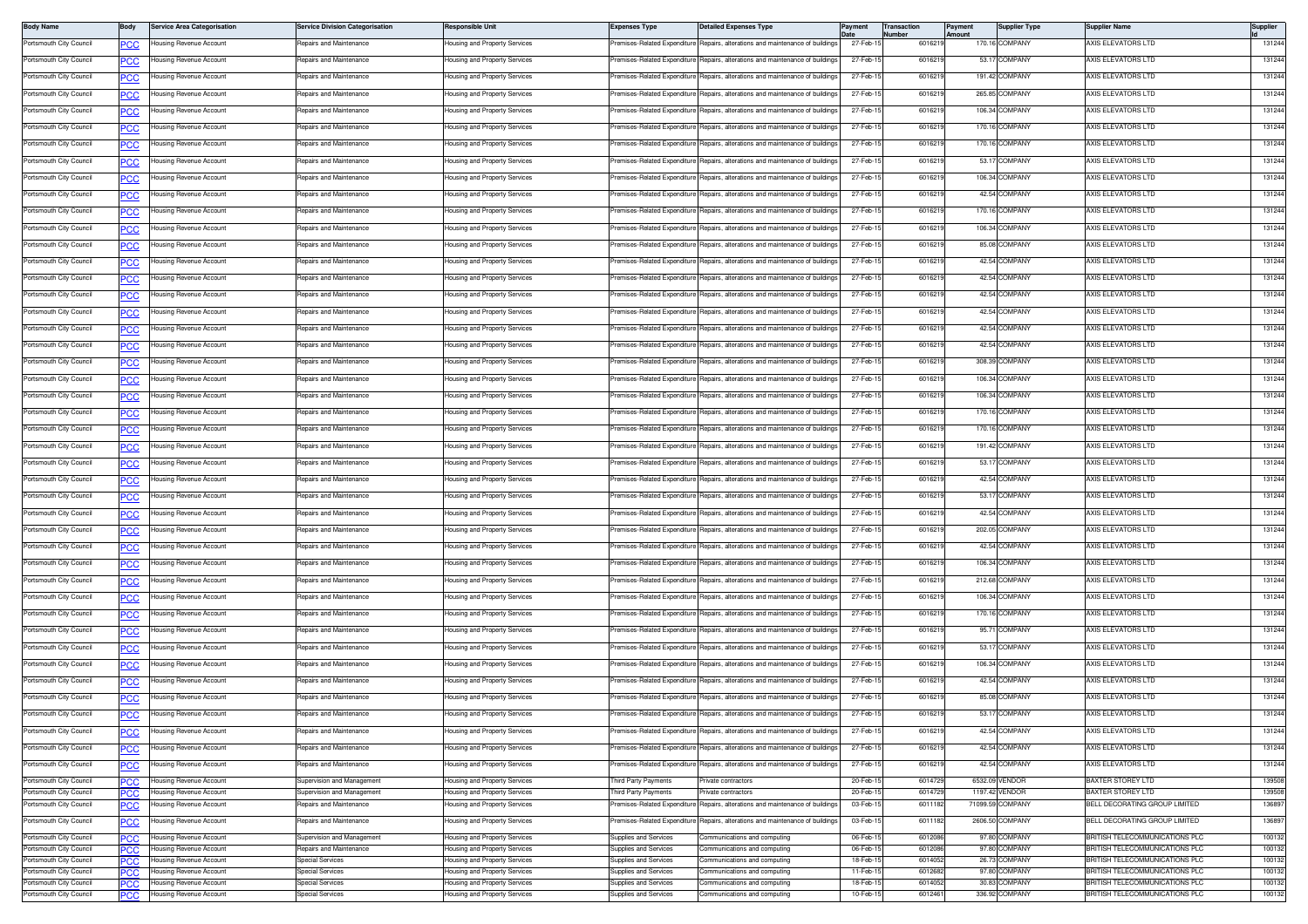| Body Name | Body | Service Area Categorisation | Service Division Categorisation | Responsible Unit | Expenses Type | Detailed Expenses Type | Payment Date | Transaction Number | Payment Amount | Supplier Type | Supplier Name | Supplier Id |
|---|---|---|---|---|---|---|---|---|---|---|---|---|
| Portsmouth City Council | PCC | Housing Revenue Account | Repairs and Maintenance | Housing and Property Services | Premises-Related Expenditure | Repairs, alterations and maintenance of buildings | 27-Feb-15 | 6016219 | 170.16 | COMPANY | AXIS ELEVATORS LTD | 131244 |
| Portsmouth City Council | PCC | Housing Revenue Account | Repairs and Maintenance | Housing and Property Services | Premises-Related Expenditure | Repairs, alterations and maintenance of buildings | 27-Feb-15 | 6016219 | 53.17 | COMPANY | AXIS ELEVATORS LTD | 131244 |
| Portsmouth City Council | PCC | Housing Revenue Account | Repairs and Maintenance | Housing and Property Services | Premises-Related Expenditure | Repairs, alterations and maintenance of buildings | 27-Feb-15 | 6016219 | 191.42 | COMPANY | AXIS ELEVATORS LTD | 131244 |
| Portsmouth City Council | PCC | Housing Revenue Account | Repairs and Maintenance | Housing and Property Services | Premises-Related Expenditure | Repairs, alterations and maintenance of buildings | 27-Feb-15 | 6016219 | 265.85 | COMPANY | AXIS ELEVATORS LTD | 131244 |
| Portsmouth City Council | PCC | Housing Revenue Account | Repairs and Maintenance | Housing and Property Services | Premises-Related Expenditure | Repairs, alterations and maintenance of buildings | 27-Feb-15 | 6016219 | 106.34 | COMPANY | AXIS ELEVATORS LTD | 131244 |
| Portsmouth City Council | PCC | Housing Revenue Account | Repairs and Maintenance | Housing and Property Services | Premises-Related Expenditure | Repairs, alterations and maintenance of buildings | 27-Feb-15 | 6016219 | 170.16 | COMPANY | AXIS ELEVATORS LTD | 131244 |
| Portsmouth City Council | PCC | Housing Revenue Account | Repairs and Maintenance | Housing and Property Services | Premises-Related Expenditure | Repairs, alterations and maintenance of buildings | 27-Feb-15 | 6016219 | 170.16 | COMPANY | AXIS ELEVATORS LTD | 131244 |
| Portsmouth City Council | PCC | Housing Revenue Account | Repairs and Maintenance | Housing and Property Services | Premises-Related Expenditure | Repairs, alterations and maintenance of buildings | 27-Feb-15 | 6016219 | 53.17 | COMPANY | AXIS ELEVATORS LTD | 131244 |
| Portsmouth City Council | PCC | Housing Revenue Account | Repairs and Maintenance | Housing and Property Services | Premises-Related Expenditure | Repairs, alterations and maintenance of buildings | 27-Feb-15 | 6016219 | 106.34 | COMPANY | AXIS ELEVATORS LTD | 131244 |
| Portsmouth City Council | PCC | Housing Revenue Account | Repairs and Maintenance | Housing and Property Services | Premises-Related Expenditure | Repairs, alterations and maintenance of buildings | 27-Feb-15 | 6016219 | 42.54 | COMPANY | AXIS ELEVATORS LTD | 131244 |
| Portsmouth City Council | PCC | Housing Revenue Account | Repairs and Maintenance | Housing and Property Services | Premises-Related Expenditure | Repairs, alterations and maintenance of buildings | 27-Feb-15 | 6016219 | 170.16 | COMPANY | AXIS ELEVATORS LTD | 131244 |
| Portsmouth City Council | PCC | Housing Revenue Account | Repairs and Maintenance | Housing and Property Services | Premises-Related Expenditure | Repairs, alterations and maintenance of buildings | 27-Feb-15 | 6016219 | 106.34 | COMPANY | AXIS ELEVATORS LTD | 131244 |
| Portsmouth City Council | PCC | Housing Revenue Account | Repairs and Maintenance | Housing and Property Services | Premises-Related Expenditure | Repairs, alterations and maintenance of buildings | 27-Feb-15 | 6016219 | 85.08 | COMPANY | AXIS ELEVATORS LTD | 131244 |
| Portsmouth City Council | PCC | Housing Revenue Account | Repairs and Maintenance | Housing and Property Services | Premises-Related Expenditure | Repairs, alterations and maintenance of buildings | 27-Feb-15 | 6016219 | 42.54 | COMPANY | AXIS ELEVATORS LTD | 131244 |
| Portsmouth City Council | PCC | Housing Revenue Account | Repairs and Maintenance | Housing and Property Services | Premises-Related Expenditure | Repairs, alterations and maintenance of buildings | 27-Feb-15 | 6016219 | 42.54 | COMPANY | AXIS ELEVATORS LTD | 131244 |
| Portsmouth City Council | PCC | Housing Revenue Account | Repairs and Maintenance | Housing and Property Services | Premises-Related Expenditure | Repairs, alterations and maintenance of buildings | 27-Feb-15 | 6016219 | 42.54 | COMPANY | AXIS ELEVATORS LTD | 131244 |
| Portsmouth City Council | PCC | Housing Revenue Account | Repairs and Maintenance | Housing and Property Services | Premises-Related Expenditure | Repairs, alterations and maintenance of buildings | 27-Feb-15 | 6016219 | 42.54 | COMPANY | AXIS ELEVATORS LTD | 131244 |
| Portsmouth City Council | PCC | Housing Revenue Account | Repairs and Maintenance | Housing and Property Services | Premises-Related Expenditure | Repairs, alterations and maintenance of buildings | 27-Feb-15 | 6016219 | 42.54 | COMPANY | AXIS ELEVATORS LTD | 131244 |
| Portsmouth City Council | PCC | Housing Revenue Account | Repairs and Maintenance | Housing and Property Services | Premises-Related Expenditure | Repairs, alterations and maintenance of buildings | 27-Feb-15 | 6016219 | 42.54 | COMPANY | AXIS ELEVATORS LTD | 131244 |
| Portsmouth City Council | PCC | Housing Revenue Account | Repairs and Maintenance | Housing and Property Services | Premises-Related Expenditure | Repairs, alterations and maintenance of buildings | 27-Feb-15 | 6016219 | 308.39 | COMPANY | AXIS ELEVATORS LTD | 131244 |
| Portsmouth City Council | PCC | Housing Revenue Account | Repairs and Maintenance | Housing and Property Services | Premises-Related Expenditure | Repairs, alterations and maintenance of buildings | 27-Feb-15 | 6016219 | 106.34 | COMPANY | AXIS ELEVATORS LTD | 131244 |
| Portsmouth City Council | PCC | Housing Revenue Account | Repairs and Maintenance | Housing and Property Services | Premises-Related Expenditure | Repairs, alterations and maintenance of buildings | 27-Feb-15 | 6016219 | 106.34 | COMPANY | AXIS ELEVATORS LTD | 131244 |
| Portsmouth City Council | PCC | Housing Revenue Account | Repairs and Maintenance | Housing and Property Services | Premises-Related Expenditure | Repairs, alterations and maintenance of buildings | 27-Feb-15 | 6016219 | 170.16 | COMPANY | AXIS ELEVATORS LTD | 131244 |
| Portsmouth City Council | PCC | Housing Revenue Account | Repairs and Maintenance | Housing and Property Services | Premises-Related Expenditure | Repairs, alterations and maintenance of buildings | 27-Feb-15 | 6016219 | 170.16 | COMPANY | AXIS ELEVATORS LTD | 131244 |
| Portsmouth City Council | PCC | Housing Revenue Account | Repairs and Maintenance | Housing and Property Services | Premises-Related Expenditure | Repairs, alterations and maintenance of buildings | 27-Feb-15 | 6016219 | 191.42 | COMPANY | AXIS ELEVATORS LTD | 131244 |
| Portsmouth City Council | PCC | Housing Revenue Account | Repairs and Maintenance | Housing and Property Services | Premises-Related Expenditure | Repairs, alterations and maintenance of buildings | 27-Feb-15 | 6016219 | 53.17 | COMPANY | AXIS ELEVATORS LTD | 131244 |
| Portsmouth City Council | PCC | Housing Revenue Account | Repairs and Maintenance | Housing and Property Services | Premises-Related Expenditure | Repairs, alterations and maintenance of buildings | 27-Feb-15 | 6016219 | 42.54 | COMPANY | AXIS ELEVATORS LTD | 131244 |
| Portsmouth City Council | PCC | Housing Revenue Account | Repairs and Maintenance | Housing and Property Services | Premises-Related Expenditure | Repairs, alterations and maintenance of buildings | 27-Feb-15 | 6016219 | 53.17 | COMPANY | AXIS ELEVATORS LTD | 131244 |
| Portsmouth City Council | PCC | Housing Revenue Account | Repairs and Maintenance | Housing and Property Services | Premises-Related Expenditure | Repairs, alterations and maintenance of buildings | 27-Feb-15 | 6016219 | 42.54 | COMPANY | AXIS ELEVATORS LTD | 131244 |
| Portsmouth City Council | PCC | Housing Revenue Account | Repairs and Maintenance | Housing and Property Services | Premises-Related Expenditure | Repairs, alterations and maintenance of buildings | 27-Feb-15 | 6016219 | 202.05 | COMPANY | AXIS ELEVATORS LTD | 131244 |
| Portsmouth City Council | PCC | Housing Revenue Account | Repairs and Maintenance | Housing and Property Services | Premises-Related Expenditure | Repairs, alterations and maintenance of buildings | 27-Feb-15 | 6016219 | 42.54 | COMPANY | AXIS ELEVATORS LTD | 131244 |
| Portsmouth City Council | PCC | Housing Revenue Account | Repairs and Maintenance | Housing and Property Services | Premises-Related Expenditure | Repairs, alterations and maintenance of buildings | 27-Feb-15 | 6016219 | 106.34 | COMPANY | AXIS ELEVATORS LTD | 131244 |
| Portsmouth City Council | PCC | Housing Revenue Account | Repairs and Maintenance | Housing and Property Services | Premises-Related Expenditure | Repairs, alterations and maintenance of buildings | 27-Feb-15 | 6016219 | 212.68 | COMPANY | AXIS ELEVATORS LTD | 131244 |
| Portsmouth City Council | PCC | Housing Revenue Account | Repairs and Maintenance | Housing and Property Services | Premises-Related Expenditure | Repairs, alterations and maintenance of buildings | 27-Feb-15 | 6016219 | 106.34 | COMPANY | AXIS ELEVATORS LTD | 131244 |
| Portsmouth City Council | PCC | Housing Revenue Account | Repairs and Maintenance | Housing and Property Services | Premises-Related Expenditure | Repairs, alterations and maintenance of buildings | 27-Feb-15 | 6016219 | 170.16 | COMPANY | AXIS ELEVATORS LTD | 131244 |
| Portsmouth City Council | PCC | Housing Revenue Account | Repairs and Maintenance | Housing and Property Services | Premises-Related Expenditure | Repairs, alterations and maintenance of buildings | 27-Feb-15 | 6016219 | 95.71 | COMPANY | AXIS ELEVATORS LTD | 131244 |
| Portsmouth City Council | PCC | Housing Revenue Account | Repairs and Maintenance | Housing and Property Services | Premises-Related Expenditure | Repairs, alterations and maintenance of buildings | 27-Feb-15 | 6016219 | 53.17 | COMPANY | AXIS ELEVATORS LTD | 131244 |
| Portsmouth City Council | PCC | Housing Revenue Account | Repairs and Maintenance | Housing and Property Services | Premises-Related Expenditure | Repairs, alterations and maintenance of buildings | 27-Feb-15 | 6016219 | 106.34 | COMPANY | AXIS ELEVATORS LTD | 131244 |
| Portsmouth City Council | PCC | Housing Revenue Account | Repairs and Maintenance | Housing and Property Services | Premises-Related Expenditure | Repairs, alterations and maintenance of buildings | 27-Feb-15 | 6016219 | 42.54 | COMPANY | AXIS ELEVATORS LTD | 131244 |
| Portsmouth City Council | PCC | Housing Revenue Account | Repairs and Maintenance | Housing and Property Services | Premises-Related Expenditure | Repairs, alterations and maintenance of buildings | 27-Feb-15 | 6016219 | 85.08 | COMPANY | AXIS ELEVATORS LTD | 131244 |
| Portsmouth City Council | PCC | Housing Revenue Account | Repairs and Maintenance | Housing and Property Services | Premises-Related Expenditure | Repairs, alterations and maintenance of buildings | 27-Feb-15 | 6016219 | 53.17 | COMPANY | AXIS ELEVATORS LTD | 131244 |
| Portsmouth City Council | PCC | Housing Revenue Account | Repairs and Maintenance | Housing and Property Services | Premises-Related Expenditure | Repairs, alterations and maintenance of buildings | 27-Feb-15 | 6016219 | 42.54 | COMPANY | AXIS ELEVATORS LTD | 131244 |
| Portsmouth City Council | PCC | Housing Revenue Account | Repairs and Maintenance | Housing and Property Services | Premises-Related Expenditure | Repairs, alterations and maintenance of buildings | 27-Feb-15 | 6016219 | 42.54 | COMPANY | AXIS ELEVATORS LTD | 131244 |
| Portsmouth City Council | PCC | Housing Revenue Account | Repairs and Maintenance | Housing and Property Services | Premises-Related Expenditure | Repairs, alterations and maintenance of buildings | 27-Feb-15 | 6016219 | 42.54 | COMPANY | AXIS ELEVATORS LTD | 131244 |
| Portsmouth City Council | PCC | Housing Revenue Account | Supervision and Management | Housing and Property Services | Third Party Payments | Private contractors | 20-Feb-15 | 6014729 | 6532.09 | VENDOR | BAXTER STOREY LTD | 139508 |
| Portsmouth City Council | PCC | Housing Revenue Account | Supervision and Management | Housing and Property Services | Third Party Payments | Private contractors | 20-Feb-15 | 6014729 | 1197.42 | VENDOR | BAXTER STOREY LTD | 139508 |
| Portsmouth City Council | PCC | Housing Revenue Account | Repairs and Maintenance | Housing and Property Services | Premises-Related Expenditure | Repairs, alterations and maintenance of buildings | 03-Feb-15 | 6011182 | 71099.59 | COMPANY | BELL DECORATING GROUP LIMITED | 136897 |
| Portsmouth City Council | PCC | Housing Revenue Account | Repairs and Maintenance | Housing and Property Services | Premises-Related Expenditure | Repairs, alterations and maintenance of buildings | 03-Feb-15 | 6011182 | 2606.50 | COMPANY | BELL DECORATING GROUP LIMITED | 136897 |
| Portsmouth City Council | PCC | Housing Revenue Account | Supervision and Management | Housing and Property Services | Supplies and Services | Communications and computing | 06-Feb-15 | 6012086 | 97.80 | COMPANY | BRITISH TELECOMMUNICATIONS PLC | 100132 |
| Portsmouth City Council | PCC | Housing Revenue Account | Repairs and Maintenance | Housing and Property Services | Supplies and Services | Communications and computing | 06-Feb-15 | 6012086 | 97.80 | COMPANY | BRITISH TELECOMMUNICATIONS PLC | 100132 |
| Portsmouth City Council | PCC | Housing Revenue Account | Special Services | Housing and Property Services | Supplies and Services | Communications and computing | 18-Feb-15 | 6014052 | 26.73 | COMPANY | BRITISH TELECOMMUNICATIONS PLC | 100132 |
| Portsmouth City Council | PCC | Housing Revenue Account | Special Services | Housing and Property Services | Supplies and Services | Communications and computing | 11-Feb-15 | 6012682 | 97.80 | COMPANY | BRITISH TELECOMMUNICATIONS PLC | 100132 |
| Portsmouth City Council | PCC | Housing Revenue Account | Special Services | Housing and Property Services | Supplies and Services | Communications and computing | 18-Feb-15 | 6014052 | 30.83 | COMPANY | BRITISH TELECOMMUNICATIONS PLC | 100132 |
| Portsmouth City Council | PCC | Housing Revenue Account | Special Services | Housing and Property Services | Supplies and Services | Communications and computing | 10-Feb-15 | 6012461 | 336.92 | COMPANY | BRITISH TELECOMMUNICATIONS PLC | 100132 |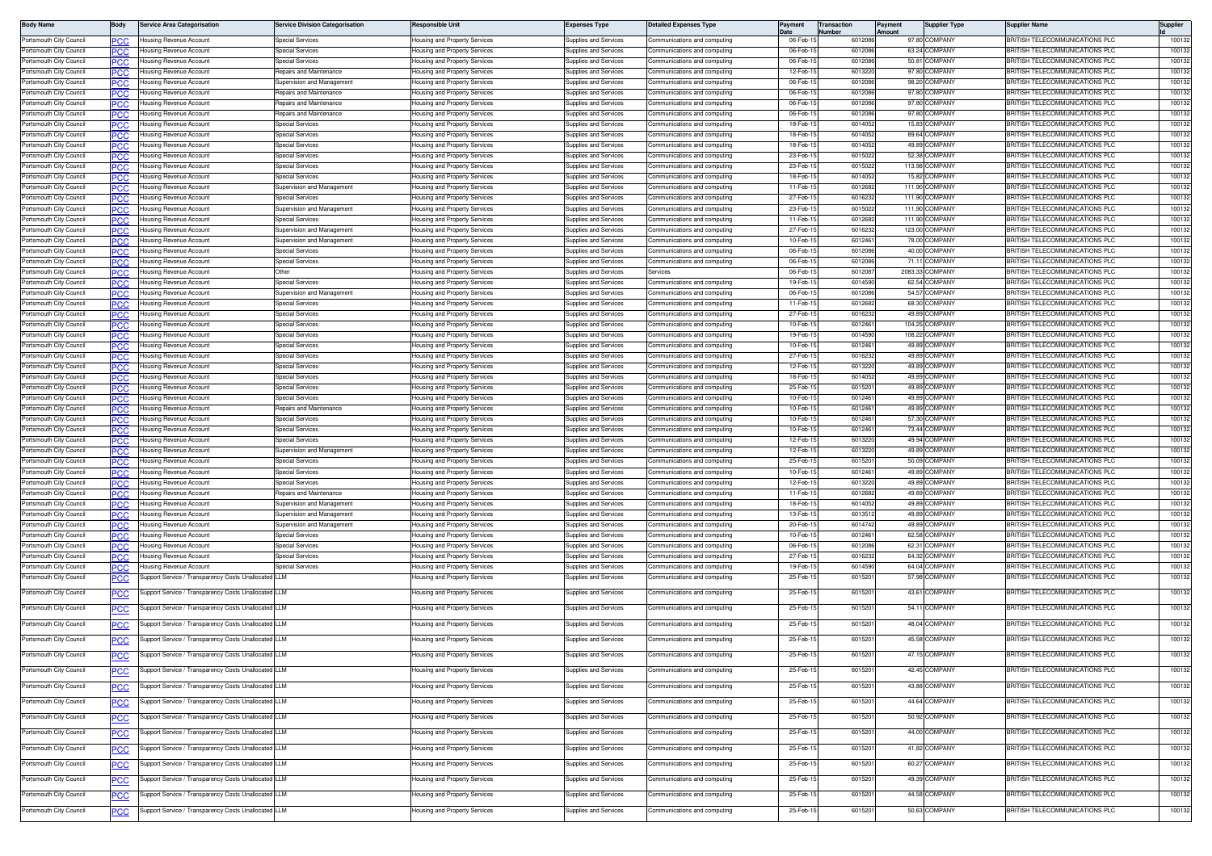| Body Name | Body | Service Area Categorisation | Service Division Categorisation | Responsible Unit | Expenses Type | Detailed Expenses Type | Payment Date | Transaction Number | Payment Amount | Supplier Type | Supplier Name | Supplier Id |
|---|---|---|---|---|---|---|---|---|---|---|---|---|
| Portsmouth City Council | PCC | Housing Revenue Account | Special Services | Housing and Property Services | Supplies and Services | Communications and computing | 06-Feb-15 | 6012086 | 97.80 | COMPANY | BRITISH TELECOMMUNICATIONS PLC | 100132 |
| Portsmouth City Council | PCC | Housing Revenue Account | Special Services | Housing and Property Services | Supplies and Services | Communications and computing | 06-Feb-15 | 6012086 | 63.24 | COMPANY | BRITISH TELECOMMUNICATIONS PLC | 100132 |
| Portsmouth City Council | PCC | Housing Revenue Account | Special Services | Housing and Property Services | Supplies and Services | Communications and computing | 06-Feb-15 | 6012086 | 50.81 | COMPANY | BRITISH TELECOMMUNICATIONS PLC | 100132 |
| Portsmouth City Council | PCC | Housing Revenue Account | Repairs and Maintenance | Housing and Property Services | Supplies and Services | Communications and computing | 12-Feb-15 | 6013220 | 97.80 | COMPANY | BRITISH TELECOMMUNICATIONS PLC | 100132 |
| Portsmouth City Council | PCC | Housing Revenue Account | Supervision and Management | Housing and Property Services | Supplies and Services | Communications and computing | 06-Feb-15 | 6012086 | 98.20 | COMPANY | BRITISH TELECOMMUNICATIONS PLC | 100132 |
| Portsmouth City Council | PCC | Housing Revenue Account | Repairs and Maintenance | Housing and Property Services | Supplies and Services | Communications and computing | 06-Feb-15 | 6012086 | 97.80 | COMPANY | BRITISH TELECOMMUNICATIONS PLC | 100132 |
| Portsmouth City Council | PCC | Housing Revenue Account | Repairs and Maintenance | Housing and Property Services | Supplies and Services | Communications and computing | 06-Feb-15 | 6012086 | 97.80 | COMPANY | BRITISH TELECOMMUNICATIONS PLC | 100132 |
| Portsmouth City Council | PCC | Housing Revenue Account | Repairs and Maintenance | Housing and Property Services | Supplies and Services | Communications and computing | 06-Feb-15 | 6012086 | 97.80 | COMPANY | BRITISH TELECOMMUNICATIONS PLC | 100132 |
| Portsmouth City Council | PCC | Housing Revenue Account | Special Services | Housing and Property Services | Supplies and Services | Communications and computing | 18-Feb-15 | 6014052 | 15.83 | COMPANY | BRITISH TELECOMMUNICATIONS PLC | 100132 |
| Portsmouth City Council | PCC | Housing Revenue Account | Special Services | Housing and Property Services | Supplies and Services | Communications and computing | 18-Feb-15 | 6014052 | 89.64 | COMPANY | BRITISH TELECOMMUNICATIONS PLC | 100132 |
| Portsmouth City Council | PCC | Housing Revenue Account | Special Services | Housing and Property Services | Supplies and Services | Communications and computing | 18-Feb-15 | 6014052 | 49.89 | COMPANY | BRITISH TELECOMMUNICATIONS PLC | 100132 |
| Portsmouth City Council | PCC | Housing Revenue Account | Special Services | Housing and Property Services | Supplies and Services | Communications and computing | 23-Feb-15 | 6015022 | 52.38 | COMPANY | BRITISH TELECOMMUNICATIONS PLC | 100132 |
| Portsmouth City Council | PCC | Housing Revenue Account | Special Services | Housing and Property Services | Supplies and Services | Communications and computing | 23-Feb-15 | 6015022 | 113.98 | COMPANY | BRITISH TELECOMMUNICATIONS PLC | 100132 |
| Portsmouth City Council | PCC | Housing Revenue Account | Special Services | Housing and Property Services | Supplies and Services | Communications and computing | 18-Feb-15 | 6014052 | 15.82 | COMPANY | BRITISH TELECOMMUNICATIONS PLC | 100132 |
| Portsmouth City Council | PCC | Housing Revenue Account | Supervision and Management | Housing and Property Services | Supplies and Services | Communications and computing | 11-Feb-15 | 6012682 | 111.90 | COMPANY | BRITISH TELECOMMUNICATIONS PLC | 100132 |
| Portsmouth City Council | PCC | Housing Revenue Account | Special Services | Housing and Property Services | Supplies and Services | Communications and computing | 27-Feb-15 | 6016232 | 111.90 | COMPANY | BRITISH TELECOMMUNICATIONS PLC | 100132 |
| Portsmouth City Council | PCC | Housing Revenue Account | Supervision and Management | Housing and Property Services | Supplies and Services | Communications and computing | 23-Feb-15 | 6015022 | 111.90 | COMPANY | BRITISH TELECOMMUNICATIONS PLC | 100132 |
| Portsmouth City Council | PCC | Housing Revenue Account | Special Services | Housing and Property Services | Supplies and Services | Communications and computing | 11-Feb-15 | 6012682 | 111.90 | COMPANY | BRITISH TELECOMMUNICATIONS PLC | 100132 |
| Portsmouth City Council | PCC | Housing Revenue Account | Supervision and Management | Housing and Property Services | Supplies and Services | Communications and computing | 27-Feb-15 | 6016232 | 123.00 | COMPANY | BRITISH TELECOMMUNICATIONS PLC | 100132 |
| Portsmouth City Council | PCC | Housing Revenue Account | Supervision and Management | Housing and Property Services | Supplies and Services | Communications and computing | 10-Feb-15 | 6012461 | 78.00 | COMPANY | BRITISH TELECOMMUNICATIONS PLC | 100132 |
| Portsmouth City Council | PCC | Housing Revenue Account | Special Services | Housing and Property Services | Supplies and Services | Communications and computing | 06-Feb-15 | 6012086 | 40.00 | COMPANY | BRITISH TELECOMMUNICATIONS PLC | 100132 |
| Portsmouth City Council | PCC | Housing Revenue Account | Special Services | Housing and Property Services | Supplies and Services | Communications and computing | 06-Feb-15 | 6012086 | 71.11 | COMPANY | BRITISH TELECOMMUNICATIONS PLC | 100132 |
| Portsmouth City Council | PCC | Housing Revenue Account | Other | Housing and Property Services | Supplies and Services | Services | 06-Feb-15 | 6012087 | 2083.33 | COMPANY | BRITISH TELECOMMUNICATIONS PLC | 100132 |
| Portsmouth City Council | PCC | Housing Revenue Account | Special Services | Housing and Property Services | Supplies and Services | Communications and computing | 19-Feb-15 | 6014590 | 62.54 | COMPANY | BRITISH TELECOMMUNICATIONS PLC | 100132 |
| Portsmouth City Council | PCC | Housing Revenue Account | Supervision and Management | Housing and Property Services | Supplies and Services | Communications and computing | 06-Feb-15 | 6012086 | 54.57 | COMPANY | BRITISH TELECOMMUNICATIONS PLC | 100132 |
| Portsmouth City Council | PCC | Housing Revenue Account | Special Services | Housing and Property Services | Supplies and Services | Communications and computing | 11-Feb-15 | 6012682 | 68.30 | COMPANY | BRITISH TELECOMMUNICATIONS PLC | 100132 |
| Portsmouth City Council | PCC | Housing Revenue Account | Special Services | Housing and Property Services | Supplies and Services | Communications and computing | 27-Feb-15 | 6016232 | 49.89 | COMPANY | BRITISH TELECOMMUNICATIONS PLC | 100132 |
| Portsmouth City Council | PCC | Housing Revenue Account | Special Services | Housing and Property Services | Supplies and Services | Communications and computing | 10-Feb-15 | 6012461 | 104.25 | COMPANY | BRITISH TELECOMMUNICATIONS PLC | 100132 |
| Portsmouth City Council | PCC | Housing Revenue Account | Special Services | Housing and Property Services | Supplies and Services | Communications and computing | 19-Feb-15 | 6014590 | 108.22 | COMPANY | BRITISH TELECOMMUNICATIONS PLC | 100132 |
| Portsmouth City Council | PCC | Housing Revenue Account | Special Services | Housing and Property Services | Supplies and Services | Communications and computing | 10-Feb-15 | 6012461 | 49.89 | COMPANY | BRITISH TELECOMMUNICATIONS PLC | 100132 |
| Portsmouth City Council | PCC | Housing Revenue Account | Special Services | Housing and Property Services | Supplies and Services | Communications and computing | 27-Feb-15 | 6016232 | 49.89 | COMPANY | BRITISH TELECOMMUNICATIONS PLC | 100132 |
| Portsmouth City Council | PCC | Housing Revenue Account | Special Services | Housing and Property Services | Supplies and Services | Communications and computing | 12-Feb-15 | 6013220 | 49.89 | COMPANY | BRITISH TELECOMMUNICATIONS PLC | 100132 |
| Portsmouth City Council | PCC | Housing Revenue Account | Special Services | Housing and Property Services | Supplies and Services | Communications and computing | 18-Feb-15 | 6014052 | 49.89 | COMPANY | BRITISH TELECOMMUNICATIONS PLC | 100132 |
| Portsmouth City Council | PCC | Housing Revenue Account | Special Services | Housing and Property Services | Supplies and Services | Communications and computing | 25-Feb-15 | 6015201 | 49.89 | COMPANY | BRITISH TELECOMMUNICATIONS PLC | 100132 |
| Portsmouth City Council | PCC | Housing Revenue Account | Special Services | Housing and Property Services | Supplies and Services | Communications and computing | 10-Feb-15 | 6012461 | 49.89 | COMPANY | BRITISH TELECOMMUNICATIONS PLC | 100132 |
| Portsmouth City Council | PCC | Housing Revenue Account | Repairs and Maintenance | Housing and Property Services | Supplies and Services | Communications and computing | 10-Feb-15 | 6012461 | 49.89 | COMPANY | BRITISH TELECOMMUNICATIONS PLC | 100132 |
| Portsmouth City Council | PCC | Housing Revenue Account | Special Services | Housing and Property Services | Supplies and Services | Communications and computing | 10-Feb-15 | 6012461 | 57.30 | COMPANY | BRITISH TELECOMMUNICATIONS PLC | 100132 |
| Portsmouth City Council | PCC | Housing Revenue Account | Special Services | Housing and Property Services | Supplies and Services | Communications and computing | 10-Feb-15 | 6012461 | 73.44 | COMPANY | BRITISH TELECOMMUNICATIONS PLC | 100132 |
| Portsmouth City Council | PCC | Housing Revenue Account | Special Services | Housing and Property Services | Supplies and Services | Communications and computing | 12-Feb-15 | 6013220 | 49.94 | COMPANY | BRITISH TELECOMMUNICATIONS PLC | 100132 |
| Portsmouth City Council | PCC | Housing Revenue Account | Supervision and Management | Housing and Property Services | Supplies and Services | Communications and computing | 12-Feb-15 | 6013220 | 49.89 | COMPANY | BRITISH TELECOMMUNICATIONS PLC | 100132 |
| Portsmouth City Council | PCC | Housing Revenue Account | Special Services | Housing and Property Services | Supplies and Services | Communications and computing | 25-Feb-15 | 6015201 | 50.09 | COMPANY | BRITISH TELECOMMUNICATIONS PLC | 100132 |
| Portsmouth City Council | PCC | Housing Revenue Account | Special Services | Housing and Property Services | Supplies and Services | Communications and computing | 10-Feb-15 | 6012461 | 49.89 | COMPANY | BRITISH TELECOMMUNICATIONS PLC | 100132 |
| Portsmouth City Council | PCC | Housing Revenue Account | Special Services | Housing and Property Services | Supplies and Services | Communications and computing | 12-Feb-15 | 6013220 | 49.89 | COMPANY | BRITISH TELECOMMUNICATIONS PLC | 100132 |
| Portsmouth City Council | PCC | Housing Revenue Account | Repairs and Maintenance | Housing and Property Services | Supplies and Services | Communications and computing | 11-Feb-15 | 6012682 | 49.89 | COMPANY | BRITISH TELECOMMUNICATIONS PLC | 100132 |
| Portsmouth City Council | PCC | Housing Revenue Account | Supervision and Management | Housing and Property Services | Supplies and Services | Communications and computing | 18-Feb-15 | 6014052 | 49.89 | COMPANY | BRITISH TELECOMMUNICATIONS PLC | 100132 |
| Portsmouth City Council | PCC | Housing Revenue Account | Supervision and Management | Housing and Property Services | Supplies and Services | Communications and computing | 13-Feb-15 | 6013512 | 49.89 | COMPANY | BRITISH TELECOMMUNICATIONS PLC | 100132 |
| Portsmouth City Council | PCC | Housing Revenue Account | Supervision and Management | Housing and Property Services | Supplies and Services | Communications and computing | 20-Feb-15 | 6014742 | 49.89 | COMPANY | BRITISH TELECOMMUNICATIONS PLC | 100132 |
| Portsmouth City Council | PCC | Housing Revenue Account | Special Services | Housing and Property Services | Supplies and Services | Communications and computing | 10-Feb-15 | 6012461 | 62.58 | COMPANY | BRITISH TELECOMMUNICATIONS PLC | 100132 |
| Portsmouth City Council | PCC | Housing Revenue Account | Special Services | Housing and Property Services | Supplies and Services | Communications and computing | 06-Feb-15 | 6012086 | 62.31 | COMPANY | BRITISH TELECOMMUNICATIONS PLC | 100132 |
| Portsmouth City Council | PCC | Housing Revenue Account | Special Services | Housing and Property Services | Supplies and Services | Communications and computing | 27-Feb-15 | 6016232 | 64.32 | COMPANY | BRITISH TELECOMMUNICATIONS PLC | 100132 |
| Portsmouth City Council | PCC | Housing Revenue Account | Special Services | Housing and Property Services | Supplies and Services | Communications and computing | 19-Feb-15 | 6014590 | 64.04 | COMPANY | BRITISH TELECOMMUNICATIONS PLC | 100132 |
| Portsmouth City Council | PCC | Support Service / Transparency Costs Unallocated | LLM | Housing and Property Services | Supplies and Services | Communications and computing | 25-Feb-15 | 6015201 | 57.98 | COMPANY | BRITISH TELECOMMUNICATIONS PLC | 100132 |
| Portsmouth City Council | PCC | Support Service / Transparency Costs Unallocated | LLM | Housing and Property Services | Supplies and Services | Communications and computing | 25-Feb-15 | 6015201 | 43.61 | COMPANY | BRITISH TELECOMMUNICATIONS PLC | 100132 |
| Portsmouth City Council | PCC | Support Service / Transparency Costs Unallocated | LLM | Housing and Property Services | Supplies and Services | Communications and computing | 25-Feb-15 | 6015201 | 54.11 | COMPANY | BRITISH TELECOMMUNICATIONS PLC | 100132 |
| Portsmouth City Council | PCC | Support Service / Transparency Costs Unallocated | LLM | Housing and Property Services | Supplies and Services | Communications and computing | 25-Feb-15 | 6015201 | 48.04 | COMPANY | BRITISH TELECOMMUNICATIONS PLC | 100132 |
| Portsmouth City Council | PCC | Support Service / Transparency Costs Unallocated | LLM | Housing and Property Services | Supplies and Services | Communications and computing | 25-Feb-15 | 6015201 | 45.58 | COMPANY | BRITISH TELECOMMUNICATIONS PLC | 100132 |
| Portsmouth City Council | PCC | Support Service / Transparency Costs Unallocated | LLM | Housing and Property Services | Supplies and Services | Communications and computing | 25-Feb-15 | 6015201 | 47.15 | COMPANY | BRITISH TELECOMMUNICATIONS PLC | 100132 |
| Portsmouth City Council | PCC | Support Service / Transparency Costs Unallocated | LLM | Housing and Property Services | Supplies and Services | Communications and computing | 25-Feb-15 | 6015201 | 42.45 | COMPANY | BRITISH TELECOMMUNICATIONS PLC | 100132 |
| Portsmouth City Council | PCC | Support Service / Transparency Costs Unallocated | LLM | Housing and Property Services | Supplies and Services | Communications and computing | 25-Feb-15 | 6015201 | 43.88 | COMPANY | BRITISH TELECOMMUNICATIONS PLC | 100132 |
| Portsmouth City Council | PCC | Support Service / Transparency Costs Unallocated | LLM | Housing and Property Services | Supplies and Services | Communications and computing | 25-Feb-15 | 6015201 | 44.64 | COMPANY | BRITISH TELECOMMUNICATIONS PLC | 100132 |
| Portsmouth City Council | PCC | Support Service / Transparency Costs Unallocated | LLM | Housing and Property Services | Supplies and Services | Communications and computing | 25-Feb-15 | 6015201 | 50.92 | COMPANY | BRITISH TELECOMMUNICATIONS PLC | 100132 |
| Portsmouth City Council | PCC | Support Service / Transparency Costs Unallocated | LLM | Housing and Property Services | Supplies and Services | Communications and computing | 25-Feb-15 | 6015201 | 44.00 | COMPANY | BRITISH TELECOMMUNICATIONS PLC | 100132 |
| Portsmouth City Council | PCC | Support Service / Transparency Costs Unallocated | LLM | Housing and Property Services | Supplies and Services | Communications and computing | 25-Feb-15 | 6015201 | 41.82 | COMPANY | BRITISH TELECOMMUNICATIONS PLC | 100132 |
| Portsmouth City Council | PCC | Support Service / Transparency Costs Unallocated | LLM | Housing and Property Services | Supplies and Services | Communications and computing | 25-Feb-15 | 6015201 | 60.27 | COMPANY | BRITISH TELECOMMUNICATIONS PLC | 100132 |
| Portsmouth City Council | PCC | Support Service / Transparency Costs Unallocated | LLM | Housing and Property Services | Supplies and Services | Communications and computing | 25-Feb-15 | 6015201 | 49.39 | COMPANY | BRITISH TELECOMMUNICATIONS PLC | 100132 |
| Portsmouth City Council | PCC | Support Service / Transparency Costs Unallocated | LLM | Housing and Property Services | Supplies and Services | Communications and computing | 25-Feb-15 | 6015201 | 44.58 | COMPANY | BRITISH TELECOMMUNICATIONS PLC | 100132 |
| Portsmouth City Council | PCC | Support Service / Transparency Costs Unallocated | LLM | Housing and Property Services | Supplies and Services | Communications and computing | 25-Feb-15 | 6015201 | 50.63 | COMPANY | BRITISH TELECOMMUNICATIONS PLC | 100132 |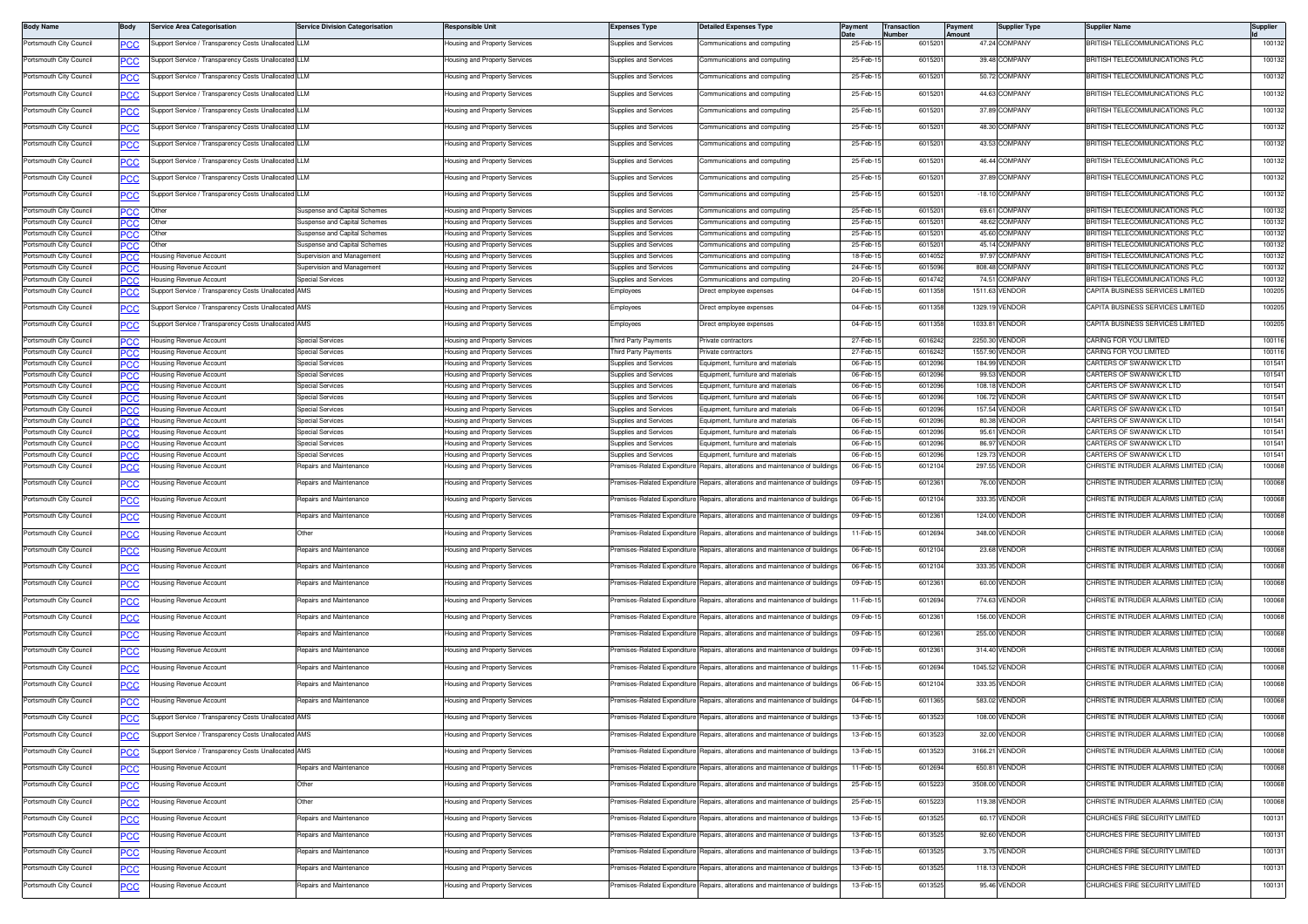| Body Name | Body | Service Area Categorisation | Service Division Categorisation | Responsible Unit | Expenses Type | Detailed Expenses Type | Payment Date | Transaction Number | Payment Amount | Supplier Type | Supplier Name | Supplier Id |
|---|---|---|---|---|---|---|---|---|---|---|---|---|
| Portsmouth City Council | PCC | Support Service / Transparency Costs Unallocated | LLM | Housing and Property Services | Supplies and Services | Communications and computing | 25-Feb-15 | 6015201 | 47.24 | COMPANY | BRITISH TELECOMMUNICATIONS PLC | 100132 |
| Portsmouth City Council | PCC | Support Service / Transparency Costs Unallocated | LLM | Housing and Property Services | Supplies and Services | Communications and computing | 25-Feb-15 | 6015201 | 39.48 | COMPANY | BRITISH TELECOMMUNICATIONS PLC | 100132 |
| Portsmouth City Council | PCC | Support Service / Transparency Costs Unallocated | LLM | Housing and Property Services | Supplies and Services | Communications and computing | 25-Feb-15 | 6015201 | 50.72 | COMPANY | BRITISH TELECOMMUNICATIONS PLC | 100132 |
| Portsmouth City Council | PCC | Support Service / Transparency Costs Unallocated | LLM | Housing and Property Services | Supplies and Services | Communications and computing | 25-Feb-15 | 6015201 | 44.63 | COMPANY | BRITISH TELECOMMUNICATIONS PLC | 100132 |
| Portsmouth City Council | PCC | Support Service / Transparency Costs Unallocated | LLM | Housing and Property Services | Supplies and Services | Communications and computing | 25-Feb-15 | 6015201 | 37.89 | COMPANY | BRITISH TELECOMMUNICATIONS PLC | 100132 |
| Portsmouth City Council | PCC | Support Service / Transparency Costs Unallocated | LLM | Housing and Property Services | Supplies and Services | Communications and computing | 25-Feb-15 | 6015201 | 48.30 | COMPANY | BRITISH TELECOMMUNICATIONS PLC | 100132 |
| Portsmouth City Council | PCC | Support Service / Transparency Costs Unallocated | LLM | Housing and Property Services | Supplies and Services | Communications and computing | 25-Feb-15 | 6015201 | 43.53 | COMPANY | BRITISH TELECOMMUNICATIONS PLC | 100132 |
| Portsmouth City Council | PCC | Support Service / Transparency Costs Unallocated | LLM | Housing and Property Services | Supplies and Services | Communications and computing | 25-Feb-15 | 6015201 | 46.44 | COMPANY | BRITISH TELECOMMUNICATIONS PLC | 100132 |
| Portsmouth City Council | PCC | Support Service / Transparency Costs Unallocated | LLM | Housing and Property Services | Supplies and Services | Communications and computing | 25-Feb-15 | 6015201 | 37.89 | COMPANY | BRITISH TELECOMMUNICATIONS PLC | 100132 |
| Portsmouth City Council | PCC | Support Service / Transparency Costs Unallocated | LLM | Housing and Property Services | Supplies and Services | Communications and computing | 25-Feb-15 | 6015201 | -18.10 | COMPANY | BRITISH TELECOMMUNICATIONS PLC | 100132 |
| Portsmouth City Council | PCC | Other | Suspense and Capital Schemes | Housing and Property Services | Supplies and Services | Communications and computing | 25-Feb-15 | 6015201 | 69.61 | COMPANY | BRITISH TELECOMMUNICATIONS PLC | 100132 |
| Portsmouth City Council | PCC | Other | Suspense and Capital Schemes | Housing and Property Services | Supplies and Services | Communications and computing | 25-Feb-15 | 6015201 | 48.62 | COMPANY | BRITISH TELECOMMUNICATIONS PLC | 100132 |
| Portsmouth City Council | PCC | Other | Suspense and Capital Schemes | Housing and Property Services | Supplies and Services | Communications and computing | 25-Feb-15 | 6015201 | 45.60 | COMPANY | BRITISH TELECOMMUNICATIONS PLC | 100132 |
| Portsmouth City Council | PCC | Other | Suspense and Capital Schemes | Housing and Property Services | Supplies and Services | Communications and computing | 25-Feb-15 | 6015201 | 45.14 | COMPANY | BRITISH TELECOMMUNICATIONS PLC | 100132 |
| Portsmouth City Council | PCC | Housing Revenue Account | Supervision and Management | Housing and Property Services | Supplies and Services | Communications and computing | 18-Feb-15 | 6014052 | 97.97 | COMPANY | BRITISH TELECOMMUNICATIONS PLC | 100132 |
| Portsmouth City Council | PCC | Housing Revenue Account | Supervision and Management | Housing and Property Services | Supplies and Services | Communications and computing | 24-Feb-15 | 6015096 | 808.48 | COMPANY | BRITISH TELECOMMUNICATIONS PLC | 100132 |
| Portsmouth City Council | PCC | Housing Revenue Account | Special Services | Housing and Property Services | Supplies and Services | Communications and computing | 20-Feb-15 | 6014742 | 74.51 | COMPANY | BRITISH TELECOMMUNICATIONS PLC | 100132 |
| Portsmouth City Council | PCC | Support Service / Transparency Costs Unallocated | AMS | Housing and Property Services | Employees | Direct employee expenses | 04-Feb-15 | 6011358 | 1511.63 | VENDOR | CAPITA BUSINESS SERVICES LIMITED | 100205 |
| Portsmouth City Council | PCC | Support Service / Transparency Costs Unallocated | AMS | Housing and Property Services | Employees | Direct employee expenses | 04-Feb-15 | 6011358 | 1329.19 | VENDOR | CAPITA BUSINESS SERVICES LIMITED | 100205 |
| Portsmouth City Council | PCC | Support Service / Transparency Costs Unallocated | AMS | Housing and Property Services | Employees | Direct employee expenses | 04-Feb-15 | 6011358 | 1033.81 | VENDOR | CAPITA BUSINESS SERVICES LIMITED | 100205 |
| Portsmouth City Council | PCC | Housing Revenue Account | Special Services | Housing and Property Services | Third Party Payments | Private contractors | 27-Feb-15 | 6016242 | 2250.30 | VENDOR | CARING FOR YOU LIMITED | 100116 |
| Portsmouth City Council | PCC | Housing Revenue Account | Special Services | Housing and Property Services | Third Party Payments | Private contractors | 27-Feb-15 | 6016242 | 1557.90 | VENDOR | CARING FOR YOU LIMITED | 100116 |
| Portsmouth City Council | PCC | Housing Revenue Account | Special Services | Housing and Property Services | Supplies and Services | Equipment, furniture and materials | 06-Feb-15 | 6012096 | 184.99 | VENDOR | CARTERS OF SWANWICK LTD | 101541 |
| Portsmouth City Council | PCC | Housing Revenue Account | Special Services | Housing and Property Services | Supplies and Services | Equipment, furniture and materials | 06-Feb-15 | 6012096 | 99.53 | VENDOR | CARTERS OF SWANWICK LTD | 101541 |
| Portsmouth City Council | PCC | Housing Revenue Account | Special Services | Housing and Property Services | Supplies and Services | Equipment, furniture and materials | 06-Feb-15 | 6012096 | 108.18 | VENDOR | CARTERS OF SWANWICK LTD | 101541 |
| Portsmouth City Council | PCC | Housing Revenue Account | Special Services | Housing and Property Services | Supplies and Services | Equipment, furniture and materials | 06-Feb-15 | 6012096 | 106.72 | VENDOR | CARTERS OF SWANWICK LTD | 101541 |
| Portsmouth City Council | PCC | Housing Revenue Account | Special Services | Housing and Property Services | Supplies and Services | Equipment, furniture and materials | 06-Feb-15 | 6012096 | 157.54 | VENDOR | CARTERS OF SWANWICK LTD | 101541 |
| Portsmouth City Council | PCC | Housing Revenue Account | Special Services | Housing and Property Services | Supplies and Services | Equipment, furniture and materials | 06-Feb-15 | 6012096 | 80.38 | VENDOR | CARTERS OF SWANWICK LTD | 101541 |
| Portsmouth City Council | PCC | Housing Revenue Account | Special Services | Housing and Property Services | Supplies and Services | Equipment, furniture and materials | 06-Feb-15 | 6012096 | 95.61 | VENDOR | CARTERS OF SWANWICK LTD | 101541 |
| Portsmouth City Council | PCC | Housing Revenue Account | Special Services | Housing and Property Services | Supplies and Services | Equipment, furniture and materials | 06-Feb-15 | 6012096 | 86.97 | VENDOR | CARTERS OF SWANWICK LTD | 101541 |
| Portsmouth City Council | PCC | Housing Revenue Account | Special Services | Housing and Property Services | Supplies and Services | Equipment, furniture and materials | 06-Feb-15 | 6012096 | 129.73 | VENDOR | CARTERS OF SWANWICK LTD | 101541 |
| Portsmouth City Council | PCC | Housing Revenue Account | Repairs and Maintenance | Housing and Property Services | Premises-Related Expenditure | Repairs, alterations and maintenance of buildings | 06-Feb-15 | 6012104 | 297.55 | VENDOR | CHRISTIE INTRUDER ALARMS LIMITED (CIA) | 100068 |
| Portsmouth City Council | PCC | Housing Revenue Account | Repairs and Maintenance | Housing and Property Services | Premises-Related Expenditure | Repairs, alterations and maintenance of buildings | 09-Feb-15 | 6012361 | 76.00 | VENDOR | CHRISTIE INTRUDER ALARMS LIMITED (CIA) | 100068 |
| Portsmouth City Council | PCC | Housing Revenue Account | Repairs and Maintenance | Housing and Property Services | Premises-Related Expenditure | Repairs, alterations and maintenance of buildings | 06-Feb-15 | 6012104 | 333.35 | VENDOR | CHRISTIE INTRUDER ALARMS LIMITED (CIA) | 100068 |
| Portsmouth City Council | PCC | Housing Revenue Account | Repairs and Maintenance | Housing and Property Services | Premises-Related Expenditure | Repairs, alterations and maintenance of buildings | 09-Feb-15 | 6012361 | 124.00 | VENDOR | CHRISTIE INTRUDER ALARMS LIMITED (CIA) | 100068 |
| Portsmouth City Council | PCC | Housing Revenue Account | Other | Housing and Property Services | Premises-Related Expenditure | Repairs, alterations and maintenance of buildings | 11-Feb-15 | 6012694 | 348.00 | VENDOR | CHRISTIE INTRUDER ALARMS LIMITED (CIA) | 100068 |
| Portsmouth City Council | PCC | Housing Revenue Account | Repairs and Maintenance | Housing and Property Services | Premises-Related Expenditure | Repairs, alterations and maintenance of buildings | 06-Feb-15 | 6012104 | 23.68 | VENDOR | CHRISTIE INTRUDER ALARMS LIMITED (CIA) | 100068 |
| Portsmouth City Council | PCC | Housing Revenue Account | Repairs and Maintenance | Housing and Property Services | Premises-Related Expenditure | Repairs, alterations and maintenance of buildings | 06-Feb-15 | 6012104 | 333.35 | VENDOR | CHRISTIE INTRUDER ALARMS LIMITED (CIA) | 100068 |
| Portsmouth City Council | PCC | Housing Revenue Account | Repairs and Maintenance | Housing and Property Services | Premises-Related Expenditure | Repairs, alterations and maintenance of buildings | 09-Feb-15 | 6012361 | 60.00 | VENDOR | CHRISTIE INTRUDER ALARMS LIMITED (CIA) | 100068 |
| Portsmouth City Council | PCC | Housing Revenue Account | Repairs and Maintenance | Housing and Property Services | Premises-Related Expenditure | Repairs, alterations and maintenance of buildings | 11-Feb-15 | 6012694 | 774.63 | VENDOR | CHRISTIE INTRUDER ALARMS LIMITED (CIA) | 100068 |
| Portsmouth City Council | PCC | Housing Revenue Account | Repairs and Maintenance | Housing and Property Services | Premises-Related Expenditure | Repairs, alterations and maintenance of buildings | 09-Feb-15 | 6012361 | 156.00 | VENDOR | CHRISTIE INTRUDER ALARMS LIMITED (CIA) | 100068 |
| Portsmouth City Council | PCC | Housing Revenue Account | Repairs and Maintenance | Housing and Property Services | Premises-Related Expenditure | Repairs, alterations and maintenance of buildings | 09-Feb-15 | 6012361 | 255.00 | VENDOR | CHRISTIE INTRUDER ALARMS LIMITED (CIA) | 100068 |
| Portsmouth City Council | PCC | Housing Revenue Account | Repairs and Maintenance | Housing and Property Services | Premises-Related Expenditure | Repairs, alterations and maintenance of buildings | 09-Feb-15 | 6012361 | 314.40 | VENDOR | CHRISTIE INTRUDER ALARMS LIMITED (CIA) | 100068 |
| Portsmouth City Council | PCC | Housing Revenue Account | Repairs and Maintenance | Housing and Property Services | Premises-Related Expenditure | Repairs, alterations and maintenance of buildings | 11-Feb-15 | 6012694 | 1045.52 | VENDOR | CHRISTIE INTRUDER ALARMS LIMITED (CIA) | 100068 |
| Portsmouth City Council | PCC | Housing Revenue Account | Repairs and Maintenance | Housing and Property Services | Premises-Related Expenditure | Repairs, alterations and maintenance of buildings | 06-Feb-15 | 6012104 | 333.35 | VENDOR | CHRISTIE INTRUDER ALARMS LIMITED (CIA) | 100068 |
| Portsmouth City Council | PCC | Housing Revenue Account | Repairs and Maintenance | Housing and Property Services | Premises-Related Expenditure | Repairs, alterations and maintenance of buildings | 04-Feb-15 | 6011365 | 583.02 | VENDOR | CHRISTIE INTRUDER ALARMS LIMITED (CIA) | 100068 |
| Portsmouth City Council | PCC | Support Service / Transparency Costs Unallocated | AMS | Housing and Property Services | Premises-Related Expenditure | Repairs, alterations and maintenance of buildings | 13-Feb-15 | 6013523 | 108.00 | VENDOR | CHRISTIE INTRUDER ALARMS LIMITED (CIA) | 100068 |
| Portsmouth City Council | PCC | Support Service / Transparency Costs Unallocated | AMS | Housing and Property Services | Premises-Related Expenditure | Repairs, alterations and maintenance of buildings | 13-Feb-15 | 6013523 | 32.00 | VENDOR | CHRISTIE INTRUDER ALARMS LIMITED (CIA) | 100068 |
| Portsmouth City Council | PCC | Support Service / Transparency Costs Unallocated | AMS | Housing and Property Services | Premises-Related Expenditure | Repairs, alterations and maintenance of buildings | 13-Feb-15 | 6013523 | 3166.21 | VENDOR | CHRISTIE INTRUDER ALARMS LIMITED (CIA) | 100068 |
| Portsmouth City Council | PCC | Housing Revenue Account | Repairs and Maintenance | Housing and Property Services | Premises-Related Expenditure | Repairs, alterations and maintenance of buildings | 11-Feb-15 | 6012694 | 650.81 | VENDOR | CHRISTIE INTRUDER ALARMS LIMITED (CIA) | 100068 |
| Portsmouth City Council | PCC | Housing Revenue Account | Other | Housing and Property Services | Premises-Related Expenditure | Repairs, alterations and maintenance of buildings | 25-Feb-15 | 6015223 | 3508.00 | VENDOR | CHRISTIE INTRUDER ALARMS LIMITED (CIA) | 100068 |
| Portsmouth City Council | PCC | Housing Revenue Account | Other | Housing and Property Services | Premises-Related Expenditure | Repairs, alterations and maintenance of buildings | 25-Feb-15 | 6015223 | 119.38 | VENDOR | CHRISTIE INTRUDER ALARMS LIMITED (CIA) | 100068 |
| Portsmouth City Council | PCC | Housing Revenue Account | Repairs and Maintenance | Housing and Property Services | Premises-Related Expenditure | Repairs, alterations and maintenance of buildings | 13-Feb-15 | 6013525 | 60.17 | VENDOR | CHURCHES FIRE SECURITY LIMITED | 100131 |
| Portsmouth City Council | PCC | Housing Revenue Account | Repairs and Maintenance | Housing and Property Services | Premises-Related Expenditure | Repairs, alterations and maintenance of buildings | 13-Feb-15 | 6013525 | 92.60 | VENDOR | CHURCHES FIRE SECURITY LIMITED | 100131 |
| Portsmouth City Council | PCC | Housing Revenue Account | Repairs and Maintenance | Housing and Property Services | Premises-Related Expenditure | Repairs, alterations and maintenance of buildings | 13-Feb-15 | 6013525 | 3.75 | VENDOR | CHURCHES FIRE SECURITY LIMITED | 100131 |
| Portsmouth City Council | PCC | Housing Revenue Account | Repairs and Maintenance | Housing and Property Services | Premises-Related Expenditure | Repairs, alterations and maintenance of buildings | 13-Feb-15 | 6013525 | 118.13 | VENDOR | CHURCHES FIRE SECURITY LIMITED | 100131 |
| Portsmouth City Council | PCC | Housing Revenue Account | Repairs and Maintenance | Housing and Property Services | Premises-Related Expenditure | Repairs, alterations and maintenance of buildings | 13-Feb-15 | 6013525 | 95.46 | VENDOR | CHURCHES FIRE SECURITY LIMITED | 100131 |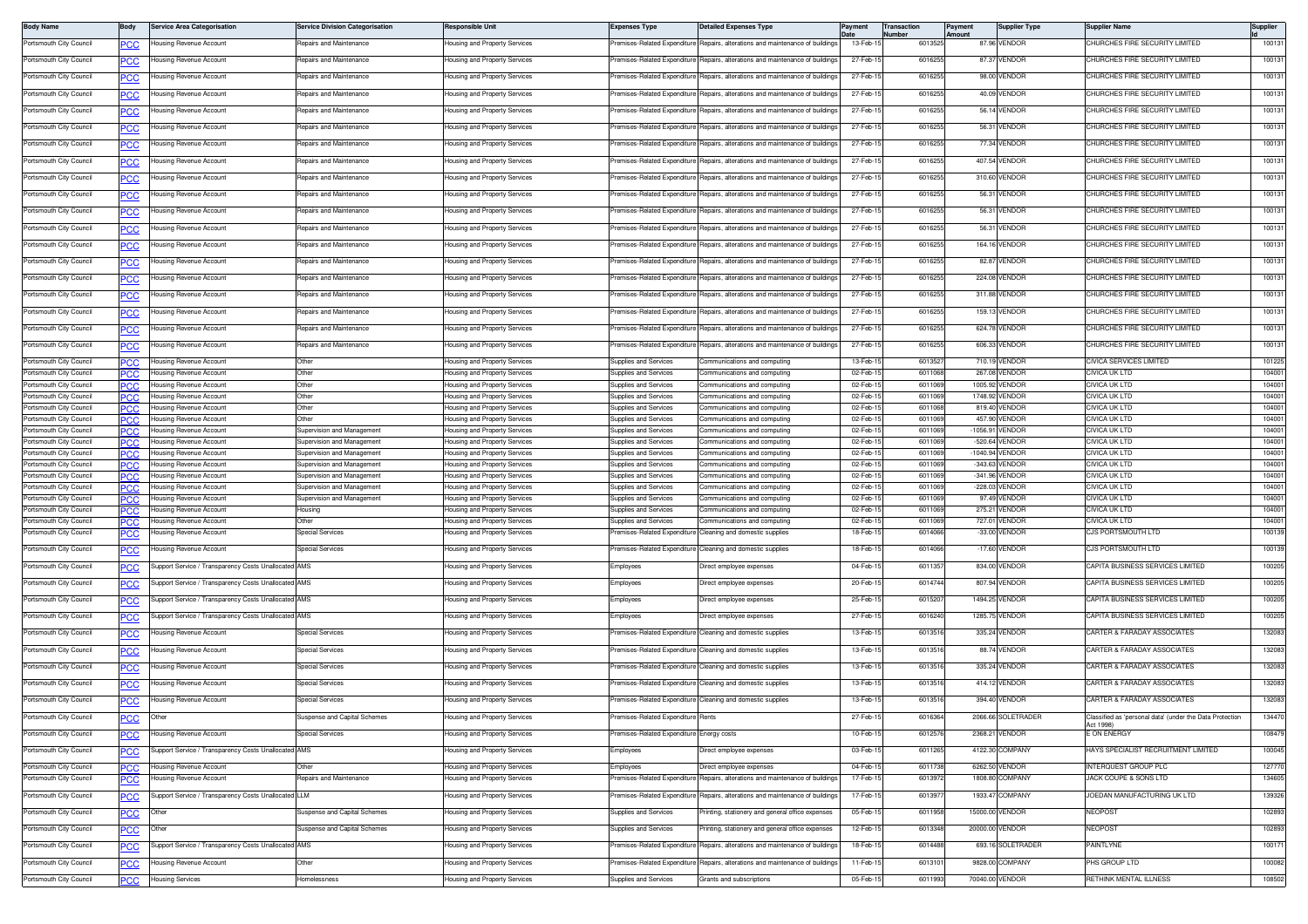| Body Name | Body | Service Area Categorisation | Service Division Categorisation | Responsible Unit | Expenses Type | Detailed Expenses Type | Payment Date | Transaction Number | Payment Amount | Supplier Type | Supplier Name | Supplier Id |
|---|---|---|---|---|---|---|---|---|---|---|---|---|
| Portsmouth City Council | PCC | Housing Revenue Account | Repairs and Maintenance | Housing and Property Services | Premises-Related Expenditure | Repairs, alterations and maintenance of buildings | 13-Feb-15 | 6013525 | 87.96 | VENDOR | CHURCHES FIRE SECURITY LIMITED | 100131 |
| Portsmouth City Council | PCC | Housing Revenue Account | Repairs and Maintenance | Housing and Property Services | Premises-Related Expenditure | Repairs, alterations and maintenance of buildings | 27-Feb-15 | 6016255 | 87.37 | VENDOR | CHURCHES FIRE SECURITY LIMITED | 100131 |
| Portsmouth City Council | PCC | Housing Revenue Account | Repairs and Maintenance | Housing and Property Services | Premises-Related Expenditure | Repairs, alterations and maintenance of buildings | 27-Feb-15 | 6016255 | 98.00 | VENDOR | CHURCHES FIRE SECURITY LIMITED | 100131 |
| Portsmouth City Council | PCC | Housing Revenue Account | Repairs and Maintenance | Housing and Property Services | Premises-Related Expenditure | Repairs, alterations and maintenance of buildings | 27-Feb-15 | 6016255 | 40.09 | VENDOR | CHURCHES FIRE SECURITY LIMITED | 100131 |
| Portsmouth City Council | PCC | Housing Revenue Account | Repairs and Maintenance | Housing and Property Services | Premises-Related Expenditure | Repairs, alterations and maintenance of buildings | 27-Feb-15 | 6016255 | 56.14 | VENDOR | CHURCHES FIRE SECURITY LIMITED | 100131 |
| Portsmouth City Council | PCC | Housing Revenue Account | Repairs and Maintenance | Housing and Property Services | Premises-Related Expenditure | Repairs, alterations and maintenance of buildings | 27-Feb-15 | 6016255 | 56.31 | VENDOR | CHURCHES FIRE SECURITY LIMITED | 100131 |
| Portsmouth City Council | PCC | Housing Revenue Account | Repairs and Maintenance | Housing and Property Services | Premises-Related Expenditure | Repairs, alterations and maintenance of buildings | 27-Feb-15 | 6016255 | 77.34 | VENDOR | CHURCHES FIRE SECURITY LIMITED | 100131 |
| Portsmouth City Council | PCC | Housing Revenue Account | Repairs and Maintenance | Housing and Property Services | Premises-Related Expenditure | Repairs, alterations and maintenance of buildings | 27-Feb-15 | 6016255 | 407.54 | VENDOR | CHURCHES FIRE SECURITY LIMITED | 100131 |
| Portsmouth City Council | PCC | Housing Revenue Account | Repairs and Maintenance | Housing and Property Services | Premises-Related Expenditure | Repairs, alterations and maintenance of buildings | 27-Feb-15 | 6016255 | 310.60 | VENDOR | CHURCHES FIRE SECURITY LIMITED | 100131 |
| Portsmouth City Council | PCC | Housing Revenue Account | Repairs and Maintenance | Housing and Property Services | Premises-Related Expenditure | Repairs, alterations and maintenance of buildings | 27-Feb-15 | 6016255 | 56.31 | VENDOR | CHURCHES FIRE SECURITY LIMITED | 100131 |
| Portsmouth City Council | PCC | Housing Revenue Account | Repairs and Maintenance | Housing and Property Services | Premises-Related Expenditure | Repairs, alterations and maintenance of buildings | 27-Feb-15 | 6016255 | 56.31 | VENDOR | CHURCHES FIRE SECURITY LIMITED | 100131 |
| Portsmouth City Council | PCC | Housing Revenue Account | Repairs and Maintenance | Housing and Property Services | Premises-Related Expenditure | Repairs, alterations and maintenance of buildings | 27-Feb-15 | 6016255 | 56.31 | VENDOR | CHURCHES FIRE SECURITY LIMITED | 100131 |
| Portsmouth City Council | PCC | Housing Revenue Account | Repairs and Maintenance | Housing and Property Services | Premises-Related Expenditure | Repairs, alterations and maintenance of buildings | 27-Feb-15 | 6016255 | 164.16 | VENDOR | CHURCHES FIRE SECURITY LIMITED | 100131 |
| Portsmouth City Council | PCC | Housing Revenue Account | Repairs and Maintenance | Housing and Property Services | Premises-Related Expenditure | Repairs, alterations and maintenance of buildings | 27-Feb-15 | 6016255 | 82.87 | VENDOR | CHURCHES FIRE SECURITY LIMITED | 100131 |
| Portsmouth City Council | PCC | Housing Revenue Account | Repairs and Maintenance | Housing and Property Services | Premises-Related Expenditure | Repairs, alterations and maintenance of buildings | 27-Feb-15 | 6016255 | 224.08 | VENDOR | CHURCHES FIRE SECURITY LIMITED | 100131 |
| Portsmouth City Council | PCC | Housing Revenue Account | Repairs and Maintenance | Housing and Property Services | Premises-Related Expenditure | Repairs, alterations and maintenance of buildings | 27-Feb-15 | 6016255 | 311.88 | VENDOR | CHURCHES FIRE SECURITY LIMITED | 100131 |
| Portsmouth City Council | PCC | Housing Revenue Account | Repairs and Maintenance | Housing and Property Services | Premises-Related Expenditure | Repairs, alterations and maintenance of buildings | 27-Feb-15 | 6016255 | 159.13 | VENDOR | CHURCHES FIRE SECURITY LIMITED | 100131 |
| Portsmouth City Council | PCC | Housing Revenue Account | Repairs and Maintenance | Housing and Property Services | Premises-Related Expenditure | Repairs, alterations and maintenance of buildings | 27-Feb-15 | 6016255 | 624.78 | VENDOR | CHURCHES FIRE SECURITY LIMITED | 100131 |
| Portsmouth City Council | PCC | Housing Revenue Account | Repairs and Maintenance | Housing and Property Services | Premises-Related Expenditure | Repairs, alterations and maintenance of buildings | 27-Feb-15 | 6016255 | 606.33 | VENDOR | CHURCHES FIRE SECURITY LIMITED | 100131 |
| Portsmouth City Council | PCC | Housing Revenue Account | Other | Housing and Property Services | Supplies and Services | Communications and computing | 13-Feb-15 | 6013527 | 710.19 | VENDOR | CIVICA SERVICES LIMITED | 101225 |
| Portsmouth City Council | PCC | Housing Revenue Account | Other | Housing and Property Services | Supplies and Services | Communications and computing | 02-Feb-15 | 6011068 | 267.08 | VENDOR | CIVICA UK LTD | 104001 |
| Portsmouth City Council | PCC | Housing Revenue Account | Other | Housing and Property Services | Supplies and Services | Communications and computing | 02-Feb-15 | 6011069 | 1005.92 | VENDOR | CIVICA UK LTD | 104001 |
| Portsmouth City Council | PCC | Housing Revenue Account | Other | Housing and Property Services | Supplies and Services | Communications and computing | 02-Feb-15 | 6011069 | 1748.92 | VENDOR | CIVICA UK LTD | 104001 |
| Portsmouth City Council | PCC | Housing Revenue Account | Other | Housing and Property Services | Supplies and Services | Communications and computing | 02-Feb-15 | 6011068 | 819.40 | VENDOR | CIVICA UK LTD | 104001 |
| Portsmouth City Council | PCC | Housing Revenue Account | Other | Housing and Property Services | Supplies and Services | Communications and computing | 02-Feb-15 | 6011069 | 457.90 | VENDOR | CIVICA UK LTD | 104001 |
| Portsmouth City Council | PCC | Housing Revenue Account | Supervision and Management | Housing and Property Services | Supplies and Services | Communications and computing | 02-Feb-15 | 6011069 | -1056.91 | VENDOR | CIVICA UK LTD | 104001 |
| Portsmouth City Council | PCC | Housing Revenue Account | Supervision and Management | Housing and Property Services | Supplies and Services | Communications and computing | 02-Feb-15 | 6011069 | -520.64 | VENDOR | CIVICA UK LTD | 104001 |
| Portsmouth City Council | PCC | Housing Revenue Account | Supervision and Management | Housing and Property Services | Supplies and Services | Communications and computing | 02-Feb-15 | 6011069 | -1040.94 | VENDOR | CIVICA UK LTD | 104001 |
| Portsmouth City Council | PCC | Housing Revenue Account | Supervision and Management | Housing and Property Services | Supplies and Services | Communications and computing | 02-Feb-15 | 6011069 | -343.63 | VENDOR | CIVICA UK LTD | 104001 |
| Portsmouth City Council | PCC | Housing Revenue Account | Supervision and Management | Housing and Property Services | Supplies and Services | Communications and computing | 02-Feb-15 | 6011069 | -341.96 | VENDOR | CIVICA UK LTD | 104001 |
| Portsmouth City Council | PCC | Housing Revenue Account | Supervision and Management | Housing and Property Services | Supplies and Services | Communications and computing | 02-Feb-15 | 6011069 | -228.03 | VENDOR | CIVICA UK LTD | 104001 |
| Portsmouth City Council | PCC | Housing Revenue Account | Supervision and Management | Housing and Property Services | Supplies and Services | Communications and computing | 02-Feb-15 | 6011069 | 97.49 | VENDOR | CIVICA UK LTD | 104001 |
| Portsmouth City Council | PCC | Housing Revenue Account | Housing | Housing and Property Services | Supplies and Services | Communications and computing | 02-Feb-15 | 6011069 | 275.21 | VENDOR | CIVICA UK LTD | 104001 |
| Portsmouth City Council | PCC | Housing Revenue Account | Other | Housing and Property Services | Supplies and Services | Communications and computing | 02-Feb-15 | 6011069 | 727.01 | VENDOR | CIVICA UK LTD | 104001 |
| Portsmouth City Council | PCC | Housing Revenue Account | Special Services | Housing and Property Services | Premises-Related Expenditure | Cleaning and domestic supplies | 18-Feb-15 | 6014066 | -33.00 | VENDOR | CJS PORTSMOUTH LTD | 100139 |
| Portsmouth City Council | PCC | Housing Revenue Account | Special Services | Housing and Property Services | Premises-Related Expenditure | Cleaning and domestic supplies | 18-Feb-15 | 6014066 | -17.60 | VENDOR | CJS PORTSMOUTH LTD | 100139 |
| Portsmouth City Council | PCC | Support Service / Transparency Costs Unallocated | AMS | Housing and Property Services | Employees | Direct employee expenses | 04-Feb-15 | 6011357 | 834.00 | VENDOR | CAPITA BUSINESS SERVICES LIMITED | 100205 |
| Portsmouth City Council | PCC | Support Service / Transparency Costs Unallocated | AMS | Housing and Property Services | Employees | Direct employee expenses | 20-Feb-15 | 6014744 | 807.94 | VENDOR | CAPITA BUSINESS SERVICES LIMITED | 100205 |
| Portsmouth City Council | PCC | Support Service / Transparency Costs Unallocated | AMS | Housing and Property Services | Employees | Direct employee expenses | 25-Feb-15 | 6015207 | 1494.25 | VENDOR | CAPITA BUSINESS SERVICES LIMITED | 100205 |
| Portsmouth City Council | PCC | Support Service / Transparency Costs Unallocated | AMS | Housing and Property Services | Employees | Direct employee expenses | 27-Feb-15 | 6016240 | 1285.75 | VENDOR | CAPITA BUSINESS SERVICES LIMITED | 100205 |
| Portsmouth City Council | PCC | Housing Revenue Account | Special Services | Housing and Property Services | Premises-Related Expenditure | Cleaning and domestic supplies | 13-Feb-15 | 6013516 | 335.24 | VENDOR | CARTER & FARADAY ASSOCIATES | 132083 |
| Portsmouth City Council | PCC | Housing Revenue Account | Special Services | Housing and Property Services | Premises-Related Expenditure | Cleaning and domestic supplies | 13-Feb-15 | 6013516 | 88.74 | VENDOR | CARTER & FARADAY ASSOCIATES | 132083 |
| Portsmouth City Council | PCC | Housing Revenue Account | Special Services | Housing and Property Services | Premises-Related Expenditure | Cleaning and domestic supplies | 13-Feb-15 | 6013516 | 335.24 | VENDOR | CARTER & FARADAY ASSOCIATES | 132083 |
| Portsmouth City Council | PCC | Housing Revenue Account | Special Services | Housing and Property Services | Premises-Related Expenditure | Cleaning and domestic supplies | 13-Feb-15 | 6013516 | 414.12 | VENDOR | CARTER & FARADAY ASSOCIATES | 132083 |
| Portsmouth City Council | PCC | Housing Revenue Account | Special Services | Housing and Property Services | Premises-Related Expenditure | Cleaning and domestic supplies | 13-Feb-15 | 6013516 | 394.40 | VENDOR | CARTER & FARADAY ASSOCIATES | 132083 |
| Portsmouth City Council | PCC | Other | Suspense and Capital Schemes | Housing and Property Services | Premises-Related Expenditure | Rents | 27-Feb-15 | 6016364 | 2066.66 | SOLETRADER | Classified as 'personal data' (under the Data Protection Act 1998) | 134470 |
| Portsmouth City Council | PCC | Housing Revenue Account | Special Services | Housing and Property Services | Premises-Related Expenditure | Energy costs | 10-Feb-15 | 6012576 | 2368.21 | VENDOR | E ON ENERGY | 108479 |
| Portsmouth City Council | PCC | Support Service / Transparency Costs Unallocated | AMS | Housing and Property Services | Employees | Direct employee expenses | 03-Feb-15 | 6011265 | 4122.30 | COMPANY | HAYS SPECIALIST RECRUITMENT LIMITED | 100045 |
| Portsmouth City Council | PCC | Housing Revenue Account | Other | Housing and Property Services | Employees | Direct employee expenses | 04-Feb-15 | 6011738 | 6262.50 | VENDOR | INTERQUEST GROUP PLC | 127770 |
| Portsmouth City Council | PCC | Housing Revenue Account | Repairs and Maintenance | Housing and Property Services | Premises-Related Expenditure | Repairs, alterations and maintenance of buildings | 17-Feb-15 | 6013972 | 1808.80 | COMPANY | JACK COUPE & SONS LTD | 134605 |
| Portsmouth City Council | PCC | Support Service / Transparency Costs Unallocated | LLM | Housing and Property Services | Premises-Related Expenditure | Repairs, alterations and maintenance of buildings | 17-Feb-15 | 6013977 | 1933.47 | COMPANY | JOEDAN MANUFACTURING UK LTD | 139326 |
| Portsmouth City Council | PCC | Other | Suspense and Capital Schemes | Housing and Property Services | Supplies and Services | Printing, stationery and general office expenses | 05-Feb-15 | 6011958 | 15000.00 | VENDOR | NEOPOST | 102893 |
| Portsmouth City Council | PCC | Other | Suspense and Capital Schemes | Housing and Property Services | Supplies and Services | Printing, stationery and general office expenses | 12-Feb-15 | 6013348 | 20000.00 | VENDOR | NEOPOST | 102893 |
| Portsmouth City Council | PCC | Support Service / Transparency Costs Unallocated | AMS | Housing and Property Services | Premises-Related Expenditure | Repairs, alterations and maintenance of buildings | 18-Feb-15 | 6014488 | 693.16 | SOLETRADER | PAINTLYNE | 100171 |
| Portsmouth City Council | PCC | Housing Revenue Account | Other | Housing and Property Services | Premises-Related Expenditure | Repairs, alterations and maintenance of buildings | 11-Feb-15 | 6013101 | 9828.00 | COMPANY | PHS GROUP LTD | 100082 |
| Portsmouth City Council | PCC | Housing Services | Homelessness | Housing and Property Services | Supplies and Services | Grants and subscriptions | 05-Feb-15 | 6011993 | 70040.00 | VENDOR | RETHINK MENTAL ILLNESS | 108502 |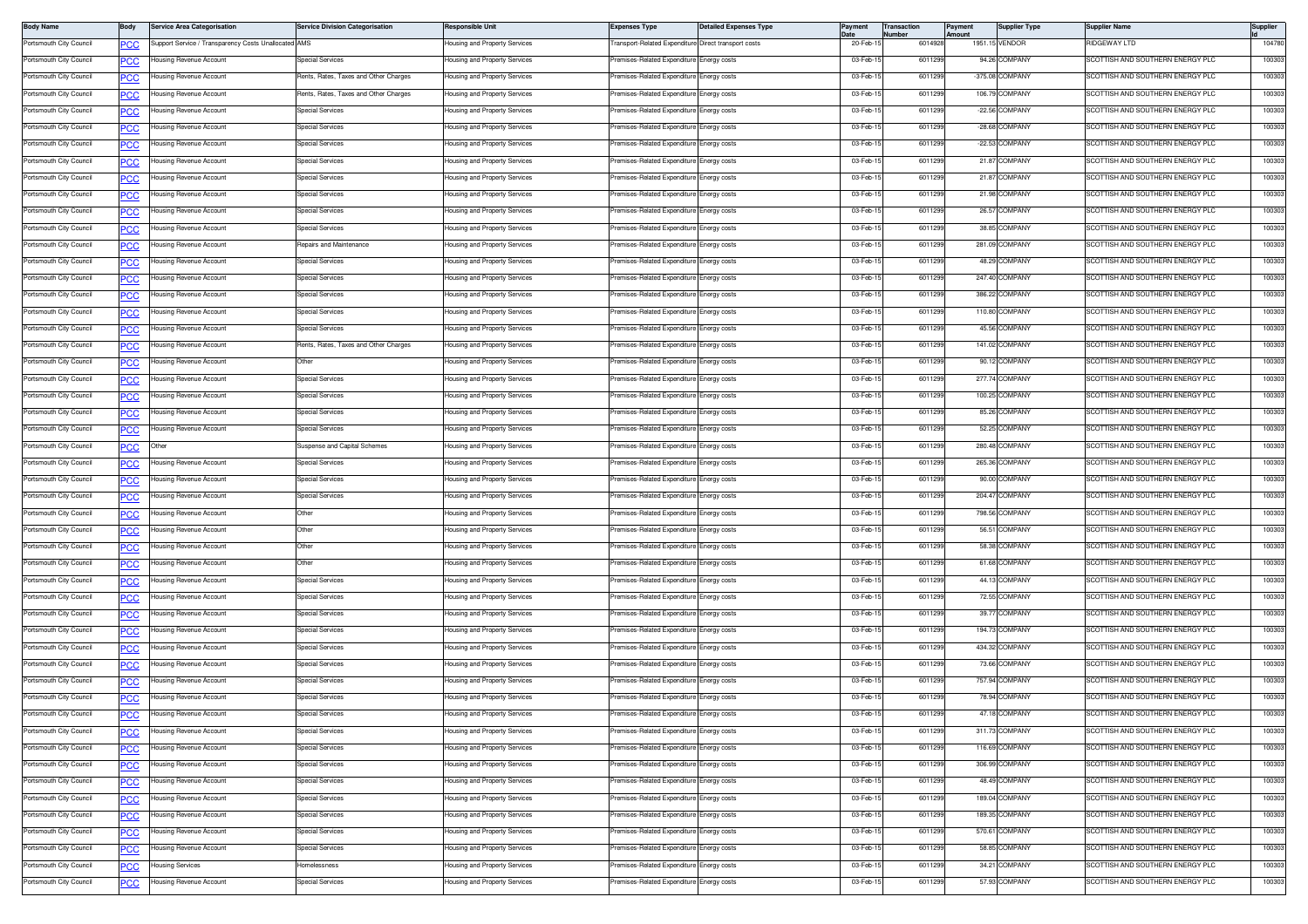| Body Name | Body | Service Area Categorisation | Service Division Categorisation | Responsible Unit | Expenses Type | Detailed Expenses Type | Payment Date | Transaction Number | Payment Amount | Supplier Type | Supplier Name | Supplier Id |
|---|---|---|---|---|---|---|---|---|---|---|---|---|
| Portsmouth City Council | PCC | Support Service / Transparency Costs Unallocated | AMS | Housing and Property Services | Transport-Related Expenditure | Direct transport costs | 20-Feb-15 | 6014928 | 1951.15 | VENDOR | RIDGEWAY LTD | 104780 |
| Portsmouth City Council | PCC | Housing Revenue Account | Special Services | Housing and Property Services | Premises-Related Expenditure | Energy costs | 03-Feb-15 | 6011299 | 94.26 | COMPANY | SCOTTISH AND SOUTHERN ENERGY PLC | 100303 |
| Portsmouth City Council | PCC | Housing Revenue Account | Rents, Rates, Taxes and Other Charges | Housing and Property Services | Premises-Related Expenditure | Energy costs | 03-Feb-15 | 6011299 | -375.08 | COMPANY | SCOTTISH AND SOUTHERN ENERGY PLC | 100303 |
| Portsmouth City Council | PCC | Housing Revenue Account | Rents, Rates, Taxes and Other Charges | Housing and Property Services | Premises-Related Expenditure | Energy costs | 03-Feb-15 | 6011299 | 106.79 | COMPANY | SCOTTISH AND SOUTHERN ENERGY PLC | 100303 |
| Portsmouth City Council | PCC | Housing Revenue Account | Special Services | Housing and Property Services | Premises-Related Expenditure | Energy costs | 03-Feb-15 | 6011299 | -22.56 | COMPANY | SCOTTISH AND SOUTHERN ENERGY PLC | 100303 |
| Portsmouth City Council | PCC | Housing Revenue Account | Special Services | Housing and Property Services | Premises-Related Expenditure | Energy costs | 03-Feb-15 | 6011299 | -28.68 | COMPANY | SCOTTISH AND SOUTHERN ENERGY PLC | 100303 |
| Portsmouth City Council | PCC | Housing Revenue Account | Special Services | Housing and Property Services | Premises-Related Expenditure | Energy costs | 03-Feb-15 | 6011299 | -22.53 | COMPANY | SCOTTISH AND SOUTHERN ENERGY PLC | 100303 |
| Portsmouth City Council | PCC | Housing Revenue Account | Special Services | Housing and Property Services | Premises-Related Expenditure | Energy costs | 03-Feb-15 | 6011299 | 21.87 | COMPANY | SCOTTISH AND SOUTHERN ENERGY PLC | 100303 |
| Portsmouth City Council | PCC | Housing Revenue Account | Special Services | Housing and Property Services | Premises-Related Expenditure | Energy costs | 03-Feb-15 | 6011299 | 21.87 | COMPANY | SCOTTISH AND SOUTHERN ENERGY PLC | 100303 |
| Portsmouth City Council | PCC | Housing Revenue Account | Special Services | Housing and Property Services | Premises-Related Expenditure | Energy costs | 03-Feb-15 | 6011299 | 21.98 | COMPANY | SCOTTISH AND SOUTHERN ENERGY PLC | 100303 |
| Portsmouth City Council | PCC | Housing Revenue Account | Special Services | Housing and Property Services | Premises-Related Expenditure | Energy costs | 03-Feb-15 | 6011299 | 26.57 | COMPANY | SCOTTISH AND SOUTHERN ENERGY PLC | 100303 |
| Portsmouth City Council | PCC | Housing Revenue Account | Special Services | Housing and Property Services | Premises-Related Expenditure | Energy costs | 03-Feb-15 | 6011299 | 38.85 | COMPANY | SCOTTISH AND SOUTHERN ENERGY PLC | 100303 |
| Portsmouth City Council | PCC | Housing Revenue Account | Repairs and Maintenance | Housing and Property Services | Premises-Related Expenditure | Energy costs | 03-Feb-15 | 6011299 | 281.09 | COMPANY | SCOTTISH AND SOUTHERN ENERGY PLC | 100303 |
| Portsmouth City Council | PCC | Housing Revenue Account | Special Services | Housing and Property Services | Premises-Related Expenditure | Energy costs | 03-Feb-15 | 6011299 | 48.29 | COMPANY | SCOTTISH AND SOUTHERN ENERGY PLC | 100303 |
| Portsmouth City Council | PCC | Housing Revenue Account | Special Services | Housing and Property Services | Premises-Related Expenditure | Energy costs | 03-Feb-15 | 6011299 | 247.40 | COMPANY | SCOTTISH AND SOUTHERN ENERGY PLC | 100303 |
| Portsmouth City Council | PCC | Housing Revenue Account | Special Services | Housing and Property Services | Premises-Related Expenditure | Energy costs | 03-Feb-15 | 6011299 | 386.22 | COMPANY | SCOTTISH AND SOUTHERN ENERGY PLC | 100303 |
| Portsmouth City Council | PCC | Housing Revenue Account | Special Services | Housing and Property Services | Premises-Related Expenditure | Energy costs | 03-Feb-15 | 6011299 | 110.80 | COMPANY | SCOTTISH AND SOUTHERN ENERGY PLC | 100303 |
| Portsmouth City Council | PCC | Housing Revenue Account | Special Services | Housing and Property Services | Premises-Related Expenditure | Energy costs | 03-Feb-15 | 6011299 | 45.56 | COMPANY | SCOTTISH AND SOUTHERN ENERGY PLC | 100303 |
| Portsmouth City Council | PCC | Housing Revenue Account | Rents, Rates, Taxes and Other Charges | Housing and Property Services | Premises-Related Expenditure | Energy costs | 03-Feb-15 | 6011299 | 141.02 | COMPANY | SCOTTISH AND SOUTHERN ENERGY PLC | 100303 |
| Portsmouth City Council | PCC | Housing Revenue Account | Other | Housing and Property Services | Premises-Related Expenditure | Energy costs | 03-Feb-15 | 6011299 | 90.12 | COMPANY | SCOTTISH AND SOUTHERN ENERGY PLC | 100303 |
| Portsmouth City Council | PCC | Housing Revenue Account | Special Services | Housing and Property Services | Premises-Related Expenditure | Energy costs | 03-Feb-15 | 6011299 | 277.74 | COMPANY | SCOTTISH AND SOUTHERN ENERGY PLC | 100303 |
| Portsmouth City Council | PCC | Housing Revenue Account | Special Services | Housing and Property Services | Premises-Related Expenditure | Energy costs | 03-Feb-15 | 6011299 | 100.25 | COMPANY | SCOTTISH AND SOUTHERN ENERGY PLC | 100303 |
| Portsmouth City Council | PCC | Housing Revenue Account | Special Services | Housing and Property Services | Premises-Related Expenditure | Energy costs | 03-Feb-15 | 6011299 | 85.26 | COMPANY | SCOTTISH AND SOUTHERN ENERGY PLC | 100303 |
| Portsmouth City Council | PCC | Housing Revenue Account | Special Services | Housing and Property Services | Premises-Related Expenditure | Energy costs | 03-Feb-15 | 6011299 | 52.25 | COMPANY | SCOTTISH AND SOUTHERN ENERGY PLC | 100303 |
| Portsmouth City Council | PCC | Other | Suspense and Capital Schemes | Housing and Property Services | Premises-Related Expenditure | Energy costs | 03-Feb-15 | 6011299 | 280.48 | COMPANY | SCOTTISH AND SOUTHERN ENERGY PLC | 100303 |
| Portsmouth City Council | PCC | Housing Revenue Account | Special Services | Housing and Property Services | Premises-Related Expenditure | Energy costs | 03-Feb-15 | 6011299 | 265.36 | COMPANY | SCOTTISH AND SOUTHERN ENERGY PLC | 100303 |
| Portsmouth City Council | PCC | Housing Revenue Account | Special Services | Housing and Property Services | Premises-Related Expenditure | Energy costs | 03-Feb-15 | 6011299 | 90.00 | COMPANY | SCOTTISH AND SOUTHERN ENERGY PLC | 100303 |
| Portsmouth City Council | PCC | Housing Revenue Account | Special Services | Housing and Property Services | Premises-Related Expenditure | Energy costs | 03-Feb-15 | 6011299 | 204.47 | COMPANY | SCOTTISH AND SOUTHERN ENERGY PLC | 100303 |
| Portsmouth City Council | PCC | Housing Revenue Account | Other | Housing and Property Services | Premises-Related Expenditure | Energy costs | 03-Feb-15 | 6011299 | 798.56 | COMPANY | SCOTTISH AND SOUTHERN ENERGY PLC | 100303 |
| Portsmouth City Council | PCC | Housing Revenue Account | Other | Housing and Property Services | Premises-Related Expenditure | Energy costs | 03-Feb-15 | 6011299 | 56.51 | COMPANY | SCOTTISH AND SOUTHERN ENERGY PLC | 100303 |
| Portsmouth City Council | PCC | Housing Revenue Account | Other | Housing and Property Services | Premises-Related Expenditure | Energy costs | 03-Feb-15 | 6011299 | 58.38 | COMPANY | SCOTTISH AND SOUTHERN ENERGY PLC | 100303 |
| Portsmouth City Council | PCC | Housing Revenue Account | Other | Housing and Property Services | Premises-Related Expenditure | Energy costs | 03-Feb-15 | 6011299 | 61.68 | COMPANY | SCOTTISH AND SOUTHERN ENERGY PLC | 100303 |
| Portsmouth City Council | PCC | Housing Revenue Account | Special Services | Housing and Property Services | Premises-Related Expenditure | Energy costs | 03-Feb-15 | 6011299 | 44.13 | COMPANY | SCOTTISH AND SOUTHERN ENERGY PLC | 100303 |
| Portsmouth City Council | PCC | Housing Revenue Account | Special Services | Housing and Property Services | Premises-Related Expenditure | Energy costs | 03-Feb-15 | 6011299 | 72.55 | COMPANY | SCOTTISH AND SOUTHERN ENERGY PLC | 100303 |
| Portsmouth City Council | PCC | Housing Revenue Account | Special Services | Housing and Property Services | Premises-Related Expenditure | Energy costs | 03-Feb-15 | 6011299 | 39.77 | COMPANY | SCOTTISH AND SOUTHERN ENERGY PLC | 100303 |
| Portsmouth City Council | PCC | Housing Revenue Account | Special Services | Housing and Property Services | Premises-Related Expenditure | Energy costs | 03-Feb-15 | 6011299 | 194.73 | COMPANY | SCOTTISH AND SOUTHERN ENERGY PLC | 100303 |
| Portsmouth City Council | PCC | Housing Revenue Account | Special Services | Housing and Property Services | Premises-Related Expenditure | Energy costs | 03-Feb-15 | 6011299 | 434.32 | COMPANY | SCOTTISH AND SOUTHERN ENERGY PLC | 100303 |
| Portsmouth City Council | PCC | Housing Revenue Account | Special Services | Housing and Property Services | Premises-Related Expenditure | Energy costs | 03-Feb-15 | 6011299 | 73.66 | COMPANY | SCOTTISH AND SOUTHERN ENERGY PLC | 100303 |
| Portsmouth City Council | PCC | Housing Revenue Account | Special Services | Housing and Property Services | Premises-Related Expenditure | Energy costs | 03-Feb-15 | 6011299 | 757.94 | COMPANY | SCOTTISH AND SOUTHERN ENERGY PLC | 100303 |
| Portsmouth City Council | PCC | Housing Revenue Account | Special Services | Housing and Property Services | Premises-Related Expenditure | Energy costs | 03-Feb-15 | 6011299 | 78.94 | COMPANY | SCOTTISH AND SOUTHERN ENERGY PLC | 100303 |
| Portsmouth City Council | PCC | Housing Revenue Account | Special Services | Housing and Property Services | Premises-Related Expenditure | Energy costs | 03-Feb-15 | 6011299 | 47.18 | COMPANY | SCOTTISH AND SOUTHERN ENERGY PLC | 100303 |
| Portsmouth City Council | PCC | Housing Revenue Account | Special Services | Housing and Property Services | Premises-Related Expenditure | Energy costs | 03-Feb-15 | 6011299 | 311.73 | COMPANY | SCOTTISH AND SOUTHERN ENERGY PLC | 100303 |
| Portsmouth City Council | PCC | Housing Revenue Account | Special Services | Housing and Property Services | Premises-Related Expenditure | Energy costs | 03-Feb-15 | 6011299 | 116.69 | COMPANY | SCOTTISH AND SOUTHERN ENERGY PLC | 100303 |
| Portsmouth City Council | PCC | Housing Revenue Account | Special Services | Housing and Property Services | Premises-Related Expenditure | Energy costs | 03-Feb-15 | 6011299 | 306.99 | COMPANY | SCOTTISH AND SOUTHERN ENERGY PLC | 100303 |
| Portsmouth City Council | PCC | Housing Revenue Account | Special Services | Housing and Property Services | Premises-Related Expenditure | Energy costs | 03-Feb-15 | 6011299 | 48.49 | COMPANY | SCOTTISH AND SOUTHERN ENERGY PLC | 100303 |
| Portsmouth City Council | PCC | Housing Revenue Account | Special Services | Housing and Property Services | Premises-Related Expenditure | Energy costs | 03-Feb-15 | 6011299 | 189.04 | COMPANY | SCOTTISH AND SOUTHERN ENERGY PLC | 100303 |
| Portsmouth City Council | PCC | Housing Revenue Account | Special Services | Housing and Property Services | Premises-Related Expenditure | Energy costs | 03-Feb-15 | 6011299 | 189.35 | COMPANY | SCOTTISH AND SOUTHERN ENERGY PLC | 100303 |
| Portsmouth City Council | PCC | Housing Revenue Account | Special Services | Housing and Property Services | Premises-Related Expenditure | Energy costs | 03-Feb-15 | 6011299 | 570.61 | COMPANY | SCOTTISH AND SOUTHERN ENERGY PLC | 100303 |
| Portsmouth City Council | PCC | Housing Revenue Account | Special Services | Housing and Property Services | Premises-Related Expenditure | Energy costs | 03-Feb-15 | 6011299 | 58.85 | COMPANY | SCOTTISH AND SOUTHERN ENERGY PLC | 100303 |
| Portsmouth City Council | PCC | Housing Services | Homelessness | Housing and Property Services | Premises-Related Expenditure | Energy costs | 03-Feb-15 | 6011299 | 34.21 | COMPANY | SCOTTISH AND SOUTHERN ENERGY PLC | 100303 |
| Portsmouth City Council | PCC | Housing Revenue Account | Special Services | Housing and Property Services | Premises-Related Expenditure | Energy costs | 03-Feb-15 | 6011299 | 57.93 | COMPANY | SCOTTISH AND SOUTHERN ENERGY PLC | 100303 |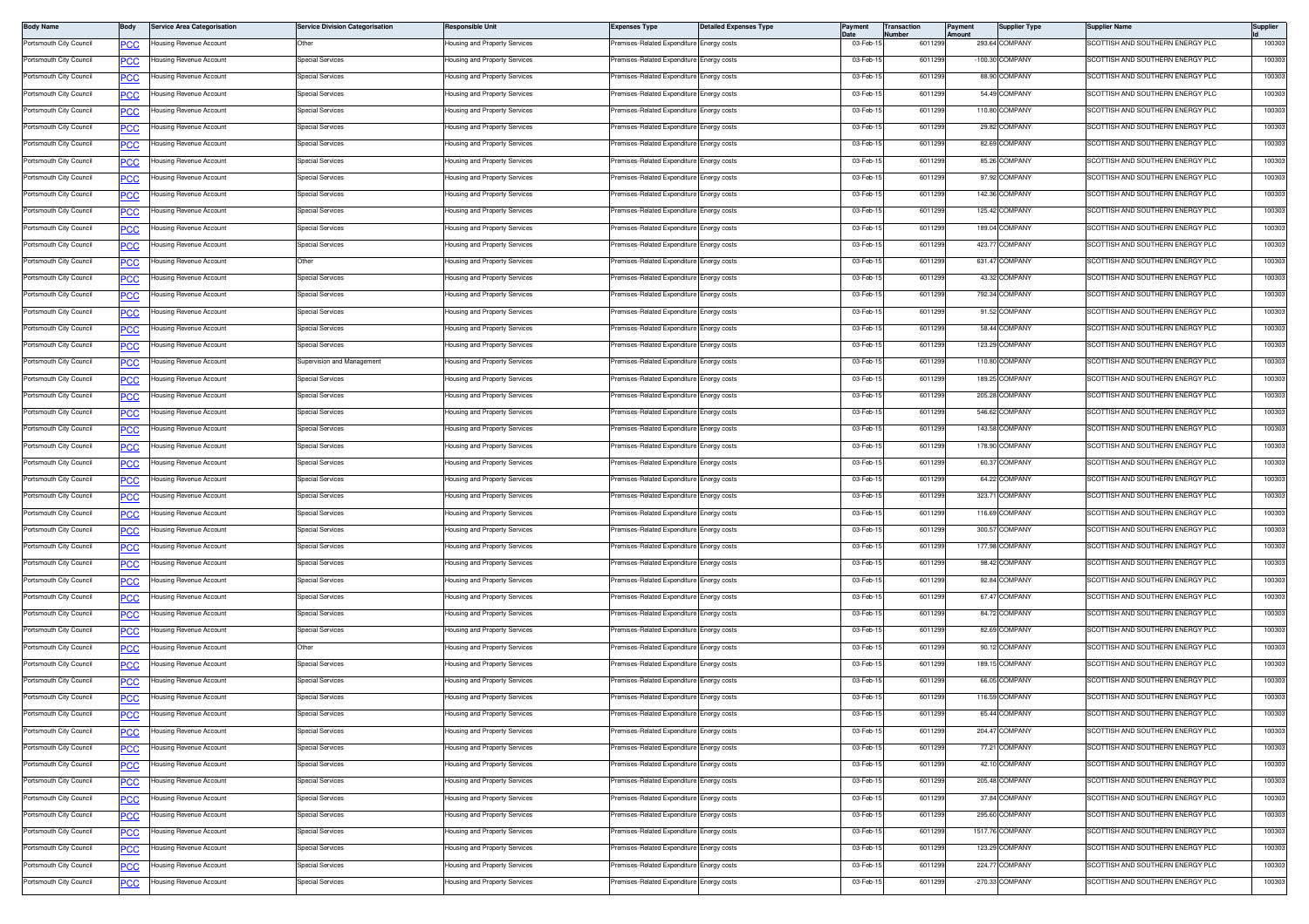| Body Name | Body | Service Area Categorisation | Service Division Categorisation | Responsible Unit | Expenses Type | Detailed Expenses Type | Payment Date | Transaction Number | Payment Amount | Supplier Type | Supplier Name | Supplier Id |
|---|---|---|---|---|---|---|---|---|---|---|---|---|
| Portsmouth City Council | PCC | Housing Revenue Account | Other | Housing and Property Services | Premises-Related Expenditure | Energy costs | 03-Feb-15 | 6011299 | 293.64 | COMPANY | SCOTTISH AND SOUTHERN ENERGY PLC | 100303 |
| Portsmouth City Council | PCC | Housing Revenue Account | Special Services | Housing and Property Services | Premises-Related Expenditure | Energy costs | 03-Feb-15 | 6011299 | -100.30 | COMPANY | SCOTTISH AND SOUTHERN ENERGY PLC | 100303 |
| Portsmouth City Council | PCC | Housing Revenue Account | Special Services | Housing and Property Services | Premises-Related Expenditure | Energy costs | 03-Feb-15 | 6011299 | 88.90 | COMPANY | SCOTTISH AND SOUTHERN ENERGY PLC | 100303 |
| Portsmouth City Council | PCC | Housing Revenue Account | Special Services | Housing and Property Services | Premises-Related Expenditure | Energy costs | 03-Feb-15 | 6011299 | 54.49 | COMPANY | SCOTTISH AND SOUTHERN ENERGY PLC | 100303 |
| Portsmouth City Council | PCC | Housing Revenue Account | Special Services | Housing and Property Services | Premises-Related Expenditure | Energy costs | 03-Feb-15 | 6011299 | 110.80 | COMPANY | SCOTTISH AND SOUTHERN ENERGY PLC | 100303 |
| Portsmouth City Council | PCC | Housing Revenue Account | Special Services | Housing and Property Services | Premises-Related Expenditure | Energy costs | 03-Feb-15 | 6011299 | 29.82 | COMPANY | SCOTTISH AND SOUTHERN ENERGY PLC | 100303 |
| Portsmouth City Council | PCC | Housing Revenue Account | Special Services | Housing and Property Services | Premises-Related Expenditure | Energy costs | 03-Feb-15 | 6011299 | 82.69 | COMPANY | SCOTTISH AND SOUTHERN ENERGY PLC | 100303 |
| Portsmouth City Council | PCC | Housing Revenue Account | Special Services | Housing and Property Services | Premises-Related Expenditure | Energy costs | 03-Feb-15 | 6011299 | 85.26 | COMPANY | SCOTTISH AND SOUTHERN ENERGY PLC | 100303 |
| Portsmouth City Council | PCC | Housing Revenue Account | Special Services | Housing and Property Services | Premises-Related Expenditure | Energy costs | 03-Feb-15 | 6011299 | 97.92 | COMPANY | SCOTTISH AND SOUTHERN ENERGY PLC | 100303 |
| Portsmouth City Council | PCC | Housing Revenue Account | Special Services | Housing and Property Services | Premises-Related Expenditure | Energy costs | 03-Feb-15 | 6011299 | 142.36 | COMPANY | SCOTTISH AND SOUTHERN ENERGY PLC | 100303 |
| Portsmouth City Council | PCC | Housing Revenue Account | Special Services | Housing and Property Services | Premises-Related Expenditure | Energy costs | 03-Feb-15 | 6011299 | 125.42 | COMPANY | SCOTTISH AND SOUTHERN ENERGY PLC | 100303 |
| Portsmouth City Council | PCC | Housing Revenue Account | Special Services | Housing and Property Services | Premises-Related Expenditure | Energy costs | 03-Feb-15 | 6011299 | 189.04 | COMPANY | SCOTTISH AND SOUTHERN ENERGY PLC | 100303 |
| Portsmouth City Council | PCC | Housing Revenue Account | Special Services | Housing and Property Services | Premises-Related Expenditure | Energy costs | 03-Feb-15 | 6011299 | 423.77 | COMPANY | SCOTTISH AND SOUTHERN ENERGY PLC | 100303 |
| Portsmouth City Council | PCC | Housing Revenue Account | Other | Housing and Property Services | Premises-Related Expenditure | Energy costs | 03-Feb-15 | 6011299 | 631.47 | COMPANY | SCOTTISH AND SOUTHERN ENERGY PLC | 100303 |
| Portsmouth City Council | PCC | Housing Revenue Account | Special Services | Housing and Property Services | Premises-Related Expenditure | Energy costs | 03-Feb-15 | 6011299 | 43.32 | COMPANY | SCOTTISH AND SOUTHERN ENERGY PLC | 100303 |
| Portsmouth City Council | PCC | Housing Revenue Account | Special Services | Housing and Property Services | Premises-Related Expenditure | Energy costs | 03-Feb-15 | 6011299 | 792.34 | COMPANY | SCOTTISH AND SOUTHERN ENERGY PLC | 100303 |
| Portsmouth City Council | PCC | Housing Revenue Account | Special Services | Housing and Property Services | Premises-Related Expenditure | Energy costs | 03-Feb-15 | 6011299 | 91.52 | COMPANY | SCOTTISH AND SOUTHERN ENERGY PLC | 100303 |
| Portsmouth City Council | PCC | Housing Revenue Account | Special Services | Housing and Property Services | Premises-Related Expenditure | Energy costs | 03-Feb-15 | 6011299 | 58.44 | COMPANY | SCOTTISH AND SOUTHERN ENERGY PLC | 100303 |
| Portsmouth City Council | PCC | Housing Revenue Account | Special Services | Housing and Property Services | Premises-Related Expenditure | Energy costs | 03-Feb-15 | 6011299 | 123.29 | COMPANY | SCOTTISH AND SOUTHERN ENERGY PLC | 100303 |
| Portsmouth City Council | PCC | Housing Revenue Account | Supervision and Management | Housing and Property Services | Premises-Related Expenditure | Energy costs | 03-Feb-15 | 6011299 | 110.80 | COMPANY | SCOTTISH AND SOUTHERN ENERGY PLC | 100303 |
| Portsmouth City Council | PCC | Housing Revenue Account | Special Services | Housing and Property Services | Premises-Related Expenditure | Energy costs | 03-Feb-15 | 6011299 | 189.25 | COMPANY | SCOTTISH AND SOUTHERN ENERGY PLC | 100303 |
| Portsmouth City Council | PCC | Housing Revenue Account | Special Services | Housing and Property Services | Premises-Related Expenditure | Energy costs | 03-Feb-15 | 6011299 | 205.28 | COMPANY | SCOTTISH AND SOUTHERN ENERGY PLC | 100303 |
| Portsmouth City Council | PCC | Housing Revenue Account | Special Services | Housing and Property Services | Premises-Related Expenditure | Energy costs | 03-Feb-15 | 6011299 | 546.62 | COMPANY | SCOTTISH AND SOUTHERN ENERGY PLC | 100303 |
| Portsmouth City Council | PCC | Housing Revenue Account | Special Services | Housing and Property Services | Premises-Related Expenditure | Energy costs | 03-Feb-15 | 6011299 | 143.58 | COMPANY | SCOTTISH AND SOUTHERN ENERGY PLC | 100303 |
| Portsmouth City Council | PCC | Housing Revenue Account | Special Services | Housing and Property Services | Premises-Related Expenditure | Energy costs | 03-Feb-15 | 6011299 | 178.90 | COMPANY | SCOTTISH AND SOUTHERN ENERGY PLC | 100303 |
| Portsmouth City Council | PCC | Housing Revenue Account | Special Services | Housing and Property Services | Premises-Related Expenditure | Energy costs | 03-Feb-15 | 6011299 | 60.37 | COMPANY | SCOTTISH AND SOUTHERN ENERGY PLC | 100303 |
| Portsmouth City Council | PCC | Housing Revenue Account | Special Services | Housing and Property Services | Premises-Related Expenditure | Energy costs | 03-Feb-15 | 6011299 | 64.22 | COMPANY | SCOTTISH AND SOUTHERN ENERGY PLC | 100303 |
| Portsmouth City Council | PCC | Housing Revenue Account | Special Services | Housing and Property Services | Premises-Related Expenditure | Energy costs | 03-Feb-15 | 6011299 | 323.71 | COMPANY | SCOTTISH AND SOUTHERN ENERGY PLC | 100303 |
| Portsmouth City Council | PCC | Housing Revenue Account | Special Services | Housing and Property Services | Premises-Related Expenditure | Energy costs | 03-Feb-15 | 6011299 | 116.69 | COMPANY | SCOTTISH AND SOUTHERN ENERGY PLC | 100303 |
| Portsmouth City Council | PCC | Housing Revenue Account | Special Services | Housing and Property Services | Premises-Related Expenditure | Energy costs | 03-Feb-15 | 6011299 | 300.57 | COMPANY | SCOTTISH AND SOUTHERN ENERGY PLC | 100303 |
| Portsmouth City Council | PCC | Housing Revenue Account | Special Services | Housing and Property Services | Premises-Related Expenditure | Energy costs | 03-Feb-15 | 6011299 | 177.98 | COMPANY | SCOTTISH AND SOUTHERN ENERGY PLC | 100303 |
| Portsmouth City Council | PCC | Housing Revenue Account | Special Services | Housing and Property Services | Premises-Related Expenditure | Energy costs | 03-Feb-15 | 6011299 | 98.42 | COMPANY | SCOTTISH AND SOUTHERN ENERGY PLC | 100303 |
| Portsmouth City Council | PCC | Housing Revenue Account | Special Services | Housing and Property Services | Premises-Related Expenditure | Energy costs | 03-Feb-15 | 6011299 | 92.84 | COMPANY | SCOTTISH AND SOUTHERN ENERGY PLC | 100303 |
| Portsmouth City Council | PCC | Housing Revenue Account | Special Services | Housing and Property Services | Premises-Related Expenditure | Energy costs | 03-Feb-15 | 6011299 | 67.47 | COMPANY | SCOTTISH AND SOUTHERN ENERGY PLC | 100303 |
| Portsmouth City Council | PCC | Housing Revenue Account | Special Services | Housing and Property Services | Premises-Related Expenditure | Energy costs | 03-Feb-15 | 6011299 | 84.72 | COMPANY | SCOTTISH AND SOUTHERN ENERGY PLC | 100303 |
| Portsmouth City Council | PCC | Housing Revenue Account | Special Services | Housing and Property Services | Premises-Related Expenditure | Energy costs | 03-Feb-15 | 6011299 | 82.69 | COMPANY | SCOTTISH AND SOUTHERN ENERGY PLC | 100303 |
| Portsmouth City Council | PCC | Housing Revenue Account | Other | Housing and Property Services | Premises-Related Expenditure | Energy costs | 03-Feb-15 | 6011299 | 90.12 | COMPANY | SCOTTISH AND SOUTHERN ENERGY PLC | 100303 |
| Portsmouth City Council | PCC | Housing Revenue Account | Special Services | Housing and Property Services | Premises-Related Expenditure | Energy costs | 03-Feb-15 | 6011299 | 189.15 | COMPANY | SCOTTISH AND SOUTHERN ENERGY PLC | 100303 |
| Portsmouth City Council | PCC | Housing Revenue Account | Special Services | Housing and Property Services | Premises-Related Expenditure | Energy costs | 03-Feb-15 | 6011299 | 66.05 | COMPANY | SCOTTISH AND SOUTHERN ENERGY PLC | 100303 |
| Portsmouth City Council | PCC | Housing Revenue Account | Special Services | Housing and Property Services | Premises-Related Expenditure | Energy costs | 03-Feb-15 | 6011299 | 116.59 | COMPANY | SCOTTISH AND SOUTHERN ENERGY PLC | 100303 |
| Portsmouth City Council | PCC | Housing Revenue Account | Special Services | Housing and Property Services | Premises-Related Expenditure | Energy costs | 03-Feb-15 | 6011299 | 65.44 | COMPANY | SCOTTISH AND SOUTHERN ENERGY PLC | 100303 |
| Portsmouth City Council | PCC | Housing Revenue Account | Special Services | Housing and Property Services | Premises-Related Expenditure | Energy costs | 03-Feb-15 | 6011299 | 204.47 | COMPANY | SCOTTISH AND SOUTHERN ENERGY PLC | 100303 |
| Portsmouth City Council | PCC | Housing Revenue Account | Special Services | Housing and Property Services | Premises-Related Expenditure | Energy costs | 03-Feb-15 | 6011299 | 77.21 | COMPANY | SCOTTISH AND SOUTHERN ENERGY PLC | 100303 |
| Portsmouth City Council | PCC | Housing Revenue Account | Special Services | Housing and Property Services | Premises-Related Expenditure | Energy costs | 03-Feb-15 | 6011299 | 42.10 | COMPANY | SCOTTISH AND SOUTHERN ENERGY PLC | 100303 |
| Portsmouth City Council | PCC | Housing Revenue Account | Special Services | Housing and Property Services | Premises-Related Expenditure | Energy costs | 03-Feb-15 | 6011299 | 205.48 | COMPANY | SCOTTISH AND SOUTHERN ENERGY PLC | 100303 |
| Portsmouth City Council | PCC | Housing Revenue Account | Special Services | Housing and Property Services | Premises-Related Expenditure | Energy costs | 03-Feb-15 | 6011299 | 37.84 | COMPANY | SCOTTISH AND SOUTHERN ENERGY PLC | 100303 |
| Portsmouth City Council | PCC | Housing Revenue Account | Special Services | Housing and Property Services | Premises-Related Expenditure | Energy costs | 03-Feb-15 | 6011299 | 295.60 | COMPANY | SCOTTISH AND SOUTHERN ENERGY PLC | 100303 |
| Portsmouth City Council | PCC | Housing Revenue Account | Special Services | Housing and Property Services | Premises-Related Expenditure | Energy costs | 03-Feb-15 | 6011299 | 1517.76 | COMPANY | SCOTTISH AND SOUTHERN ENERGY PLC | 100303 |
| Portsmouth City Council | PCC | Housing Revenue Account | Special Services | Housing and Property Services | Premises-Related Expenditure | Energy costs | 03-Feb-15 | 6011299 | 123.29 | COMPANY | SCOTTISH AND SOUTHERN ENERGY PLC | 100303 |
| Portsmouth City Council | PCC | Housing Revenue Account | Special Services | Housing and Property Services | Premises-Related Expenditure | Energy costs | 03-Feb-15 | 6011299 | 224.77 | COMPANY | SCOTTISH AND SOUTHERN ENERGY PLC | 100303 |
| Portsmouth City Council | PCC | Housing Revenue Account | Special Services | Housing and Property Services | Premises-Related Expenditure | Energy costs | 03-Feb-15 | 6011299 | -270.33 | COMPANY | SCOTTISH AND SOUTHERN ENERGY PLC | 100303 |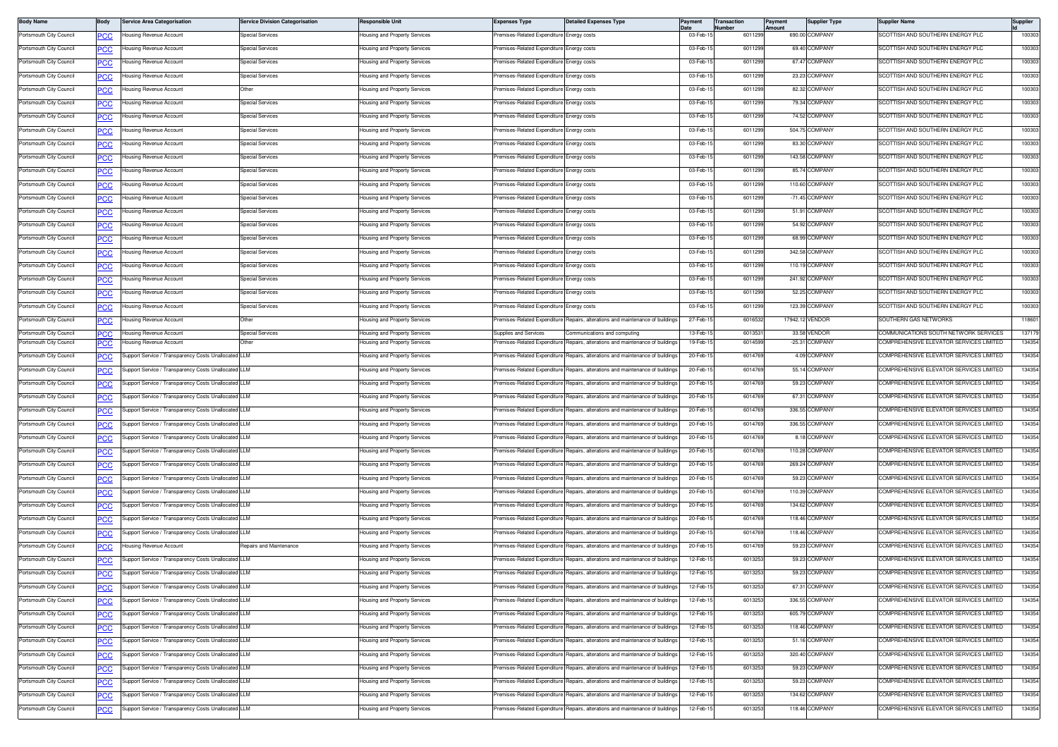| Body Name | Body | Service Area Categorisation | Service Division Categorisation | Responsible Unit | Expenses Type | Detailed Expenses Type | Payment Date | Transaction Number | Payment Amount | Supplier Type | Supplier Name | Supplier Id |
|---|---|---|---|---|---|---|---|---|---|---|---|---|
| Portsmouth City Council | PCC | Housing Revenue Account | Special Services | Housing and Property Services | Premises-Related Expenditure | Energy costs | 03-Feb-15 | 6011299 | 690.00 | COMPANY | SCOTTISH AND SOUTHERN ENERGY PLC | 100303 |
| Portsmouth City Council | PCC | Housing Revenue Account | Special Services | Housing and Property Services | Premises-Related Expenditure | Energy costs | 03-Feb-15 | 6011299 | 69.40 | COMPANY | SCOTTISH AND SOUTHERN ENERGY PLC | 100303 |
| Portsmouth City Council | PCC | Housing Revenue Account | Special Services | Housing and Property Services | Premises-Related Expenditure | Energy costs | 03-Feb-15 | 6011299 | 67.47 | COMPANY | SCOTTISH AND SOUTHERN ENERGY PLC | 100303 |
| Portsmouth City Council | PCC | Housing Revenue Account | Special Services | Housing and Property Services | Premises-Related Expenditure | Energy costs | 03-Feb-15 | 6011299 | 23.23 | COMPANY | SCOTTISH AND SOUTHERN ENERGY PLC | 100303 |
| Portsmouth City Council | PCC | Housing Revenue Account | Other | Housing and Property Services | Premises-Related Expenditure | Energy costs | 03-Feb-15 | 6011299 | 82.32 | COMPANY | SCOTTISH AND SOUTHERN ENERGY PLC | 100303 |
| Portsmouth City Council | PCC | Housing Revenue Account | Special Services | Housing and Property Services | Premises-Related Expenditure | Energy costs | 03-Feb-15 | 6011299 | 79.34 | COMPANY | SCOTTISH AND SOUTHERN ENERGY PLC | 100303 |
| Portsmouth City Council | PCC | Housing Revenue Account | Special Services | Housing and Property Services | Premises-Related Expenditure | Energy costs | 03-Feb-15 | 6011299 | 74.52 | COMPANY | SCOTTISH AND SOUTHERN ENERGY PLC | 100303 |
| Portsmouth City Council | PCC | Housing Revenue Account | Special Services | Housing and Property Services | Premises-Related Expenditure | Energy costs | 03-Feb-15 | 6011299 | 504.75 | COMPANY | SCOTTISH AND SOUTHERN ENERGY PLC | 100303 |
| Portsmouth City Council | PCC | Housing Revenue Account | Special Services | Housing and Property Services | Premises-Related Expenditure | Energy costs | 03-Feb-15 | 6011299 | 83.30 | COMPANY | SCOTTISH AND SOUTHERN ENERGY PLC | 100303 |
| Portsmouth City Council | PCC | Housing Revenue Account | Special Services | Housing and Property Services | Premises-Related Expenditure | Energy costs | 03-Feb-15 | 6011299 | 143.58 | COMPANY | SCOTTISH AND SOUTHERN ENERGY PLC | 100303 |
| Portsmouth City Council | PCC | Housing Revenue Account | Special Services | Housing and Property Services | Premises-Related Expenditure | Energy costs | 03-Feb-15 | 6011299 | 85.74 | COMPANY | SCOTTISH AND SOUTHERN ENERGY PLC | 100303 |
| Portsmouth City Council | PCC | Housing Revenue Account | Special Services | Housing and Property Services | Premises-Related Expenditure | Energy costs | 03-Feb-15 | 6011299 | 110.60 | COMPANY | SCOTTISH AND SOUTHERN ENERGY PLC | 100303 |
| Portsmouth City Council | PCC | Housing Revenue Account | Special Services | Housing and Property Services | Premises-Related Expenditure | Energy costs | 03-Feb-15 | 6011299 | -71.45 | COMPANY | SCOTTISH AND SOUTHERN ENERGY PLC | 100303 |
| Portsmouth City Council | PCC | Housing Revenue Account | Special Services | Housing and Property Services | Premises-Related Expenditure | Energy costs | 03-Feb-15 | 6011299 | 51.91 | COMPANY | SCOTTISH AND SOUTHERN ENERGY PLC | 100303 |
| Portsmouth City Council | PCC | Housing Revenue Account | Special Services | Housing and Property Services | Premises-Related Expenditure | Energy costs | 03-Feb-15 | 6011299 | 54.92 | COMPANY | SCOTTISH AND SOUTHERN ENERGY PLC | 100303 |
| Portsmouth City Council | PCC | Housing Revenue Account | Special Services | Housing and Property Services | Premises-Related Expenditure | Energy costs | 03-Feb-15 | 6011299 | 68.99 | COMPANY | SCOTTISH AND SOUTHERN ENERGY PLC | 100303 |
| Portsmouth City Council | PCC | Housing Revenue Account | Special Services | Housing and Property Services | Premises-Related Expenditure | Energy costs | 03-Feb-15 | 6011299 | 342.58 | COMPANY | SCOTTISH AND SOUTHERN ENERGY PLC | 100303 |
| Portsmouth City Council | PCC | Housing Revenue Account | Special Services | Housing and Property Services | Premises-Related Expenditure | Energy costs | 03-Feb-15 | 6011299 | 110.19 | COMPANY | SCOTTISH AND SOUTHERN ENERGY PLC | 100303 |
| Portsmouth City Council | PCC | Housing Revenue Account | Special Services | Housing and Property Services | Premises-Related Expenditure | Energy costs | 03-Feb-15 | 6011299 | 241.92 | COMPANY | SCOTTISH AND SOUTHERN ENERGY PLC | 100303 |
| Portsmouth City Council | PCC | Housing Revenue Account | Special Services | Housing and Property Services | Premises-Related Expenditure | Energy costs | 03-Feb-15 | 6011299 | 52.25 | COMPANY | SCOTTISH AND SOUTHERN ENERGY PLC | 100303 |
| Portsmouth City Council | PCC | Housing Revenue Account | Special Services | Housing and Property Services | Premises-Related Expenditure | Energy costs | 03-Feb-15 | 6011299 | 123.39 | COMPANY | SCOTTISH AND SOUTHERN ENERGY PLC | 100303 |
| Portsmouth City Council | PCC | Housing Revenue Account | Other | Housing and Property Services | Premises-Related Expenditure | Repairs, alterations and maintenance of buildings | 27-Feb-15 | 6016532 | 17942.12 | VENDOR | SOUTHERN GAS NETWORKS | 118601 |
| Portsmouth City Council | PCC | Housing Revenue Account | Special Services | Housing and Property Services | Supplies and Services | Communications and computing | 13-Feb-15 | 6013531 | 33.58 | VENDOR | COMMUNICATIONS SOUTH NETWORK SERVICES | 137179 |
| Portsmouth City Council | PCC | Housing Revenue Account | Other | Housing and Property Services | Premises-Related Expenditure | Repairs, alterations and maintenance of buildings | 19-Feb-15 | 6014599 | -25.31 | COMPANY | COMPREHENSIVE ELEVATOR SERVICES LIMITED | 134354 |
| Portsmouth City Council | PCC | Support Service / Transparency Costs Unallocated | LLM | Housing and Property Services | Premises-Related Expenditure | Repairs, alterations and maintenance of buildings | 20-Feb-15 | 6014769 | 4.09 | COMPANY | COMPREHENSIVE ELEVATOR SERVICES LIMITED | 134354 |
| Portsmouth City Council | PCC | Support Service / Transparency Costs Unallocated | LLM | Housing and Property Services | Premises-Related Expenditure | Repairs, alterations and maintenance of buildings | 20-Feb-15 | 6014769 | 55.14 | COMPANY | COMPREHENSIVE ELEVATOR SERVICES LIMITED | 134354 |
| Portsmouth City Council | PCC | Support Service / Transparency Costs Unallocated | LLM | Housing and Property Services | Premises-Related Expenditure | Repairs, alterations and maintenance of buildings | 20-Feb-15 | 6014769 | 59.23 | COMPANY | COMPREHENSIVE ELEVATOR SERVICES LIMITED | 134354 |
| Portsmouth City Council | PCC | Support Service / Transparency Costs Unallocated | LLM | Housing and Property Services | Premises-Related Expenditure | Repairs, alterations and maintenance of buildings | 20-Feb-15 | 6014769 | 67.31 | COMPANY | COMPREHENSIVE ELEVATOR SERVICES LIMITED | 134354 |
| Portsmouth City Council | PCC | Support Service / Transparency Costs Unallocated | LLM | Housing and Property Services | Premises-Related Expenditure | Repairs, alterations and maintenance of buildings | 20-Feb-15 | 6014769 | 336.55 | COMPANY | COMPREHENSIVE ELEVATOR SERVICES LIMITED | 134354 |
| Portsmouth City Council | PCC | Support Service / Transparency Costs Unallocated | LLM | Housing and Property Services | Premises-Related Expenditure | Repairs, alterations and maintenance of buildings | 20-Feb-15 | 6014769 | 336.55 | COMPANY | COMPREHENSIVE ELEVATOR SERVICES LIMITED | 134354 |
| Portsmouth City Council | PCC | Support Service / Transparency Costs Unallocated | LLM | Housing and Property Services | Premises-Related Expenditure | Repairs, alterations and maintenance of buildings | 20-Feb-15 | 6014769 | 8.18 | COMPANY | COMPREHENSIVE ELEVATOR SERVICES LIMITED | 134354 |
| Portsmouth City Council | PCC | Support Service / Transparency Costs Unallocated | LLM | Housing and Property Services | Premises-Related Expenditure | Repairs, alterations and maintenance of buildings | 20-Feb-15 | 6014769 | 110.28 | COMPANY | COMPREHENSIVE ELEVATOR SERVICES LIMITED | 134354 |
| Portsmouth City Council | PCC | Support Service / Transparency Costs Unallocated | LLM | Housing and Property Services | Premises-Related Expenditure | Repairs, alterations and maintenance of buildings | 20-Feb-15 | 6014769 | 269.24 | COMPANY | COMPREHENSIVE ELEVATOR SERVICES LIMITED | 134354 |
| Portsmouth City Council | PCC | Support Service / Transparency Costs Unallocated | LLM | Housing and Property Services | Premises-Related Expenditure | Repairs, alterations and maintenance of buildings | 20-Feb-15 | 6014769 | 59.23 | COMPANY | COMPREHENSIVE ELEVATOR SERVICES LIMITED | 134354 |
| Portsmouth City Council | PCC | Support Service / Transparency Costs Unallocated | LLM | Housing and Property Services | Premises-Related Expenditure | Repairs, alterations and maintenance of buildings | 20-Feb-15 | 6014769 | 110.39 | COMPANY | COMPREHENSIVE ELEVATOR SERVICES LIMITED | 134354 |
| Portsmouth City Council | PCC | Support Service / Transparency Costs Unallocated | LLM | Housing and Property Services | Premises-Related Expenditure | Repairs, alterations and maintenance of buildings | 20-Feb-15 | 6014769 | 134.62 | COMPANY | COMPREHENSIVE ELEVATOR SERVICES LIMITED | 134354 |
| Portsmouth City Council | PCC | Support Service / Transparency Costs Unallocated | LLM | Housing and Property Services | Premises-Related Expenditure | Repairs, alterations and maintenance of buildings | 20-Feb-15 | 6014769 | 118.46 | COMPANY | COMPREHENSIVE ELEVATOR SERVICES LIMITED | 134354 |
| Portsmouth City Council | PCC | Support Service / Transparency Costs Unallocated | LLM | Housing and Property Services | Premises-Related Expenditure | Repairs, alterations and maintenance of buildings | 20-Feb-15 | 6014769 | 118.46 | COMPANY | COMPREHENSIVE ELEVATOR SERVICES LIMITED | 134354 |
| Portsmouth City Council | PCC | Housing Revenue Account | Repairs and Maintenance | Housing and Property Services | Premises-Related Expenditure | Repairs, alterations and maintenance of buildings | 20-Feb-15 | 6014769 | 59.23 | COMPANY | COMPREHENSIVE ELEVATOR SERVICES LIMITED | 134354 |
| Portsmouth City Council | PCC | Support Service / Transparency Costs Unallocated | LLM | Housing and Property Services | Premises-Related Expenditure | Repairs, alterations and maintenance of buildings | 12-Feb-15 | 6013253 | 59.23 | COMPANY | COMPREHENSIVE ELEVATOR SERVICES LIMITED | 134354 |
| Portsmouth City Council | PCC | Support Service / Transparency Costs Unallocated | LLM | Housing and Property Services | Premises-Related Expenditure | Repairs, alterations and maintenance of buildings | 12-Feb-15 | 6013253 | 59.23 | COMPANY | COMPREHENSIVE ELEVATOR SERVICES LIMITED | 134354 |
| Portsmouth City Council | PCC | Support Service / Transparency Costs Unallocated | LLM | Housing and Property Services | Premises-Related Expenditure | Repairs, alterations and maintenance of buildings | 12-Feb-15 | 6013253 | 67.31 | COMPANY | COMPREHENSIVE ELEVATOR SERVICES LIMITED | 134354 |
| Portsmouth City Council | PCC | Support Service / Transparency Costs Unallocated | LLM | Housing and Property Services | Premises-Related Expenditure | Repairs, alterations and maintenance of buildings | 12-Feb-15 | 6013253 | 336.55 | COMPANY | COMPREHENSIVE ELEVATOR SERVICES LIMITED | 134354 |
| Portsmouth City Council | PCC | Support Service / Transparency Costs Unallocated | LLM | Housing and Property Services | Premises-Related Expenditure | Repairs, alterations and maintenance of buildings | 12-Feb-15 | 6013253 | 605.79 | COMPANY | COMPREHENSIVE ELEVATOR SERVICES LIMITED | 134354 |
| Portsmouth City Council | PCC | Support Service / Transparency Costs Unallocated | LLM | Housing and Property Services | Premises-Related Expenditure | Repairs, alterations and maintenance of buildings | 12-Feb-15 | 6013253 | 118.46 | COMPANY | COMPREHENSIVE ELEVATOR SERVICES LIMITED | 134354 |
| Portsmouth City Council | PCC | Support Service / Transparency Costs Unallocated | LLM | Housing and Property Services | Premises-Related Expenditure | Repairs, alterations and maintenance of buildings | 12-Feb-15 | 6013253 | 51.16 | COMPANY | COMPREHENSIVE ELEVATOR SERVICES LIMITED | 134354 |
| Portsmouth City Council | PCC | Support Service / Transparency Costs Unallocated | LLM | Housing and Property Services | Premises-Related Expenditure | Repairs, alterations and maintenance of buildings | 12-Feb-15 | 6013253 | 320.40 | COMPANY | COMPREHENSIVE ELEVATOR SERVICES LIMITED | 134354 |
| Portsmouth City Council | PCC | Support Service / Transparency Costs Unallocated | LLM | Housing and Property Services | Premises-Related Expenditure | Repairs, alterations and maintenance of buildings | 12-Feb-15 | 6013253 | 59.23 | COMPANY | COMPREHENSIVE ELEVATOR SERVICES LIMITED | 134354 |
| Portsmouth City Council | PCC | Support Service / Transparency Costs Unallocated | LLM | Housing and Property Services | Premises-Related Expenditure | Repairs, alterations and maintenance of buildings | 12-Feb-15 | 6013253 | 59.23 | COMPANY | COMPREHENSIVE ELEVATOR SERVICES LIMITED | 134354 |
| Portsmouth City Council | PCC | Support Service / Transparency Costs Unallocated | LLM | Housing and Property Services | Premises-Related Expenditure | Repairs, alterations and maintenance of buildings | 12-Feb-15 | 6013253 | 134.62 | COMPANY | COMPREHENSIVE ELEVATOR SERVICES LIMITED | 134354 |
| Portsmouth City Council | PCC | Support Service / Transparency Costs Unallocated | LLM | Housing and Property Services | Premises-Related Expenditure | Repairs, alterations and maintenance of buildings | 12-Feb-15 | 6013253 | 118.46 | COMPANY | COMPREHENSIVE ELEVATOR SERVICES LIMITED | 134354 |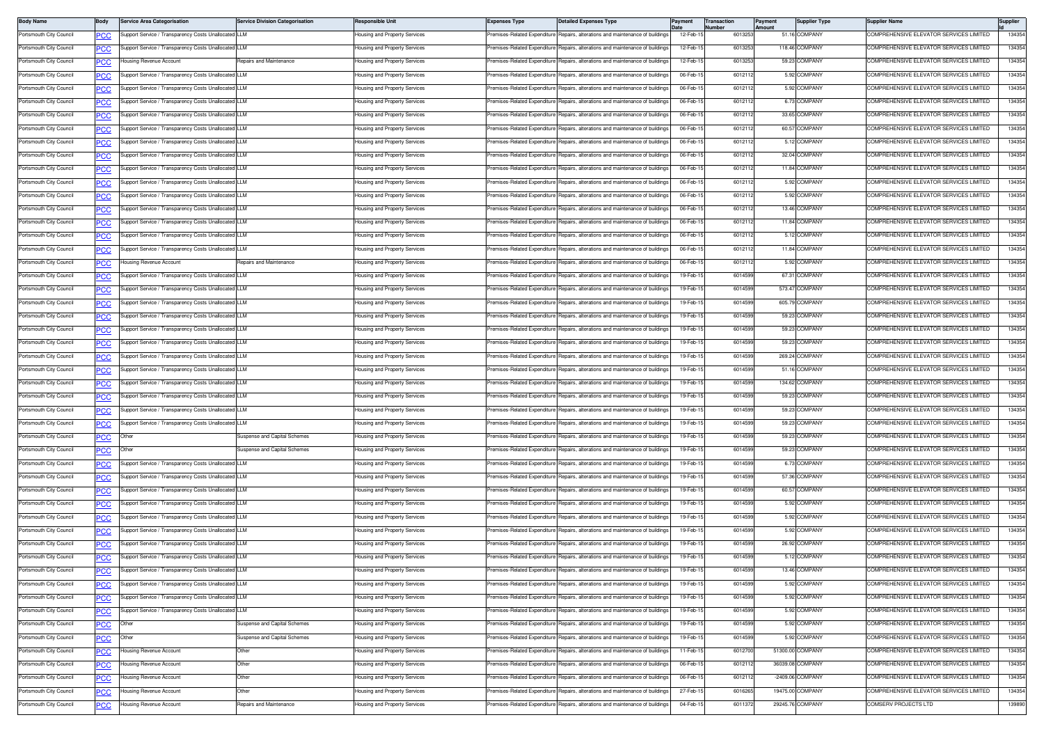| Body Name | Body | Service Area Categorisation | Service Division Categorisation | Responsible Unit | Expenses Type | Detailed Expenses Type | Payment Date | Transaction Number | Payment Amount | Supplier Type | Supplier Name | Supplier Id |
|---|---|---|---|---|---|---|---|---|---|---|---|---|
| Portsmouth City Council | PCC | Support Service / Transparency Costs Unallocated | LLM | Housing and Property Services | Premises-Related Expenditure | Repairs, alterations and maintenance of buildings | 12-Feb-15 | 6013253 | 51.16 | COMPANY | COMPREHENSIVE ELEVATOR SERVICES LIMITED | 134354 |
| Portsmouth City Council | PCC | Support Service / Transparency Costs Unallocated | LLM | Housing and Property Services | Premises-Related Expenditure | Repairs, alterations and maintenance of buildings | 12-Feb-15 | 6013253 | 118.46 | COMPANY | COMPREHENSIVE ELEVATOR SERVICES LIMITED | 134354 |
| Portsmouth City Council | PCC | Housing Revenue Account | Repairs and Maintenance | Housing and Property Services | Premises-Related Expenditure | Repairs, alterations and maintenance of buildings | 12-Feb-15 | 6013253 | 59.23 | COMPANY | COMPREHENSIVE ELEVATOR SERVICES LIMITED | 134354 |
| Portsmouth City Council | PCC | Support Service / Transparency Costs Unallocated | LLM | Housing and Property Services | Premises-Related Expenditure | Repairs, alterations and maintenance of buildings | 06-Feb-15 | 6012112 | 5.92 | COMPANY | COMPREHENSIVE ELEVATOR SERVICES LIMITED | 134354 |
| Portsmouth City Council | PCC | Support Service / Transparency Costs Unallocated | LLM | Housing and Property Services | Premises-Related Expenditure | Repairs, alterations and maintenance of buildings | 06-Feb-15 | 6012112 | 5.92 | COMPANY | COMPREHENSIVE ELEVATOR SERVICES LIMITED | 134354 |
| Portsmouth City Council | PCC | Support Service / Transparency Costs Unallocated | LLM | Housing and Property Services | Premises-Related Expenditure | Repairs, alterations and maintenance of buildings | 06-Feb-15 | 6012112 | 6.73 | COMPANY | COMPREHENSIVE ELEVATOR SERVICES LIMITED | 134354 |
| Portsmouth City Council | PCC | Support Service / Transparency Costs Unallocated | LLM | Housing and Property Services | Premises-Related Expenditure | Repairs, alterations and maintenance of buildings | 06-Feb-15 | 6012112 | 33.65 | COMPANY | COMPREHENSIVE ELEVATOR SERVICES LIMITED | 134354 |
| Portsmouth City Council | PCC | Support Service / Transparency Costs Unallocated | LLM | Housing and Property Services | Premises-Related Expenditure | Repairs, alterations and maintenance of buildings | 06-Feb-15 | 6012112 | 60.57 | COMPANY | COMPREHENSIVE ELEVATOR SERVICES LIMITED | 134354 |
| Portsmouth City Council | PCC | Support Service / Transparency Costs Unallocated | LLM | Housing and Property Services | Premises-Related Expenditure | Repairs, alterations and maintenance of buildings | 06-Feb-15 | 6012112 | 5.12 | COMPANY | COMPREHENSIVE ELEVATOR SERVICES LIMITED | 134354 |
| Portsmouth City Council | PCC | Support Service / Transparency Costs Unallocated | LLM | Housing and Property Services | Premises-Related Expenditure | Repairs, alterations and maintenance of buildings | 06-Feb-15 | 6012112 | 32.04 | COMPANY | COMPREHENSIVE ELEVATOR SERVICES LIMITED | 134354 |
| Portsmouth City Council | PCC | Support Service / Transparency Costs Unallocated | LLM | Housing and Property Services | Premises-Related Expenditure | Repairs, alterations and maintenance of buildings | 06-Feb-15 | 6012112 | 11.84 | COMPANY | COMPREHENSIVE ELEVATOR SERVICES LIMITED | 134354 |
| Portsmouth City Council | PCC | Support Service / Transparency Costs Unallocated | LLM | Housing and Property Services | Premises-Related Expenditure | Repairs, alterations and maintenance of buildings | 06-Feb-15 | 6012112 | 5.92 | COMPANY | COMPREHENSIVE ELEVATOR SERVICES LIMITED | 134354 |
| Portsmouth City Council | PCC | Support Service / Transparency Costs Unallocated | LLM | Housing and Property Services | Premises-Related Expenditure | Repairs, alterations and maintenance of buildings | 06-Feb-15 | 6012112 | 5.92 | COMPANY | COMPREHENSIVE ELEVATOR SERVICES LIMITED | 134354 |
| Portsmouth City Council | PCC | Support Service / Transparency Costs Unallocated | LLM | Housing and Property Services | Premises-Related Expenditure | Repairs, alterations and maintenance of buildings | 06-Feb-15 | 6012112 | 13.46 | COMPANY | COMPREHENSIVE ELEVATOR SERVICES LIMITED | 134354 |
| Portsmouth City Council | PCC | Support Service / Transparency Costs Unallocated | LLM | Housing and Property Services | Premises-Related Expenditure | Repairs, alterations and maintenance of buildings | 06-Feb-15 | 6012112 | 11.84 | COMPANY | COMPREHENSIVE ELEVATOR SERVICES LIMITED | 134354 |
| Portsmouth City Council | PCC | Support Service / Transparency Costs Unallocated | LLM | Housing and Property Services | Premises-Related Expenditure | Repairs, alterations and maintenance of buildings | 06-Feb-15 | 6012112 | 5.12 | COMPANY | COMPREHENSIVE ELEVATOR SERVICES LIMITED | 134354 |
| Portsmouth City Council | PCC | Support Service / Transparency Costs Unallocated | LLM | Housing and Property Services | Premises-Related Expenditure | Repairs, alterations and maintenance of buildings | 06-Feb-15 | 6012112 | 11.84 | COMPANY | COMPREHENSIVE ELEVATOR SERVICES LIMITED | 134354 |
| Portsmouth City Council | PCC | Housing Revenue Account | Repairs and Maintenance | Housing and Property Services | Premises-Related Expenditure | Repairs, alterations and maintenance of buildings | 06-Feb-15 | 6012112 | 5.92 | COMPANY | COMPREHENSIVE ELEVATOR SERVICES LIMITED | 134354 |
| Portsmouth City Council | PCC | Support Service / Transparency Costs Unallocated | LLM | Housing and Property Services | Premises-Related Expenditure | Repairs, alterations and maintenance of buildings | 19-Feb-15 | 6014599 | 67.31 | COMPANY | COMPREHENSIVE ELEVATOR SERVICES LIMITED | 134354 |
| Portsmouth City Council | PCC | Support Service / Transparency Costs Unallocated | LLM | Housing and Property Services | Premises-Related Expenditure | Repairs, alterations and maintenance of buildings | 19-Feb-15 | 6014599 | 573.47 | COMPANY | COMPREHENSIVE ELEVATOR SERVICES LIMITED | 134354 |
| Portsmouth City Council | PCC | Support Service / Transparency Costs Unallocated | LLM | Housing and Property Services | Premises-Related Expenditure | Repairs, alterations and maintenance of buildings | 19-Feb-15 | 6014599 | 605.79 | COMPANY | COMPREHENSIVE ELEVATOR SERVICES LIMITED | 134354 |
| Portsmouth City Council | PCC | Support Service / Transparency Costs Unallocated | LLM | Housing and Property Services | Premises-Related Expenditure | Repairs, alterations and maintenance of buildings | 19-Feb-15 | 6014599 | 59.23 | COMPANY | COMPREHENSIVE ELEVATOR SERVICES LIMITED | 134354 |
| Portsmouth City Council | PCC | Support Service / Transparency Costs Unallocated | LLM | Housing and Property Services | Premises-Related Expenditure | Repairs, alterations and maintenance of buildings | 19-Feb-15 | 6014599 | 59.23 | COMPANY | COMPREHENSIVE ELEVATOR SERVICES LIMITED | 134354 |
| Portsmouth City Council | PCC | Support Service / Transparency Costs Unallocated | LLM | Housing and Property Services | Premises-Related Expenditure | Repairs, alterations and maintenance of buildings | 19-Feb-15 | 6014599 | 59.23 | COMPANY | COMPREHENSIVE ELEVATOR SERVICES LIMITED | 134354 |
| Portsmouth City Council | PCC | Support Service / Transparency Costs Unallocated | LLM | Housing and Property Services | Premises-Related Expenditure | Repairs, alterations and maintenance of buildings | 19-Feb-15 | 6014599 | 269.24 | COMPANY | COMPREHENSIVE ELEVATOR SERVICES LIMITED | 134354 |
| Portsmouth City Council | PCC | Support Service / Transparency Costs Unallocated | LLM | Housing and Property Services | Premises-Related Expenditure | Repairs, alterations and maintenance of buildings | 19-Feb-15 | 6014599 | 51.16 | COMPANY | COMPREHENSIVE ELEVATOR SERVICES LIMITED | 134354 |
| Portsmouth City Council | PCC | Support Service / Transparency Costs Unallocated | LLM | Housing and Property Services | Premises-Related Expenditure | Repairs, alterations and maintenance of buildings | 19-Feb-15 | 6014599 | 134.62 | COMPANY | COMPREHENSIVE ELEVATOR SERVICES LIMITED | 134354 |
| Portsmouth City Council | PCC | Support Service / Transparency Costs Unallocated | LLM | Housing and Property Services | Premises-Related Expenditure | Repairs, alterations and maintenance of buildings | 19-Feb-15 | 6014599 | 59.23 | COMPANY | COMPREHENSIVE ELEVATOR SERVICES LIMITED | 134354 |
| Portsmouth City Council | PCC | Support Service / Transparency Costs Unallocated | LLM | Housing and Property Services | Premises-Related Expenditure | Repairs, alterations and maintenance of buildings | 19-Feb-15 | 6014599 | 59.23 | COMPANY | COMPREHENSIVE ELEVATOR SERVICES LIMITED | 134354 |
| Portsmouth City Council | PCC | Support Service / Transparency Costs Unallocated | LLM | Housing and Property Services | Premises-Related Expenditure | Repairs, alterations and maintenance of buildings | 19-Feb-15 | 6014599 | 59.23 | COMPANY | COMPREHENSIVE ELEVATOR SERVICES LIMITED | 134354 |
| Portsmouth City Council | PCC | Other | Suspense and Capital Schemes | Housing and Property Services | Premises-Related Expenditure | Repairs, alterations and maintenance of buildings | 19-Feb-15 | 6014599 | 59.23 | COMPANY | COMPREHENSIVE ELEVATOR SERVICES LIMITED | 134354 |
| Portsmouth City Council | PCC | Other | Suspense and Capital Schemes | Housing and Property Services | Premises-Related Expenditure | Repairs, alterations and maintenance of buildings | 19-Feb-15 | 6014599 | 59.23 | COMPANY | COMPREHENSIVE ELEVATOR SERVICES LIMITED | 134354 |
| Portsmouth City Council | PCC | Support Service / Transparency Costs Unallocated | LLM | Housing and Property Services | Premises-Related Expenditure | Repairs, alterations and maintenance of buildings | 19-Feb-15 | 6014599 | 6.73 | COMPANY | COMPREHENSIVE ELEVATOR SERVICES LIMITED | 134354 |
| Portsmouth City Council | PCC | Support Service / Transparency Costs Unallocated | LLM | Housing and Property Services | Premises-Related Expenditure | Repairs, alterations and maintenance of buildings | 19-Feb-15 | 6014599 | 57.36 | COMPANY | COMPREHENSIVE ELEVATOR SERVICES LIMITED | 134354 |
| Portsmouth City Council | PCC | Support Service / Transparency Costs Unallocated | LLM | Housing and Property Services | Premises-Related Expenditure | Repairs, alterations and maintenance of buildings | 19-Feb-15 | 6014599 | 60.57 | COMPANY | COMPREHENSIVE ELEVATOR SERVICES LIMITED | 134354 |
| Portsmouth City Council | PCC | Support Service / Transparency Costs Unallocated | LLM | Housing and Property Services | Premises-Related Expenditure | Repairs, alterations and maintenance of buildings | 19-Feb-15 | 6014599 | 5.92 | COMPANY | COMPREHENSIVE ELEVATOR SERVICES LIMITED | 134354 |
| Portsmouth City Council | PCC | Support Service / Transparency Costs Unallocated | LLM | Housing and Property Services | Premises-Related Expenditure | Repairs, alterations and maintenance of buildings | 19-Feb-15 | 6014599 | 5.92 | COMPANY | COMPREHENSIVE ELEVATOR SERVICES LIMITED | 134354 |
| Portsmouth City Council | PCC | Support Service / Transparency Costs Unallocated | LLM | Housing and Property Services | Premises-Related Expenditure | Repairs, alterations and maintenance of buildings | 19-Feb-15 | 6014599 | 5.92 | COMPANY | COMPREHENSIVE ELEVATOR SERVICES LIMITED | 134354 |
| Portsmouth City Council | PCC | Support Service / Transparency Costs Unallocated | LLM | Housing and Property Services | Premises-Related Expenditure | Repairs, alterations and maintenance of buildings | 19-Feb-15 | 6014599 | 26.92 | COMPANY | COMPREHENSIVE ELEVATOR SERVICES LIMITED | 134354 |
| Portsmouth City Council | PCC | Support Service / Transparency Costs Unallocated | LLM | Housing and Property Services | Premises-Related Expenditure | Repairs, alterations and maintenance of buildings | 19-Feb-15 | 6014599 | 5.12 | COMPANY | COMPREHENSIVE ELEVATOR SERVICES LIMITED | 134354 |
| Portsmouth City Council | PCC | Support Service / Transparency Costs Unallocated | LLM | Housing and Property Services | Premises-Related Expenditure | Repairs, alterations and maintenance of buildings | 19-Feb-15 | 6014599 | 13.46 | COMPANY | COMPREHENSIVE ELEVATOR SERVICES LIMITED | 134354 |
| Portsmouth City Council | PCC | Support Service / Transparency Costs Unallocated | LLM | Housing and Property Services | Premises-Related Expenditure | Repairs, alterations and maintenance of buildings | 19-Feb-15 | 6014599 | 5.92 | COMPANY | COMPREHENSIVE ELEVATOR SERVICES LIMITED | 134354 |
| Portsmouth City Council | PCC | Support Service / Transparency Costs Unallocated | LLM | Housing and Property Services | Premises-Related Expenditure | Repairs, alterations and maintenance of buildings | 19-Feb-15 | 6014599 | 5.92 | COMPANY | COMPREHENSIVE ELEVATOR SERVICES LIMITED | 134354 |
| Portsmouth City Council | PCC | Support Service / Transparency Costs Unallocated | LLM | Housing and Property Services | Premises-Related Expenditure | Repairs, alterations and maintenance of buildings | 19-Feb-15 | 6014599 | 5.92 | COMPANY | COMPREHENSIVE ELEVATOR SERVICES LIMITED | 134354 |
| Portsmouth City Council | PCC | Other | Suspense and Capital Schemes | Housing and Property Services | Premises-Related Expenditure | Repairs, alterations and maintenance of buildings | 19-Feb-15 | 6014599 | 5.92 | COMPANY | COMPREHENSIVE ELEVATOR SERVICES LIMITED | 134354 |
| Portsmouth City Council | PCC | Other | Suspense and Capital Schemes | Housing and Property Services | Premises-Related Expenditure | Repairs, alterations and maintenance of buildings | 19-Feb-15 | 6014599 | 5.92 | COMPANY | COMPREHENSIVE ELEVATOR SERVICES LIMITED | 134354 |
| Portsmouth City Council | PCC | Housing Revenue Account | Other | Housing and Property Services | Premises-Related Expenditure | Repairs, alterations and maintenance of buildings | 11-Feb-15 | 6012700 | 51300.00 | COMPANY | COMPREHENSIVE ELEVATOR SERVICES LIMITED | 134354 |
| Portsmouth City Council | PCC | Housing Revenue Account | Other | Housing and Property Services | Premises-Related Expenditure | Repairs, alterations and maintenance of buildings | 06-Feb-15 | 6012112 | 36039.08 | COMPANY | COMPREHENSIVE ELEVATOR SERVICES LIMITED | 134354 |
| Portsmouth City Council | PCC | Housing Revenue Account | Other | Housing and Property Services | Premises-Related Expenditure | Repairs, alterations and maintenance of buildings | 06-Feb-15 | 6012112 | -2409.06 | COMPANY | COMPREHENSIVE ELEVATOR SERVICES LIMITED | 134354 |
| Portsmouth City Council | PCC | Housing Revenue Account | Other | Housing and Property Services | Premises-Related Expenditure | Repairs, alterations and maintenance of buildings | 27-Feb-15 | 6016265 | 19475.00 | COMPANY | COMPREHENSIVE ELEVATOR SERVICES LIMITED | 134354 |
| Portsmouth City Council | PCC | Housing Revenue Account | Repairs and Maintenance | Housing and Property Services | Premises-Related Expenditure | Repairs, alterations and maintenance of buildings | 04-Feb-15 | 6011372 | 29245.76 | COMPANY | COMSERV PROJECTS LTD | 139890 |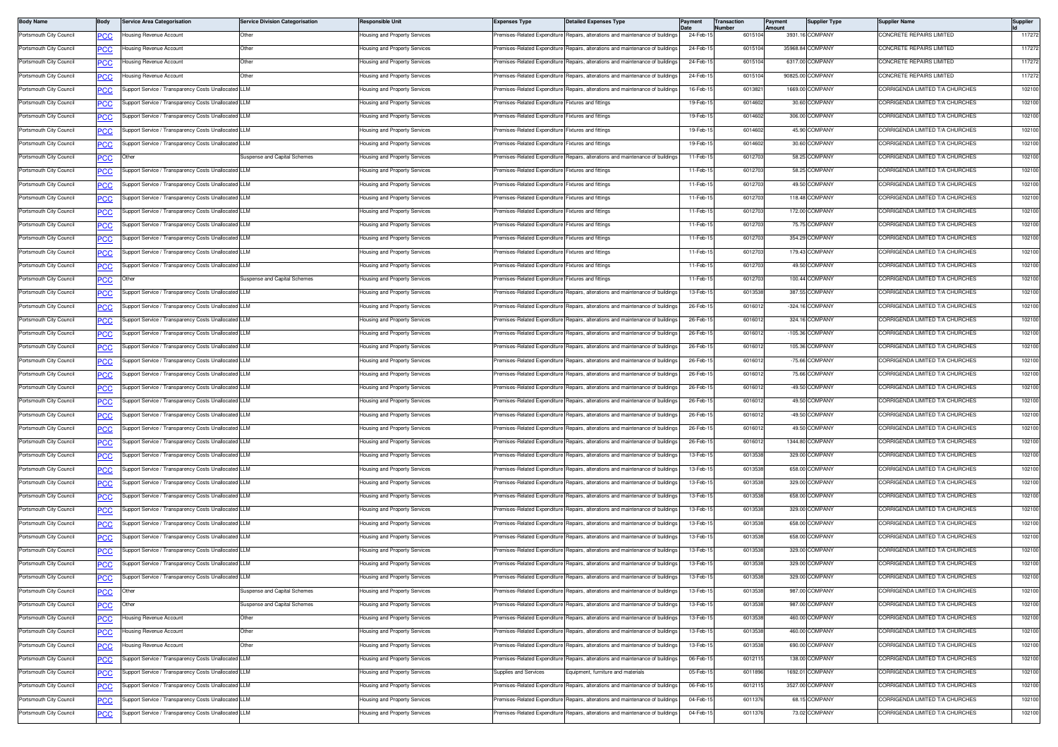| Body Name | Body | Service Area Categorisation | Service Division Categorisation | Responsible Unit | Expenses Type | Detailed Expenses Type | Payment Date | Transaction Number | Payment Amount | Supplier Type | Supplier Name | Supplier Id |
|---|---|---|---|---|---|---|---|---|---|---|---|---|
| Portsmouth City Council | PCC | Housing Revenue Account | Other | Housing and Property Services | Premises-Related Expenditure | Repairs, alterations and maintenance of buildings | 24-Feb-15 | 6015104 | 3931.16 | COMPANY | CONCRETE REPAIRS LIMITED | 117272 |
| Portsmouth City Council | PCC | Housing Revenue Account | Other | Housing and Property Services | Premises-Related Expenditure | Repairs, alterations and maintenance of buildings | 24-Feb-15 | 6015104 | 35968.84 | COMPANY | CONCRETE REPAIRS LIMITED | 117272 |
| Portsmouth City Council | PCC | Housing Revenue Account | Other | Housing and Property Services | Premises-Related Expenditure | Repairs, alterations and maintenance of buildings | 24-Feb-15 | 6015104 | 6317.00 | COMPANY | CONCRETE REPAIRS LIMITED | 117272 |
| Portsmouth City Council | PCC | Housing Revenue Account | Other | Housing and Property Services | Premises-Related Expenditure | Repairs, alterations and maintenance of buildings | 24-Feb-15 | 6015104 | 90825.00 | COMPANY | CONCRETE REPAIRS LIMITED | 117272 |
| Portsmouth City Council | PCC | Support Service / Transparency Costs Unallocated | LLM | Housing and Property Services | Premises-Related Expenditure | Repairs, alterations and maintenance of buildings | 16-Feb-15 | 6013821 | 1669.00 | COMPANY | CORRIGENDA LIMITED T/A CHURCHES | 102100 |
| Portsmouth City Council | PCC | Support Service / Transparency Costs Unallocated | LLM | Housing and Property Services | Premises-Related Expenditure | Fixtures and fittings | 19-Feb-15 | 6014602 | 30.60 | COMPANY | CORRIGENDA LIMITED T/A CHURCHES | 102100 |
| Portsmouth City Council | PCC | Support Service / Transparency Costs Unallocated | LLM | Housing and Property Services | Premises-Related Expenditure | Fixtures and fittings | 19-Feb-15 | 6014602 | 306.00 | COMPANY | CORRIGENDA LIMITED T/A CHURCHES | 102100 |
| Portsmouth City Council | PCC | Support Service / Transparency Costs Unallocated | LLM | Housing and Property Services | Premises-Related Expenditure | Fixtures and fittings | 19-Feb-15 | 6014602 | 45.90 | COMPANY | CORRIGENDA LIMITED T/A CHURCHES | 102100 |
| Portsmouth City Council | PCC | Support Service / Transparency Costs Unallocated | LLM | Housing and Property Services | Premises-Related Expenditure | Fixtures and fittings | 19-Feb-15 | 6014602 | 30.60 | COMPANY | CORRIGENDA LIMITED T/A CHURCHES | 102100 |
| Portsmouth City Council | PCC | Other | Suspense and Capital Schemes | Housing and Property Services | Premises-Related Expenditure | Repairs, alterations and maintenance of buildings | 11-Feb-15 | 6012703 | 58.25 | COMPANY | CORRIGENDA LIMITED T/A CHURCHES | 102100 |
| Portsmouth City Council | PCC | Support Service / Transparency Costs Unallocated | LLM | Housing and Property Services | Premises-Related Expenditure | Fixtures and fittings | 11-Feb-15 | 6012703 | 58.25 | COMPANY | CORRIGENDA LIMITED T/A CHURCHES | 102100 |
| Portsmouth City Council | PCC | Support Service / Transparency Costs Unallocated | LLM | Housing and Property Services | Premises-Related Expenditure | Fixtures and fittings | 11-Feb-15 | 6012703 | 49.50 | COMPANY | CORRIGENDA LIMITED T/A CHURCHES | 102100 |
| Portsmouth City Council | PCC | Support Service / Transparency Costs Unallocated | LLM | Housing and Property Services | Premises-Related Expenditure | Fixtures and fittings | 11-Feb-15 | 6012703 | 118.48 | COMPANY | CORRIGENDA LIMITED T/A CHURCHES | 102100 |
| Portsmouth City Council | PCC | Support Service / Transparency Costs Unallocated | LLM | Housing and Property Services | Premises-Related Expenditure | Fixtures and fittings | 11-Feb-15 | 6012703 | 172.00 | COMPANY | CORRIGENDA LIMITED T/A CHURCHES | 102100 |
| Portsmouth City Council | PCC | Support Service / Transparency Costs Unallocated | LLM | Housing and Property Services | Premises-Related Expenditure | Fixtures and fittings | 11-Feb-15 | 6012703 | 75.75 | COMPANY | CORRIGENDA LIMITED T/A CHURCHES | 102100 |
| Portsmouth City Council | PCC | Support Service / Transparency Costs Unallocated | LLM | Housing and Property Services | Premises-Related Expenditure | Fixtures and fittings | 11-Feb-15 | 6012703 | 354.29 | COMPANY | CORRIGENDA LIMITED T/A CHURCHES | 102100 |
| Portsmouth City Council | PCC | Support Service / Transparency Costs Unallocated | LLM | Housing and Property Services | Premises-Related Expenditure | Fixtures and fittings | 11-Feb-15 | 6012703 | 179.43 | COMPANY | CORRIGENDA LIMITED T/A CHURCHES | 102100 |
| Portsmouth City Council | PCC | Support Service / Transparency Costs Unallocated | LLM | Housing and Property Services | Premises-Related Expenditure | Fixtures and fittings | 11-Feb-15 | 6012703 | 49.50 | COMPANY | CORRIGENDA LIMITED T/A CHURCHES | 102100 |
| Portsmouth City Council | PCC | Other | Suspense and Capital Schemes | Housing and Property Services | Premises-Related Expenditure | Fixtures and fittings | 11-Feb-15 | 6012703 | 100.44 | COMPANY | CORRIGENDA LIMITED T/A CHURCHES | 102100 |
| Portsmouth City Council | PCC | Support Service / Transparency Costs Unallocated | LLM | Housing and Property Services | Premises-Related Expenditure | Repairs, alterations and maintenance of buildings | 13-Feb-15 | 6013538 | 387.55 | COMPANY | CORRIGENDA LIMITED T/A CHURCHES | 102100 |
| Portsmouth City Council | PCC | Support Service / Transparency Costs Unallocated | LLM | Housing and Property Services | Premises-Related Expenditure | Repairs, alterations and maintenance of buildings | 26-Feb-15 | 6016012 | -324.16 | COMPANY | CORRIGENDA LIMITED T/A CHURCHES | 102100 |
| Portsmouth City Council | PCC | Support Service / Transparency Costs Unallocated | LLM | Housing and Property Services | Premises-Related Expenditure | Repairs, alterations and maintenance of buildings | 26-Feb-15 | 6016012 | 324.16 | COMPANY | CORRIGENDA LIMITED T/A CHURCHES | 102100 |
| Portsmouth City Council | PCC | Support Service / Transparency Costs Unallocated | LLM | Housing and Property Services | Premises-Related Expenditure | Repairs, alterations and maintenance of buildings | 26-Feb-15 | 6016012 | -105.36 | COMPANY | CORRIGENDA LIMITED T/A CHURCHES | 102100 |
| Portsmouth City Council | PCC | Support Service / Transparency Costs Unallocated | LLM | Housing and Property Services | Premises-Related Expenditure | Repairs, alterations and maintenance of buildings | 26-Feb-15 | 6016012 | 105.36 | COMPANY | CORRIGENDA LIMITED T/A CHURCHES | 102100 |
| Portsmouth City Council | PCC | Support Service / Transparency Costs Unallocated | LLM | Housing and Property Services | Premises-Related Expenditure | Repairs, alterations and maintenance of buildings | 26-Feb-15 | 6016012 | -75.66 | COMPANY | CORRIGENDA LIMITED T/A CHURCHES | 102100 |
| Portsmouth City Council | PCC | Support Service / Transparency Costs Unallocated | LLM | Housing and Property Services | Premises-Related Expenditure | Repairs, alterations and maintenance of buildings | 26-Feb-15 | 6016012 | 75.66 | COMPANY | CORRIGENDA LIMITED T/A CHURCHES | 102100 |
| Portsmouth City Council | PCC | Support Service / Transparency Costs Unallocated | LLM | Housing and Property Services | Premises-Related Expenditure | Repairs, alterations and maintenance of buildings | 26-Feb-15 | 6016012 | -49.50 | COMPANY | CORRIGENDA LIMITED T/A CHURCHES | 102100 |
| Portsmouth City Council | PCC | Support Service / Transparency Costs Unallocated | LLM | Housing and Property Services | Premises-Related Expenditure | Repairs, alterations and maintenance of buildings | 26-Feb-15 | 6016012 | 49.50 | COMPANY | CORRIGENDA LIMITED T/A CHURCHES | 102100 |
| Portsmouth City Council | PCC | Support Service / Transparency Costs Unallocated | LLM | Housing and Property Services | Premises-Related Expenditure | Repairs, alterations and maintenance of buildings | 26-Feb-15 | 6016012 | -49.50 | COMPANY | CORRIGENDA LIMITED T/A CHURCHES | 102100 |
| Portsmouth City Council | PCC | Support Service / Transparency Costs Unallocated | LLM | Housing and Property Services | Premises-Related Expenditure | Repairs, alterations and maintenance of buildings | 26-Feb-15 | 6016012 | 49.50 | COMPANY | CORRIGENDA LIMITED T/A CHURCHES | 102100 |
| Portsmouth City Council | PCC | Support Service / Transparency Costs Unallocated | LLM | Housing and Property Services | Premises-Related Expenditure | Repairs, alterations and maintenance of buildings | 26-Feb-15 | 6016012 | 1344.80 | COMPANY | CORRIGENDA LIMITED T/A CHURCHES | 102100 |
| Portsmouth City Council | PCC | Support Service / Transparency Costs Unallocated | LLM | Housing and Property Services | Premises-Related Expenditure | Repairs, alterations and maintenance of buildings | 13-Feb-15 | 6013538 | 329.00 | COMPANY | CORRIGENDA LIMITED T/A CHURCHES | 102100 |
| Portsmouth City Council | PCC | Support Service / Transparency Costs Unallocated | LLM | Housing and Property Services | Premises-Related Expenditure | Repairs, alterations and maintenance of buildings | 13-Feb-15 | 6013538 | 658.00 | COMPANY | CORRIGENDA LIMITED T/A CHURCHES | 102100 |
| Portsmouth City Council | PCC | Support Service / Transparency Costs Unallocated | LLM | Housing and Property Services | Premises-Related Expenditure | Repairs, alterations and maintenance of buildings | 13-Feb-15 | 6013538 | 329.00 | COMPANY | CORRIGENDA LIMITED T/A CHURCHES | 102100 |
| Portsmouth City Council | PCC | Support Service / Transparency Costs Unallocated | LLM | Housing and Property Services | Premises-Related Expenditure | Repairs, alterations and maintenance of buildings | 13-Feb-15 | 6013538 | 658.00 | COMPANY | CORRIGENDA LIMITED T/A CHURCHES | 102100 |
| Portsmouth City Council | PCC | Support Service / Transparency Costs Unallocated | LLM | Housing and Property Services | Premises-Related Expenditure | Repairs, alterations and maintenance of buildings | 13-Feb-15 | 6013538 | 329.00 | COMPANY | CORRIGENDA LIMITED T/A CHURCHES | 102100 |
| Portsmouth City Council | PCC | Support Service / Transparency Costs Unallocated | LLM | Housing and Property Services | Premises-Related Expenditure | Repairs, alterations and maintenance of buildings | 13-Feb-15 | 6013538 | 658.00 | COMPANY | CORRIGENDA LIMITED T/A CHURCHES | 102100 |
| Portsmouth City Council | PCC | Support Service / Transparency Costs Unallocated | LLM | Housing and Property Services | Premises-Related Expenditure | Repairs, alterations and maintenance of buildings | 13-Feb-15 | 6013538 | 658.00 | COMPANY | CORRIGENDA LIMITED T/A CHURCHES | 102100 |
| Portsmouth City Council | PCC | Support Service / Transparency Costs Unallocated | LLM | Housing and Property Services | Premises-Related Expenditure | Repairs, alterations and maintenance of buildings | 13-Feb-15 | 6013538 | 329.00 | COMPANY | CORRIGENDA LIMITED T/A CHURCHES | 102100 |
| Portsmouth City Council | PCC | Support Service / Transparency Costs Unallocated | LLM | Housing and Property Services | Premises-Related Expenditure | Repairs, alterations and maintenance of buildings | 13-Feb-15 | 6013538 | 329.00 | COMPANY | CORRIGENDA LIMITED T/A CHURCHES | 102100 |
| Portsmouth City Council | PCC | Support Service / Transparency Costs Unallocated | LLM | Housing and Property Services | Premises-Related Expenditure | Repairs, alterations and maintenance of buildings | 13-Feb-15 | 6013538 | 329.00 | COMPANY | CORRIGENDA LIMITED T/A CHURCHES | 102100 |
| Portsmouth City Council | PCC | Other | Suspense and Capital Schemes | Housing and Property Services | Premises-Related Expenditure | Repairs, alterations and maintenance of buildings | 13-Feb-15 | 6013538 | 987.00 | COMPANY | CORRIGENDA LIMITED T/A CHURCHES | 102100 |
| Portsmouth City Council | PCC | Other | Suspense and Capital Schemes | Housing and Property Services | Premises-Related Expenditure | Repairs, alterations and maintenance of buildings | 13-Feb-15 | 6013538 | 987.00 | COMPANY | CORRIGENDA LIMITED T/A CHURCHES | 102100 |
| Portsmouth City Council | PCC | Housing Revenue Account | Other | Housing and Property Services | Premises-Related Expenditure | Repairs, alterations and maintenance of buildings | 13-Feb-15 | 6013538 | 460.00 | COMPANY | CORRIGENDA LIMITED T/A CHURCHES | 102100 |
| Portsmouth City Council | PCC | Housing Revenue Account | Other | Housing and Property Services | Premises-Related Expenditure | Repairs, alterations and maintenance of buildings | 13-Feb-15 | 6013538 | 460.00 | COMPANY | CORRIGENDA LIMITED T/A CHURCHES | 102100 |
| Portsmouth City Council | PCC | Housing Revenue Account | Other | Housing and Property Services | Premises-Related Expenditure | Repairs, alterations and maintenance of buildings | 13-Feb-15 | 6013538 | 690.00 | COMPANY | CORRIGENDA LIMITED T/A CHURCHES | 102100 |
| Portsmouth City Council | PCC | Support Service / Transparency Costs Unallocated | LLM | Housing and Property Services | Premises-Related Expenditure | Repairs, alterations and maintenance of buildings | 06-Feb-15 | 6012115 | 138.00 | COMPANY | CORRIGENDA LIMITED T/A CHURCHES | 102100 |
| Portsmouth City Council | PCC | Support Service / Transparency Costs Unallocated | LLM | Housing and Property Services | Supplies and Services | Equipment, furniture and materials | 05-Feb-15 | 6011896 | 1692.01 | COMPANY | CORRIGENDA LIMITED T/A CHURCHES | 102100 |
| Portsmouth City Council | PCC | Support Service / Transparency Costs Unallocated | LLM | Housing and Property Services | Premises-Related Expenditure | Repairs, alterations and maintenance of buildings | 06-Feb-15 | 6012115 | 3527.00 | COMPANY | CORRIGENDA LIMITED T/A CHURCHES | 102100 |
| Portsmouth City Council | PCC | Support Service / Transparency Costs Unallocated | LLM | Housing and Property Services | Premises-Related Expenditure | Repairs, alterations and maintenance of buildings | 04-Feb-15 | 6011376 | 68.15 | COMPANY | CORRIGENDA LIMITED T/A CHURCHES | 102100 |
| Portsmouth City Council | PCC | Support Service / Transparency Costs Unallocated | LLM | Housing and Property Services | Premises-Related Expenditure | Repairs, alterations and maintenance of buildings | 04-Feb-15 | 6011376 | 73.02 | COMPANY | CORRIGENDA LIMITED T/A CHURCHES | 102100 |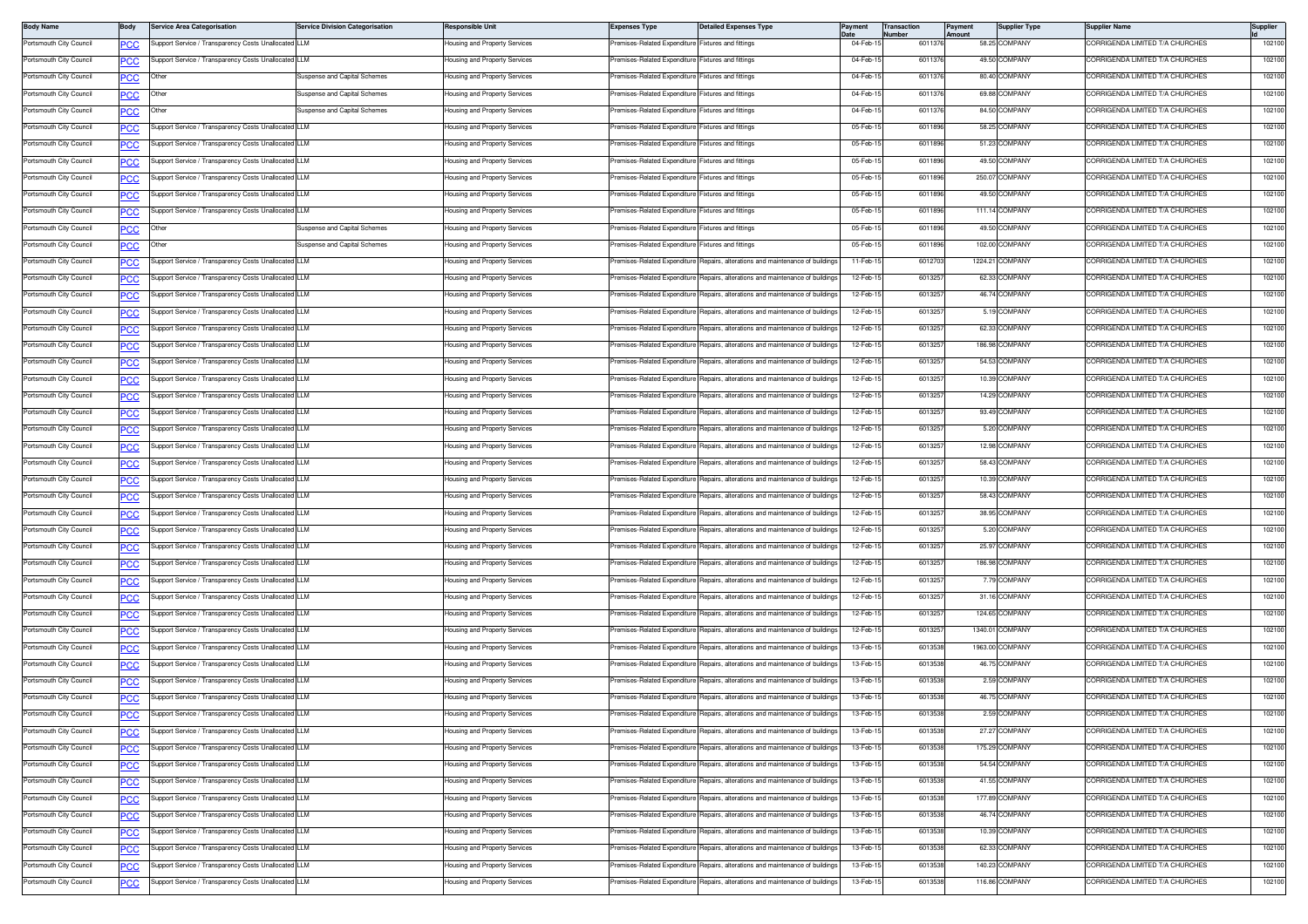| Body Name | Body | Service Area Categorisation | Service Division Categorisation | Responsible Unit | Expenses Type | Detailed Expenses Type | Payment Date | Transaction Number | Payment Amount | Supplier Type | Supplier Name | Supplier Id |
|---|---|---|---|---|---|---|---|---|---|---|---|---|
| Portsmouth City Council | PCC | Support Service / Transparency Costs Unallocated | LLM | Housing and Property Services | Premises-Related Expenditure | Fixtures and fittings | 04-Feb-15 | 6011376 | 58.25 | COMPANY | CORRIGENDA LIMITED T/A CHURCHES | 102100 |
| Portsmouth City Council | PCC | Support Service / Transparency Costs Unallocated | LLM | Housing and Property Services | Premises-Related Expenditure | Fixtures and fittings | 04-Feb-15 | 6011376 | 49.50 | COMPANY | CORRIGENDA LIMITED T/A CHURCHES | 102100 |
| Portsmouth City Council | PCC | Other | Suspense and Capital Schemes | Housing and Property Services | Premises-Related Expenditure | Fixtures and fittings | 04-Feb-15 | 6011376 | 80.40 | COMPANY | CORRIGENDA LIMITED T/A CHURCHES | 102100 |
| Portsmouth City Council | PCC | Other | Suspense and Capital Schemes | Housing and Property Services | Premises-Related Expenditure | Fixtures and fittings | 04-Feb-15 | 6011376 | 69.88 | COMPANY | CORRIGENDA LIMITED T/A CHURCHES | 102100 |
| Portsmouth City Council | PCC | Other | Suspense and Capital Schemes | Housing and Property Services | Premises-Related Expenditure | Fixtures and fittings | 04-Feb-15 | 6011376 | 84.50 | COMPANY | CORRIGENDA LIMITED T/A CHURCHES | 102100 |
| Portsmouth City Council | PCC | Support Service / Transparency Costs Unallocated | LLM | Housing and Property Services | Premises-Related Expenditure | Fixtures and fittings | 05-Feb-15 | 6011896 | 58.25 | COMPANY | CORRIGENDA LIMITED T/A CHURCHES | 102100 |
| Portsmouth City Council | PCC | Support Service / Transparency Costs Unallocated | LLM | Housing and Property Services | Premises-Related Expenditure | Fixtures and fittings | 05-Feb-15 | 6011896 | 51.23 | COMPANY | CORRIGENDA LIMITED T/A CHURCHES | 102100 |
| Portsmouth City Council | PCC | Support Service / Transparency Costs Unallocated | LLM | Housing and Property Services | Premises-Related Expenditure | Fixtures and fittings | 05-Feb-15 | 6011896 | 49.50 | COMPANY | CORRIGENDA LIMITED T/A CHURCHES | 102100 |
| Portsmouth City Council | PCC | Support Service / Transparency Costs Unallocated | LLM | Housing and Property Services | Premises-Related Expenditure | Fixtures and fittings | 05-Feb-15 | 6011896 | 250.07 | COMPANY | CORRIGENDA LIMITED T/A CHURCHES | 102100 |
| Portsmouth City Council | PCC | Support Service / Transparency Costs Unallocated | LLM | Housing and Property Services | Premises-Related Expenditure | Fixtures and fittings | 05-Feb-15 | 6011896 | 49.50 | COMPANY | CORRIGENDA LIMITED T/A CHURCHES | 102100 |
| Portsmouth City Council | PCC | Support Service / Transparency Costs Unallocated | LLM | Housing and Property Services | Premises-Related Expenditure | Fixtures and fittings | 05-Feb-15 | 6011896 | 111.14 | COMPANY | CORRIGENDA LIMITED T/A CHURCHES | 102100 |
| Portsmouth City Council | PCC | Other | Suspense and Capital Schemes | Housing and Property Services | Premises-Related Expenditure | Fixtures and fittings | 05-Feb-15 | 6011896 | 49.50 | COMPANY | CORRIGENDA LIMITED T/A CHURCHES | 102100 |
| Portsmouth City Council | PCC | Other | Suspense and Capital Schemes | Housing and Property Services | Premises-Related Expenditure | Fixtures and fittings | 05-Feb-15 | 6011896 | 102.00 | COMPANY | CORRIGENDA LIMITED T/A CHURCHES | 102100 |
| Portsmouth City Council | PCC | Support Service / Transparency Costs Unallocated | LLM | Housing and Property Services | Premises-Related Expenditure | Repairs, alterations and maintenance of buildings | 11-Feb-15 | 6012703 | 1224.21 | COMPANY | CORRIGENDA LIMITED T/A CHURCHES | 102100 |
| Portsmouth City Council | PCC | Support Service / Transparency Costs Unallocated | LLM | Housing and Property Services | Premises-Related Expenditure | Repairs, alterations and maintenance of buildings | 12-Feb-15 | 6013257 | 62.33 | COMPANY | CORRIGENDA LIMITED T/A CHURCHES | 102100 |
| Portsmouth City Council | PCC | Support Service / Transparency Costs Unallocated | LLM | Housing and Property Services | Premises-Related Expenditure | Repairs, alterations and maintenance of buildings | 12-Feb-15 | 6013257 | 46.74 | COMPANY | CORRIGENDA LIMITED T/A CHURCHES | 102100 |
| Portsmouth City Council | PCC | Support Service / Transparency Costs Unallocated | LLM | Housing and Property Services | Premises-Related Expenditure | Repairs, alterations and maintenance of buildings | 12-Feb-15 | 6013257 | 5.19 | COMPANY | CORRIGENDA LIMITED T/A CHURCHES | 102100 |
| Portsmouth City Council | PCC | Support Service / Transparency Costs Unallocated | LLM | Housing and Property Services | Premises-Related Expenditure | Repairs, alterations and maintenance of buildings | 12-Feb-15 | 6013257 | 62.33 | COMPANY | CORRIGENDA LIMITED T/A CHURCHES | 102100 |
| Portsmouth City Council | PCC | Support Service / Transparency Costs Unallocated | LLM | Housing and Property Services | Premises-Related Expenditure | Repairs, alterations and maintenance of buildings | 12-Feb-15 | 6013257 | 186.98 | COMPANY | CORRIGENDA LIMITED T/A CHURCHES | 102100 |
| Portsmouth City Council | PCC | Support Service / Transparency Costs Unallocated | LLM | Housing and Property Services | Premises-Related Expenditure | Repairs, alterations and maintenance of buildings | 12-Feb-15 | 6013257 | 54.53 | COMPANY | CORRIGENDA LIMITED T/A CHURCHES | 102100 |
| Portsmouth City Council | PCC | Support Service / Transparency Costs Unallocated | LLM | Housing and Property Services | Premises-Related Expenditure | Repairs, alterations and maintenance of buildings | 12-Feb-15 | 6013257 | 10.39 | COMPANY | CORRIGENDA LIMITED T/A CHURCHES | 102100 |
| Portsmouth City Council | PCC | Support Service / Transparency Costs Unallocated | LLM | Housing and Property Services | Premises-Related Expenditure | Repairs, alterations and maintenance of buildings | 12-Feb-15 | 6013257 | 14.29 | COMPANY | CORRIGENDA LIMITED T/A CHURCHES | 102100 |
| Portsmouth City Council | PCC | Support Service / Transparency Costs Unallocated | LLM | Housing and Property Services | Premises-Related Expenditure | Repairs, alterations and maintenance of buildings | 12-Feb-15 | 6013257 | 93.49 | COMPANY | CORRIGENDA LIMITED T/A CHURCHES | 102100 |
| Portsmouth City Council | PCC | Support Service / Transparency Costs Unallocated | LLM | Housing and Property Services | Premises-Related Expenditure | Repairs, alterations and maintenance of buildings | 12-Feb-15 | 6013257 | 5.20 | COMPANY | CORRIGENDA LIMITED T/A CHURCHES | 102100 |
| Portsmouth City Council | PCC | Support Service / Transparency Costs Unallocated | LLM | Housing and Property Services | Premises-Related Expenditure | Repairs, alterations and maintenance of buildings | 12-Feb-15 | 6013257 | 12.98 | COMPANY | CORRIGENDA LIMITED T/A CHURCHES | 102100 |
| Portsmouth City Council | PCC | Support Service / Transparency Costs Unallocated | LLM | Housing and Property Services | Premises-Related Expenditure | Repairs, alterations and maintenance of buildings | 12-Feb-15 | 6013257 | 58.43 | COMPANY | CORRIGENDA LIMITED T/A CHURCHES | 102100 |
| Portsmouth City Council | PCC | Support Service / Transparency Costs Unallocated | LLM | Housing and Property Services | Premises-Related Expenditure | Repairs, alterations and maintenance of buildings | 12-Feb-15 | 6013257 | 10.39 | COMPANY | CORRIGENDA LIMITED T/A CHURCHES | 102100 |
| Portsmouth City Council | PCC | Support Service / Transparency Costs Unallocated | LLM | Housing and Property Services | Premises-Related Expenditure | Repairs, alterations and maintenance of buildings | 12-Feb-15 | 6013257 | 58.43 | COMPANY | CORRIGENDA LIMITED T/A CHURCHES | 102100 |
| Portsmouth City Council | PCC | Support Service / Transparency Costs Unallocated | LLM | Housing and Property Services | Premises-Related Expenditure | Repairs, alterations and maintenance of buildings | 12-Feb-15 | 6013257 | 38.95 | COMPANY | CORRIGENDA LIMITED T/A CHURCHES | 102100 |
| Portsmouth City Council | PCC | Support Service / Transparency Costs Unallocated | LLM | Housing and Property Services | Premises-Related Expenditure | Repairs, alterations and maintenance of buildings | 12-Feb-15 | 6013257 | 5.20 | COMPANY | CORRIGENDA LIMITED T/A CHURCHES | 102100 |
| Portsmouth City Council | PCC | Support Service / Transparency Costs Unallocated | LLM | Housing and Property Services | Premises-Related Expenditure | Repairs, alterations and maintenance of buildings | 12-Feb-15 | 6013257 | 25.97 | COMPANY | CORRIGENDA LIMITED T/A CHURCHES | 102100 |
| Portsmouth City Council | PCC | Support Service / Transparency Costs Unallocated | LLM | Housing and Property Services | Premises-Related Expenditure | Repairs, alterations and maintenance of buildings | 12-Feb-15 | 6013257 | 186.98 | COMPANY | CORRIGENDA LIMITED T/A CHURCHES | 102100 |
| Portsmouth City Council | PCC | Support Service / Transparency Costs Unallocated | LLM | Housing and Property Services | Premises-Related Expenditure | Repairs, alterations and maintenance of buildings | 12-Feb-15 | 6013257 | 7.79 | COMPANY | CORRIGENDA LIMITED T/A CHURCHES | 102100 |
| Portsmouth City Council | PCC | Support Service / Transparency Costs Unallocated | LLM | Housing and Property Services | Premises-Related Expenditure | Repairs, alterations and maintenance of buildings | 12-Feb-15 | 6013257 | 31.16 | COMPANY | CORRIGENDA LIMITED T/A CHURCHES | 102100 |
| Portsmouth City Council | PCC | Support Service / Transparency Costs Unallocated | LLM | Housing and Property Services | Premises-Related Expenditure | Repairs, alterations and maintenance of buildings | 12-Feb-15 | 6013257 | 124.65 | COMPANY | CORRIGENDA LIMITED T/A CHURCHES | 102100 |
| Portsmouth City Council | PCC | Support Service / Transparency Costs Unallocated | LLM | Housing and Property Services | Premises-Related Expenditure | Repairs, alterations and maintenance of buildings | 12-Feb-15 | 6013257 | 1340.01 | COMPANY | CORRIGENDA LIMITED T/A CHURCHES | 102100 |
| Portsmouth City Council | PCC | Support Service / Transparency Costs Unallocated | LLM | Housing and Property Services | Premises-Related Expenditure | Repairs, alterations and maintenance of buildings | 13-Feb-15 | 6013538 | 1963.00 | COMPANY | CORRIGENDA LIMITED T/A CHURCHES | 102100 |
| Portsmouth City Council | PCC | Support Service / Transparency Costs Unallocated | LLM | Housing and Property Services | Premises-Related Expenditure | Repairs, alterations and maintenance of buildings | 13-Feb-15 | 6013538 | 46.75 | COMPANY | CORRIGENDA LIMITED T/A CHURCHES | 102100 |
| Portsmouth City Council | PCC | Support Service / Transparency Costs Unallocated | LLM | Housing and Property Services | Premises-Related Expenditure | Repairs, alterations and maintenance of buildings | 13-Feb-15 | 6013538 | 2.59 | COMPANY | CORRIGENDA LIMITED T/A CHURCHES | 102100 |
| Portsmouth City Council | PCC | Support Service / Transparency Costs Unallocated | LLM | Housing and Property Services | Premises-Related Expenditure | Repairs, alterations and maintenance of buildings | 13-Feb-15 | 6013538 | 46.75 | COMPANY | CORRIGENDA LIMITED T/A CHURCHES | 102100 |
| Portsmouth City Council | PCC | Support Service / Transparency Costs Unallocated | LLM | Housing and Property Services | Premises-Related Expenditure | Repairs, alterations and maintenance of buildings | 13-Feb-15 | 6013538 | 2.59 | COMPANY | CORRIGENDA LIMITED T/A CHURCHES | 102100 |
| Portsmouth City Council | PCC | Support Service / Transparency Costs Unallocated | LLM | Housing and Property Services | Premises-Related Expenditure | Repairs, alterations and maintenance of buildings | 13-Feb-15 | 6013538 | 27.27 | COMPANY | CORRIGENDA LIMITED T/A CHURCHES | 102100 |
| Portsmouth City Council | PCC | Support Service / Transparency Costs Unallocated | LLM | Housing and Property Services | Premises-Related Expenditure | Repairs, alterations and maintenance of buildings | 13-Feb-15 | 6013538 | 175.29 | COMPANY | CORRIGENDA LIMITED T/A CHURCHES | 102100 |
| Portsmouth City Council | PCC | Support Service / Transparency Costs Unallocated | LLM | Housing and Property Services | Premises-Related Expenditure | Repairs, alterations and maintenance of buildings | 13-Feb-15 | 6013538 | 54.54 | COMPANY | CORRIGENDA LIMITED T/A CHURCHES | 102100 |
| Portsmouth City Council | PCC | Support Service / Transparency Costs Unallocated | LLM | Housing and Property Services | Premises-Related Expenditure | Repairs, alterations and maintenance of buildings | 13-Feb-15 | 6013538 | 41.55 | COMPANY | CORRIGENDA LIMITED T/A CHURCHES | 102100 |
| Portsmouth City Council | PCC | Support Service / Transparency Costs Unallocated | LLM | Housing and Property Services | Premises-Related Expenditure | Repairs, alterations and maintenance of buildings | 13-Feb-15 | 6013538 | 177.89 | COMPANY | CORRIGENDA LIMITED T/A CHURCHES | 102100 |
| Portsmouth City Council | PCC | Support Service / Transparency Costs Unallocated | LLM | Housing and Property Services | Premises-Related Expenditure | Repairs, alterations and maintenance of buildings | 13-Feb-15 | 6013538 | 46.74 | COMPANY | CORRIGENDA LIMITED T/A CHURCHES | 102100 |
| Portsmouth City Council | PCC | Support Service / Transparency Costs Unallocated | LLM | Housing and Property Services | Premises-Related Expenditure | Repairs, alterations and maintenance of buildings | 13-Feb-15 | 6013538 | 10.39 | COMPANY | CORRIGENDA LIMITED T/A CHURCHES | 102100 |
| Portsmouth City Council | PCC | Support Service / Transparency Costs Unallocated | LLM | Housing and Property Services | Premises-Related Expenditure | Repairs, alterations and maintenance of buildings | 13-Feb-15 | 6013538 | 62.33 | COMPANY | CORRIGENDA LIMITED T/A CHURCHES | 102100 |
| Portsmouth City Council | PCC | Support Service / Transparency Costs Unallocated | LLM | Housing and Property Services | Premises-Related Expenditure | Repairs, alterations and maintenance of buildings | 13-Feb-15 | 6013538 | 140.23 | COMPANY | CORRIGENDA LIMITED T/A CHURCHES | 102100 |
| Portsmouth City Council | PCC | Support Service / Transparency Costs Unallocated | LLM | Housing and Property Services | Premises-Related Expenditure | Repairs, alterations and maintenance of buildings | 13-Feb-15 | 6013538 | 116.86 | COMPANY | CORRIGENDA LIMITED T/A CHURCHES | 102100 |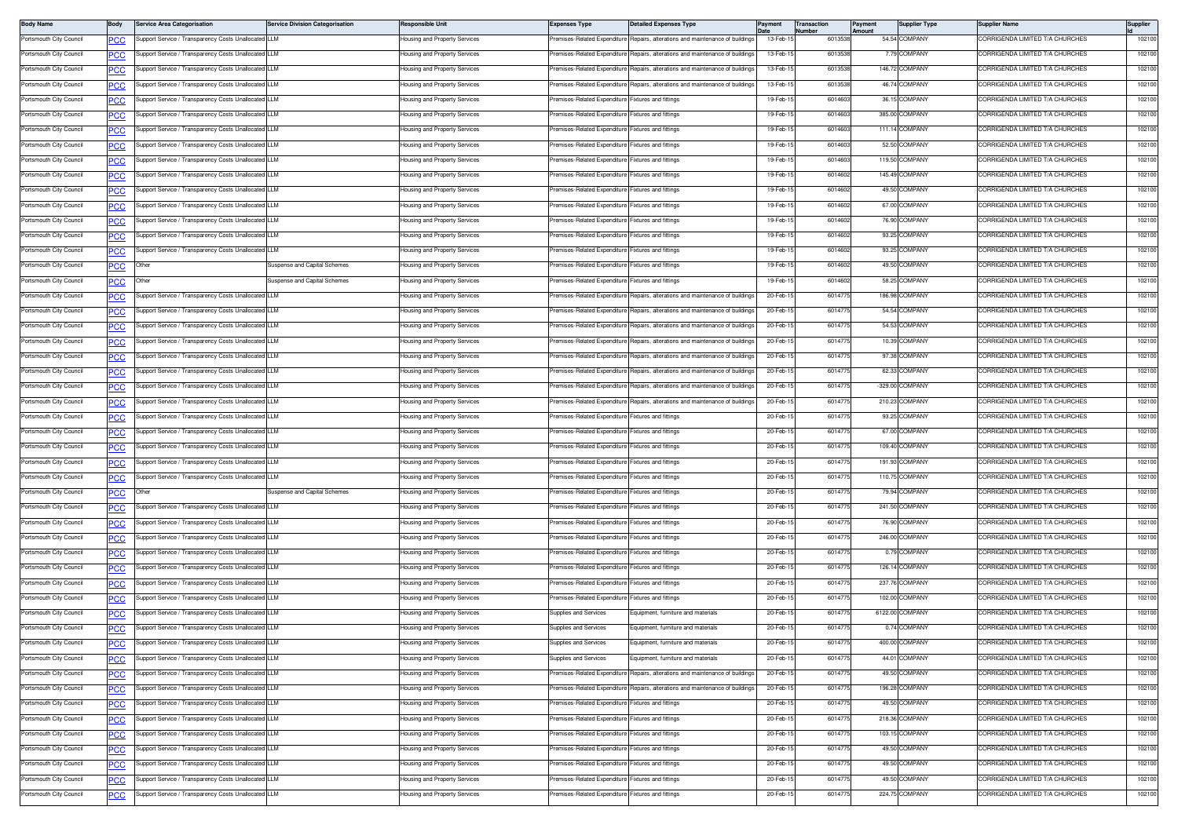| Body Name | Body | Service Area Categorisation | Service Division Categorisation | Responsible Unit | Expenses Type | Detailed Expenses Type | Payment Date | Transaction Number | Payment Amount | Supplier Type | Supplier Name | Supplier Id |
|---|---|---|---|---|---|---|---|---|---|---|---|---|
| Portsmouth City Council | PCC | Support Service / Transparency Costs Unallocated | LLM | Housing and Property Services | Premises-Related Expenditure | Repairs, alterations and maintenance of buildings | 13-Feb-15 | 6013538 | 54.54 | COMPANY | CORRIGENDA LIMITED T/A CHURCHES | 102100 |
| Portsmouth City Council | PCC | Support Service / Transparency Costs Unallocated | LLM | Housing and Property Services | Premises-Related Expenditure | Repairs, alterations and maintenance of buildings | 13-Feb-15 | 6013538 | 7.79 | COMPANY | CORRIGENDA LIMITED T/A CHURCHES | 102100 |
| Portsmouth City Council | PCC | Support Service / Transparency Costs Unallocated | LLM | Housing and Property Services | Premises-Related Expenditure | Repairs, alterations and maintenance of buildings | 13-Feb-15 | 6013538 | 146.72 | COMPANY | CORRIGENDA LIMITED T/A CHURCHES | 102100 |
| Portsmouth City Council | PCC | Support Service / Transparency Costs Unallocated | LLM | Housing and Property Services | Premises-Related Expenditure | Repairs, alterations and maintenance of buildings | 13-Feb-15 | 6013538 | 46.74 | COMPANY | CORRIGENDA LIMITED T/A CHURCHES | 102100 |
| Portsmouth City Council | PCC | Support Service / Transparency Costs Unallocated | LLM | Housing and Property Services | Premises-Related Expenditure | Fixtures and fittings | 19-Feb-15 | 6014603 | 36.15 | COMPANY | CORRIGENDA LIMITED T/A CHURCHES | 102100 |
| Portsmouth City Council | PCC | Support Service / Transparency Costs Unallocated | LLM | Housing and Property Services | Premises-Related Expenditure | Fixtures and fittings | 19-Feb-15 | 6014603 | 385.00 | COMPANY | CORRIGENDA LIMITED T/A CHURCHES | 102100 |
| Portsmouth City Council | PCC | Support Service / Transparency Costs Unallocated | LLM | Housing and Property Services | Premises-Related Expenditure | Fixtures and fittings | 19-Feb-15 | 6014603 | 111.14 | COMPANY | CORRIGENDA LIMITED T/A CHURCHES | 102100 |
| Portsmouth City Council | PCC | Support Service / Transparency Costs Unallocated | LLM | Housing and Property Services | Premises-Related Expenditure | Fixtures and fittings | 19-Feb-15 | 6014603 | 52.50 | COMPANY | CORRIGENDA LIMITED T/A CHURCHES | 102100 |
| Portsmouth City Council | PCC | Support Service / Transparency Costs Unallocated | LLM | Housing and Property Services | Premises-Related Expenditure | Fixtures and fittings | 19-Feb-15 | 6014603 | 119.50 | COMPANY | CORRIGENDA LIMITED T/A CHURCHES | 102100 |
| Portsmouth City Council | PCC | Support Service / Transparency Costs Unallocated | LLM | Housing and Property Services | Premises-Related Expenditure | Fixtures and fittings | 19-Feb-15 | 6014602 | 145.49 | COMPANY | CORRIGENDA LIMITED T/A CHURCHES | 102100 |
| Portsmouth City Council | PCC | Support Service / Transparency Costs Unallocated | LLM | Housing and Property Services | Premises-Related Expenditure | Fixtures and fittings | 19-Feb-15 | 6014602 | 49.50 | COMPANY | CORRIGENDA LIMITED T/A CHURCHES | 102100 |
| Portsmouth City Council | PCC | Support Service / Transparency Costs Unallocated | LLM | Housing and Property Services | Premises-Related Expenditure | Fixtures and fittings | 19-Feb-15 | 6014602 | 67.00 | COMPANY | CORRIGENDA LIMITED T/A CHURCHES | 102100 |
| Portsmouth City Council | PCC | Support Service / Transparency Costs Unallocated | LLM | Housing and Property Services | Premises-Related Expenditure | Fixtures and fittings | 19-Feb-15 | 6014602 | 76.90 | COMPANY | CORRIGENDA LIMITED T/A CHURCHES | 102100 |
| Portsmouth City Council | PCC | Support Service / Transparency Costs Unallocated | LLM | Housing and Property Services | Premises-Related Expenditure | Fixtures and fittings | 19-Feb-15 | 6014602 | 93.25 | COMPANY | CORRIGENDA LIMITED T/A CHURCHES | 102100 |
| Portsmouth City Council | PCC | Support Service / Transparency Costs Unallocated | LLM | Housing and Property Services | Premises-Related Expenditure | Fixtures and fittings | 19-Feb-15 | 6014602 | 93.25 | COMPANY | CORRIGENDA LIMITED T/A CHURCHES | 102100 |
| Portsmouth City Council | PCC | Other | Suspense and Capital Schemes | Housing and Property Services | Premises-Related Expenditure | Fixtures and fittings | 19-Feb-15 | 6014602 | 49.50 | COMPANY | CORRIGENDA LIMITED T/A CHURCHES | 102100 |
| Portsmouth City Council | PCC | Other | Suspense and Capital Schemes | Housing and Property Services | Premises-Related Expenditure | Fixtures and fittings | 19-Feb-15 | 6014602 | 58.25 | COMPANY | CORRIGENDA LIMITED T/A CHURCHES | 102100 |
| Portsmouth City Council | PCC | Support Service / Transparency Costs Unallocated | LLM | Housing and Property Services | Premises-Related Expenditure | Repairs, alterations and maintenance of buildings | 20-Feb-15 | 6014775 | 186.98 | COMPANY | CORRIGENDA LIMITED T/A CHURCHES | 102100 |
| Portsmouth City Council | PCC | Support Service / Transparency Costs Unallocated | LLM | Housing and Property Services | Premises-Related Expenditure | Repairs, alterations and maintenance of buildings | 20-Feb-15 | 6014775 | 54.54 | COMPANY | CORRIGENDA LIMITED T/A CHURCHES | 102100 |
| Portsmouth City Council | PCC | Support Service / Transparency Costs Unallocated | LLM | Housing and Property Services | Premises-Related Expenditure | Repairs, alterations and maintenance of buildings | 20-Feb-15 | 6014775 | 54.53 | COMPANY | CORRIGENDA LIMITED T/A CHURCHES | 102100 |
| Portsmouth City Council | PCC | Support Service / Transparency Costs Unallocated | LLM | Housing and Property Services | Premises-Related Expenditure | Repairs, alterations and maintenance of buildings | 20-Feb-15 | 6014775 | 10.39 | COMPANY | CORRIGENDA LIMITED T/A CHURCHES | 102100 |
| Portsmouth City Council | PCC | Support Service / Transparency Costs Unallocated | LLM | Housing and Property Services | Premises-Related Expenditure | Repairs, alterations and maintenance of buildings | 20-Feb-15 | 6014775 | 97.38 | COMPANY | CORRIGENDA LIMITED T/A CHURCHES | 102100 |
| Portsmouth City Council | PCC | Support Service / Transparency Costs Unallocated | LLM | Housing and Property Services | Premises-Related Expenditure | Repairs, alterations and maintenance of buildings | 20-Feb-15 | 6014775 | 62.33 | COMPANY | CORRIGENDA LIMITED T/A CHURCHES | 102100 |
| Portsmouth City Council | PCC | Support Service / Transparency Costs Unallocated | LLM | Housing and Property Services | Premises-Related Expenditure | Repairs, alterations and maintenance of buildings | 20-Feb-15 | 6014775 | -329.00 | COMPANY | CORRIGENDA LIMITED T/A CHURCHES | 102100 |
| Portsmouth City Council | PCC | Support Service / Transparency Costs Unallocated | LLM | Housing and Property Services | Premises-Related Expenditure | Repairs, alterations and maintenance of buildings | 20-Feb-15 | 6014775 | 210.23 | COMPANY | CORRIGENDA LIMITED T/A CHURCHES | 102100 |
| Portsmouth City Council | PCC | Support Service / Transparency Costs Unallocated | LLM | Housing and Property Services | Premises-Related Expenditure | Fixtures and fittings | 20-Feb-15 | 6014775 | 93.25 | COMPANY | CORRIGENDA LIMITED T/A CHURCHES | 102100 |
| Portsmouth City Council | PCC | Support Service / Transparency Costs Unallocated | LLM | Housing and Property Services | Premises-Related Expenditure | Fixtures and fittings | 20-Feb-15 | 6014775 | 67.00 | COMPANY | CORRIGENDA LIMITED T/A CHURCHES | 102100 |
| Portsmouth City Council | PCC | Support Service / Transparency Costs Unallocated | LLM | Housing and Property Services | Premises-Related Expenditure | Fixtures and fittings | 20-Feb-15 | 6014775 | 109.40 | COMPANY | CORRIGENDA LIMITED T/A CHURCHES | 102100 |
| Portsmouth City Council | PCC | Support Service / Transparency Costs Unallocated | LLM | Housing and Property Services | Premises-Related Expenditure | Fixtures and fittings | 20-Feb-15 | 6014775 | 191.93 | COMPANY | CORRIGENDA LIMITED T/A CHURCHES | 102100 |
| Portsmouth City Council | PCC | Support Service / Transparency Costs Unallocated | LLM | Housing and Property Services | Premises-Related Expenditure | Fixtures and fittings | 20-Feb-15 | 6014775 | 110.75 | COMPANY | CORRIGENDA LIMITED T/A CHURCHES | 102100 |
| Portsmouth City Council | PCC | Other | Suspense and Capital Schemes | Housing and Property Services | Premises-Related Expenditure | Fixtures and fittings | 20-Feb-15 | 6014775 | 79.94 | COMPANY | CORRIGENDA LIMITED T/A CHURCHES | 102100 |
| Portsmouth City Council | PCC | Support Service / Transparency Costs Unallocated | LLM | Housing and Property Services | Premises-Related Expenditure | Fixtures and fittings | 20-Feb-15 | 6014775 | 241.50 | COMPANY | CORRIGENDA LIMITED T/A CHURCHES | 102100 |
| Portsmouth City Council | PCC | Support Service / Transparency Costs Unallocated | LLM | Housing and Property Services | Premises-Related Expenditure | Fixtures and fittings | 20-Feb-15 | 6014775 | 76.90 | COMPANY | CORRIGENDA LIMITED T/A CHURCHES | 102100 |
| Portsmouth City Council | PCC | Support Service / Transparency Costs Unallocated | LLM | Housing and Property Services | Premises-Related Expenditure | Fixtures and fittings | 20-Feb-15 | 6014775 | 246.00 | COMPANY | CORRIGENDA LIMITED T/A CHURCHES | 102100 |
| Portsmouth City Council | PCC | Support Service / Transparency Costs Unallocated | LLM | Housing and Property Services | Premises-Related Expenditure | Fixtures and fittings | 20-Feb-15 | 6014775 | 0.79 | COMPANY | CORRIGENDA LIMITED T/A CHURCHES | 102100 |
| Portsmouth City Council | PCC | Support Service / Transparency Costs Unallocated | LLM | Housing and Property Services | Premises-Related Expenditure | Fixtures and fittings | 20-Feb-15 | 6014775 | 126.14 | COMPANY | CORRIGENDA LIMITED T/A CHURCHES | 102100 |
| Portsmouth City Council | PCC | Support Service / Transparency Costs Unallocated | LLM | Housing and Property Services | Premises-Related Expenditure | Fixtures and fittings | 20-Feb-15 | 6014775 | 237.76 | COMPANY | CORRIGENDA LIMITED T/A CHURCHES | 102100 |
| Portsmouth City Council | PCC | Support Service / Transparency Costs Unallocated | LLM | Housing and Property Services | Premises-Related Expenditure | Fixtures and fittings | 20-Feb-15 | 6014775 | 102.00 | COMPANY | CORRIGENDA LIMITED T/A CHURCHES | 102100 |
| Portsmouth City Council | PCC | Support Service / Transparency Costs Unallocated | LLM | Housing and Property Services | Supplies and Services | Equipment, furniture and materials | 20-Feb-15 | 6014775 | 6122.00 | COMPANY | CORRIGENDA LIMITED T/A CHURCHES | 102100 |
| Portsmouth City Council | PCC | Support Service / Transparency Costs Unallocated | LLM | Housing and Property Services | Supplies and Services | Equipment, furniture and materials | 20-Feb-15 | 6014775 | 0.74 | COMPANY | CORRIGENDA LIMITED T/A CHURCHES | 102100 |
| Portsmouth City Council | PCC | Support Service / Transparency Costs Unallocated | LLM | Housing and Property Services | Supplies and Services | Equipment, furniture and materials | 20-Feb-15 | 6014775 | 400.00 | COMPANY | CORRIGENDA LIMITED T/A CHURCHES | 102100 |
| Portsmouth City Council | PCC | Support Service / Transparency Costs Unallocated | LLM | Housing and Property Services | Supplies and Services | Equipment, furniture and materials | 20-Feb-15 | 6014775 | 44.01 | COMPANY | CORRIGENDA LIMITED T/A CHURCHES | 102100 |
| Portsmouth City Council | PCC | Support Service / Transparency Costs Unallocated | LLM | Housing and Property Services | Premises-Related Expenditure | Repairs, alterations and maintenance of buildings | 20-Feb-15 | 6014775 | 49.50 | COMPANY | CORRIGENDA LIMITED T/A CHURCHES | 102100 |
| Portsmouth City Council | PCC | Support Service / Transparency Costs Unallocated | LLM | Housing and Property Services | Premises-Related Expenditure | Repairs, alterations and maintenance of buildings | 20-Feb-15 | 6014775 | 196.28 | COMPANY | CORRIGENDA LIMITED T/A CHURCHES | 102100 |
| Portsmouth City Council | PCC | Support Service / Transparency Costs Unallocated | LLM | Housing and Property Services | Premises-Related Expenditure | Fixtures and fittings | 20-Feb-15 | 6014775 | 49.50 | COMPANY | CORRIGENDA LIMITED T/A CHURCHES | 102100 |
| Portsmouth City Council | PCC | Support Service / Transparency Costs Unallocated | LLM | Housing and Property Services | Premises-Related Expenditure | Fixtures and fittings | 20-Feb-15 | 6014775 | 218.36 | COMPANY | CORRIGENDA LIMITED T/A CHURCHES | 102100 |
| Portsmouth City Council | PCC | Support Service / Transparency Costs Unallocated | LLM | Housing and Property Services | Premises-Related Expenditure | Fixtures and fittings | 20-Feb-15 | 6014775 | 103.15 | COMPANY | CORRIGENDA LIMITED T/A CHURCHES | 102100 |
| Portsmouth City Council | PCC | Support Service / Transparency Costs Unallocated | LLM | Housing and Property Services | Premises-Related Expenditure | Fixtures and fittings | 20-Feb-15 | 6014775 | 49.50 | COMPANY | CORRIGENDA LIMITED T/A CHURCHES | 102100 |
| Portsmouth City Council | PCC | Support Service / Transparency Costs Unallocated | LLM | Housing and Property Services | Premises-Related Expenditure | Fixtures and fittings | 20-Feb-15 | 6014775 | 49.50 | COMPANY | CORRIGENDA LIMITED T/A CHURCHES | 102100 |
| Portsmouth City Council | PCC | Support Service / Transparency Costs Unallocated | LLM | Housing and Property Services | Premises-Related Expenditure | Fixtures and fittings | 20-Feb-15 | 6014775 | 49.50 | COMPANY | CORRIGENDA LIMITED T/A CHURCHES | 102100 |
| Portsmouth City Council | PCC | Support Service / Transparency Costs Unallocated | LLM | Housing and Property Services | Premises-Related Expenditure | Fixtures and fittings | 20-Feb-15 | 6014775 | 224.75 | COMPANY | CORRIGENDA LIMITED T/A CHURCHES | 102100 |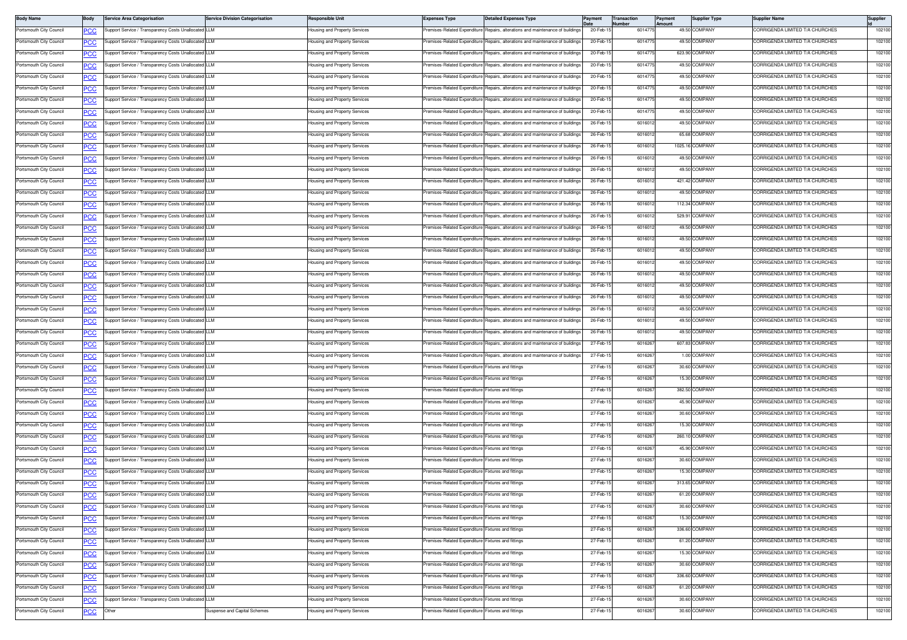| Body Name | Body | Service Area Categorisation | Service Division Categorisation | Responsible Unit | Expenses Type | Detailed Expenses Type | Payment Date | Transaction Number | Payment Amount | Supplier Type | Supplier Name | Supplier Id |
|---|---|---|---|---|---|---|---|---|---|---|---|---|
| Portsmouth City Council | PCC | Support Service / Transparency Costs Unallocated | LLM | Housing and Property Services | Premises-Related Expenditure | Repairs, alterations and maintenance of buildings | 20-Feb-15 | 6014775 | 49.50 | COMPANY | CORRIGENDA LIMITED T/A CHURCHES | 102100 |
| Portsmouth City Council | PCC | Support Service / Transparency Costs Unallocated | LLM | Housing and Property Services | Premises-Related Expenditure | Repairs, alterations and maintenance of buildings | 20-Feb-15 | 6014775 | 49.50 | COMPANY | CORRIGENDA LIMITED T/A CHURCHES | 102100 |
| Portsmouth City Council | PCC | Support Service / Transparency Costs Unallocated | LLM | Housing and Property Services | Premises-Related Expenditure | Repairs, alterations and maintenance of buildings | 20-Feb-15 | 6014775 | 623.90 | COMPANY | CORRIGENDA LIMITED T/A CHURCHES | 102100 |
| Portsmouth City Council | PCC | Support Service / Transparency Costs Unallocated | LLM | Housing and Property Services | Premises-Related Expenditure | Repairs, alterations and maintenance of buildings | 20-Feb-15 | 6014775 | 49.50 | COMPANY | CORRIGENDA LIMITED T/A CHURCHES | 102100 |
| Portsmouth City Council | PCC | Support Service / Transparency Costs Unallocated | LLM | Housing and Property Services | Premises-Related Expenditure | Repairs, alterations and maintenance of buildings | 20-Feb-15 | 6014775 | 49.50 | COMPANY | CORRIGENDA LIMITED T/A CHURCHES | 102100 |
| Portsmouth City Council | PCC | Support Service / Transparency Costs Unallocated | LLM | Housing and Property Services | Premises-Related Expenditure | Repairs, alterations and maintenance of buildings | 20-Feb-15 | 6014775 | 49.50 | COMPANY | CORRIGENDA LIMITED T/A CHURCHES | 102100 |
| Portsmouth City Council | PCC | Support Service / Transparency Costs Unallocated | LLM | Housing and Property Services | Premises-Related Expenditure | Repairs, alterations and maintenance of buildings | 20-Feb-15 | 6014775 | 49.50 | COMPANY | CORRIGENDA LIMITED T/A CHURCHES | 102100 |
| Portsmouth City Council | PCC | Support Service / Transparency Costs Unallocated | LLM | Housing and Property Services | Premises-Related Expenditure | Repairs, alterations and maintenance of buildings | 20-Feb-15 | 6014775 | 49.50 | COMPANY | CORRIGENDA LIMITED T/A CHURCHES | 102100 |
| Portsmouth City Council | PCC | Support Service / Transparency Costs Unallocated | LLM | Housing and Property Services | Premises-Related Expenditure | Repairs, alterations and maintenance of buildings | 26-Feb-15 | 6016012 | 49.50 | COMPANY | CORRIGENDA LIMITED T/A CHURCHES | 102100 |
| Portsmouth City Council | PCC | Support Service / Transparency Costs Unallocated | LLM | Housing and Property Services | Premises-Related Expenditure | Repairs, alterations and maintenance of buildings | 26-Feb-15 | 6016012 | 65.68 | COMPANY | CORRIGENDA LIMITED T/A CHURCHES | 102100 |
| Portsmouth City Council | PCC | Support Service / Transparency Costs Unallocated | LLM | Housing and Property Services | Premises-Related Expenditure | Repairs, alterations and maintenance of buildings | 26-Feb-15 | 6016012 | 1025.16 | COMPANY | CORRIGENDA LIMITED T/A CHURCHES | 102100 |
| Portsmouth City Council | PCC | Support Service / Transparency Costs Unallocated | LLM | Housing and Property Services | Premises-Related Expenditure | Repairs, alterations and maintenance of buildings | 26-Feb-15 | 6016012 | 49.50 | COMPANY | CORRIGENDA LIMITED T/A CHURCHES | 102100 |
| Portsmouth City Council | PCC | Support Service / Transparency Costs Unallocated | LLM | Housing and Property Services | Premises-Related Expenditure | Repairs, alterations and maintenance of buildings | 26-Feb-15 | 6016012 | 49.50 | COMPANY | CORRIGENDA LIMITED T/A CHURCHES | 102100 |
| Portsmouth City Council | PCC | Support Service / Transparency Costs Unallocated | LLM | Housing and Property Services | Premises-Related Expenditure | Repairs, alterations and maintenance of buildings | 26-Feb-15 | 6016012 | 421.42 | COMPANY | CORRIGENDA LIMITED T/A CHURCHES | 102100 |
| Portsmouth City Council | PCC | Support Service / Transparency Costs Unallocated | LLM | Housing and Property Services | Premises-Related Expenditure | Repairs, alterations and maintenance of buildings | 26-Feb-15 | 6016012 | 49.50 | COMPANY | CORRIGENDA LIMITED T/A CHURCHES | 102100 |
| Portsmouth City Council | PCC | Support Service / Transparency Costs Unallocated | LLM | Housing and Property Services | Premises-Related Expenditure | Repairs, alterations and maintenance of buildings | 26-Feb-15 | 6016012 | 112.34 | COMPANY | CORRIGENDA LIMITED T/A CHURCHES | 102100 |
| Portsmouth City Council | PCC | Support Service / Transparency Costs Unallocated | LLM | Housing and Property Services | Premises-Related Expenditure | Repairs, alterations and maintenance of buildings | 26-Feb-15 | 6016012 | 529.91 | COMPANY | CORRIGENDA LIMITED T/A CHURCHES | 102100 |
| Portsmouth City Council | PCC | Support Service / Transparency Costs Unallocated | LLM | Housing and Property Services | Premises-Related Expenditure | Repairs, alterations and maintenance of buildings | 26-Feb-15 | 6016012 | 49.50 | COMPANY | CORRIGENDA LIMITED T/A CHURCHES | 102100 |
| Portsmouth City Council | PCC | Support Service / Transparency Costs Unallocated | LLM | Housing and Property Services | Premises-Related Expenditure | Repairs, alterations and maintenance of buildings | 26-Feb-15 | 6016012 | 49.50 | COMPANY | CORRIGENDA LIMITED T/A CHURCHES | 102100 |
| Portsmouth City Council | PCC | Support Service / Transparency Costs Unallocated | LLM | Housing and Property Services | Premises-Related Expenditure | Repairs, alterations and maintenance of buildings | 26-Feb-15 | 6016012 | 49.50 | COMPANY | CORRIGENDA LIMITED T/A CHURCHES | 102100 |
| Portsmouth City Council | PCC | Support Service / Transparency Costs Unallocated | LLM | Housing and Property Services | Premises-Related Expenditure | Repairs, alterations and maintenance of buildings | 26-Feb-15 | 6016012 | 49.50 | COMPANY | CORRIGENDA LIMITED T/A CHURCHES | 102100 |
| Portsmouth City Council | PCC | Support Service / Transparency Costs Unallocated | LLM | Housing and Property Services | Premises-Related Expenditure | Repairs, alterations and maintenance of buildings | 26-Feb-15 | 6016012 | 49.50 | COMPANY | CORRIGENDA LIMITED T/A CHURCHES | 102100 |
| Portsmouth City Council | PCC | Support Service / Transparency Costs Unallocated | LLM | Housing and Property Services | Premises-Related Expenditure | Repairs, alterations and maintenance of buildings | 26-Feb-15 | 6016012 | 49.50 | COMPANY | CORRIGENDA LIMITED T/A CHURCHES | 102100 |
| Portsmouth City Council | PCC | Support Service / Transparency Costs Unallocated | LLM | Housing and Property Services | Premises-Related Expenditure | Repairs, alterations and maintenance of buildings | 26-Feb-15 | 6016012 | 49.50 | COMPANY | CORRIGENDA LIMITED T/A CHURCHES | 102100 |
| Portsmouth City Council | PCC | Support Service / Transparency Costs Unallocated | LLM | Housing and Property Services | Premises-Related Expenditure | Repairs, alterations and maintenance of buildings | 26-Feb-15 | 6016012 | 49.50 | COMPANY | CORRIGENDA LIMITED T/A CHURCHES | 102100 |
| Portsmouth City Council | PCC | Support Service / Transparency Costs Unallocated | LLM | Housing and Property Services | Premises-Related Expenditure | Repairs, alterations and maintenance of buildings | 26-Feb-15 | 6016012 | 49.50 | COMPANY | CORRIGENDA LIMITED T/A CHURCHES | 102100 |
| Portsmouth City Council | PCC | Support Service / Transparency Costs Unallocated | LLM | Housing and Property Services | Premises-Related Expenditure | Repairs, alterations and maintenance of buildings | 26-Feb-15 | 6016012 | 49.50 | COMPANY | CORRIGENDA LIMITED T/A CHURCHES | 102100 |
| Portsmouth City Council | PCC | Support Service / Transparency Costs Unallocated | LLM | Housing and Property Services | Premises-Related Expenditure | Repairs, alterations and maintenance of buildings | 27-Feb-15 | 6016267 | 607.83 | COMPANY | CORRIGENDA LIMITED T/A CHURCHES | 102100 |
| Portsmouth City Council | PCC | Support Service / Transparency Costs Unallocated | LLM | Housing and Property Services | Premises-Related Expenditure | Repairs, alterations and maintenance of buildings | 27-Feb-15 | 6016267 | 1.00 | COMPANY | CORRIGENDA LIMITED T/A CHURCHES | 102100 |
| Portsmouth City Council | PCC | Support Service / Transparency Costs Unallocated | LLM | Housing and Property Services | Premises-Related Expenditure | Fixtures and fittings | 27-Feb-15 | 6016267 | 30.60 | COMPANY | CORRIGENDA LIMITED T/A CHURCHES | 102100 |
| Portsmouth City Council | PCC | Support Service / Transparency Costs Unallocated | LLM | Housing and Property Services | Premises-Related Expenditure | Fixtures and fittings | 27-Feb-15 | 6016267 | 15.30 | COMPANY | CORRIGENDA LIMITED T/A CHURCHES | 102100 |
| Portsmouth City Council | PCC | Support Service / Transparency Costs Unallocated | LLM | Housing and Property Services | Premises-Related Expenditure | Fixtures and fittings | 27-Feb-15 | 6016267 | 382.50 | COMPANY | CORRIGENDA LIMITED T/A CHURCHES | 102100 |
| Portsmouth City Council | PCC | Support Service / Transparency Costs Unallocated | LLM | Housing and Property Services | Premises-Related Expenditure | Fixtures and fittings | 27-Feb-15 | 6016267 | 45.90 | COMPANY | CORRIGENDA LIMITED T/A CHURCHES | 102100 |
| Portsmouth City Council | PCC | Support Service / Transparency Costs Unallocated | LLM | Housing and Property Services | Premises-Related Expenditure | Fixtures and fittings | 27-Feb-15 | 6016267 | 30.60 | COMPANY | CORRIGENDA LIMITED T/A CHURCHES | 102100 |
| Portsmouth City Council | PCC | Support Service / Transparency Costs Unallocated | LLM | Housing and Property Services | Premises-Related Expenditure | Fixtures and fittings | 27-Feb-15 | 6016267 | 15.30 | COMPANY | CORRIGENDA LIMITED T/A CHURCHES | 102100 |
| Portsmouth City Council | PCC | Support Service / Transparency Costs Unallocated | LLM | Housing and Property Services | Premises-Related Expenditure | Fixtures and fittings | 27-Feb-15 | 6016267 | 260.10 | COMPANY | CORRIGENDA LIMITED T/A CHURCHES | 102100 |
| Portsmouth City Council | PCC | Support Service / Transparency Costs Unallocated | LLM | Housing and Property Services | Premises-Related Expenditure | Fixtures and fittings | 27-Feb-15 | 6016267 | 45.90 | COMPANY | CORRIGENDA LIMITED T/A CHURCHES | 102100 |
| Portsmouth City Council | PCC | Support Service / Transparency Costs Unallocated | LLM | Housing and Property Services | Premises-Related Expenditure | Fixtures and fittings | 27-Feb-15 | 6016267 | 30.60 | COMPANY | CORRIGENDA LIMITED T/A CHURCHES | 102100 |
| Portsmouth City Council | PCC | Support Service / Transparency Costs Unallocated | LLM | Housing and Property Services | Premises-Related Expenditure | Fixtures and fittings | 27-Feb-15 | 6016267 | 15.30 | COMPANY | CORRIGENDA LIMITED T/A CHURCHES | 102100 |
| Portsmouth City Council | PCC | Support Service / Transparency Costs Unallocated | LLM | Housing and Property Services | Premises-Related Expenditure | Fixtures and fittings | 27-Feb-15 | 6016267 | 313.65 | COMPANY | CORRIGENDA LIMITED T/A CHURCHES | 102100 |
| Portsmouth City Council | PCC | Support Service / Transparency Costs Unallocated | LLM | Housing and Property Services | Premises-Related Expenditure | Fixtures and fittings | 27-Feb-15 | 6016267 | 61.20 | COMPANY | CORRIGENDA LIMITED T/A CHURCHES | 102100 |
| Portsmouth City Council | PCC | Support Service / Transparency Costs Unallocated | LLM | Housing and Property Services | Premises-Related Expenditure | Fixtures and fittings | 27-Feb-15 | 6016267 | 30.60 | COMPANY | CORRIGENDA LIMITED T/A CHURCHES | 102100 |
| Portsmouth City Council | PCC | Support Service / Transparency Costs Unallocated | LLM | Housing and Property Services | Premises-Related Expenditure | Fixtures and fittings | 27-Feb-15 | 6016267 | 15.30 | COMPANY | CORRIGENDA LIMITED T/A CHURCHES | 102100 |
| Portsmouth City Council | PCC | Support Service / Transparency Costs Unallocated | LLM | Housing and Property Services | Premises-Related Expenditure | Fixtures and fittings | 27-Feb-15 | 6016267 | 336.60 | COMPANY | CORRIGENDA LIMITED T/A CHURCHES | 102100 |
| Portsmouth City Council | PCC | Support Service / Transparency Costs Unallocated | LLM | Housing and Property Services | Premises-Related Expenditure | Fixtures and fittings | 27-Feb-15 | 6016267 | 61.20 | COMPANY | CORRIGENDA LIMITED T/A CHURCHES | 102100 |
| Portsmouth City Council | PCC | Support Service / Transparency Costs Unallocated | LLM | Housing and Property Services | Premises-Related Expenditure | Fixtures and fittings | 27-Feb-15 | 6016267 | 15.30 | COMPANY | CORRIGENDA LIMITED T/A CHURCHES | 102100 |
| Portsmouth City Council | PCC | Support Service / Transparency Costs Unallocated | LLM | Housing and Property Services | Premises-Related Expenditure | Fixtures and fittings | 27-Feb-15 | 6016267 | 30.60 | COMPANY | CORRIGENDA LIMITED T/A CHURCHES | 102100 |
| Portsmouth City Council | PCC | Support Service / Transparency Costs Unallocated | LLM | Housing and Property Services | Premises-Related Expenditure | Fixtures and fittings | 27-Feb-15 | 6016267 | 336.60 | COMPANY | CORRIGENDA LIMITED T/A CHURCHES | 102100 |
| Portsmouth City Council | PCC | Support Service / Transparency Costs Unallocated | LLM | Housing and Property Services | Premises-Related Expenditure | Fixtures and fittings | 27-Feb-15 | 6016267 | 61.20 | COMPANY | CORRIGENDA LIMITED T/A CHURCHES | 102100 |
| Portsmouth City Council | PCC | Support Service / Transparency Costs Unallocated | LLM | Housing and Property Services | Premises-Related Expenditure | Fixtures and fittings | 27-Feb-15 | 6016267 | 30.60 | COMPANY | CORRIGENDA LIMITED T/A CHURCHES | 102100 |
| Portsmouth City Council | PCC | Other | Suspense and Capital Schemes | Housing and Property Services | Premises-Related Expenditure | Fixtures and fittings | 27-Feb-15 | 6016267 | 30.60 | COMPANY | CORRIGENDA LIMITED T/A CHURCHES | 102100 |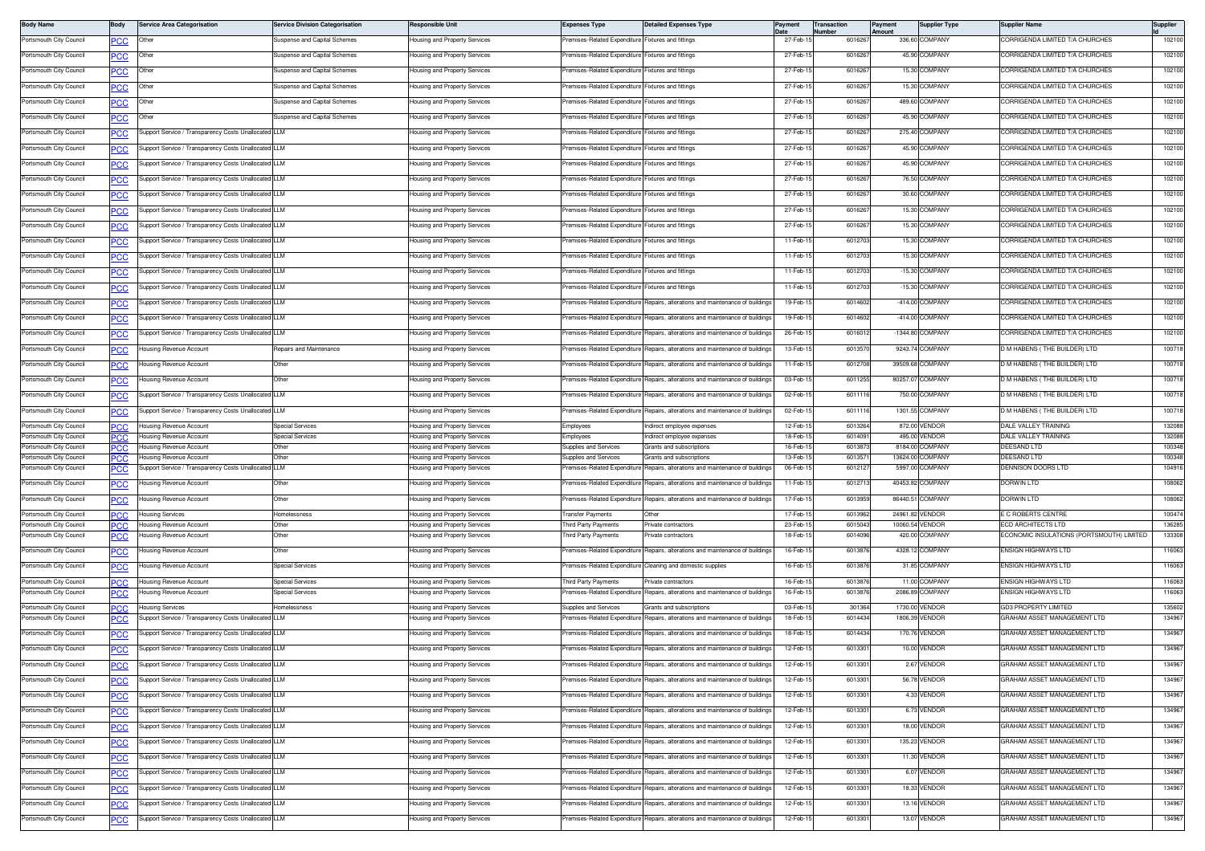| Body Name | Body | Service Area Categorisation | Service Division Categorisation | Responsible Unit | Expenses Type | Detailed Expenses Type | Payment Date | Transaction Number | Payment Amount | Supplier Type | Supplier Name | Supplier Id |
|---|---|---|---|---|---|---|---|---|---|---|---|---|
| Portsmouth City Council | PCC | Other | Suspense and Capital Schemes | Housing and Property Services | Premises-Related Expenditure | Fixtures and fittings | 27-Feb-15 | 6016267 | 336.60 | COMPANY | CORRIGENDA LIMITED T/A CHURCHES | 102100 |
| Portsmouth City Council | PCC | Other | Suspense and Capital Schemes | Housing and Property Services | Premises-Related Expenditure | Fixtures and fittings | 27-Feb-15 | 6016267 | 45.90 | COMPANY | CORRIGENDA LIMITED T/A CHURCHES | 102100 |
| Portsmouth City Council | PCC | Other | Suspense and Capital Schemes | Housing and Property Services | Premises-Related Expenditure | Fixtures and fittings | 27-Feb-15 | 6016267 | 15.30 | COMPANY | CORRIGENDA LIMITED T/A CHURCHES | 102100 |
| Portsmouth City Council | PCC | Other | Suspense and Capital Schemes | Housing and Property Services | Premises-Related Expenditure | Fixtures and fittings | 27-Feb-15 | 6016267 | 15.30 | COMPANY | CORRIGENDA LIMITED T/A CHURCHES | 102100 |
| Portsmouth City Council | PCC | Other | Suspense and Capital Schemes | Housing and Property Services | Premises-Related Expenditure | Fixtures and fittings | 27-Feb-15 | 6016267 | 489.60 | COMPANY | CORRIGENDA LIMITED T/A CHURCHES | 102100 |
| Portsmouth City Council | PCC | Other | Suspense and Capital Schemes | Housing and Property Services | Premises-Related Expenditure | Fixtures and fittings | 27-Feb-15 | 6016267 | 45.90 | COMPANY | CORRIGENDA LIMITED T/A CHURCHES | 102100 |
| Portsmouth City Council | PCC | Support Service / Transparency Costs Unallocated | LLM | Housing and Property Services | Premises-Related Expenditure | Fixtures and fittings | 27-Feb-15 | 6016267 | 275.40 | COMPANY | CORRIGENDA LIMITED T/A CHURCHES | 102100 |
| Portsmouth City Council | PCC | Support Service / Transparency Costs Unallocated | LLM | Housing and Property Services | Premises-Related Expenditure | Fixtures and fittings | 27-Feb-15 | 6016267 | 45.90 | COMPANY | CORRIGENDA LIMITED T/A CHURCHES | 102100 |
| Portsmouth City Council | PCC | Support Service / Transparency Costs Unallocated | LLM | Housing and Property Services | Premises-Related Expenditure | Fixtures and fittings | 27-Feb-15 | 6016267 | 45.90 | COMPANY | CORRIGENDA LIMITED T/A CHURCHES | 102100 |
| Portsmouth City Council | PCC | Support Service / Transparency Costs Unallocated | LLM | Housing and Property Services | Premises-Related Expenditure | Fixtures and fittings | 27-Feb-15 | 6016267 | 76.50 | COMPANY | CORRIGENDA LIMITED T/A CHURCHES | 102100 |
| Portsmouth City Council | PCC | Support Service / Transparency Costs Unallocated | LLM | Housing and Property Services | Premises-Related Expenditure | Fixtures and fittings | 27-Feb-15 | 6016267 | 30.60 | COMPANY | CORRIGENDA LIMITED T/A CHURCHES | 102100 |
| Portsmouth City Council | PCC | Support Service / Transparency Costs Unallocated | LLM | Housing and Property Services | Premises-Related Expenditure | Fixtures and fittings | 27-Feb-15 | 6016267 | 15.30 | COMPANY | CORRIGENDA LIMITED T/A CHURCHES | 102100 |
| Portsmouth City Council | PCC | Support Service / Transparency Costs Unallocated | LLM | Housing and Property Services | Premises-Related Expenditure | Fixtures and fittings | 27-Feb-15 | 6016267 | 15.30 | COMPANY | CORRIGENDA LIMITED T/A CHURCHES | 102100 |
| Portsmouth City Council | PCC | Support Service / Transparency Costs Unallocated | LLM | Housing and Property Services | Premises-Related Expenditure | Fixtures and fittings | 11-Feb-15 | 6012703 | 15.30 | COMPANY | CORRIGENDA LIMITED T/A CHURCHES | 102100 |
| Portsmouth City Council | PCC | Support Service / Transparency Costs Unallocated | LLM | Housing and Property Services | Premises-Related Expenditure | Fixtures and fittings | 11-Feb-15 | 6012703 | 15.30 | COMPANY | CORRIGENDA LIMITED T/A CHURCHES | 102100 |
| Portsmouth City Council | PCC | Support Service / Transparency Costs Unallocated | LLM | Housing and Property Services | Premises-Related Expenditure | Fixtures and fittings | 11-Feb-15 | 6012703 | -15.30 | COMPANY | CORRIGENDA LIMITED T/A CHURCHES | 102100 |
| Portsmouth City Council | PCC | Support Service / Transparency Costs Unallocated | LLM | Housing and Property Services | Premises-Related Expenditure | Fixtures and fittings | 11-Feb-15 | 6012703 | -15.30 | COMPANY | CORRIGENDA LIMITED T/A CHURCHES | 102100 |
| Portsmouth City Council | PCC | Support Service / Transparency Costs Unallocated | LLM | Housing and Property Services | Premises-Related Expenditure | Repairs, alterations and maintenance of buildings | 19-Feb-15 | 6014602 | -414.00 | COMPANY | CORRIGENDA LIMITED T/A CHURCHES | 102100 |
| Portsmouth City Council | PCC | Support Service / Transparency Costs Unallocated | LLM | Housing and Property Services | Premises-Related Expenditure | Repairs, alterations and maintenance of buildings | 19-Feb-15 | 6014602 | -414.00 | COMPANY | CORRIGENDA LIMITED T/A CHURCHES | 102100 |
| Portsmouth City Council | PCC | Support Service / Transparency Costs Unallocated | LLM | Housing and Property Services | Premises-Related Expenditure | Repairs, alterations and maintenance of buildings | 26-Feb-15 | 6016012 | -1344.80 | COMPANY | CORRIGENDA LIMITED T/A CHURCHES | 102100 |
| Portsmouth City Council | PCC | Housing Revenue Account | Repairs and Maintenance | Housing and Property Services | Premises-Related Expenditure | Repairs, alterations and maintenance of buildings | 13-Feb-15 | 6013570 | 9243.74 | COMPANY | D M HABENS ( THE BUILDER) LTD | 100718 |
| Portsmouth City Council | PCC | Housing Revenue Account | Other | Housing and Property Services | Premises-Related Expenditure | Repairs, alterations and maintenance of buildings | 11-Feb-15 | 6012708 | 39509.68 | COMPANY | D M HABENS ( THE BUILDER) LTD | 100718 |
| Portsmouth City Council | PCC | Housing Revenue Account | Other | Housing and Property Services | Premises-Related Expenditure | Repairs, alterations and maintenance of buildings | 03-Feb-15 | 6011255 | 80257.07 | COMPANY | D M HABENS ( THE BUILDER) LTD | 100718 |
| Portsmouth City Council | PCC | Support Service / Transparency Costs Unallocated | LLM | Housing and Property Services | Premises-Related Expenditure | Repairs, alterations and maintenance of buildings | 02-Feb-15 | 6011116 | 750.00 | COMPANY | D M HABENS ( THE BUILDER) LTD | 100718 |
| Portsmouth City Council | PCC | Support Service / Transparency Costs Unallocated | LLM | Housing and Property Services | Premises-Related Expenditure | Repairs, alterations and maintenance of buildings | 02-Feb-15 | 6011116 | 1301.55 | COMPANY | D M HABENS ( THE BUILDER) LTD | 100718 |
| Portsmouth City Council | PCC | Housing Revenue Account | Special Services | Housing and Property Services | Employees | Indirect employee expenses | 12-Feb-15 | 6013264 | 872.00 | VENDOR | DALE VALLEY TRAINING | 132088 |
| Portsmouth City Council | PCC | Housing Revenue Account | Special Services | Housing and Property Services | Employees | Indirect employee expenses | 18-Feb-15 | 6014091 | 495.00 | VENDOR | DALE VALLEY TRAINING | 132088 |
| Portsmouth City Council | PCC | Housing Revenue Account | Other | Housing and Property Services | Supplies and Services | Grants and subscriptions | 16-Feb-15 | 6013873 | 8184.00 | COMPANY | DEESAND LTD | 100348 |
| Portsmouth City Council | PCC | Housing Revenue Account | Other | Housing and Property Services | Supplies and Services | Grants and subscriptions | 13-Feb-15 | 6013571 | 13624.00 | COMPANY | DEESAND LTD | 100348 |
| Portsmouth City Council | PCC | Support Service / Transparency Costs Unallocated | LLM | Housing and Property Services | Premises-Related Expenditure | Repairs, alterations and maintenance of buildings | 06-Feb-15 | 6012127 | 5997.00 | COMPANY | DENNISON DOORS LTD | 104916 |
| Portsmouth City Council | PCC | Housing Revenue Account | Other | Housing and Property Services | Premises-Related Expenditure | Repairs, alterations and maintenance of buildings | 11-Feb-15 | 6012713 | 40453.82 | COMPANY | DORWIN LTD | 108062 |
| Portsmouth City Council | PCC | Housing Revenue Account | Other | Housing and Property Services | Premises-Related Expenditure | Repairs, alterations and maintenance of buildings | 17-Feb-15 | 6013959 | 86440.51 | COMPANY | DORWIN LTD | 108062 |
| Portsmouth City Council | PCC | Housing Services | Homelessness | Housing and Property Services | Transfer Payments | Other | 17-Feb-15 | 6013962 | 24961.82 | VENDOR | E C ROBERTS CENTRE | 100474 |
| Portsmouth City Council | PCC | Housing Revenue Account | Other | Housing and Property Services | Third Party Payments | Private contractors | 23-Feb-15 | 6015043 | 10060.54 | VENDOR | ECD ARCHITECTS LTD | 136285 |
| Portsmouth City Council | PCC | Housing Revenue Account | Other | Housing and Property Services | Third Party Payments | Private contractors | 18-Feb-15 | 6014096 | 420.00 | COMPANY | ECONOMIC INSULATIONS (PORTSMOUTH) LIMITED | 133308 |
| Portsmouth City Council | PCC | Housing Revenue Account | Other | Housing and Property Services | Premises-Related Expenditure | Repairs, alterations and maintenance of buildings | 16-Feb-15 | 6013876 | 4328.12 | COMPANY | ENSIGN HIGHWAYS LTD | 116063 |
| Portsmouth City Council | PCC | Housing Revenue Account | Special Services | Housing and Property Services | Premises-Related Expenditure | Cleaning and domestic supplies | 16-Feb-15 | 6013876 | 31.85 | COMPANY | ENSIGN HIGHWAYS LTD | 116063 |
| Portsmouth City Council | PCC | Housing Revenue Account | Special Services | Housing and Property Services | Third Party Payments | Private contractors | 16-Feb-15 | 6013876 | 11.00 | COMPANY | ENSIGN HIGHWAYS LTD | 116063 |
| Portsmouth City Council | PCC | Housing Revenue Account | Special Services | Housing and Property Services | Premises-Related Expenditure | Repairs, alterations and maintenance of buildings | 16-Feb-15 | 6013876 | 2086.89 | COMPANY | ENSIGN HIGHWAYS LTD | 116063 |
| Portsmouth City Council | PCC | Housing Services | Homelessness | Housing and Property Services | Supplies and Services | Grants and subscriptions | 03-Feb-15 | 301364 | 1730.00 | VENDOR | GD3 PROPERTY LIMITED | 135602 |
| Portsmouth City Council | PCC | Support Service / Transparency Costs Unallocated | LLM | Housing and Property Services | Premises-Related Expenditure | Repairs, alterations and maintenance of buildings | 18-Feb-15 | 6014434 | 1806.39 | VENDOR | GRAHAM ASSET MANAGEMENT LTD | 134967 |
| Portsmouth City Council | PCC | Support Service / Transparency Costs Unallocated | LLM | Housing and Property Services | Premises-Related Expenditure | Repairs, alterations and maintenance of buildings | 18-Feb-15 | 6014434 | 170.76 | VENDOR | GRAHAM ASSET MANAGEMENT LTD | 134967 |
| Portsmouth City Council | PCC | Support Service / Transparency Costs Unallocated | LLM | Housing and Property Services | Premises-Related Expenditure | Repairs, alterations and maintenance of buildings | 12-Feb-15 | 6013301 | 10.00 | VENDOR | GRAHAM ASSET MANAGEMENT LTD | 134967 |
| Portsmouth City Council | PCC | Support Service / Transparency Costs Unallocated | LLM | Housing and Property Services | Premises-Related Expenditure | Repairs, alterations and maintenance of buildings | 12-Feb-15 | 6013301 | 2.67 | VENDOR | GRAHAM ASSET MANAGEMENT LTD | 134967 |
| Portsmouth City Council | PCC | Support Service / Transparency Costs Unallocated | LLM | Housing and Property Services | Premises-Related Expenditure | Repairs, alterations and maintenance of buildings | 12-Feb-15 | 6013301 | 56.78 | VENDOR | GRAHAM ASSET MANAGEMENT LTD | 134967 |
| Portsmouth City Council | PCC | Support Service / Transparency Costs Unallocated | LLM | Housing and Property Services | Premises-Related Expenditure | Repairs, alterations and maintenance of buildings | 12-Feb-15 | 6013301 | 4.33 | VENDOR | GRAHAM ASSET MANAGEMENT LTD | 134967 |
| Portsmouth City Council | PCC | Support Service / Transparency Costs Unallocated | LLM | Housing and Property Services | Premises-Related Expenditure | Repairs, alterations and maintenance of buildings | 12-Feb-15 | 6013301 | 6.73 | VENDOR | GRAHAM ASSET MANAGEMENT LTD | 134967 |
| Portsmouth City Council | PCC | Support Service / Transparency Costs Unallocated | LLM | Housing and Property Services | Premises-Related Expenditure | Repairs, alterations and maintenance of buildings | 12-Feb-15 | 6013301 | 18.00 | VENDOR | GRAHAM ASSET MANAGEMENT LTD | 134967 |
| Portsmouth City Council | PCC | Support Service / Transparency Costs Unallocated | LLM | Housing and Property Services | Premises-Related Expenditure | Repairs, alterations and maintenance of buildings | 12-Feb-15 | 6013301 | 135.23 | VENDOR | GRAHAM ASSET MANAGEMENT LTD | 134967 |
| Portsmouth City Council | PCC | Support Service / Transparency Costs Unallocated | LLM | Housing and Property Services | Premises-Related Expenditure | Repairs, alterations and maintenance of buildings | 12-Feb-15 | 6013301 | 11.30 | VENDOR | GRAHAM ASSET MANAGEMENT LTD | 134967 |
| Portsmouth City Council | PCC | Support Service / Transparency Costs Unallocated | LLM | Housing and Property Services | Premises-Related Expenditure | Repairs, alterations and maintenance of buildings | 12-Feb-15 | 6013301 | 6.07 | VENDOR | GRAHAM ASSET MANAGEMENT LTD | 134967 |
| Portsmouth City Council | PCC | Support Service / Transparency Costs Unallocated | LLM | Housing and Property Services | Premises-Related Expenditure | Repairs, alterations and maintenance of buildings | 12-Feb-15 | 6013301 | 18.33 | VENDOR | GRAHAM ASSET MANAGEMENT LTD | 134967 |
| Portsmouth City Council | PCC | Support Service / Transparency Costs Unallocated | LLM | Housing and Property Services | Premises-Related Expenditure | Repairs, alterations and maintenance of buildings | 12-Feb-15 | 6013301 | 13.16 | VENDOR | GRAHAM ASSET MANAGEMENT LTD | 134967 |
| Portsmouth City Council | PCC | Support Service / Transparency Costs Unallocated | LLM | Housing and Property Services | Premises-Related Expenditure | Repairs, alterations and maintenance of buildings | 12-Feb-15 | 6013301 | 13.07 | VENDOR | GRAHAM ASSET MANAGEMENT LTD | 134967 |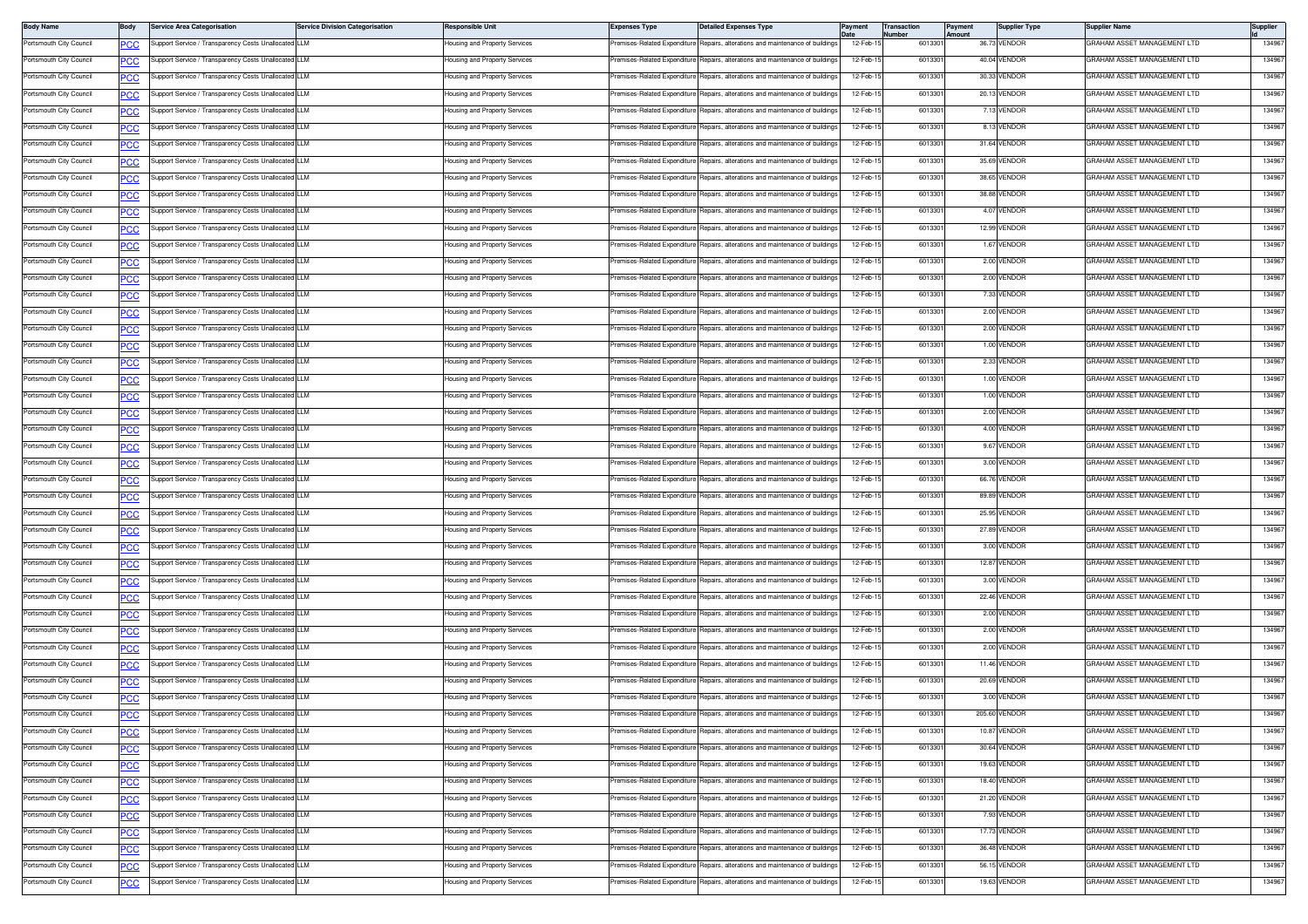| Body Name | Body | Service Area Categorisation | Service Division Categorisation | Responsible Unit | Expenses Type | Detailed Expenses Type | Payment Date | Transaction Number | Payment Amount | Supplier Type | Supplier Name | Supplier Id |
|---|---|---|---|---|---|---|---|---|---|---|---|---|
| Portsmouth City Council | PCC | Support Service / Transparency Costs Unallocated | LLM | Housing and Property Services | Premises-Related Expenditure | Repairs, alterations and maintenance of buildings | 12-Feb-15 | 6013301 | 36.73 | VENDOR | GRAHAM ASSET MANAGEMENT LTD | 134967 |
| Portsmouth City Council | PCC | Support Service / Transparency Costs Unallocated | LLM | Housing and Property Services | Premises-Related Expenditure | Repairs, alterations and maintenance of buildings | 12-Feb-15 | 6013301 | 40.04 | VENDOR | GRAHAM ASSET MANAGEMENT LTD | 134967 |
| Portsmouth City Council | PCC | Support Service / Transparency Costs Unallocated | LLM | Housing and Property Services | Premises-Related Expenditure | Repairs, alterations and maintenance of buildings | 12-Feb-15 | 6013301 | 30.33 | VENDOR | GRAHAM ASSET MANAGEMENT LTD | 134967 |
| Portsmouth City Council | PCC | Support Service / Transparency Costs Unallocated | LLM | Housing and Property Services | Premises-Related Expenditure | Repairs, alterations and maintenance of buildings | 12-Feb-15 | 6013301 | 20.13 | VENDOR | GRAHAM ASSET MANAGEMENT LTD | 134967 |
| Portsmouth City Council | PCC | Support Service / Transparency Costs Unallocated | LLM | Housing and Property Services | Premises-Related Expenditure | Repairs, alterations and maintenance of buildings | 12-Feb-15 | 6013301 | 7.13 | VENDOR | GRAHAM ASSET MANAGEMENT LTD | 134967 |
| Portsmouth City Council | PCC | Support Service / Transparency Costs Unallocated | LLM | Housing and Property Services | Premises-Related Expenditure | Repairs, alterations and maintenance of buildings | 12-Feb-15 | 6013301 | 8.13 | VENDOR | GRAHAM ASSET MANAGEMENT LTD | 134967 |
| Portsmouth City Council | PCC | Support Service / Transparency Costs Unallocated | LLM | Housing and Property Services | Premises-Related Expenditure | Repairs, alterations and maintenance of buildings | 12-Feb-15 | 6013301 | 31.64 | VENDOR | GRAHAM ASSET MANAGEMENT LTD | 134967 |
| Portsmouth City Council | PCC | Support Service / Transparency Costs Unallocated | LLM | Housing and Property Services | Premises-Related Expenditure | Repairs, alterations and maintenance of buildings | 12-Feb-15 | 6013301 | 35.69 | VENDOR | GRAHAM ASSET MANAGEMENT LTD | 134967 |
| Portsmouth City Council | PCC | Support Service / Transparency Costs Unallocated | LLM | Housing and Property Services | Premises-Related Expenditure | Repairs, alterations and maintenance of buildings | 12-Feb-15 | 6013301 | 38.65 | VENDOR | GRAHAM ASSET MANAGEMENT LTD | 134967 |
| Portsmouth City Council | PCC | Support Service / Transparency Costs Unallocated | LLM | Housing and Property Services | Premises-Related Expenditure | Repairs, alterations and maintenance of buildings | 12-Feb-15 | 6013301 | 38.88 | VENDOR | GRAHAM ASSET MANAGEMENT LTD | 134967 |
| Portsmouth City Council | PCC | Support Service / Transparency Costs Unallocated | LLM | Housing and Property Services | Premises-Related Expenditure | Repairs, alterations and maintenance of buildings | 12-Feb-15 | 6013301 | 4.07 | VENDOR | GRAHAM ASSET MANAGEMENT LTD | 134967 |
| Portsmouth City Council | PCC | Support Service / Transparency Costs Unallocated | LLM | Housing and Property Services | Premises-Related Expenditure | Repairs, alterations and maintenance of buildings | 12-Feb-15 | 6013301 | 12.99 | VENDOR | GRAHAM ASSET MANAGEMENT LTD | 134967 |
| Portsmouth City Council | PCC | Support Service / Transparency Costs Unallocated | LLM | Housing and Property Services | Premises-Related Expenditure | Repairs, alterations and maintenance of buildings | 12-Feb-15 | 6013301 | 1.67 | VENDOR | GRAHAM ASSET MANAGEMENT LTD | 134967 |
| Portsmouth City Council | PCC | Support Service / Transparency Costs Unallocated | LLM | Housing and Property Services | Premises-Related Expenditure | Repairs, alterations and maintenance of buildings | 12-Feb-15 | 6013301 | 2.00 | VENDOR | GRAHAM ASSET MANAGEMENT LTD | 134967 |
| Portsmouth City Council | PCC | Support Service / Transparency Costs Unallocated | LLM | Housing and Property Services | Premises-Related Expenditure | Repairs, alterations and maintenance of buildings | 12-Feb-15 | 6013301 | 2.00 | VENDOR | GRAHAM ASSET MANAGEMENT LTD | 134967 |
| Portsmouth City Council | PCC | Support Service / Transparency Costs Unallocated | LLM | Housing and Property Services | Premises-Related Expenditure | Repairs, alterations and maintenance of buildings | 12-Feb-15 | 6013301 | 7.33 | VENDOR | GRAHAM ASSET MANAGEMENT LTD | 134967 |
| Portsmouth City Council | PCC | Support Service / Transparency Costs Unallocated | LLM | Housing and Property Services | Premises-Related Expenditure | Repairs, alterations and maintenance of buildings | 12-Feb-15 | 6013301 | 2.00 | VENDOR | GRAHAM ASSET MANAGEMENT LTD | 134967 |
| Portsmouth City Council | PCC | Support Service / Transparency Costs Unallocated | LLM | Housing and Property Services | Premises-Related Expenditure | Repairs, alterations and maintenance of buildings | 12-Feb-15 | 6013301 | 2.00 | VENDOR | GRAHAM ASSET MANAGEMENT LTD | 134967 |
| Portsmouth City Council | PCC | Support Service / Transparency Costs Unallocated | LLM | Housing and Property Services | Premises-Related Expenditure | Repairs, alterations and maintenance of buildings | 12-Feb-15 | 6013301 | 1.00 | VENDOR | GRAHAM ASSET MANAGEMENT LTD | 134967 |
| Portsmouth City Council | PCC | Support Service / Transparency Costs Unallocated | LLM | Housing and Property Services | Premises-Related Expenditure | Repairs, alterations and maintenance of buildings | 12-Feb-15 | 6013301 | 2.33 | VENDOR | GRAHAM ASSET MANAGEMENT LTD | 134967 |
| Portsmouth City Council | PCC | Support Service / Transparency Costs Unallocated | LLM | Housing and Property Services | Premises-Related Expenditure | Repairs, alterations and maintenance of buildings | 12-Feb-15 | 6013301 | 1.00 | VENDOR | GRAHAM ASSET MANAGEMENT LTD | 134967 |
| Portsmouth City Council | PCC | Support Service / Transparency Costs Unallocated | LLM | Housing and Property Services | Premises-Related Expenditure | Repairs, alterations and maintenance of buildings | 12-Feb-15 | 6013301 | 1.00 | VENDOR | GRAHAM ASSET MANAGEMENT LTD | 134967 |
| Portsmouth City Council | PCC | Support Service / Transparency Costs Unallocated | LLM | Housing and Property Services | Premises-Related Expenditure | Repairs, alterations and maintenance of buildings | 12-Feb-15 | 6013301 | 2.00 | VENDOR | GRAHAM ASSET MANAGEMENT LTD | 134967 |
| Portsmouth City Council | PCC | Support Service / Transparency Costs Unallocated | LLM | Housing and Property Services | Premises-Related Expenditure | Repairs, alterations and maintenance of buildings | 12-Feb-15 | 6013301 | 4.00 | VENDOR | GRAHAM ASSET MANAGEMENT LTD | 134967 |
| Portsmouth City Council | PCC | Support Service / Transparency Costs Unallocated | LLM | Housing and Property Services | Premises-Related Expenditure | Repairs, alterations and maintenance of buildings | 12-Feb-15 | 6013301 | 9.67 | VENDOR | GRAHAM ASSET MANAGEMENT LTD | 134967 |
| Portsmouth City Council | PCC | Support Service / Transparency Costs Unallocated | LLM | Housing and Property Services | Premises-Related Expenditure | Repairs, alterations and maintenance of buildings | 12-Feb-15 | 6013301 | 3.00 | VENDOR | GRAHAM ASSET MANAGEMENT LTD | 134967 |
| Portsmouth City Council | PCC | Support Service / Transparency Costs Unallocated | LLM | Housing and Property Services | Premises-Related Expenditure | Repairs, alterations and maintenance of buildings | 12-Feb-15 | 6013301 | 66.76 | VENDOR | GRAHAM ASSET MANAGEMENT LTD | 134967 |
| Portsmouth City Council | PCC | Support Service / Transparency Costs Unallocated | LLM | Housing and Property Services | Premises-Related Expenditure | Repairs, alterations and maintenance of buildings | 12-Feb-15 | 6013301 | 89.89 | VENDOR | GRAHAM ASSET MANAGEMENT LTD | 134967 |
| Portsmouth City Council | PCC | Support Service / Transparency Costs Unallocated | LLM | Housing and Property Services | Premises-Related Expenditure | Repairs, alterations and maintenance of buildings | 12-Feb-15 | 6013301 | 25.95 | VENDOR | GRAHAM ASSET MANAGEMENT LTD | 134967 |
| Portsmouth City Council | PCC | Support Service / Transparency Costs Unallocated | LLM | Housing and Property Services | Premises-Related Expenditure | Repairs, alterations and maintenance of buildings | 12-Feb-15 | 6013301 | 27.89 | VENDOR | GRAHAM ASSET MANAGEMENT LTD | 134967 |
| Portsmouth City Council | PCC | Support Service / Transparency Costs Unallocated | LLM | Housing and Property Services | Premises-Related Expenditure | Repairs, alterations and maintenance of buildings | 12-Feb-15 | 6013301 | 3.00 | VENDOR | GRAHAM ASSET MANAGEMENT LTD | 134967 |
| Portsmouth City Council | PCC | Support Service / Transparency Costs Unallocated | LLM | Housing and Property Services | Premises-Related Expenditure | Repairs, alterations and maintenance of buildings | 12-Feb-15 | 6013301 | 12.87 | VENDOR | GRAHAM ASSET MANAGEMENT LTD | 134967 |
| Portsmouth City Council | PCC | Support Service / Transparency Costs Unallocated | LLM | Housing and Property Services | Premises-Related Expenditure | Repairs, alterations and maintenance of buildings | 12-Feb-15 | 6013301 | 3.00 | VENDOR | GRAHAM ASSET MANAGEMENT LTD | 134967 |
| Portsmouth City Council | PCC | Support Service / Transparency Costs Unallocated | LLM | Housing and Property Services | Premises-Related Expenditure | Repairs, alterations and maintenance of buildings | 12-Feb-15 | 6013301 | 22.46 | VENDOR | GRAHAM ASSET MANAGEMENT LTD | 134967 |
| Portsmouth City Council | PCC | Support Service / Transparency Costs Unallocated | LLM | Housing and Property Services | Premises-Related Expenditure | Repairs, alterations and maintenance of buildings | 12-Feb-15 | 6013301 | 2.00 | VENDOR | GRAHAM ASSET MANAGEMENT LTD | 134967 |
| Portsmouth City Council | PCC | Support Service / Transparency Costs Unallocated | LLM | Housing and Property Services | Premises-Related Expenditure | Repairs, alterations and maintenance of buildings | 12-Feb-15 | 6013301 | 2.00 | VENDOR | GRAHAM ASSET MANAGEMENT LTD | 134967 |
| Portsmouth City Council | PCC | Support Service / Transparency Costs Unallocated | LLM | Housing and Property Services | Premises-Related Expenditure | Repairs, alterations and maintenance of buildings | 12-Feb-15 | 6013301 | 2.00 | VENDOR | GRAHAM ASSET MANAGEMENT LTD | 134967 |
| Portsmouth City Council | PCC | Support Service / Transparency Costs Unallocated | LLM | Housing and Property Services | Premises-Related Expenditure | Repairs, alterations and maintenance of buildings | 12-Feb-15 | 6013301 | 11.46 | VENDOR | GRAHAM ASSET MANAGEMENT LTD | 134967 |
| Portsmouth City Council | PCC | Support Service / Transparency Costs Unallocated | LLM | Housing and Property Services | Premises-Related Expenditure | Repairs, alterations and maintenance of buildings | 12-Feb-15 | 6013301 | 20.69 | VENDOR | GRAHAM ASSET MANAGEMENT LTD | 134967 |
| Portsmouth City Council | PCC | Support Service / Transparency Costs Unallocated | LLM | Housing and Property Services | Premises-Related Expenditure | Repairs, alterations and maintenance of buildings | 12-Feb-15 | 6013301 | 3.00 | VENDOR | GRAHAM ASSET MANAGEMENT LTD | 134967 |
| Portsmouth City Council | PCC | Support Service / Transparency Costs Unallocated | LLM | Housing and Property Services | Premises-Related Expenditure | Repairs, alterations and maintenance of buildings | 12-Feb-15 | 6013301 | 205.60 | VENDOR | GRAHAM ASSET MANAGEMENT LTD | 134967 |
| Portsmouth City Council | PCC | Support Service / Transparency Costs Unallocated | LLM | Housing and Property Services | Premises-Related Expenditure | Repairs, alterations and maintenance of buildings | 12-Feb-15 | 6013301 | 10.87 | VENDOR | GRAHAM ASSET MANAGEMENT LTD | 134967 |
| Portsmouth City Council | PCC | Support Service / Transparency Costs Unallocated | LLM | Housing and Property Services | Premises-Related Expenditure | Repairs, alterations and maintenance of buildings | 12-Feb-15 | 6013301 | 30.64 | VENDOR | GRAHAM ASSET MANAGEMENT LTD | 134967 |
| Portsmouth City Council | PCC | Support Service / Transparency Costs Unallocated | LLM | Housing and Property Services | Premises-Related Expenditure | Repairs, alterations and maintenance of buildings | 12-Feb-15 | 6013301 | 19.63 | VENDOR | GRAHAM ASSET MANAGEMENT LTD | 134967 |
| Portsmouth City Council | PCC | Support Service / Transparency Costs Unallocated | LLM | Housing and Property Services | Premises-Related Expenditure | Repairs, alterations and maintenance of buildings | 12-Feb-15 | 6013301 | 18.40 | VENDOR | GRAHAM ASSET MANAGEMENT LTD | 134967 |
| Portsmouth City Council | PCC | Support Service / Transparency Costs Unallocated | LLM | Housing and Property Services | Premises-Related Expenditure | Repairs, alterations and maintenance of buildings | 12-Feb-15 | 6013301 | 21.20 | VENDOR | GRAHAM ASSET MANAGEMENT LTD | 134967 |
| Portsmouth City Council | PCC | Support Service / Transparency Costs Unallocated | LLM | Housing and Property Services | Premises-Related Expenditure | Repairs, alterations and maintenance of buildings | 12-Feb-15 | 6013301 | 7.93 | VENDOR | GRAHAM ASSET MANAGEMENT LTD | 134967 |
| Portsmouth City Council | PCC | Support Service / Transparency Costs Unallocated | LLM | Housing and Property Services | Premises-Related Expenditure | Repairs, alterations and maintenance of buildings | 12-Feb-15 | 6013301 | 17.73 | VENDOR | GRAHAM ASSET MANAGEMENT LTD | 134967 |
| Portsmouth City Council | PCC | Support Service / Transparency Costs Unallocated | LLM | Housing and Property Services | Premises-Related Expenditure | Repairs, alterations and maintenance of buildings | 12-Feb-15 | 6013301 | 36.48 | VENDOR | GRAHAM ASSET MANAGEMENT LTD | 134967 |
| Portsmouth City Council | PCC | Support Service / Transparency Costs Unallocated | LLM | Housing and Property Services | Premises-Related Expenditure | Repairs, alterations and maintenance of buildings | 12-Feb-15 | 6013301 | 56.15 | VENDOR | GRAHAM ASSET MANAGEMENT LTD | 134967 |
| Portsmouth City Council | PCC | Support Service / Transparency Costs Unallocated | LLM | Housing and Property Services | Premises-Related Expenditure | Repairs, alterations and maintenance of buildings | 12-Feb-15 | 6013301 | 19.63 | VENDOR | GRAHAM ASSET MANAGEMENT LTD | 134967 |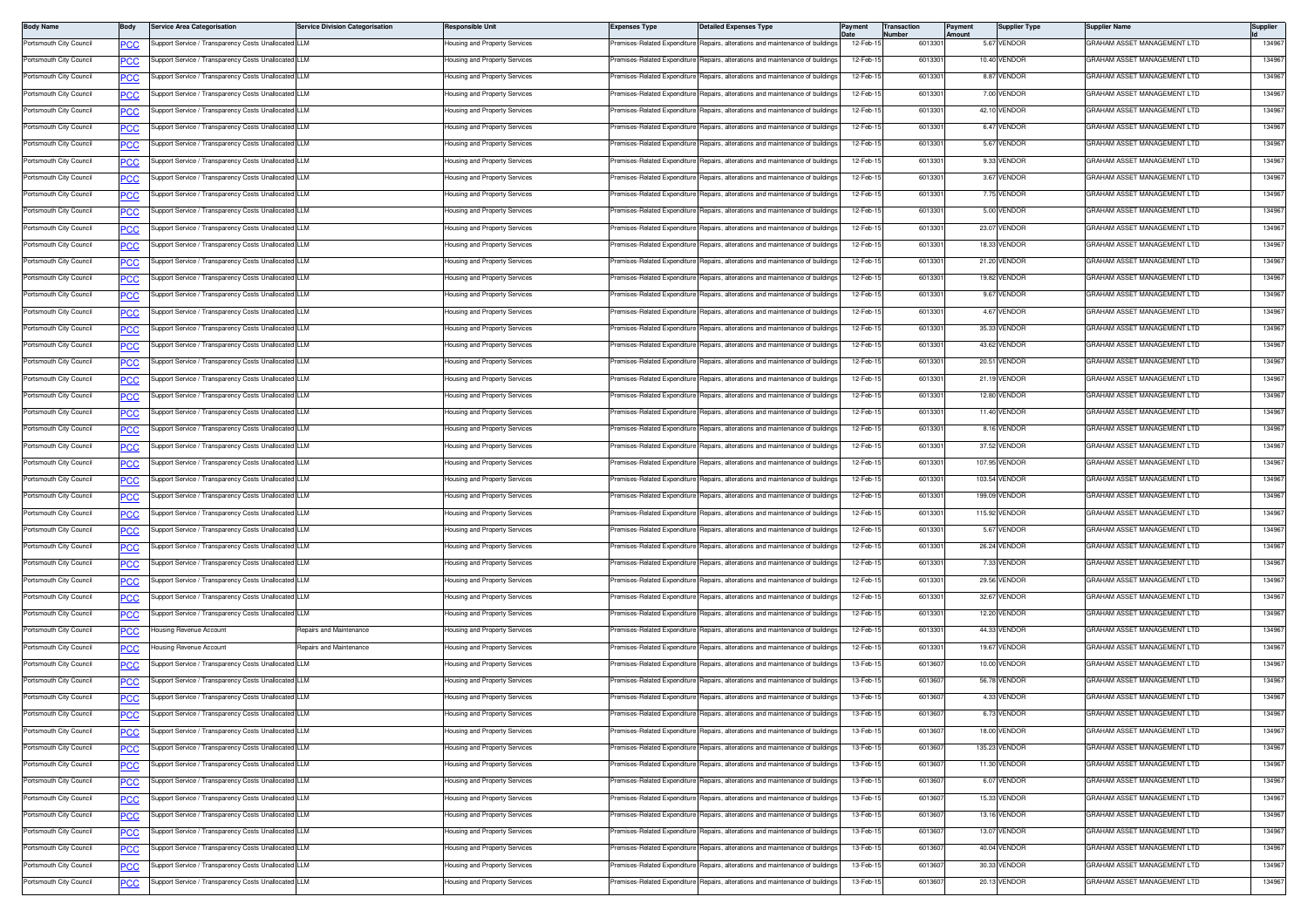| Body Name | Body | Service Area Categorisation | Service Division Categorisation | Responsible Unit | Expenses Type | Detailed Expenses Type | Payment Date | Transaction Number | Payment Amount | Supplier Type | Supplier Name | Supplier Id |
|---|---|---|---|---|---|---|---|---|---|---|---|---|
| Portsmouth City Council | PCC | Support Service / Transparency Costs Unallocated | LLM | Housing and Property Services | Premises-Related Expenditure | Repairs, alterations and maintenance of buildings | 12-Feb-15 | 6013301 | 5.67 | VENDOR | GRAHAM ASSET MANAGEMENT LTD | 134967 |
| Portsmouth City Council | PCC | Support Service / Transparency Costs Unallocated | LLM | Housing and Property Services | Premises-Related Expenditure | Repairs, alterations and maintenance of buildings | 12-Feb-15 | 6013301 | 10.40 | VENDOR | GRAHAM ASSET MANAGEMENT LTD | 134967 |
| Portsmouth City Council | PCC | Support Service / Transparency Costs Unallocated | LLM | Housing and Property Services | Premises-Related Expenditure | Repairs, alterations and maintenance of buildings | 12-Feb-15 | 6013301 | 8.87 | VENDOR | GRAHAM ASSET MANAGEMENT LTD | 134967 |
| Portsmouth City Council | PCC | Support Service / Transparency Costs Unallocated | LLM | Housing and Property Services | Premises-Related Expenditure | Repairs, alterations and maintenance of buildings | 12-Feb-15 | 6013301 | 7.00 | VENDOR | GRAHAM ASSET MANAGEMENT LTD | 134967 |
| Portsmouth City Council | PCC | Support Service / Transparency Costs Unallocated | LLM | Housing and Property Services | Premises-Related Expenditure | Repairs, alterations and maintenance of buildings | 12-Feb-15 | 6013301 | 42.10 | VENDOR | GRAHAM ASSET MANAGEMENT LTD | 134967 |
| Portsmouth City Council | PCC | Support Service / Transparency Costs Unallocated | LLM | Housing and Property Services | Premises-Related Expenditure | Repairs, alterations and maintenance of buildings | 12-Feb-15 | 6013301 | 6.47 | VENDOR | GRAHAM ASSET MANAGEMENT LTD | 134967 |
| Portsmouth City Council | PCC | Support Service / Transparency Costs Unallocated | LLM | Housing and Property Services | Premises-Related Expenditure | Repairs, alterations and maintenance of buildings | 12-Feb-15 | 6013301 | 5.67 | VENDOR | GRAHAM ASSET MANAGEMENT LTD | 134967 |
| Portsmouth City Council | PCC | Support Service / Transparency Costs Unallocated | LLM | Housing and Property Services | Premises-Related Expenditure | Repairs, alterations and maintenance of buildings | 12-Feb-15 | 6013301 | 9.33 | VENDOR | GRAHAM ASSET MANAGEMENT LTD | 134967 |
| Portsmouth City Council | PCC | Support Service / Transparency Costs Unallocated | LLM | Housing and Property Services | Premises-Related Expenditure | Repairs, alterations and maintenance of buildings | 12-Feb-15 | 6013301 | 3.67 | VENDOR | GRAHAM ASSET MANAGEMENT LTD | 134967 |
| Portsmouth City Council | PCC | Support Service / Transparency Costs Unallocated | LLM | Housing and Property Services | Premises-Related Expenditure | Repairs, alterations and maintenance of buildings | 12-Feb-15 | 6013301 | 7.75 | VENDOR | GRAHAM ASSET MANAGEMENT LTD | 134967 |
| Portsmouth City Council | PCC | Support Service / Transparency Costs Unallocated | LLM | Housing and Property Services | Premises-Related Expenditure | Repairs, alterations and maintenance of buildings | 12-Feb-15 | 6013301 | 5.00 | VENDOR | GRAHAM ASSET MANAGEMENT LTD | 134967 |
| Portsmouth City Council | PCC | Support Service / Transparency Costs Unallocated | LLM | Housing and Property Services | Premises-Related Expenditure | Repairs, alterations and maintenance of buildings | 12-Feb-15 | 6013301 | 23.07 | VENDOR | GRAHAM ASSET MANAGEMENT LTD | 134967 |
| Portsmouth City Council | PCC | Support Service / Transparency Costs Unallocated | LLM | Housing and Property Services | Premises-Related Expenditure | Repairs, alterations and maintenance of buildings | 12-Feb-15 | 6013301 | 18.33 | VENDOR | GRAHAM ASSET MANAGEMENT LTD | 134967 |
| Portsmouth City Council | PCC | Support Service / Transparency Costs Unallocated | LLM | Housing and Property Services | Premises-Related Expenditure | Repairs, alterations and maintenance of buildings | 12-Feb-15 | 6013301 | 21.20 | VENDOR | GRAHAM ASSET MANAGEMENT LTD | 134967 |
| Portsmouth City Council | PCC | Support Service / Transparency Costs Unallocated | LLM | Housing and Property Services | Premises-Related Expenditure | Repairs, alterations and maintenance of buildings | 12-Feb-15 | 6013301 | 19.82 | VENDOR | GRAHAM ASSET MANAGEMENT LTD | 134967 |
| Portsmouth City Council | PCC | Support Service / Transparency Costs Unallocated | LLM | Housing and Property Services | Premises-Related Expenditure | Repairs, alterations and maintenance of buildings | 12-Feb-15 | 6013301 | 9.67 | VENDOR | GRAHAM ASSET MANAGEMENT LTD | 134967 |
| Portsmouth City Council | PCC | Support Service / Transparency Costs Unallocated | LLM | Housing and Property Services | Premises-Related Expenditure | Repairs, alterations and maintenance of buildings | 12-Feb-15 | 6013301 | 4.67 | VENDOR | GRAHAM ASSET MANAGEMENT LTD | 134967 |
| Portsmouth City Council | PCC | Support Service / Transparency Costs Unallocated | LLM | Housing and Property Services | Premises-Related Expenditure | Repairs, alterations and maintenance of buildings | 12-Feb-15 | 6013301 | 35.33 | VENDOR | GRAHAM ASSET MANAGEMENT LTD | 134967 |
| Portsmouth City Council | PCC | Support Service / Transparency Costs Unallocated | LLM | Housing and Property Services | Premises-Related Expenditure | Repairs, alterations and maintenance of buildings | 12-Feb-15 | 6013301 | 43.62 | VENDOR | GRAHAM ASSET MANAGEMENT LTD | 134967 |
| Portsmouth City Council | PCC | Support Service / Transparency Costs Unallocated | LLM | Housing and Property Services | Premises-Related Expenditure | Repairs, alterations and maintenance of buildings | 12-Feb-15 | 6013301 | 20.51 | VENDOR | GRAHAM ASSET MANAGEMENT LTD | 134967 |
| Portsmouth City Council | PCC | Support Service / Transparency Costs Unallocated | LLM | Housing and Property Services | Premises-Related Expenditure | Repairs, alterations and maintenance of buildings | 12-Feb-15 | 6013301 | 21.19 | VENDOR | GRAHAM ASSET MANAGEMENT LTD | 134967 |
| Portsmouth City Council | PCC | Support Service / Transparency Costs Unallocated | LLM | Housing and Property Services | Premises-Related Expenditure | Repairs, alterations and maintenance of buildings | 12-Feb-15 | 6013301 | 12.80 | VENDOR | GRAHAM ASSET MANAGEMENT LTD | 134967 |
| Portsmouth City Council | PCC | Support Service / Transparency Costs Unallocated | LLM | Housing and Property Services | Premises-Related Expenditure | Repairs, alterations and maintenance of buildings | 12-Feb-15 | 6013301 | 11.40 | VENDOR | GRAHAM ASSET MANAGEMENT LTD | 134967 |
| Portsmouth City Council | PCC | Support Service / Transparency Costs Unallocated | LLM | Housing and Property Services | Premises-Related Expenditure | Repairs, alterations and maintenance of buildings | 12-Feb-15 | 6013301 | 8.16 | VENDOR | GRAHAM ASSET MANAGEMENT LTD | 134967 |
| Portsmouth City Council | PCC | Support Service / Transparency Costs Unallocated | LLM | Housing and Property Services | Premises-Related Expenditure | Repairs, alterations and maintenance of buildings | 12-Feb-15 | 6013301 | 37.52 | VENDOR | GRAHAM ASSET MANAGEMENT LTD | 134967 |
| Portsmouth City Council | PCC | Support Service / Transparency Costs Unallocated | LLM | Housing and Property Services | Premises-Related Expenditure | Repairs, alterations and maintenance of buildings | 12-Feb-15 | 6013301 | 107.95 | VENDOR | GRAHAM ASSET MANAGEMENT LTD | 134967 |
| Portsmouth City Council | PCC | Support Service / Transparency Costs Unallocated | LLM | Housing and Property Services | Premises-Related Expenditure | Repairs, alterations and maintenance of buildings | 12-Feb-15 | 6013301 | 103.54 | VENDOR | GRAHAM ASSET MANAGEMENT LTD | 134967 |
| Portsmouth City Council | PCC | Support Service / Transparency Costs Unallocated | LLM | Housing and Property Services | Premises-Related Expenditure | Repairs, alterations and maintenance of buildings | 12-Feb-15 | 6013301 | 199.09 | VENDOR | GRAHAM ASSET MANAGEMENT LTD | 134967 |
| Portsmouth City Council | PCC | Support Service / Transparency Costs Unallocated | LLM | Housing and Property Services | Premises-Related Expenditure | Repairs, alterations and maintenance of buildings | 12-Feb-15 | 6013301 | 115.92 | VENDOR | GRAHAM ASSET MANAGEMENT LTD | 134967 |
| Portsmouth City Council | PCC | Support Service / Transparency Costs Unallocated | LLM | Housing and Property Services | Premises-Related Expenditure | Repairs, alterations and maintenance of buildings | 12-Feb-15 | 6013301 | 5.67 | VENDOR | GRAHAM ASSET MANAGEMENT LTD | 134967 |
| Portsmouth City Council | PCC | Support Service / Transparency Costs Unallocated | LLM | Housing and Property Services | Premises-Related Expenditure | Repairs, alterations and maintenance of buildings | 12-Feb-15 | 6013301 | 26.24 | VENDOR | GRAHAM ASSET MANAGEMENT LTD | 134967 |
| Portsmouth City Council | PCC | Support Service / Transparency Costs Unallocated | LLM | Housing and Property Services | Premises-Related Expenditure | Repairs, alterations and maintenance of buildings | 12-Feb-15 | 6013301 | 7.33 | VENDOR | GRAHAM ASSET MANAGEMENT LTD | 134967 |
| Portsmouth City Council | PCC | Support Service / Transparency Costs Unallocated | LLM | Housing and Property Services | Premises-Related Expenditure | Repairs, alterations and maintenance of buildings | 12-Feb-15 | 6013301 | 29.56 | VENDOR | GRAHAM ASSET MANAGEMENT LTD | 134967 |
| Portsmouth City Council | PCC | Support Service / Transparency Costs Unallocated | LLM | Housing and Property Services | Premises-Related Expenditure | Repairs, alterations and maintenance of buildings | 12-Feb-15 | 6013301 | 32.67 | VENDOR | GRAHAM ASSET MANAGEMENT LTD | 134967 |
| Portsmouth City Council | PCC | Support Service / Transparency Costs Unallocated | LLM | Housing and Property Services | Premises-Related Expenditure | Repairs, alterations and maintenance of buildings | 12-Feb-15 | 6013301 | 12.20 | VENDOR | GRAHAM ASSET MANAGEMENT LTD | 134967 |
| Portsmouth City Council | PCC | Housing Revenue Account | Repairs and Maintenance | Housing and Property Services | Premises-Related Expenditure | Repairs, alterations and maintenance of buildings | 12-Feb-15 | 6013301 | 44.33 | VENDOR | GRAHAM ASSET MANAGEMENT LTD | 134967 |
| Portsmouth City Council | PCC | Housing Revenue Account | Repairs and Maintenance | Housing and Property Services | Premises-Related Expenditure | Repairs, alterations and maintenance of buildings | 12-Feb-15 | 6013301 | 19.67 | VENDOR | GRAHAM ASSET MANAGEMENT LTD | 134967 |
| Portsmouth City Council | PCC | Support Service / Transparency Costs Unallocated | LLM | Housing and Property Services | Premises-Related Expenditure | Repairs, alterations and maintenance of buildings | 13-Feb-15 | 6013607 | 10.00 | VENDOR | GRAHAM ASSET MANAGEMENT LTD | 134967 |
| Portsmouth City Council | PCC | Support Service / Transparency Costs Unallocated | LLM | Housing and Property Services | Premises-Related Expenditure | Repairs, alterations and maintenance of buildings | 13-Feb-15 | 6013607 | 56.78 | VENDOR | GRAHAM ASSET MANAGEMENT LTD | 134967 |
| Portsmouth City Council | PCC | Support Service / Transparency Costs Unallocated | LLM | Housing and Property Services | Premises-Related Expenditure | Repairs, alterations and maintenance of buildings | 13-Feb-15 | 6013607 | 4.33 | VENDOR | GRAHAM ASSET MANAGEMENT LTD | 134967 |
| Portsmouth City Council | PCC | Support Service / Transparency Costs Unallocated | LLM | Housing and Property Services | Premises-Related Expenditure | Repairs, alterations and maintenance of buildings | 13-Feb-15 | 6013607 | 6.73 | VENDOR | GRAHAM ASSET MANAGEMENT LTD | 134967 |
| Portsmouth City Council | PCC | Support Service / Transparency Costs Unallocated | LLM | Housing and Property Services | Premises-Related Expenditure | Repairs, alterations and maintenance of buildings | 13-Feb-15 | 6013607 | 18.00 | VENDOR | GRAHAM ASSET MANAGEMENT LTD | 134967 |
| Portsmouth City Council | PCC | Support Service / Transparency Costs Unallocated | LLM | Housing and Property Services | Premises-Related Expenditure | Repairs, alterations and maintenance of buildings | 13-Feb-15 | 6013607 | 135.23 | VENDOR | GRAHAM ASSET MANAGEMENT LTD | 134967 |
| Portsmouth City Council | PCC | Support Service / Transparency Costs Unallocated | LLM | Housing and Property Services | Premises-Related Expenditure | Repairs, alterations and maintenance of buildings | 13-Feb-15 | 6013607 | 11.30 | VENDOR | GRAHAM ASSET MANAGEMENT LTD | 134967 |
| Portsmouth City Council | PCC | Support Service / Transparency Costs Unallocated | LLM | Housing and Property Services | Premises-Related Expenditure | Repairs, alterations and maintenance of buildings | 13-Feb-15 | 6013607 | 6.07 | VENDOR | GRAHAM ASSET MANAGEMENT LTD | 134967 |
| Portsmouth City Council | PCC | Support Service / Transparency Costs Unallocated | LLM | Housing and Property Services | Premises-Related Expenditure | Repairs, alterations and maintenance of buildings | 13-Feb-15 | 6013607 | 15.33 | VENDOR | GRAHAM ASSET MANAGEMENT LTD | 134967 |
| Portsmouth City Council | PCC | Support Service / Transparency Costs Unallocated | LLM | Housing and Property Services | Premises-Related Expenditure | Repairs, alterations and maintenance of buildings | 13-Feb-15 | 6013607 | 13.16 | VENDOR | GRAHAM ASSET MANAGEMENT LTD | 134967 |
| Portsmouth City Council | PCC | Support Service / Transparency Costs Unallocated | LLM | Housing and Property Services | Premises-Related Expenditure | Repairs, alterations and maintenance of buildings | 13-Feb-15 | 6013607 | 13.07 | VENDOR | GRAHAM ASSET MANAGEMENT LTD | 134967 |
| Portsmouth City Council | PCC | Support Service / Transparency Costs Unallocated | LLM | Housing and Property Services | Premises-Related Expenditure | Repairs, alterations and maintenance of buildings | 13-Feb-15 | 6013607 | 40.04 | VENDOR | GRAHAM ASSET MANAGEMENT LTD | 134967 |
| Portsmouth City Council | PCC | Support Service / Transparency Costs Unallocated | LLM | Housing and Property Services | Premises-Related Expenditure | Repairs, alterations and maintenance of buildings | 13-Feb-15 | 6013607 | 30.33 | VENDOR | GRAHAM ASSET MANAGEMENT LTD | 134967 |
| Portsmouth City Council | PCC | Support Service / Transparency Costs Unallocated | LLM | Housing and Property Services | Premises-Related Expenditure | Repairs, alterations and maintenance of buildings | 13-Feb-15 | 6013607 | 20.13 | VENDOR | GRAHAM ASSET MANAGEMENT LTD | 134967 |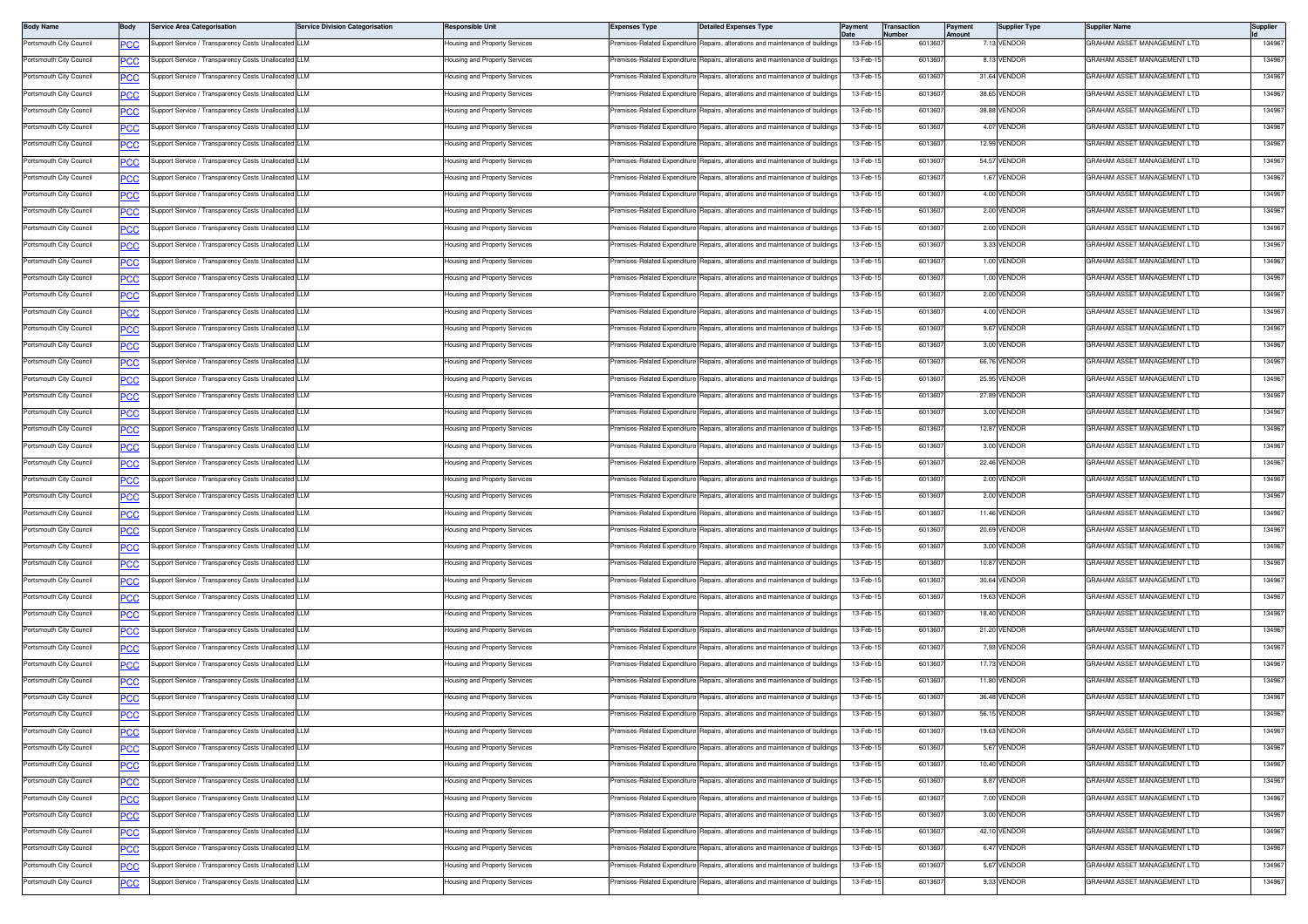| Body Name | Body | Service Area Categorisation | Service Division Categorisation | Responsible Unit | Expenses Type | Detailed Expenses Type | Payment Date | Transaction Number | Payment Amount | Supplier Type | Supplier Name | Supplier Id |
|---|---|---|---|---|---|---|---|---|---|---|---|---|
| Portsmouth City Council | PCC | Support Service / Transparency Costs Unallocated | LLM | Housing and Property Services | Premises-Related Expenditure | Repairs, alterations and maintenance of buildings | 13-Feb-15 | 6013607 | 7.13 | VENDOR | GRAHAM ASSET MANAGEMENT LTD | 134967 |
| Portsmouth City Council | PCC | Support Service / Transparency Costs Unallocated | LLM | Housing and Property Services | Premises-Related Expenditure | Repairs, alterations and maintenance of buildings | 13-Feb-15 | 6013607 | 8.13 | VENDOR | GRAHAM ASSET MANAGEMENT LTD | 134967 |
| Portsmouth City Council | PCC | Support Service / Transparency Costs Unallocated | LLM | Housing and Property Services | Premises-Related Expenditure | Repairs, alterations and maintenance of buildings | 13-Feb-15 | 6013607 | 31.64 | VENDOR | GRAHAM ASSET MANAGEMENT LTD | 134967 |
| Portsmouth City Council | PCC | Support Service / Transparency Costs Unallocated | LLM | Housing and Property Services | Premises-Related Expenditure | Repairs, alterations and maintenance of buildings | 13-Feb-15 | 6013607 | 38.65 | VENDOR | GRAHAM ASSET MANAGEMENT LTD | 134967 |
| Portsmouth City Council | PCC | Support Service / Transparency Costs Unallocated | LLM | Housing and Property Services | Premises-Related Expenditure | Repairs, alterations and maintenance of buildings | 13-Feb-15 | 6013607 | 38.88 | VENDOR | GRAHAM ASSET MANAGEMENT LTD | 134967 |
| Portsmouth City Council | PCC | Support Service / Transparency Costs Unallocated | LLM | Housing and Property Services | Premises-Related Expenditure | Repairs, alterations and maintenance of buildings | 13-Feb-15 | 6013607 | 4.07 | VENDOR | GRAHAM ASSET MANAGEMENT LTD | 134967 |
| Portsmouth City Council | PCC | Support Service / Transparency Costs Unallocated | LLM | Housing and Property Services | Premises-Related Expenditure | Repairs, alterations and maintenance of buildings | 13-Feb-15 | 6013607 | 12.99 | VENDOR | GRAHAM ASSET MANAGEMENT LTD | 134967 |
| Portsmouth City Council | PCC | Support Service / Transparency Costs Unallocated | LLM | Housing and Property Services | Premises-Related Expenditure | Repairs, alterations and maintenance of buildings | 13-Feb-15 | 6013607 | 54.57 | VENDOR | GRAHAM ASSET MANAGEMENT LTD | 134967 |
| Portsmouth City Council | PCC | Support Service / Transparency Costs Unallocated | LLM | Housing and Property Services | Premises-Related Expenditure | Repairs, alterations and maintenance of buildings | 13-Feb-15 | 6013607 | 1.67 | VENDOR | GRAHAM ASSET MANAGEMENT LTD | 134967 |
| Portsmouth City Council | PCC | Support Service / Transparency Costs Unallocated | LLM | Housing and Property Services | Premises-Related Expenditure | Repairs, alterations and maintenance of buildings | 13-Feb-15 | 6013607 | 4.00 | VENDOR | GRAHAM ASSET MANAGEMENT LTD | 134967 |
| Portsmouth City Council | PCC | Support Service / Transparency Costs Unallocated | LLM | Housing and Property Services | Premises-Related Expenditure | Repairs, alterations and maintenance of buildings | 13-Feb-15 | 6013607 | 2.00 | VENDOR | GRAHAM ASSET MANAGEMENT LTD | 134967 |
| Portsmouth City Council | PCC | Support Service / Transparency Costs Unallocated | LLM | Housing and Property Services | Premises-Related Expenditure | Repairs, alterations and maintenance of buildings | 13-Feb-15 | 6013607 | 2.00 | VENDOR | GRAHAM ASSET MANAGEMENT LTD | 134967 |
| Portsmouth City Council | PCC | Support Service / Transparency Costs Unallocated | LLM | Housing and Property Services | Premises-Related Expenditure | Repairs, alterations and maintenance of buildings | 13-Feb-15 | 6013607 | 3.33 | VENDOR | GRAHAM ASSET MANAGEMENT LTD | 134967 |
| Portsmouth City Council | PCC | Support Service / Transparency Costs Unallocated | LLM | Housing and Property Services | Premises-Related Expenditure | Repairs, alterations and maintenance of buildings | 13-Feb-15 | 6013607 | 1.00 | VENDOR | GRAHAM ASSET MANAGEMENT LTD | 134967 |
| Portsmouth City Council | PCC | Support Service / Transparency Costs Unallocated | LLM | Housing and Property Services | Premises-Related Expenditure | Repairs, alterations and maintenance of buildings | 13-Feb-15 | 6013607 | 1.00 | VENDOR | GRAHAM ASSET MANAGEMENT LTD | 134967 |
| Portsmouth City Council | PCC | Support Service / Transparency Costs Unallocated | LLM | Housing and Property Services | Premises-Related Expenditure | Repairs, alterations and maintenance of buildings | 13-Feb-15 | 6013607 | 2.00 | VENDOR | GRAHAM ASSET MANAGEMENT LTD | 134967 |
| Portsmouth City Council | PCC | Support Service / Transparency Costs Unallocated | LLM | Housing and Property Services | Premises-Related Expenditure | Repairs, alterations and maintenance of buildings | 13-Feb-15 | 6013607 | 4.00 | VENDOR | GRAHAM ASSET MANAGEMENT LTD | 134967 |
| Portsmouth City Council | PCC | Support Service / Transparency Costs Unallocated | LLM | Housing and Property Services | Premises-Related Expenditure | Repairs, alterations and maintenance of buildings | 13-Feb-15 | 6013607 | 9.67 | VENDOR | GRAHAM ASSET MANAGEMENT LTD | 134967 |
| Portsmouth City Council | PCC | Support Service / Transparency Costs Unallocated | LLM | Housing and Property Services | Premises-Related Expenditure | Repairs, alterations and maintenance of buildings | 13-Feb-15 | 6013607 | 3.00 | VENDOR | GRAHAM ASSET MANAGEMENT LTD | 134967 |
| Portsmouth City Council | PCC | Support Service / Transparency Costs Unallocated | LLM | Housing and Property Services | Premises-Related Expenditure | Repairs, alterations and maintenance of buildings | 13-Feb-15 | 6013607 | 66.76 | VENDOR | GRAHAM ASSET MANAGEMENT LTD | 134967 |
| Portsmouth City Council | PCC | Support Service / Transparency Costs Unallocated | LLM | Housing and Property Services | Premises-Related Expenditure | Repairs, alterations and maintenance of buildings | 13-Feb-15 | 6013607 | 25.95 | VENDOR | GRAHAM ASSET MANAGEMENT LTD | 134967 |
| Portsmouth City Council | PCC | Support Service / Transparency Costs Unallocated | LLM | Housing and Property Services | Premises-Related Expenditure | Repairs, alterations and maintenance of buildings | 13-Feb-15 | 6013607 | 27.89 | VENDOR | GRAHAM ASSET MANAGEMENT LTD | 134967 |
| Portsmouth City Council | PCC | Support Service / Transparency Costs Unallocated | LLM | Housing and Property Services | Premises-Related Expenditure | Repairs, alterations and maintenance of buildings | 13-Feb-15 | 6013607 | 3.00 | VENDOR | GRAHAM ASSET MANAGEMENT LTD | 134967 |
| Portsmouth City Council | PCC | Support Service / Transparency Costs Unallocated | LLM | Housing and Property Services | Premises-Related Expenditure | Repairs, alterations and maintenance of buildings | 13-Feb-15 | 6013607 | 12.87 | VENDOR | GRAHAM ASSET MANAGEMENT LTD | 134967 |
| Portsmouth City Council | PCC | Support Service / Transparency Costs Unallocated | LLM | Housing and Property Services | Premises-Related Expenditure | Repairs, alterations and maintenance of buildings | 13-Feb-15 | 6013607 | 3.00 | VENDOR | GRAHAM ASSET MANAGEMENT LTD | 134967 |
| Portsmouth City Council | PCC | Support Service / Transparency Costs Unallocated | LLM | Housing and Property Services | Premises-Related Expenditure | Repairs, alterations and maintenance of buildings | 13-Feb-15 | 6013607 | 22.46 | VENDOR | GRAHAM ASSET MANAGEMENT LTD | 134967 |
| Portsmouth City Council | PCC | Support Service / Transparency Costs Unallocated | LLM | Housing and Property Services | Premises-Related Expenditure | Repairs, alterations and maintenance of buildings | 13-Feb-15 | 6013607 | 2.00 | VENDOR | GRAHAM ASSET MANAGEMENT LTD | 134967 |
| Portsmouth City Council | PCC | Support Service / Transparency Costs Unallocated | LLM | Housing and Property Services | Premises-Related Expenditure | Repairs, alterations and maintenance of buildings | 13-Feb-15 | 6013607 | 2.00 | VENDOR | GRAHAM ASSET MANAGEMENT LTD | 134967 |
| Portsmouth City Council | PCC | Support Service / Transparency Costs Unallocated | LLM | Housing and Property Services | Premises-Related Expenditure | Repairs, alterations and maintenance of buildings | 13-Feb-15 | 6013607 | 11.46 | VENDOR | GRAHAM ASSET MANAGEMENT LTD | 134967 |
| Portsmouth City Council | PCC | Support Service / Transparency Costs Unallocated | LLM | Housing and Property Services | Premises-Related Expenditure | Repairs, alterations and maintenance of buildings | 13-Feb-15 | 6013607 | 20.69 | VENDOR | GRAHAM ASSET MANAGEMENT LTD | 134967 |
| Portsmouth City Council | PCC | Support Service / Transparency Costs Unallocated | LLM | Housing and Property Services | Premises-Related Expenditure | Repairs, alterations and maintenance of buildings | 13-Feb-15 | 6013607 | 3.00 | VENDOR | GRAHAM ASSET MANAGEMENT LTD | 134967 |
| Portsmouth City Council | PCC | Support Service / Transparency Costs Unallocated | LLM | Housing and Property Services | Premises-Related Expenditure | Repairs, alterations and maintenance of buildings | 13-Feb-15 | 6013607 | 10.87 | VENDOR | GRAHAM ASSET MANAGEMENT LTD | 134967 |
| Portsmouth City Council | PCC | Support Service / Transparency Costs Unallocated | LLM | Housing and Property Services | Premises-Related Expenditure | Repairs, alterations and maintenance of buildings | 13-Feb-15 | 6013607 | 30.64 | VENDOR | GRAHAM ASSET MANAGEMENT LTD | 134967 |
| Portsmouth City Council | PCC | Support Service / Transparency Costs Unallocated | LLM | Housing and Property Services | Premises-Related Expenditure | Repairs, alterations and maintenance of buildings | 13-Feb-15 | 6013607 | 19.63 | VENDOR | GRAHAM ASSET MANAGEMENT LTD | 134967 |
| Portsmouth City Council | PCC | Support Service / Transparency Costs Unallocated | LLM | Housing and Property Services | Premises-Related Expenditure | Repairs, alterations and maintenance of buildings | 13-Feb-15 | 6013607 | 18.40 | VENDOR | GRAHAM ASSET MANAGEMENT LTD | 134967 |
| Portsmouth City Council | PCC | Support Service / Transparency Costs Unallocated | LLM | Housing and Property Services | Premises-Related Expenditure | Repairs, alterations and maintenance of buildings | 13-Feb-15 | 6013607 | 21.20 | VENDOR | GRAHAM ASSET MANAGEMENT LTD | 134967 |
| Portsmouth City Council | PCC | Support Service / Transparency Costs Unallocated | LLM | Housing and Property Services | Premises-Related Expenditure | Repairs, alterations and maintenance of buildings | 13-Feb-15 | 6013607 | 7.93 | VENDOR | GRAHAM ASSET MANAGEMENT LTD | 134967 |
| Portsmouth City Council | PCC | Support Service / Transparency Costs Unallocated | LLM | Housing and Property Services | Premises-Related Expenditure | Repairs, alterations and maintenance of buildings | 13-Feb-15 | 6013607 | 17.73 | VENDOR | GRAHAM ASSET MANAGEMENT LTD | 134967 |
| Portsmouth City Council | PCC | Support Service / Transparency Costs Unallocated | LLM | Housing and Property Services | Premises-Related Expenditure | Repairs, alterations and maintenance of buildings | 13-Feb-15 | 6013607 | 11.80 | VENDOR | GRAHAM ASSET MANAGEMENT LTD | 134967 |
| Portsmouth City Council | PCC | Support Service / Transparency Costs Unallocated | LLM | Housing and Property Services | Premises-Related Expenditure | Repairs, alterations and maintenance of buildings | 13-Feb-15 | 6013607 | 36.48 | VENDOR | GRAHAM ASSET MANAGEMENT LTD | 134967 |
| Portsmouth City Council | PCC | Support Service / Transparency Costs Unallocated | LLM | Housing and Property Services | Premises-Related Expenditure | Repairs, alterations and maintenance of buildings | 13-Feb-15 | 6013607 | 56.15 | VENDOR | GRAHAM ASSET MANAGEMENT LTD | 134967 |
| Portsmouth City Council | PCC | Support Service / Transparency Costs Unallocated | LLM | Housing and Property Services | Premises-Related Expenditure | Repairs, alterations and maintenance of buildings | 13-Feb-15 | 6013607 | 19.63 | VENDOR | GRAHAM ASSET MANAGEMENT LTD | 134967 |
| Portsmouth City Council | PCC | Support Service / Transparency Costs Unallocated | LLM | Housing and Property Services | Premises-Related Expenditure | Repairs, alterations and maintenance of buildings | 13-Feb-15 | 6013607 | 5.67 | VENDOR | GRAHAM ASSET MANAGEMENT LTD | 134967 |
| Portsmouth City Council | PCC | Support Service / Transparency Costs Unallocated | LLM | Housing and Property Services | Premises-Related Expenditure | Repairs, alterations and maintenance of buildings | 13-Feb-15 | 6013607 | 10.40 | VENDOR | GRAHAM ASSET MANAGEMENT LTD | 134967 |
| Portsmouth City Council | PCC | Support Service / Transparency Costs Unallocated | LLM | Housing and Property Services | Premises-Related Expenditure | Repairs, alterations and maintenance of buildings | 13-Feb-15 | 6013607 | 8.87 | VENDOR | GRAHAM ASSET MANAGEMENT LTD | 134967 |
| Portsmouth City Council | PCC | Support Service / Transparency Costs Unallocated | LLM | Housing and Property Services | Premises-Related Expenditure | Repairs, alterations and maintenance of buildings | 13-Feb-15 | 6013607 | 7.00 | VENDOR | GRAHAM ASSET MANAGEMENT LTD | 134967 |
| Portsmouth City Council | PCC | Support Service / Transparency Costs Unallocated | LLM | Housing and Property Services | Premises-Related Expenditure | Repairs, alterations and maintenance of buildings | 13-Feb-15 | 6013607 | 3.00 | VENDOR | GRAHAM ASSET MANAGEMENT LTD | 134967 |
| Portsmouth City Council | PCC | Support Service / Transparency Costs Unallocated | LLM | Housing and Property Services | Premises-Related Expenditure | Repairs, alterations and maintenance of buildings | 13-Feb-15 | 6013607 | 42.10 | VENDOR | GRAHAM ASSET MANAGEMENT LTD | 134967 |
| Portsmouth City Council | PCC | Support Service / Transparency Costs Unallocated | LLM | Housing and Property Services | Premises-Related Expenditure | Repairs, alterations and maintenance of buildings | 13-Feb-15 | 6013607 | 6.47 | VENDOR | GRAHAM ASSET MANAGEMENT LTD | 134967 |
| Portsmouth City Council | PCC | Support Service / Transparency Costs Unallocated | LLM | Housing and Property Services | Premises-Related Expenditure | Repairs, alterations and maintenance of buildings | 13-Feb-15 | 6013607 | 5.67 | VENDOR | GRAHAM ASSET MANAGEMENT LTD | 134967 |
| Portsmouth City Council | PCC | Support Service / Transparency Costs Unallocated | LLM | Housing and Property Services | Premises-Related Expenditure | Repairs, alterations and maintenance of buildings | 13-Feb-15 | 6013607 | 9.33 | VENDOR | GRAHAM ASSET MANAGEMENT LTD | 134967 |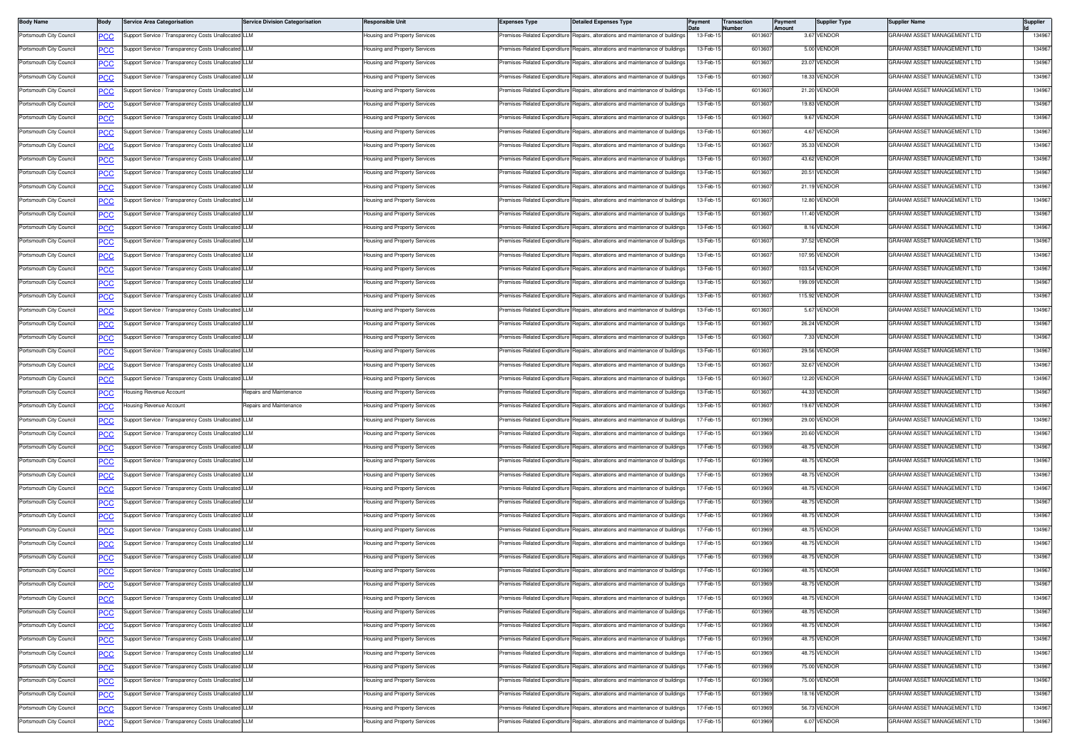| Body Name | Body | Service Area Categorisation | Service Division Categorisation | Responsible Unit | Expenses Type | Detailed Expenses Type | Payment Date | Transaction Number | Payment Amount | Supplier Type | Supplier Name | Supplier Id |
|---|---|---|---|---|---|---|---|---|---|---|---|---|
| Portsmouth City Council | PCC | Support Service / Transparency Costs Unallocated | LLM | Housing and Property Services | Premises-Related Expenditure | Repairs, alterations and maintenance of buildings | 13-Feb-15 | 6013607 | 3.67 | VENDOR | GRAHAM ASSET MANAGEMENT LTD | 134967 |
| Portsmouth City Council | PCC | Support Service / Transparency Costs Unallocated | LLM | Housing and Property Services | Premises-Related Expenditure | Repairs, alterations and maintenance of buildings | 13-Feb-15 | 6013607 | 5.00 | VENDOR | GRAHAM ASSET MANAGEMENT LTD | 134967 |
| Portsmouth City Council | PCC | Support Service / Transparency Costs Unallocated | LLM | Housing and Property Services | Premises-Related Expenditure | Repairs, alterations and maintenance of buildings | 13-Feb-15 | 6013607 | 23.07 | VENDOR | GRAHAM ASSET MANAGEMENT LTD | 134967 |
| Portsmouth City Council | PCC | Support Service / Transparency Costs Unallocated | LLM | Housing and Property Services | Premises-Related Expenditure | Repairs, alterations and maintenance of buildings | 13-Feb-15 | 6013607 | 18.33 | VENDOR | GRAHAM ASSET MANAGEMENT LTD | 134967 |
| Portsmouth City Council | PCC | Support Service / Transparency Costs Unallocated | LLM | Housing and Property Services | Premises-Related Expenditure | Repairs, alterations and maintenance of buildings | 13-Feb-15 | 6013607 | 21.20 | VENDOR | GRAHAM ASSET MANAGEMENT LTD | 134967 |
| Portsmouth City Council | PCC | Support Service / Transparency Costs Unallocated | LLM | Housing and Property Services | Premises-Related Expenditure | Repairs, alterations and maintenance of buildings | 13-Feb-15 | 6013607 | 19.83 | VENDOR | GRAHAM ASSET MANAGEMENT LTD | 134967 |
| Portsmouth City Council | PCC | Support Service / Transparency Costs Unallocated | LLM | Housing and Property Services | Premises-Related Expenditure | Repairs, alterations and maintenance of buildings | 13-Feb-15 | 6013607 | 9.67 | VENDOR | GRAHAM ASSET MANAGEMENT LTD | 134967 |
| Portsmouth City Council | PCC | Support Service / Transparency Costs Unallocated | LLM | Housing and Property Services | Premises-Related Expenditure | Repairs, alterations and maintenance of buildings | 13-Feb-15 | 6013607 | 4.67 | VENDOR | GRAHAM ASSET MANAGEMENT LTD | 134967 |
| Portsmouth City Council | PCC | Support Service / Transparency Costs Unallocated | LLM | Housing and Property Services | Premises-Related Expenditure | Repairs, alterations and maintenance of buildings | 13-Feb-15 | 6013607 | 35.33 | VENDOR | GRAHAM ASSET MANAGEMENT LTD | 134967 |
| Portsmouth City Council | PCC | Support Service / Transparency Costs Unallocated | LLM | Housing and Property Services | Premises-Related Expenditure | Repairs, alterations and maintenance of buildings | 13-Feb-15 | 6013607 | 43.62 | VENDOR | GRAHAM ASSET MANAGEMENT LTD | 134967 |
| Portsmouth City Council | PCC | Support Service / Transparency Costs Unallocated | LLM | Housing and Property Services | Premises-Related Expenditure | Repairs, alterations and maintenance of buildings | 13-Feb-15 | 6013607 | 20.51 | VENDOR | GRAHAM ASSET MANAGEMENT LTD | 134967 |
| Portsmouth City Council | PCC | Support Service / Transparency Costs Unallocated | LLM | Housing and Property Services | Premises-Related Expenditure | Repairs, alterations and maintenance of buildings | 13-Feb-15 | 6013607 | 21.19 | VENDOR | GRAHAM ASSET MANAGEMENT LTD | 134967 |
| Portsmouth City Council | PCC | Support Service / Transparency Costs Unallocated | LLM | Housing and Property Services | Premises-Related Expenditure | Repairs, alterations and maintenance of buildings | 13-Feb-15 | 6013607 | 12.80 | VENDOR | GRAHAM ASSET MANAGEMENT LTD | 134967 |
| Portsmouth City Council | PCC | Support Service / Transparency Costs Unallocated | LLM | Housing and Property Services | Premises-Related Expenditure | Repairs, alterations and maintenance of buildings | 13-Feb-15 | 6013607 | 11.40 | VENDOR | GRAHAM ASSET MANAGEMENT LTD | 134967 |
| Portsmouth City Council | PCC | Support Service / Transparency Costs Unallocated | LLM | Housing and Property Services | Premises-Related Expenditure | Repairs, alterations and maintenance of buildings | 13-Feb-15 | 6013607 | 8.16 | VENDOR | GRAHAM ASSET MANAGEMENT LTD | 134967 |
| Portsmouth City Council | PCC | Support Service / Transparency Costs Unallocated | LLM | Housing and Property Services | Premises-Related Expenditure | Repairs, alterations and maintenance of buildings | 13-Feb-15 | 6013607 | 37.52 | VENDOR | GRAHAM ASSET MANAGEMENT LTD | 134967 |
| Portsmouth City Council | PCC | Support Service / Transparency Costs Unallocated | LLM | Housing and Property Services | Premises-Related Expenditure | Repairs, alterations and maintenance of buildings | 13-Feb-15 | 6013607 | 107.95 | VENDOR | GRAHAM ASSET MANAGEMENT LTD | 134967 |
| Portsmouth City Council | PCC | Support Service / Transparency Costs Unallocated | LLM | Housing and Property Services | Premises-Related Expenditure | Repairs, alterations and maintenance of buildings | 13-Feb-15 | 6013607 | 103.54 | VENDOR | GRAHAM ASSET MANAGEMENT LTD | 134967 |
| Portsmouth City Council | PCC | Support Service / Transparency Costs Unallocated | LLM | Housing and Property Services | Premises-Related Expenditure | Repairs, alterations and maintenance of buildings | 13-Feb-15 | 6013607 | 199.09 | VENDOR | GRAHAM ASSET MANAGEMENT LTD | 134967 |
| Portsmouth City Council | PCC | Support Service / Transparency Costs Unallocated | LLM | Housing and Property Services | Premises-Related Expenditure | Repairs, alterations and maintenance of buildings | 13-Feb-15 | 6013607 | 115.92 | VENDOR | GRAHAM ASSET MANAGEMENT LTD | 134967 |
| Portsmouth City Council | PCC | Support Service / Transparency Costs Unallocated | LLM | Housing and Property Services | Premises-Related Expenditure | Repairs, alterations and maintenance of buildings | 13-Feb-15 | 6013607 | 5.67 | VENDOR | GRAHAM ASSET MANAGEMENT LTD | 134967 |
| Portsmouth City Council | PCC | Support Service / Transparency Costs Unallocated | LLM | Housing and Property Services | Premises-Related Expenditure | Repairs, alterations and maintenance of buildings | 13-Feb-15 | 6013607 | 26.24 | VENDOR | GRAHAM ASSET MANAGEMENT LTD | 134967 |
| Portsmouth City Council | PCC | Support Service / Transparency Costs Unallocated | LLM | Housing and Property Services | Premises-Related Expenditure | Repairs, alterations and maintenance of buildings | 13-Feb-15 | 6013607 | 7.33 | VENDOR | GRAHAM ASSET MANAGEMENT LTD | 134967 |
| Portsmouth City Council | PCC | Support Service / Transparency Costs Unallocated | LLM | Housing and Property Services | Premises-Related Expenditure | Repairs, alterations and maintenance of buildings | 13-Feb-15 | 6013607 | 29.56 | VENDOR | GRAHAM ASSET MANAGEMENT LTD | 134967 |
| Portsmouth City Council | PCC | Support Service / Transparency Costs Unallocated | LLM | Housing and Property Services | Premises-Related Expenditure | Repairs, alterations and maintenance of buildings | 13-Feb-15 | 6013607 | 32.67 | VENDOR | GRAHAM ASSET MANAGEMENT LTD | 134967 |
| Portsmouth City Council | PCC | Support Service / Transparency Costs Unallocated | LLM | Housing and Property Services | Premises-Related Expenditure | Repairs, alterations and maintenance of buildings | 13-Feb-15 | 6013607 | 12.20 | VENDOR | GRAHAM ASSET MANAGEMENT LTD | 134967 |
| Portsmouth City Council | PCC | Housing Revenue Account | Repairs and Maintenance | Housing and Property Services | Premises-Related Expenditure | Repairs, alterations and maintenance of buildings | 13-Feb-15 | 6013607 | 44.33 | VENDOR | GRAHAM ASSET MANAGEMENT LTD | 134967 |
| Portsmouth City Council | PCC | Housing Revenue Account | Repairs and Maintenance | Housing and Property Services | Premises-Related Expenditure | Repairs, alterations and maintenance of buildings | 13-Feb-15 | 6013607 | 19.67 | VENDOR | GRAHAM ASSET MANAGEMENT LTD | 134967 |
| Portsmouth City Council | PCC | Support Service / Transparency Costs Unallocated | LLM | Housing and Property Services | Premises-Related Expenditure | Repairs, alterations and maintenance of buildings | 17-Feb-15 | 6013969 | 29.00 | VENDOR | GRAHAM ASSET MANAGEMENT LTD | 134967 |
| Portsmouth City Council | PCC | Support Service / Transparency Costs Unallocated | LLM | Housing and Property Services | Premises-Related Expenditure | Repairs, alterations and maintenance of buildings | 17-Feb-15 | 6013969 | 20.60 | VENDOR | GRAHAM ASSET MANAGEMENT LTD | 134967 |
| Portsmouth City Council | PCC | Support Service / Transparency Costs Unallocated | LLM | Housing and Property Services | Premises-Related Expenditure | Repairs, alterations and maintenance of buildings | 17-Feb-15 | 6013969 | 48.75 | VENDOR | GRAHAM ASSET MANAGEMENT LTD | 134967 |
| Portsmouth City Council | PCC | Support Service / Transparency Costs Unallocated | LLM | Housing and Property Services | Premises-Related Expenditure | Repairs, alterations and maintenance of buildings | 17-Feb-15 | 6013969 | 48.75 | VENDOR | GRAHAM ASSET MANAGEMENT LTD | 134967 |
| Portsmouth City Council | PCC | Support Service / Transparency Costs Unallocated | LLM | Housing and Property Services | Premises-Related Expenditure | Repairs, alterations and maintenance of buildings | 17-Feb-15 | 6013969 | 48.75 | VENDOR | GRAHAM ASSET MANAGEMENT LTD | 134967 |
| Portsmouth City Council | PCC | Support Service / Transparency Costs Unallocated | LLM | Housing and Property Services | Premises-Related Expenditure | Repairs, alterations and maintenance of buildings | 17-Feb-15 | 6013969 | 48.75 | VENDOR | GRAHAM ASSET MANAGEMENT LTD | 134967 |
| Portsmouth City Council | PCC | Support Service / Transparency Costs Unallocated | LLM | Housing and Property Services | Premises-Related Expenditure | Repairs, alterations and maintenance of buildings | 17-Feb-15 | 6013969 | 48.75 | VENDOR | GRAHAM ASSET MANAGEMENT LTD | 134967 |
| Portsmouth City Council | PCC | Support Service / Transparency Costs Unallocated | LLM | Housing and Property Services | Premises-Related Expenditure | Repairs, alterations and maintenance of buildings | 17-Feb-15 | 6013969 | 48.75 | VENDOR | GRAHAM ASSET MANAGEMENT LTD | 134967 |
| Portsmouth City Council | PCC | Support Service / Transparency Costs Unallocated | LLM | Housing and Property Services | Premises-Related Expenditure | Repairs, alterations and maintenance of buildings | 17-Feb-15 | 6013969 | 48.75 | VENDOR | GRAHAM ASSET MANAGEMENT LTD | 134967 |
| Portsmouth City Council | PCC | Support Service / Transparency Costs Unallocated | LLM | Housing and Property Services | Premises-Related Expenditure | Repairs, alterations and maintenance of buildings | 17-Feb-15 | 6013969 | 48.75 | VENDOR | GRAHAM ASSET MANAGEMENT LTD | 134967 |
| Portsmouth City Council | PCC | Support Service / Transparency Costs Unallocated | LLM | Housing and Property Services | Premises-Related Expenditure | Repairs, alterations and maintenance of buildings | 17-Feb-15 | 6013969 | 48.75 | VENDOR | GRAHAM ASSET MANAGEMENT LTD | 134967 |
| Portsmouth City Council | PCC | Support Service / Transparency Costs Unallocated | LLM | Housing and Property Services | Premises-Related Expenditure | Repairs, alterations and maintenance of buildings | 17-Feb-15 | 6013969 | 48.75 | VENDOR | GRAHAM ASSET MANAGEMENT LTD | 134967 |
| Portsmouth City Council | PCC | Support Service / Transparency Costs Unallocated | LLM | Housing and Property Services | Premises-Related Expenditure | Repairs, alterations and maintenance of buildings | 17-Feb-15 | 6013969 | 48.75 | VENDOR | GRAHAM ASSET MANAGEMENT LTD | 134967 |
| Portsmouth City Council | PCC | Support Service / Transparency Costs Unallocated | LLM | Housing and Property Services | Premises-Related Expenditure | Repairs, alterations and maintenance of buildings | 17-Feb-15 | 6013969 | 48.75 | VENDOR | GRAHAM ASSET MANAGEMENT LTD | 134967 |
| Portsmouth City Council | PCC | Support Service / Transparency Costs Unallocated | LLM | Housing and Property Services | Premises-Related Expenditure | Repairs, alterations and maintenance of buildings | 17-Feb-15 | 6013969 | 48.75 | VENDOR | GRAHAM ASSET MANAGEMENT LTD | 134967 |
| Portsmouth City Council | PCC | Support Service / Transparency Costs Unallocated | LLM | Housing and Property Services | Premises-Related Expenditure | Repairs, alterations and maintenance of buildings | 17-Feb-15 | 6013969 | 48.75 | VENDOR | GRAHAM ASSET MANAGEMENT LTD | 134967 |
| Portsmouth City Council | PCC | Support Service / Transparency Costs Unallocated | LLM | Housing and Property Services | Premises-Related Expenditure | Repairs, alterations and maintenance of buildings | 17-Feb-15 | 6013969 | 48.75 | VENDOR | GRAHAM ASSET MANAGEMENT LTD | 134967 |
| Portsmouth City Council | PCC | Support Service / Transparency Costs Unallocated | LLM | Housing and Property Services | Premises-Related Expenditure | Repairs, alterations and maintenance of buildings | 17-Feb-15 | 6013969 | 75.00 | VENDOR | GRAHAM ASSET MANAGEMENT LTD | 134967 |
| Portsmouth City Council | PCC | Support Service / Transparency Costs Unallocated | LLM | Housing and Property Services | Premises-Related Expenditure | Repairs, alterations and maintenance of buildings | 17-Feb-15 | 6013969 | 75.00 | VENDOR | GRAHAM ASSET MANAGEMENT LTD | 134967 |
| Portsmouth City Council | PCC | Support Service / Transparency Costs Unallocated | LLM | Housing and Property Services | Premises-Related Expenditure | Repairs, alterations and maintenance of buildings | 17-Feb-15 | 6013969 | 18.16 | VENDOR | GRAHAM ASSET MANAGEMENT LTD | 134967 |
| Portsmouth City Council | PCC | Support Service / Transparency Costs Unallocated | LLM | Housing and Property Services | Premises-Related Expenditure | Repairs, alterations and maintenance of buildings | 17-Feb-15 | 6013969 | 56.73 | VENDOR | GRAHAM ASSET MANAGEMENT LTD | 134967 |
| Portsmouth City Council | PCC | Support Service / Transparency Costs Unallocated | LLM | Housing and Property Services | Premises-Related Expenditure | Repairs, alterations and maintenance of buildings | 17-Feb-15 | 6013969 | 6.07 | VENDOR | GRAHAM ASSET MANAGEMENT LTD | 134967 |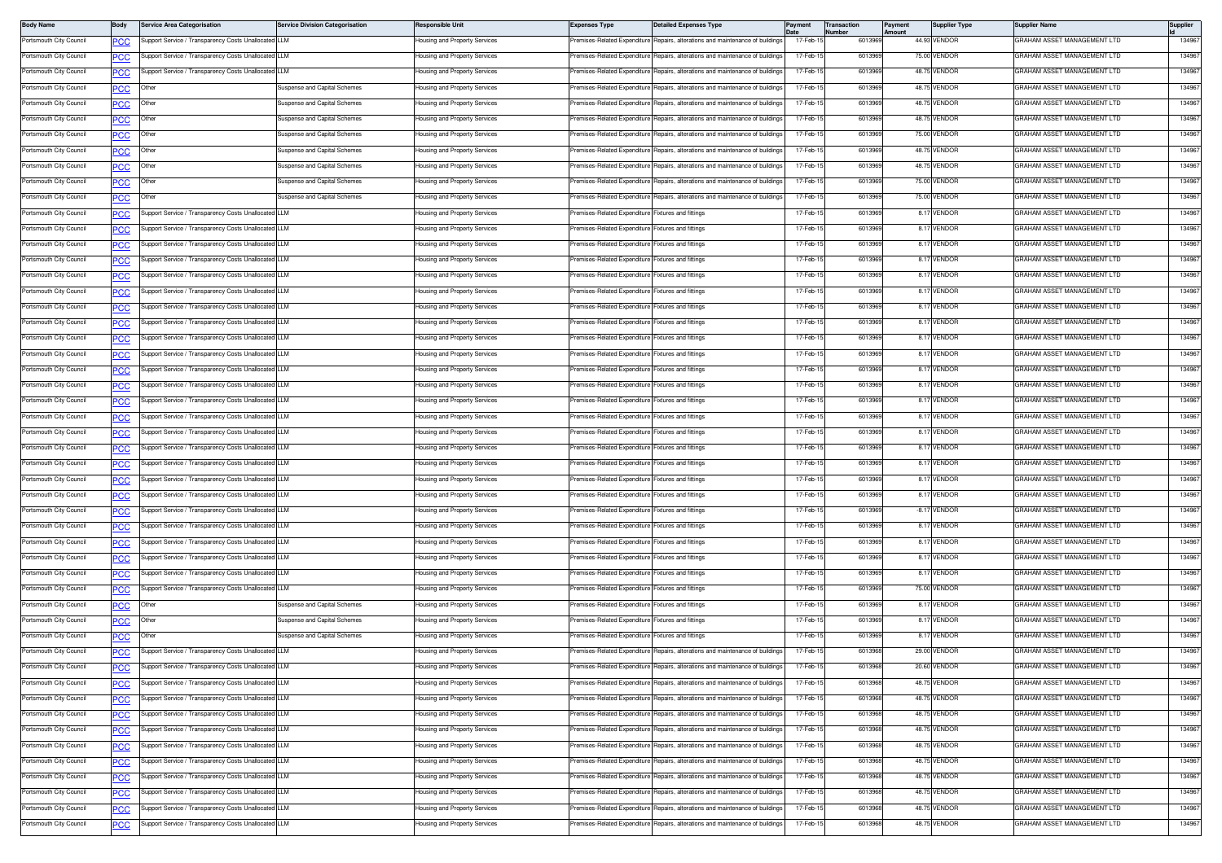| Body Name | Body | Service Area Categorisation | Service Division Categorisation | Responsible Unit | Expenses Type | Detailed Expenses Type | Payment Date | Transaction Number | Payment Amount | Supplier Type | Supplier Name | Supplier Id |
|---|---|---|---|---|---|---|---|---|---|---|---|---|
| Portsmouth City Council | PCC | Support Service / Transparency Costs Unallocated | LLM | Housing and Property Services | Premises-Related Expenditure | Repairs, alterations and maintenance of buildings | 17-Feb-15 | 6013969 | 44.93 | VENDOR | GRAHAM ASSET MANAGEMENT LTD | 134967 |
| Portsmouth City Council | PCC | Support Service / Transparency Costs Unallocated | LLM | Housing and Property Services | Premises-Related Expenditure | Repairs, alterations and maintenance of buildings | 17-Feb-15 | 6013969 | 75.00 | VENDOR | GRAHAM ASSET MANAGEMENT LTD | 134967 |
| Portsmouth City Council | PCC | Support Service / Transparency Costs Unallocated | LLM | Housing and Property Services | Premises-Related Expenditure | Repairs, alterations and maintenance of buildings | 17-Feb-15 | 6013969 | 48.75 | VENDOR | GRAHAM ASSET MANAGEMENT LTD | 134967 |
| Portsmouth City Council | PCC | Other | Suspense and Capital Schemes | Housing and Property Services | Premises-Related Expenditure | Repairs, alterations and maintenance of buildings | 17-Feb-15 | 6013969 | 48.75 | VENDOR | GRAHAM ASSET MANAGEMENT LTD | 134967 |
| Portsmouth City Council | PCC | Other | Suspense and Capital Schemes | Housing and Property Services | Premises-Related Expenditure | Repairs, alterations and maintenance of buildings | 17-Feb-15 | 6013969 | 48.75 | VENDOR | GRAHAM ASSET MANAGEMENT LTD | 134967 |
| Portsmouth City Council | PCC | Other | Suspense and Capital Schemes | Housing and Property Services | Premises-Related Expenditure | Repairs, alterations and maintenance of buildings | 17-Feb-15 | 6013969 | 48.75 | VENDOR | GRAHAM ASSET MANAGEMENT LTD | 134967 |
| Portsmouth City Council | PCC | Other | Suspense and Capital Schemes | Housing and Property Services | Premises-Related Expenditure | Repairs, alterations and maintenance of buildings | 17-Feb-15 | 6013969 | 75.00 | VENDOR | GRAHAM ASSET MANAGEMENT LTD | 134967 |
| Portsmouth City Council | PCC | Other | Suspense and Capital Schemes | Housing and Property Services | Premises-Related Expenditure | Repairs, alterations and maintenance of buildings | 17-Feb-15 | 6013969 | 48.75 | VENDOR | GRAHAM ASSET MANAGEMENT LTD | 134967 |
| Portsmouth City Council | PCC | Other | Suspense and Capital Schemes | Housing and Property Services | Premises-Related Expenditure | Repairs, alterations and maintenance of buildings | 17-Feb-15 | 6013969 | 48.75 | VENDOR | GRAHAM ASSET MANAGEMENT LTD | 134967 |
| Portsmouth City Council | PCC | Other | Suspense and Capital Schemes | Housing and Property Services | Premises-Related Expenditure | Repairs, alterations and maintenance of buildings | 17-Feb-15 | 6013969 | 75.00 | VENDOR | GRAHAM ASSET MANAGEMENT LTD | 134967 |
| Portsmouth City Council | PCC | Other | Suspense and Capital Schemes | Housing and Property Services | Premises-Related Expenditure | Repairs, alterations and maintenance of buildings | 17-Feb-15 | 6013969 | 75.00 | VENDOR | GRAHAM ASSET MANAGEMENT LTD | 134967 |
| Portsmouth City Council | PCC | Support Service / Transparency Costs Unallocated | LLM | Housing and Property Services | Premises-Related Expenditure | Fixtures and fittings | 17-Feb-15 | 6013969 | 8.17 | VENDOR | GRAHAM ASSET MANAGEMENT LTD | 134967 |
| Portsmouth City Council | PCC | Support Service / Transparency Costs Unallocated | LLM | Housing and Property Services | Premises-Related Expenditure | Fixtures and fittings | 17-Feb-15 | 6013969 | 8.17 | VENDOR | GRAHAM ASSET MANAGEMENT LTD | 134967 |
| Portsmouth City Council | PCC | Support Service / Transparency Costs Unallocated | LLM | Housing and Property Services | Premises-Related Expenditure | Fixtures and fittings | 17-Feb-15 | 6013969 | 8.17 | VENDOR | GRAHAM ASSET MANAGEMENT LTD | 134967 |
| Portsmouth City Council | PCC | Support Service / Transparency Costs Unallocated | LLM | Housing and Property Services | Premises-Related Expenditure | Fixtures and fittings | 17-Feb-15 | 6013969 | 8.17 | VENDOR | GRAHAM ASSET MANAGEMENT LTD | 134967 |
| Portsmouth City Council | PCC | Support Service / Transparency Costs Unallocated | LLM | Housing and Property Services | Premises-Related Expenditure | Fixtures and fittings | 17-Feb-15 | 6013969 | 8.17 | VENDOR | GRAHAM ASSET MANAGEMENT LTD | 134967 |
| Portsmouth City Council | PCC | Support Service / Transparency Costs Unallocated | LLM | Housing and Property Services | Premises-Related Expenditure | Fixtures and fittings | 17-Feb-15 | 6013969 | 8.17 | VENDOR | GRAHAM ASSET MANAGEMENT LTD | 134967 |
| Portsmouth City Council | PCC | Support Service / Transparency Costs Unallocated | LLM | Housing and Property Services | Premises-Related Expenditure | Fixtures and fittings | 17-Feb-15 | 6013969 | 8.17 | VENDOR | GRAHAM ASSET MANAGEMENT LTD | 134967 |
| Portsmouth City Council | PCC | Support Service / Transparency Costs Unallocated | LLM | Housing and Property Services | Premises-Related Expenditure | Fixtures and fittings | 17-Feb-15 | 6013969 | 8.17 | VENDOR | GRAHAM ASSET MANAGEMENT LTD | 134967 |
| Portsmouth City Council | PCC | Support Service / Transparency Costs Unallocated | LLM | Housing and Property Services | Premises-Related Expenditure | Fixtures and fittings | 17-Feb-15 | 6013969 | 8.17 | VENDOR | GRAHAM ASSET MANAGEMENT LTD | 134967 |
| Portsmouth City Council | PCC | Support Service / Transparency Costs Unallocated | LLM | Housing and Property Services | Premises-Related Expenditure | Fixtures and fittings | 17-Feb-15 | 6013969 | 8.17 | VENDOR | GRAHAM ASSET MANAGEMENT LTD | 134967 |
| Portsmouth City Council | PCC | Support Service / Transparency Costs Unallocated | LLM | Housing and Property Services | Premises-Related Expenditure | Fixtures and fittings | 17-Feb-15 | 6013969 | 8.17 | VENDOR | GRAHAM ASSET MANAGEMENT LTD | 134967 |
| Portsmouth City Council | PCC | Support Service / Transparency Costs Unallocated | LLM | Housing and Property Services | Premises-Related Expenditure | Fixtures and fittings | 17-Feb-15 | 6013969 | 8.17 | VENDOR | GRAHAM ASSET MANAGEMENT LTD | 134967 |
| Portsmouth City Council | PCC | Support Service / Transparency Costs Unallocated | LLM | Housing and Property Services | Premises-Related Expenditure | Fixtures and fittings | 17-Feb-15 | 6013969 | 8.17 | VENDOR | GRAHAM ASSET MANAGEMENT LTD | 134967 |
| Portsmouth City Council | PCC | Support Service / Transparency Costs Unallocated | LLM | Housing and Property Services | Premises-Related Expenditure | Fixtures and fittings | 17-Feb-15 | 6013969 | 8.17 | VENDOR | GRAHAM ASSET MANAGEMENT LTD | 134967 |
| Portsmouth City Council | PCC | Support Service / Transparency Costs Unallocated | LLM | Housing and Property Services | Premises-Related Expenditure | Fixtures and fittings | 17-Feb-15 | 6013969 | 8.17 | VENDOR | GRAHAM ASSET MANAGEMENT LTD | 134967 |
| Portsmouth City Council | PCC | Support Service / Transparency Costs Unallocated | LLM | Housing and Property Services | Premises-Related Expenditure | Fixtures and fittings | 17-Feb-15 | 6013969 | 8.17 | VENDOR | GRAHAM ASSET MANAGEMENT LTD | 134967 |
| Portsmouth City Council | PCC | Support Service / Transparency Costs Unallocated | LLM | Housing and Property Services | Premises-Related Expenditure | Fixtures and fittings | 17-Feb-15 | 6013969 | 8.17 | VENDOR | GRAHAM ASSET MANAGEMENT LTD | 134967 |
| Portsmouth City Council | PCC | Support Service / Transparency Costs Unallocated | LLM | Housing and Property Services | Premises-Related Expenditure | Fixtures and fittings | 17-Feb-15 | 6013969 | 8.17 | VENDOR | GRAHAM ASSET MANAGEMENT LTD | 134967 |
| Portsmouth City Council | PCC | Support Service / Transparency Costs Unallocated | LLM | Housing and Property Services | Premises-Related Expenditure | Fixtures and fittings | 17-Feb-15 | 6013969 | 8.17 | VENDOR | GRAHAM ASSET MANAGEMENT LTD | 134967 |
| Portsmouth City Council | PCC | Support Service / Transparency Costs Unallocated | LLM | Housing and Property Services | Premises-Related Expenditure | Fixtures and fittings | 17-Feb-15 | 6013969 | 8.17 | VENDOR | GRAHAM ASSET MANAGEMENT LTD | 134967 |
| Portsmouth City Council | PCC | Support Service / Transparency Costs Unallocated | LLM | Housing and Property Services | Premises-Related Expenditure | Fixtures and fittings | 17-Feb-15 | 6013969 | 8.17 | VENDOR | GRAHAM ASSET MANAGEMENT LTD | 134967 |
| Portsmouth City Council | PCC | Support Service / Transparency Costs Unallocated | LLM | Housing and Property Services | Premises-Related Expenditure | Fixtures and fittings | 17-Feb-15 | 6013969 | -8.17 | VENDOR | GRAHAM ASSET MANAGEMENT LTD | 134967 |
| Portsmouth City Council | PCC | Support Service / Transparency Costs Unallocated | LLM | Housing and Property Services | Premises-Related Expenditure | Fixtures and fittings | 17-Feb-15 | 6013969 | 8.17 | VENDOR | GRAHAM ASSET MANAGEMENT LTD | 134967 |
| Portsmouth City Council | PCC | Support Service / Transparency Costs Unallocated | LLM | Housing and Property Services | Premises-Related Expenditure | Fixtures and fittings | 17-Feb-15 | 6013969 | 8.17 | VENDOR | GRAHAM ASSET MANAGEMENT LTD | 134967 |
| Portsmouth City Council | PCC | Support Service / Transparency Costs Unallocated | LLM | Housing and Property Services | Premises-Related Expenditure | Fixtures and fittings | 17-Feb-15 | 6013969 | 8.17 | VENDOR | GRAHAM ASSET MANAGEMENT LTD | 134967 |
| Portsmouth City Council | PCC | Support Service / Transparency Costs Unallocated | LLM | Housing and Property Services | Premises-Related Expenditure | Fixtures and fittings | 17-Feb-15 | 6013969 | 75.00 | VENDOR | GRAHAM ASSET MANAGEMENT LTD | 134967 |
| Portsmouth City Council | PCC | Other | Suspense and Capital Schemes | Housing and Property Services | Premises-Related Expenditure | Fixtures and fittings | 17-Feb-15 | 6013969 | 8.17 | VENDOR | GRAHAM ASSET MANAGEMENT LTD | 134967 |
| Portsmouth City Council | PCC | Other | Suspense and Capital Schemes | Housing and Property Services | Premises-Related Expenditure | Fixtures and fittings | 17-Feb-15 | 6013969 | 8.17 | VENDOR | GRAHAM ASSET MANAGEMENT LTD | 134967 |
| Portsmouth City Council | PCC | Other | Suspense and Capital Schemes | Housing and Property Services | Premises-Related Expenditure | Fixtures and fittings | 17-Feb-15 | 6013969 | 8.17 | VENDOR | GRAHAM ASSET MANAGEMENT LTD | 134967 |
| Portsmouth City Council | PCC | Support Service / Transparency Costs Unallocated | LLM | Housing and Property Services | Premises-Related Expenditure | Repairs, alterations and maintenance of buildings | 17-Feb-15 | 6013968 | 29.00 | VENDOR | GRAHAM ASSET MANAGEMENT LTD | 134967 |
| Portsmouth City Council | PCC | Support Service / Transparency Costs Unallocated | LLM | Housing and Property Services | Premises-Related Expenditure | Repairs, alterations and maintenance of buildings | 17-Feb-15 | 6013968 | 20.60 | VENDOR | GRAHAM ASSET MANAGEMENT LTD | 134967 |
| Portsmouth City Council | PCC | Support Service / Transparency Costs Unallocated | LLM | Housing and Property Services | Premises-Related Expenditure | Repairs, alterations and maintenance of buildings | 17-Feb-15 | 6013968 | 48.75 | VENDOR | GRAHAM ASSET MANAGEMENT LTD | 134967 |
| Portsmouth City Council | PCC | Support Service / Transparency Costs Unallocated | LLM | Housing and Property Services | Premises-Related Expenditure | Repairs, alterations and maintenance of buildings | 17-Feb-15 | 6013968 | 48.75 | VENDOR | GRAHAM ASSET MANAGEMENT LTD | 134967 |
| Portsmouth City Council | PCC | Support Service / Transparency Costs Unallocated | LLM | Housing and Property Services | Premises-Related Expenditure | Repairs, alterations and maintenance of buildings | 17-Feb-15 | 6013968 | 48.75 | VENDOR | GRAHAM ASSET MANAGEMENT LTD | 134967 |
| Portsmouth City Council | PCC | Support Service / Transparency Costs Unallocated | LLM | Housing and Property Services | Premises-Related Expenditure | Repairs, alterations and maintenance of buildings | 17-Feb-15 | 6013968 | 48.75 | VENDOR | GRAHAM ASSET MANAGEMENT LTD | 134967 |
| Portsmouth City Council | PCC | Support Service / Transparency Costs Unallocated | LLM | Housing and Property Services | Premises-Related Expenditure | Repairs, alterations and maintenance of buildings | 17-Feb-15 | 6013968 | 48.75 | VENDOR | GRAHAM ASSET MANAGEMENT LTD | 134967 |
| Portsmouth City Council | PCC | Support Service / Transparency Costs Unallocated | LLM | Housing and Property Services | Premises-Related Expenditure | Repairs, alterations and maintenance of buildings | 17-Feb-15 | 6013968 | 48.75 | VENDOR | GRAHAM ASSET MANAGEMENT LTD | 134967 |
| Portsmouth City Council | PCC | Support Service / Transparency Costs Unallocated | LLM | Housing and Property Services | Premises-Related Expenditure | Repairs, alterations and maintenance of buildings | 17-Feb-15 | 6013968 | 48.75 | VENDOR | GRAHAM ASSET MANAGEMENT LTD | 134967 |
| Portsmouth City Council | PCC | Support Service / Transparency Costs Unallocated | LLM | Housing and Property Services | Premises-Related Expenditure | Repairs, alterations and maintenance of buildings | 17-Feb-15 | 6013968 | 48.75 | VENDOR | GRAHAM ASSET MANAGEMENT LTD | 134967 |
| Portsmouth City Council | PCC | Support Service / Transparency Costs Unallocated | LLM | Housing and Property Services | Premises-Related Expenditure | Repairs, alterations and maintenance of buildings | 17-Feb-15 | 6013968 | 48.75 | VENDOR | GRAHAM ASSET MANAGEMENT LTD | 134967 |
| Portsmouth City Council | PCC | Support Service / Transparency Costs Unallocated | LLM | Housing and Property Services | Premises-Related Expenditure | Repairs, alterations and maintenance of buildings | 17-Feb-15 | 6013968 | 48.75 | VENDOR | GRAHAM ASSET MANAGEMENT LTD | 134967 |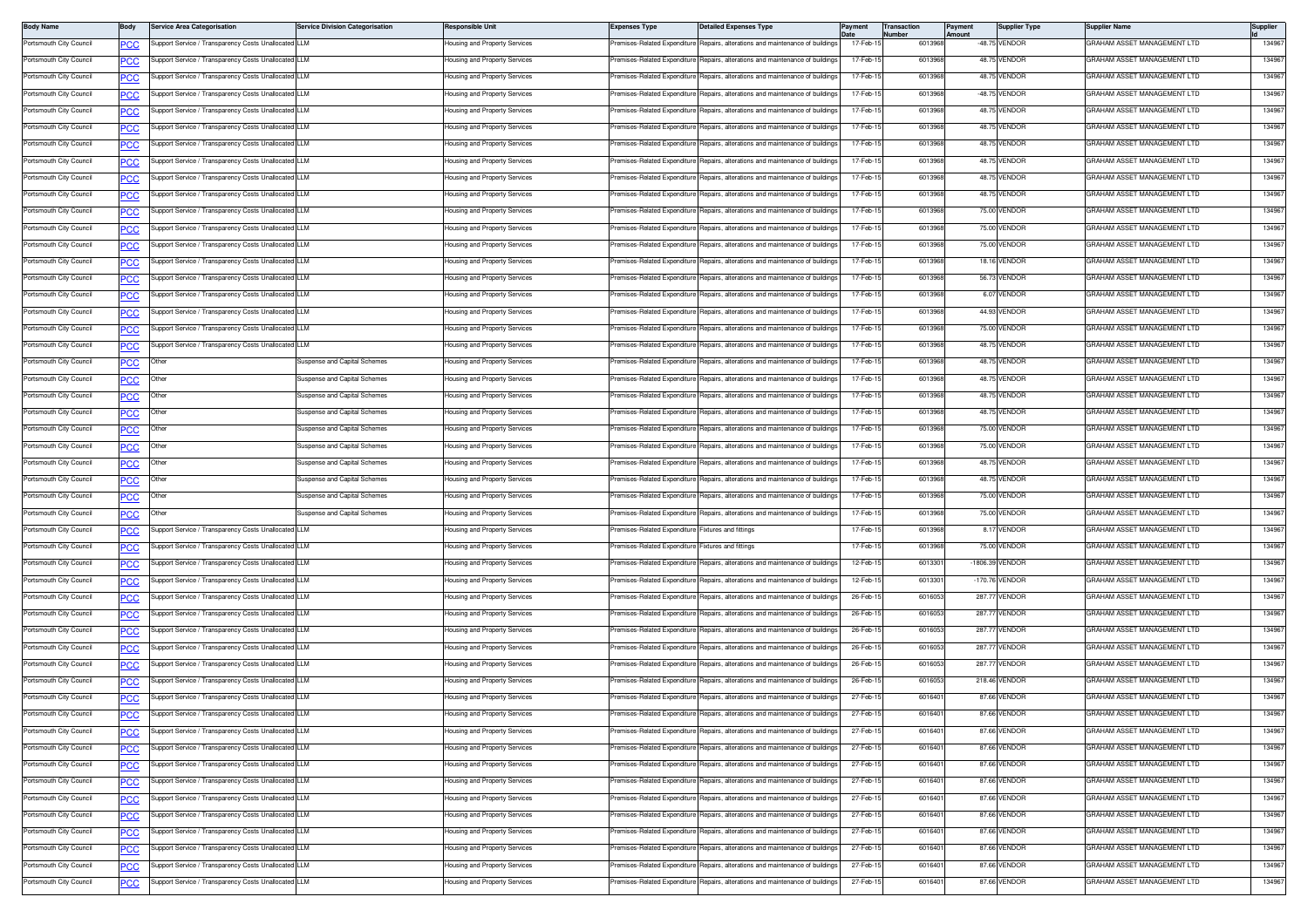| Body Name | Body | Service Area Categorisation | Service Division Categorisation | Responsible Unit | Expenses Type | Detailed Expenses Type | Payment Date | Transaction Number | Payment Amount | Supplier Type | Supplier Name | Supplier Id |
|---|---|---|---|---|---|---|---|---|---|---|---|---|
| Portsmouth City Council | PCC | Support Service / Transparency Costs Unallocated | LLM | Housing and Property Services | Premises-Related Expenditure | Repairs, alterations and maintenance of buildings | 17-Feb-15 | 6013968 | -48.75 | VENDOR | GRAHAM ASSET MANAGEMENT LTD | 134967 |
| Portsmouth City Council | PCC | Support Service / Transparency Costs Unallocated | LLM | Housing and Property Services | Premises-Related Expenditure | Repairs, alterations and maintenance of buildings | 17-Feb-15 | 6013968 | 48.75 | VENDOR | GRAHAM ASSET MANAGEMENT LTD | 134967 |
| Portsmouth City Council | PCC | Support Service / Transparency Costs Unallocated | LLM | Housing and Property Services | Premises-Related Expenditure | Repairs, alterations and maintenance of buildings | 17-Feb-15 | 6013968 | 48.75 | VENDOR | GRAHAM ASSET MANAGEMENT LTD | 134967 |
| Portsmouth City Council | PCC | Support Service / Transparency Costs Unallocated | LLM | Housing and Property Services | Premises-Related Expenditure | Repairs, alterations and maintenance of buildings | 17-Feb-15 | 6013968 | -48.75 | VENDOR | GRAHAM ASSET MANAGEMENT LTD | 134967 |
| Portsmouth City Council | PCC | Support Service / Transparency Costs Unallocated | LLM | Housing and Property Services | Premises-Related Expenditure | Repairs, alterations and maintenance of buildings | 17-Feb-15 | 6013968 | 48.75 | VENDOR | GRAHAM ASSET MANAGEMENT LTD | 134967 |
| Portsmouth City Council | PCC | Support Service / Transparency Costs Unallocated | LLM | Housing and Property Services | Premises-Related Expenditure | Repairs, alterations and maintenance of buildings | 17-Feb-15 | 6013968 | 48.75 | VENDOR | GRAHAM ASSET MANAGEMENT LTD | 134967 |
| Portsmouth City Council | PCC | Support Service / Transparency Costs Unallocated | LLM | Housing and Property Services | Premises-Related Expenditure | Repairs, alterations and maintenance of buildings | 17-Feb-15 | 6013968 | 48.75 | VENDOR | GRAHAM ASSET MANAGEMENT LTD | 134967 |
| Portsmouth City Council | PCC | Support Service / Transparency Costs Unallocated | LLM | Housing and Property Services | Premises-Related Expenditure | Repairs, alterations and maintenance of buildings | 17-Feb-15 | 6013968 | 48.75 | VENDOR | GRAHAM ASSET MANAGEMENT LTD | 134967 |
| Portsmouth City Council | PCC | Support Service / Transparency Costs Unallocated | LLM | Housing and Property Services | Premises-Related Expenditure | Repairs, alterations and maintenance of buildings | 17-Feb-15 | 6013968 | 48.75 | VENDOR | GRAHAM ASSET MANAGEMENT LTD | 134967 |
| Portsmouth City Council | PCC | Support Service / Transparency Costs Unallocated | LLM | Housing and Property Services | Premises-Related Expenditure | Repairs, alterations and maintenance of buildings | 17-Feb-15 | 6013968 | 48.75 | VENDOR | GRAHAM ASSET MANAGEMENT LTD | 134967 |
| Portsmouth City Council | PCC | Support Service / Transparency Costs Unallocated | LLM | Housing and Property Services | Premises-Related Expenditure | Repairs, alterations and maintenance of buildings | 17-Feb-15 | 6013968 | 75.00 | VENDOR | GRAHAM ASSET MANAGEMENT LTD | 134967 |
| Portsmouth City Council | PCC | Support Service / Transparency Costs Unallocated | LLM | Housing and Property Services | Premises-Related Expenditure | Repairs, alterations and maintenance of buildings | 17-Feb-15 | 6013968 | 75.00 | VENDOR | GRAHAM ASSET MANAGEMENT LTD | 134967 |
| Portsmouth City Council | PCC | Support Service / Transparency Costs Unallocated | LLM | Housing and Property Services | Premises-Related Expenditure | Repairs, alterations and maintenance of buildings | 17-Feb-15 | 6013968 | 75.00 | VENDOR | GRAHAM ASSET MANAGEMENT LTD | 134967 |
| Portsmouth City Council | PCC | Support Service / Transparency Costs Unallocated | LLM | Housing and Property Services | Premises-Related Expenditure | Repairs, alterations and maintenance of buildings | 17-Feb-15 | 6013968 | 18.16 | VENDOR | GRAHAM ASSET MANAGEMENT LTD | 134967 |
| Portsmouth City Council | PCC | Support Service / Transparency Costs Unallocated | LLM | Housing and Property Services | Premises-Related Expenditure | Repairs, alterations and maintenance of buildings | 17-Feb-15 | 6013968 | 56.73 | VENDOR | GRAHAM ASSET MANAGEMENT LTD | 134967 |
| Portsmouth City Council | PCC | Support Service / Transparency Costs Unallocated | LLM | Housing and Property Services | Premises-Related Expenditure | Repairs, alterations and maintenance of buildings | 17-Feb-15 | 6013968 | 6.07 | VENDOR | GRAHAM ASSET MANAGEMENT LTD | 134967 |
| Portsmouth City Council | PCC | Support Service / Transparency Costs Unallocated | LLM | Housing and Property Services | Premises-Related Expenditure | Repairs, alterations and maintenance of buildings | 17-Feb-15 | 6013968 | 44.93 | VENDOR | GRAHAM ASSET MANAGEMENT LTD | 134967 |
| Portsmouth City Council | PCC | Support Service / Transparency Costs Unallocated | LLM | Housing and Property Services | Premises-Related Expenditure | Repairs, alterations and maintenance of buildings | 17-Feb-15 | 6013968 | 75.00 | VENDOR | GRAHAM ASSET MANAGEMENT LTD | 134967 |
| Portsmouth City Council | PCC | Support Service / Transparency Costs Unallocated | LLM | Housing and Property Services | Premises-Related Expenditure | Repairs, alterations and maintenance of buildings | 17-Feb-15 | 6013968 | 48.75 | VENDOR | GRAHAM ASSET MANAGEMENT LTD | 134967 |
| Portsmouth City Council | PCC | Other | Suspense and Capital Schemes | Housing and Property Services | Premises-Related Expenditure | Repairs, alterations and maintenance of buildings | 17-Feb-15 | 6013968 | 48.75 | VENDOR | GRAHAM ASSET MANAGEMENT LTD | 134967 |
| Portsmouth City Council | PCC | Other | Suspense and Capital Schemes | Housing and Property Services | Premises-Related Expenditure | Repairs, alterations and maintenance of buildings | 17-Feb-15 | 6013968 | 48.75 | VENDOR | GRAHAM ASSET MANAGEMENT LTD | 134967 |
| Portsmouth City Council | PCC | Other | Suspense and Capital Schemes | Housing and Property Services | Premises-Related Expenditure | Repairs, alterations and maintenance of buildings | 17-Feb-15 | 6013968 | 48.75 | VENDOR | GRAHAM ASSET MANAGEMENT LTD | 134967 |
| Portsmouth City Council | PCC | Other | Suspense and Capital Schemes | Housing and Property Services | Premises-Related Expenditure | Repairs, alterations and maintenance of buildings | 17-Feb-15 | 6013968 | 48.75 | VENDOR | GRAHAM ASSET MANAGEMENT LTD | 134967 |
| Portsmouth City Council | PCC | Other | Suspense and Capital Schemes | Housing and Property Services | Premises-Related Expenditure | Repairs, alterations and maintenance of buildings | 17-Feb-15 | 6013968 | 75.00 | VENDOR | GRAHAM ASSET MANAGEMENT LTD | 134967 |
| Portsmouth City Council | PCC | Other | Suspense and Capital Schemes | Housing and Property Services | Premises-Related Expenditure | Repairs, alterations and maintenance of buildings | 17-Feb-15 | 6013968 | 75.00 | VENDOR | GRAHAM ASSET MANAGEMENT LTD | 134967 |
| Portsmouth City Council | PCC | Other | Suspense and Capital Schemes | Housing and Property Services | Premises-Related Expenditure | Repairs, alterations and maintenance of buildings | 17-Feb-15 | 6013968 | 48.75 | VENDOR | GRAHAM ASSET MANAGEMENT LTD | 134967 |
| Portsmouth City Council | PCC | Other | Suspense and Capital Schemes | Housing and Property Services | Premises-Related Expenditure | Repairs, alterations and maintenance of buildings | 17-Feb-15 | 6013968 | 48.75 | VENDOR | GRAHAM ASSET MANAGEMENT LTD | 134967 |
| Portsmouth City Council | PCC | Other | Suspense and Capital Schemes | Housing and Property Services | Premises-Related Expenditure | Repairs, alterations and maintenance of buildings | 17-Feb-15 | 6013968 | 75.00 | VENDOR | GRAHAM ASSET MANAGEMENT LTD | 134967 |
| Portsmouth City Council | PCC | Other | Suspense and Capital Schemes | Housing and Property Services | Premises-Related Expenditure | Repairs, alterations and maintenance of buildings | 17-Feb-15 | 6013968 | 75.00 | VENDOR | GRAHAM ASSET MANAGEMENT LTD | 134967 |
| Portsmouth City Council | PCC | Support Service / Transparency Costs Unallocated | LLM | Housing and Property Services | Premises-Related Expenditure | Fixtures and fittings | 17-Feb-15 | 6013968 | 8.17 | VENDOR | GRAHAM ASSET MANAGEMENT LTD | 134967 |
| Portsmouth City Council | PCC | Support Service / Transparency Costs Unallocated | LLM | Housing and Property Services | Premises-Related Expenditure | Fixtures and fittings | 17-Feb-15 | 6013968 | 75.00 | VENDOR | GRAHAM ASSET MANAGEMENT LTD | 134967 |
| Portsmouth City Council | PCC | Support Service / Transparency Costs Unallocated | LLM | Housing and Property Services | Premises-Related Expenditure | Repairs, alterations and maintenance of buildings | 12-Feb-15 | 6013301 | -1806.39 | VENDOR | GRAHAM ASSET MANAGEMENT LTD | 134967 |
| Portsmouth City Council | PCC | Support Service / Transparency Costs Unallocated | LLM | Housing and Property Services | Premises-Related Expenditure | Repairs, alterations and maintenance of buildings | 12-Feb-15 | 6013301 | -170.76 | VENDOR | GRAHAM ASSET MANAGEMENT LTD | 134967 |
| Portsmouth City Council | PCC | Support Service / Transparency Costs Unallocated | LLM | Housing and Property Services | Premises-Related Expenditure | Repairs, alterations and maintenance of buildings | 26-Feb-15 | 6016053 | 287.77 | VENDOR | GRAHAM ASSET MANAGEMENT LTD | 134967 |
| Portsmouth City Council | PCC | Support Service / Transparency Costs Unallocated | LLM | Housing and Property Services | Premises-Related Expenditure | Repairs, alterations and maintenance of buildings | 26-Feb-15 | 6016053 | 287.77 | VENDOR | GRAHAM ASSET MANAGEMENT LTD | 134967 |
| Portsmouth City Council | PCC | Support Service / Transparency Costs Unallocated | LLM | Housing and Property Services | Premises-Related Expenditure | Repairs, alterations and maintenance of buildings | 26-Feb-15 | 6016053 | 287.77 | VENDOR | GRAHAM ASSET MANAGEMENT LTD | 134967 |
| Portsmouth City Council | PCC | Support Service / Transparency Costs Unallocated | LLM | Housing and Property Services | Premises-Related Expenditure | Repairs, alterations and maintenance of buildings | 26-Feb-15 | 6016053 | 287.77 | VENDOR | GRAHAM ASSET MANAGEMENT LTD | 134967 |
| Portsmouth City Council | PCC | Support Service / Transparency Costs Unallocated | LLM | Housing and Property Services | Premises-Related Expenditure | Repairs, alterations and maintenance of buildings | 26-Feb-15 | 6016053 | 287.77 | VENDOR | GRAHAM ASSET MANAGEMENT LTD | 134967 |
| Portsmouth City Council | PCC | Support Service / Transparency Costs Unallocated | LLM | Housing and Property Services | Premises-Related Expenditure | Repairs, alterations and maintenance of buildings | 26-Feb-15 | 6016053 | 218.46 | VENDOR | GRAHAM ASSET MANAGEMENT LTD | 134967 |
| Portsmouth City Council | PCC | Support Service / Transparency Costs Unallocated | LLM | Housing and Property Services | Premises-Related Expenditure | Repairs, alterations and maintenance of buildings | 27-Feb-15 | 6016401 | 87.66 | VENDOR | GRAHAM ASSET MANAGEMENT LTD | 134967 |
| Portsmouth City Council | PCC | Support Service / Transparency Costs Unallocated | LLM | Housing and Property Services | Premises-Related Expenditure | Repairs, alterations and maintenance of buildings | 27-Feb-15 | 6016401 | 87.66 | VENDOR | GRAHAM ASSET MANAGEMENT LTD | 134967 |
| Portsmouth City Council | PCC | Support Service / Transparency Costs Unallocated | LLM | Housing and Property Services | Premises-Related Expenditure | Repairs, alterations and maintenance of buildings | 27-Feb-15 | 6016401 | 87.66 | VENDOR | GRAHAM ASSET MANAGEMENT LTD | 134967 |
| Portsmouth City Council | PCC | Support Service / Transparency Costs Unallocated | LLM | Housing and Property Services | Premises-Related Expenditure | Repairs, alterations and maintenance of buildings | 27-Feb-15 | 6016401 | 87.66 | VENDOR | GRAHAM ASSET MANAGEMENT LTD | 134967 |
| Portsmouth City Council | PCC | Support Service / Transparency Costs Unallocated | LLM | Housing and Property Services | Premises-Related Expenditure | Repairs, alterations and maintenance of buildings | 27-Feb-15 | 6016401 | 87.66 | VENDOR | GRAHAM ASSET MANAGEMENT LTD | 134967 |
| Portsmouth City Council | PCC | Support Service / Transparency Costs Unallocated | LLM | Housing and Property Services | Premises-Related Expenditure | Repairs, alterations and maintenance of buildings | 27-Feb-15 | 6016401 | 87.66 | VENDOR | GRAHAM ASSET MANAGEMENT LTD | 134967 |
| Portsmouth City Council | PCC | Support Service / Transparency Costs Unallocated | LLM | Housing and Property Services | Premises-Related Expenditure | Repairs, alterations and maintenance of buildings | 27-Feb-15 | 6016401 | 87.66 | VENDOR | GRAHAM ASSET MANAGEMENT LTD | 134967 |
| Portsmouth City Council | PCC | Support Service / Transparency Costs Unallocated | LLM | Housing and Property Services | Premises-Related Expenditure | Repairs, alterations and maintenance of buildings | 27-Feb-15 | 6016401 | 87.66 | VENDOR | GRAHAM ASSET MANAGEMENT LTD | 134967 |
| Portsmouth City Council | PCC | Support Service / Transparency Costs Unallocated | LLM | Housing and Property Services | Premises-Related Expenditure | Repairs, alterations and maintenance of buildings | 27-Feb-15 | 6016401 | 87.66 | VENDOR | GRAHAM ASSET MANAGEMENT LTD | 134967 |
| Portsmouth City Council | PCC | Support Service / Transparency Costs Unallocated | LLM | Housing and Property Services | Premises-Related Expenditure | Repairs, alterations and maintenance of buildings | 27-Feb-15 | 6016401 | 87.66 | VENDOR | GRAHAM ASSET MANAGEMENT LTD | 134967 |
| Portsmouth City Council | PCC | Support Service / Transparency Costs Unallocated | LLM | Housing and Property Services | Premises-Related Expenditure | Repairs, alterations and maintenance of buildings | 27-Feb-15 | 6016401 | 87.66 | VENDOR | GRAHAM ASSET MANAGEMENT LTD | 134967 |
| Portsmouth City Council | PCC | Support Service / Transparency Costs Unallocated | LLM | Housing and Property Services | Premises-Related Expenditure | Repairs, alterations and maintenance of buildings | 27-Feb-15 | 6016401 | 87.66 | VENDOR | GRAHAM ASSET MANAGEMENT LTD | 134967 |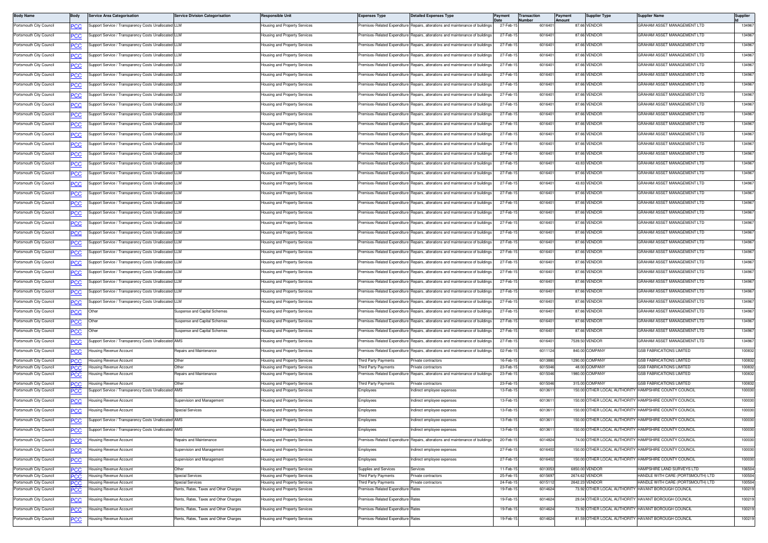| Body Name | Body | Service Area Categorisation | Service Division Categorisation | Responsible Unit | Expenses Type | Detailed Expenses Type | Payment Date | Transaction Number | Payment Amount | Supplier Type | Supplier Name | Supplier Id |
|---|---|---|---|---|---|---|---|---|---|---|---|---|
| Portsmouth City Council | PCC | Support Service / Transparency Costs Unallocated | LLM | Housing and Property Services | Premises-Related Expenditure | Repairs, alterations and maintenance of buildings | 27-Feb-15 | 6016401 | 87.66 | VENDOR | GRAHAM ASSET MANAGEMENT LTD | 134967 |
| Portsmouth City Council | PCC | Support Service / Transparency Costs Unallocated | LLM | Housing and Property Services | Premises-Related Expenditure | Repairs, alterations and maintenance of buildings | 27-Feb-15 | 6016401 | 87.66 | VENDOR | GRAHAM ASSET MANAGEMENT LTD | 134967 |
| Portsmouth City Council | PCC | Support Service / Transparency Costs Unallocated | LLM | Housing and Property Services | Premises-Related Expenditure | Repairs, alterations and maintenance of buildings | 27-Feb-15 | 6016401 | 87.66 | VENDOR | GRAHAM ASSET MANAGEMENT LTD | 134967 |
| Portsmouth City Council | PCC | Support Service / Transparency Costs Unallocated | LLM | Housing and Property Services | Premises-Related Expenditure | Repairs, alterations and maintenance of buildings | 27-Feb-15 | 6016401 | 87.66 | VENDOR | GRAHAM ASSET MANAGEMENT LTD | 134967 |
| Portsmouth City Council | PCC | Support Service / Transparency Costs Unallocated | LLM | Housing and Property Services | Premises-Related Expenditure | Repairs, alterations and maintenance of buildings | 27-Feb-15 | 6016401 | 87.66 | VENDOR | GRAHAM ASSET MANAGEMENT LTD | 134967 |
| Portsmouth City Council | PCC | Support Service / Transparency Costs Unallocated | LLM | Housing and Property Services | Premises-Related Expenditure | Repairs, alterations and maintenance of buildings | 27-Feb-15 | 6016401 | 87.66 | VENDOR | GRAHAM ASSET MANAGEMENT LTD | 134967 |
| Portsmouth City Council | PCC | Support Service / Transparency Costs Unallocated | LLM | Housing and Property Services | Premises-Related Expenditure | Repairs, alterations and maintenance of buildings | 27-Feb-15 | 6016401 | 87.66 | VENDOR | GRAHAM ASSET MANAGEMENT LTD | 134967 |
| Portsmouth City Council | PCC | Support Service / Transparency Costs Unallocated | LLM | Housing and Property Services | Premises-Related Expenditure | Repairs, alterations and maintenance of buildings | 27-Feb-15 | 6016401 | 87.66 | VENDOR | GRAHAM ASSET MANAGEMENT LTD | 134967 |
| Portsmouth City Council | PCC | Support Service / Transparency Costs Unallocated | LLM | Housing and Property Services | Premises-Related Expenditure | Repairs, alterations and maintenance of buildings | 27-Feb-15 | 6016401 | 87.66 | VENDOR | GRAHAM ASSET MANAGEMENT LTD | 134967 |
| Portsmouth City Council | PCC | Support Service / Transparency Costs Unallocated | LLM | Housing and Property Services | Premises-Related Expenditure | Repairs, alterations and maintenance of buildings | 27-Feb-15 | 6016401 | 87.66 | VENDOR | GRAHAM ASSET MANAGEMENT LTD | 134967 |
| Portsmouth City Council | PCC | Support Service / Transparency Costs Unallocated | LLM | Housing and Property Services | Premises-Related Expenditure | Repairs, alterations and maintenance of buildings | 27-Feb-15 | 6016401 | 87.66 | VENDOR | GRAHAM ASSET MANAGEMENT LTD | 134967 |
| Portsmouth City Council | PCC | Support Service / Transparency Costs Unallocated | LLM | Housing and Property Services | Premises-Related Expenditure | Repairs, alterations and maintenance of buildings | 27-Feb-15 | 6016401 | 87.66 | VENDOR | GRAHAM ASSET MANAGEMENT LTD | 134967 |
| Portsmouth City Council | PCC | Support Service / Transparency Costs Unallocated | LLM | Housing and Property Services | Premises-Related Expenditure | Repairs, alterations and maintenance of buildings | 27-Feb-15 | 6016401 | 87.66 | VENDOR | GRAHAM ASSET MANAGEMENT LTD | 134967 |
| Portsmouth City Council | PCC | Support Service / Transparency Costs Unallocated | LLM | Housing and Property Services | Premises-Related Expenditure | Repairs, alterations and maintenance of buildings | 27-Feb-15 | 6016401 | 87.66 | VENDOR | GRAHAM ASSET MANAGEMENT LTD | 134967 |
| Portsmouth City Council | PCC | Support Service / Transparency Costs Unallocated | LLM | Housing and Property Services | Premises-Related Expenditure | Repairs, alterations and maintenance of buildings | 27-Feb-15 | 6016401 | 43.83 | VENDOR | GRAHAM ASSET MANAGEMENT LTD | 134967 |
| Portsmouth City Council | PCC | Support Service / Transparency Costs Unallocated | LLM | Housing and Property Services | Premises-Related Expenditure | Repairs, alterations and maintenance of buildings | 27-Feb-15 | 6016401 | 87.66 | VENDOR | GRAHAM ASSET MANAGEMENT LTD | 134967 |
| Portsmouth City Council | PCC | Support Service / Transparency Costs Unallocated | LLM | Housing and Property Services | Premises-Related Expenditure | Repairs, alterations and maintenance of buildings | 27-Feb-15 | 6016401 | 43.83 | VENDOR | GRAHAM ASSET MANAGEMENT LTD | 134967 |
| Portsmouth City Council | PCC | Support Service / Transparency Costs Unallocated | LLM | Housing and Property Services | Premises-Related Expenditure | Repairs, alterations and maintenance of buildings | 27-Feb-15 | 6016401 | 87.66 | VENDOR | GRAHAM ASSET MANAGEMENT LTD | 134967 |
| Portsmouth City Council | PCC | Support Service / Transparency Costs Unallocated | LLM | Housing and Property Services | Premises-Related Expenditure | Repairs, alterations and maintenance of buildings | 27-Feb-15 | 6016401 | 87.66 | VENDOR | GRAHAM ASSET MANAGEMENT LTD | 134967 |
| Portsmouth City Council | PCC | Support Service / Transparency Costs Unallocated | LLM | Housing and Property Services | Premises-Related Expenditure | Repairs, alterations and maintenance of buildings | 27-Feb-15 | 6016401 | 87.66 | VENDOR | GRAHAM ASSET MANAGEMENT LTD | 134967 |
| Portsmouth City Council | PCC | Support Service / Transparency Costs Unallocated | LLM | Housing and Property Services | Premises-Related Expenditure | Repairs, alterations and maintenance of buildings | 27-Feb-15 | 6016401 | 87.66 | VENDOR | GRAHAM ASSET MANAGEMENT LTD | 134967 |
| Portsmouth City Council | PCC | Support Service / Transparency Costs Unallocated | LLM | Housing and Property Services | Premises-Related Expenditure | Repairs, alterations and maintenance of buildings | 27-Feb-15 | 6016401 | 87.66 | VENDOR | GRAHAM ASSET MANAGEMENT LTD | 134967 |
| Portsmouth City Council | PCC | Support Service / Transparency Costs Unallocated | LLM | Housing and Property Services | Premises-Related Expenditure | Repairs, alterations and maintenance of buildings | 27-Feb-15 | 6016401 | 87.66 | VENDOR | GRAHAM ASSET MANAGEMENT LTD | 134967 |
| Portsmouth City Council | PCC | Support Service / Transparency Costs Unallocated | LLM | Housing and Property Services | Premises-Related Expenditure | Repairs, alterations and maintenance of buildings | 27-Feb-15 | 6016401 | 87.66 | VENDOR | GRAHAM ASSET MANAGEMENT LTD | 134967 |
| Portsmouth City Council | PCC | Support Service / Transparency Costs Unallocated | LLM | Housing and Property Services | Premises-Related Expenditure | Repairs, alterations and maintenance of buildings | 27-Feb-15 | 6016401 | 87.66 | VENDOR | GRAHAM ASSET MANAGEMENT LTD | 134967 |
| Portsmouth City Council | PCC | Support Service / Transparency Costs Unallocated | LLM | Housing and Property Services | Premises-Related Expenditure | Repairs, alterations and maintenance of buildings | 27-Feb-15 | 6016401 | 87.66 | VENDOR | GRAHAM ASSET MANAGEMENT LTD | 134967 |
| Portsmouth City Council | PCC | Support Service / Transparency Costs Unallocated | LLM | Housing and Property Services | Premises-Related Expenditure | Repairs, alterations and maintenance of buildings | 27-Feb-15 | 6016401 | 87.66 | VENDOR | GRAHAM ASSET MANAGEMENT LTD | 134967 |
| Portsmouth City Council | PCC | Support Service / Transparency Costs Unallocated | LLM | Housing and Property Services | Premises-Related Expenditure | Repairs, alterations and maintenance of buildings | 27-Feb-15 | 6016401 | 87.66 | VENDOR | GRAHAM ASSET MANAGEMENT LTD | 134967 |
| Portsmouth City Council | PCC | Support Service / Transparency Costs Unallocated | LLM | Housing and Property Services | Premises-Related Expenditure | Repairs, alterations and maintenance of buildings | 27-Feb-15 | 6016401 | 87.66 | VENDOR | GRAHAM ASSET MANAGEMENT LTD | 134967 |
| Portsmouth City Council | PCC | Other | Suspense and Capital Schemes | Housing and Property Services | Premises-Related Expenditure | Repairs, alterations and maintenance of buildings | 27-Feb-15 | 6016401 | 87.66 | VENDOR | GRAHAM ASSET MANAGEMENT LTD | 134967 |
| Portsmouth City Council | PCC | Other | Suspense and Capital Schemes | Housing and Property Services | Premises-Related Expenditure | Repairs, alterations and maintenance of buildings | 27-Feb-15 | 6016401 | 87.66 | VENDOR | GRAHAM ASSET MANAGEMENT LTD | 134967 |
| Portsmouth City Council | PCC | Other | Suspense and Capital Schemes | Housing and Property Services | Premises-Related Expenditure | Repairs, alterations and maintenance of buildings | 27-Feb-15 | 6016401 | 87.66 | VENDOR | GRAHAM ASSET MANAGEMENT LTD | 134967 |
| Portsmouth City Council | PCC | Support Service / Transparency Costs Unallocated | AMS | Housing and Property Services | Premises-Related Expenditure | Repairs, alterations and maintenance of buildings | 27-Feb-15 | 6016401 | 7539.50 | VENDOR | GRAHAM ASSET MANAGEMENT LTD | 134967 |
| Portsmouth City Council | PCC | Housing Revenue Account | Repairs and Maintenance | Housing and Property Services | Premises-Related Expenditure | Repairs, alterations and maintenance of buildings | 02-Feb-15 | 6011124 | 840.00 | COMPANY | GSB FABRICATIONS LIMITED | 100832 |
| Portsmouth City Council | PCC | Housing Revenue Account | Other | Housing and Property Services | Third Party Payments | Private contractors | 16-Feb-15 | 6013880 | 1290.00 | COMPANY | GSB FABRICATIONS LIMITED | 100832 |
| Portsmouth City Council | PCC | Housing Revenue Account | Other | Housing and Property Services | Third Party Payments | Private contractors | 23-Feb-15 | 6015046 | 48.00 | COMPANY | GSB FABRICATIONS LIMITED | 100832 |
| Portsmouth City Council | PCC | Housing Revenue Account | Repairs and Maintenance | Housing and Property Services | Premises-Related Expenditure | Repairs, alterations and maintenance of buildings | 23-Feb-15 | 6015046 | 1980.00 | COMPANY | GSB FABRICATIONS LIMITED | 100832 |
| Portsmouth City Council | PCC | Housing Revenue Account | Other | Housing and Property Services | Third Party Payments | Private contractors | 23-Feb-15 | 6015046 | 315.00 | COMPANY | GSB FABRICATIONS LIMITED | 100832 |
| Portsmouth City Council | PCC | Support Service / Transparency Costs Unallocated | AMS | Housing and Property Services | Employees | Indirect employee expenses | 13-Feb-15 | 6013611 | 150.00 | OTHER LOCAL AUTHORITY | HAMPSHIRE COUNTY COUNCIL | 100030 |
| Portsmouth City Council | PCC | Housing Revenue Account | Supervision and Management | Housing and Property Services | Employees | Indirect employee expenses | 13-Feb-15 | 6013611 | 150.00 | OTHER LOCAL AUTHORITY | HAMPSHIRE COUNTY COUNCIL | 100030 |
| Portsmouth City Council | PCC | Housing Revenue Account | Special Services | Housing and Property Services | Employees | Indirect employee expenses | 13-Feb-15 | 6013611 | 150.00 | OTHER LOCAL AUTHORITY | HAMPSHIRE COUNTY COUNCIL | 100030 |
| Portsmouth City Council | PCC | Support Service / Transparency Costs Unallocated | AMS | Housing and Property Services | Employees | Indirect employee expenses | 13-Feb-15 | 6013611 | 150.00 | OTHER LOCAL AUTHORITY | HAMPSHIRE COUNTY COUNCIL | 100030 |
| Portsmouth City Council | PCC | Support Service / Transparency Costs Unallocated | AMS | Housing and Property Services | Employees | Indirect employee expenses | 13-Feb-15 | 6013611 | 150.00 | OTHER LOCAL AUTHORITY | HAMPSHIRE COUNTY COUNCIL | 100030 |
| Portsmouth City Council | PCC | Housing Revenue Account | Repairs and Maintenance | Housing and Property Services | Premises-Related Expenditure | Repairs, alterations and maintenance of buildings | 20-Feb-15 | 6014824 | 74.00 | OTHER LOCAL AUTHORITY | HAMPSHIRE COUNTY COUNCIL | 100030 |
| Portsmouth City Council | PCC | Housing Revenue Account | Supervision and Management | Housing and Property Services | Employees | Indirect employee expenses | 27-Feb-15 | 6016402 | 150.00 | OTHER LOCAL AUTHORITY | HAMPSHIRE COUNTY COUNCIL | 100030 |
| Portsmouth City Council | PCC | Housing Revenue Account | Supervision and Management | Housing and Property Services | Employees | Indirect employee expenses | 27-Feb-15 | 6016402 | 150.00 | OTHER LOCAL AUTHORITY | HAMPSHIRE COUNTY COUNCIL | 100030 |
| Portsmouth City Council | PCC | Housing Revenue Account | Other | Housing and Property Services | Supplies and Services | Services | 11-Feb-15 | 6013053 | 6850.00 | VENDOR | HAMPSHIRE LAND SURVEYS LTD | 106504 |
| Portsmouth City Council | PCC | Housing Revenue Account | Special Services | Housing and Property Services | Third Party Payments | Private contractors | 25-Feb-15 | 6015697 | 2674.62 | VENDOR | HANDLE WITH CARE (PORTSMOUTH) LTD | 100504 |
| Portsmouth City Council | PCC | Housing Revenue Account | Special Services | Housing and Property Services | Third Party Payments | Private contractors | 24-Feb-15 | 6015112 | 2642.23 | VENDOR | HANDLE WITH CARE (PORTSMOUTH) LTD | 100504 |
| Portsmouth City Council | PCC | Housing Revenue Account | Rents, Rates, Taxes and Other Charges | Housing and Property Services | Premises-Related Expenditure | Rates | 19-Feb-15 | 6014624 | 73.92 | OTHER LOCAL AUTHORITY | HAVANT BOROUGH COUNCIL | 100219 |
| Portsmouth City Council | PCC | Housing Revenue Account | Rents, Rates, Taxes and Other Charges | Housing and Property Services | Premises-Related Expenditure | Rates | 19-Feb-15 | 6014624 | 29.04 | OTHER LOCAL AUTHORITY | HAVANT BOROUGH COUNCIL | 100219 |
| Portsmouth City Council | PCC | Housing Revenue Account | Rents, Rates, Taxes and Other Charges | Housing and Property Services | Premises-Related Expenditure | Rates | 19-Feb-15 | 6014624 | 73.92 | OTHER LOCAL AUTHORITY | HAVANT BOROUGH COUNCIL | 100219 |
| Portsmouth City Council | PCC | Housing Revenue Account | Rents, Rates, Taxes and Other Charges | Housing and Property Services | Premises-Related Expenditure | Rates | 19-Feb-15 | 6014624 | 81.59 | OTHER LOCAL AUTHORITY | HAVANT BOROUGH COUNCIL | 100219 |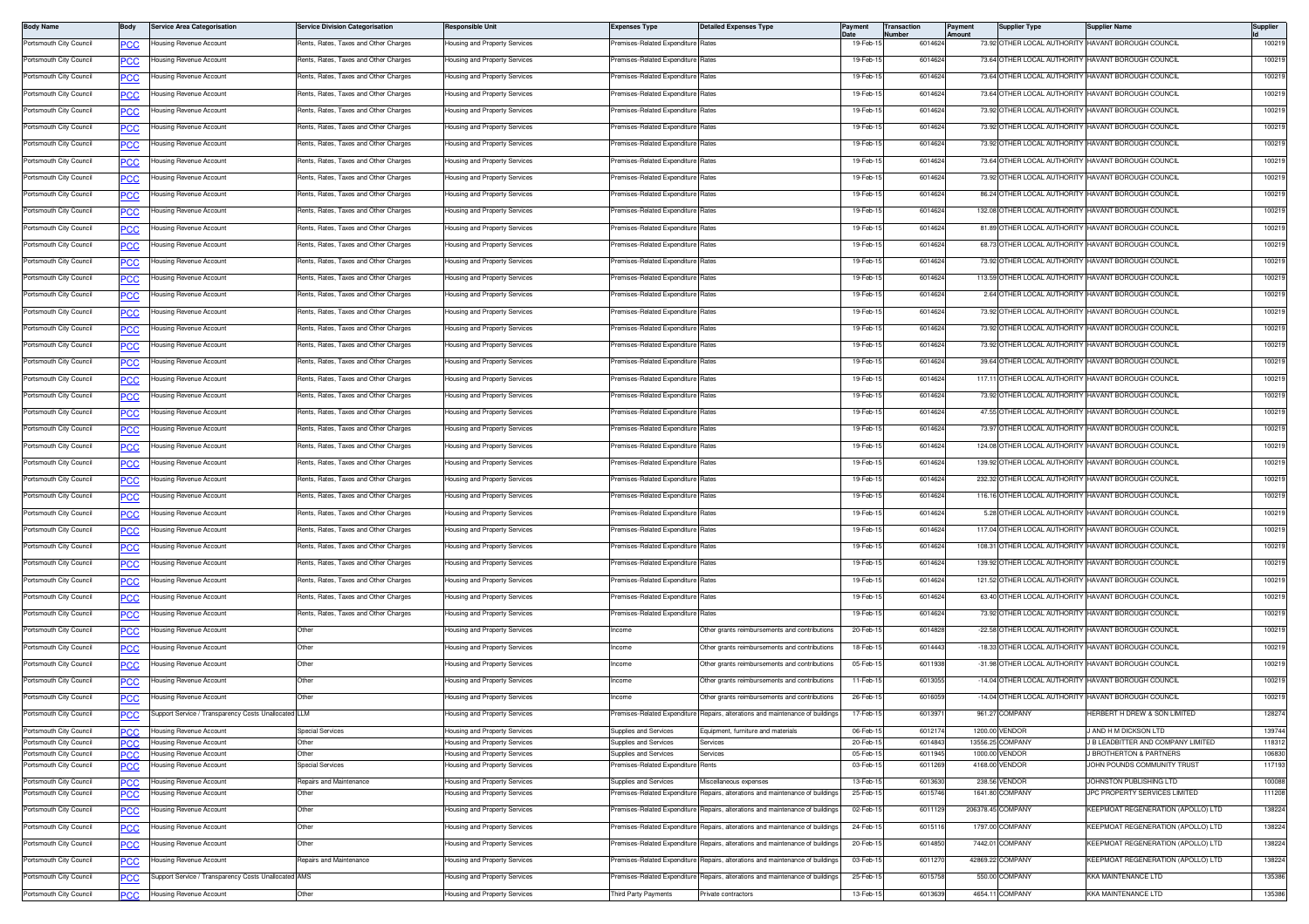| Body Name | Body | Service Area Categorisation | Service Division Categorisation | Responsible Unit | Expenses Type | Detailed Expenses Type | Payment Date | Transaction Number | Payment Amount | Supplier Type | Supplier Name | Supplier Id |
|---|---|---|---|---|---|---|---|---|---|---|---|---|
| Portsmouth City Council | PCC | Housing Revenue Account | Rents, Rates, Taxes and Other Charges | Housing and Property Services | Premises-Related Expenditure | Rates | 19-Feb-15 | 6014624 | 73.92 | OTHER LOCAL AUTHORITY | HAVANT BOROUGH COUNCIL | 100219 |
| Portsmouth City Council | PCC | Housing Revenue Account | Rents, Rates, Taxes and Other Charges | Housing and Property Services | Premises-Related Expenditure | Rates | 19-Feb-15 | 6014624 | 73.64 | OTHER LOCAL AUTHORITY | HAVANT BOROUGH COUNCIL | 100219 |
| Portsmouth City Council | PCC | Housing Revenue Account | Rents, Rates, Taxes and Other Charges | Housing and Property Services | Premises-Related Expenditure | Rates | 19-Feb-15 | 6014624 | 73.64 | OTHER LOCAL AUTHORITY | HAVANT BOROUGH COUNCIL | 100219 |
| Portsmouth City Council | PCC | Housing Revenue Account | Rents, Rates, Taxes and Other Charges | Housing and Property Services | Premises-Related Expenditure | Rates | 19-Feb-15 | 6014624 | 73.64 | OTHER LOCAL AUTHORITY | HAVANT BOROUGH COUNCIL | 100219 |
| Portsmouth City Council | PCC | Housing Revenue Account | Rents, Rates, Taxes and Other Charges | Housing and Property Services | Premises-Related Expenditure | Rates | 19-Feb-15 | 6014624 | 73.92 | OTHER LOCAL AUTHORITY | HAVANT BOROUGH COUNCIL | 100219 |
| Portsmouth City Council | PCC | Housing Revenue Account | Rents, Rates, Taxes and Other Charges | Housing and Property Services | Premises-Related Expenditure | Rates | 19-Feb-15 | 6014624 | 73.92 | OTHER LOCAL AUTHORITY | HAVANT BOROUGH COUNCIL | 100219 |
| Portsmouth City Council | PCC | Housing Revenue Account | Rents, Rates, Taxes and Other Charges | Housing and Property Services | Premises-Related Expenditure | Rates | 19-Feb-15 | 6014624 | 73.92 | OTHER LOCAL AUTHORITY | HAVANT BOROUGH COUNCIL | 100219 |
| Portsmouth City Council | PCC | Housing Revenue Account | Rents, Rates, Taxes and Other Charges | Housing and Property Services | Premises-Related Expenditure | Rates | 19-Feb-15 | 6014624 | 73.64 | OTHER LOCAL AUTHORITY | HAVANT BOROUGH COUNCIL | 100219 |
| Portsmouth City Council | PCC | Housing Revenue Account | Rents, Rates, Taxes and Other Charges | Housing and Property Services | Premises-Related Expenditure | Rates | 19-Feb-15 | 6014624 | 73.92 | OTHER LOCAL AUTHORITY | HAVANT BOROUGH COUNCIL | 100219 |
| Portsmouth City Council | PCC | Housing Revenue Account | Rents, Rates, Taxes and Other Charges | Housing and Property Services | Premises-Related Expenditure | Rates | 19-Feb-15 | 6014624 | 86.24 | OTHER LOCAL AUTHORITY | HAVANT BOROUGH COUNCIL | 100219 |
| Portsmouth City Council | PCC | Housing Revenue Account | Rents, Rates, Taxes and Other Charges | Housing and Property Services | Premises-Related Expenditure | Rates | 19-Feb-15 | 6014624 | 132.08 | OTHER LOCAL AUTHORITY | HAVANT BOROUGH COUNCIL | 100219 |
| Portsmouth City Council | PCC | Housing Revenue Account | Rents, Rates, Taxes and Other Charges | Housing and Property Services | Premises-Related Expenditure | Rates | 19-Feb-15 | 6014624 | 81.89 | OTHER LOCAL AUTHORITY | HAVANT BOROUGH COUNCIL | 100219 |
| Portsmouth City Council | PCC | Housing Revenue Account | Rents, Rates, Taxes and Other Charges | Housing and Property Services | Premises-Related Expenditure | Rates | 19-Feb-15 | 6014624 | 68.73 | OTHER LOCAL AUTHORITY | HAVANT BOROUGH COUNCIL | 100219 |
| Portsmouth City Council | PCC | Housing Revenue Account | Rents, Rates, Taxes and Other Charges | Housing and Property Services | Premises-Related Expenditure | Rates | 19-Feb-15 | 6014624 | 73.92 | OTHER LOCAL AUTHORITY | HAVANT BOROUGH COUNCIL | 100219 |
| Portsmouth City Council | PCC | Housing Revenue Account | Rents, Rates, Taxes and Other Charges | Housing and Property Services | Premises-Related Expenditure | Rates | 19-Feb-15 | 6014624 | 113.59 | OTHER LOCAL AUTHORITY | HAVANT BOROUGH COUNCIL | 100219 |
| Portsmouth City Council | PCC | Housing Revenue Account | Rents, Rates, Taxes and Other Charges | Housing and Property Services | Premises-Related Expenditure | Rates | 19-Feb-15 | 6014624 | 2.64 | OTHER LOCAL AUTHORITY | HAVANT BOROUGH COUNCIL | 100219 |
| Portsmouth City Council | PCC | Housing Revenue Account | Rents, Rates, Taxes and Other Charges | Housing and Property Services | Premises-Related Expenditure | Rates | 19-Feb-15 | 6014624 | 73.92 | OTHER LOCAL AUTHORITY | HAVANT BOROUGH COUNCIL | 100219 |
| Portsmouth City Council | PCC | Housing Revenue Account | Rents, Rates, Taxes and Other Charges | Housing and Property Services | Premises-Related Expenditure | Rates | 19-Feb-15 | 6014624 | 73.92 | OTHER LOCAL AUTHORITY | HAVANT BOROUGH COUNCIL | 100219 |
| Portsmouth City Council | PCC | Housing Revenue Account | Rents, Rates, Taxes and Other Charges | Housing and Property Services | Premises-Related Expenditure | Rates | 19-Feb-15 | 6014624 | 73.92 | OTHER LOCAL AUTHORITY | HAVANT BOROUGH COUNCIL | 100219 |
| Portsmouth City Council | PCC | Housing Revenue Account | Rents, Rates, Taxes and Other Charges | Housing and Property Services | Premises-Related Expenditure | Rates | 19-Feb-15 | 6014624 | 39.64 | OTHER LOCAL AUTHORITY | HAVANT BOROUGH COUNCIL | 100219 |
| Portsmouth City Council | PCC | Housing Revenue Account | Rents, Rates, Taxes and Other Charges | Housing and Property Services | Premises-Related Expenditure | Rates | 19-Feb-15 | 6014624 | 117.11 | OTHER LOCAL AUTHORITY | HAVANT BOROUGH COUNCIL | 100219 |
| Portsmouth City Council | PCC | Housing Revenue Account | Rents, Rates, Taxes and Other Charges | Housing and Property Services | Premises-Related Expenditure | Rates | 19-Feb-15 | 6014624 | 73.92 | OTHER LOCAL AUTHORITY | HAVANT BOROUGH COUNCIL | 100219 |
| Portsmouth City Council | PCC | Housing Revenue Account | Rents, Rates, Taxes and Other Charges | Housing and Property Services | Premises-Related Expenditure | Rates | 19-Feb-15 | 6014624 | 47.55 | OTHER LOCAL AUTHORITY | HAVANT BOROUGH COUNCIL | 100219 |
| Portsmouth City Council | PCC | Housing Revenue Account | Rents, Rates, Taxes and Other Charges | Housing and Property Services | Premises-Related Expenditure | Rates | 19-Feb-15 | 6014624 | 73.97 | OTHER LOCAL AUTHORITY | HAVANT BOROUGH COUNCIL | 100219 |
| Portsmouth City Council | PCC | Housing Revenue Account | Rents, Rates, Taxes and Other Charges | Housing and Property Services | Premises-Related Expenditure | Rates | 19-Feb-15 | 6014624 | 124.08 | OTHER LOCAL AUTHORITY | HAVANT BOROUGH COUNCIL | 100219 |
| Portsmouth City Council | PCC | Housing Revenue Account | Rents, Rates, Taxes and Other Charges | Housing and Property Services | Premises-Related Expenditure | Rates | 19-Feb-15 | 6014624 | 139.92 | OTHER LOCAL AUTHORITY | HAVANT BOROUGH COUNCIL | 100219 |
| Portsmouth City Council | PCC | Housing Revenue Account | Rents, Rates, Taxes and Other Charges | Housing and Property Services | Premises-Related Expenditure | Rates | 19-Feb-15 | 6014624 | 232.32 | OTHER LOCAL AUTHORITY | HAVANT BOROUGH COUNCIL | 100219 |
| Portsmouth City Council | PCC | Housing Revenue Account | Rents, Rates, Taxes and Other Charges | Housing and Property Services | Premises-Related Expenditure | Rates | 19-Feb-15 | 6014624 | 116.16 | OTHER LOCAL AUTHORITY | HAVANT BOROUGH COUNCIL | 100219 |
| Portsmouth City Council | PCC | Housing Revenue Account | Rents, Rates, Taxes and Other Charges | Housing and Property Services | Premises-Related Expenditure | Rates | 19-Feb-15 | 6014624 | 5.28 | OTHER LOCAL AUTHORITY | HAVANT BOROUGH COUNCIL | 100219 |
| Portsmouth City Council | PCC | Housing Revenue Account | Rents, Rates, Taxes and Other Charges | Housing and Property Services | Premises-Related Expenditure | Rates | 19-Feb-15 | 6014624 | 117.04 | OTHER LOCAL AUTHORITY | HAVANT BOROUGH COUNCIL | 100219 |
| Portsmouth City Council | PCC | Housing Revenue Account | Rents, Rates, Taxes and Other Charges | Housing and Property Services | Premises-Related Expenditure | Rates | 19-Feb-15 | 6014624 | 108.31 | OTHER LOCAL AUTHORITY | HAVANT BOROUGH COUNCIL | 100219 |
| Portsmouth City Council | PCC | Housing Revenue Account | Rents, Rates, Taxes and Other Charges | Housing and Property Services | Premises-Related Expenditure | Rates | 19-Feb-15 | 6014624 | 139.92 | OTHER LOCAL AUTHORITY | HAVANT BOROUGH COUNCIL | 100219 |
| Portsmouth City Council | PCC | Housing Revenue Account | Rents, Rates, Taxes and Other Charges | Housing and Property Services | Premises-Related Expenditure | Rates | 19-Feb-15 | 6014624 | 121.52 | OTHER LOCAL AUTHORITY | HAVANT BOROUGH COUNCIL | 100219 |
| Portsmouth City Council | PCC | Housing Revenue Account | Rents, Rates, Taxes and Other Charges | Housing and Property Services | Premises-Related Expenditure | Rates | 19-Feb-15 | 6014624 | 63.40 | OTHER LOCAL AUTHORITY | HAVANT BOROUGH COUNCIL | 100219 |
| Portsmouth City Council | PCC | Housing Revenue Account | Rents, Rates, Taxes and Other Charges | Housing and Property Services | Premises-Related Expenditure | Rates | 19-Feb-15 | 6014624 | 73.92 | OTHER LOCAL AUTHORITY | HAVANT BOROUGH COUNCIL | 100219 |
| Portsmouth City Council | PCC | Housing Revenue Account | Other | Housing and Property Services | Income | Other grants reimbursements and contributions | 20-Feb-15 | 6014828 | -22.58 | OTHER LOCAL AUTHORITY | HAVANT BOROUGH COUNCIL | 100219 |
| Portsmouth City Council | PCC | Housing Revenue Account | Other | Housing and Property Services | Income | Other grants reimbursements and contributions | 18-Feb-15 | 6014443 | -18.33 | OTHER LOCAL AUTHORITY | HAVANT BOROUGH COUNCIL | 100219 |
| Portsmouth City Council | PCC | Housing Revenue Account | Other | Housing and Property Services | Income | Other grants reimbursements and contributions | 05-Feb-15 | 6011938 | -31.98 | OTHER LOCAL AUTHORITY | HAVANT BOROUGH COUNCIL | 100219 |
| Portsmouth City Council | PCC | Housing Revenue Account | Other | Housing and Property Services | Income | Other grants reimbursements and contributions | 11-Feb-15 | 6013055 | -14.04 | OTHER LOCAL AUTHORITY | HAVANT BOROUGH COUNCIL | 100219 |
| Portsmouth City Council | PCC | Housing Revenue Account | Other | Housing and Property Services | Income | Other grants reimbursements and contributions | 26-Feb-15 | 6016059 | -14.04 | OTHER LOCAL AUTHORITY | HAVANT BOROUGH COUNCIL | 100219 |
| Portsmouth City Council | PCC | Support Service / Transparency Costs Unallocated | LLM | Housing and Property Services | Premises-Related Expenditure | Repairs, alterations and maintenance of buildings | 17-Feb-15 | 6013971 | 961.27 | COMPANY | HERBERT H DREW & SON LIMITED | 128274 |
| Portsmouth City Council | PCC | Housing Revenue Account | Special Services | Housing and Property Services | Supplies and Services | Equipment, furniture and materials | 06-Feb-15 | 6012174 | 1200.00 | VENDOR | J AND H M DICKSON LTD | 139744 |
| Portsmouth City Council | PCC | Housing Revenue Account | Other | Housing and Property Services | Supplies and Services | Services | 20-Feb-15 | 6014843 | 13556.25 | COMPANY | J B LEADBITTER AND COMPANY LIMITED | 118312 |
| Portsmouth City Council | PCC | Housing Revenue Account | Other | Housing and Property Services | Supplies and Services | Services | 05-Feb-15 | 6011945 | 1000.00 | VENDOR | J BROTHERTON & PARTNERS | 106830 |
| Portsmouth City Council | PCC | Housing Revenue Account | Special Services | Housing and Property Services | Premises-Related Expenditure | Rents | 03-Feb-15 | 6011269 | 4168.00 | VENDOR | JOHN POUNDS COMMUNITY TRUST | 117193 |
| Portsmouth City Council | PCC | Housing Revenue Account | Repairs and Maintenance | Housing and Property Services | Supplies and Services | Miscellaneous expenses | 13-Feb-15 | 6013630 | 238.56 | VENDOR | JOHNSTON PUBLISHING LTD | 100088 |
| Portsmouth City Council | PCC | Housing Revenue Account | Other | Housing and Property Services | Premises-Related Expenditure | Repairs, alterations and maintenance of buildings | 25-Feb-15 | 6015746 | 1641.80 | COMPANY | JPC PROPERTY SERVICES LIMITED | 111208 |
| Portsmouth City Council | PCC | Housing Revenue Account | Other | Housing and Property Services | Premises-Related Expenditure | Repairs, alterations and maintenance of buildings | 02-Feb-15 | 6011129 | 206378.45 | COMPANY | KEEPMOAT REGENERATION (APOLLO) LTD | 138224 |
| Portsmouth City Council | PCC | Housing Revenue Account | Other | Housing and Property Services | Premises-Related Expenditure | Repairs, alterations and maintenance of buildings | 24-Feb-15 | 6015116 | 1797.00 | COMPANY | KEEPMOAT REGENERATION (APOLLO) LTD | 138224 |
| Portsmouth City Council | PCC | Housing Revenue Account | Other | Housing and Property Services | Premises-Related Expenditure | Repairs, alterations and maintenance of buildings | 20-Feb-15 | 6014850 | 7442.01 | COMPANY | KEEPMOAT REGENERATION (APOLLO) LTD | 138224 |
| Portsmouth City Council | PCC | Housing Revenue Account | Repairs and Maintenance | Housing and Property Services | Premises-Related Expenditure | Repairs, alterations and maintenance of buildings | 03-Feb-15 | 6011270 | 42869.22 | COMPANY | KEEPMOAT REGENERATION (APOLLO) LTD | 138224 |
| Portsmouth City Council | PCC | Support Service / Transparency Costs Unallocated | AMS | Housing and Property Services | Premises-Related Expenditure | Repairs, alterations and maintenance of buildings | 25-Feb-15 | 6015758 | 550.00 | COMPANY | KKA MAINTENANCE LTD | 135386 |
| Portsmouth City Council | PCC | Housing Revenue Account | Other | Housing and Property Services | Third Party Payments | Private contractors | 13-Feb-15 | 6013639 | 4654.11 | COMPANY | KKA MAINTENANCE LTD | 135386 |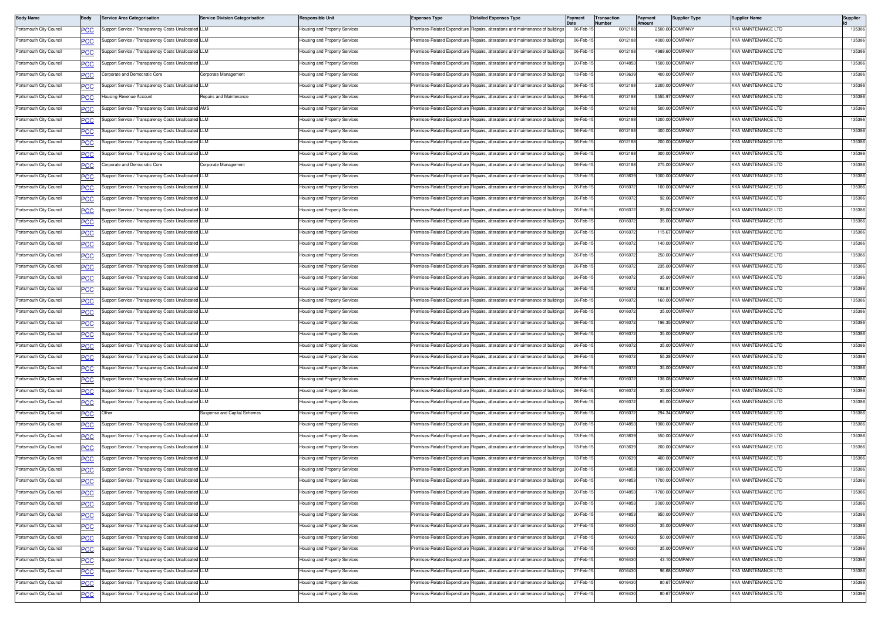| Body Name | Body | Service Area Categorisation | Service Division Categorisation | Responsible Unit | Expenses Type | Detailed Expenses Type | Payment Date | Transaction Number | Payment Amount | Supplier Type | Supplier Name | Supplier Id |
|---|---|---|---|---|---|---|---|---|---|---|---|---|
| Portsmouth City Council | PCC | Support Service / Transparency Costs Unallocated | LLM | Housing and Property Services | Premises-Related Expenditure | Repairs, alterations and maintenance of buildings | 06-Feb-15 | 6012188 | 2500.00 | COMPANY | KKA MAINTENANCE LTD | 135386 |
| Portsmouth City Council | PCC | Support Service / Transparency Costs Unallocated | LLM | Housing and Property Services | Premises-Related Expenditure | Repairs, alterations and maintenance of buildings | 06-Feb-15 | 6012188 | 4000.00 | COMPANY | KKA MAINTENANCE LTD | 135386 |
| Portsmouth City Council | PCC | Support Service / Transparency Costs Unallocated | LLM | Housing and Property Services | Premises-Related Expenditure | Repairs, alterations and maintenance of buildings | 06-Feb-15 | 6012188 | 4989.60 | COMPANY | KKA MAINTENANCE LTD | 135386 |
| Portsmouth City Council | PCC | Support Service / Transparency Costs Unallocated | LLM | Housing and Property Services | Premises-Related Expenditure | Repairs, alterations and maintenance of buildings | 20-Feb-15 | 6014853 | 1500.00 | COMPANY | KKA MAINTENANCE LTD | 135386 |
| Portsmouth City Council | PCC | Corporate and Democratic Core | Corporate Management | Housing and Property Services | Premises-Related Expenditure | Repairs, alterations and maintenance of buildings | 13-Feb-15 | 6013639 | 400.00 | COMPANY | KKA MAINTENANCE LTD | 135386 |
| Portsmouth City Council | PCC | Support Service / Transparency Costs Unallocated | LLM | Housing and Property Services | Premises-Related Expenditure | Repairs, alterations and maintenance of buildings | 06-Feb-15 | 6012188 | 2200.00 | COMPANY | KKA MAINTENANCE LTD | 135386 |
| Portsmouth City Council | PCC | Housing Revenue Account | Repairs and Maintenance | Housing and Property Services | Premises-Related Expenditure | Repairs, alterations and maintenance of buildings | 06-Feb-15 | 6012188 | 5555.97 | COMPANY | KKA MAINTENANCE LTD | 135386 |
| Portsmouth City Council | PCC | Support Service / Transparency Costs Unallocated | AMS | Housing and Property Services | Premises-Related Expenditure | Repairs, alterations and maintenance of buildings | 06-Feb-15 | 6012188 | 500.00 | COMPANY | KKA MAINTENANCE LTD | 135386 |
| Portsmouth City Council | PCC | Support Service / Transparency Costs Unallocated | LLM | Housing and Property Services | Premises-Related Expenditure | Repairs, alterations and maintenance of buildings | 06-Feb-15 | 6012188 | 1200.00 | COMPANY | KKA MAINTENANCE LTD | 135386 |
| Portsmouth City Council | PCC | Support Service / Transparency Costs Unallocated | LLM | Housing and Property Services | Premises-Related Expenditure | Repairs, alterations and maintenance of buildings | 06-Feb-15 | 6012188 | 400.00 | COMPANY | KKA MAINTENANCE LTD | 135386 |
| Portsmouth City Council | PCC | Support Service / Transparency Costs Unallocated | LLM | Housing and Property Services | Premises-Related Expenditure | Repairs, alterations and maintenance of buildings | 06-Feb-15 | 6012188 | 200.00 | COMPANY | KKA MAINTENANCE LTD | 135386 |
| Portsmouth City Council | PCC | Support Service / Transparency Costs Unallocated | LLM | Housing and Property Services | Premises-Related Expenditure | Repairs, alterations and maintenance of buildings | 06-Feb-15 | 6012188 | 300.00 | COMPANY | KKA MAINTENANCE LTD | 135386 |
| Portsmouth City Council | PCC | Corporate and Democratic Core | Corporate Management | Housing and Property Services | Premises-Related Expenditure | Repairs, alterations and maintenance of buildings | 06-Feb-15 | 6012188 | 275.00 | COMPANY | KKA MAINTENANCE LTD | 135386 |
| Portsmouth City Council | PCC | Support Service / Transparency Costs Unallocated | LLM | Housing and Property Services | Premises-Related Expenditure | Repairs, alterations and maintenance of buildings | 13-Feb-15 | 6013639 | 1000.00 | COMPANY | KKA MAINTENANCE LTD | 135386 |
| Portsmouth City Council | PCC | Support Service / Transparency Costs Unallocated | LLM | Housing and Property Services | Premises-Related Expenditure | Repairs, alterations and maintenance of buildings | 26-Feb-15 | 6016072 | 100.00 | COMPANY | KKA MAINTENANCE LTD | 135386 |
| Portsmouth City Council | PCC | Support Service / Transparency Costs Unallocated | LLM | Housing and Property Services | Premises-Related Expenditure | Repairs, alterations and maintenance of buildings | 26-Feb-15 | 6016072 | 92.06 | COMPANY | KKA MAINTENANCE LTD | 135386 |
| Portsmouth City Council | PCC | Support Service / Transparency Costs Unallocated | LLM | Housing and Property Services | Premises-Related Expenditure | Repairs, alterations and maintenance of buildings | 26-Feb-15 | 6016072 | 35.00 | COMPANY | KKA MAINTENANCE LTD | 135386 |
| Portsmouth City Council | PCC | Support Service / Transparency Costs Unallocated | LLM | Housing and Property Services | Premises-Related Expenditure | Repairs, alterations and maintenance of buildings | 26-Feb-15 | 6016072 | 35.00 | COMPANY | KKA MAINTENANCE LTD | 135386 |
| Portsmouth City Council | PCC | Support Service / Transparency Costs Unallocated | LLM | Housing and Property Services | Premises-Related Expenditure | Repairs, alterations and maintenance of buildings | 26-Feb-15 | 6016072 | 115.67 | COMPANY | KKA MAINTENANCE LTD | 135386 |
| Portsmouth City Council | PCC | Support Service / Transparency Costs Unallocated | LLM | Housing and Property Services | Premises-Related Expenditure | Repairs, alterations and maintenance of buildings | 26-Feb-15 | 6016072 | 140.00 | COMPANY | KKA MAINTENANCE LTD | 135386 |
| Portsmouth City Council | PCC | Support Service / Transparency Costs Unallocated | LLM | Housing and Property Services | Premises-Related Expenditure | Repairs, alterations and maintenance of buildings | 26-Feb-15 | 6016072 | 250.00 | COMPANY | KKA MAINTENANCE LTD | 135386 |
| Portsmouth City Council | PCC | Support Service / Transparency Costs Unallocated | LLM | Housing and Property Services | Premises-Related Expenditure | Repairs, alterations and maintenance of buildings | 26-Feb-15 | 6016072 | 235.00 | COMPANY | KKA MAINTENANCE LTD | 135386 |
| Portsmouth City Council | PCC | Support Service / Transparency Costs Unallocated | LLM | Housing and Property Services | Premises-Related Expenditure | Repairs, alterations and maintenance of buildings | 26-Feb-15 | 6016072 | 35.00 | COMPANY | KKA MAINTENANCE LTD | 135386 |
| Portsmouth City Council | PCC | Support Service / Transparency Costs Unallocated | LLM | Housing and Property Services | Premises-Related Expenditure | Repairs, alterations and maintenance of buildings | 26-Feb-15 | 6016072 | 192.81 | COMPANY | KKA MAINTENANCE LTD | 135386 |
| Portsmouth City Council | PCC | Support Service / Transparency Costs Unallocated | LLM | Housing and Property Services | Premises-Related Expenditure | Repairs, alterations and maintenance of buildings | 26-Feb-15 | 6016072 | 160.00 | COMPANY | KKA MAINTENANCE LTD | 135386 |
| Portsmouth City Council | PCC | Support Service / Transparency Costs Unallocated | LLM | Housing and Property Services | Premises-Related Expenditure | Repairs, alterations and maintenance of buildings | 26-Feb-15 | 6016072 | 35.00 | COMPANY | KKA MAINTENANCE LTD | 135386 |
| Portsmouth City Council | PCC | Support Service / Transparency Costs Unallocated | LLM | Housing and Property Services | Premises-Related Expenditure | Repairs, alterations and maintenance of buildings | 26-Feb-15 | 6016072 | 196.35 | COMPANY | KKA MAINTENANCE LTD | 135386 |
| Portsmouth City Council | PCC | Support Service / Transparency Costs Unallocated | LLM | Housing and Property Services | Premises-Related Expenditure | Repairs, alterations and maintenance of buildings | 26-Feb-15 | 6016072 | 35.00 | COMPANY | KKA MAINTENANCE LTD | 135386 |
| Portsmouth City Council | PCC | Support Service / Transparency Costs Unallocated | LLM | Housing and Property Services | Premises-Related Expenditure | Repairs, alterations and maintenance of buildings | 26-Feb-15 | 6016072 | 35.00 | COMPANY | KKA MAINTENANCE LTD | 135386 |
| Portsmouth City Council | PCC | Support Service / Transparency Costs Unallocated | LLM | Housing and Property Services | Premises-Related Expenditure | Repairs, alterations and maintenance of buildings | 26-Feb-15 | 6016072 | 55.28 | COMPANY | KKA MAINTENANCE LTD | 135386 |
| Portsmouth City Council | PCC | Support Service / Transparency Costs Unallocated | LLM | Housing and Property Services | Premises-Related Expenditure | Repairs, alterations and maintenance of buildings | 26-Feb-15 | 6016072 | 35.00 | COMPANY | KKA MAINTENANCE LTD | 135386 |
| Portsmouth City Council | PCC | Support Service / Transparency Costs Unallocated | LLM | Housing and Property Services | Premises-Related Expenditure | Repairs, alterations and maintenance of buildings | 26-Feb-15 | 6016072 | 138.08 | COMPANY | KKA MAINTENANCE LTD | 135386 |
| Portsmouth City Council | PCC | Support Service / Transparency Costs Unallocated | LLM | Housing and Property Services | Premises-Related Expenditure | Repairs, alterations and maintenance of buildings | 26-Feb-15 | 6016072 | 35.00 | COMPANY | KKA MAINTENANCE LTD | 135386 |
| Portsmouth City Council | PCC | Support Service / Transparency Costs Unallocated | LLM | Housing and Property Services | Premises-Related Expenditure | Repairs, alterations and maintenance of buildings | 26-Feb-15 | 6016072 | 85.00 | COMPANY | KKA MAINTENANCE LTD | 135386 |
| Portsmouth City Council | PCC | Other | Suspense and Capital Schemes | Housing and Property Services | Premises-Related Expenditure | Repairs, alterations and maintenance of buildings | 26-Feb-15 | 6016072 | 294.34 | COMPANY | KKA MAINTENANCE LTD | 135386 |
| Portsmouth City Council | PCC | Support Service / Transparency Costs Unallocated | LLM | Housing and Property Services | Premises-Related Expenditure | Repairs, alterations and maintenance of buildings | 20-Feb-15 | 6014853 | 1900.00 | COMPANY | KKA MAINTENANCE LTD | 135386 |
| Portsmouth City Council | PCC | Support Service / Transparency Costs Unallocated | LLM | Housing and Property Services | Premises-Related Expenditure | Repairs, alterations and maintenance of buildings | 13-Feb-15 | 6013639 | 550.00 | COMPANY | KKA MAINTENANCE LTD | 135386 |
| Portsmouth City Council | PCC | Support Service / Transparency Costs Unallocated | LLM | Housing and Property Services | Premises-Related Expenditure | Repairs, alterations and maintenance of buildings | 13-Feb-15 | 6013639 | 200.00 | COMPANY | KKA MAINTENANCE LTD | 135386 |
| Portsmouth City Council | PCC | Support Service / Transparency Costs Unallocated | LLM | Housing and Property Services | Premises-Related Expenditure | Repairs, alterations and maintenance of buildings | 13-Feb-15 | 6013639 | 400.00 | COMPANY | KKA MAINTENANCE LTD | 135386 |
| Portsmouth City Council | PCC | Support Service / Transparency Costs Unallocated | LLM | Housing and Property Services | Premises-Related Expenditure | Repairs, alterations and maintenance of buildings | 20-Feb-15 | 6014853 | 1900.00 | COMPANY | KKA MAINTENANCE LTD | 135386 |
| Portsmouth City Council | PCC | Support Service / Transparency Costs Unallocated | LLM | Housing and Property Services | Premises-Related Expenditure | Repairs, alterations and maintenance of buildings | 20-Feb-15 | 6014853 | 1700.00 | COMPANY | KKA MAINTENANCE LTD | 135386 |
| Portsmouth City Council | PCC | Support Service / Transparency Costs Unallocated | LLM | Housing and Property Services | Premises-Related Expenditure | Repairs, alterations and maintenance of buildings | 20-Feb-15 | 6014853 | -1700.00 | COMPANY | KKA MAINTENANCE LTD | 135386 |
| Portsmouth City Council | PCC | Support Service / Transparency Costs Unallocated | LLM | Housing and Property Services | Premises-Related Expenditure | Repairs, alterations and maintenance of buildings | 20-Feb-15 | 6014853 | 3000.00 | COMPANY | KKA MAINTENANCE LTD | 135386 |
| Portsmouth City Council | PCC | Support Service / Transparency Costs Unallocated | LLM | Housing and Property Services | Premises-Related Expenditure | Repairs, alterations and maintenance of buildings | 20-Feb-15 | 6014853 | 950.00 | COMPANY | KKA MAINTENANCE LTD | 135386 |
| Portsmouth City Council | PCC | Support Service / Transparency Costs Unallocated | LLM | Housing and Property Services | Premises-Related Expenditure | Repairs, alterations and maintenance of buildings | 27-Feb-15 | 6016430 | 35.00 | COMPANY | KKA MAINTENANCE LTD | 135386 |
| Portsmouth City Council | PCC | Support Service / Transparency Costs Unallocated | LLM | Housing and Property Services | Premises-Related Expenditure | Repairs, alterations and maintenance of buildings | 27-Feb-15 | 6016430 | 50.00 | COMPANY | KKA MAINTENANCE LTD | 135386 |
| Portsmouth City Council | PCC | Support Service / Transparency Costs Unallocated | LLM | Housing and Property Services | Premises-Related Expenditure | Repairs, alterations and maintenance of buildings | 27-Feb-15 | 6016430 | 35.00 | COMPANY | KKA MAINTENANCE LTD | 135386 |
| Portsmouth City Council | PCC | Support Service / Transparency Costs Unallocated | LLM | Housing and Property Services | Premises-Related Expenditure | Repairs, alterations and maintenance of buildings | 27-Feb-15 | 6016430 | 43.10 | COMPANY | KKA MAINTENANCE LTD | 135386 |
| Portsmouth City Council | PCC | Support Service / Transparency Costs Unallocated | LLM | Housing and Property Services | Premises-Related Expenditure | Repairs, alterations and maintenance of buildings | 27-Feb-15 | 6016430 | 96.68 | COMPANY | KKA MAINTENANCE LTD | 135386 |
| Portsmouth City Council | PCC | Support Service / Transparency Costs Unallocated | LLM | Housing and Property Services | Premises-Related Expenditure | Repairs, alterations and maintenance of buildings | 27-Feb-15 | 6016430 | 80.67 | COMPANY | KKA MAINTENANCE LTD | 135386 |
| Portsmouth City Council | PCC | Support Service / Transparency Costs Unallocated | LLM | Housing and Property Services | Premises-Related Expenditure | Repairs, alterations and maintenance of buildings | 27-Feb-15 | 6016430 | 80.67 | COMPANY | KKA MAINTENANCE LTD | 135386 |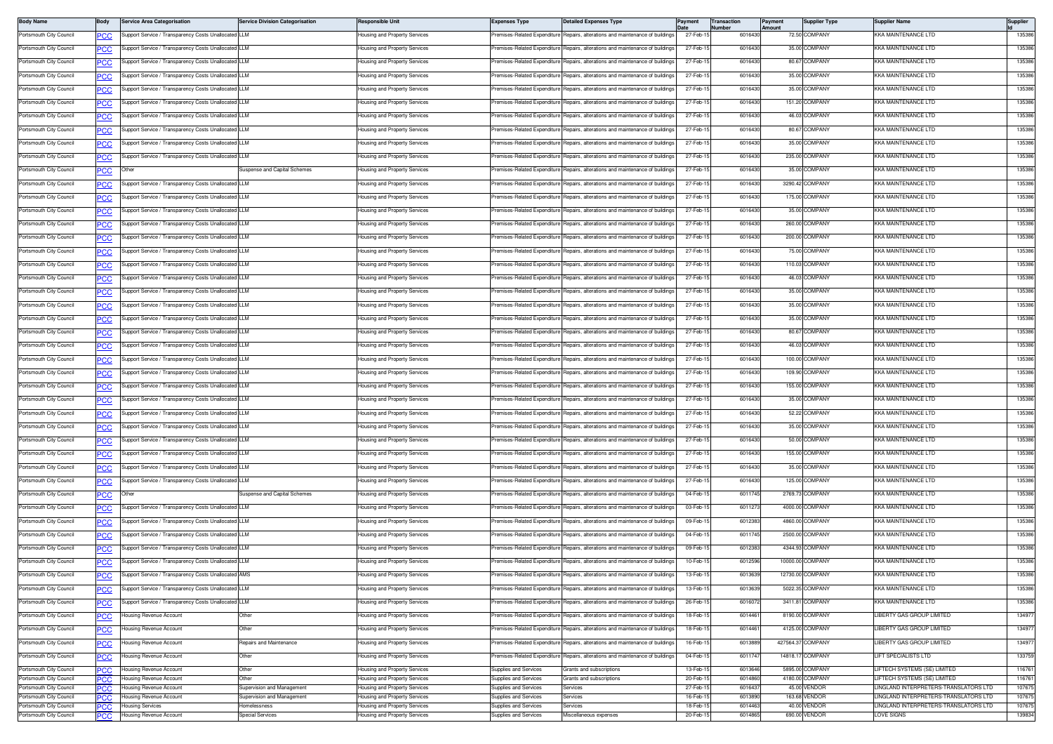| Body Name | Body | Service Area Categorisation | Service Division Categorisation | Responsible Unit | Expenses Type | Detailed Expenses Type | Payment Date | Transaction Number | Payment Amount | Supplier Type | Supplier Name | Supplier Id |
|---|---|---|---|---|---|---|---|---|---|---|---|---|
| Portsmouth City Council | PCC | Support Service / Transparency Costs Unallocated | LLM | Housing and Property Services | Premises-Related Expenditure | Repairs, alterations and maintenance of buildings | 27-Feb-15 | 6016430 | 72.50 | COMPANY | KKA MAINTENANCE LTD | 135386 |
| Portsmouth City Council | PCC | Support Service / Transparency Costs Unallocated | LLM | Housing and Property Services | Premises-Related Expenditure | Repairs, alterations and maintenance of buildings | 27-Feb-15 | 6016430 | 35.00 | COMPANY | KKA MAINTENANCE LTD | 135386 |
| Portsmouth City Council | PCC | Support Service / Transparency Costs Unallocated | LLM | Housing and Property Services | Premises-Related Expenditure | Repairs, alterations and maintenance of buildings | 27-Feb-15 | 6016430 | 80.67 | COMPANY | KKA MAINTENANCE LTD | 135386 |
| Portsmouth City Council | PCC | Support Service / Transparency Costs Unallocated | LLM | Housing and Property Services | Premises-Related Expenditure | Repairs, alterations and maintenance of buildings | 27-Feb-15 | 6016430 | 35.00 | COMPANY | KKA MAINTENANCE LTD | 135386 |
| Portsmouth City Council | PCC | Support Service / Transparency Costs Unallocated | LLM | Housing and Property Services | Premises-Related Expenditure | Repairs, alterations and maintenance of buildings | 27-Feb-15 | 6016430 | 35.00 | COMPANY | KKA MAINTENANCE LTD | 135386 |
| Portsmouth City Council | PCC | Support Service / Transparency Costs Unallocated | LLM | Housing and Property Services | Premises-Related Expenditure | Repairs, alterations and maintenance of buildings | 27-Feb-15 | 6016430 | 151.20 | COMPANY | KKA MAINTENANCE LTD | 135386 |
| Portsmouth City Council | PCC | Support Service / Transparency Costs Unallocated | LLM | Housing and Property Services | Premises-Related Expenditure | Repairs, alterations and maintenance of buildings | 27-Feb-15 | 6016430 | 46.03 | COMPANY | KKA MAINTENANCE LTD | 135386 |
| Portsmouth City Council | PCC | Support Service / Transparency Costs Unallocated | LLM | Housing and Property Services | Premises-Related Expenditure | Repairs, alterations and maintenance of buildings | 27-Feb-15 | 6016430 | 80.67 | COMPANY | KKA MAINTENANCE LTD | 135386 |
| Portsmouth City Council | PCC | Support Service / Transparency Costs Unallocated | LLM | Housing and Property Services | Premises-Related Expenditure | Repairs, alterations and maintenance of buildings | 27-Feb-15 | 6016430 | 35.00 | COMPANY | KKA MAINTENANCE LTD | 135386 |
| Portsmouth City Council | PCC | Support Service / Transparency Costs Unallocated | LLM | Housing and Property Services | Premises-Related Expenditure | Repairs, alterations and maintenance of buildings | 27-Feb-15 | 6016430 | 235.00 | COMPANY | KKA MAINTENANCE LTD | 135386 |
| Portsmouth City Council | PCC | Other | Suspense and Capital Schemes | Housing and Property Services | Premises-Related Expenditure | Repairs, alterations and maintenance of buildings | 27-Feb-15 | 6016430 | 35.00 | COMPANY | KKA MAINTENANCE LTD | 135386 |
| Portsmouth City Council | PCC | Support Service / Transparency Costs Unallocated | LLM | Housing and Property Services | Premises-Related Expenditure | Repairs, alterations and maintenance of buildings | 27-Feb-15 | 6016430 | 3290.42 | COMPANY | KKA MAINTENANCE LTD | 135386 |
| Portsmouth City Council | PCC | Support Service / Transparency Costs Unallocated | LLM | Housing and Property Services | Premises-Related Expenditure | Repairs, alterations and maintenance of buildings | 27-Feb-15 | 6016430 | 175.00 | COMPANY | KKA MAINTENANCE LTD | 135386 |
| Portsmouth City Council | PCC | Support Service / Transparency Costs Unallocated | LLM | Housing and Property Services | Premises-Related Expenditure | Repairs, alterations and maintenance of buildings | 27-Feb-15 | 6016430 | 35.00 | COMPANY | KKA MAINTENANCE LTD | 135386 |
| Portsmouth City Council | PCC | Support Service / Transparency Costs Unallocated | LLM | Housing and Property Services | Premises-Related Expenditure | Repairs, alterations and maintenance of buildings | 27-Feb-15 | 6016430 | 260.00 | COMPANY | KKA MAINTENANCE LTD | 135386 |
| Portsmouth City Council | PCC | Support Service / Transparency Costs Unallocated | LLM | Housing and Property Services | Premises-Related Expenditure | Repairs, alterations and maintenance of buildings | 27-Feb-15 | 6016430 | 200.00 | COMPANY | KKA MAINTENANCE LTD | 135386 |
| Portsmouth City Council | PCC | Support Service / Transparency Costs Unallocated | LLM | Housing and Property Services | Premises-Related Expenditure | Repairs, alterations and maintenance of buildings | 27-Feb-15 | 6016430 | 75.00 | COMPANY | KKA MAINTENANCE LTD | 135386 |
| Portsmouth City Council | PCC | Support Service / Transparency Costs Unallocated | LLM | Housing and Property Services | Premises-Related Expenditure | Repairs, alterations and maintenance of buildings | 27-Feb-15 | 6016430 | 110.03 | COMPANY | KKA MAINTENANCE LTD | 135386 |
| Portsmouth City Council | PCC | Support Service / Transparency Costs Unallocated | LLM | Housing and Property Services | Premises-Related Expenditure | Repairs, alterations and maintenance of buildings | 27-Feb-15 | 6016430 | 46.03 | COMPANY | KKA MAINTENANCE LTD | 135386 |
| Portsmouth City Council | PCC | Support Service / Transparency Costs Unallocated | LLM | Housing and Property Services | Premises-Related Expenditure | Repairs, alterations and maintenance of buildings | 27-Feb-15 | 6016430 | 35.00 | COMPANY | KKA MAINTENANCE LTD | 135386 |
| Portsmouth City Council | PCC | Support Service / Transparency Costs Unallocated | LLM | Housing and Property Services | Premises-Related Expenditure | Repairs, alterations and maintenance of buildings | 27-Feb-15 | 6016430 | 35.00 | COMPANY | KKA MAINTENANCE LTD | 135386 |
| Portsmouth City Council | PCC | Support Service / Transparency Costs Unallocated | LLM | Housing and Property Services | Premises-Related Expenditure | Repairs, alterations and maintenance of buildings | 27-Feb-15 | 6016430 | 35.00 | COMPANY | KKA MAINTENANCE LTD | 135386 |
| Portsmouth City Council | PCC | Support Service / Transparency Costs Unallocated | LLM | Housing and Property Services | Premises-Related Expenditure | Repairs, alterations and maintenance of buildings | 27-Feb-15 | 6016430 | 80.67 | COMPANY | KKA MAINTENANCE LTD | 135386 |
| Portsmouth City Council | PCC | Support Service / Transparency Costs Unallocated | LLM | Housing and Property Services | Premises-Related Expenditure | Repairs, alterations and maintenance of buildings | 27-Feb-15 | 6016430 | 46.03 | COMPANY | KKA MAINTENANCE LTD | 135386 |
| Portsmouth City Council | PCC | Support Service / Transparency Costs Unallocated | LLM | Housing and Property Services | Premises-Related Expenditure | Repairs, alterations and maintenance of buildings | 27-Feb-15 | 6016430 | 100.00 | COMPANY | KKA MAINTENANCE LTD | 135386 |
| Portsmouth City Council | PCC | Support Service / Transparency Costs Unallocated | LLM | Housing and Property Services | Premises-Related Expenditure | Repairs, alterations and maintenance of buildings | 27-Feb-15 | 6016430 | 109.90 | COMPANY | KKA MAINTENANCE LTD | 135386 |
| Portsmouth City Council | PCC | Support Service / Transparency Costs Unallocated | LLM | Housing and Property Services | Premises-Related Expenditure | Repairs, alterations and maintenance of buildings | 27-Feb-15 | 6016430 | 155.00 | COMPANY | KKA MAINTENANCE LTD | 135386 |
| Portsmouth City Council | PCC | Support Service / Transparency Costs Unallocated | LLM | Housing and Property Services | Premises-Related Expenditure | Repairs, alterations and maintenance of buildings | 27-Feb-15 | 6016430 | 35.00 | COMPANY | KKA MAINTENANCE LTD | 135386 |
| Portsmouth City Council | PCC | Support Service / Transparency Costs Unallocated | LLM | Housing and Property Services | Premises-Related Expenditure | Repairs, alterations and maintenance of buildings | 27-Feb-15 | 6016430 | 52.22 | COMPANY | KKA MAINTENANCE LTD | 135386 |
| Portsmouth City Council | PCC | Support Service / Transparency Costs Unallocated | LLM | Housing and Property Services | Premises-Related Expenditure | Repairs, alterations and maintenance of buildings | 27-Feb-15 | 6016430 | 35.00 | COMPANY | KKA MAINTENANCE LTD | 135386 |
| Portsmouth City Council | PCC | Support Service / Transparency Costs Unallocated | LLM | Housing and Property Services | Premises-Related Expenditure | Repairs, alterations and maintenance of buildings | 27-Feb-15 | 6016430 | 50.00 | COMPANY | KKA MAINTENANCE LTD | 135386 |
| Portsmouth City Council | PCC | Support Service / Transparency Costs Unallocated | LLM | Housing and Property Services | Premises-Related Expenditure | Repairs, alterations and maintenance of buildings | 27-Feb-15 | 6016430 | 155.00 | COMPANY | KKA MAINTENANCE LTD | 135386 |
| Portsmouth City Council | PCC | Support Service / Transparency Costs Unallocated | LLM | Housing and Property Services | Premises-Related Expenditure | Repairs, alterations and maintenance of buildings | 27-Feb-15 | 6016430 | 35.00 | COMPANY | KKA MAINTENANCE LTD | 135386 |
| Portsmouth City Council | PCC | Support Service / Transparency Costs Unallocated | LLM | Housing and Property Services | Premises-Related Expenditure | Repairs, alterations and maintenance of buildings | 27-Feb-15 | 6016430 | 125.00 | COMPANY | KKA MAINTENANCE LTD | 135386 |
| Portsmouth City Council | PCC | Other | Suspense and Capital Schemes | Housing and Property Services | Premises-Related Expenditure | Repairs, alterations and maintenance of buildings | 04-Feb-15 | 6011745 | 2769.73 | COMPANY | KKA MAINTENANCE LTD | 135386 |
| Portsmouth City Council | PCC | Support Service / Transparency Costs Unallocated | LLM | Housing and Property Services | Premises-Related Expenditure | Repairs, alterations and maintenance of buildings | 03-Feb-15 | 6011273 | 4000.00 | COMPANY | KKA MAINTENANCE LTD | 135386 |
| Portsmouth City Council | PCC | Support Service / Transparency Costs Unallocated | LLM | Housing and Property Services | Premises-Related Expenditure | Repairs, alterations and maintenance of buildings | 09-Feb-15 | 6012383 | 4860.00 | COMPANY | KKA MAINTENANCE LTD | 135386 |
| Portsmouth City Council | PCC | Support Service / Transparency Costs Unallocated | LLM | Housing and Property Services | Premises-Related Expenditure | Repairs, alterations and maintenance of buildings | 04-Feb-15 | 6011745 | 2500.00 | COMPANY | KKA MAINTENANCE LTD | 135386 |
| Portsmouth City Council | PCC | Support Service / Transparency Costs Unallocated | LLM | Housing and Property Services | Premises-Related Expenditure | Repairs, alterations and maintenance of buildings | 09-Feb-15 | 6012383 | 4344.93 | COMPANY | KKA MAINTENANCE LTD | 135386 |
| Portsmouth City Council | PCC | Support Service / Transparency Costs Unallocated | LLM | Housing and Property Services | Premises-Related Expenditure | Repairs, alterations and maintenance of buildings | 10-Feb-15 | 6012596 | 10000.00 | COMPANY | KKA MAINTENANCE LTD | 135386 |
| Portsmouth City Council | PCC | Support Service / Transparency Costs Unallocated | AMS | Housing and Property Services | Premises-Related Expenditure | Repairs, alterations and maintenance of buildings | 13-Feb-15 | 6013639 | 12730.00 | COMPANY | KKA MAINTENANCE LTD | 135386 |
| Portsmouth City Council | PCC | Support Service / Transparency Costs Unallocated | LLM | Housing and Property Services | Premises-Related Expenditure | Repairs, alterations and maintenance of buildings | 13-Feb-15 | 6013639 | 5022.35 | COMPANY | KKA MAINTENANCE LTD | 135386 |
| Portsmouth City Council | PCC | Support Service / Transparency Costs Unallocated | LLM | Housing and Property Services | Premises-Related Expenditure | Repairs, alterations and maintenance of buildings | 26-Feb-15 | 6016072 | 3411.81 | COMPANY | KKA MAINTENANCE LTD | 135386 |
| Portsmouth City Council | PCC | Housing Revenue Account | Other | Housing and Property Services | Premises-Related Expenditure | Repairs, alterations and maintenance of buildings | 18-Feb-15 | 6014461 | 8190.00 | COMPANY | LIBERTY GAS GROUP LIMITED | 134977 |
| Portsmouth City Council | PCC | Housing Revenue Account | Other | Housing and Property Services | Premises-Related Expenditure | Repairs, alterations and maintenance of buildings | 18-Feb-15 | 6014461 | 4125.00 | COMPANY | LIBERTY GAS GROUP LIMITED | 134977 |
| Portsmouth City Council | PCC | Housing Revenue Account | Repairs and Maintenance | Housing and Property Services | Premises-Related Expenditure | Repairs, alterations and maintenance of buildings | 16-Feb-15 | 6013889 | 427564.37 | COMPANY | LIBERTY GAS GROUP LIMITED | 134977 |
| Portsmouth City Council | PCC | Housing Revenue Account | Other | Housing and Property Services | Premises-Related Expenditure | Repairs, alterations and maintenance of buildings | 04-Feb-15 | 6011747 | 14818.17 | COMPANY | LIFT SPECIALISTS LTD | 133759 |
| Portsmouth City Council | PCC | Housing Revenue Account | Other | Housing and Property Services | Supplies and Services | Grants and subscriptions | 13-Feb-15 | 6013646 | 5895.00 | COMPANY | LIFTECH SYSTEMS (SE) LIMITED | 116761 |
| Portsmouth City Council | PCC | Housing Revenue Account | Other | Housing and Property Services | Supplies and Services | Grants and subscriptions | 20-Feb-15 | 6014860 | 4180.00 | COMPANY | LIFTECH SYSTEMS (SE) LIMITED | 116761 |
| Portsmouth City Council | PCC | Housing Revenue Account | Supervision and Management | Housing and Property Services | Supplies and Services | Services | 27-Feb-15 | 6016437 | 45.00 | VENDOR | LINGLAND INTERPRETERS-TRANSLATORS LTD | 107675 |
| Portsmouth City Council | PCC | Housing Revenue Account | Supervision and Management | Housing and Property Services | Supplies and Services | Services | 16-Feb-15 | 6013890 | 163.68 | VENDOR | LINGLAND INTERPRETERS-TRANSLATORS LTD | 107675 |
| Portsmouth City Council | PCC | Housing Services | Homelessness | Housing and Property Services | Supplies and Services | Services | 18-Feb-15 | 6014463 | 40.00 | VENDOR | LINGLAND INTERPRETERS-TRANSLATORS LTD | 107675 |
| Portsmouth City Council | PCC | Housing Revenue Account | Special Services | Housing and Property Services | Supplies and Services | Miscellaneous expenses | 20-Feb-15 | 6014865 | 690.00 | VENDOR | LOVE SIGNS | 139834 |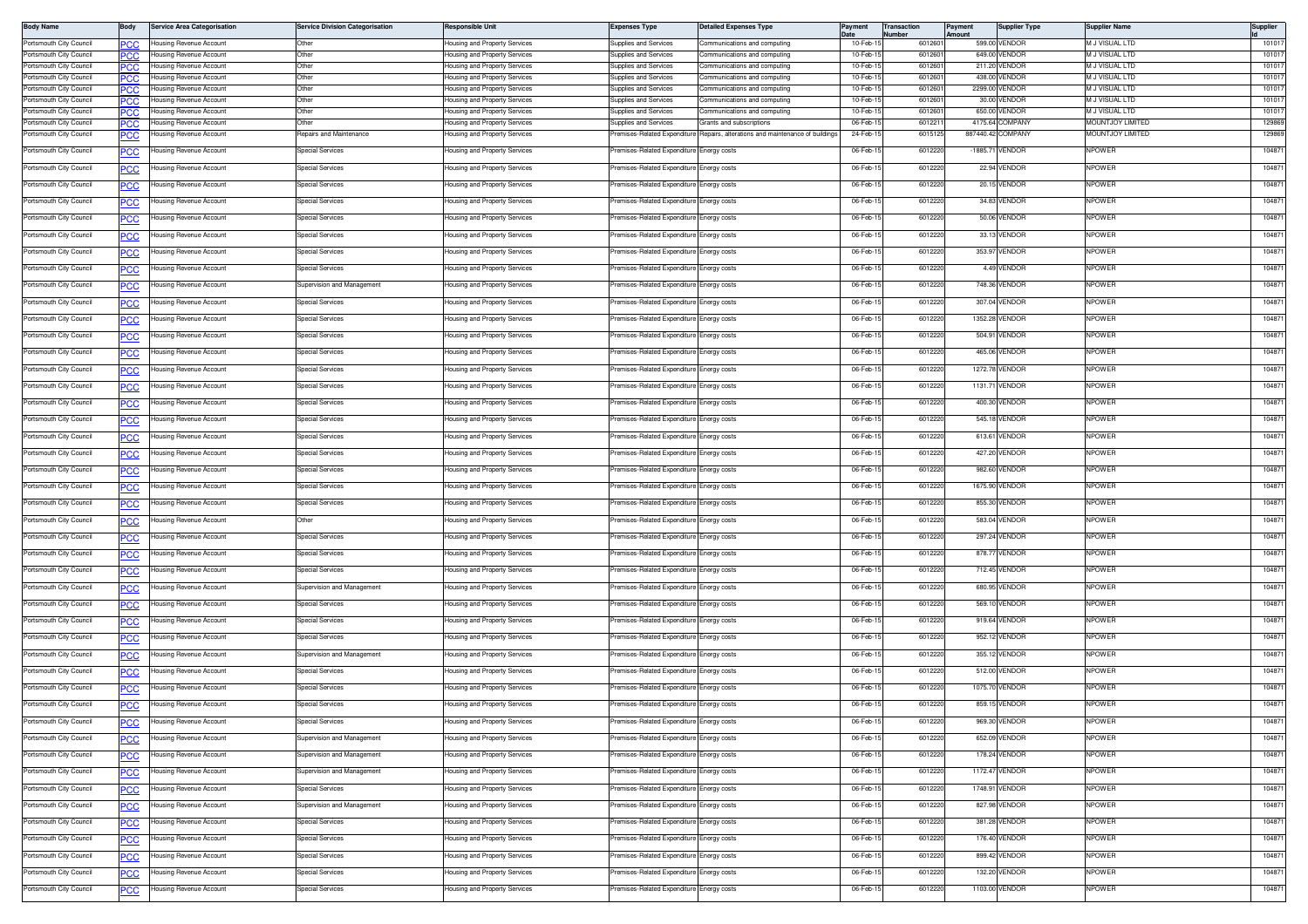| Body Name | Body | Service Area Categorisation | Service Division Categorisation | Responsible Unit | Expenses Type | Detailed Expenses Type | Payment Date | Transaction Number | Payment Amount | Supplier Type | Supplier Name | Supplier Id |
|---|---|---|---|---|---|---|---|---|---|---|---|---|
| Portsmouth City Council | PCC | Housing Revenue Account | Other | Housing and Property Services | Supplies and Services | Communications and computing | 10-Feb-15 | 6012601 | 599.00 | VENDOR | M J VISUAL LTD | 101017 |
| Portsmouth City Council | PCC | Housing Revenue Account | Other | Housing and Property Services | Supplies and Services | Communications and computing | 10-Feb-15 | 6012601 | 649.00 | VENDOR | M J VISUAL LTD | 101017 |
| Portsmouth City Council | PCC | Housing Revenue Account | Other | Housing and Property Services | Supplies and Services | Communications and computing | 10-Feb-15 | 6012601 | 211.20 | VENDOR | M J VISUAL LTD | 101017 |
| Portsmouth City Council | PCC | Housing Revenue Account | Other | Housing and Property Services | Supplies and Services | Communications and computing | 10-Feb-15 | 6012601 | 438.00 | VENDOR | M J VISUAL LTD | 101017 |
| Portsmouth City Council | PCC | Housing Revenue Account | Other | Housing and Property Services | Supplies and Services | Communications and computing | 10-Feb-15 | 6012601 | 2299.00 | VENDOR | M J VISUAL LTD | 101017 |
| Portsmouth City Council | PCC | Housing Revenue Account | Other | Housing and Property Services | Supplies and Services | Communications and computing | 10-Feb-15 | 6012601 | 30.00 | VENDOR | M J VISUAL LTD | 101017 |
| Portsmouth City Council | PCC | Housing Revenue Account | Other | Housing and Property Services | Supplies and Services | Communications and computing | 10-Feb-15 | 6012601 | 650.00 | VENDOR | M J VISUAL LTD | 101017 |
| Portsmouth City Council | PCC | Housing Revenue Account | Other | Housing and Property Services | Supplies and Services | Grants and subscriptions | 06-Feb-15 | 6012211 | 4175.64 | COMPANY | MOUNTJOY LIMITED | 129869 |
| Portsmouth City Council | PCC | Housing Revenue Account | Repairs and Maintenance | Housing and Property Services | Premises-Related Expenditure | Repairs, alterations and maintenance of buildings | 24-Feb-15 | 6015125 | 887440.42 | COMPANY | MOUNTJOY LIMITED | 129869 |
| Portsmouth City Council | PCC | Housing Revenue Account | Special Services | Housing and Property Services | Premises-Related Expenditure | Energy costs | 06-Feb-15 | 6012220 | -1885.71 | VENDOR | NPOWER | 104871 |
| Portsmouth City Council | PCC | Housing Revenue Account | Special Services | Housing and Property Services | Premises-Related Expenditure | Energy costs | 06-Feb-15 | 6012220 | 22.94 | VENDOR | NPOWER | 104871 |
| Portsmouth City Council | PCC | Housing Revenue Account | Special Services | Housing and Property Services | Premises-Related Expenditure | Energy costs | 06-Feb-15 | 6012220 | 20.15 | VENDOR | NPOWER | 104871 |
| Portsmouth City Council | PCC | Housing Revenue Account | Special Services | Housing and Property Services | Premises-Related Expenditure | Energy costs | 06-Feb-15 | 6012220 | 34.83 | VENDOR | NPOWER | 104871 |
| Portsmouth City Council | PCC | Housing Revenue Account | Special Services | Housing and Property Services | Premises-Related Expenditure | Energy costs | 06-Feb-15 | 6012220 | 50.06 | VENDOR | NPOWER | 104871 |
| Portsmouth City Council | PCC | Housing Revenue Account | Special Services | Housing and Property Services | Premises-Related Expenditure | Energy costs | 06-Feb-15 | 6012220 | 33.13 | VENDOR | NPOWER | 104871 |
| Portsmouth City Council | PCC | Housing Revenue Account | Special Services | Housing and Property Services | Premises-Related Expenditure | Energy costs | 06-Feb-15 | 6012220 | 353.97 | VENDOR | NPOWER | 104871 |
| Portsmouth City Council | PCC | Housing Revenue Account | Special Services | Housing and Property Services | Premises-Related Expenditure | Energy costs | 06-Feb-15 | 6012220 | 4.49 | VENDOR | NPOWER | 104871 |
| Portsmouth City Council | PCC | Housing Revenue Account | Supervision and Management | Housing and Property Services | Premises-Related Expenditure | Energy costs | 06-Feb-15 | 6012220 | 748.36 | VENDOR | NPOWER | 104871 |
| Portsmouth City Council | PCC | Housing Revenue Account | Special Services | Housing and Property Services | Premises-Related Expenditure | Energy costs | 06-Feb-15 | 6012220 | 307.04 | VENDOR | NPOWER | 104871 |
| Portsmouth City Council | PCC | Housing Revenue Account | Special Services | Housing and Property Services | Premises-Related Expenditure | Energy costs | 06-Feb-15 | 6012220 | 1352.28 | VENDOR | NPOWER | 104871 |
| Portsmouth City Council | PCC | Housing Revenue Account | Special Services | Housing and Property Services | Premises-Related Expenditure | Energy costs | 06-Feb-15 | 6012220 | 504.91 | VENDOR | NPOWER | 104871 |
| Portsmouth City Council | PCC | Housing Revenue Account | Special Services | Housing and Property Services | Premises-Related Expenditure | Energy costs | 06-Feb-15 | 6012220 | 465.06 | VENDOR | NPOWER | 104871 |
| Portsmouth City Council | PCC | Housing Revenue Account | Special Services | Housing and Property Services | Premises-Related Expenditure | Energy costs | 06-Feb-15 | 6012220 | 1272.78 | VENDOR | NPOWER | 104871 |
| Portsmouth City Council | PCC | Housing Revenue Account | Special Services | Housing and Property Services | Premises-Related Expenditure | Energy costs | 06-Feb-15 | 6012220 | 1131.71 | VENDOR | NPOWER | 104871 |
| Portsmouth City Council | PCC | Housing Revenue Account | Special Services | Housing and Property Services | Premises-Related Expenditure | Energy costs | 06-Feb-15 | 6012220 | 400.30 | VENDOR | NPOWER | 104871 |
| Portsmouth City Council | PCC | Housing Revenue Account | Special Services | Housing and Property Services | Premises-Related Expenditure | Energy costs | 06-Feb-15 | 6012220 | 545.18 | VENDOR | NPOWER | 104871 |
| Portsmouth City Council | PCC | Housing Revenue Account | Special Services | Housing and Property Services | Premises-Related Expenditure | Energy costs | 06-Feb-15 | 6012220 | 613.61 | VENDOR | NPOWER | 104871 |
| Portsmouth City Council | PCC | Housing Revenue Account | Special Services | Housing and Property Services | Premises-Related Expenditure | Energy costs | 06-Feb-15 | 6012220 | 427.20 | VENDOR | NPOWER | 104871 |
| Portsmouth City Council | PCC | Housing Revenue Account | Special Services | Housing and Property Services | Premises-Related Expenditure | Energy costs | 06-Feb-15 | 6012220 | 982.60 | VENDOR | NPOWER | 104871 |
| Portsmouth City Council | PCC | Housing Revenue Account | Special Services | Housing and Property Services | Premises-Related Expenditure | Energy costs | 06-Feb-15 | 6012220 | 1675.90 | VENDOR | NPOWER | 104871 |
| Portsmouth City Council | PCC | Housing Revenue Account | Special Services | Housing and Property Services | Premises-Related Expenditure | Energy costs | 06-Feb-15 | 6012220 | 855.30 | VENDOR | NPOWER | 104871 |
| Portsmouth City Council | PCC | Housing Revenue Account | Other | Housing and Property Services | Premises-Related Expenditure | Energy costs | 06-Feb-15 | 6012220 | 583.04 | VENDOR | NPOWER | 104871 |
| Portsmouth City Council | PCC | Housing Revenue Account | Special Services | Housing and Property Services | Premises-Related Expenditure | Energy costs | 06-Feb-15 | 6012220 | 297.24 | VENDOR | NPOWER | 104871 |
| Portsmouth City Council | PCC | Housing Revenue Account | Special Services | Housing and Property Services | Premises-Related Expenditure | Energy costs | 06-Feb-15 | 6012220 | 878.77 | VENDOR | NPOWER | 104871 |
| Portsmouth City Council | PCC | Housing Revenue Account | Special Services | Housing and Property Services | Premises-Related Expenditure | Energy costs | 06-Feb-15 | 6012220 | 712.45 | VENDOR | NPOWER | 104871 |
| Portsmouth City Council | PCC | Housing Revenue Account | Supervision and Management | Housing and Property Services | Premises-Related Expenditure | Energy costs | 06-Feb-15 | 6012220 | 680.95 | VENDOR | NPOWER | 104871 |
| Portsmouth City Council | PCC | Housing Revenue Account | Special Services | Housing and Property Services | Premises-Related Expenditure | Energy costs | 06-Feb-15 | 6012220 | 569.10 | VENDOR | NPOWER | 104871 |
| Portsmouth City Council | PCC | Housing Revenue Account | Special Services | Housing and Property Services | Premises-Related Expenditure | Energy costs | 06-Feb-15 | 6012220 | 919.64 | VENDOR | NPOWER | 104871 |
| Portsmouth City Council | PCC | Housing Revenue Account | Special Services | Housing and Property Services | Premises-Related Expenditure | Energy costs | 06-Feb-15 | 6012220 | 952.12 | VENDOR | NPOWER | 104871 |
| Portsmouth City Council | PCC | Housing Revenue Account | Supervision and Management | Housing and Property Services | Premises-Related Expenditure | Energy costs | 06-Feb-15 | 6012220 | 355.12 | VENDOR | NPOWER | 104871 |
| Portsmouth City Council | PCC | Housing Revenue Account | Special Services | Housing and Property Services | Premises-Related Expenditure | Energy costs | 06-Feb-15 | 6012220 | 512.00 | VENDOR | NPOWER | 104871 |
| Portsmouth City Council | PCC | Housing Revenue Account | Special Services | Housing and Property Services | Premises-Related Expenditure | Energy costs | 06-Feb-15 | 6012220 | 1075.70 | VENDOR | NPOWER | 104871 |
| Portsmouth City Council | PCC | Housing Revenue Account | Special Services | Housing and Property Services | Premises-Related Expenditure | Energy costs | 06-Feb-15 | 6012220 | 859.15 | VENDOR | NPOWER | 104871 |
| Portsmouth City Council | PCC | Housing Revenue Account | Special Services | Housing and Property Services | Premises-Related Expenditure | Energy costs | 06-Feb-15 | 6012220 | 969.30 | VENDOR | NPOWER | 104871 |
| Portsmouth City Council | PCC | Housing Revenue Account | Supervision and Management | Housing and Property Services | Premises-Related Expenditure | Energy costs | 06-Feb-15 | 6012220 | 652.09 | VENDOR | NPOWER | 104871 |
| Portsmouth City Council | PCC | Housing Revenue Account | Supervision and Management | Housing and Property Services | Premises-Related Expenditure | Energy costs | 06-Feb-15 | 6012220 | 178.24 | VENDOR | NPOWER | 104871 |
| Portsmouth City Council | PCC | Housing Revenue Account | Supervision and Management | Housing and Property Services | Premises-Related Expenditure | Energy costs | 06-Feb-15 | 6012220 | 1172.47 | VENDOR | NPOWER | 104871 |
| Portsmouth City Council | PCC | Housing Revenue Account | Special Services | Housing and Property Services | Premises-Related Expenditure | Energy costs | 06-Feb-15 | 6012220 | 1748.91 | VENDOR | NPOWER | 104871 |
| Portsmouth City Council | PCC | Housing Revenue Account | Supervision and Management | Housing and Property Services | Premises-Related Expenditure | Energy costs | 06-Feb-15 | 6012220 | 827.98 | VENDOR | NPOWER | 104871 |
| Portsmouth City Council | PCC | Housing Revenue Account | Special Services | Housing and Property Services | Premises-Related Expenditure | Energy costs | 06-Feb-15 | 6012220 | 381.28 | VENDOR | NPOWER | 104871 |
| Portsmouth City Council | PCC | Housing Revenue Account | Special Services | Housing and Property Services | Premises-Related Expenditure | Energy costs | 06-Feb-15 | 6012220 | 176.40 | VENDOR | NPOWER | 104871 |
| Portsmouth City Council | PCC | Housing Revenue Account | Special Services | Housing and Property Services | Premises-Related Expenditure | Energy costs | 06-Feb-15 | 6012220 | 899.42 | VENDOR | NPOWER | 104871 |
| Portsmouth City Council | PCC | Housing Revenue Account | Special Services | Housing and Property Services | Premises-Related Expenditure | Energy costs | 06-Feb-15 | 6012220 | 132.20 | VENDOR | NPOWER | 104871 |
| Portsmouth City Council | PCC | Housing Revenue Account | Special Services | Housing and Property Services | Premises-Related Expenditure | Energy costs | 06-Feb-15 | 6012220 | 1103.00 | VENDOR | NPOWER | 104871 |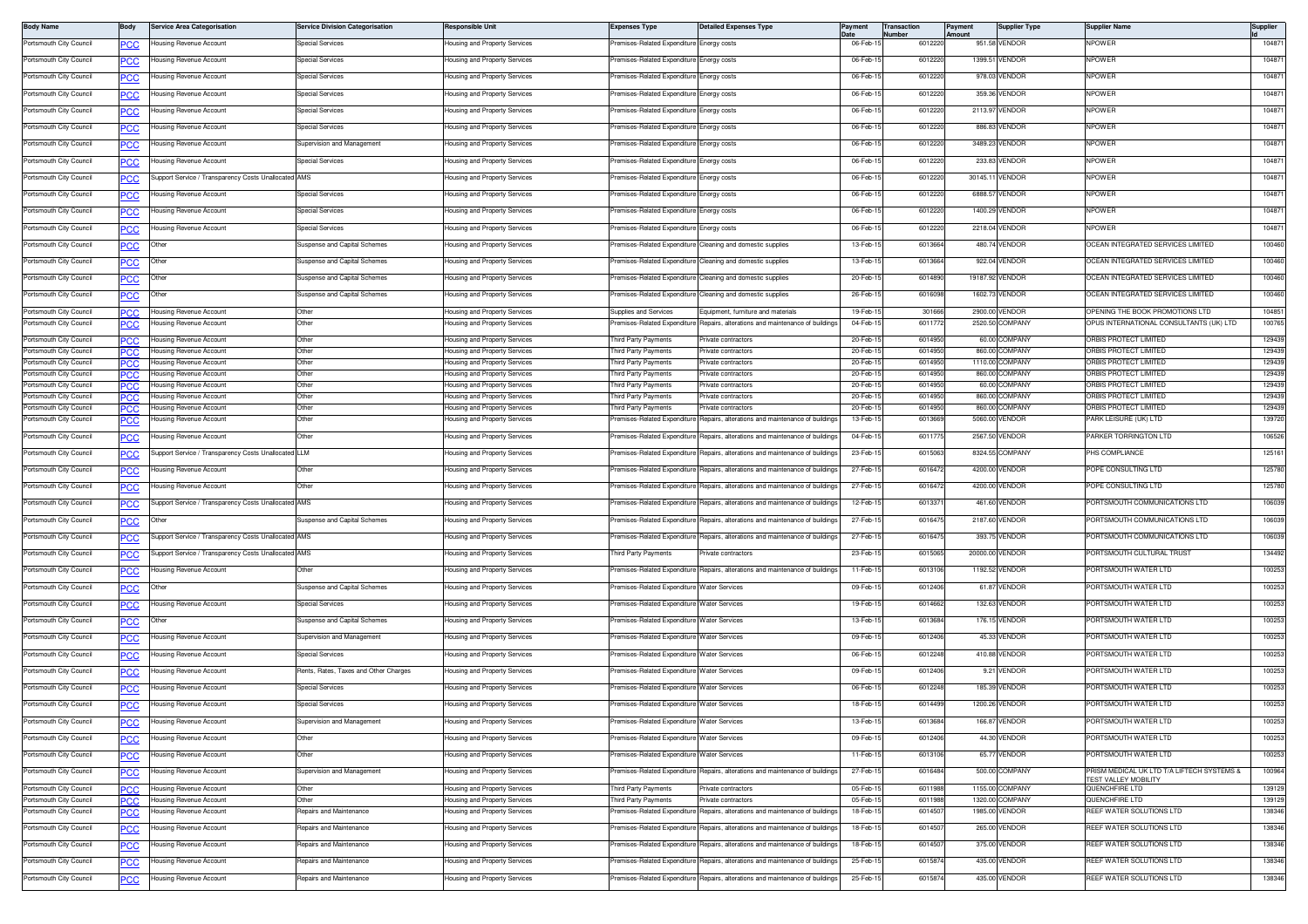| Body Name | Body | Service Area Categorisation | Service Division Categorisation | Responsible Unit | Expenses Type | Detailed Expenses Type | Payment Date | Transaction Number | Payment Amount | Supplier Type | Supplier Name | Supplier Id |
|---|---|---|---|---|---|---|---|---|---|---|---|---|
| Portsmouth City Council | PCC | Housing Revenue Account | Special Services | Housing and Property Services | Premises-Related Expenditure | Energy costs | 06-Feb-15 | 6012220 | 951.58 | VENDOR | NPOWER | 104871 |
| Portsmouth City Council | PCC | Housing Revenue Account | Special Services | Housing and Property Services | Premises-Related Expenditure | Energy costs | 06-Feb-15 | 6012220 | 1399.51 | VENDOR | NPOWER | 104871 |
| Portsmouth City Council | PCC | Housing Revenue Account | Special Services | Housing and Property Services | Premises-Related Expenditure | Energy costs | 06-Feb-15 | 6012220 | 978.03 | VENDOR | NPOWER | 104871 |
| Portsmouth City Council | PCC | Housing Revenue Account | Special Services | Housing and Property Services | Premises-Related Expenditure | Energy costs | 06-Feb-15 | 6012220 | 359.36 | VENDOR | NPOWER | 104871 |
| Portsmouth City Council | PCC | Housing Revenue Account | Special Services | Housing and Property Services | Premises-Related Expenditure | Energy costs | 06-Feb-15 | 6012220 | 2113.97 | VENDOR | NPOWER | 104871 |
| Portsmouth City Council | PCC | Housing Revenue Account | Special Services | Housing and Property Services | Premises-Related Expenditure | Energy costs | 06-Feb-15 | 6012220 | 886.83 | VENDOR | NPOWER | 104871 |
| Portsmouth City Council | PCC | Housing Revenue Account | Supervision and Management | Housing and Property Services | Premises-Related Expenditure | Energy costs | 06-Feb-15 | 6012220 | 3489.23 | VENDOR | NPOWER | 104871 |
| Portsmouth City Council | PCC | Housing Revenue Account | Special Services | Housing and Property Services | Premises-Related Expenditure | Energy costs | 06-Feb-15 | 6012220 | 233.83 | VENDOR | NPOWER | 104871 |
| Portsmouth City Council | PCC | Support Service / Transparency Costs Unallocated | AMS | Housing and Property Services | Premises-Related Expenditure | Energy costs | 06-Feb-15 | 6012220 | 30145.11 | VENDOR | NPOWER | 104871 |
| Portsmouth City Council | PCC | Housing Revenue Account | Special Services | Housing and Property Services | Premises-Related Expenditure | Energy costs | 06-Feb-15 | 6012220 | 6888.57 | VENDOR | NPOWER | 104871 |
| Portsmouth City Council | PCC | Housing Revenue Account | Special Services | Housing and Property Services | Premises-Related Expenditure | Energy costs | 06-Feb-15 | 6012220 | 1400.29 | VENDOR | NPOWER | 104871 |
| Portsmouth City Council | PCC | Housing Revenue Account | Special Services | Housing and Property Services | Premises-Related Expenditure | Energy costs | 06-Feb-15 | 6012220 | 2218.04 | VENDOR | NPOWER | 104871 |
| Portsmouth City Council | PCC | Other | Suspense and Capital Schemes | Housing and Property Services | Premises-Related Expenditure | Cleaning and domestic supplies | 13-Feb-15 | 6013664 | 480.74 | VENDOR | OCEAN INTEGRATED SERVICES LIMITED | 100460 |
| Portsmouth City Council | PCC | Other | Suspense and Capital Schemes | Housing and Property Services | Premises-Related Expenditure | Cleaning and domestic supplies | 13-Feb-15 | 6013664 | 922.04 | VENDOR | OCEAN INTEGRATED SERVICES LIMITED | 100460 |
| Portsmouth City Council | PCC | Other | Suspense and Capital Schemes | Housing and Property Services | Premises-Related Expenditure | Cleaning and domestic supplies | 20-Feb-15 | 6014890 | 19187.92 | VENDOR | OCEAN INTEGRATED SERVICES LIMITED | 100460 |
| Portsmouth City Council | PCC | Other | Suspense and Capital Schemes | Housing and Property Services | Premises-Related Expenditure | Cleaning and domestic supplies | 26-Feb-15 | 6016098 | 1602.73 | VENDOR | OCEAN INTEGRATED SERVICES LIMITED | 100460 |
| Portsmouth City Council | PCC | Housing Revenue Account | Other | Housing and Property Services | Supplies and Services | Equipment, furniture and materials | 19-Feb-15 | 301666 | 2900.00 | VENDOR | OPENING THE BOOK PROMOTIONS LTD | 104851 |
| Portsmouth City Council | PCC | Housing Revenue Account | Other | Housing and Property Services | Premises-Related Expenditure | Repairs, alterations and maintenance of buildings | 04-Feb-15 | 6011772 | 2520.50 | COMPANY | OPUS INTERNATIONAL CONSULTANTS (UK) LTD | 100765 |
| Portsmouth City Council | PCC | Housing Revenue Account | Other | Housing and Property Services | Third Party Payments | Private contractors | 20-Feb-15 | 6014950 | 60.00 | COMPANY | ORBIS PROTECT LIMITED | 129439 |
| Portsmouth City Council | PCC | Housing Revenue Account | Other | Housing and Property Services | Third Party Payments | Private contractors | 20-Feb-15 | 6014950 | 860.00 | COMPANY | ORBIS PROTECT LIMITED | 129439 |
| Portsmouth City Council | PCC | Housing Revenue Account | Other | Housing and Property Services | Third Party Payments | Private contractors | 20-Feb-15 | 6014950 | 1110.00 | COMPANY | ORBIS PROTECT LIMITED | 129439 |
| Portsmouth City Council | PCC | Housing Revenue Account | Other | Housing and Property Services | Third Party Payments | Private contractors | 20-Feb-15 | 6014950 | 860.00 | COMPANY | ORBIS PROTECT LIMITED | 129439 |
| Portsmouth City Council | PCC | Housing Revenue Account | Other | Housing and Property Services | Third Party Payments | Private contractors | 20-Feb-15 | 6014950 | 60.00 | COMPANY | ORBIS PROTECT LIMITED | 129439 |
| Portsmouth City Council | PCC | Housing Revenue Account | Other | Housing and Property Services | Third Party Payments | Private contractors | 20-Feb-15 | 6014950 | 860.00 | COMPANY | ORBIS PROTECT LIMITED | 129439 |
| Portsmouth City Council | PCC | Housing Revenue Account | Other | Housing and Property Services | Third Party Payments | Private contractors | 20-Feb-15 | 6014950 | 860.00 | COMPANY | ORBIS PROTECT LIMITED | 129439 |
| Portsmouth City Council | PCC | Housing Revenue Account | Other | Housing and Property Services | Premises-Related Expenditure | Repairs, alterations and maintenance of buildings | 13-Feb-15 | 6013669 | 5060.00 | VENDOR | PARK LEISURE (UK) LTD | 139720 |
| Portsmouth City Council | PCC | Housing Revenue Account | Other | Housing and Property Services | Premises-Related Expenditure | Repairs, alterations and maintenance of buildings | 04-Feb-15 | 6011775 | 2567.50 | VENDOR | PARKER TORRINGTON LTD | 106526 |
| Portsmouth City Council | PCC | Support Service / Transparency Costs Unallocated | LLM | Housing and Property Services | Premises-Related Expenditure | Repairs, alterations and maintenance of buildings | 23-Feb-15 | 6015063 | 8324.55 | COMPANY | PHS COMPLIANCE | 125161 |
| Portsmouth City Council | PCC | Housing Revenue Account | Other | Housing and Property Services | Premises-Related Expenditure | Repairs, alterations and maintenance of buildings | 27-Feb-15 | 6016472 | 4200.00 | VENDOR | POPE CONSULTING LTD | 125780 |
| Portsmouth City Council | PCC | Housing Revenue Account | Other | Housing and Property Services | Premises-Related Expenditure | Repairs, alterations and maintenance of buildings | 27-Feb-15 | 6016472 | 4200.00 | VENDOR | POPE CONSULTING LTD | 125780 |
| Portsmouth City Council | PCC | Support Service / Transparency Costs Unallocated | AMS | Housing and Property Services | Premises-Related Expenditure | Repairs, alterations and maintenance of buildings | 12-Feb-15 | 6013371 | 461.60 | VENDOR | PORTSMOUTH COMMUNICATIONS LTD | 106039 |
| Portsmouth City Council | PCC | Other | Suspense and Capital Schemes | Housing and Property Services | Premises-Related Expenditure | Repairs, alterations and maintenance of buildings | 27-Feb-15 | 6016475 | 2187.60 | VENDOR | PORTSMOUTH COMMUNICATIONS LTD | 106039 |
| Portsmouth City Council | PCC | Support Service / Transparency Costs Unallocated | AMS | Housing and Property Services | Premises-Related Expenditure | Repairs, alterations and maintenance of buildings | 27-Feb-15 | 6016475 | 393.75 | VENDOR | PORTSMOUTH COMMUNICATIONS LTD | 106039 |
| Portsmouth City Council | PCC | Support Service / Transparency Costs Unallocated | AMS | Housing and Property Services | Third Party Payments | Private contractors | 23-Feb-15 | 6015065 | 20000.00 | VENDOR | PORTSMOUTH CULTURAL TRUST | 134492 |
| Portsmouth City Council | PCC | Housing Revenue Account | Other | Housing and Property Services | Premises-Related Expenditure | Repairs, alterations and maintenance of buildings | 11-Feb-15 | 6013106 | 1192.52 | VENDOR | PORTSMOUTH WATER LTD | 100253 |
| Portsmouth City Council | PCC | Other | Suspense and Capital Schemes | Housing and Property Services | Premises-Related Expenditure | Water Services | 09-Feb-15 | 6012406 | 61.87 | VENDOR | PORTSMOUTH WATER LTD | 100253 |
| Portsmouth City Council | PCC | Housing Revenue Account | Special Services | Housing and Property Services | Premises-Related Expenditure | Water Services | 19-Feb-15 | 6014662 | 132.63 | VENDOR | PORTSMOUTH WATER LTD | 100253 |
| Portsmouth City Council | PCC | Other | Suspense and Capital Schemes | Housing and Property Services | Premises-Related Expenditure | Water Services | 13-Feb-15 | 6013684 | 176.15 | VENDOR | PORTSMOUTH WATER LTD | 100253 |
| Portsmouth City Council | PCC | Housing Revenue Account | Supervision and Management | Housing and Property Services | Premises-Related Expenditure | Water Services | 09-Feb-15 | 6012406 | 45.33 | VENDOR | PORTSMOUTH WATER LTD | 100253 |
| Portsmouth City Council | PCC | Housing Revenue Account | Special Services | Housing and Property Services | Premises-Related Expenditure | Water Services | 06-Feb-15 | 6012248 | 410.88 | VENDOR | PORTSMOUTH WATER LTD | 100253 |
| Portsmouth City Council | PCC | Housing Revenue Account | Rents, Rates, Taxes and Other Charges | Housing and Property Services | Premises-Related Expenditure | Water Services | 09-Feb-15 | 6012406 | 9.21 | VENDOR | PORTSMOUTH WATER LTD | 100253 |
| Portsmouth City Council | PCC | Housing Revenue Account | Special Services | Housing and Property Services | Premises-Related Expenditure | Water Services | 06-Feb-15 | 6012248 | 185.39 | VENDOR | PORTSMOUTH WATER LTD | 100253 |
| Portsmouth City Council | PCC | Housing Revenue Account | Special Services | Housing and Property Services | Premises-Related Expenditure | Water Services | 18-Feb-15 | 6014499 | 1200.26 | VENDOR | PORTSMOUTH WATER LTD | 100253 |
| Portsmouth City Council | PCC | Housing Revenue Account | Supervision and Management | Housing and Property Services | Premises-Related Expenditure | Water Services | 13-Feb-15 | 6013684 | 166.87 | VENDOR | PORTSMOUTH WATER LTD | 100253 |
| Portsmouth City Council | PCC | Housing Revenue Account | Other | Housing and Property Services | Premises-Related Expenditure | Water Services | 09-Feb-15 | 6012406 | 44.30 | VENDOR | PORTSMOUTH WATER LTD | 100253 |
| Portsmouth City Council | PCC | Housing Revenue Account | Other | Housing and Property Services | Premises-Related Expenditure | Water Services | 11-Feb-15 | 6013106 | 65.77 | VENDOR | PORTSMOUTH WATER LTD | 100253 |
| Portsmouth City Council | PCC | Housing Revenue Account | Supervision and Management | Housing and Property Services | Premises-Related Expenditure | Repairs, alterations and maintenance of buildings | 27-Feb-15 | 6016484 | 500.00 | COMPANY | PRISM MEDICAL UK LTD T/A LIFTECH SYSTEMS & TEST VALLEY MOBILITY | 100964 |
| Portsmouth City Council | PCC | Housing Revenue Account | Other | Housing and Property Services | Third Party Payments | Private contractors | 05-Feb-15 | 6011988 | 1155.00 | COMPANY | QUENCHFIRE LTD | 139129 |
| Portsmouth City Council | PCC | Housing Revenue Account | Other | Housing and Property Services | Third Party Payments | Private contractors | 05-Feb-15 | 6011988 | 1320.00 | COMPANY | QUENCHFIRE LTD | 139129 |
| Portsmouth City Council | PCC | Housing Revenue Account | Repairs and Maintenance | Housing and Property Services | Premises-Related Expenditure | Repairs, alterations and maintenance of buildings | 18-Feb-15 | 6014507 | 1985.00 | VENDOR | REEF WATER SOLUTIONS LTD | 138346 |
| Portsmouth City Council | PCC | Housing Revenue Account | Repairs and Maintenance | Housing and Property Services | Premises-Related Expenditure | Repairs, alterations and maintenance of buildings | 18-Feb-15 | 6014507 | 265.00 | VENDOR | REEF WATER SOLUTIONS LTD | 138346 |
| Portsmouth City Council | PCC | Housing Revenue Account | Repairs and Maintenance | Housing and Property Services | Premises-Related Expenditure | Repairs, alterations and maintenance of buildings | 18-Feb-15 | 6014507 | 375.00 | VENDOR | REEF WATER SOLUTIONS LTD | 138346 |
| Portsmouth City Council | PCC | Housing Revenue Account | Repairs and Maintenance | Housing and Property Services | Premises-Related Expenditure | Repairs, alterations and maintenance of buildings | 25-Feb-15 | 6015874 | 435.00 | VENDOR | REEF WATER SOLUTIONS LTD | 138346 |
| Portsmouth City Council | PCC | Housing Revenue Account | Repairs and Maintenance | Housing and Property Services | Premises-Related Expenditure | Repairs, alterations and maintenance of buildings | 25-Feb-15 | 6015874 | 435.00 | VENDOR | REEF WATER SOLUTIONS LTD | 138346 |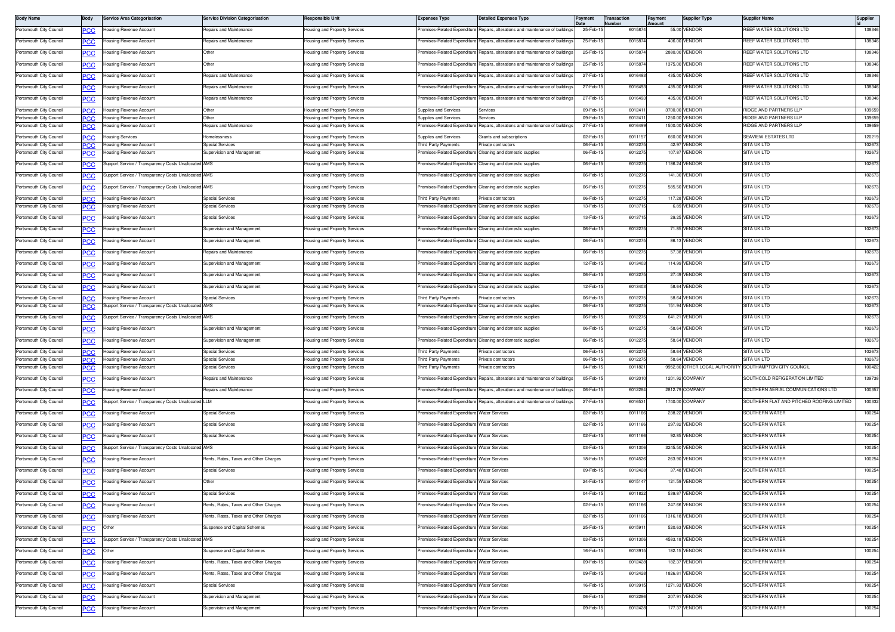| Body Name | Body | Service Area Categorisation | Service Division Categorisation | Responsible Unit | Expenses Type | Detailed Expenses Type | Payment Date | Transaction Number | Payment Amount | Supplier Type | Supplier Name | Supplier Id |
|---|---|---|---|---|---|---|---|---|---|---|---|---|
| Portsmouth City Council | PCC | Housing Revenue Account | Repairs and Maintenance | Housing and Property Services | Premises-Related Expenditure | Repairs, alterations and maintenance of buildings | 25-Feb-15 | 6015874 | 55.00 | VENDOR | REEF WATER SOLUTIONS LTD | 138346 |
| Portsmouth City Council | PCC | Housing Revenue Account | Repairs and Maintenance | Housing and Property Services | Premises-Related Expenditure | Repairs, alterations and maintenance of buildings | 25-Feb-15 | 6015874 | 406.00 | VENDOR | REEF WATER SOLUTIONS LTD | 138346 |
| Portsmouth City Council | PCC | Housing Revenue Account | Other | Housing and Property Services | Premises-Related Expenditure | Repairs, alterations and maintenance of buildings | 25-Feb-15 | 6015874 | 2880.00 | VENDOR | REEF WATER SOLUTIONS LTD | 138346 |
| Portsmouth City Council | PCC | Housing Revenue Account | Other | Housing and Property Services | Premises-Related Expenditure | Repairs, alterations and maintenance of buildings | 25-Feb-15 | 6015874 | 1375.00 | VENDOR | REEF WATER SOLUTIONS LTD | 138346 |
| Portsmouth City Council | PCC | Housing Revenue Account | Repairs and Maintenance | Housing and Property Services | Premises-Related Expenditure | Repairs, alterations and maintenance of buildings | 27-Feb-15 | 6016493 | 435.00 | VENDOR | REEF WATER SOLUTIONS LTD | 138346 |
| Portsmouth City Council | PCC | Housing Revenue Account | Repairs and Maintenance | Housing and Property Services | Premises-Related Expenditure | Repairs, alterations and maintenance of buildings | 27-Feb-15 | 6016493 | 435.00 | VENDOR | REEF WATER SOLUTIONS LTD | 138346 |
| Portsmouth City Council | PCC | Housing Revenue Account | Repairs and Maintenance | Housing and Property Services | Premises-Related Expenditure | Repairs, alterations and maintenance of buildings | 27-Feb-15 | 6016493 | 435.00 | VENDOR | REEF WATER SOLUTIONS LTD | 138346 |
| Portsmouth City Council | PCC | Housing Revenue Account | Other | Housing and Property Services | Supplies and Services | Services | 09-Feb-15 | 6012411 | 3700.00 | VENDOR | RIDGE AND PARTNERS LLP | 139659 |
| Portsmouth City Council | PCC | Housing Revenue Account | Other | Housing and Property Services | Supplies and Services | Services | 09-Feb-15 | 6012411 | 1250.00 | VENDOR | RIDGE AND PARTNERS LLP | 139659 |
| Portsmouth City Council | PCC | Housing Revenue Account | Repairs and Maintenance | Housing and Property Services | Premises-Related Expenditure | Repairs, alterations and maintenance of buildings | 27-Feb-15 | 6016499 | 1500.00 | VENDOR | RIDGE AND PARTNERS LLP | 139659 |
| Portsmouth City Council | PCC | Housing Services | Homelessness | Housing and Property Services | Supplies and Services | Grants and subscriptions | 02-Feb-15 | 6011157 | 660.00 | VENDOR | SEAVIEW ESTATES LTD | 120219 |
| Portsmouth City Council | PCC | Housing Revenue Account | Special Services | Housing and Property Services | Third Party Payments | Private contractors | 06-Feb-15 | 6012275 | 42.97 | VENDOR | SITA UK LTD | 102673 |
| Portsmouth City Council | PCC | Housing Revenue Account | Supervision and Management | Housing and Property Services | Premises-Related Expenditure | Cleaning and domestic supplies | 06-Feb-15 | 6012275 | 107.87 | VENDOR | SITA UK LTD | 102673 |
| Portsmouth City Council | PCC | Support Service / Transparency Costs Unallocated | AMS | Housing and Property Services | Premises-Related Expenditure | Cleaning and domestic supplies | 06-Feb-15 | 6012275 | 1186.24 | VENDOR | SITA UK LTD | 102673 |
| Portsmouth City Council | PCC | Support Service / Transparency Costs Unallocated | AMS | Housing and Property Services | Premises-Related Expenditure | Cleaning and domestic supplies | 06-Feb-15 | 6012275 | 141.30 | VENDOR | SITA UK LTD | 102673 |
| Portsmouth City Council | PCC | Support Service / Transparency Costs Unallocated | AMS | Housing and Property Services | Premises-Related Expenditure | Cleaning and domestic supplies | 06-Feb-15 | 6012275 | 585.50 | VENDOR | SITA UK LTD | 102673 |
| Portsmouth City Council | PCC | Housing Revenue Account | Special Services | Housing and Property Services | Third Party Payments | Private contractors | 06-Feb-15 | 6012275 | 117.28 | VENDOR | SITA UK LTD | 102673 |
| Portsmouth City Council | PCC | Housing Revenue Account | Special Services | Housing and Property Services | Premises-Related Expenditure | Cleaning and domestic supplies | 13-Feb-15 | 6013715 | 6.89 | VENDOR | SITA UK LTD | 102673 |
| Portsmouth City Council | PCC | Housing Revenue Account | Special Services | Housing and Property Services | Premises-Related Expenditure | Cleaning and domestic supplies | 13-Feb-15 | 6013715 | 29.25 | VENDOR | SITA UK LTD | 102673 |
| Portsmouth City Council | PCC | Housing Revenue Account | Supervision and Management | Housing and Property Services | Premises-Related Expenditure | Cleaning and domestic supplies | 06-Feb-15 | 6012275 | 71.85 | VENDOR | SITA UK LTD | 102673 |
| Portsmouth City Council | PCC | Housing Revenue Account | Supervision and Management | Housing and Property Services | Premises-Related Expenditure | Cleaning and domestic supplies | 06-Feb-15 | 6012275 | 86.13 | VENDOR | SITA UK LTD | 102673 |
| Portsmouth City Council | PCC | Housing Revenue Account | Repairs and Maintenance | Housing and Property Services | Premises-Related Expenditure | Cleaning and domestic supplies | 06-Feb-15 | 6012275 | 57.38 | VENDOR | SITA UK LTD | 102673 |
| Portsmouth City Council | PCC | Housing Revenue Account | Supervision and Management | Housing and Property Services | Premises-Related Expenditure | Cleaning and domestic supplies | 12-Feb-15 | 6013403 | 114.99 | VENDOR | SITA UK LTD | 102673 |
| Portsmouth City Council | PCC | Housing Revenue Account | Supervision and Management | Housing and Property Services | Premises-Related Expenditure | Cleaning and domestic supplies | 06-Feb-15 | 6012275 | 27.49 | VENDOR | SITA UK LTD | 102673 |
| Portsmouth City Council | PCC | Housing Revenue Account | Supervision and Management | Housing and Property Services | Premises-Related Expenditure | Cleaning and domestic supplies | 12-Feb-15 | 6013403 | 58.64 | VENDOR | SITA UK LTD | 102673 |
| Portsmouth City Council | PCC | Housing Revenue Account | Special Services | Housing and Property Services | Third Party Payments | Private contractors | 06-Feb-15 | 6012275 | 58.64 | VENDOR | SITA UK LTD | 102673 |
| Portsmouth City Council | PCC | Support Service / Transparency Costs Unallocated | AMS | Housing and Property Services | Premises-Related Expenditure | Cleaning and domestic supplies | 06-Feb-15 | 6012275 | 151.94 | VENDOR | SITA UK LTD | 102673 |
| Portsmouth City Council | PCC | Support Service / Transparency Costs Unallocated | AMS | Housing and Property Services | Premises-Related Expenditure | Cleaning and domestic supplies | 06-Feb-15 | 6012275 | 641.21 | VENDOR | SITA UK LTD | 102673 |
| Portsmouth City Council | PCC | Housing Revenue Account | Supervision and Management | Housing and Property Services | Premises-Related Expenditure | Cleaning and domestic supplies | 06-Feb-15 | 6012275 | -58.64 | VENDOR | SITA UK LTD | 102673 |
| Portsmouth City Council | PCC | Housing Revenue Account | Supervision and Management | Housing and Property Services | Premises-Related Expenditure | Cleaning and domestic supplies | 06-Feb-15 | 6012275 | 58.64 | VENDOR | SITA UK LTD | 102673 |
| Portsmouth City Council | PCC | Housing Revenue Account | Special Services | Housing and Property Services | Third Party Payments | Private contractors | 06-Feb-15 | 6012275 | 58.64 | VENDOR | SITA UK LTD | 102673 |
| Portsmouth City Council | PCC | Housing Revenue Account | Special Services | Housing and Property Services | Third Party Payments | Private contractors | 06-Feb-15 | 6012275 | 58.64 | VENDOR | SITA UK LTD | 102673 |
| Portsmouth City Council | PCC | Housing Revenue Account | Special Services | Housing and Property Services | Third Party Payments | Private contractors | 04-Feb-15 | 6011821 | 9952.80 | OTHER LOCAL AUTHORITY | SOUTHAMPTON CITY COUNCIL | 100422 |
| Portsmouth City Council | PCC | Housing Revenue Account | Repairs and Maintenance | Housing and Property Services | Premises-Related Expenditure | Repairs, alterations and maintenance of buildings | 05-Feb-15 | 6012010 | 1201.92 | COMPANY | SOUTHCOLD REFIGERATION LIMITED | 139738 |
| Portsmouth City Council | PCC | Housing Revenue Account | Repairs and Maintenance | Housing and Property Services | Premises-Related Expenditure | Repairs, alterations and maintenance of buildings | 06-Feb-15 | 6012284 | 2812.79 | COMPANY | SOUTHERN AERIAL COMMUNICATIONS LTD | 100357 |
| Portsmouth City Council | PCC | Support Service / Transparency Costs Unallocated | LLM | Housing and Property Services | Premises-Related Expenditure | Repairs, alterations and maintenance of buildings | 27-Feb-15 | 6016531 | 1740.00 | COMPANY | SOUTHERN FLAT AND PITCHED ROOFING LIMITED | 100332 |
| Portsmouth City Council | PCC | Housing Revenue Account | Special Services | Housing and Property Services | Premises-Related Expenditure | Water Services | 02-Feb-15 | 6011166 | 238.22 | VENDOR | SOUTHERN WATER | 100254 |
| Portsmouth City Council | PCC | Housing Revenue Account | Special Services | Housing and Property Services | Premises-Related Expenditure | Water Services | 02-Feb-15 | 6011166 | 297.82 | VENDOR | SOUTHERN WATER | 100254 |
| Portsmouth City Council | PCC | Housing Revenue Account | Special Services | Housing and Property Services | Premises-Related Expenditure | Water Services | 02-Feb-15 | 6011166 | 92.85 | VENDOR | SOUTHERN WATER | 100254 |
| Portsmouth City Council | PCC | Support Service / Transparency Costs Unallocated | AMS | Housing and Property Services | Premises-Related Expenditure | Water Services | 03-Feb-15 | 6011306 | 3245.50 | VENDOR | SOUTHERN WATER | 100254 |
| Portsmouth City Council | PCC | Housing Revenue Account | Rents, Rates, Taxes and Other Charges | Housing and Property Services | Premises-Related Expenditure | Water Services | 18-Feb-15 | 6014526 | 263.90 | VENDOR | SOUTHERN WATER | 100254 |
| Portsmouth City Council | PCC | Housing Revenue Account | Special Services | Housing and Property Services | Premises-Related Expenditure | Water Services | 09-Feb-15 | 6012428 | 37.48 | VENDOR | SOUTHERN WATER | 100254 |
| Portsmouth City Council | PCC | Housing Revenue Account | Other | Housing and Property Services | Premises-Related Expenditure | Water Services | 24-Feb-15 | 6015147 | 121.59 | VENDOR | SOUTHERN WATER | 100254 |
| Portsmouth City Council | PCC | Housing Revenue Account | Special Services | Housing and Property Services | Premises-Related Expenditure | Water Services | 04-Feb-15 | 6011822 | 539.87 | VENDOR | SOUTHERN WATER | 100254 |
| Portsmouth City Council | PCC | Housing Revenue Account | Rents, Rates, Taxes and Other Charges | Housing and Property Services | Premises-Related Expenditure | Water Services | 02-Feb-15 | 6011166 | 247.66 | VENDOR | SOUTHERN WATER | 100254 |
| Portsmouth City Council | PCC | Housing Revenue Account | Rents, Rates, Taxes and Other Charges | Housing and Property Services | Premises-Related Expenditure | Water Services | 02-Feb-15 | 6011166 | 1316.18 | VENDOR | SOUTHERN WATER | 100254 |
| Portsmouth City Council | PCC | Other | Suspense and Capital Schemes | Housing and Property Services | Premises-Related Expenditure | Water Services | 25-Feb-15 | 6015911 | 520.63 | VENDOR | SOUTHERN WATER | 100254 |
| Portsmouth City Council | PCC | Support Service / Transparency Costs Unallocated | AMS | Housing and Property Services | Premises-Related Expenditure | Water Services | 03-Feb-15 | 6011306 | 4583.18 | VENDOR | SOUTHERN WATER | 100254 |
| Portsmouth City Council | PCC | Other | Suspense and Capital Schemes | Housing and Property Services | Premises-Related Expenditure | Water Services | 16-Feb-15 | 6013915 | 182.15 | VENDOR | SOUTHERN WATER | 100254 |
| Portsmouth City Council | PCC | Housing Revenue Account | Rents, Rates, Taxes and Other Charges | Housing and Property Services | Premises-Related Expenditure | Water Services | 09-Feb-15 | 6012428 | 182.37 | VENDOR | SOUTHERN WATER | 100254 |
| Portsmouth City Council | PCC | Housing Revenue Account | Rents, Rates, Taxes and Other Charges | Housing and Property Services | Premises-Related Expenditure | Water Services | 09-Feb-15 | 6012428 | 1826.81 | VENDOR | SOUTHERN WATER | 100254 |
| Portsmouth City Council | PCC | Housing Revenue Account | Special Services | Housing and Property Services | Premises-Related Expenditure | Water Services | 16-Feb-15 | 6013915 | 1271.93 | VENDOR | SOUTHERN WATER | 100254 |
| Portsmouth City Council | PCC | Housing Revenue Account | Supervision and Management | Housing and Property Services | Premises-Related Expenditure | Water Services | 06-Feb-15 | 6012286 | 207.91 | VENDOR | SOUTHERN WATER | 100254 |
| Portsmouth City Council | PCC | Housing Revenue Account | Supervision and Management | Housing and Property Services | Premises-Related Expenditure | Water Services | 09-Feb-15 | 6012428 | 177.37 | VENDOR | SOUTHERN WATER | 100254 |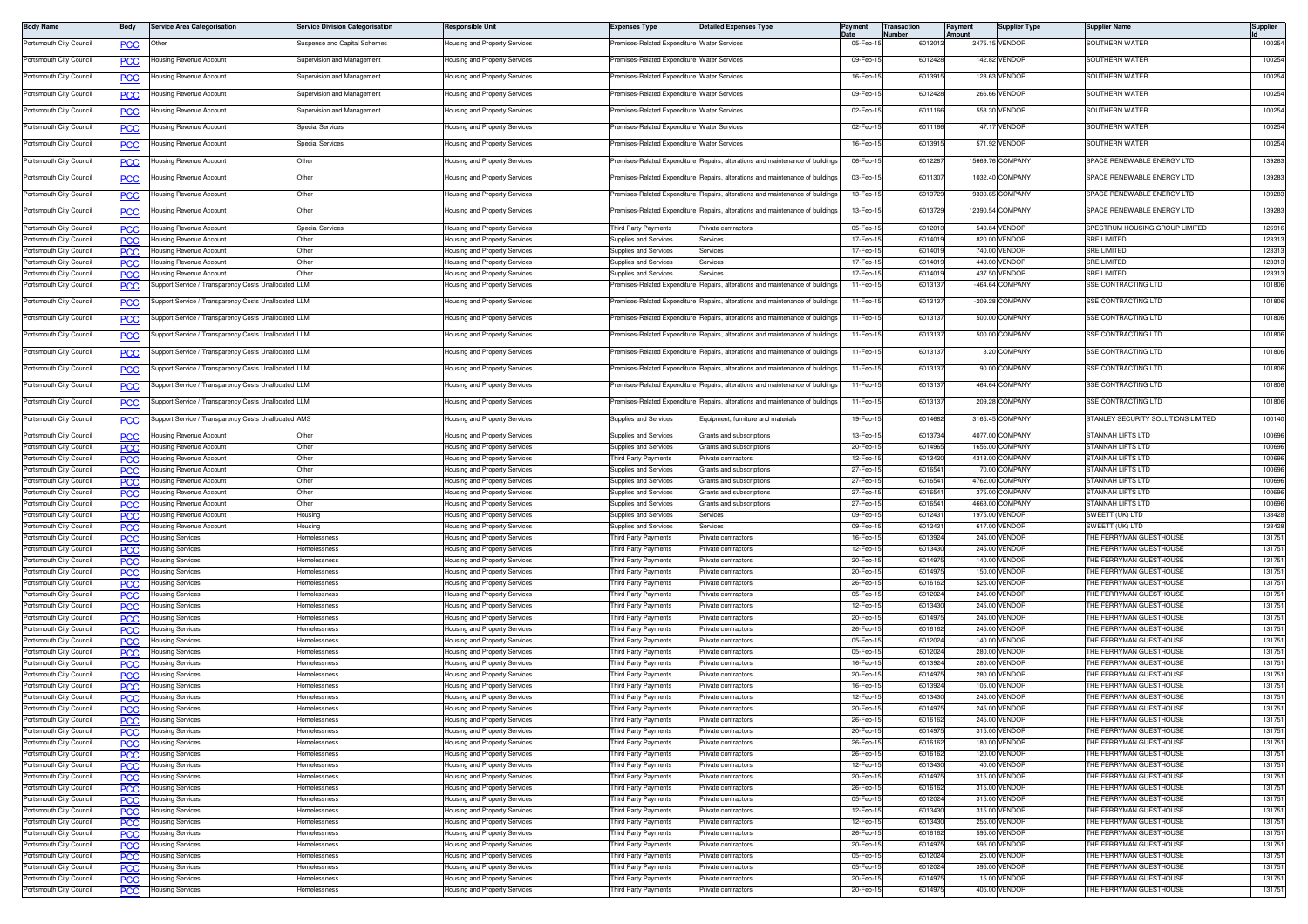| Body Name | Body | Service Area Categorisation | Service Division Categorisation | Responsible Unit | Expenses Type | Detailed Expenses Type | Payment Date | Transaction Number | Payment Amount | Supplier Type | Supplier Name | Supplier Id |
|---|---|---|---|---|---|---|---|---|---|---|---|---|
| Portsmouth City Council | PCC | Other | Suspense and Capital Schemes | Housing and Property Services | Premises-Related Expenditure | Water Services | 05-Feb-15 | 6012012 | 2475.15 | VENDOR | SOUTHERN WATER | 100254 |
| Portsmouth City Council | PCC | Housing Revenue Account | Supervision and Management | Housing and Property Services | Premises-Related Expenditure | Water Services | 09-Feb-15 | 6012428 | 142.82 | VENDOR | SOUTHERN WATER | 100254 |
| Portsmouth City Council | PCC | Housing Revenue Account | Supervision and Management | Housing and Property Services | Premises-Related Expenditure | Water Services | 16-Feb-15 | 6013915 | 128.63 | VENDOR | SOUTHERN WATER | 100254 |
| Portsmouth City Council | PCC | Housing Revenue Account | Supervision and Management | Housing and Property Services | Premises-Related Expenditure | Water Services | 09-Feb-15 | 6012428 | 266.66 | VENDOR | SOUTHERN WATER | 100254 |
| Portsmouth City Council | PCC | Housing Revenue Account | Supervision and Management | Housing and Property Services | Premises-Related Expenditure | Water Services | 02-Feb-15 | 6011166 | 558.30 | VENDOR | SOUTHERN WATER | 100254 |
| Portsmouth City Council | PCC | Housing Revenue Account | Special Services | Housing and Property Services | Premises-Related Expenditure | Water Services | 02-Feb-15 | 6011166 | 47.17 | VENDOR | SOUTHERN WATER | 100254 |
| Portsmouth City Council | PCC | Housing Revenue Account | Special Services | Housing and Property Services | Premises-Related Expenditure | Water Services | 16-Feb-15 | 6013915 | 571.92 | VENDOR | SOUTHERN WATER | 100254 |
| Portsmouth City Council | PCC | Housing Revenue Account | Other | Housing and Property Services | Premises-Related Expenditure | Repairs, alterations and maintenance of buildings | 06-Feb-15 | 6012287 | 15669.76 | COMPANY | SPACE RENEWABLE ENERGY LTD | 139283 |
| Portsmouth City Council | PCC | Housing Revenue Account | Other | Housing and Property Services | Premises-Related Expenditure | Repairs, alterations and maintenance of buildings | 03-Feb-15 | 6011307 | 1032.40 | COMPANY | SPACE RENEWABLE ENERGY LTD | 139283 |
| Portsmouth City Council | PCC | Housing Revenue Account | Other | Housing and Property Services | Premises-Related Expenditure | Repairs, alterations and maintenance of buildings | 13-Feb-15 | 6013729 | 9330.65 | COMPANY | SPACE RENEWABLE ENERGY LTD | 139283 |
| Portsmouth City Council | PCC | Housing Revenue Account | Other | Housing and Property Services | Premises-Related Expenditure | Repairs, alterations and maintenance of buildings | 13-Feb-15 | 6013729 | 12390.54 | COMPANY | SPACE RENEWABLE ENERGY LTD | 139283 |
| Portsmouth City Council | PCC | Housing Revenue Account | Special Services | Housing and Property Services | Third Party Payments | Private contractors | 05-Feb-15 | 6012013 | 549.84 | VENDOR | SPECTRUM HOUSING GROUP LIMITED | 126916 |
| Portsmouth City Council | PCC | Housing Revenue Account | Other | Housing and Property Services | Supplies and Services | Services | 17-Feb-15 | 6014019 | 820.00 | VENDOR | SRE LIMITED | 123313 |
| Portsmouth City Council | PCC | Housing Revenue Account | Other | Housing and Property Services | Supplies and Services | Services | 17-Feb-15 | 6014019 | 740.00 | VENDOR | SRE LIMITED | 123313 |
| Portsmouth City Council | PCC | Housing Revenue Account | Other | Housing and Property Services | Supplies and Services | Services | 17-Feb-15 | 6014019 | 440.00 | VENDOR | SRE LIMITED | 123313 |
| Portsmouth City Council | PCC | Housing Revenue Account | Other | Housing and Property Services | Supplies and Services | Services | 17-Feb-15 | 6014019 | 437.50 | VENDOR | SRE LIMITED | 123313 |
| Portsmouth City Council | PCC | Support Service / Transparency Costs Unallocated | LLM | Housing and Property Services | Premises-Related Expenditure | Repairs, alterations and maintenance of buildings | 11-Feb-15 | 6013137 | -464.64 | COMPANY | SSE CONTRACTING LTD | 101806 |
| Portsmouth City Council | PCC | Support Service / Transparency Costs Unallocated | LLM | Housing and Property Services | Premises-Related Expenditure | Repairs, alterations and maintenance of buildings | 11-Feb-15 | 6013137 | -209.28 | COMPANY | SSE CONTRACTING LTD | 101806 |
| Portsmouth City Council | PCC | Support Service / Transparency Costs Unallocated | LLM | Housing and Property Services | Premises-Related Expenditure | Repairs, alterations and maintenance of buildings | 11-Feb-15 | 6013137 | 500.00 | COMPANY | SSE CONTRACTING LTD | 101806 |
| Portsmouth City Council | PCC | Support Service / Transparency Costs Unallocated | LLM | Housing and Property Services | Premises-Related Expenditure | Repairs, alterations and maintenance of buildings | 11-Feb-15 | 6013137 | 500.00 | COMPANY | SSE CONTRACTING LTD | 101806 |
| Portsmouth City Council | PCC | Support Service / Transparency Costs Unallocated | LLM | Housing and Property Services | Premises-Related Expenditure | Repairs, alterations and maintenance of buildings | 11-Feb-15 | 6013137 | 3.20 | COMPANY | SSE CONTRACTING LTD | 101806 |
| Portsmouth City Council | PCC | Support Service / Transparency Costs Unallocated | LLM | Housing and Property Services | Premises-Related Expenditure | Repairs, alterations and maintenance of buildings | 11-Feb-15 | 6013137 | 90.00 | COMPANY | SSE CONTRACTING LTD | 101806 |
| Portsmouth City Council | PCC | Support Service / Transparency Costs Unallocated | LLM | Housing and Property Services | Premises-Related Expenditure | Repairs, alterations and maintenance of buildings | 11-Feb-15 | 6013137 | 464.64 | COMPANY | SSE CONTRACTING LTD | 101806 |
| Portsmouth City Council | PCC | Support Service / Transparency Costs Unallocated | LLM | Housing and Property Services | Premises-Related Expenditure | Repairs, alterations and maintenance of buildings | 11-Feb-15 | 6013137 | 209.28 | COMPANY | SSE CONTRACTING LTD | 101806 |
| Portsmouth City Council | PCC | Support Service / Transparency Costs Unallocated | AMS | Housing and Property Services | Supplies and Services | Equipment, furniture and materials | 19-Feb-15 | 6014682 | 3165.45 | COMPANY | STANLEY SECURITY SOLUTIONS LIMITED | 100140 |
| Portsmouth City Council | PCC | Housing Revenue Account | Other | Housing and Property Services | Supplies and Services | Grants and subscriptions | 13-Feb-15 | 6013734 | 4077.00 | COMPANY | STANNAH LIFTS LTD | 100696 |
| Portsmouth City Council | PCC | Housing Revenue Account | Other | Housing and Property Services | Supplies and Services | Grants and subscriptions | 20-Feb-15 | 6014965 | 1656.00 | COMPANY | STANNAH LIFTS LTD | 100696 |
| Portsmouth City Council | PCC | Housing Revenue Account | Other | Housing and Property Services | Third Party Payments | Private contractors | 12-Feb-15 | 6013420 | 4318.00 | COMPANY | STANNAH LIFTS LTD | 100696 |
| Portsmouth City Council | PCC | Housing Revenue Account | Other | Housing and Property Services | Supplies and Services | Grants and subscriptions | 27-Feb-15 | 6016541 | 70.00 | COMPANY | STANNAH LIFTS LTD | 100696 |
| Portsmouth City Council | PCC | Housing Revenue Account | Other | Housing and Property Services | Supplies and Services | Grants and subscriptions | 27-Feb-15 | 6016541 | 4762.00 | COMPANY | STANNAH LIFTS LTD | 100696 |
| Portsmouth City Council | PCC | Housing Revenue Account | Other | Housing and Property Services | Supplies and Services | Grants and subscriptions | 27-Feb-15 | 6016541 | 375.00 | COMPANY | STANNAH LIFTS LTD | 100696 |
| Portsmouth City Council | PCC | Housing Revenue Account | Other | Housing and Property Services | Supplies and Services | Grants and subscriptions | 27-Feb-15 | 6016541 | 4663.00 | COMPANY | STANNAH LIFTS LTD | 100696 |
| Portsmouth City Council | PCC | Housing Revenue Account | Housing | Housing and Property Services | Supplies and Services | Services | 09-Feb-15 | 6012431 | 1975.00 | VENDOR | SWEETT (UK) LTD | 138428 |
| Portsmouth City Council | PCC | Housing Revenue Account | Housing | Housing and Property Services | Supplies and Services | Services | 09-Feb-15 | 6012431 | 617.00 | VENDOR | SWEETT (UK) LTD | 138428 |
| Portsmouth City Council | PCC | Housing Services | Homelessness | Housing and Property Services | Third Party Payments | Private contractors | 16-Feb-15 | 6013924 | 245.00 | VENDOR | THE FERRYMAN GUESTHOUSE | 131751 |
| Portsmouth City Council | PCC | Housing Services | Homelessness | Housing and Property Services | Third Party Payments | Private contractors | 12-Feb-15 | 6013430 | 245.00 | VENDOR | THE FERRYMAN GUESTHOUSE | 131751 |
| Portsmouth City Council | PCC | Housing Services | Homelessness | Housing and Property Services | Third Party Payments | Private contractors | 20-Feb-15 | 6014975 | 140.00 | VENDOR | THE FERRYMAN GUESTHOUSE | 131751 |
| Portsmouth City Council | PCC | Housing Services | Homelessness | Housing and Property Services | Third Party Payments | Private contractors | 20-Feb-15 | 6014975 | 150.00 | VENDOR | THE FERRYMAN GUESTHOUSE | 131751 |
| Portsmouth City Council | PCC | Housing Services | Homelessness | Housing and Property Services | Third Party Payments | Private contractors | 26-Feb-15 | 6016162 | 525.00 | VENDOR | THE FERRYMAN GUESTHOUSE | 131751 |
| Portsmouth City Council | PCC | Housing Services | Homelessness | Housing and Property Services | Third Party Payments | Private contractors | 05-Feb-15 | 6012024 | 245.00 | VENDOR | THE FERRYMAN GUESTHOUSE | 131751 |
| Portsmouth City Council | PCC | Housing Services | Homelessness | Housing and Property Services | Third Party Payments | Private contractors | 12-Feb-15 | 6013430 | 245.00 | VENDOR | THE FERRYMAN GUESTHOUSE | 131751 |
| Portsmouth City Council | PCC | Housing Services | Homelessness | Housing and Property Services | Third Party Payments | Private contractors | 20-Feb-15 | 6014975 | 245.00 | VENDOR | THE FERRYMAN GUESTHOUSE | 131751 |
| Portsmouth City Council | PCC | Housing Services | Homelessness | Housing and Property Services | Third Party Payments | Private contractors | 26-Feb-15 | 6016162 | 245.00 | VENDOR | THE FERRYMAN GUESTHOUSE | 131751 |
| Portsmouth City Council | PCC | Housing Services | Homelessness | Housing and Property Services | Third Party Payments | Private contractors | 05-Feb-15 | 6012024 | 140.00 | VENDOR | THE FERRYMAN GUESTHOUSE | 131751 |
| Portsmouth City Council | PCC | Housing Services | Homelessness | Housing and Property Services | Third Party Payments | Private contractors | 05-Feb-15 | 6012024 | 280.00 | VENDOR | THE FERRYMAN GUESTHOUSE | 131751 |
| Portsmouth City Council | PCC | Housing Services | Homelessness | Housing and Property Services | Third Party Payments | Private contractors | 16-Feb-15 | 6013924 | 280.00 | VENDOR | THE FERRYMAN GUESTHOUSE | 131751 |
| Portsmouth City Council | PCC | Housing Services | Homelessness | Housing and Property Services | Third Party Payments | Private contractors | 20-Feb-15 | 6014975 | 280.00 | VENDOR | THE FERRYMAN GUESTHOUSE | 131751 |
| Portsmouth City Council | PCC | Housing Services | Homelessness | Housing and Property Services | Third Party Payments | Private contractors | 16-Feb-15 | 6013924 | 105.00 | VENDOR | THE FERRYMAN GUESTHOUSE | 131751 |
| Portsmouth City Council | PCC | Housing Services | Homelessness | Housing and Property Services | Third Party Payments | Private contractors | 12-Feb-15 | 6013430 | 245.00 | VENDOR | THE FERRYMAN GUESTHOUSE | 131751 |
| Portsmouth City Council | PCC | Housing Services | Homelessness | Housing and Property Services | Third Party Payments | Private contractors | 20-Feb-15 | 6014975 | 245.00 | VENDOR | THE FERRYMAN GUESTHOUSE | 131751 |
| Portsmouth City Council | PCC | Housing Services | Homelessness | Housing and Property Services | Third Party Payments | Private contractors | 26-Feb-15 | 6016162 | 245.00 | VENDOR | THE FERRYMAN GUESTHOUSE | 131751 |
| Portsmouth City Council | PCC | Housing Services | Homelessness | Housing and Property Services | Third Party Payments | Private contractors | 20-Feb-15 | 6014975 | 315.00 | VENDOR | THE FERRYMAN GUESTHOUSE | 131751 |
| Portsmouth City Council | PCC | Housing Services | Homelessness | Housing and Property Services | Third Party Payments | Private contractors | 26-Feb-15 | 6016162 | 180.00 | VENDOR | THE FERRYMAN GUESTHOUSE | 131751 |
| Portsmouth City Council | PCC | Housing Services | Homelessness | Housing and Property Services | Third Party Payments | Private contractors | 26-Feb-15 | 6016162 | 120.00 | VENDOR | THE FERRYMAN GUESTHOUSE | 131751 |
| Portsmouth City Council | PCC | Housing Services | Homelessness | Housing and Property Services | Third Party Payments | Private contractors | 12-Feb-15 | 6013430 | 40.00 | VENDOR | THE FERRYMAN GUESTHOUSE | 131751 |
| Portsmouth City Council | PCC | Housing Services | Homelessness | Housing and Property Services | Third Party Payments | Private contractors | 20-Feb-15 | 6014975 | 315.00 | VENDOR | THE FERRYMAN GUESTHOUSE | 131751 |
| Portsmouth City Council | PCC | Housing Services | Homelessness | Housing and Property Services | Third Party Payments | Private contractors | 26-Feb-15 | 6016162 | 315.00 | VENDOR | THE FERRYMAN GUESTHOUSE | 131751 |
| Portsmouth City Council | PCC | Housing Services | Homelessness | Housing and Property Services | Third Party Payments | Private contractors | 05-Feb-15 | 6012024 | 315.00 | VENDOR | THE FERRYMAN GUESTHOUSE | 131751 |
| Portsmouth City Council | PCC | Housing Services | Homelessness | Housing and Property Services | Third Party Payments | Private contractors | 12-Feb-15 | 6013430 | 315.00 | VENDOR | THE FERRYMAN GUESTHOUSE | 131751 |
| Portsmouth City Council | PCC | Housing Services | Homelessness | Housing and Property Services | Third Party Payments | Private contractors | 12-Feb-15 | 6013430 | 255.00 | VENDOR | THE FERRYMAN GUESTHOUSE | 131751 |
| Portsmouth City Council | PCC | Housing Services | Homelessness | Housing and Property Services | Third Party Payments | Private contractors | 26-Feb-15 | 6016162 | 595.00 | VENDOR | THE FERRYMAN GUESTHOUSE | 131751 |
| Portsmouth City Council | PCC | Housing Services | Homelessness | Housing and Property Services | Third Party Payments | Private contractors | 20-Feb-15 | 6014975 | 595.00 | VENDOR | THE FERRYMAN GUESTHOUSE | 131751 |
| Portsmouth City Council | PCC | Housing Services | Homelessness | Housing and Property Services | Third Party Payments | Private contractors | 05-Feb-15 | 6012024 | 25.00 | VENDOR | THE FERRYMAN GUESTHOUSE | 131751 |
| Portsmouth City Council | PCC | Housing Services | Homelessness | Housing and Property Services | Third Party Payments | Private contractors | 05-Feb-15 | 6012024 | 395.00 | VENDOR | THE FERRYMAN GUESTHOUSE | 131751 |
| Portsmouth City Council | PCC | Housing Services | Homelessness | Housing and Property Services | Third Party Payments | Private contractors | 20-Feb-15 | 6014975 | 15.00 | VENDOR | THE FERRYMAN GUESTHOUSE | 131751 |
| Portsmouth City Council | PCC | Housing Services | Homelessness | Housing and Property Services | Third Party Payments | Private contractors | 20-Feb-15 | 6014975 | 405.00 | VENDOR | THE FERRYMAN GUESTHOUSE | 131751 |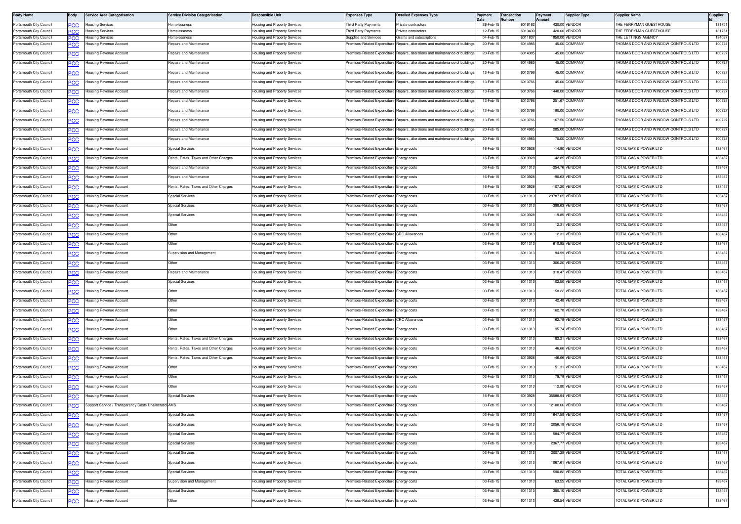| Body Name | Body | Service Area Categorisation | Service Division Categorisation | Responsible Unit | Expenses Type | Detailed Expenses Type | Payment Date | Transaction Number | Payment Amount | Supplier Type | Supplier Name | Supplier Id |
|---|---|---|---|---|---|---|---|---|---|---|---|---|
| Portsmouth City Council | PCC | Housing Services | Homelessness | Housing and Property Services | Third Party Payments | Private contractors | 26-Feb-15 | 6016162 | 420.00 | VENDOR | THE FERRYMAN GUESTHOUSE | 131751 |
| Portsmouth City Council | PCC | Housing Services | Homelessness | Housing and Property Services | Third Party Payments | Private contractors | 12-Feb-15 | 6013430 | 420.00 | VENDOR | THE FERRYMAN GUESTHOUSE | 131751 |
| Portsmouth City Council | PCC | Housing Services | Homelessness | Housing and Property Services | Supplies and Services | Grants and subscriptions | 04-Feb-15 | 6011837 | 1850.00 | VENDOR | THE LETTINGS AGENCY | 134027 |
| Portsmouth City Council | PCC | Housing Revenue Account | Repairs and Maintenance | Housing and Property Services | Premises-Related Expenditure | Repairs, alterations and maintenance of buildings | 20-Feb-15 | 6014985 | 45.00 | COMPANY | THOMAS DOOR AND WINDOW CONTROLS LTD | 100727 |
| Portsmouth City Council | PCC | Housing Revenue Account | Repairs and Maintenance | Housing and Property Services | Premises-Related Expenditure | Repairs, alterations and maintenance of buildings | 20-Feb-15 | 6014985 | 45.00 | COMPANY | THOMAS DOOR AND WINDOW CONTROLS LTD | 100727 |
| Portsmouth City Council | PCC | Housing Revenue Account | Repairs and Maintenance | Housing and Property Services | Premises-Related Expenditure | Repairs, alterations and maintenance of buildings | 20-Feb-15 | 6014985 | 45.00 | COMPANY | THOMAS DOOR AND WINDOW CONTROLS LTD | 100727 |
| Portsmouth City Council | PCC | Housing Revenue Account | Repairs and Maintenance | Housing and Property Services | Premises-Related Expenditure | Repairs, alterations and maintenance of buildings | 13-Feb-15 | 6013766 | 45.00 | COMPANY | THOMAS DOOR AND WINDOW CONTROLS LTD | 100727 |
| Portsmouth City Council | PCC | Housing Revenue Account | Repairs and Maintenance | Housing and Property Services | Premises-Related Expenditure | Repairs, alterations and maintenance of buildings | 13-Feb-15 | 6013766 | 45.00 | COMPANY | THOMAS DOOR AND WINDOW CONTROLS LTD | 100727 |
| Portsmouth City Council | PCC | Housing Revenue Account | Repairs and Maintenance | Housing and Property Services | Premises-Related Expenditure | Repairs, alterations and maintenance of buildings | 13-Feb-15 | 6013766 | 1440.00 | COMPANY | THOMAS DOOR AND WINDOW CONTROLS LTD | 100727 |
| Portsmouth City Council | PCC | Housing Revenue Account | Repairs and Maintenance | Housing and Property Services | Premises-Related Expenditure | Repairs, alterations and maintenance of buildings | 13-Feb-15 | 6013766 | 251.67 | COMPANY | THOMAS DOOR AND WINDOW CONTROLS LTD | 100727 |
| Portsmouth City Council | PCC | Housing Revenue Account | Repairs and Maintenance | Housing and Property Services | Premises-Related Expenditure | Repairs, alterations and maintenance of buildings | 13-Feb-15 | 6013766 | 190.00 | COMPANY | THOMAS DOOR AND WINDOW CONTROLS LTD | 100727 |
| Portsmouth City Council | PCC | Housing Revenue Account | Repairs and Maintenance | Housing and Property Services | Premises-Related Expenditure | Repairs, alterations and maintenance of buildings | 13-Feb-15 | 6013766 | 167.50 | COMPANY | THOMAS DOOR AND WINDOW CONTROLS LTD | 100727 |
| Portsmouth City Council | PCC | Housing Revenue Account | Repairs and Maintenance | Housing and Property Services | Premises-Related Expenditure | Repairs, alterations and maintenance of buildings | 20-Feb-15 | 6014985 | 285.00 | COMPANY | THOMAS DOOR AND WINDOW CONTROLS LTD | 100727 |
| Portsmouth City Council | PCC | Housing Revenue Account | Repairs and Maintenance | Housing and Property Services | Premises-Related Expenditure | Repairs, alterations and maintenance of buildings | 20-Feb-15 | 6014985 | 70.00 | COMPANY | THOMAS DOOR AND WINDOW CONTROLS LTD | 100727 |
| Portsmouth City Council | PCC | Housing Revenue Account | Special Services | Housing and Property Services | Premises-Related Expenditure | Energy costs | 16-Feb-15 | 6013928 | -14.90 | VENDOR | TOTAL GAS & POWER LTD | 133467 |
| Portsmouth City Council | PCC | Housing Revenue Account | Rents, Rates, Taxes and Other Charges | Housing and Property Services | Premises-Related Expenditure | Energy costs | 16-Feb-15 | 6013928 | -42.85 | VENDOR | TOTAL GAS & POWER LTD | 133467 |
| Portsmouth City Council | PCC | Housing Revenue Account | Repairs and Maintenance | Housing and Property Services | Premises-Related Expenditure | Energy costs | 03-Feb-15 | 6011313 | -254.76 | VENDOR | TOTAL GAS & POWER LTD | 133467 |
| Portsmouth City Council | PCC | Housing Revenue Account | Repairs and Maintenance | Housing and Property Services | Premises-Related Expenditure | Energy costs | 16-Feb-15 | 6013928 | -90.63 | VENDOR | TOTAL GAS & POWER LTD | 133467 |
| Portsmouth City Council | PCC | Housing Revenue Account | Rents, Rates, Taxes and Other Charges | Housing and Property Services | Premises-Related Expenditure | Energy costs | 16-Feb-15 | 6013928 | -107.20 | VENDOR | TOTAL GAS & POWER LTD | 133467 |
| Portsmouth City Council | PCC | Housing Revenue Account | Special Services | Housing and Property Services | Premises-Related Expenditure | Energy costs | 03-Feb-15 | 6011313 | 29787.05 | VENDOR | TOTAL GAS & POWER LTD | 133467 |
| Portsmouth City Council | PCC | Housing Revenue Account | Special Services | Housing and Property Services | Premises-Related Expenditure | Energy costs | 03-Feb-15 | 6011313 | -398.63 | VENDOR | TOTAL GAS & POWER LTD | 133467 |
| Portsmouth City Council | PCC | Housing Revenue Account | Special Services | Housing and Property Services | Premises-Related Expenditure | Energy costs | 16-Feb-15 | 6013928 | -19.85 | VENDOR | TOTAL GAS & POWER LTD | 133467 |
| Portsmouth City Council | PCC | Housing Revenue Account | Other | Housing and Property Services | Premises-Related Expenditure | Energy costs | 03-Feb-15 | 6011313 | 12.31 | VENDOR | TOTAL GAS & POWER LTD | 133467 |
| Portsmouth City Council | PCC | Housing Revenue Account | Other | Housing and Property Services | Premises-Related Expenditure | CRC Allowances | 03-Feb-15 | 6011313 | 12.31 | VENDOR | TOTAL GAS & POWER LTD | 133467 |
| Portsmouth City Council | PCC | Housing Revenue Account | Other | Housing and Property Services | Premises-Related Expenditure | Energy costs | 03-Feb-15 | 6011313 | 610.95 | VENDOR | TOTAL GAS & POWER LTD | 133467 |
| Portsmouth City Council | PCC | Housing Revenue Account | Supervision and Management | Housing and Property Services | Premises-Related Expenditure | Energy costs | 03-Feb-15 | 6011313 | 94.99 | VENDOR | TOTAL GAS & POWER LTD | 133467 |
| Portsmouth City Council | PCC | Housing Revenue Account | Other | Housing and Property Services | Premises-Related Expenditure | Energy costs | 03-Feb-15 | 6011313 | 306.20 | VENDOR | TOTAL GAS & POWER LTD | 133467 |
| Portsmouth City Council | PCC | Housing Revenue Account | Repairs and Maintenance | Housing and Property Services | Premises-Related Expenditure | Energy costs | 03-Feb-15 | 6011313 | 310.47 | VENDOR | TOTAL GAS & POWER LTD | 133467 |
| Portsmouth City Council | PCC | Housing Revenue Account | Special Services | Housing and Property Services | Premises-Related Expenditure | Energy costs | 03-Feb-15 | 6011313 | 102.50 | VENDOR | TOTAL GAS & POWER LTD | 133467 |
| Portsmouth City Council | PCC | Housing Revenue Account | Other | Housing and Property Services | Premises-Related Expenditure | Energy costs | 03-Feb-15 | 6011313 | 158.22 | VENDOR | TOTAL GAS & POWER LTD | 133467 |
| Portsmouth City Council | PCC | Housing Revenue Account | Other | Housing and Property Services | Premises-Related Expenditure | Energy costs | 03-Feb-15 | 6011313 | 42.48 | VENDOR | TOTAL GAS & POWER LTD | 133467 |
| Portsmouth City Council | PCC | Housing Revenue Account | Other | Housing and Property Services | Premises-Related Expenditure | Energy costs | 03-Feb-15 | 6011313 | 162.78 | VENDOR | TOTAL GAS & POWER LTD | 133467 |
| Portsmouth City Council | PCC | Housing Revenue Account | Other | Housing and Property Services | Premises-Related Expenditure | CRC Allowances | 03-Feb-15 | 6011313 | 162.78 | VENDOR | TOTAL GAS & POWER LTD | 133467 |
| Portsmouth City Council | PCC | Housing Revenue Account | Other | Housing and Property Services | Premises-Related Expenditure | Energy costs | 03-Feb-15 | 6011313 | 95.74 | VENDOR | TOTAL GAS & POWER LTD | 133467 |
| Portsmouth City Council | PCC | Housing Revenue Account | Rents, Rates, Taxes and Other Charges | Housing and Property Services | Premises-Related Expenditure | Energy costs | 03-Feb-15 | 6011313 | 182.21 | VENDOR | TOTAL GAS & POWER LTD | 133467 |
| Portsmouth City Council | PCC | Housing Revenue Account | Rents, Rates, Taxes and Other Charges | Housing and Property Services | Premises-Related Expenditure | Energy costs | 03-Feb-15 | 6011313 | 46.66 | VENDOR | TOTAL GAS & POWER LTD | 133467 |
| Portsmouth City Council | PCC | Housing Revenue Account | Rents, Rates, Taxes and Other Charges | Housing and Property Services | Premises-Related Expenditure | Energy costs | 16-Feb-15 | 6013928 | -46.66 | VENDOR | TOTAL GAS & POWER LTD | 133467 |
| Portsmouth City Council | PCC | Housing Revenue Account | Other | Housing and Property Services | Premises-Related Expenditure | Energy costs | 03-Feb-15 | 6011313 | 51.31 | VENDOR | TOTAL GAS & POWER LTD | 133467 |
| Portsmouth City Council | PCC | Housing Revenue Account | Other | Housing and Property Services | Premises-Related Expenditure | Energy costs | 03-Feb-15 | 6011313 | 79.78 | VENDOR | TOTAL GAS & POWER LTD | 133467 |
| Portsmouth City Council | PCC | Housing Revenue Account | Other | Housing and Property Services | Premises-Related Expenditure | Energy costs | 03-Feb-15 | 6011313 | 112.80 | VENDOR | TOTAL GAS & POWER LTD | 133467 |
| Portsmouth City Council | PCC | Housing Revenue Account | Special Services | Housing and Property Services | Premises-Related Expenditure | Energy costs | 16-Feb-15 | 6013928 | 35588.94 | VENDOR | TOTAL GAS & POWER LTD | 133467 |
| Portsmouth City Council | PCC | Support Service / Transparency Costs Unallocated | AMS | Housing and Property Services | Premises-Related Expenditure | Energy costs | 03-Feb-15 | 6011313 | 12100.66 | VENDOR | TOTAL GAS & POWER LTD | 133467 |
| Portsmouth City Council | PCC | Housing Revenue Account | Special Services | Housing and Property Services | Premises-Related Expenditure | Energy costs | 03-Feb-15 | 6011313 | 1647.58 | VENDOR | TOTAL GAS & POWER LTD | 133467 |
| Portsmouth City Council | PCC | Housing Revenue Account | Special Services | Housing and Property Services | Premises-Related Expenditure | Energy costs | 03-Feb-15 | 6011313 | 2056.18 | VENDOR | TOTAL GAS & POWER LTD | 133467 |
| Portsmouth City Council | PCC | Housing Revenue Account | Special Services | Housing and Property Services | Premises-Related Expenditure | Energy costs | 03-Feb-15 | 6011313 | 584.77 | VENDOR | TOTAL GAS & POWER LTD | 133467 |
| Portsmouth City Council | PCC | Housing Revenue Account | Special Services | Housing and Property Services | Premises-Related Expenditure | Energy costs | 03-Feb-15 | 6011313 | 2367.77 | VENDOR | TOTAL GAS & POWER LTD | 133467 |
| Portsmouth City Council | PCC | Housing Revenue Account | Special Services | Housing and Property Services | Premises-Related Expenditure | Energy costs | 03-Feb-15 | 6011313 | 2007.28 | VENDOR | TOTAL GAS & POWER LTD | 133467 |
| Portsmouth City Council | PCC | Housing Revenue Account | Special Services | Housing and Property Services | Premises-Related Expenditure | Energy costs | 03-Feb-15 | 6011313 | 1067.61 | VENDOR | TOTAL GAS & POWER LTD | 133467 |
| Portsmouth City Council | PCC | Housing Revenue Account | Special Services | Housing and Property Services | Premises-Related Expenditure | Energy costs | 03-Feb-15 | 6011313 | 590.82 | VENDOR | TOTAL GAS & POWER LTD | 133467 |
| Portsmouth City Council | PCC | Housing Revenue Account | Supervision and Management | Housing and Property Services | Premises-Related Expenditure | Energy costs | 03-Feb-15 | 6011313 | 63.55 | VENDOR | TOTAL GAS & POWER LTD | 133467 |
| Portsmouth City Council | PCC | Housing Revenue Account | Special Services | Housing and Property Services | Premises-Related Expenditure | Energy costs | 03-Feb-15 | 6011313 | 380.10 | VENDOR | TOTAL GAS & POWER LTD | 133467 |
| Portsmouth City Council | PCC | Housing Revenue Account | Other | Housing and Property Services | Premises-Related Expenditure | Energy costs | 03-Feb-15 | 6011313 | 428.54 | VENDOR | TOTAL GAS & POWER LTD | 133467 |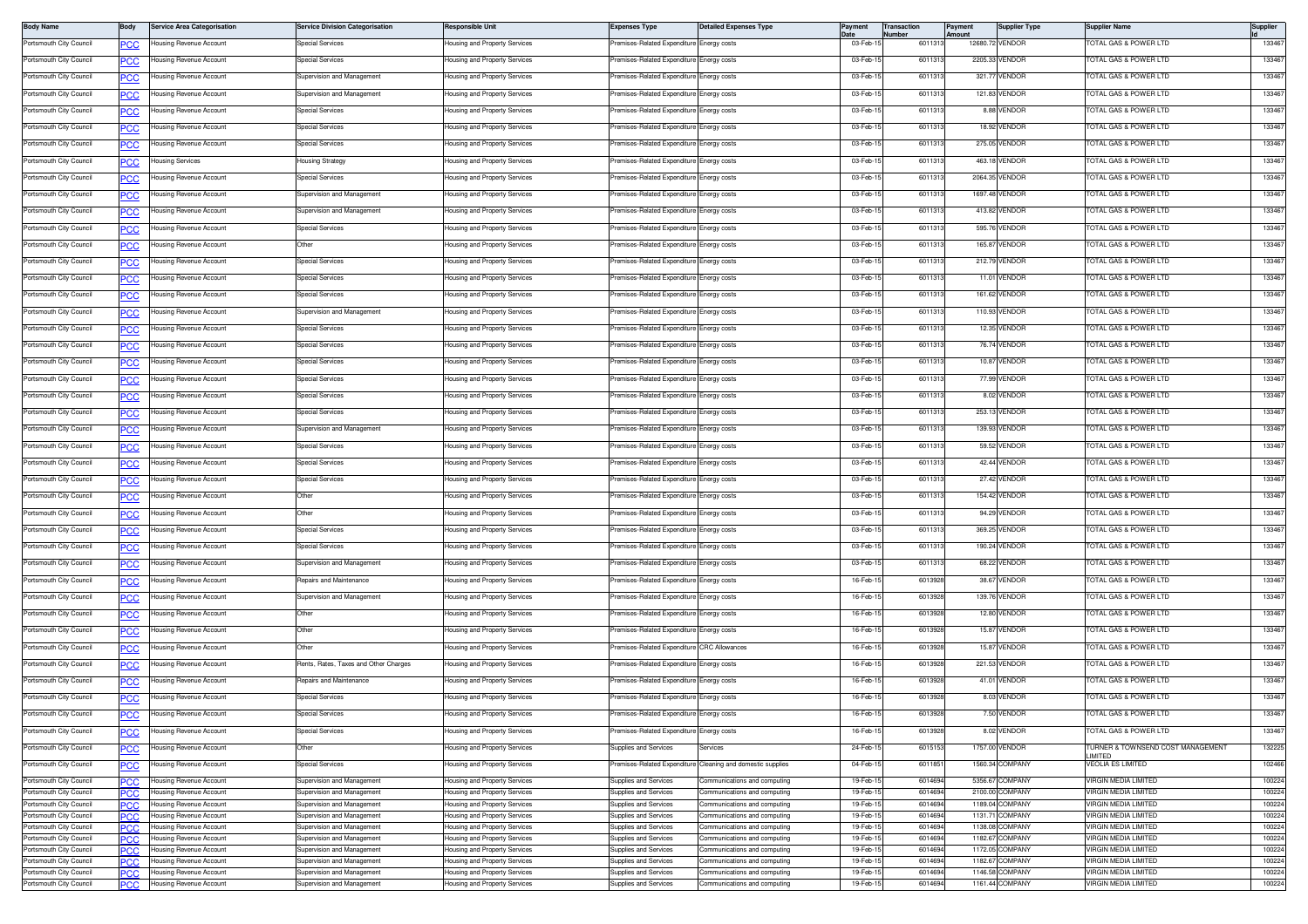| Body Name | Body | Service Area Categorisation | Service Division Categorisation | Responsible Unit | Expenses Type | Detailed Expenses Type | Payment Date | Transaction Number | Payment Amount | Supplier Type | Supplier Name | Supplier Id |
|---|---|---|---|---|---|---|---|---|---|---|---|---|
| Portsmouth City Council | PCC | Housing Revenue Account | Special Services | Housing and Property Services | Premises-Related Expenditure | Energy costs | 03-Feb-15 | 6011313 | 12680.72 | VENDOR | TOTAL GAS & POWER LTD | 133467 |
| Portsmouth City Council | PCC | Housing Revenue Account | Special Services | Housing and Property Services | Premises-Related Expenditure | Energy costs | 03-Feb-15 | 6011313 | 2205.33 | VENDOR | TOTAL GAS & POWER LTD | 133467 |
| Portsmouth City Council | PCC | Housing Revenue Account | Supervision and Management | Housing and Property Services | Premises-Related Expenditure | Energy costs | 03-Feb-15 | 6011313 | 321.77 | VENDOR | TOTAL GAS & POWER LTD | 133467 |
| Portsmouth City Council | PCC | Housing Revenue Account | Supervision and Management | Housing and Property Services | Premises-Related Expenditure | Energy costs | 03-Feb-15 | 6011313 | 121.83 | VENDOR | TOTAL GAS & POWER LTD | 133467 |
| Portsmouth City Council | PCC | Housing Revenue Account | Special Services | Housing and Property Services | Premises-Related Expenditure | Energy costs | 03-Feb-15 | 6011313 | 8.88 | VENDOR | TOTAL GAS & POWER LTD | 133467 |
| Portsmouth City Council | PCC | Housing Revenue Account | Special Services | Housing and Property Services | Premises-Related Expenditure | Energy costs | 03-Feb-15 | 6011313 | 18.92 | VENDOR | TOTAL GAS & POWER LTD | 133467 |
| Portsmouth City Council | PCC | Housing Revenue Account | Special Services | Housing and Property Services | Premises-Related Expenditure | Energy costs | 03-Feb-15 | 6011313 | 275.05 | VENDOR | TOTAL GAS & POWER LTD | 133467 |
| Portsmouth City Council | PCC | Housing Services | Housing Strategy | Housing and Property Services | Premises-Related Expenditure | Energy costs | 03-Feb-15 | 6011313 | 463.18 | VENDOR | TOTAL GAS & POWER LTD | 133467 |
| Portsmouth City Council | PCC | Housing Revenue Account | Special Services | Housing and Property Services | Premises-Related Expenditure | Energy costs | 03-Feb-15 | 6011313 | 2064.35 | VENDOR | TOTAL GAS & POWER LTD | 133467 |
| Portsmouth City Council | PCC | Housing Revenue Account | Supervision and Management | Housing and Property Services | Premises-Related Expenditure | Energy costs | 03-Feb-15 | 6011313 | 1697.48 | VENDOR | TOTAL GAS & POWER LTD | 133467 |
| Portsmouth City Council | PCC | Housing Revenue Account | Supervision and Management | Housing and Property Services | Premises-Related Expenditure | Energy costs | 03-Feb-15 | 6011313 | 413.82 | VENDOR | TOTAL GAS & POWER LTD | 133467 |
| Portsmouth City Council | PCC | Housing Revenue Account | Special Services | Housing and Property Services | Premises-Related Expenditure | Energy costs | 03-Feb-15 | 6011313 | 595.76 | VENDOR | TOTAL GAS & POWER LTD | 133467 |
| Portsmouth City Council | PCC | Housing Revenue Account | Other | Housing and Property Services | Premises-Related Expenditure | Energy costs | 03-Feb-15 | 6011313 | 165.87 | VENDOR | TOTAL GAS & POWER LTD | 133467 |
| Portsmouth City Council | PCC | Housing Revenue Account | Special Services | Housing and Property Services | Premises-Related Expenditure | Energy costs | 03-Feb-15 | 6011313 | 212.79 | VENDOR | TOTAL GAS & POWER LTD | 133467 |
| Portsmouth City Council | PCC | Housing Revenue Account | Special Services | Housing and Property Services | Premises-Related Expenditure | Energy costs | 03-Feb-15 | 6011313 | 11.01 | VENDOR | TOTAL GAS & POWER LTD | 133467 |
| Portsmouth City Council | PCC | Housing Revenue Account | Special Services | Housing and Property Services | Premises-Related Expenditure | Energy costs | 03-Feb-15 | 6011313 | 161.62 | VENDOR | TOTAL GAS & POWER LTD | 133467 |
| Portsmouth City Council | PCC | Housing Revenue Account | Supervision and Management | Housing and Property Services | Premises-Related Expenditure | Energy costs | 03-Feb-15 | 6011313 | 110.93 | VENDOR | TOTAL GAS & POWER LTD | 133467 |
| Portsmouth City Council | PCC | Housing Revenue Account | Special Services | Housing and Property Services | Premises-Related Expenditure | Energy costs | 03-Feb-15 | 6011313 | 12.35 | VENDOR | TOTAL GAS & POWER LTD | 133467 |
| Portsmouth City Council | PCC | Housing Revenue Account | Special Services | Housing and Property Services | Premises-Related Expenditure | Energy costs | 03-Feb-15 | 6011313 | 76.74 | VENDOR | TOTAL GAS & POWER LTD | 133467 |
| Portsmouth City Council | PCC | Housing Revenue Account | Special Services | Housing and Property Services | Premises-Related Expenditure | Energy costs | 03-Feb-15 | 6011313 | 10.87 | VENDOR | TOTAL GAS & POWER LTD | 133467 |
| Portsmouth City Council | PCC | Housing Revenue Account | Special Services | Housing and Property Services | Premises-Related Expenditure | Energy costs | 03-Feb-15 | 6011313 | 77.99 | VENDOR | TOTAL GAS & POWER LTD | 133467 |
| Portsmouth City Council | PCC | Housing Revenue Account | Special Services | Housing and Property Services | Premises-Related Expenditure | Energy costs | 03-Feb-15 | 6011313 | 8.02 | VENDOR | TOTAL GAS & POWER LTD | 133467 |
| Portsmouth City Council | PCC | Housing Revenue Account | Special Services | Housing and Property Services | Premises-Related Expenditure | Energy costs | 03-Feb-15 | 6011313 | 253.13 | VENDOR | TOTAL GAS & POWER LTD | 133467 |
| Portsmouth City Council | PCC | Housing Revenue Account | Supervision and Management | Housing and Property Services | Premises-Related Expenditure | Energy costs | 03-Feb-15 | 6011313 | 139.93 | VENDOR | TOTAL GAS & POWER LTD | 133467 |
| Portsmouth City Council | PCC | Housing Revenue Account | Special Services | Housing and Property Services | Premises-Related Expenditure | Energy costs | 03-Feb-15 | 6011313 | 59.52 | VENDOR | TOTAL GAS & POWER LTD | 133467 |
| Portsmouth City Council | PCC | Housing Revenue Account | Special Services | Housing and Property Services | Premises-Related Expenditure | Energy costs | 03-Feb-15 | 6011313 | 42.44 | VENDOR | TOTAL GAS & POWER LTD | 133467 |
| Portsmouth City Council | PCC | Housing Revenue Account | Special Services | Housing and Property Services | Premises-Related Expenditure | Energy costs | 03-Feb-15 | 6011313 | 27.42 | VENDOR | TOTAL GAS & POWER LTD | 133467 |
| Portsmouth City Council | PCC | Housing Revenue Account | Other | Housing and Property Services | Premises-Related Expenditure | Energy costs | 03-Feb-15 | 6011313 | 154.42 | VENDOR | TOTAL GAS & POWER LTD | 133467 |
| Portsmouth City Council | PCC | Housing Revenue Account | Other | Housing and Property Services | Premises-Related Expenditure | Energy costs | 03-Feb-15 | 6011313 | 94.29 | VENDOR | TOTAL GAS & POWER LTD | 133467 |
| Portsmouth City Council | PCC | Housing Revenue Account | Special Services | Housing and Property Services | Premises-Related Expenditure | Energy costs | 03-Feb-15 | 6011313 | 369.25 | VENDOR | TOTAL GAS & POWER LTD | 133467 |
| Portsmouth City Council | PCC | Housing Revenue Account | Special Services | Housing and Property Services | Premises-Related Expenditure | Energy costs | 03-Feb-15 | 6011313 | 190.24 | VENDOR | TOTAL GAS & POWER LTD | 133467 |
| Portsmouth City Council | PCC | Housing Revenue Account | Supervision and Management | Housing and Property Services | Premises-Related Expenditure | Energy costs | 03-Feb-15 | 6011313 | 68.22 | VENDOR | TOTAL GAS & POWER LTD | 133467 |
| Portsmouth City Council | PCC | Housing Revenue Account | Repairs and Maintenance | Housing and Property Services | Premises-Related Expenditure | Energy costs | 16-Feb-15 | 6013928 | 38.67 | VENDOR | TOTAL GAS & POWER LTD | 133467 |
| Portsmouth City Council | PCC | Housing Revenue Account | Supervision and Management | Housing and Property Services | Premises-Related Expenditure | Energy costs | 16-Feb-15 | 6013928 | 139.76 | VENDOR | TOTAL GAS & POWER LTD | 133467 |
| Portsmouth City Council | PCC | Housing Revenue Account | Other | Housing and Property Services | Premises-Related Expenditure | Energy costs | 16-Feb-15 | 6013928 | 12.80 | VENDOR | TOTAL GAS & POWER LTD | 133467 |
| Portsmouth City Council | PCC | Housing Revenue Account | Other | Housing and Property Services | Premises-Related Expenditure | Energy costs | 16-Feb-15 | 6013928 | 15.87 | VENDOR | TOTAL GAS & POWER LTD | 133467 |
| Portsmouth City Council | PCC | Housing Revenue Account | Other | Housing and Property Services | Premises-Related Expenditure | CRC Allowances | 16-Feb-15 | 6013928 | 15.87 | VENDOR | TOTAL GAS & POWER LTD | 133467 |
| Portsmouth City Council | PCC | Housing Revenue Account | Rents, Rates, Taxes and Other Charges | Housing and Property Services | Premises-Related Expenditure | Energy costs | 16-Feb-15 | 6013928 | 221.53 | VENDOR | TOTAL GAS & POWER LTD | 133467 |
| Portsmouth City Council | PCC | Housing Revenue Account | Repairs and Maintenance | Housing and Property Services | Premises-Related Expenditure | Energy costs | 16-Feb-15 | 6013928 | 41.01 | VENDOR | TOTAL GAS & POWER LTD | 133467 |
| Portsmouth City Council | PCC | Housing Revenue Account | Special Services | Housing and Property Services | Premises-Related Expenditure | Energy costs | 16-Feb-15 | 6013928 | 8.03 | VENDOR | TOTAL GAS & POWER LTD | 133467 |
| Portsmouth City Council | PCC | Housing Revenue Account | Special Services | Housing and Property Services | Premises-Related Expenditure | Energy costs | 16-Feb-15 | 6013928 | 7.50 | VENDOR | TOTAL GAS & POWER LTD | 133467 |
| Portsmouth City Council | PCC | Housing Revenue Account | Special Services | Housing and Property Services | Premises-Related Expenditure | Energy costs | 16-Feb-15 | 6013928 | 8.02 | VENDOR | TOTAL GAS & POWER LTD | 133467 |
| Portsmouth City Council | PCC | Housing Revenue Account | Other | Housing and Property Services | Supplies and Services | Services | 24-Feb-15 | 6015153 | 1757.00 | VENDOR | TURNER & TOWNSEND COST MANAGEMENT LIMITED | 132225 |
| Portsmouth City Council | PCC | Housing Revenue Account | Special Services | Housing and Property Services | Premises-Related Expenditure | Cleaning and domestic supplies | 04-Feb-15 | 6011851 | 1560.34 | COMPANY | VEOLIA ES LIMITED | 102466 |
| Portsmouth City Council | PCC | Housing Revenue Account | Supervision and Management | Housing and Property Services | Supplies and Services | Communications and computing | 19-Feb-15 | 6014694 | 5356.67 | COMPANY | VIRGIN MEDIA LIMITED | 100224 |
| Portsmouth City Council | PCC | Housing Revenue Account | Supervision and Management | Housing and Property Services | Supplies and Services | Communications and computing | 19-Feb-15 | 6014694 | 2100.00 | COMPANY | VIRGIN MEDIA LIMITED | 100224 |
| Portsmouth City Council | PCC | Housing Revenue Account | Supervision and Management | Housing and Property Services | Supplies and Services | Communications and computing | 19-Feb-15 | 6014694 | 1189.04 | COMPANY | VIRGIN MEDIA LIMITED | 100224 |
| Portsmouth City Council | PCC | Housing Revenue Account | Supervision and Management | Housing and Property Services | Supplies and Services | Communications and computing | 19-Feb-15 | 6014694 | 1131.71 | COMPANY | VIRGIN MEDIA LIMITED | 100224 |
| Portsmouth City Council | PCC | Housing Revenue Account | Supervision and Management | Housing and Property Services | Supplies and Services | Communications and computing | 19-Feb-15 | 6014694 | 1138.08 | COMPANY | VIRGIN MEDIA LIMITED | 100224 |
| Portsmouth City Council | PCC | Housing Revenue Account | Supervision and Management | Housing and Property Services | Supplies and Services | Communications and computing | 19-Feb-15 | 6014694 | 1182.67 | COMPANY | VIRGIN MEDIA LIMITED | 100224 |
| Portsmouth City Council | PCC | Housing Revenue Account | Supervision and Management | Housing and Property Services | Supplies and Services | Communications and computing | 19-Feb-15 | 6014694 | 1172.05 | COMPANY | VIRGIN MEDIA LIMITED | 100224 |
| Portsmouth City Council | PCC | Housing Revenue Account | Supervision and Management | Housing and Property Services | Supplies and Services | Communications and computing | 19-Feb-15 | 6014694 | 1182.67 | COMPANY | VIRGIN MEDIA LIMITED | 100224 |
| Portsmouth City Council | PCC | Housing Revenue Account | Supervision and Management | Housing and Property Services | Supplies and Services | Communications and computing | 19-Feb-15 | 6014694 | 1146.58 | COMPANY | VIRGIN MEDIA LIMITED | 100224 |
| Portsmouth City Council | PCC | Housing Revenue Account | Supervision and Management | Housing and Property Services | Supplies and Services | Communications and computing | 19-Feb-15 | 6014694 | 1161.44 | COMPANY | VIRGIN MEDIA LIMITED | 100224 |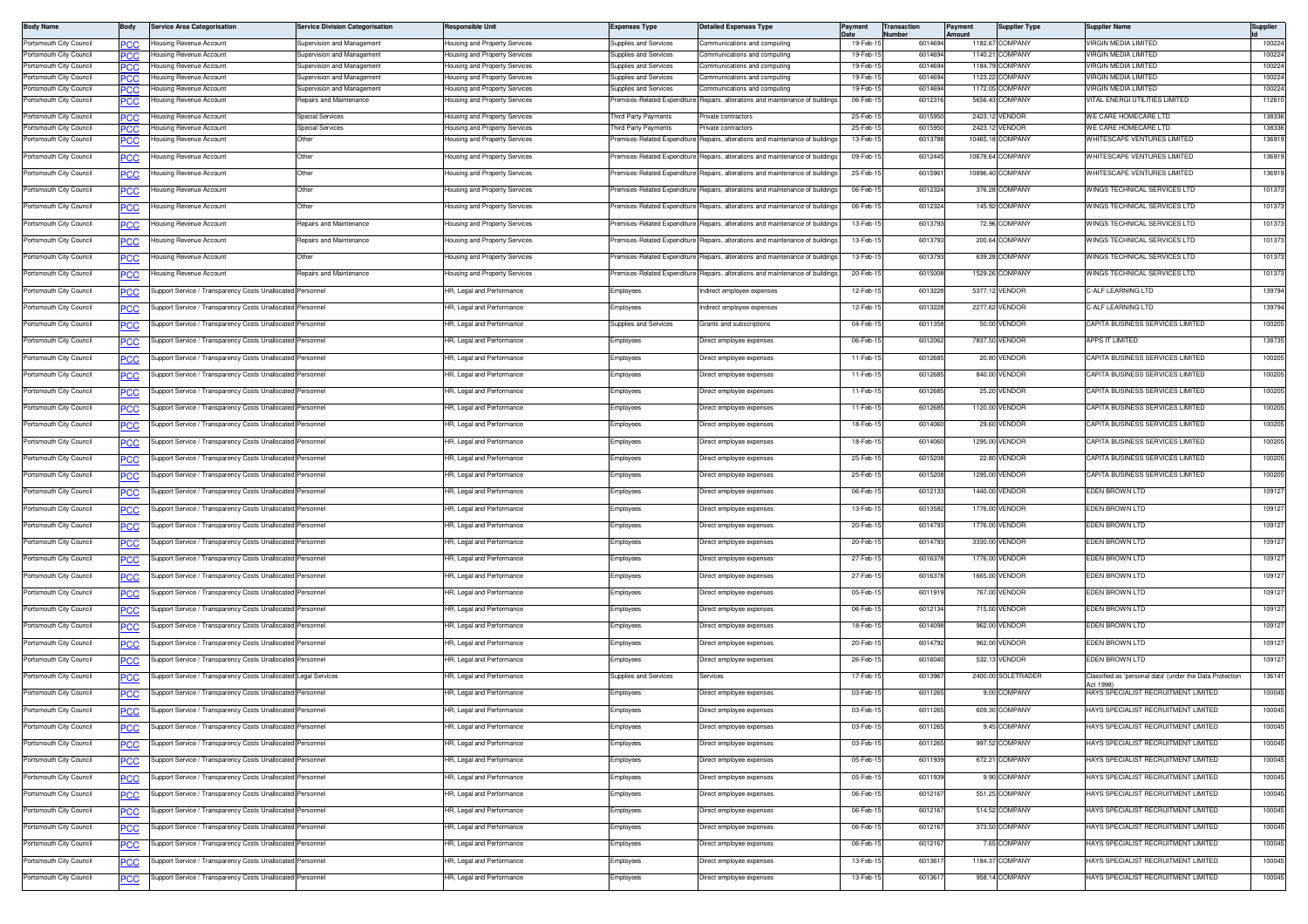| Body Name | Body | Service Area Categorisation | Service Division Categorisation | Responsible Unit | Expenses Type | Detailed Expenses Type | Payment Date | Transaction Number | Payment Amount | Supplier Type | Supplier Name | Supplier Id |
|---|---|---|---|---|---|---|---|---|---|---|---|---|
| Portsmouth City Council | PCC | Housing Revenue Account | Supervision and Management | Housing and Property Services | Supplies and Services | Communications and computing | 19-Feb-15 | 6014694 | 1182.67 | COMPANY | VIRGIN MEDIA LIMITED | 100224 |
| Portsmouth City Council | PCC | Housing Revenue Account | Supervision and Management | Housing and Property Services | Supplies and Services | Communications and computing | 19-Feb-15 | 6014694 | 1140.21 | COMPANY | VIRGIN MEDIA LIMITED | 100224 |
| Portsmouth City Council | PCC | Housing Revenue Account | Supervision and Management | Housing and Property Services | Supplies and Services | Communications and computing | 19-Feb-15 | 6014694 | 1184.79 | COMPANY | VIRGIN MEDIA LIMITED | 100224 |
| Portsmouth City Council | PCC | Housing Revenue Account | Supervision and Management | Housing and Property Services | Supplies and Services | Communications and computing | 19-Feb-15 | 6014694 | 1123.22 | COMPANY | VIRGIN MEDIA LIMITED | 100224 |
| Portsmouth City Council | PCC | Housing Revenue Account | Supervision and Management | Housing and Property Services | Supplies and Services | Communications and computing | 19-Feb-15 | 6014694 | 1172.05 | COMPANY | VIRGIN MEDIA LIMITED | 100224 |
| Portsmouth City Council | PCC | Housing Revenue Account | Repairs and Maintenance | Housing and Property Services | Premises-Related Expenditure | Repairs, alterations and maintenance of buildings | 06-Feb-15 | 6012316 | 5656.43 | COMPANY | VITAL ENERGI UTILITIES LIMITED | 112610 |
| Portsmouth City Council | PCC | Housing Revenue Account | Special Services | Housing and Property Services | Third Party Payments | Private contractors | 25-Feb-15 | 6015950 | 2423.12 | VENDOR | WE CARE HOMECARE LTD | 138336 |
| Portsmouth City Council | PCC | Housing Revenue Account | Special Services | Housing and Property Services | Third Party Payments | Private contractors | 25-Feb-15 | 6015950 | 2423.12 | VENDOR | WE CARE HOMECARE LTD | 138336 |
| Portsmouth City Council | PCC | Housing Revenue Account | Other | Housing and Property Services | Premises-Related Expenditure | Repairs, alterations and maintenance of buildings | 13-Feb-15 | 6013788 | 10465.18 | COMPANY | WHITESCAPE VENTURES LIMITED | 136919 |
| Portsmouth City Council | PCC | Housing Revenue Account | Other | Housing and Property Services | Premises-Related Expenditure | Repairs, alterations and maintenance of buildings | 09-Feb-15 | 6012445 | 10678.64 | COMPANY | WHITESCAPE VENTURES LIMITED | 136919 |
| Portsmouth City Council | PCC | Housing Revenue Account | Other | Housing and Property Services | Premises-Related Expenditure | Repairs, alterations and maintenance of buildings | 25-Feb-15 | 6015961 | 10896.40 | COMPANY | WHITESCAPE VENTURES LIMITED | 136919 |
| Portsmouth City Council | PCC | Housing Revenue Account | Other | Housing and Property Services | Premises-Related Expenditure | Repairs, alterations and maintenance of buildings | 06-Feb-15 | 6012324 | 376.28 | COMPANY | WINGS TECHNICAL SERVICES LTD | 101373 |
| Portsmouth City Council | PCC | Housing Revenue Account | Other | Housing and Property Services | Premises-Related Expenditure | Repairs, alterations and maintenance of buildings | 06-Feb-15 | 6012324 | 145.92 | COMPANY | WINGS TECHNICAL SERVICES LTD | 101373 |
| Portsmouth City Council | PCC | Housing Revenue Account | Repairs and Maintenance | Housing and Property Services | Premises-Related Expenditure | Repairs, alterations and maintenance of buildings | 13-Feb-15 | 6013793 | 72.96 | COMPANY | WINGS TECHNICAL SERVICES LTD | 101373 |
| Portsmouth City Council | PCC | Housing Revenue Account | Repairs and Maintenance | Housing and Property Services | Premises-Related Expenditure | Repairs, alterations and maintenance of buildings | 13-Feb-15 | 6013793 | 200.64 | COMPANY | WINGS TECHNICAL SERVICES LTD | 101373 |
| Portsmouth City Council | PCC | Housing Revenue Account | Other | Housing and Property Services | Premises-Related Expenditure | Repairs, alterations and maintenance of buildings | 13-Feb-15 | 6013793 | 639.28 | COMPANY | WINGS TECHNICAL SERVICES LTD | 101373 |
| Portsmouth City Council | PCC | Housing Revenue Account | Repairs and Maintenance | Housing and Property Services | Premises-Related Expenditure | Repairs, alterations and maintenance of buildings | 20-Feb-15 | 6015008 | 1529.26 | COMPANY | WINGS TECHNICAL SERVICES LTD | 101373 |
| Portsmouth City Council | PCC | Support Service / Transparency Costs Unallocated | Personnel | HR, Legal and Performance | Employees | Indirect employee expenses | 12-Feb-15 | 6013228 | 5377.12 | VENDOR | C-ALF LEARNING LTD | 139794 |
| Portsmouth City Council | PCC | Support Service / Transparency Costs Unallocated | Personnel | HR, Legal and Performance | Employees | Indirect employee expenses | 12-Feb-15 | 6013228 | 2277.62 | VENDOR | C-ALF LEARNING LTD | 139794 |
| Portsmouth City Council | PCC | Support Service / Transparency Costs Unallocated | Personnel | HR, Legal and Performance | Supplies and Services | Grants and subscriptions | 04-Feb-15 | 6011358 | 50.00 | VENDOR | CAPITA BUSINESS SERVICES LIMITED | 100205 |
| Portsmouth City Council | PCC | Support Service / Transparency Costs Unallocated | Personnel | HR, Legal and Performance | Employees | Direct employee expenses | 06-Feb-15 | 6012062 | 7837.50 | VENDOR | APPS IT LIMITED | 138735 |
| Portsmouth City Council | PCC | Support Service / Transparency Costs Unallocated | Personnel | HR, Legal and Performance | Employees | Direct employee expenses | 11-Feb-15 | 6012685 | 20.80 | VENDOR | CAPITA BUSINESS SERVICES LIMITED | 100205 |
| Portsmouth City Council | PCC | Support Service / Transparency Costs Unallocated | Personnel | HR, Legal and Performance | Employees | Direct employee expenses | 11-Feb-15 | 6012685 | 840.00 | VENDOR | CAPITA BUSINESS SERVICES LIMITED | 100205 |
| Portsmouth City Council | PCC | Support Service / Transparency Costs Unallocated | Personnel | HR, Legal and Performance | Employees | Direct employee expenses | 11-Feb-15 | 6012685 | 25.20 | VENDOR | CAPITA BUSINESS SERVICES LIMITED | 100205 |
| Portsmouth City Council | PCC | Support Service / Transparency Costs Unallocated | Personnel | HR, Legal and Performance | Employees | Direct employee expenses | 11-Feb-15 | 6012685 | 1120.00 | VENDOR | CAPITA BUSINESS SERVICES LIMITED | 100205 |
| Portsmouth City Council | PCC | Support Service / Transparency Costs Unallocated | Personnel | HR, Legal and Performance | Employees | Direct employee expenses | 18-Feb-15 | 6014060 | 29.60 | VENDOR | CAPITA BUSINESS SERVICES LIMITED | 100205 |
| Portsmouth City Council | PCC | Support Service / Transparency Costs Unallocated | Personnel | HR, Legal and Performance | Employees | Direct employee expenses | 18-Feb-15 | 6014060 | 1295.00 | VENDOR | CAPITA BUSINESS SERVICES LIMITED | 100205 |
| Portsmouth City Council | PCC | Support Service / Transparency Costs Unallocated | Personnel | HR, Legal and Performance | Employees | Direct employee expenses | 25-Feb-15 | 6015208 | 22.80 | VENDOR | CAPITA BUSINESS SERVICES LIMITED | 100205 |
| Portsmouth City Council | PCC | Support Service / Transparency Costs Unallocated | Personnel | HR, Legal and Performance | Employees | Direct employee expenses | 25-Feb-15 | 6015208 | 1295.00 | VENDOR | CAPITA BUSINESS SERVICES LIMITED | 100205 |
| Portsmouth City Council | PCC | Support Service / Transparency Costs Unallocated | Personnel | HR, Legal and Performance | Employees | Direct employee expenses | 06-Feb-15 | 6012133 | 1440.00 | VENDOR | EDEN BROWN LTD | 109127 |
| Portsmouth City Council | PCC | Support Service / Transparency Costs Unallocated | Personnel | HR, Legal and Performance | Employees | Direct employee expenses | 13-Feb-15 | 6013582 | 1776.00 | VENDOR | EDEN BROWN LTD | 109127 |
| Portsmouth City Council | PCC | Support Service / Transparency Costs Unallocated | Personnel | HR, Legal and Performance | Employees | Direct employee expenses | 20-Feb-15 | 6014793 | 1776.00 | VENDOR | EDEN BROWN LTD | 109127 |
| Portsmouth City Council | PCC | Support Service / Transparency Costs Unallocated | Personnel | HR, Legal and Performance | Employees | Direct employee expenses | 20-Feb-15 | 6014793 | 3330.00 | VENDOR | EDEN BROWN LTD | 109127 |
| Portsmouth City Council | PCC | Support Service / Transparency Costs Unallocated | Personnel | HR, Legal and Performance | Employees | Direct employee expenses | 27-Feb-15 | 6016378 | 1776.00 | VENDOR | EDEN BROWN LTD | 109127 |
| Portsmouth City Council | PCC | Support Service / Transparency Costs Unallocated | Personnel | HR, Legal and Performance | Employees | Direct employee expenses | 27-Feb-15 | 6016378 | 1665.00 | VENDOR | EDEN BROWN LTD | 109127 |
| Portsmouth City Council | PCC | Support Service / Transparency Costs Unallocated | Personnel | HR, Legal and Performance | Employees | Direct employee expenses | 05-Feb-15 | 6011919 | 767.00 | VENDOR | EDEN BROWN LTD | 109127 |
| Portsmouth City Council | PCC | Support Service / Transparency Costs Unallocated | Personnel | HR, Legal and Performance | Employees | Direct employee expenses | 06-Feb-15 | 6012134 | 715.00 | VENDOR | EDEN BROWN LTD | 109127 |
| Portsmouth City Council | PCC | Support Service / Transparency Costs Unallocated | Personnel | HR, Legal and Performance | Employees | Direct employee expenses | 18-Feb-15 | 6014098 | 962.00 | VENDOR | EDEN BROWN LTD | 109127 |
| Portsmouth City Council | PCC | Support Service / Transparency Costs Unallocated | Personnel | HR, Legal and Performance | Employees | Direct employee expenses | 20-Feb-15 | 6014792 | 962.00 | VENDOR | EDEN BROWN LTD | 109127 |
| Portsmouth City Council | PCC | Support Service / Transparency Costs Unallocated | Personnel | HR, Legal and Performance | Employees | Direct employee expenses | 26-Feb-15 | 6016040 | 532.13 | VENDOR | EDEN BROWN LTD | 109127 |
| Portsmouth City Council | PCC | Support Service / Transparency Costs Unallocated | Legal Services | HR, Legal and Performance | Supplies and Services | Services | 17-Feb-15 | 6013967 | 2400.00 | SOLETRADER | Classified as 'personal data' (under the Data Protection Act 1998) | 136141 |
| Portsmouth City Council | PCC | Support Service / Transparency Costs Unallocated | Personnel | HR, Legal and Performance | Employees | Direct employee expenses | 03-Feb-15 | 6011265 | 9.00 | COMPANY | HAYS SPECIALIST RECRUITMENT LIMITED | 100045 |
| Portsmouth City Council | PCC | Support Service / Transparency Costs Unallocated | Personnel | HR, Legal and Performance | Employees | Direct employee expenses | 03-Feb-15 | 6011265 | 609.30 | COMPANY | HAYS SPECIALIST RECRUITMENT LIMITED | 100045 |
| Portsmouth City Council | PCC | Support Service / Transparency Costs Unallocated | Personnel | HR, Legal and Performance | Employees | Direct employee expenses | 03-Feb-15 | 6011265 | 9.45 | COMPANY | HAYS SPECIALIST RECRUITMENT LIMITED | 100045 |
| Portsmouth City Council | PCC | Support Service / Transparency Costs Unallocated | Personnel | HR, Legal and Performance | Employees | Direct employee expenses | 03-Feb-15 | 6011265 | 997.52 | COMPANY | HAYS SPECIALIST RECRUITMENT LIMITED | 100045 |
| Portsmouth City Council | PCC | Support Service / Transparency Costs Unallocated | Personnel | HR, Legal and Performance | Employees | Direct employee expenses | 05-Feb-15 | 6011939 | 672.21 | COMPANY | HAYS SPECIALIST RECRUITMENT LIMITED | 100045 |
| Portsmouth City Council | PCC | Support Service / Transparency Costs Unallocated | Personnel | HR, Legal and Performance | Employees | Direct employee expenses | 05-Feb-15 | 6011939 | 9.90 | COMPANY | HAYS SPECIALIST RECRUITMENT LIMITED | 100045 |
| Portsmouth City Council | PCC | Support Service / Transparency Costs Unallocated | Personnel | HR, Legal and Performance | Employees | Direct employee expenses | 06-Feb-15 | 6012167 | 551.25 | COMPANY | HAYS SPECIALIST RECRUITMENT LIMITED | 100045 |
| Portsmouth City Council | PCC | Support Service / Transparency Costs Unallocated | Personnel | HR, Legal and Performance | Employees | Direct employee expenses | 06-Feb-15 | 6012167 | 514.52 | COMPANY | HAYS SPECIALIST RECRUITMENT LIMITED | 100045 |
| Portsmouth City Council | PCC | Support Service / Transparency Costs Unallocated | Personnel | HR, Legal and Performance | Employees | Direct employee expenses | 06-Feb-15 | 6012167 | 373.50 | COMPANY | HAYS SPECIALIST RECRUITMENT LIMITED | 100045 |
| Portsmouth City Council | PCC | Support Service / Transparency Costs Unallocated | Personnel | HR, Legal and Performance | Employees | Direct employee expenses | 06-Feb-15 | 6012167 | 7.65 | COMPANY | HAYS SPECIALIST RECRUITMENT LIMITED | 100045 |
| Portsmouth City Council | PCC | Support Service / Transparency Costs Unallocated | Personnel | HR, Legal and Performance | Employees | Direct employee expenses | 13-Feb-15 | 6013617 | 1184.37 | COMPANY | HAYS SPECIALIST RECRUITMENT LIMITED | 100045 |
| Portsmouth City Council | PCC | Support Service / Transparency Costs Unallocated | Personnel | HR, Legal and Performance | Employees | Direct employee expenses | 13-Feb-15 | 6013617 | 958.14 | COMPANY | HAYS SPECIALIST RECRUITMENT LIMITED | 100045 |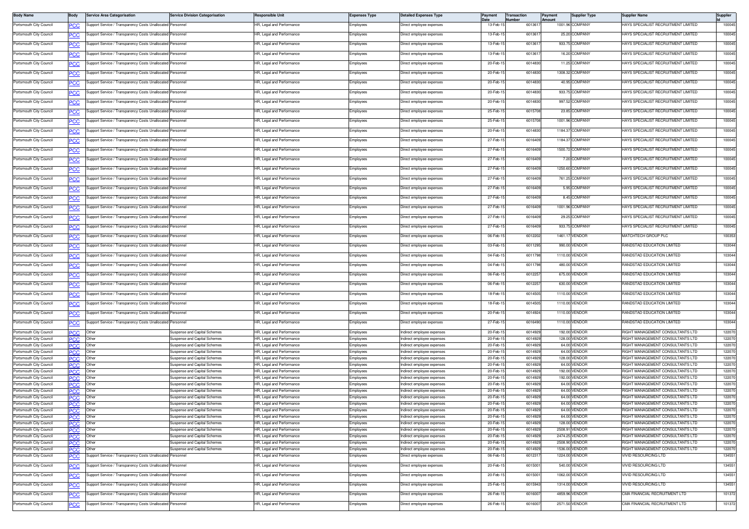| Body Name | Body | Service Area Categorisation | Service Division Categorisation | Responsible Unit | Expenses Type | Detailed Expenses Type | Payment Date | Transaction Number | Payment Amount | Supplier Type | Supplier Name | Supplier Id |
|---|---|---|---|---|---|---|---|---|---|---|---|---|
| Portsmouth City Council | PCC | Support Service / Transparency Costs Unallocated | Personnel | HR, Legal and Performance | Employees | Direct employee expenses | 13-Feb-15 | 6013617 | 1001.96 | COMPANY | HAYS SPECIALIST RECRUITMENT LIMITED | 100045 |
| Portsmouth City Council | PCC | Support Service / Transparency Costs Unallocated | Personnel | HR, Legal and Performance | Employees | Direct employee expenses | 13-Feb-15 | 6013617 | 25.20 | COMPANY | HAYS SPECIALIST RECRUITMENT LIMITED | 100045 |
| Portsmouth City Council | PCC | Support Service / Transparency Costs Unallocated | Personnel | HR, Legal and Performance | Employees | Direct employee expenses | 13-Feb-15 | 6013617 | 933.75 | COMPANY | HAYS SPECIALIST RECRUITMENT LIMITED | 100045 |
| Portsmouth City Council | PCC | Support Service / Transparency Costs Unallocated | Personnel | HR, Legal and Performance | Employees | Direct employee expenses | 13-Feb-15 | 6013617 | 16.20 | COMPANY | HAYS SPECIALIST RECRUITMENT LIMITED | 100045 |
| Portsmouth City Council | PCC | Support Service / Transparency Costs Unallocated | Personnel | HR, Legal and Performance | Employees | Direct employee expenses | 20-Feb-15 | 6014830 | 11.25 | COMPANY | HAYS SPECIALIST RECRUITMENT LIMITED | 100045 |
| Portsmouth City Council | PCC | Support Service / Transparency Costs Unallocated | Personnel | HR, Legal and Performance | Employees | Direct employee expenses | 20-Feb-15 | 6014830 | 1308.32 | COMPANY | HAYS SPECIALIST RECRUITMENT LIMITED | 100045 |
| Portsmouth City Council | PCC | Support Service / Transparency Costs Unallocated | Personnel | HR, Legal and Performance | Employees | Direct employee expenses | 20-Feb-15 | 6014830 | 40.95 | COMPANY | HAYS SPECIALIST RECRUITMENT LIMITED | 100045 |
| Portsmouth City Council | PCC | Support Service / Transparency Costs Unallocated | Personnel | HR, Legal and Performance | Employees | Direct employee expenses | 20-Feb-15 | 6014830 | 933.75 | COMPANY | HAYS SPECIALIST RECRUITMENT LIMITED | 100045 |
| Portsmouth City Council | PCC | Support Service / Transparency Costs Unallocated | Personnel | HR, Legal and Performance | Employees | Direct employee expenses | 20-Feb-15 | 6014830 | 997.52 | COMPANY | HAYS SPECIALIST RECRUITMENT LIMITED | 100045 |
| Portsmouth City Council | PCC | Support Service / Transparency Costs Unallocated | Personnel | HR, Legal and Performance | Employees | Direct employee expenses | 25-Feb-15 | 6015708 | 23.85 | COMPANY | HAYS SPECIALIST RECRUITMENT LIMITED | 100045 |
| Portsmouth City Council | PCC | Support Service / Transparency Costs Unallocated | Personnel | HR, Legal and Performance | Employees | Direct employee expenses | 25-Feb-15 | 6015708 | 1001.96 | COMPANY | HAYS SPECIALIST RECRUITMENT LIMITED | 100045 |
| Portsmouth City Council | PCC | Support Service / Transparency Costs Unallocated | Personnel | HR, Legal and Performance | Employees | Direct employee expenses | 20-Feb-15 | 6014830 | 1184.37 | COMPANY | HAYS SPECIALIST RECRUITMENT LIMITED | 100045 |
| Portsmouth City Council | PCC | Support Service / Transparency Costs Unallocated | Personnel | HR, Legal and Performance | Employees | Direct employee expenses | 27-Feb-15 | 6016409 | 1184.37 | COMPANY | HAYS SPECIALIST RECRUITMENT LIMITED | 100045 |
| Portsmouth City Council | PCC | Support Service / Transparency Costs Unallocated | Personnel | HR, Legal and Performance | Employees | Direct employee expenses | 27-Feb-15 | 6016409 | 1500.72 | COMPANY | HAYS SPECIALIST RECRUITMENT LIMITED | 100045 |
| Portsmouth City Council | PCC | Support Service / Transparency Costs Unallocated | Personnel | HR, Legal and Performance | Employees | Direct employee expenses | 27-Feb-15 | 6016409 | 7.20 | COMPANY | HAYS SPECIALIST RECRUITMENT LIMITED | 100045 |
| Portsmouth City Council | PCC | Support Service / Transparency Costs Unallocated | Personnel | HR, Legal and Performance | Employees | Direct employee expenses | 27-Feb-15 | 6016409 | 1250.60 | COMPANY | HAYS SPECIALIST RECRUITMENT LIMITED | 100045 |
| Portsmouth City Council | PCC | Support Service / Transparency Costs Unallocated | Personnel | HR, Legal and Performance | Employees | Direct employee expenses | 27-Feb-15 | 6016409 | 761.25 | COMPANY | HAYS SPECIALIST RECRUITMENT LIMITED | 100045 |
| Portsmouth City Council | PCC | Support Service / Transparency Costs Unallocated | Personnel | HR, Legal and Performance | Employees | Direct employee expenses | 27-Feb-15 | 6016409 | 5.95 | COMPANY | HAYS SPECIALIST RECRUITMENT LIMITED | 100045 |
| Portsmouth City Council | PCC | Support Service / Transparency Costs Unallocated | Personnel | HR, Legal and Performance | Employees | Direct employee expenses | 27-Feb-15 | 6016409 | 8.45 | COMPANY | HAYS SPECIALIST RECRUITMENT LIMITED | 100045 |
| Portsmouth City Council | PCC | Support Service / Transparency Costs Unallocated | Personnel | HR, Legal and Performance | Employees | Direct employee expenses | 27-Feb-15 | 6016409 | 1001.96 | COMPANY | HAYS SPECIALIST RECRUITMENT LIMITED | 100045 |
| Portsmouth City Council | PCC | Support Service / Transparency Costs Unallocated | Personnel | HR, Legal and Performance | Employees | Direct employee expenses | 27-Feb-15 | 6016409 | 29.25 | COMPANY | HAYS SPECIALIST RECRUITMENT LIMITED | 100045 |
| Portsmouth City Council | PCC | Support Service / Transparency Costs Unallocated | Personnel | HR, Legal and Performance | Employees | Direct employee expenses | 27-Feb-15 | 6016409 | 933.75 | COMPANY | HAYS SPECIALIST RECRUITMENT LIMITED | 100045 |
| Portsmouth City Council | PCC | Support Service / Transparency Costs Unallocated | Personnel | HR, Legal and Performance | Employees | Direct employee expenses | 06-Feb-15 | 6012202 | 1461.17 | VENDOR | MATCHTECH GROUP PLC | 100353 |
| Portsmouth City Council | PCC | Support Service / Transparency Costs Unallocated | Personnel | HR, Legal and Performance | Employees | Direct employee expenses | 03-Feb-15 | 6011295 | 990.00 | VENDOR | RANDSTAD EDUCATION LIMITED | 103044 |
| Portsmouth City Council | PCC | Support Service / Transparency Costs Unallocated | Personnel | HR, Legal and Performance | Employees | Direct employee expenses | 04-Feb-15 | 6011798 | 1110.00 | VENDOR | RANDSTAD EDUCATION LIMITED | 103044 |
| Portsmouth City Council | PCC | Support Service / Transparency Costs Unallocated | Personnel | HR, Legal and Performance | Employees | Direct employee expenses | 04-Feb-15 | 6011798 | 480.00 | VENDOR | RANDSTAD EDUCATION LIMITED | 103044 |
| Portsmouth City Council | PCC | Support Service / Transparency Costs Unallocated | Personnel | HR, Legal and Performance | Employees | Direct employee expenses | 06-Feb-15 | 6012257 | 675.00 | VENDOR | RANDSTAD EDUCATION LIMITED | 103044 |
| Portsmouth City Council | PCC | Support Service / Transparency Costs Unallocated | Personnel | HR, Legal and Performance | Employees | Direct employee expenses | 06-Feb-15 | 6012257 | 630.00 | VENDOR | RANDSTAD EDUCATION LIMITED | 103044 |
| Portsmouth City Council | PCC | Support Service / Transparency Costs Unallocated | Personnel | HR, Legal and Performance | Employees | Direct employee expenses | 18-Feb-15 | 6014505 | 1110.00 | VENDOR | RANDSTAD EDUCATION LIMITED | 103044 |
| Portsmouth City Council | PCC | Support Service / Transparency Costs Unallocated | Personnel | HR, Legal and Performance | Employees | Direct employee expenses | 18-Feb-15 | 6014505 | 1110.00 | VENDOR | RANDSTAD EDUCATION LIMITED | 103044 |
| Portsmouth City Council | PCC | Support Service / Transparency Costs Unallocated | Personnel | HR, Legal and Performance | Employees | Direct employee expenses | 20-Feb-15 | 6014924 | 1110.00 | VENDOR | RANDSTAD EDUCATION LIMITED | 103044 |
| Portsmouth City Council | PCC | Support Service / Transparency Costs Unallocated | Personnel | HR, Legal and Performance | Employees | Direct employee expenses | 27-Feb-15 | 6016490 | 1110.00 | VENDOR | RANDSTAD EDUCATION LIMITED | 103044 |
| Portsmouth City Council | PCC | Other | Suspense and Capital Schemes | HR, Legal and Performance | Employees | Indirect employee expenses | 20-Feb-15 | 6014929 | 192.00 | VENDOR | RIGHT MANAGEMENT CONSULTANTS LTD | 122070 |
| Portsmouth City Council | PCC | Other | Suspense and Capital Schemes | HR, Legal and Performance | Employees | Indirect employee expenses | 20-Feb-15 | 6014929 | 128.00 | VENDOR | RIGHT MANAGEMENT CONSULTANTS LTD | 122070 |
| Portsmouth City Council | PCC | Other | Suspense and Capital Schemes | HR, Legal and Performance | Employees | Indirect employee expenses | 20-Feb-15 | 6014929 | 64.00 | VENDOR | RIGHT MANAGEMENT CONSULTANTS LTD | 122070 |
| Portsmouth City Council | PCC | Other | Suspense and Capital Schemes | HR, Legal and Performance | Employees | Indirect employee expenses | 20-Feb-15 | 6014929 | 64.00 | VENDOR | RIGHT MANAGEMENT CONSULTANTS LTD | 122070 |
| Portsmouth City Council | PCC | Other | Suspense and Capital Schemes | HR, Legal and Performance | Employees | Indirect employee expenses | 20-Feb-15 | 6014929 | 128.00 | VENDOR | RIGHT MANAGEMENT CONSULTANTS LTD | 122070 |
| Portsmouth City Council | PCC | Other | Suspense and Capital Schemes | HR, Legal and Performance | Employees | Indirect employee expenses | 20-Feb-15 | 6014929 | 64.00 | VENDOR | RIGHT MANAGEMENT CONSULTANTS LTD | 122070 |
| Portsmouth City Council | PCC | Other | Suspense and Capital Schemes | HR, Legal and Performance | Employees | Indirect employee expenses | 20-Feb-15 | 6014929 | 192.00 | VENDOR | RIGHT MANAGEMENT CONSULTANTS LTD | 122070 |
| Portsmouth City Council | PCC | Other | Suspense and Capital Schemes | HR, Legal and Performance | Employees | Indirect employee expenses | 20-Feb-15 | 6014929 | 192.00 | VENDOR | RIGHT MANAGEMENT CONSULTANTS LTD | 122070 |
| Portsmouth City Council | PCC | Other | Suspense and Capital Schemes | HR, Legal and Performance | Employees | Indirect employee expenses | 20-Feb-15 | 6014929 | 64.00 | VENDOR | RIGHT MANAGEMENT CONSULTANTS LTD | 122070 |
| Portsmouth City Council | PCC | Other | Suspense and Capital Schemes | HR, Legal and Performance | Employees | Indirect employee expenses | 20-Feb-15 | 6014929 | 64.00 | VENDOR | RIGHT MANAGEMENT CONSULTANTS LTD | 122070 |
| Portsmouth City Council | PCC | Other | Suspense and Capital Schemes | HR, Legal and Performance | Employees | Indirect employee expenses | 20-Feb-15 | 6014929 | 64.00 | VENDOR | RIGHT MANAGEMENT CONSULTANTS LTD | 122070 |
| Portsmouth City Council | PCC | Other | Suspense and Capital Schemes | HR, Legal and Performance | Employees | Indirect employee expenses | 20-Feb-15 | 6014929 | 64.00 | VENDOR | RIGHT MANAGEMENT CONSULTANTS LTD | 122070 |
| Portsmouth City Council | PCC | Other | Suspense and Capital Schemes | HR, Legal and Performance | Employees | Indirect employee expenses | 20-Feb-15 | 6014929 | 64.00 | VENDOR | RIGHT MANAGEMENT CONSULTANTS LTD | 122070 |
| Portsmouth City Council | PCC | Other | Suspense and Capital Schemes | HR, Legal and Performance | Employees | Indirect employee expenses | 20-Feb-15 | 6014929 | 64.00 | VENDOR | RIGHT MANAGEMENT CONSULTANTS LTD | 122070 |
| Portsmouth City Council | PCC | Other | Suspense and Capital Schemes | HR, Legal and Performance | Employees | Indirect employee expenses | 20-Feb-15 | 6014929 | 128.00 | VENDOR | RIGHT MANAGEMENT CONSULTANTS LTD | 122070 |
| Portsmouth City Council | PCC | Other | Suspense and Capital Schemes | HR, Legal and Performance | Employees | Indirect employee expenses | 20-Feb-15 | 6014929 | 2508.91 | VENDOR | RIGHT MANAGEMENT CONSULTANTS LTD | 122070 |
| Portsmouth City Council | PCC | Other | Suspense and Capital Schemes | HR, Legal and Performance | Employees | Indirect employee expenses | 20-Feb-15 | 6014929 | 2474.25 | VENDOR | RIGHT MANAGEMENT CONSULTANTS LTD | 122070 |
| Portsmouth City Council | PCC | Other | Suspense and Capital Schemes | HR, Legal and Performance | Employees | Indirect employee expenses | 20-Feb-15 | 6014929 | 2508.90 | VENDOR | RIGHT MANAGEMENT CONSULTANTS LTD | 122070 |
| Portsmouth City Council | PCC | Other | Suspense and Capital Schemes | HR, Legal and Performance | Employees | Indirect employee expenses | 20-Feb-15 | 6014929 | 1536.00 | VENDOR | RIGHT MANAGEMENT CONSULTANTS LTD | 122070 |
| Portsmouth City Council | PCC | Support Service / Transparency Costs Unallocated | Personnel | HR, Legal and Performance | Employees | Direct employee expenses | 06-Feb-15 | 6012317 | 1224.00 | VENDOR | VIVID RESOURCING LTD | 134551 |
| Portsmouth City Council | PCC | Support Service / Transparency Costs Unallocated | Personnel | HR, Legal and Performance | Employees | Direct employee expenses | 20-Feb-15 | 6015001 | 540.00 | VENDOR | VIVID RESOURCING LTD | 134551 |
| Portsmouth City Council | PCC | Support Service / Transparency Costs Unallocated | Personnel | HR, Legal and Performance | Employees | Direct employee expenses | 20-Feb-15 | 6015001 | 1062.00 | VENDOR | VIVID RESOURCING LTD | 134551 |
| Portsmouth City Council | PCC | Support Service / Transparency Costs Unallocated | Personnel | HR, Legal and Performance | Employees | Direct employee expenses | 25-Feb-15 | 6015943 | 1314.00 | VENDOR | VIVID RESOURCING LTD | 134551 |
| Portsmouth City Council | PCC | Support Service / Transparency Costs Unallocated | Personnel | HR, Legal and Performance | Employees | Direct employee expenses | 26-Feb-15 | 6016007 | 4859.96 | VENDOR | CMA FINANCIAL RECRUITMENT LTD | 101372 |
| Portsmouth City Council | PCC | Support Service / Transparency Costs Unallocated | Personnel | HR, Legal and Performance | Employees | Direct employee expenses | 26-Feb-15 | 6016007 | 2571.50 | VENDOR | CMA FINANCIAL RECRUITMENT LTD | 101372 |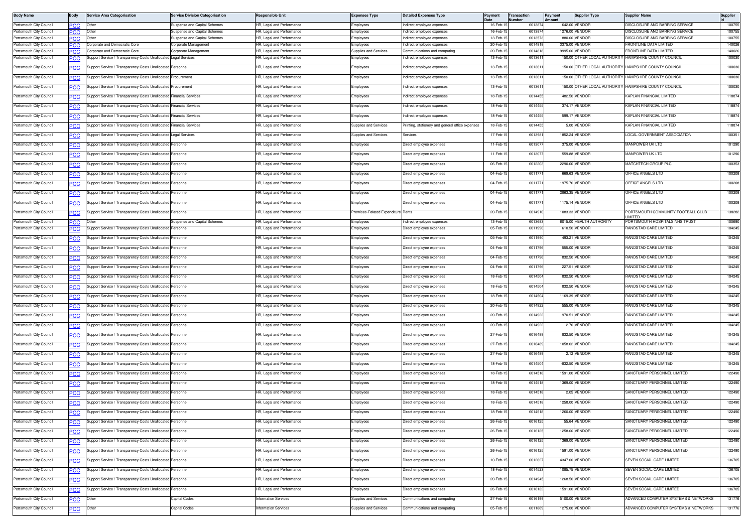| Body Name | Body | Service Area Categorisation | Service Division Categorisation | Responsible Unit | Expenses Type | Detailed Expenses Type | Payment Date | Transaction Number | Payment Amount | Supplier Type | Supplier Name | Supplier Id |
|---|---|---|---|---|---|---|---|---|---|---|---|---|
| Portsmouth City Council | PCC | Other | Suspense and Capital Schemes | HR, Legal and Performance | Employees | Indirect employee expenses | 16-Feb-15 | 6013874 | 642.00 | VENDOR | DISCLOSURE AND BARRING SERVICE | 100755 |
| Portsmouth City Council | PCC | Other | Suspense and Capital Schemes | HR, Legal and Performance | Employees | Indirect employee expenses | 16-Feb-15 | 6013874 | 1276.00 | VENDOR | DISCLOSURE AND BARRING SERVICE | 100755 |
| Portsmouth City Council | PCC | Other | Suspense and Capital Schemes | HR, Legal and Performance | Employees | Indirect employee expenses | 13-Feb-15 | 6013573 | 880.00 | VENDOR | DISCLOSURE AND BARRING SERVICE | 100755 |
| Portsmouth City Council | PCC | Corporate and Democratic Core | Corporate Management | HR, Legal and Performance | Employees | Indirect employee expenses | 20-Feb-15 | 6014818 | 3375.00 | VENDOR | FRONTLINE DATA LIMITED | 140026 |
| Portsmouth City Council | PCC | Corporate and Democratic Core | Corporate Management | HR, Legal and Performance | Supplies and Services | Communications and computing | 20-Feb-15 | 6014818 | 9995.00 | VENDOR | FRONTLINE DATA LIMITED | 140026 |
| Portsmouth City Council | PCC | Support Service / Transparency Costs Unallocated | Legal Services | HR, Legal and Performance | Employees | Indirect employee expenses | 13-Feb-15 | 6013611 | 150.00 | OTHER LOCAL AUTHORITY | HAMPSHIRE COUNTY COUNCIL | 100030 |
| Portsmouth City Council | PCC | Support Service / Transparency Costs Unallocated | Personnel | HR, Legal and Performance | Employees | Indirect employee expenses | 13-Feb-15 | 6013611 | 150.00 | OTHER LOCAL AUTHORITY | HAMPSHIRE COUNTY COUNCIL | 100030 |
| Portsmouth City Council | PCC | Support Service / Transparency Costs Unallocated | Procurement | HR, Legal and Performance | Employees | Indirect employee expenses | 13-Feb-15 | 6013611 | 150.00 | OTHER LOCAL AUTHORITY | HAMPSHIRE COUNTY COUNCIL | 100030 |
| Portsmouth City Council | PCC | Support Service / Transparency Costs Unallocated | Procurement | HR, Legal and Performance | Employees | Indirect employee expenses | 13-Feb-15 | 6013611 | 150.00 | OTHER LOCAL AUTHORITY | HAMPSHIRE COUNTY COUNCIL | 100030 |
| Portsmouth City Council | PCC | Support Service / Transparency Costs Unallocated | Financial Services | HR, Legal and Performance | Employees | Indirect employee expenses | 18-Feb-15 | 6014455 | 482.50 | VENDOR | KAPLAN FINANCIAL LIMITED | 118874 |
| Portsmouth City Council | PCC | Support Service / Transparency Costs Unallocated | Financial Services | HR, Legal and Performance | Employees | Indirect employee expenses | 18-Feb-15 | 6014455 | 374.17 | VENDOR | KAPLAN FINANCIAL LIMITED | 118874 |
| Portsmouth City Council | PCC | Support Service / Transparency Costs Unallocated | Financial Services | HR, Legal and Performance | Employees | Indirect employee expenses | 18-Feb-15 | 6014455 | 599.17 | VENDOR | KAPLAN FINANCIAL LIMITED | 118874 |
| Portsmouth City Council | PCC | Support Service / Transparency Costs Unallocated | Financial Services | HR, Legal and Performance | Supplies and Services | Printing, stationery and general office expenses | 18-Feb-15 | 6014455 | 5.00 | VENDOR | KAPLAN FINANCIAL LIMITED | 118874 |
| Portsmouth City Council | PCC | Support Service / Transparency Costs Unallocated | Legal Services | HR, Legal and Performance | Supplies and Services | Services | 17-Feb-15 | 6013981 | 1852.24 | VENDOR | LOCAL GOVERNMENT ASSOCIATION | 100351 |
| Portsmouth City Council | PCC | Support Service / Transparency Costs Unallocated | Personnel | HR, Legal and Performance | Employees | Direct employee expenses | 11-Feb-15 | 6013077 | 375.00 | VENDOR | MANPOWER UK LTD | 101290 |
| Portsmouth City Council | PCC | Support Service / Transparency Costs Unallocated | Personnel | HR, Legal and Performance | Employees | Direct employee expenses | 11-Feb-15 | 6013077 | 559.88 | VENDOR | MANPOWER UK LTD | 101290 |
| Portsmouth City Council | PCC | Support Service / Transparency Costs Unallocated | Personnel | HR, Legal and Performance | Employees | Direct employee expenses | 06-Feb-15 | 6012203 | 2290.00 | VENDOR | MATCHTECH GROUP PLC | 100353 |
| Portsmouth City Council | PCC | Support Service / Transparency Costs Unallocated | Personnel | HR, Legal and Performance | Employees | Direct employee expenses | 04-Feb-15 | 6011771 | 669.63 | VENDOR | OFFICE ANGELS LTD | 100208 |
| Portsmouth City Council | PCC | Support Service / Transparency Costs Unallocated | Personnel | HR, Legal and Performance | Employees | Direct employee expenses | 04-Feb-15 | 6011771 | 1975.76 | VENDOR | OFFICE ANGELS LTD | 100208 |
| Portsmouth City Council | PCC | Support Service / Transparency Costs Unallocated | Personnel | HR, Legal and Performance | Employees | Direct employee expenses | 04-Feb-15 | 6011771 | 2863.35 | VENDOR | OFFICE ANGELS LTD | 100208 |
| Portsmouth City Council | PCC | Support Service / Transparency Costs Unallocated | Personnel | HR, Legal and Performance | Employees | Direct employee expenses | 04-Feb-15 | 6011771 | 1175.14 | VENDOR | OFFICE ANGELS LTD | 100208 |
| Portsmouth City Council | PCC | Support Service / Transparency Costs Unallocated | Personnel | HR, Legal and Performance | Premises-Related Expenditure | Rents | 20-Feb-15 | 6014910 | 1083.33 | VENDOR | PORTSMOUTH COMMUNITY FOOTBALL CLUB LIMITED | 138282 |
| Portsmouth City Council | PCC | Other | Suspense and Capital Schemes | HR, Legal and Performance | Employees | Indirect employee expenses | 13-Feb-15 | 6013683 | 6015.00 | HEALTH AUTHORITY | PORTSMOUTH HOSPITALS NHS TRUST | 100690 |
| Portsmouth City Council | PCC | Support Service / Transparency Costs Unallocated | Personnel | HR, Legal and Performance | Employees | Direct employee expenses | 05-Feb-15 | 6011990 | 610.50 | VENDOR | RANDSTAD CARE LIMITED | 104245 |
| Portsmouth City Council | PCC | Support Service / Transparency Costs Unallocated | Personnel | HR, Legal and Performance | Employees | Direct employee expenses | 05-Feb-15 | 6011990 | 493.21 | VENDOR | RANDSTAD CARE LIMITED | 104245 |
| Portsmouth City Council | PCC | Support Service / Transparency Costs Unallocated | Personnel | HR, Legal and Performance | Employees | Direct employee expenses | 04-Feb-15 | 6011796 | 555.00 | VENDOR | RANDSTAD CARE LIMITED | 104245 |
| Portsmouth City Council | PCC | Support Service / Transparency Costs Unallocated | Personnel | HR, Legal and Performance | Employees | Direct employee expenses | 04-Feb-15 | 6011796 | 832.50 | VENDOR | RANDSTAD CARE LIMITED | 104245 |
| Portsmouth City Council | PCC | Support Service / Transparency Costs Unallocated | Personnel | HR, Legal and Performance | Employees | Direct employee expenses | 04-Feb-15 | 6011796 | 227.51 | VENDOR | RANDSTAD CARE LIMITED | 104245 |
| Portsmouth City Council | PCC | Support Service / Transparency Costs Unallocated | Personnel | HR, Legal and Performance | Employees | Direct employee expenses | 18-Feb-15 | 6014504 | 832.50 | VENDOR | RANDSTAD CARE LIMITED | 104245 |
| Portsmouth City Council | PCC | Support Service / Transparency Costs Unallocated | Personnel | HR, Legal and Performance | Employees | Direct employee expenses | 18-Feb-15 | 6014504 | 832.50 | VENDOR | RANDSTAD CARE LIMITED | 104245 |
| Portsmouth City Council | PCC | Support Service / Transparency Costs Unallocated | Personnel | HR, Legal and Performance | Employees | Direct employee expenses | 18-Feb-15 | 6014504 | 1169.39 | VENDOR | RANDSTAD CARE LIMITED | 104245 |
| Portsmouth City Council | PCC | Support Service / Transparency Costs Unallocated | Personnel | HR, Legal and Performance | Employees | Direct employee expenses | 20-Feb-15 | 6014922 | 555.00 | VENDOR | RANDSTAD CARE LIMITED | 104245 |
| Portsmouth City Council | PCC | Support Service / Transparency Costs Unallocated | Personnel | HR, Legal and Performance | Employees | Direct employee expenses | 20-Feb-15 | 6014922 | 970.51 | VENDOR | RANDSTAD CARE LIMITED | 104245 |
| Portsmouth City Council | PCC | Support Service / Transparency Costs Unallocated | Personnel | HR, Legal and Performance | Employees | Direct employee expenses | 20-Feb-15 | 6014922 | 2.70 | VENDOR | RANDSTAD CARE LIMITED | 104245 |
| Portsmouth City Council | PCC | Support Service / Transparency Costs Unallocated | Personnel | HR, Legal and Performance | Employees | Direct employee expenses | 27-Feb-15 | 6016489 | 832.50 | VENDOR | RANDSTAD CARE LIMITED | 104245 |
| Portsmouth City Council | PCC | Support Service / Transparency Costs Unallocated | Personnel | HR, Legal and Performance | Employees | Direct employee expenses | 27-Feb-15 | 6016489 | 1058.02 | VENDOR | RANDSTAD CARE LIMITED | 104245 |
| Portsmouth City Council | PCC | Support Service / Transparency Costs Unallocated | Personnel | HR, Legal and Performance | Employees | Direct employee expenses | 27-Feb-15 | 6016489 | 2.12 | VENDOR | RANDSTAD CARE LIMITED | 104245 |
| Portsmouth City Council | PCC | Support Service / Transparency Costs Unallocated | Personnel | HR, Legal and Performance | Employees | Direct employee expenses | 18-Feb-15 | 6014504 | -832.50 | VENDOR | RANDSTAD CARE LIMITED | 104245 |
| Portsmouth City Council | PCC | Support Service / Transparency Costs Unallocated | Personnel | HR, Legal and Performance | Employees | Direct employee expenses | 18-Feb-15 | 6014518 | 1591.00 | VENDOR | SANCTUARY PERSONNEL LIMITED | 122490 |
| Portsmouth City Council | PCC | Support Service / Transparency Costs Unallocated | Personnel | HR, Legal and Performance | Employees | Direct employee expenses | 18-Feb-15 | 6014518 | 1369.00 | VENDOR | SANCTUARY PERSONNEL LIMITED | 122490 |
| Portsmouth City Council | PCC | Support Service / Transparency Costs Unallocated | Personnel | HR, Legal and Performance | Employees | Direct employee expenses | 18-Feb-15 | 6014518 | 2.05 | VENDOR | SANCTUARY PERSONNEL LIMITED | 122490 |
| Portsmouth City Council | PCC | Support Service / Transparency Costs Unallocated | Personnel | HR, Legal and Performance | Employees | Direct employee expenses | 18-Feb-15 | 6014518 | 1258.00 | VENDOR | SANCTUARY PERSONNEL LIMITED | 122490 |
| Portsmouth City Council | PCC | Support Service / Transparency Costs Unallocated | Personnel | HR, Legal and Performance | Employees | Direct employee expenses | 18-Feb-15 | 6014518 | 1260.00 | VENDOR | SANCTUARY PERSONNEL LIMITED | 122490 |
| Portsmouth City Council | PCC | Support Service / Transparency Costs Unallocated | Personnel | HR, Legal and Performance | Employees | Direct employee expenses | 26-Feb-15 | 6016125 | 55.64 | VENDOR | SANCTUARY PERSONNEL LIMITED | 122490 |
| Portsmouth City Council | PCC | Support Service / Transparency Costs Unallocated | Personnel | HR, Legal and Performance | Employees | Direct employee expenses | 26-Feb-15 | 6016125 | 1258.00 | VENDOR | SANCTUARY PERSONNEL LIMITED | 122490 |
| Portsmouth City Council | PCC | Support Service / Transparency Costs Unallocated | Personnel | HR, Legal and Performance | Employees | Direct employee expenses | 26-Feb-15 | 6016125 | 1369.00 | VENDOR | SANCTUARY PERSONNEL LIMITED | 122490 |
| Portsmouth City Council | PCC | Support Service / Transparency Costs Unallocated | Personnel | HR, Legal and Performance | Employees | Direct employee expenses | 26-Feb-15 | 6016125 | 1591.00 | VENDOR | SANCTUARY PERSONNEL LIMITED | 122490 |
| Portsmouth City Council | PCC | Support Service / Transparency Costs Unallocated | Personnel | HR, Legal and Performance | Employees | Direct employee expenses | 10-Feb-15 | 6012627 | 4347.00 | VENDOR | SEVEN SOCIAL CARE LIMITED | 136705 |
| Portsmouth City Council | PCC | Support Service / Transparency Costs Unallocated | Personnel | HR, Legal and Performance | Employees | Direct employee expenses | 18-Feb-15 | 6014523 | 1085.75 | VENDOR | SEVEN SOCIAL CARE LIMITED | 136705 |
| Portsmouth City Council | PCC | Support Service / Transparency Costs Unallocated | Personnel | HR, Legal and Performance | Employees | Direct employee expenses | 20-Feb-15 | 6014945 | 1268.50 | VENDOR | SEVEN SOCIAL CARE LIMITED | 136705 |
| Portsmouth City Council | PCC | Support Service / Transparency Costs Unallocated | Personnel | HR, Legal and Performance | Employees | Direct employee expenses | 26-Feb-15 | 6016132 | 1591.00 | VENDOR | SEVEN SOCIAL CARE LIMITED | 136705 |
| Portsmouth City Council | PCC | Other | Capital Codes | Information Services | Supplies and Services | Communications and computing | 27-Feb-15 | 6016199 | 5100.00 | VENDOR | ADVANCED COMPUTER SYSTEMS & NETWORKS | 131776 |
| Portsmouth City Council | PCC | Other | Capital Codes | Information Services | Supplies and Services | Communications and computing | 05-Feb-15 | 6011869 | 1275.00 | VENDOR | ADVANCED COMPUTER SYSTEMS & NETWORKS | 131776 |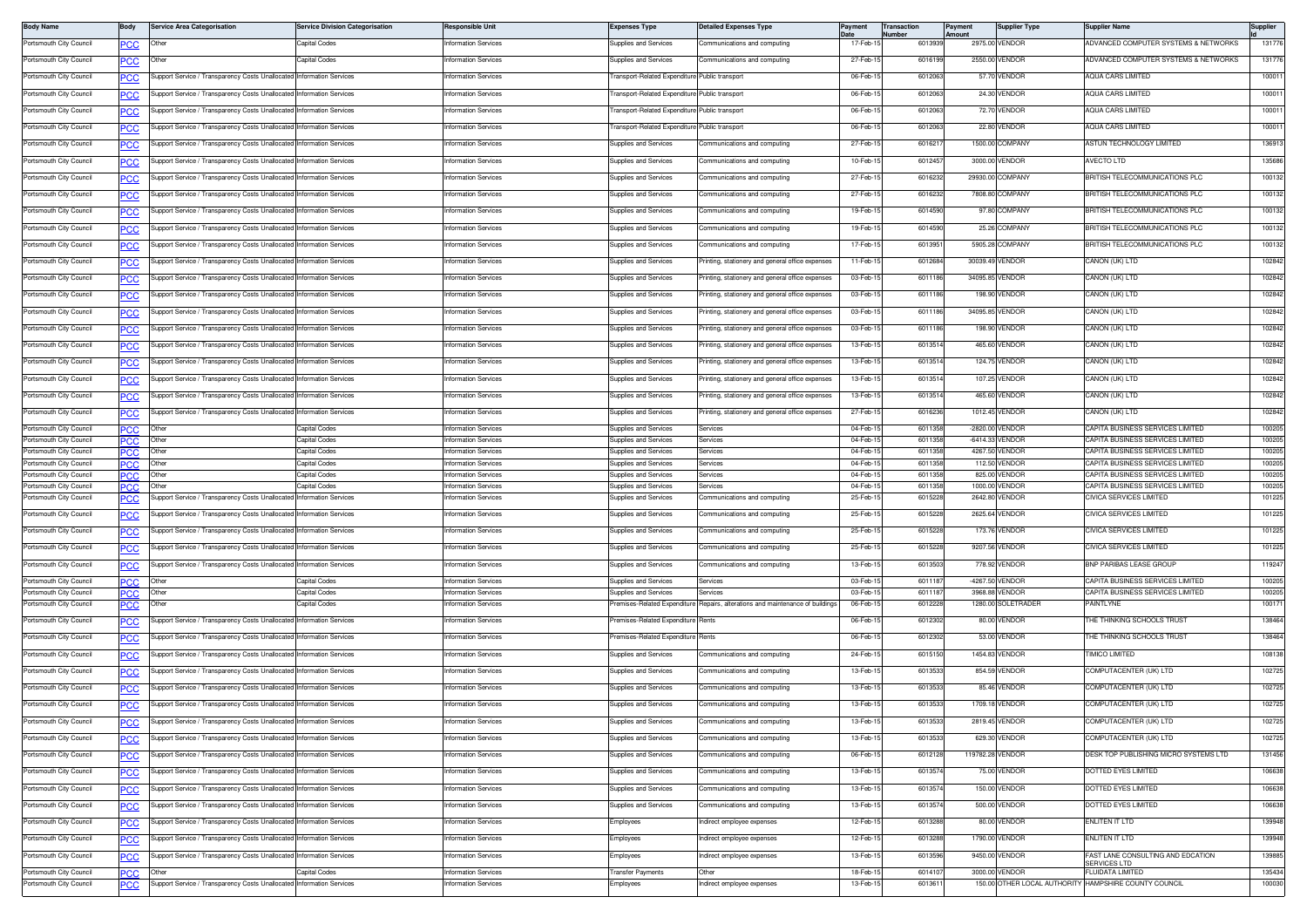| Body Name | Body | Service Area Categorisation | Service Division Categorisation | Responsible Unit | Expenses Type | Detailed Expenses Type | Payment Date | Transaction Number | Payment Amount | Supplier Type | Supplier Name | Supplier Id |
|---|---|---|---|---|---|---|---|---|---|---|---|---|
| Portsmouth City Council | PCC | Other | Capital Codes | Information Services | Supplies and Services | Communications and computing | 17-Feb-15 | 6013939 | 2975.00 | VENDOR | ADVANCED COMPUTER SYSTEMS & NETWORKS | 131776 |
| Portsmouth City Council | PCC | Other | Capital Codes | Information Services | Supplies and Services | Communications and computing | 27-Feb-15 | 6016199 | 2550.00 | VENDOR | ADVANCED COMPUTER SYSTEMS & NETWORKS | 131776 |
| Portsmouth City Council | PCC | Support Service / Transparency Costs Unallocated | Information Services | Information Services | Transport-Related Expenditure | Public transport | 06-Feb-15 | 6012063 | 57.70 | VENDOR | AQUA CARS LIMITED | 100011 |
| Portsmouth City Council | PCC | Support Service / Transparency Costs Unallocated | Information Services | Information Services | Transport-Related Expenditure | Public transport | 06-Feb-15 | 6012063 | 24.30 | VENDOR | AQUA CARS LIMITED | 100011 |
| Portsmouth City Council | PCC | Support Service / Transparency Costs Unallocated | Information Services | Information Services | Transport-Related Expenditure | Public transport | 06-Feb-15 | 6012063 | 72.70 | VENDOR | AQUA CARS LIMITED | 100011 |
| Portsmouth City Council | PCC | Support Service / Transparency Costs Unallocated | Information Services | Information Services | Transport-Related Expenditure | Public transport | 06-Feb-15 | 6012063 | 22.80 | VENDOR | AQUA CARS LIMITED | 100011 |
| Portsmouth City Council | PCC | Support Service / Transparency Costs Unallocated | Information Services | Information Services | Supplies and Services | Communications and computing | 27-Feb-15 | 6016217 | 1500.00 | COMPANY | ASTUN TECHNOLOGY LIMITED | 136913 |
| Portsmouth City Council | PCC | Support Service / Transparency Costs Unallocated | Information Services | Information Services | Supplies and Services | Communications and computing | 10-Feb-15 | 6012457 | 3000.00 | VENDOR | AVECTO LTD | 135686 |
| Portsmouth City Council | PCC | Support Service / Transparency Costs Unallocated | Information Services | Information Services | Supplies and Services | Communications and computing | 27-Feb-15 | 6016232 | 29930.00 | COMPANY | BRITISH TELECOMMUNICATIONS PLC | 100132 |
| Portsmouth City Council | PCC | Support Service / Transparency Costs Unallocated | Information Services | Information Services | Supplies and Services | Communications and computing | 27-Feb-15 | 6016232 | 7808.80 | COMPANY | BRITISH TELECOMMUNICATIONS PLC | 100132 |
| Portsmouth City Council | PCC | Support Service / Transparency Costs Unallocated | Information Services | Information Services | Supplies and Services | Communications and computing | 19-Feb-15 | 6014590 | 97.80 | COMPANY | BRITISH TELECOMMUNICATIONS PLC | 100132 |
| Portsmouth City Council | PCC | Support Service / Transparency Costs Unallocated | Information Services | Information Services | Supplies and Services | Communications and computing | 19-Feb-15 | 6014590 | 25.26 | COMPANY | BRITISH TELECOMMUNICATIONS PLC | 100132 |
| Portsmouth City Council | PCC | Support Service / Transparency Costs Unallocated | Information Services | Information Services | Supplies and Services | Communications and computing | 17-Feb-15 | 6013951 | 5905.28 | COMPANY | BRITISH TELECOMMUNICATIONS PLC | 100132 |
| Portsmouth City Council | PCC | Support Service / Transparency Costs Unallocated | Information Services | Information Services | Supplies and Services | Printing, stationery and general office expenses | 11-Feb-15 | 6012684 | 30039.49 | VENDOR | CANON (UK) LTD | 102842 |
| Portsmouth City Council | PCC | Support Service / Transparency Costs Unallocated | Information Services | Information Services | Supplies and Services | Printing, stationery and general office expenses | 03-Feb-15 | 6011186 | 34095.85 | VENDOR | CANON (UK) LTD | 102842 |
| Portsmouth City Council | PCC | Support Service / Transparency Costs Unallocated | Information Services | Information Services | Supplies and Services | Printing, stationery and general office expenses | 03-Feb-15 | 6011186 | 198.90 | VENDOR | CANON (UK) LTD | 102842 |
| Portsmouth City Council | PCC | Support Service / Transparency Costs Unallocated | Information Services | Information Services | Supplies and Services | Printing, stationery and general office expenses | 03-Feb-15 | 6011186 | 34095.85 | VENDOR | CANON (UK) LTD | 102842 |
| Portsmouth City Council | PCC | Support Service / Transparency Costs Unallocated | Information Services | Information Services | Supplies and Services | Printing, stationery and general office expenses | 03-Feb-15 | 6011186 | 198.90 | VENDOR | CANON (UK) LTD | 102842 |
| Portsmouth City Council | PCC | Support Service / Transparency Costs Unallocated | Information Services | Information Services | Supplies and Services | Printing, stationery and general office expenses | 13-Feb-15 | 6013514 | 465.60 | VENDOR | CANON (UK) LTD | 102842 |
| Portsmouth City Council | PCC | Support Service / Transparency Costs Unallocated | Information Services | Information Services | Supplies and Services | Printing, stationery and general office expenses | 13-Feb-15 | 6013514 | 124.75 | VENDOR | CANON (UK) LTD | 102842 |
| Portsmouth City Council | PCC | Support Service / Transparency Costs Unallocated | Information Services | Information Services | Supplies and Services | Printing, stationery and general office expenses | 13-Feb-15 | 6013514 | 107.25 | VENDOR | CANON (UK) LTD | 102842 |
| Portsmouth City Council | PCC | Support Service / Transparency Costs Unallocated | Information Services | Information Services | Supplies and Services | Printing, stationery and general office expenses | 13-Feb-15 | 6013514 | 465.60 | VENDOR | CANON (UK) LTD | 102842 |
| Portsmouth City Council | PCC | Support Service / Transparency Costs Unallocated | Information Services | Information Services | Supplies and Services | Printing, stationery and general office expenses | 27-Feb-15 | 6016236 | 1012.45 | VENDOR | CANON (UK) LTD | 102842 |
| Portsmouth City Council | PCC | Other | Capital Codes | Information Services | Supplies and Services | Services | 04-Feb-15 | 6011358 | -2820.00 | VENDOR | CAPITA BUSINESS SERVICES LIMITED | 100205 |
| Portsmouth City Council | PCC | Other | Capital Codes | Information Services | Supplies and Services | Services | 04-Feb-15 | 6011358 | -6414.33 | VENDOR | CAPITA BUSINESS SERVICES LIMITED | 100205 |
| Portsmouth City Council | PCC | Other | Capital Codes | Information Services | Supplies and Services | Services | 04-Feb-15 | 6011358 | 4267.50 | VENDOR | CAPITA BUSINESS SERVICES LIMITED | 100205 |
| Portsmouth City Council | PCC | Other | Capital Codes | Information Services | Supplies and Services | Services | 04-Feb-15 | 6011358 | 112.50 | VENDOR | CAPITA BUSINESS SERVICES LIMITED | 100205 |
| Portsmouth City Council | PCC | Other | Capital Codes | Information Services | Supplies and Services | Services | 04-Feb-15 | 6011358 | 825.00 | VENDOR | CAPITA BUSINESS SERVICES LIMITED | 100205 |
| Portsmouth City Council | PCC | Other | Capital Codes | Information Services | Supplies and Services | Services | 04-Feb-15 | 6011358 | 1000.00 | VENDOR | CAPITA BUSINESS SERVICES LIMITED | 100205 |
| Portsmouth City Council | PCC | Support Service / Transparency Costs Unallocated | Information Services | Information Services | Supplies and Services | Communications and computing | 25-Feb-15 | 6015228 | 2642.80 | VENDOR | CIVICA SERVICES LIMITED | 101225 |
| Portsmouth City Council | PCC | Support Service / Transparency Costs Unallocated | Information Services | Information Services | Supplies and Services | Communications and computing | 25-Feb-15 | 6015228 | 2625.64 | VENDOR | CIVICA SERVICES LIMITED | 101225 |
| Portsmouth City Council | PCC | Support Service / Transparency Costs Unallocated | Information Services | Information Services | Supplies and Services | Communications and computing | 25-Feb-15 | 6015228 | 173.76 | VENDOR | CIVICA SERVICES LIMITED | 101225 |
| Portsmouth City Council | PCC | Support Service / Transparency Costs Unallocated | Information Services | Information Services | Supplies and Services | Communications and computing | 25-Feb-15 | 6015228 | 9207.56 | VENDOR | CIVICA SERVICES LIMITED | 101225 |
| Portsmouth City Council | PCC | Support Service / Transparency Costs Unallocated | Information Services | Information Services | Supplies and Services | Communications and computing | 13-Feb-15 | 6013503 | 778.92 | VENDOR | BNP PARIBAS LEASE GROUP | 119247 |
| Portsmouth City Council | PCC | Other | Capital Codes | Information Services | Supplies and Services | Services | 03-Feb-15 | 6011187 | -4267.50 | VENDOR | CAPITA BUSINESS SERVICES LIMITED | 100205 |
| Portsmouth City Council | PCC | Other | Capital Codes | Information Services | Supplies and Services | Services | 03-Feb-15 | 6011187 | 3968.88 | VENDOR | CAPITA BUSINESS SERVICES LIMITED | 100205 |
| Portsmouth City Council | PCC | Other | Capital Codes | Information Services | Premises-Related Expenditure | Repairs, alterations and maintenance of buildings | 06-Feb-15 | 6012228 | 1280.00 | SOLETRADER | PAINTLYNE | 100171 |
| Portsmouth City Council | PCC | Support Service / Transparency Costs Unallocated | Information Services | Information Services | Premises-Related Expenditure | Rents | 06-Feb-15 | 6012302 | 80.00 | VENDOR | THE THINKING SCHOOLS TRUST | 138464 |
| Portsmouth City Council | PCC | Support Service / Transparency Costs Unallocated | Information Services | Information Services | Premises-Related Expenditure | Rents | 06-Feb-15 | 6012302 | 53.00 | VENDOR | THE THINKING SCHOOLS TRUST | 138464 |
| Portsmouth City Council | PCC | Support Service / Transparency Costs Unallocated | Information Services | Information Services | Supplies and Services | Communications and computing | 24-Feb-15 | 6015150 | 1454.83 | VENDOR | TIMICO LIMITED | 108138 |
| Portsmouth City Council | PCC | Support Service / Transparency Costs Unallocated | Information Services | Information Services | Supplies and Services | Communications and computing | 13-Feb-15 | 6013533 | 854.59 | VENDOR | COMPUTACENTER (UK) LTD | 102725 |
| Portsmouth City Council | PCC | Support Service / Transparency Costs Unallocated | Information Services | Information Services | Supplies and Services | Communications and computing | 13-Feb-15 | 6013533 | 85.46 | VENDOR | COMPUTACENTER (UK) LTD | 102725 |
| Portsmouth City Council | PCC | Support Service / Transparency Costs Unallocated | Information Services | Information Services | Supplies and Services | Communications and computing | 13-Feb-15 | 6013533 | 1709.18 | VENDOR | COMPUTACENTER (UK) LTD | 102725 |
| Portsmouth City Council | PCC | Support Service / Transparency Costs Unallocated | Information Services | Information Services | Supplies and Services | Communications and computing | 13-Feb-15 | 6013533 | 2819.45 | VENDOR | COMPUTACENTER (UK) LTD | 102725 |
| Portsmouth City Council | PCC | Support Service / Transparency Costs Unallocated | Information Services | Information Services | Supplies and Services | Communications and computing | 13-Feb-15 | 6013533 | 629.30 | VENDOR | COMPUTACENTER (UK) LTD | 102725 |
| Portsmouth City Council | PCC | Support Service / Transparency Costs Unallocated | Information Services | Information Services | Supplies and Services | Communications and computing | 06-Feb-15 | 6012128 | 119782.28 | VENDOR | DESK TOP PUBLISHING MICRO SYSTEMS LTD | 131456 |
| Portsmouth City Council | PCC | Support Service / Transparency Costs Unallocated | Information Services | Information Services | Supplies and Services | Communications and computing | 13-Feb-15 | 6013574 | 75.00 | VENDOR | DOTTED EYES LIMITED | 106638 |
| Portsmouth City Council | PCC | Support Service / Transparency Costs Unallocated | Information Services | Information Services | Supplies and Services | Communications and computing | 13-Feb-15 | 6013574 | 150.00 | VENDOR | DOTTED EYES LIMITED | 106638 |
| Portsmouth City Council | PCC | Support Service / Transparency Costs Unallocated | Information Services | Information Services | Supplies and Services | Communications and computing | 13-Feb-15 | 6013574 | 500.00 | VENDOR | DOTTED EYES LIMITED | 106638 |
| Portsmouth City Council | PCC | Support Service / Transparency Costs Unallocated | Information Services | Information Services | Employees | Indirect employee expenses | 12-Feb-15 | 6013288 | 80.00 | VENDOR | ENLITEN IT LTD | 139948 |
| Portsmouth City Council | PCC | Support Service / Transparency Costs Unallocated | Information Services | Information Services | Employees | Indirect employee expenses | 12-Feb-15 | 6013288 | 1790.00 | VENDOR | ENLITEN IT LTD | 139948 |
| Portsmouth City Council | PCC | Support Service / Transparency Costs Unallocated | Information Services | Information Services | Employees | Indirect employee expenses | 13-Feb-15 | 6013596 | 9450.00 | VENDOR | FAST LANE CONSULTING AND EDCATION SERVICES LTD | 139885 |
| Portsmouth City Council | PCC | Other | Capital Codes | Information Services | Transfer Payments | Other | 18-Feb-15 | 6014107 | 3000.00 | VENDOR | FLUIDATA LIMITED | 135434 |
| Portsmouth City Council | PCC | Support Service / Transparency Costs Unallocated | Information Services | Information Services | Employees | Indirect employee expenses | 13-Feb-15 | 6013611 | 150.00 | OTHER LOCAL AUTHORITY | HAMPSHIRE COUNTY COUNCIL | 100030 |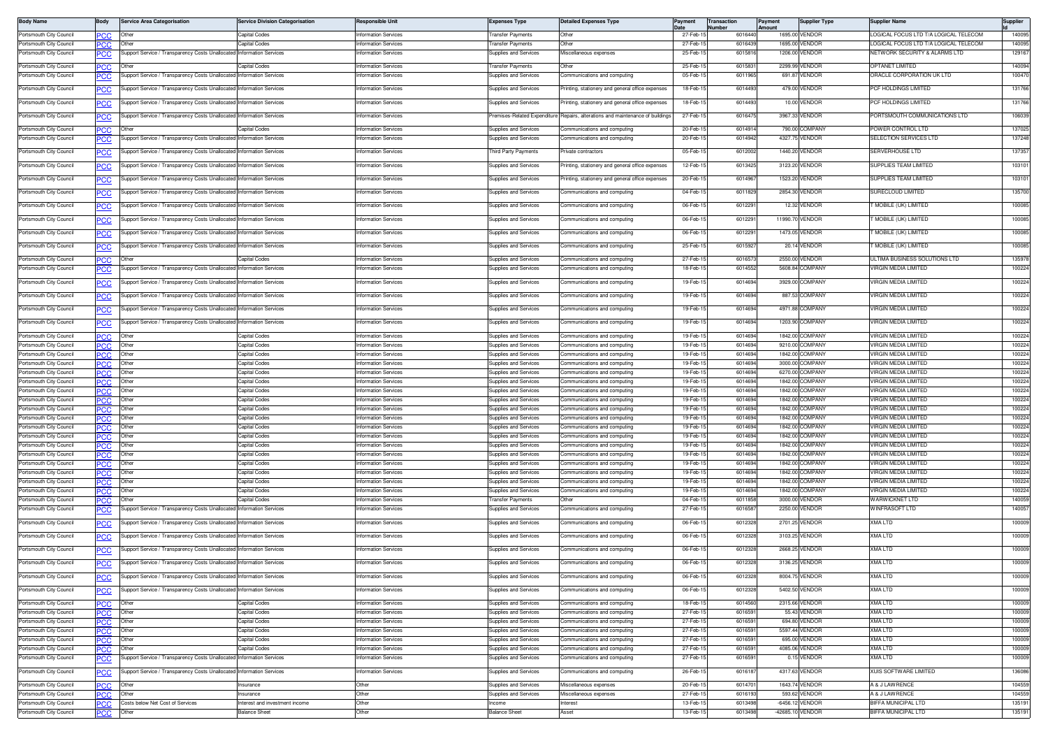| Body Name | Body | Service Area Categorisation | Service Division Categorisation | Responsible Unit | Expenses Type | Detailed Expenses Type | Payment Date | Transaction Number | Payment Amount | Supplier Type | Supplier Name | Supplier Id |
|---|---|---|---|---|---|---|---|---|---|---|---|---|
| Portsmouth City Council | PCC | Other | Capital Codes | Information Services | Transfer Payments | Other | 27-Feb-15 | 6016440 | 1695.00 | VENDOR | LOGICAL FOCUS LTD T/A LOGICAL TELECOM | 140095 |
| Portsmouth City Council | PCC | Other | Capital Codes | Information Services | Transfer Payments | Other | 27-Feb-15 | 6016439 | 1695.00 | VENDOR | LOGICAL FOCUS LTD T/A LOGICAL TELECOM | 140095 |
| Portsmouth City Council | PCC | Support Service / Transparency Costs Unallocated | Information Services | Information Services | Supplies and Services | Miscellaneous expenses | 25-Feb-15 | 6015816 | 1206.00 | VENDOR | NETWORK SECURITY & ALARMS LTD | 129167 |
| Portsmouth City Council | PCC | Other | Capital Codes | Information Services | Transfer Payments | Other | 25-Feb-15 | 6015831 | 2299.99 | VENDOR | OPTANET LIMITED | 140094 |
| Portsmouth City Council | PCC | Support Service / Transparency Costs Unallocated | Information Services | Information Services | Supplies and Services | Communications and computing | 05-Feb-15 | 6011965 | 691.87 | VENDOR | ORACLE CORPORATION UK LTD | 100470 |
| Portsmouth City Council | PCC | Support Service / Transparency Costs Unallocated | Information Services | Information Services | Supplies and Services | Printing, stationery and general office expenses | 18-Feb-15 | 6014493 | 479.00 | VENDOR | PCF HOLDINGS LIMITED | 131766 |
| Portsmouth City Council | PCC | Support Service / Transparency Costs Unallocated | Information Services | Information Services | Supplies and Services | Printing, stationery and general office expenses | 18-Feb-15 | 6014493 | 10.00 | VENDOR | PCF HOLDINGS LIMITED | 131766 |
| Portsmouth City Council | PCC | Support Service / Transparency Costs Unallocated | Information Services | Information Services | Premises-Related Expenditure | Repairs, alterations and maintenance of buildings | 27-Feb-15 | 6016475 | 3967.33 | VENDOR | PORTSMOUTH COMMUNICATIONS LTD | 106039 |
| Portsmouth City Council | PCC | Other | Capital Codes | Information Services | Supplies and Services | Communications and computing | 20-Feb-15 | 6014914 | 790.00 | COMPANY | POWER CONTROL LTD | 137025 |
| Portsmouth City Council | PCC | Support Service / Transparency Costs Unallocated | Information Services | Information Services | Supplies and Services | Communications and computing | 20-Feb-15 | 6014942 | 4327.75 | VENDOR | SELECTION SERVICES LTD | 137248 |
| Portsmouth City Council | PCC | Support Service / Transparency Costs Unallocated | Information Services | Information Services | Third Party Payments | Private contractors | 05-Feb-15 | 6012002 | 1440.20 | VENDOR | SERVERHOUSE LTD | 137357 |
| Portsmouth City Council | PCC | Support Service / Transparency Costs Unallocated | Information Services | Information Services | Supplies and Services | Printing, stationery and general office expenses | 12-Feb-15 | 6013425 | 3123.20 | VENDOR | SUPPLIES TEAM LIMITED | 103101 |
| Portsmouth City Council | PCC | Support Service / Transparency Costs Unallocated | Information Services | Information Services | Supplies and Services | Printing, stationery and general office expenses | 20-Feb-15 | 6014967 | 1523.20 | VENDOR | SUPPLIES TEAM LIMITED | 103101 |
| Portsmouth City Council | PCC | Support Service / Transparency Costs Unallocated | Information Services | Information Services | Supplies and Services | Communications and computing | 04-Feb-15 | 6011829 | 2854.30 | VENDOR | SURECLOUD LIMITED | 135700 |
| Portsmouth City Council | PCC | Support Service / Transparency Costs Unallocated | Information Services | Information Services | Supplies and Services | Communications and computing | 06-Feb-15 | 6012291 | 12.32 | VENDOR | T MOBILE (UK) LIMITED | 100085 |
| Portsmouth City Council | PCC | Support Service / Transparency Costs Unallocated | Information Services | Information Services | Supplies and Services | Communications and computing | 06-Feb-15 | 6012291 | 11990.70 | VENDOR | T MOBILE (UK) LIMITED | 100085 |
| Portsmouth City Council | PCC | Support Service / Transparency Costs Unallocated | Information Services | Information Services | Supplies and Services | Communications and computing | 06-Feb-15 | 6012291 | 1473.05 | VENDOR | T MOBILE (UK) LIMITED | 100085 |
| Portsmouth City Council | PCC | Support Service / Transparency Costs Unallocated | Information Services | Information Services | Supplies and Services | Communications and computing | 25-Feb-15 | 6015927 | 20.14 | VENDOR | T MOBILE (UK) LIMITED | 100085 |
| Portsmouth City Council | PCC | Other | Capital Codes | Information Services | Supplies and Services | Communications and computing | 27-Feb-15 | 6016573 | 2550.00 | VENDOR | ULTIMA BUSINESS SOLUTIONS LTD | 135978 |
| Portsmouth City Council | PCC | Support Service / Transparency Costs Unallocated | Information Services | Information Services | Supplies and Services | Communications and computing | 18-Feb-15 | 6014552 | 5608.84 | COMPANY | VIRGIN MEDIA LIMITED | 100224 |
| Portsmouth City Council | PCC | Support Service / Transparency Costs Unallocated | Information Services | Information Services | Supplies and Services | Communications and computing | 19-Feb-15 | 6014694 | 3929.00 | COMPANY | VIRGIN MEDIA LIMITED | 100224 |
| Portsmouth City Council | PCC | Support Service / Transparency Costs Unallocated | Information Services | Information Services | Supplies and Services | Communications and computing | 19-Feb-15 | 6014694 | 887.53 | COMPANY | VIRGIN MEDIA LIMITED | 100224 |
| Portsmouth City Council | PCC | Support Service / Transparency Costs Unallocated | Information Services | Information Services | Supplies and Services | Communications and computing | 19-Feb-15 | 6014694 | 4971.88 | COMPANY | VIRGIN MEDIA LIMITED | 100224 |
| Portsmouth City Council | PCC | Support Service / Transparency Costs Unallocated | Information Services | Information Services | Supplies and Services | Communications and computing | 19-Feb-15 | 6014694 | 1203.90 | COMPANY | VIRGIN MEDIA LIMITED | 100224 |
| Portsmouth City Council | PCC | Other | Capital Codes | Information Services | Supplies and Services | Communications and computing | 19-Feb-15 | 6014694 | 1842.00 | COMPANY | VIRGIN MEDIA LIMITED | 100224 |
| Portsmouth City Council | PCC | Other | Capital Codes | Information Services | Supplies and Services | Communications and computing | 19-Feb-15 | 6014694 | 9210.00 | COMPANY | VIRGIN MEDIA LIMITED | 100224 |
| Portsmouth City Council | PCC | Other | Capital Codes | Information Services | Supplies and Services | Communications and computing | 19-Feb-15 | 6014694 | 1842.00 | COMPANY | VIRGIN MEDIA LIMITED | 100224 |
| Portsmouth City Council | PCC | Other | Capital Codes | Information Services | Supplies and Services | Communications and computing | 19-Feb-15 | 6014694 | 3000.00 | COMPANY | VIRGIN MEDIA LIMITED | 100224 |
| Portsmouth City Council | PCC | Other | Capital Codes | Information Services | Supplies and Services | Communications and computing | 19-Feb-15 | 6014694 | 6270.00 | COMPANY | VIRGIN MEDIA LIMITED | 100224 |
| Portsmouth City Council | PCC | Other | Capital Codes | Information Services | Supplies and Services | Communications and computing | 19-Feb-15 | 6014694 | 1842.00 | COMPANY | VIRGIN MEDIA LIMITED | 100224 |
| Portsmouth City Council | PCC | Other | Capital Codes | Information Services | Supplies and Services | Communications and computing | 19-Feb-15 | 6014694 | 1842.00 | COMPANY | VIRGIN MEDIA LIMITED | 100224 |
| Portsmouth City Council | PCC | Other | Capital Codes | Information Services | Supplies and Services | Communications and computing | 19-Feb-15 | 6014694 | 1842.00 | COMPANY | VIRGIN MEDIA LIMITED | 100224 |
| Portsmouth City Council | PCC | Other | Capital Codes | Information Services | Supplies and Services | Communications and computing | 19-Feb-15 | 6014694 | 1842.00 | COMPANY | VIRGIN MEDIA LIMITED | 100224 |
| Portsmouth City Council | PCC | Other | Capital Codes | Information Services | Supplies and Services | Communications and computing | 19-Feb-15 | 6014694 | 1842.00 | COMPANY | VIRGIN MEDIA LIMITED | 100224 |
| Portsmouth City Council | PCC | Other | Capital Codes | Information Services | Supplies and Services | Communications and computing | 19-Feb-15 | 6014694 | 1842.00 | COMPANY | VIRGIN MEDIA LIMITED | 100224 |
| Portsmouth City Council | PCC | Other | Capital Codes | Information Services | Supplies and Services | Communications and computing | 19-Feb-15 | 6014694 | 1842.00 | COMPANY | VIRGIN MEDIA LIMITED | 100224 |
| Portsmouth City Council | PCC | Other | Capital Codes | Information Services | Supplies and Services | Communications and computing | 19-Feb-15 | 6014694 | 1842.00 | COMPANY | VIRGIN MEDIA LIMITED | 100224 |
| Portsmouth City Council | PCC | Other | Capital Codes | Information Services | Supplies and Services | Communications and computing | 19-Feb-15 | 6014694 | 1842.00 | COMPANY | VIRGIN MEDIA LIMITED | 100224 |
| Portsmouth City Council | PCC | Other | Capital Codes | Information Services | Supplies and Services | Communications and computing | 19-Feb-15 | 6014694 | 1842.00 | COMPANY | VIRGIN MEDIA LIMITED | 100224 |
| Portsmouth City Council | PCC | Other | Capital Codes | Information Services | Supplies and Services | Communications and computing | 19-Feb-15 | 6014694 | 1842.00 | COMPANY | VIRGIN MEDIA LIMITED | 100224 |
| Portsmouth City Council | PCC | Other | Capital Codes | Information Services | Supplies and Services | Communications and computing | 19-Feb-15 | 6014694 | 1842.00 | COMPANY | VIRGIN MEDIA LIMITED | 100224 |
| Portsmouth City Council | PCC | Other | Capital Codes | Information Services | Transfer Payments | Other | 04-Feb-15 | 6011858 | 3000.00 | VENDOR | WARWICKNET LTD | 140059 |
| Portsmouth City Council | PCC | Support Service / Transparency Costs Unallocated | Information Services | Information Services | Supplies and Services | Communications and computing | 27-Feb-15 | 6016587 | 2250.00 | VENDOR | WINFRASOFT LTD | 140057 |
| Portsmouth City Council | PCC | Support Service / Transparency Costs Unallocated | Information Services | Information Services | Supplies and Services | Communications and computing | 06-Feb-15 | 6012328 | 2701.25 | VENDOR | XMA LTD | 100009 |
| Portsmouth City Council | PCC | Support Service / Transparency Costs Unallocated | Information Services | Information Services | Supplies and Services | Communications and computing | 06-Feb-15 | 6012328 | 3103.25 | VENDOR | XMA LTD | 100009 |
| Portsmouth City Council | PCC | Support Service / Transparency Costs Unallocated | Information Services | Information Services | Supplies and Services | Communications and computing | 06-Feb-15 | 6012328 | 2668.25 | VENDOR | XMA LTD | 100009 |
| Portsmouth City Council | PCC | Support Service / Transparency Costs Unallocated | Information Services | Information Services | Supplies and Services | Communications and computing | 06-Feb-15 | 6012328 | 3136.25 | VENDOR | XMA LTD | 100009 |
| Portsmouth City Council | PCC | Support Service / Transparency Costs Unallocated | Information Services | Information Services | Supplies and Services | Communications and computing | 06-Feb-15 | 6012328 | 8004.75 | VENDOR | XMA LTD | 100009 |
| Portsmouth City Council | PCC | Support Service / Transparency Costs Unallocated | Information Services | Information Services | Supplies and Services | Communications and computing | 06-Feb-15 | 6012328 | 5402.50 | VENDOR | XMA LTD | 100009 |
| Portsmouth City Council | PCC | Other | Capital Codes | Information Services | Supplies and Services | Communications and computing | 18-Feb-15 | 6014560 | 2315.66 | VENDOR | XMA LTD | 100009 |
| Portsmouth City Council | PCC | Other | Capital Codes | Information Services | Supplies and Services | Communications and computing | 27-Feb-15 | 6016591 | 55.43 | VENDOR | XMA LTD | 100009 |
| Portsmouth City Council | PCC | Other | Capital Codes | Information Services | Supplies and Services | Communications and computing | 27-Feb-15 | 6016591 | 694.80 | VENDOR | XMA LTD | 100009 |
| Portsmouth City Council | PCC | Other | Capital Codes | Information Services | Supplies and Services | Communications and computing | 27-Feb-15 | 6016591 | 5597.44 | VENDOR | XMA LTD | 100009 |
| Portsmouth City Council | PCC | Other | Capital Codes | Information Services | Supplies and Services | Communications and computing | 27-Feb-15 | 6016591 | 695.00 | VENDOR | XMA LTD | 100009 |
| Portsmouth City Council | PCC | Other | Capital Codes | Information Services | Supplies and Services | Communications and computing | 27-Feb-15 | 6016591 | 4085.06 | VENDOR | XMA LTD | 100009 |
| Portsmouth City Council | PCC | Support Service / Transparency Costs Unallocated | Information Services | Information Services | Supplies and Services | Communications and computing | 27-Feb-15 | 6016591 | 0.15 | VENDOR | XMA LTD | 100009 |
| Portsmouth City Council | PCC | Support Service / Transparency Costs Unallocated | Information Services | Information Services | Supplies and Services | Communications and computing | 26-Feb-15 | 6016187 | 4317.63 | VENDOR | XUIS SOFTWARE LIMITED | 136086 |
| Portsmouth City Council | PCC | Other | Insurance | Other | Supplies and Services | Miscellaneous expenses | 20-Feb-15 | 6014701 | 1643.74 | VENDOR | A & J LAWRENCE | 104559 |
| Portsmouth City Council | PCC | Other | Insurance | Other | Supplies and Services | Miscellaneous expenses | 27-Feb-15 | 6016193 | 593.62 | VENDOR | A & J LAWRENCE | 104559 |
| Portsmouth City Council | PCC | Costs below Net Cost of Services | Interest and investment income | Other | Income | Interest | 13-Feb-15 | 6013498 | -6456.12 | VENDOR | BIFFA MUNICIPAL LTD | 135191 |
| Portsmouth City Council | PCC | Other | Balance Sheet | Other | Balance Sheet | Asset | 13-Feb-15 | 6013498 | -42685.10 | VENDOR | BIFFA MUNICIPAL LTD | 135191 |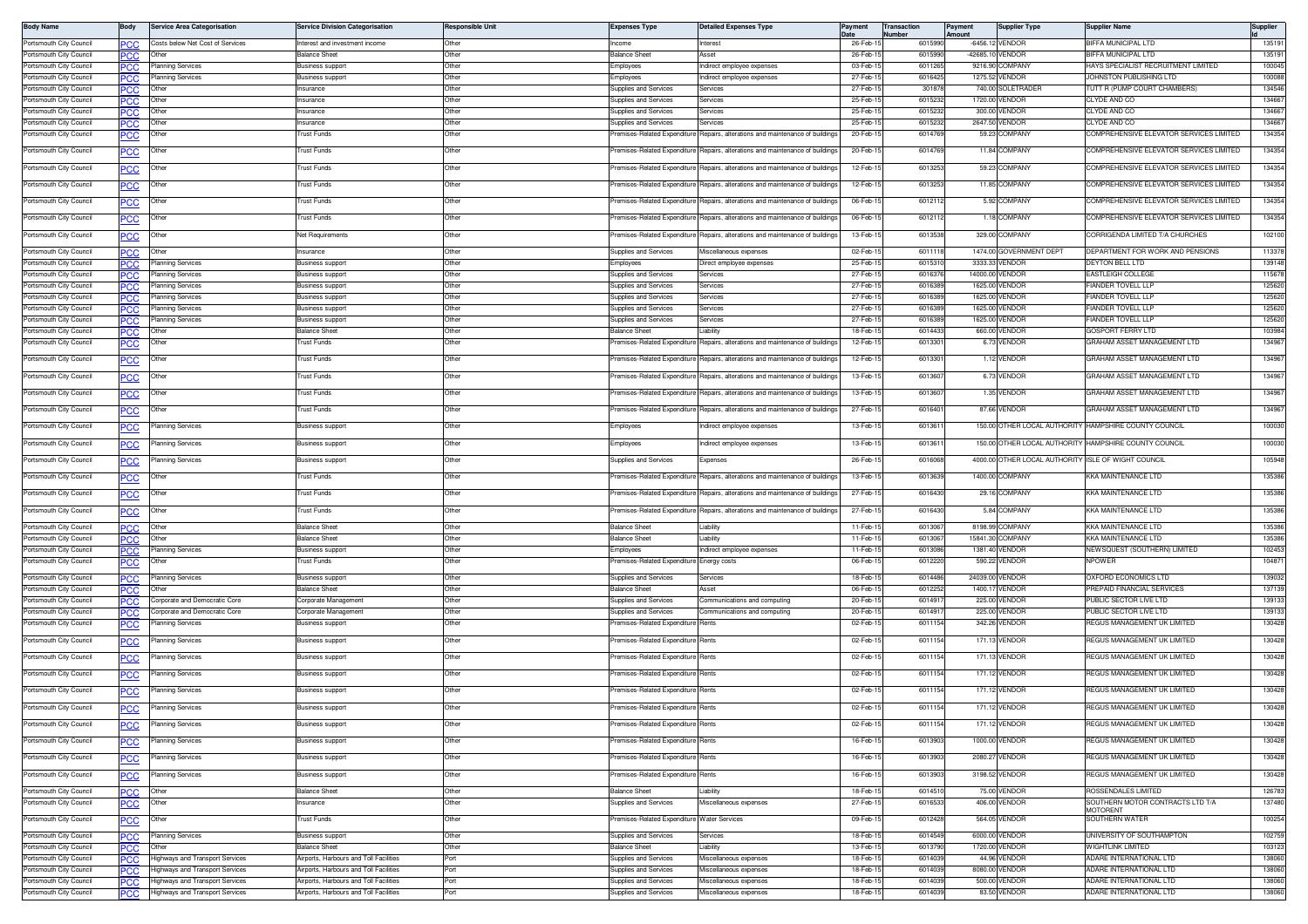| Body Name | Body | Service Area Categorisation | Service Division Categorisation | Responsible Unit | Expenses Type | Detailed Expenses Type | Payment Date | Transaction Number | Payment Amount | Supplier Type | Supplier Name | Supplier Id |
|---|---|---|---|---|---|---|---|---|---|---|---|---|
| Portsmouth City Council | PCC | Costs below Net Cost of Services | Interest and investment income | Other | Income | Interest | 26-Feb-15 | 6015990 | -6456.12 | VENDOR | BIFFA MUNICIPAL LTD | 135191 |
| Portsmouth City Council | PCC | Other | Balance Sheet | Other | Balance Sheet | Asset | 26-Feb-15 | 6015990 | -42685.10 | VENDOR | BIFFA MUNICIPAL LTD | 135191 |
| Portsmouth City Council | PCC | Planning Services | Business support | Other | Employees | Indirect employee expenses | 03-Feb-15 | 6011265 | 9216.90 | COMPANY | HAYS SPECIALIST RECRUITMENT LIMITED | 100045 |
| Portsmouth City Council | PCC | Planning Services | Business support | Other | Employees | Indirect employee expenses | 27-Feb-15 | 6016425 | 1275.52 | VENDOR | JOHNSTON PUBLISHING LTD | 100088 |
| Portsmouth City Council | PCC | Other | Insurance | Other | Supplies and Services | Services | 27-Feb-15 | 301878 | 740.00 | SOLETRADER | TUTT R (PUMP COURT CHAMBERS) | 134546 |
| Portsmouth City Council | PCC | Other | Insurance | Other | Supplies and Services | Services | 25-Feb-15 | 6015232 | 1720.00 | VENDOR | CLYDE AND CO | 134667 |
| Portsmouth City Council | PCC | Other | Insurance | Other | Supplies and Services | Services | 25-Feb-15 | 6015232 | 300.00 | VENDOR | CLYDE AND CO | 134667 |
| Portsmouth City Council | PCC | Other | Insurance | Other | Supplies and Services | Services | 25-Feb-15 | 6015232 | 2647.50 | VENDOR | CLYDE AND CO | 134667 |
| Portsmouth City Council | PCC | Other | Trust Funds | Other | Premises-Related Expenditure | Repairs, alterations and maintenance of buildings | 20-Feb-15 | 6014769 | 59.23 | COMPANY | COMPREHENSIVE ELEVATOR SERVICES LIMITED | 134354 |
| Portsmouth City Council | PCC | Other | Trust Funds | Other | Premises-Related Expenditure | Repairs, alterations and maintenance of buildings | 20-Feb-15 | 6014769 | 11.84 | COMPANY | COMPREHENSIVE ELEVATOR SERVICES LIMITED | 134354 |
| Portsmouth City Council | PCC | Other | Trust Funds | Other | Premises-Related Expenditure | Repairs, alterations and maintenance of buildings | 12-Feb-15 | 6013253 | 59.23 | COMPANY | COMPREHENSIVE ELEVATOR SERVICES LIMITED | 134354 |
| Portsmouth City Council | PCC | Other | Trust Funds | Other | Premises-Related Expenditure | Repairs, alterations and maintenance of buildings | 12-Feb-15 | 6013253 | 11.85 | COMPANY | COMPREHENSIVE ELEVATOR SERVICES LIMITED | 134354 |
| Portsmouth City Council | PCC | Other | Trust Funds | Other | Premises-Related Expenditure | Repairs, alterations and maintenance of buildings | 06-Feb-15 | 6012112 | 5.92 | COMPANY | COMPREHENSIVE ELEVATOR SERVICES LIMITED | 134354 |
| Portsmouth City Council | PCC | Other | Trust Funds | Other | Premises-Related Expenditure | Repairs, alterations and maintenance of buildings | 06-Feb-15 | 6012112 | 1.18 | COMPANY | COMPREHENSIVE ELEVATOR SERVICES LIMITED | 134354 |
| Portsmouth City Council | PCC | Other | Net Requirements | Other | Premises-Related Expenditure | Repairs, alterations and maintenance of buildings | 13-Feb-15 | 6013538 | 329.00 | COMPANY | CORRIGENDA LIMITED T/A CHURCHES | 102100 |
| Portsmouth City Council | PCC | Other | Insurance | Other | Supplies and Services | Miscellaneous expenses | 02-Feb-15 | 6011118 | 1474.00 | GOVERNMENT DEPT | DEPARTMENT FOR WORK AND PENSIONS | 113378 |
| Portsmouth City Council | PCC | Planning Services | Business support | Other | Employees | Direct employee expenses | 25-Feb-15 | 6015310 | 3333.33 | VENDOR | DEYTON BELL LTD | 139148 |
| Portsmouth City Council | PCC | Planning Services | Business support | Other | Supplies and Services | Services | 27-Feb-15 | 6016376 | 14000.00 | VENDOR | EASTLEIGH COLLEGE | 115678 |
| Portsmouth City Council | PCC | Planning Services | Business support | Other | Supplies and Services | Services | 27-Feb-15 | 6016389 | 1625.00 | VENDOR | FIANDER TOVELL LLP | 125620 |
| Portsmouth City Council | PCC | Planning Services | Business support | Other | Supplies and Services | Services | 27-Feb-15 | 6016389 | 1625.00 | VENDOR | FIANDER TOVELL LLP | 125620 |
| Portsmouth City Council | PCC | Planning Services | Business support | Other | Supplies and Services | Services | 27-Feb-15 | 6016389 | 1625.00 | VENDOR | FIANDER TOVELL LLP | 125620 |
| Portsmouth City Council | PCC | Planning Services | Business support | Other | Supplies and Services | Services | 27-Feb-15 | 6016389 | 1625.00 | VENDOR | FIANDER TOVELL LLP | 125620 |
| Portsmouth City Council | PCC | Other | Balance Sheet | Other | Balance Sheet | Liability | 18-Feb-15 | 6014433 | 660.00 | VENDOR | GOSPORT FERRY LTD | 103984 |
| Portsmouth City Council | PCC | Other | Trust Funds | Other | Premises-Related Expenditure | Repairs, alterations and maintenance of buildings | 12-Feb-15 | 6013301 | 6.73 | VENDOR | GRAHAM ASSET MANAGEMENT LTD | 134967 |
| Portsmouth City Council | PCC | Other | Trust Funds | Other | Premises-Related Expenditure | Repairs, alterations and maintenance of buildings | 12-Feb-15 | 6013301 | 1.12 | VENDOR | GRAHAM ASSET MANAGEMENT LTD | 134967 |
| Portsmouth City Council | PCC | Other | Trust Funds | Other | Premises-Related Expenditure | Repairs, alterations and maintenance of buildings | 13-Feb-15 | 6013607 | 6.73 | VENDOR | GRAHAM ASSET MANAGEMENT LTD | 134967 |
| Portsmouth City Council | PCC | Other | Trust Funds | Other | Premises-Related Expenditure | Repairs, alterations and maintenance of buildings | 13-Feb-15 | 6013607 | 1.35 | VENDOR | GRAHAM ASSET MANAGEMENT LTD | 134967 |
| Portsmouth City Council | PCC | Other | Trust Funds | Other | Premises-Related Expenditure | Repairs, alterations and maintenance of buildings | 27-Feb-15 | 6016401 | 87.66 | VENDOR | GRAHAM ASSET MANAGEMENT LTD | 134967 |
| Portsmouth City Council | PCC | Planning Services | Business support | Other | Employees | Indirect employee expenses | 13-Feb-15 | 6013611 | 150.00 | OTHER LOCAL AUTHORITY | HAMPSHIRE COUNTY COUNCIL | 100030 |
| Portsmouth City Council | PCC | Planning Services | Business support | Other | Employees | Indirect employee expenses | 13-Feb-15 | 6013611 | 150.00 | OTHER LOCAL AUTHORITY | HAMPSHIRE COUNTY COUNCIL | 100030 |
| Portsmouth City Council | PCC | Planning Services | Business support | Other | Supplies and Services | Expenses | 26-Feb-15 | 6016068 | 4000.00 | OTHER LOCAL AUTHORITY | ISLE OF WIGHT COUNCIL | 105948 |
| Portsmouth City Council | PCC | Other | Trust Funds | Other | Premises-Related Expenditure | Repairs, alterations and maintenance of buildings | 13-Feb-15 | 6013639 | 1400.00 | COMPANY | KKA MAINTENANCE LTD | 135386 |
| Portsmouth City Council | PCC | Other | Trust Funds | Other | Premises-Related Expenditure | Repairs, alterations and maintenance of buildings | 27-Feb-15 | 6016430 | 29.16 | COMPANY | KKA MAINTENANCE LTD | 135386 |
| Portsmouth City Council | PCC | Other | Trust Funds | Other | Premises-Related Expenditure | Repairs, alterations and maintenance of buildings | 27-Feb-15 | 6016430 | 5.84 | COMPANY | KKA MAINTENANCE LTD | 135386 |
| Portsmouth City Council | PCC | Other | Balance Sheet | Other | Balance Sheet | Liability | 11-Feb-15 | 6013067 | 8198.99 | COMPANY | KKA MAINTENANCE LTD | 135386 |
| Portsmouth City Council | PCC | Other | Balance Sheet | Other | Balance Sheet | Liability | 11-Feb-15 | 6013067 | 15841.30 | COMPANY | KKA MAINTENANCE LTD | 135386 |
| Portsmouth City Council | PCC | Planning Services | Business support | Other | Employees | Indirect employee expenses | 11-Feb-15 | 6013086 | 1381.40 | VENDOR | NEWSQUEST (SOUTHERN) LIMITED | 102453 |
| Portsmouth City Council | PCC | Other | Trust Funds | Other | Premises-Related Expenditure | Energy costs | 06-Feb-15 | 6012220 | 590.22 | VENDOR | NPOWER | 104871 |
| Portsmouth City Council | PCC | Planning Services | Business support | Other | Supplies and Services | Services | 18-Feb-15 | 6014486 | 24039.00 | VENDOR | OXFORD ECONOMICS LTD | 139032 |
| Portsmouth City Council | PCC | Other | Balance Sheet | Other | Balance Sheet | Asset | 06-Feb-15 | 6012252 | 1400.17 | VENDOR | PREPAID FINANCIAL SERVICES | 137139 |
| Portsmouth City Council | PCC | Corporate and Democratic Core | Corporate Management | Other | Supplies and Services | Communications and computing | 20-Feb-15 | 6014917 | 225.00 | VENDOR | PUBLIC SECTOR LIVE LTD | 139133 |
| Portsmouth City Council | PCC | Corporate and Democratic Core | Corporate Management | Other | Supplies and Services | Communications and computing | 20-Feb-15 | 6014917 | 225.00 | VENDOR | PUBLIC SECTOR LIVE LTD | 139133 |
| Portsmouth City Council | PCC | Planning Services | Business support | Other | Premises-Related Expenditure | Rents | 02-Feb-15 | 6011154 | 342.26 | VENDOR | REGUS MANAGEMENT UK LIMITED | 130428 |
| Portsmouth City Council | PCC | Planning Services | Business support | Other | Premises-Related Expenditure | Rents | 02-Feb-15 | 6011154 | 171.13 | VENDOR | REGUS MANAGEMENT UK LIMITED | 130428 |
| Portsmouth City Council | PCC | Planning Services | Business support | Other | Premises-Related Expenditure | Rents | 02-Feb-15 | 6011154 | 171.13 | VENDOR | REGUS MANAGEMENT UK LIMITED | 130428 |
| Portsmouth City Council | PCC | Planning Services | Business support | Other | Premises-Related Expenditure | Rents | 02-Feb-15 | 6011154 | 171.12 | VENDOR | REGUS MANAGEMENT UK LIMITED | 130428 |
| Portsmouth City Council | PCC | Planning Services | Business support | Other | Premises-Related Expenditure | Rents | 02-Feb-15 | 6011154 | 171.12 | VENDOR | REGUS MANAGEMENT UK LIMITED | 130428 |
| Portsmouth City Council | PCC | Planning Services | Business support | Other | Premises-Related Expenditure | Rents | 02-Feb-15 | 6011154 | 171.12 | VENDOR | REGUS MANAGEMENT UK LIMITED | 130428 |
| Portsmouth City Council | PCC | Planning Services | Business support | Other | Premises-Related Expenditure | Rents | 02-Feb-15 | 6011154 | 171.12 | VENDOR | REGUS MANAGEMENT UK LIMITED | 130428 |
| Portsmouth City Council | PCC | Planning Services | Business support | Other | Premises-Related Expenditure | Rents | 16-Feb-15 | 6013903 | 1000.00 | VENDOR | REGUS MANAGEMENT UK LIMITED | 130428 |
| Portsmouth City Council | PCC | Planning Services | Business support | Other | Premises-Related Expenditure | Rents | 16-Feb-15 | 6013903 | 2080.27 | VENDOR | REGUS MANAGEMENT UK LIMITED | 130428 |
| Portsmouth City Council | PCC | Planning Services | Business support | Other | Premises-Related Expenditure | Rents | 16-Feb-15 | 6013903 | 3198.52 | VENDOR | REGUS MANAGEMENT UK LIMITED | 130428 |
| Portsmouth City Council | PCC | Other | Balance Sheet | Other | Balance Sheet | Liability | 18-Feb-15 | 6014510 | 75.00 | VENDOR | ROSSENDALES LIMITED | 126783 |
| Portsmouth City Council | PCC | Other | Insurance | Other | Supplies and Services | Miscellaneous expenses | 27-Feb-15 | 6016533 | 406.00 | VENDOR | SOUTHERN MOTOR CONTRACTS LTD T/A MOTORENT | 137480 |
| Portsmouth City Council | PCC | Other | Trust Funds | Other | Premises-Related Expenditure | Water Services | 09-Feb-15 | 6012428 | 564.05 | VENDOR | SOUTHERN WATER | 100254 |
| Portsmouth City Council | PCC | Planning Services | Business support | Other | Supplies and Services | Services | 18-Feb-15 | 6014549 | 6000.00 | VENDOR | UNIVERSITY OF SOUTHAMPTON | 102759 |
| Portsmouth City Council | PCC | Other | Balance Sheet | Other | Balance Sheet | Liability | 13-Feb-15 | 6013790 | 1720.00 | VENDOR | WIGHTLINK LIMITED | 103123 |
| Portsmouth City Council | PCC | Highways and Transport Services | Airports, Harbours and Toll Facilities | Port | Supplies and Services | Miscellaneous expenses | 18-Feb-15 | 6014039 | 44.96 | VENDOR | ADARE INTERNATIONAL LTD | 138060 |
| Portsmouth City Council | PCC | Highways and Transport Services | Airports, Harbours and Toll Facilities | Port | Supplies and Services | Miscellaneous expenses | 18-Feb-15 | 6014039 | 8080.00 | VENDOR | ADARE INTERNATIONAL LTD | 138060 |
| Portsmouth City Council | PCC | Highways and Transport Services | Airports, Harbours and Toll Facilities | Port | Supplies and Services | Miscellaneous expenses | 18-Feb-15 | 6014039 | 500.00 | VENDOR | ADARE INTERNATIONAL LTD | 138060 |
| Portsmouth City Council | PCC | Highways and Transport Services | Airports, Harbours and Toll Facilities | Port | Supplies and Services | Miscellaneous expenses | 18-Feb-15 | 6014039 | 83.50 | VENDOR | ADARE INTERNATIONAL LTD | 138060 |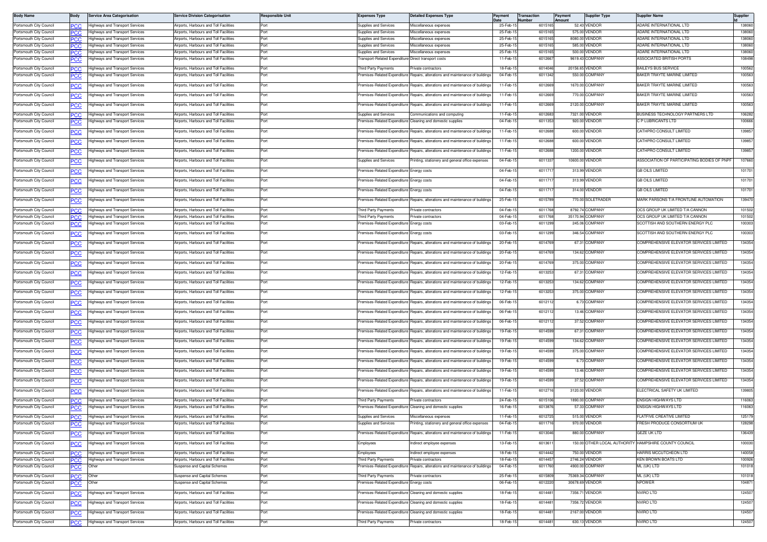| Body Name | Body | Service Area Categorisation | Service Division Categorisation | Responsible Unit | Expenses Type | Detailed Expenses Type | Payment Date | Transaction Number | Payment Amount | Supplier Type | Supplier Name | Supplier Id |
|---|---|---|---|---|---|---|---|---|---|---|---|---|
| Portsmouth City Council | PCC | Highways and Transport Services | Airports, Harbours and Toll Facilities | Port | Supplies and Services | Miscellaneous expenses | 25-Feb-15 | 6015165 | 52.43 | VENDOR | ADARE INTERNATIONAL LTD | 138060 |
| Portsmouth City Council | PCC | Highways and Transport Services | Airports, Harbours and Toll Facilities | Port | Supplies and Services | Miscellaneous expenses | 25-Feb-15 | 6015165 | 575.00 | VENDOR | ADARE INTERNATIONAL LTD | 138060 |
| Portsmouth City Council | PCC | Highways and Transport Services | Airports, Harbours and Toll Facilities | Port | Supplies and Services | Miscellaneous expenses | 25-Feb-15 | 6015165 | 8080.00 | VENDOR | ADARE INTERNATIONAL LTD | 138060 |
| Portsmouth City Council | PCC | Highways and Transport Services | Airports, Harbours and Toll Facilities | Port | Supplies and Services | Miscellaneous expenses | 25-Feb-15 | 6015165 | 585.00 | VENDOR | ADARE INTERNATIONAL LTD | 138060 |
| Portsmouth City Council | PCC | Highways and Transport Services | Airports, Harbours and Toll Facilities | Port | Supplies and Services | Miscellaneous expenses | 25-Feb-15 | 6015165 | 500.00 | VENDOR | ADARE INTERNATIONAL LTD | 138060 |
| Portsmouth City Council | PCC | Highways and Transport Services | Airports, Harbours and Toll Facilities | Port | Transport-Related Expenditure | Direct transport costs | 11-Feb-15 | 6012667 | 9619.43 | COMPANY | ASSOCIATED BRITISH PORTS | 108498 |
| Portsmouth City Council | PCC | Highways and Transport Services | Airports, Harbours and Toll Facilities | Port | Third Party Payments | Private contractors | 18-Feb-15 | 6014046 | 20156.65 | VENDOR | BAILEYS BUS SERVICE | 100562 |
| Portsmouth City Council | PCC | Highways and Transport Services | Airports, Harbours and Toll Facilities | Port | Premises-Related Expenditure | Repairs, alterations and maintenance of buildings | 04-Feb-15 | 6011342 | 550.00 | COMPANY | BAKER TRAYTE MARINE LIMITED | 100563 |
| Portsmouth City Council | PCC | Highways and Transport Services | Airports, Harbours and Toll Facilities | Port | Premises-Related Expenditure | Repairs, alterations and maintenance of buildings | 11-Feb-15 | 6012669 | 1670.00 | COMPANY | BAKER TRAYTE MARINE LIMITED | 100563 |
| Portsmouth City Council | PCC | Highways and Transport Services | Airports, Harbours and Toll Facilities | Port | Premises-Related Expenditure | Repairs, alterations and maintenance of buildings | 11-Feb-15 | 6012669 | 770.00 | COMPANY | BAKER TRAYTE MARINE LIMITED | 100563 |
| Portsmouth City Council | PCC | Highways and Transport Services | Airports, Harbours and Toll Facilities | Port | Premises-Related Expenditure | Repairs, alterations and maintenance of buildings | 11-Feb-15 | 6012669 | 2120.00 | COMPANY | BAKER TRAYTE MARINE LIMITED | 100563 |
| Portsmouth City Council | PCC | Highways and Transport Services | Airports, Harbours and Toll Facilities | Port | Supplies and Services | Communications and computing | 11-Feb-15 | 6012683 | 7321.00 | VENDOR | BUSINESS TECHNOLOGY PARTNERS LTD | 106282 |
| Portsmouth City Council | PCC | Highways and Transport Services | Airports, Harbours and Toll Facilities | Port | Premises-Related Expenditure | Cleaning and domestic supplies | 04-Feb-15 | 6011353 | 920.00 | VENDOR | C P LUBRICANTS LTD | 100666 |
| Portsmouth City Council | PCC | Highways and Transport Services | Airports, Harbours and Toll Facilities | Port | Premises-Related Expenditure | Repairs, alterations and maintenance of buildings | 11-Feb-15 | 6012688 | 600.00 | VENDOR | CATHPRO CONSULT LIMITED | 139857 |
| Portsmouth City Council | PCC | Highways and Transport Services | Airports, Harbours and Toll Facilities | Port | Premises-Related Expenditure | Repairs, alterations and maintenance of buildings | 11-Feb-15 | 6012688 | 600.00 | VENDOR | CATHPRO CONSULT LIMITED | 139857 |
| Portsmouth City Council | PCC | Highways and Transport Services | Airports, Harbours and Toll Facilities | Port | Premises-Related Expenditure | Repairs, alterations and maintenance of buildings | 11-Feb-15 | 6012688 | 1200.00 | VENDOR | CATHPRO CONSULT LIMITED | 139857 |
| Portsmouth City Council | PCC | Highways and Transport Services | Airports, Harbours and Toll Facilities | Port | Supplies and Services | Printing, stationery and general office expenses | 04-Feb-15 | 6011337 | 10600.00 | VENDOR | ASSOCIATION OF PARTICIPATING BODIES OF PNPF | 107660 |
| Portsmouth City Council | PCC | Highways and Transport Services | Airports, Harbours and Toll Facilities | Port | Premises-Related Expenditure | Energy costs | 04-Feb-15 | 6011717 | 313.99 | VENDOR | GB OILS LIMITED | 101701 |
| Portsmouth City Council | PCC | Highways and Transport Services | Airports, Harbours and Toll Facilities | Port | Premises-Related Expenditure | Energy costs | 04-Feb-15 | 6011717 | 313.99 | VENDOR | GB OILS LIMITED | 101701 |
| Portsmouth City Council | PCC | Highways and Transport Services | Airports, Harbours and Toll Facilities | Port | Premises-Related Expenditure | Energy costs | 04-Feb-15 | 6011717 | 314.00 | VENDOR | GB OILS LIMITED | 101701 |
| Portsmouth City Council | PCC | Highways and Transport Services | Airports, Harbours and Toll Facilities | Port | Premises-Related Expenditure | Repairs, alterations and maintenance of buildings | 25-Feb-15 | 6015789 | 770.00 | SOLETRADER | MARK PARSONS T/A FRONTLINE AUTOMATION | 139470 |
| Portsmouth City Council | PCC | Highways and Transport Services | Airports, Harbours and Toll Facilities | Port | Third Party Payments | Private contractors | 04-Feb-15 | 6011768 | 8792.74 | COMPANY | OCS GROUP UK LIMITED T/A CANNON | 101502 |
| Portsmouth City Council | PCC | Highways and Transport Services | Airports, Harbours and Toll Facilities | Port | Third Party Payments | Private contractors | 04-Feb-15 | 6011768 | 35170.94 | COMPANY | OCS GROUP UK LIMITED T/A CANNON | 101502 |
| Portsmouth City Council | PCC | Highways and Transport Services | Airports, Harbours and Toll Facilities | Port | Premises-Related Expenditure | Energy costs | 03-Feb-15 | 6011299 | 245.06 | COMPANY | SCOTTISH AND SOUTHERN ENERGY PLC | 100303 |
| Portsmouth City Council | PCC | Highways and Transport Services | Airports, Harbours and Toll Facilities | Port | Premises-Related Expenditure | Energy costs | 03-Feb-15 | 6011299 | 346.54 | COMPANY | SCOTTISH AND SOUTHERN ENERGY PLC | 100303 |
| Portsmouth City Council | PCC | Highways and Transport Services | Airports, Harbours and Toll Facilities | Port | Premises-Related Expenditure | Repairs, alterations and maintenance of buildings | 20-Feb-15 | 6014769 | 67.31 | COMPANY | COMPREHENSIVE ELEVATOR SERVICES LIMITED | 134354 |
| Portsmouth City Council | PCC | Highways and Transport Services | Airports, Harbours and Toll Facilities | Port | Premises-Related Expenditure | Repairs, alterations and maintenance of buildings | 20-Feb-15 | 6014769 | 134.62 | COMPANY | COMPREHENSIVE ELEVATOR SERVICES LIMITED | 134354 |
| Portsmouth City Council | PCC | Highways and Transport Services | Airports, Harbours and Toll Facilities | Port | Premises-Related Expenditure | Repairs, alterations and maintenance of buildings | 20-Feb-15 | 6014769 | 375.00 | COMPANY | COMPREHENSIVE ELEVATOR SERVICES LIMITED | 134354 |
| Portsmouth City Council | PCC | Highways and Transport Services | Airports, Harbours and Toll Facilities | Port | Premises-Related Expenditure | Repairs, alterations and maintenance of buildings | 12-Feb-15 | 6013253 | 67.31 | COMPANY | COMPREHENSIVE ELEVATOR SERVICES LIMITED | 134354 |
| Portsmouth City Council | PCC | Highways and Transport Services | Airports, Harbours and Toll Facilities | Port | Premises-Related Expenditure | Repairs, alterations and maintenance of buildings | 12-Feb-15 | 6013253 | 134.62 | COMPANY | COMPREHENSIVE ELEVATOR SERVICES LIMITED | 134354 |
| Portsmouth City Council | PCC | Highways and Transport Services | Airports, Harbours and Toll Facilities | Port | Premises-Related Expenditure | Repairs, alterations and maintenance of buildings | 12-Feb-15 | 6013253 | 375.00 | COMPANY | COMPREHENSIVE ELEVATOR SERVICES LIMITED | 134354 |
| Portsmouth City Council | PCC | Highways and Transport Services | Airports, Harbours and Toll Facilities | Port | Premises-Related Expenditure | Repairs, alterations and maintenance of buildings | 06-Feb-15 | 6012112 | 6.73 | COMPANY | COMPREHENSIVE ELEVATOR SERVICES LIMITED | 134354 |
| Portsmouth City Council | PCC | Highways and Transport Services | Airports, Harbours and Toll Facilities | Port | Premises-Related Expenditure | Repairs, alterations and maintenance of buildings | 06-Feb-15 | 6012112 | 13.46 | COMPANY | COMPREHENSIVE ELEVATOR SERVICES LIMITED | 134354 |
| Portsmouth City Council | PCC | Highways and Transport Services | Airports, Harbours and Toll Facilities | Port | Premises-Related Expenditure | Repairs, alterations and maintenance of buildings | 06-Feb-15 | 6012112 | 37.52 | COMPANY | COMPREHENSIVE ELEVATOR SERVICES LIMITED | 134354 |
| Portsmouth City Council | PCC | Highways and Transport Services | Airports, Harbours and Toll Facilities | Port | Premises-Related Expenditure | Repairs, alterations and maintenance of buildings | 19-Feb-15 | 6014599 | 67.31 | COMPANY | COMPREHENSIVE ELEVATOR SERVICES LIMITED | 134354 |
| Portsmouth City Council | PCC | Highways and Transport Services | Airports, Harbours and Toll Facilities | Port | Premises-Related Expenditure | Repairs, alterations and maintenance of buildings | 19-Feb-15 | 6014599 | 134.62 | COMPANY | COMPREHENSIVE ELEVATOR SERVICES LIMITED | 134354 |
| Portsmouth City Council | PCC | Highways and Transport Services | Airports, Harbours and Toll Facilities | Port | Premises-Related Expenditure | Repairs, alterations and maintenance of buildings | 19-Feb-15 | 6014599 | 375.00 | COMPANY | COMPREHENSIVE ELEVATOR SERVICES LIMITED | 134354 |
| Portsmouth City Council | PCC | Highways and Transport Services | Airports, Harbours and Toll Facilities | Port | Premises-Related Expenditure | Repairs, alterations and maintenance of buildings | 19-Feb-15 | 6014599 | 6.73 | COMPANY | COMPREHENSIVE ELEVATOR SERVICES LIMITED | 134354 |
| Portsmouth City Council | PCC | Highways and Transport Services | Airports, Harbours and Toll Facilities | Port | Premises-Related Expenditure | Repairs, alterations and maintenance of buildings | 19-Feb-15 | 6014599 | 13.46 | COMPANY | COMPREHENSIVE ELEVATOR SERVICES LIMITED | 134354 |
| Portsmouth City Council | PCC | Highways and Transport Services | Airports, Harbours and Toll Facilities | Port | Premises-Related Expenditure | Repairs, alterations and maintenance of buildings | 19-Feb-15 | 6014599 | 37.52 | COMPANY | COMPREHENSIVE ELEVATOR SERVICES LIMITED | 134354 |
| Portsmouth City Council | PCC | Highways and Transport Services | Airports, Harbours and Toll Facilities | Port | Premises-Related Expenditure | Repairs, alterations and maintenance of buildings | 11-Feb-15 | 6012716 | 3120.00 | VENDOR | ELECTRICAL SAFETY UK LIMITED | 139805 |
| Portsmouth City Council | PCC | Highways and Transport Services | Airports, Harbours and Toll Facilities | Port | Third Party Payments | Private contractors | 24-Feb-15 | 6015106 | 1890.00 | COMPANY | ENSIGN HIGHWAYS LTD | 116063 |
| Portsmouth City Council | PCC | Highways and Transport Services | Airports, Harbours and Toll Facilities | Port | Premises-Related Expenditure | Cleaning and domestic supplies | 16-Feb-15 | 6013876 | 57.33 | COMPANY | ENSIGN HIGHWAYS LTD | 116063 |
| Portsmouth City Council | PCC | Highways and Transport Services | Airports, Harbours and Toll Facilities | Port | Supplies and Services | Miscellaneous expenses | 11-Feb-15 | 6012725 | 515.00 | VENDOR | FLATFIVE CREATIVE LIMITED | 125179 |
| Portsmouth City Council | PCC | Highways and Transport Services | Airports, Harbours and Toll Facilities | Port | Supplies and Services | Printing, stationery and general office expenses | 04-Feb-15 | 6011716 | 970.00 | VENDOR | FRESH PRODUCE CONSORTIUM UK | 128298 |
| Portsmouth City Council | PCC | Highways and Transport Services | Airports, Harbours and Toll Facilities | Port | Premises-Related Expenditure | Repairs, alterations and maintenance of buildings | 11-Feb-15 | 6013046 | 880.00 | COMPANY | GEZE UK LTD | 136439 |
| Portsmouth City Council | PCC | Highways and Transport Services | Airports, Harbours and Toll Facilities | Port | Employees | Indirect employee expenses | 13-Feb-15 | 6013611 | 150.00 | OTHER LOCAL AUTHORITY | HAMPSHIRE COUNTY COUNCIL | 100030 |
| Portsmouth City Council | PCC | Highways and Transport Services | Airports, Harbours and Toll Facilities | Port | Employees | Indirect employee expenses | 18-Feb-15 | 6014442 | 750.00 | VENDOR | HARRIS MCCUTCHEON LTD | 140058 |
| Portsmouth City Council | PCC | Highways and Transport Services | Airports, Harbours and Toll Facilities | Port | Third Party Payments | Private contractors | 18-Feb-15 | 6014457 | 2746.24 | VENDOR | KEN BROWN BOATS LTD | 100926 |
| Portsmouth City Council | PCC | Other | Suspense and Capital Schemes | Port | Premises-Related Expenditure | Repairs, alterations and maintenance of buildings | 04-Feb-15 | 6011760 | 4900.00 | COMPANY | ML (UK) LTD | 101018 |
| Portsmouth City Council | PCC | Other | Suspense and Capital Schemes | Port | Third Party Payments | Private contractors | 25-Feb-15 | 6015809 | 75369.34 | COMPANY | ML (UK) LTD | 101018 |
| Portsmouth City Council | PCC | Other | Suspense and Capital Schemes | Port | Premises-Related Expenditure | Energy costs | 06-Feb-15 | 6012220 | 30678.69 | VENDOR | NPOWER | 104871 |
| Portsmouth City Council | PCC | Highways and Transport Services | Airports, Harbours and Toll Facilities | Port | Premises-Related Expenditure | Cleaning and domestic supplies | 18-Feb-15 | 6014481 | 7356.71 | VENDOR | NVIRO LTD | 124507 |
| Portsmouth City Council | PCC | Highways and Transport Services | Airports, Harbours and Toll Facilities | Port | Premises-Related Expenditure | Cleaning and domestic supplies | 18-Feb-15 | 6014481 | 7356.72 | VENDOR | NVIRO LTD | 124507 |
| Portsmouth City Council | PCC | Highways and Transport Services | Airports, Harbours and Toll Facilities | Port | Premises-Related Expenditure | Cleaning and domestic supplies | 18-Feb-15 | 6014481 | 2167.00 | VENDOR | NVIRO LTD | 124507 |
| Portsmouth City Council | PCC | Highways and Transport Services | Airports, Harbours and Toll Facilities | Port | Third Party Payments | Private contractors | 18-Feb-15 | 6014481 | 630.13 | VENDOR | NVIRO LTD | 124507 |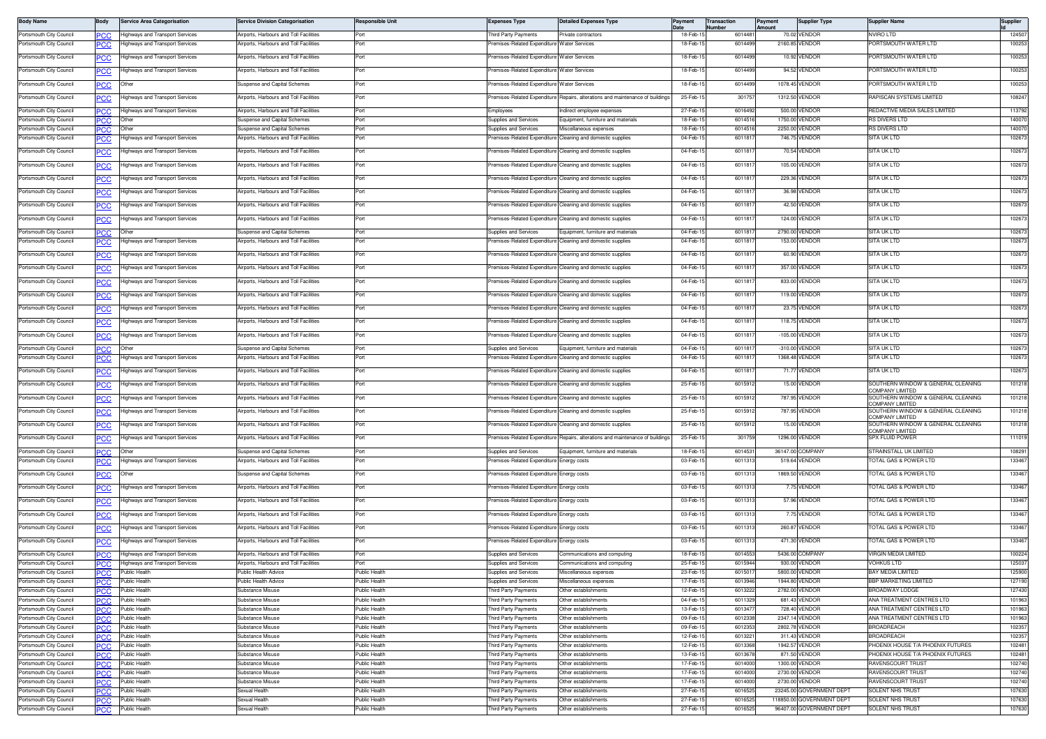| Body Name | Body | Service Area Categorisation | Service Division Categorisation | Responsible Unit | Expenses Type | Detailed Expenses Type | Payment Date | Transaction Number | Payment Amount | Supplier Type | Supplier Name | Supplier Id |
|---|---|---|---|---|---|---|---|---|---|---|---|---|
| Portsmouth City Council | PCC | Highways and Transport Services | Airports, Harbours and Toll Facilities | Port | Third Party Payments | Private contractors | 18-Feb-15 | 6014481 | 70.02 | VENDOR | NVIRO LTD | 124507 |
| Portsmouth City Council | PCC | Highways and Transport Services | Airports, Harbours and Toll Facilities | Port | Premises-Related Expenditure | Water Services | 18-Feb-15 | 6014499 | 2160.85 | VENDOR | PORTSMOUTH WATER LTD | 100253 |
| Portsmouth City Council | PCC | Highways and Transport Services | Airports, Harbours and Toll Facilities | Port | Premises-Related Expenditure | Water Services | 18-Feb-15 | 6014499 | 10.92 | VENDOR | PORTSMOUTH WATER LTD | 100253 |
| Portsmouth City Council | PCC | Highways and Transport Services | Airports, Harbours and Toll Facilities | Port | Premises-Related Expenditure | Water Services | 18-Feb-15 | 6014499 | 94.52 | VENDOR | PORTSMOUTH WATER LTD | 100253 |
| Portsmouth City Council | PCC | Other | Suspense and Capital Schemes | Port | Premises-Related Expenditure | Water Services | 18-Feb-15 | 6014499 | 1078.45 | VENDOR | PORTSMOUTH WATER LTD | 100253 |
| Portsmouth City Council | PCC | Highways and Transport Services | Airports, Harbours and Toll Facilities | Port | Premises-Related Expenditure | Repairs, alterations and maintenance of buildings | 25-Feb-15 | 301757 | 1312.50 | VENDOR | RAPISCAN SYSTEMS LIMITED | 108247 |
| Portsmouth City Council | PCC | Highways and Transport Services | Airports, Harbours and Toll Facilities | Port | Employees | Indirect employee expenses | 27-Feb-15 | 6016492 | 500.00 | VENDOR | REDACTIVE MEDIA SALES LIMITED | 113792 |
| Portsmouth City Council | PCC | Other | Suspense and Capital Schemes | Port | Supplies and Services | Equipment, furniture and materials | 18-Feb-15 | 6014516 | 1750.00 | VENDOR | RS DIVERS LTD | 140070 |
| Portsmouth City Council | PCC | Other | Suspense and Capital Schemes | Port | Supplies and Services | Miscellaneous expenses | 18-Feb-15 | 6014516 | 2250.00 | VENDOR | RS DIVERS LTD | 140070 |
| Portsmouth City Council | PCC | Highways and Transport Services | Airports, Harbours and Toll Facilities | Port | Premises-Related Expenditure | Cleaning and domestic supplies | 04-Feb-15 | 6011817 | 746.75 | VENDOR | SITA UK LTD | 102673 |
| Portsmouth City Council | PCC | Highways and Transport Services | Airports, Harbours and Toll Facilities | Port | Premises-Related Expenditure | Cleaning and domestic supplies | 04-Feb-15 | 6011817 | 70.54 | VENDOR | SITA UK LTD | 102673 |
| Portsmouth City Council | PCC | Highways and Transport Services | Airports, Harbours and Toll Facilities | Port | Premises-Related Expenditure | Cleaning and domestic supplies | 04-Feb-15 | 6011817 | 105.00 | VENDOR | SITA UK LTD | 102673 |
| Portsmouth City Council | PCC | Highways and Transport Services | Airports, Harbours and Toll Facilities | Port | Premises-Related Expenditure | Cleaning and domestic supplies | 04-Feb-15 | 6011817 | 229.36 | VENDOR | SITA UK LTD | 102673 |
| Portsmouth City Council | PCC | Highways and Transport Services | Airports, Harbours and Toll Facilities | Port | Premises-Related Expenditure | Cleaning and domestic supplies | 04-Feb-15 | 6011817 | 36.98 | VENDOR | SITA UK LTD | 102673 |
| Portsmouth City Council | PCC | Highways and Transport Services | Airports, Harbours and Toll Facilities | Port | Premises-Related Expenditure | Cleaning and domestic supplies | 04-Feb-15 | 6011817 | 42.50 | VENDOR | SITA UK LTD | 102673 |
| Portsmouth City Council | PCC | Highways and Transport Services | Airports, Harbours and Toll Facilities | Port | Premises-Related Expenditure | Cleaning and domestic supplies | 04-Feb-15 | 6011817 | 124.00 | VENDOR | SITA UK LTD | 102673 |
| Portsmouth City Council | PCC | Other | Suspense and Capital Schemes | Port | Supplies and Services | Equipment, furniture and materials | 04-Feb-15 | 6011817 | 2790.00 | VENDOR | SITA UK LTD | 102673 |
| Portsmouth City Council | PCC | Highways and Transport Services | Airports, Harbours and Toll Facilities | Port | Premises-Related Expenditure | Cleaning and domestic supplies | 04-Feb-15 | 6011817 | 153.00 | VENDOR | SITA UK LTD | 102673 |
| Portsmouth City Council | PCC | Highways and Transport Services | Airports, Harbours and Toll Facilities | Port | Premises-Related Expenditure | Cleaning and domestic supplies | 04-Feb-15 | 6011817 | 60.90 | VENDOR | SITA UK LTD | 102673 |
| Portsmouth City Council | PCC | Highways and Transport Services | Airports, Harbours and Toll Facilities | Port | Premises-Related Expenditure | Cleaning and domestic supplies | 04-Feb-15 | 6011817 | 357.00 | VENDOR | SITA UK LTD | 102673 |
| Portsmouth City Council | PCC | Highways and Transport Services | Airports, Harbours and Toll Facilities | Port | Premises-Related Expenditure | Cleaning and domestic supplies | 04-Feb-15 | 6011817 | 833.00 | VENDOR | SITA UK LTD | 102673 |
| Portsmouth City Council | PCC | Highways and Transport Services | Airports, Harbours and Toll Facilities | Port | Premises-Related Expenditure | Cleaning and domestic supplies | 04-Feb-15 | 6011817 | 119.00 | VENDOR | SITA UK LTD | 102673 |
| Portsmouth City Council | PCC | Highways and Transport Services | Airports, Harbours and Toll Facilities | Port | Premises-Related Expenditure | Cleaning and domestic supplies | 04-Feb-15 | 6011817 | 23.75 | VENDOR | SITA UK LTD | 102673 |
| Portsmouth City Council | PCC | Highways and Transport Services | Airports, Harbours and Toll Facilities | Port | Premises-Related Expenditure | Cleaning and domestic supplies | 04-Feb-15 | 6011817 | 118.75 | VENDOR | SITA UK LTD | 102673 |
| Portsmouth City Council | PCC | Highways and Transport Services | Airports, Harbours and Toll Facilities | Port | Premises-Related Expenditure | Cleaning and domestic supplies | 04-Feb-15 | 6011817 | -105.00 | VENDOR | SITA UK LTD | 102673 |
| Portsmouth City Council | PCC | Other | Suspense and Capital Schemes | Port | Supplies and Services | Equipment, furniture and materials | 04-Feb-15 | 6011817 | -310.00 | VENDOR | SITA UK LTD | 102673 |
| Portsmouth City Council | PCC | Highways and Transport Services | Airports, Harbours and Toll Facilities | Port | Premises-Related Expenditure | Cleaning and domestic supplies | 04-Feb-15 | 6011817 | 1368.48 | VENDOR | SITA UK LTD | 102673 |
| Portsmouth City Council | PCC | Highways and Transport Services | Airports, Harbours and Toll Facilities | Port | Premises-Related Expenditure | Cleaning and domestic supplies | 04-Feb-15 | 6011817 | 71.77 | VENDOR | SITA UK LTD | 102673 |
| Portsmouth City Council | PCC | Highways and Transport Services | Airports, Harbours and Toll Facilities | Port | Premises-Related Expenditure | Cleaning and domestic supplies | 25-Feb-15 | 6015912 | 15.00 | VENDOR | SOUTHERN WINDOW & GENERAL CLEANING COMPANY LIMITED | 101218 |
| Portsmouth City Council | PCC | Highways and Transport Services | Airports, Harbours and Toll Facilities | Port | Premises-Related Expenditure | Cleaning and domestic supplies | 25-Feb-15 | 6015912 | 787.95 | VENDOR | SOUTHERN WINDOW & GENERAL CLEANING COMPANY LIMITED | 101218 |
| Portsmouth City Council | PCC | Highways and Transport Services | Airports, Harbours and Toll Facilities | Port | Premises-Related Expenditure | Cleaning and domestic supplies | 25-Feb-15 | 6015912 | 787.95 | VENDOR | SOUTHERN WINDOW & GENERAL CLEANING COMPANY LIMITED | 101218 |
| Portsmouth City Council | PCC | Highways and Transport Services | Airports, Harbours and Toll Facilities | Port | Premises-Related Expenditure | Cleaning and domestic supplies | 25-Feb-15 | 6015912 | 15.00 | VENDOR | SOUTHERN WINDOW & GENERAL CLEANING COMPANY LIMITED | 101218 |
| Portsmouth City Council | PCC | Highways and Transport Services | Airports, Harbours and Toll Facilities | Port | Premises-Related Expenditure | Repairs, alterations and maintenance of buildings | 25-Feb-15 | 301759 | 1296.00 | VENDOR | SPX FLUID POWER | 111019 |
| Portsmouth City Council | PCC | Other | Suspense and Capital Schemes | Port | Supplies and Services | Equipment, furniture and materials | 18-Feb-15 | 6014531 | 36147.00 | COMPANY | STRAINSTALL UK LIMITED | 108291 |
| Portsmouth City Council | PCC | Highways and Transport Services | Airports, Harbours and Toll Facilities | Port | Premises-Related Expenditure | Energy costs | 03-Feb-15 | 6011313 | 519.64 | VENDOR | TOTAL GAS & POWER LTD | 133467 |
| Portsmouth City Council | PCC | Other | Suspense and Capital Schemes | Port | Premises-Related Expenditure | Energy costs | 03-Feb-15 | 6011313 | 1869.50 | VENDOR | TOTAL GAS & POWER LTD | 133467 |
| Portsmouth City Council | PCC | Highways and Transport Services | Airports, Harbours and Toll Facilities | Port | Premises-Related Expenditure | Energy costs | 03-Feb-15 | 6011313 | 7.75 | VENDOR | TOTAL GAS & POWER LTD | 133467 |
| Portsmouth City Council | PCC | Highways and Transport Services | Airports, Harbours and Toll Facilities | Port | Premises-Related Expenditure | Energy costs | 03-Feb-15 | 6011313 | 57.96 | VENDOR | TOTAL GAS & POWER LTD | 133467 |
| Portsmouth City Council | PCC | Highways and Transport Services | Airports, Harbours and Toll Facilities | Port | Premises-Related Expenditure | Energy costs | 03-Feb-15 | 6011313 | 7.75 | VENDOR | TOTAL GAS & POWER LTD | 133467 |
| Portsmouth City Council | PCC | Highways and Transport Services | Airports, Harbours and Toll Facilities | Port | Premises-Related Expenditure | Energy costs | 03-Feb-15 | 6011313 | 260.87 | VENDOR | TOTAL GAS & POWER LTD | 133467 |
| Portsmouth City Council | PCC | Highways and Transport Services | Airports, Harbours and Toll Facilities | Port | Premises-Related Expenditure | Energy costs | 03-Feb-15 | 6011313 | 471.30 | VENDOR | TOTAL GAS & POWER LTD | 133467 |
| Portsmouth City Council | PCC | Highways and Transport Services | Airports, Harbours and Toll Facilities | Port | Supplies and Services | Communications and computing | 18-Feb-15 | 6014553 | 5436.00 | COMPANY | VIRGIN MEDIA LIMITED | 100224 |
| Portsmouth City Council | PCC | Highways and Transport Services | Airports, Harbours and Toll Facilities | Port | Supplies and Services | Communications and computing | 25-Feb-15 | 6015944 | 930.00 | VENDOR | VOHKUS LTD | 125037 |
| Portsmouth City Council | PCC | Public Health | Public Health Advice | Public Health | Supplies and Services | Miscellaneous expenses | 23-Feb-15 | 6015017 | 5800.00 | VENDOR | BAY MEDIA LIMITED | 125900 |
| Portsmouth City Council | PCC | Public Health | Public Health Advice | Public Health | Supplies and Services | Miscellaneous expenses | 17-Feb-15 | 6013946 | 1944.80 | VENDOR | BBP MARKETING LIMITED | 127190 |
| Portsmouth City Council | PCC | Public Health | Substance Misuse | Public Health | Third Party Payments | Other establishments | 12-Feb-15 | 6013222 | 2782.00 | VENDOR | BROADWAY LODGE | 127430 |
| Portsmouth City Council | PCC | Public Health | Substance Misuse | Public Health | Third Party Payments | Other establishments | 04-Feb-15 | 6011329 | 681.43 | VENDOR | ANA TREATMENT CENTRES LTD | 101963 |
| Portsmouth City Council | PCC | Public Health | Substance Misuse | Public Health | Third Party Payments | Other establishments | 13-Feb-15 | 6013477 | 728.40 | VENDOR | ANA TREATMENT CENTRES LTD | 101963 |
| Portsmouth City Council | PCC | Public Health | Substance Misuse | Public Health | Third Party Payments | Other establishments | 09-Feb-15 | 6012338 | 2347.14 | VENDOR | ANA TREATMENT CENTRES LTD | 101963 |
| Portsmouth City Council | PCC | Public Health | Substance Misuse | Public Health | Third Party Payments | Other establishments | 09-Feb-15 | 6012353 | 2802.78 | VENDOR | BROADREACH | 102357 |
| Portsmouth City Council | PCC | Public Health | Substance Misuse | Public Health | Third Party Payments | Other establishments | 12-Feb-15 | 6013221 | 311.43 | VENDOR | BROADREACH | 102357 |
| Portsmouth City Council | PCC | Public Health | Substance Misuse | Public Health | Third Party Payments | Other establishments | 12-Feb-15 | 6013368 | 1942.57 | VENDOR | PHOENIX HOUSE T/A PHOENIX FUTURES | 102481 |
| Portsmouth City Council | PCC | Public Health | Substance Misuse | Public Health | Third Party Payments | Other establishments | 13-Feb-15 | 6013678 | 871.50 | VENDOR | PHOENIX HOUSE T/A PHOENIX FUTURES | 102481 |
| Portsmouth City Council | PCC | Public Health | Substance Misuse | Public Health | Third Party Payments | Other establishments | 17-Feb-15 | 6014000 | 1300.00 | VENDOR | RAVENSCOURT TRUST | 102740 |
| Portsmouth City Council | PCC | Public Health | Substance Misuse | Public Health | Third Party Payments | Other establishments | 17-Feb-15 | 6014000 | 2730.00 | VENDOR | RAVENSCOURT TRUST | 102740 |
| Portsmouth City Council | PCC | Public Health | Substance Misuse | Public Health | Third Party Payments | Other establishments | 17-Feb-15 | 6014000 | 2730.00 | VENDOR | RAVENSCOURT TRUST | 102740 |
| Portsmouth City Council | PCC | Public Health | Sexual Health | Public Health | Third Party Payments | Other establishments | 27-Feb-15 | 6016525 | 23245.00 | GOVERNMENT DEPT | SOLENT NHS TRUST | 107630 |
| Portsmouth City Council | PCC | Public Health | Sexual Health | Public Health | Third Party Payments | Other establishments | 27-Feb-15 | 6016525 | 118850.00 | GOVERNMENT DEPT | SOLENT NHS TRUST | 107630 |
| Portsmouth City Council | PCC | Public Health | Sexual Health | Public Health | Third Party Payments | Other establishments | 27-Feb-15 | 6016525 | 96407.00 | GOVERNMENT DEPT | SOLENT NHS TRUST | 107630 |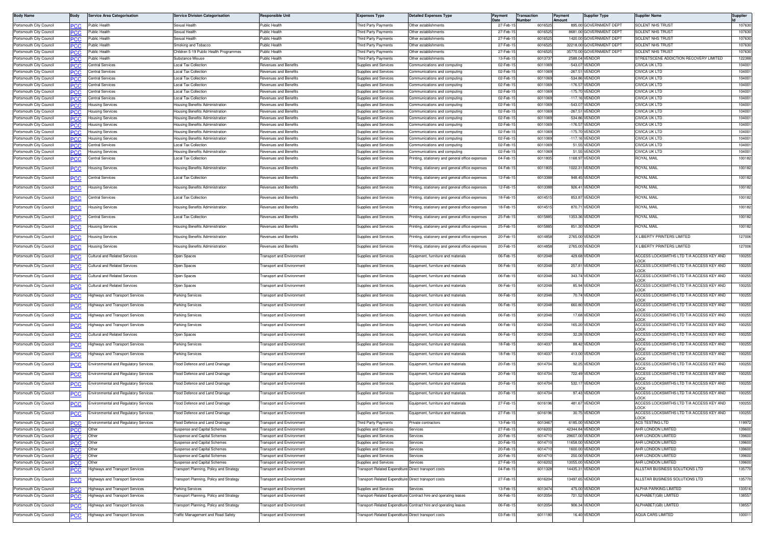| Body Name | Body | Service Area Categorisation | Service Division Categorisation | Responsible Unit | Expenses Type | Detailed Expenses Type | Payment Date | Transaction Number | Payment Amount | Supplier Type | Supplier Name | Supplier Id |
|---|---|---|---|---|---|---|---|---|---|---|---|---|
| Portsmouth City Council | PCC | Public Health | Sexual Health | Public Health | Third Party Payments | Other establishments | 27-Feb-15 | 6016525 | 895.00 | GOVERNMENT DEPT | SOLENT NHS TRUST | 107630 |
| Portsmouth City Council | PCC | Public Health | Sexual Health | Public Health | Third Party Payments | Other establishments | 27-Feb-15 | 6016525 | 8681.00 | GOVERNMENT DEPT | SOLENT NHS TRUST | 107630 |
| Portsmouth City Council | PCC | Public Health | Sexual Health | Public Health | Third Party Payments | Other establishments | 27-Feb-15 | 6016525 | 1420.00 | GOVERNMENT DEPT | SOLENT NHS TRUST | 107630 |
| Portsmouth City Council | PCC | Public Health | Smoking and Tobacco | Public Health | Third Party Payments | Other establishments | 27-Feb-15 | 6016525 | 32218.00 | GOVERNMENT DEPT | SOLENT NHS TRUST | 107630 |
| Portsmouth City Council | PCC | Public Health | Children 5-19 Public Health Programmes | Public Health | Third Party Payments | Other establishments | 27-Feb-15 | 6016525 | 35770.00 | GOVERNMENT DEPT | SOLENT NHS TRUST | 107630 |
| Portsmouth City Council | PCC | Public Health | Substance Misuse | Public Health | Third Party Payments | Other establishments | 13-Feb-15 | 6013737 | 2588.04 | VENDOR | STREETSCENE ADDICTION RECOVERY LIMITED | 122388 |
| Portsmouth City Council | PCC | Central Services | Local Tax Collection | Revenues and Benefits | Supplies and Services | Communications and computing | 02-Feb-15 | 6011069 | -543.07 | VENDOR | CIVICA UK LTD | 104001 |
| Portsmouth City Council | PCC | Central Services | Local Tax Collection | Revenues and Benefits | Supplies and Services | Communications and computing | 02-Feb-15 | 6011069 | -267.51 | VENDOR | CIVICA UK LTD | 104001 |
| Portsmouth City Council | PCC | Central Services | Local Tax Collection | Revenues and Benefits | Supplies and Services | Communications and computing | 02-Feb-15 | 6011069 | -534.86 | VENDOR | CIVICA UK LTD | 104001 |
| Portsmouth City Council | PCC | Central Services | Local Tax Collection | Revenues and Benefits | Supplies and Services | Communications and computing | 02-Feb-15 | 6011069 | -176.57 | VENDOR | CIVICA UK LTD | 104001 |
| Portsmouth City Council | PCC | Central Services | Local Tax Collection | Revenues and Benefits | Supplies and Services | Communications and computing | 02-Feb-15 | 6011069 | -175.70 | VENDOR | CIVICA UK LTD | 104001 |
| Portsmouth City Council | PCC | Central Services | Local Tax Collection | Revenues and Benefits | Supplies and Services | Communications and computing | 02-Feb-15 | 6011069 | -117.16 | VENDOR | CIVICA UK LTD | 104001 |
| Portsmouth City Council | PCC | Housing Services | Housing Benefits Administration | Revenues and Benefits | Supplies and Services | Communications and computing | 02-Feb-15 | 6011069 | -543.07 | VENDOR | CIVICA UK LTD | 104001 |
| Portsmouth City Council | PCC | Housing Services | Housing Benefits Administration | Revenues and Benefits | Supplies and Services | Communications and computing | 02-Feb-15 | 6011069 | -267.51 | VENDOR | CIVICA UK LTD | 104001 |
| Portsmouth City Council | PCC | Housing Services | Housing Benefits Administration | Revenues and Benefits | Supplies and Services | Communications and computing | 02-Feb-15 | 6011069 | -534.86 | VENDOR | CIVICA UK LTD | 104001 |
| Portsmouth City Council | PCC | Housing Services | Housing Benefits Administration | Revenues and Benefits | Supplies and Services | Communications and computing | 02-Feb-15 | 6011069 | -176.57 | VENDOR | CIVICA UK LTD | 104001 |
| Portsmouth City Council | PCC | Housing Services | Housing Benefits Administration | Revenues and Benefits | Supplies and Services | Communications and computing | 02-Feb-15 | 6011069 | -175.70 | VENDOR | CIVICA UK LTD | 104001 |
| Portsmouth City Council | PCC | Housing Services | Housing Benefits Administration | Revenues and Benefits | Supplies and Services | Communications and computing | 02-Feb-15 | 6011069 | -117.16 | VENDOR | CIVICA UK LTD | 104001 |
| Portsmouth City Council | PCC | Central Services | Local Tax Collection | Revenues and Benefits | Supplies and Services | Communications and computing | 02-Feb-15 | 6011069 | 51.55 | VENDOR | CIVICA UK LTD | 104001 |
| Portsmouth City Council | PCC | Housing Services | Housing Benefits Administration | Revenues and Benefits | Supplies and Services | Communications and computing | 02-Feb-15 | 6011069 | 51.55 | VENDOR | CIVICA UK LTD | 104001 |
| Portsmouth City Council | PCC | Central Services | Local Tax Collection | Revenues and Benefits | Supplies and Services | Printing, stationery and general office expenses | 04-Feb-15 | 6011805 | 1168.97 | VENDOR | ROYAL MAIL | 100182 |
| Portsmouth City Council | PCC | Housing Services | Housing Benefits Administration | Revenues and Benefits | Supplies and Services | Printing, stationery and general office expenses | 04-Feb-15 | 6011805 | 1022.31 | VENDOR | ROYAL MAIL | 100182 |
| Portsmouth City Council | PCC | Central Services | Local Tax Collection | Revenues and Benefits | Supplies and Services | Printing, stationery and general office expenses | 12-Feb-15 | 6013388 | 948.45 | VENDOR | ROYAL MAIL | 100182 |
| Portsmouth City Council | PCC | Housing Services | Housing Benefits Administration | Revenues and Benefits | Supplies and Services | Printing, stationery and general office expenses | 12-Feb-15 | 6013388 | 926.41 | VENDOR | ROYAL MAIL | 100182 |
| Portsmouth City Council | PCC | Central Services | Local Tax Collection | Revenues and Benefits | Supplies and Services | Printing, stationery and general office expenses | 18-Feb-15 | 6014515 | 853.87 | VENDOR | ROYAL MAIL | 100182 |
| Portsmouth City Council | PCC | Housing Services | Housing Benefits Administration | Revenues and Benefits | Supplies and Services | Printing, stationery and general office expenses | 18-Feb-15 | 6014515 | 870.71 | VENDOR | ROYAL MAIL | 100182 |
| Portsmouth City Council | PCC | Central Services | Local Tax Collection | Revenues and Benefits | Supplies and Services | Printing, stationery and general office expenses | 25-Feb-15 | 6015885 | 1353.36 | VENDOR | ROYAL MAIL | 100182 |
| Portsmouth City Council | PCC | Housing Services | Housing Benefits Administration | Revenues and Benefits | Supplies and Services | Printing, stationery and general office expenses | 25-Feb-15 | 6015885 | 851.30 | VENDOR | ROYAL MAIL | 100182 |
| Portsmouth City Council | PCC | Housing Services | Housing Benefits Administration | Revenues and Benefits | Supplies and Services | Printing, stationery and general office expenses | 20-Feb-15 | 6014858 | 2765.00 | VENDOR | X LIBERTY PRINTERS LIMITED | 127006 |
| Portsmouth City Council | PCC | Housing Services | Housing Benefits Administration | Revenues and Benefits | Supplies and Services | Printing, stationery and general office expenses | 20-Feb-15 | 6014858 | 2765.00 | VENDOR | X LIBERTY PRINTERS LIMITED | 127006 |
| Portsmouth City Council | PCC | Cultural and Related Services | Open Spaces | Transport and Environment | Supplies and Services | Equipment, furniture and materials | 06-Feb-15 | 6012048 | 429.68 | VENDOR | ACCESS LOCKSMITHS LTD T/A ACCESS KEY AND LOCK | 100255 |
| Portsmouth City Council | PCC | Cultural and Related Services | Open Spaces | Transport and Environment | Supplies and Services | Equipment, furniture and materials | 06-Feb-15 | 6012048 | 257.81 | VENDOR | ACCESS LOCKSMITHS LTD T/A ACCESS KEY AND LOCK | 100255 |
| Portsmouth City Council | PCC | Cultural and Related Services | Open Spaces | Transport and Environment | Supplies and Services | Equipment, furniture and materials | 06-Feb-15 | 6012048 | 343.74 | VENDOR | ACCESS LOCKSMITHS LTD T/A ACCESS KEY AND LOCK | 100255 |
| Portsmouth City Council | PCC | Cultural and Related Services | Open Spaces | Transport and Environment | Supplies and Services | Equipment, furniture and materials | 06-Feb-15 | 6012048 | 85.94 | VENDOR | ACCESS LOCKSMITHS LTD T/A ACCESS KEY AND LOCK | 100255 |
| Portsmouth City Council | PCC | Highways and Transport Services | Parking Services | Transport and Environment | Supplies and Services | Equipment, furniture and materials | 06-Feb-15 | 6012048 | 70.74 | VENDOR | ACCESS LOCKSMITHS LTD T/A ACCESS KEY AND LOCK | 100255 |
| Portsmouth City Council | PCC | Highways and Transport Services | Parking Services | Transport and Environment | Supplies and Services | Equipment, furniture and materials | 06-Feb-15 | 6012048 | 660.80 | VENDOR | ACCESS LOCKSMITHS LTD T/A ACCESS KEY AND LOCK | 100255 |
| Portsmouth City Council | PCC | Highways and Transport Services | Parking Services | Transport and Environment | Supplies and Services | Equipment, furniture and materials | 06-Feb-15 | 6012048 | 17.68 | VENDOR | ACCESS LOCKSMITHS LTD T/A ACCESS KEY AND LOCK | 100255 |
| Portsmouth City Council | PCC | Highways and Transport Services | Parking Services | Transport and Environment | Supplies and Services | Equipment, furniture and materials | 06-Feb-15 | 6012048 | 165.20 | VENDOR | ACCESS LOCKSMITHS LTD T/A ACCESS KEY AND LOCK | 100255 |
| Portsmouth City Council | PCC | Cultural and Related Services | Open Spaces | Transport and Environment | Supplies and Services | Equipment, furniture and materials | 06-Feb-15 | 6012048 | 32.28 | VENDOR | ACCESS LOCKSMITHS LTD T/A ACCESS KEY AND LOCK | 100255 |
| Portsmouth City Council | PCC | Highways and Transport Services | Parking Services | Transport and Environment | Supplies and Services | Equipment, furniture and materials | 18-Feb-15 | 6014037 | 88.42 | VENDOR | ACCESS LOCKSMITHS LTD T/A ACCESS KEY AND LOCK | 100255 |
| Portsmouth City Council | PCC | Highways and Transport Services | Parking Services | Transport and Environment | Supplies and Services | Equipment, furniture and materials | 18-Feb-15 | 6014037 | 413.00 | VENDOR | ACCESS LOCKSMITHS LTD T/A ACCESS KEY AND LOCK | 100255 |
| Portsmouth City Council | PCC | Environmental and Regulatory Services | Flood Defence and Land Drainage | Transport and Environment | Supplies and Services | Equipment, furniture and materials | 20-Feb-15 | 6014704 | 92.25 | VENDOR | ACCESS LOCKSMITHS LTD T/A ACCESS KEY AND LOCK | 100255 |
| Portsmouth City Council | PCC | Environmental and Regulatory Services | Flood Defence and Land Drainage | Transport and Environment | Supplies and Services | Equipment, furniture and materials | 20-Feb-15 | 6014704 | 722.49 | VENDOR | ACCESS LOCKSMITHS LTD T/A ACCESS KEY AND LOCK | 100255 |
| Portsmouth City Council | PCC | Environmental and Regulatory Services | Flood Defence and Land Drainage | Transport and Environment | Supplies and Services | Equipment, furniture and materials | 20-Feb-15 | 6014704 | 532.17 | VENDOR | ACCESS LOCKSMITHS LTD T/A ACCESS KEY AND LOCK | 100255 |
| Portsmouth City Council | PCC | Environmental and Regulatory Services | Flood Defence and Land Drainage | Transport and Environment | Supplies and Services | Equipment, furniture and materials | 20-Feb-15 | 6014704 | 97.43 | VENDOR | ACCESS LOCKSMITHS LTD T/A ACCESS KEY AND LOCK | 100255 |
| Portsmouth City Council | PCC | Environmental and Regulatory Services | Flood Defence and Land Drainage | Transport and Environment | Supplies and Services | Equipment, furniture and materials | 27-Feb-15 | 6016196 | 481.67 | VENDOR | ACCESS LOCKSMITHS LTD T/A ACCESS KEY AND LOCK | 100255 |
| Portsmouth City Council | PCC | Environmental and Regulatory Services | Flood Defence and Land Drainage | Transport and Environment | Supplies and Services | Equipment, furniture and materials | 27-Feb-15 | 6016196 | 30.75 | VENDOR | ACCESS LOCKSMITHS LTD T/A ACCESS KEY AND LOCK | 100255 |
| Portsmouth City Council | PCC | Environmental and Regulatory Services | Flood Defence and Land Drainage | Transport and Environment | Third Party Payments | Private contractors | 13-Feb-15 | 6013467 | 6185.00 | VENDOR | ACS TESTING LTD | 119972 |
| Portsmouth City Council | PCC | Other | Suspense and Capital Schemes | Transport and Environment | Supplies and Services | Services | 27-Feb-15 | 6016202 | 42344.84 | VENDOR | AHR LONDON LIMITED | 139600 |
| Portsmouth City Council | PCC | Other | Suspense and Capital Schemes | Transport and Environment | Supplies and Services | Services | 20-Feb-15 | 6014710 | 29607.00 | VENDOR | AHR LONDON LIMITED | 139600 |
| Portsmouth City Council | PCC | Other | Suspense and Capital Schemes | Transport and Environment | Supplies and Services | Services | 20-Feb-15 | 6014710 | 11658.00 | VENDOR | AHR LONDON LIMITED | 139600 |
| Portsmouth City Council | PCC | Other | Suspense and Capital Schemes | Transport and Environment | Supplies and Services | Services | 20-Feb-15 | 6014710 | 1600.00 | VENDOR | AHR LONDON LIMITED | 139600 |
| Portsmouth City Council | PCC | Other | Suspense and Capital Schemes | Transport and Environment | Supplies and Services | Services | 20-Feb-15 | 6014710 | 250.00 | VENDOR | AHR LONDON LIMITED | 139600 |
| Portsmouth City Council | PCC | Other | Suspense and Capital Schemes | Transport and Environment | Supplies and Services | Services | 27-Feb-15 | 6016202 | 13055.00 | VENDOR | AHR LONDON LIMITED | 139600 |
| Portsmouth City Council | PCC | Highways and Transport Services | Transport Planning, Policy and Strategy | Transport and Environment | Transport-Related Expenditure | Direct transport costs | 04-Feb-15 | 6011328 | 14435.31 | VENDOR | ALLSTAR BUSINESS SOLUTIONS LTD | 135770 |
| Portsmouth City Council | PCC | Highways and Transport Services | Transport Planning, Policy and Strategy | Transport and Environment | Transport-Related Expenditure | Direct transport costs | 27-Feb-15 | 6016204 | 13497.65 | VENDOR | ALLSTAR BUSINESS SOLUTIONS LTD | 135770 |
| Portsmouth City Council | PCC | Highways and Transport Services | Parking Services | Transport and Environment | Supplies and Services | Services | 13-Feb-15 | 6013474 | 475.00 | VENDOR | ALPHA PARKING LIMITED | 133516 |
| Portsmouth City Council | PCC | Highways and Transport Services | Transport Planning, Policy and Strategy | Transport and Environment | Transport-Related Expenditure | Contract hire and operating leases | 06-Feb-15 | 6012054 | 721.52 | VENDOR | ALPHABET(GB) LIMITED | 138557 |
| Portsmouth City Council | PCC | Highways and Transport Services | Transport Planning, Policy and Strategy | Transport and Environment | Transport-Related Expenditure | Contract hire and operating leases | 06-Feb-15 | 6012054 | 906.34 | VENDOR | ALPHABET(GB) LIMITED | 138557 |
| Portsmouth City Council | PCC | Highways and Transport Services | Traffic Management and Road Safety | Transport and Environment | Transport-Related Expenditure | Direct transport costs | 03-Feb-15 | 6011180 | 16.40 | VENDOR | AQUA CARS LIMITED | 100011 |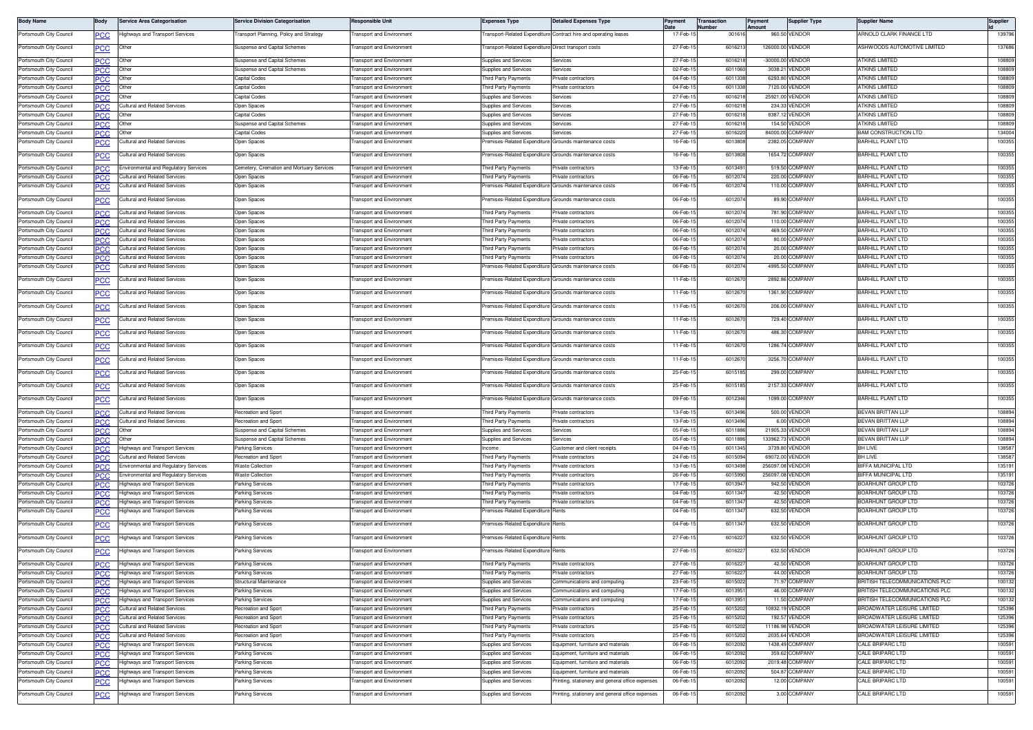| Body Name | Body | Service Area Categorisation | Service Division Categorisation | Responsible Unit | Expenses Type | Detailed Expenses Type | Payment Date | Transaction Number | Payment Amount | Supplier Type | Supplier Name | Supplier Id |
|---|---|---|---|---|---|---|---|---|---|---|---|---|
| Portsmouth City Council | PCC | Highways and Transport Services | Transport Planning, Policy and Strategy | Transport and Environment | Transport-Related Expenditure | Contract hire and operating leases | 17-Feb-15 | 301616 | 960.50 | VENDOR | ARNOLD CLARK FINANCE LTD | 139796 |
| Portsmouth City Council | PCC | Other | Suspense and Capital Schemes | Transport and Environment | Transport-Related Expenditure | Direct transport costs | 27-Feb-15 | 6016213 | 126000.00 | VENDOR | ASHWOODS AUTOMOTIVE LIMITED | 137686 |
| Portsmouth City Council | PCC | Other | Suspense and Capital Schemes | Transport and Environment | Supplies and Services | Services | 27-Feb-15 | 6016218 | -30000.00 | VENDOR | ATKINS LIMITED | 108809 |
| Portsmouth City Council | PCC | Other | Suspense and Capital Schemes | Transport and Environment | Supplies and Services | Services | 02-Feb-15 | 6011060 | 3038.21 | VENDOR | ATKINS LIMITED | 108809 |
| Portsmouth City Council | PCC | Other | Capital Codes | Transport and Environment | Third Party Payments | Private contractors | 04-Feb-15 | 6011338 | 6293.80 | VENDOR | ATKINS LIMITED | 108809 |
| Portsmouth City Council | PCC | Other | Capital Codes | Transport and Environment | Third Party Payments | Private contractors | 04-Feb-15 | 6011338 | 7120.00 | VENDOR | ATKINS LIMITED | 108809 |
| Portsmouth City Council | PCC | Other | Capital Codes | Transport and Environment | Supplies and Services | Services | 27-Feb-15 | 6016218 | 25921.00 | VENDOR | ATKINS LIMITED | 108809 |
| Portsmouth City Council | PCC | Cultural and Related Services | Open Spaces | Transport and Environment | Supplies and Services | Services | 27-Feb-15 | 6016218 | 234.33 | VENDOR | ATKINS LIMITED | 108809 |
| Portsmouth City Council | PCC | Other | Capital Codes | Transport and Environment | Supplies and Services | Services | 27-Feb-15 | 6016218 | 8387.12 | VENDOR | ATKINS LIMITED | 108809 |
| Portsmouth City Council | PCC | Other | Suspense and Capital Schemes | Transport and Environment | Supplies and Services | Services | 27-Feb-15 | 6016218 | 154.50 | VENDOR | ATKINS LIMITED | 108809 |
| Portsmouth City Council | PCC | Other | Capital Codes | Transport and Environment | Supplies and Services | Services | 27-Feb-15 | 6016220 | 84000.00 | COMPANY | BAM CONSTRUCTION LTD | 134004 |
| Portsmouth City Council | PCC | Cultural and Related Services | Open Spaces | Transport and Environment | Premises-Related Expenditure | Grounds maintenance costs | 16-Feb-15 | 6013808 | 2382.05 | COMPANY | BARHILL PLANT LTD | 100355 |
| Portsmouth City Council | PCC | Cultural and Related Services | Open Spaces | Transport and Environment | Premises-Related Expenditure | Grounds maintenance costs | 16-Feb-15 | 6013808 | 1654.72 | COMPANY | BARHILL PLANT LTD | 100355 |
| Portsmouth City Council | PCC | Environmental and Regulatory Services | Cemetery, Cremation and Mortuary Services | Transport and Environment | Third Party Payments | Private contractors | 13-Feb-15 | 6013491 | 519.50 | COMPANY | BARHILL PLANT LTD | 100355 |
| Portsmouth City Council | PCC | Cultural and Related Services | Open Spaces | Transport and Environment | Third Party Payments | Private contractors | 06-Feb-15 | 6012074 | 220.00 | COMPANY | BARHILL PLANT LTD | 100355 |
| Portsmouth City Council | PCC | Cultural and Related Services | Open Spaces | Transport and Environment | Premises-Related Expenditure | Grounds maintenance costs | 06-Feb-15 | 6012074 | 110.00 | COMPANY | BARHILL PLANT LTD | 100355 |
| Portsmouth City Council | PCC | Cultural and Related Services | Open Spaces | Transport and Environment | Premises-Related Expenditure | Grounds maintenance costs | 06-Feb-15 | 6012074 | 89.90 | COMPANY | BARHILL PLANT LTD | 100355 |
| Portsmouth City Council | PCC | Cultural and Related Services | Open Spaces | Transport and Environment | Third Party Payments | Private contractors | 06-Feb-15 | 6012074 | 781.90 | COMPANY | BARHILL PLANT LTD | 100355 |
| Portsmouth City Council | PCC | Cultural and Related Services | Open Spaces | Transport and Environment | Third Party Payments | Private contractors | 06-Feb-15 | 6012074 | 110.00 | COMPANY | BARHILL PLANT LTD | 100355 |
| Portsmouth City Council | PCC | Cultural and Related Services | Open Spaces | Transport and Environment | Third Party Payments | Private contractors | 06-Feb-15 | 6012074 | 469.50 | COMPANY | BARHILL PLANT LTD | 100355 |
| Portsmouth City Council | PCC | Cultural and Related Services | Open Spaces | Transport and Environment | Third Party Payments | Private contractors | 06-Feb-15 | 6012074 | 80.00 | COMPANY | BARHILL PLANT LTD | 100355 |
| Portsmouth City Council | PCC | Cultural and Related Services | Open Spaces | Transport and Environment | Third Party Payments | Private contractors | 06-Feb-15 | 6012074 | 20.00 | COMPANY | BARHILL PLANT LTD | 100355 |
| Portsmouth City Council | PCC | Cultural and Related Services | Open Spaces | Transport and Environment | Third Party Payments | Private contractors | 06-Feb-15 | 6012074 | 20.00 | COMPANY | BARHILL PLANT LTD | 100355 |
| Portsmouth City Council | PCC | Cultural and Related Services | Open Spaces | Transport and Environment | Premises-Related Expenditure | Grounds maintenance costs | 06-Feb-15 | 6012074 | 4995.50 | COMPANY | BARHILL PLANT LTD | 100355 |
| Portsmouth City Council | PCC | Cultural and Related Services | Open Spaces | Transport and Environment | Premises-Related Expenditure | Grounds maintenance costs | 11-Feb-15 | 6012670 | 2892.86 | COMPANY | BARHILL PLANT LTD | 100355 |
| Portsmouth City Council | PCC | Cultural and Related Services | Open Spaces | Transport and Environment | Premises-Related Expenditure | Grounds maintenance costs | 11-Feb-15 | 6012670 | 1361.90 | COMPANY | BARHILL PLANT LTD | 100355 |
| Portsmouth City Council | PCC | Cultural and Related Services | Open Spaces | Transport and Environment | Premises-Related Expenditure | Grounds maintenance costs | 11-Feb-15 | 6012670 | 206.00 | COMPANY | BARHILL PLANT LTD | 100355 |
| Portsmouth City Council | PCC | Cultural and Related Services | Open Spaces | Transport and Environment | Premises-Related Expenditure | Grounds maintenance costs | 11-Feb-15 | 6012670 | 729.40 | COMPANY | BARHILL PLANT LTD | 100355 |
| Portsmouth City Council | PCC | Cultural and Related Services | Open Spaces | Transport and Environment | Premises-Related Expenditure | Grounds maintenance costs | 11-Feb-15 | 6012670 | 486.30 | COMPANY | BARHILL PLANT LTD | 100355 |
| Portsmouth City Council | PCC | Cultural and Related Services | Open Spaces | Transport and Environment | Premises-Related Expenditure | Grounds maintenance costs | 11-Feb-15 | 6012670 | 1286.74 | COMPANY | BARHILL PLANT LTD | 100355 |
| Portsmouth City Council | PCC | Cultural and Related Services | Open Spaces | Transport and Environment | Premises-Related Expenditure | Grounds maintenance costs | 11-Feb-15 | 6012670 | 3256.70 | COMPANY | BARHILL PLANT LTD | 100355 |
| Portsmouth City Council | PCC | Cultural and Related Services | Open Spaces | Transport and Environment | Premises-Related Expenditure | Grounds maintenance costs | 25-Feb-15 | 6015185 | 299.00 | COMPANY | BARHILL PLANT LTD | 100355 |
| Portsmouth City Council | PCC | Cultural and Related Services | Open Spaces | Transport and Environment | Premises-Related Expenditure | Grounds maintenance costs | 25-Feb-15 | 6015185 | 2157.33 | COMPANY | BARHILL PLANT LTD | 100355 |
| Portsmouth City Council | PCC | Cultural and Related Services | Open Spaces | Transport and Environment | Premises-Related Expenditure | Grounds maintenance costs | 09-Feb-15 | 6012346 | 1099.00 | COMPANY | BARHILL PLANT LTD | 100355 |
| Portsmouth City Council | PCC | Cultural and Related Services | Recreation and Sport | Transport and Environment | Third Party Payments | Private contractors | 13-Feb-15 | 6013496 | 500.00 | VENDOR | BEVAN BRITTAN LLP | 108894 |
| Portsmouth City Council | PCC | Cultural and Related Services | Recreation and Sport | Transport and Environment | Third Party Payments | Private contractors | 13-Feb-15 | 6013496 | 6.00 | VENDOR | BEVAN BRITTAN LLP | 108894 |
| Portsmouth City Council | PCC | Other | Suspense and Capital Schemes | Transport and Environment | Supplies and Services | Services | 05-Feb-15 | 6011886 | 21905.33 | VENDOR | BEVAN BRITTAN LLP | 108894 |
| Portsmouth City Council | PCC | Other | Suspense and Capital Schemes | Transport and Environment | Supplies and Services | Services | 05-Feb-15 | 6011886 | 133962.73 | VENDOR | BEVAN BRITTAN LLP | 108894 |
| Portsmouth City Council | PCC | Highways and Transport Services | Parking Services | Transport and Environment | Income | Customer and client receipts | 04-Feb-15 | 6011345 | 3739.80 | VENDOR | BH LIVE | 138587 |
| Portsmouth City Council | PCC | Cultural and Related Services | Recreation and Sport | Transport and Environment | Third Party Payments | Private contractors | 24-Feb-15 | 6015094 | 69072.00 | VENDOR | BH LIVE | 138587 |
| Portsmouth City Council | PCC | Environmental and Regulatory Services | Waste Collection | Transport and Environment | Third Party Payments | Private contractors | 13-Feb-15 | 6013498 | 256097.08 | VENDOR | BIFFA MUNICIPAL LTD | 135191 |
| Portsmouth City Council | PCC | Environmental and Regulatory Services | Waste Collection | Transport and Environment | Third Party Payments | Private contractors | 26-Feb-15 | 6015990 | 256097.08 | VENDOR | BIFFA MUNICIPAL LTD | 135191 |
| Portsmouth City Council | PCC | Highways and Transport Services | Parking Services | Transport and Environment | Third Party Payments | Private contractors | 17-Feb-15 | 6013947 | 942.50 | VENDOR | BOARHUNT GROUP LTD | 103726 |
| Portsmouth City Council | PCC | Highways and Transport Services | Parking Services | Transport and Environment | Third Party Payments | Private contractors | 04-Feb-15 | 6011347 | 42.50 | VENDOR | BOARHUNT GROUP LTD | 103726 |
| Portsmouth City Council | PCC | Highways and Transport Services | Parking Services | Transport and Environment | Third Party Payments | Private contractors | 04-Feb-15 | 6011347 | 42.50 | VENDOR | BOARHUNT GROUP LTD | 103726 |
| Portsmouth City Council | PCC | Highways and Transport Services | Parking Services | Transport and Environment | Premises-Related Expenditure | Rents | 04-Feb-15 | 6011347 | 632.50 | VENDOR | BOARHUNT GROUP LTD | 103726 |
| Portsmouth City Council | PCC | Highways and Transport Services | Parking Services | Transport and Environment | Premises-Related Expenditure | Rents | 04-Feb-15 | 6011347 | 632.50 | VENDOR | BOARHUNT GROUP LTD | 103726 |
| Portsmouth City Council | PCC | Highways and Transport Services | Parking Services | Transport and Environment | Premises-Related Expenditure | Rents | 27-Feb-15 | 6016227 | 632.50 | VENDOR | BOARHUNT GROUP LTD | 103726 |
| Portsmouth City Council | PCC | Highways and Transport Services | Parking Services | Transport and Environment | Premises-Related Expenditure | Rents | 27-Feb-15 | 6016227 | 632.50 | VENDOR | BOARHUNT GROUP LTD | 103726 |
| Portsmouth City Council | PCC | Highways and Transport Services | Parking Services | Transport and Environment | Third Party Payments | Private contractors | 27-Feb-15 | 6016227 | 42.50 | VENDOR | BOARHUNT GROUP LTD | 103726 |
| Portsmouth City Council | PCC | Highways and Transport Services | Parking Services | Transport and Environment | Third Party Payments | Private contractors | 27-Feb-15 | 6016227 | 44.00 | VENDOR | BOARHUNT GROUP LTD | 103726 |
| Portsmouth City Council | PCC | Highways and Transport Services | Structural Maintenance | Transport and Environment | Supplies and Services | Communications and computing | 23-Feb-15 | 6015022 | 71.97 | COMPANY | BRITISH TELECOMMUNICATIONS PLC | 100132 |
| Portsmouth City Council | PCC | Highways and Transport Services | Parking Services | Transport and Environment | Supplies and Services | Communications and computing | 17-Feb-15 | 6013951 | 46.00 | COMPANY | BRITISH TELECOMMUNICATIONS PLC | 100132 |
| Portsmouth City Council | PCC | Highways and Transport Services | Parking Services | Transport and Environment | Supplies and Services | Communications and computing | 17-Feb-15 | 6013951 | 11.50 | COMPANY | BRITISH TELECOMMUNICATIONS PLC | 100132 |
| Portsmouth City Council | PCC | Cultural and Related Services | Recreation and Sport | Transport and Environment | Third Party Payments | Private contractors | 25-Feb-15 | 6015202 | 10832.19 | VENDOR | BROADWATER LEISURE LIMITED | 125396 |
| Portsmouth City Council | PCC | Cultural and Related Services | Recreation and Sport | Transport and Environment | Third Party Payments | Private contractors | 25-Feb-15 | 6015202 | 192.57 | VENDOR | BROADWATER LEISURE LIMITED | 125396 |
| Portsmouth City Council | PCC | Cultural and Related Services | Recreation and Sport | Transport and Environment | Third Party Payments | Private contractors | 25-Feb-15 | 6015202 | 11186.98 | VENDOR | BROADWATER LEISURE LIMITED | 125396 |
| Portsmouth City Council | PCC | Cultural and Related Services | Recreation and Sport | Transport and Environment | Third Party Payments | Private contractors | 25-Feb-15 | 6015202 | 2035.64 | VENDOR | BROADWATER LEISURE LIMITED | 125396 |
| Portsmouth City Council | PCC | Highways and Transport Services | Parking Services | Transport and Environment | Supplies and Services | Equipment, furniture and materials | 06-Feb-15 | 6012092 | 1438.49 | COMPANY | CALE BRIPARC LTD | 100591 |
| Portsmouth City Council | PCC | Highways and Transport Services | Parking Services | Transport and Environment | Supplies and Services | Equipment, furniture and materials | 06-Feb-15 | 6012092 | 359.62 | COMPANY | CALE BRIPARC LTD | 100591 |
| Portsmouth City Council | PCC | Highways and Transport Services | Parking Services | Transport and Environment | Supplies and Services | Equipment, furniture and materials | 06-Feb-15 | 6012092 | 2019.48 | COMPANY | CALE BRIPARC LTD | 100591 |
| Portsmouth City Council | PCC | Highways and Transport Services | Parking Services | Transport and Environment | Supplies and Services | Equipment, furniture and materials | 06-Feb-15 | 6012092 | 504.87 | COMPANY | CALE BRIPARC LTD | 100591 |
| Portsmouth City Council | PCC | Highways and Transport Services | Parking Services | Transport and Environment | Supplies and Services | Printing, stationery and general office expenses | 06-Feb-15 | 6012092 | 12.00 | COMPANY | CALE BRIPARC LTD | 100591 |
| Portsmouth City Council | PCC | Highways and Transport Services | Parking Services | Transport and Environment | Supplies and Services | Printing, stationery and general office expenses | 06-Feb-15 | 6012092 | 3.00 | COMPANY | CALE BRIPARC LTD | 100591 |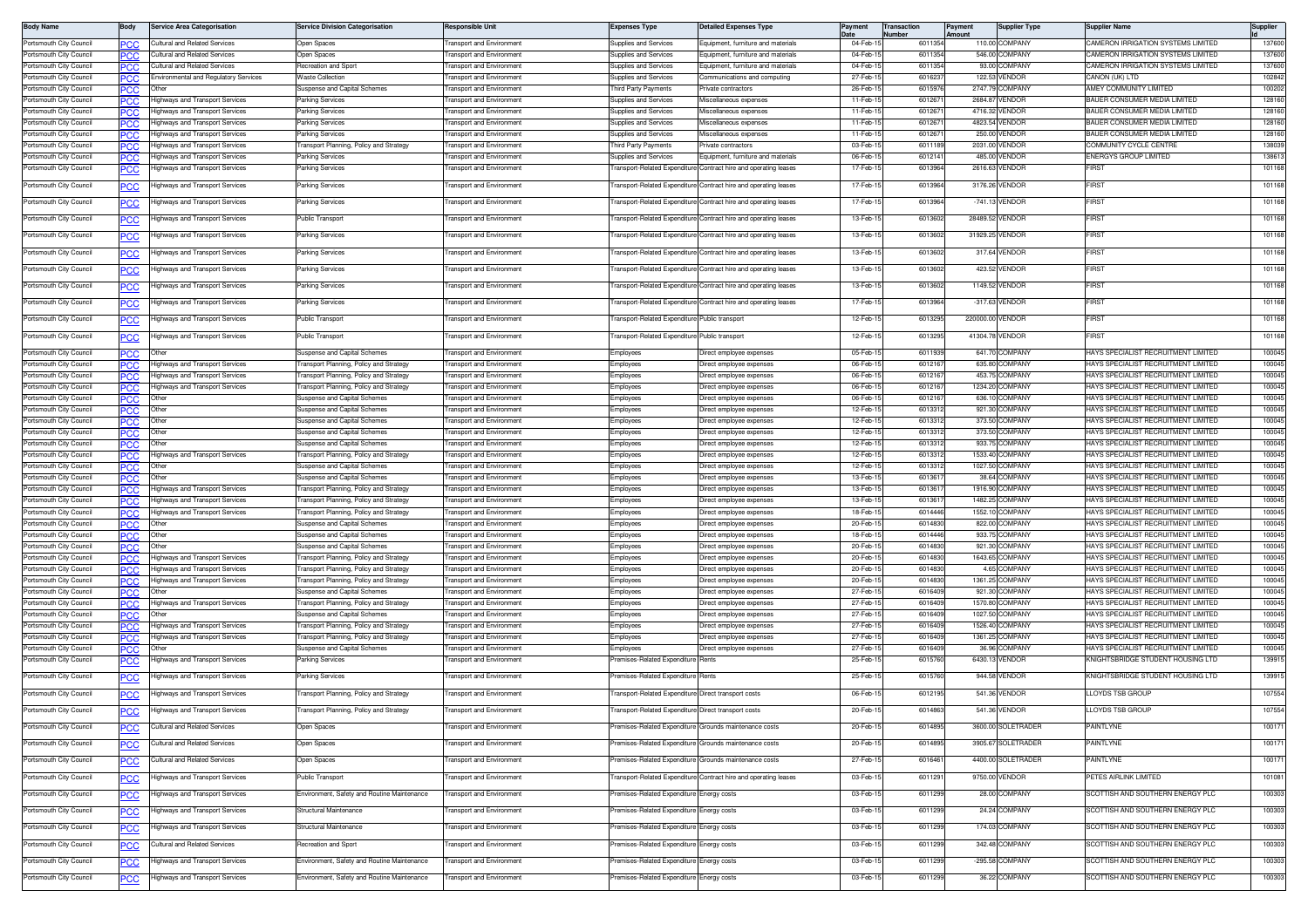| Body Name | Body | Service Area Categorisation | Service Division Categorisation | Responsible Unit | Expenses Type | Detailed Expenses Type | Payment Date | Transaction Number | Payment Amount | Supplier Type | Supplier Name | Supplier Id |
|---|---|---|---|---|---|---|---|---|---|---|---|---|
| Portsmouth City Council | PCC | Cultural and Related Services | Open Spaces | Transport and Environment | Supplies and Services | Equipment, furniture and materials | 04-Feb-15 | 6011354 | 110.00 | COMPANY | CAMERON IRRIGATION SYSTEMS LIMITED | 137600 |
| Portsmouth City Council | PCC | Cultural and Related Services | Open Spaces | Transport and Environment | Supplies and Services | Equipment, furniture and materials | 04-Feb-15 | 6011354 | 546.00 | COMPANY | CAMERON IRRIGATION SYSTEMS LIMITED | 137600 |
| Portsmouth City Council | PCC | Cultural and Related Services | Recreation and Sport | Transport and Environment | Supplies and Services | Equipment, furniture and materials | 04-Feb-15 | 6011354 | 93.00 | COMPANY | CAMERON IRRIGATION SYSTEMS LIMITED | 137600 |
| Portsmouth City Council | PCC | Environmental and Regulatory Services | Waste Collection | Transport and Environment | Supplies and Services | Communications and computing | 27-Feb-15 | 6016237 | 122.53 | VENDOR | CANON (UK) LTD | 102842 |
| Portsmouth City Council | PCC | Other | Suspense and Capital Schemes | Transport and Environment | Third Party Payments | Private contractors | 26-Feb-15 | 6015976 | 2747.79 | COMPANY | AMEY COMMUNITY LIMITED | 100202 |
| Portsmouth City Council | PCC | Highways and Transport Services | Parking Services | Transport and Environment | Supplies and Services | Miscellaneous expenses | 11-Feb-15 | 6012671 | 2684.87 | VENDOR | BAUER CONSUMER MEDIA LIMITED | 128160 |
| Portsmouth City Council | PCC | Highways and Transport Services | Parking Services | Transport and Environment | Supplies and Services | Miscellaneous expenses | 11-Feb-15 | 6012671 | 4716.32 | VENDOR | BAUER CONSUMER MEDIA LIMITED | 128160 |
| Portsmouth City Council | PCC | Highways and Transport Services | Parking Services | Transport and Environment | Supplies and Services | Miscellaneous expenses | 11-Feb-15 | 6012671 | 4823.54 | VENDOR | BAUER CONSUMER MEDIA LIMITED | 128160 |
| Portsmouth City Council | PCC | Highways and Transport Services | Parking Services | Transport and Environment | Supplies and Services | Miscellaneous expenses | 11-Feb-15 | 6012671 | 250.00 | VENDOR | BAUER CONSUMER MEDIA LIMITED | 128160 |
| Portsmouth City Council | PCC | Highways and Transport Services | Transport Planning, Policy and Strategy | Transport and Environment | Third Party Payments | Private contractors | 03-Feb-15 | 6011189 | 2031.00 | VENDOR | COMMUNITY CYCLE CENTRE | 138039 |
| Portsmouth City Council | PCC | Highways and Transport Services | Parking Services | Transport and Environment | Supplies and Services | Equipment, furniture and materials | 06-Feb-15 | 6012141 | 485.00 | VENDOR | ENERGYS GROUP LIMITED | 138613 |
| Portsmouth City Council | PCC | Highways and Transport Services | Parking Services | Transport and Environment | Transport-Related Expenditure | Contract hire and operating leases | 17-Feb-15 | 6013964 | 2616.63 | VENDOR | FIRST | 101168 |
| Portsmouth City Council | PCC | Highways and Transport Services | Parking Services | Transport and Environment | Transport-Related Expenditure | Contract hire and operating leases | 17-Feb-15 | 6013964 | 3176.26 | VENDOR | FIRST | 101168 |
| Portsmouth City Council | PCC | Highways and Transport Services | Parking Services | Transport and Environment | Transport-Related Expenditure | Contract hire and operating leases | 17-Feb-15 | 6013964 | -741.13 | VENDOR | FIRST | 101168 |
| Portsmouth City Council | PCC | Highways and Transport Services | Public Transport | Transport and Environment | Transport-Related Expenditure | Contract hire and operating leases | 13-Feb-15 | 6013602 | 28489.52 | VENDOR | FIRST | 101168 |
| Portsmouth City Council | PCC | Highways and Transport Services | Parking Services | Transport and Environment | Transport-Related Expenditure | Contract hire and operating leases | 13-Feb-15 | 6013602 | 31929.25 | VENDOR | FIRST | 101168 |
| Portsmouth City Council | PCC | Highways and Transport Services | Parking Services | Transport and Environment | Transport-Related Expenditure | Contract hire and operating leases | 13-Feb-15 | 6013602 | 317.64 | VENDOR | FIRST | 101168 |
| Portsmouth City Council | PCC | Highways and Transport Services | Parking Services | Transport and Environment | Transport-Related Expenditure | Contract hire and operating leases | 13-Feb-15 | 6013602 | 423.52 | VENDOR | FIRST | 101168 |
| Portsmouth City Council | PCC | Highways and Transport Services | Parking Services | Transport and Environment | Transport-Related Expenditure | Contract hire and operating leases | 13-Feb-15 | 6013602 | 1149.52 | VENDOR | FIRST | 101168 |
| Portsmouth City Council | PCC | Highways and Transport Services | Parking Services | Transport and Environment | Transport-Related Expenditure | Contract hire and operating leases | 17-Feb-15 | 6013964 | -317.63 | VENDOR | FIRST | 101168 |
| Portsmouth City Council | PCC | Highways and Transport Services | Public Transport | Transport and Environment | Transport-Related Expenditure | Public transport | 12-Feb-15 | 6013295 | 220000.00 | VENDOR | FIRST | 101168 |
| Portsmouth City Council | PCC | Highways and Transport Services | Public Transport | Transport and Environment | Transport-Related Expenditure | Public transport | 12-Feb-15 | 6013295 | 41304.78 | VENDOR | FIRST | 101168 |
| Portsmouth City Council | PCC | Other | Suspense and Capital Schemes | Transport and Environment | Employees | Direct employee expenses | 05-Feb-15 | 6011939 | 641.70 | COMPANY | HAYS SPECIALIST RECRUITMENT LIMITED | 100045 |
| Portsmouth City Council | PCC | Highways and Transport Services | Transport Planning, Policy and Strategy | Transport and Environment | Employees | Direct employee expenses | 06-Feb-15 | 6012167 | 635.80 | COMPANY | HAYS SPECIALIST RECRUITMENT LIMITED | 100045 |
| Portsmouth City Council | PCC | Highways and Transport Services | Transport Planning, Policy and Strategy | Transport and Environment | Employees | Direct employee expenses | 06-Feb-15 | 6012167 | 453.75 | COMPANY | HAYS SPECIALIST RECRUITMENT LIMITED | 100045 |
| Portsmouth City Council | PCC | Highways and Transport Services | Transport Planning, Policy and Strategy | Transport and Environment | Employees | Direct employee expenses | 06-Feb-15 | 6012167 | 1234.20 | COMPANY | HAYS SPECIALIST RECRUITMENT LIMITED | 100045 |
| Portsmouth City Council | PCC | Other | Suspense and Capital Schemes | Transport and Environment | Employees | Direct employee expenses | 06-Feb-15 | 6012167 | 636.10 | COMPANY | HAYS SPECIALIST RECRUITMENT LIMITED | 100045 |
| Portsmouth City Council | PCC | Other | Suspense and Capital Schemes | Transport and Environment | Employees | Direct employee expenses | 12-Feb-15 | 6013312 | 921.30 | COMPANY | HAYS SPECIALIST RECRUITMENT LIMITED | 100045 |
| Portsmouth City Council | PCC | Other | Suspense and Capital Schemes | Transport and Environment | Employees | Direct employee expenses | 12-Feb-15 | 6013312 | 373.50 | COMPANY | HAYS SPECIALIST RECRUITMENT LIMITED | 100045 |
| Portsmouth City Council | PCC | Other | Suspense and Capital Schemes | Transport and Environment | Employees | Direct employee expenses | 12-Feb-15 | 6013312 | 373.50 | COMPANY | HAYS SPECIALIST RECRUITMENT LIMITED | 100045 |
| Portsmouth City Council | PCC | Other | Suspense and Capital Schemes | Transport and Environment | Employees | Direct employee expenses | 12-Feb-15 | 6013312 | 933.75 | COMPANY | HAYS SPECIALIST RECRUITMENT LIMITED | 100045 |
| Portsmouth City Council | PCC | Highways and Transport Services | Transport Planning, Policy and Strategy | Transport and Environment | Employees | Direct employee expenses | 12-Feb-15 | 6013312 | 1533.40 | COMPANY | HAYS SPECIALIST RECRUITMENT LIMITED | 100045 |
| Portsmouth City Council | PCC | Other | Suspense and Capital Schemes | Transport and Environment | Employees | Direct employee expenses | 12-Feb-15 | 6013312 | 1027.50 | COMPANY | HAYS SPECIALIST RECRUITMENT LIMITED | 100045 |
| Portsmouth City Council | PCC | Other | Suspense and Capital Schemes | Transport and Environment | Employees | Direct employee expenses | 13-Feb-15 | 6013617 | 38.64 | COMPANY | HAYS SPECIALIST RECRUITMENT LIMITED | 100045 |
| Portsmouth City Council | PCC | Highways and Transport Services | Transport Planning, Policy and Strategy | Transport and Environment | Employees | Direct employee expenses | 13-Feb-15 | 6013617 | 1916.90 | COMPANY | HAYS SPECIALIST RECRUITMENT LIMITED | 100045 |
| Portsmouth City Council | PCC | Highways and Transport Services | Transport Planning, Policy and Strategy | Transport and Environment | Employees | Direct employee expenses | 13-Feb-15 | 6013617 | 1482.25 | COMPANY | HAYS SPECIALIST RECRUITMENT LIMITED | 100045 |
| Portsmouth City Council | PCC | Highways and Transport Services | Transport Planning, Policy and Strategy | Transport and Environment | Employees | Direct employee expenses | 18-Feb-15 | 6014446 | 1552.10 | COMPANY | HAYS SPECIALIST RECRUITMENT LIMITED | 100045 |
| Portsmouth City Council | PCC | Other | Suspense and Capital Schemes | Transport and Environment | Employees | Direct employee expenses | 20-Feb-15 | 6014830 | 822.00 | COMPANY | HAYS SPECIALIST RECRUITMENT LIMITED | 100045 |
| Portsmouth City Council | PCC | Other | Suspense and Capital Schemes | Transport and Environment | Employees | Direct employee expenses | 18-Feb-15 | 6014446 | 933.75 | COMPANY | HAYS SPECIALIST RECRUITMENT LIMITED | 100045 |
| Portsmouth City Council | PCC | Other | Suspense and Capital Schemes | Transport and Environment | Employees | Direct employee expenses | 20-Feb-15 | 6014830 | 921.30 | COMPANY | HAYS SPECIALIST RECRUITMENT LIMITED | 100045 |
| Portsmouth City Council | PCC | Highways and Transport Services | Transport Planning, Policy and Strategy | Transport and Environment | Employees | Direct employee expenses | 20-Feb-15 | 6014830 | 1643.65 | COMPANY | HAYS SPECIALIST RECRUITMENT LIMITED | 100045 |
| Portsmouth City Council | PCC | Highways and Transport Services | Transport Planning, Policy and Strategy | Transport and Environment | Employees | Direct employee expenses | 20-Feb-15 | 6014830 | 4.65 | COMPANY | HAYS SPECIALIST RECRUITMENT LIMITED | 100045 |
| Portsmouth City Council | PCC | Highways and Transport Services | Transport Planning, Policy and Strategy | Transport and Environment | Employees | Direct employee expenses | 20-Feb-15 | 6014830 | 1361.25 | COMPANY | HAYS SPECIALIST RECRUITMENT LIMITED | 100045 |
| Portsmouth City Council | PCC | Other | Suspense and Capital Schemes | Transport and Environment | Employees | Direct employee expenses | 27-Feb-15 | 6016409 | 921.30 | COMPANY | HAYS SPECIALIST RECRUITMENT LIMITED | 100045 |
| Portsmouth City Council | PCC | Highways and Transport Services | Transport Planning, Policy and Strategy | Transport and Environment | Employees | Direct employee expenses | 27-Feb-15 | 6016409 | 1570.80 | COMPANY | HAYS SPECIALIST RECRUITMENT LIMITED | 100045 |
| Portsmouth City Council | PCC | Other | Suspense and Capital Schemes | Transport and Environment | Employees | Direct employee expenses | 27-Feb-15 | 6016409 | 1027.50 | COMPANY | HAYS SPECIALIST RECRUITMENT LIMITED | 100045 |
| Portsmouth City Council | PCC | Highways and Transport Services | Transport Planning, Policy and Strategy | Transport and Environment | Employees | Direct employee expenses | 27-Feb-15 | 6016409 | 1526.40 | COMPANY | HAYS SPECIALIST RECRUITMENT LIMITED | 100045 |
| Portsmouth City Council | PCC | Highways and Transport Services | Transport Planning, Policy and Strategy | Transport and Environment | Employees | Direct employee expenses | 27-Feb-15 | 6016409 | 1361.25 | COMPANY | HAYS SPECIALIST RECRUITMENT LIMITED | 100045 |
| Portsmouth City Council | PCC | Other | Suspense and Capital Schemes | Transport and Environment | Employees | Direct employee expenses | 27-Feb-15 | 6016409 | 36.96 | COMPANY | HAYS SPECIALIST RECRUITMENT LIMITED | 100045 |
| Portsmouth City Council | PCC | Highways and Transport Services | Parking Services | Transport and Environment | Premises-Related Expenditure | Rents | 25-Feb-15 | 6015760 | 6430.13 | VENDOR | KNIGHTSBRIDGE STUDENT HOUSING LTD | 139915 |
| Portsmouth City Council | PCC | Highways and Transport Services | Parking Services | Transport and Environment | Premises-Related Expenditure | Rents | 25-Feb-15 | 6015760 | 944.58 | VENDOR | KNIGHTSBRIDGE STUDENT HOUSING LTD | 139915 |
| Portsmouth City Council | PCC | Highways and Transport Services | Transport Planning, Policy and Strategy | Transport and Environment | Transport-Related Expenditure | Direct transport costs | 06-Feb-15 | 6012195 | 541.36 | VENDOR | LLOYDS TSB GROUP | 107554 |
| Portsmouth City Council | PCC | Highways and Transport Services | Transport Planning, Policy and Strategy | Transport and Environment | Transport-Related Expenditure | Direct transport costs | 20-Feb-15 | 6014863 | 541.36 | VENDOR | LLOYDS TSB GROUP | 107554 |
| Portsmouth City Council | PCC | Cultural and Related Services | Open Spaces | Transport and Environment | Premises-Related Expenditure | Grounds maintenance costs | 20-Feb-15 | 6014895 | 3600.00 | SOLETRADER | PAINTLYNE | 100171 |
| Portsmouth City Council | PCC | Cultural and Related Services | Open Spaces | Transport and Environment | Premises-Related Expenditure | Grounds maintenance costs | 20-Feb-15 | 6014895 | 3905.67 | SOLETRADER | PAINTLYNE | 100171 |
| Portsmouth City Council | PCC | Cultural and Related Services | Open Spaces | Transport and Environment | Premises-Related Expenditure | Grounds maintenance costs | 27-Feb-15 | 6016461 | 4400.00 | SOLETRADER | PAINTLYNE | 100171 |
| Portsmouth City Council | PCC | Highways and Transport Services | Public Transport | Transport and Environment | Transport-Related Expenditure | Contract hire and operating leases | 03-Feb-15 | 6011291 | 9750.00 | VENDOR | PETES AIRLINK LIMITED | 101081 |
| Portsmouth City Council | PCC | Highways and Transport Services | Environment, Safety and Routine Maintenance | Transport and Environment | Premises-Related Expenditure | Energy costs | 03-Feb-15 | 6011299 | 28.00 | COMPANY | SCOTTISH AND SOUTHERN ENERGY PLC | 100303 |
| Portsmouth City Council | PCC | Highways and Transport Services | Structural Maintenance | Transport and Environment | Premises-Related Expenditure | Energy costs | 03-Feb-15 | 6011299 | 24.24 | COMPANY | SCOTTISH AND SOUTHERN ENERGY PLC | 100303 |
| Portsmouth City Council | PCC | Highways and Transport Services | Structural Maintenance | Transport and Environment | Premises-Related Expenditure | Energy costs | 03-Feb-15 | 6011299 | 174.03 | COMPANY | SCOTTISH AND SOUTHERN ENERGY PLC | 100303 |
| Portsmouth City Council | PCC | Cultural and Related Services | Recreation and Sport | Transport and Environment | Premises-Related Expenditure | Energy costs | 03-Feb-15 | 6011299 | 342.48 | COMPANY | SCOTTISH AND SOUTHERN ENERGY PLC | 100303 |
| Portsmouth City Council | PCC | Highways and Transport Services | Environment, Safety and Routine Maintenance | Transport and Environment | Premises-Related Expenditure | Energy costs | 03-Feb-15 | 6011299 | -295.58 | COMPANY | SCOTTISH AND SOUTHERN ENERGY PLC | 100303 |
| Portsmouth City Council | PCC | Highways and Transport Services | Environment, Safety and Routine Maintenance | Transport and Environment | Premises-Related Expenditure | Energy costs | 03-Feb-15 | 6011299 | 36.22 | COMPANY | SCOTTISH AND SOUTHERN ENERGY PLC | 100303 |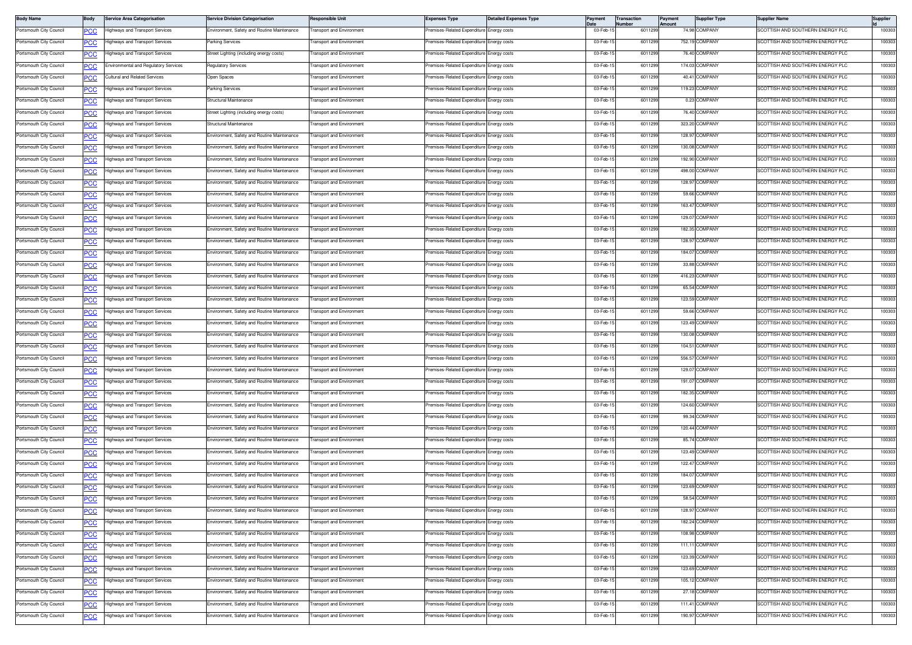| Body Name | Body | Service Area Categorisation | Service Division Categorisation | Responsible Unit | Expenses Type | Detailed Expenses Type | Payment Date | Transaction Number | Payment Amount | Supplier Type | Supplier Name | Supplier Id |
|---|---|---|---|---|---|---|---|---|---|---|---|---|
| Portsmouth City Council | PCC | Highways and Transport Services | Environment, Safety and Routine Maintenance | Transport and Environment | Premises-Related Expenditure | Energy costs | 03-Feb-15 | 6011299 | 74.98 | COMPANY | SCOTTISH AND SOUTHERN ENERGY PLC | 100303 |
| Portsmouth City Council | PCC | Highways and Transport Services | Parking Services | Transport and Environment | Premises-Related Expenditure | Energy costs | 03-Feb-15 | 6011299 | 752.19 | COMPANY | SCOTTISH AND SOUTHERN ENERGY PLC | 100303 |
| Portsmouth City Council | PCC | Highways and Transport Services | Street Lighting (including energy costs) | Transport and Environment | Premises-Related Expenditure | Energy costs | 03-Feb-15 | 6011299 | 76.40 | COMPANY | SCOTTISH AND SOUTHERN ENERGY PLC | 100303 |
| Portsmouth City Council | PCC | Environmental and Regulatory Services | Regulatory Services | Transport and Environment | Premises-Related Expenditure | Energy costs | 03-Feb-15 | 6011299 | 174.03 | COMPANY | SCOTTISH AND SOUTHERN ENERGY PLC | 100303 |
| Portsmouth City Council | PCC | Cultural and Related Services | Open Spaces | Transport and Environment | Premises-Related Expenditure | Energy costs | 03-Feb-15 | 6011299 | 40.41 | COMPANY | SCOTTISH AND SOUTHERN ENERGY PLC | 100303 |
| Portsmouth City Council | PCC | Highways and Transport Services | Parking Services | Transport and Environment | Premises-Related Expenditure | Energy costs | 03-Feb-15 | 6011299 | 119.23 | COMPANY | SCOTTISH AND SOUTHERN ENERGY PLC | 100303 |
| Portsmouth City Council | PCC | Highways and Transport Services | Structural Maintenance | Transport and Environment | Premises-Related Expenditure | Energy costs | 03-Feb-15 | 6011299 | 0.23 | COMPANY | SCOTTISH AND SOUTHERN ENERGY PLC | 100303 |
| Portsmouth City Council | PCC | Highways and Transport Services | Street Lighting (including energy costs) | Transport and Environment | Premises-Related Expenditure | Energy costs | 03-Feb-15 | 6011299 | 76.40 | COMPANY | SCOTTISH AND SOUTHERN ENERGY PLC | 100303 |
| Portsmouth City Council | PCC | Highways and Transport Services | Structural Maintenance | Transport and Environment | Premises-Related Expenditure | Energy costs | 03-Feb-15 | 6011299 | 323.20 | COMPANY | SCOTTISH AND SOUTHERN ENERGY PLC | 100303 |
| Portsmouth City Council | PCC | Highways and Transport Services | Environment, Safety and Routine Maintenance | Transport and Environment | Premises-Related Expenditure | Energy costs | 03-Feb-15 | 6011299 | 128.97 | COMPANY | SCOTTISH AND SOUTHERN ENERGY PLC | 100303 |
| Portsmouth City Council | PCC | Highways and Transport Services | Environment, Safety and Routine Maintenance | Transport and Environment | Premises-Related Expenditure | Energy costs | 03-Feb-15 | 6011299 | 130.08 | COMPANY | SCOTTISH AND SOUTHERN ENERGY PLC | 100303 |
| Portsmouth City Council | PCC | Highways and Transport Services | Environment, Safety and Routine Maintenance | Transport and Environment | Premises-Related Expenditure | Energy costs | 03-Feb-15 | 6011299 | 192.90 | COMPANY | SCOTTISH AND SOUTHERN ENERGY PLC | 100303 |
| Portsmouth City Council | PCC | Highways and Transport Services | Environment, Safety and Routine Maintenance | Transport and Environment | Premises-Related Expenditure | Energy costs | 03-Feb-15 | 6011299 | 498.00 | COMPANY | SCOTTISH AND SOUTHERN ENERGY PLC | 100303 |
| Portsmouth City Council | PCC | Highways and Transport Services | Environment, Safety and Routine Maintenance | Transport and Environment | Premises-Related Expenditure | Energy costs | 03-Feb-15 | 6011299 | 128.97 | COMPANY | SCOTTISH AND SOUTHERN ENERGY PLC | 100303 |
| Portsmouth City Council | PCC | Highways and Transport Services | Environment, Safety and Routine Maintenance | Transport and Environment | Premises-Related Expenditure | Energy costs | 03-Feb-15 | 6011299 | 59.66 | COMPANY | SCOTTISH AND SOUTHERN ENERGY PLC | 100303 |
| Portsmouth City Council | PCC | Highways and Transport Services | Environment, Safety and Routine Maintenance | Transport and Environment | Premises-Related Expenditure | Energy costs | 03-Feb-15 | 6011299 | 163.47 | COMPANY | SCOTTISH AND SOUTHERN ENERGY PLC | 100303 |
| Portsmouth City Council | PCC | Highways and Transport Services | Environment, Safety and Routine Maintenance | Transport and Environment | Premises-Related Expenditure | Energy costs | 03-Feb-15 | 6011299 | 129.07 | COMPANY | SCOTTISH AND SOUTHERN ENERGY PLC | 100303 |
| Portsmouth City Council | PCC | Highways and Transport Services | Environment, Safety and Routine Maintenance | Transport and Environment | Premises-Related Expenditure | Energy costs | 03-Feb-15 | 6011299 | 182.35 | COMPANY | SCOTTISH AND SOUTHERN ENERGY PLC | 100303 |
| Portsmouth City Council | PCC | Highways and Transport Services | Environment, Safety and Routine Maintenance | Transport and Environment | Premises-Related Expenditure | Energy costs | 03-Feb-15 | 6011299 | 128.97 | COMPANY | SCOTTISH AND SOUTHERN ENERGY PLC | 100303 |
| Portsmouth City Council | PCC | Highways and Transport Services | Environment, Safety and Routine Maintenance | Transport and Environment | Premises-Related Expenditure | Energy costs | 03-Feb-15 | 6011299 | 184.07 | COMPANY | SCOTTISH AND SOUTHERN ENERGY PLC | 100303 |
| Portsmouth City Council | PCC | Highways and Transport Services | Environment, Safety and Routine Maintenance | Transport and Environment | Premises-Related Expenditure | Energy costs | 03-Feb-15 | 6011299 | 33.88 | COMPANY | SCOTTISH AND SOUTHERN ENERGY PLC | 100303 |
| Portsmouth City Council | PCC | Highways and Transport Services | Environment, Safety and Routine Maintenance | Transport and Environment | Premises-Related Expenditure | Energy costs | 03-Feb-15 | 6011299 | 416.23 | COMPANY | SCOTTISH AND SOUTHERN ENERGY PLC | 100303 |
| Portsmouth City Council | PCC | Highways and Transport Services | Environment, Safety and Routine Maintenance | Transport and Environment | Premises-Related Expenditure | Energy costs | 03-Feb-15 | 6011299 | 65.54 | COMPANY | SCOTTISH AND SOUTHERN ENERGY PLC | 100303 |
| Portsmouth City Council | PCC | Highways and Transport Services | Environment, Safety and Routine Maintenance | Transport and Environment | Premises-Related Expenditure | Energy costs | 03-Feb-15 | 6011299 | 123.59 | COMPANY | SCOTTISH AND SOUTHERN ENERGY PLC | 100303 |
| Portsmouth City Council | PCC | Highways and Transport Services | Environment, Safety and Routine Maintenance | Transport and Environment | Premises-Related Expenditure | Energy costs | 03-Feb-15 | 6011299 | 59.66 | COMPANY | SCOTTISH AND SOUTHERN ENERGY PLC | 100303 |
| Portsmouth City Council | PCC | Highways and Transport Services | Environment, Safety and Routine Maintenance | Transport and Environment | Premises-Related Expenditure | Energy costs | 03-Feb-15 | 6011299 | 123.49 | COMPANY | SCOTTISH AND SOUTHERN ENERGY PLC | 100303 |
| Portsmouth City Council | PCC | Highways and Transport Services | Environment, Safety and Routine Maintenance | Transport and Environment | Premises-Related Expenditure | Energy costs | 03-Feb-15 | 6011299 | 130.08 | COMPANY | SCOTTISH AND SOUTHERN ENERGY PLC | 100303 |
| Portsmouth City Council | PCC | Highways and Transport Services | Environment, Safety and Routine Maintenance | Transport and Environment | Premises-Related Expenditure | Energy costs | 03-Feb-15 | 6011299 | 104.51 | COMPANY | SCOTTISH AND SOUTHERN ENERGY PLC | 100303 |
| Portsmouth City Council | PCC | Highways and Transport Services | Environment, Safety and Routine Maintenance | Transport and Environment | Premises-Related Expenditure | Energy costs | 03-Feb-15 | 6011299 | 556.57 | COMPANY | SCOTTISH AND SOUTHERN ENERGY PLC | 100303 |
| Portsmouth City Council | PCC | Highways and Transport Services | Environment, Safety and Routine Maintenance | Transport and Environment | Premises-Related Expenditure | Energy costs | 03-Feb-15 | 6011299 | 129.07 | COMPANY | SCOTTISH AND SOUTHERN ENERGY PLC | 100303 |
| Portsmouth City Council | PCC | Highways and Transport Services | Environment, Safety and Routine Maintenance | Transport and Environment | Premises-Related Expenditure | Energy costs | 03-Feb-15 | 6011299 | 191.07 | COMPANY | SCOTTISH AND SOUTHERN ENERGY PLC | 100303 |
| Portsmouth City Council | PCC | Highways and Transport Services | Environment, Safety and Routine Maintenance | Transport and Environment | Premises-Related Expenditure | Energy costs | 03-Feb-15 | 6011299 | 182.35 | COMPANY | SCOTTISH AND SOUTHERN ENERGY PLC | 100303 |
| Portsmouth City Council | PCC | Highways and Transport Services | Environment, Safety and Routine Maintenance | Transport and Environment | Premises-Related Expenditure | Energy costs | 03-Feb-15 | 6011299 | 124.60 | COMPANY | SCOTTISH AND SOUTHERN ENERGY PLC | 100303 |
| Portsmouth City Council | PCC | Highways and Transport Services | Environment, Safety and Routine Maintenance | Transport and Environment | Premises-Related Expenditure | Energy costs | 03-Feb-15 | 6011299 | 99.34 | COMPANY | SCOTTISH AND SOUTHERN ENERGY PLC | 100303 |
| Portsmouth City Council | PCC | Highways and Transport Services | Environment, Safety and Routine Maintenance | Transport and Environment | Premises-Related Expenditure | Energy costs | 03-Feb-15 | 6011299 | 120.44 | COMPANY | SCOTTISH AND SOUTHERN ENERGY PLC | 100303 |
| Portsmouth City Council | PCC | Highways and Transport Services | Environment, Safety and Routine Maintenance | Transport and Environment | Premises-Related Expenditure | Energy costs | 03-Feb-15 | 6011299 | 85.74 | COMPANY | SCOTTISH AND SOUTHERN ENERGY PLC | 100303 |
| Portsmouth City Council | PCC | Highways and Transport Services | Environment, Safety and Routine Maintenance | Transport and Environment | Premises-Related Expenditure | Energy costs | 03-Feb-15 | 6011299 | 123.49 | COMPANY | SCOTTISH AND SOUTHERN ENERGY PLC | 100303 |
| Portsmouth City Council | PCC | Highways and Transport Services | Environment, Safety and Routine Maintenance | Transport and Environment | Premises-Related Expenditure | Energy costs | 03-Feb-15 | 6011299 | 122.47 | COMPANY | SCOTTISH AND SOUTHERN ENERGY PLC | 100303 |
| Portsmouth City Council | PCC | Highways and Transport Services | Environment, Safety and Routine Maintenance | Transport and Environment | Premises-Related Expenditure | Energy costs | 03-Feb-15 | 6011299 | 184.07 | COMPANY | SCOTTISH AND SOUTHERN ENERGY PLC | 100303 |
| Portsmouth City Council | PCC | Highways and Transport Services | Environment, Safety and Routine Maintenance | Transport and Environment | Premises-Related Expenditure | Energy costs | 03-Feb-15 | 6011299 | 123.69 | COMPANY | SCOTTISH AND SOUTHERN ENERGY PLC | 100303 |
| Portsmouth City Council | PCC | Highways and Transport Services | Environment, Safety and Routine Maintenance | Transport and Environment | Premises-Related Expenditure | Energy costs | 03-Feb-15 | 6011299 | 58.54 | COMPANY | SCOTTISH AND SOUTHERN ENERGY PLC | 100303 |
| Portsmouth City Council | PCC | Highways and Transport Services | Environment, Safety and Routine Maintenance | Transport and Environment | Premises-Related Expenditure | Energy costs | 03-Feb-15 | 6011299 | 128.97 | COMPANY | SCOTTISH AND SOUTHERN ENERGY PLC | 100303 |
| Portsmouth City Council | PCC | Highways and Transport Services | Environment, Safety and Routine Maintenance | Transport and Environment | Premises-Related Expenditure | Energy costs | 03-Feb-15 | 6011299 | 182.24 | COMPANY | SCOTTISH AND SOUTHERN ENERGY PLC | 100303 |
| Portsmouth City Council | PCC | Highways and Transport Services | Environment, Safety and Routine Maintenance | Transport and Environment | Premises-Related Expenditure | Energy costs | 03-Feb-15 | 6011299 | 108.98 | COMPANY | SCOTTISH AND SOUTHERN ENERGY PLC | 100303 |
| Portsmouth City Council | PCC | Highways and Transport Services | Environment, Safety and Routine Maintenance | Transport and Environment | Premises-Related Expenditure | Energy costs | 03-Feb-15 | 6011299 | 111.11 | COMPANY | SCOTTISH AND SOUTHERN ENERGY PLC | 100303 |
| Portsmouth City Council | PCC | Highways and Transport Services | Environment, Safety and Routine Maintenance | Transport and Environment | Premises-Related Expenditure | Energy costs | 03-Feb-15 | 6011299 | 123.39 | COMPANY | SCOTTISH AND SOUTHERN ENERGY PLC | 100303 |
| Portsmouth City Council | PCC | Highways and Transport Services | Environment, Safety and Routine Maintenance | Transport and Environment | Premises-Related Expenditure | Energy costs | 03-Feb-15 | 6011299 | 123.69 | COMPANY | SCOTTISH AND SOUTHERN ENERGY PLC | 100303 |
| Portsmouth City Council | PCC | Highways and Transport Services | Environment, Safety and Routine Maintenance | Transport and Environment | Premises-Related Expenditure | Energy costs | 03-Feb-15 | 6011299 | 105.12 | COMPANY | SCOTTISH AND SOUTHERN ENERGY PLC | 100303 |
| Portsmouth City Council | PCC | Highways and Transport Services | Environment, Safety and Routine Maintenance | Transport and Environment | Premises-Related Expenditure | Energy costs | 03-Feb-15 | 6011299 | 27.18 | COMPANY | SCOTTISH AND SOUTHERN ENERGY PLC | 100303 |
| Portsmouth City Council | PCC | Highways and Transport Services | Environment, Safety and Routine Maintenance | Transport and Environment | Premises-Related Expenditure | Energy costs | 03-Feb-15 | 6011299 | 111.41 | COMPANY | SCOTTISH AND SOUTHERN ENERGY PLC | 100303 |
| Portsmouth City Council | PCC | Highways and Transport Services | Environment, Safety and Routine Maintenance | Transport and Environment | Premises-Related Expenditure | Energy costs | 03-Feb-15 | 6011299 | 190.97 | COMPANY | SCOTTISH AND SOUTHERN ENERGY PLC | 100303 |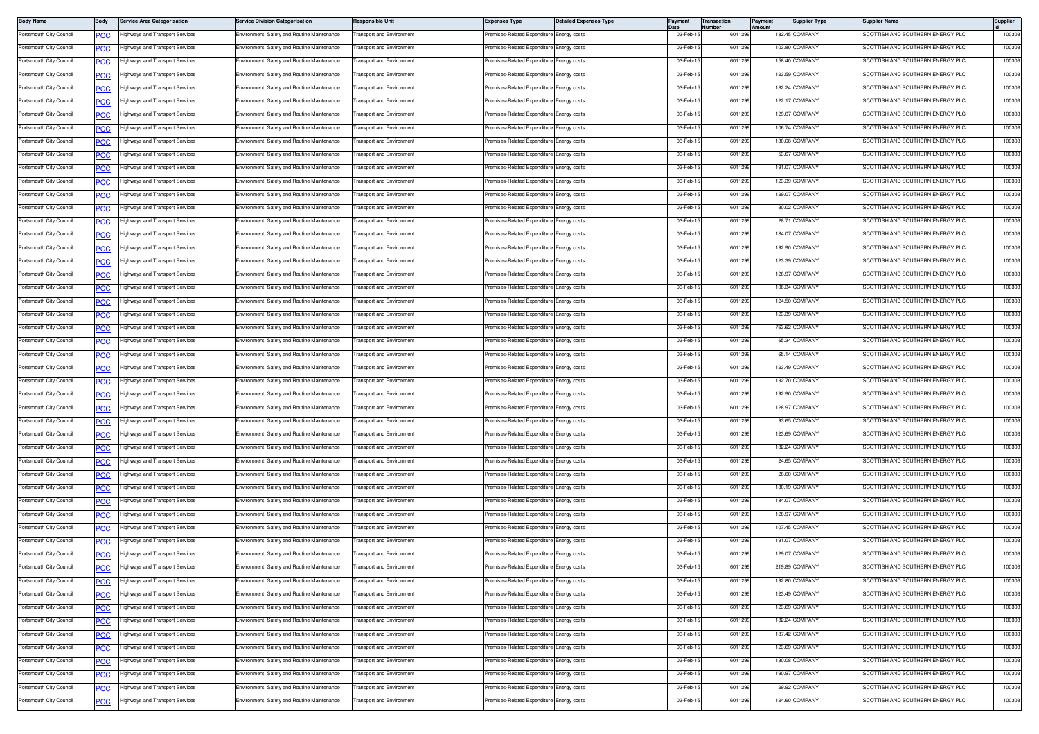| Body Name | Body | Service Area Categorisation | Service Division Categorisation | Responsible Unit | Expenses Type | Detailed Expenses Type | Payment Date | Transaction Number | Payment Amount | Supplier Type | Supplier Name | Supplier Id |
|---|---|---|---|---|---|---|---|---|---|---|---|---|
| Portsmouth City Council | PCC | Highways and Transport Services | Environment, Safety and Routine Maintenance | Transport and Environment | Premises-Related Expenditure | Energy costs | 03-Feb-15 | 6011299 | 182.45 | COMPANY | SCOTTISH AND SOUTHERN ENERGY PLC | 100303 |
| Portsmouth City Council | PCC | Highways and Transport Services | Environment, Safety and Routine Maintenance | Transport and Environment | Premises-Related Expenditure | Energy costs | 03-Feb-15 | 6011299 | 103.80 | COMPANY | SCOTTISH AND SOUTHERN ENERGY PLC | 100303 |
| Portsmouth City Council | PCC | Highways and Transport Services | Environment, Safety and Routine Maintenance | Transport and Environment | Premises-Related Expenditure | Energy costs | 03-Feb-15 | 6011299 | 158.40 | COMPANY | SCOTTISH AND SOUTHERN ENERGY PLC | 100303 |
| Portsmouth City Council | PCC | Highways and Transport Services | Environment, Safety and Routine Maintenance | Transport and Environment | Premises-Related Expenditure | Energy costs | 03-Feb-15 | 6011299 | 123.59 | COMPANY | SCOTTISH AND SOUTHERN ENERGY PLC | 100303 |
| Portsmouth City Council | PCC | Highways and Transport Services | Environment, Safety and Routine Maintenance | Transport and Environment | Premises-Related Expenditure | Energy costs | 03-Feb-15 | 6011299 | 182.24 | COMPANY | SCOTTISH AND SOUTHERN ENERGY PLC | 100303 |
| Portsmouth City Council | PCC | Highways and Transport Services | Environment, Safety and Routine Maintenance | Transport and Environment | Premises-Related Expenditure | Energy costs | 03-Feb-15 | 6011299 | 122.17 | COMPANY | SCOTTISH AND SOUTHERN ENERGY PLC | 100303 |
| Portsmouth City Council | PCC | Highways and Transport Services | Environment, Safety and Routine Maintenance | Transport and Environment | Premises-Related Expenditure | Energy costs | 03-Feb-15 | 6011299 | 129.07 | COMPANY | SCOTTISH AND SOUTHERN ENERGY PLC | 100303 |
| Portsmouth City Council | PCC | Highways and Transport Services | Environment, Safety and Routine Maintenance | Transport and Environment | Premises-Related Expenditure | Energy costs | 03-Feb-15 | 6011299 | 106.74 | COMPANY | SCOTTISH AND SOUTHERN ENERGY PLC | 100303 |
| Portsmouth City Council | PCC | Highways and Transport Services | Environment, Safety and Routine Maintenance | Transport and Environment | Premises-Related Expenditure | Energy costs | 03-Feb-15 | 6011299 | 130.08 | COMPANY | SCOTTISH AND SOUTHERN ENERGY PLC | 100303 |
| Portsmouth City Council | PCC | Highways and Transport Services | Environment, Safety and Routine Maintenance | Transport and Environment | Premises-Related Expenditure | Energy costs | 03-Feb-15 | 6011299 | 53.67 | COMPANY | SCOTTISH AND SOUTHERN ENERGY PLC | 100303 |
| Portsmouth City Council | PCC | Highways and Transport Services | Environment, Safety and Routine Maintenance | Transport and Environment | Premises-Related Expenditure | Energy costs | 03-Feb-15 | 6011299 | 191.07 | COMPANY | SCOTTISH AND SOUTHERN ENERGY PLC | 100303 |
| Portsmouth City Council | PCC | Highways and Transport Services | Environment, Safety and Routine Maintenance | Transport and Environment | Premises-Related Expenditure | Energy costs | 03-Feb-15 | 6011299 | 123.39 | COMPANY | SCOTTISH AND SOUTHERN ENERGY PLC | 100303 |
| Portsmouth City Council | PCC | Highways and Transport Services | Environment, Safety and Routine Maintenance | Transport and Environment | Premises-Related Expenditure | Energy costs | 03-Feb-15 | 6011299 | 129.07 | COMPANY | SCOTTISH AND SOUTHERN ENERGY PLC | 100303 |
| Portsmouth City Council | PCC | Highways and Transport Services | Environment, Safety and Routine Maintenance | Transport and Environment | Premises-Related Expenditure | Energy costs | 03-Feb-15 | 6011299 | 30.02 | COMPANY | SCOTTISH AND SOUTHERN ENERGY PLC | 100303 |
| Portsmouth City Council | PCC | Highways and Transport Services | Environment, Safety and Routine Maintenance | Transport and Environment | Premises-Related Expenditure | Energy costs | 03-Feb-15 | 6011299 | 28.71 | COMPANY | SCOTTISH AND SOUTHERN ENERGY PLC | 100303 |
| Portsmouth City Council | PCC | Highways and Transport Services | Environment, Safety and Routine Maintenance | Transport and Environment | Premises-Related Expenditure | Energy costs | 03-Feb-15 | 6011299 | 184.07 | COMPANY | SCOTTISH AND SOUTHERN ENERGY PLC | 100303 |
| Portsmouth City Council | PCC | Highways and Transport Services | Environment, Safety and Routine Maintenance | Transport and Environment | Premises-Related Expenditure | Energy costs | 03-Feb-15 | 6011299 | 192.90 | COMPANY | SCOTTISH AND SOUTHERN ENERGY PLC | 100303 |
| Portsmouth City Council | PCC | Highways and Transport Services | Environment, Safety and Routine Maintenance | Transport and Environment | Premises-Related Expenditure | Energy costs | 03-Feb-15 | 6011299 | 123.39 | COMPANY | SCOTTISH AND SOUTHERN ENERGY PLC | 100303 |
| Portsmouth City Council | PCC | Highways and Transport Services | Environment, Safety and Routine Maintenance | Transport and Environment | Premises-Related Expenditure | Energy costs | 03-Feb-15 | 6011299 | 128.97 | COMPANY | SCOTTISH AND SOUTHERN ENERGY PLC | 100303 |
| Portsmouth City Council | PCC | Highways and Transport Services | Environment, Safety and Routine Maintenance | Transport and Environment | Premises-Related Expenditure | Energy costs | 03-Feb-15 | 6011299 | 106.34 | COMPANY | SCOTTISH AND SOUTHERN ENERGY PLC | 100303 |
| Portsmouth City Council | PCC | Highways and Transport Services | Environment, Safety and Routine Maintenance | Transport and Environment | Premises-Related Expenditure | Energy costs | 03-Feb-15 | 6011299 | 124.50 | COMPANY | SCOTTISH AND SOUTHERN ENERGY PLC | 100303 |
| Portsmouth City Council | PCC | Highways and Transport Services | Environment, Safety and Routine Maintenance | Transport and Environment | Premises-Related Expenditure | Energy costs | 03-Feb-15 | 6011299 | 123.39 | COMPANY | SCOTTISH AND SOUTHERN ENERGY PLC | 100303 |
| Portsmouth City Council | PCC | Highways and Transport Services | Environment, Safety and Routine Maintenance | Transport and Environment | Premises-Related Expenditure | Energy costs | 03-Feb-15 | 6011299 | 763.62 | COMPANY | SCOTTISH AND SOUTHERN ENERGY PLC | 100303 |
| Portsmouth City Council | PCC | Highways and Transport Services | Environment, Safety and Routine Maintenance | Transport and Environment | Premises-Related Expenditure | Energy costs | 03-Feb-15 | 6011299 | 65.34 | COMPANY | SCOTTISH AND SOUTHERN ENERGY PLC | 100303 |
| Portsmouth City Council | PCC | Highways and Transport Services | Environment, Safety and Routine Maintenance | Transport and Environment | Premises-Related Expenditure | Energy costs | 03-Feb-15 | 6011299 | 65.14 | COMPANY | SCOTTISH AND SOUTHERN ENERGY PLC | 100303 |
| Portsmouth City Council | PCC | Highways and Transport Services | Environment, Safety and Routine Maintenance | Transport and Environment | Premises-Related Expenditure | Energy costs | 03-Feb-15 | 6011299 | 123.49 | COMPANY | SCOTTISH AND SOUTHERN ENERGY PLC | 100303 |
| Portsmouth City Council | PCC | Highways and Transport Services | Environment, Safety and Routine Maintenance | Transport and Environment | Premises-Related Expenditure | Energy costs | 03-Feb-15 | 6011299 | 192.70 | COMPANY | SCOTTISH AND SOUTHERN ENERGY PLC | 100303 |
| Portsmouth City Council | PCC | Highways and Transport Services | Environment, Safety and Routine Maintenance | Transport and Environment | Premises-Related Expenditure | Energy costs | 03-Feb-15 | 6011299 | 192.90 | COMPANY | SCOTTISH AND SOUTHERN ENERGY PLC | 100303 |
| Portsmouth City Council | PCC | Highways and Transport Services | Environment, Safety and Routine Maintenance | Transport and Environment | Premises-Related Expenditure | Energy costs | 03-Feb-15 | 6011299 | 128.97 | COMPANY | SCOTTISH AND SOUTHERN ENERGY PLC | 100303 |
| Portsmouth City Council | PCC | Highways and Transport Services | Environment, Safety and Routine Maintenance | Transport and Environment | Premises-Related Expenditure | Energy costs | 03-Feb-15 | 6011299 | 93.65 | COMPANY | SCOTTISH AND SOUTHERN ENERGY PLC | 100303 |
| Portsmouth City Council | PCC | Highways and Transport Services | Environment, Safety and Routine Maintenance | Transport and Environment | Premises-Related Expenditure | Energy costs | 03-Feb-15 | 6011299 | 123.69 | COMPANY | SCOTTISH AND SOUTHERN ENERGY PLC | 100303 |
| Portsmouth City Council | PCC | Highways and Transport Services | Environment, Safety and Routine Maintenance | Transport and Environment | Premises-Related Expenditure | Energy costs | 03-Feb-15 | 6011299 | 182.24 | COMPANY | SCOTTISH AND SOUTHERN ENERGY PLC | 100303 |
| Portsmouth City Council | PCC | Highways and Transport Services | Environment, Safety and Routine Maintenance | Transport and Environment | Premises-Related Expenditure | Energy costs | 03-Feb-15 | 6011299 | 24.65 | COMPANY | SCOTTISH AND SOUTHERN ENERGY PLC | 100303 |
| Portsmouth City Council | PCC | Highways and Transport Services | Environment, Safety and Routine Maintenance | Transport and Environment | Premises-Related Expenditure | Energy costs | 03-Feb-15 | 6011299 | 28.60 | COMPANY | SCOTTISH AND SOUTHERN ENERGY PLC | 100303 |
| Portsmouth City Council | PCC | Highways and Transport Services | Environment, Safety and Routine Maintenance | Transport and Environment | Premises-Related Expenditure | Energy costs | 03-Feb-15 | 6011299 | 130.19 | COMPANY | SCOTTISH AND SOUTHERN ENERGY PLC | 100303 |
| Portsmouth City Council | PCC | Highways and Transport Services | Environment, Safety and Routine Maintenance | Transport and Environment | Premises-Related Expenditure | Energy costs | 03-Feb-15 | 6011299 | 184.07 | COMPANY | SCOTTISH AND SOUTHERN ENERGY PLC | 100303 |
| Portsmouth City Council | PCC | Highways and Transport Services | Environment, Safety and Routine Maintenance | Transport and Environment | Premises-Related Expenditure | Energy costs | 03-Feb-15 | 6011299 | 128.97 | COMPANY | SCOTTISH AND SOUTHERN ENERGY PLC | 100303 |
| Portsmouth City Council | PCC | Highways and Transport Services | Environment, Safety and Routine Maintenance | Transport and Environment | Premises-Related Expenditure | Energy costs | 03-Feb-15 | 6011299 | 107.45 | COMPANY | SCOTTISH AND SOUTHERN ENERGY PLC | 100303 |
| Portsmouth City Council | PCC | Highways and Transport Services | Environment, Safety and Routine Maintenance | Transport and Environment | Premises-Related Expenditure | Energy costs | 03-Feb-15 | 6011299 | 191.07 | COMPANY | SCOTTISH AND SOUTHERN ENERGY PLC | 100303 |
| Portsmouth City Council | PCC | Highways and Transport Services | Environment, Safety and Routine Maintenance | Transport and Environment | Premises-Related Expenditure | Energy costs | 03-Feb-15 | 6011299 | 129.07 | COMPANY | SCOTTISH AND SOUTHERN ENERGY PLC | 100303 |
| Portsmouth City Council | PCC | Highways and Transport Services | Environment, Safety and Routine Maintenance | Transport and Environment | Premises-Related Expenditure | Energy costs | 03-Feb-15 | 6011299 | 219.89 | COMPANY | SCOTTISH AND SOUTHERN ENERGY PLC | 100303 |
| Portsmouth City Council | PCC | Highways and Transport Services | Environment, Safety and Routine Maintenance | Transport and Environment | Premises-Related Expenditure | Energy costs | 03-Feb-15 | 6011299 | 192.80 | COMPANY | SCOTTISH AND SOUTHERN ENERGY PLC | 100303 |
| Portsmouth City Council | PCC | Highways and Transport Services | Environment, Safety and Routine Maintenance | Transport and Environment | Premises-Related Expenditure | Energy costs | 03-Feb-15 | 6011299 | 123.49 | COMPANY | SCOTTISH AND SOUTHERN ENERGY PLC | 100303 |
| Portsmouth City Council | PCC | Highways and Transport Services | Environment, Safety and Routine Maintenance | Transport and Environment | Premises-Related Expenditure | Energy costs | 03-Feb-15 | 6011299 | 123.69 | COMPANY | SCOTTISH AND SOUTHERN ENERGY PLC | 100303 |
| Portsmouth City Council | PCC | Highways and Transport Services | Environment, Safety and Routine Maintenance | Transport and Environment | Premises-Related Expenditure | Energy costs | 03-Feb-15 | 6011299 | 182.24 | COMPANY | SCOTTISH AND SOUTHERN ENERGY PLC | 100303 |
| Portsmouth City Council | PCC | Highways and Transport Services | Environment, Safety and Routine Maintenance | Transport and Environment | Premises-Related Expenditure | Energy costs | 03-Feb-15 | 6011299 | 187.42 | COMPANY | SCOTTISH AND SOUTHERN ENERGY PLC | 100303 |
| Portsmouth City Council | PCC | Highways and Transport Services | Environment, Safety and Routine Maintenance | Transport and Environment | Premises-Related Expenditure | Energy costs | 03-Feb-15 | 6011299 | 123.69 | COMPANY | SCOTTISH AND SOUTHERN ENERGY PLC | 100303 |
| Portsmouth City Council | PCC | Highways and Transport Services | Environment, Safety and Routine Maintenance | Transport and Environment | Premises-Related Expenditure | Energy costs | 03-Feb-15 | 6011299 | 130.08 | COMPANY | SCOTTISH AND SOUTHERN ENERGY PLC | 100303 |
| Portsmouth City Council | PCC | Highways and Transport Services | Environment, Safety and Routine Maintenance | Transport and Environment | Premises-Related Expenditure | Energy costs | 03-Feb-15 | 6011299 | 190.97 | COMPANY | SCOTTISH AND SOUTHERN ENERGY PLC | 100303 |
| Portsmouth City Council | PCC | Highways and Transport Services | Environment, Safety and Routine Maintenance | Transport and Environment | Premises-Related Expenditure | Energy costs | 03-Feb-15 | 6011299 | 29.92 | COMPANY | SCOTTISH AND SOUTHERN ENERGY PLC | 100303 |
| Portsmouth City Council | PCC | Highways and Transport Services | Environment, Safety and Routine Maintenance | Transport and Environment | Premises-Related Expenditure | Energy costs | 03-Feb-15 | 6011299 | 124.60 | COMPANY | SCOTTISH AND SOUTHERN ENERGY PLC | 100303 |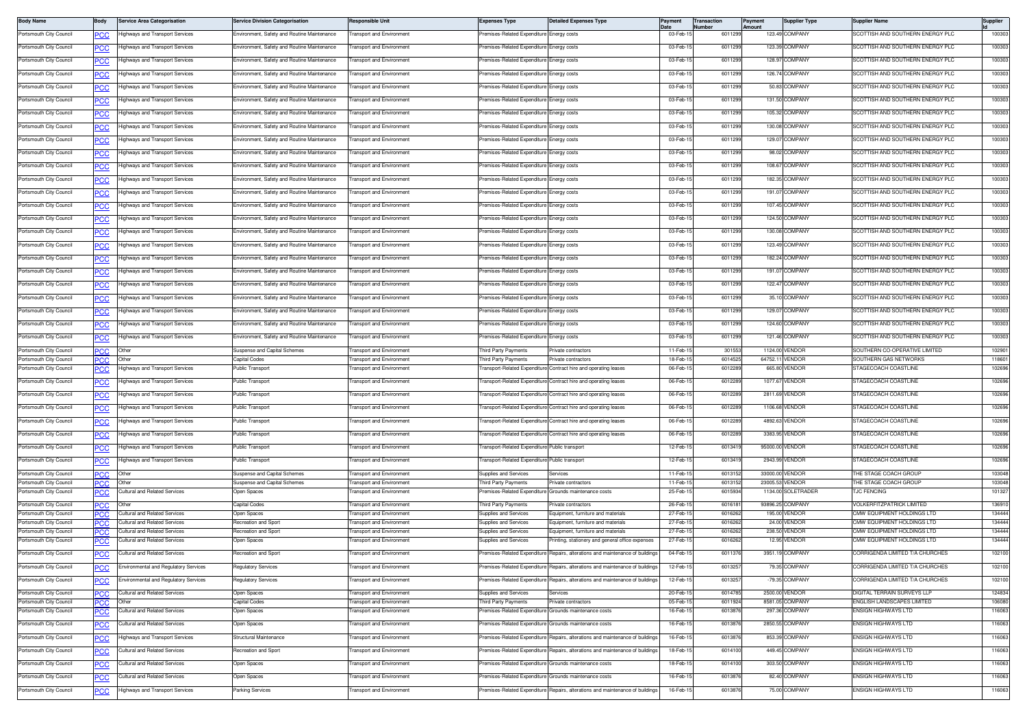| Body Name | Body | Service Area Categorisation | Service Division Categorisation | Responsible Unit | Expenses Type | Detailed Expenses Type | Payment Date | Transaction Number | Payment Amount | Supplier Type | Supplier Name | Supplier Id |
|---|---|---|---|---|---|---|---|---|---|---|---|---|
| Portsmouth City Council | PCC | Highways and Transport Services | Environment, Safety and Routine Maintenance | Transport and Environment | Premises-Related Expenditure | Energy costs | 03-Feb-15 | 6011299 | 123.49 | COMPANY | SCOTTISH AND SOUTHERN ENERGY PLC | 100303 |
| Portsmouth City Council | PCC | Highways and Transport Services | Environment, Safety and Routine Maintenance | Transport and Environment | Premises-Related Expenditure | Energy costs | 03-Feb-15 | 6011299 | 123.39 | COMPANY | SCOTTISH AND SOUTHERN ENERGY PLC | 100303 |
| Portsmouth City Council | PCC | Highways and Transport Services | Environment, Safety and Routine Maintenance | Transport and Environment | Premises-Related Expenditure | Energy costs | 03-Feb-15 | 6011299 | 128.97 | COMPANY | SCOTTISH AND SOUTHERN ENERGY PLC | 100303 |
| Portsmouth City Council | PCC | Highways and Transport Services | Environment, Safety and Routine Maintenance | Transport and Environment | Premises-Related Expenditure | Energy costs | 03-Feb-15 | 6011299 | 126.74 | COMPANY | SCOTTISH AND SOUTHERN ENERGY PLC | 100303 |
| Portsmouth City Council | PCC | Highways and Transport Services | Environment, Safety and Routine Maintenance | Transport and Environment | Premises-Related Expenditure | Energy costs | 03-Feb-15 | 6011299 | 50.83 | COMPANY | SCOTTISH AND SOUTHERN ENERGY PLC | 100303 |
| Portsmouth City Council | PCC | Highways and Transport Services | Environment, Safety and Routine Maintenance | Transport and Environment | Premises-Related Expenditure | Energy costs | 03-Feb-15 | 6011299 | 131.50 | COMPANY | SCOTTISH AND SOUTHERN ENERGY PLC | 100303 |
| Portsmouth City Council | PCC | Highways and Transport Services | Environment, Safety and Routine Maintenance | Transport and Environment | Premises-Related Expenditure | Energy costs | 03-Feb-15 | 6011299 | 105.32 | COMPANY | SCOTTISH AND SOUTHERN ENERGY PLC | 100303 |
| Portsmouth City Council | PCC | Highways and Transport Services | Environment, Safety and Routine Maintenance | Transport and Environment | Premises-Related Expenditure | Energy costs | 03-Feb-15 | 6011299 | 130.08 | COMPANY | SCOTTISH AND SOUTHERN ENERGY PLC | 100303 |
| Portsmouth City Council | PCC | Highways and Transport Services | Environment, Safety and Routine Maintenance | Transport and Environment | Premises-Related Expenditure | Energy costs | 03-Feb-15 | 6011299 | 129.07 | COMPANY | SCOTTISH AND SOUTHERN ENERGY PLC | 100303 |
| Portsmouth City Council | PCC | Highways and Transport Services | Environment, Safety and Routine Maintenance | Transport and Environment | Premises-Related Expenditure | Energy costs | 03-Feb-15 | 6011299 | 98.02 | COMPANY | SCOTTISH AND SOUTHERN ENERGY PLC | 100303 |
| Portsmouth City Council | PCC | Highways and Transport Services | Environment, Safety and Routine Maintenance | Transport and Environment | Premises-Related Expenditure | Energy costs | 03-Feb-15 | 6011299 | 108.67 | COMPANY | SCOTTISH AND SOUTHERN ENERGY PLC | 100303 |
| Portsmouth City Council | PCC | Highways and Transport Services | Environment, Safety and Routine Maintenance | Transport and Environment | Premises-Related Expenditure | Energy costs | 03-Feb-15 | 6011299 | 182.35 | COMPANY | SCOTTISH AND SOUTHERN ENERGY PLC | 100303 |
| Portsmouth City Council | PCC | Highways and Transport Services | Environment, Safety and Routine Maintenance | Transport and Environment | Premises-Related Expenditure | Energy costs | 03-Feb-15 | 6011299 | 191.07 | COMPANY | SCOTTISH AND SOUTHERN ENERGY PLC | 100303 |
| Portsmouth City Council | PCC | Highways and Transport Services | Environment, Safety and Routine Maintenance | Transport and Environment | Premises-Related Expenditure | Energy costs | 03-Feb-15 | 6011299 | 107.45 | COMPANY | SCOTTISH AND SOUTHERN ENERGY PLC | 100303 |
| Portsmouth City Council | PCC | Highways and Transport Services | Environment, Safety and Routine Maintenance | Transport and Environment | Premises-Related Expenditure | Energy costs | 03-Feb-15 | 6011299 | 124.50 | COMPANY | SCOTTISH AND SOUTHERN ENERGY PLC | 100303 |
| Portsmouth City Council | PCC | Highways and Transport Services | Environment, Safety and Routine Maintenance | Transport and Environment | Premises-Related Expenditure | Energy costs | 03-Feb-15 | 6011299 | 130.08 | COMPANY | SCOTTISH AND SOUTHERN ENERGY PLC | 100303 |
| Portsmouth City Council | PCC | Highways and Transport Services | Environment, Safety and Routine Maintenance | Transport and Environment | Premises-Related Expenditure | Energy costs | 03-Feb-15 | 6011299 | 123.49 | COMPANY | SCOTTISH AND SOUTHERN ENERGY PLC | 100303 |
| Portsmouth City Council | PCC | Highways and Transport Services | Environment, Safety and Routine Maintenance | Transport and Environment | Premises-Related Expenditure | Energy costs | 03-Feb-15 | 6011299 | 182.24 | COMPANY | SCOTTISH AND SOUTHERN ENERGY PLC | 100303 |
| Portsmouth City Council | PCC | Highways and Transport Services | Environment, Safety and Routine Maintenance | Transport and Environment | Premises-Related Expenditure | Energy costs | 03-Feb-15 | 6011299 | 191.07 | COMPANY | SCOTTISH AND SOUTHERN ENERGY PLC | 100303 |
| Portsmouth City Council | PCC | Highways and Transport Services | Environment, Safety and Routine Maintenance | Transport and Environment | Premises-Related Expenditure | Energy costs | 03-Feb-15 | 6011299 | 122.47 | COMPANY | SCOTTISH AND SOUTHERN ENERGY PLC | 100303 |
| Portsmouth City Council | PCC | Highways and Transport Services | Environment, Safety and Routine Maintenance | Transport and Environment | Premises-Related Expenditure | Energy costs | 03-Feb-15 | 6011299 | 35.10 | COMPANY | SCOTTISH AND SOUTHERN ENERGY PLC | 100303 |
| Portsmouth City Council | PCC | Highways and Transport Services | Environment, Safety and Routine Maintenance | Transport and Environment | Premises-Related Expenditure | Energy costs | 03-Feb-15 | 6011299 | 129.07 | COMPANY | SCOTTISH AND SOUTHERN ENERGY PLC | 100303 |
| Portsmouth City Council | PCC | Highways and Transport Services | Environment, Safety and Routine Maintenance | Transport and Environment | Premises-Related Expenditure | Energy costs | 03-Feb-15 | 6011299 | 124.60 | COMPANY | SCOTTISH AND SOUTHERN ENERGY PLC | 100303 |
| Portsmouth City Council | PCC | Highways and Transport Services | Environment, Safety and Routine Maintenance | Transport and Environment | Premises-Related Expenditure | Energy costs | 03-Feb-15 | 6011299 | 121.46 | COMPANY | SCOTTISH AND SOUTHERN ENERGY PLC | 100303 |
| Portsmouth City Council | PCC | Other | Suspense and Capital Schemes | Transport and Environment | Third Party Payments | Private contractors | 11-Feb-15 | 301553 | 1124.00 | VENDOR | SOUTHERN CO-OPERATIVE LIMITED | 102901 |
| Portsmouth City Council | PCC | Other | Capital Codes | Transport and Environment | Third Party Payments | Private contractors | 18-Feb-15 | 6014525 | 64752.11 | VENDOR | SOUTHERN GAS NETWORKS | 118601 |
| Portsmouth City Council | PCC | Highways and Transport Services | Public Transport | Transport and Environment | Transport-Related Expenditure | Contract hire and operating leases | 06-Feb-15 | 6012289 | 665.80 | VENDOR | STAGECOACH COASTLINE | 102696 |
| Portsmouth City Council | PCC | Highways and Transport Services | Public Transport | Transport and Environment | Transport-Related Expenditure | Contract hire and operating leases | 06-Feb-15 | 6012289 | 1077.67 | VENDOR | STAGECOACH COASTLINE | 102696 |
| Portsmouth City Council | PCC | Highways and Transport Services | Public Transport | Transport and Environment | Transport-Related Expenditure | Contract hire and operating leases | 06-Feb-15 | 6012289 | 2811.69 | VENDOR | STAGECOACH COASTLINE | 102696 |
| Portsmouth City Council | PCC | Highways and Transport Services | Public Transport | Transport and Environment | Transport-Related Expenditure | Contract hire and operating leases | 06-Feb-15 | 6012289 | 1106.68 | VENDOR | STAGECOACH COASTLINE | 102696 |
| Portsmouth City Council | PCC | Highways and Transport Services | Public Transport | Transport and Environment | Transport-Related Expenditure | Contract hire and operating leases | 06-Feb-15 | 6012289 | 4892.63 | VENDOR | STAGECOACH COASTLINE | 102696 |
| Portsmouth City Council | PCC | Highways and Transport Services | Public Transport | Transport and Environment | Transport-Related Expenditure | Contract hire and operating leases | 06-Feb-15 | 6012289 | 3383.95 | VENDOR | STAGECOACH COASTLINE | 102696 |
| Portsmouth City Council | PCC | Highways and Transport Services | Public Transport | Transport and Environment | Transport-Related Expenditure | Public transport | 12-Feb-15 | 6013419 | 95000.00 | VENDOR | STAGECOACH COASTLINE | 102696 |
| Portsmouth City Council | PCC | Highways and Transport Services | Public Transport | Transport and Environment | Transport-Related Expenditure | Public transport | 12-Feb-15 | 6013419 | 2943.99 | VENDOR | STAGECOACH COASTLINE | 102696 |
| Portsmouth City Council | PCC | Other | Suspense and Capital Schemes | Transport and Environment | Supplies and Services | Services | 11-Feb-15 | 6013152 | 33000.00 | VENDOR | THE STAGE COACH GROUP | 103048 |
| Portsmouth City Council | PCC | Other | Suspense and Capital Schemes | Transport and Environment | Third Party Payments | Private contractors | 11-Feb-15 | 6013152 | 23005.53 | VENDOR | THE STAGE COACH GROUP | 103048 |
| Portsmouth City Council | PCC | Cultural and Related Services | Open Spaces | Transport and Environment | Premises-Related Expenditure | Grounds maintenance costs | 25-Feb-15 | 6015934 | 1134.00 | SOLETRADER | TJC FENCING | 101327 |
| Portsmouth City Council | PCC | Other | Capital Codes | Transport and Environment | Third Party Payments | Private contractors | 26-Feb-15 | 6016181 | 93896.25 | COMPANY | VOLKERFITZPATRICK LIMITED | 136910 |
| Portsmouth City Council | PCC | Cultural and Related Services | Open Spaces | Transport and Environment | Supplies and Services | Equipment, furniture and materials | 27-Feb-15 | 6016262 | 195.00 | VENDOR | CMW EQUIPMENT HOLDINGS LTD | 134444 |
| Portsmouth City Council | PCC | Cultural and Related Services | Recreation and Sport | Transport and Environment | Supplies and Services | Equipment, furniture and materials | 27-Feb-15 | 6016262 | 24.00 | VENDOR | CMW EQUIPMENT HOLDINGS LTD | 134444 |
| Portsmouth City Council | PCC | Cultural and Related Services | Recreation and Sport | Transport and Environment | Supplies and Services | Equipment, furniture and materials | 27-Feb-15 | 6016262 | 238.50 | VENDOR | CMW EQUIPMENT HOLDINGS LTD | 134444 |
| Portsmouth City Council | PCC | Cultural and Related Services | Open Spaces | Transport and Environment | Supplies and Services | Printing, stationery and general office expenses | 27-Feb-15 | 6016262 | 12.95 | VENDOR | CMW EQUIPMENT HOLDINGS LTD | 134444 |
| Portsmouth City Council | PCC | Cultural and Related Services | Recreation and Sport | Transport and Environment | Premises-Related Expenditure | Repairs, alterations and maintenance of buildings | 04-Feb-15 | 6011376 | 3951.19 | COMPANY | CORRIGENDA LIMITED T/A CHURCHES | 102100 |
| Portsmouth City Council | PCC | Environmental and Regulatory Services | Regulatory Services | Transport and Environment | Premises-Related Expenditure | Repairs, alterations and maintenance of buildings | 12-Feb-15 | 6013257 | 79.35 | COMPANY | CORRIGENDA LIMITED T/A CHURCHES | 102100 |
| Portsmouth City Council | PCC | Environmental and Regulatory Services | Regulatory Services | Transport and Environment | Premises-Related Expenditure | Repairs, alterations and maintenance of buildings | 12-Feb-15 | 6013257 | -79.35 | COMPANY | CORRIGENDA LIMITED T/A CHURCHES | 102100 |
| Portsmouth City Council | PCC | Cultural and Related Services | Open Spaces | Transport and Environment | Supplies and Services | Services | 20-Feb-15 | 6014785 | 2500.00 | VENDOR | DIGITAL TERRAIN SURVEYS LLP | 124834 |
| Portsmouth City Council | PCC | Other | Capital Codes | Transport and Environment | Third Party Payments | Private contractors | 05-Feb-15 | 6011924 | 8581.05 | COMPANY | ENGLISH LANDSCAPES LIMITED | 106080 |
| Portsmouth City Council | PCC | Cultural and Related Services | Open Spaces | Transport and Environment | Premises-Related Expenditure | Grounds maintenance costs | 16-Feb-15 | 6013876 | 297.36 | COMPANY | ENSIGN HIGHWAYS LTD | 116063 |
| Portsmouth City Council | PCC | Cultural and Related Services | Open Spaces | Transport and Environment | Premises-Related Expenditure | Grounds maintenance costs | 16-Feb-15 | 6013876 | 2850.55 | COMPANY | ENSIGN HIGHWAYS LTD | 116063 |
| Portsmouth City Council | PCC | Highways and Transport Services | Structural Maintenance | Transport and Environment | Premises-Related Expenditure | Repairs, alterations and maintenance of buildings | 16-Feb-15 | 6013876 | 853.39 | COMPANY | ENSIGN HIGHWAYS LTD | 116063 |
| Portsmouth City Council | PCC | Cultural and Related Services | Recreation and Sport | Transport and Environment | Premises-Related Expenditure | Repairs, alterations and maintenance of buildings | 18-Feb-15 | 6014100 | 449.45 | COMPANY | ENSIGN HIGHWAYS LTD | 116063 |
| Portsmouth City Council | PCC | Cultural and Related Services | Open Spaces | Transport and Environment | Premises-Related Expenditure | Grounds maintenance costs | 18-Feb-15 | 6014100 | 303.50 | COMPANY | ENSIGN HIGHWAYS LTD | 116063 |
| Portsmouth City Council | PCC | Cultural and Related Services | Open Spaces | Transport and Environment | Premises-Related Expenditure | Grounds maintenance costs | 16-Feb-15 | 6013876 | 82.40 | COMPANY | ENSIGN HIGHWAYS LTD | 116063 |
| Portsmouth City Council | PCC | Highways and Transport Services | Parking Services | Transport and Environment | Premises-Related Expenditure | Repairs, alterations and maintenance of buildings | 16-Feb-15 | 6013876 | 75.00 | COMPANY | ENSIGN HIGHWAYS LTD | 116063 |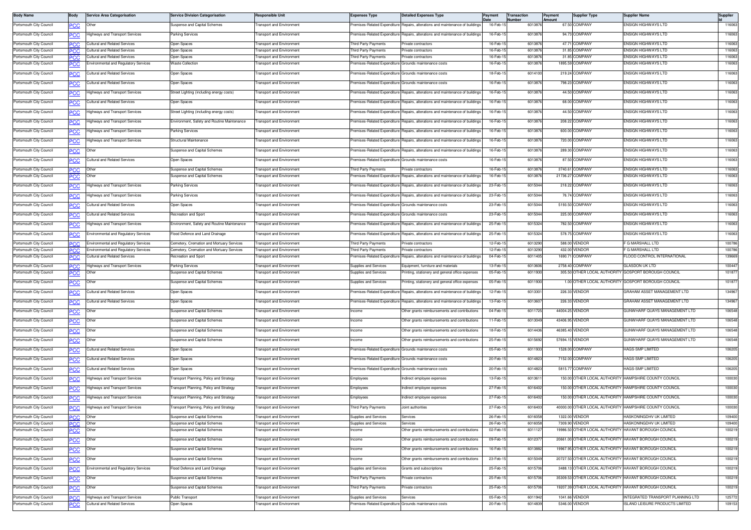| Body Name | Body | Service Area Categorisation | Service Division Categorisation | Responsible Unit | Expenses Type | Detailed Expenses Type | Payment Date | Transaction Number | Payment Amount | Supplier Type | Supplier Name | Supplier Id |
|---|---|---|---|---|---|---|---|---|---|---|---|---|
| Portsmouth City Council | PCC | Other | Suspense and Capital Schemes | Transport and Environment | Premises-Related Expenditure | Repairs, alterations and maintenance of buildings | 16-Feb-15 | 6013876 | 67.50 | COMPANY | ENSIGN HIGHWAYS LTD | 116063 |
| Portsmouth City Council | PCC | Highways and Transport Services | Parking Services | Transport and Environment | Premises-Related Expenditure | Repairs, alterations and maintenance of buildings | 16-Feb-15 | 6013876 | 94.73 | COMPANY | ENSIGN HIGHWAYS LTD | 116063 |
| Portsmouth City Council | PCC | Cultural and Related Services | Open Spaces | Transport and Environment | Third Party Payments | Private contractors | 16-Feb-15 | 6013876 | 47.71 | COMPANY | ENSIGN HIGHWAYS LTD | 116063 |
| Portsmouth City Council | PCC | Cultural and Related Services | Open Spaces | Transport and Environment | Third Party Payments | Private contractors | 16-Feb-15 | 6013876 | 31.85 | COMPANY | ENSIGN HIGHWAYS LTD | 116063 |
| Portsmouth City Council | PCC | Cultural and Related Services | Open Spaces | Transport and Environment | Third Party Payments | Private contractors | 16-Feb-15 | 6013876 | 31.85 | COMPANY | ENSIGN HIGHWAYS LTD | 116063 |
| Portsmouth City Council | PCC | Environmental and Regulatory Services | Waste Collection | Transport and Environment | Premises-Related Expenditure | Grounds maintenance costs | 16-Feb-15 | 6013876 | 1895.59 | COMPANY | ENSIGN HIGHWAYS LTD | 116063 |
| Portsmouth City Council | PCC | Cultural and Related Services | Open Spaces | Transport and Environment | Premises-Related Expenditure | Grounds maintenance costs | 18-Feb-15 | 6014100 | 219.24 | COMPANY | ENSIGN HIGHWAYS LTD | 116063 |
| Portsmouth City Council | PCC | Cultural and Related Services | Open Spaces | Transport and Environment | Premises-Related Expenditure | Grounds maintenance costs | 16-Feb-15 | 6013876 | 798.23 | COMPANY | ENSIGN HIGHWAYS LTD | 116063 |
| Portsmouth City Council | PCC | Highways and Transport Services | Street Lighting (including energy costs) | Transport and Environment | Premises-Related Expenditure | Repairs, alterations and maintenance of buildings | 16-Feb-15 | 6013876 | 44.50 | COMPANY | ENSIGN HIGHWAYS LTD | 116063 |
| Portsmouth City Council | PCC | Cultural and Related Services | Open Spaces | Transport and Environment | Premises-Related Expenditure | Repairs, alterations and maintenance of buildings | 16-Feb-15 | 6013876 | 68.00 | COMPANY | ENSIGN HIGHWAYS LTD | 116063 |
| Portsmouth City Council | PCC | Highways and Transport Services | Street Lighting (including energy costs) | Transport and Environment | Premises-Related Expenditure | Repairs, alterations and maintenance of buildings | 16-Feb-15 | 6013876 | 44.50 | COMPANY | ENSIGN HIGHWAYS LTD | 116063 |
| Portsmouth City Council | PCC | Highways and Transport Services | Environment, Safety and Routine Maintenance | Transport and Environment | Premises-Related Expenditure | Repairs, alterations and maintenance of buildings | 16-Feb-15 | 6013876 | 208.22 | COMPANY | ENSIGN HIGHWAYS LTD | 116063 |
| Portsmouth City Council | PCC | Highways and Transport Services | Parking Services | Transport and Environment | Premises-Related Expenditure | Repairs, alterations and maintenance of buildings | 16-Feb-15 | 6013876 | 600.00 | COMPANY | ENSIGN HIGHWAYS LTD | 116063 |
| Portsmouth City Council | PCC | Highways and Transport Services | Structural Maintenance | Transport and Environment | Premises-Related Expenditure | Repairs, alterations and maintenance of buildings | 16-Feb-15 | 6013876 | 720.00 | COMPANY | ENSIGN HIGHWAYS LTD | 116063 |
| Portsmouth City Council | PCC | Other | Suspense and Capital Schemes | Transport and Environment | Premises-Related Expenditure | Repairs, alterations and maintenance of buildings | 16-Feb-15 | 6013876 | 289.30 | COMPANY | ENSIGN HIGHWAYS LTD | 116063 |
| Portsmouth City Council | PCC | Cultural and Related Services | Open Spaces | Transport and Environment | Premises-Related Expenditure | Grounds maintenance costs | 16-Feb-15 | 6013876 | 87.50 | COMPANY | ENSIGN HIGHWAYS LTD | 116063 |
| Portsmouth City Council | PCC | Other | Suspense and Capital Schemes | Transport and Environment | Third Party Payments | Private contractors | 16-Feb-15 | 6013876 | 3740.61 | COMPANY | ENSIGN HIGHWAYS LTD | 116063 |
| Portsmouth City Council | PCC | Other | Suspense and Capital Schemes | Transport and Environment | Premises-Related Expenditure | Repairs, alterations and maintenance of buildings | 16-Feb-15 | 6013876 | 21736.27 | COMPANY | ENSIGN HIGHWAYS LTD | 116063 |
| Portsmouth City Council | PCC | Highways and Transport Services | Parking Services | Transport and Environment | Premises-Related Expenditure | Repairs, alterations and maintenance of buildings | 23-Feb-15 | 6015044 | 218.22 | COMPANY | ENSIGN HIGHWAYS LTD | 116063 |
| Portsmouth City Council | PCC | Highways and Transport Services | Parking Services | Transport and Environment | Premises-Related Expenditure | Repairs, alterations and maintenance of buildings | 23-Feb-15 | 6015044 | 76.74 | COMPANY | ENSIGN HIGHWAYS LTD | 116063 |
| Portsmouth City Council | PCC | Cultural and Related Services | Open Spaces | Transport and Environment | Premises-Related Expenditure | Grounds maintenance costs | 23-Feb-15 | 6015044 | 5193.50 | COMPANY | ENSIGN HIGHWAYS LTD | 116063 |
| Portsmouth City Council | PCC | Cultural and Related Services | Recreation and Sport | Transport and Environment | Premises-Related Expenditure | Grounds maintenance costs | 23-Feb-15 | 6015044 | 225.00 | COMPANY | ENSIGN HIGHWAYS LTD | 116063 |
| Portsmouth City Council | PCC | Highways and Transport Services | Environment, Safety and Routine Maintenance | Transport and Environment | Premises-Related Expenditure | Repairs, alterations and maintenance of buildings | 25-Feb-15 | 6015324 | 782.50 | COMPANY | ENSIGN HIGHWAYS LTD | 116063 |
| Portsmouth City Council | PCC | Environmental and Regulatory Services | Flood Defence and Land Drainage | Transport and Environment | Premises-Related Expenditure | Repairs, alterations and maintenance of buildings | 25-Feb-15 | 6015324 | 578.75 | COMPANY | ENSIGN HIGHWAYS LTD | 116063 |
| Portsmouth City Council | PCC | Environmental and Regulatory Services | Cemetery, Cremation and Mortuary Services | Transport and Environment | Third Party Payments | Private contractors | 12-Feb-15 | 6013290 | 588.00 | VENDOR | F G MARSHALL LTD | 100786 |
| Portsmouth City Council | PCC | Environmental and Regulatory Services | Cemetery, Cremation and Mortuary Services | Transport and Environment | Third Party Payments | Private contractors | 12-Feb-15 | 6013290 | 432.00 | VENDOR | F G MARSHALL LTD | 100786 |
| Portsmouth City Council | PCC | Cultural and Related Services | Recreation and Sport | Transport and Environment | Premises-Related Expenditure | Repairs, alterations and maintenance of buildings | 04-Feb-15 | 6011405 | 1690.71 | COMPANY | FLOOD CONTROL INTERNATIONAL | 139669 |
| Portsmouth City Council | PCC | Highways and Transport Services | Parking Services | Transport and Environment | Supplies and Services | Equipment, furniture and materials | 13-Feb-15 | 6013606 | 2758.40 | COMPANY | GLASDON UK LTD | 100447 |
| Portsmouth City Council | PCC | Other | Suspense and Capital Schemes | Transport and Environment | Supplies and Services | Printing, stationery and general office expenses | 05-Feb-15 | 6011930 | 305.50 | OTHER LOCAL AUTHORITY | GOSPORT BOROUGH COUNCIL | 101877 |
| Portsmouth City Council | PCC | Other | Suspense and Capital Schemes | Transport and Environment | Supplies and Services | Printing, stationery and general office expenses | 05-Feb-15 | 6011930 | 1.00 | OTHER LOCAL AUTHORITY | GOSPORT BOROUGH COUNCIL | 101877 |
| Portsmouth City Council | PCC | Cultural and Related Services | Open Spaces | Transport and Environment | Premises-Related Expenditure | Repairs, alterations and maintenance of buildings | 12-Feb-15 | 6013301 | 226.33 | VENDOR | GRAHAM ASSET MANAGEMENT LTD | 134967 |
| Portsmouth City Council | PCC | Cultural and Related Services | Open Spaces | Transport and Environment | Premises-Related Expenditure | Repairs, alterations and maintenance of buildings | 13-Feb-15 | 6013607 | 226.33 | VENDOR | GRAHAM ASSET MANAGEMENT LTD | 134967 |
| Portsmouth City Council | PCC | Other | Suspense and Capital Schemes | Transport and Environment | Income | Other grants reimbursements and contributions | 04-Feb-15 | 6011725 | 44004.25 | VENDOR | GUNWHARF QUAYS MANAGEMENT LTD | 106548 |
| Portsmouth City Council | PCC | Other | Suspense and Capital Schemes | Transport and Environment | Income | Other grants reimbursements and contributions | 11-Feb-15 | 6013049 | 43406.95 | VENDOR | GUNWHARF QUAYS MANAGEMENT LTD | 106548 |
| Portsmouth City Council | PCC | Other | Suspense and Capital Schemes | Transport and Environment | Income | Other grants reimbursements and contributions | 18-Feb-15 | 6014436 | 46385.40 | VENDOR | GUNWHARF QUAYS MANAGEMENT LTD | 106548 |
| Portsmouth City Council | PCC | Other | Suspense and Capital Schemes | Transport and Environment | Income | Other grants reimbursements and contributions | 25-Feb-15 | 6015692 | 57694.15 | VENDOR | GUNWHARF QUAYS MANAGEMENT LTD | 106548 |
| Portsmouth City Council | PCC | Cultural and Related Services | Open Spaces | Transport and Environment | Premises-Related Expenditure | Grounds maintenance costs | 05-Feb-15 | 6011933 | 1528.00 | COMPANY | HAGS-SMP LIMITED | 106205 |
| Portsmouth City Council | PCC | Cultural and Related Services | Open Spaces | Transport and Environment | Premises-Related Expenditure | Grounds maintenance costs | 20-Feb-15 | 6014823 | 7152.00 | COMPANY | HAGS-SMP LIMITED | 106205 |
| Portsmouth City Council | PCC | Cultural and Related Services | Open Spaces | Transport and Environment | Premises-Related Expenditure | Grounds maintenance costs | 20-Feb-15 | 6014823 | 5815.77 | COMPANY | HAGS-SMP LIMITED | 106205 |
| Portsmouth City Council | PCC | Highways and Transport Services | Transport Planning, Policy and Strategy | Transport and Environment | Employees | Indirect employee expenses | 13-Feb-15 | 6013611 | 150.00 | OTHER LOCAL AUTHORITY | HAMPSHIRE COUNTY COUNCIL | 100030 |
| Portsmouth City Council | PCC | Highways and Transport Services | Transport Planning, Policy and Strategy | Transport and Environment | Employees | Indirect employee expenses | 27-Feb-15 | 6016402 | 150.00 | OTHER LOCAL AUTHORITY | HAMPSHIRE COUNTY COUNCIL | 100030 |
| Portsmouth City Council | PCC | Highways and Transport Services | Transport Planning, Policy and Strategy | Transport and Environment | Employees | Indirect employee expenses | 27-Feb-15 | 6016402 | 150.00 | OTHER LOCAL AUTHORITY | HAMPSHIRE COUNTY COUNCIL | 100030 |
| Portsmouth City Council | PCC | Highways and Transport Services | Transport Planning, Policy and Strategy | Transport and Environment | Third Party Payments | Joint authorities | 27-Feb-15 | 6016403 | 40000.00 | OTHER LOCAL AUTHORITY | HAMPSHIRE COUNTY COUNCIL | 100030 |
| Portsmouth City Council | PCC | Other | Suspense and Capital Schemes | Transport and Environment | Supplies and Services | Services | 26-Feb-15 | 6016058 | 1322.00 | VENDOR | HASKONINGDHV UK LIMITED | 109400 |
| Portsmouth City Council | PCC | Other | Suspense and Capital Schemes | Transport and Environment | Supplies and Services | Services | 26-Feb-15 | 6016058 | 7309.90 | VENDOR | HASKONINGDHV UK LIMITED | 109400 |
| Portsmouth City Council | PCC | Other | Suspense and Capital Schemes | Transport and Environment | Income | Other grants reimbursements and contributions | 02-Feb-15 | 6011127 | 19986.50 | OTHER LOCAL AUTHORITY | HAVANT BOROUGH COUNCIL | 100219 |
| Portsmouth City Council | PCC | Other | Suspense and Capital Schemes | Transport and Environment | Income | Other grants reimbursements and contributions | 09-Feb-15 | 6012377 | 20661.00 | OTHER LOCAL AUTHORITY | HAVANT BOROUGH COUNCIL | 100219 |
| Portsmouth City Council | PCC | Other | Suspense and Capital Schemes | Transport and Environment | Income | Other grants reimbursements and contributions | 16-Feb-15 | 6013882 | 19967.95 | OTHER LOCAL AUTHORITY | HAVANT BOROUGH COUNCIL | 100219 |
| Portsmouth City Council | PCC | Other | Suspense and Capital Schemes | Transport and Environment | Income | Other grants reimbursements and contributions | 23-Feb-15 | 6015049 | 20727.50 | OTHER LOCAL AUTHORITY | HAVANT BOROUGH COUNCIL | 100219 |
| Portsmouth City Council | PCC | Environmental and Regulatory Services | Flood Defence and Land Drainage | Transport and Environment | Supplies and Services | Grants and subscriptions | 25-Feb-15 | 6015706 | 3488.13 | OTHER LOCAL AUTHORITY | HAVANT BOROUGH COUNCIL | 100219 |
| Portsmouth City Council | PCC | Other | Suspense and Capital Schemes | Transport and Environment | Third Party Payments | Private contractors | 25-Feb-15 | 6015706 | 35309.53 | OTHER LOCAL AUTHORITY | HAVANT BOROUGH COUNCIL | 100219 |
| Portsmouth City Council | PCC | Other | Suspense and Capital Schemes | Transport and Environment | Third Party Payments | Private contractors | 25-Feb-15 | 6015706 | 19207.39 | OTHER LOCAL AUTHORITY | HAVANT BOROUGH COUNCIL | 100219 |
| Portsmouth City Council | PCC | Highways and Transport Services | Public Transport | Transport and Environment | Supplies and Services | Services | 05-Feb-15 | 6011942 | 1041.66 | VENDOR | INTEGRATED TRANSPORT PLANNING LTD | 125772 |
| Portsmouth City Council | PCC | Cultural and Related Services | Open Spaces | Transport and Environment | Premises-Related Expenditure | Grounds maintenance costs | 20-Feb-15 | 6014839 | 5346.00 | VENDOR | ISLAND LEISURE PRODUCTS LIMITED | 109153 |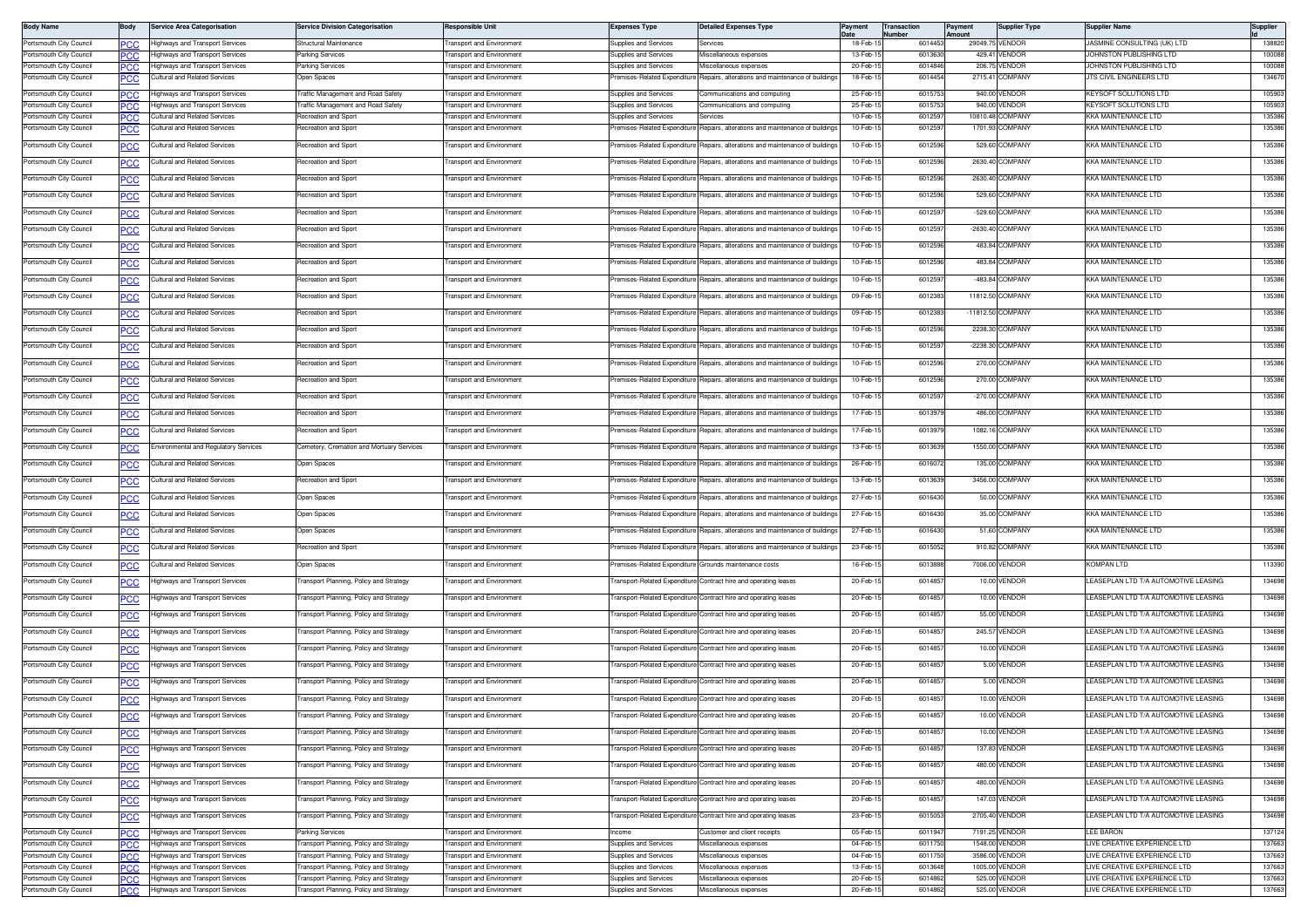| Body Name | Body | Service Area Categorisation | Service Division Categorisation | Responsible Unit | Expenses Type | Detailed Expenses Type | Payment Date | Transaction Number | Payment Amount | Supplier Type | Supplier Name | Supplier Id |
|---|---|---|---|---|---|---|---|---|---|---|---|---|
| Portsmouth City Council | PCC | Highways and Transport Services | Structural Maintenance | Transport and Environment | Supplies and Services | Services | 18-Feb-15 | 6014453 | 29049.75 | VENDOR | JASMINE CONSULTING (UK) LTD | 138820 |
| Portsmouth City Council | PCC | Highways and Transport Services | Parking Services | Transport and Environment | Supplies and Services | Miscellaneous expenses | 13-Feb-15 | 6013630 | 429.41 | VENDOR | JOHNSTON PUBLISHING LTD | 100088 |
| Portsmouth City Council | PCC | Highways and Transport Services | Parking Services | Transport and Environment | Supplies and Services | Miscellaneous expenses | 20-Feb-15 | 6014846 | 206.75 | VENDOR | JOHNSTON PUBLISHING LTD | 100088 |
| Portsmouth City Council | PCC | Cultural and Related Services | Open Spaces | Transport and Environment | Premises-Related Expenditure | Repairs, alterations and maintenance of buildings | 18-Feb-15 | 6014454 | 2715.41 | COMPANY | JTS CIVIL ENGINEERS LTD | 134670 |
| Portsmouth City Council | PCC | Highways and Transport Services | Traffic Management and Road Safety | Transport and Environment | Supplies and Services | Communications and computing | 25-Feb-15 | 6015753 | 940.00 | VENDOR | KEYSOFT SOLUTIONS LTD | 105903 |
| Portsmouth City Council | PCC | Highways and Transport Services | Traffic Management and Road Safety | Transport and Environment | Supplies and Services | Communications and computing | 25-Feb-15 | 6015753 | 940.00 | VENDOR | KEYSOFT SOLUTIONS LTD | 105903 |
| Portsmouth City Council | PCC | Cultural and Related Services | Recreation and Sport | Transport and Environment | Supplies and Services | Services | 10-Feb-15 | 6012597 | 10810.48 | COMPANY | KKA MAINTENANCE LTD | 135386 |
| Portsmouth City Council | PCC | Cultural and Related Services | Recreation and Sport | Transport and Environment | Premises-Related Expenditure | Repairs, alterations and maintenance of buildings | 10-Feb-15 | 6012597 | 1701.93 | COMPANY | KKA MAINTENANCE LTD | 135386 |
| Portsmouth City Council | PCC | Cultural and Related Services | Recreation and Sport | Transport and Environment | Premises-Related Expenditure | Repairs, alterations and maintenance of buildings | 10-Feb-15 | 6012596 | 529.60 | COMPANY | KKA MAINTENANCE LTD | 135386 |
| Portsmouth City Council | PCC | Cultural and Related Services | Recreation and Sport | Transport and Environment | Premises-Related Expenditure | Repairs, alterations and maintenance of buildings | 10-Feb-15 | 6012596 | 2630.40 | COMPANY | KKA MAINTENANCE LTD | 135386 |
| Portsmouth City Council | PCC | Cultural and Related Services | Recreation and Sport | Transport and Environment | Premises-Related Expenditure | Repairs, alterations and maintenance of buildings | 10-Feb-15 | 6012596 | 2630.40 | COMPANY | KKA MAINTENANCE LTD | 135386 |
| Portsmouth City Council | PCC | Cultural and Related Services | Recreation and Sport | Transport and Environment | Premises-Related Expenditure | Repairs, alterations and maintenance of buildings | 10-Feb-15 | 6012596 | 529.60 | COMPANY | KKA MAINTENANCE LTD | 135386 |
| Portsmouth City Council | PCC | Cultural and Related Services | Recreation and Sport | Transport and Environment | Premises-Related Expenditure | Repairs, alterations and maintenance of buildings | 10-Feb-15 | 6012597 | -529.60 | COMPANY | KKA MAINTENANCE LTD | 135386 |
| Portsmouth City Council | PCC | Cultural and Related Services | Recreation and Sport | Transport and Environment | Premises-Related Expenditure | Repairs, alterations and maintenance of buildings | 10-Feb-15 | 6012597 | -2630.40 | COMPANY | KKA MAINTENANCE LTD | 135386 |
| Portsmouth City Council | PCC | Cultural and Related Services | Recreation and Sport | Transport and Environment | Premises-Related Expenditure | Repairs, alterations and maintenance of buildings | 10-Feb-15 | 6012596 | 483.84 | COMPANY | KKA MAINTENANCE LTD | 135386 |
| Portsmouth City Council | PCC | Cultural and Related Services | Recreation and Sport | Transport and Environment | Premises-Related Expenditure | Repairs, alterations and maintenance of buildings | 10-Feb-15 | 6012596 | 483.84 | COMPANY | KKA MAINTENANCE LTD | 135386 |
| Portsmouth City Council | PCC | Cultural and Related Services | Recreation and Sport | Transport and Environment | Premises-Related Expenditure | Repairs, alterations and maintenance of buildings | 10-Feb-15 | 6012597 | -483.84 | COMPANY | KKA MAINTENANCE LTD | 135386 |
| Portsmouth City Council | PCC | Cultural and Related Services | Recreation and Sport | Transport and Environment | Premises-Related Expenditure | Repairs, alterations and maintenance of buildings | 09-Feb-15 | 6012383 | 11812.50 | COMPANY | KKA MAINTENANCE LTD | 135386 |
| Portsmouth City Council | PCC | Cultural and Related Services | Recreation and Sport | Transport and Environment | Premises-Related Expenditure | Repairs, alterations and maintenance of buildings | 09-Feb-15 | 6012383 | -11812.50 | COMPANY | KKA MAINTENANCE LTD | 135386 |
| Portsmouth City Council | PCC | Cultural and Related Services | Recreation and Sport | Transport and Environment | Premises-Related Expenditure | Repairs, alterations and maintenance of buildings | 10-Feb-15 | 6012596 | 2238.30 | COMPANY | KKA MAINTENANCE LTD | 135386 |
| Portsmouth City Council | PCC | Cultural and Related Services | Recreation and Sport | Transport and Environment | Premises-Related Expenditure | Repairs, alterations and maintenance of buildings | 10-Feb-15 | 6012597 | -2238.30 | COMPANY | KKA MAINTENANCE LTD | 135386 |
| Portsmouth City Council | PCC | Cultural and Related Services | Recreation and Sport | Transport and Environment | Premises-Related Expenditure | Repairs, alterations and maintenance of buildings | 10-Feb-15 | 6012596 | 270.00 | COMPANY | KKA MAINTENANCE LTD | 135386 |
| Portsmouth City Council | PCC | Cultural and Related Services | Recreation and Sport | Transport and Environment | Premises-Related Expenditure | Repairs, alterations and maintenance of buildings | 10-Feb-15 | 6012596 | 270.00 | COMPANY | KKA MAINTENANCE LTD | 135386 |
| Portsmouth City Council | PCC | Cultural and Related Services | Recreation and Sport | Transport and Environment | Premises-Related Expenditure | Repairs, alterations and maintenance of buildings | 10-Feb-15 | 6012597 | -270.00 | COMPANY | KKA MAINTENANCE LTD | 135386 |
| Portsmouth City Council | PCC | Cultural and Related Services | Recreation and Sport | Transport and Environment | Premises-Related Expenditure | Repairs, alterations and maintenance of buildings | 17-Feb-15 | 6013979 | 486.00 | COMPANY | KKA MAINTENANCE LTD | 135386 |
| Portsmouth City Council | PCC | Cultural and Related Services | Recreation and Sport | Transport and Environment | Premises-Related Expenditure | Repairs, alterations and maintenance of buildings | 17-Feb-15 | 6013979 | 1082.16 | COMPANY | KKA MAINTENANCE LTD | 135386 |
| Portsmouth City Council | PCC | Environmental and Regulatory Services | Cemetery, Cremation and Mortuary Services | Transport and Environment | Premises-Related Expenditure | Repairs, alterations and maintenance of buildings | 13-Feb-15 | 6013639 | 1550.00 | COMPANY | KKA MAINTENANCE LTD | 135386 |
| Portsmouth City Council | PCC | Cultural and Related Services | Open Spaces | Transport and Environment | Premises-Related Expenditure | Repairs, alterations and maintenance of buildings | 26-Feb-15 | 6016072 | 135.00 | COMPANY | KKA MAINTENANCE LTD | 135386 |
| Portsmouth City Council | PCC | Cultural and Related Services | Recreation and Sport | Transport and Environment | Premises-Related Expenditure | Repairs, alterations and maintenance of buildings | 13-Feb-15 | 6013639 | 3456.00 | COMPANY | KKA MAINTENANCE LTD | 135386 |
| Portsmouth City Council | PCC | Cultural and Related Services | Open Spaces | Transport and Environment | Premises-Related Expenditure | Repairs, alterations and maintenance of buildings | 27-Feb-15 | 6016430 | 50.00 | COMPANY | KKA MAINTENANCE LTD | 135386 |
| Portsmouth City Council | PCC | Cultural and Related Services | Open Spaces | Transport and Environment | Premises-Related Expenditure | Repairs, alterations and maintenance of buildings | 27-Feb-15 | 6016430 | 35.00 | COMPANY | KKA MAINTENANCE LTD | 135386 |
| Portsmouth City Council | PCC | Cultural and Related Services | Open Spaces | Transport and Environment | Premises-Related Expenditure | Repairs, alterations and maintenance of buildings | 27-Feb-15 | 6016430 | 51.60 | COMPANY | KKA MAINTENANCE LTD | 135386 |
| Portsmouth City Council | PCC | Cultural and Related Services | Recreation and Sport | Transport and Environment | Premises-Related Expenditure | Repairs, alterations and maintenance of buildings | 23-Feb-15 | 6015052 | 910.82 | COMPANY | KKA MAINTENANCE LTD | 135386 |
| Portsmouth City Council | PCC | Cultural and Related Services | Open Spaces | Transport and Environment | Premises-Related Expenditure | Grounds maintenance costs | 16-Feb-15 | 6013888 | 7006.00 | VENDOR | KOMPAN LTD | 113390 |
| Portsmouth City Council | PCC | Highways and Transport Services | Transport Planning, Policy and Strategy | Transport and Environment | Transport-Related Expenditure | Contract hire and operating leases | 20-Feb-15 | 6014857 | 10.00 | VENDOR | LEASEPLAN LTD T/A AUTOMOTIVE LEASING | 134698 |
| Portsmouth City Council | PCC | Highways and Transport Services | Transport Planning, Policy and Strategy | Transport and Environment | Transport-Related Expenditure | Contract hire and operating leases | 20-Feb-15 | 6014857 | 10.00 | VENDOR | LEASEPLAN LTD T/A AUTOMOTIVE LEASING | 134698 |
| Portsmouth City Council | PCC | Highways and Transport Services | Transport Planning, Policy and Strategy | Transport and Environment | Transport-Related Expenditure | Contract hire and operating leases | 20-Feb-15 | 6014857 | 55.00 | VENDOR | LEASEPLAN LTD T/A AUTOMOTIVE LEASING | 134698 |
| Portsmouth City Council | PCC | Highways and Transport Services | Transport Planning, Policy and Strategy | Transport and Environment | Transport-Related Expenditure | Contract hire and operating leases | 20-Feb-15 | 6014857 | 245.57 | VENDOR | LEASEPLAN LTD T/A AUTOMOTIVE LEASING | 134698 |
| Portsmouth City Council | PCC | Highways and Transport Services | Transport Planning, Policy and Strategy | Transport and Environment | Transport-Related Expenditure | Contract hire and operating leases | 20-Feb-15 | 6014857 | 10.00 | VENDOR | LEASEPLAN LTD T/A AUTOMOTIVE LEASING | 134698 |
| Portsmouth City Council | PCC | Highways and Transport Services | Transport Planning, Policy and Strategy | Transport and Environment | Transport-Related Expenditure | Contract hire and operating leases | 20-Feb-15 | 6014857 | 5.00 | VENDOR | LEASEPLAN LTD T/A AUTOMOTIVE LEASING | 134698 |
| Portsmouth City Council | PCC | Highways and Transport Services | Transport Planning, Policy and Strategy | Transport and Environment | Transport-Related Expenditure | Contract hire and operating leases | 20-Feb-15 | 6014857 | 5.00 | VENDOR | LEASEPLAN LTD T/A AUTOMOTIVE LEASING | 134698 |
| Portsmouth City Council | PCC | Highways and Transport Services | Transport Planning, Policy and Strategy | Transport and Environment | Transport-Related Expenditure | Contract hire and operating leases | 20-Feb-15 | 6014857 | 10.00 | VENDOR | LEASEPLAN LTD T/A AUTOMOTIVE LEASING | 134698 |
| Portsmouth City Council | PCC | Highways and Transport Services | Transport Planning, Policy and Strategy | Transport and Environment | Transport-Related Expenditure | Contract hire and operating leases | 20-Feb-15 | 6014857 | 10.00 | VENDOR | LEASEPLAN LTD T/A AUTOMOTIVE LEASING | 134698 |
| Portsmouth City Council | PCC | Highways and Transport Services | Transport Planning, Policy and Strategy | Transport and Environment | Transport-Related Expenditure | Contract hire and operating leases | 20-Feb-15 | 6014857 | 10.00 | VENDOR | LEASEPLAN LTD T/A AUTOMOTIVE LEASING | 134698 |
| Portsmouth City Council | PCC | Highways and Transport Services | Transport Planning, Policy and Strategy | Transport and Environment | Transport-Related Expenditure | Contract hire and operating leases | 20-Feb-15 | 6014857 | 137.83 | VENDOR | LEASEPLAN LTD T/A AUTOMOTIVE LEASING | 134698 |
| Portsmouth City Council | PCC | Highways and Transport Services | Transport Planning, Policy and Strategy | Transport and Environment | Transport-Related Expenditure | Contract hire and operating leases | 20-Feb-15 | 6014857 | 480.00 | VENDOR | LEASEPLAN LTD T/A AUTOMOTIVE LEASING | 134698 |
| Portsmouth City Council | PCC | Highways and Transport Services | Transport Planning, Policy and Strategy | Transport and Environment | Transport-Related Expenditure | Contract hire and operating leases | 20-Feb-15 | 6014857 | 480.00 | VENDOR | LEASEPLAN LTD T/A AUTOMOTIVE LEASING | 134698 |
| Portsmouth City Council | PCC | Highways and Transport Services | Transport Planning, Policy and Strategy | Transport and Environment | Transport-Related Expenditure | Contract hire and operating leases | 20-Feb-15 | 6014857 | 147.03 | VENDOR | LEASEPLAN LTD T/A AUTOMOTIVE LEASING | 134698 |
| Portsmouth City Council | PCC | Highways and Transport Services | Transport Planning, Policy and Strategy | Transport and Environment | Transport-Related Expenditure | Contract hire and operating leases | 23-Feb-15 | 6015053 | 2705.40 | VENDOR | LEASEPLAN LTD T/A AUTOMOTIVE LEASING | 134698 |
| Portsmouth City Council | PCC | Highways and Transport Services | Parking Services | Transport and Environment | Income | Customer and client receipts | 05-Feb-15 | 6011947 | 7191.25 | VENDOR | LEE BARON | 137124 |
| Portsmouth City Council | PCC | Highways and Transport Services | Transport Planning, Policy and Strategy | Transport and Environment | Supplies and Services | Miscellaneous expenses | 04-Feb-15 | 6011750 | 1548.00 | VENDOR | LIVE CREATIVE EXPERIENCE LTD | 137663 |
| Portsmouth City Council | PCC | Highways and Transport Services | Transport Planning, Policy and Strategy | Transport and Environment | Supplies and Services | Miscellaneous expenses | 04-Feb-15 | 6011750 | 3586.00 | VENDOR | LIVE CREATIVE EXPERIENCE LTD | 137663 |
| Portsmouth City Council | PCC | Highways and Transport Services | Transport Planning, Policy and Strategy | Transport and Environment | Supplies and Services | Miscellaneous expenses | 13-Feb-15 | 6013648 | 1005.00 | VENDOR | LIVE CREATIVE EXPERIENCE LTD | 137663 |
| Portsmouth City Council | PCC | Highways and Transport Services | Transport Planning, Policy and Strategy | Transport and Environment | Supplies and Services | Miscellaneous expenses | 20-Feb-15 | 6014862 | 525.00 | VENDOR | LIVE CREATIVE EXPERIENCE LTD | 137663 |
| Portsmouth City Council | PCC | Highways and Transport Services | Transport Planning, Policy and Strategy | Transport and Environment | Supplies and Services | Miscellaneous expenses | 20-Feb-15 | 6014862 | 525.00 | VENDOR | LIVE CREATIVE EXPERIENCE LTD | 137663 |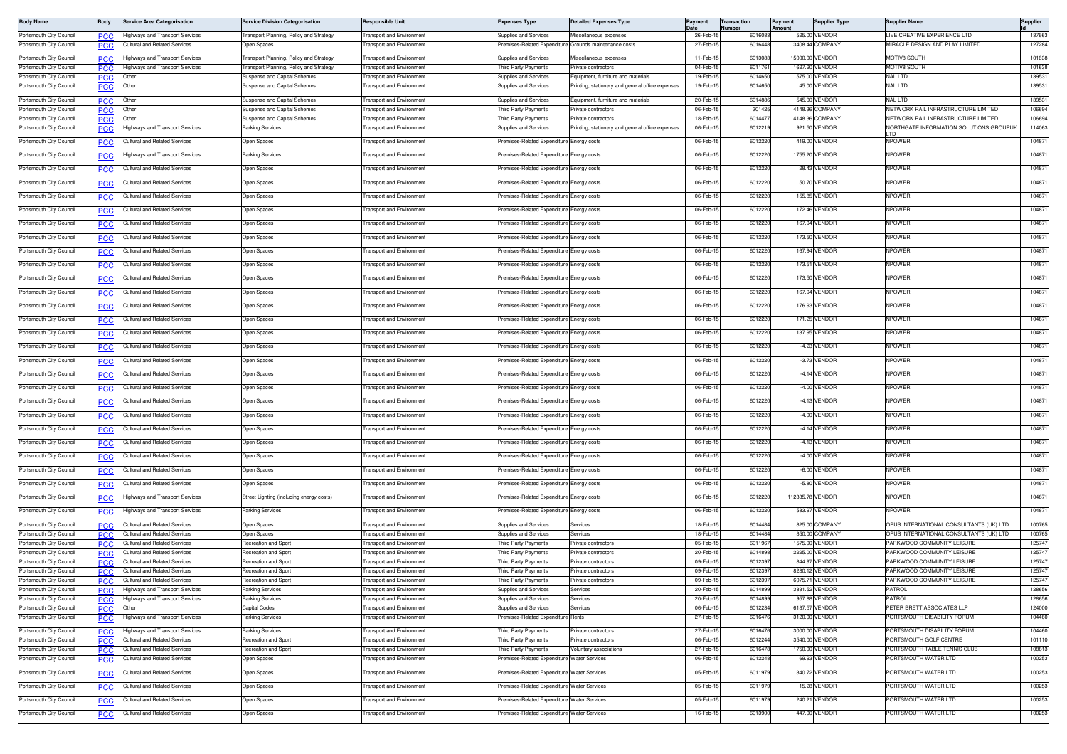| Body Name | Body | Service Area Categorisation | Service Division Categorisation | Responsible Unit | Expenses Type | Detailed Expenses Type | Payment Date | Transaction Number | Payment Amount | Supplier Type | Supplier Name | Supplier Id |
|---|---|---|---|---|---|---|---|---|---|---|---|---|
| Portsmouth City Council | PCC | Highways and Transport Services | Transport Planning, Policy and Strategy | Transport and Environment | Supplies and Services | Miscellaneous expenses | 26-Feb-15 | 6016083 | 525.00 | VENDOR | LIVE CREATIVE EXPERIENCE LTD | 137663 |
| Portsmouth City Council | PCC | Cultural and Related Services | Open Spaces | Transport and Environment | Premises-Related Expenditure | Grounds maintenance costs | 27-Feb-15 | 6016448 | 3408.44 | COMPANY | MIRACLE DESIGN AND PLAY LIMITED | 127284 |
| Portsmouth City Council | PCC | Highways and Transport Services | Transport Planning, Policy and Strategy | Transport and Environment | Supplies and Services | Miscellaneous expenses | 11-Feb-15 | 6013083 | 15000.00 | VENDOR | MOTIV8 SOUTH | 101638 |
| Portsmouth City Council | PCC | Highways and Transport Services | Transport Planning, Policy and Strategy | Transport and Environment | Third Party Payments | Private contractors | 04-Feb-15 | 6011761 | 1627.20 | VENDOR | MOTIV8 SOUTH | 101638 |
| Portsmouth City Council | PCC | Other | Suspense and Capital Schemes | Transport and Environment | Supplies and Services | Equipment, furniture and materials | 19-Feb-15 | 6014650 | 575.00 | VENDOR | NAL LTD | 139531 |
| Portsmouth City Council | PCC | Other | Suspense and Capital Schemes | Transport and Environment | Supplies and Services | Printing, stationery and general office expenses | 19-Feb-15 | 6014650 | 45.00 | VENDOR | NAL LTD | 139531 |
| Portsmouth City Council | PCC | Other | Suspense and Capital Schemes | Transport and Environment | Supplies and Services | Equipment, furniture and materials | 20-Feb-15 | 6014886 | 545.00 | VENDOR | NAL LTD | 139531 |
| Portsmouth City Council | PCC | Other | Suspense and Capital Schemes | Transport and Environment | Third Party Payments | Private contractors | 06-Feb-15 | 301425 | 4148.36 | COMPANY | NETWORK RAIL INFRASTRUCTURE LIMITED | 106694 |
| Portsmouth City Council | PCC | Other | Suspense and Capital Schemes | Transport and Environment | Third Party Payments | Private contractors | 18-Feb-15 | 6014477 | 4148.36 | COMPANY | NETWORK RAIL INFRASTRUCTURE LIMITED | 106694 |
| Portsmouth City Council | PCC | Highways and Transport Services | Parking Services | Transport and Environment | Supplies and Services | Printing, stationery and general office expenses | 06-Feb-15 | 6012219 | 921.50 | VENDOR | NORTHGATE INFORMATION SOLUTIONS GROUPUK LTD | 114063 |
| Portsmouth City Council | PCC | Cultural and Related Services | Open Spaces | Transport and Environment | Premises-Related Expenditure | Energy costs | 06-Feb-15 | 6012220 | 419.00 | VENDOR | NPOWER | 104871 |
| Portsmouth City Council | PCC | Highways and Transport Services | Parking Services | Transport and Environment | Premises-Related Expenditure | Energy costs | 06-Feb-15 | 6012220 | 1755.20 | VENDOR | NPOWER | 104871 |
| Portsmouth City Council | PCC | Cultural and Related Services | Open Spaces | Transport and Environment | Premises-Related Expenditure | Energy costs | 06-Feb-15 | 6012220 | 28.43 | VENDOR | NPOWER | 104871 |
| Portsmouth City Council | PCC | Cultural and Related Services | Open Spaces | Transport and Environment | Premises-Related Expenditure | Energy costs | 06-Feb-15 | 6012220 | 50.70 | VENDOR | NPOWER | 104871 |
| Portsmouth City Council | PCC | Cultural and Related Services | Open Spaces | Transport and Environment | Premises-Related Expenditure | Energy costs | 06-Feb-15 | 6012220 | 155.85 | VENDOR | NPOWER | 104871 |
| Portsmouth City Council | PCC | Cultural and Related Services | Open Spaces | Transport and Environment | Premises-Related Expenditure | Energy costs | 06-Feb-15 | 6012220 | 172.46 | VENDOR | NPOWER | 104871 |
| Portsmouth City Council | PCC | Cultural and Related Services | Open Spaces | Transport and Environment | Premises-Related Expenditure | Energy costs | 06-Feb-15 | 6012220 | 167.94 | VENDOR | NPOWER | 104871 |
| Portsmouth City Council | PCC | Cultural and Related Services | Open Spaces | Transport and Environment | Premises-Related Expenditure | Energy costs | 06-Feb-15 | 6012220 | 173.50 | VENDOR | NPOWER | 104871 |
| Portsmouth City Council | PCC | Cultural and Related Services | Open Spaces | Transport and Environment | Premises-Related Expenditure | Energy costs | 06-Feb-15 | 6012220 | 167.94 | VENDOR | NPOWER | 104871 |
| Portsmouth City Council | PCC | Cultural and Related Services | Open Spaces | Transport and Environment | Premises-Related Expenditure | Energy costs | 06-Feb-15 | 6012220 | 173.51 | VENDOR | NPOWER | 104871 |
| Portsmouth City Council | PCC | Cultural and Related Services | Open Spaces | Transport and Environment | Premises-Related Expenditure | Energy costs | 06-Feb-15 | 6012220 | 173.50 | VENDOR | NPOWER | 104871 |
| Portsmouth City Council | PCC | Cultural and Related Services | Open Spaces | Transport and Environment | Premises-Related Expenditure | Energy costs | 06-Feb-15 | 6012220 | 167.94 | VENDOR | NPOWER | 104871 |
| Portsmouth City Council | PCC | Cultural and Related Services | Open Spaces | Transport and Environment | Premises-Related Expenditure | Energy costs | 06-Feb-15 | 6012220 | 176.93 | VENDOR | NPOWER | 104871 |
| Portsmouth City Council | PCC | Cultural and Related Services | Open Spaces | Transport and Environment | Premises-Related Expenditure | Energy costs | 06-Feb-15 | 6012220 | 171.25 | VENDOR | NPOWER | 104871 |
| Portsmouth City Council | PCC | Cultural and Related Services | Open Spaces | Transport and Environment | Premises-Related Expenditure | Energy costs | 06-Feb-15 | 6012220 | 137.95 | VENDOR | NPOWER | 104871 |
| Portsmouth City Council | PCC | Cultural and Related Services | Open Spaces | Transport and Environment | Premises-Related Expenditure | Energy costs | 06-Feb-15 | 6012220 | -4.23 | VENDOR | NPOWER | 104871 |
| Portsmouth City Council | PCC | Cultural and Related Services | Open Spaces | Transport and Environment | Premises-Related Expenditure | Energy costs | 06-Feb-15 | 6012220 | -3.73 | VENDOR | NPOWER | 104871 |
| Portsmouth City Council | PCC | Cultural and Related Services | Open Spaces | Transport and Environment | Premises-Related Expenditure | Energy costs | 06-Feb-15 | 6012220 | -4.14 | VENDOR | NPOWER | 104871 |
| Portsmouth City Council | PCC | Cultural and Related Services | Open Spaces | Transport and Environment | Premises-Related Expenditure | Energy costs | 06-Feb-15 | 6012220 | -4.00 | VENDOR | NPOWER | 104871 |
| Portsmouth City Council | PCC | Cultural and Related Services | Open Spaces | Transport and Environment | Premises-Related Expenditure | Energy costs | 06-Feb-15 | 6012220 | -4.13 | VENDOR | NPOWER | 104871 |
| Portsmouth City Council | PCC | Cultural and Related Services | Open Spaces | Transport and Environment | Premises-Related Expenditure | Energy costs | 06-Feb-15 | 6012220 | -4.00 | VENDOR | NPOWER | 104871 |
| Portsmouth City Council | PCC | Cultural and Related Services | Open Spaces | Transport and Environment | Premises-Related Expenditure | Energy costs | 06-Feb-15 | 6012220 | -4.14 | VENDOR | NPOWER | 104871 |
| Portsmouth City Council | PCC | Cultural and Related Services | Open Spaces | Transport and Environment | Premises-Related Expenditure | Energy costs | 06-Feb-15 | 6012220 | -4.13 | VENDOR | NPOWER | 104871 |
| Portsmouth City Council | PCC | Cultural and Related Services | Open Spaces | Transport and Environment | Premises-Related Expenditure | Energy costs | 06-Feb-15 | 6012220 | -4.00 | VENDOR | NPOWER | 104871 |
| Portsmouth City Council | PCC | Cultural and Related Services | Open Spaces | Transport and Environment | Premises-Related Expenditure | Energy costs | 06-Feb-15 | 6012220 | -6.00 | VENDOR | NPOWER | 104871 |
| Portsmouth City Council | PCC | Cultural and Related Services | Open Spaces | Transport and Environment | Premises-Related Expenditure | Energy costs | 06-Feb-15 | 6012220 | -5.80 | VENDOR | NPOWER | 104871 |
| Portsmouth City Council | PCC | Highways and Transport Services | Street Lighting (including energy costs) | Transport and Environment | Premises-Related Expenditure | Energy costs | 06-Feb-15 | 6012220 | 112335.78 | VENDOR | NPOWER | 104871 |
| Portsmouth City Council | PCC | Highways and Transport Services | Parking Services | Transport and Environment | Premises-Related Expenditure | Energy costs | 06-Feb-15 | 6012220 | 583.97 | VENDOR | NPOWER | 104871 |
| Portsmouth City Council | PCC | Cultural and Related Services | Open Spaces | Transport and Environment | Supplies and Services | Services | 18-Feb-15 | 6014484 | 825.00 | COMPANY | OPUS INTERNATIONAL CONSULTANTS (UK) LTD | 100765 |
| Portsmouth City Council | PCC | Cultural and Related Services | Open Spaces | Transport and Environment | Supplies and Services | Services | 18-Feb-15 | 6014484 | 350.00 | COMPANY | OPUS INTERNATIONAL CONSULTANTS (UK) LTD | 100765 |
| Portsmouth City Council | PCC | Cultural and Related Services | Recreation and Sport | Transport and Environment | Third Party Payments | Private contractors | 05-Feb-15 | 6011967 | 1575.00 | VENDOR | PARKWOOD COMMUNITY LEISURE | 125747 |
| Portsmouth City Council | PCC | Cultural and Related Services | Recreation and Sport | Transport and Environment | Third Party Payments | Private contractors | 20-Feb-15 | 6014898 | 2225.00 | VENDOR | PARKWOOD COMMUNITY LEISURE | 125747 |
| Portsmouth City Council | PCC | Cultural and Related Services | Recreation and Sport | Transport and Environment | Third Party Payments | Private contractors | 09-Feb-15 | 6012397 | 844.97 | VENDOR | PARKWOOD COMMUNITY LEISURE | 125747 |
| Portsmouth City Council | PCC | Cultural and Related Services | Recreation and Sport | Transport and Environment | Third Party Payments | Private contractors | 09-Feb-15 | 6012397 | 8280.12 | VENDOR | PARKWOOD COMMUNITY LEISURE | 125747 |
| Portsmouth City Council | PCC | Cultural and Related Services | Recreation and Sport | Transport and Environment | Third Party Payments | Private contractors | 09-Feb-15 | 6012397 | 6075.71 | VENDOR | PARKWOOD COMMUNITY LEISURE | 125747 |
| Portsmouth City Council | PCC | Highways and Transport Services | Parking Services | Transport and Environment | Supplies and Services | Services | 20-Feb-15 | 6014899 | 3831.52 | VENDOR | PATROL | 128656 |
| Portsmouth City Council | PCC | Highways and Transport Services | Parking Services | Transport and Environment | Supplies and Services | Services | 20-Feb-15 | 6014899 | 957.88 | VENDOR | PATROL | 128656 |
| Portsmouth City Council | PCC | Other | Capital Codes | Transport and Environment | Supplies and Services | Services | 06-Feb-15 | 6012234 | 6137.57 | VENDOR | PETER BRETT ASSOCIATES LLP | 124000 |
| Portsmouth City Council | PCC | Highways and Transport Services | Parking Services | Transport and Environment | Premises-Related Expenditure | Rents | 27-Feb-15 | 6016476 | 3120.00 | VENDOR | PORTSMOUTH DISABILITY FORUM | 104460 |
| Portsmouth City Council | PCC | Highways and Transport Services | Parking Services | Transport and Environment | Third Party Payments | Private contractors | 27-Feb-15 | 6016476 | 3000.00 | VENDOR | PORTSMOUTH DISABILITY FORUM | 104460 |
| Portsmouth City Council | PCC | Cultural and Related Services | Recreation and Sport | Transport and Environment | Third Party Payments | Private contractors | 06-Feb-15 | 6012244 | 3540.00 | VENDOR | PORTSMOUTH GOLF CENTRE | 101110 |
| Portsmouth City Council | PCC | Cultural and Related Services | Recreation and Sport | Transport and Environment | Third Party Payments | Voluntary associations | 27-Feb-15 | 6016478 | 1750.00 | VENDOR | PORTSMOUTH TABLE TENNIS CLUB | 108813 |
| Portsmouth City Council | PCC | Cultural and Related Services | Open Spaces | Transport and Environment | Premises-Related Expenditure | Water Services | 06-Feb-15 | 6012248 | 69.93 | VENDOR | PORTSMOUTH WATER LTD | 100253 |
| Portsmouth City Council | PCC | Cultural and Related Services | Open Spaces | Transport and Environment | Premises-Related Expenditure | Water Services | 05-Feb-15 | 6011979 | 340.72 | VENDOR | PORTSMOUTH WATER LTD | 100253 |
| Portsmouth City Council | PCC | Cultural and Related Services | Open Spaces | Transport and Environment | Premises-Related Expenditure | Water Services | 05-Feb-15 | 6011979 | 15.28 | VENDOR | PORTSMOUTH WATER LTD | 100253 |
| Portsmouth City Council | PCC | Cultural and Related Services | Open Spaces | Transport and Environment | Premises-Related Expenditure | Water Services | 05-Feb-15 | 6011979 | 240.21 | VENDOR | PORTSMOUTH WATER LTD | 100253 |
| Portsmouth City Council | PCC | Cultural and Related Services | Open Spaces | Transport and Environment | Premises-Related Expenditure | Water Services | 16-Feb-15 | 6013900 | 447.00 | VENDOR | PORTSMOUTH WATER LTD | 100253 |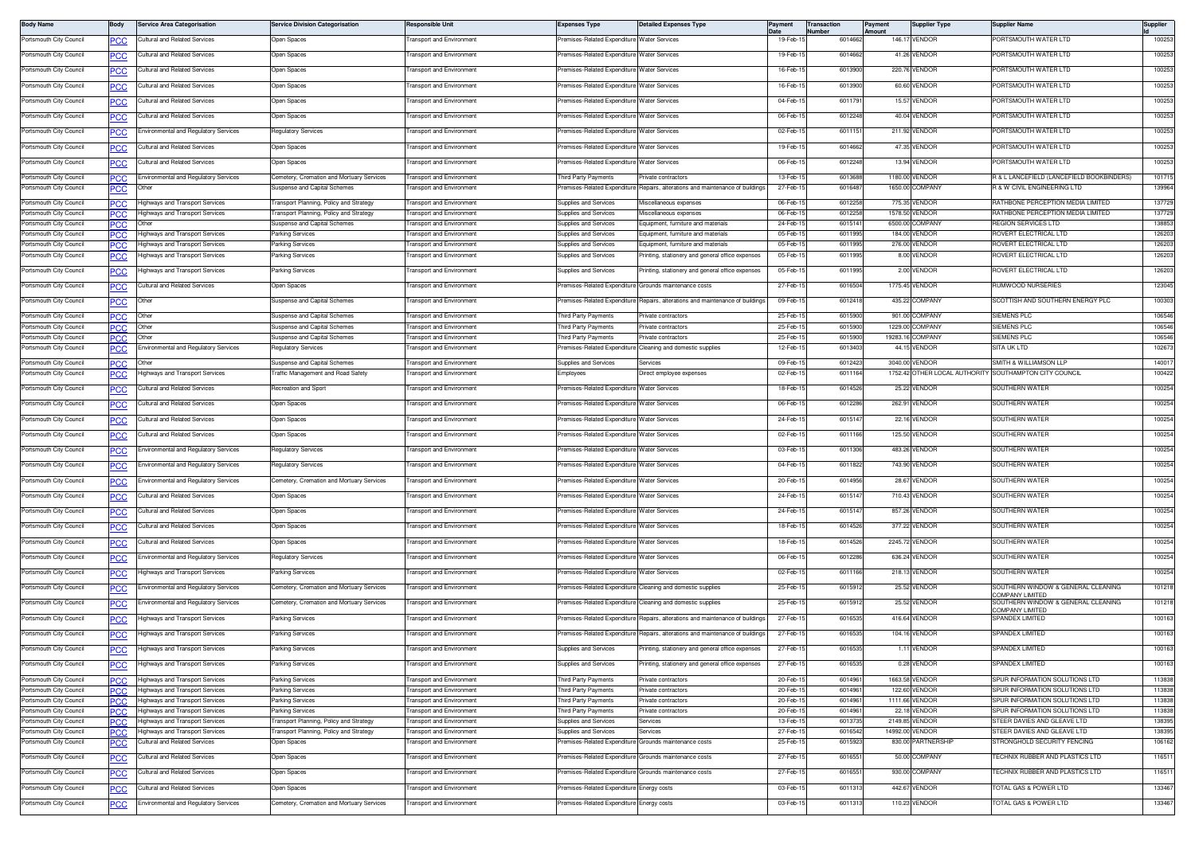| Body Name | Body | Service Area Categorisation | Service Division Categorisation | Responsible Unit | Expenses Type | Detailed Expenses Type | Payment Date | Transaction Number | Payment Amount | Supplier Type | Supplier Name | Supplier Id |
|---|---|---|---|---|---|---|---|---|---|---|---|---|
| Portsmouth City Council | PCC | Cultural and Related Services | Open Spaces | Transport and Environment | Premises-Related Expenditure | Water Services | 19-Feb-15 | 6014662 | 146.17 | VENDOR | PORTSMOUTH WATER LTD | 100253 |
| Portsmouth City Council | PCC | Cultural and Related Services | Open Spaces | Transport and Environment | Premises-Related Expenditure | Water Services | 19-Feb-15 | 6014662 | 41.26 | VENDOR | PORTSMOUTH WATER LTD | 100253 |
| Portsmouth City Council | PCC | Cultural and Related Services | Open Spaces | Transport and Environment | Premises-Related Expenditure | Water Services | 16-Feb-15 | 6013900 | 220.76 | VENDOR | PORTSMOUTH WATER LTD | 100253 |
| Portsmouth City Council | PCC | Cultural and Related Services | Open Spaces | Transport and Environment | Premises-Related Expenditure | Water Services | 16-Feb-15 | 6013900 | 60.60 | VENDOR | PORTSMOUTH WATER LTD | 100253 |
| Portsmouth City Council | PCC | Cultural and Related Services | Open Spaces | Transport and Environment | Premises-Related Expenditure | Water Services | 04-Feb-15 | 6011791 | 15.57 | VENDOR | PORTSMOUTH WATER LTD | 100253 |
| Portsmouth City Council | PCC | Cultural and Related Services | Open Spaces | Transport and Environment | Premises-Related Expenditure | Water Services | 06-Feb-15 | 6012248 | 40.04 | VENDOR | PORTSMOUTH WATER LTD | 100253 |
| Portsmouth City Council | PCC | Environmental and Regulatory Services | Regulatory Services | Transport and Environment | Premises-Related Expenditure | Water Services | 02-Feb-15 | 6011151 | 211.92 | VENDOR | PORTSMOUTH WATER LTD | 100253 |
| Portsmouth City Council | PCC | Cultural and Related Services | Open Spaces | Transport and Environment | Premises-Related Expenditure | Water Services | 19-Feb-15 | 6014662 | 47.35 | VENDOR | PORTSMOUTH WATER LTD | 100253 |
| Portsmouth City Council | PCC | Cultural and Related Services | Open Spaces | Transport and Environment | Premises-Related Expenditure | Water Services | 06-Feb-15 | 6012248 | 13.94 | VENDOR | PORTSMOUTH WATER LTD | 100253 |
| Portsmouth City Council | PCC | Environmental and Regulatory Services | Cemetery, Cremation and Mortuary Services | Transport and Environment | Third Party Payments | Private contractors | 13-Feb-15 | 6013688 | 1180.00 | VENDOR | R & L LANCEFIELD (LANCEFIELD BOOKBINDERS) | 101715 |
| Portsmouth City Council | PCC | Other | Suspense and Capital Schemes | Transport and Environment | Premises-Related Expenditure | Repairs, alterations and maintenance of buildings | 27-Feb-15 | 6016487 | 1650.00 | COMPANY | R & W CIVIL ENGINEERING LTD | 139964 |
| Portsmouth City Council | PCC | Highways and Transport Services | Transport Planning, Policy and Strategy | Transport and Environment | Supplies and Services | Miscellaneous expenses | 06-Feb-15 | 6012258 | 775.35 | VENDOR | RATHBONE PERCEPTION MEDIA LIMITED | 137729 |
| Portsmouth City Council | PCC | Highways and Transport Services | Transport Planning, Policy and Strategy | Transport and Environment | Supplies and Services | Miscellaneous expenses | 06-Feb-15 | 6012258 | 1578.50 | VENDOR | RATHBONE PERCEPTION MEDIA LIMITED | 137729 |
| Portsmouth City Council | PCC | Other | Suspense and Capital Schemes | Transport and Environment | Supplies and Services | Equipment, furniture and materials | 24-Feb-15 | 6015141 | 6500.00 | COMPANY | REGION SERVICES LTD | 138853 |
| Portsmouth City Council | PCC | Highways and Transport Services | Parking Services | Transport and Environment | Supplies and Services | Equipment, furniture and materials | 05-Feb-15 | 6011995 | 184.00 | VENDOR | ROVERT ELECTRICAL LTD | 126203 |
| Portsmouth City Council | PCC | Highways and Transport Services | Parking Services | Transport and Environment | Supplies and Services | Equipment, furniture and materials | 05-Feb-15 | 6011995 | 276.00 | VENDOR | ROVERT ELECTRICAL LTD | 126203 |
| Portsmouth City Council | PCC | Highways and Transport Services | Parking Services | Transport and Environment | Supplies and Services | Printing, stationery and general office expenses | 05-Feb-15 | 6011995 | 8.00 | VENDOR | ROVERT ELECTRICAL LTD | 126203 |
| Portsmouth City Council | PCC | Highways and Transport Services | Parking Services | Transport and Environment | Supplies and Services | Printing, stationery and general office expenses | 05-Feb-15 | 6011995 | 2.00 | VENDOR | ROVERT ELECTRICAL LTD | 126203 |
| Portsmouth City Council | PCC | Cultural and Related Services | Open Spaces | Transport and Environment | Premises-Related Expenditure | Grounds maintenance costs | 27-Feb-15 | 6016504 | 1775.45 | VENDOR | RUMWOOD NURSERIES | 123045 |
| Portsmouth City Council | PCC | Other | Suspense and Capital Schemes | Transport and Environment | Premises-Related Expenditure | Repairs, alterations and maintenance of buildings | 09-Feb-15 | 6012418 | 435.22 | COMPANY | SCOTTISH AND SOUTHERN ENERGY PLC | 100303 |
| Portsmouth City Council | PCC | Other | Suspense and Capital Schemes | Transport and Environment | Third Party Payments | Private contractors | 25-Feb-15 | 6015900 | 901.00 | COMPANY | SIEMENS PLC | 106546 |
| Portsmouth City Council | PCC | Other | Suspense and Capital Schemes | Transport and Environment | Third Party Payments | Private contractors | 25-Feb-15 | 6015900 | 1229.00 | COMPANY | SIEMENS PLC | 106546 |
| Portsmouth City Council | PCC | Other | Suspense and Capital Schemes | Transport and Environment | Third Party Payments | Private contractors | 25-Feb-15 | 6015900 | 19283.16 | COMPANY | SIEMENS PLC | 106546 |
| Portsmouth City Council | PCC | Environmental and Regulatory Services | Regulatory Services | Transport and Environment | Premises-Related Expenditure | Cleaning and domestic supplies | 12-Feb-15 | 6013403 | 44.15 | VENDOR | SITA UK LTD | 102673 |
| Portsmouth City Council | PCC | Other | Suspense and Capital Schemes | Transport and Environment | Supplies and Services | Services | 09-Feb-15 | 6012423 | 3040.00 | VENDOR | SMITH & WILLIAMSON LLP | 140017 |
| Portsmouth City Council | PCC | Highways and Transport Services | Traffic Management and Road Safety | Transport and Environment | Employees | Direct employee expenses | 02-Feb-15 | 6011164 | 1752.42 | OTHER LOCAL AUTHORITY | SOUTHAMPTON CITY COUNCIL | 100422 |
| Portsmouth City Council | PCC | Cultural and Related Services | Recreation and Sport | Transport and Environment | Premises-Related Expenditure | Water Services | 18-Feb-15 | 6014526 | 25.22 | VENDOR | SOUTHERN WATER | 100254 |
| Portsmouth City Council | PCC | Cultural and Related Services | Open Spaces | Transport and Environment | Premises-Related Expenditure | Water Services | 06-Feb-15 | 6012286 | 262.91 | VENDOR | SOUTHERN WATER | 100254 |
| Portsmouth City Council | PCC | Cultural and Related Services | Open Spaces | Transport and Environment | Premises-Related Expenditure | Water Services | 24-Feb-15 | 6015147 | 22.16 | VENDOR | SOUTHERN WATER | 100254 |
| Portsmouth City Council | PCC | Cultural and Related Services | Open Spaces | Transport and Environment | Premises-Related Expenditure | Water Services | 02-Feb-15 | 6011166 | 125.50 | VENDOR | SOUTHERN WATER | 100254 |
| Portsmouth City Council | PCC | Environmental and Regulatory Services | Regulatory Services | Transport and Environment | Premises-Related Expenditure | Water Services | 03-Feb-15 | 6011306 | 483.26 | VENDOR | SOUTHERN WATER | 100254 |
| Portsmouth City Council | PCC | Environmental and Regulatory Services | Regulatory Services | Transport and Environment | Premises-Related Expenditure | Water Services | 04-Feb-15 | 6011822 | 743.90 | VENDOR | SOUTHERN WATER | 100254 |
| Portsmouth City Council | PCC | Environmental and Regulatory Services | Cemetery, Cremation and Mortuary Services | Transport and Environment | Premises-Related Expenditure | Water Services | 20-Feb-15 | 6014956 | 28.67 | VENDOR | SOUTHERN WATER | 100254 |
| Portsmouth City Council | PCC | Cultural and Related Services | Open Spaces | Transport and Environment | Premises-Related Expenditure | Water Services | 24-Feb-15 | 6015147 | 710.43 | VENDOR | SOUTHERN WATER | 100254 |
| Portsmouth City Council | PCC | Cultural and Related Services | Open Spaces | Transport and Environment | Premises-Related Expenditure | Water Services | 24-Feb-15 | 6015147 | 857.26 | VENDOR | SOUTHERN WATER | 100254 |
| Portsmouth City Council | PCC | Cultural and Related Services | Open Spaces | Transport and Environment | Premises-Related Expenditure | Water Services | 18-Feb-15 | 6014526 | 377.22 | VENDOR | SOUTHERN WATER | 100254 |
| Portsmouth City Council | PCC | Cultural and Related Services | Open Spaces | Transport and Environment | Premises-Related Expenditure | Water Services | 18-Feb-15 | 6014526 | 2245.72 | VENDOR | SOUTHERN WATER | 100254 |
| Portsmouth City Council | PCC | Environmental and Regulatory Services | Regulatory Services | Transport and Environment | Premises-Related Expenditure | Water Services | 06-Feb-15 | 6012286 | 636.24 | VENDOR | SOUTHERN WATER | 100254 |
| Portsmouth City Council | PCC | Highways and Transport Services | Parking Services | Transport and Environment | Premises-Related Expenditure | Water Services | 02-Feb-15 | 6011166 | 218.13 | VENDOR | SOUTHERN WATER | 100254 |
| Portsmouth City Council | PCC | Environmental and Regulatory Services | Cemetery, Cremation and Mortuary Services | Transport and Environment | Premises-Related Expenditure | Cleaning and domestic supplies | 25-Feb-15 | 6015912 | 25.52 | VENDOR | SOUTHERN WINDOW & GENERAL CLEANING COMPANY LIMITED | 101218 |
| Portsmouth City Council | PCC | Environmental and Regulatory Services | Cemetery, Cremation and Mortuary Services | Transport and Environment | Premises-Related Expenditure | Cleaning and domestic supplies | 25-Feb-15 | 6015912 | 25.52 | VENDOR | SOUTHERN WINDOW & GENERAL CLEANING COMPANY LIMITED | 101218 |
| Portsmouth City Council | PCC | Highways and Transport Services | Parking Services | Transport and Environment | Premises-Related Expenditure | Repairs, alterations and maintenance of buildings | 27-Feb-15 | 6016535 | 416.64 | VENDOR | SPANDEX LIMITED | 100163 |
| Portsmouth City Council | PCC | Highways and Transport Services | Parking Services | Transport and Environment | Premises-Related Expenditure | Repairs, alterations and maintenance of buildings | 27-Feb-15 | 6016535 | 104.16 | VENDOR | SPANDEX LIMITED | 100163 |
| Portsmouth City Council | PCC | Highways and Transport Services | Parking Services | Transport and Environment | Supplies and Services | Printing, stationery and general office expenses | 27-Feb-15 | 6016535 | 1.11 | VENDOR | SPANDEX LIMITED | 100163 |
| Portsmouth City Council | PCC | Highways and Transport Services | Parking Services | Transport and Environment | Supplies and Services | Printing, stationery and general office expenses | 27-Feb-15 | 6016535 | 0.28 | VENDOR | SPANDEX LIMITED | 100163 |
| Portsmouth City Council | PCC | Highways and Transport Services | Parking Services | Transport and Environment | Third Party Payments | Private contractors | 20-Feb-15 | 6014961 | 1663.58 | VENDOR | SPUR INFORMATION SOLUTIONS LTD | 113838 |
| Portsmouth City Council | PCC | Highways and Transport Services | Parking Services | Transport and Environment | Third Party Payments | Private contractors | 20-Feb-15 | 6014961 | 122.60 | VENDOR | SPUR INFORMATION SOLUTIONS LTD | 113838 |
| Portsmouth City Council | PCC | Highways and Transport Services | Parking Services | Transport and Environment | Third Party Payments | Private contractors | 20-Feb-15 | 6014961 | 1111.66 | VENDOR | SPUR INFORMATION SOLUTIONS LTD | 113838 |
| Portsmouth City Council | PCC | Highways and Transport Services | Parking Services | Transport and Environment | Third Party Payments | Private contractors | 20-Feb-15 | 6014961 | 22.18 | VENDOR | SPUR INFORMATION SOLUTIONS LTD | 113838 |
| Portsmouth City Council | PCC | Highways and Transport Services | Transport Planning, Policy and Strategy | Transport and Environment | Supplies and Services | Services | 13-Feb-15 | 6013735 | 2149.85 | VENDOR | STEER DAVIES AND GLEAVE LTD | 138395 |
| Portsmouth City Council | PCC | Highways and Transport Services | Transport Planning, Policy and Strategy | Transport and Environment | Supplies and Services | Services | 27-Feb-15 | 6016542 | 14992.00 | VENDOR | STEER DAVIES AND GLEAVE LTD | 138395 |
| Portsmouth City Council | PCC | Cultural and Related Services | Open Spaces | Transport and Environment | Premises-Related Expenditure | Grounds maintenance costs | 25-Feb-15 | 6015923 | 830.00 | PARTNERSHIP | STRONGHOLD SECURITY FENCING | 106162 |
| Portsmouth City Council | PCC | Cultural and Related Services | Open Spaces | Transport and Environment | Premises-Related Expenditure | Grounds maintenance costs | 27-Feb-15 | 6016551 | 50.00 | COMPANY | TECHNIX RUBBER AND PLASTICS LTD | 116511 |
| Portsmouth City Council | PCC | Cultural and Related Services | Open Spaces | Transport and Environment | Premises-Related Expenditure | Grounds maintenance costs | 27-Feb-15 | 6016551 | 930.00 | COMPANY | TECHNIX RUBBER AND PLASTICS LTD | 116511 |
| Portsmouth City Council | PCC | Cultural and Related Services | Open Spaces | Transport and Environment | Premises-Related Expenditure | Energy costs | 03-Feb-15 | 6011313 | 442.67 | VENDOR | TOTAL GAS & POWER LTD | 133467 |
| Portsmouth City Council | PCC | Environmental and Regulatory Services | Cemetery, Cremation and Mortuary Services | Transport and Environment | Premises-Related Expenditure | Energy costs | 03-Feb-15 | 6011313 | 110.23 | VENDOR | TOTAL GAS & POWER LTD | 133467 |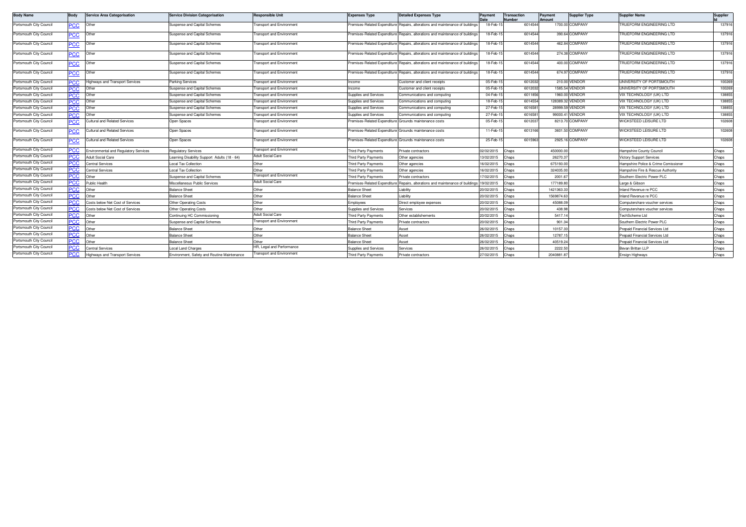| Body Name | Body | Service Area Categorisation | Service Division Categorisation | Responsible Unit | Expenses Type | Detailed Expenses Type | Payment Date | Transaction Number | Payment Amount | Supplier Type | Supplier Name | Supplier Id |
|---|---|---|---|---|---|---|---|---|---|---|---|---|
| Portsmouth City Council | PCC | Other | Suspense and Capital Schemes | Transport and Environment | Premises-Related Expenditure | Repairs, alterations and maintenance of buildings | 18-Feb-15 | 6014544 | 1700.00 | COMPANY | TRUEFORM ENGINEERING LTD | 137916 |
| Portsmouth City Council | PCC | Other | Suspense and Capital Schemes | Transport and Environment | Premises-Related Expenditure | Repairs, alterations and maintenance of buildings | 18-Feb-15 | 6014544 | 390.64 | COMPANY | TRUEFORM ENGINEERING LTD | 137916 |
| Portsmouth City Council | PCC | Other | Suspense and Capital Schemes | Transport and Environment | Premises-Related Expenditure | Repairs, alterations and maintenance of buildings | 18-Feb-15 | 6014544 | 462.84 | COMPANY | TRUEFORM ENGINEERING LTD | 137916 |
| Portsmouth City Council | PCC | Other | Suspense and Capital Schemes | Transport and Environment | Premises-Related Expenditure | Repairs, alterations and maintenance of buildings | 18-Feb-15 | 6014544 | 274.38 | COMPANY | TRUEFORM ENGINEERING LTD | 137916 |
| Portsmouth City Council | PCC | Other | Suspense and Capital Schemes | Transport and Environment | Premises-Related Expenditure | Repairs, alterations and maintenance of buildings | 18-Feb-15 | 6014544 | 400.00 | COMPANY | TRUEFORM ENGINEERING LTD | 137916 |
| Portsmouth City Council | PCC | Other | Suspense and Capital Schemes | Transport and Environment | Premises-Related Expenditure | Repairs, alterations and maintenance of buildings | 18-Feb-15 | 6014544 | 674.97 | COMPANY | TRUEFORM ENGINEERING LTD | 137916 |
| Portsmouth City Council | PCC | Highways and Transport Services | Parking Services | Transport and Environment | Income | Customer and client receipts | 05-Feb-15 | 6012032 | 210.00 | VENDOR | UNIVERSITY OF PORTSMOUTH | 100269 |
| Portsmouth City Council | PCC | Other | Suspense and Capital Schemes | Transport and Environment | Income | Customer and client receipts | 05-Feb-15 | 6012032 | 1585.54 | VENDOR | UNIVERSITY OF PORTSMOUTH | 100269 |
| Portsmouth City Council | PCC | Other | Suspense and Capital Schemes | Transport and Environment | Supplies and Services | Communications and computing | 04-Feb-15 | 6011856 | 1960.00 | VENDOR | VIX TECHNOLOGY (UK) LTD | 138855 |
| Portsmouth City Council | PCC | Other | Suspense and Capital Schemes | Transport and Environment | Supplies and Services | Communications and computing | 18-Feb-15 | 6014554 | 128389.32 | VENDOR | VIX TECHNOLOGY (UK) LTD | 138855 |
| Portsmouth City Council | PCC | Other | Suspense and Capital Schemes | Transport and Environment | Supplies and Services | Communications and computing | 27-Feb-15 | 6016581 | 28999.59 | VENDOR | VIX TECHNOLOGY (UK) LTD | 138855 |
| Portsmouth City Council | PCC | Other | Suspense and Capital Schemes | Transport and Environment | Supplies and Services | Communications and computing | 27-Feb-15 | 6016581 | 99000.41 | VENDOR | VIX TECHNOLOGY (UK) LTD | 138855 |
| Portsmouth City Council | PCC | Cultural and Related Services | Open Spaces | Transport and Environment | Premises-Related Expenditure | Grounds maintenance costs | 05-Feb-15 | 6012037 | 8213.70 | COMPANY | WICKSTEED LEISURE LTD | 102608 |
| Portsmouth City Council | PCC | Cultural and Related Services | Open Spaces | Transport and Environment | Premises-Related Expenditure | Grounds maintenance costs | 11-Feb-15 | 6013166 | 3601.50 | COMPANY | WICKSTEED LEISURE LTD | 102608 |
| Portsmouth City Council | PCC | Cultural and Related Services | Open Spaces | Transport and Environment | Premises-Related Expenditure | Grounds maintenance costs | 25-Feb-15 | 6015963 | 2925.16 | COMPANY | WICKSTEED LEISURE LTD | 102608 |
| Portsmouth City Council | PCC | Environmental and Regulatory Services | Regulatory Services | Transport and Environment | Third Party Payments | Private contractors | 02/02/2015 | Chaps | 450000.00 | | Hampshire County Council | Chaps |
| Portsmouth City Council | PCC | Adult Social Care | Learning Disability Support Adults (18 - 64) | Adult Social Care | Third Party Payments | Other agencies | 13/02/2015 | Chaps | 26270.37 | | Victory Support Services | Chaps |
| Portsmouth City Council | PCC | Central Services | Local Tax Collection | Other | Third Party Payments | Other agencies | 16/02/2015 | Chaps | 675193.00 | | Hampshire Police & Crime Comissioner | Chaps |
| Portsmouth City Council | PCC | Central Services | Local Tax Collection | Other | Third Party Payments | Other agencies | 16/02/2015 | Chaps | 324035.00 | | Hampshire Fire & Rescue Authority | Chaps |
| Portsmouth City Council | PCC | Other | Suspense and Capital Schemes | Transport and Environment | Third Party Payments | Private contractors | 17/02/2015 | Chaps | 2001.67 | | Southern Electric Power PLC | Chaps |
| Portsmouth City Council | PCC | Public Health | Miscellaneous Public Services | Adult Social Care | Premises-Related Expenditure | Repairs, alterations and maintenance of buildings | 19/02/2015 | Chaps | 177189.80 | | Large & Gibson | Chaps |
| Portsmouth City Council | PCC | Other | Balance Sheet | Other | Balance Sheet | Liability | 20/02/2015 | Chaps | 1421363.33 | | Inland Revenue re PCC | Chaps |
| Portsmouth City Council | PCC | Other | Balance Sheet | Other | Balance Sheet | Liability | 20/02/2015 | Chaps | 1569874.63 | | Inland Revenue re PCC | Chaps |
| Portsmouth City Council | PCC | Costs below Net Cost of Services | Other Operating Costs | Other | Employees | Direct employee expenses | 20/02/2015 | Chaps | 45088.09 | | Computershare voucher services | Chaps |
| Portsmouth City Council | PCC | Costs below Net Cost of Services | Other Operating Costs | Other | Supplies and Services | Services | 20/02/2015 | Chaps | 438.98 | | Computershare voucher services | Chaps |
| Portsmouth City Council | PCC | Other | Continuing HC Commissioning | Adult Social Care | Third Party Payments | Other establishments | 20/02/2015 | Chaps | 5417.14 | | TechScheme Ltd | Chaps |
| Portsmouth City Council | PCC | Other | Suspense and Capital Schemes | Transport and Environment | Third Party Payments | Private contractors | 20/02/2015 | Chaps | 901.34 | | Southern Electric Power PLC | Chaps |
| Portsmouth City Council | PCC | Other | Balance Sheet | Other | Balance Sheet | Asset | 26/02/2015 | Chaps | 10157.33 | | Prepaid Financial Services Ltd | Chaps |
| Portsmouth City Council | PCC | Other | Balance Sheet | Other | Balance Sheet | Asset | 26/02/2015 | Chaps | 12787.15 | | Prepaid Financial Services Ltd | Chaps |
| Portsmouth City Council | PCC | Other | Balance Sheet | Other | Balance Sheet | Asset | 26/02/2015 | Chaps | 40519.24 | | Prepaid Financial Services Ltd | Chaps |
| Portsmouth City Council | PCC | Central Services | Local Land Charges | HR, Legal and Performance | Supplies and Services | Services | 26/02/2015 | Chaps | 2222.50 | | Bevan Brittan LLP | Chaps |
| Portsmouth City Council | PCC | Highways and Transport Services | Environment, Safety and Routine Maintenance | Transport and Environment | Third Party Payments | Private contractors | 27/02/2015 | Chaps | 2040881.87 | | Ensign Highways | Chaps |